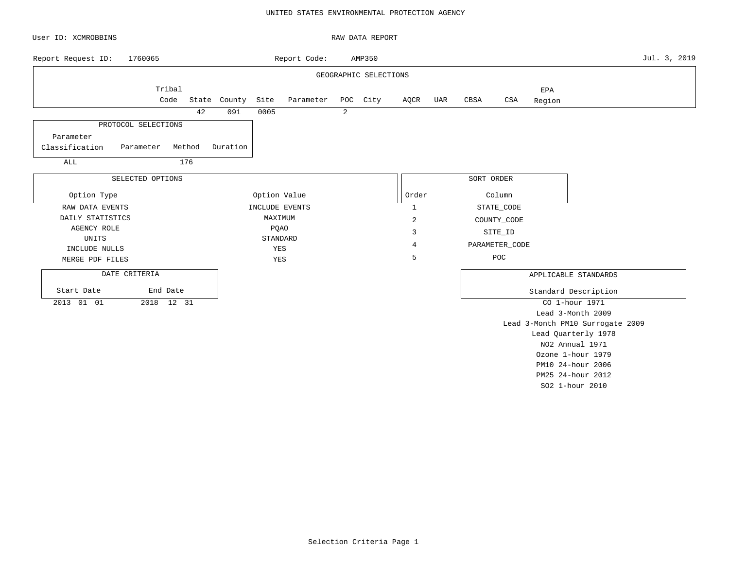# UNITED STATES ENVIRONMENTAL PROTECTION AGENCY

User ID: XCMROBBINS

RAW DATA REPORT

Report Request ID: 1760065

Report Code: AMP350

Jul. 3, 2019

## GEOGRAPHIC SELECTIONS

| Tribal Code | State | County | Site | Parameter | POC | City | AQCR | UAR | CBSA | CSA | EPA Region |
|---|---|---|---|---|---|---|---|---|---|---|---|
| | 42 | 091 | 0005 | | 2 | | | | | | |

## PROTOCOL SELECTIONS

| Parameter Classification | Parameter | Method | Duration |
|---|---|---|---|
| ALL | | 176 | |

## SELECTED OPTIONS

| Option Type | Option Value |
|---|---|
| RAW DATA EVENTS | INCLUDE EVENTS |
| DAILY STATISTICS | MAXIMUM |
| AGENCY ROLE | PQAO |
| UNITS | STANDARD |
| INCLUDE NULLS | YES |
| MERGE PDF FILES | YES |

## SORT ORDER

| Order | Column |
|---|---|
| 1 | STATE_CODE |
| 2 | COUNTY_CODE |
| 3 | SITE_ID |
| 4 | PARAMETER_CODE |
| 5 | POC |

## DATE CRITERIA

| Start Date | End Date |
|---|---|
| 2013 01 01 | 2018 12 31 |

## APPLICABLE STANDARDS

| Standard Description |
|---|
| CO 1-hour 1971 |
| Lead 3-Month 2009 |
| Lead 3-Month PM10 Surrogate 2009 |
| Lead Quarterly 1978 |
| NO2 Annual 1971 |
| Ozone 1-hour 1979 |
| PM10 24-hour 2006 |
| PM25 24-hour 2012 |
| SO2 1-hour 2010 |

Selection Criteria Page 1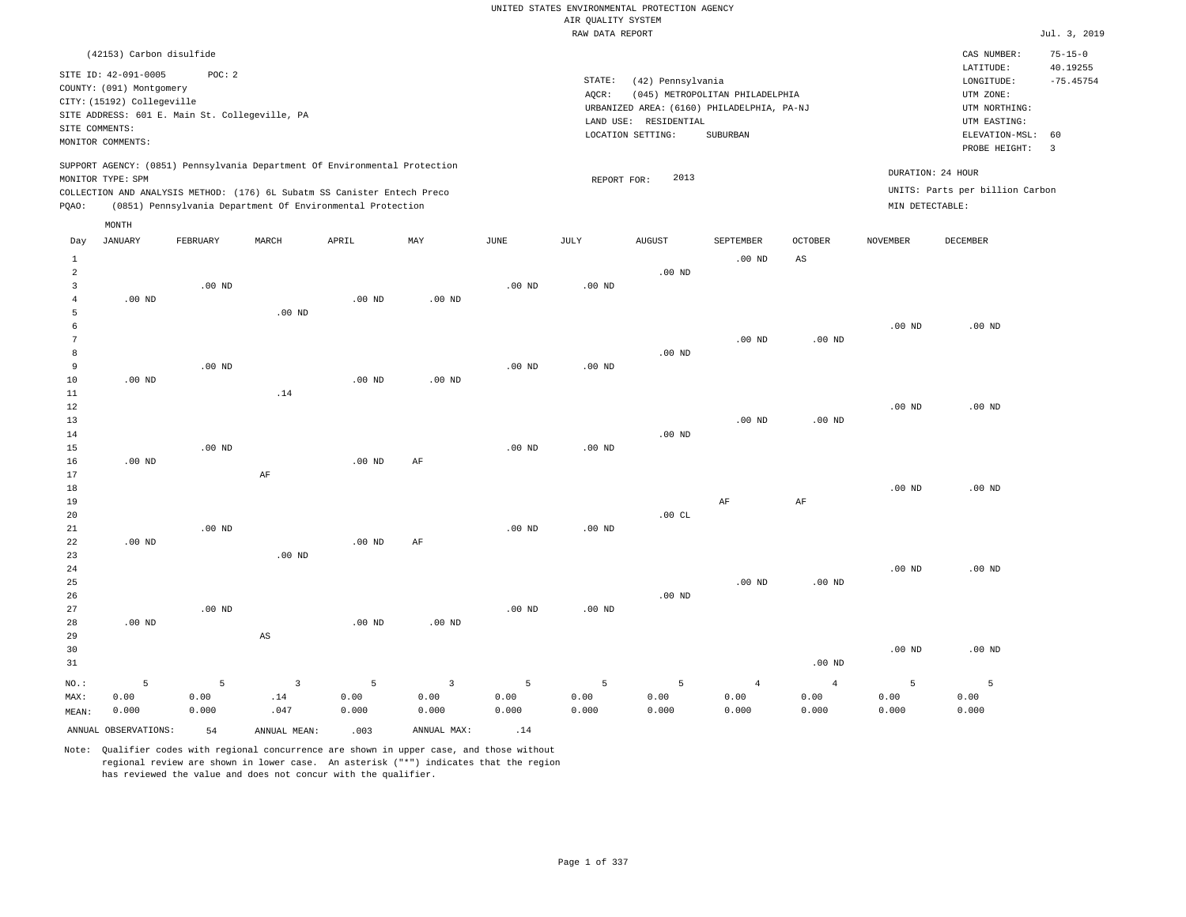UNITED STATES ENVIRONMENTAL PROTECTION AGENCY
AIR QUALITY SYSTEM
RAW DATA REPORT

Jul. 3, 2019

(42153) Carbon disulfide

SITE ID: 42-091-0005 POC: 2
COUNTY: (091) Montgomery
CITY: (15192) Collegeville
SITE ADDRESS: 601 E. Main St. Collegeville, PA
SITE COMMENTS:
MONITOR COMMENTS:

STATE: (42) Pennsylvania
AQCR: (045) METROPOLITAN PHILADELPHIA
URBANIZED AREA: (6160) PHILADELPHIA, PA-NJ
LAND USE: RESIDENTIAL
LOCATION SETTING: SUBURBAN

CAS NUMBER: 75-15-0
LATITUDE: 40.19255
LONGITUDE: -75.45754
UTM ZONE:
UTM NORTHING:
UTM EASTING:
ELEVATION-MSL: 60
PROBE HEIGHT: 3

SUPPORT AGENCY: (0851) Pennsylvania Department Of Environmental Protection
MONITOR TYPE: SPM
COLLECTION AND ANALYSIS METHOD: (176) 6L Subatm SS Canister Entech Preco
PQAO: (0851) Pennsylvania Department Of Environmental Protection

REPORT FOR: 2013

DURATION: 24 HOUR
UNITS: Parts per billion Carbon
MIN DETECTABLE:

| Day | JANUARY | FEBRUARY | MARCH | APRIL | MAY | JUNE | JULY | AUGUST | SEPTEMBER | OCTOBER | NOVEMBER | DECEMBER |
|---|---|---|---|---|---|---|---|---|---|---|---|---|
| 1 | | | | | | | | | .00 ND | AS | | |
| 2 | | | | | | | | .00 ND | | | | |
| 3 | | .00 ND | | | | .00 ND | .00 ND | | | | | |
| 4 | .00 ND | | | .00 ND | .00 ND | | | | | | | |
| 5 | | | .00 ND | | | | | | | | | |
| 6 | | | | | | | | | | | .00 ND | .00 ND |
| 7 | | | | | | | | | .00 ND | .00 ND | | |
| 8 | | | | | | | | .00 ND | | | | |
| 9 | | .00 ND | | | | .00 ND | .00 ND | | | | | |
| 10 | .00 ND | | | .00 ND | .00 ND | | | | | | | |
| 11 | | | .14 | | | | | | | | | |
| 12 | | | | | | | | | | | .00 ND | .00 ND |
| 13 | | | | | | | | | .00 ND | .00 ND | | |
| 14 | | | | | | | | .00 ND | | | | |
| 15 | | .00 ND | | | | .00 ND | .00 ND | | | | | |
| 16 | .00 ND | | | .00 ND | AF | | | | | | | |
| 17 | | | AF | | | | | | | | | |
| 18 | | | | | | | | | | | .00 ND | .00 ND |
| 19 | | | | | | | | | AF | AF | | |
| 20 | | | | | | | | .00 CL | | | | |
| 21 | | .00 ND | | | | .00 ND | .00 ND | | | | | |
| 22 | .00 ND | | | .00 ND | AF | | | | | | | |
| 23 | | | .00 ND | | | | | | | | | |
| 24 | | | | | | | | | | | .00 ND | .00 ND |
| 25 | | | | | | | | | .00 ND | .00 ND | | |
| 26 | | | | | | | | .00 ND | | | | |
| 27 | | .00 ND | | | | .00 ND | .00 ND | | | | | |
| 28 | .00 ND | | | .00 ND | .00 ND | | | | | | | |
| 29 | | | AS | | | | | | | | | |
| 30 | | | | | | | | | | | .00 ND | .00 ND |
| 31 | | | | | | | | | | .00 ND | | |
| NO.: | 5 | 5 | 3 | 5 | 3 | 5 | 5 | 5 | 4 | 4 | 5 | 5 |
| MAX: | 0.00 | 0.00 | .14 | 0.00 | 0.00 | 0.00 | 0.00 | 0.00 | 0.00 | 0.00 | 0.00 | 0.00 |
| MEAN: | 0.000 | 0.000 | .047 | 0.000 | 0.000 | 0.000 | 0.000 | 0.000 | 0.000 | 0.000 | 0.000 | 0.000 |

ANNUAL OBSERVATIONS: 54 ANNUAL MEAN: .003 ANNUAL MAX: .14

Note: Qualifier codes with regional concurrence are shown in upper case, and those without regional review are shown in lower case. An asterisk ("*") indicates that the region has reviewed the value and does not concur with the qualifier.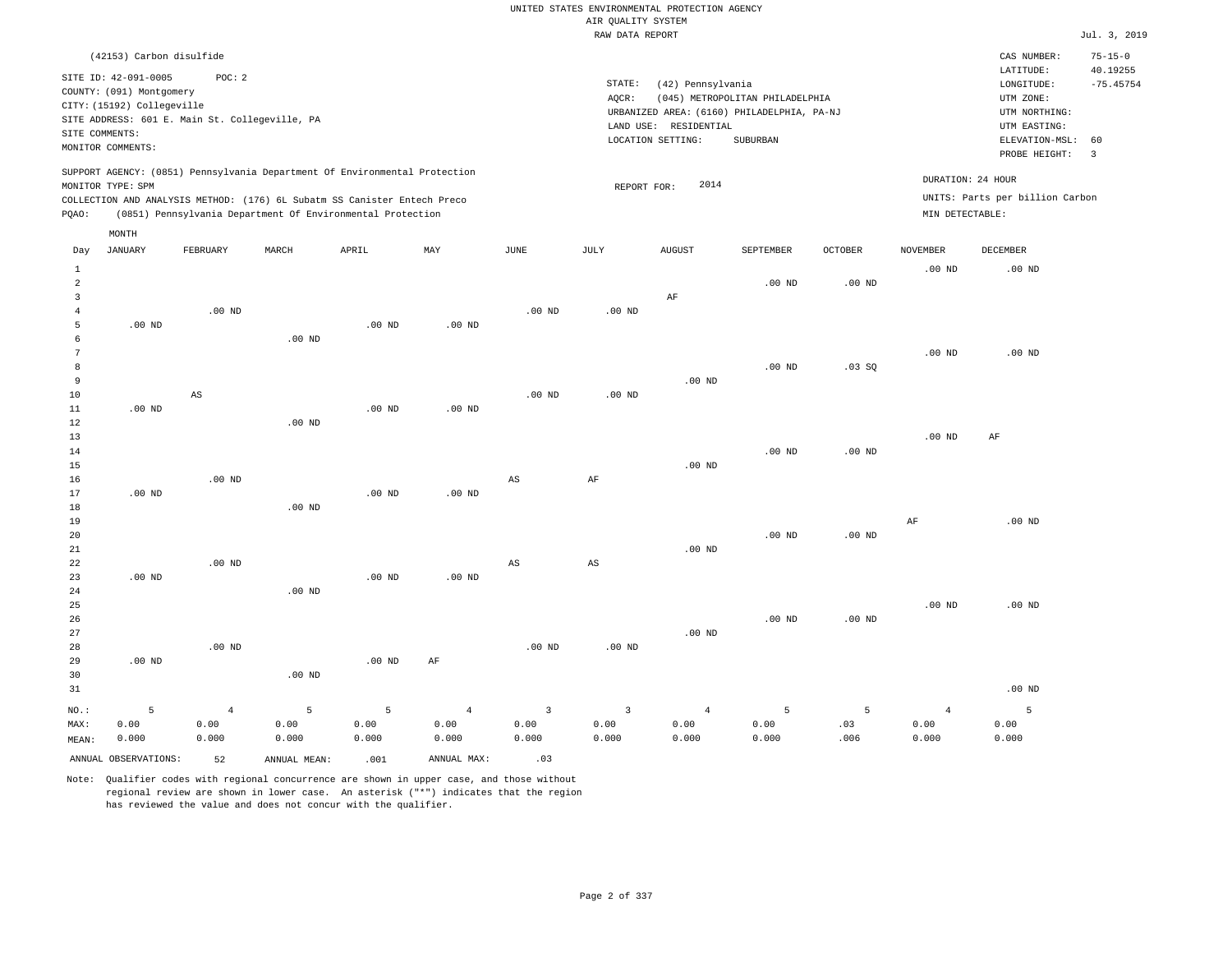UNITED STATES ENVIRONMENTAL PROTECTION AGENCY
AIR QUALITY SYSTEM
RAW DATA REPORT

Jul. 3, 2019

(42153) Carbon disulfide

SITE ID: 42-091-0005 POC: 2
COUNTY: (091) Montgomery
CITY: (15192) Collegeville
SITE ADDRESS: 601 E. Main St. Collegeville, PA
SITE COMMENTS:
MONITOR COMMENTS:

STATE: (42) Pennsylvania
AQCR: (045) METROPOLITAN PHILADELPHIA
URBANIZED AREA: (6160) PHILADELPHIA, PA-NJ
LAND USE: RESIDENTIAL
LOCATION SETTING: SUBURBAN

CAS NUMBER: 75-15-0
LATITUDE: 40.19255
LONGITUDE: -75.45754
UTM ZONE:
UTM NORTHING:
UTM EASTING:
ELEVATION-MSL: 60
PROBE HEIGHT: 3

SUPPORT AGENCY: (0851) Pennsylvania Department Of Environmental Protection
MONITOR TYPE: SPM
COLLECTION AND ANALYSIS METHOD: (176) 6L Subatm SS Canister Entech Preco
PQAO: (0851) Pennsylvania Department Of Environmental Protection

REPORT FOR: 2014

DURATION: 24 HOUR
UNITS: Parts per billion Carbon
MIN DETECTABLE:

| Day | JANUARY | FEBRUARY | MARCH | APRIL | MAY | JUNE | JULY | AUGUST | SEPTEMBER | OCTOBER | NOVEMBER | DECEMBER |
|---|---|---|---|---|---|---|---|---|---|---|---|---|
| 1 | | | | | | | | | | | .00 ND | .00 ND |
| 2 | | | | | | | | | .00 ND | .00 ND | | |
| 3 | | | | | | | | AF | | | | |
| 4 | | .00 ND | | | | .00 ND | .00 ND | | | | | |
| 5 | .00 ND | | | .00 ND | .00 ND | | | | | | | |
| 6 | | | .00 ND | | | | | | | | | |
| 7 | | | | | | | | | | | .00 ND | .00 ND |
| 8 | | | | | | | | | .00 ND | .03 SQ | | |
| 9 | | | | | | | | .00 ND | | | | |
| 10 | | AS | | | | .00 ND | .00 ND | | | | | |
| 11 | .00 ND | | | .00 ND | .00 ND | | | | | | | |
| 12 | | | .00 ND | | | | | | | | | |
| 13 | | | | | | | | | | | .00 ND | AF |
| 14 | | | | | | | | | .00 ND | .00 ND | | |
| 15 | | | | | | | | .00 ND | | | | |
| 16 | | .00 ND | | | | AS | AF | | | | | |
| 17 | .00 ND | | | .00 ND | .00 ND | | | | | | | |
| 18 | | | .00 ND | | | | | | | | | |
| 19 | | | | | | | | | | | AF | .00 ND |
| 20 | | | | | | | | | .00 ND | .00 ND | | |
| 21 | | | | | | | | .00 ND | | | | |
| 22 | | .00 ND | | | | AS | AS | | | | | |
| 23 | .00 ND | | | .00 ND | .00 ND | | | | | | | |
| 24 | | | .00 ND | | | | | | | | | |
| 25 | | | | | | | | | | | .00 ND | .00 ND |
| 26 | | | | | | | | | .00 ND | .00 ND | | |
| 27 | | | | | | | | .00 ND | | | | |
| 28 | | .00 ND | | | | .00 ND | .00 ND | | | | | |
| 29 | .00 ND | | | .00 ND | AF | | | | | | | |
| 30 | | | .00 ND | | | | | | | | | |
| 31 | | | | | | | | | | | | .00 ND |
| NO.: | 5 | 4 | 5 | 5 | 4 | 3 | 3 | 4 | 5 | 5 | 4 | 5 |
| MAX: | 0.00 | 0.00 | 0.00 | 0.00 | 0.00 | 0.00 | 0.00 | 0.00 | 0.00 | .03 | 0.00 | 0.00 |
| MEAN: | 0.000 | 0.000 | 0.000 | 0.000 | 0.000 | 0.000 | 0.000 | 0.000 | 0.000 | .006 | 0.000 | 0.000 |

ANNUAL OBSERVATIONS: 52 ANNUAL MEAN: .001 ANNUAL MAX: .03

Note: Qualifier codes with regional concurrence are shown in upper case, and those without regional review are shown in lower case. An asterisk ("*") indicates that the region has reviewed the value and does not concur with the qualifier.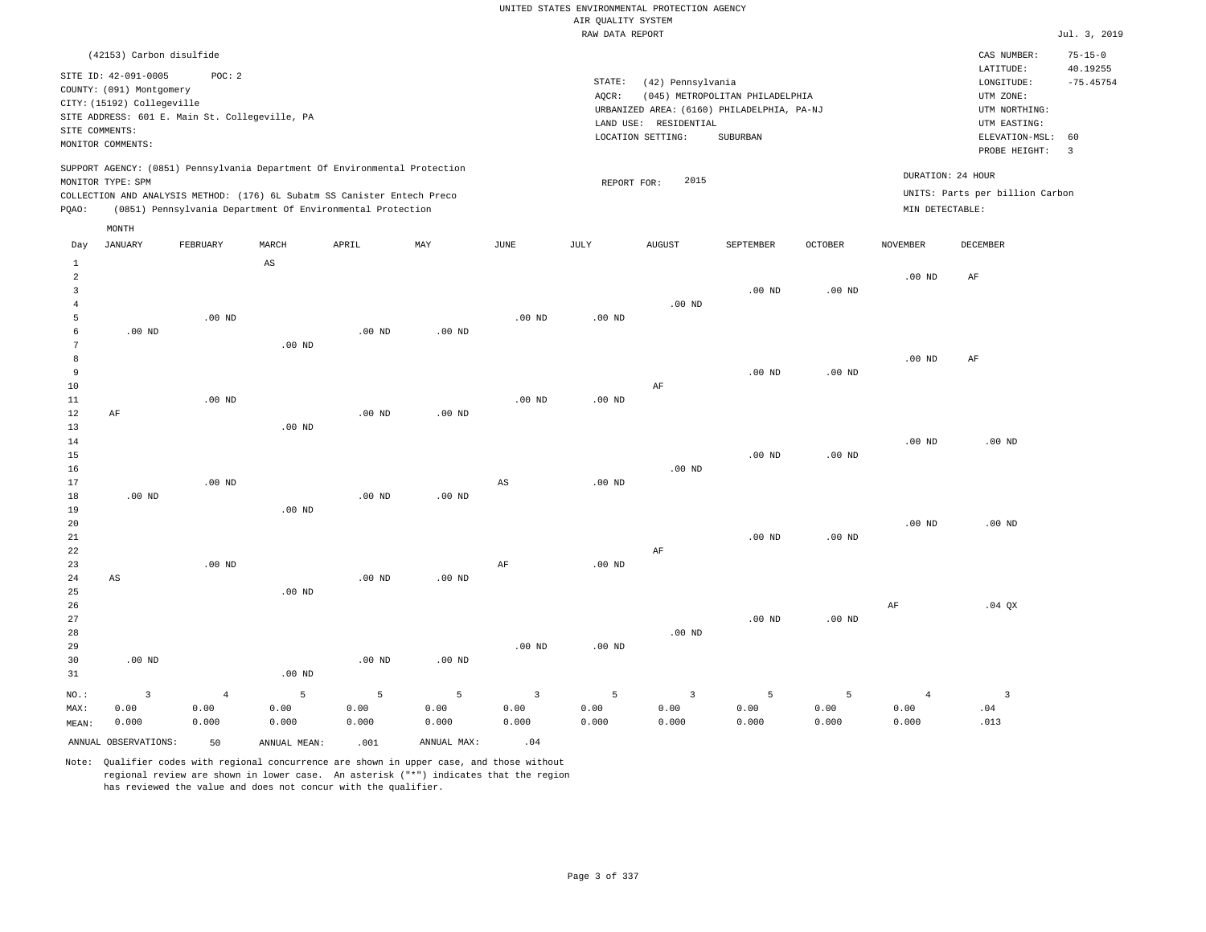UNITED STATES ENVIRONMENTAL PROTECTION AGENCY
AIR QUALITY SYSTEM
RAW DATA REPORT

Jul. 3, 2019

(42153) Carbon disulfide

SITE ID: 42-091-0005 POC: 2
COUNTY: (091) Montgomery
CITY: (15192) Collegeville
SITE ADDRESS: 601 E. Main St. Collegeville, PA
SITE COMMENTS:
MONITOR COMMENTS:

STATE: (42) Pennsylvania
AQCR: (045) METROPOLITAN PHILADELPHIA
URBANIZED AREA: (6160) PHILADELPHIA, PA-NJ
LAND USE: RESIDENTIAL
LOCATION SETTING: SUBURBAN

CAS NUMBER: 75-15-0
LATITUDE: 40.19255
LONGITUDE: -75.45754
UTM ZONE:
UTM NORTHING:
UTM EASTING:
ELEVATION-MSL: 60
PROBE HEIGHT: 3

SUPPORT AGENCY: (0851) Pennsylvania Department Of Environmental Protection
MONITOR TYPE: SPM
COLLECTION AND ANALYSIS METHOD: (176) 6L Subatm SS Canister Entech Preco
PQAO: (0851) Pennsylvania Department Of Environmental Protection

REPORT FOR: 2015

DURATION: 24 HOUR
UNITS: Parts per billion Carbon
MIN DETECTABLE:

| Day | JANUARY | FEBRUARY | MARCH | APRIL | MAY | JUNE | JULY | AUGUST | SEPTEMBER | OCTOBER | NOVEMBER | DECEMBER |
|---|---|---|---|---|---|---|---|---|---|---|---|---|
| 1 | | | AS | | | | | | | | | |
| 2 | | | | | | | | | | | .00 ND | AF |
| 3 | | | | | | | | | .00 ND | .00 ND | | |
| 4 | | | | | | | | .00 ND | | | | |
| 5 | | .00 ND | | | | .00 ND | .00 ND | | | | | |
| 6 | .00 ND | | | .00 ND | .00 ND | | | | | | | |
| 7 | | | .00 ND | | | | | | | | | |
| 8 | | | | | | | | | | | .00 ND | AF |
| 9 | | | | | | | | | .00 ND | .00 ND | | |
| 10 | | | | | | | | AF | | | | |
| 11 | | .00 ND | | | | .00 ND | .00 ND | | | | | |
| 12 | AF | | | .00 ND | .00 ND | | | | | | | |
| 13 | | | .00 ND | | | | | | | | | |
| 14 | | | | | | | | | | | .00 ND | .00 ND |
| 15 | | | | | | | | | .00 ND | .00 ND | | |
| 16 | | | | | | | | .00 ND | | | | |
| 17 | | .00 ND | | | | AS | .00 ND | | | | | |
| 18 | .00 ND | | | .00 ND | .00 ND | | | | | | | |
| 19 | | | .00 ND | | | | | | | | | |
| 20 | | | | | | | | | | | .00 ND | .00 ND |
| 21 | | | | | | | | | .00 ND | .00 ND | | |
| 22 | | | | | | | | AF | | | | |
| 23 | | .00 ND | | | | AF | .00 ND | | | | | |
| 24 | AS | | | .00 ND | .00 ND | | | | | | | |
| 25 | | | .00 ND | | | | | | | | | |
| 26 | | | | | | | | | | | AF | .04 QX |
| 27 | | | | | | | | | .00 ND | .00 ND | | |
| 28 | | | | | | | | .00 ND | | | | |
| 29 | | | | | | .00 ND | .00 ND | | | | | |
| 30 | .00 ND | | | .00 ND | .00 ND | | | | | | | |
| 31 | | | .00 ND | | | | | | | | | |
| NO.: | 3 | 4 | 5 | 5 | 5 | 3 | 5 | 3 | 5 | 5 | 4 | 3 |
| MAX: | 0.00 | 0.00 | 0.00 | 0.00 | 0.00 | 0.00 | 0.00 | 0.00 | 0.00 | 0.00 | 0.00 | .04 |
| MEAN: | 0.000 | 0.000 | 0.000 | 0.000 | 0.000 | 0.000 | 0.000 | 0.000 | 0.000 | 0.000 | 0.000 | .013 |

ANNUAL OBSERVATIONS: 50 ANNUAL MEAN: .001 ANNUAL MAX: .04

Note: Qualifier codes with regional concurrence are shown in upper case, and those without regional review are shown in lower case. An asterisk ("*") indicates that the region has reviewed the value and does not concur with the qualifier.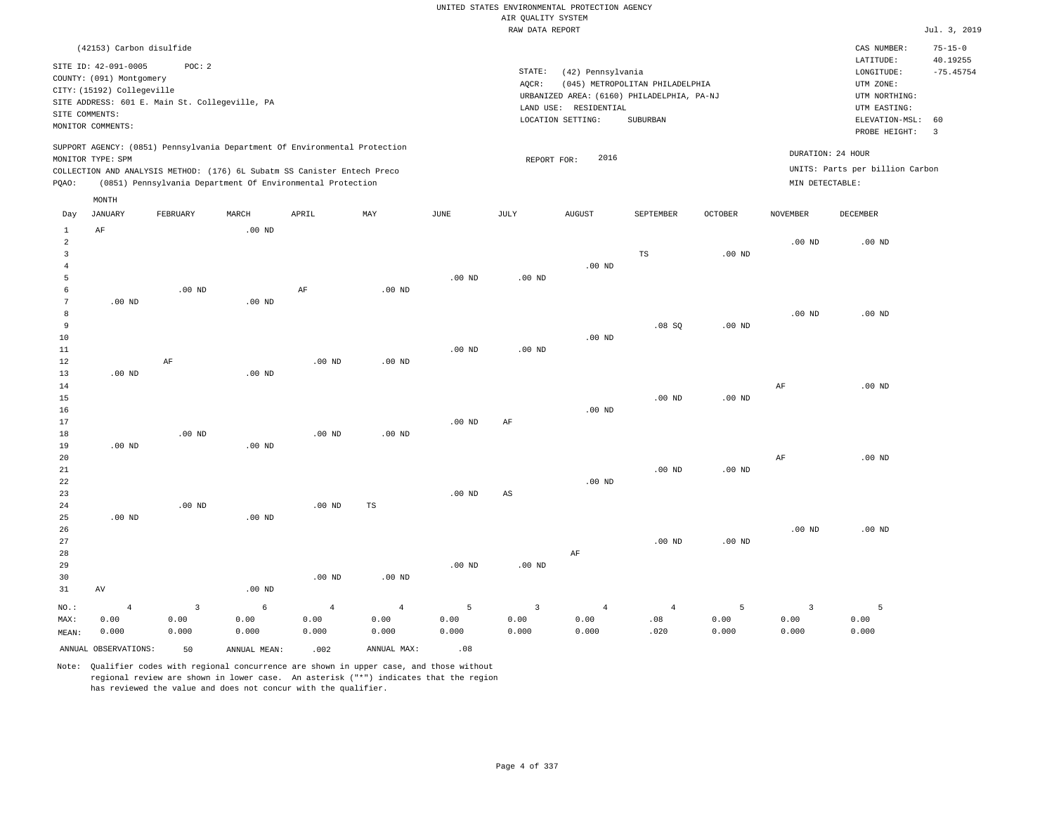UNITED STATES ENVIRONMENTAL PROTECTION AGENCY
AIR QUALITY SYSTEM
RAW DATA REPORT

Jul. 3, 2019

(42153) Carbon disulfide

SITE ID: 42-091-0005 POC: 2
COUNTY: (091) Montgomery
CITY: (15192) Collegeville
SITE ADDRESS: 601 E. Main St. Collegeville, PA
SITE COMMENTS:
MONITOR COMMENTS:

STATE: (42) Pennsylvania
AQCR: (045) METROPOLITAN PHILADELPHIA
URBANIZED AREA: (6160) PHILADELPHIA, PA-NJ
LAND USE: RESIDENTIAL
LOCATION SETTING: SUBURBAN

CAS NUMBER: 75-15-0
LATITUDE: 40.19255
LONGITUDE: -75.45754
UTM ZONE:
UTM NORTHING:
UTM EASTING:
ELEVATION-MSL: 60
PROBE HEIGHT: 3

SUPPORT AGENCY: (0851) Pennsylvania Department Of Environmental Protection
MONITOR TYPE: SPM
COLLECTION AND ANALYSIS METHOD: (176) 6L Subatm SS Canister Entech Preco
PQAO: (0851) Pennsylvania Department Of Environmental Protection

REPORT FOR: 2016

DURATION: 24 HOUR
UNITS: Parts per billion Carbon
MIN DETECTABLE:

| Day | JANUARY | FEBRUARY | MARCH | APRIL | MAY | JUNE | JULY | AUGUST | SEPTEMBER | OCTOBER | NOVEMBER | DECEMBER |
|---|---|---|---|---|---|---|---|---|---|---|---|---|
| 1 | AF | | .00 ND | | | | | | | | | |
| 2 | | | | | | | | | | | .00 ND | .00 ND |
| 3 | | | | | | | | | TS | .00 ND | | |
| 4 | | | | | | | | .00 ND | | | | |
| 5 | | | | | | .00 ND | .00 ND | | | | | |
| 6 | | .00 ND | | AF | .00 ND | | | | | | | |
| 7 | .00 ND | | .00 ND | | | | | | | | | |
| 8 | | | | | | | | | | | .00 ND | .00 ND |
| 9 | | | | | | | | | .08 SQ | .00 ND | | |
| 10 | | | | | | | | .00 ND | | | | |
| 11 | | | | | | .00 ND | .00 ND | | | | | |
| 12 | | AF | | .00 ND | .00 ND | | | | | | | |
| 13 | .00 ND | | .00 ND | | | | | | | | | |
| 14 | | | | | | | | | | | AF | .00 ND |
| 15 | | | | | | | | | .00 ND | .00 ND | | |
| 16 | | | | | | | | .00 ND | | | | |
| 17 | | | | | | .00 ND | AF | | | | | |
| 18 | | .00 ND | | .00 ND | .00 ND | | | | | | | |
| 19 | .00 ND | | .00 ND | | | | | | | | | |
| 20 | | | | | | | | | | | AF | .00 ND |
| 21 | | | | | | | | | .00 ND | .00 ND | | |
| 22 | | | | | | | | .00 ND | | | | |
| 23 | | | | | | .00 ND | AS | | | | | |
| 24 | | .00 ND | | .00 ND | TS | | | | | | | |
| 25 | .00 ND | | .00 ND | | | | | | | | | |
| 26 | | | | | | | | | | | .00 ND | .00 ND |
| 27 | | | | | | | | | .00 ND | .00 ND | | |
| 28 | | | | | | | | AF | | | | |
| 29 | | | | | | .00 ND | .00 ND | | | | | |
| 30 | | | | .00 ND | .00 ND | | | | | | | |
| 31 | AV | | .00 ND | | | | | | | | | |
| NO.: | 4 | 3 | 6 | 4 | 4 | 5 | 3 | 4 | 4 | 5 | 3 | 5 |
| MAX: | 0.00 | 0.00 | 0.00 | 0.00 | 0.00 | 0.00 | 0.00 | 0.00 | .08 | 0.00 | 0.00 | 0.00 |
| MEAN: | 0.000 | 0.000 | 0.000 | 0.000 | 0.000 | 0.000 | 0.000 | 0.000 | .020 | 0.000 | 0.000 | 0.000 |

ANNUAL OBSERVATIONS: 50 ANNUAL MEAN: .002 ANNUAL MAX: .08

Note: Qualifier codes with regional concurrence are shown in upper case, and those without regional review are shown in lower case. An asterisk ("*") indicates that the region has reviewed the value and does not concur with the qualifier.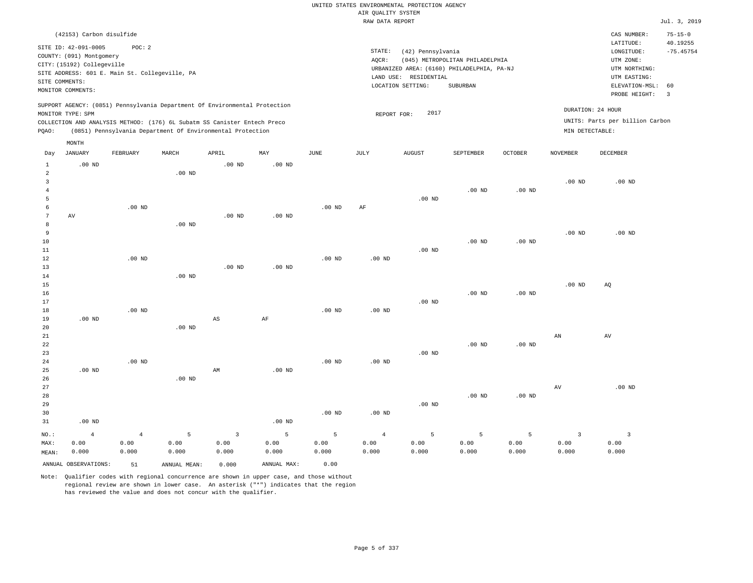UNITED STATES ENVIRONMENTAL PROTECTION AGENCY
AIR QUALITY SYSTEM
RAW DATA REPORT

Jul. 3, 2019

(42153) Carbon disulfide

SITE ID: 42-091-0005 POC: 2
COUNTY: (091) Montgomery
CITY: (15192) Collegeville
SITE ADDRESS: 601 E. Main St. Collegeville, PA
SITE COMMENTS:
MONITOR COMMENTS:

STATE: (42) Pennsylvania
AQCR: (045) METROPOLITAN PHILADELPHIA
URBANIZED AREA: (6160) PHILADELPHIA, PA-NJ
LAND USE: RESIDENTIAL
LOCATION SETTING: SUBURBAN

CAS NUMBER: 75-15-0
LATITUDE: 40.19255
LONGITUDE: -75.45754
UTM ZONE:
UTM NORTHING:
UTM EASTING:
ELEVATION-MSL: 60
PROBE HEIGHT: 3

SUPPORT AGENCY: (0851) Pennsylvania Department Of Environmental Protection
MONITOR TYPE: SPM
COLLECTION AND ANALYSIS METHOD: (176) 6L Subatm SS Canister Entech Preco
PQAO: (0851) Pennsylvania Department Of Environmental Protection

REPORT FOR: 2017

DURATION: 24 HOUR
UNITS: Parts per billion Carbon
MIN DETECTABLE:

| Day | JANUARY | FEBRUARY | MARCH | APRIL | MAY | JUNE | JULY | AUGUST | SEPTEMBER | OCTOBER | NOVEMBER | DECEMBER |
|---|---|---|---|---|---|---|---|---|---|---|---|---|
| 1 | .00 ND | | | .00 ND | .00 ND | | | | | | | |
| 2 | | | .00 ND | | | | | | | | | |
| 3 | | | | | | | | | | | .00 ND | .00 ND |
| 4 | | | | | | | | | .00 ND | .00 ND | | |
| 5 | | | | | | | | .00 ND | | | | |
| 6 | | .00 ND | | | | .00 ND | AF | | | | | |
| 7 | AV | | | .00 ND | .00 ND | | | | | | | |
| 8 | | | .00 ND | | | | | | | | | |
| 9 | | | | | | | | | | | .00 ND | .00 ND |
| 10 | | | | | | | | | .00 ND | .00 ND | | |
| 11 | | | | | | | | .00 ND | | | | |
| 12 | | .00 ND | | | | .00 ND | .00 ND | | | | | |
| 13 | | | | .00 ND | .00 ND | | | | | | | |
| 14 | | | .00 ND | | | | | | | | | |
| 15 | | | | | | | | | | | .00 ND | AQ |
| 16 | | | | | | | | | .00 ND | .00 ND | | |
| 17 | | | | | | | | .00 ND | | | | |
| 18 | | .00 ND | | | | .00 ND | .00 ND | | | | | |
| 19 | .00 ND | | | AS | AF | | | | | | | |
| 20 | | | .00 ND | | | | | | | | | |
| 21 | | | | | | | | | | | AN | AV |
| 22 | | | | | | | | | .00 ND | .00 ND | | |
| 23 | | | | | | | | .00 ND | | | | |
| 24 | | .00 ND | | | | .00 ND | .00 ND | | | | | |
| 25 | .00 ND | | | AM | .00 ND | | | | | | | |
| 26 | | | .00 ND | | | | | | | | | |
| 27 | | | | | | | | | | | AV | .00 ND |
| 28 | | | | | | | | | .00 ND | .00 ND | | |
| 29 | | | | | | | | .00 ND | | | | |
| 30 | | | | | | .00 ND | .00 ND | | | | | |
| 31 | .00 ND | | | | .00 ND | | | | | | | |
| NO.: | 4 | 4 | 5 | 3 | 5 | 5 | 4 | 5 | 5 | 5 | 3 | 3 |
| MAX: | 0.00 | 0.00 | 0.00 | 0.00 | 0.00 | 0.00 | 0.00 | 0.00 | 0.00 | 0.00 | 0.00 | 0.00 |
| MEAN: | 0.000 | 0.000 | 0.000 | 0.000 | 0.000 | 0.000 | 0.000 | 0.000 | 0.000 | 0.000 | 0.000 | 0.000 |

ANNUAL OBSERVATIONS: 51 ANNUAL MEAN: 0.000 ANNUAL MAX: 0.00

Note: Qualifier codes with regional concurrence are shown in upper case, and those without regional review are shown in lower case. An asterisk ("*") indicates that the region has reviewed the value and does not concur with the qualifier.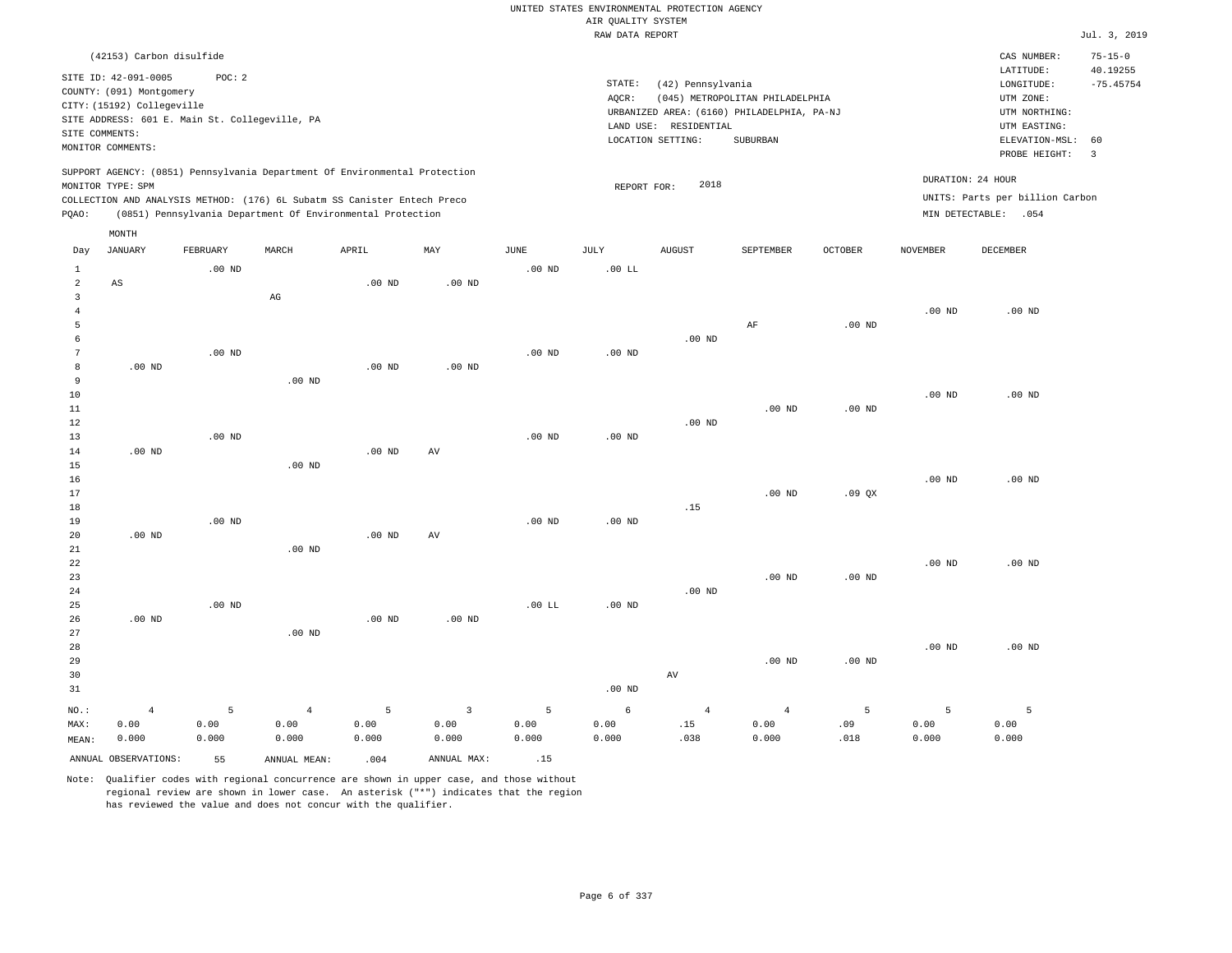UNITED STATES ENVIRONMENTAL PROTECTION AGENCY
AIR QUALITY SYSTEM
RAW DATA REPORT

Jul. 3, 2019

(42153) Carbon disulfide

SITE ID: 42-091-0005 POC: 2
COUNTY: (091) Montgomery
CITY: (15192) Collegeville
SITE ADDRESS: 601 E. Main St. Collegeville, PA
SITE COMMENTS:
MONITOR COMMENTS:

STATE: (42) Pennsylvania
AQCR: (045) METROPOLITAN PHILADELPHIA
URBANIZED AREA: (6160) PHILADELPHIA, PA-NJ
LAND USE: RESIDENTIAL
LOCATION SETTING: SUBURBAN

CAS NUMBER: 75-15-0
LATITUDE: 40.19255
LONGITUDE: -75.45754
UTM ZONE:
UTM NORTHING:
UTM EASTING:
ELEVATION-MSL: 60
PROBE HEIGHT: 3

SUPPORT AGENCY: (0851) Pennsylvania Department Of Environmental Protection
MONITOR TYPE: SPM
COLLECTION AND ANALYSIS METHOD: (176) 6L Subatm SS Canister Entech Preco
PQAO: (0851) Pennsylvania Department Of Environmental Protection

REPORT FOR: 2018

DURATION: 24 HOUR
UNITS: Parts per billion Carbon
MIN DETECTABLE: .054

| Day | JANUARY | FEBRUARY | MARCH | APRIL | MAY | JUNE | JULY | AUGUST | SEPTEMBER | OCTOBER | NOVEMBER | DECEMBER |
|---|---|---|---|---|---|---|---|---|---|---|---|---|
| 1 | | .00 ND | | | | .00 ND | .00 LL | | | | | |
| 2 | AS | | | .00 ND | .00 ND | | | | | | | |
| 3 | | | AG | | | | | | | | | |
| 4 | | | | | | | | | | | .00 ND | .00 ND |
| 5 | | | | | | | | | AF | .00 ND | | |
| 6 | | | | | | | | .00 ND | | | | |
| 7 | | .00 ND | | | | .00 ND | .00 ND | | | | | |
| 8 | .00 ND | | | .00 ND | .00 ND | | | | | | | |
| 9 | | | .00 ND | | | | | | | | | |
| 10 | | | | | | | | | | | .00 ND | .00 ND |
| 11 | | | | | | | | | .00 ND | .00 ND | | |
| 12 | | | | | | | | .00 ND | | | | |
| 13 | | .00 ND | | | | .00 ND | .00 ND | | | | | |
| 14 | .00 ND | | | .00 ND | AV | | | | | | | |
| 15 | | | .00 ND | | | | | | | | | |
| 16 | | | | | | | | | | | .00 ND | .00 ND |
| 17 | | | | | | | | | .00 ND | .09 QX | | |
| 18 | | | | | | | | .15 | | | | |
| 19 | | .00 ND | | | | .00 ND | .00 ND | | | | | |
| 20 | .00 ND | | | .00 ND | AV | | | | | | | |
| 21 | | | .00 ND | | | | | | | | | |
| 22 | | | | | | | | | | | .00 ND | .00 ND |
| 23 | | | | | | | | | .00 ND | .00 ND | | |
| 24 | | | | | | | | .00 ND | | | | |
| 25 | | .00 ND | | | | .00 LL | .00 ND | | | | | |
| 26 | .00 ND | | | .00 ND | .00 ND | | | | | | | |
| 27 | | | .00 ND | | | | | | | | | |
| 28 | | | | | | | | | | | .00 ND | .00 ND |
| 29 | | | | | | | | | .00 ND | .00 ND | | |
| 30 | | | | | | | | AV | | | | |
| 31 | | | | | | | .00 ND | | | | | |
| NO.: | 4 | 5 | 4 | 5 | 3 | 5 | 6 | 4 | 4 | 5 | 5 | 5 |
| MAX: | 0.00 | 0.00 | 0.00 | 0.00 | 0.00 | 0.00 | 0.00 | .15 | 0.00 | .09 | 0.00 | 0.00 |
| MEAN: | 0.000 | 0.000 | 0.000 | 0.000 | 0.000 | 0.000 | 0.000 | .038 | 0.000 | .018 | 0.000 | 0.000 |

ANNUAL OBSERVATIONS: 55   ANNUAL MEAN: .004   ANNUAL MAX: .15

Note: Qualifier codes with regional concurrence are shown in upper case, and those without regional review are shown in lower case. An asterisk ("*") indicates that the region has reviewed the value and does not concur with the qualifier.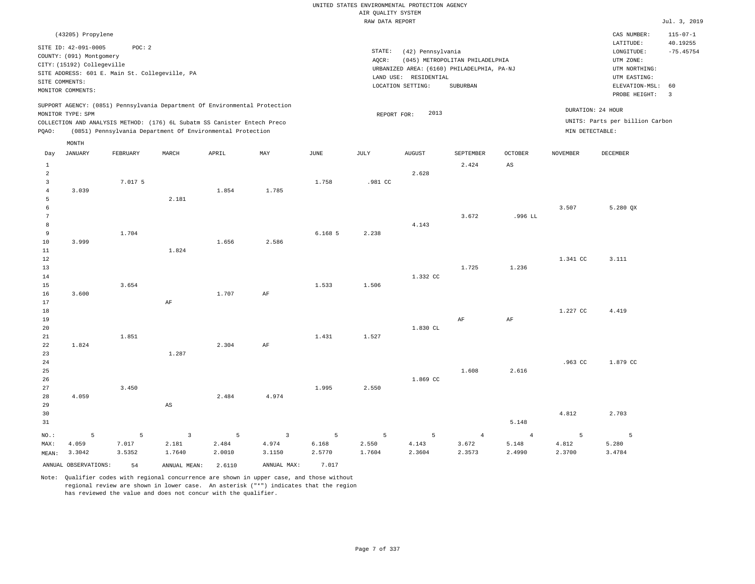UNITED STATES ENVIRONMENTAL PROTECTION AGENCY
AIR QUALITY SYSTEM
RAW DATA REPORT

Jul. 3, 2019

(43205) Propylene

SITE ID: 42-091-0005 POC: 2
COUNTY: (091) Montgomery
CITY: (15192) Collegeville
SITE ADDRESS: 601 E. Main St. Collegeville, PA
SITE COMMENTS:
MONITOR COMMENTS:

STATE: (42) Pennsylvania
AQCR: (045) METROPOLITAN PHILADELPHIA
URBANIZED AREA: (6160) PHILADELPHIA, PA-NJ
LAND USE: RESIDENTIAL
LOCATION SETTING: SUBURBAN

CAS NUMBER: 115-07-1
LATITUDE: 40.19255
LONGITUDE: -75.45754
UTM ZONE:
UTM NORTHING:
UTM EASTING:
ELEVATION-MSL: 60
PROBE HEIGHT: 3

SUPPORT AGENCY: (0851) Pennsylvania Department Of Environmental Protection
MONITOR TYPE: SPM
COLLECTION AND ANALYSIS METHOD: (176) 6L Subatm SS Canister Entech Preco
PQAO: (0851) Pennsylvania Department Of Environmental Protection

REPORT FOR: 2013

DURATION: 24 HOUR
UNITS: Parts per billion Carbon
MIN DETECTABLE:

| Day | JANUARY | FEBRUARY | MARCH | APRIL | MAY | JUNE | JULY | AUGUST | SEPTEMBER | OCTOBER | NOVEMBER | DECEMBER |
|---|---|---|---|---|---|---|---|---|---|---|---|---|
| 1 | | | | | | | | | 2.424 | AS | | |
| 2 | | | | | | | | 2.628 | | | | |
| 3 | | 7.017 5 | | | | 1.758 | .981 CC | | | | | |
| 4 | 3.039 | | | 1.854 | 1.785 | | | | | | | |
| 5 | | | 2.181 | | | | | | | | | |
| 6 | | | | | | | | | | | 3.507 | 5.280 QX |
| 7 | | | | | | | | | 3.672 | .996 LL | | |
| 8 | | | | | | | | 4.143 | | | | |
| 9 | | 1.704 | | | | 6.168 5 | 2.238 | | | | | |
| 10 | 3.999 | | | 1.656 | 2.586 | | | | | | | |
| 11 | | | 1.824 | | | | | | | | | |
| 12 | | | | | | | | | | | 1.341 CC | 3.111 |
| 13 | | | | | | | | | 1.725 | 1.236 | | |
| 14 | | | | | | | | 1.332 CC | | | | |
| 15 | | 3.654 | | | | 1.533 | 1.506 | | | | | |
| 16 | 3.600 | | | 1.707 | AF | | | | | | | |
| 17 | | | AF | | | | | | | | | |
| 18 | | | | | | | | | | | 1.227 CC | 4.419 |
| 19 | | | | | | | | | AF | AF | | |
| 20 | | | | | | | | 1.830 CL | | | | |
| 21 | | 1.851 | | | | 1.431 | 1.527 | | | | | |
| 22 | 1.824 | | | 2.304 | AF | | | | | | | |
| 23 | | | 1.287 | | | | | | | | | |
| 24 | | | | | | | | | | | .963 CC | 1.879 CC |
| 25 | | | | | | | | | 1.608 | 2.616 | | |
| 26 | | | | | | | | 1.869 CC | | | | |
| 27 | | 3.450 | | | | 1.995 | 2.550 | | | | | |
| 28 | 4.059 | | | 2.484 | 4.974 | | | | | | | |
| 29 | | | AS | | | | | | | | | |
| 30 | | | | | | | | | | | 4.812 | 2.703 |
| 31 | | | | | | | | | | 5.148 | | |
| NO.: | 5 | 5 | 3 | 5 | 3 | 5 | 5 | 5 | 4 | 4 | 5 | 5 |
| MAX: | 4.059 | 7.017 | 2.181 | 2.484 | 4.974 | 6.168 | 2.550 | 4.143 | 3.672 | 5.148 | 4.812 | 5.280 |
| MEAN: | 3.3042 | 3.5352 | 1.7640 | 2.0010 | 3.1150 | 2.5770 | 1.7604 | 2.3604 | 2.3573 | 2.4990 | 2.3700 | 3.4784 |

ANNUAL OBSERVATIONS: 54 ANNUAL MEAN: 2.6110 ANNUAL MAX: 7.017

Note: Qualifier codes with regional concurrence are shown in upper case, and those without regional review are shown in lower case. An asterisk ("*") indicates that the region has reviewed the value and does not concur with the qualifier.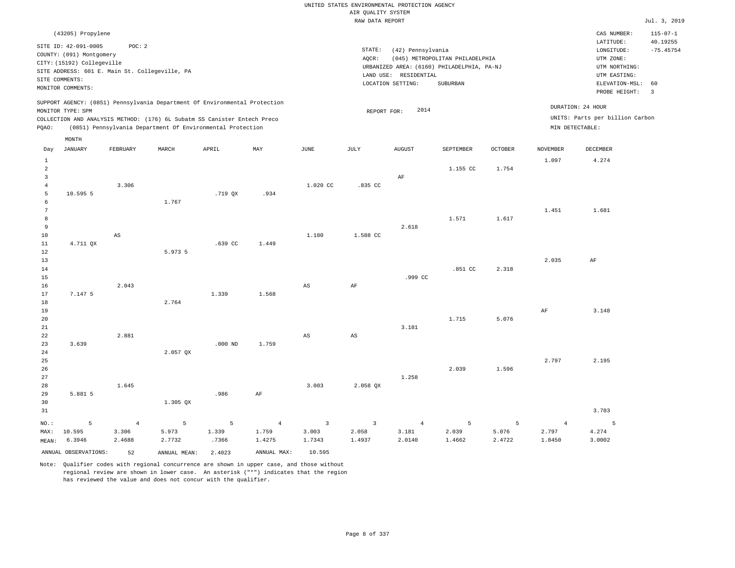UNITED STATES ENVIRONMENTAL PROTECTION AGENCY
AIR QUALITY SYSTEM
RAW DATA REPORT

Jul. 3, 2019

(43205) Propylene

SITE ID: 42-091-0005 POC: 2
COUNTY: (091) Montgomery
CITY: (15192) Collegeville
SITE ADDRESS: 601 E. Main St. Collegeville, PA
SITE COMMENTS:
MONITOR COMMENTS:

STATE: (42) Pennsylvania
AQCR: (045) METROPOLITAN PHILADELPHIA
URBANIZED AREA: (6160) PHILADELPHIA, PA-NJ
LAND USE: RESIDENTIAL
LOCATION SETTING: SUBURBAN

CAS NUMBER: 115-07-1
LATITUDE: 40.19255
LONGITUDE: -75.45754
UTM ZONE:
UTM NORTHING:
UTM EASTING:
ELEVATION-MSL: 60
PROBE HEIGHT: 3

SUPPORT AGENCY: (0851) Pennsylvania Department Of Environmental Protection
MONITOR TYPE: SPM
COLLECTION AND ANALYSIS METHOD: (176) 6L Subatm SS Canister Entech Preco
PQAO: (0851) Pennsylvania Department Of Environmental Protection

REPORT FOR: 2014

DURATION: 24 HOUR
UNITS: Parts per billion Carbon
MIN DETECTABLE:

| Day | JANUARY | FEBRUARY | MARCH | APRIL | MAY | JUNE | JULY | AUGUST | SEPTEMBER | OCTOBER | NOVEMBER | DECEMBER |
|---|---|---|---|---|---|---|---|---|---|---|---|---|
| 1 | | | | | | | | | | | 1.097 | 4.274 |
| 2 | | | | | | | | | 1.155 CC | 1.754 | | |
| 3 | | | | | | | | AF | | | | |
| 4 | | 3.306 | | | | 1.020 CC | .835 CC | | | | | |
| 5 | 10.595 5 | | | .719 QX | .934 | | | | | | | |
| 6 | | | 1.767 | | | | | | | | | |
| 7 | | | | | | | | | | | 1.451 | 1.681 |
| 8 | | | | | | | | | 1.571 | 1.617 | | |
| 9 | | | | | | | | 2.618 | | | | |
| 10 | | AS | | | | 1.180 | 1.588 CC | | | | | |
| 11 | 4.711 QX | | | .639 CC | 1.449 | | | | | | | |
| 12 | | | 5.973 5 | | | | | | | | | |
| 13 | | | | | | | | | | | 2.035 | AF |
| 14 | | | | | | | | | .851 CC | 2.318 | | |
| 15 | | | | | | | | .999 CC | | | | |
| 16 | | 2.043 | | | | AS | AF | | | | | |
| 17 | 7.147 5 | | | 1.339 | 1.568 | | | | | | | |
| 18 | | | 2.764 | | | | | | | | | |
| 19 | | | | | | | | | | | AF | 3.148 |
| 20 | | | | | | | | | 1.715 | 5.076 | | |
| 21 | | | | | | | | 3.181 | | | | |
| 22 | | 2.881 | | | | AS | AS | | | | | |
| 23 | 3.639 | | | .000 ND | 1.759 | | | | | | | |
| 24 | | | 2.057 QX | | | | | | | | | |
| 25 | | | | | | | | | | | 2.797 | 2.195 |
| 26 | | | | | | | | | 2.039 | 1.596 | | |
| 27 | | | | | | | | 1.258 | | | | |
| 28 | | 1.645 | | | | 3.003 | 2.058 QX | | | | | |
| 29 | 5.881 5 | | | .986 | AF | | | | | | | |
| 30 | | | 1.305 QX | | | | | | | | | |
| 31 | | | | | | | | | | | | 3.703 |
| NO.: | 5 | 4 | 5 | 5 | 4 | 3 | 3 | 4 | 5 | 5 | 4 | 5 |
| MAX: | 10.595 | 3.306 | 5.973 | 1.339 | 1.759 | 3.003 | 2.058 | 3.181 | 2.039 | 5.076 | 2.797 | 4.274 |
| MEAN: | 6.3946 | 2.4688 | 2.7732 | .7366 | 1.4275 | 1.7343 | 1.4937 | 2.0140 | 1.4662 | 2.4722 | 1.8450 | 3.0002 |

ANNUAL OBSERVATIONS: 52 ANNUAL MEAN: 2.4023 ANNUAL MAX: 10.595

Note: Qualifier codes with regional concurrence are shown in upper case, and those without regional review are shown in lower case. An asterisk ("*") indicates that the region has reviewed the value and does not concur with the qualifier.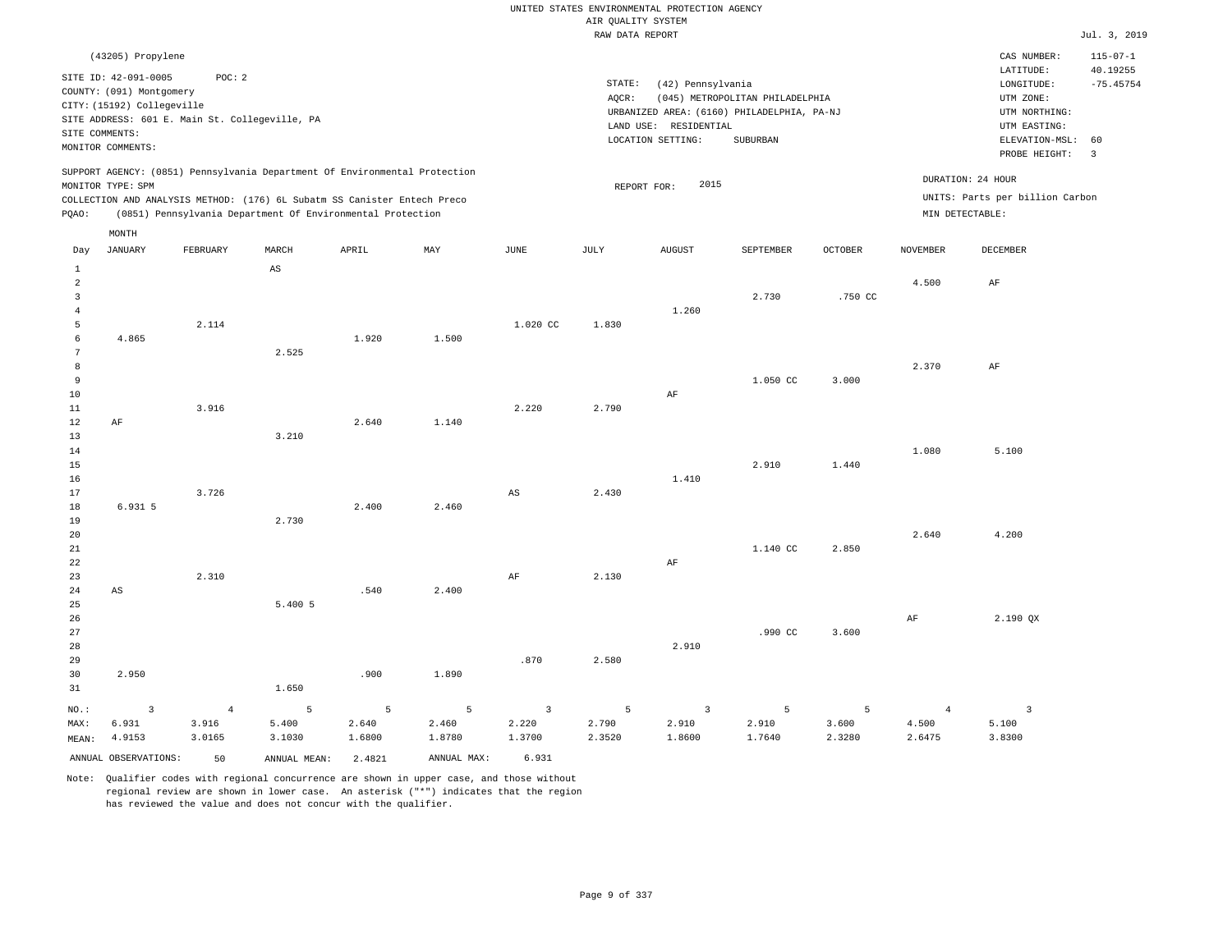UNITED STATES ENVIRONMENTAL PROTECTION AGENCY
AIR QUALITY SYSTEM
RAW DATA REPORT

Jul. 3, 2019

(43205) Propylene

SITE ID: 42-091-0005    POC: 2
COUNTY: (091) Montgomery
CITY: (15192) Collegeville
SITE ADDRESS: 601 E. Main St. Collegeville, PA
SITE COMMENTS:
MONITOR COMMENTS:

STATE: (42) Pennsylvania
AQCR: (045) METROPOLITAN PHILADELPHIA
URBANIZED AREA: (6160) PHILADELPHIA, PA-NJ
LAND USE: RESIDENTIAL
LOCATION SETTING: SUBURBAN

CAS NUMBER: 115-07-1
LATITUDE: 40.19255
LONGITUDE: -75.45754
UTM ZONE:
UTM NORTHING:
UTM EASTING:
ELEVATION-MSL: 60
PROBE HEIGHT: 3

SUPPORT AGENCY: (0851) Pennsylvania Department Of Environmental Protection
MONITOR TYPE: SPM
COLLECTION AND ANALYSIS METHOD: (176) 6L Subatm SS Canister Entech Preco
PQAO: (0851) Pennsylvania Department Of Environmental Protection

REPORT FOR: 2015

DURATION: 24 HOUR
UNITS: Parts per billion Carbon
MIN DETECTABLE:

| Day | JANUARY | FEBRUARY | MARCH | APRIL | MAY | JUNE | JULY | AUGUST | SEPTEMBER | OCTOBER | NOVEMBER | DECEMBER |
|---|---|---|---|---|---|---|---|---|---|---|---|---|
| 1 | | | AS | | | | | | | | | |
| 2 | | | | | | | | | | | 4.500 | AF |
| 3 | | | | | | | | | 2.730 | .750 CC | | |
| 4 | | | | | | | | 1.260 | | | | |
| 5 | | 2.114 | | | | 1.020 CC | 1.830 | | | | | |
| 6 | 4.865 | | | 1.920 | 1.500 | | | | | | | |
| 7 | | | 2.525 | | | | | | | | | |
| 8 | | | | | | | | | | | 2.370 | AF |
| 9 | | | | | | | | | 1.050 CC | 3.000 | | |
| 10 | | | | | | | | AF | | | | |
| 11 | | 3.916 | | | | 2.220 | 2.790 | | | | | |
| 12 | AF | | | 2.640 | 1.140 | | | | | | | |
| 13 | | | 3.210 | | | | | | | | | |
| 14 | | | | | | | | | | | 1.080 | 5.100 |
| 15 | | | | | | | | | 2.910 | 1.440 | | |
| 16 | | | | | | | | 1.410 | | | | |
| 17 | | 3.726 | | | | AS | 2.430 | | | | | |
| 18 | 6.931 5 | | | 2.400 | 2.460 | | | | | | | |
| 19 | | | 2.730 | | | | | | | | | |
| 20 | | | | | | | | | | | 2.640 | 4.200 |
| 21 | | | | | | | | | 1.140 CC | 2.850 | | |
| 22 | | | | | | | | AF | | | | |
| 23 | | 2.310 | | | | AF | 2.130 | | | | | |
| 24 | AS | | | .540 | 2.400 | | | | | | | |
| 25 | | | 5.400 5 | | | | | | | | | |
| 26 | | | | | | | | | | | AF | 2.190 QX |
| 27 | | | | | | | | | .990 CC | 3.600 | | |
| 28 | | | | | | | | 2.910 | | | | |
| 29 | | | | | | .870 | 2.580 | | | | | |
| 30 | 2.950 | | | .900 | 1.890 | | | | | | | |
| 31 | | | 1.650 | | | | | | | | | |
| NO.: | 3 | 4 | 5 | 5 | 5 | 3 | 5 | 3 | 5 | 5 | 4 | 3 |
| MAX: | 6.931 | 3.916 | 5.400 | 2.640 | 2.460 | 2.220 | 2.790 | 2.910 | 2.910 | 3.600 | 4.500 | 5.100 |
| MEAN: | 4.9153 | 3.0165 | 3.1030 | 1.6800 | 1.8780 | 1.3700 | 2.3520 | 1.8600 | 1.7640 | 2.3280 | 2.6475 | 3.8300 |

ANNUAL OBSERVATIONS: 50    ANNUAL MEAN: 2.4821    ANNUAL MAX: 6.931

Note: Qualifier codes with regional concurrence are shown in upper case, and those without regional review are shown in lower case. An asterisk ("*") indicates that the region has reviewed the value and does not concur with the qualifier.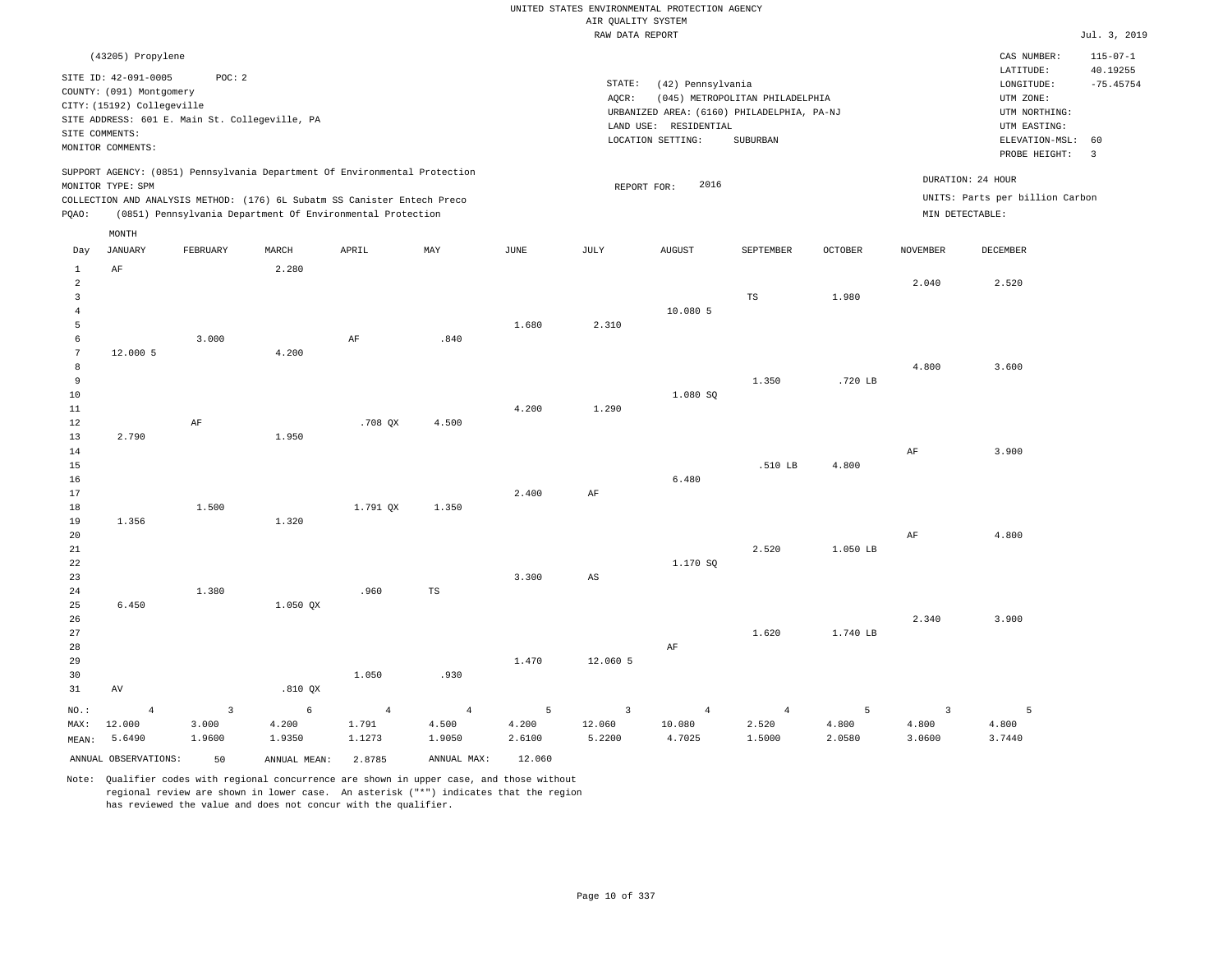UNITED STATES ENVIRONMENTAL PROTECTION AGENCY
AIR QUALITY SYSTEM
RAW DATA REPORT

Jul. 3, 2019

(43205) Propylene

SITE ID: 42-091-0005 POC: 2
COUNTY: (091) Montgomery
CITY: (15192) Collegeville
SITE ADDRESS: 601 E. Main St. Collegeville, PA
SITE COMMENTS:
MONITOR COMMENTS:

STATE: (42) Pennsylvania
AQCR: (045) METROPOLITAN PHILADELPHIA
URBANIZED AREA: (6160) PHILADELPHIA, PA-NJ
LAND USE: RESIDENTIAL
LOCATION SETTING: SUBURBAN

CAS NUMBER: 115-07-1
LATITUDE: 40.19255
LONGITUDE: -75.45754
UTM ZONE:
UTM NORTHING:
UTM EASTING:
ELEVATION-MSL: 60
PROBE HEIGHT: 3

SUPPORT AGENCY: (0851) Pennsylvania Department Of Environmental Protection
MONITOR TYPE: SPM
COLLECTION AND ANALYSIS METHOD: (176) 6L Subatm SS Canister Entech Preco
PQAO: (0851) Pennsylvania Department Of Environmental Protection

REPORT FOR: 2016

DURATION: 24 HOUR
UNITS: Parts per billion Carbon
MIN DETECTABLE:

| Day | JANUARY | FEBRUARY | MARCH | APRIL | MAY | JUNE | JULY | AUGUST | SEPTEMBER | OCTOBER | NOVEMBER | DECEMBER |
|---|---|---|---|---|---|---|---|---|---|---|---|---|
| 1 | AF | | 2.280 | | | | | | | | | |
| 2 | | | | | | | | | | | 2.040 | 2.520 |
| 3 | | | | | | | | | TS | 1.980 | | |
| 4 | | | | | | | | 10.080 5 | | | | |
| 5 | | | | | | 1.680 | 2.310 | | | | | |
| 6 | | 3.000 | | AF | .840 | | | | | | | |
| 7 | 12.000 5 | | 4.200 | | | | | | | | | |
| 8 | | | | | | | | | | | 4.800 | 3.600 |
| 9 | | | | | | | | | 1.350 | .720 LB | | |
| 10 | | | | | | | | 1.080 SQ | | | | |
| 11 | | | | | | 4.200 | 1.290 | | | | | |
| 12 | | AF | | .708 QX | 4.500 | | | | | | | |
| 13 | 2.790 | | 1.950 | | | | | | | | | |
| 14 | | | | | | | | | | | AF | 3.900 |
| 15 | | | | | | | | | .510 LB | 4.800 | | |
| 16 | | | | | | | | 6.480 | | | | |
| 17 | | | | | | 2.400 | AF | | | | | |
| 18 | | 1.500 | | 1.791 QX | 1.350 | | | | | | | |
| 19 | 1.356 | | 1.320 | | | | | | | | | |
| 20 | | | | | | | | | | | AF | 4.800 |
| 21 | | | | | | | | | 2.520 | 1.050 LB | | |
| 22 | | | | | | | | 1.170 SQ | | | | |
| 23 | | | | | | 3.300 | AS | | | | | |
| 24 | | 1.380 | | .960 | TS | | | | | | | |
| 25 | 6.450 | | 1.050 QX | | | | | | | | | |
| 26 | | | | | | | | | | | 2.340 | 3.900 |
| 27 | | | | | | | | | 1.620 | 1.740 LB | | |
| 28 | | | | | | | | AF | | | | |
| 29 | | | | | | 1.470 | 12.060 5 | | | | | |
| 30 | | | | 1.050 | .930 | | | | | | | |
| 31 | AV | | .810 QX | | | | | | | | | |
| NO.: | 4 | 3 | 6 | 4 | 4 | 5 | 3 | 4 | 4 | 5 | 3 | 5 |
| MAX: | 12.000 | 3.000 | 4.200 | 1.791 | 4.500 | 4.200 | 12.060 | 10.080 | 2.520 | 4.800 | 4.800 | 4.800 |
| MEAN: | 5.6490 | 1.9600 | 1.9350 | 1.1273 | 1.9050 | 2.6100 | 5.2200 | 4.7025 | 1.5000 | 2.0580 | 3.0600 | 3.7440 |

ANNUAL OBSERVATIONS: 50 ANNUAL MEAN: 2.8785 ANNUAL MAX: 12.060

Note: Qualifier codes with regional concurrence are shown in upper case, and those without regional review are shown in lower case. An asterisk ("*") indicates that the region has reviewed the value and does not concur with the qualifier.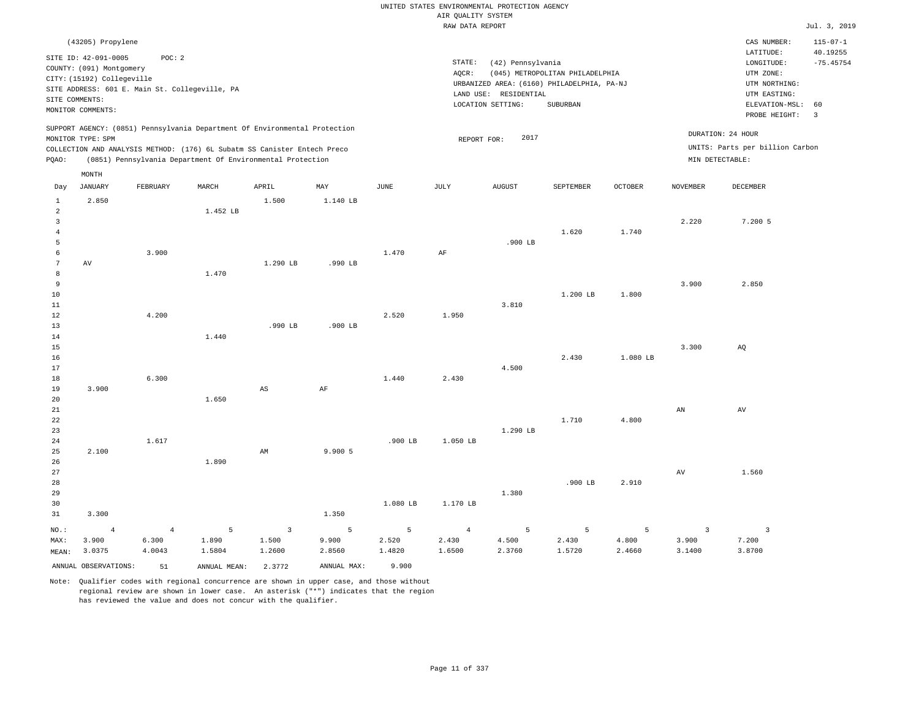UNITED STATES ENVIRONMENTAL PROTECTION AGENCY
AIR QUALITY SYSTEM
RAW DATA REPORT

Jul. 3, 2019

(43205) Propylene

SITE ID: 42-091-0005 POC: 2
COUNTY: (091) Montgomery
CITY: (15192) Collegeville
SITE ADDRESS: 601 E. Main St. Collegeville, PA
SITE COMMENTS:
MONITOR COMMENTS:

STATE: (42) Pennsylvania
AQCR: (045) METROPOLITAN PHILADELPHIA
URBANIZED AREA: (6160) PHILADELPHIA, PA-NJ
LAND USE: RESIDENTIAL
LOCATION SETTING: SUBURBAN

CAS NUMBER: 115-07-1
LATITUDE: 40.19255
LONGITUDE: -75.45754
UTM ZONE:
UTM NORTHING:
UTM EASTING:
ELEVATION-MSL: 60
PROBE HEIGHT: 3

SUPPORT AGENCY: (0851) Pennsylvania Department Of Environmental Protection
MONITOR TYPE: SPM
COLLECTION AND ANALYSIS METHOD: (176) 6L Subatm SS Canister Entech Preco
PQAO: (0851) Pennsylvania Department Of Environmental Protection

REPORT FOR: 2017

DURATION: 24 HOUR
UNITS: Parts per billion Carbon
MIN DETECTABLE:

| Day | JANUARY | FEBRUARY | MARCH | APRIL | MAY | JUNE | JULY | AUGUST | SEPTEMBER | OCTOBER | NOVEMBER | DECEMBER |
|---|---|---|---|---|---|---|---|---|---|---|---|---|
| 1 | 2.850 | | | 1.500 | 1.140 LB | | | | | | | |
| 2 | | | 1.452 LB | | | | | | | | | |
| 3 | | | | | | | | | | | 2.220 | 7.200 5 |
| 4 | | | | | | | | | 1.620 | 1.740 | | |
| 5 | | | | | | | | .900 LB | | | | |
| 6 | | 3.900 | | | | 1.470 | AF | | | | | |
| 7 | AV | | | 1.290 LB | .990 LB | | | | | | | |
| 8 | | | 1.470 | | | | | | | | | |
| 9 | | | | | | | | | | | 3.900 | 2.850 |
| 10 | | | | | | | | | 1.200 LB | 1.800 | | |
| 11 | | | | | | | | 3.810 | | | | |
| 12 | | 4.200 | | | | 2.520 | 1.950 | | | | | |
| 13 | | | | .990 LB | .900 LB | | | | | | | |
| 14 | | | 1.440 | | | | | | | | | |
| 15 | | | | | | | | | | | 3.300 | AQ |
| 16 | | | | | | | | | 2.430 | 1.080 LB | | |
| 17 | | | | | | | | 4.500 | | | | |
| 18 | | 6.300 | | | | 1.440 | 2.430 | | | | | |
| 19 | 3.900 | | | AS | AF | | | | | | | |
| 20 | | | 1.650 | | | | | | | | | |
| 21 | | | | | | | | | | | AN | AV |
| 22 | | | | | | | | | 1.710 | 4.800 | | |
| 23 | | | | | | | | 1.290 LB | | | | |
| 24 | | 1.617 | | | | .900 LB | 1.050 LB | | | | | |
| 25 | 2.100 | | | AM | 9.900 5 | | | | | | | |
| 26 | | | 1.890 | | | | | | | | | |
| 27 | | | | | | | | | | | AV | 1.560 |
| 28 | | | | | | | | | .900 LB | 2.910 | | |
| 29 | | | | | | | | 1.380 | | | | |
| 30 | | | | | | 1.080 LB | 1.170 LB | | | | | |
| 31 | 3.300 | | | | 1.350 | | | | | | | |
| NO.: | 4 | 4 | 5 | 3 | 5 | 5 | 4 | 5 | 5 | 5 | 3 | 3 |
| MAX: | 3.900 | 6.300 | 1.890 | 1.500 | 9.900 | 2.520 | 2.430 | 4.500 | 2.430 | 4.800 | 3.900 | 7.200 |
| MEAN: | 3.0375 | 4.0043 | 1.5804 | 1.2600 | 2.8560 | 1.4820 | 1.6500 | 2.3760 | 1.5720 | 2.4660 | 3.1400 | 3.8700 |

ANNUAL OBSERVATIONS: 51 ANNUAL MEAN: 2.3772 ANNUAL MAX: 9.900

Note: Qualifier codes with regional concurrence are shown in upper case, and those without regional review are shown in lower case. An asterisk ("*") indicates that the region has reviewed the value and does not concur with the qualifier.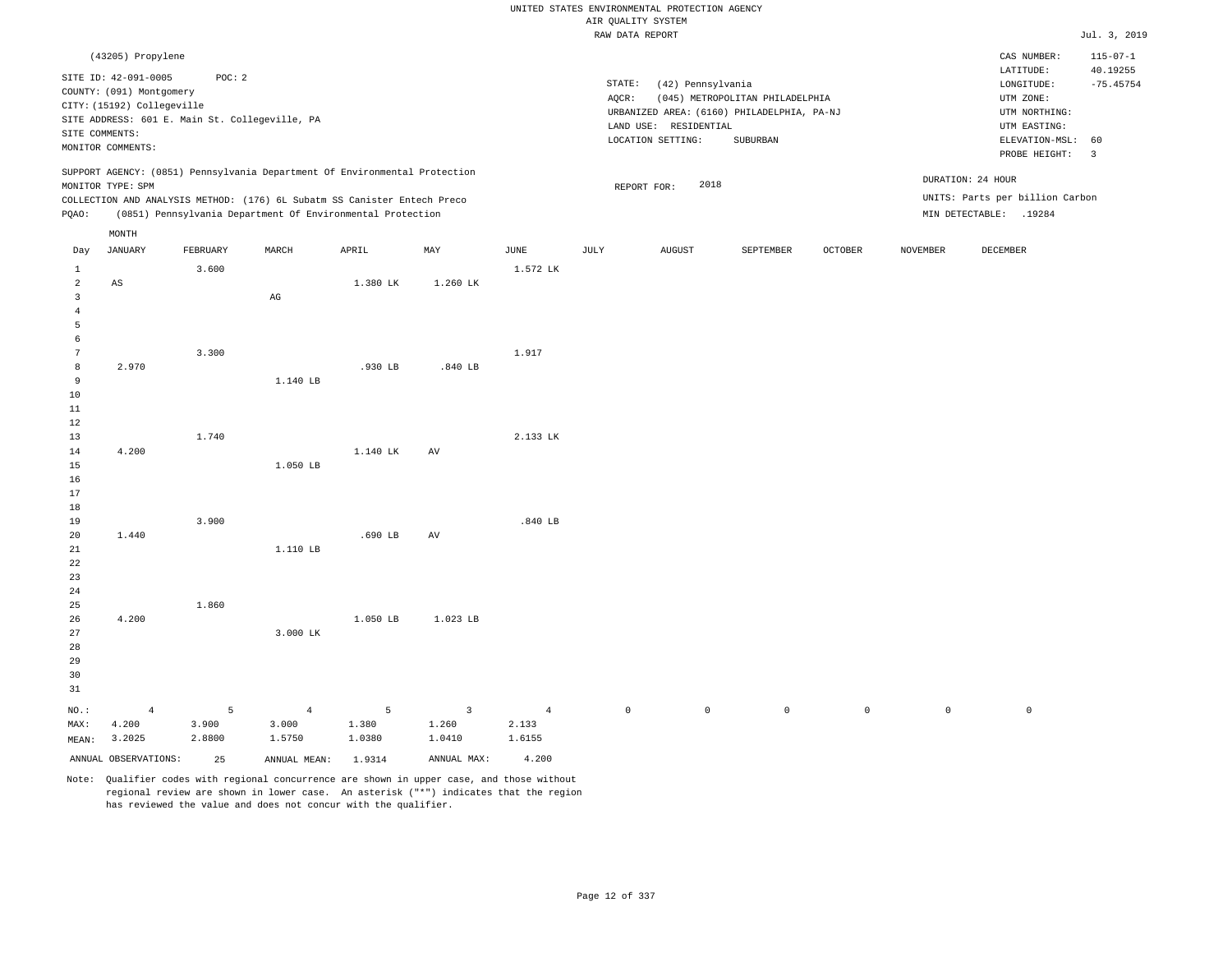UNITED STATES ENVIRONMENTAL PROTECTION AGENCY
AIR QUALITY SYSTEM
RAW DATA REPORT

Jul. 3, 2019

(43205) Propylene

SITE ID: 42-091-0005    POC: 2
COUNTY: (091) Montgomery
CITY: (15192) Collegeville
SITE ADDRESS: 601 E. Main St. Collegeville, PA
SITE COMMENTS:
MONITOR COMMENTS:

STATE: (42) Pennsylvania
AQCR: (045) METROPOLITAN PHILADELPHIA
URBANIZED AREA: (6160) PHILADELPHIA, PA-NJ
LAND USE: RESIDENTIAL
LOCATION SETTING: SUBURBAN

CAS NUMBER: 115-07-1
LATITUDE: 40.19255
LONGITUDE: -75.45754
UTM ZONE:
UTM NORTHING:
UTM EASTING:
ELEVATION-MSL: 60
PROBE HEIGHT: 3

SUPPORT AGENCY: (0851) Pennsylvania Department Of Environmental Protection
MONITOR TYPE: SPM
COLLECTION AND ANALYSIS METHOD: (176) 6L Subatm SS Canister Entech Preco
PQAO: (0851) Pennsylvania Department Of Environmental Protection

REPORT FOR: 2018

DURATION: 24 HOUR
UNITS: Parts per billion Carbon
MIN DETECTABLE: .19284

| Day | JANUARY | FEBRUARY | MARCH | APRIL | MAY | JUNE | JULY | AUGUST | SEPTEMBER | OCTOBER | NOVEMBER | DECEMBER |
|---|---|---|---|---|---|---|---|---|---|---|---|---|
| 1 | | 3.600 | | | | 1.572 LK | | | | | | |
| 2 | AS | | | 1.380 LK | 1.260 LK | | | | | | | |
| 3 | | | AG | | | | | | | | | |
| 4 | | | | | | | | | | | | |
| 5 | | | | | | | | | | | | |
| 6 | | | | | | | | | | | | |
| 7 | | 3.300 | | | | 1.917 | | | | | | |
| 8 | 2.970 | | | .930 LB | .840 LB | | | | | | | |
| 9 | | | 1.140 LB | | | | | | | | | |
| 10 | | | | | | | | | | | | |
| 11 | | | | | | | | | | | | |
| 12 | | | | | | | | | | | | |
| 13 | | 1.740 | | | | 2.133 LK | | | | | | |
| 14 | 4.200 | | | 1.140 LK | AV | | | | | | | |
| 15 | | | 1.050 LB | | | | | | | | | |
| 16 | | | | | | | | | | | | |
| 17 | | | | | | | | | | | | |
| 18 | | | | | | | | | | | | |
| 19 | | 3.900 | | | | .840 LB | | | | | | |
| 20 | 1.440 | | | .690 LB | AV | | | | | | | |
| 21 | | | 1.110 LB | | | | | | | | | |
| 22 | | | | | | | | | | | | |
| 23 | | | | | | | | | | | | |
| 24 | | | | | | | | | | | | |
| 25 | | 1.860 | | | | | | | | | | |
| 26 | 4.200 | | | 1.050 LB | 1.023 LB | | | | | | | |
| 27 | | | 3.000 LK | | | | | | | | | |
| 28 | | | | | | | | | | | | |
| 29 | | | | | | | | | | | | |
| 30 | | | | | | | | | | | | |
| 31 | | | | | | | | | | | | |
| NO.: | 4 | 5 | 4 | 5 | 3 | 4 | 0 | 0 | 0 | 0 | 0 | 0 |
| MAX: | 4.200 | 3.900 | 3.000 | 1.380 | 1.260 | 2.133 | | | | | | |
| MEAN: | 3.2025 | 2.8800 | 1.5750 | 1.0380 | 1.0410 | 1.6155 | | | | | | |

ANNUAL OBSERVATIONS: 25    ANNUAL MEAN: 1.9314    ANNUAL MAX: 4.200

Note: Qualifier codes with regional concurrence are shown in upper case, and those without regional review are shown in lower case. An asterisk ("*") indicates that the region has reviewed the value and does not concur with the qualifier.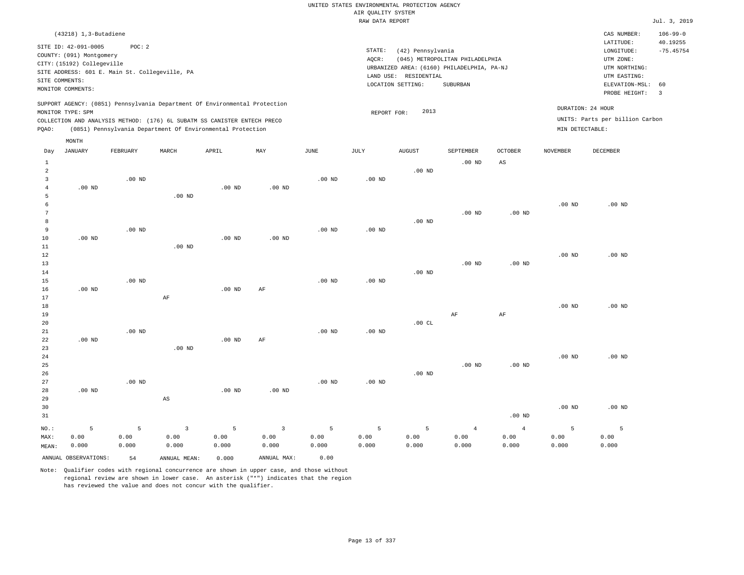UNITED STATES ENVIRONMENTAL PROTECTION AGENCY
AIR QUALITY SYSTEM
RAW DATA REPORT

Jul. 3, 2019

(43218) 1,3-Butadiene

SITE ID: 42-091-0005 POC: 2
COUNTY: (091) Montgomery
CITY: (15192) Collegeville
SITE ADDRESS: 601 E. Main St. Collegeville, PA
SITE COMMENTS:
MONITOR COMMENTS:

STATE: (42) Pennsylvania
AQCR: (045) METROPOLITAN PHILADELPHIA
URBANIZED AREA: (6160) PHILADELPHIA, PA-NJ
LAND USE: RESIDENTIAL
LOCATION SETTING: SUBURBAN

CAS NUMBER: 106-99-0
LATITUDE: 40.19255
LONGITUDE: -75.45754
UTM ZONE:
UTM NORTHING:
UTM EASTING:
ELEVATION-MSL: 60
PROBE HEIGHT: 3

SUPPORT AGENCY: (0851) Pennsylvania Department Of Environmental Protection
MONITOR TYPE: SPM
COLLECTION AND ANALYSIS METHOD: (176) 6L SUBATM SS CANISTER ENTECH PRECO
PQAO: (0851) Pennsylvania Department Of Environmental Protection

REPORT FOR: 2013

DURATION: 24 HOUR
UNITS: Parts per billion Carbon
MIN DETECTABLE:

| Day | JANUARY | FEBRUARY | MARCH | APRIL | MAY | JUNE | JULY | AUGUST | SEPTEMBER | OCTOBER | NOVEMBER | DECEMBER |
|---|---|---|---|---|---|---|---|---|---|---|---|---|
| 1 | | | | | | | | | .00 ND | AS | | |
| 2 | | | | | | | | .00 ND | | | | |
| 3 | | .00 ND | | | | .00 ND | .00 ND | | | | | |
| 4 | .00 ND | | | .00 ND | .00 ND | | | | | | | |
| 5 | | | .00 ND | | | | | | | | | |
| 6 | | | | | | | | | | | .00 ND | .00 ND |
| 7 | | | | | | | | | .00 ND | .00 ND | | |
| 8 | | | | | | | | .00 ND | | | | |
| 9 | | .00 ND | | | | .00 ND | .00 ND | | | | | |
| 10 | .00 ND | | | .00 ND | .00 ND | | | | | | | |
| 11 | | | .00 ND | | | | | | | | | |
| 12 | | | | | | | | | | | .00 ND | .00 ND |
| 13 | | | | | | | | | .00 ND | .00 ND | | |
| 14 | | | | | | | | .00 ND | | | | |
| 15 | | .00 ND | | | | .00 ND | .00 ND | | | | | |
| 16 | .00 ND | | | .00 ND | AF | | | | | | | |
| 17 | | | AF | | | | | | | | | |
| 18 | | | | | | | | | | | .00 ND | .00 ND |
| 19 | | | | | | | | | AF | AF | | |
| 20 | | | | | | | | .00 CL | | | | |
| 21 | | .00 ND | | | | .00 ND | .00 ND | | | | | |
| 22 | .00 ND | | | .00 ND | AF | | | | | | | |
| 23 | | | .00 ND | | | | | | | | | |
| 24 | | | | | | | | | | | .00 ND | .00 ND |
| 25 | | | | | | | | | .00 ND | .00 ND | | |
| 26 | | | | | | | | .00 ND | | | | |
| 27 | | .00 ND | | | | .00 ND | .00 ND | | | | | |
| 28 | .00 ND | | | .00 ND | .00 ND | | | | | | | |
| 29 | | | AS | | | | | | | | | |
| 30 | | | | | | | | | | | .00 ND | .00 ND |
| 31 | | | | | | | | | | .00 ND | | |
| NO.: | 5 | 5 | 3 | 5 | 3 | 5 | 5 | 5 | 4 | 4 | 5 | 5 |
| MAX: | 0.00 | 0.00 | 0.00 | 0.00 | 0.00 | 0.00 | 0.00 | 0.00 | 0.00 | 0.00 | 0.00 | 0.00 |
| MEAN: | 0.000 | 0.000 | 0.000 | 0.000 | 0.000 | 0.000 | 0.000 | 0.000 | 0.000 | 0.000 | 0.000 | 0.000 |

ANNUAL OBSERVATIONS: 54 ANNUAL MEAN: 0.000 ANNUAL MAX: 0.00

Note: Qualifier codes with regional concurrence are shown in upper case, and those without regional review are shown in lower case. An asterisk ("*") indicates that the region has reviewed the value and does not concur with the qualifier.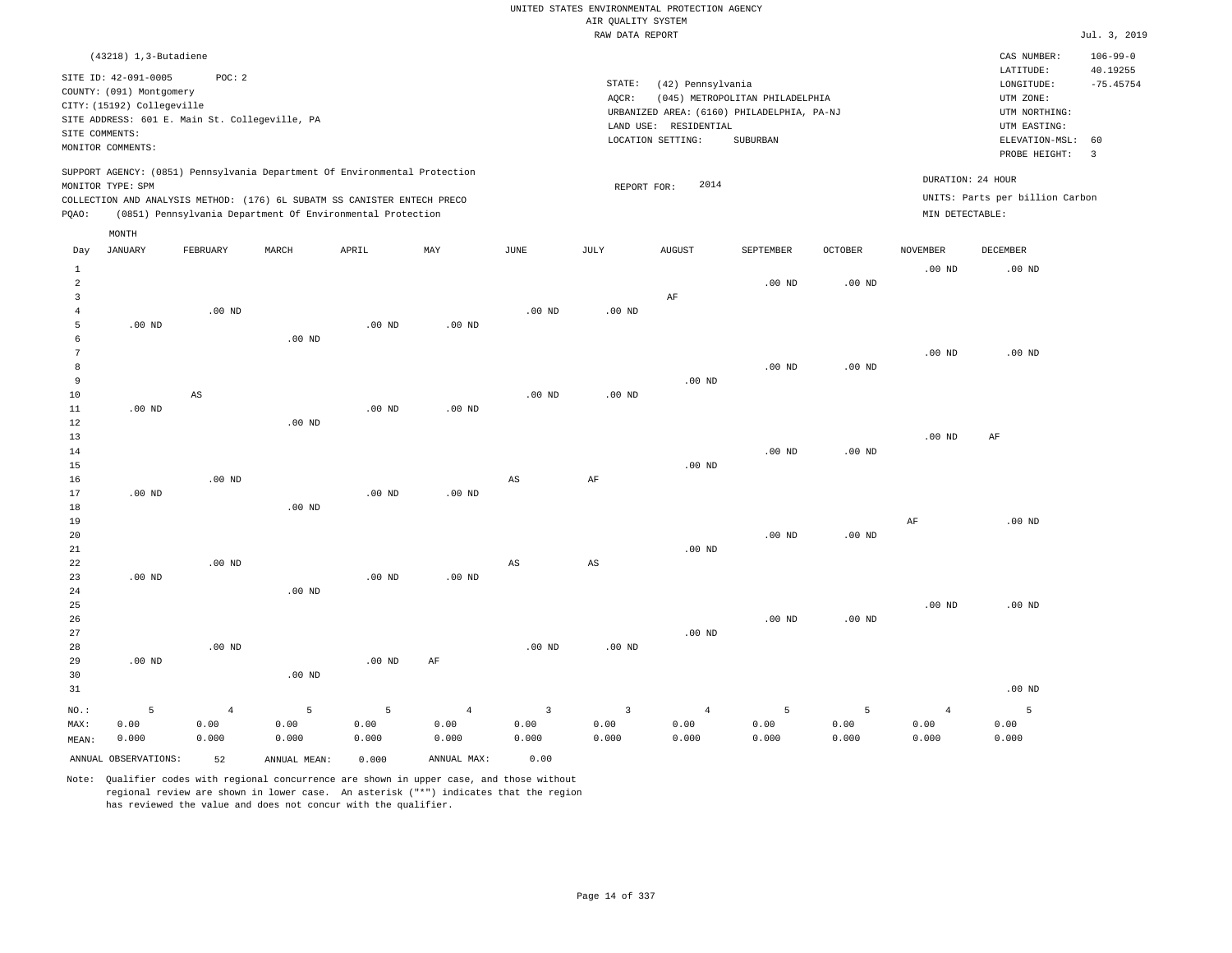UNITED STATES ENVIRONMENTAL PROTECTION AGENCY
AIR QUALITY SYSTEM
RAW DATA REPORT

Jul. 3, 2019

(43218) 1,3-Butadiene

SITE ID: 42-091-0005 POC: 2
COUNTY: (091) Montgomery
CITY: (15192) Collegeville
SITE ADDRESS: 601 E. Main St. Collegeville, PA
SITE COMMENTS:
MONITOR COMMENTS:

STATE: (42) Pennsylvania
AQCR: (045) METROPOLITAN PHILADELPHIA
URBANIZED AREA: (6160) PHILADELPHIA, PA-NJ
LAND USE: RESIDENTIAL
LOCATION SETTING: SUBURBAN

CAS NUMBER: 106-99-0
LATITUDE: 40.19255
LONGITUDE: -75.45754
UTM ZONE:
UTM NORTHING:
UTM EASTING:
ELEVATION-MSL: 60
PROBE HEIGHT: 3

SUPPORT AGENCY: (0851) Pennsylvania Department Of Environmental Protection
MONITOR TYPE: SPM
COLLECTION AND ANALYSIS METHOD: (176) 6L SUBATM SS CANISTER ENTECH PRECO
PQAO: (0851) Pennsylvania Department Of Environmental Protection

REPORT FOR: 2014

DURATION: 24 HOUR
UNITS: Parts per billion Carbon
MIN DETECTABLE:

| Day | JANUARY | FEBRUARY | MARCH | APRIL | MAY | JUNE | JULY | AUGUST | SEPTEMBER | OCTOBER | NOVEMBER | DECEMBER |
|---|---|---|---|---|---|---|---|---|---|---|---|---|
| 1 | | | | | | | | | | | .00 ND | .00 ND |
| 2 | | | | | | | | | .00 ND | .00 ND | | |
| 3 | | | | | | | | AF | | | | |
| 4 | | .00 ND | | | | .00 ND | .00 ND | | | | | |
| 5 | .00 ND | | | .00 ND | .00 ND | | | | | | | |
| 6 | | | .00 ND | | | | | | | | | |
| 7 | | | | | | | | | | | .00 ND | .00 ND |
| 8 | | | | | | | | | .00 ND | .00 ND | | |
| 9 | | | | | | | | .00 ND | | | | |
| 10 | | AS | | | | .00 ND | .00 ND | | | | | |
| 11 | .00 ND | | | .00 ND | .00 ND | | | | | | | |
| 12 | | | .00 ND | | | | | | | | | |
| 13 | | | | | | | | | | | .00 ND | AF |
| 14 | | | | | | | | | .00 ND | .00 ND | | |
| 15 | | | | | | | | .00 ND | | | | |
| 16 | | .00 ND | | | | AS | AF | | | | | |
| 17 | .00 ND | | | .00 ND | .00 ND | | | | | | | |
| 18 | | | .00 ND | | | | | | | | | |
| 19 | | | | | | | | | | | AF | .00 ND |
| 20 | | | | | | | | | .00 ND | .00 ND | | |
| 21 | | | | | | | | .00 ND | | | | |
| 22 | | .00 ND | | | | AS | AS | | | | | |
| 23 | .00 ND | | | .00 ND | .00 ND | | | | | | | |
| 24 | | | .00 ND | | | | | | | | | |
| 25 | | | | | | | | | | | .00 ND | .00 ND |
| 26 | | | | | | | | | .00 ND | .00 ND | | |
| 27 | | | | | | | | .00 ND | | | | |
| 28 | | .00 ND | | | | .00 ND | .00 ND | | | | | |
| 29 | .00 ND | | | .00 ND | AF | | | | | | | |
| 30 | | | .00 ND | | | | | | | | | |
| 31 | | | | | | | | | | | | .00 ND |
| NO.: | 5 | 4 | 5 | 5 | 4 | 3 | 3 | 4 | 5 | 5 | 4 | 5 |
| MAX: | 0.00 | 0.00 | 0.00 | 0.00 | 0.00 | 0.00 | 0.00 | 0.00 | 0.00 | 0.00 | 0.00 | 0.00 |
| MEAN: | 0.000 | 0.000 | 0.000 | 0.000 | 0.000 | 0.000 | 0.000 | 0.000 | 0.000 | 0.000 | 0.000 | 0.000 |

ANNUAL OBSERVATIONS: 52 ANNUAL MEAN: 0.000 ANNUAL MAX: 0.00

Note: Qualifier codes with regional concurrence are shown in upper case, and those without regional review are shown in lower case. An asterisk ("*") indicates that the region has reviewed the value and does not concur with the qualifier.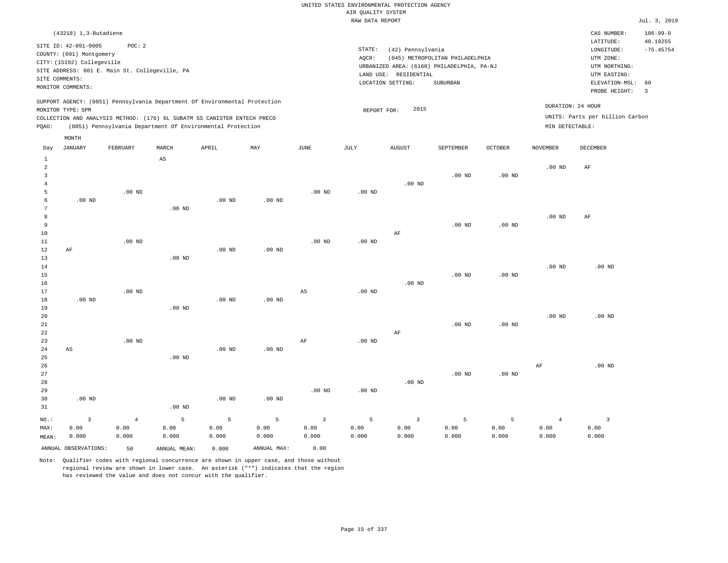UNITED STATES ENVIRONMENTAL PROTECTION AGENCY
AIR QUALITY SYSTEM
RAW DATA REPORT

Jul. 3, 2019

(43218) 1,3-Butadiene

SITE ID: 42-091-0005 POC: 2
COUNTY: (091) Montgomery
CITY: (15192) Collegeville
SITE ADDRESS: 601 E. Main St. Collegeville, PA
SITE COMMENTS:
MONITOR COMMENTS:

STATE: (42) Pennsylvania
AQCR: (045) METROPOLITAN PHILADELPHIA
URBANIZED AREA: (6160) PHILADELPHIA, PA-NJ
LAND USE: RESIDENTIAL
LOCATION SETTING: SUBURBAN

CAS NUMBER: 106-99-0
LATITUDE: 40.19255
LONGITUDE: -75.45754
UTM ZONE:
UTM NORTHING:
UTM EASTING:
ELEVATION-MSL: 60
PROBE HEIGHT: 3

SUPPORT AGENCY: (0851) Pennsylvania Department Of Environmental Protection
MONITOR TYPE: SPM
COLLECTION AND ANALYSIS METHOD: (176) 6L SUBATM SS CANISTER ENTECH PRECO
PQAO: (0851) Pennsylvania Department Of Environmental Protection

REPORT FOR: 2015

DURATION: 24 HOUR
UNITS: Parts per billion Carbon
MIN DETECTABLE:

| Day | JANUARY | FEBRUARY | MARCH | APRIL | MAY | JUNE | JULY | AUGUST | SEPTEMBER | OCTOBER | NOVEMBER | DECEMBER |
|---|---|---|---|---|---|---|---|---|---|---|---|---|
| 1 | | | AS | | | | | | | | | |
| 2 | | | | | | | | | | | .00 ND | AF |
| 3 | | | | | | | | | .00 ND | .00 ND | | |
| 4 | | | | | | | | .00 ND | | | | |
| 5 | | .00 ND | | | | .00 ND | .00 ND | | | | | |
| 6 | .00 ND | | | .00 ND | .00 ND | | | | | | | |
| 7 | | | .00 ND | | | | | | | | | |
| 8 | | | | | | | | | | | .00 ND | AF |
| 9 | | | | | | | | | .00 ND | .00 ND | | |
| 10 | | | | | | | | AF | | | | |
| 11 | | .00 ND | | | | .00 ND | .00 ND | | | | | |
| 12 | AF | | | .00 ND | .00 ND | | | | | | | |
| 13 | | | .00 ND | | | | | | | | | |
| 14 | | | | | | | | | | | .00 ND | .00 ND |
| 15 | | | | | | | | | .00 ND | .00 ND | | |
| 16 | | | | | | | | .00 ND | | | | |
| 17 | | .00 ND | | | | AS | .00 ND | | | | | |
| 18 | .00 ND | | | .00 ND | .00 ND | | | | | | | |
| 19 | | | .00 ND | | | | | | | | | |
| 20 | | | | | | | | | | | .00 ND | .00 ND |
| 21 | | | | | | | | | .00 ND | .00 ND | | |
| 22 | | | | | | | | AF | | | | |
| 23 | | .00 ND | | | | AF | .00 ND | | | | | |
| 24 | AS | | | .00 ND | .00 ND | | | | | | | |
| 25 | | | .00 ND | | | | | | | | | |
| 26 | | | | | | | | | | | AF | .00 ND |
| 27 | | | | | | | | | .00 ND | .00 ND | | |
| 28 | | | | | | | | .00 ND | | | | |
| 29 | | | | | | .00 ND | .00 ND | | | | | |
| 30 | .00 ND | | | .00 ND | .00 ND | | | | | | | |
| 31 | | | .00 ND | | | | | | | | | |
| NO.: | 3 | 4 | 5 | 5 | 5 | 3 | 5 | 3 | 5 | 5 | 4 | 3 |
| MAX: | 0.00 | 0.00 | 0.00 | 0.00 | 0.00 | 0.00 | 0.00 | 0.00 | 0.00 | 0.00 | 0.00 | 0.00 |
| MEAN: | 0.000 | 0.000 | 0.000 | 0.000 | 0.000 | 0.000 | 0.000 | 0.000 | 0.000 | 0.000 | 0.000 | 0.000 |

ANNUAL OBSERVATIONS: 50 ANNUAL MEAN: 0.000 ANNUAL MAX: 0.00

Note: Qualifier codes with regional concurrence are shown in upper case, and those without regional review are shown in lower case. An asterisk ("*") indicates that the region has reviewed the value and does not concur with the qualifier.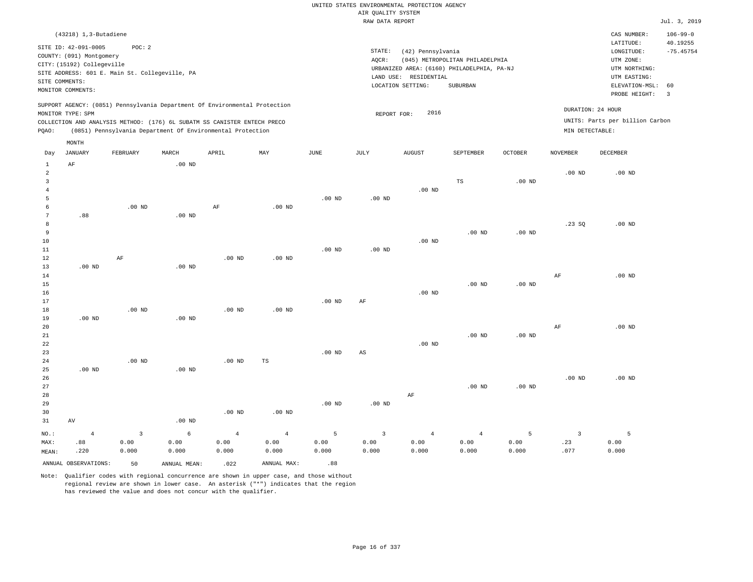UNITED STATES ENVIRONMENTAL PROTECTION AGENCY
AIR QUALITY SYSTEM
RAW DATA REPORT

Jul. 3, 2019

(43218) 1,3-Butadiene

SITE ID: 42-091-0005 POC: 2
COUNTY: (091) Montgomery
CITY: (15192) Collegeville
SITE ADDRESS: 601 E. Main St. Collegeville, PA
SITE COMMENTS:
MONITOR COMMENTS:

STATE: (42) Pennsylvania
AQCR: (045) METROPOLITAN PHILADELPHIA
URBANIZED AREA: (6160) PHILADELPHIA, PA-NJ
LAND USE: RESIDENTIAL
LOCATION SETTING: SUBURBAN

CAS NUMBER: 106-99-0
LATITUDE: 40.19255
LONGITUDE: -75.45754
UTM ZONE:
UTM NORTHING:
UTM EASTING:
ELEVATION-MSL: 60
PROBE HEIGHT: 3

SUPPORT AGENCY: (0851) Pennsylvania Department Of Environmental Protection
MONITOR TYPE: SPM
COLLECTION AND ANALYSIS METHOD: (176) 6L SUBATM SS CANISTER ENTECH PRECO
PQAO: (0851) Pennsylvania Department Of Environmental Protection

REPORT FOR: 2016

DURATION: 24 HOUR
UNITS: Parts per billion Carbon
MIN DETECTABLE:

| Day | JANUARY | FEBRUARY | MARCH | APRIL | MAY | JUNE | JULY | AUGUST | SEPTEMBER | OCTOBER | NOVEMBER | DECEMBER |
|---|---|---|---|---|---|---|---|---|---|---|---|---|
| 1 | AF | | .00 ND | | | | | | | | | |
| 2 | | | | | | | | | | | .00 ND | .00 ND |
| 3 | | | | | | | | | TS | .00 ND | | |
| 4 | | | | | | | | .00 ND | | | | |
| 5 | | | | | | .00 ND | .00 ND | | | | | |
| 6 | | .00 ND | | AF | .00 ND | | | | | | | |
| 7 | .88 | | .00 ND | | | | | | | | | |
| 8 | | | | | | | | | | | .23 SQ | .00 ND |
| 9 | | | | | | | | | .00 ND | .00 ND | | |
| 10 | | | | | | | | .00 ND | | | | |
| 11 | | | | | | .00 ND | .00 ND | | | | | |
| 12 | | AF | | .00 ND | .00 ND | | | | | | | |
| 13 | .00 ND | | .00 ND | | | | | | | | | |
| 14 | | | | | | | | | | | AF | .00 ND |
| 15 | | | | | | | | | .00 ND | .00 ND | | |
| 16 | | | | | | | | .00 ND | | | | |
| 17 | | | | | | .00 ND | AF | | | | | |
| 18 | | .00 ND | | .00 ND | .00 ND | | | | | | | |
| 19 | .00 ND | | .00 ND | | | | | | | | | |
| 20 | | | | | | | | | | | AF | .00 ND |
| 21 | | | | | | | | | .00 ND | .00 ND | | |
| 22 | | | | | | | | .00 ND | | | | |
| 23 | | | | | | .00 ND | AS | | | | | |
| 24 | | .00 ND | | .00 ND | TS | | | | | | | |
| 25 | .00 ND | | .00 ND | | | | | | | | | |
| 26 | | | | | | | | | | | .00 ND | .00 ND |
| 27 | | | | | | | | | .00 ND | .00 ND | | |
| 28 | | | | | | | | AF | | | | |
| 29 | | | | | | .00 ND | .00 ND | | | | | |
| 30 | | | | .00 ND | .00 ND | | | | | | | |
| 31 | AV | | .00 ND | | | | | | | | | |
| NO.: | 4 | 3 | 6 | 4 | 4 | 5 | 3 | 4 | 4 | 5 | 3 | 5 |
| MAX: | .88 | 0.00 | 0.00 | 0.00 | 0.00 | 0.00 | 0.00 | 0.00 | 0.00 | 0.00 | .23 | 0.00 |
| MEAN: | .220 | 0.000 | 0.000 | 0.000 | 0.000 | 0.000 | 0.000 | 0.000 | 0.000 | 0.000 | .077 | 0.000 |

ANNUAL OBSERVATIONS: 50 ANNUAL MEAN: .022 ANNUAL MAX: .88

Note: Qualifier codes with regional concurrence are shown in upper case, and those without regional review are shown in lower case. An asterisk ("*") indicates that the region has reviewed the value and does not concur with the qualifier.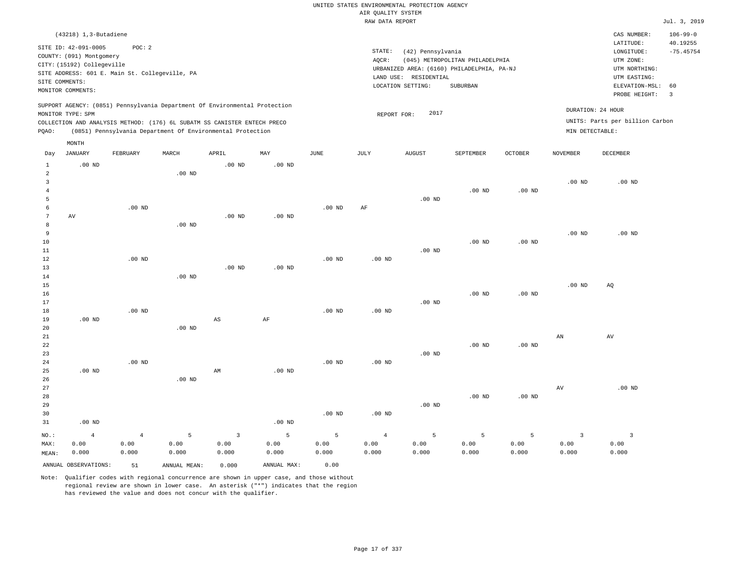UNITED STATES ENVIRONMENTAL PROTECTION AGENCY
AIR QUALITY SYSTEM
RAW DATA REPORT

Jul. 3, 2019

(43218) 1,3-Butadiene

SITE ID: 42-091-0005 POC: 2
COUNTY: (091) Montgomery
CITY: (15192) Collegeville
SITE ADDRESS: 601 E. Main St. Collegeville, PA
SITE COMMENTS:
MONITOR COMMENTS:

STATE: (42) Pennsylvania
AQCR: (045) METROPOLITAN PHILADELPHIA
URBANIZED AREA: (6160) PHILADELPHIA, PA-NJ
LAND USE: RESIDENTIAL
LOCATION SETTING: SUBURBAN

CAS NUMBER: 106-99-0
LATITUDE: 40.19255
LONGITUDE: -75.45754
UTM ZONE:
UTM NORTHING:
UTM EASTING:
ELEVATION-MSL: 60
PROBE HEIGHT: 3

SUPPORT AGENCY: (0851) Pennsylvania Department Of Environmental Protection
MONITOR TYPE: SPM
COLLECTION AND ANALYSIS METHOD: (176) 6L SUBATM SS CANISTER ENTECH PRECO
PQAO: (0851) Pennsylvania Department Of Environmental Protection

REPORT FOR: 2017

DURATION: 24 HOUR
UNITS: Parts per billion Carbon
MIN DETECTABLE:

| Day | JANUARY | FEBRUARY | MARCH | APRIL | MAY | JUNE | JULY | AUGUST | SEPTEMBER | OCTOBER | NOVEMBER | DECEMBER |
|---|---|---|---|---|---|---|---|---|---|---|---|---|
| 1 | .00 ND | | | .00 ND | .00 ND | | | | | | | |
| 2 | | | .00 ND | | | | | | | | | |
| 3 | | | | | | | | | | | .00 ND | .00 ND |
| 4 | | | | | | | | | .00 ND | .00 ND | | |
| 5 | | | | | | | | .00 ND | | | | |
| 6 | | .00 ND | | | | .00 ND | AF | | | | | |
| 7 | AV | | | .00 ND | .00 ND | | | | | | | |
| 8 | | | .00 ND | | | | | | | | | |
| 9 | | | | | | | | | | | .00 ND | .00 ND |
| 10 | | | | | | | | | .00 ND | .00 ND | | |
| 11 | | | | | | | | .00 ND | | | | |
| 12 | | .00 ND | | | | .00 ND | .00 ND | | | | | |
| 13 | | | | .00 ND | .00 ND | | | | | | | |
| 14 | | | .00 ND | | | | | | | | | |
| 15 | | | | | | | | | | | .00 ND | AQ |
| 16 | | | | | | | | | .00 ND | .00 ND | | |
| 17 | | | | | | | | .00 ND | | | | |
| 18 | | .00 ND | | | | .00 ND | .00 ND | | | | | |
| 19 | .00 ND | | | AS | AF | | | | | | | |
| 20 | | | .00 ND | | | | | | | | | |
| 21 | | | | | | | | | | | AN | AV |
| 22 | | | | | | | | | .00 ND | .00 ND | | |
| 23 | | | | | | | | .00 ND | | | | |
| 24 | | .00 ND | | | | .00 ND | .00 ND | | | | | |
| 25 | .00 ND | | | AM | .00 ND | | | | | | | |
| 26 | | | .00 ND | | | | | | | | | |
| 27 | | | | | | | | | | | AV | .00 ND |
| 28 | | | | | | | | | .00 ND | .00 ND | | |
| 29 | | | | | | | | .00 ND | | | | |
| 30 | | | | | | .00 ND | .00 ND | | | | | |
| 31 | .00 ND | | | | .00 ND | | | | | | | |
| NO.: | 4 | 4 | 5 | 3 | 5 | 5 | 4 | 5 | 5 | 5 | 3 | 3 |
| MAX: | 0.00 | 0.00 | 0.00 | 0.00 | 0.00 | 0.00 | 0.00 | 0.00 | 0.00 | 0.00 | 0.00 | 0.00 |
| MEAN: | 0.000 | 0.000 | 0.000 | 0.000 | 0.000 | 0.000 | 0.000 | 0.000 | 0.000 | 0.000 | 0.000 | 0.000 |

ANNUAL OBSERVATIONS: 51 ANNUAL MEAN: 0.000 ANNUAL MAX: 0.00

Note: Qualifier codes with regional concurrence are shown in upper case, and those without regional review are shown in lower case. An asterisk ("*") indicates that the region has reviewed the value and does not concur with the qualifier.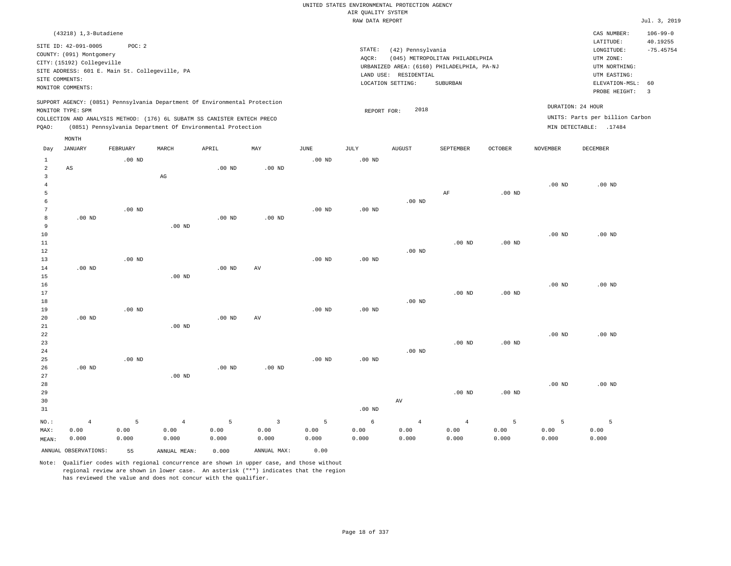UNITED STATES ENVIRONMENTAL PROTECTION AGENCY
AIR QUALITY SYSTEM
RAW DATA REPORT

Jul. 3, 2019

(43218) 1,3-Butadiene

SITE ID: 42-091-0005 POC: 2
COUNTY: (091) Montgomery
CITY: (15192) Collegeville
SITE ADDRESS: 601 E. Main St. Collegeville, PA
SITE COMMENTS:
MONITOR COMMENTS:

STATE: (42) Pennsylvania
AQCR: (045) METROPOLITAN PHILADELPHIA
URBANIZED AREA: (6160) PHILADELPHIA, PA-NJ
LAND USE: RESIDENTIAL
LOCATION SETTING: SUBURBAN

CAS NUMBER: 106-99-0
LATITUDE: 40.19255
LONGITUDE: -75.45754
UTM ZONE:
UTM NORTHING:
UTM EASTING:
ELEVATION-MSL: 60
PROBE HEIGHT: 3

SUPPORT AGENCY: (0851) Pennsylvania Department Of Environmental Protection
MONITOR TYPE: SPM
COLLECTION AND ANALYSIS METHOD: (176) 6L SUBATM SS CANISTER ENTECH PRECO
PQAO: (0851) Pennsylvania Department Of Environmental Protection

REPORT FOR: 2018

DURATION: 24 HOUR
UNITS: Parts per billion Carbon
MIN DETECTABLE: .17484

| Day | JANUARY | FEBRUARY | MARCH | APRIL | MAY | JUNE | JULY | AUGUST | SEPTEMBER | OCTOBER | NOVEMBER | DECEMBER |
|---|---|---|---|---|---|---|---|---|---|---|---|---|
| 1 | | .00 ND | | | | .00 ND | .00 ND | | | | | |
| 2 | AS | | | .00 ND | .00 ND | | | | | | | |
| 3 | | | AG | | | | | | | | | |
| 4 | | | | | | | | | | | .00 ND | .00 ND |
| 5 | | | | | | | | | AF | .00 ND | | |
| 6 | | | | | | | | .00 ND | | | | |
| 7 | | .00 ND | | | | .00 ND | .00 ND | | | | | |
| 8 | .00 ND | | | .00 ND | .00 ND | | | | | | | |
| 9 | | | .00 ND | | | | | | | | | |
| 10 | | | | | | | | | | | .00 ND | .00 ND |
| 11 | | | | | | | | | .00 ND | .00 ND | | |
| 12 | | | | | | | | .00 ND | | | | |
| 13 | | .00 ND | | | | .00 ND | .00 ND | | | | | |
| 14 | .00 ND | | | .00 ND | AV | | | | | | | |
| 15 | | | .00 ND | | | | | | | | | |
| 16 | | | | | | | | | | | .00 ND | .00 ND |
| 17 | | | | | | | | | .00 ND | .00 ND | | |
| 18 | | | | | | | | .00 ND | | | | |
| 19 | | .00 ND | | | | .00 ND | .00 ND | | | | | |
| 20 | .00 ND | | | .00 ND | AV | | | | | | | |
| 21 | | | .00 ND | | | | | | | | | |
| 22 | | | | | | | | | | | .00 ND | .00 ND |
| 23 | | | | | | | | | .00 ND | .00 ND | | |
| 24 | | | | | | | | .00 ND | | | | |
| 25 | | .00 ND | | | | .00 ND | .00 ND | | | | | |
| 26 | .00 ND | | | .00 ND | .00 ND | | | | | | | |
| 27 | | | .00 ND | | | | | | | | | |
| 28 | | | | | | | | | | | .00 ND | .00 ND |
| 29 | | | | | | | | | .00 ND | .00 ND | | |
| 30 | | | | | | | | AV | | | | |
| 31 | | | | | | | .00 ND | | | | | |
| NO.: | 4 | 5 | 4 | 5 | 3 | 5 | 6 | 4 | 4 | 5 | 5 | 5 |
| MAX: | 0.00 | 0.00 | 0.00 | 0.00 | 0.00 | 0.00 | 0.00 | 0.00 | 0.00 | 0.00 | 0.00 | 0.00 |
| MEAN: | 0.000 | 0.000 | 0.000 | 0.000 | 0.000 | 0.000 | 0.000 | 0.000 | 0.000 | 0.000 | 0.000 | 0.000 |

ANNUAL OBSERVATIONS: 55 ANNUAL MEAN: 0.000 ANNUAL MAX: 0.00

Note: Qualifier codes with regional concurrence are shown in upper case, and those without regional review are shown in lower case. An asterisk ("*") indicates that the region has reviewed the value and does not concur with the qualifier.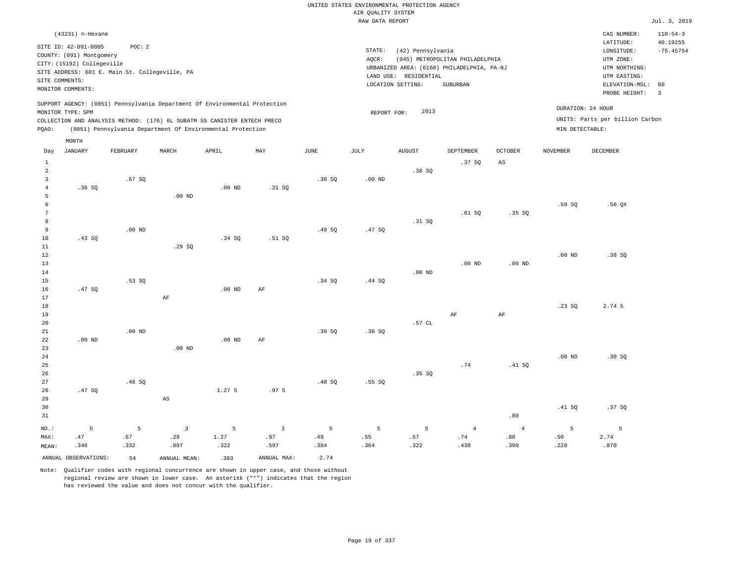UNITED STATES ENVIRONMENTAL PROTECTION AGENCY
AIR QUALITY SYSTEM
RAW DATA REPORT

Jul. 3, 2019

(43231) n-Hexane

SITE ID: 42-091-0005 POC: 2
COUNTY: (091) Montgomery
CITY: (15192) Collegeville
SITE ADDRESS: 601 E. Main St. Collegeville, PA
SITE COMMENTS:
MONITOR COMMENTS:

STATE: (42) Pennsylvania
AQCR: (045) METROPOLITAN PHILADELPHIA
URBANIZED AREA: (6160) PHILADELPHIA, PA-NJ
LAND USE: RESIDENTIAL
LOCATION SETTING: SUBURBAN

CAS NUMBER: 110-54-3
LATITUDE: 40.19255
LONGITUDE: -75.45754
UTM ZONE:
UTM NORTHING:
UTM EASTING:
ELEVATION-MSL: 60
PROBE HEIGHT: 3

SUPPORT AGENCY: (0851) Pennsylvania Department Of Environmental Protection
MONITOR TYPE: SPM
COLLECTION AND ANALYSIS METHOD: (176) 6L SUBATM SS CANISTER ENTECH PRECO
PQAO: (0851) Pennsylvania Department Of Environmental Protection

REPORT FOR: 2013

DURATION: 24 HOUR
UNITS: Parts per billion Carbon
MIN DETECTABLE:

| Day | JANUARY | FEBRUARY | MARCH | APRIL | MAY | JUNE | JULY | AUGUST | SEPTEMBER | OCTOBER | NOVEMBER | DECEMBER |
|---|---|---|---|---|---|---|---|---|---|---|---|---|
| 1 | | | | | | | | | .37 SQ | AS | | |
| 2 | | | | | | | | .38 SQ | | | | |
| 3 | | .67 SQ | | | | .30 SQ | .00 ND | | | | | |
| 4 | .36 SQ | | | .00 ND | .31 SQ | | | | | | | |
| 5 | | | .00 ND | | | | | | | | | |
| 6 | | | | | | | | | | | .50 SQ | .56 QX |
| 7 | | | | | | | | | .61 SQ | .35 SQ | | |
| 8 | | | | | | | | .31 SQ | | | | |
| 9 | | .00 ND | | | | .49 SQ | .47 SQ | | | | | |
| 10 | .43 SQ | | | .34 SQ | .51 SQ | | | | | | | |
| 11 | | | .29 SQ | | | | | | | | | |
| 12 | | | | | | | | | | | .00 ND | .38 SQ |
| 13 | | | | | | | | | .00 ND | .00 ND | | |
| 14 | | | | | | | | .00 ND | | | | |
| 15 | | .53 SQ | | | | .34 SQ | .44 SQ | | | | | |
| 16 | .47 SQ | | | .00 ND | AF | | | | | | | |
| 17 | | | AF | | | | | | | | | |
| 18 | | | | | | | | | | | .23 SQ | 2.74 5 |
| 19 | | | | | | | | | AF | AF | | |
| 20 | | | | | | | | .57 CL | | | | |
| 21 | | .00 ND | | | | .39 SQ | .36 SQ | | | | | |
| 22 | .00 ND | | | .00 ND | AF | | | | | | | |
| 23 | | | .00 ND | | | | | | | | | |
| 24 | | | | | | | | | | | .00 ND | .30 SQ |
| 25 | | | | | | | | | .74 | .41 SQ | | |
| 26 | | | | | | | | .35 SQ | | | | |
| 27 | | .46 SQ | | | | .40 SQ | .55 SQ | | | | | |
| 28 | .47 SQ | | | 1.27 5 | .97 5 | | | | | | | |
| 29 | | | AS | | | | | | | | | |
| 30 | | | | | | | | | | | .41 SQ | .37 SQ |
| 31 | | | | | | | | | | .80 | | |
| NO.: | 5 | 5 | 3 | 5 | 3 | 5 | 5 | 5 | 4 | 4 | 5 | 5 |
| MAX: | .47 | .67 | .29 | 1.27 | .97 | .49 | .55 | .57 | .74 | .80 | .50 | 2.74 |
| MEAN: | .346 | .332 | .097 | .322 | .597 | .384 | .364 | .322 | .430 | .390 | .228 | .870 |

ANNUAL OBSERVATIONS: 54 ANNUAL MEAN: .393 ANNUAL MAX: 2.74

Note: Qualifier codes with regional concurrence are shown in upper case, and those without regional review are shown in lower case. An asterisk ("*") indicates that the region has reviewed the value and does not concur with the qualifier.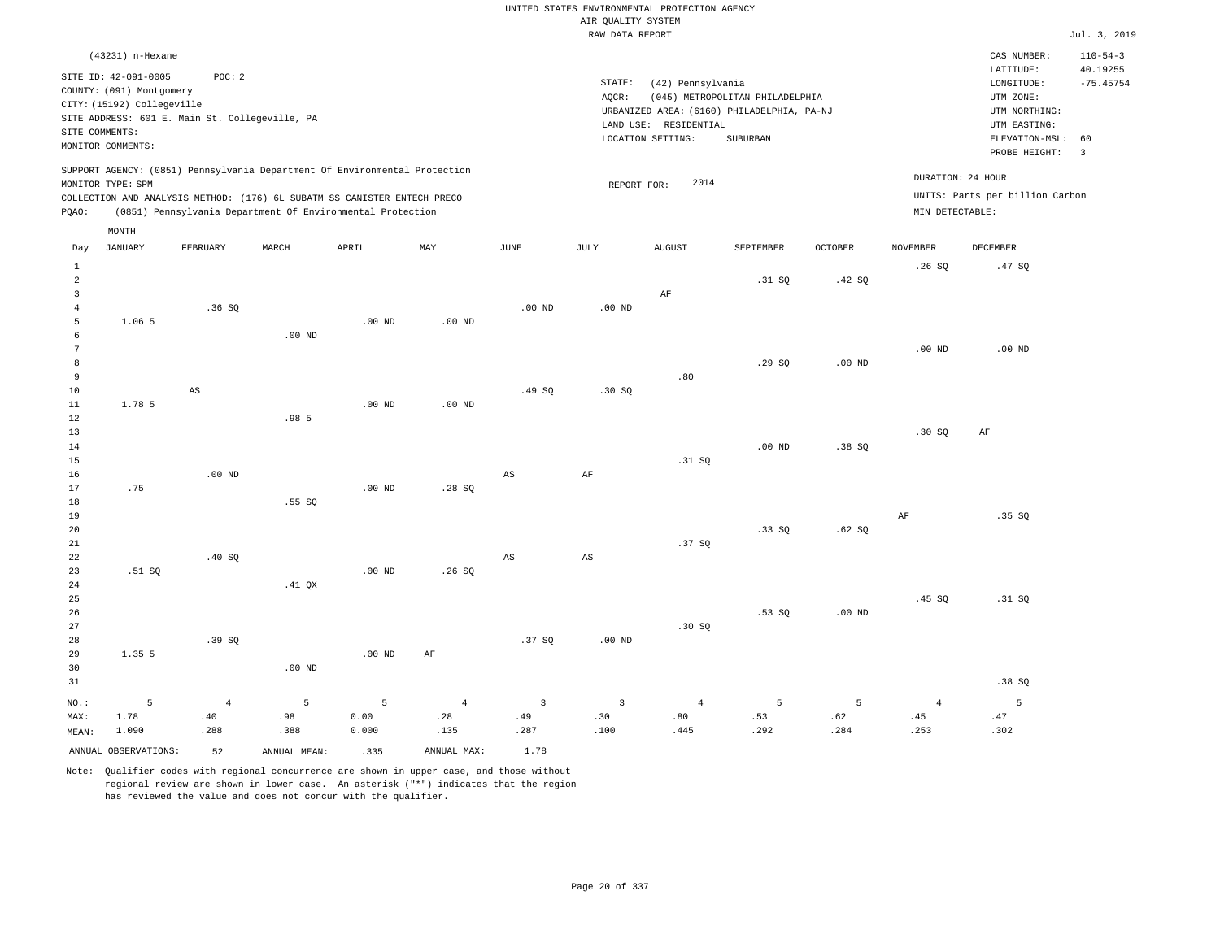UNITED STATES ENVIRONMENTAL PROTECTION AGENCY
AIR QUALITY SYSTEM
RAW DATA REPORT

Jul. 3, 2019

(43231) n-Hexane

SITE ID: 42-091-0005 POC: 2
COUNTY: (091) Montgomery
CITY: (15192) Collegeville
SITE ADDRESS: 601 E. Main St. Collegeville, PA
SITE COMMENTS:
MONITOR COMMENTS:

STATE: (42) Pennsylvania
AQCR: (045) METROPOLITAN PHILADELPHIA
URBANIZED AREA: (6160) PHILADELPHIA, PA-NJ
LAND USE: RESIDENTIAL
LOCATION SETTING: SUBURBAN

CAS NUMBER: 110-54-3
LATITUDE: 40.19255
LONGITUDE: -75.45754
UTM ZONE:
UTM NORTHING:
UTM EASTING:
ELEVATION-MSL: 60
PROBE HEIGHT: 3

SUPPORT AGENCY: (0851) Pennsylvania Department Of Environmental Protection
MONITOR TYPE: SPM
COLLECTION AND ANALYSIS METHOD: (176) 6L SUBATM SS CANISTER ENTECH PRECO
PQAO: (0851) Pennsylvania Department Of Environmental Protection

REPORT FOR: 2014

DURATION: 24 HOUR
UNITS: Parts per billion Carbon
MIN DETECTABLE:

| Day | JANUARY | FEBRUARY | MARCH | APRIL | MAY | JUNE | JULY | AUGUST | SEPTEMBER | OCTOBER | NOVEMBER | DECEMBER |
|---|---|---|---|---|---|---|---|---|---|---|---|---|
| 1 | | | | | | | | | | | .26 SQ | .47 SQ |
| 2 | | | | | | | | | .31 SQ | .42 SQ | | |
| 3 | | | | | | | | AF | | | | |
| 4 | | .36 SQ | | | | .00 ND | .00 ND | | | | | |
| 5 | 1.06 5 | | | .00 ND | .00 ND | | | | | | | |
| 6 | | | .00 ND | | | | | | | | | |
| 7 | | | | | | | | | | | .00 ND | .00 ND |
| 8 | | | | | | | | | .29 SQ | .00 ND | | |
| 9 | | | | | | | | .80 | | | | |
| 10 | | AS | | | | .49 SQ | .30 SQ | | | | | |
| 11 | 1.78 5 | | | .00 ND | .00 ND | | | | | | | |
| 12 | | | .98 5 | | | | | | | | | |
| 13 | | | | | | | | | | | .30 SQ | AF |
| 14 | | | | | | | | | .00 ND | .38 SQ | | |
| 15 | | | | | | | | .31 SQ | | | | |
| 16 | | .00 ND | | | | AS | AF | | | | | |
| 17 | .75 | | | .00 ND | .28 SQ | | | | | | | |
| 18 | | | .55 SQ | | | | | | | | | |
| 19 | | | | | | | | | | | AF | .35 SQ |
| 20 | | | | | | | | | .33 SQ | .62 SQ | | |
| 21 | | | | | | | | .37 SQ | | | | |
| 22 | | .40 SQ | | | | AS | AS | | | | | |
| 23 | .51 SQ | | | .00 ND | .26 SQ | | | | | | | |
| 24 | | | .41 QX | | | | | | | | | |
| 25 | | | | | | | | | | | .45 SQ | .31 SQ |
| 26 | | | | | | | | | .53 SQ | .00 ND | | |
| 27 | | | | | | | | .30 SQ | | | | |
| 28 | | .39 SQ | | | | .37 SQ | .00 ND | | | | | |
| 29 | 1.35 5 | | | .00 ND | AF | | | | | | | |
| 30 | | | .00 ND | | | | | | | | | |
| 31 | | | | | | | | | | | | .38 SQ |
| NO.: | 5 | 4 | 5 | 5 | 4 | 3 | 3 | 4 | 5 | 5 | 4 | 5 |
| MAX: | 1.78 | .40 | .98 | 0.00 | .28 | .49 | .30 | .80 | .53 | .62 | .45 | .47 |
| MEAN: | 1.090 | .288 | .388 | 0.000 | .135 | .287 | .100 | .445 | .292 | .284 | .253 | .302 |

ANNUAL OBSERVATIONS: 52 ANNUAL MEAN: .335 ANNUAL MAX: 1.78

Note: Qualifier codes with regional concurrence are shown in upper case, and those without regional review are shown in lower case. An asterisk ("*") indicates that the region has reviewed the value and does not concur with the qualifier.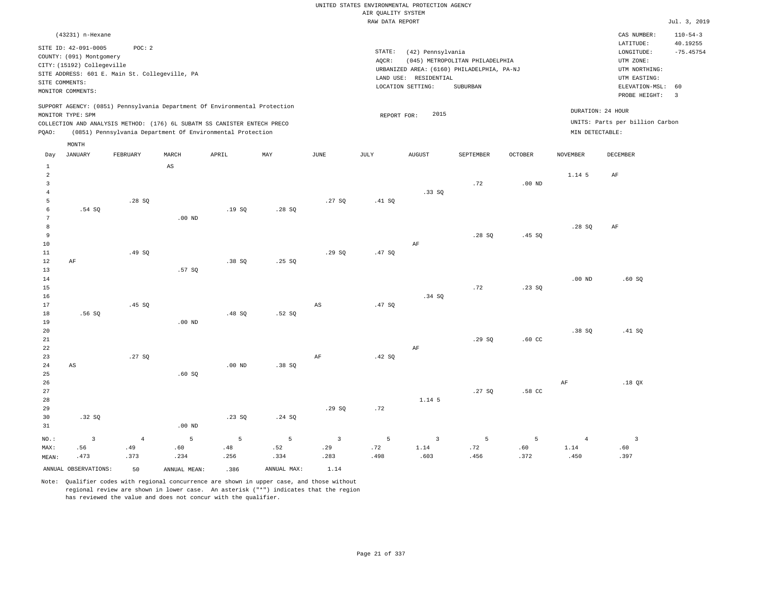UNITED STATES ENVIRONMENTAL PROTECTION AGENCY
AIR QUALITY SYSTEM
RAW DATA REPORT

Jul. 3, 2019

(43231) n-Hexane

SITE ID: 42-091-0005 POC: 2
COUNTY: (091) Montgomery
CITY: (15192) Collegeville
SITE ADDRESS: 601 E. Main St. Collegeville, PA
SITE COMMENTS:
MONITOR COMMENTS:

STATE: (42) Pennsylvania
AQCR: (045) METROPOLITAN PHILADELPHIA
URBANIZED AREA: (6160) PHILADELPHIA, PA-NJ
LAND USE: RESIDENTIAL
LOCATION SETTING: SUBURBAN

CAS NUMBER: 110-54-3
LATITUDE: 40.19255
LONGITUDE: -75.45754
UTM ZONE:
UTM NORTHING:
UTM EASTING:
ELEVATION-MSL: 60
PROBE HEIGHT: 3

SUPPORT AGENCY: (0851) Pennsylvania Department Of Environmental Protection
MONITOR TYPE: SPM
COLLECTION AND ANALYSIS METHOD: (176) 6L SUBATM SS CANISTER ENTECH PRECO
PQAO: (0851) Pennsylvania Department Of Environmental Protection

REPORT FOR: 2015

DURATION: 24 HOUR
UNITS: Parts per billion Carbon
MIN DETECTABLE:

| Day | JANUARY | FEBRUARY | MARCH | APRIL | MAY | JUNE | JULY | AUGUST | SEPTEMBER | OCTOBER | NOVEMBER | DECEMBER |
|---|---|---|---|---|---|---|---|---|---|---|---|---|
| 1 | | | AS | | | | | | | | | |
| 2 | | | | | | | | | | | 1.14 5 | AF |
| 3 | | | | | | | | | .72 | .00 ND | | |
| 4 | | | | | | | | .33 SQ | | | | |
| 5 | | .28 SQ | | | | .27 SQ | .41 SQ | | | | | |
| 6 | .54 SQ | | | .19 SQ | .28 SQ | | | | | | | |
| 7 | | | .00 ND | | | | | | | | | |
| 8 | | | | | | | | | | | .28 SQ | AF |
| 9 | | | | | | | | | .28 SQ | .45 SQ | | |
| 10 | | | | | | | | AF | | | | |
| 11 | | .49 SQ | | | | .29 SQ | .47 SQ | | | | | |
| 12 | AF | | | .38 SQ | .25 SQ | | | | | | | |
| 13 | | | .57 SQ | | | | | | | | | |
| 14 | | | | | | | | | | | .00 ND | .60 SQ |
| 15 | | | | | | | | | .72 | .23 SQ | | |
| 16 | | | | | | | | .34 SQ | | | | |
| 17 | | .45 SQ | | | | AS | .47 SQ | | | | | |
| 18 | .56 SQ | | | .48 SQ | .52 SQ | | | | | | | |
| 19 | | | .00 ND | | | | | | | | | |
| 20 | | | | | | | | | | | .38 SQ | .41 SQ |
| 21 | | | | | | | | | .29 SQ | .60 CC | | |
| 22 | | | | | | | | AF | | | | |
| 23 | | .27 SQ | | | | AF | .42 SQ | | | | | |
| 24 | AS | | | .00 ND | .38 SQ | | | | | | | |
| 25 | | | .60 SQ | | | | | | | | | |
| 26 | | | | | | | | | | | AF | .18 QX |
| 27 | | | | | | | | | .27 SQ | .58 CC | | |
| 28 | | | | | | | | 1.14 5 | | | | |
| 29 | | | | | | .29 SQ | .72 | | | | | |
| 30 | .32 SQ | | | .23 SQ | .24 SQ | | | | | | | |
| 31 | | | .00 ND | | | | | | | | | |
| NO.: | 3 | 4 | 5 | 5 | 5 | 3 | 5 | 3 | 5 | 5 | 4 | 3 |
| MAX: | .56 | .49 | .60 | .48 | .52 | .29 | .72 | 1.14 | .72 | .60 | 1.14 | .60 |
| MEAN: | .473 | .373 | .234 | .256 | .334 | .283 | .498 | .603 | .456 | .372 | .450 | .397 |

ANNUAL OBSERVATIONS: 50 ANNUAL MEAN: .386 ANNUAL MAX: 1.14

Note: Qualifier codes with regional concurrence are shown in upper case, and those without regional review are shown in lower case. An asterisk ("*") indicates that the region has reviewed the value and does not concur with the qualifier.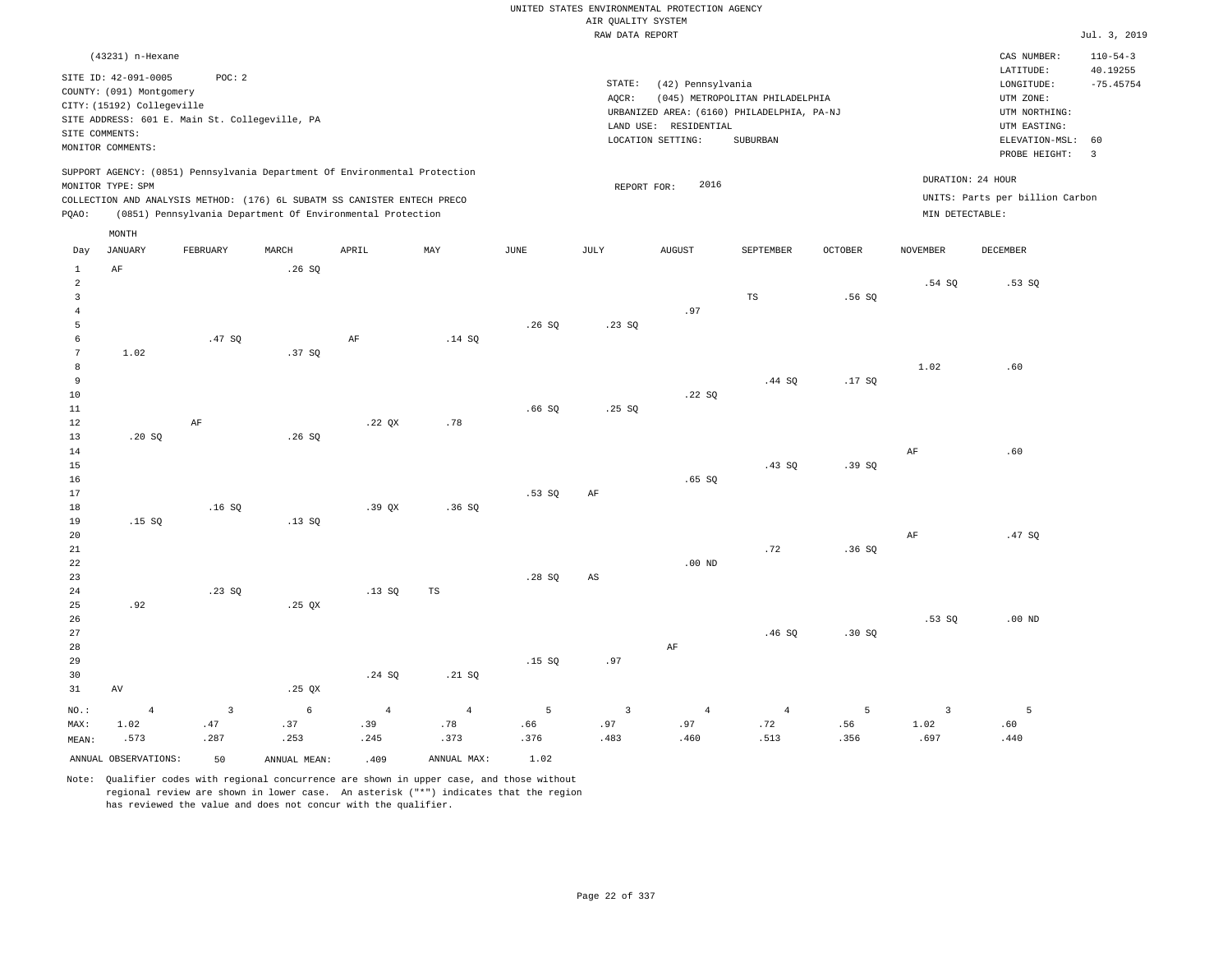UNITED STATES ENVIRONMENTAL PROTECTION AGENCY
AIR QUALITY SYSTEM
RAW DATA REPORT

Jul. 3, 2019

(43231) n-Hexane

SITE ID: 42-091-0005 POC: 2
COUNTY: (091) Montgomery
CITY: (15192) Collegeville
SITE ADDRESS: 601 E. Main St. Collegeville, PA
SITE COMMENTS:
MONITOR COMMENTS:

STATE: (42) Pennsylvania
AQCR: (045) METROPOLITAN PHILADELPHIA
URBANIZED AREA: (6160) PHILADELPHIA, PA-NJ
LAND USE: RESIDENTIAL
LOCATION SETTING: SUBURBAN

CAS NUMBER: 110-54-3
LATITUDE: 40.19255
LONGITUDE: -75.45754
UTM ZONE:
UTM NORTHING:
UTM EASTING:
ELEVATION-MSL: 60
PROBE HEIGHT: 3

SUPPORT AGENCY: (0851) Pennsylvania Department Of Environmental Protection
MONITOR TYPE: SPM
COLLECTION AND ANALYSIS METHOD: (176) 6L SUBATM SS CANISTER ENTECH PRECO
PQAO: (0851) Pennsylvania Department Of Environmental Protection

REPORT FOR: 2016

DURATION: 24 HOUR
UNITS: Parts per billion Carbon
MIN DETECTABLE:

| Day | JANUARY | FEBRUARY | MARCH | APRIL | MAY | JUNE | JULY | AUGUST | SEPTEMBER | OCTOBER | NOVEMBER | DECEMBER |
|---|---|---|---|---|---|---|---|---|---|---|---|---|
| 1 | AF | | .26 SQ | | | | | | | | | |
| 2 | | | | | | | | | | | .54 SQ | .53 SQ |
| 3 | | | | | | | | | TS | .56 SQ | | |
| 4 | | | | | | | | .97 | | | | |
| 5 | | | | | | .26 SQ | .23 SQ | | | | | |
| 6 | | .47 SQ | | AF | .14 SQ | | | | | | | |
| 7 | 1.02 | | .37 SQ | | | | | | | | | |
| 8 | | | | | | | | | | | 1.02 | .60 |
| 9 | | | | | | | | | .44 SQ | .17 SQ | | |
| 10 | | | | | | | | .22 SQ | | | | |
| 11 | | | | | | .66 SQ | .25 SQ | | | | | |
| 12 | | AF | | .22 QX | .78 | | | | | | | |
| 13 | .20 SQ | | .26 SQ | | | | | | | | | |
| 14 | | | | | | | | | | | AF | .60 |
| 15 | | | | | | | | | .43 SQ | .39 SQ | | |
| 16 | | | | | | | | .65 SQ | | | | |
| 17 | | | | | | .53 SQ | AF | | | | | |
| 18 | | .16 SQ | | .39 QX | .36 SQ | | | | | | | |
| 19 | .15 SQ | | .13 SQ | | | | | | | | | |
| 20 | | | | | | | | | | | AF | .47 SQ |
| 21 | | | | | | | | | .72 | .36 SQ | | |
| 22 | | | | | | | | .00 ND | | | | |
| 23 | | | | | | .28 SQ | AS | | | | | |
| 24 | | .23 SQ | | .13 SQ | TS | | | | | | | |
| 25 | .92 | | .25 QX | | | | | | | | | |
| 26 | | | | | | | | | | | .53 SQ | .00 ND |
| 27 | | | | | | | | | .46 SQ | .30 SQ | | |
| 28 | | | | | | | | AF | | | | |
| 29 | | | | | | .15 SQ | .97 | | | | | |
| 30 | | | | .24 SQ | .21 SQ | | | | | | | |
| 31 | AV | | .25 QX | | | | | | | | | |
| NO.: | 4 | 3 | 6 | 4 | 4 | 5 | 3 | 4 | 4 | 5 | 3 | 5 |
| MAX: | 1.02 | .47 | .37 | .39 | .78 | .66 | .97 | .97 | .72 | .56 | 1.02 | .60 |
| MEAN: | .573 | .287 | .253 | .245 | .373 | .376 | .483 | .460 | .513 | .356 | .697 | .440 |

ANNUAL OBSERVATIONS: 50 ANNUAL MEAN: .409 ANNUAL MAX: 1.02

Note: Qualifier codes with regional concurrence are shown in upper case, and those without regional review are shown in lower case. An asterisk ("*") indicates that the region has reviewed the value and does not concur with the qualifier.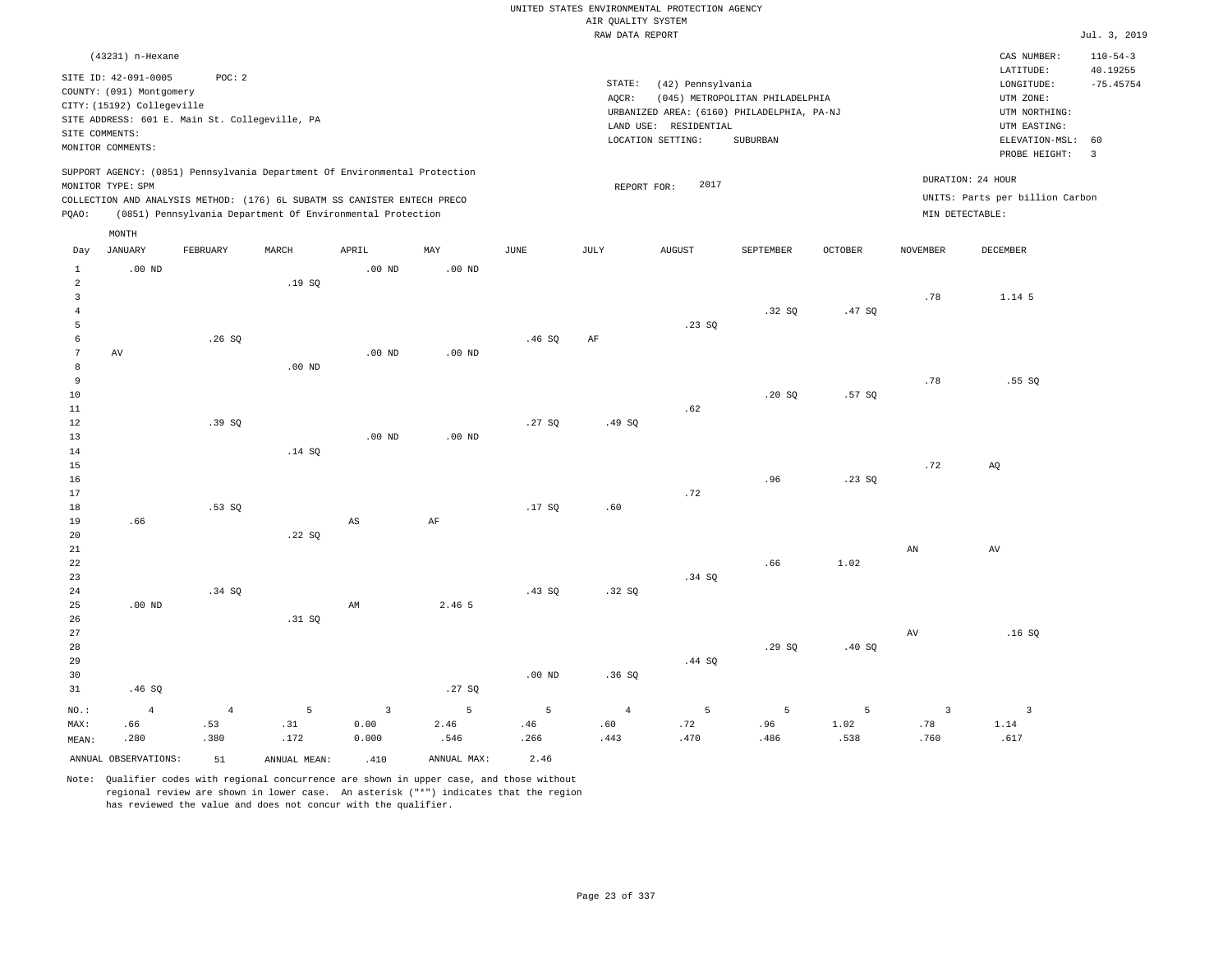UNITED STATES ENVIRONMENTAL PROTECTION AGENCY
AIR QUALITY SYSTEM
RAW DATA REPORT

Jul. 3, 2019

(43231) n-Hexane

SITE ID: 42-091-0005 POC: 2
COUNTY: (091) Montgomery
CITY: (15192) Collegeville
SITE ADDRESS: 601 E. Main St. Collegeville, PA
SITE COMMENTS:
MONITOR COMMENTS:

STATE: (42) Pennsylvania
AQCR: (045) METROPOLITAN PHILADELPHIA
URBANIZED AREA: (6160) PHILADELPHIA, PA-NJ
LAND USE: RESIDENTIAL
LOCATION SETTING: SUBURBAN

CAS NUMBER: 110-54-3
LATITUDE: 40.19255
LONGITUDE: -75.45754
UTM ZONE:
UTM NORTHING:
UTM EASTING:
ELEVATION-MSL: 60
PROBE HEIGHT: 3

SUPPORT AGENCY: (0851) Pennsylvania Department Of Environmental Protection
MONITOR TYPE: SPM
COLLECTION AND ANALYSIS METHOD: (176) 6L SUBATM SS CANISTER ENTECH PRECO
PQAO: (0851) Pennsylvania Department Of Environmental Protection

REPORT FOR: 2017

DURATION: 24 HOUR
UNITS: Parts per billion Carbon
MIN DETECTABLE:

| Day | JANUARY | FEBRUARY | MARCH | APRIL | MAY | JUNE | JULY | AUGUST | SEPTEMBER | OCTOBER | NOVEMBER | DECEMBER |
|---|---|---|---|---|---|---|---|---|---|---|---|---|
| 1 | .00 ND | | | .00 ND | .00 ND | | | | | | | |
| 2 | | | .19 SQ | | | | | | | | | |
| 3 | | | | | | | | | | | .78 | 1.14 5 |
| 4 | | | | | | | | | .32 SQ | .47 SQ | | |
| 5 | | | | | | | | .23 SQ | | | | |
| 6 | | .26 SQ | | | | .46 SQ | AF | | | | | |
| 7 | AV | | | .00 ND | .00 ND | | | | | | | |
| 8 | | | .00 ND | | | | | | | | | |
| 9 | | | | | | | | | | | .78 | .55 SQ |
| 10 | | | | | | | | | .20 SQ | .57 SQ | | |
| 11 | | | | | | | | .62 | | | | |
| 12 | | .39 SQ | | | | .27 SQ | .49 SQ | | | | | |
| 13 | | | | .00 ND | .00 ND | | | | | | | |
| 14 | | | .14 SQ | | | | | | | | | |
| 15 | | | | | | | | | | | .72 | AQ |
| 16 | | | | | | | | | .96 | .23 SQ | | |
| 17 | | | | | | | | .72 | | | | |
| 18 | | .53 SQ | | | | .17 SQ | .60 | | | | | |
| 19 | .66 | | | AS | AF | | | | | | | |
| 20 | | | .22 SQ | | | | | | | | | |
| 21 | | | | | | | | | | | AN | AV |
| 22 | | | | | | | | | .66 | 1.02 | | |
| 23 | | | | | | | | .34 SQ | | | | |
| 24 | | .34 SQ | | | | .43 SQ | .32 SQ | | | | | |
| 25 | .00 ND | | | AM | 2.46 5 | | | | | | | |
| 26 | | | .31 SQ | | | | | | | | | |
| 27 | | | | | | | | | | | AV | .16 SQ |
| 28 | | | | | | | | | .29 SQ | .40 SQ | | |
| 29 | | | | | | | | .44 SQ | | | | |
| 30 | | | | | | .00 ND | .36 SQ | | | | | |
| 31 | .46 SQ | | | | .27 SQ | | | | | | | |
| NO.: | 4 | 4 | 5 | 3 | 5 | 5 | 4 | 5 | 5 | 5 | 3 | 3 |
| MAX: | .66 | .53 | .31 | 0.00 | 2.46 | .46 | .60 | .72 | .96 | 1.02 | .78 | 1.14 |
| MEAN: | .280 | .380 | .172 | 0.000 | .546 | .266 | .443 | .470 | .486 | .538 | .760 | .617 |

ANNUAL OBSERVATIONS: 51 ANNUAL MEAN: .410 ANNUAL MAX: 2.46

Note: Qualifier codes with regional concurrence are shown in upper case, and those without regional review are shown in lower case. An asterisk ("*") indicates that the region has reviewed the value and does not concur with the qualifier.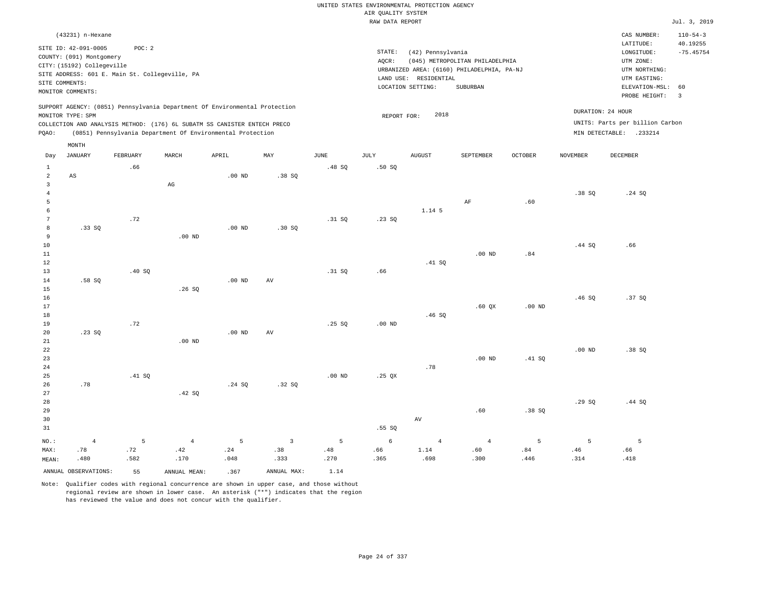UNITED STATES ENVIRONMENTAL PROTECTION AGENCY
AIR QUALITY SYSTEM
RAW DATA REPORT

Jul. 3, 2019

(43231) n-Hexane

SITE ID: 42-091-0005 POC: 2
COUNTY: (091) Montgomery
CITY: (15192) Collegeville
SITE ADDRESS: 601 E. Main St. Collegeville, PA
SITE COMMENTS:
MONITOR COMMENTS:

STATE: (42) Pennsylvania
AQCR: (045) METROPOLITAN PHILADELPHIA
URBANIZED AREA: (6160) PHILADELPHIA, PA-NJ
LAND USE: RESIDENTIAL
LOCATION SETTING: SUBURBAN

CAS NUMBER: 110-54-3
LATITUDE: 40.19255
LONGITUDE: -75.45754
UTM ZONE:
UTM NORTHING:
UTM EASTING:
ELEVATION-MSL: 60
PROBE HEIGHT: 3

SUPPORT AGENCY: (0851) Pennsylvania Department Of Environmental Protection
MONITOR TYPE: SPM
COLLECTION AND ANALYSIS METHOD: (176) 6L SUBATM SS CANISTER ENTECH PRECO
PQAO: (0851) Pennsylvania Department Of Environmental Protection

REPORT FOR: 2018

DURATION: 24 HOUR
UNITS: Parts per billion Carbon
MIN DETECTABLE: .233214

| Day | JANUARY | FEBRUARY | MARCH | APRIL | MAY | JUNE | JULY | AUGUST | SEPTEMBER | OCTOBER | NOVEMBER | DECEMBER |
|---|---|---|---|---|---|---|---|---|---|---|---|---|
| 1 | | .66 | | | | .48 SQ | .50 SQ | | | | | |
| 2 | AS | | | .00 ND | .38 SQ | | | | | | | |
| 3 | | | AG | | | | | | | | | |
| 4 | | | | | | | | | | | .38 SQ | .24 SQ |
| 5 | | | | | | | | | AF | .60 | | |
| 6 | | | | | | | | 1.14 5 | | | | |
| 7 | | .72 | | | | .31 SQ | .23 SQ | | | | | |
| 8 | .33 SQ | | | .00 ND | .30 SQ | | | | | | | |
| 9 | | | .00 ND | | | | | | | | | |
| 10 | | | | | | | | | | | .44 SQ | .66 |
| 11 | | | | | | | | | .00 ND | .84 | | |
| 12 | | | | | | | | .41 SQ | | | | |
| 13 | | .40 SQ | | | | .31 SQ | .66 | | | | | |
| 14 | .58 SQ | | | .00 ND | AV | | | | | | | |
| 15 | | | .26 SQ | | | | | | | | | |
| 16 | | | | | | | | | | | .46 SQ | .37 SQ |
| 17 | | | | | | | | | .60 QX | .00 ND | | |
| 18 | | | | | | | | .46 SQ | | | | |
| 19 | | .72 | | | | .25 SQ | .00 ND | | | | | |
| 20 | .23 SQ | | | .00 ND | AV | | | | | | | |
| 21 | | | .00 ND | | | | | | | | | |
| 22 | | | | | | | | | | | .00 ND | .38 SQ |
| 23 | | | | | | | | | .00 ND | .41 SQ | | |
| 24 | | | | | | | | .78 | | | | |
| 25 | | .41 SQ | | | | .00 ND | .25 QX | | | | | |
| 26 | .78 | | | .24 SQ | .32 SQ | | | | | | | |
| 27 | | | .42 SQ | | | | | | | | | |
| 28 | | | | | | | | | | | .29 SQ | .44 SQ |
| 29 | | | | | | | | | .60 | .38 SQ | | |
| 30 | | | | | | | | AV | | | | |
| 31 | | | | | | | .55 SQ | | | | | |
| NO.: | 4 | 5 | 4 | 5 | 3 | 5 | 6 | 4 | 4 | 5 | 5 | 5 |
| MAX: | .78 | .72 | .42 | .24 | .38 | .48 | .66 | 1.14 | .60 | .84 | .46 | .66 |
| MEAN: | .480 | .582 | .170 | .048 | .333 | .270 | .365 | .698 | .300 | .446 | .314 | .418 |

ANNUAL OBSERVATIONS: 55 ANNUAL MEAN: .367 ANNUAL MAX: 1.14

Note: Qualifier codes with regional concurrence are shown in upper case, and those without regional review are shown in lower case. An asterisk ("*") indicates that the region has reviewed the value and does not concur with the qualifier.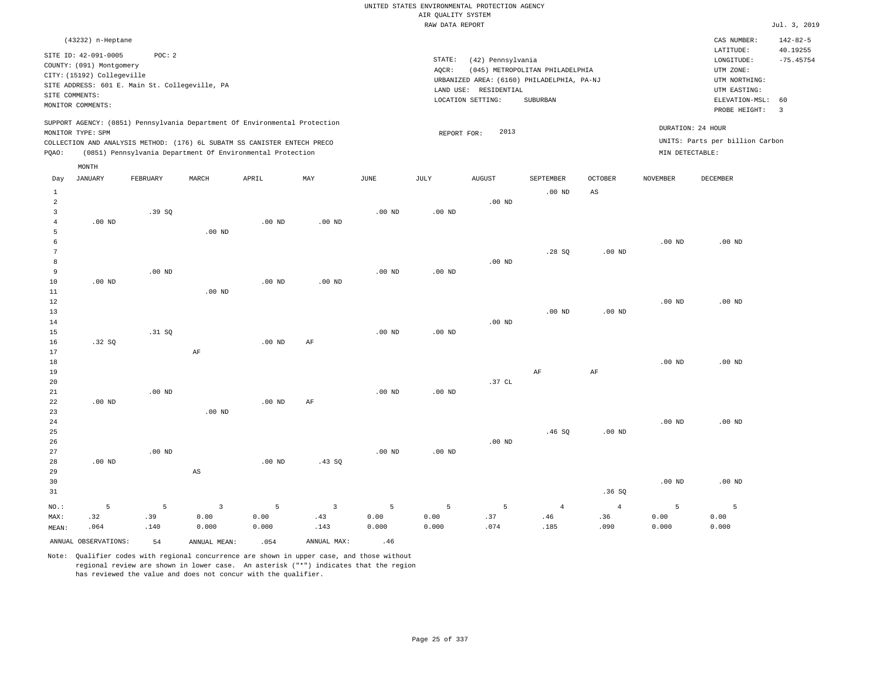UNITED STATES ENVIRONMENTAL PROTECTION AGENCY
AIR QUALITY SYSTEM
RAW DATA REPORT

Jul. 3, 2019

(43232) n-Heptane

SITE ID: 42-091-0005 POC: 2
COUNTY: (091) Montgomery
CITY: (15192) Collegeville
SITE ADDRESS: 601 E. Main St. Collegeville, PA
SITE COMMENTS:
MONITOR COMMENTS:

STATE: (42) Pennsylvania
AQCR: (045) METROPOLITAN PHILADELPHIA
URBANIZED AREA: (6160) PHILADELPHIA, PA-NJ
LAND USE: RESIDENTIAL
LOCATION SETTING: SUBURBAN

CAS NUMBER: 142-82-5
LATITUDE: 40.19255
LONGITUDE: -75.45754
UTM ZONE:
UTM NORTHING:
UTM EASTING:
ELEVATION-MSL: 60
PROBE HEIGHT: 3

SUPPORT AGENCY: (0851) Pennsylvania Department Of Environmental Protection
MONITOR TYPE: SPM
COLLECTION AND ANALYSIS METHOD: (176) 6L SUBATM SS CANISTER ENTECH PRECO
PQAO: (0851) Pennsylvania Department Of Environmental Protection

REPORT FOR: 2013

DURATION: 24 HOUR
UNITS: Parts per billion Carbon
MIN DETECTABLE:

| Day | JANUARY | FEBRUARY | MARCH | APRIL | MAY | JUNE | JULY | AUGUST | SEPTEMBER | OCTOBER | NOVEMBER | DECEMBER |
|---|---|---|---|---|---|---|---|---|---|---|---|---|
| 1 | | | | | | | | | .00 ND | AS | | |
| 2 | | | | | | | | .00 ND | | | | |
| 3 | | .39 SQ | | | | .00 ND | .00 ND | | | | | |
| 4 | .00 ND | | | .00 ND | .00 ND | | | | | | | |
| 5 | | | .00 ND | | | | | | | | | |
| 6 | | | | | | | | | | | .00 ND | .00 ND |
| 7 | | | | | | | | | .28 SQ | .00 ND | | |
| 8 | | | | | | | | .00 ND | | | | |
| 9 | | .00 ND | | | | .00 ND | .00 ND | | | | | |
| 10 | .00 ND | | | .00 ND | .00 ND | | | | | | | |
| 11 | | | .00 ND | | | | | | | | | |
| 12 | | | | | | | | | | | .00 ND | .00 ND |
| 13 | | | | | | | | | .00 ND | .00 ND | | |
| 14 | | | | | | | | .00 ND | | | | |
| 15 | | .31 SQ | | | | .00 ND | .00 ND | | | | | |
| 16 | .32 SQ | | | .00 ND | AF | | | | | | | |
| 17 | | | AF | | | | | | | | | |
| 18 | | | | | | | | | | | .00 ND | .00 ND |
| 19 | | | | | | | | | AF | AF | | |
| 20 | | | | | | | | .37 CL | | | | |
| 21 | | .00 ND | | | | .00 ND | .00 ND | | | | | |
| 22 | .00 ND | | | .00 ND | AF | | | | | | | |
| 23 | | | .00 ND | | | | | | | | | |
| 24 | | | | | | | | | | | .00 ND | .00 ND |
| 25 | | | | | | | | | .46 SQ | .00 ND | | |
| 26 | | | | | | | | .00 ND | | | | |
| 27 | | .00 ND | | | | .00 ND | .00 ND | | | | | |
| 28 | .00 ND | | | .00 ND | .43 SQ | | | | | | | |
| 29 | | | AS | | | | | | | | | |
| 30 | | | | | | | | | | | .00 ND | .00 ND |
| 31 | | | | | | | | | | .36 SQ | | |
| NO.: | 5 | 5 | 3 | 5 | 3 | 5 | 5 | 5 | 4 | 4 | 5 | 5 |
| MAX: | .32 | .39 | 0.00 | 0.00 | .43 | 0.00 | 0.00 | .37 | .46 | .36 | 0.00 | 0.00 |
| MEAN: | .064 | .140 | 0.000 | 0.000 | .143 | 0.000 | 0.000 | .074 | .185 | .090 | 0.000 | 0.000 |

ANNUAL OBSERVATIONS: 54 ANNUAL MEAN: .054 ANNUAL MAX: .46

Note: Qualifier codes with regional concurrence are shown in upper case, and those without regional review are shown in lower case. An asterisk ("*") indicates that the region has reviewed the value and does not concur with the qualifier.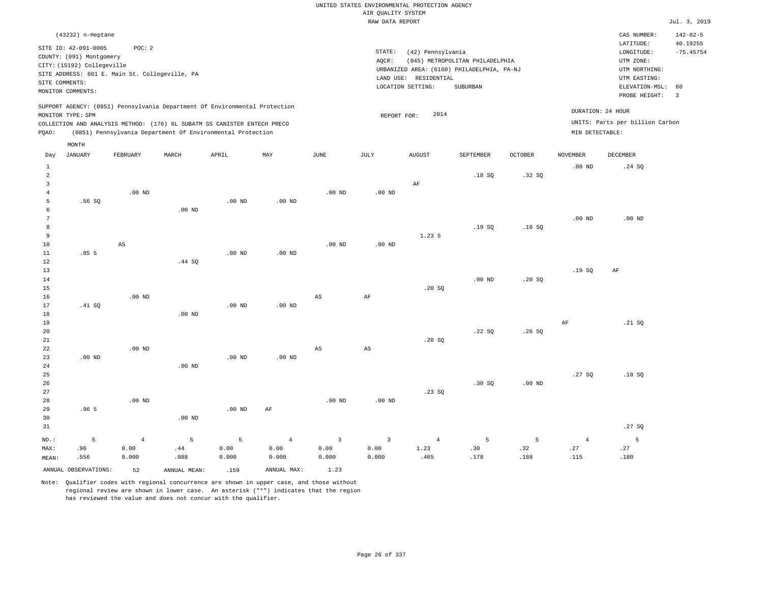UNITED STATES ENVIRONMENTAL PROTECTION AGENCY
AIR QUALITY SYSTEM
RAW DATA REPORT

Jul. 3, 2019

(43232) n-Heptane

SITE ID: 42-091-0005 POC: 2
COUNTY: (091) Montgomery
CITY: (15192) Collegeville
SITE ADDRESS: 601 E. Main St. Collegeville, PA
SITE COMMENTS:
MONITOR COMMENTS:

STATE: (42) Pennsylvania
AQCR: (045) METROPOLITAN PHILADELPHIA
URBANIZED AREA: (6160) PHILADELPHIA, PA-NJ
LAND USE: RESIDENTIAL
LOCATION SETTING: SUBURBAN

CAS NUMBER: 142-82-5
LATITUDE: 40.19255
LONGITUDE: -75.45754
UTM ZONE:
UTM NORTHING:
UTM EASTING:
ELEVATION-MSL: 60
PROBE HEIGHT: 3

SUPPORT AGENCY: (0851) Pennsylvania Department Of Environmental Protection
MONITOR TYPE: SPM
COLLECTION AND ANALYSIS METHOD: (176) 6L SUBATM SS CANISTER ENTECH PRECO
PQAO: (0851) Pennsylvania Department Of Environmental Protection

REPORT FOR: 2014

DURATION: 24 HOUR
UNITS: Parts per billion Carbon
MIN DETECTABLE:

| Day | JANUARY | FEBRUARY | MARCH | APRIL | MAY | JUNE | JULY | AUGUST | SEPTEMBER | OCTOBER | NOVEMBER | DECEMBER |
|---|---|---|---|---|---|---|---|---|---|---|---|---|
| 1 | | | | | | | | | | | .00 ND | .24 SQ |
| 2 | | | | | | | | | .18 SQ | .32 SQ | | |
| 3 | | | | | | | | AF | | | | |
| 4 | | .00 ND | | | | .00 ND | .00 ND | | | | | |
| 5 | .56 SQ | | | .00 ND | .00 ND | | | | | | | |
| 6 | | | .00 ND | | | | | | | | | |
| 7 | | | | | | | | | | | .00 ND | .00 ND |
| 8 | | | | | | | | | .19 SQ | .16 SQ | | |
| 9 | | | | | | | | 1.23 5 | | | | |
| 10 | | AS | | | | .00 ND | .00 ND | | | | | |
| 11 | .85 5 | | | .00 ND | .00 ND | | | | | | | |
| 12 | | | .44 SQ | | | | | | | | | |
| 13 | | | | | | | | | | | .19 SQ | AF |
| 14 | | | | | | | | | .00 ND | .20 SQ | | |
| 15 | | | | | | | | .20 SQ | | | | |
| 16 | | .00 ND | | | | AS | AF | | | | | |
| 17 | .41 SQ | | | .00 ND | .00 ND | | | | | | | |
| 18 | | | .00 ND | | | | | | | | | |
| 19 | | | | | | | | | | | AF | .21 SQ |
| 20 | | | | | | | | | .22 SQ | .26 SQ | | |
| 21 | | | | | | | | .20 SQ | | | | |
| 22 | | .00 ND | | | | AS | AS | | | | | |
| 23 | .00 ND | | | .00 ND | .00 ND | | | | | | | |
| 24 | | | .00 ND | | | | | | | | | |
| 25 | | | | | | | | | | | .27 SQ | .18 SQ |
| 26 | | | | | | | | | .30 SQ | .00 ND | | |
| 27 | | | | | | | | .23 SQ | | | | |
| 28 | | .00 ND | | | | .00 ND | .00 ND | | | | | |
| 29 | .96 5 | | | .00 ND | AF | | | | | | | |
| 30 | | | .00 ND | | | | | | | | | |
| 31 | | | | | | | | | | | | .27 SQ |
| NO.: | 5 | 4 | 5 | 5 | 4 | 3 | 3 | 4 | 5 | 5 | 4 | 5 |
| MAX: | .96 | 0.00 | .44 | 0.00 | 0.00 | 0.00 | 0.00 | 1.23 | .30 | .32 | .27 | .27 |
| MEAN: | .556 | 0.000 | .088 | 0.000 | 0.000 | 0.000 | 0.000 | .465 | .178 | .188 | .115 | .180 |

ANNUAL OBSERVATIONS: 52 ANNUAL MEAN: .159 ANNUAL MAX: 1.23

Note: Qualifier codes with regional concurrence are shown in upper case, and those without regional review are shown in lower case. An asterisk ("*") indicates that the region has reviewed the value and does not concur with the qualifier.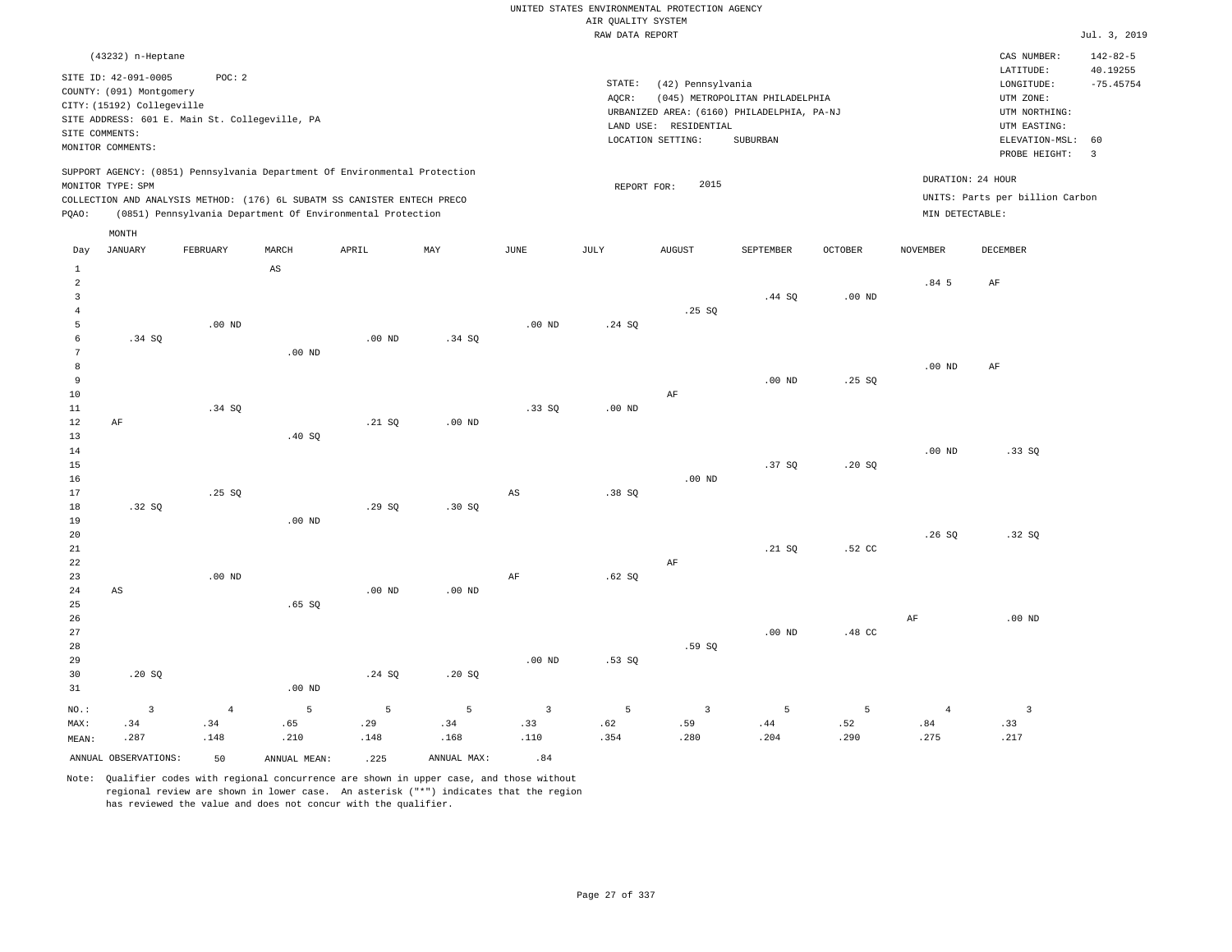UNITED STATES ENVIRONMENTAL PROTECTION AGENCY
AIR QUALITY SYSTEM
RAW DATA REPORT

Jul. 3, 2019

(43232) n-Heptane

SITE ID: 42-091-0005 POC: 2
COUNTY: (091) Montgomery
CITY: (15192) Collegeville
SITE ADDRESS: 601 E. Main St. Collegeville, PA
SITE COMMENTS:
MONITOR COMMENTS:

STATE: (42) Pennsylvania
AQCR: (045) METROPOLITAN PHILADELPHIA
URBANIZED AREA: (6160) PHILADELPHIA, PA-NJ
LAND USE: RESIDENTIAL
LOCATION SETTING: SUBURBAN

CAS NUMBER: 142-82-5
LATITUDE: 40.19255
LONGITUDE: -75.45754
UTM ZONE:
UTM NORTHING:
UTM EASTING:
ELEVATION-MSL: 60
PROBE HEIGHT: 3

SUPPORT AGENCY: (0851) Pennsylvania Department Of Environmental Protection
MONITOR TYPE: SPM
COLLECTION AND ANALYSIS METHOD: (176) 6L SUBATM SS CANISTER ENTECH PRECO
PQAO: (0851) Pennsylvania Department Of Environmental Protection

REPORT FOR: 2015

DURATION: 24 HOUR
UNITS: Parts per billion Carbon
MIN DETECTABLE:

| Day | JANUARY | FEBRUARY | MARCH | APRIL | MAY | JUNE | JULY | AUGUST | SEPTEMBER | OCTOBER | NOVEMBER | DECEMBER |
|---|---|---|---|---|---|---|---|---|---|---|---|---|
| 1 | | | AS | | | | | | | | | |
| 2 | | | | | | | | | | | .84 5 | AF |
| 3 | | | | | | | | | .44 SQ | .00 ND | | |
| 4 | | | | | | | | .25 SQ | | | | |
| 5 | | .00 ND | | | | .00 ND | .24 SQ | | | | | |
| 6 | .34 SQ | | | .00 ND | .34 SQ | | | | | | | |
| 7 | | | .00 ND | | | | | | | | | |
| 8 | | | | | | | | | | | .00 ND | AF |
| 9 | | | | | | | | | .00 ND | .25 SQ | | |
| 10 | | | | | | | | AF | | | | |
| 11 | | .34 SQ | | | | .33 SQ | .00 ND | | | | | |
| 12 | AF | | | .21 SQ | .00 ND | | | | | | | |
| 13 | | | .40 SQ | | | | | | | | | |
| 14 | | | | | | | | | | | .00 ND | .33 SQ |
| 15 | | | | | | | | | .37 SQ | .20 SQ | | |
| 16 | | | | | | | | .00 ND | | | | |
| 17 | | .25 SQ | | | | AS | .38 SQ | | | | | |
| 18 | .32 SQ | | | .29 SQ | .30 SQ | | | | | | | |
| 19 | | | .00 ND | | | | | | | | | |
| 20 | | | | | | | | | | | .26 SQ | .32 SQ |
| 21 | | | | | | | | | .21 SQ | .52 CC | | |
| 22 | | | | | | | | AF | | | | |
| 23 | | .00 ND | | | | AF | .62 SQ | | | | | |
| 24 | AS | | | .00 ND | .00 ND | | | | | | | |
| 25 | | | .65 SQ | | | | | | | | | |
| 26 | | | | | | | | | | | AF | .00 ND |
| 27 | | | | | | | | | .00 ND | .48 CC | | |
| 28 | | | | | | | | .59 SQ | | | | |
| 29 | | | | | | .00 ND | .53 SQ | | | | | |
| 30 | .20 SQ | | | .24 SQ | .20 SQ | | | | | | | |
| 31 | | | .00 ND | | | | | | | | | |
| NO.: | 3 | 4 | 5 | 5 | 5 | 3 | 5 | 3 | 5 | 5 | 4 | 3 |
| MAX: | .34 | .34 | .65 | .29 | .34 | .33 | .62 | .59 | .44 | .52 | .84 | .33 |
| MEAN: | .287 | .148 | .210 | .148 | .168 | .110 | .354 | .280 | .204 | .290 | .275 | .217 |

ANNUAL OBSERVATIONS: 50 ANNUAL MEAN: .225 ANNUAL MAX: .84

Note: Qualifier codes with regional concurrence are shown in upper case, and those without regional review are shown in lower case. An asterisk ("*") indicates that the region has reviewed the value and does not concur with the qualifier.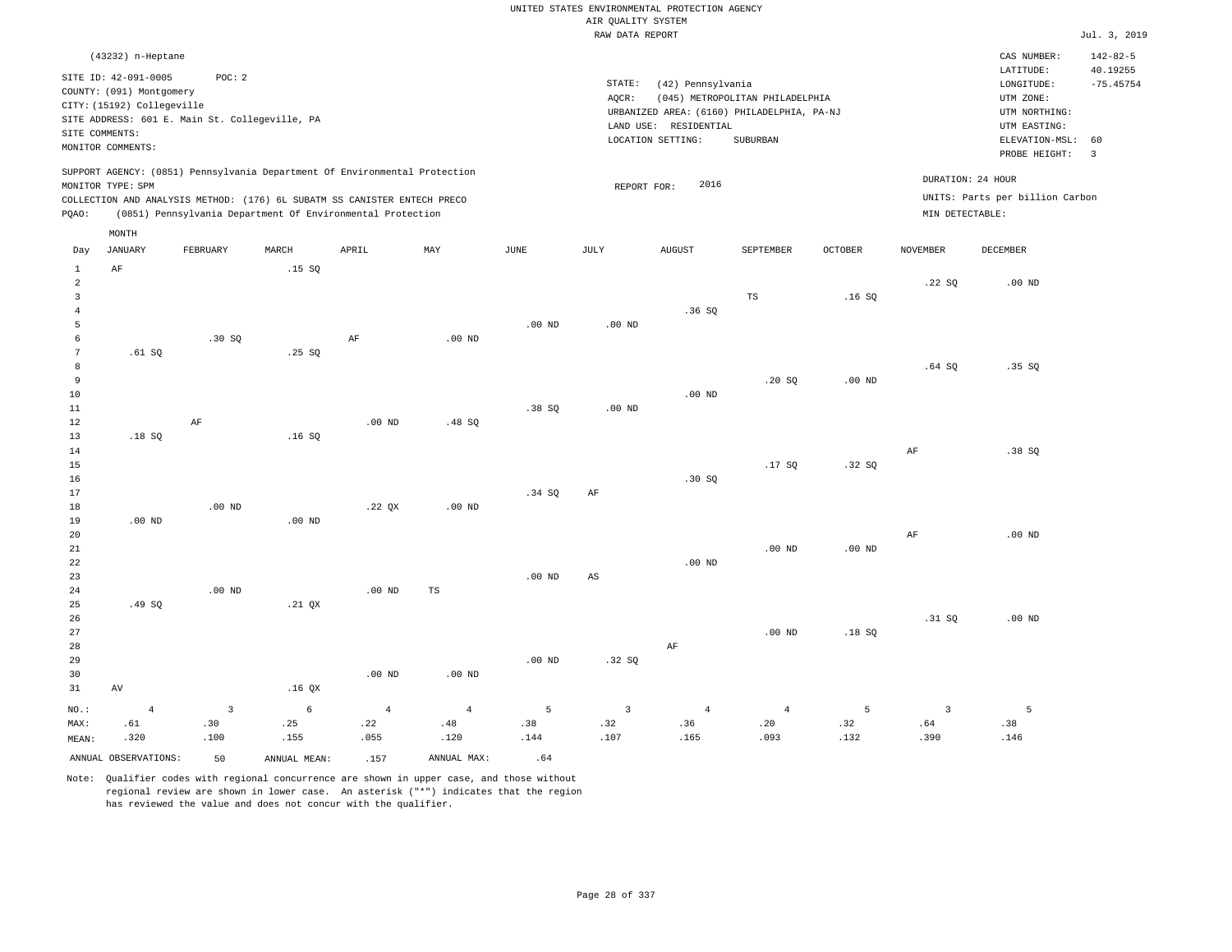UNITED STATES ENVIRONMENTAL PROTECTION AGENCY
AIR QUALITY SYSTEM
RAW DATA REPORT

Jul. 3, 2019

(43232) n-Heptane

SITE ID: 42-091-0005 POC: 2
COUNTY: (091) Montgomery
CITY: (15192) Collegeville
SITE ADDRESS: 601 E. Main St. Collegeville, PA
SITE COMMENTS:
MONITOR COMMENTS:

STATE: (42) Pennsylvania
AQCR: (045) METROPOLITAN PHILADELPHIA
URBANIZED AREA: (6160) PHILADELPHIA, PA-NJ
LAND USE: RESIDENTIAL
LOCATION SETTING: SUBURBAN

CAS NUMBER: 142-82-5
LATITUDE: 40.19255
LONGITUDE: -75.45754
UTM ZONE:
UTM NORTHING:
UTM EASTING:
ELEVATION-MSL: 60
PROBE HEIGHT: 3

SUPPORT AGENCY: (0851) Pennsylvania Department Of Environmental Protection
MONITOR TYPE: SPM
COLLECTION AND ANALYSIS METHOD: (176) 6L SUBATM SS CANISTER ENTECH PRECO
PQAO: (0851) Pennsylvania Department Of Environmental Protection

REPORT FOR: 2016

DURATION: 24 HOUR
UNITS: Parts per billion Carbon
MIN DETECTABLE:

| Day | JANUARY | FEBRUARY | MARCH | APRIL | MAY | JUNE | JULY | AUGUST | SEPTEMBER | OCTOBER | NOVEMBER | DECEMBER |
|---|---|---|---|---|---|---|---|---|---|---|---|---|
| 1 | AF | | .15 SQ | | | | | | | | | |
| 2 | | | | | | | | | | | .22 SQ | .00 ND |
| 3 | | | | | | | | | TS | .16 SQ | | |
| 4 | | | | | | | | .36 SQ | | | | |
| 5 | | | | | | .00 ND | .00 ND | | | | | |
| 6 | | .30 SQ | | AF | .00 ND | | | | | | | |
| 7 | .61 SQ | | .25 SQ | | | | | | | | | |
| 8 | | | | | | | | | | | .64 SQ | .35 SQ |
| 9 | | | | | | | | | .20 SQ | .00 ND | | |
| 10 | | | | | | | | .00 ND | | | | |
| 11 | | | | | | .38 SQ | .00 ND | | | | | |
| 12 | | AF | | .00 ND | .48 SQ | | | | | | | |
| 13 | .18 SQ | | .16 SQ | | | | | | | | | |
| 14 | | | | | | | | | | | AF | .38 SQ |
| 15 | | | | | | | | | .17 SQ | .32 SQ | | |
| 16 | | | | | | | | .30 SQ | | | | |
| 17 | | | | | | .34 SQ | AF | | | | | |
| 18 | | .00 ND | | .22 QX | .00 ND | | | | | | | |
| 19 | .00 ND | | .00 ND | | | | | | | | | |
| 20 | | | | | | | | | | | AF | .00 ND |
| 21 | | | | | | | | | .00 ND | .00 ND | | |
| 22 | | | | | | | | .00 ND | | | | |
| 23 | | | | | | .00 ND | AS | | | | | |
| 24 | | .00 ND | | .00 ND | TS | | | | | | | |
| 25 | .49 SQ | | .21 QX | | | | | | | | | |
| 26 | | | | | | | | | | | .31 SQ | .00 ND |
| 27 | | | | | | | | | .00 ND | .18 SQ | | |
| 28 | | | | | | | | AF | | | | |
| 29 | | | | | | .00 ND | .32 SQ | | | | | |
| 30 | | | | .00 ND | .00 ND | | | | | | | |
| 31 | AV | | .16 QX | | | | | | | | | |
| NO.: | 4 | 3 | 6 | 4 | 4 | 5 | 3 | 4 | 4 | 5 | 3 | 5 |
| MAX: | .61 | .30 | .25 | .22 | .48 | .38 | .32 | .36 | .20 | .32 | .64 | .38 |
| MEAN: | .320 | .100 | .155 | .055 | .120 | .144 | .107 | .165 | .093 | .132 | .390 | .146 |

ANNUAL OBSERVATIONS: 50 ANNUAL MEAN: .157 ANNUAL MAX: .64

Note: Qualifier codes with regional concurrence are shown in upper case, and those without regional review are shown in lower case. An asterisk ("*") indicates that the region has reviewed the value and does not concur with the qualifier.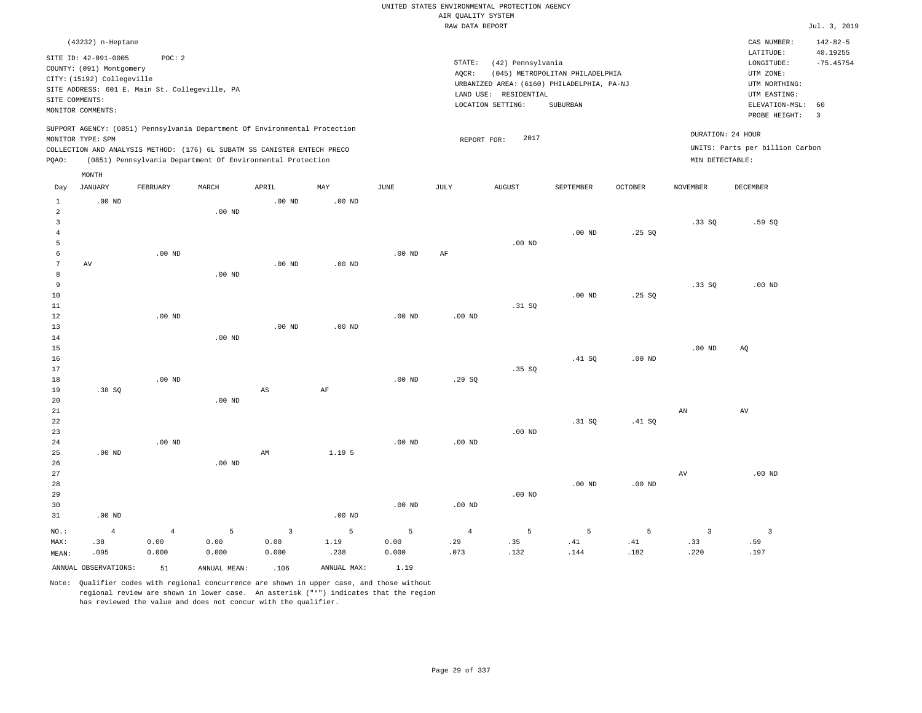UNITED STATES ENVIRONMENTAL PROTECTION AGENCY
AIR QUALITY SYSTEM
RAW DATA REPORT

Jul. 3, 2019

(43232) n-Heptane

SITE ID: 42-091-0005 POC: 2
COUNTY: (091) Montgomery
CITY: (15192) Collegeville
SITE ADDRESS: 601 E. Main St. Collegeville, PA
SITE COMMENTS:
MONITOR COMMENTS:

STATE: (42) Pennsylvania
AQCR: (045) METROPOLITAN PHILADELPHIA
URBANIZED AREA: (6160) PHILADELPHIA, PA-NJ
LAND USE: RESIDENTIAL
LOCATION SETTING: SUBURBAN

CAS NUMBER: 142-82-5
LATITUDE: 40.19255
LONGITUDE: -75.45754
UTM ZONE:
UTM NORTHING:
UTM EASTING:
ELEVATION-MSL: 60
PROBE HEIGHT: 3

SUPPORT AGENCY: (0851) Pennsylvania Department Of Environmental Protection
MONITOR TYPE: SPM
COLLECTION AND ANALYSIS METHOD: (176) 6L SUBATM SS CANISTER ENTECH PRECO
PQAO: (0851) Pennsylvania Department Of Environmental Protection

REPORT FOR: 2017

DURATION: 24 HOUR
UNITS: Parts per billion Carbon
MIN DETECTABLE:

| Day | JANUARY | FEBRUARY | MARCH | APRIL | MAY | JUNE | JULY | AUGUST | SEPTEMBER | OCTOBER | NOVEMBER | DECEMBER |
|---|---|---|---|---|---|---|---|---|---|---|---|---|
| 1 | .00 ND | | | .00 ND | .00 ND | | | | | | | |
| 2 | | | .00 ND | | | | | | | | | |
| 3 | | | | | | | | | | | .33 SQ | .59 SQ |
| 4 | | | | | | | | | .00 ND | .25 SQ | | |
| 5 | | | | | | | | .00 ND | | | | |
| 6 | | .00 ND | | | | .00 ND | AF | | | | | |
| 7 | AV | | | .00 ND | .00 ND | | | | | | | |
| 8 | | | .00 ND | | | | | | | | | |
| 9 | | | | | | | | | | | .33 SQ | .00 ND |
| 10 | | | | | | | | | .00 ND | .25 SQ | | |
| 11 | | | | | | | | .31 SQ | | | | |
| 12 | | .00 ND | | | | .00 ND | .00 ND | | | | | |
| 13 | | | | .00 ND | .00 ND | | | | | | | |
| 14 | | | .00 ND | | | | | | | | | |
| 15 | | | | | | | | | | | .00 ND | AQ |
| 16 | | | | | | | | | .41 SQ | .00 ND | | |
| 17 | | | | | | | | .35 SQ | | | | |
| 18 | | .00 ND | | | | .00 ND | .29 SQ | | | | | |
| 19 | .38 SQ | | | AS | AF | | | | | | | |
| 20 | | | .00 ND | | | | | | | | | |
| 21 | | | | | | | | | | | AN | AV |
| 22 | | | | | | | | | .31 SQ | .41 SQ | | |
| 23 | | | | | | | | .00 ND | | | | |
| 24 | | .00 ND | | | | .00 ND | .00 ND | | | | | |
| 25 | .00 ND | | | AM | 1.19 5 | | | | | | | |
| 26 | | | .00 ND | | | | | | | | | |
| 27 | | | | | | | | | | | AV | .00 ND |
| 28 | | | | | | | | | .00 ND | .00 ND | | |
| 29 | | | | | | | | .00 ND | | | | |
| 30 | | | | | | .00 ND | .00 ND | | | | | |
| 31 | .00 ND | | | | .00 ND | | | | | | | |
| NO.: | 4 | 4 | 5 | 3 | 5 | 5 | 4 | 5 | 5 | 5 | 3 | 3 |
| MAX: | .38 | 0.00 | 0.00 | 0.00 | 1.19 | 0.00 | .29 | .35 | .41 | .41 | .33 | .59 |
| MEAN: | .095 | 0.000 | 0.000 | 0.000 | .238 | 0.000 | .073 | .132 | .144 | .182 | .220 | .197 |

ANNUAL OBSERVATIONS: 51 ANNUAL MEAN: .106 ANNUAL MAX: 1.19

Note: Qualifier codes with regional concurrence are shown in upper case, and those without regional review are shown in lower case. An asterisk ("*") indicates that the region has reviewed the value and does not concur with the qualifier.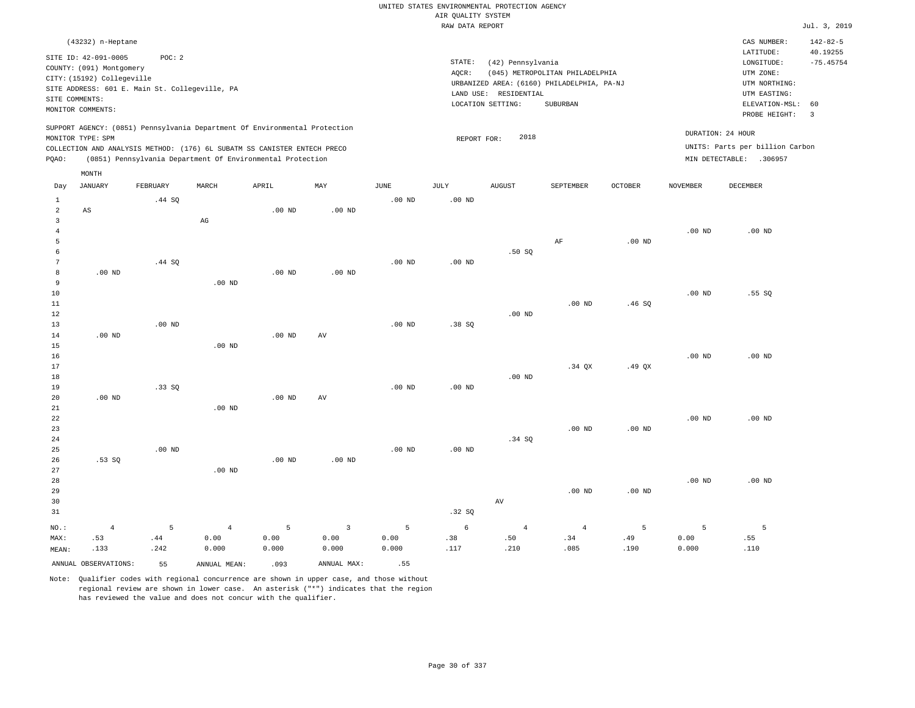UNITED STATES ENVIRONMENTAL PROTECTION AGENCY
AIR QUALITY SYSTEM
RAW DATA REPORT

Jul. 3, 2019

(43232) n-Heptane

SITE ID: 42-091-0005 POC: 2
COUNTY: (091) Montgomery
CITY: (15192) Collegeville
SITE ADDRESS: 601 E. Main St. Collegeville, PA
SITE COMMENTS:
MONITOR COMMENTS:

STATE: (42) Pennsylvania
AQCR: (045) METROPOLITAN PHILADELPHIA
URBANIZED AREA: (6160) PHILADELPHIA, PA-NJ
LAND USE: RESIDENTIAL
LOCATION SETTING: SUBURBAN

CAS NUMBER: 142-82-5
LATITUDE: 40.19255
LONGITUDE: -75.45754
UTM ZONE:
UTM NORTHING:
UTM EASTING:
ELEVATION-MSL: 60
PROBE HEIGHT: 3

SUPPORT AGENCY: (0851) Pennsylvania Department Of Environmental Protection
MONITOR TYPE: SPM
COLLECTION AND ANALYSIS METHOD: (176) 6L SUBATM SS CANISTER ENTECH PRECO
PQAO: (0851) Pennsylvania Department Of Environmental Protection

REPORT FOR: 2018

DURATION: 24 HOUR
UNITS: Parts per billion Carbon
MIN DETECTABLE: .306957

| Day | JANUARY | FEBRUARY | MARCH | APRIL | MAY | JUNE | JULY | AUGUST | SEPTEMBER | OCTOBER | NOVEMBER | DECEMBER |
|---|---|---|---|---|---|---|---|---|---|---|---|---|
| 1 | | .44 SQ | | | | .00 ND | .00 ND | | | | | |
| 2 | AS | | | .00 ND | .00 ND | | | | | | | |
| 3 | | | AG | | | | | | | | | |
| 4 | | | | | | | | | | | .00 ND | .00 ND |
| 5 | | | | | | | | | AF | .00 ND | | |
| 6 | | | | | | | | .50 SQ | | | | |
| 7 | | .44 SQ | | | | .00 ND | .00 ND | | | | | |
| 8 | .00 ND | | | .00 ND | .00 ND | | | | | | | |
| 9 | | | .00 ND | | | | | | | | | |
| 10 | | | | | | | | | | | .00 ND | .55 SQ |
| 11 | | | | | | | | | .00 ND | .46 SQ | | |
| 12 | | | | | | | | .00 ND | | | | |
| 13 | | .00 ND | | | | .00 ND | .38 SQ | | | | | |
| 14 | .00 ND | | | .00 ND | AV | | | | | | | |
| 15 | | | .00 ND | | | | | | | | | |
| 16 | | | | | | | | | | | .00 ND | .00 ND |
| 17 | | | | | | | | | .34 QX | .49 QX | | |
| 18 | | | | | | | | .00 ND | | | | |
| 19 | | .33 SQ | | | | .00 ND | .00 ND | | | | | |
| 20 | .00 ND | | | .00 ND | AV | | | | | | | |
| 21 | | | .00 ND | | | | | | | | | |
| 22 | | | | | | | | | | | .00 ND | .00 ND |
| 23 | | | | | | | | | .00 ND | .00 ND | | |
| 24 | | | | | | | | .34 SQ | | | | |
| 25 | | .00 ND | | | | .00 ND | .00 ND | | | | | |
| 26 | .53 SQ | | | .00 ND | .00 ND | | | | | | | |
| 27 | | | .00 ND | | | | | | | | | |
| 28 | | | | | | | | | | | .00 ND | .00 ND |
| 29 | | | | | | | | | .00 ND | .00 ND | | |
| 30 | | | | | | | | AV | | | | |
| 31 | | | | | | | .32 SQ | | | | | |
| NO.: | 4 | 5 | 4 | 5 | 3 | 5 | 6 | 4 | 4 | 5 | 5 | 5 |
| MAX: | .53 | .44 | 0.00 | 0.00 | 0.00 | 0.00 | .38 | .50 | .34 | .49 | 0.00 | .55 |
| MEAN: | .133 | .242 | 0.000 | 0.000 | 0.000 | 0.000 | .117 | .210 | .085 | .190 | 0.000 | .110 |

ANNUAL OBSERVATIONS: 55 ANNUAL MEAN: .093 ANNUAL MAX: .55

Note: Qualifier codes with regional concurrence are shown in upper case, and those without regional review are shown in lower case. An asterisk ("*") indicates that the region has reviewed the value and does not concur with the qualifier.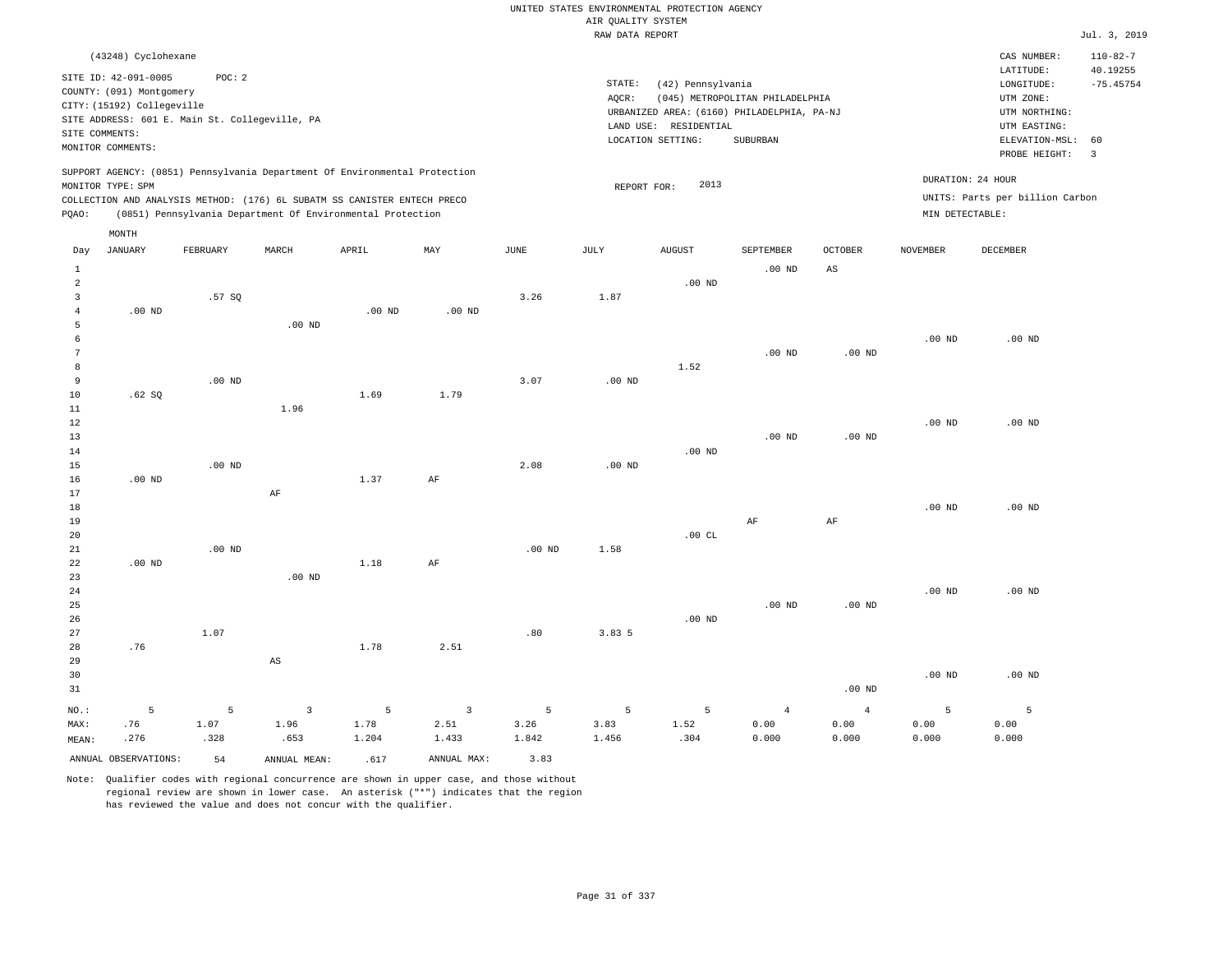UNITED STATES ENVIRONMENTAL PROTECTION AGENCY
AIR QUALITY SYSTEM
RAW DATA REPORT

Jul. 3, 2019

(43248) Cyclohexane

SITE ID: 42-091-0005 POC: 2
COUNTY: (091) Montgomery
CITY: (15192) Collegeville
SITE ADDRESS: 601 E. Main St. Collegeville, PA
SITE COMMENTS:
MONITOR COMMENTS:

STATE: (42) Pennsylvania
AQCR: (045) METROPOLITAN PHILADELPHIA
URBANIZED AREA: (6160) PHILADELPHIA, PA-NJ
LAND USE: RESIDENTIAL
LOCATION SETTING: SUBURBAN

CAS NUMBER: 110-82-7
LATITUDE: 40.19255
LONGITUDE: -75.45754
UTM ZONE:
UTM NORTHING:
UTM EASTING:
ELEVATION-MSL: 60
PROBE HEIGHT: 3

SUPPORT AGENCY: (0851) Pennsylvania Department Of Environmental Protection
MONITOR TYPE: SPM
COLLECTION AND ANALYSIS METHOD: (176) 6L SUBATM SS CANISTER ENTECH PRECO
PQAO: (0851) Pennsylvania Department Of Environmental Protection

REPORT FOR: 2013

DURATION: 24 HOUR
UNITS: Parts per billion Carbon
MIN DETECTABLE:

| Day | JANUARY | FEBRUARY | MARCH | APRIL | MAY | JUNE | JULY | AUGUST | SEPTEMBER | OCTOBER | NOVEMBER | DECEMBER |
|---|---|---|---|---|---|---|---|---|---|---|---|---|
| 1 | | | | | | | | | .00 ND | AS | | |
| 2 | | | | | | | | .00 ND | | | | |
| 3 | | .57 SQ | | | | 3.26 | 1.87 | | | | | |
| 4 | .00 ND | | | .00 ND | .00 ND | | | | | | | |
| 5 | | | .00 ND | | | | | | | | | |
| 6 | | | | | | | | | | | .00 ND | .00 ND |
| 7 | | | | | | | | | .00 ND | .00 ND | | |
| 8 | | | | | | | | 1.52 | | | | |
| 9 | | .00 ND | | | | 3.07 | .00 ND | | | | | |
| 10 | .62 SQ | | | 1.69 | 1.79 | | | | | | | |
| 11 | | | 1.96 | | | | | | | | | |
| 12 | | | | | | | | | | | .00 ND | .00 ND |
| 13 | | | | | | | | | .00 ND | .00 ND | | |
| 14 | | | | | | | | .00 ND | | | | |
| 15 | | .00 ND | | | | 2.08 | .00 ND | | | | | |
| 16 | .00 ND | | | 1.37 | AF | | | | | | | |
| 17 | | | AF | | | | | | | | | |
| 18 | | | | | | | | | | | .00 ND | .00 ND |
| 19 | | | | | | | | | AF | AF | | |
| 20 | | | | | | | | .00 CL | | | | |
| 21 | | .00 ND | | | | .00 ND | 1.58 | | | | | |
| 22 | .00 ND | | | 1.18 | AF | | | | | | | |
| 23 | | | .00 ND | | | | | | | | | |
| 24 | | | | | | | | | | | .00 ND | .00 ND |
| 25 | | | | | | | | | .00 ND | .00 ND | | |
| 26 | | | | | | | | .00 ND | | | | |
| 27 | | 1.07 | | | | .80 | 3.83 5 | | | | | |
| 28 | .76 | | | 1.78 | 2.51 | | | | | | | |
| 29 | | | AS | | | | | | | | | |
| 30 | | | | | | | | | | | .00 ND | .00 ND |
| 31 | | | | | | | | | | .00 ND | | |
| NO.: | 5 | 5 | 3 | 5 | 3 | 5 | 5 | 5 | 4 | 4 | 5 | 5 |
| MAX: | .76 | 1.07 | 1.96 | 1.78 | 2.51 | 3.26 | 3.83 | 1.52 | 0.00 | 0.00 | 0.00 | 0.00 |
| MEAN: | .276 | .328 | .653 | 1.204 | 1.433 | 1.842 | 1.456 | .304 | 0.000 | 0.000 | 0.000 | 0.000 |

ANNUAL OBSERVATIONS: 54 ANNUAL MEAN: .617 ANNUAL MAX: 3.83

Note: Qualifier codes with regional concurrence are shown in upper case, and those without regional review are shown in lower case. An asterisk ("*") indicates that the region has reviewed the value and does not concur with the qualifier.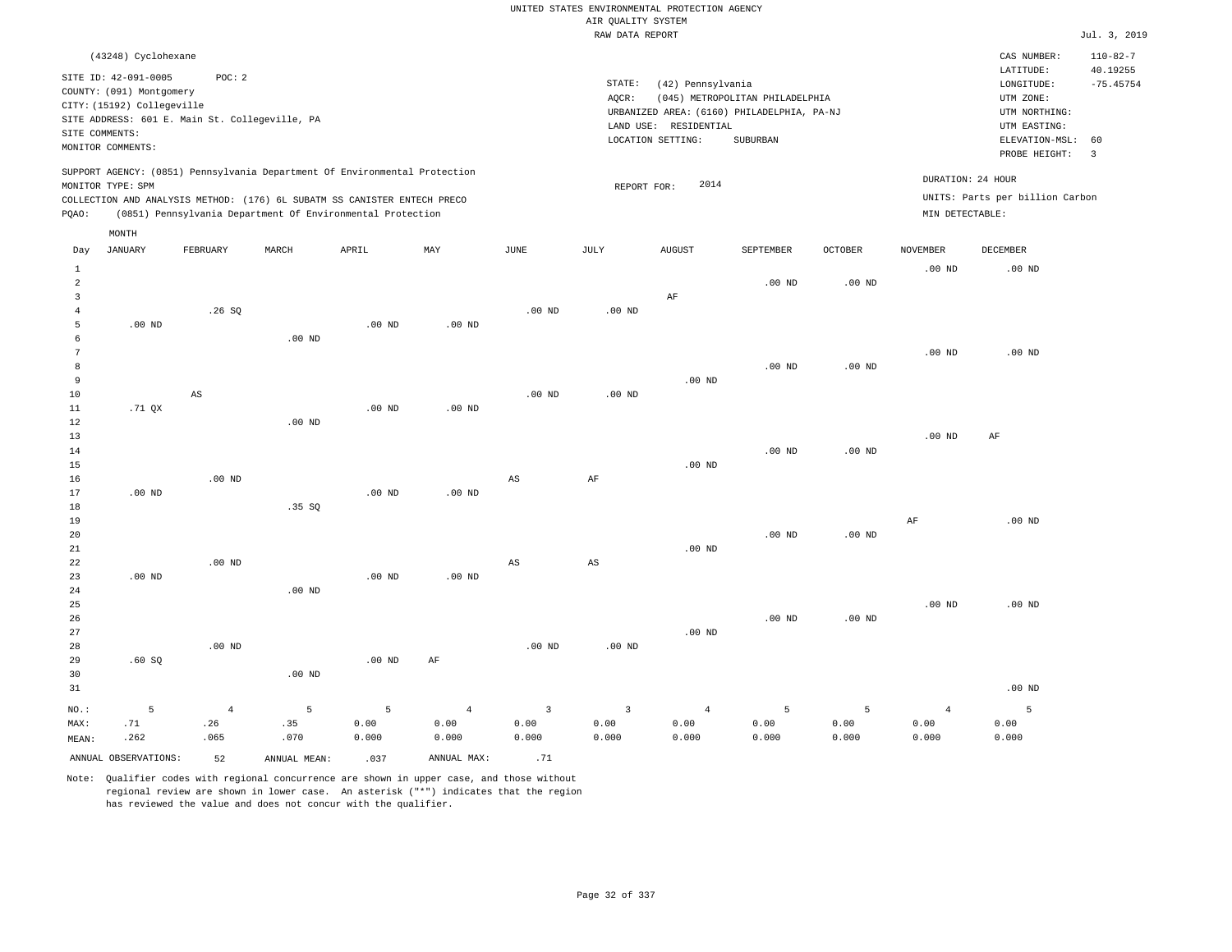UNITED STATES ENVIRONMENTAL PROTECTION AGENCY
AIR QUALITY SYSTEM
RAW DATA REPORT

Jul. 3, 2019

(43248) Cyclohexane

SITE ID: 42-091-0005  POC: 2
COUNTY: (091) Montgomery
CITY: (15192) Collegeville
SITE ADDRESS: 601 E. Main St. Collegeville, PA
SITE COMMENTS:
MONITOR COMMENTS:

STATE: (42) Pennsylvania
AQCR: (045) METROPOLITAN PHILADELPHIA
URBANIZED AREA: (6160) PHILADELPHIA, PA-NJ
LAND USE: RESIDENTIAL
LOCATION SETTING: SUBURBAN

CAS NUMBER: 110-82-7
LATITUDE: 40.19255
LONGITUDE: -75.45754
UTM ZONE:
UTM NORTHING:
UTM EASTING:
ELEVATION-MSL: 60
PROBE HEIGHT: 3

SUPPORT AGENCY: (0851) Pennsylvania Department Of Environmental Protection
MONITOR TYPE: SPM
COLLECTION AND ANALYSIS METHOD: (176) 6L SUBATM SS CANISTER ENTECH PRECO
PQAO: (0851) Pennsylvania Department Of Environmental Protection

REPORT FOR: 2014

DURATION: 24 HOUR
UNITS: Parts per billion Carbon
MIN DETECTABLE:

| Day | JANUARY | FEBRUARY | MARCH | APRIL | MAY | JUNE | JULY | AUGUST | SEPTEMBER | OCTOBER | NOVEMBER | DECEMBER |
|---|---|---|---|---|---|---|---|---|---|---|---|---|
| 1 | | | | | | | | | | | .00 ND | .00 ND |
| 2 | | | | | | | | | .00 ND | .00 ND | | |
| 3 | | | | | | | | AF | | | | |
| 4 | | .26 SQ | | | | .00 ND | .00 ND | | | | | |
| 5 | .00 ND | | | .00 ND | .00 ND | | | | | | | |
| 6 | | | .00 ND | | | | | | | | | |
| 7 | | | | | | | | | | | .00 ND | .00 ND |
| 8 | | | | | | | | | .00 ND | .00 ND | | |
| 9 | | | | | | | | .00 ND | | | | |
| 10 | | AS | | | | .00 ND | .00 ND | | | | | |
| 11 | .71 QX | | | .00 ND | .00 ND | | | | | | | |
| 12 | | | .00 ND | | | | | | | | | |
| 13 | | | | | | | | | | | .00 ND | AF |
| 14 | | | | | | | | | .00 ND | .00 ND | | |
| 15 | | | | | | | | .00 ND | | | | |
| 16 | | .00 ND | | | | AS | AF | | | | | |
| 17 | .00 ND | | | .00 ND | .00 ND | | | | | | | |
| 18 | | | .35 SQ | | | | | | | | | |
| 19 | | | | | | | | | | | AF | .00 ND |
| 20 | | | | | | | | | .00 ND | .00 ND | | |
| 21 | | | | | | | | .00 ND | | | | |
| 22 | | .00 ND | | | | AS | AS | | | | | |
| 23 | .00 ND | | | .00 ND | .00 ND | | | | | | | |
| 24 | | | .00 ND | | | | | | | | | |
| 25 | | | | | | | | | | | .00 ND | .00 ND |
| 26 | | | | | | | | | .00 ND | .00 ND | | |
| 27 | | | | | | | | .00 ND | | | | |
| 28 | | .00 ND | | | | .00 ND | .00 ND | | | | | |
| 29 | .60 SQ | | | .00 ND | AF | | | | | | | |
| 30 | | | .00 ND | | | | | | | | | |
| 31 | | | | | | | | | | | | .00 ND |
| NO.: | 5 | 4 | 5 | 5 | 4 | 3 | 3 | 4 | 5 | 5 | 4 | 5 |
| MAX: | .71 | .26 | .35 | 0.00 | 0.00 | 0.00 | 0.00 | 0.00 | 0.00 | 0.00 | 0.00 | 0.00 |
| MEAN: | .262 | .065 | .070 | 0.000 | 0.000 | 0.000 | 0.000 | 0.000 | 0.000 | 0.000 | 0.000 | 0.000 |

ANNUAL OBSERVATIONS: 52  ANNUAL MEAN: .037  ANNUAL MAX: .71

Note: Qualifier codes with regional concurrence are shown in upper case, and those without regional review are shown in lower case. An asterisk ("*") indicates that the region has reviewed the value and does not concur with the qualifier.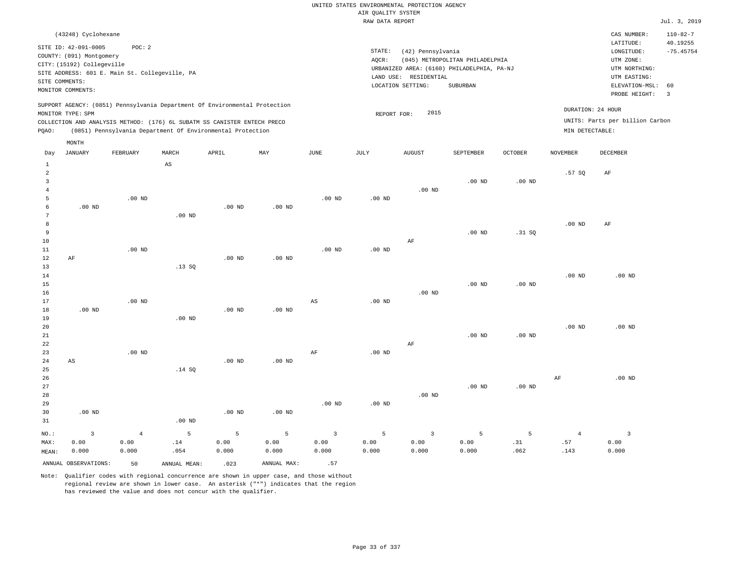UNITED STATES ENVIRONMENTAL PROTECTION AGENCY
AIR QUALITY SYSTEM
RAW DATA REPORT

Jul. 3, 2019

(43248) Cyclohexane

SITE ID: 42-091-0005 POC: 2
COUNTY: (091) Montgomery
CITY: (15192) Collegeville
SITE ADDRESS: 601 E. Main St. Collegeville, PA
SITE COMMENTS:
MONITOR COMMENTS:

STATE: (42) Pennsylvania
AQCR: (045) METROPOLITAN PHILADELPHIA
URBANIZED AREA: (6160) PHILADELPHIA, PA-NJ
LAND USE: RESIDENTIAL
LOCATION SETTING: SUBURBAN

CAS NUMBER: 110-82-7
LATITUDE: 40.19255
LONGITUDE: -75.45754
UTM ZONE:
UTM NORTHING:
UTM EASTING:
ELEVATION-MSL: 60
PROBE HEIGHT: 3

SUPPORT AGENCY: (0851) Pennsylvania Department Of Environmental Protection
MONITOR TYPE: SPM
COLLECTION AND ANALYSIS METHOD: (176) 6L SUBATM SS CANISTER ENTECH PRECO
PQAO: (0851) Pennsylvania Department Of Environmental Protection

REPORT FOR: 2015

DURATION: 24 HOUR
UNITS: Parts per billion Carbon
MIN DETECTABLE:

| Day | JANUARY | FEBRUARY | MARCH | APRIL | MAY | JUNE | JULY | AUGUST | SEPTEMBER | OCTOBER | NOVEMBER | DECEMBER |
|---|---|---|---|---|---|---|---|---|---|---|---|---|
| 1 | | | AS | | | | | | | | | |
| 2 | | | | | | | | | | | .57 SQ | AF |
| 3 | | | | | | | | | .00 ND | .00 ND | | |
| 4 | | | | | | | | .00 ND | | | | |
| 5 | | .00 ND | | | | .00 ND | .00 ND | | | | | |
| 6 | .00 ND | | | .00 ND | .00 ND | | | | | | | |
| 7 | | | .00 ND | | | | | | | | | |
| 8 | | | | | | | | | | | .00 ND | AF |
| 9 | | | | | | | | | .00 ND | .31 SQ | | |
| 10 | | | | | | | | AF | | | | |
| 11 | | .00 ND | | | | .00 ND | .00 ND | | | | | |
| 12 | AF | | | .00 ND | .00 ND | | | | | | | |
| 13 | | | .13 SQ | | | | | | | | | |
| 14 | | | | | | | | | | | .00 ND | .00 ND |
| 15 | | | | | | | | | .00 ND | .00 ND | | |
| 16 | | | | | | | | .00 ND | | | | |
| 17 | | .00 ND | | | | AS | .00 ND | | | | | |
| 18 | .00 ND | | | .00 ND | .00 ND | | | | | | | |
| 19 | | | .00 ND | | | | | | | | | |
| 20 | | | | | | | | | | | .00 ND | .00 ND |
| 21 | | | | | | | | | .00 ND | .00 ND | | |
| 22 | | | | | | | | AF | | | | |
| 23 | | .00 ND | | | | AF | .00 ND | | | | | |
| 24 | AS | | | .00 ND | .00 ND | | | | | | | |
| 25 | | | .14 SQ | | | | | | | | | |
| 26 | | | | | | | | | | | AF | .00 ND |
| 27 | | | | | | | | | .00 ND | .00 ND | | |
| 28 | | | | | | | | .00 ND | | | | |
| 29 | | | | | | .00 ND | .00 ND | | | | | |
| 30 | .00 ND | | | .00 ND | .00 ND | | | | | | | |
| 31 | | | .00 ND | | | | | | | | | |
| NO.: | 3 | 4 | 5 | 5 | 5 | 3 | 5 | 3 | 5 | 5 | 4 | 3 |
| MAX: | 0.00 | 0.00 | .14 | 0.00 | 0.00 | 0.00 | 0.00 | 0.00 | 0.00 | .31 | .57 | 0.00 |
| MEAN: | 0.000 | 0.000 | .054 | 0.000 | 0.000 | 0.000 | 0.000 | 0.000 | 0.000 | .062 | .143 | 0.000 |

ANNUAL OBSERVATIONS: 50 ANNUAL MEAN: .023 ANNUAL MAX: .57

Note: Qualifier codes with regional concurrence are shown in upper case, and those without regional review are shown in lower case. An asterisk ("*") indicates that the region has reviewed the value and does not concur with the qualifier.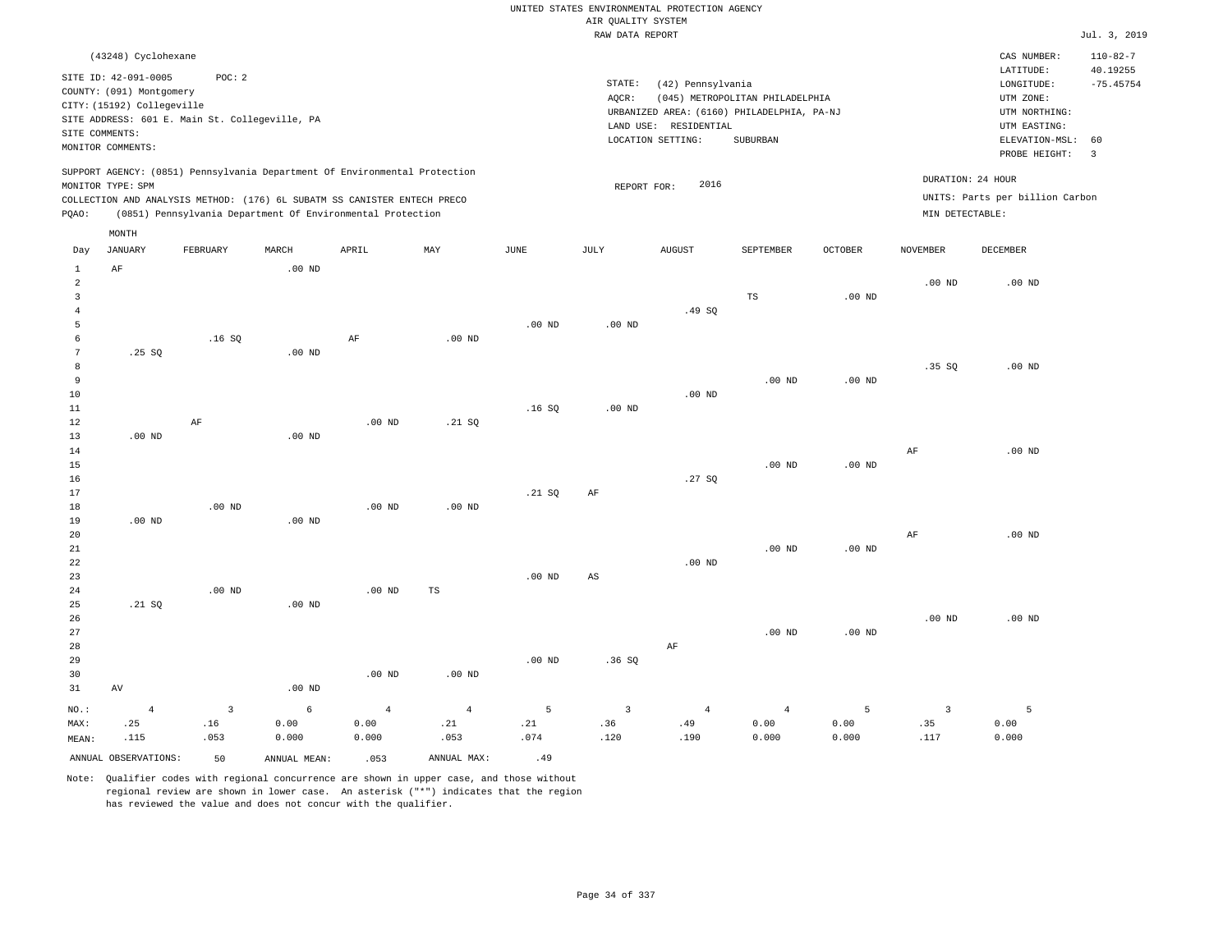UNITED STATES ENVIRONMENTAL PROTECTION AGENCY
AIR QUALITY SYSTEM
RAW DATA REPORT

Jul. 3, 2019

(43248) Cyclohexane

SITE ID: 42-091-0005 POC: 2
COUNTY: (091) Montgomery
CITY: (15192) Collegeville
SITE ADDRESS: 601 E. Main St. Collegeville, PA
SITE COMMENTS:
MONITOR COMMENTS:

STATE: (42) Pennsylvania
AQCR: (045) METROPOLITAN PHILADELPHIA
URBANIZED AREA: (6160) PHILADELPHIA, PA-NJ
LAND USE: RESIDENTIAL
LOCATION SETTING: SUBURBAN

CAS NUMBER: 110-82-7
LATITUDE: 40.19255
LONGITUDE: -75.45754
UTM ZONE:
UTM NORTHING:
UTM EASTING:
ELEVATION-MSL: 60
PROBE HEIGHT: 3

SUPPORT AGENCY: (0851) Pennsylvania Department Of Environmental Protection
MONITOR TYPE: SPM
COLLECTION AND ANALYSIS METHOD: (176) 6L SUBATM SS CANISTER ENTECH PRECO
PQAO: (0851) Pennsylvania Department Of Environmental Protection

REPORT FOR: 2016

DURATION: 24 HOUR
UNITS: Parts per billion Carbon
MIN DETECTABLE:

| Day | JANUARY | FEBRUARY | MARCH | APRIL | MAY | JUNE | JULY | AUGUST | SEPTEMBER | OCTOBER | NOVEMBER | DECEMBER |
|---|---|---|---|---|---|---|---|---|---|---|---|---|
| 1 | AF | | .00 ND | | | | | | | | | |
| 2 | | | | | | | | | | | .00 ND | .00 ND |
| 3 | | | | | | | | | TS | .00 ND | | |
| 4 | | | | | | | | .49 SQ | | | | |
| 5 | | | | | | .00 ND | .00 ND | | | | | |
| 6 | | .16 SQ | | AF | .00 ND | | | | | | | |
| 7 | .25 SQ | | .00 ND | | | | | | | | | |
| 8 | | | | | | | | | | | .35 SQ | .00 ND |
| 9 | | | | | | | | | .00 ND | .00 ND | | |
| 10 | | | | | | | | .00 ND | | | | |
| 11 | | | | | | .16 SQ | .00 ND | | | | | |
| 12 | | AF | | .00 ND | .21 SQ | | | | | | | |
| 13 | .00 ND | | .00 ND | | | | | | | | | |
| 14 | | | | | | | | | | | AF | .00 ND |
| 15 | | | | | | | | | .00 ND | .00 ND | | |
| 16 | | | | | | | | .27 SQ | | | | |
| 17 | | | | | | .21 SQ | AF | | | | | |
| 18 | | .00 ND | | .00 ND | .00 ND | | | | | | | |
| 19 | .00 ND | | .00 ND | | | | | | | | | |
| 20 | | | | | | | | | | | AF | .00 ND |
| 21 | | | | | | | | | .00 ND | .00 ND | | |
| 22 | | | | | | | | .00 ND | | | | |
| 23 | | | | | | .00 ND | AS | | | | | |
| 24 | | .00 ND | | .00 ND | TS | | | | | | | |
| 25 | .21 SQ | | .00 ND | | | | | | | | | |
| 26 | | | | | | | | | | | .00 ND | .00 ND |
| 27 | | | | | | | | | .00 ND | .00 ND | | |
| 28 | | | | | | | | AF | | | | |
| 29 | | | | | | .00 ND | .36 SQ | | | | | |
| 30 | | | | .00 ND | .00 ND | | | | | | | |
| 31 | AV | | .00 ND | | | | | | | | | |
| NO.: | 4 | 3 | 6 | 4 | 4 | 5 | 3 | 4 | 4 | 5 | 3 | 5 |
| MAX: | .25 | .16 | 0.00 | 0.00 | .21 | .21 | .36 | .49 | 0.00 | 0.00 | .35 | 0.00 |
| MEAN: | .115 | .053 | 0.000 | 0.000 | .053 | .074 | .120 | .190 | 0.000 | 0.000 | .117 | 0.000 |

ANNUAL OBSERVATIONS: 50 ANNUAL MEAN: .053 ANNUAL MAX: .49

Note: Qualifier codes with regional concurrence are shown in upper case, and those without regional review are shown in lower case. An asterisk ("*") indicates that the region has reviewed the value and does not concur with the qualifier.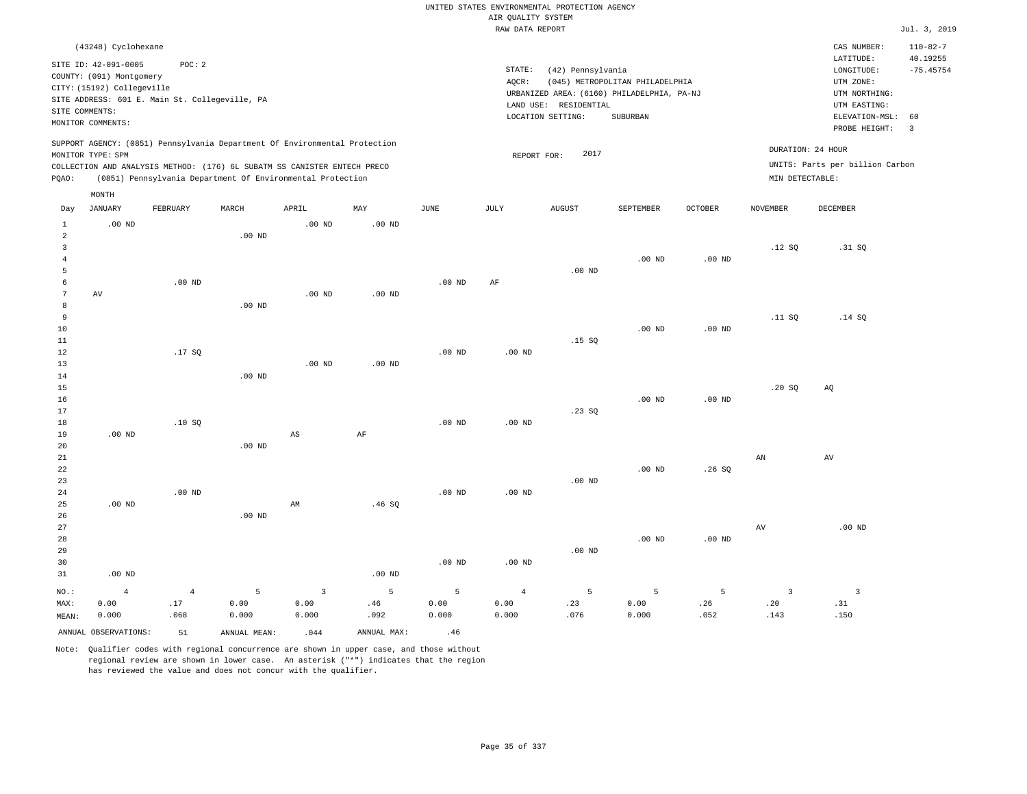UNITED STATES ENVIRONMENTAL PROTECTION AGENCY
AIR QUALITY SYSTEM
RAW DATA REPORT

Jul. 3, 2019

(43248) Cyclohexane

SITE ID: 42-091-0005 POC: 2
COUNTY: (091) Montgomery
CITY: (15192) Collegeville
SITE ADDRESS: 601 E. Main St. Collegeville, PA
SITE COMMENTS:
MONITOR COMMENTS:

STATE: (42) Pennsylvania
AQCR: (045) METROPOLITAN PHILADELPHIA
URBANIZED AREA: (6160) PHILADELPHIA, PA-NJ
LAND USE: RESIDENTIAL
LOCATION SETTING: SUBURBAN

CAS NUMBER: 110-82-7
LATITUDE: 40.19255
LONGITUDE: -75.45754
UTM ZONE:
UTM NORTHING:
UTM EASTING:
ELEVATION-MSL: 60
PROBE HEIGHT: 3

SUPPORT AGENCY: (0851) Pennsylvania Department Of Environmental Protection
MONITOR TYPE: SPM
COLLECTION AND ANALYSIS METHOD: (176) 6L SUBATM SS CANISTER ENTECH PRECO
PQAO: (0851) Pennsylvania Department Of Environmental Protection

REPORT FOR: 2017

DURATION: 24 HOUR
UNITS: Parts per billion Carbon
MIN DETECTABLE:

| Day | JANUARY | FEBRUARY | MARCH | APRIL | MAY | JUNE | JULY | AUGUST | SEPTEMBER | OCTOBER | NOVEMBER | DECEMBER |
|---|---|---|---|---|---|---|---|---|---|---|---|---|
| 1 | .00 ND | | | .00 ND | .00 ND | | | | | | | |
| 2 | | | .00 ND | | | | | | | | | |
| 3 | | | | | | | | | | | .12 SQ | .31 SQ |
| 4 | | | | | | | | | .00 ND | .00 ND | | |
| 5 | | | | | | | | .00 ND | | | | |
| 6 | | .00 ND | | | | .00 ND | AF | | | | | |
| 7 | AV | | | .00 ND | .00 ND | | | | | | | |
| 8 | | | .00 ND | | | | | | | | | |
| 9 | | | | | | | | | | | .11 SQ | .14 SQ |
| 10 | | | | | | | | | .00 ND | .00 ND | | |
| 11 | | | | | | | | .15 SQ | | | | |
| 12 | | .17 SQ | | | | .00 ND | .00 ND | | | | | |
| 13 | | | | .00 ND | .00 ND | | | | | | | |
| 14 | | | .00 ND | | | | | | | | | |
| 15 | | | | | | | | | | | .20 SQ | AQ |
| 16 | | | | | | | | | .00 ND | .00 ND | | |
| 17 | | | | | | | | .23 SQ | | | | |
| 18 | | .10 SQ | | | | .00 ND | .00 ND | | | | | |
| 19 | .00 ND | | | AS | AF | | | | | | | |
| 20 | | | .00 ND | | | | | | | | | |
| 21 | | | | | | | | | | | AN | AV |
| 22 | | | | | | | | | .00 ND | .26 SQ | | |
| 23 | | | | | | | | .00 ND | | | | |
| 24 | | .00 ND | | | | .00 ND | .00 ND | | | | | |
| 25 | .00 ND | | | AM | .46 SQ | | | | | | | |
| 26 | | | .00 ND | | | | | | | | | |
| 27 | | | | | | | | | | | AV | .00 ND |
| 28 | | | | | | | | | .00 ND | .00 ND | | |
| 29 | | | | | | | | .00 ND | | | | |
| 30 | | | | | | .00 ND | .00 ND | | | | | |
| 31 | .00 ND | | | | .00 ND | | | | | | | |
| NO.: | 4 | 4 | 5 | 3 | 5 | 5 | 4 | 5 | 5 | 5 | 3 | 3 |
| MAX: | 0.00 | .17 | 0.00 | 0.00 | .46 | 0.00 | 0.00 | .23 | 0.00 | .26 | .20 | .31 |
| MEAN: | 0.000 | .068 | 0.000 | 0.000 | .092 | 0.000 | 0.000 | .076 | 0.000 | .052 | .143 | .150 |

ANNUAL OBSERVATIONS: 51 ANNUAL MEAN: .044 ANNUAL MAX: .46

Note: Qualifier codes with regional concurrence are shown in upper case, and those without regional review are shown in lower case. An asterisk ("*") indicates that the region has reviewed the value and does not concur with the qualifier.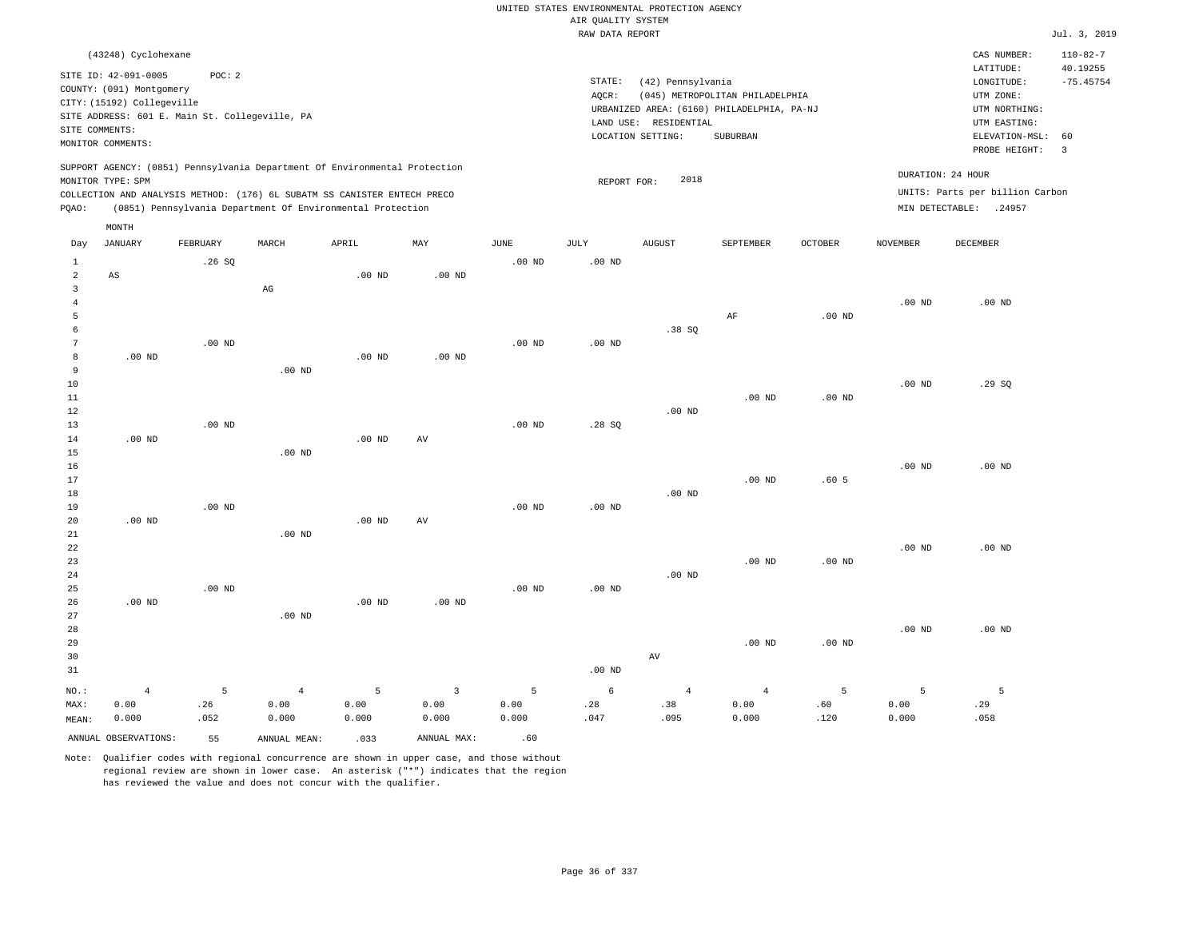UNITED STATES ENVIRONMENTAL PROTECTION AGENCY
AIR QUALITY SYSTEM
RAW DATA REPORT

Jul. 3, 2019

(43248) Cyclohexane

SITE ID: 42-091-0005 POC: 2
COUNTY: (091) Montgomery
CITY: (15192) Collegeville
SITE ADDRESS: 601 E. Main St. Collegeville, PA
SITE COMMENTS:
MONITOR COMMENTS:

STATE: (42) Pennsylvania
AQCR: (045) METROPOLITAN PHILADELPHIA
URBANIZED AREA: (6160) PHILADELPHIA, PA-NJ
LAND USE: RESIDENTIAL
LOCATION SETTING: SUBURBAN

CAS NUMBER: 110-82-7
LATITUDE: 40.19255
LONGITUDE: -75.45754
UTM ZONE:
UTM NORTHING:
UTM EASTING:
ELEVATION-MSL: 60
PROBE HEIGHT: 3

SUPPORT AGENCY: (0851) Pennsylvania Department Of Environmental Protection
MONITOR TYPE: SPM
COLLECTION AND ANALYSIS METHOD: (176) 6L SUBATM SS CANISTER ENTECH PRECO
PQAO: (0851) Pennsylvania Department Of Environmental Protection

REPORT FOR: 2018

DURATION: 24 HOUR
UNITS: Parts per billion Carbon
MIN DETECTABLE: .24957

| Day | JANUARY | FEBRUARY | MARCH | APRIL | MAY | JUNE | JULY | AUGUST | SEPTEMBER | OCTOBER | NOVEMBER | DECEMBER |
|---|---|---|---|---|---|---|---|---|---|---|---|---|
| 1 | | .26 SQ | | | | .00 ND | .00 ND | | | | | |
| 2 | AS | | | .00 ND | .00 ND | | | | | | | |
| 3 | | | AG | | | | | | | | | |
| 4 | | | | | | | | | | | .00 ND | .00 ND |
| 5 | | | | | | | | | AF | .00 ND | | |
| 6 | | | | | | | | .38 SQ | | | | |
| 7 | | .00 ND | | | | .00 ND | .00 ND | | | | | |
| 8 | .00 ND | | | .00 ND | .00 ND | | | | | | | |
| 9 | | | .00 ND | | | | | | | | | |
| 10 | | | | | | | | | | | .00 ND | .29 SQ |
| 11 | | | | | | | | | .00 ND | .00 ND | | |
| 12 | | | | | | | | .00 ND | | | | |
| 13 | | .00 ND | | | | .00 ND | .28 SQ | | | | | |
| 14 | .00 ND | | | .00 ND | AV | | | | | | | |
| 15 | | | .00 ND | | | | | | | | | |
| 16 | | | | | | | | | | | .00 ND | .00 ND |
| 17 | | | | | | | | | .00 ND | .60 5 | | |
| 18 | | | | | | | | .00 ND | | | | |
| 19 | | .00 ND | | | | .00 ND | .00 ND | | | | | |
| 20 | .00 ND | | | .00 ND | AV | | | | | | | |
| 21 | | | .00 ND | | | | | | | | | |
| 22 | | | | | | | | | | | .00 ND | .00 ND |
| 23 | | | | | | | | | .00 ND | .00 ND | | |
| 24 | | | | | | | | .00 ND | | | | |
| 25 | | .00 ND | | | | .00 ND | .00 ND | | | | | |
| 26 | .00 ND | | | .00 ND | .00 ND | | | | | | | |
| 27 | | | .00 ND | | | | | | | | | |
| 28 | | | | | | | | | | | .00 ND | .00 ND |
| 29 | | | | | | | | | .00 ND | .00 ND | | |
| 30 | | | | | | | | AV | | | | |
| 31 | | | | | | | .00 ND | | | | | |
| NO.: | 4 | 5 | 4 | 5 | 3 | 5 | 6 | 4 | 4 | 5 | 5 | 5 |
| MAX: | 0.00 | .26 | 0.00 | 0.00 | 0.00 | 0.00 | .28 | .38 | 0.00 | .60 | 0.00 | .29 |
| MEAN: | 0.000 | .052 | 0.000 | 0.000 | 0.000 | 0.000 | .047 | .095 | 0.000 | .120 | 0.000 | .058 |

ANNUAL OBSERVATIONS: 55 ANNUAL MEAN: .033 ANNUAL MAX: .60

Note: Qualifier codes with regional concurrence are shown in upper case, and those without regional review are shown in lower case. An asterisk ("*") indicates that the region has reviewed the value and does not concur with the qualifier.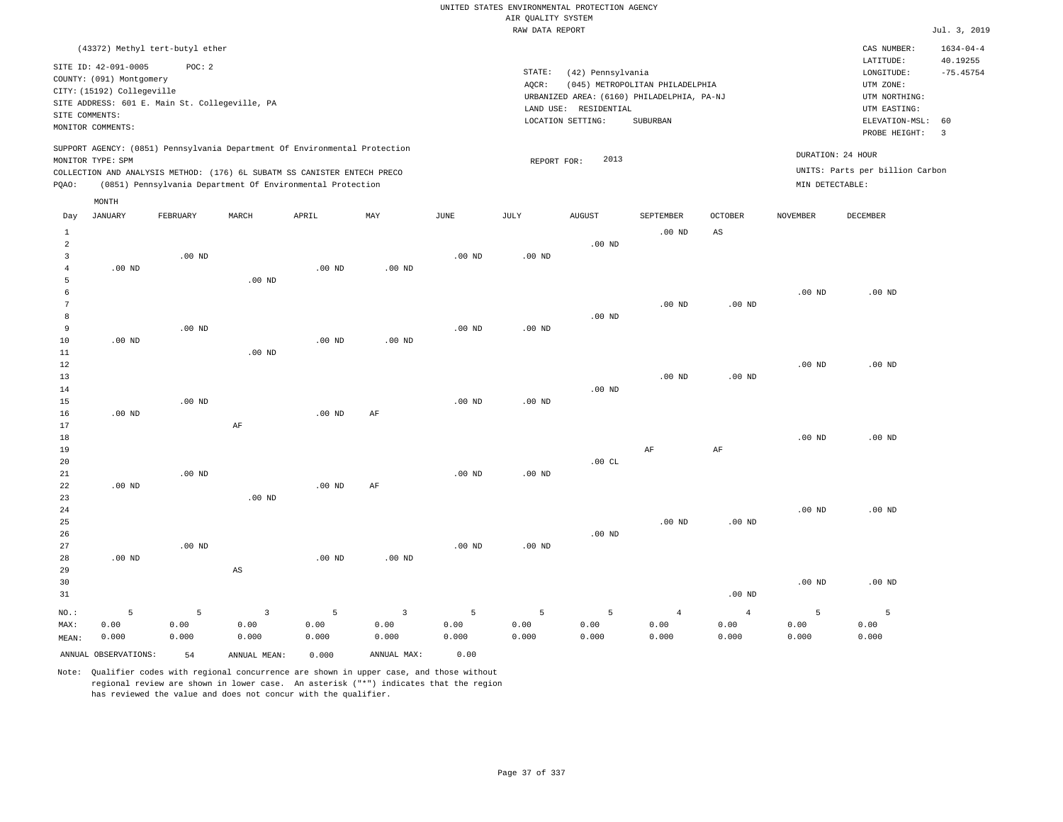UNITED STATES ENVIRONMENTAL PROTECTION AGENCY
AIR QUALITY SYSTEM
RAW DATA REPORT

Jul. 3, 2019

(43372) Methyl tert-butyl ether

SITE ID: 42-091-0005 POC: 2
COUNTY: (091) Montgomery
CITY: (15192) Collegeville
SITE ADDRESS: 601 E. Main St. Collegeville, PA
SITE COMMENTS:
MONITOR COMMENTS:

STATE: (42) Pennsylvania
AQCR: (045) METROPOLITAN PHILADELPHIA
URBANIZED AREA: (6160) PHILADELPHIA, PA-NJ
LAND USE: RESIDENTIAL
LOCATION SETTING: SUBURBAN

CAS NUMBER: 1634-04-4
LATITUDE: 40.19255
LONGITUDE: -75.45754
UTM ZONE:
UTM NORTHING:
UTM EASTING:
ELEVATION-MSL: 60
PROBE HEIGHT: 3

SUPPORT AGENCY: (0851) Pennsylvania Department Of Environmental Protection
MONITOR TYPE: SPM
COLLECTION AND ANALYSIS METHOD: (176) 6L SUBATM SS CANISTER ENTECH PRECO
PQAO: (0851) Pennsylvania Department Of Environmental Protection

REPORT FOR: 2013

DURATION: 24 HOUR
UNITS: Parts per billion Carbon
MIN DETECTABLE:

| Day | JANUARY | FEBRUARY | MARCH | APRIL | MAY | JUNE | JULY | AUGUST | SEPTEMBER | OCTOBER | NOVEMBER | DECEMBER |
|---|---|---|---|---|---|---|---|---|---|---|---|---|
| 1 | | | | | | | | | .00 ND | AS | | |
| 2 | | | | | | | | .00 ND | | | | |
| 3 | | .00 ND | | | | .00 ND | .00 ND | | | | | |
| 4 | .00 ND | | | .00 ND | .00 ND | | | | | | | |
| 5 | | | .00 ND | | | | | | | | | |
| 6 | | | | | | | | | | | .00 ND | .00 ND |
| 7 | | | | | | | | | .00 ND | .00 ND | | |
| 8 | | | | | | | | .00 ND | | | | |
| 9 | | .00 ND | | | | .00 ND | .00 ND | | | | | |
| 10 | .00 ND | | | .00 ND | .00 ND | | | | | | | |
| 11 | | | .00 ND | | | | | | | | | |
| 12 | | | | | | | | | | | .00 ND | .00 ND |
| 13 | | | | | | | | | .00 ND | .00 ND | | |
| 14 | | | | | | | | .00 ND | | | | |
| 15 | | .00 ND | | | | .00 ND | .00 ND | | | | | |
| 16 | .00 ND | | | .00 ND | AF | | | | | | | |
| 17 | | | AF | | | | | | | | | |
| 18 | | | | | | | | | | | .00 ND | .00 ND |
| 19 | | | | | | | | | AF | AF | | |
| 20 | | | | | | | | .00 CL | | | | |
| 21 | | .00 ND | | | | .00 ND | .00 ND | | | | | |
| 22 | .00 ND | | | .00 ND | AF | | | | | | | |
| 23 | | | .00 ND | | | | | | | | | |
| 24 | | | | | | | | | | | .00 ND | .00 ND |
| 25 | | | | | | | | | .00 ND | .00 ND | | |
| 26 | | | | | | | | .00 ND | | | | |
| 27 | | .00 ND | | | | .00 ND | .00 ND | | | | | |
| 28 | .00 ND | | | .00 ND | .00 ND | | | | | | | |
| 29 | | | AS | | | | | | | | | |
| 30 | | | | | | | | | | | .00 ND | .00 ND |
| 31 | | | | | | | | | | .00 ND | | |
| NO.: | 5 | 5 | 3 | 5 | 3 | 5 | 5 | 5 | 4 | 4 | 5 | 5 |
| MAX: | 0.00 | 0.00 | 0.00 | 0.00 | 0.00 | 0.00 | 0.00 | 0.00 | 0.00 | 0.00 | 0.00 | 0.00 |
| MEAN: | 0.000 | 0.000 | 0.000 | 0.000 | 0.000 | 0.000 | 0.000 | 0.000 | 0.000 | 0.000 | 0.000 | 0.000 |

ANNUAL OBSERVATIONS: 54 ANNUAL MEAN: 0.000 ANNUAL MAX: 0.00

Note: Qualifier codes with regional concurrence are shown in upper case, and those without regional review are shown in lower case. An asterisk ("*") indicates that the region has reviewed the value and does not concur with the qualifier.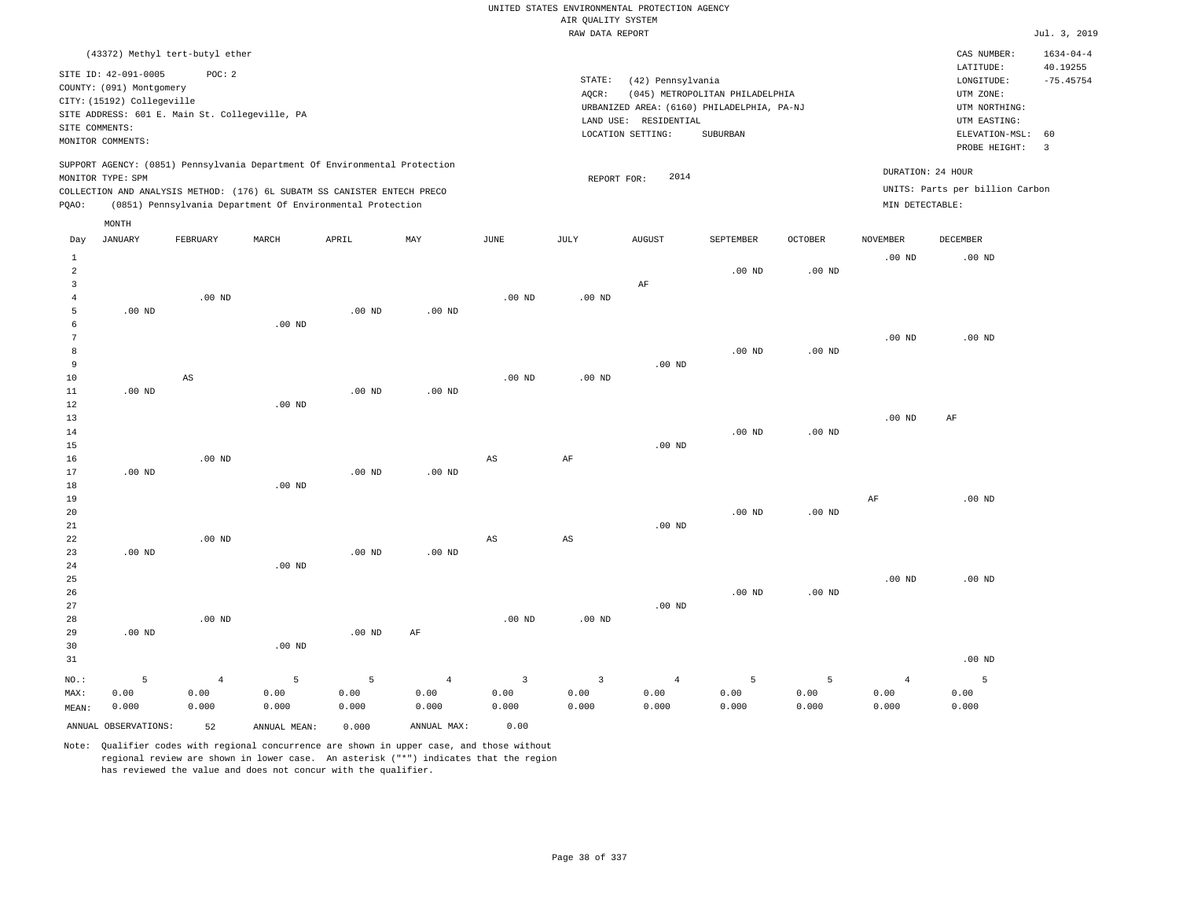UNITED STATES ENVIRONMENTAL PROTECTION AGENCY
AIR QUALITY SYSTEM
RAW DATA REPORT

Jul. 3, 2019

(43372) Methyl tert-butyl ether

SITE ID: 42-091-0005 POC: 2
COUNTY: (091) Montgomery
CITY: (15192) Collegeville
SITE ADDRESS: 601 E. Main St. Collegeville, PA
SITE COMMENTS:
MONITOR COMMENTS:

STATE: (42) Pennsylvania
AQCR: (045) METROPOLITAN PHILADELPHIA
URBANIZED AREA: (6160) PHILADELPHIA, PA-NJ
LAND USE: RESIDENTIAL
LOCATION SETTING: SUBURBAN

CAS NUMBER: 1634-04-4
LATITUDE: 40.19255
LONGITUDE: -75.45754
UTM ZONE:
UTM NORTHING:
UTM EASTING:
ELEVATION-MSL: 60
PROBE HEIGHT: 3

SUPPORT AGENCY: (0851) Pennsylvania Department Of Environmental Protection
MONITOR TYPE: SPM
COLLECTION AND ANALYSIS METHOD: (176) 6L SUBATM SS CANISTER ENTECH PRECO
PQAO: (0851) Pennsylvania Department Of Environmental Protection

REPORT FOR: 2014

DURATION: 24 HOUR
UNITS: Parts per billion Carbon
MIN DETECTABLE:

| Day | JANUARY | FEBRUARY | MARCH | APRIL | MAY | JUNE | JULY | AUGUST | SEPTEMBER | OCTOBER | NOVEMBER | DECEMBER |
|---|---|---|---|---|---|---|---|---|---|---|---|---|
| 1 | | | | | | | | | | | .00 ND | .00 ND |
| 2 | | | | | | | | | .00 ND | .00 ND | | |
| 3 | | | | | | | | AF | | | | |
| 4 | | .00 ND | | | | .00 ND | .00 ND | | | | | |
| 5 | .00 ND | | | .00 ND | .00 ND | | | | | | | |
| 6 | | | .00 ND | | | | | | | | | |
| 7 | | | | | | | | | | | .00 ND | .00 ND |
| 8 | | | | | | | | | .00 ND | .00 ND | | |
| 9 | | | | | | | | .00 ND | | | | |
| 10 | | AS | | | | .00 ND | .00 ND | | | | | |
| 11 | .00 ND | | | .00 ND | .00 ND | | | | | | | |
| 12 | | | .00 ND | | | | | | | | | |
| 13 | | | | | | | | | | | .00 ND | AF |
| 14 | | | | | | | | | .00 ND | .00 ND | | |
| 15 | | | | | | | | .00 ND | | | | |
| 16 | | .00 ND | | | | AS | AF | | | | | |
| 17 | .00 ND | | | .00 ND | .00 ND | | | | | | | |
| 18 | | | .00 ND | | | | | | | | | |
| 19 | | | | | | | | | | | AF | .00 ND |
| 20 | | | | | | | | | .00 ND | .00 ND | | |
| 21 | | | | | | | | .00 ND | | | | |
| 22 | | .00 ND | | | | AS | AS | | | | | |
| 23 | .00 ND | | | .00 ND | .00 ND | | | | | | | |
| 24 | | | .00 ND | | | | | | | | | |
| 25 | | | | | | | | | | | .00 ND | .00 ND |
| 26 | | | | | | | | | .00 ND | .00 ND | | |
| 27 | | | | | | | | .00 ND | | | | |
| 28 | | .00 ND | | | | .00 ND | .00 ND | | | | | |
| 29 | .00 ND | | | .00 ND | AF | | | | | | | |
| 30 | | | .00 ND | | | | | | | | | |
| 31 | | | | | | | | | | | | .00 ND |
| NO.: | 5 | 4 | 5 | 5 | 4 | 3 | 3 | 4 | 5 | 5 | 4 | 5 |
| MAX: | 0.00 | 0.00 | 0.00 | 0.00 | 0.00 | 0.00 | 0.00 | 0.00 | 0.00 | 0.00 | 0.00 | 0.00 |
| MEAN: | 0.000 | 0.000 | 0.000 | 0.000 | 0.000 | 0.000 | 0.000 | 0.000 | 0.000 | 0.000 | 0.000 | 0.000 |

ANNUAL OBSERVATIONS: 52 ANNUAL MEAN: 0.000 ANNUAL MAX: 0.00

Note: Qualifier codes with regional concurrence are shown in upper case, and those without regional review are shown in lower case. An asterisk ("*") indicates that the region has reviewed the value and does not concur with the qualifier.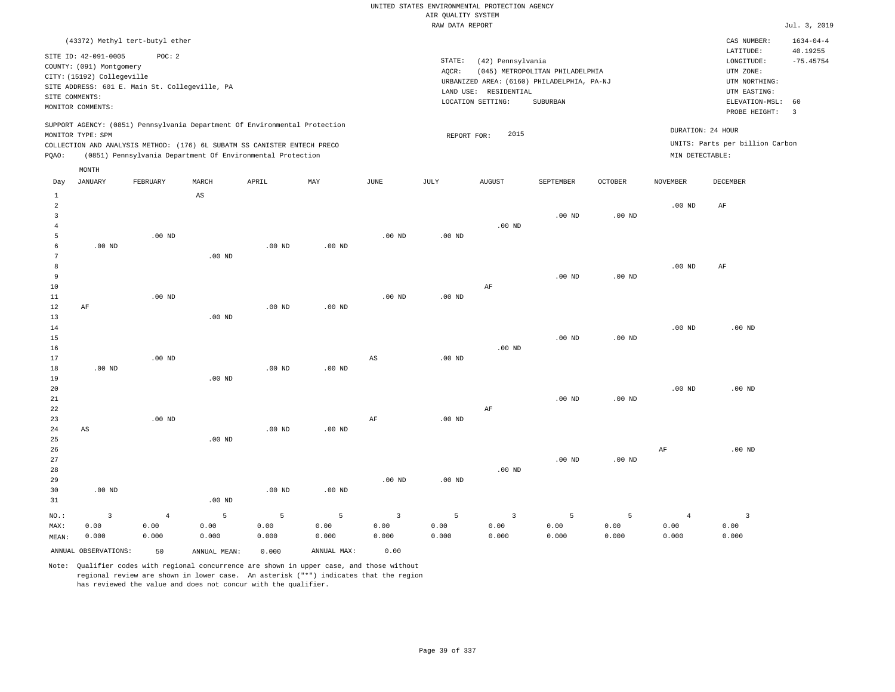UNITED STATES ENVIRONMENTAL PROTECTION AGENCY
AIR QUALITY SYSTEM
RAW DATA REPORT

Jul. 3, 2019

(43372) Methyl tert-butyl ether

SITE ID: 42-091-0005 POC: 2
COUNTY: (091) Montgomery
CITY: (15192) Collegeville
SITE ADDRESS: 601 E. Main St. Collegeville, PA
SITE COMMENTS:
MONITOR COMMENTS:

STATE: (42) Pennsylvania
AQCR: (045) METROPOLITAN PHILADELPHIA
URBANIZED AREA: (6160) PHILADELPHIA, PA-NJ
LAND USE: RESIDENTIAL
LOCATION SETTING: SUBURBAN

CAS NUMBER: 1634-04-4
LATITUDE: 40.19255
LONGITUDE: -75.45754
UTM ZONE:
UTM NORTHING:
UTM EASTING:
ELEVATION-MSL: 60
PROBE HEIGHT: 3

SUPPORT AGENCY: (0851) Pennsylvania Department Of Environmental Protection
MONITOR TYPE: SPM
COLLECTION AND ANALYSIS METHOD: (176) 6L SUBATM SS CANISTER ENTECH PRECO
PQAO: (0851) Pennsylvania Department Of Environmental Protection

REPORT FOR: 2015

DURATION: 24 HOUR
UNITS: Parts per billion Carbon
MIN DETECTABLE:

| Day | JANUARY | FEBRUARY | MARCH | APRIL | MAY | JUNE | JULY | AUGUST | SEPTEMBER | OCTOBER | NOVEMBER | DECEMBER |
|---|---|---|---|---|---|---|---|---|---|---|---|---|
| 1 | | | AS | | | | | | | | | |
| 2 | | | | | | | | | | | .00 ND | AF |
| 3 | | | | | | | | | .00 ND | .00 ND | | |
| 4 | | | | | | | | .00 ND | | | | |
| 5 | | .00 ND | | | | .00 ND | .00 ND | | | | | |
| 6 | .00 ND | | | .00 ND | .00 ND | | | | | | | |
| 7 | | | .00 ND | | | | | | | | | |
| 8 | | | | | | | | | | | .00 ND | AF |
| 9 | | | | | | | | | .00 ND | .00 ND | | |
| 10 | | | | | | | | AF | | | | |
| 11 | | .00 ND | | | | .00 ND | .00 ND | | | | | |
| 12 | AF | | | .00 ND | .00 ND | | | | | | | |
| 13 | | | .00 ND | | | | | | | | | |
| 14 | | | | | | | | | | | .00 ND | .00 ND |
| 15 | | | | | | | | | .00 ND | .00 ND | | |
| 16 | | | | | | | | .00 ND | | | | |
| 17 | | .00 ND | | | | AS | .00 ND | | | | | |
| 18 | .00 ND | | | .00 ND | .00 ND | | | | | | | |
| 19 | | | .00 ND | | | | | | | | | |
| 20 | | | | | | | | | | | .00 ND | .00 ND |
| 21 | | | | | | | | | .00 ND | .00 ND | | |
| 22 | | | | | | | | AF | | | | |
| 23 | | .00 ND | | | | AF | .00 ND | | | | | |
| 24 | AS | | | .00 ND | .00 ND | | | | | | | |
| 25 | | | .00 ND | | | | | | | | | |
| 26 | | | | | | | | | | | AF | .00 ND |
| 27 | | | | | | | | | .00 ND | .00 ND | | |
| 28 | | | | | | | | .00 ND | | | | |
| 29 | | | | | | .00 ND | .00 ND | | | | | |
| 30 | .00 ND | | | .00 ND | .00 ND | | | | | | | |
| 31 | | | .00 ND | | | | | | | | | |
| NO.: | 3 | 4 | 5 | 5 | 5 | 3 | 5 | 3 | 5 | 5 | 4 | 3 |
| MAX: | 0.00 | 0.00 | 0.00 | 0.00 | 0.00 | 0.00 | 0.00 | 0.00 | 0.00 | 0.00 | 0.00 | 0.00 |
| MEAN: | 0.000 | 0.000 | 0.000 | 0.000 | 0.000 | 0.000 | 0.000 | 0.000 | 0.000 | 0.000 | 0.000 | 0.000 |

ANNUAL OBSERVATIONS: 50 ANNUAL MEAN: 0.000 ANNUAL MAX: 0.00

Note: Qualifier codes with regional concurrence are shown in upper case, and those without regional review are shown in lower case. An asterisk ("*") indicates that the region has reviewed the value and does not concur with the qualifier.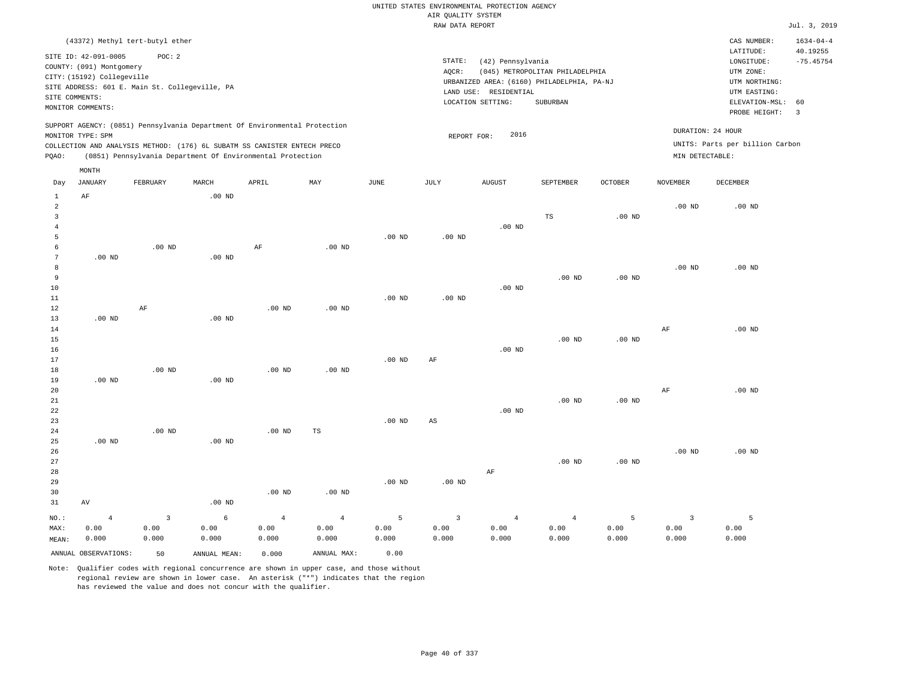UNITED STATES ENVIRONMENTAL PROTECTION AGENCY
AIR QUALITY SYSTEM
RAW DATA REPORT

Jul. 3, 2019

(43372) Methyl tert-butyl ether

SITE ID: 42-091-0005 POC: 2
COUNTY: (091) Montgomery
CITY: (15192) Collegeville
SITE ADDRESS: 601 E. Main St. Collegeville, PA
SITE COMMENTS:
MONITOR COMMENTS:

STATE: (42) Pennsylvania
AQCR: (045) METROPOLITAN PHILADELPHIA
URBANIZED AREA: (6160) PHILADELPHIA, PA-NJ
LAND USE: RESIDENTIAL
LOCATION SETTING: SUBURBAN

CAS NUMBER: 1634-04-4
LATITUDE: 40.19255
LONGITUDE: -75.45754
UTM ZONE:
UTM NORTHING:
UTM EASTING:
ELEVATION-MSL: 60
PROBE HEIGHT: 3

SUPPORT AGENCY: (0851) Pennsylvania Department Of Environmental Protection
MONITOR TYPE: SPM
COLLECTION AND ANALYSIS METHOD: (176) 6L SUBATM SS CANISTER ENTECH PRECO
PQAO: (0851) Pennsylvania Department Of Environmental Protection

REPORT FOR: 2016

DURATION: 24 HOUR
UNITS: Parts per billion Carbon
MIN DETECTABLE:

| Day | JANUARY | FEBRUARY | MARCH | APRIL | MAY | JUNE | JULY | AUGUST | SEPTEMBER | OCTOBER | NOVEMBER | DECEMBER |
|---|---|---|---|---|---|---|---|---|---|---|---|---|
| 1 | AF | | .00 ND | | | | | | | | | |
| 2 | | | | | | | | | | | .00 ND | .00 ND |
| 3 | | | | | | | | | TS | .00 ND | | |
| 4 | | | | | | | | .00 ND | | | | |
| 5 | | | | | | .00 ND | .00 ND | | | | | |
| 6 | | .00 ND | | AF | .00 ND | | | | | | | |
| 7 | .00 ND | | .00 ND | | | | | | | | | |
| 8 | | | | | | | | | | | .00 ND | .00 ND |
| 9 | | | | | | | | | .00 ND | .00 ND | | |
| 10 | | | | | | | | .00 ND | | | | |
| 11 | | | | | | .00 ND | .00 ND | | | | | |
| 12 | | AF | | .00 ND | .00 ND | | | | | | | |
| 13 | .00 ND | | .00 ND | | | | | | | | | |
| 14 | | | | | | | | | | | AF | .00 ND |
| 15 | | | | | | | | | .00 ND | .00 ND | | |
| 16 | | | | | | | | .00 ND | | | | |
| 17 | | | | | | .00 ND | AF | | | | | |
| 18 | | .00 ND | | .00 ND | .00 ND | | | | | | | |
| 19 | .00 ND | | .00 ND | | | | | | | | | |
| 20 | | | | | | | | | | | AF | .00 ND |
| 21 | | | | | | | | | .00 ND | .00 ND | | |
| 22 | | | | | | | | .00 ND | | | | |
| 23 | | | | | | .00 ND | AS | | | | | |
| 24 | | .00 ND | | .00 ND | TS | | | | | | | |
| 25 | .00 ND | | .00 ND | | | | | | | | | |
| 26 | | | | | | | | | | | .00 ND | .00 ND |
| 27 | | | | | | | | | .00 ND | .00 ND | | |
| 28 | | | | | | | | AF | | | | |
| 29 | | | | | | .00 ND | .00 ND | | | | | |
| 30 | | | | .00 ND | .00 ND | | | | | | | |
| 31 | AV | | .00 ND | | | | | | | | | |
| NO.: | 4 | 3 | 6 | 4 | 4 | 5 | 3 | 4 | 4 | 5 | 3 | 5 |
| MAX: | 0.00 | 0.00 | 0.00 | 0.00 | 0.00 | 0.00 | 0.00 | 0.00 | 0.00 | 0.00 | 0.00 | 0.00 |
| MEAN: | 0.000 | 0.000 | 0.000 | 0.000 | 0.000 | 0.000 | 0.000 | 0.000 | 0.000 | 0.000 | 0.000 | 0.000 |

ANNUAL OBSERVATIONS: 50 ANNUAL MEAN: 0.000 ANNUAL MAX: 0.00

Note: Qualifier codes with regional concurrence are shown in upper case, and those without regional review are shown in lower case. An asterisk ("*") indicates that the region has reviewed the value and does not concur with the qualifier.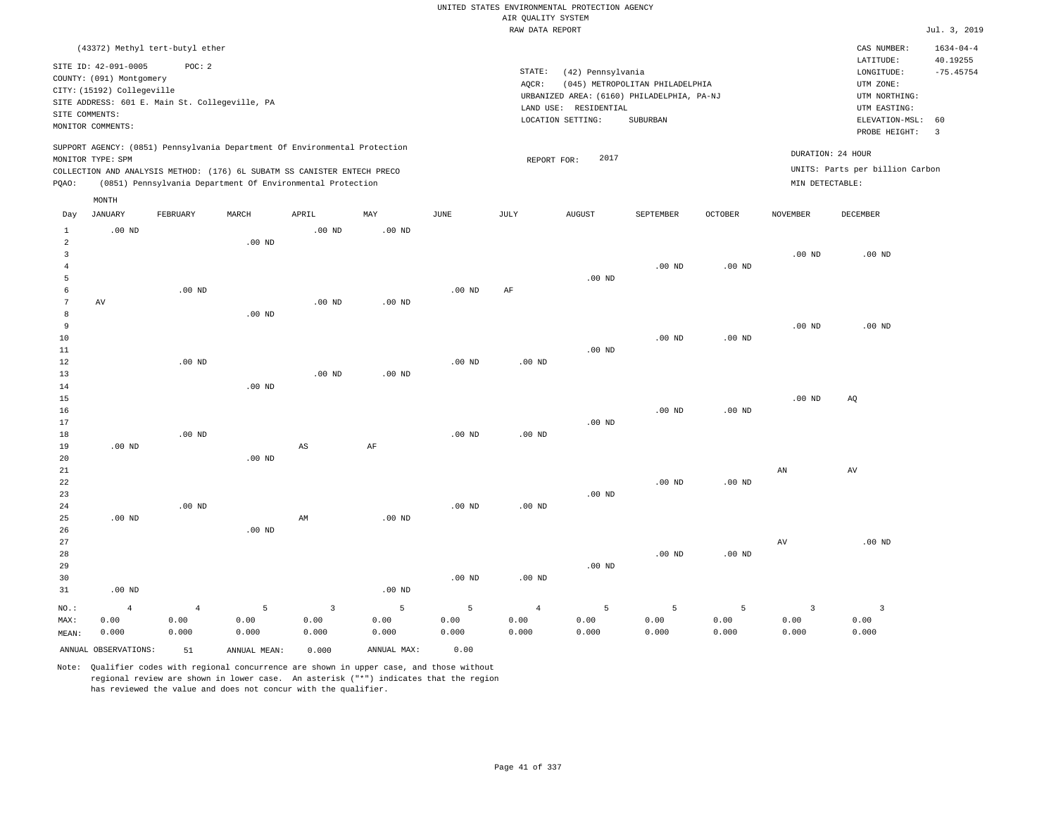UNITED STATES ENVIRONMENTAL PROTECTION AGENCY
AIR QUALITY SYSTEM
RAW DATA REPORT

Jul. 3, 2019

(43372) Methyl tert-butyl ether

SITE ID: 42-091-0005 POC: 2
COUNTY: (091) Montgomery
CITY: (15192) Collegeville
SITE ADDRESS: 601 E. Main St. Collegeville, PA
SITE COMMENTS:
MONITOR COMMENTS:

STATE: (42) Pennsylvania
AQCR: (045) METROPOLITAN PHILADELPHIA
URBANIZED AREA: (6160) PHILADELPHIA, PA-NJ
LAND USE: RESIDENTIAL
LOCATION SETTING: SUBURBAN

CAS NUMBER: 1634-04-4
LATITUDE: 40.19255
LONGITUDE: -75.45754
UTM ZONE:
UTM NORTHING:
UTM EASTING:
ELEVATION-MSL: 60
PROBE HEIGHT: 3

SUPPORT AGENCY: (0851) Pennsylvania Department Of Environmental Protection
MONITOR TYPE: SPM
COLLECTION AND ANALYSIS METHOD: (176) 6L SUBATM SS CANISTER ENTECH PRECO
PQAO: (0851) Pennsylvania Department Of Environmental Protection

REPORT FOR: 2017

DURATION: 24 HOUR
UNITS: Parts per billion Carbon
MIN DETECTABLE:

| Day | JANUARY | FEBRUARY | MARCH | APRIL | MAY | JUNE | JULY | AUGUST | SEPTEMBER | OCTOBER | NOVEMBER | DECEMBER |
|---|---|---|---|---|---|---|---|---|---|---|---|---|
| 1 | .00 ND | | | .00 ND | .00 ND | | | | | | | |
| 2 | | | .00 ND | | | | | | | | | |
| 3 | | | | | | | | | | | .00 ND | .00 ND |
| 4 | | | | | | | | | .00 ND | .00 ND | | |
| 5 | | | | | | | | .00 ND | | | | |
| 6 | | .00 ND | | | | .00 ND | AF | | | | | |
| 7 | AV | | | .00 ND | .00 ND | | | | | | | |
| 8 | | | .00 ND | | | | | | | | | |
| 9 | | | | | | | | | | | .00 ND | .00 ND |
| 10 | | | | | | | | | .00 ND | .00 ND | | |
| 11 | | | | | | | | .00 ND | | | | |
| 12 | | .00 ND | | | | .00 ND | .00 ND | | | | | |
| 13 | | | | .00 ND | .00 ND | | | | | | | |
| 14 | | | .00 ND | | | | | | | | | |
| 15 | | | | | | | | | | | .00 ND | AQ |
| 16 | | | | | | | | | .00 ND | .00 ND | | |
| 17 | | | | | | | | .00 ND | | | | |
| 18 | | .00 ND | | | | .00 ND | .00 ND | | | | | |
| 19 | .00 ND | | | AS | AF | | | | | | | |
| 20 | | | .00 ND | | | | | | | | | |
| 21 | | | | | | | | | | | AN | AV |
| 22 | | | | | | | | | .00 ND | .00 ND | | |
| 23 | | | | | | | | .00 ND | | | | |
| 24 | | .00 ND | | | | .00 ND | .00 ND | | | | | |
| 25 | .00 ND | | | AM | .00 ND | | | | | | | |
| 26 | | | .00 ND | | | | | | | | | |
| 27 | | | | | | | | | | | AV | .00 ND |
| 28 | | | | | | | | | .00 ND | .00 ND | | |
| 29 | | | | | | | | .00 ND | | | | |
| 30 | | | | | | .00 ND | .00 ND | | | | | |
| 31 | .00 ND | | | | .00 ND | | | | | | | |
| NO.: | 4 | 4 | 5 | 3 | 5 | 5 | 4 | 5 | 5 | 5 | 3 | 3 |
| MAX: | 0.00 | 0.00 | 0.00 | 0.00 | 0.00 | 0.00 | 0.00 | 0.00 | 0.00 | 0.00 | 0.00 | 0.00 |
| MEAN: | 0.000 | 0.000 | 0.000 | 0.000 | 0.000 | 0.000 | 0.000 | 0.000 | 0.000 | 0.000 | 0.000 | 0.000 |

ANNUAL OBSERVATIONS: 51 ANNUAL MEAN: 0.000 ANNUAL MAX: 0.00

Note: Qualifier codes with regional concurrence are shown in upper case, and those without regional review are shown in lower case. An asterisk ("*") indicates that the region has reviewed the value and does not concur with the qualifier.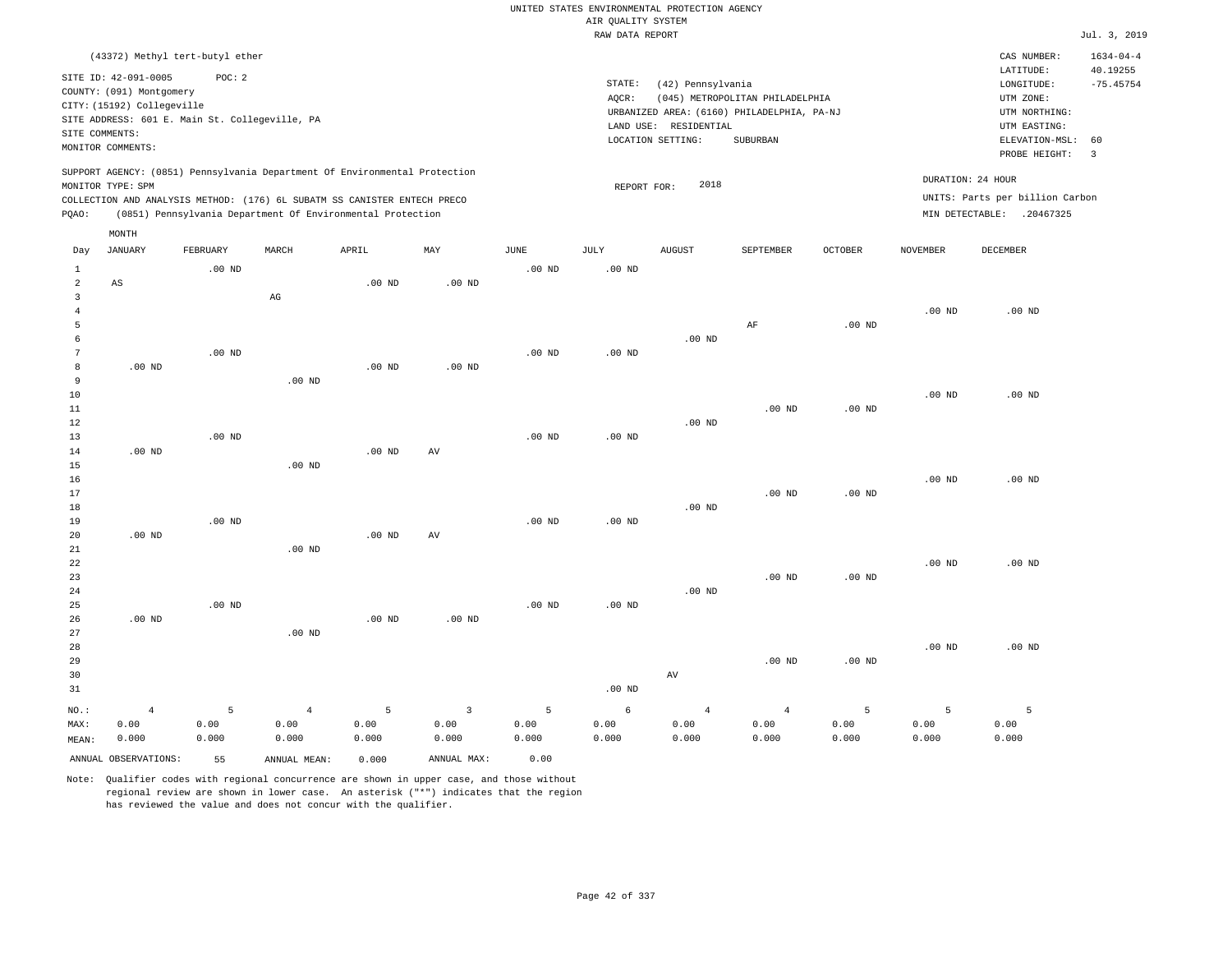UNITED STATES ENVIRONMENTAL PROTECTION AGENCY
AIR QUALITY SYSTEM
RAW DATA REPORT

Jul. 3, 2019

(43372) Methyl tert-butyl ether

SITE ID: 42-091-0005 POC: 2
COUNTY: (091) Montgomery
CITY: (15192) Collegeville
SITE ADDRESS: 601 E. Main St. Collegeville, PA
SITE COMMENTS:
MONITOR COMMENTS:

STATE: (42) Pennsylvania
AQCR: (045) METROPOLITAN PHILADELPHIA
URBANIZED AREA: (6160) PHILADELPHIA, PA-NJ
LAND USE: RESIDENTIAL
LOCATION SETTING: SUBURBAN

CAS NUMBER: 1634-04-4
LATITUDE: 40.19255
LONGITUDE: -75.45754
UTM ZONE:
UTM NORTHING:
UTM EASTING:
ELEVATION-MSL: 60
PROBE HEIGHT: 3

SUPPORT AGENCY: (0851) Pennsylvania Department Of Environmental Protection
MONITOR TYPE: SPM
COLLECTION AND ANALYSIS METHOD: (176) 6L SUBATM SS CANISTER ENTECH PRECO
PQAO: (0851) Pennsylvania Department Of Environmental Protection

REPORT FOR: 2018

DURATION: 24 HOUR
UNITS: Parts per billion Carbon
MIN DETECTABLE: .20467325

| Day | JANUARY | FEBRUARY | MARCH | APRIL | MAY | JUNE | JULY | AUGUST | SEPTEMBER | OCTOBER | NOVEMBER | DECEMBER |
|---|---|---|---|---|---|---|---|---|---|---|---|---|
| 1 | | .00 ND | | | | .00 ND | .00 ND | | | | | |
| 2 | AS | | | .00 ND | .00 ND | | | | | | | |
| 3 | | | AG | | | | | | | | | |
| 4 | | | | | | | | | | | .00 ND | .00 ND |
| 5 | | | | | | | | | AF | .00 ND | | |
| 6 | | | | | | | | .00 ND | | | | |
| 7 | | .00 ND | | | | .00 ND | .00 ND | | | | | |
| 8 | .00 ND | | | .00 ND | .00 ND | | | | | | | |
| 9 | | | .00 ND | | | | | | | | | |
| 10 | | | | | | | | | | | .00 ND | .00 ND |
| 11 | | | | | | | | | .00 ND | .00 ND | | |
| 12 | | | | | | | | .00 ND | | | | |
| 13 | | .00 ND | | | | .00 ND | .00 ND | | | | | |
| 14 | .00 ND | | | .00 ND | AV | | | | | | | |
| 15 | | | .00 ND | | | | | | | | | |
| 16 | | | | | | | | | | | .00 ND | .00 ND |
| 17 | | | | | | | | | .00 ND | .00 ND | | |
| 18 | | | | | | | | .00 ND | | | | |
| 19 | | .00 ND | | | | .00 ND | .00 ND | | | | | |
| 20 | .00 ND | | | .00 ND | AV | | | | | | | |
| 21 | | | .00 ND | | | | | | | | | |
| 22 | | | | | | | | | | | .00 ND | .00 ND |
| 23 | | | | | | | | | .00 ND | .00 ND | | |
| 24 | | | | | | | | .00 ND | | | | |
| 25 | | .00 ND | | | | .00 ND | .00 ND | | | | | |
| 26 | .00 ND | | | .00 ND | .00 ND | | | | | | | |
| 27 | | | .00 ND | | | | | | | | | |
| 28 | | | | | | | | | | | .00 ND | .00 ND |
| 29 | | | | | | | | | .00 ND | .00 ND | | |
| 30 | | | | | | | | AV | | | | |
| 31 | | | | | | | .00 ND | | | | | |
| NO.: | 4 | 5 | 4 | 5 | 3 | 5 | 6 | 4 | 4 | 5 | 5 | 5 |
| MAX: | 0.00 | 0.00 | 0.00 | 0.00 | 0.00 | 0.00 | 0.00 | 0.00 | 0.00 | 0.00 | 0.00 | 0.00 |
| MEAN: | 0.000 | 0.000 | 0.000 | 0.000 | 0.000 | 0.000 | 0.000 | 0.000 | 0.000 | 0.000 | 0.000 | 0.000 |

ANNUAL OBSERVATIONS: 55 ANNUAL MEAN: 0.000 ANNUAL MAX: 0.00

Note: Qualifier codes with regional concurrence are shown in upper case, and those without regional review are shown in lower case. An asterisk ("*") indicates that the region has reviewed the value and does not concur with the qualifier.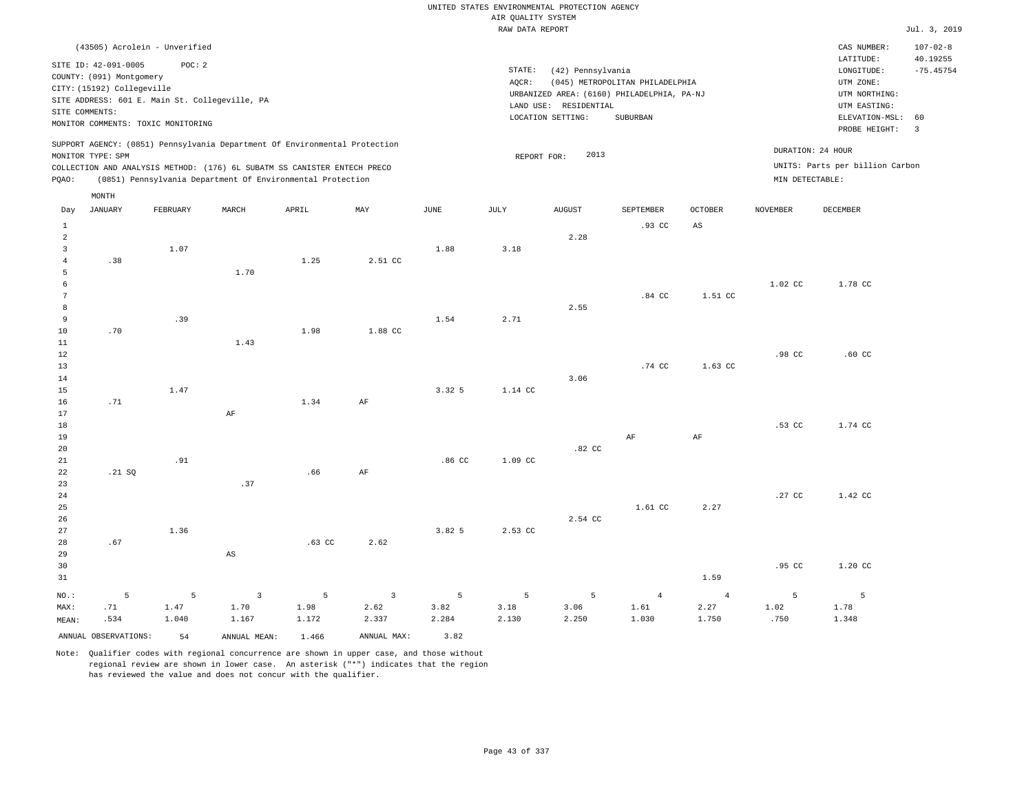UNITED STATES ENVIRONMENTAL PROTECTION AGENCY
AIR QUALITY SYSTEM
RAW DATA REPORT

Jul. 3, 2019

(43505) Acrolein - Unverified

SITE ID: 42-091-0005 POC: 2
COUNTY: (091) Montgomery
CITY: (15192) Collegeville
SITE ADDRESS: 601 E. Main St. Collegeville, PA
SITE COMMENTS:
MONITOR COMMENTS: TOXIC MONITORING

STATE: (42) Pennsylvania
AQCR: (045) METROPOLITAN PHILADELPHIA
URBANIZED AREA: (6160) PHILADELPHIA, PA-NJ
LAND USE: RESIDENTIAL
LOCATION SETTING: SUBURBAN

CAS NUMBER: 107-02-8
LATITUDE: 40.19255
LONGITUDE: -75.45754
UTM ZONE:
UTM NORTHING:
UTM EASTING:
ELEVATION-MSL: 60
PROBE HEIGHT: 3

SUPPORT AGENCY: (0851) Pennsylvania Department Of Environmental Protection
MONITOR TYPE: SPM
COLLECTION AND ANALYSIS METHOD: (176) 6L SUBATM SS CANISTER ENTECH PRECO
PQAO: (0851) Pennsylvania Department Of Environmental Protection

REPORT FOR: 2013

DURATION: 24 HOUR
UNITS: Parts per billion Carbon
MIN DETECTABLE:

| Day | JANUARY | FEBRUARY | MARCH | APRIL | MAY | JUNE | JULY | AUGUST | SEPTEMBER | OCTOBER | NOVEMBER | DECEMBER |
|---|---|---|---|---|---|---|---|---|---|---|---|---|
| 1 | | | | | | | | | .93 CC | AS | | |
| 2 | | | | | | | | 2.28 | | | | |
| 3 | | 1.07 | | | | 1.88 | 3.18 | | | | | |
| 4 | .38 | | | 1.25 | 2.51 CC | | | | | | | |
| 5 | | | 1.70 | | | | | | | | | |
| 6 | | | | | | | | | | | 1.02 CC | 1.78 CC |
| 7 | | | | | | | | | .84 CC | 1.51 CC | | |
| 8 | | | | | | | | 2.55 | | | | |
| 9 | | .39 | | | | 1.54 | 2.71 | | | | | |
| 10 | .70 | | | 1.98 | 1.88 CC | | | | | | | |
| 11 | | | 1.43 | | | | | | | | | |
| 12 | | | | | | | | | | | .98 CC | .60 CC |
| 13 | | | | | | | | | .74 CC | 1.63 CC | | |
| 14 | | | | | | | | 3.06 | | | | |
| 15 | | 1.47 | | | | 3.32 5 | 1.14 CC | | | | | |
| 16 | .71 | | | 1.34 | AF | | | | | | | |
| 17 | | | AF | | | | | | | | | |
| 18 | | | | | | | | | | | .53 CC | 1.74 CC |
| 19 | | | | | | | | | AF | AF | | |
| 20 | | | | | | | | .82 CC | | | | |
| 21 | | .91 | | | | .86 CC | 1.09 CC | | | | | |
| 22 | .21 SQ | | | .66 | AF | | | | | | | |
| 23 | | | .37 | | | | | | | | | |
| 24 | | | | | | | | | | | .27 CC | 1.42 CC |
| 25 | | | | | | | | | 1.61 CC | 2.27 | | |
| 26 | | | | | | | | 2.54 CC | | | | |
| 27 | | 1.36 | | | | 3.82 5 | 2.53 CC | | | | | |
| 28 | .67 | | | .63 CC | 2.62 | | | | | | | |
| 29 | | | AS | | | | | | | | | |
| 30 | | | | | | | | | | | .95 CC | 1.20 CC |
| 31 | | | | | | | | | | 1.59 | | |
| NO.: | 5 | 5 | 3 | 5 | 3 | 5 | 5 | 5 | 4 | 4 | 5 | 5 |
| MAX: | .71 | 1.47 | 1.70 | 1.98 | 2.62 | 3.82 | 3.18 | 3.06 | 1.61 | 2.27 | 1.02 | 1.78 |
| MEAN: | .534 | 1.040 | 1.167 | 1.172 | 2.337 | 2.284 | 2.130 | 2.250 | 1.030 | 1.750 | .750 | 1.348 |

ANNUAL OBSERVATIONS: 54 ANNUAL MEAN: 1.466 ANNUAL MAX: 3.82

Note: Qualifier codes with regional concurrence are shown in upper case, and those without regional review are shown in lower case. An asterisk ("*") indicates that the region has reviewed the value and does not concur with the qualifier.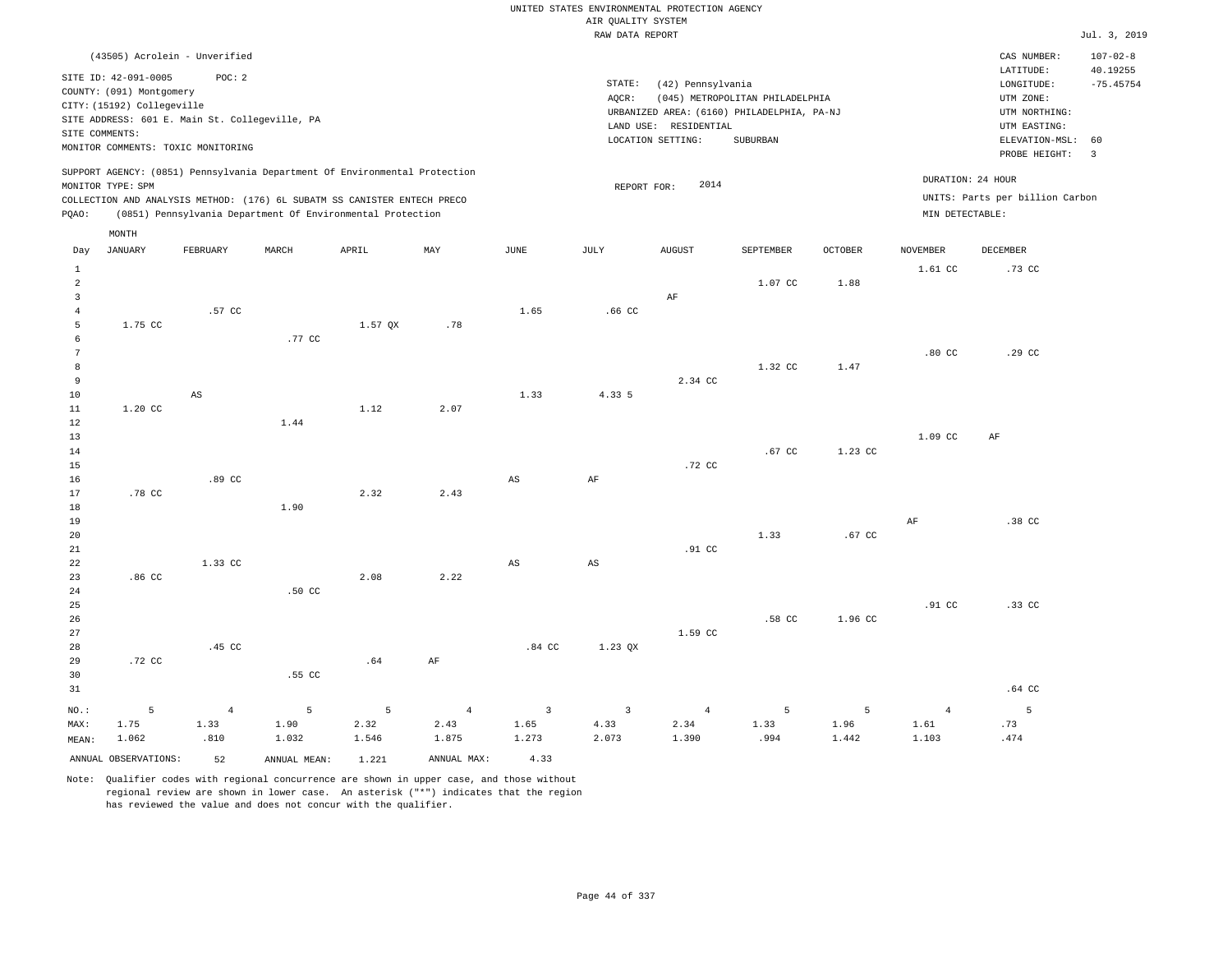UNITED STATES ENVIRONMENTAL PROTECTION AGENCY
AIR QUALITY SYSTEM
RAW DATA REPORT

Jul. 3, 2019

(43505) Acrolein - Unverified

SITE ID: 42-091-0005 POC: 2
COUNTY: (091) Montgomery
CITY: (15192) Collegeville
SITE ADDRESS: 601 E. Main St. Collegeville, PA
SITE COMMENTS:
MONITOR COMMENTS: TOXIC MONITORING

STATE: (42) Pennsylvania
AQCR: (045) METROPOLITAN PHILADELPHIA
URBANIZED AREA: (6160) PHILADELPHIA, PA-NJ
LAND USE: RESIDENTIAL
LOCATION SETTING: SUBURBAN

CAS NUMBER: 107-02-8
LATITUDE: 40.19255
LONGITUDE: -75.45754
UTM ZONE:
UTM NORTHING:
UTM EASTING:
ELEVATION-MSL: 60
PROBE HEIGHT: 3

SUPPORT AGENCY: (0851) Pennsylvania Department Of Environmental Protection
MONITOR TYPE: SPM
COLLECTION AND ANALYSIS METHOD: (176) 6L SUBATM SS CANISTER ENTECH PRECO
PQAO: (0851) Pennsylvania Department Of Environmental Protection

REPORT FOR: 2014

DURATION: 24 HOUR
UNITS: Parts per billion Carbon
MIN DETECTABLE:

| Day | JANUARY | FEBRUARY | MARCH | APRIL | MAY | JUNE | JULY | AUGUST | SEPTEMBER | OCTOBER | NOVEMBER | DECEMBER |
|---|---|---|---|---|---|---|---|---|---|---|---|---|
| 1 | | | | | | | | | | | 1.61 CC | .73 CC |
| 2 | | | | | | | | | 1.07 CC | 1.88 | | |
| 3 | | | | | | | | AF | | | | |
| 4 | | .57 CC | | | | 1.65 | .66 CC | | | | | |
| 5 | 1.75 CC | | | 1.57 QX | .78 | | | | | | | |
| 6 | | | .77 CC | | | | | | | | | |
| 7 | | | | | | | | | | | .80 CC | .29 CC |
| 8 | | | | | | | | | 1.32 CC | 1.47 | | |
| 9 | | | | | | | | 2.34 CC | | | | |
| 10 | | AS | | | | 1.33 | 4.33 5 | | | | | |
| 11 | 1.20 CC | | | 1.12 | 2.07 | | | | | | | |
| 12 | | | 1.44 | | | | | | | | | |
| 13 | | | | | | | | | | | 1.09 CC | AF |
| 14 | | | | | | | | | .67 CC | 1.23 CC | | |
| 15 | | | | | | | | .72 CC | | | | |
| 16 | | .89 CC | | | | AS | AF | | | | | |
| 17 | .78 CC | | | 2.32 | 2.43 | | | | | | | |
| 18 | | | 1.90 | | | | | | | | | |
| 19 | | | | | | | | | | | AF | .38 CC |
| 20 | | | | | | | | | 1.33 | .67 CC | | |
| 21 | | | | | | | | .91 CC | | | | |
| 22 | | 1.33 CC | | | | AS | AS | | | | | |
| 23 | .86 CC | | | 2.08 | 2.22 | | | | | | | |
| 24 | | | .50 CC | | | | | | | | | |
| 25 | | | | | | | | | | | .91 CC | .33 CC |
| 26 | | | | | | | | | .58 CC | 1.96 CC | | |
| 27 | | | | | | | | 1.59 CC | | | | |
| 28 | | .45 CC | | | | .84 CC | 1.23 QX | | | | | |
| 29 | .72 CC | | | .64 | AF | | | | | | | |
| 30 | | | .55 CC | | | | | | | | | |
| 31 | | | | | | | | | | | | .64 CC |
| NO.: | 5 | 4 | 5 | 5 | 4 | 3 | 3 | 4 | 5 | 5 | 4 | 5 |
| MAX: | 1.75 | 1.33 | 1.90 | 2.32 | 2.43 | 1.65 | 4.33 | 2.34 | 1.33 | 1.96 | 1.61 | .73 |
| MEAN: | 1.062 | .810 | 1.032 | 1.546 | 1.875 | 1.273 | 2.073 | 1.390 | .994 | 1.442 | 1.103 | .474 |

ANNUAL OBSERVATIONS: 52 ANNUAL MEAN: 1.221 ANNUAL MAX: 4.33

Note: Qualifier codes with regional concurrence are shown in upper case, and those without regional review are shown in lower case. An asterisk ("*") indicates that the region has reviewed the value and does not concur with the qualifier.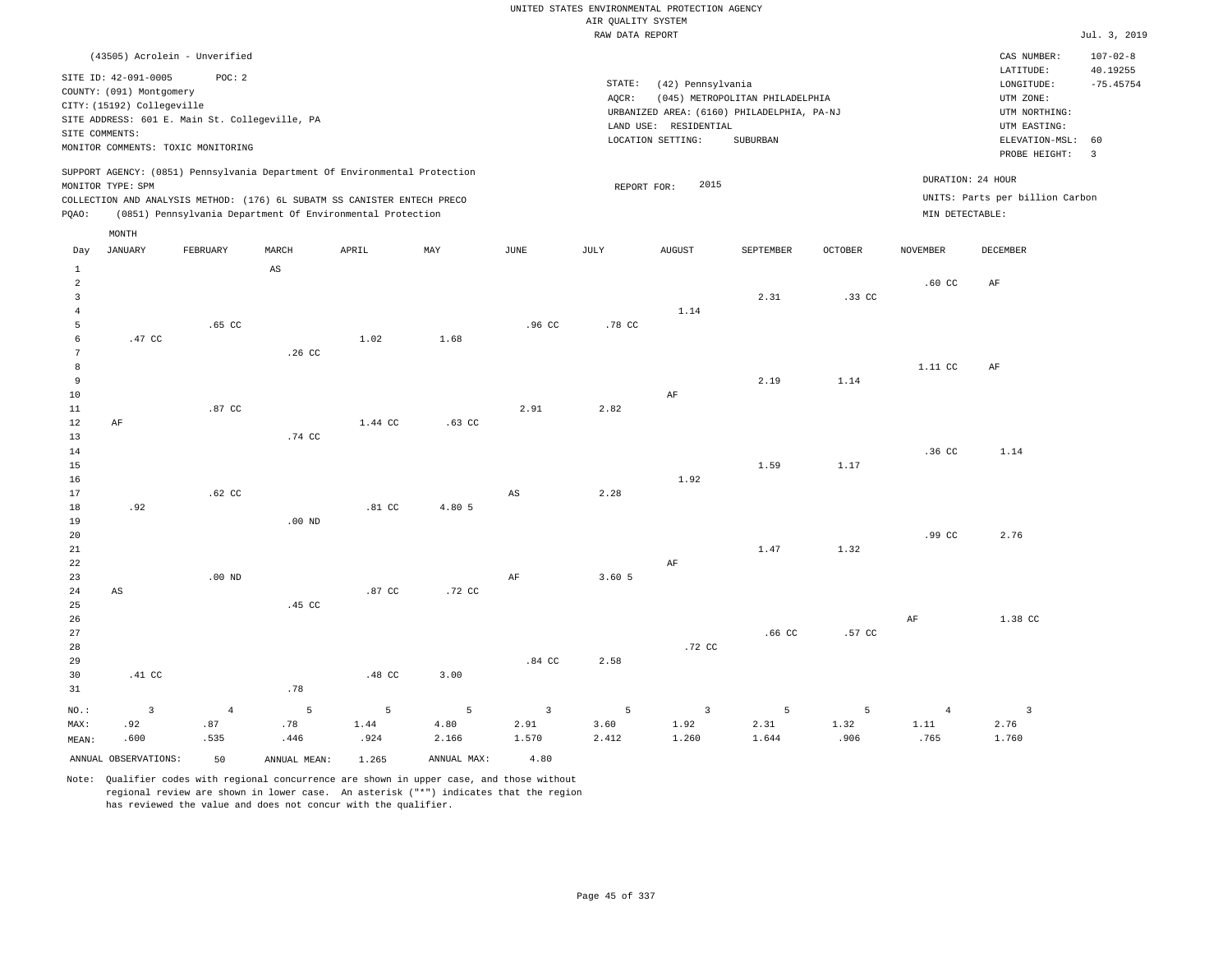UNITED STATES ENVIRONMENTAL PROTECTION AGENCY
AIR QUALITY SYSTEM
RAW DATA REPORT

Jul. 3, 2019

(43505) Acrolein - Unverified

SITE ID: 42-091-0005 POC: 2
COUNTY: (091) Montgomery
CITY: (15192) Collegeville
SITE ADDRESS: 601 E. Main St. Collegeville, PA
SITE COMMENTS:
MONITOR COMMENTS: TOXIC MONITORING

STATE: (42) Pennsylvania
AQCR: (045) METROPOLITAN PHILADELPHIA
URBANIZED AREA: (6160) PHILADELPHIA, PA-NJ
LAND USE: RESIDENTIAL
LOCATION SETTING: SUBURBAN

CAS NUMBER: 107-02-8
LATITUDE: 40.19255
LONGITUDE: -75.45754
UTM ZONE:
UTM NORTHING:
UTM EASTING:
ELEVATION-MSL: 60
PROBE HEIGHT: 3

SUPPORT AGENCY: (0851) Pennsylvania Department Of Environmental Protection
MONITOR TYPE: SPM
COLLECTION AND ANALYSIS METHOD: (176) 6L SUBATM SS CANISTER ENTECH PRECO
PQAO: (0851) Pennsylvania Department Of Environmental Protection

REPORT FOR: 2015

DURATION: 24 HOUR
UNITS: Parts per billion Carbon
MIN DETECTABLE:

| Day | JANUARY | FEBRUARY | MARCH | APRIL | MAY | JUNE | JULY | AUGUST | SEPTEMBER | OCTOBER | NOVEMBER | DECEMBER |
|---|---|---|---|---|---|---|---|---|---|---|---|---|
| 1 | | | AS | | | | | | | | | |
| 2 | | | | | | | | | | | .60 CC | AF |
| 3 | | | | | | | | | 2.31 | .33 CC | | |
| 4 | | | | | | | | 1.14 | | | | |
| 5 | | .65 CC | | | | .96 CC | .78 CC | | | | | |
| 6 | .47 CC | | | 1.02 | 1.68 | | | | | | | |
| 7 | | | .26 CC | | | | | | | | | |
| 8 | | | | | | | | | | | 1.11 CC | AF |
| 9 | | | | | | | | | 2.19 | 1.14 | | |
| 10 | | | | | | | | AF | | | | |
| 11 | | .87 CC | | | | 2.91 | 2.82 | | | | | |
| 12 | AF | | | 1.44 CC | .63 CC | | | | | | | |
| 13 | | | .74 CC | | | | | | | | | |
| 14 | | | | | | | | | | | .36 CC | 1.14 |
| 15 | | | | | | | | | 1.59 | 1.17 | | |
| 16 | | | | | | | | 1.92 | | | | |
| 17 | | .62 CC | | | | AS | 2.28 | | | | | |
| 18 | .92 | | | .81 CC | 4.80 5 | | | | | | | |
| 19 | | | .00 ND | | | | | | | | | |
| 20 | | | | | | | | | | | .99 CC | 2.76 |
| 21 | | | | | | | | | 1.47 | 1.32 | | |
| 22 | | | | | | | | AF | | | | |
| 23 | | .00 ND | | | | AF | 3.60 5 | | | | | |
| 24 | AS | | | .87 CC | .72 CC | | | | | | | |
| 25 | | | .45 CC | | | | | | | | | |
| 26 | | | | | | | | | | | AF | 1.38 CC |
| 27 | | | | | | | | | .66 CC | .57 CC | | |
| 28 | | | | | | | | .72 CC | | | | |
| 29 | | | | | | .84 CC | 2.58 | | | | | |
| 30 | .41 CC | | | .48 CC | 3.00 | | | | | | | |
| 31 | | | .78 | | | | | | | | | |
| NO.: | 3 | 4 | 5 | 5 | 5 | 3 | 5 | 3 | 5 | 5 | 4 | 3 |
| MAX: | .92 | .87 | .78 | 1.44 | 4.80 | 2.91 | 3.60 | 1.92 | 2.31 | 1.32 | 1.11 | 2.76 |
| MEAN: | .600 | .535 | .446 | .924 | 2.166 | 1.570 | 2.412 | 1.260 | 1.644 | .906 | .765 | 1.760 |

ANNUAL OBSERVATIONS: 50 ANNUAL MEAN: 1.265 ANNUAL MAX: 4.80

Note: Qualifier codes with regional concurrence are shown in upper case, and those without regional review are shown in lower case. An asterisk ("*") indicates that the region has reviewed the value and does not concur with the qualifier.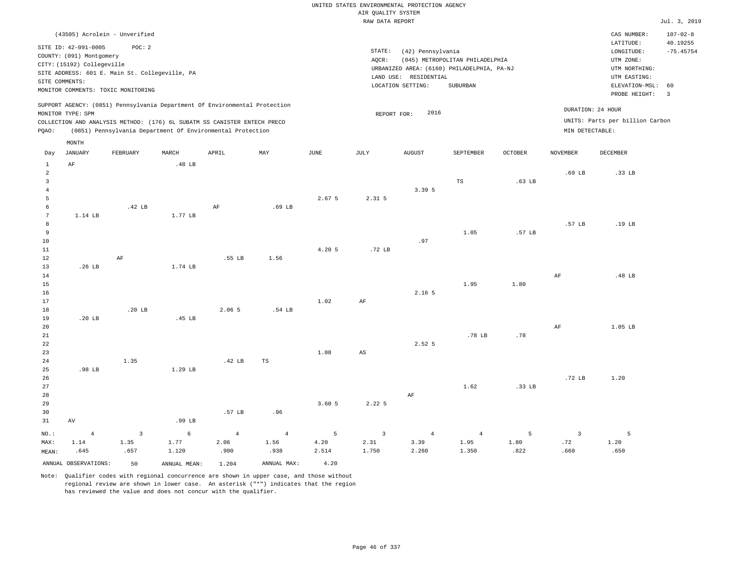UNITED STATES ENVIRONMENTAL PROTECTION AGENCY
AIR QUALITY SYSTEM
RAW DATA REPORT

Jul. 3, 2019

(43505) Acrolein - Unverified

SITE ID: 42-091-0005 POC: 2
COUNTY: (091) Montgomery
CITY: (15192) Collegeville
SITE ADDRESS: 601 E. Main St. Collegeville, PA
SITE COMMENTS:
MONITOR COMMENTS: TOXIC MONITORING

STATE: (42) Pennsylvania
AQCR: (045) METROPOLITAN PHILADELPHIA
URBANIZED AREA: (6160) PHILADELPHIA, PA-NJ
LAND USE: RESIDENTIAL
LOCATION SETTING: SUBURBAN

CAS NUMBER: 107-02-8
LATITUDE: 40.19255
LONGITUDE: -75.45754
UTM ZONE:
UTM NORTHING:
UTM EASTING:
ELEVATION-MSL: 60
PROBE HEIGHT: 3

SUPPORT AGENCY: (0851) Pennsylvania Department Of Environmental Protection
MONITOR TYPE: SPM
COLLECTION AND ANALYSIS METHOD: (176) 6L SUBATM SS CANISTER ENTECH PRECO
PQAO: (0851) Pennsylvania Department Of Environmental Protection

REPORT FOR: 2016

DURATION: 24 HOUR
UNITS: Parts per billion Carbon
MIN DETECTABLE:

| Day | JANUARY | FEBRUARY | MARCH | APRIL | MAY | JUNE | JULY | AUGUST | SEPTEMBER | OCTOBER | NOVEMBER | DECEMBER |
|---|---|---|---|---|---|---|---|---|---|---|---|---|
| 1 | AF | | .48 LB | | | | | | | | | |
| 2 | | | | | | | | | | | .69 LB | .33 LB |
| 3 | | | | | | | | | TS | .63 LB | | |
| 4 | | | | | | | | 3.39 5 | | | | |
| 5 | | | | | | 2.67 5 | 2.31 5 | | | | | |
| 6 | | .42 LB | | AF | .69 LB | | | | | | | |
| 7 | 1.14 LB | | 1.77 LB | | | | | | | | | |
| 8 | | | | | | | | | | | .57 LB | .19 LB |
| 9 | | | | | | | | | 1.05 | .57 LB | | |
| 10 | | | | | | | | .97 | | | | |
| 11 | | | | | | 4.20 5 | .72 LB | | | | | |
| 12 | | AF | | .55 LB | 1.56 | | | | | | | |
| 13 | .26 LB | | 1.74 LB | | | | | | | | | |
| 14 | | | | | | | | | | | AF | .48 LB |
| 15 | | | | | | | | | 1.95 | 1.80 | | |
| 16 | | | | | | | | 2.16 5 | | | | |
| 17 | | | | | | 1.02 | AF | | | | | |
| 18 | | .20 LB | | 2.06 5 | .54 LB | | | | | | | |
| 19 | .20 LB | | .45 LB | | | | | | | | | |
| 20 | | | | | | | | | | | AF | 1.05 LB |
| 21 | | | | | | | | | .78 LB | .78 | | |
| 22 | | | | | | | | 2.52 5 | | | | |
| 23 | | | | | | 1.08 | AS | | | | | |
| 24 | | 1.35 | | .42 LB | TS | | | | | | | |
| 25 | .98 LB | | 1.29 LB | | | | | | | | | |
| 26 | | | | | | | | | | | .72 LB | 1.20 |
| 27 | | | | | | | | | 1.62 | .33 LB | | |
| 28 | | | | | | | | AF | | | | |
| 29 | | | | | | 3.60 5 | 2.22 5 | | | | | |
| 30 | | | | .57 LB | .96 | | | | | | | |
| 31 | AV | | .99 LB | | | | | | | | | |
| NO.: | 4 | 3 | 6 | 4 | 4 | 5 | 3 | 4 | 4 | 5 | 3 | 5 |
| MAX: | 1.14 | 1.35 | 1.77 | 2.06 | 1.56 | 4.20 | 2.31 | 3.39 | 1.95 | 1.80 | .72 | 1.20 |
| MEAN: | .645 | .657 | 1.120 | .900 | .938 | 2.514 | 1.750 | 2.260 | 1.350 | .822 | .660 | .650 |

ANNUAL OBSERVATIONS: 50 ANNUAL MEAN: 1.204 ANNUAL MAX: 4.20

Note: Qualifier codes with regional concurrence are shown in upper case, and those without regional review are shown in lower case. An asterisk ("*") indicates that the region has reviewed the value and does not concur with the qualifier.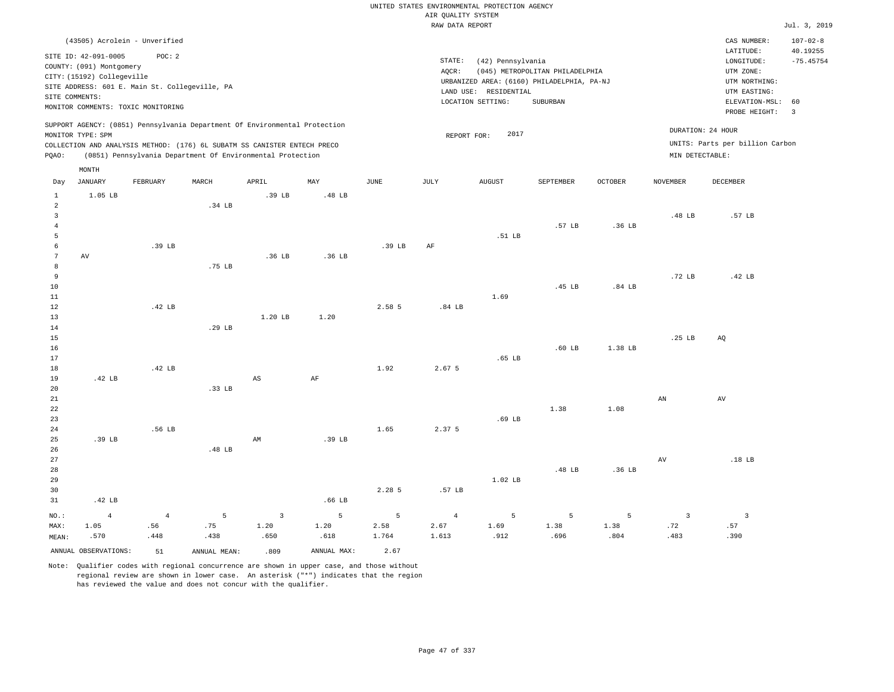UNITED STATES ENVIRONMENTAL PROTECTION AGENCY
AIR QUALITY SYSTEM
RAW DATA REPORT

Jul. 3, 2019

(43505) Acrolein - Unverified

SITE ID: 42-091-0005 POC: 2
COUNTY: (091) Montgomery
CITY: (15192) Collegeville
SITE ADDRESS: 601 E. Main St. Collegeville, PA
SITE COMMENTS:
MONITOR COMMENTS: TOXIC MONITORING

STATE: (42) Pennsylvania
AQCR: (045) METROPOLITAN PHILADELPHIA
URBANIZED AREA: (6160) PHILADELPHIA, PA-NJ
LAND USE: RESIDENTIAL
LOCATION SETTING: SUBURBAN

CAS NUMBER: 107-02-8
LATITUDE: 40.19255
LONGITUDE: -75.45754
UTM ZONE:
UTM NORTHING:
UTM EASTING:
ELEVATION-MSL: 60
PROBE HEIGHT: 3

SUPPORT AGENCY: (0851) Pennsylvania Department Of Environmental Protection
MONITOR TYPE: SPM
COLLECTION AND ANALYSIS METHOD: (176) 6L SUBATM SS CANISTER ENTECH PRECO
PQAO: (0851) Pennsylvania Department Of Environmental Protection

REPORT FOR: 2017

DURATION: 24 HOUR
UNITS: Parts per billion Carbon
MIN DETECTABLE:

| Day | JANUARY | FEBRUARY | MARCH | APRIL | MAY | JUNE | JULY | AUGUST | SEPTEMBER | OCTOBER | NOVEMBER | DECEMBER |
|---|---|---|---|---|---|---|---|---|---|---|---|---|
| 1 | 1.05 LB | | | .39 LB | .48 LB | | | | | | | |
| 2 | | | .34 LB | | | | | | | | | |
| 3 | | | | | | | | | | | .48 LB | .57 LB |
| 4 | | | | | | | | | .57 LB | .36 LB | | |
| 5 | | | | | | | | .51 LB | | | | |
| 6 | | .39 LB | | | | .39 LB | AF | | | | | |
| 7 | AV | | | .36 LB | .36 LB | | | | | | | |
| 8 | | | .75 LB | | | | | | | | | |
| 9 | | | | | | | | | | | .72 LB | .42 LB |
| 10 | | | | | | | | | .45 LB | .84 LB | | |
| 11 | | | | | | | | 1.69 | | | | |
| 12 | | .42 LB | | | | 2.58 5 | .84 LB | | | | | |
| 13 | | | | 1.20 LB | 1.20 | | | | | | | |
| 14 | | | .29 LB | | | | | | | | | |
| 15 | | | | | | | | | | | .25 LB | AQ |
| 16 | | | | | | | | | .60 LB | 1.38 LB | | |
| 17 | | | | | | | | .65 LB | | | | |
| 18 | | .42 LB | | | | 1.92 | 2.67 5 | | | | | |
| 19 | .42 LB | | | AS | AF | | | | | | | |
| 20 | | | .33 LB | | | | | | | | | |
| 21 | | | | | | | | | | | AN | AV |
| 22 | | | | | | | | | 1.38 | 1.08 | | |
| 23 | | | | | | | | .69 LB | | | | |
| 24 | | .56 LB | | | | 1.65 | 2.37 5 | | | | | |
| 25 | .39 LB | | | AM | .39 LB | | | | | | | |
| 26 | | | .48 LB | | | | | | | | | |
| 27 | | | | | | | | | | | AV | .18 LB |
| 28 | | | | | | | | | .48 LB | .36 LB | | |
| 29 | | | | | | | | 1.02 LB | | | | |
| 30 | | | | | | 2.28 5 | .57 LB | | | | | |
| 31 | .42 LB | | | | .66 LB | | | | | | | |
| NO.: | 4 | 4 | 5 | 3 | 5 | 5 | 4 | 5 | 5 | 5 | 3 | 3 |
| MAX: | 1.05 | .56 | .75 | 1.20 | 1.20 | 2.58 | 2.67 | 1.69 | 1.38 | 1.38 | .72 | .57 |
| MEAN: | .570 | .448 | .438 | .650 | .618 | 1.764 | 1.613 | .912 | .696 | .804 | .483 | .390 |

ANNUAL OBSERVATIONS: 51 ANNUAL MEAN: .809 ANNUAL MAX: 2.67

Note: Qualifier codes with regional concurrence are shown in upper case, and those without regional review are shown in lower case. An asterisk ("*") indicates that the region has reviewed the value and does not concur with the qualifier.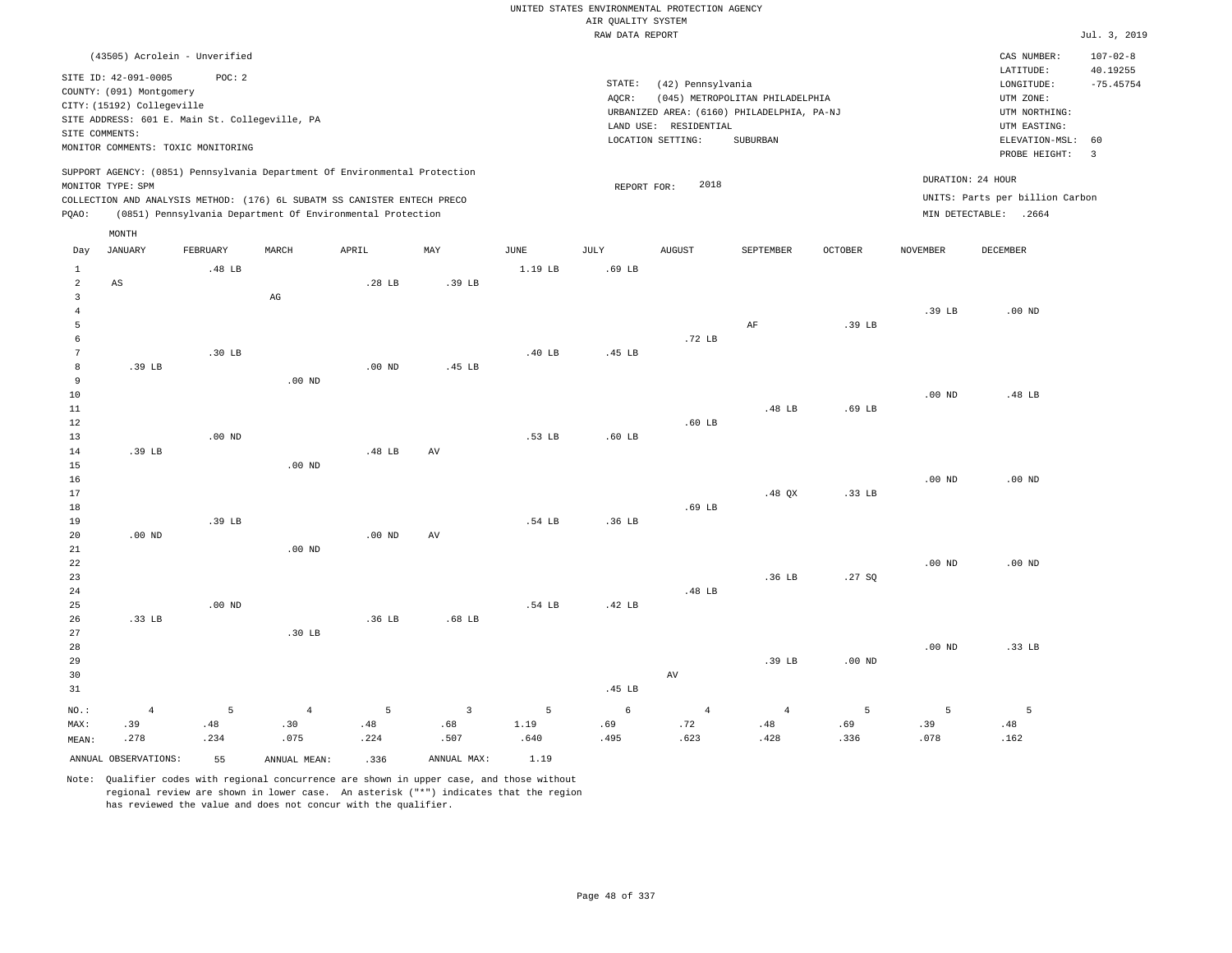UNITED STATES ENVIRONMENTAL PROTECTION AGENCY
AIR QUALITY SYSTEM
RAW DATA REPORT

Jul. 3, 2019

(43505) Acrolein - Unverified

SITE ID: 42-091-0005 POC: 2
COUNTY: (091) Montgomery
CITY: (15192) Collegeville
SITE ADDRESS: 601 E. Main St. Collegeville, PA
SITE COMMENTS:
MONITOR COMMENTS: TOXIC MONITORING

STATE: (42) Pennsylvania
AQCR: (045) METROPOLITAN PHILADELPHIA
URBANIZED AREA: (6160) PHILADELPHIA, PA-NJ
LAND USE: RESIDENTIAL
LOCATION SETTING: SUBURBAN

CAS NUMBER: 107-02-8
LATITUDE: 40.19255
LONGITUDE: -75.45754
UTM ZONE:
UTM NORTHING:
UTM EASTING:
ELEVATION-MSL: 60
PROBE HEIGHT: 3

SUPPORT AGENCY: (0851) Pennsylvania Department Of Environmental Protection
MONITOR TYPE: SPM
COLLECTION AND ANALYSIS METHOD: (176) 6L SUBATM SS CANISTER ENTECH PRECO
PQAO: (0851) Pennsylvania Department Of Environmental Protection

REPORT FOR: 2018

DURATION: 24 HOUR
UNITS: Parts per billion Carbon
MIN DETECTABLE: .2664

| Day | JANUARY | FEBRUARY | MARCH | APRIL | MAY | JUNE | JULY | AUGUST | SEPTEMBER | OCTOBER | NOVEMBER | DECEMBER |
|---|---|---|---|---|---|---|---|---|---|---|---|---|
| 1 | | .48 LB | | | | 1.19 LB | .69 LB | | | | | |
| 2 | AS | | | .28 LB | .39 LB | | | | | | | |
| 3 | | | AG | | | | | | | | | |
| 4 | | | | | | | | | | | .39 LB | .00 ND |
| 5 | | | | | | | | | AF | .39 LB | | |
| 6 | | | | | | | | .72 LB | | | | |
| 7 | | .30 LB | | | | .40 LB | .45 LB | | | | | |
| 8 | .39 LB | | | .00 ND | .45 LB | | | | | | | |
| 9 | | | .00 ND | | | | | | | | | |
| 10 | | | | | | | | | | | .00 ND | .48 LB |
| 11 | | | | | | | | | .48 LB | .69 LB | | |
| 12 | | | | | | | | .60 LB | | | | |
| 13 | | .00 ND | | | | .53 LB | .60 LB | | | | | |
| 14 | .39 LB | | | .48 LB | AV | | | | | | | |
| 15 | | | .00 ND | | | | | | | | | |
| 16 | | | | | | | | | | | .00 ND | .00 ND |
| 17 | | | | | | | | | .48 QX | .33 LB | | |
| 18 | | | | | | | | .69 LB | | | | |
| 19 | | .39 LB | | | | .54 LB | .36 LB | | | | | |
| 20 | .00 ND | | | .00 ND | AV | | | | | | | |
| 21 | | | .00 ND | | | | | | | | | |
| 22 | | | | | | | | | | | .00 ND | .00 ND |
| 23 | | | | | | | | | .36 LB | .27 SQ | | |
| 24 | | | | | | | | .48 LB | | | | |
| 25 | | .00 ND | | | | .54 LB | .42 LB | | | | | |
| 26 | .33 LB | | | .36 LB | .68 LB | | | | | | | |
| 27 | | | .30 LB | | | | | | | | | |
| 28 | | | | | | | | | | | .00 ND | .33 LB |
| 29 | | | | | | | | | .39 LB | .00 ND | | |
| 30 | | | | | | | | AV | | | | |
| 31 | | | | | | | .45 LB | | | | | |
| NO.: | 4 | 5 | 4 | 5 | 3 | 5 | 6 | 4 | 4 | 5 | 5 | 5 |
| MAX: | .39 | .48 | .30 | .48 | .68 | 1.19 | .69 | .72 | .48 | .69 | .39 | .48 |
| MEAN: | .278 | .234 | .075 | .224 | .507 | .640 | .495 | .623 | .428 | .336 | .078 | .162 |

ANNUAL OBSERVATIONS: 55 ANNUAL MEAN: .336 ANNUAL MAX: 1.19

Note: Qualifier codes with regional concurrence are shown in upper case, and those without regional review are shown in lower case. An asterisk ("*") indicates that the region has reviewed the value and does not concur with the qualifier.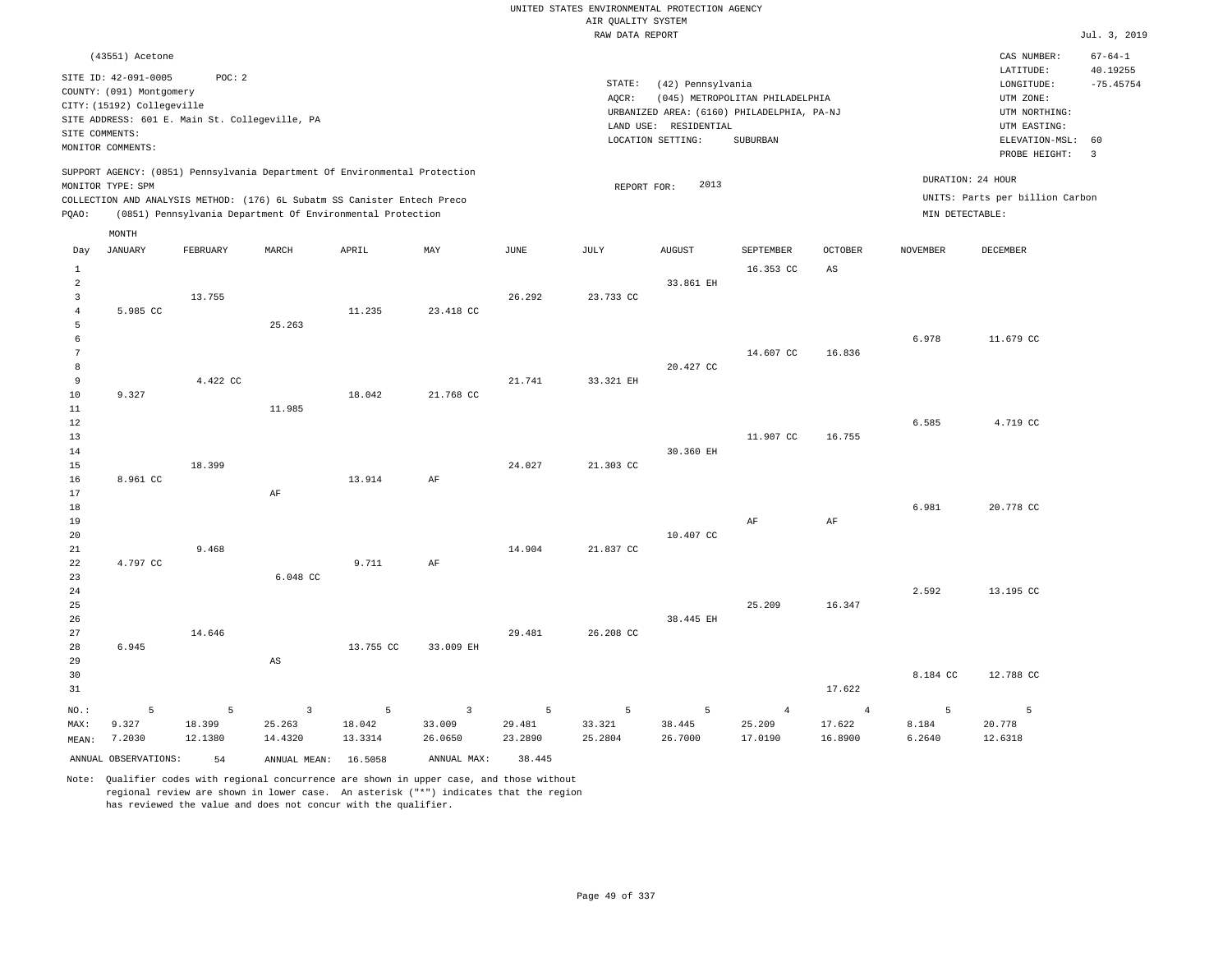UNITED STATES ENVIRONMENTAL PROTECTION AGENCY
AIR QUALITY SYSTEM
RAW DATA REPORT

Jul. 3, 2019

(43551) Acetone

SITE ID: 42-091-0005 POC: 2
COUNTY: (091) Montgomery
CITY: (15192) Collegeville
SITE ADDRESS: 601 E. Main St. Collegeville, PA
SITE COMMENTS:
MONITOR COMMENTS:

STATE: (42) Pennsylvania
AQCR: (045) METROPOLITAN PHILADELPHIA
URBANIZED AREA: (6160) PHILADELPHIA, PA-NJ
LAND USE: RESIDENTIAL
LOCATION SETTING: SUBURBAN

CAS NUMBER: 67-64-1
LATITUDE: 40.19255
LONGITUDE: -75.45754
UTM ZONE:
UTM NORTHING:
UTM EASTING:
ELEVATION-MSL: 60
PROBE HEIGHT: 3

SUPPORT AGENCY: (0851) Pennsylvania Department Of Environmental Protection
MONITOR TYPE: SPM
COLLECTION AND ANALYSIS METHOD: (176) 6L Subatm SS Canister Entech Preco
PQAO: (0851) Pennsylvania Department Of Environmental Protection

REPORT FOR: 2013

DURATION: 24 HOUR
UNITS: Parts per billion Carbon
MIN DETECTABLE:

| Day | JANUARY | FEBRUARY | MARCH | APRIL | MAY | JUNE | JULY | AUGUST | SEPTEMBER | OCTOBER | NOVEMBER | DECEMBER |
|---|---|---|---|---|---|---|---|---|---|---|---|---|
| 1 | | | | | | | | | 16.353 CC | AS | | |
| 2 | | | | | | | | 33.861 EH | | | | |
| 3 | | 13.755 | | | | 26.292 | 23.733 CC | | | | | |
| 4 | 5.985 CC | | | 11.235 | 23.418 CC | | | | | | | |
| 5 | | | 25.263 | | | | | | | | | |
| 6 | | | | | | | | | | | 6.978 | 11.679 CC |
| 7 | | | | | | | | | 14.607 CC | 16.836 | | |
| 8 | | | | | | | | 20.427 CC | | | | |
| 9 | | 4.422 CC | | | | 21.741 | 33.321 EH | | | | | |
| 10 | 9.327 | | | 18.042 | 21.768 CC | | | | | | | |
| 11 | | | 11.985 | | | | | | | | | |
| 12 | | | | | | | | | | | 6.585 | 4.719 CC |
| 13 | | | | | | | | | 11.907 CC | 16.755 | | |
| 14 | | | | | | | | 30.360 EH | | | | |
| 15 | | 18.399 | | | | 24.027 | 21.303 CC | | | | | |
| 16 | 8.961 CC | | | 13.914 | AF | | | | | | | |
| 17 | | | AF | | | | | | | | | |
| 18 | | | | | | | | | | | 6.981 | 20.778 CC |
| 19 | | | | | | | | | AF | AF | | |
| 20 | | | | | | | | 10.407 CC | | | | |
| 21 | | 9.468 | | | | 14.904 | 21.837 CC | | | | | |
| 22 | 4.797 CC | | | 9.711 | AF | | | | | | | |
| 23 | | | 6.048 CC | | | | | | | | | |
| 24 | | | | | | | | | | | 2.592 | 13.195 CC |
| 25 | | | | | | | | | 25.209 | 16.347 | | |
| 26 | | | | | | | | 38.445 EH | | | | |
| 27 | | 14.646 | | | | 29.481 | 26.208 CC | | | | | |
| 28 | 6.945 | | | 13.755 CC | 33.009 EH | | | | | | | |
| 29 | | | AS | | | | | | | | | |
| 30 | | | | | | | | | | | 8.184 CC | 12.788 CC |
| 31 | | | | | | | | | | 17.622 | | |
| NO.: | 5 | 5 | 3 | 5 | 3 | 5 | 5 | 5 | 4 | 4 | 5 | 5 |
| MAX: | 9.327 | 18.399 | 25.263 | 18.042 | 33.009 | 29.481 | 33.321 | 38.445 | 25.209 | 17.622 | 8.184 | 20.778 |
| MEAN: | 7.2030 | 12.1380 | 14.4320 | 13.3314 | 26.0650 | 23.2890 | 25.2804 | 26.7000 | 17.0190 | 16.8900 | 6.2640 | 12.6318 |

ANNUAL OBSERVATIONS: 54 ANNUAL MEAN: 16.5058 ANNUAL MAX: 38.445

Note: Qualifier codes with regional concurrence are shown in upper case, and those without regional review are shown in lower case. An asterisk ("*") indicates that the region has reviewed the value and does not concur with the qualifier.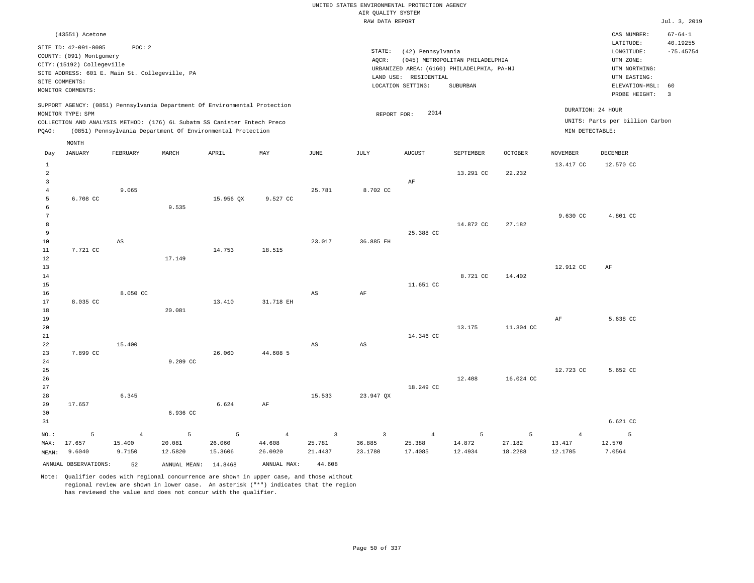UNITED STATES ENVIRONMENTAL PROTECTION AGENCY
AIR QUALITY SYSTEM
RAW DATA REPORT

Jul. 3, 2019

(43551) Acetone

SITE ID: 42-091-0005 POC: 2
COUNTY: (091) Montgomery
CITY: (15192) Collegeville
SITE ADDRESS: 601 E. Main St. Collegeville, PA
SITE COMMENTS:
MONITOR COMMENTS:

STATE: (42) Pennsylvania
AQCR: (045) METROPOLITAN PHILADELPHIA
URBANIZED AREA: (6160) PHILADELPHIA, PA-NJ
LAND USE: RESIDENTIAL
LOCATION SETTING: SUBURBAN

CAS NUMBER: 67-64-1
LATITUDE: 40.19255
LONGITUDE: -75.45754
UTM ZONE:
UTM NORTHING:
UTM EASTING:
ELEVATION-MSL: 60
PROBE HEIGHT: 3

SUPPORT AGENCY: (0851) Pennsylvania Department Of Environmental Protection
MONITOR TYPE: SPM
COLLECTION AND ANALYSIS METHOD: (176) 6L Subatm SS Canister Entech Preco
PQAO: (0851) Pennsylvania Department Of Environmental Protection

REPORT FOR: 2014

DURATION: 24 HOUR
UNITS: Parts per billion Carbon
MIN DETECTABLE:

| Day | JANUARY | FEBRUARY | MARCH | APRIL | MAY | JUNE | JULY | AUGUST | SEPTEMBER | OCTOBER | NOVEMBER | DECEMBER |
|---|---|---|---|---|---|---|---|---|---|---|---|---|
| 1 | | | | | | | | | | | 13.417 CC | 12.570 CC |
| 2 | | | | | | | | | 13.291 CC | 22.232 | | |
| 3 | | | | | | | | AF | | | | |
| 4 | | 9.065 | | | | 25.781 | 8.702 CC | | | | | |
| 5 | 6.708 CC | | | 15.956 QX | 9.527 CC | | | | | | | |
| 6 | | | 9.535 | | | | | | | | | |
| 7 | | | | | | | | | | | 9.630 CC | 4.801 CC |
| 8 | | | | | | | | | 14.872 CC | 27.182 | | |
| 9 | | | | | | | | 25.388 CC | | | | |
| 10 | | AS | | | | 23.017 | 36.885 EH | | | | | |
| 11 | 7.721 CC | | | 14.753 | 18.515 | | | | | | | |
| 12 | | | 17.149 | | | | | | | | | |
| 13 | | | | | | | | | | | 12.912 CC | AF |
| 14 | | | | | | | | | 8.721 CC | 14.402 | | |
| 15 | | | | | | | | 11.651 CC | | | | |
| 16 | | 8.050 CC | | | | AS | AF | | | | | |
| 17 | 8.035 CC | | | 13.410 | 31.718 EH | | | | | | | |
| 18 | | | 20.081 | | | | | | | | | |
| 19 | | | | | | | | | | | AF | 5.638 CC |
| 20 | | | | | | | | | 13.175 | 11.304 CC | | |
| 21 | | | | | | | | 14.346 CC | | | | |
| 22 | | 15.400 | | | | AS | AS | | | | | |
| 23 | 7.899 CC | | | 26.060 | 44.608 5 | | | | | | | |
| 24 | | | 9.209 CC | | | | | | | | | |
| 25 | | | | | | | | | | | 12.723 CC | 5.652 CC |
| 26 | | | | | | | | | 12.408 | 16.024 CC | | |
| 27 | | | | | | | | 18.249 CC | | | | |
| 28 | | 6.345 | | | | 15.533 | 23.947 QX | | | | | |
| 29 | 17.657 | | | 6.624 | AF | | | | | | | |
| 30 | | | 6.936 CC | | | | | | | | | |
| 31 | | | | | | | | | | | | 6.621 CC |
| NO.: | 5 | 4 | 5 | 5 | 4 | 3 | 3 | 4 | 5 | 5 | 4 | 5 |
| MAX: | 17.657 | 15.400 | 20.081 | 26.060 | 44.608 | 25.781 | 36.885 | 25.388 | 14.872 | 27.182 | 13.417 | 12.570 |
| MEAN: | 9.6040 | 9.7150 | 12.5820 | 15.3606 | 26.0920 | 21.4437 | 23.1780 | 17.4085 | 12.4934 | 18.2288 | 12.1705 | 7.0564 |

ANNUAL OBSERVATIONS: 52 ANNUAL MEAN: 14.8468 ANNUAL MAX: 44.608

Note: Qualifier codes with regional concurrence are shown in upper case, and those without regional review are shown in lower case. An asterisk ("*") indicates that the region has reviewed the value and does not concur with the qualifier.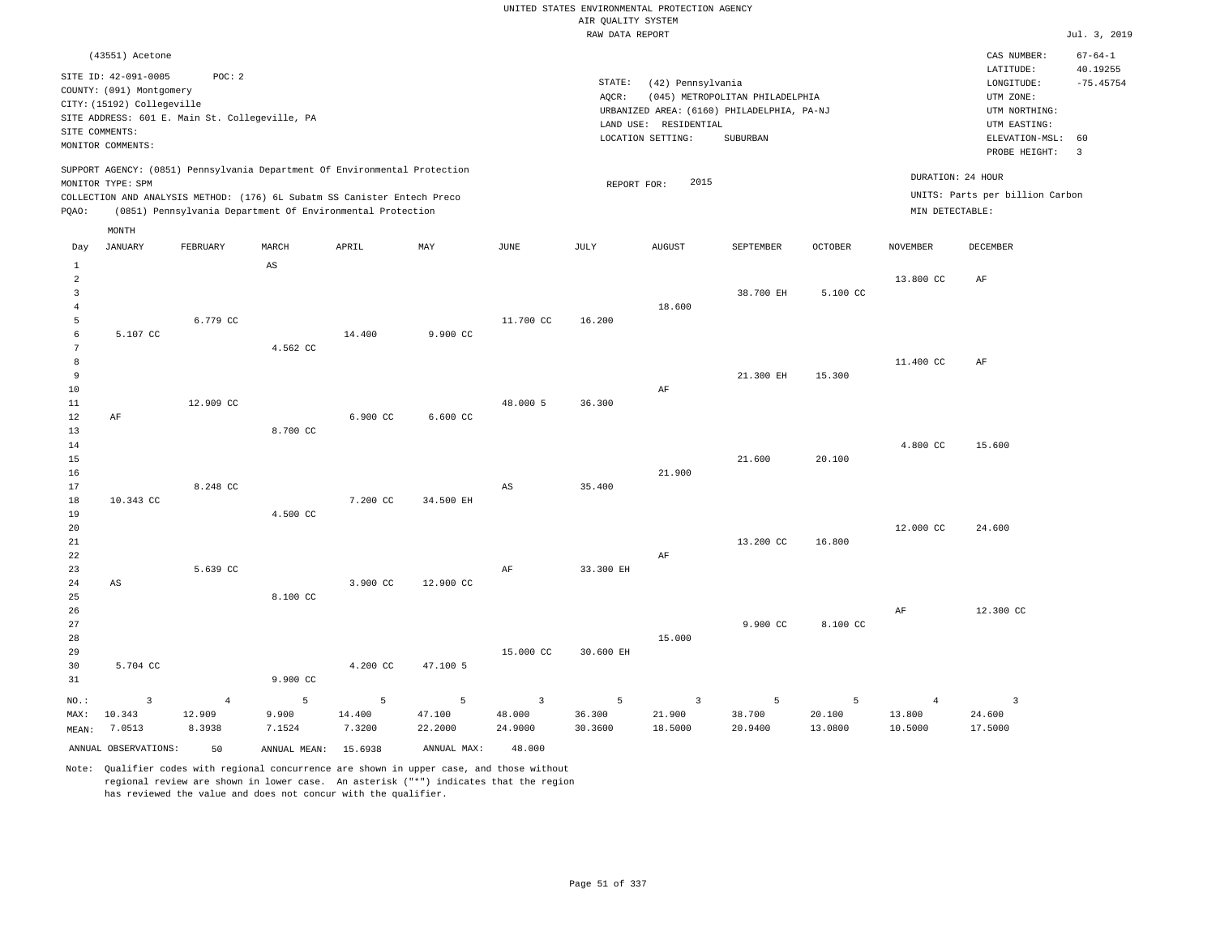UNITED STATES ENVIRONMENTAL PROTECTION AGENCY
AIR QUALITY SYSTEM
RAW DATA REPORT

Jul. 3, 2019

(43551) Acetone

SITE ID: 42-091-0005 POC: 2
COUNTY: (091) Montgomery
CITY: (15192) Collegeville
SITE ADDRESS: 601 E. Main St. Collegeville, PA
SITE COMMENTS:
MONITOR COMMENTS:

STATE: (42) Pennsylvania
AQCR: (045) METROPOLITAN PHILADELPHIA
URBANIZED AREA: (6160) PHILADELPHIA, PA-NJ
LAND USE: RESIDENTIAL
LOCATION SETTING: SUBURBAN

CAS NUMBER: 67-64-1
LATITUDE: 40.19255
LONGITUDE: -75.45754
UTM ZONE:
UTM NORTHING:
UTM EASTING:
ELEVATION-MSL: 60
PROBE HEIGHT: 3

SUPPORT AGENCY: (0851) Pennsylvania Department Of Environmental Protection
MONITOR TYPE: SPM
COLLECTION AND ANALYSIS METHOD: (176) 6L Subatm SS Canister Entech Preco
PQAO: (0851) Pennsylvania Department Of Environmental Protection

REPORT FOR: 2015

DURATION: 24 HOUR
UNITS: Parts per billion Carbon
MIN DETECTABLE:

| Day | JANUARY | FEBRUARY | MARCH | APRIL | MAY | JUNE | JULY | AUGUST | SEPTEMBER | OCTOBER | NOVEMBER | DECEMBER |
|---|---|---|---|---|---|---|---|---|---|---|---|---|
| 1 | | | AS | | | | | | | | | |
| 2 | | | | | | | | | | | 13.800 CC | AF |
| 3 | | | | | | | | | 38.700 EH | 5.100 CC | | |
| 4 | | | | | | | | 18.600 | | | | |
| 5 | | 6.779 CC | | | | 11.700 CC | 16.200 | | | | | |
| 6 | 5.107 CC | | | 14.400 | 9.900 CC | | | | | | | |
| 7 | | | 4.562 CC | | | | | | | | | |
| 8 | | | | | | | | | | | 11.400 CC | AF |
| 9 | | | | | | | | | 21.300 EH | 15.300 | | |
| 10 | | | | | | | | AF | | | | |
| 11 | | 12.909 CC | | | | 48.000 5 | 36.300 | | | | | |
| 12 | AF | | | 6.900 CC | 6.600 CC | | | | | | | |
| 13 | | | 8.700 CC | | | | | | | | | |
| 14 | | | | | | | | | | | 4.800 CC | 15.600 |
| 15 | | | | | | | | | 21.600 | 20.100 | | |
| 16 | | | | | | | | 21.900 | | | | |
| 17 | | 8.248 CC | | | | AS | 35.400 | | | | | |
| 18 | 10.343 CC | | | 7.200 CC | 34.500 EH | | | | | | | |
| 19 | | | 4.500 CC | | | | | | | | | |
| 20 | | | | | | | | | | | 12.000 CC | 24.600 |
| 21 | | | | | | | | | 13.200 CC | 16.800 | | |
| 22 | | | | | | | | AF | | | | |
| 23 | | 5.639 CC | | | | AF | 33.300 EH | | | | | |
| 24 | AS | | | 3.900 CC | 12.900 CC | | | | | | | |
| 25 | | | 8.100 CC | | | | | | | | | |
| 26 | | | | | | | | | | | AF | 12.300 CC |
| 27 | | | | | | | | | 9.900 CC | 8.100 CC | | |
| 28 | | | | | | | | 15.000 | | | | |
| 29 | | | | | | 15.000 CC | 30.600 EH | | | | | |
| 30 | 5.704 CC | | | 4.200 CC | 47.100 5 | | | | | | | |
| 31 | | | 9.900 CC | | | | | | | | | |
| NO.: | 3 | 4 | 5 | 5 | 5 | 3 | 5 | 3 | 5 | 5 | 4 | 3 |
| MAX: | 10.343 | 12.909 | 9.900 | 14.400 | 47.100 | 48.000 | 36.300 | 21.900 | 38.700 | 20.100 | 13.800 | 24.600 |
| MEAN: | 7.0513 | 8.3938 | 7.1524 | 7.3200 | 22.2000 | 24.9000 | 30.3600 | 18.5000 | 20.9400 | 13.0800 | 10.5000 | 17.5000 |

ANNUAL OBSERVATIONS: 50 ANNUAL MEAN: 15.6938 ANNUAL MAX: 48.000

Note: Qualifier codes with regional concurrence are shown in upper case, and those without regional review are shown in lower case. An asterisk ("*") indicates that the region has reviewed the value and does not concur with the qualifier.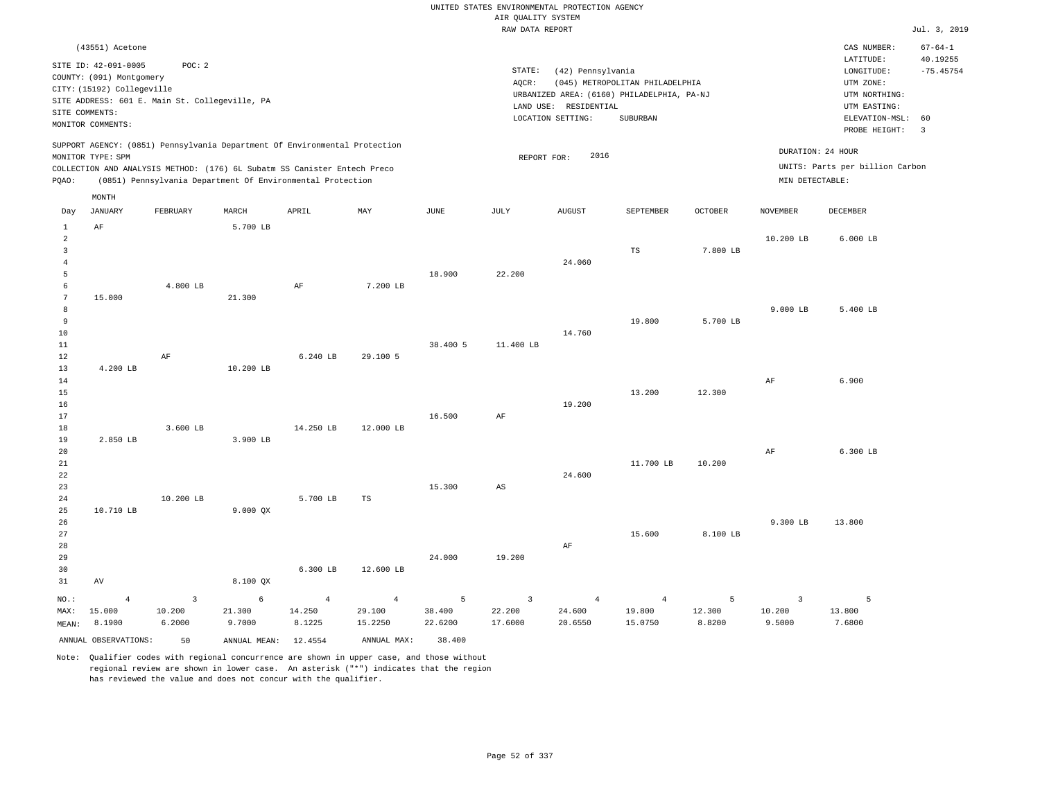UNITED STATES ENVIRONMENTAL PROTECTION AGENCY
AIR QUALITY SYSTEM
RAW DATA REPORT

Jul. 3, 2019

(43551) Acetone

SITE ID: 42-091-0005 POC: 2
COUNTY: (091) Montgomery
CITY: (15192) Collegeville
SITE ADDRESS: 601 E. Main St. Collegeville, PA
SITE COMMENTS:
MONITOR COMMENTS:

STATE: (42) Pennsylvania
AQCR: (045) METROPOLITAN PHILADELPHIA
URBANIZED AREA: (6160) PHILADELPHIA, PA-NJ
LAND USE: RESIDENTIAL
LOCATION SETTING: SUBURBAN

CAS NUMBER: 67-64-1
LATITUDE: 40.19255
LONGITUDE: -75.45754
UTM ZONE:
UTM NORTHING:
UTM EASTING:
ELEVATION-MSL: 60
PROBE HEIGHT: 3

SUPPORT AGENCY: (0851) Pennsylvania Department Of Environmental Protection
MONITOR TYPE: SPM
COLLECTION AND ANALYSIS METHOD: (176) 6L Subatm SS Canister Entech Preco
PQAO: (0851) Pennsylvania Department Of Environmental Protection

REPORT FOR: 2016

DURATION: 24 HOUR
UNITS: Parts per billion Carbon
MIN DETECTABLE:

| Day | JANUARY | FEBRUARY | MARCH | APRIL | MAY | JUNE | JULY | AUGUST | SEPTEMBER | OCTOBER | NOVEMBER | DECEMBER |
|---|---|---|---|---|---|---|---|---|---|---|---|---|
| 1 | AF | | 5.700 LB | | | | | | | | | |
| 2 | | | | | | | | | | | 10.200 LB | 6.000 LB |
| 3 | | | | | | | | | TS | 7.800 LB | | |
| 4 | | | | | | | | 24.060 | | | | |
| 5 | | | | | | 18.900 | 22.200 | | | | | |
| 6 | | 4.800 LB | | AF | 7.200 LB | | | | | | | |
| 7 | 15.000 | | 21.300 | | | | | | | | | |
| 8 | | | | | | | | | | | 9.000 LB | 5.400 LB |
| 9 | | | | | | | | | 19.800 | 5.700 LB | | |
| 10 | | | | | | | | 14.760 | | | | |
| 11 | | | | | | 38.400 5 | 11.400 LB | | | | | |
| 12 | | AF | | 6.240 LB | 29.100 5 | | | | | | | |
| 13 | 4.200 LB | | 10.200 LB | | | | | | | | | |
| 14 | | | | | | | | | | | AF | 6.900 |
| 15 | | | | | | | | | 13.200 | 12.300 | | |
| 16 | | | | | | | | 19.200 | | | | |
| 17 | | | | | | 16.500 | AF | | | | | |
| 18 | | 3.600 LB | | 14.250 LB | 12.000 LB | | | | | | | |
| 19 | 2.850 LB | | 3.900 LB | | | | | | | | | |
| 20 | | | | | | | | | | | AF | 6.300 LB |
| 21 | | | | | | | | | 11.700 LB | 10.200 | | |
| 22 | | | | | | | | 24.600 | | | | |
| 23 | | | | | | 15.300 | AS | | | | | |
| 24 | | 10.200 LB | | 5.700 LB | TS | | | | | | | |
| 25 | 10.710 LB | | 9.000 QX | | | | | | | | | |
| 26 | | | | | | | | | | | 9.300 LB | 13.800 |
| 27 | | | | | | | | | 15.600 | 8.100 LB | | |
| 28 | | | | | | | | AF | | | | |
| 29 | | | | | | 24.000 | 19.200 | | | | | |
| 30 | | | | 6.300 LB | 12.600 LB | | | | | | | |
| 31 | AV | | 8.100 QX | | | | | | | | | |
| NO.: | 4 | 3 | 6 | 4 | 4 | 5 | 3 | 4 | 4 | 5 | 3 | 5 |
| MAX: | 15.000 | 10.200 | 21.300 | 14.250 | 29.100 | 38.400 | 22.200 | 24.600 | 19.800 | 12.300 | 10.200 | 13.800 |
| MEAN: | 8.1900 | 6.2000 | 9.7000 | 8.1225 | 15.2250 | 22.6200 | 17.6000 | 20.6550 | 15.0750 | 8.8200 | 9.5000 | 7.6800 |

ANNUAL OBSERVATIONS: 50 ANNUAL MEAN: 12.4554 ANNUAL MAX: 38.400

Note: Qualifier codes with regional concurrence are shown in upper case, and those without regional review are shown in lower case. An asterisk ("*") indicates that the region has reviewed the value and does not concur with the qualifier.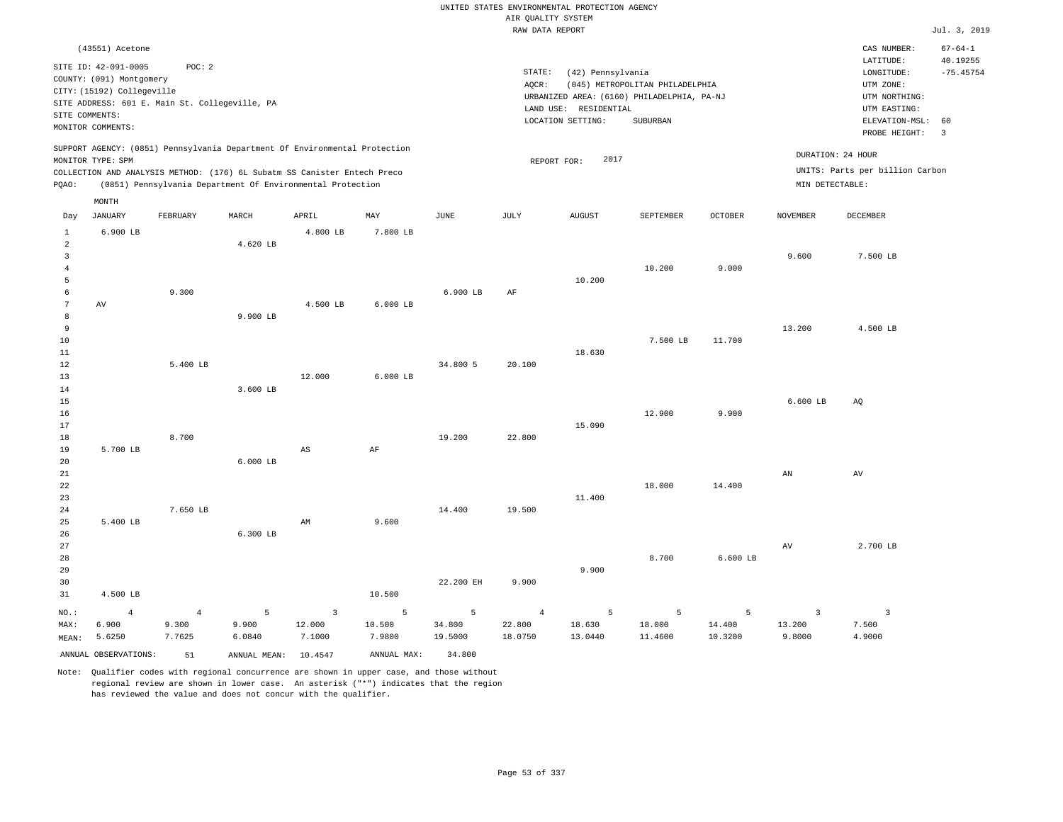UNITED STATES ENVIRONMENTAL PROTECTION AGENCY
AIR QUALITY SYSTEM
RAW DATA REPORT

Jul. 3, 2019

(43551) Acetone

SITE ID: 42-091-0005 POC: 2
COUNTY: (091) Montgomery
CITY: (15192) Collegeville
SITE ADDRESS: 601 E. Main St. Collegeville, PA
SITE COMMENTS:
MONITOR COMMENTS:

STATE: (42) Pennsylvania
AQCR: (045) METROPOLITAN PHILADELPHIA
URBANIZED AREA: (6160) PHILADELPHIA, PA-NJ
LAND USE: RESIDENTIAL
LOCATION SETTING: SUBURBAN

CAS NUMBER: 67-64-1
LATITUDE: 40.19255
LONGITUDE: -75.45754
UTM ZONE:
UTM NORTHING:
UTM EASTING:
ELEVATION-MSL: 60
PROBE HEIGHT: 3

SUPPORT AGENCY: (0851) Pennsylvania Department Of Environmental Protection
MONITOR TYPE: SPM
COLLECTION AND ANALYSIS METHOD: (176) 6L Subatm SS Canister Entech Preco
PQAO: (0851) Pennsylvania Department Of Environmental Protection

REPORT FOR: 2017

DURATION: 24 HOUR
UNITS: Parts per billion Carbon
MIN DETECTABLE:

| Day | JANUARY | FEBRUARY | MARCH | APRIL | MAY | JUNE | JULY | AUGUST | SEPTEMBER | OCTOBER | NOVEMBER | DECEMBER |
|---|---|---|---|---|---|---|---|---|---|---|---|---|
| 1 | 6.900 LB | | | 4.800 LB | 7.800 LB | | | | | | | |
| 2 | | | 4.620 LB | | | | | | | | | |
| 3 | | | | | | | | | | | 9.600 | 7.500 LB |
| 4 | | | | | | | | | 10.200 | 9.000 | | |
| 5 | | | | | | | | 10.200 | | | | |
| 6 | | 9.300 | | | | 6.900 LB | AF | | | | | |
| 7 | AV | | | 4.500 LB | 6.000 LB | | | | | | | |
| 8 | | | 9.900 LB | | | | | | | | | |
| 9 | | | | | | | | | | | 13.200 | 4.500 LB |
| 10 | | | | | | | | | 7.500 LB | 11.700 | | |
| 11 | | | | | | | | 18.630 | | | | |
| 12 | | 5.400 LB | | | | 34.800 5 | 20.100 | | | | | |
| 13 | | | | 12.000 | 6.000 LB | | | | | | | |
| 14 | | | 3.600 LB | | | | | | | | | |
| 15 | | | | | | | | | | | 6.600 LB | AQ |
| 16 | | | | | | | | | 12.900 | 9.900 | | |
| 17 | | | | | | | | 15.090 | | | | |
| 18 | | 8.700 | | | | 19.200 | 22.800 | | | | | |
| 19 | 5.700 LB | | | AS | AF | | | | | | | |
| 20 | | | 6.000 LB | | | | | | | | | |
| 21 | | | | | | | | | | | AN | AV |
| 22 | | | | | | | | | 18.000 | 14.400 | | |
| 23 | | | | | | | | 11.400 | | | | |
| 24 | | 7.650 LB | | | | 14.400 | 19.500 | | | | | |
| 25 | 5.400 LB | | | AM | 9.600 | | | | | | | |
| 26 | | | 6.300 LB | | | | | | | | | |
| 27 | | | | | | | | | | | AV | 2.700 LB |
| 28 | | | | | | | | | 8.700 | 6.600 LB | | |
| 29 | | | | | | | | 9.900 | | | | |
| 30 | | | | | | 22.200 EH | 9.900 | | | | | |
| 31 | 4.500 LB | | | | 10.500 | | | | | | | |
| NO.: | 4 | 4 | 5 | 3 | 5 | 5 | 4 | 5 | 5 | 5 | 3 | 3 |
| MAX: | 6.900 | 9.300 | 9.900 | 12.000 | 10.500 | 34.800 | 22.800 | 18.630 | 18.000 | 14.400 | 13.200 | 7.500 |
| MEAN: | 5.6250 | 7.7625 | 6.0840 | 7.1000 | 7.9800 | 19.5000 | 18.0750 | 13.0440 | 11.4600 | 10.3200 | 9.8000 | 4.9000 |

ANNUAL OBSERVATIONS: 51 ANNUAL MEAN: 10.4547 ANNUAL MAX: 34.800

Note: Qualifier codes with regional concurrence are shown in upper case, and those without regional review are shown in lower case. An asterisk ("*") indicates that the region has reviewed the value and does not concur with the qualifier.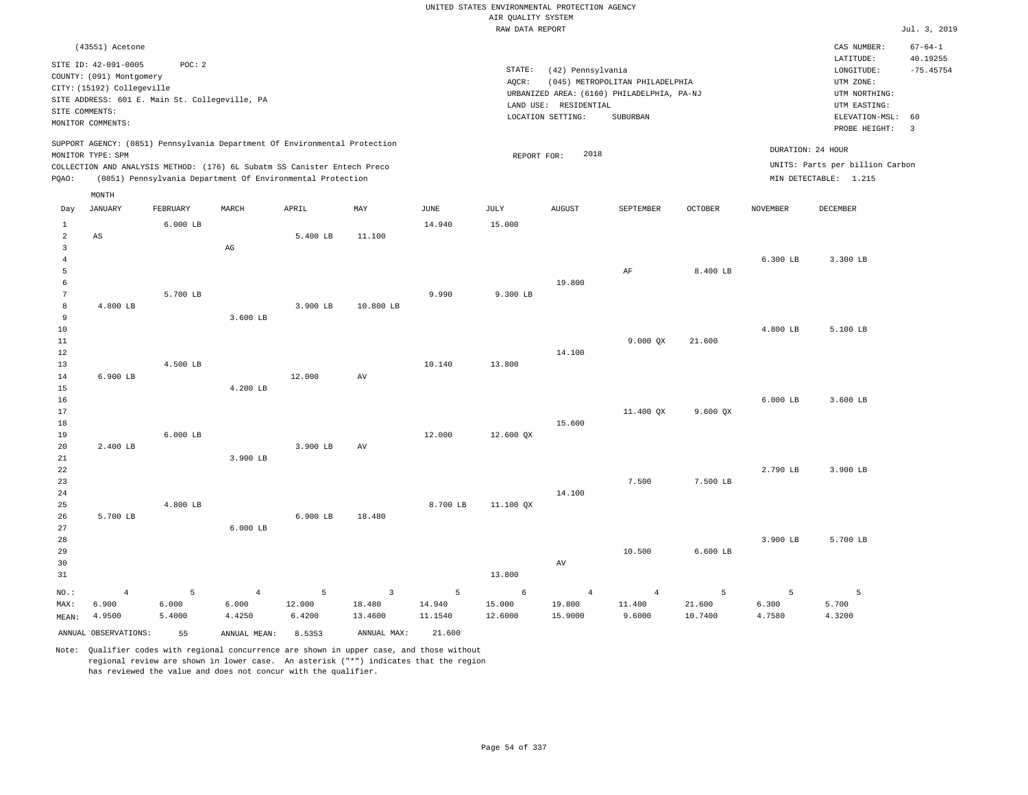UNITED STATES ENVIRONMENTAL PROTECTION AGENCY
AIR QUALITY SYSTEM
RAW DATA REPORT

Jul. 3, 2019

(43551) Acetone

SITE ID: 42-091-0005 POC: 2
COUNTY: (091) Montgomery
CITY: (15192) Collegeville
SITE ADDRESS: 601 E. Main St. Collegeville, PA
SITE COMMENTS:
MONITOR COMMENTS:

STATE: (42) Pennsylvania
AQCR: (045) METROPOLITAN PHILADELPHIA
URBANIZED AREA: (6160) PHILADELPHIA, PA-NJ
LAND USE: RESIDENTIAL
LOCATION SETTING: SUBURBAN

CAS NUMBER: 67-64-1
LATITUDE: 40.19255
LONGITUDE: -75.45754
UTM ZONE:
UTM NORTHING:
UTM EASTING:
ELEVATION-MSL: 60
PROBE HEIGHT: 3

SUPPORT AGENCY: (0851) Pennsylvania Department Of Environmental Protection
MONITOR TYPE: SPM
COLLECTION AND ANALYSIS METHOD: (176) 6L Subatm SS Canister Entech Preco
PQAO: (0851) Pennsylvania Department Of Environmental Protection

REPORT FOR: 2018

DURATION: 24 HOUR
UNITS: Parts per billion Carbon
MIN DETECTABLE: 1.215

| Day | JANUARY | FEBRUARY | MARCH | APRIL | MAY | JUNE | JULY | AUGUST | SEPTEMBER | OCTOBER | NOVEMBER | DECEMBER |
|---|---|---|---|---|---|---|---|---|---|---|---|---|
| 1 | | 6.000 LB | | | | 14.940 | 15.000 | | | | | |
| 2 | AS | | | 5.400 LB | 11.100 | | | | | | | |
| 3 | | | AG | | | | | | | | | |
| 4 | | | | | | | | | | | 6.300 LB | 3.300 LB |
| 5 | | | | | | | | | AF | 8.400 LB | | |
| 6 | | | | | | | | 19.800 | | | | |
| 7 | | 5.700 LB | | | | 9.990 | 9.300 LB | | | | | |
| 8 | 4.800 LB | | | 3.900 LB | 10.800 LB | | | | | | | |
| 9 | | | 3.600 LB | | | | | | | | | |
| 10 | | | | | | | | | | | 4.800 LB | 5.100 LB |
| 11 | | | | | | | | | 9.000 QX | 21.600 | | |
| 12 | | | | | | | | 14.100 | | | | |
| 13 | | 4.500 LB | | | | 10.140 | 13.800 | | | | | |
| 14 | 6.900 LB | | | 12.000 | AV | | | | | | | |
| 15 | | | 4.200 LB | | | | | | | | | |
| 16 | | | | | | | | | | | 6.000 LB | 3.600 LB |
| 17 | | | | | | | | | 11.400 QX | 9.600 QX | | |
| 18 | | | | | | | | 15.600 | | | | |
| 19 | | 6.000 LB | | | | 12.000 | 12.600 QX | | | | | |
| 20 | 2.400 LB | | | 3.900 LB | AV | | | | | | | |
| 21 | | | 3.900 LB | | | | | | | | | |
| 22 | | | | | | | | | | | 2.790 LB | 3.900 LB |
| 23 | | | | | | | | | 7.500 | 7.500 LB | | |
| 24 | | | | | | | | 14.100 | | | | |
| 25 | | 4.800 LB | | | | 8.700 LB | 11.100 QX | | | | | |
| 26 | 5.700 LB | | | 6.900 LB | 18.480 | | | | | | | |
| 27 | | | 6.000 LB | | | | | | | | | |
| 28 | | | | | | | | | | | 3.900 LB | 5.700 LB |
| 29 | | | | | | | | | 10.500 | 6.600 LB | | |
| 30 | | | | | | | | AV | | | | |
| 31 | | | | | | | 13.800 | | | | | |
| NO.: | 4 | 5 | 4 | 5 | 3 | 5 | 6 | 4 | 4 | 5 | 5 | 5 |
| MAX: | 6.900 | 6.000 | 6.000 | 12.000 | 18.480 | 14.940 | 15.000 | 19.800 | 11.400 | 21.600 | 6.300 | 5.700 |
| MEAN: | 4.9500 | 5.4000 | 4.4250 | 6.4200 | 13.4600 | 11.1540 | 12.6000 | 15.9000 | 9.6000 | 10.7400 | 4.7580 | 4.3200 |

ANNUAL OBSERVATIONS: 55 ANNUAL MEAN: 8.5353 ANNUAL MAX: 21.600

Note: Qualifier codes with regional concurrence are shown in upper case, and those without regional review are shown in lower case. An asterisk ("*") indicates that the region has reviewed the value and does not concur with the qualifier.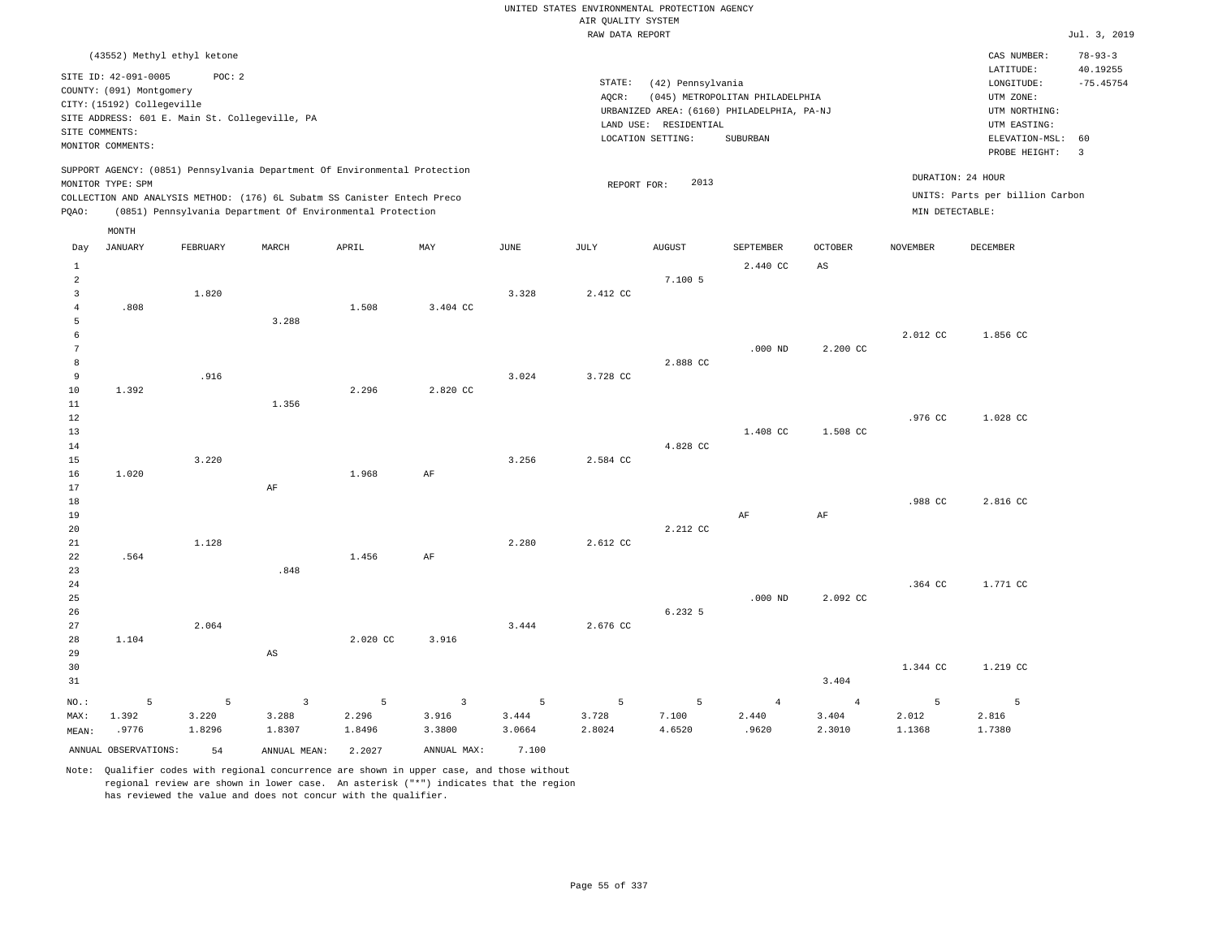UNITED STATES ENVIRONMENTAL PROTECTION AGENCY
AIR QUALITY SYSTEM
RAW DATA REPORT

Jul. 3, 2019

(43552) Methyl ethyl ketone

SITE ID: 42-091-0005 POC: 2
COUNTY: (091) Montgomery
CITY: (15192) Collegeville
SITE ADDRESS: 601 E. Main St. Collegeville, PA
SITE COMMENTS:
MONITOR COMMENTS:

STATE: (42) Pennsylvania
AQCR: (045) METROPOLITAN PHILADELPHIA
URBANIZED AREA: (6160) PHILADELPHIA, PA-NJ
LAND USE: RESIDENTIAL
LOCATION SETTING: SUBURBAN

CAS NUMBER: 78-93-3
LATITUDE: 40.19255
LONGITUDE: -75.45754
UTM ZONE:
UTM NORTHING:
UTM EASTING:
ELEVATION-MSL: 60
PROBE HEIGHT: 3

SUPPORT AGENCY: (0851) Pennsylvania Department Of Environmental Protection
MONITOR TYPE: SPM
COLLECTION AND ANALYSIS METHOD: (176) 6L Subatm SS Canister Entech Preco
PQAO: (0851) Pennsylvania Department Of Environmental Protection

REPORT FOR: 2013

DURATION: 24 HOUR
UNITS: Parts per billion Carbon
MIN DETECTABLE:

| Day | JANUARY | FEBRUARY | MARCH | APRIL | MAY | JUNE | JULY | AUGUST | SEPTEMBER | OCTOBER | NOVEMBER | DECEMBER |
|---|---|---|---|---|---|---|---|---|---|---|---|---|
| 1 | | | | | | | | | 2.440 CC | AS | | |
| 2 | | | | | | | | 7.100 5 | | | | |
| 3 | | 1.820 | | | | 3.328 | 2.412 CC | | | | | |
| 4 | .808 | | | 1.508 | 3.404 CC | | | | | | | |
| 5 | | | 3.288 | | | | | | | | | |
| 6 | | | | | | | | | | | 2.012 CC | 1.856 CC |
| 7 | | | | | | | | | .000 ND | 2.200 CC | | |
| 8 | | | | | | | | 2.888 CC | | | | |
| 9 | | .916 | | | | 3.024 | 3.728 CC | | | | | |
| 10 | 1.392 | | | 2.296 | 2.820 CC | | | | | | | |
| 11 | | | 1.356 | | | | | | | | | |
| 12 | | | | | | | | | | | .976 CC | 1.028 CC |
| 13 | | | | | | | | | 1.408 CC | 1.508 CC | | |
| 14 | | | | | | | | 4.828 CC | | | | |
| 15 | | 3.220 | | | | 3.256 | 2.584 CC | | | | | |
| 16 | 1.020 | | | 1.968 | AF | | | | | | | |
| 17 | | | AF | | | | | | | | | |
| 18 | | | | | | | | | | | .988 CC | 2.816 CC |
| 19 | | | | | | | | | AF | AF | | |
| 20 | | | | | | | | 2.212 CC | | | | |
| 21 | | 1.128 | | | | 2.280 | 2.612 CC | | | | | |
| 22 | .564 | | | 1.456 | AF | | | | | | | |
| 23 | | | .848 | | | | | | | | | |
| 24 | | | | | | | | | | | .364 CC | 1.771 CC |
| 25 | | | | | | | | | .000 ND | 2.092 CC | | |
| 26 | | | | | | | | 6.232 5 | | | | |
| 27 | | 2.064 | | | | 3.444 | 2.676 CC | | | | | |
| 28 | 1.104 | | | 2.020 CC | 3.916 | | | | | | | |
| 29 | | | AS | | | | | | | | | |
| 30 | | | | | | | | | | | 1.344 CC | 1.219 CC |
| 31 | | | | | | | | | | 3.404 | | |
| NO.: | 5 | 5 | 3 | 5 | 3 | 5 | 5 | 5 | 4 | 4 | 5 | 5 |
| MAX: | 1.392 | 3.220 | 3.288 | 2.296 | 3.916 | 3.444 | 3.728 | 7.100 | 2.440 | 3.404 | 2.012 | 2.816 |
| MEAN: | .9776 | 1.8296 | 1.8307 | 1.8496 | 3.3800 | 3.0664 | 2.8024 | 4.6520 | .9620 | 2.3010 | 1.1368 | 1.7380 |

ANNUAL OBSERVATIONS: 54 ANNUAL MEAN: 2.2027 ANNUAL MAX: 7.100

Note: Qualifier codes with regional concurrence are shown in upper case, and those without regional review are shown in lower case. An asterisk ("*") indicates that the region has reviewed the value and does not concur with the qualifier.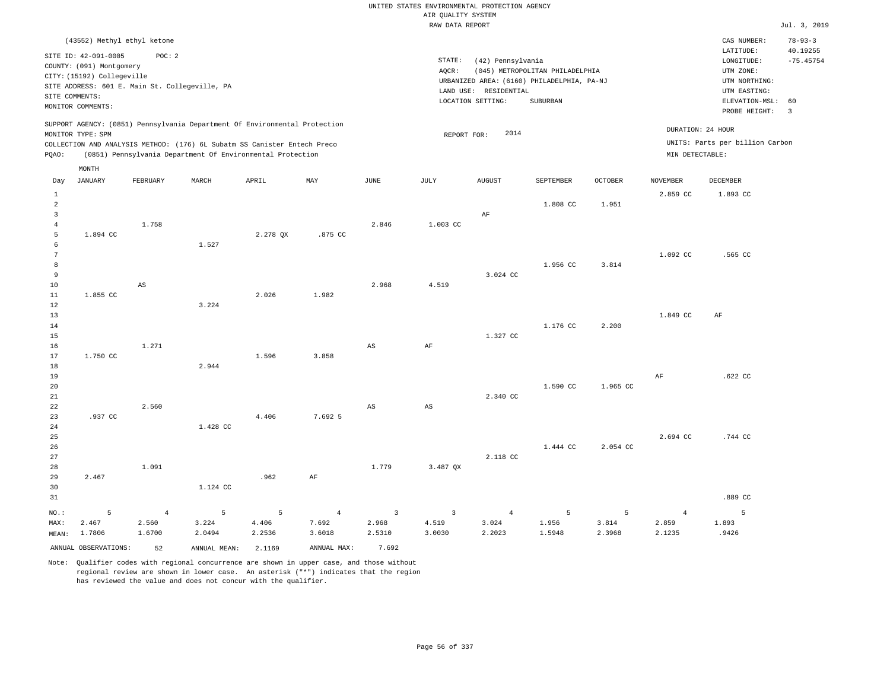UNITED STATES ENVIRONMENTAL PROTECTION AGENCY
AIR QUALITY SYSTEM
RAW DATA REPORT

Jul. 3, 2019

(43552) Methyl ethyl ketone

SITE ID: 42-091-0005 POC: 2
COUNTY: (091) Montgomery
CITY: (15192) Collegeville
SITE ADDRESS: 601 E. Main St. Collegeville, PA
SITE COMMENTS:
MONITOR COMMENTS:

STATE: (42) Pennsylvania
AQCR: (045) METROPOLITAN PHILADELPHIA
URBANIZED AREA: (6160) PHILADELPHIA, PA-NJ
LAND USE: RESIDENTIAL
LOCATION SETTING: SUBURBAN

CAS NUMBER: 78-93-3
LATITUDE: 40.19255
LONGITUDE: -75.45754
UTM ZONE:
UTM NORTHING:
UTM EASTING:
ELEVATION-MSL: 60
PROBE HEIGHT: 3

SUPPORT AGENCY: (0851) Pennsylvania Department Of Environmental Protection
MONITOR TYPE: SPM
COLLECTION AND ANALYSIS METHOD: (176) 6L Subatm SS Canister Entech Preco
PQAO: (0851) Pennsylvania Department Of Environmental Protection

REPORT FOR: 2014

DURATION: 24 HOUR
UNITS: Parts per billion Carbon
MIN DETECTABLE:

| Day | JANUARY | FEBRUARY | MARCH | APRIL | MAY | JUNE | JULY | AUGUST | SEPTEMBER | OCTOBER | NOVEMBER | DECEMBER |
|---|---|---|---|---|---|---|---|---|---|---|---|---|
| 1 | | | | | | | | | | | 2.859 CC | 1.893 CC |
| 2 | | | | | | | | | 1.808 CC | 1.951 | | |
| 3 | | | | | | | | AF | | | | |
| 4 | | 1.758 | | | | 2.846 | 1.003 CC | | | | | |
| 5 | 1.894 CC | | | 2.278 QX | .875 CC | | | | | | | |
| 6 | | | 1.527 | | | | | | | | | |
| 7 | | | | | | | | | | | 1.092 CC | .565 CC |
| 8 | | | | | | | | | 1.956 CC | 3.814 | | |
| 9 | | | | | | | | 3.024 CC | | | | |
| 10 | | AS | | | | 2.968 | 4.519 | | | | | |
| 11 | 1.855 CC | | | 2.026 | 1.982 | | | | | | | |
| 12 | | | 3.224 | | | | | | | | | |
| 13 | | | | | | | | | | | 1.849 CC | AF |
| 14 | | | | | | | | | 1.176 CC | 2.200 | | |
| 15 | | | | | | | | 1.327 CC | | | | |
| 16 | | 1.271 | | | | AS | AF | | | | | |
| 17 | 1.750 CC | | | 1.596 | 3.858 | | | | | | | |
| 18 | | | 2.944 | | | | | | | | | |
| 19 | | | | | | | | | | | AF | .622 CC |
| 20 | | | | | | | | | 1.590 CC | 1.965 CC | | |
| 21 | | | | | | | | 2.340 CC | | | | |
| 22 | | 2.560 | | | | AS | AS | | | | | |
| 23 | .937 CC | | | 4.406 | 7.692 5 | | | | | | | |
| 24 | | | 1.428 CC | | | | | | | | | |
| 25 | | | | | | | | | | | 2.694 CC | .744 CC |
| 26 | | | | | | | | | 1.444 CC | 2.054 CC | | |
| 27 | | | | | | | | 2.118 CC | | | | |
| 28 | | 1.091 | | | | 1.779 | 3.487 QX | | | | | |
| 29 | 2.467 | | | .962 | AF | | | | | | | |
| 30 | | | 1.124 CC | | | | | | | | | |
| 31 | | | | | | | | | | | | .889 CC |
| NO.: | 5 | 4 | 5 | 5 | 4 | 3 | 3 | 4 | 5 | 5 | 4 | 5 |
| MAX: | 2.467 | 2.560 | 3.224 | 4.406 | 7.692 | 2.968 | 4.519 | 3.024 | 1.956 | 3.814 | 2.859 | 1.893 |
| MEAN: | 1.7806 | 1.6700 | 2.0494 | 2.2536 | 3.6018 | 2.5310 | 3.0030 | 2.2023 | 1.5948 | 2.3968 | 2.1235 | .9426 |

ANNUAL OBSERVATIONS: 52 ANNUAL MEAN: 2.1169 ANNUAL MAX: 7.692

Note: Qualifier codes with regional concurrence are shown in upper case, and those without regional review are shown in lower case. An asterisk ("*") indicates that the region has reviewed the value and does not concur with the qualifier.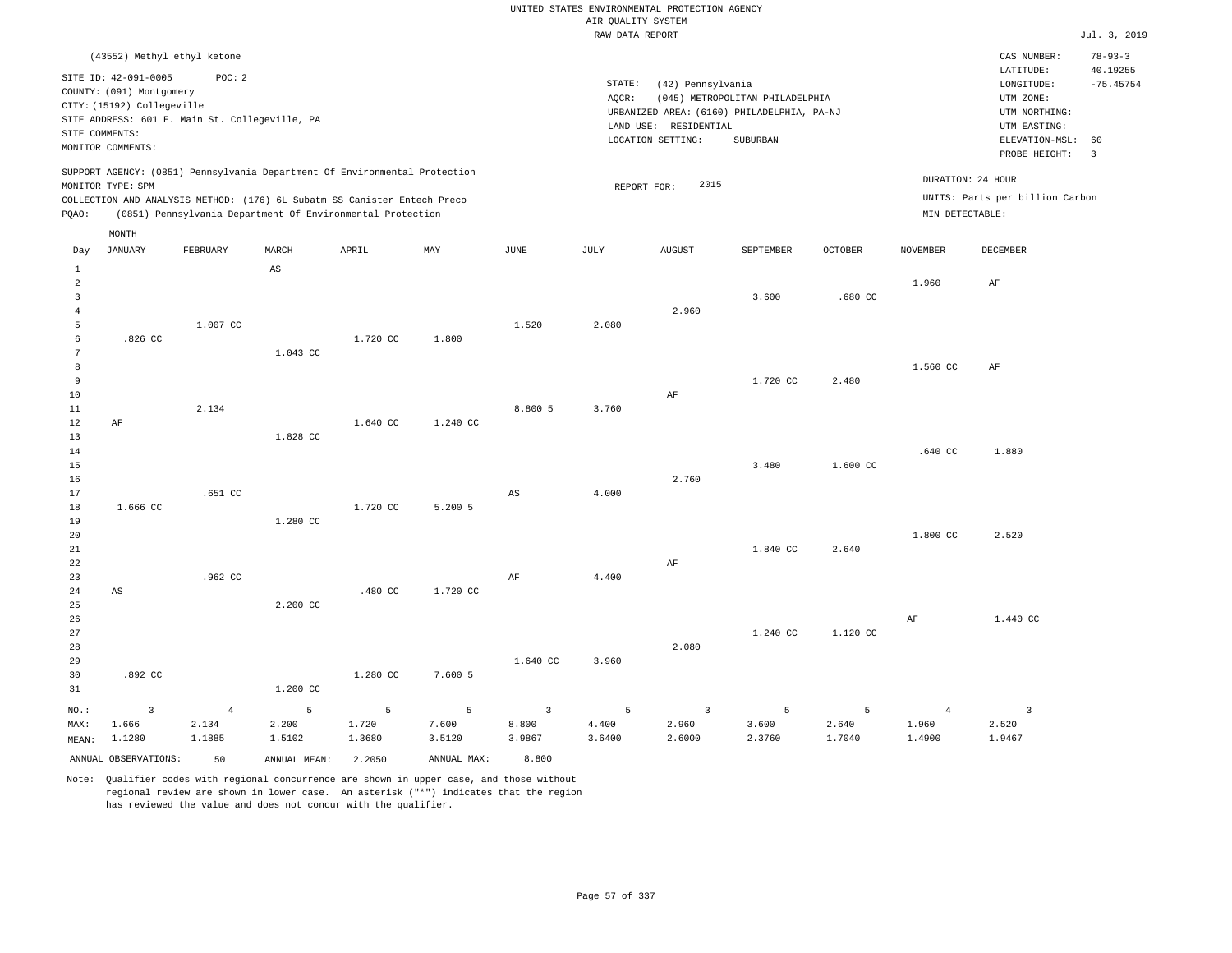UNITED STATES ENVIRONMENTAL PROTECTION AGENCY
AIR QUALITY SYSTEM
RAW DATA REPORT

Jul. 3, 2019

(43552) Methyl ethyl ketone

SITE ID: 42-091-0005 POC: 2
COUNTY: (091) Montgomery
CITY: (15192) Collegeville
SITE ADDRESS: 601 E. Main St. Collegeville, PA
SITE COMMENTS:
MONITOR COMMENTS:

STATE: (42) Pennsylvania
AQCR: (045) METROPOLITAN PHILADELPHIA
URBANIZED AREA: (6160) PHILADELPHIA, PA-NJ
LAND USE: RESIDENTIAL
LOCATION SETTING: SUBURBAN

CAS NUMBER: 78-93-3
LATITUDE: 40.19255
LONGITUDE: -75.45754
UTM ZONE:
UTM NORTHING:
UTM EASTING:
ELEVATION-MSL: 60
PROBE HEIGHT: 3

SUPPORT AGENCY: (0851) Pennsylvania Department Of Environmental Protection
MONITOR TYPE: SPM
COLLECTION AND ANALYSIS METHOD: (176) 6L Subatm SS Canister Entech Preco
PQAO: (0851) Pennsylvania Department Of Environmental Protection

REPORT FOR: 2015

DURATION: 24 HOUR
UNITS: Parts per billion Carbon
MIN DETECTABLE:

| Day | JANUARY | FEBRUARY | MARCH | APRIL | MAY | JUNE | JULY | AUGUST | SEPTEMBER | OCTOBER | NOVEMBER | DECEMBER |
|---|---|---|---|---|---|---|---|---|---|---|---|---|
| 1 | | | AS | | | | | | | | | |
| 2 | | | | | | | | | | | 1.960 | AF |
| 3 | | | | | | | | | 3.600 | .680 CC | | |
| 4 | | | | | | | | 2.960 | | | | |
| 5 | | 1.007 CC | | | | 1.520 | 2.080 | | | | | |
| 6 | .826 CC | | | 1.720 CC | 1.800 | | | | | | | |
| 7 | | | 1.043 CC | | | | | | | | | |
| 8 | | | | | | | | | | | 1.560 CC | AF |
| 9 | | | | | | | | | 1.720 CC | 2.480 | | |
| 10 | | | | | | | | AF | | | | |
| 11 | | 2.134 | | | | 8.800 5 | 3.760 | | | | | |
| 12 | AF | | | 1.640 CC | 1.240 CC | | | | | | | |
| 13 | | | 1.828 CC | | | | | | | | | |
| 14 | | | | | | | | | | | .640 CC | 1.880 |
| 15 | | | | | | | | | 3.480 | 1.600 CC | | |
| 16 | | | | | | | | 2.760 | | | | |
| 17 | | .651 CC | | | | AS | 4.000 | | | | | |
| 18 | 1.666 CC | | | 1.720 CC | 5.200 5 | | | | | | | |
| 19 | | | 1.280 CC | | | | | | | | | |
| 20 | | | | | | | | | | | 1.800 CC | 2.520 |
| 21 | | | | | | | | | 1.840 CC | 2.640 | | |
| 22 | | | | | | | | AF | | | | |
| 23 | | .962 CC | | | | AF | 4.400 | | | | | |
| 24 | AS | | | .480 CC | 1.720 CC | | | | | | | |
| 25 | | | 2.200 CC | | | | | | | | | |
| 26 | | | | | | | | | | | AF | 1.440 CC |
| 27 | | | | | | | | | 1.240 CC | 1.120 CC | | |
| 28 | | | | | | | | 2.080 | | | | |
| 29 | | | | | | 1.640 CC | 3.960 | | | | | |
| 30 | .892 CC | | | 1.280 CC | 7.600 5 | | | | | | | |
| 31 | | | 1.200 CC | | | | | | | | | |
| NO.: | 3 | 4 | 5 | 5 | 5 | 3 | 5 | 3 | 5 | 5 | 4 | 3 |
| MAX: | 1.666 | 2.134 | 2.200 | 1.720 | 7.600 | 8.800 | 4.400 | 2.960 | 3.600 | 2.640 | 1.960 | 2.520 |
| MEAN: | 1.1280 | 1.1885 | 1.5102 | 1.3680 | 3.5120 | 3.9867 | 3.6400 | 2.6000 | 2.3760 | 1.7040 | 1.4900 | 1.9467 |

ANNUAL OBSERVATIONS: 50 ANNUAL MEAN: 2.2050 ANNUAL MAX: 8.800

Note: Qualifier codes with regional concurrence are shown in upper case, and those without regional review are shown in lower case. An asterisk ("*") indicates that the region has reviewed the value and does not concur with the qualifier.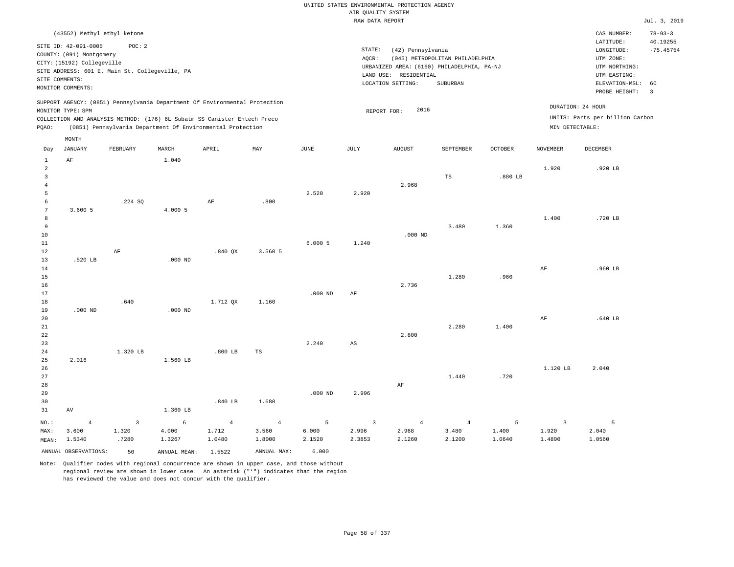UNITED STATES ENVIRONMENTAL PROTECTION AGENCY
AIR QUALITY SYSTEM
RAW DATA REPORT

Jul. 3, 2019

(43552) Methyl ethyl ketone

SITE ID: 42-091-0005 POC: 2
COUNTY: (091) Montgomery
CITY: (15192) Collegeville
SITE ADDRESS: 601 E. Main St. Collegeville, PA
SITE COMMENTS:
MONITOR COMMENTS:

STATE: (42) Pennsylvania
AQCR: (045) METROPOLITAN PHILADELPHIA
URBANIZED AREA: (6160) PHILADELPHIA, PA-NJ
LAND USE: RESIDENTIAL
LOCATION SETTING: SUBURBAN

CAS NUMBER: 78-93-3
LATITUDE: 40.19255
LONGITUDE: -75.45754
UTM ZONE:
UTM NORTHING:
UTM EASTING:
ELEVATION-MSL: 60
PROBE HEIGHT: 3

SUPPORT AGENCY: (0851) Pennsylvania Department Of Environmental Protection
MONITOR TYPE: SPM
COLLECTION AND ANALYSIS METHOD: (176) 6L Subatm SS Canister Entech Preco
PQAO: (0851) Pennsylvania Department Of Environmental Protection

REPORT FOR: 2016

DURATION: 24 HOUR
UNITS: Parts per billion Carbon
MIN DETECTABLE:

| Day | JANUARY | FEBRUARY | MARCH | APRIL | MAY | JUNE | JULY | AUGUST | SEPTEMBER | OCTOBER | NOVEMBER | DECEMBER |
|---|---|---|---|---|---|---|---|---|---|---|---|---|
| 1 | AF | | 1.040 | | | | | | | | | |
| 2 | | | | | | | | | | | 1.920 | .920 LB |
| 3 | | | | | | | | | TS | .880 LB | | |
| 4 | | | | | | | | 2.968 | | | | |
| 5 | | | | | | 2.520 | 2.920 | | | | | |
| 6 | | .224 SQ | | AF | .800 | | | | | | | |
| 7 | 3.600 5 | | 4.000 5 | | | | | | | | | |
| 8 | | | | | | | | | | | 1.400 | .720 LB |
| 9 | | | | | | | | | 3.480 | 1.360 | | |
| 10 | | | | | | | | .000 ND | | | | |
| 11 | | | | | | 6.000 5 | 1.240 | | | | | |
| 12 | | AF | | .840 QX | 3.560 5 | | | | | | | |
| 13 | .520 LB | | .000 ND | | | | | | | | | |
| 14 | | | | | | | | | | | AF | .960 LB |
| 15 | | | | | | | | | 1.280 | .960 | | |
| 16 | | | | | | | | 2.736 | | | | |
| 17 | | | | | | .000 ND | AF | | | | | |
| 18 | | .640 | | 1.712 QX | 1.160 | | | | | | | |
| 19 | .000 ND | | .000 ND | | | | | | | | | |
| 20 | | | | | | | | | | | AF | .640 LB |
| 21 | | | | | | | | | 2.280 | 1.400 | | |
| 22 | | | | | | | | 2.800 | | | | |
| 23 | | | | | | 2.240 | AS | | | | | |
| 24 | | 1.320 LB | | .800 LB | TS | | | | | | | |
| 25 | 2.016 | | 1.560 LB | | | | | | | | | |
| 26 | | | | | | | | | | | 1.120 LB | 2.040 |
| 27 | | | | | | | | | 1.440 | .720 | | |
| 28 | | | | | | | | AF | | | | |
| 29 | | | | | | .000 ND | 2.996 | | | | | |
| 30 | | | | .840 LB | 1.680 | | | | | | | |
| 31 | AV | | 1.360 LB | | | | | | | | | |
| NO.: | 4 | 3 | 6 | 4 | 4 | 5 | 3 | 4 | 4 | 5 | 3 | 5 |
| MAX: | 3.600 | 1.320 | 4.000 | 1.712 | 3.560 | 6.000 | 2.996 | 2.968 | 3.480 | 1.400 | 1.920 | 2.040 |
| MEAN: | 1.5340 | .7280 | 1.3267 | 1.0480 | 1.8000 | 2.1520 | 2.3853 | 2.1260 | 2.1200 | 1.0640 | 1.4800 | 1.0560 |

ANNUAL OBSERVATIONS: 50 ANNUAL MEAN: 1.5522 ANNUAL MAX: 6.000

Note: Qualifier codes with regional concurrence are shown in upper case, and those without regional review are shown in lower case. An asterisk ("*") indicates that the region has reviewed the value and does not concur with the qualifier.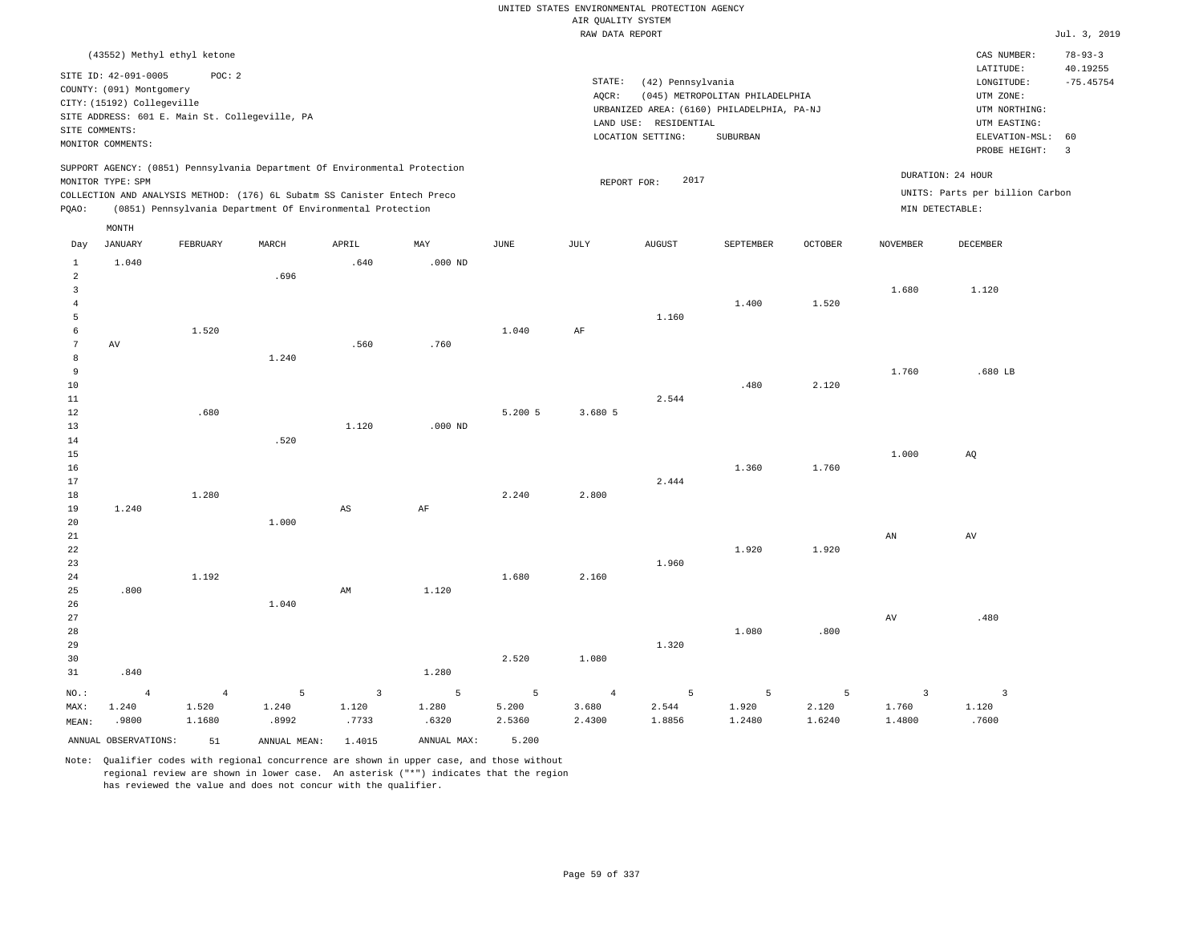UNITED STATES ENVIRONMENTAL PROTECTION AGENCY
AIR QUALITY SYSTEM
RAW DATA REPORT

Jul. 3, 2019

(43552) Methyl ethyl ketone

SITE ID: 42-091-0005 POC: 2
COUNTY: (091) Montgomery
CITY: (15192) Collegeville
SITE ADDRESS: 601 E. Main St. Collegeville, PA
SITE COMMENTS:
MONITOR COMMENTS:

STATE: (42) Pennsylvania
AQCR: (045) METROPOLITAN PHILADELPHIA
URBANIZED AREA: (6160) PHILADELPHIA, PA-NJ
LAND USE: RESIDENTIAL
LOCATION SETTING: SUBURBAN

CAS NUMBER: 78-93-3
LATITUDE: 40.19255
LONGITUDE: -75.45754
UTM ZONE:
UTM NORTHING:
UTM EASTING:
ELEVATION-MSL: 60
PROBE HEIGHT: 3

SUPPORT AGENCY: (0851) Pennsylvania Department Of Environmental Protection
MONITOR TYPE: SPM
COLLECTION AND ANALYSIS METHOD: (176) 6L Subatm SS Canister Entech Preco
PQAO: (0851) Pennsylvania Department Of Environmental Protection

REPORT FOR: 2017

DURATION: 24 HOUR
UNITS: Parts per billion Carbon
MIN DETECTABLE:

| Day | JANUARY | FEBRUARY | MARCH | APRIL | MAY | JUNE | JULY | AUGUST | SEPTEMBER | OCTOBER | NOVEMBER | DECEMBER |
|---|---|---|---|---|---|---|---|---|---|---|---|---|
| 1 | 1.040 | | | .640 | .000 ND | | | | | | | |
| 2 | | | .696 | | | | | | | | | |
| 3 | | | | | | | | | | | 1.680 | 1.120 |
| 4 | | | | | | | | | 1.400 | 1.520 | | |
| 5 | | | | | | | | 1.160 | | | | |
| 6 | | 1.520 | | | | 1.040 | AF | | | | | |
| 7 | AV | | | .560 | .760 | | | | | | | |
| 8 | | | 1.240 | | | | | | | | | |
| 9 | | | | | | | | | | | 1.760 | .680 LB |
| 10 | | | | | | | | | .480 | 2.120 | | |
| 11 | | | | | | | | 2.544 | | | | |
| 12 | | .680 | | | | 5.200 5 | 3.680 5 | | | | | |
| 13 | | | | 1.120 | .000 ND | | | | | | | |
| 14 | | | .520 | | | | | | | | | |
| 15 | | | | | | | | | | | 1.000 | AQ |
| 16 | | | | | | | | | 1.360 | 1.760 | | |
| 17 | | | | | | | | 2.444 | | | | |
| 18 | | 1.280 | | | | 2.240 | 2.800 | | | | | |
| 19 | 1.240 | | | AS | AF | | | | | | | |
| 20 | | | 1.000 | | | | | | | | | |
| 21 | | | | | | | | | | | AN | AV |
| 22 | | | | | | | | | 1.920 | 1.920 | | |
| 23 | | | | | | | | 1.960 | | | | |
| 24 | | 1.192 | | | | 1.680 | 2.160 | | | | | |
| 25 | .800 | | | AM | 1.120 | | | | | | | |
| 26 | | | 1.040 | | | | | | | | | |
| 27 | | | | | | | | | | | AV | .480 |
| 28 | | | | | | | | | 1.080 | .800 | | |
| 29 | | | | | | | | 1.320 | | | | |
| 30 | | | | | | 2.520 | 1.080 | | | | | |
| 31 | .840 | | | | 1.280 | | | | | | | |
| NO.: | 4 | 4 | 5 | 3 | 5 | 5 | 4 | 5 | 5 | 5 | 3 | 3 |
| MAX: | 1.240 | 1.520 | 1.240 | 1.120 | 1.280 | 5.200 | 3.680 | 2.544 | 1.920 | 2.120 | 1.760 | 1.120 |
| MEAN: | .9800 | 1.1680 | .8992 | .7733 | .6320 | 2.5360 | 2.4300 | 1.8856 | 1.2480 | 1.6240 | 1.4800 | .7600 |

ANNUAL OBSERVATIONS: 51 ANNUAL MEAN: 1.4015 ANNUAL MAX: 5.200

Note: Qualifier codes with regional concurrence are shown in upper case, and those without regional review are shown in lower case. An asterisk ("*") indicates that the region has reviewed the value and does not concur with the qualifier.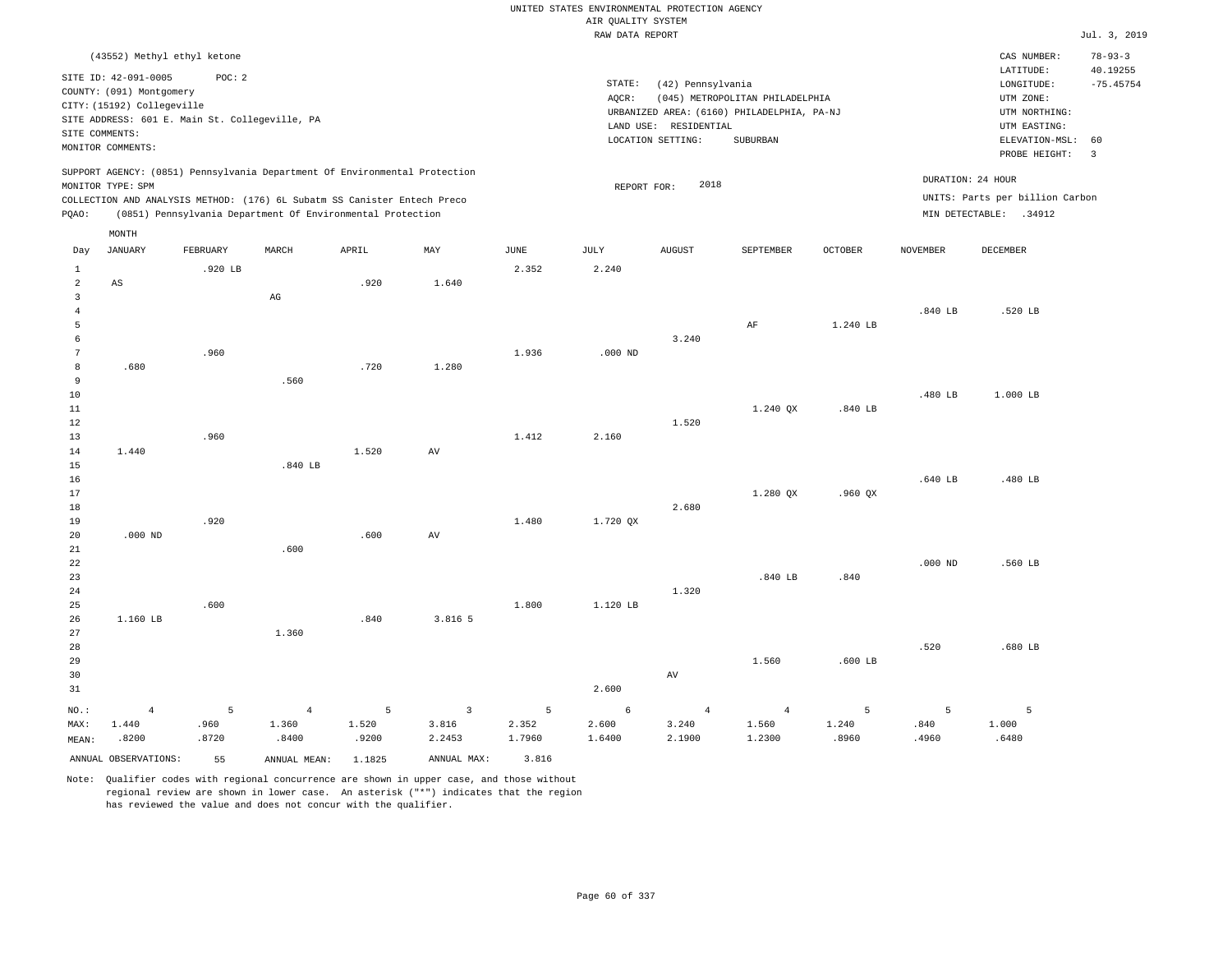UNITED STATES ENVIRONMENTAL PROTECTION AGENCY
AIR QUALITY SYSTEM
RAW DATA REPORT

Jul. 3, 2019

(43552) Methyl ethyl ketone

SITE ID: 42-091-0005 POC: 2
COUNTY: (091) Montgomery
CITY: (15192) Collegeville
SITE ADDRESS: 601 E. Main St. Collegeville, PA
SITE COMMENTS:
MONITOR COMMENTS:

STATE: (42) Pennsylvania
AQCR: (045) METROPOLITAN PHILADELPHIA
URBANIZED AREA: (6160) PHILADELPHIA, PA-NJ
LAND USE: RESIDENTIAL
LOCATION SETTING: SUBURBAN

CAS NUMBER: 78-93-3
LATITUDE: 40.19255
LONGITUDE: -75.45754
UTM ZONE:
UTM NORTHING:
UTM EASTING:
ELEVATION-MSL: 60
PROBE HEIGHT: 3

SUPPORT AGENCY: (0851) Pennsylvania Department Of Environmental Protection
MONITOR TYPE: SPM
COLLECTION AND ANALYSIS METHOD: (176) 6L Subatm SS Canister Entech Preco
PQAO: (0851) Pennsylvania Department Of Environmental Protection

REPORT FOR: 2018

DURATION: 24 HOUR
UNITS: Parts per billion Carbon
MIN DETECTABLE: .34912

| Day | JANUARY | FEBRUARY | MARCH | APRIL | MAY | JUNE | JULY | AUGUST | SEPTEMBER | OCTOBER | NOVEMBER | DECEMBER |
|---|---|---|---|---|---|---|---|---|---|---|---|---|
| 1 | | .920 LB | | | | 2.352 | 2.240 | | | | | |
| 2 | AS | | | .920 | 1.640 | | | | | | | |
| 3 | | | AG | | | | | | | | | |
| 4 | | | | | | | | | | | .840 LB | .520 LB |
| 5 | | | | | | | | | AF | 1.240 LB | | |
| 6 | | | | | | | | 3.240 | | | | |
| 7 | | .960 | | | | 1.936 | .000 ND | | | | | |
| 8 | .680 | | | .720 | 1.280 | | | | | | | |
| 9 | | | .560 | | | | | | | | | |
| 10 | | | | | | | | | | | .480 LB | 1.000 LB |
| 11 | | | | | | | | | 1.240 QX | .840 LB | | |
| 12 | | | | | | | | 1.520 | | | | |
| 13 | | .960 | | | | 1.412 | 2.160 | | | | | |
| 14 | 1.440 | | | 1.520 | AV | | | | | | | |
| 15 | | | .840 LB | | | | | | | | | |
| 16 | | | | | | | | | | | .640 LB | .480 LB |
| 17 | | | | | | | | | 1.280 QX | .960 QX | | |
| 18 | | | | | | | | 2.680 | | | | |
| 19 | | .920 | | | | 1.480 | 1.720 QX | | | | | |
| 20 | .000 ND | | | .600 | AV | | | | | | | |
| 21 | | | .600 | | | | | | | | | |
| 22 | | | | | | | | | | | .000 ND | .560 LB |
| 23 | | | | | | | | | .840 LB | .840 | | |
| 24 | | | | | | | | 1.320 | | | | |
| 25 | | .600 | | | | 1.800 | 1.120 LB | | | | | |
| 26 | 1.160 LB | | | .840 | 3.816 5 | | | | | | | |
| 27 | | | 1.360 | | | | | | | | | |
| 28 | | | | | | | | | | | .520 | .680 LB |
| 29 | | | | | | | | | 1.560 | .600 LB | | |
| 30 | | | | | | | | AV | | | | |
| 31 | | | | | | | 2.600 | | | | | |
| NO.: | 4 | 5 | 4 | 5 | 3 | 5 | 6 | 4 | 4 | 5 | 5 | 5 |
| MAX: | 1.440 | .960 | 1.360 | 1.520 | 3.816 | 2.352 | 2.600 | 3.240 | 1.560 | 1.240 | .840 | 1.000 |
| MEAN: | .8200 | .8720 | .8400 | .9200 | 2.2453 | 1.7960 | 1.6400 | 2.1900 | 1.2300 | .8960 | .4960 | .6480 |

ANNUAL OBSERVATIONS: 55 ANNUAL MEAN: 1.1825 ANNUAL MAX: 3.816

Note: Qualifier codes with regional concurrence are shown in upper case, and those without regional review are shown in lower case. An asterisk ("*") indicates that the region has reviewed the value and does not concur with the qualifier.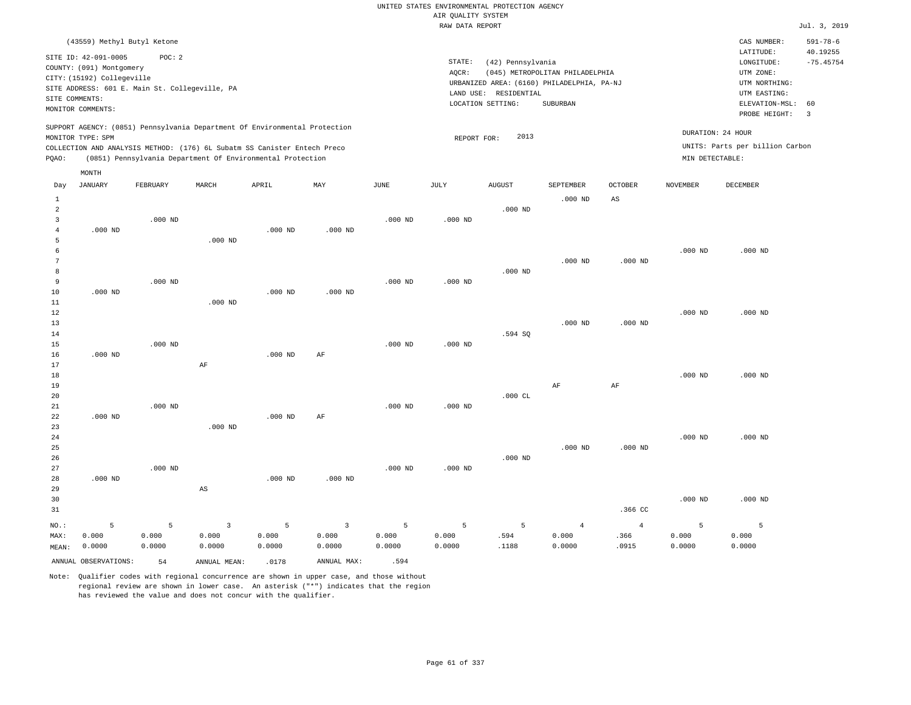UNITED STATES ENVIRONMENTAL PROTECTION AGENCY
AIR QUALITY SYSTEM
RAW DATA REPORT

Jul. 3, 2019

(43559) Methyl Butyl Ketone

SITE ID: 42-091-0005    POC: 2
COUNTY: (091) Montgomery
CITY: (15192) Collegeville
SITE ADDRESS: 601 E. Main St. Collegeville, PA
SITE COMMENTS:
MONITOR COMMENTS:

STATE: (42) Pennsylvania
AQCR: (045) METROPOLITAN PHILADELPHIA
URBANIZED AREA: (6160) PHILADELPHIA, PA-NJ
LAND USE: RESIDENTIAL
LOCATION SETTING: SUBURBAN

CAS NUMBER: 591-78-6
LATITUDE: 40.19255
LONGITUDE: -75.45754
UTM ZONE:
UTM NORTHING:
UTM EASTING:
ELEVATION-MSL: 60
PROBE HEIGHT: 3

SUPPORT AGENCY: (0851) Pennsylvania Department Of Environmental Protection
MONITOR TYPE: SPM
COLLECTION AND ANALYSIS METHOD: (176) 6L Subatm SS Canister Entech Preco
PQAO: (0851) Pennsylvania Department Of Environmental Protection

REPORT FOR: 2013

DURATION: 24 HOUR
UNITS: Parts per billion Carbon
MIN DETECTABLE:

| Day | JANUARY | FEBRUARY | MARCH | APRIL | MAY | JUNE | JULY | AUGUST | SEPTEMBER | OCTOBER | NOVEMBER | DECEMBER |
|---|---|---|---|---|---|---|---|---|---|---|---|---|
| 1 | | | | | | | | | .000 ND | AS | | |
| 2 | | | | | | | | .000 ND | | | | |
| 3 | | .000 ND | | | | .000 ND | .000 ND | | | | | |
| 4 | .000 ND | | | .000 ND | .000 ND | | | | | | | |
| 5 | | | .000 ND | | | | | | | | | |
| 6 | | | | | | | | | | | .000 ND | .000 ND |
| 7 | | | | | | | | | .000 ND | .000 ND | | |
| 8 | | | | | | | | .000 ND | | | | |
| 9 | | .000 ND | | | | .000 ND | .000 ND | | | | | |
| 10 | .000 ND | | | .000 ND | .000 ND | | | | | | | |
| 11 | | | .000 ND | | | | | | | | | |
| 12 | | | | | | | | | | | .000 ND | .000 ND |
| 13 | | | | | | | | | .000 ND | .000 ND | | |
| 14 | | | | | | | | .594 SQ | | | | |
| 15 | | .000 ND | | | | .000 ND | .000 ND | | | | | |
| 16 | .000 ND | | | .000 ND | AF | | | | | | | |
| 17 | | | AF | | | | | | | | | |
| 18 | | | | | | | | | | | .000 ND | .000 ND |
| 19 | | | | | | | | | AF | AF | | |
| 20 | | | | | | | | .000 CL | | | | |
| 21 | | .000 ND | | | | .000 ND | .000 ND | | | | | |
| 22 | .000 ND | | | .000 ND | AF | | | | | | | |
| 23 | | | .000 ND | | | | | | | | | |
| 24 | | | | | | | | | | | .000 ND | .000 ND |
| 25 | | | | | | | | | .000 ND | .000 ND | | |
| 26 | | | | | | | | .000 ND | | | | |
| 27 | | .000 ND | | | | .000 ND | .000 ND | | | | | |
| 28 | .000 ND | | | .000 ND | .000 ND | | | | | | | |
| 29 | | | AS | | | | | | | | | |
| 30 | | | | | | | | | | | .000 ND | .000 ND |
| 31 | | | | | | | | | | .366 CC | | |
| NO.: | 5 | 5 | 3 | 5 | 3 | 5 | 5 | 5 | 4 | 4 | 5 | 5 |
| MAX: | 0.000 | 0.000 | 0.000 | 0.000 | 0.000 | 0.000 | 0.000 | .594 | 0.000 | .366 | 0.000 | 0.000 |
| MEAN: | 0.0000 | 0.0000 | 0.0000 | 0.0000 | 0.0000 | 0.0000 | 0.0000 | .1188 | 0.0000 | .0915 | 0.0000 | 0.0000 |

ANNUAL OBSERVATIONS: 54    ANNUAL MEAN: .0178    ANNUAL MAX: .594

Note: Qualifier codes with regional concurrence are shown in upper case, and those without regional review are shown in lower case. An asterisk ("*") indicates that the region has reviewed the value and does not concur with the qualifier.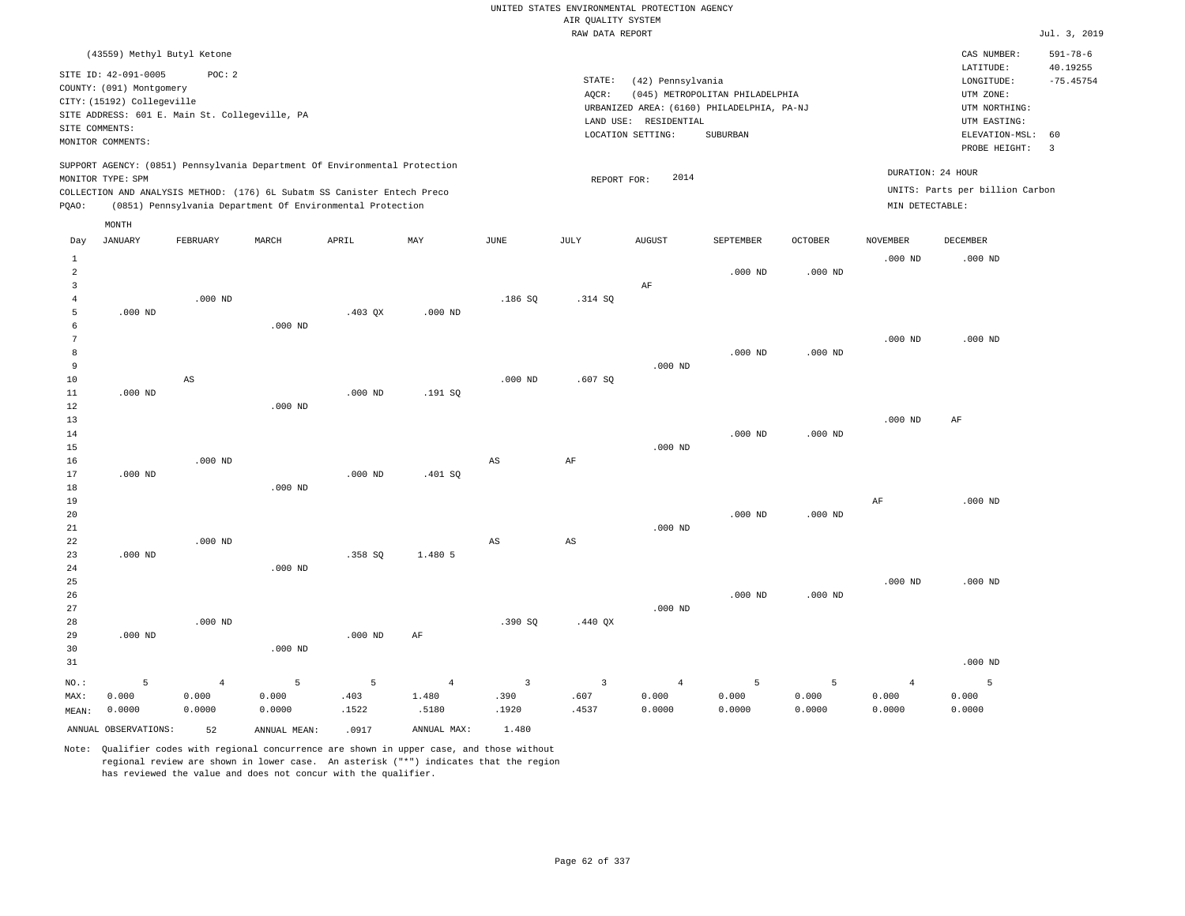UNITED STATES ENVIRONMENTAL PROTECTION AGENCY
AIR QUALITY SYSTEM
RAW DATA REPORT

Jul. 3, 2019

(43559) Methyl Butyl Ketone

SITE ID: 42-091-0005 POC: 2
COUNTY: (091) Montgomery
CITY: (15192) Collegeville
SITE ADDRESS: 601 E. Main St. Collegeville, PA
SITE COMMENTS:
MONITOR COMMENTS:

STATE: (42) Pennsylvania
AQCR: (045) METROPOLITAN PHILADELPHIA
URBANIZED AREA: (6160) PHILADELPHIA, PA-NJ
LAND USE: RESIDENTIAL
LOCATION SETTING: SUBURBAN

CAS NUMBER: 591-78-6
LATITUDE: 40.19255
LONGITUDE: -75.45754
UTM ZONE:
UTM NORTHING:
UTM EASTING:
ELEVATION-MSL: 60
PROBE HEIGHT: 3

SUPPORT AGENCY: (0851) Pennsylvania Department Of Environmental Protection
MONITOR TYPE: SPM
COLLECTION AND ANALYSIS METHOD: (176) 6L Subatm SS Canister Entech Preco
PQAO: (0851) Pennsylvania Department Of Environmental Protection

REPORT FOR: 2014

DURATION: 24 HOUR
UNITS: Parts per billion Carbon
MIN DETECTABLE:

| Day | JANUARY | FEBRUARY | MARCH | APRIL | MAY | JUNE | JULY | AUGUST | SEPTEMBER | OCTOBER | NOVEMBER | DECEMBER |
|---|---|---|---|---|---|---|---|---|---|---|---|---|
| 1 | | | | | | | | | | | .000 ND | .000 ND |
| 2 | | | | | | | | | .000 ND | .000 ND | | |
| 3 | | | | | | | | AF | | | | |
| 4 | | .000 ND | | | | .186 SQ | .314 SQ | | | | | |
| 5 | .000 ND | | | .403 QX | .000 ND | | | | | | | |
| 6 | | | .000 ND | | | | | | | | | |
| 7 | | | | | | | | | | | .000 ND | .000 ND |
| 8 | | | | | | | | | .000 ND | .000 ND | | |
| 9 | | | | | | | | .000 ND | | | | |
| 10 | | AS | | | | .000 ND | .607 SQ | | | | | |
| 11 | .000 ND | | | .000 ND | .191 SQ | | | | | | | |
| 12 | | | .000 ND | | | | | | | | | |
| 13 | | | | | | | | | | | .000 ND | AF |
| 14 | | | | | | | | | .000 ND | .000 ND | | |
| 15 | | | | | | | | .000 ND | | | | |
| 16 | | .000 ND | | | | AS | AF | | | | | |
| 17 | .000 ND | | | .000 ND | .401 SQ | | | | | | | |
| 18 | | | .000 ND | | | | | | | | | |
| 19 | | | | | | | | | | | AF | .000 ND |
| 20 | | | | | | | | | .000 ND | .000 ND | | |
| 21 | | | | | | | | .000 ND | | | | |
| 22 | | .000 ND | | | | AS | AS | | | | | |
| 23 | .000 ND | | | .358 SQ | 1.480 5 | | | | | | | |
| 24 | | | .000 ND | | | | | | | | | |
| 25 | | | | | | | | | | | .000 ND | .000 ND |
| 26 | | | | | | | | | .000 ND | .000 ND | | |
| 27 | | | | | | | | .000 ND | | | | |
| 28 | | .000 ND | | | | .390 SQ | .440 QX | | | | | |
| 29 | .000 ND | | | .000 ND | AF | | | | | | | |
| 30 | | | .000 ND | | | | | | | | | |
| 31 | | | | | | | | | | | | .000 ND |
| NO.: | 5 | 4 | 5 | 5 | 4 | 3 | 3 | 4 | 5 | 5 | 4 | 5 |
| MAX: | 0.000 | 0.000 | 0.000 | .403 | 1.480 | .390 | .607 | 0.000 | 0.000 | 0.000 | 0.000 | 0.000 |
| MEAN: | 0.0000 | 0.0000 | 0.0000 | .1522 | .5180 | .1920 | .4537 | 0.0000 | 0.0000 | 0.0000 | 0.0000 | 0.0000 |

ANNUAL OBSERVATIONS: 52 ANNUAL MEAN: .0917 ANNUAL MAX: 1.480

Note: Qualifier codes with regional concurrence are shown in upper case, and those without regional review are shown in lower case. An asterisk ("*") indicates that the region has reviewed the value and does not concur with the qualifier.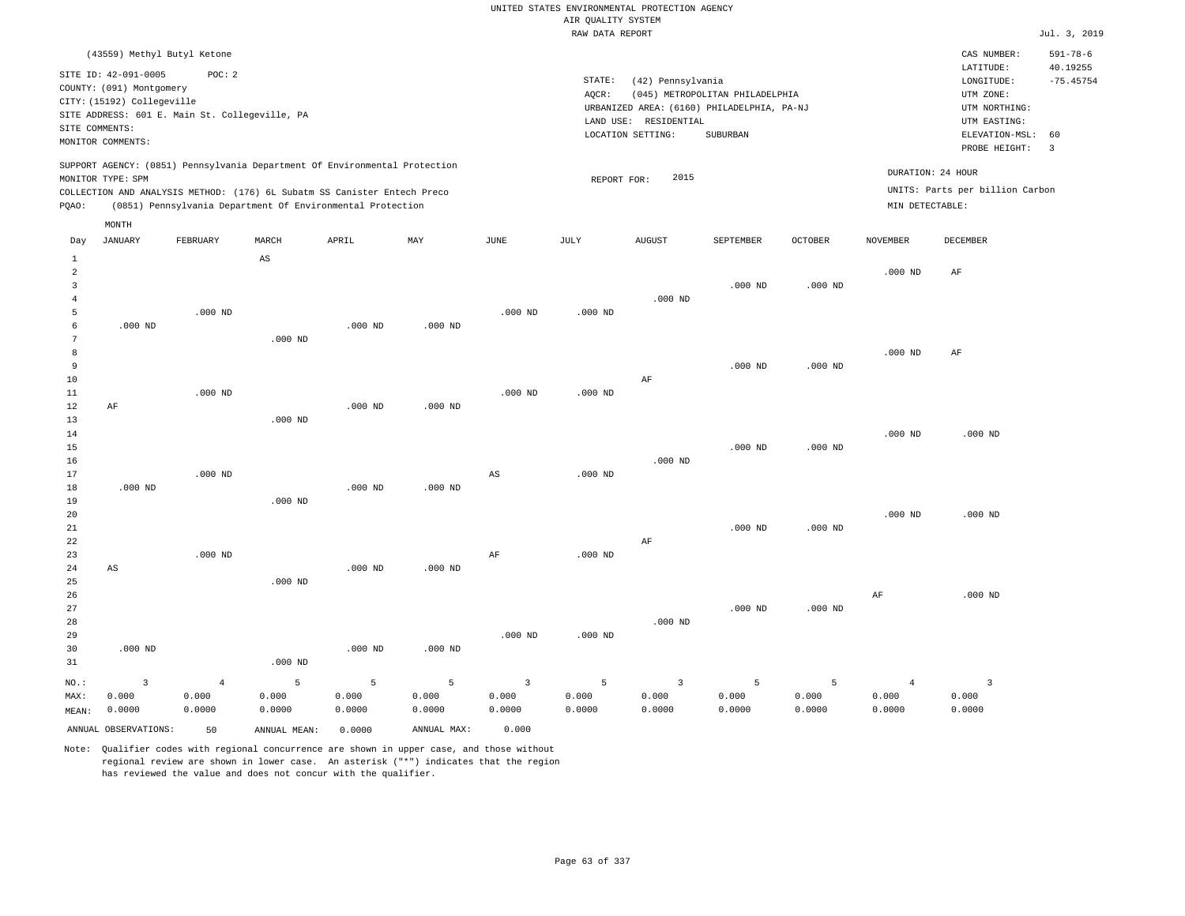UNITED STATES ENVIRONMENTAL PROTECTION AGENCY
AIR QUALITY SYSTEM
RAW DATA REPORT

Jul. 3, 2019

(43559) Methyl Butyl Ketone

SITE ID: 42-091-0005  POC: 2
COUNTY: (091) Montgomery
CITY: (15192) Collegeville
SITE ADDRESS: 601 E. Main St. Collegeville, PA
SITE COMMENTS:
MONITOR COMMENTS:

STATE: (42) Pennsylvania
AQCR: (045) METROPOLITAN PHILADELPHIA
URBANIZED AREA: (6160) PHILADELPHIA, PA-NJ
LAND USE: RESIDENTIAL
LOCATION SETTING: SUBURBAN

CAS NUMBER: 591-78-6
LATITUDE: 40.19255
LONGITUDE: -75.45754
UTM ZONE:
UTM NORTHING:
UTM EASTING:
ELEVATION-MSL: 60
PROBE HEIGHT: 3

SUPPORT AGENCY: (0851) Pennsylvania Department Of Environmental Protection
MONITOR TYPE: SPM
COLLECTION AND ANALYSIS METHOD: (176) 6L Subatm SS Canister Entech Preco
PQAO: (0851) Pennsylvania Department Of Environmental Protection

REPORT FOR: 2015

DURATION: 24 HOUR
UNITS: Parts per billion Carbon
MIN DETECTABLE:

| Day | JANUARY | FEBRUARY | MARCH | APRIL | MAY | JUNE | JULY | AUGUST | SEPTEMBER | OCTOBER | NOVEMBER | DECEMBER |
|---|---|---|---|---|---|---|---|---|---|---|---|---|
| 1 | | | AS | | | | | | | | | |
| 2 | | | | | | | | | | | .000 ND | AF |
| 3 | | | | | | | | | .000 ND | .000 ND | | |
| 4 | | | | | | | | .000 ND | | | | |
| 5 | | .000 ND | | | | .000 ND | .000 ND | | | | | |
| 6 | .000 ND | | | .000 ND | .000 ND | | | | | | | |
| 7 | | | .000 ND | | | | | | | | | |
| 8 | | | | | | | | | | | .000 ND | AF |
| 9 | | | | | | | | | .000 ND | .000 ND | | |
| 10 | | | | | | | | AF | | | | |
| 11 | | .000 ND | | | | .000 ND | .000 ND | | | | | |
| 12 | AF | | | .000 ND | .000 ND | | | | | | | |
| 13 | | | .000 ND | | | | | | | | | |
| 14 | | | | | | | | | | | .000 ND | .000 ND |
| 15 | | | | | | | | | .000 ND | .000 ND | | |
| 16 | | | | | | | | .000 ND | | | | |
| 17 | | .000 ND | | | | AS | .000 ND | | | | | |
| 18 | .000 ND | | | .000 ND | .000 ND | | | | | | | |
| 19 | | | .000 ND | | | | | | | | | |
| 20 | | | | | | | | | | | .000 ND | .000 ND |
| 21 | | | | | | | | | .000 ND | .000 ND | | |
| 22 | | | | | | | | AF | | | | |
| 23 | | .000 ND | | | | AF | .000 ND | | | | | |
| 24 | AS | | | .000 ND | .000 ND | | | | | | | |
| 25 | | | .000 ND | | | | | | | | | |
| 26 | | | | | | | | | | | AF | .000 ND |
| 27 | | | | | | | | | .000 ND | .000 ND | | |
| 28 | | | | | | | | .000 ND | | | | |
| 29 | | | | | | .000 ND | .000 ND | | | | | |
| 30 | .000 ND | | | .000 ND | .000 ND | | | | | | | |
| 31 | | | .000 ND | | | | | | | | | |
| NO.: | 3 | 4 | 5 | 5 | 5 | 3 | 5 | 3 | 5 | 5 | 4 | 3 |
| MAX: | 0.000 | 0.000 | 0.000 | 0.000 | 0.000 | 0.000 | 0.000 | 0.000 | 0.000 | 0.000 | 0.000 | 0.000 |
| MEAN: | 0.0000 | 0.0000 | 0.0000 | 0.0000 | 0.0000 | 0.0000 | 0.0000 | 0.0000 | 0.0000 | 0.0000 | 0.0000 | 0.0000 |

ANNUAL OBSERVATIONS: 50  ANNUAL MEAN: 0.0000  ANNUAL MAX: 0.000

Note: Qualifier codes with regional concurrence are shown in upper case, and those without regional review are shown in lower case. An asterisk ("*") indicates that the region has reviewed the value and does not concur with the qualifier.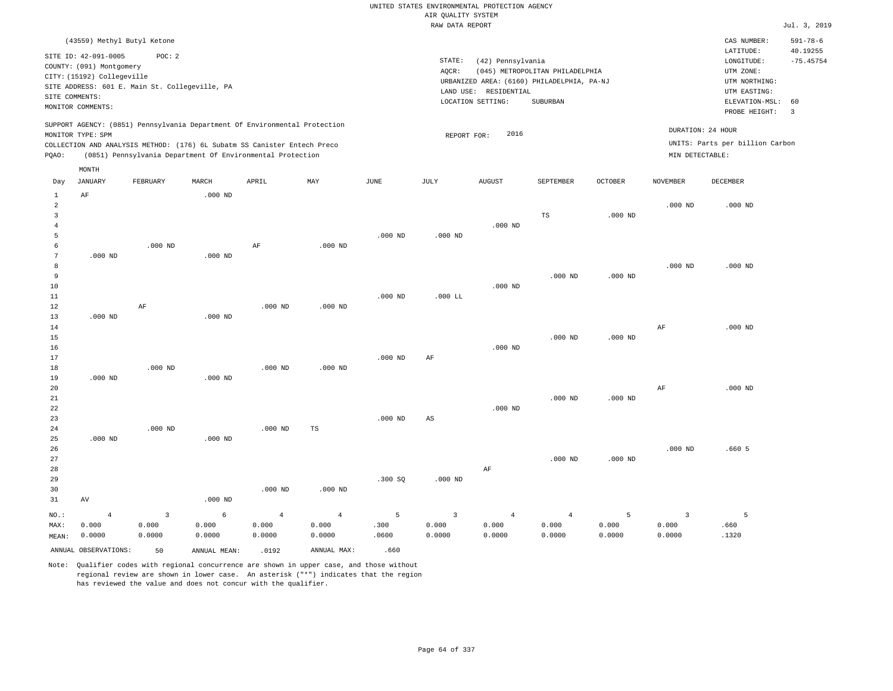UNITED STATES ENVIRONMENTAL PROTECTION AGENCY
AIR QUALITY SYSTEM
RAW DATA REPORT

Jul. 3, 2019

(43559) Methyl Butyl Ketone

SITE ID: 42-091-0005 POC: 2
COUNTY: (091) Montgomery
CITY: (15192) Collegeville
SITE ADDRESS: 601 E. Main St. Collegeville, PA
SITE COMMENTS:
MONITOR COMMENTS:

STATE: (42) Pennsylvania
AQCR: (045) METROPOLITAN PHILADELPHIA
URBANIZED AREA: (6160) PHILADELPHIA, PA-NJ
LAND USE: RESIDENTIAL
LOCATION SETTING: SUBURBAN

CAS NUMBER: 591-78-6
LATITUDE: 40.19255
LONGITUDE: -75.45754
UTM ZONE:
UTM NORTHING:
UTM EASTING:
ELEVATION-MSL: 60
PROBE HEIGHT: 3

SUPPORT AGENCY: (0851) Pennsylvania Department Of Environmental Protection
MONITOR TYPE: SPM
COLLECTION AND ANALYSIS METHOD: (176) 6L Subatm SS Canister Entech Preco
PQAO: (0851) Pennsylvania Department Of Environmental Protection

REPORT FOR: 2016

DURATION: 24 HOUR
UNITS: Parts per billion Carbon
MIN DETECTABLE:

| Day | JANUARY | FEBRUARY | MARCH | APRIL | MAY | JUNE | JULY | AUGUST | SEPTEMBER | OCTOBER | NOVEMBER | DECEMBER |
|---|---|---|---|---|---|---|---|---|---|---|---|---|
| 1 | AF | | .000 ND | | | | | | | | | |
| 2 | | | | | | | | | | | .000 ND | .000 ND |
| 3 | | | | | | | | | TS | .000 ND | | |
| 4 | | | | | | | | .000 ND | | | | |
| 5 | | | | | | .000 ND | .000 ND | | | | | |
| 6 | | .000 ND | | AF | .000 ND | | | | | | | |
| 7 | .000 ND | | .000 ND | | | | | | | | | |
| 8 | | | | | | | | | | | .000 ND | .000 ND |
| 9 | | | | | | | | | .000 ND | .000 ND | | |
| 10 | | | | | | | | .000 ND | | | | |
| 11 | | | | | | .000 ND | .000 LL | | | | | |
| 12 | | AF | | .000 ND | .000 ND | | | | | | | |
| 13 | .000 ND | | .000 ND | | | | | | | | | |
| 14 | | | | | | | | | | | AF | .000 ND |
| 15 | | | | | | | | | .000 ND | .000 ND | | |
| 16 | | | | | | | | .000 ND | | | | |
| 17 | | | | | | .000 ND | AF | | | | | |
| 18 | | .000 ND | | .000 ND | .000 ND | | | | | | | |
| 19 | .000 ND | | .000 ND | | | | | | | | | |
| 20 | | | | | | | | | | | AF | .000 ND |
| 21 | | | | | | | | | .000 ND | .000 ND | | |
| 22 | | | | | | | | .000 ND | | | | |
| 23 | | | | | | .000 ND | AS | | | | | |
| 24 | | .000 ND | | .000 ND | TS | | | | | | | |
| 25 | .000 ND | | .000 ND | | | | | | | | | |
| 26 | | | | | | | | | | | .000 ND | .660 5 |
| 27 | | | | | | | | | .000 ND | .000 ND | | |
| 28 | | | | | | | | AF | | | | |
| 29 | | | | | | .300 SQ | .000 ND | | | | | |
| 30 | | | | .000 ND | .000 ND | | | | | | | |
| 31 | AV | | .000 ND | | | | | | | | | |
| NO.: | 4 | 3 | 6 | 4 | 4 | 5 | 3 | 4 | 4 | 5 | 3 | 5 |
| MAX: | 0.000 | 0.000 | 0.000 | 0.000 | 0.000 | .300 | 0.000 | 0.000 | 0.000 | 0.000 | 0.000 | .660 |
| MEAN: | 0.0000 | 0.0000 | 0.0000 | 0.0000 | 0.0000 | .0600 | 0.0000 | 0.0000 | 0.0000 | 0.0000 | 0.0000 | .1320 |

ANNUAL OBSERVATIONS: 50 ANNUAL MEAN: .0192 ANNUAL MAX: .660

Note: Qualifier codes with regional concurrence are shown in upper case, and those without regional review are shown in lower case. An asterisk ("*") indicates that the region has reviewed the value and does not concur with the qualifier.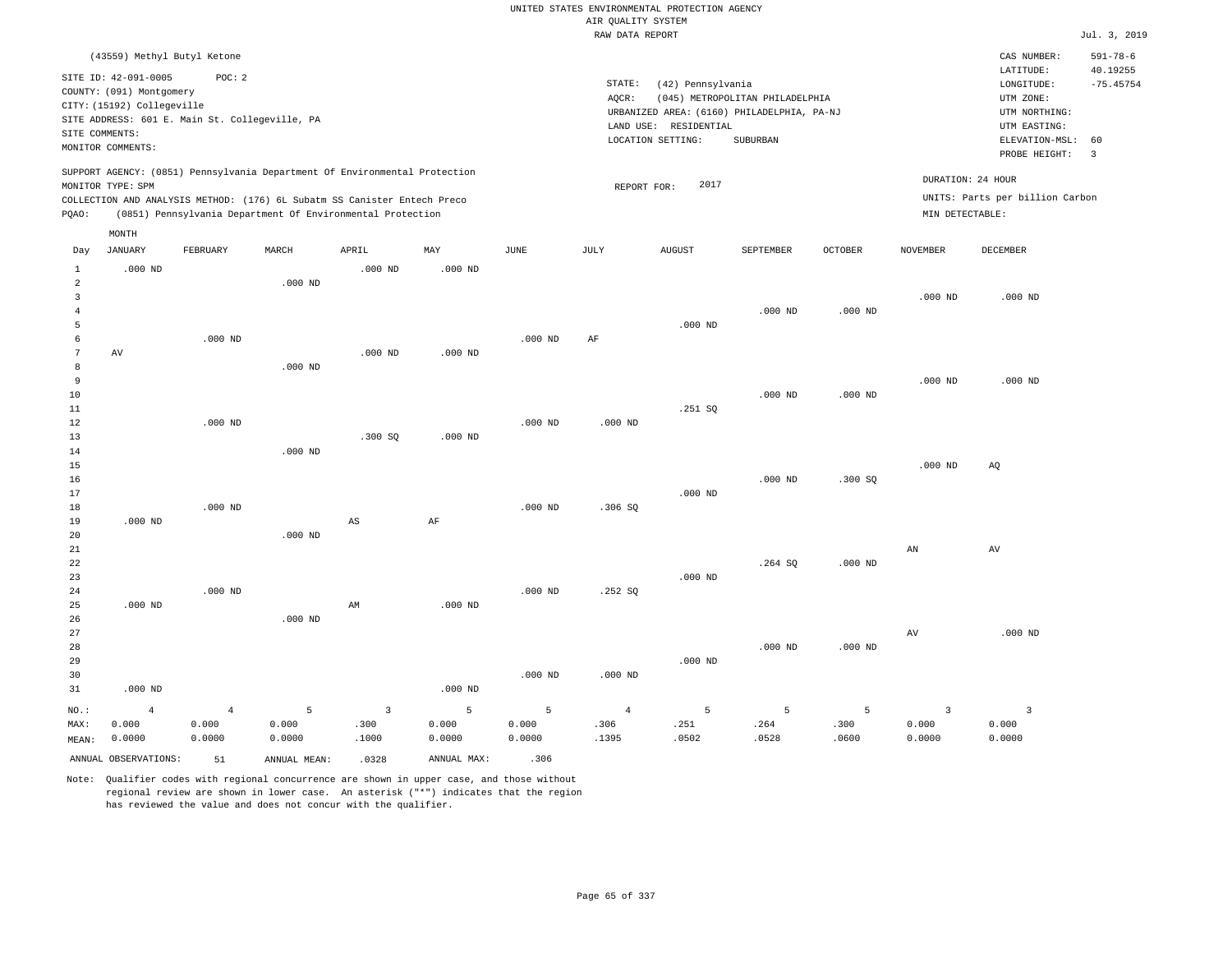UNITED STATES ENVIRONMENTAL PROTECTION AGENCY
AIR QUALITY SYSTEM
RAW DATA REPORT

Jul. 3, 2019

(43559) Methyl Butyl Ketone

SITE ID: 42-091-0005 POC: 2
COUNTY: (091) Montgomery
CITY: (15192) Collegeville
SITE ADDRESS: 601 E. Main St. Collegeville, PA
SITE COMMENTS:
MONITOR COMMENTS:

STATE: (42) Pennsylvania
AQCR: (045) METROPOLITAN PHILADELPHIA
URBANIZED AREA: (6160) PHILADELPHIA, PA-NJ
LAND USE: RESIDENTIAL
LOCATION SETTING: SUBURBAN

CAS NUMBER: 591-78-6
LATITUDE: 40.19255
LONGITUDE: -75.45754
UTM ZONE:
UTM NORTHING:
UTM EASTING:
ELEVATION-MSL: 60
PROBE HEIGHT: 3

SUPPORT AGENCY: (0851) Pennsylvania Department Of Environmental Protection
MONITOR TYPE: SPM
COLLECTION AND ANALYSIS METHOD: (176) 6L Subatm SS Canister Entech Preco
PQAO: (0851) Pennsylvania Department Of Environmental Protection

REPORT FOR: 2017

DURATION: 24 HOUR
UNITS: Parts per billion Carbon
MIN DETECTABLE:

| Day | JANUARY | FEBRUARY | MARCH | APRIL | MAY | JUNE | JULY | AUGUST | SEPTEMBER | OCTOBER | NOVEMBER | DECEMBER |
|---|---|---|---|---|---|---|---|---|---|---|---|---|
| 1 | .000 ND | | | .000 ND | .000 ND | | | | | | | |
| 2 | | | .000 ND | | | | | | | | | |
| 3 | | | | | | | | | | | .000 ND | .000 ND |
| 4 | | | | | | | | | .000 ND | .000 ND | | |
| 5 | | | | | | | | .000 ND | | | | |
| 6 | | .000 ND | | | | .000 ND | AF | | | | | |
| 7 | AV | | | .000 ND | .000 ND | | | | | | | |
| 8 | | | .000 ND | | | | | | | | | |
| 9 | | | | | | | | | | | .000 ND | .000 ND |
| 10 | | | | | | | | | .000 ND | .000 ND | | |
| 11 | | | | | | | | .251 SQ | | | | |
| 12 | | .000 ND | | | | .000 ND | .000 ND | | | | | |
| 13 | | | | .300 SQ | .000 ND | | | | | | | |
| 14 | | | .000 ND | | | | | | | | | |
| 15 | | | | | | | | | | | .000 ND | AQ |
| 16 | | | | | | | | | .000 ND | .300 SQ | | |
| 17 | | | | | | | | .000 ND | | | | |
| 18 | | .000 ND | | | | .000 ND | .306 SQ | | | | | |
| 19 | .000 ND | | | AS | AF | | | | | | | |
| 20 | | | .000 ND | | | | | | | | | |
| 21 | | | | | | | | | | | AN | AV |
| 22 | | | | | | | | | .264 SQ | .000 ND | | |
| 23 | | | | | | | | .000 ND | | | | |
| 24 | | .000 ND | | | | .000 ND | .252 SQ | | | | | |
| 25 | .000 ND | | | AM | .000 ND | | | | | | | |
| 26 | | | .000 ND | | | | | | | | | |
| 27 | | | | | | | | | | | AV | .000 ND |
| 28 | | | | | | | | | .000 ND | .000 ND | | |
| 29 | | | | | | | | .000 ND | | | | |
| 30 | | | | | | .000 ND | .000 ND | | | | | |
| 31 | .000 ND | | | | .000 ND | | | | | | | |
| NO.: | 4 | 4 | 5 | 3 | 5 | 5 | 4 | 5 | 5 | 5 | 3 | 3 |
| MAX: | 0.000 | 0.000 | 0.000 | .300 | 0.000 | 0.000 | .306 | .251 | .264 | .300 | 0.000 | 0.000 |
| MEAN: | 0.0000 | 0.0000 | 0.0000 | .1000 | 0.0000 | 0.0000 | .1395 | .0502 | .0528 | .0600 | 0.0000 | 0.0000 |

ANNUAL OBSERVATIONS: 51 ANNUAL MEAN: .0328 ANNUAL MAX: .306

Note: Qualifier codes with regional concurrence are shown in upper case, and those without regional review are shown in lower case. An asterisk ("*") indicates that the region has reviewed the value and does not concur with the qualifier.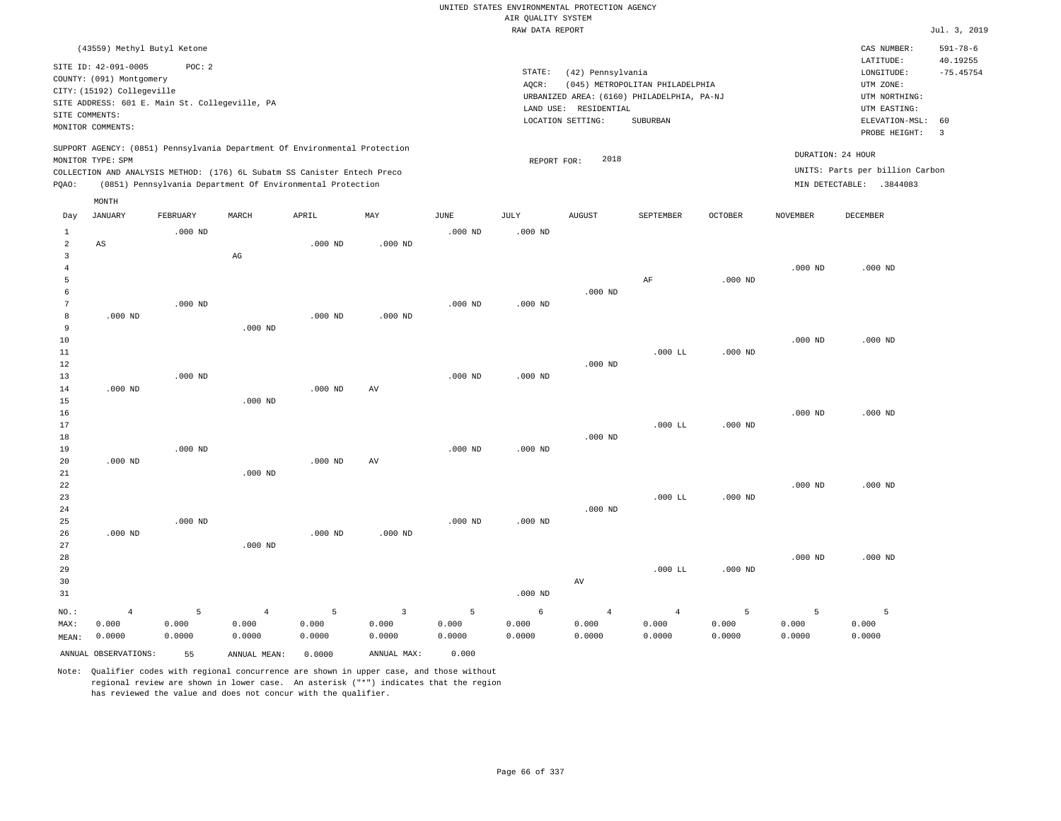UNITED STATES ENVIRONMENTAL PROTECTION AGENCY
AIR QUALITY SYSTEM
RAW DATA REPORT

Jul. 3, 2019

(43559) Methyl Butyl Ketone

SITE ID: 42-091-0005 POC: 2
COUNTY: (091) Montgomery
CITY: (15192) Collegeville
SITE ADDRESS: 601 E. Main St. Collegeville, PA
SITE COMMENTS:
MONITOR COMMENTS:

STATE: (42) Pennsylvania
AQCR: (045) METROPOLITAN PHILADELPHIA
URBANIZED AREA: (6160) PHILADELPHIA, PA-NJ
LAND USE: RESIDENTIAL
LOCATION SETTING: SUBURBAN

CAS NUMBER: 591-78-6
LATITUDE: 40.19255
LONGITUDE: -75.45754
UTM ZONE:
UTM NORTHING:
UTM EASTING:
ELEVATION-MSL: 60
PROBE HEIGHT: 3

SUPPORT AGENCY: (0851) Pennsylvania Department Of Environmental Protection
MONITOR TYPE: SPM
COLLECTION AND ANALYSIS METHOD: (176) 6L Subatm SS Canister Entech Preco
PQAO: (0851) Pennsylvania Department Of Environmental Protection

REPORT FOR: 2018

DURATION: 24 HOUR
UNITS: Parts per billion Carbon
MIN DETECTABLE: .3844083

| Day | JANUARY | FEBRUARY | MARCH | APRIL | MAY | JUNE | JULY | AUGUST | SEPTEMBER | OCTOBER | NOVEMBER | DECEMBER |
|---|---|---|---|---|---|---|---|---|---|---|---|---|
| 1 | | .000 ND | | | | .000 ND | .000 ND | | | | | |
| 2 | AS | | | .000 ND | .000 ND | | | | | | | |
| 3 | | | AG | | | | | | | | | |
| 4 | | | | | | | | | | | .000 ND | .000 ND |
| 5 | | | | | | | | | AF | .000 ND | | |
| 6 | | | | | | | | .000 ND | | | | |
| 7 | | .000 ND | | | | .000 ND | .000 ND | | | | | |
| 8 | .000 ND | | | .000 ND | .000 ND | | | | | | | |
| 9 | | | .000 ND | | | | | | | | | |
| 10 | | | | | | | | | | | .000 ND | .000 ND |
| 11 | | | | | | | | | .000 LL | .000 ND | | |
| 12 | | | | | | | | .000 ND | | | | |
| 13 | | .000 ND | | | | .000 ND | .000 ND | | | | | |
| 14 | .000 ND | | | .000 ND | AV | | | | | | | |
| 15 | | | .000 ND | | | | | | | | | |
| 16 | | | | | | | | | | | .000 ND | .000 ND |
| 17 | | | | | | | | | .000 LL | .000 ND | | |
| 18 | | | | | | | | .000 ND | | | | |
| 19 | | .000 ND | | | | .000 ND | .000 ND | | | | | |
| 20 | .000 ND | | | .000 ND | AV | | | | | | | |
| 21 | | | .000 ND | | | | | | | | | |
| 22 | | | | | | | | | | | .000 ND | .000 ND |
| 23 | | | | | | | | | .000 LL | .000 ND | | |
| 24 | | | | | | | | .000 ND | | | | |
| 25 | | .000 ND | | | | .000 ND | .000 ND | | | | | |
| 26 | .000 ND | | | .000 ND | .000 ND | | | | | | | |
| 27 | | | .000 ND | | | | | | | | | |
| 28 | | | | | | | | | | | .000 ND | .000 ND |
| 29 | | | | | | | | | .000 LL | .000 ND | | |
| 30 | | | | | | | | AV | | | | |
| 31 | | | | | | | .000 ND | | | | | |
| NO.: | 4 | 5 | 4 | 5 | 3 | 5 | 6 | 4 | 4 | 5 | 5 | 5 |
| MAX: | 0.000 | 0.000 | 0.000 | 0.000 | 0.000 | 0.000 | 0.000 | 0.000 | 0.000 | 0.000 | 0.000 | 0.000 |
| MEAN: | 0.0000 | 0.0000 | 0.0000 | 0.0000 | 0.0000 | 0.0000 | 0.0000 | 0.0000 | 0.0000 | 0.0000 | 0.0000 | 0.0000 |

ANNUAL OBSERVATIONS: 55   ANNUAL MEAN: 0.0000   ANNUAL MAX: 0.000

Note: Qualifier codes with regional concurrence are shown in upper case, and those without regional review are shown in lower case. An asterisk ("*") indicates that the region has reviewed the value and does not concur with the qualifier.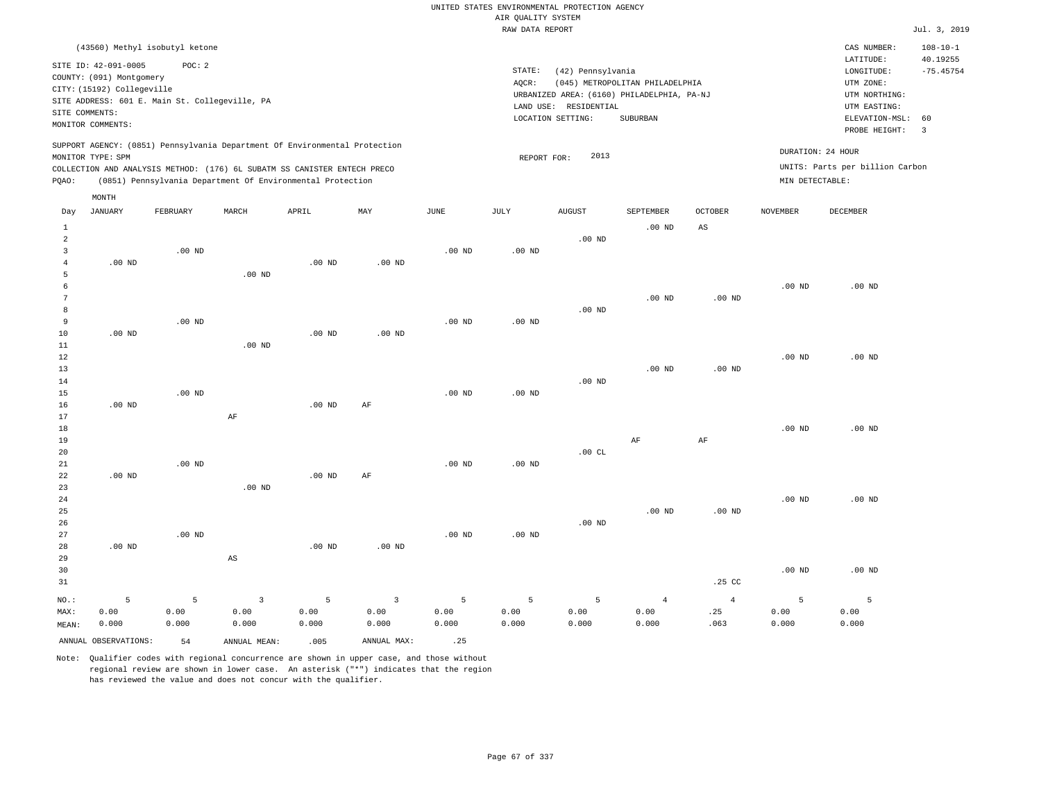UNITED STATES ENVIRONMENTAL PROTECTION AGENCY
AIR QUALITY SYSTEM
RAW DATA REPORT

Jul. 3, 2019

(43560) Methyl isobutyl ketone

SITE ID: 42-091-0005 POC: 2
COUNTY: (091) Montgomery
CITY: (15192) Collegeville
SITE ADDRESS: 601 E. Main St. Collegeville, PA
SITE COMMENTS:
MONITOR COMMENTS:

STATE: (42) Pennsylvania
AQCR: (045) METROPOLITAN PHILADELPHIA
URBANIZED AREA: (6160) PHILADELPHIA, PA-NJ
LAND USE: RESIDENTIAL
LOCATION SETTING: SUBURBAN

CAS NUMBER: 108-10-1
LATITUDE: 40.19255
LONGITUDE: -75.45754
UTM ZONE:
UTM NORTHING:
UTM EASTING:
ELEVATION-MSL: 60
PROBE HEIGHT: 3

SUPPORT AGENCY: (0851) Pennsylvania Department Of Environmental Protection
MONITOR TYPE: SPM
COLLECTION AND ANALYSIS METHOD: (176) 6L SUBATM SS CANISTER ENTECH PRECO
PQAO: (0851) Pennsylvania Department Of Environmental Protection

REPORT FOR: 2013

DURATION: 24 HOUR
UNITS: Parts per billion Carbon
MIN DETECTABLE:

| Day | JANUARY | FEBRUARY | MARCH | APRIL | MAY | JUNE | JULY | AUGUST | SEPTEMBER | OCTOBER | NOVEMBER | DECEMBER |
|---|---|---|---|---|---|---|---|---|---|---|---|---|
| 1 | | | | | | | | | .00 ND | AS | | |
| 2 | | | | | | | | .00 ND | | | | |
| 3 | | .00 ND | | | | .00 ND | .00 ND | | | | | |
| 4 | .00 ND | | | .00 ND | .00 ND | | | | | | | |
| 5 | | | .00 ND | | | | | | | | | |
| 6 | | | | | | | | | | | .00 ND | .00 ND |
| 7 | | | | | | | | | .00 ND | .00 ND | | |
| 8 | | | | | | | | .00 ND | | | | |
| 9 | | .00 ND | | | | .00 ND | .00 ND | | | | | |
| 10 | .00 ND | | | .00 ND | .00 ND | | | | | | | |
| 11 | | | .00 ND | | | | | | | | | |
| 12 | | | | | | | | | | | .00 ND | .00 ND |
| 13 | | | | | | | | | .00 ND | .00 ND | | |
| 14 | | | | | | | | .00 ND | | | | |
| 15 | | .00 ND | | | | .00 ND | .00 ND | | | | | |
| 16 | .00 ND | | | .00 ND | AF | | | | | | | |
| 17 | | | AF | | | | | | | | | |
| 18 | | | | | | | | | | | .00 ND | .00 ND |
| 19 | | | | | | | | | AF | AF | | |
| 20 | | | | | | | | .00 CL | | | | |
| 21 | | .00 ND | | | | .00 ND | .00 ND | | | | | |
| 22 | .00 ND | | | .00 ND | AF | | | | | | | |
| 23 | | | .00 ND | | | | | | | | | |
| 24 | | | | | | | | | | | .00 ND | .00 ND |
| 25 | | | | | | | | | .00 ND | .00 ND | | |
| 26 | | | | | | | | .00 ND | | | | |
| 27 | | .00 ND | | | | .00 ND | .00 ND | | | | | |
| 28 | .00 ND | | | .00 ND | .00 ND | | | | | | | |
| 29 | | | AS | | | | | | | | | |
| 30 | | | | | | | | | | | .00 ND | .00 ND |
| 31 | | | | | | | | | | .25 CC | | |
| NO.: | 5 | 5 | 3 | 5 | 3 | 5 | 5 | 5 | 4 | 4 | 5 | 5 |
| MAX: | 0.00 | 0.00 | 0.00 | 0.00 | 0.00 | 0.00 | 0.00 | 0.00 | 0.00 | .25 | 0.00 | 0.00 |
| MEAN: | 0.000 | 0.000 | 0.000 | 0.000 | 0.000 | 0.000 | 0.000 | 0.000 | 0.000 | .063 | 0.000 | 0.000 |

ANNUAL OBSERVATIONS: 54 ANNUAL MEAN: .005 ANNUAL MAX: .25

Note: Qualifier codes with regional concurrence are shown in upper case, and those without regional review are shown in lower case. An asterisk ("*") indicates that the region has reviewed the value and does not concur with the qualifier.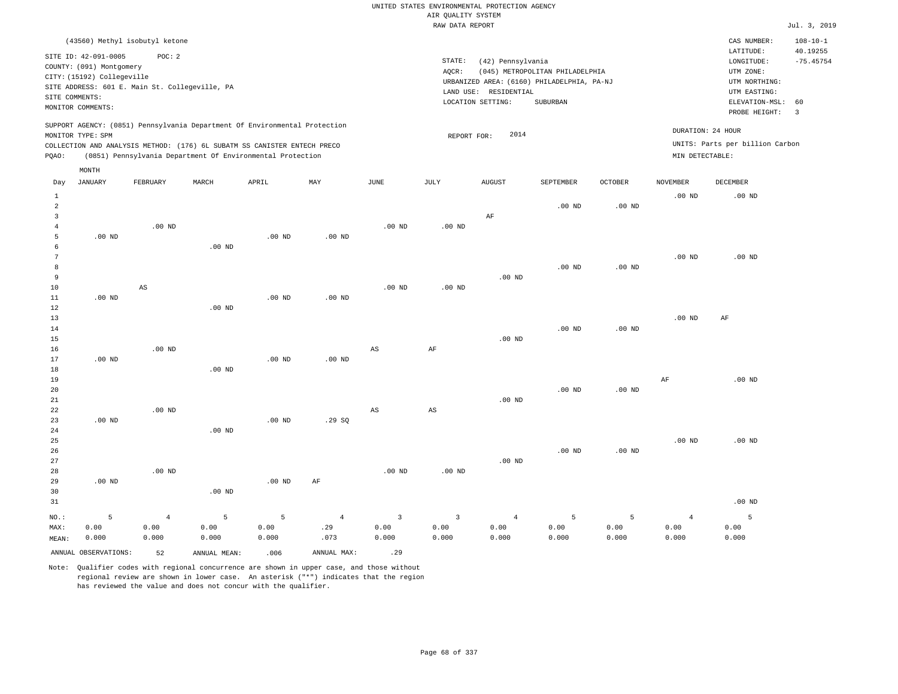UNITED STATES ENVIRONMENTAL PROTECTION AGENCY
AIR QUALITY SYSTEM
RAW DATA REPORT

Jul. 3, 2019

(43560) Methyl isobutyl ketone

SITE ID: 42-091-0005 POC: 2
COUNTY: (091) Montgomery
CITY: (15192) Collegeville
SITE ADDRESS: 601 E. Main St. Collegeville, PA
SITE COMMENTS:
MONITOR COMMENTS:

STATE: (42) Pennsylvania
AQCR: (045) METROPOLITAN PHILADELPHIA
URBANIZED AREA: (6160) PHILADELPHIA, PA-NJ
LAND USE: RESIDENTIAL
LOCATION SETTING: SUBURBAN

CAS NUMBER: 108-10-1
LATITUDE: 40.19255
LONGITUDE: -75.45754
UTM ZONE:
UTM NORTHING:
UTM EASTING:
ELEVATION-MSL: 60
PROBE HEIGHT: 3

SUPPORT AGENCY: (0851) Pennsylvania Department Of Environmental Protection
MONITOR TYPE: SPM
COLLECTION AND ANALYSIS METHOD: (176) 6L SUBATM SS CANISTER ENTECH PRECO
PQAO: (0851) Pennsylvania Department Of Environmental Protection

REPORT FOR: 2014

DURATION: 24 HOUR
UNITS: Parts per billion Carbon
MIN DETECTABLE:

| Day | JANUARY | FEBRUARY | MARCH | APRIL | MAY | JUNE | JULY | AUGUST | SEPTEMBER | OCTOBER | NOVEMBER | DECEMBER |
|---|---|---|---|---|---|---|---|---|---|---|---|---|
| 1 | | | | | | | | | | | .00 ND | .00 ND |
| 2 | | | | | | | | | .00 ND | .00 ND | | |
| 3 | | | | | | | | AF | | | | |
| 4 | | .00 ND | | | | .00 ND | .00 ND | | | | | |
| 5 | .00 ND | | | .00 ND | .00 ND | | | | | | | |
| 6 | | | .00 ND | | | | | | | | | |
| 7 | | | | | | | | | | | .00 ND | .00 ND |
| 8 | | | | | | | | | .00 ND | .00 ND | | |
| 9 | | | | | | | | .00 ND | | | | |
| 10 | | AS | | | | .00 ND | .00 ND | | | | | |
| 11 | .00 ND | | | .00 ND | .00 ND | | | | | | | |
| 12 | | | .00 ND | | | | | | | | | |
| 13 | | | | | | | | | | | .00 ND | AF |
| 14 | | | | | | | | | .00 ND | .00 ND | | |
| 15 | | | | | | | | .00 ND | | | | |
| 16 | | .00 ND | | | | AS | AF | | | | | |
| 17 | .00 ND | | | .00 ND | .00 ND | | | | | | | |
| 18 | | | .00 ND | | | | | | | | | |
| 19 | | | | | | | | | | | AF | .00 ND |
| 20 | | | | | | | | | .00 ND | .00 ND | | |
| 21 | | | | | | | | .00 ND | | | | |
| 22 | | .00 ND | | | | AS | AS | | | | | |
| 23 | .00 ND | | | .00 ND | .29 SQ | | | | | | | |
| 24 | | | .00 ND | | | | | | | | | |
| 25 | | | | | | | | | | | .00 ND | .00 ND |
| 26 | | | | | | | | | .00 ND | .00 ND | | |
| 27 | | | | | | | | .00 ND | | | | |
| 28 | | .00 ND | | | | .00 ND | .00 ND | | | | | |
| 29 | .00 ND | | | .00 ND | AF | | | | | | | |
| 30 | | | .00 ND | | | | | | | | | |
| 31 | | | | | | | | | | | | .00 ND |
| NO.: | 5 | 4 | 5 | 5 | 4 | 3 | 3 | 4 | 5 | 5 | 4 | 5 |
| MAX: | 0.00 | 0.00 | 0.00 | 0.00 | .29 | 0.00 | 0.00 | 0.00 | 0.00 | 0.00 | 0.00 | 0.00 |
| MEAN: | 0.000 | 0.000 | 0.000 | 0.000 | .073 | 0.000 | 0.000 | 0.000 | 0.000 | 0.000 | 0.000 | 0.000 |

ANNUAL OBSERVATIONS: 52 ANNUAL MEAN: .006 ANNUAL MAX: .29

Note: Qualifier codes with regional concurrence are shown in upper case, and those without regional review are shown in lower case. An asterisk ("*") indicates that the region has reviewed the value and does not concur with the qualifier.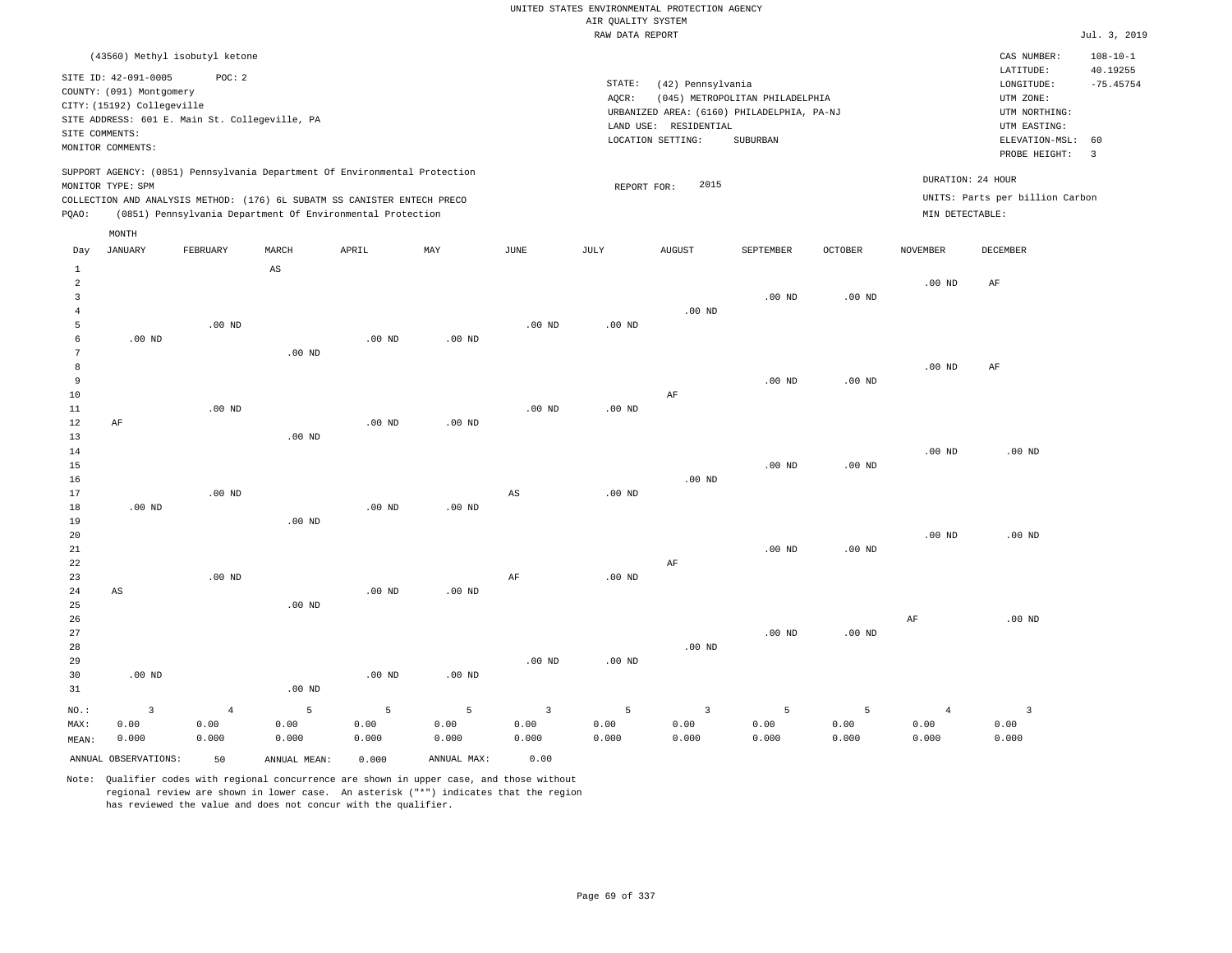UNITED STATES ENVIRONMENTAL PROTECTION AGENCY
AIR QUALITY SYSTEM
RAW DATA REPORT

Jul. 3, 2019

(43560) Methyl isobutyl ketone

SITE ID: 42-091-0005    POC: 2
COUNTY: (091) Montgomery
CITY: (15192) Collegeville
SITE ADDRESS: 601 E. Main St. Collegeville, PA
SITE COMMENTS:
MONITOR COMMENTS:

STATE: (42) Pennsylvania
AQCR: (045) METROPOLITAN PHILADELPHIA
URBANIZED AREA: (6160) PHILADELPHIA, PA-NJ
LAND USE: RESIDENTIAL
LOCATION SETTING: SUBURBAN

CAS NUMBER: 108-10-1
LATITUDE: 40.19255
LONGITUDE: -75.45754
UTM ZONE:
UTM NORTHING:
UTM EASTING:
ELEVATION-MSL: 60
PROBE HEIGHT: 3

SUPPORT AGENCY: (0851) Pennsylvania Department Of Environmental Protection
MONITOR TYPE: SPM
COLLECTION AND ANALYSIS METHOD: (176) 6L SUBATM SS CANISTER ENTECH PRECO
PQAO: (0851) Pennsylvania Department Of Environmental Protection

REPORT FOR: 2015

DURATION: 24 HOUR
UNITS: Parts per billion Carbon
MIN DETECTABLE:

| Day | JANUARY | FEBRUARY | MARCH | APRIL | MAY | JUNE | JULY | AUGUST | SEPTEMBER | OCTOBER | NOVEMBER | DECEMBER |
|---|---|---|---|---|---|---|---|---|---|---|---|---|
| 1 | | | AS | | | | | | | | | |
| 2 | | | | | | | | | | | .00 ND | AF |
| 3 | | | | | | | | | .00 ND | .00 ND | | |
| 4 | | | | | | | | .00 ND | | | | |
| 5 | | .00 ND | | | | .00 ND | .00 ND | | | | | |
| 6 | .00 ND | | | .00 ND | .00 ND | | | | | | | |
| 7 | | | .00 ND | | | | | | | | | |
| 8 | | | | | | | | | | | .00 ND | AF |
| 9 | | | | | | | | | .00 ND | .00 ND | | |
| 10 | | | | | | | | AF | | | | |
| 11 | | .00 ND | | | | .00 ND | .00 ND | | | | | |
| 12 | AF | | | .00 ND | .00 ND | | | | | | | |
| 13 | | | .00 ND | | | | | | | | | |
| 14 | | | | | | | | | | | .00 ND | .00 ND |
| 15 | | | | | | | | | .00 ND | .00 ND | | |
| 16 | | | | | | | | .00 ND | | | | |
| 17 | | .00 ND | | | | AS | .00 ND | | | | | |
| 18 | .00 ND | | | .00 ND | .00 ND | | | | | | | |
| 19 | | | .00 ND | | | | | | | | | |
| 20 | | | | | | | | | | | .00 ND | .00 ND |
| 21 | | | | | | | | | .00 ND | .00 ND | | |
| 22 | | | | | | | | AF | | | | |
| 23 | | .00 ND | | | | AF | .00 ND | | | | | |
| 24 | AS | | | .00 ND | .00 ND | | | | | | | |
| 25 | | | .00 ND | | | | | | | | | |
| 26 | | | | | | | | | | | AF | .00 ND |
| 27 | | | | | | | | | .00 ND | .00 ND | | |
| 28 | | | | | | | | .00 ND | | | | |
| 29 | | | | | | .00 ND | .00 ND | | | | | |
| 30 | .00 ND | | | .00 ND | .00 ND | | | | | | | |
| 31 | | | .00 ND | | | | | | | | | |
| NO.: | 3 | 4 | 5 | 5 | 5 | 3 | 5 | 3 | 5 | 5 | 4 | 3 |
| MAX: | 0.00 | 0.00 | 0.00 | 0.00 | 0.00 | 0.00 | 0.00 | 0.00 | 0.00 | 0.00 | 0.00 | 0.00 |
| MEAN: | 0.000 | 0.000 | 0.000 | 0.000 | 0.000 | 0.000 | 0.000 | 0.000 | 0.000 | 0.000 | 0.000 | 0.000 |

ANNUAL OBSERVATIONS: 50    ANNUAL MEAN: 0.000    ANNUAL MAX: 0.00

Note: Qualifier codes with regional concurrence are shown in upper case, and those without regional review are shown in lower case. An asterisk ("*") indicates that the region has reviewed the value and does not concur with the qualifier.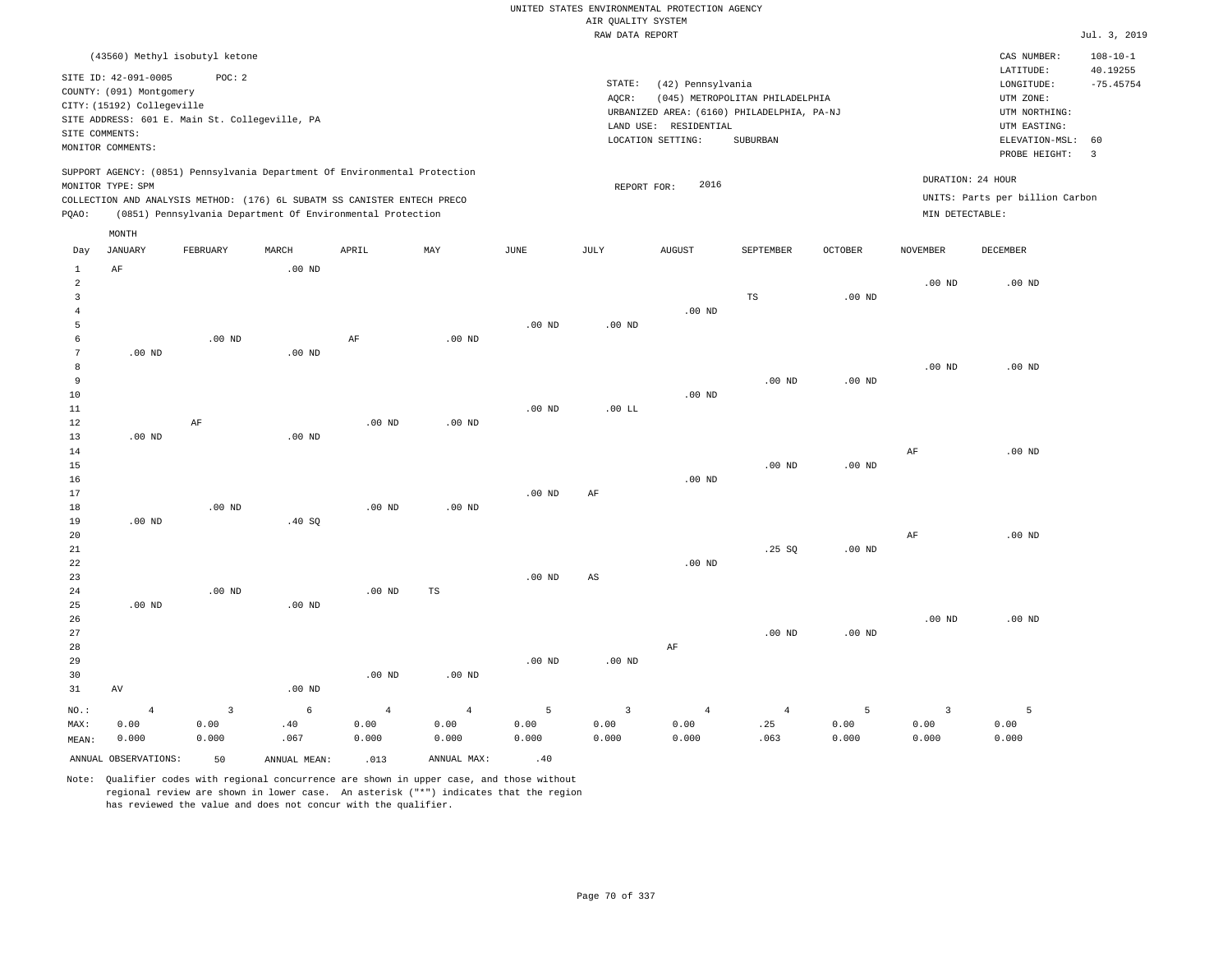UNITED STATES ENVIRONMENTAL PROTECTION AGENCY
AIR QUALITY SYSTEM
RAW DATA REPORT

Jul. 3, 2019

(43560) Methyl isobutyl ketone

SITE ID: 42-091-0005 POC: 2
COUNTY: (091) Montgomery
CITY: (15192) Collegeville
SITE ADDRESS: 601 E. Main St. Collegeville, PA
SITE COMMENTS:
MONITOR COMMENTS:

STATE: (42) Pennsylvania
AQCR: (045) METROPOLITAN PHILADELPHIA
URBANIZED AREA: (6160) PHILADELPHIA, PA-NJ
LAND USE: RESIDENTIAL
LOCATION SETTING: SUBURBAN

CAS NUMBER: 108-10-1
LATITUDE: 40.19255
LONGITUDE: -75.45754
UTM ZONE:
UTM NORTHING:
UTM EASTING:
ELEVATION-MSL: 60
PROBE HEIGHT: 3

SUPPORT AGENCY: (0851) Pennsylvania Department Of Environmental Protection
MONITOR TYPE: SPM
COLLECTION AND ANALYSIS METHOD: (176) 6L SUBATM SS CANISTER ENTECH PRECO
PQAO: (0851) Pennsylvania Department Of Environmental Protection

REPORT FOR: 2016

DURATION: 24 HOUR
UNITS: Parts per billion Carbon
MIN DETECTABLE:

| Day | JANUARY | FEBRUARY | MARCH | APRIL | MAY | JUNE | JULY | AUGUST | SEPTEMBER | OCTOBER | NOVEMBER | DECEMBER |
|---|---|---|---|---|---|---|---|---|---|---|---|---|
| 1 | AF | | .00 ND | | | | | | | | | |
| 2 | | | | | | | | | | | .00 ND | .00 ND |
| 3 | | | | | | | | | TS | .00 ND | | |
| 4 | | | | | | | | .00 ND | | | | |
| 5 | | | | | | .00 ND | .00 ND | | | | | |
| 6 | | .00 ND | | AF | .00 ND | | | | | | | |
| 7 | .00 ND | | .00 ND | | | | | | | | | |
| 8 | | | | | | | | | | | .00 ND | .00 ND |
| 9 | | | | | | | | | .00 ND | .00 ND | | |
| 10 | | | | | | | | .00 ND | | | | |
| 11 | | | | | | .00 ND | .00 LL | | | | | |
| 12 | | AF | | .00 ND | .00 ND | | | | | | | |
| 13 | .00 ND | | .00 ND | | | | | | | | | |
| 14 | | | | | | | | | | | AF | .00 ND |
| 15 | | | | | | | | | .00 ND | .00 ND | | |
| 16 | | | | | | | | .00 ND | | | | |
| 17 | | | | | | .00 ND | AF | | | | | |
| 18 | | .00 ND | | .00 ND | .00 ND | | | | | | | |
| 19 | .00 ND | | .40 SQ | | | | | | | | | |
| 20 | | | | | | | | | | | AF | .00 ND |
| 21 | | | | | | | | | .25 SQ | .00 ND | | |
| 22 | | | | | | | | .00 ND | | | | |
| 23 | | | | | | .00 ND | AS | | | | | |
| 24 | | .00 ND | | .00 ND | TS | | | | | | | |
| 25 | .00 ND | | .00 ND | | | | | | | | | |
| 26 | | | | | | | | | | | .00 ND | .00 ND |
| 27 | | | | | | | | | .00 ND | .00 ND | | |
| 28 | | | | | | | | AF | | | | |
| 29 | | | | | | .00 ND | .00 ND | | | | | |
| 30 | | | | .00 ND | .00 ND | | | | | | | |
| 31 | AV | | .00 ND | | | | | | | | | |
| NO.: | 4 | 3 | 6 | 4 | 4 | 5 | 3 | 4 | 4 | 5 | 3 | 5 |
| MAX: | 0.00 | 0.00 | .40 | 0.00 | 0.00 | 0.00 | 0.00 | 0.00 | .25 | 0.00 | 0.00 | 0.00 |
| MEAN: | 0.000 | 0.000 | .067 | 0.000 | 0.000 | 0.000 | 0.000 | 0.000 | .063 | 0.000 | 0.000 | 0.000 |

ANNUAL OBSERVATIONS: 50 ANNUAL MEAN: .013 ANNUAL MAX: .40

Note: Qualifier codes with regional concurrence are shown in upper case, and those without regional review are shown in lower case. An asterisk ("*") indicates that the region has reviewed the value and does not concur with the qualifier.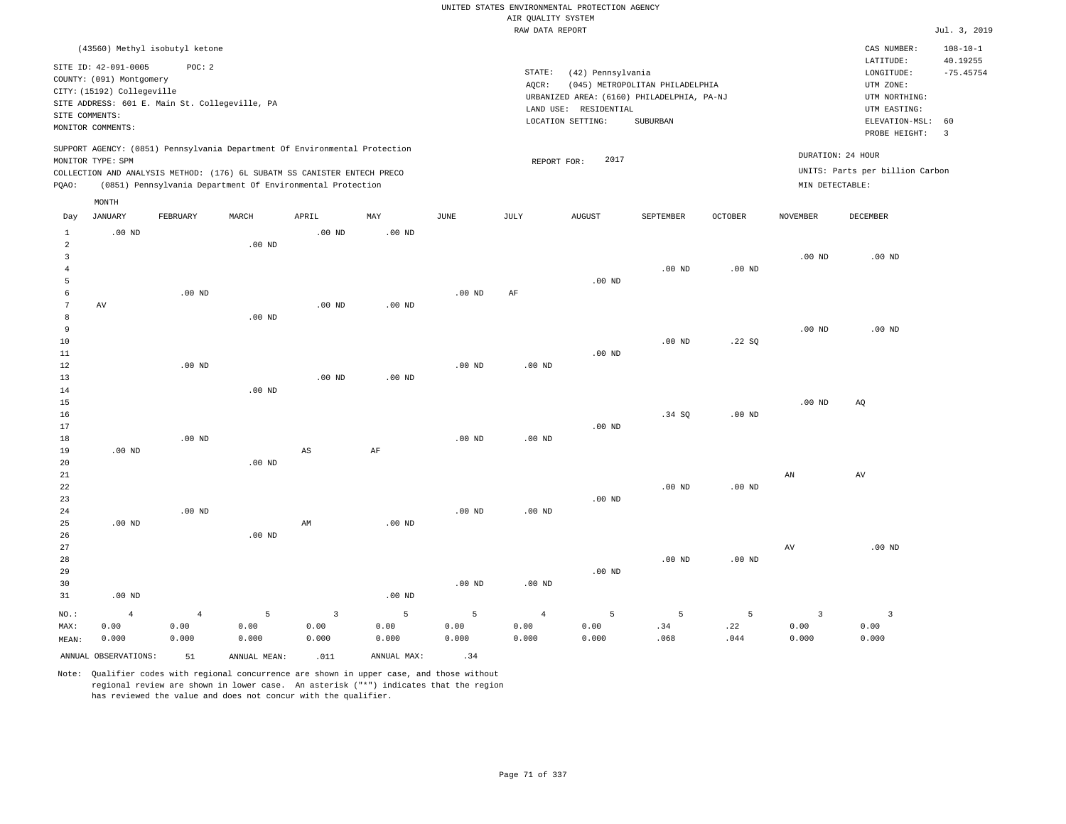UNITED STATES ENVIRONMENTAL PROTECTION AGENCY
AIR QUALITY SYSTEM
RAW DATA REPORT

Jul. 3, 2019

(43560) Methyl isobutyl ketone

SITE ID: 42-091-0005 POC: 2
COUNTY: (091) Montgomery
CITY: (15192) Collegeville
SITE ADDRESS: 601 E. Main St. Collegeville, PA
SITE COMMENTS:
MONITOR COMMENTS:

STATE: (42) Pennsylvania
AQCR: (045) METROPOLITAN PHILADELPHIA
URBANIZED AREA: (6160) PHILADELPHIA, PA-NJ
LAND USE: RESIDENTIAL
LOCATION SETTING: SUBURBAN

CAS NUMBER: 108-10-1
LATITUDE: 40.19255
LONGITUDE: -75.45754
UTM ZONE:
UTM NORTHING:
UTM EASTING:
ELEVATION-MSL: 60
PROBE HEIGHT: 3

SUPPORT AGENCY: (0851) Pennsylvania Department Of Environmental Protection
MONITOR TYPE: SPM
COLLECTION AND ANALYSIS METHOD: (176) 6L SUBATM SS CANISTER ENTECH PRECO
PQAO: (0851) Pennsylvania Department Of Environmental Protection

REPORT FOR: 2017

DURATION: 24 HOUR
UNITS: Parts per billion Carbon
MIN DETECTABLE:

| Day | JANUARY | FEBRUARY | MARCH | APRIL | MAY | JUNE | JULY | AUGUST | SEPTEMBER | OCTOBER | NOVEMBER | DECEMBER |
|---|---|---|---|---|---|---|---|---|---|---|---|---|
| 1 | .00 ND | | | .00 ND | .00 ND | | | | | | | |
| 2 | | | .00 ND | | | | | | | | | |
| 3 | | | | | | | | | | | .00 ND | .00 ND |
| 4 | | | | | | | | | .00 ND | .00 ND | | |
| 5 | | | | | | | | .00 ND | | | | |
| 6 | | .00 ND | | | | .00 ND | AF | | | | | |
| 7 | AV | | | .00 ND | .00 ND | | | | | | | |
| 8 | | | .00 ND | | | | | | | | | |
| 9 | | | | | | | | | | | .00 ND | .00 ND |
| 10 | | | | | | | | | .00 ND | .22 SQ | | |
| 11 | | | | | | | | .00 ND | | | | |
| 12 | | .00 ND | | | | .00 ND | .00 ND | | | | | |
| 13 | | | | .00 ND | .00 ND | | | | | | | |
| 14 | | | .00 ND | | | | | | | | | |
| 15 | | | | | | | | | | | .00 ND | AQ |
| 16 | | | | | | | | | .34 SQ | .00 ND | | |
| 17 | | | | | | | | .00 ND | | | | |
| 18 | | .00 ND | | | | .00 ND | .00 ND | | | | | |
| 19 | .00 ND | | | AS | AF | | | | | | | |
| 20 | | | .00 ND | | | | | | | | | |
| 21 | | | | | | | | | | | AN | AV |
| 22 | | | | | | | | | .00 ND | .00 ND | | |
| 23 | | | | | | | | .00 ND | | | | |
| 24 | | .00 ND | | | | .00 ND | .00 ND | | | | | |
| 25 | .00 ND | | | AM | .00 ND | | | | | | | |
| 26 | | | .00 ND | | | | | | | | | |
| 27 | | | | | | | | | | | AV | .00 ND |
| 28 | | | | | | | | | .00 ND | .00 ND | | |
| 29 | | | | | | | | .00 ND | | | | |
| 30 | | | | | | .00 ND | .00 ND | | | | | |
| 31 | .00 ND | | | | .00 ND | | | | | | | |
| NO.: | 4 | 4 | 5 | 3 | 5 | 5 | 4 | 5 | 5 | 5 | 3 | 3 |
| MAX: | 0.00 | 0.00 | 0.00 | 0.00 | 0.00 | 0.00 | 0.00 | 0.00 | .34 | .22 | 0.00 | 0.00 |
| MEAN: | 0.000 | 0.000 | 0.000 | 0.000 | 0.000 | 0.000 | 0.000 | 0.000 | .068 | .044 | 0.000 | 0.000 |

ANNUAL OBSERVATIONS: 51 ANNUAL MEAN: .011 ANNUAL MAX: .34

Note: Qualifier codes with regional concurrence are shown in upper case, and those without regional review are shown in lower case. An asterisk ("*") indicates that the region has reviewed the value and does not concur with the qualifier.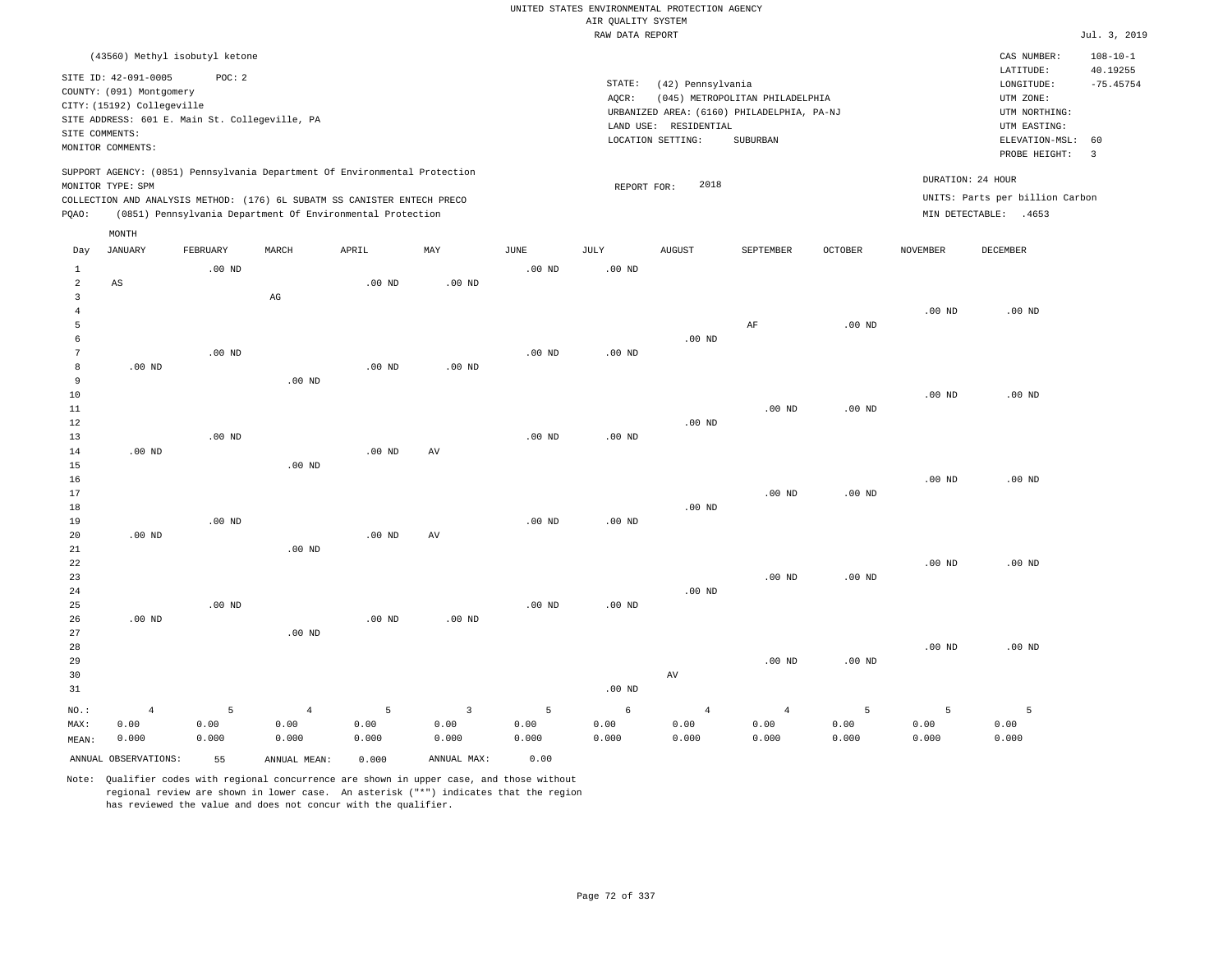UNITED STATES ENVIRONMENTAL PROTECTION AGENCY
AIR QUALITY SYSTEM
RAW DATA REPORT

Jul. 3, 2019

(43560) Methyl isobutyl ketone

SITE ID: 42-091-0005 POC: 2
COUNTY: (091) Montgomery
CITY: (15192) Collegeville
SITE ADDRESS: 601 E. Main St. Collegeville, PA
SITE COMMENTS:
MONITOR COMMENTS:

STATE: (42) Pennsylvania
AQCR: (045) METROPOLITAN PHILADELPHIA
URBANIZED AREA: (6160) PHILADELPHIA, PA-NJ
LAND USE: RESIDENTIAL
LOCATION SETTING: SUBURBAN

CAS NUMBER: 108-10-1
LATITUDE: 40.19255
LONGITUDE: -75.45754
UTM ZONE:
UTM NORTHING:
UTM EASTING:
ELEVATION-MSL: 60
PROBE HEIGHT: 3

SUPPORT AGENCY: (0851) Pennsylvania Department Of Environmental Protection
MONITOR TYPE: SPM
COLLECTION AND ANALYSIS METHOD: (176) 6L SUBATM SS CANISTER ENTECH PRECO
PQAO: (0851) Pennsylvania Department Of Environmental Protection

REPORT FOR: 2018

DURATION: 24 HOUR
UNITS: Parts per billion Carbon
MIN DETECTABLE: .4653

| Day | JANUARY | FEBRUARY | MARCH | APRIL | MAY | JUNE | JULY | AUGUST | SEPTEMBER | OCTOBER | NOVEMBER | DECEMBER |
|---|---|---|---|---|---|---|---|---|---|---|---|---|
| 1 | | .00 ND | | | | .00 ND | .00 ND | | | | | |
| 2 | AS | | | .00 ND | .00 ND | | | | | | | |
| 3 | | | AG | | | | | | | | | |
| 4 | | | | | | | | | | | .00 ND | .00 ND |
| 5 | | | | | | | | | AF | .00 ND | | |
| 6 | | | | | | | | .00 ND | | | | |
| 7 | | .00 ND | | | | .00 ND | .00 ND | | | | | |
| 8 | .00 ND | | | .00 ND | .00 ND | | | | | | | |
| 9 | | | .00 ND | | | | | | | | | |
| 10 | | | | | | | | | | | .00 ND | .00 ND |
| 11 | | | | | | | | | .00 ND | .00 ND | | |
| 12 | | | | | | | | .00 ND | | | | |
| 13 | | .00 ND | | | | .00 ND | .00 ND | | | | | |
| 14 | .00 ND | | | .00 ND | AV | | | | | | | |
| 15 | | | .00 ND | | | | | | | | | |
| 16 | | | | | | | | | | | .00 ND | .00 ND |
| 17 | | | | | | | | | .00 ND | .00 ND | | |
| 18 | | | | | | | | .00 ND | | | | |
| 19 | | .00 ND | | | | .00 ND | .00 ND | | | | | |
| 20 | .00 ND | | | .00 ND | AV | | | | | | | |
| 21 | | | .00 ND | | | | | | | | | |
| 22 | | | | | | | | | | | .00 ND | .00 ND |
| 23 | | | | | | | | | .00 ND | .00 ND | | |
| 24 | | | | | | | | .00 ND | | | | |
| 25 | | .00 ND | | | | .00 ND | .00 ND | | | | | |
| 26 | .00 ND | | | .00 ND | .00 ND | | | | | | | |
| 27 | | | .00 ND | | | | | | | | | |
| 28 | | | | | | | | | | | .00 ND | .00 ND |
| 29 | | | | | | | | | .00 ND | .00 ND | | |
| 30 | | | | | | | | AV | | | | |
| 31 | | | | | | | .00 ND | | | | | |
| NO.: | 4 | 5 | 4 | 5 | 3 | 5 | 6 | 4 | 4 | 5 | 5 | 5 |
| MAX: | 0.00 | 0.00 | 0.00 | 0.00 | 0.00 | 0.00 | 0.00 | 0.00 | 0.00 | 0.00 | 0.00 | 0.00 |
| MEAN: | 0.000 | 0.000 | 0.000 | 0.000 | 0.000 | 0.000 | 0.000 | 0.000 | 0.000 | 0.000 | 0.000 | 0.000 |

ANNUAL OBSERVATIONS: 55 ANNUAL MEAN: 0.000 ANNUAL MAX: 0.00

Note: Qualifier codes with regional concurrence are shown in upper case, and those without regional review are shown in lower case. An asterisk ("*") indicates that the region has reviewed the value and does not concur with the qualifier.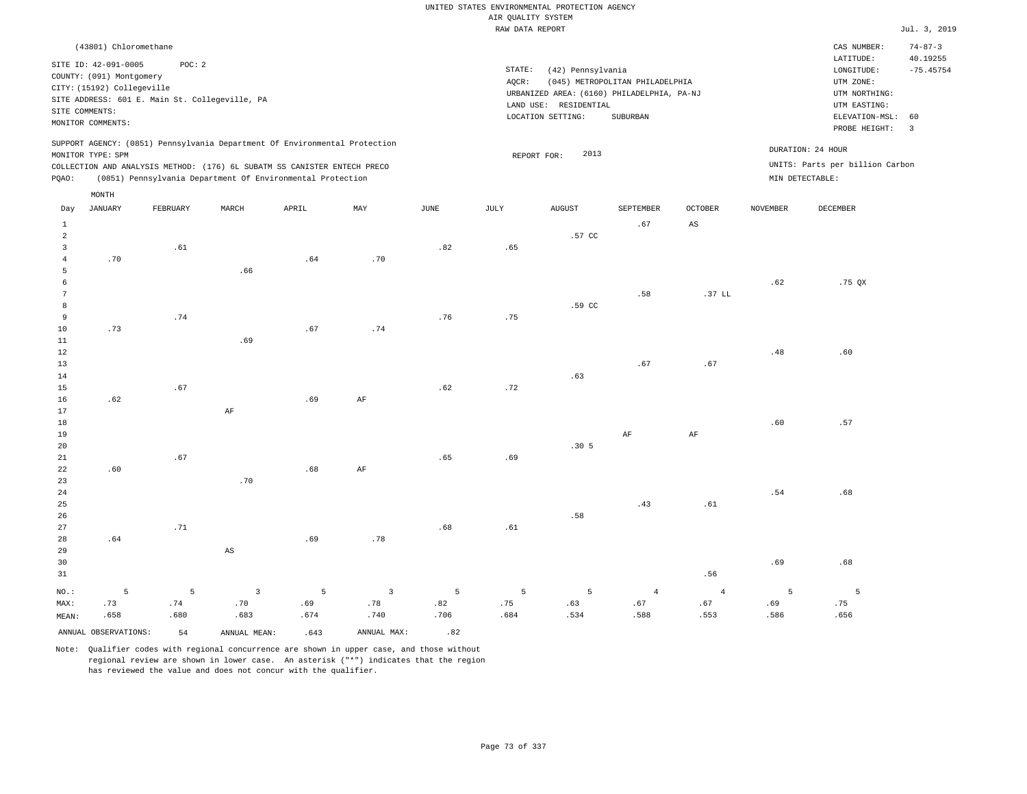UNITED STATES ENVIRONMENTAL PROTECTION AGENCY
AIR QUALITY SYSTEM
RAW DATA REPORT

Jul. 3, 2019

(43801) Chloromethane

SITE ID: 42-091-0005 POC: 2
COUNTY: (091) Montgomery
CITY: (15192) Collegeville
SITE ADDRESS: 601 E. Main St. Collegeville, PA
SITE COMMENTS:
MONITOR COMMENTS:

STATE: (42) Pennsylvania
AQCR: (045) METROPOLITAN PHILADELPHIA
URBANIZED AREA: (6160) PHILADELPHIA, PA-NJ
LAND USE: RESIDENTIAL
LOCATION SETTING: SUBURBAN

CAS NUMBER: 74-87-3
LATITUDE: 40.19255
LONGITUDE: -75.45754
UTM ZONE:
UTM NORTHING:
UTM EASTING:
ELEVATION-MSL: 60
PROBE HEIGHT: 3

SUPPORT AGENCY: (0851) Pennsylvania Department Of Environmental Protection
MONITOR TYPE: SPM
COLLECTION AND ANALYSIS METHOD: (176) 6L SUBATM SS CANISTER ENTECH PRECO
PQAO: (0851) Pennsylvania Department Of Environmental Protection

REPORT FOR: 2013

DURATION: 24 HOUR
UNITS: Parts per billion Carbon
MIN DETECTABLE:

| Day | JANUARY | FEBRUARY | MARCH | APRIL | MAY | JUNE | JULY | AUGUST | SEPTEMBER | OCTOBER | NOVEMBER | DECEMBER |
|---|---|---|---|---|---|---|---|---|---|---|---|---|
| 1 | | | | | | | | | .67 | AS | | |
| 2 | | | | | | | | .57 CC | | | | |
| 3 | | .61 | | | | .82 | .65 | | | | | |
| 4 | .70 | | | .64 | .70 | | | | | | | |
| 5 | | | .66 | | | | | | | | | |
| 6 | | | | | | | | | | | .62 | .75 QX |
| 7 | | | | | | | | | .58 | .37 LL | | |
| 8 | | | | | | | | .59 CC | | | | |
| 9 | | .74 | | | | .76 | .75 | | | | | |
| 10 | .73 | | | .67 | .74 | | | | | | | |
| 11 | | | .69 | | | | | | | | | |
| 12 | | | | | | | | | | | .48 | .60 |
| 13 | | | | | | | | | .67 | .67 | | |
| 14 | | | | | | | | .63 | | | | |
| 15 | | .67 | | | | .62 | .72 | | | | | |
| 16 | .62 | | | .69 | AF | | | | | | | |
| 17 | | | AF | | | | | | | | | |
| 18 | | | | | | | | | | | .60 | .57 |
| 19 | | | | | | | | | AF | AF | | |
| 20 | | | | | | | | .30 5 | | | | |
| 21 | | .67 | | | | .65 | .69 | | | | | |
| 22 | .60 | | | .68 | AF | | | | | | | |
| 23 | | | .70 | | | | | | | | | |
| 24 | | | | | | | | | | | .54 | .68 |
| 25 | | | | | | | | | .43 | .61 | | |
| 26 | | | | | | | | .58 | | | | |
| 27 | | .71 | | | | .68 | .61 | | | | | |
| 28 | .64 | | | .69 | .78 | | | | | | | |
| 29 | | | AS | | | | | | | | | |
| 30 | | | | | | | | | | | .69 | .68 |
| 31 | | | | | | | | | | .56 | | |
| NO.: | 5 | 5 | 3 | 5 | 3 | 5 | 5 | 5 | 4 | 4 | 5 | 5 |
| MAX: | .73 | .74 | .70 | .69 | .78 | .82 | .75 | .63 | .67 | .67 | .69 | .75 |
| MEAN: | .658 | .680 | .683 | .674 | .740 | .706 | .684 | .534 | .588 | .553 | .586 | .656 |

ANNUAL OBSERVATIONS: 54 ANNUAL MEAN: .643 ANNUAL MAX: .82

Note: Qualifier codes with regional concurrence are shown in upper case, and those without regional review are shown in lower case. An asterisk ("*") indicates that the region has reviewed the value and does not concur with the qualifier.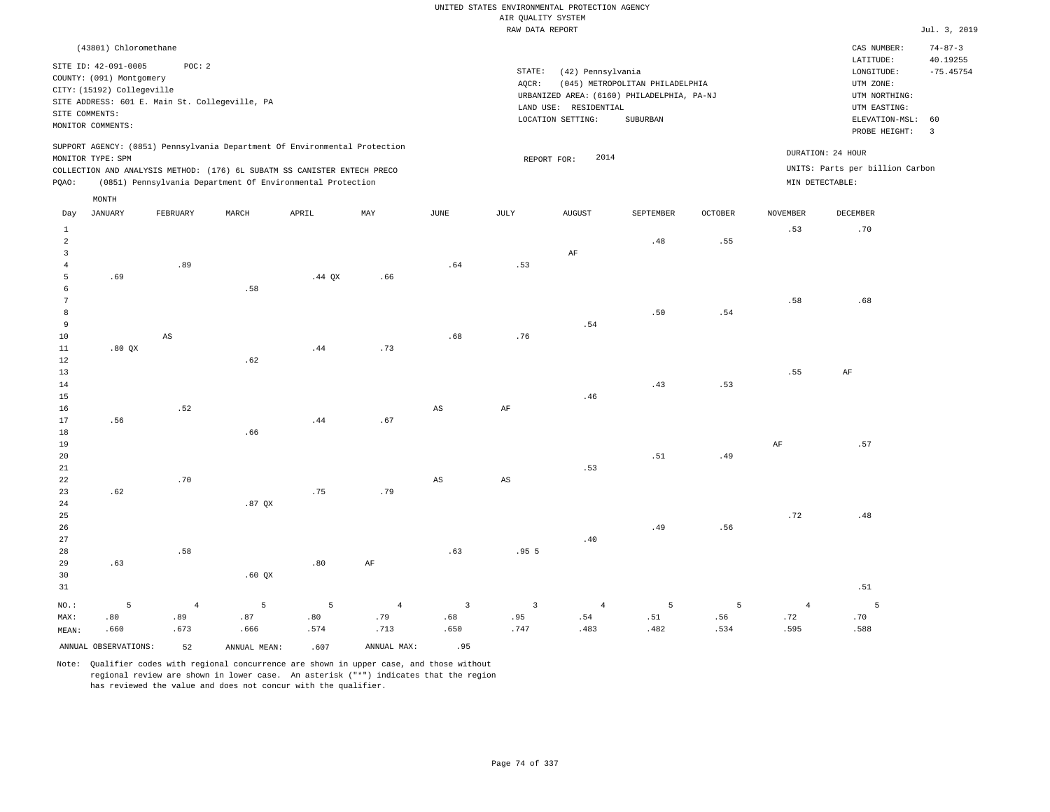UNITED STATES ENVIRONMENTAL PROTECTION AGENCY
AIR QUALITY SYSTEM
RAW DATA REPORT

Jul. 3, 2019

(43801) Chloromethane

SITE ID: 42-091-0005 POC: 2
COUNTY: (091) Montgomery
CITY: (15192) Collegeville
SITE ADDRESS: 601 E. Main St. Collegeville, PA
SITE COMMENTS:
MONITOR COMMENTS:

STATE: (42) Pennsylvania
AQCR: (045) METROPOLITAN PHILADELPHIA
URBANIZED AREA: (6160) PHILADELPHIA, PA-NJ
LAND USE: RESIDENTIAL
LOCATION SETTING: SUBURBAN

CAS NUMBER: 74-87-3
LATITUDE: 40.19255
LONGITUDE: -75.45754
UTM ZONE:
UTM NORTHING:
UTM EASTING:
ELEVATION-MSL: 60
PROBE HEIGHT: 3

SUPPORT AGENCY: (0851) Pennsylvania Department Of Environmental Protection
MONITOR TYPE: SPM
COLLECTION AND ANALYSIS METHOD: (176) 6L SUBATM SS CANISTER ENTECH PRECO
PQAO: (0851) Pennsylvania Department Of Environmental Protection

REPORT FOR: 2014

DURATION: 24 HOUR
UNITS: Parts per billion Carbon
MIN DETECTABLE:

| Day | JANUARY | FEBRUARY | MARCH | APRIL | MAY | JUNE | JULY | AUGUST | SEPTEMBER | OCTOBER | NOVEMBER | DECEMBER |
|---|---|---|---|---|---|---|---|---|---|---|---|---|
| 1 | | | | | | | | | | | .53 | .70 |
| 2 | | | | | | | | | .48 | .55 | | |
| 3 | | | | | | | | AF | | | | |
| 4 | | .89 | | | | .64 | .53 | | | | | |
| 5 | .69 | | | .44 QX | .66 | | | | | | | |
| 6 | | | .58 | | | | | | | | | |
| 7 | | | | | | | | | | | .58 | .68 |
| 8 | | | | | | | | | .50 | .54 | | |
| 9 | | | | | | | | .54 | | | | |
| 10 | | AS | | | | .68 | .76 | | | | | |
| 11 | .80 QX | | | .44 | .73 | | | | | | | |
| 12 | | | .62 | | | | | | | | | |
| 13 | | | | | | | | | | | .55 | AF |
| 14 | | | | | | | | | .43 | .53 | | |
| 15 | | | | | | | | .46 | | | | |
| 16 | | .52 | | | | AS | AF | | | | | |
| 17 | .56 | | | .44 | .67 | | | | | | | |
| 18 | | | .66 | | | | | | | | | |
| 19 | | | | | | | | | | | AF | .57 |
| 20 | | | | | | | | | .51 | .49 | | |
| 21 | | | | | | | | .53 | | | | |
| 22 | | .70 | | | | AS | AS | | | | | |
| 23 | .62 | | | .75 | .79 | | | | | | | |
| 24 | | | .87 QX | | | | | | | | | |
| 25 | | | | | | | | | | | .72 | .48 |
| 26 | | | | | | | | | .49 | .56 | | |
| 27 | | | | | | | | .40 | | | | |
| 28 | | .58 | | | | .63 | .95 5 | | | | | |
| 29 | .63 | | | .80 | AF | | | | | | | |
| 30 | | | .60 QX | | | | | | | | | |
| 31 | | | | | | | | | | | | .51 |
| NO.: | 5 | 4 | 5 | 5 | 4 | 3 | 3 | 4 | 5 | 5 | 4 | 5 |
| MAX: | .80 | .89 | .87 | .80 | .79 | .68 | .95 | .54 | .51 | .56 | .72 | .70 |
| MEAN: | .660 | .673 | .666 | .574 | .713 | .650 | .747 | .483 | .482 | .534 | .595 | .588 |

ANNUAL OBSERVATIONS: 52 ANNUAL MEAN: .607 ANNUAL MAX: .95

Note: Qualifier codes with regional concurrence are shown in upper case, and those without regional review are shown in lower case. An asterisk ("*") indicates that the region has reviewed the value and does not concur with the qualifier.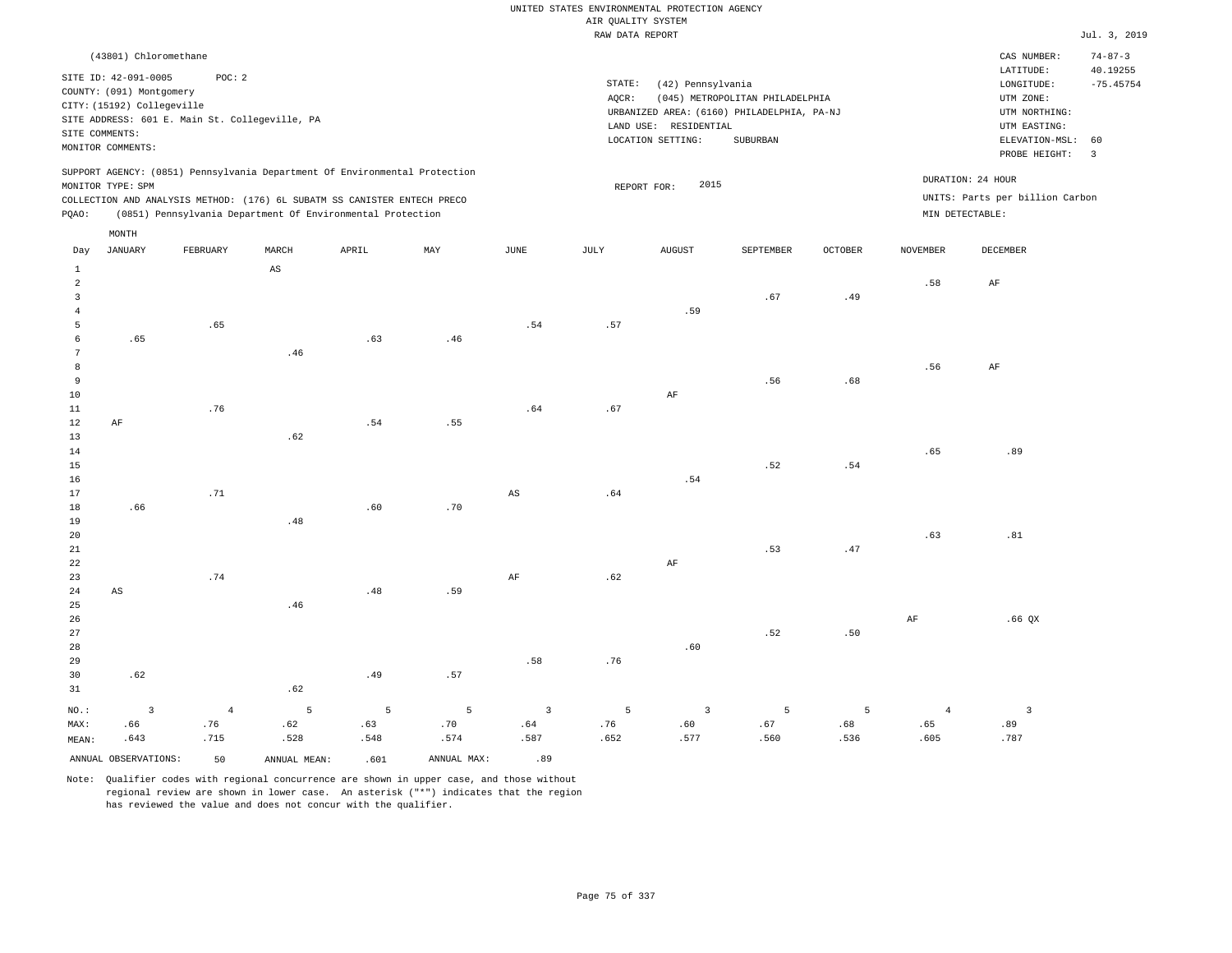UNITED STATES ENVIRONMENTAL PROTECTION AGENCY
AIR QUALITY SYSTEM
RAW DATA REPORT

Jul. 3, 2019

(43801) Chloromethane

SITE ID: 42-091-0005  POC: 2
COUNTY: (091) Montgomery
CITY: (15192) Collegeville
SITE ADDRESS: 601 E. Main St. Collegeville, PA
SITE COMMENTS:
MONITOR COMMENTS:

STATE: (42) Pennsylvania
AQCR: (045) METROPOLITAN PHILADELPHIA
URBANIZED AREA: (6160) PHILADELPHIA, PA-NJ
LAND USE: RESIDENTIAL
LOCATION SETTING: SUBURBAN

CAS NUMBER: 74-87-3
LATITUDE: 40.19255
LONGITUDE: -75.45754
UTM ZONE:
UTM NORTHING:
UTM EASTING:
ELEVATION-MSL: 60
PROBE HEIGHT: 3

SUPPORT AGENCY: (0851) Pennsylvania Department Of Environmental Protection
MONITOR TYPE: SPM
COLLECTION AND ANALYSIS METHOD: (176) 6L SUBATM SS CANISTER ENTECH PRECO
PQAO: (0851) Pennsylvania Department Of Environmental Protection

REPORT FOR: 2015

DURATION: 24 HOUR
UNITS: Parts per billion Carbon
MIN DETECTABLE:

| Day | JANUARY | FEBRUARY | MARCH | APRIL | MAY | JUNE | JULY | AUGUST | SEPTEMBER | OCTOBER | NOVEMBER | DECEMBER |
|---|---|---|---|---|---|---|---|---|---|---|---|---|
| 1 | | | AS | | | | | | | | | |
| 2 | | | | | | | | | | | .58 | AF |
| 3 | | | | | | | | | .67 | .49 | | |
| 4 | | | | | | | | .59 | | | | |
| 5 | | .65 | | | | .54 | .57 | | | | | |
| 6 | .65 | | | .63 | .46 | | | | | | | |
| 7 | | | .46 | | | | | | | | | |
| 8 | | | | | | | | | | | .56 | AF |
| 9 | | | | | | | | | .56 | .68 | | |
| 10 | | | | | | | | AF | | | | |
| 11 | | .76 | | | | .64 | .67 | | | | | |
| 12 | AF | | | .54 | .55 | | | | | | | |
| 13 | | | .62 | | | | | | | | | |
| 14 | | | | | | | | | | | .65 | .89 |
| 15 | | | | | | | | | .52 | .54 | | |
| 16 | | | | | | | | .54 | | | | |
| 17 | | .71 | | | | AS | .64 | | | | | |
| 18 | .66 | | | .60 | .70 | | | | | | | |
| 19 | | | .48 | | | | | | | | | |
| 20 | | | | | | | | | | | .63 | .81 |
| 21 | | | | | | | | | .53 | .47 | | |
| 22 | | | | | | | | AF | | | | |
| 23 | | .74 | | | | AF | .62 | | | | | |
| 24 | AS | | | .48 | .59 | | | | | | | |
| 25 | | | .46 | | | | | | | | | |
| 26 | | | | | | | | | | | AF | .66 QX |
| 27 | | | | | | | | | .52 | .50 | | |
| 28 | | | | | | | | .60 | | | | |
| 29 | | | | | | .58 | .76 | | | | | |
| 30 | .62 | | | .49 | .57 | | | | | | | |
| 31 | | | .62 | | | | | | | | | |
| NO.: | 3 | 4 | 5 | 5 | 5 | 3 | 5 | 3 | 5 | 5 | 4 | 3 |
| MAX: | .66 | .76 | .62 | .63 | .70 | .64 | .76 | .60 | .67 | .68 | .65 | .89 |
| MEAN: | .643 | .715 | .528 | .548 | .574 | .587 | .652 | .577 | .560 | .536 | .605 | .787 |

ANNUAL OBSERVATIONS: 50  ANNUAL MEAN: .601  ANNUAL MAX: .89

Note: Qualifier codes with regional concurrence are shown in upper case, and those without regional review are shown in lower case. An asterisk ("*") indicates that the region has reviewed the value and does not concur with the qualifier.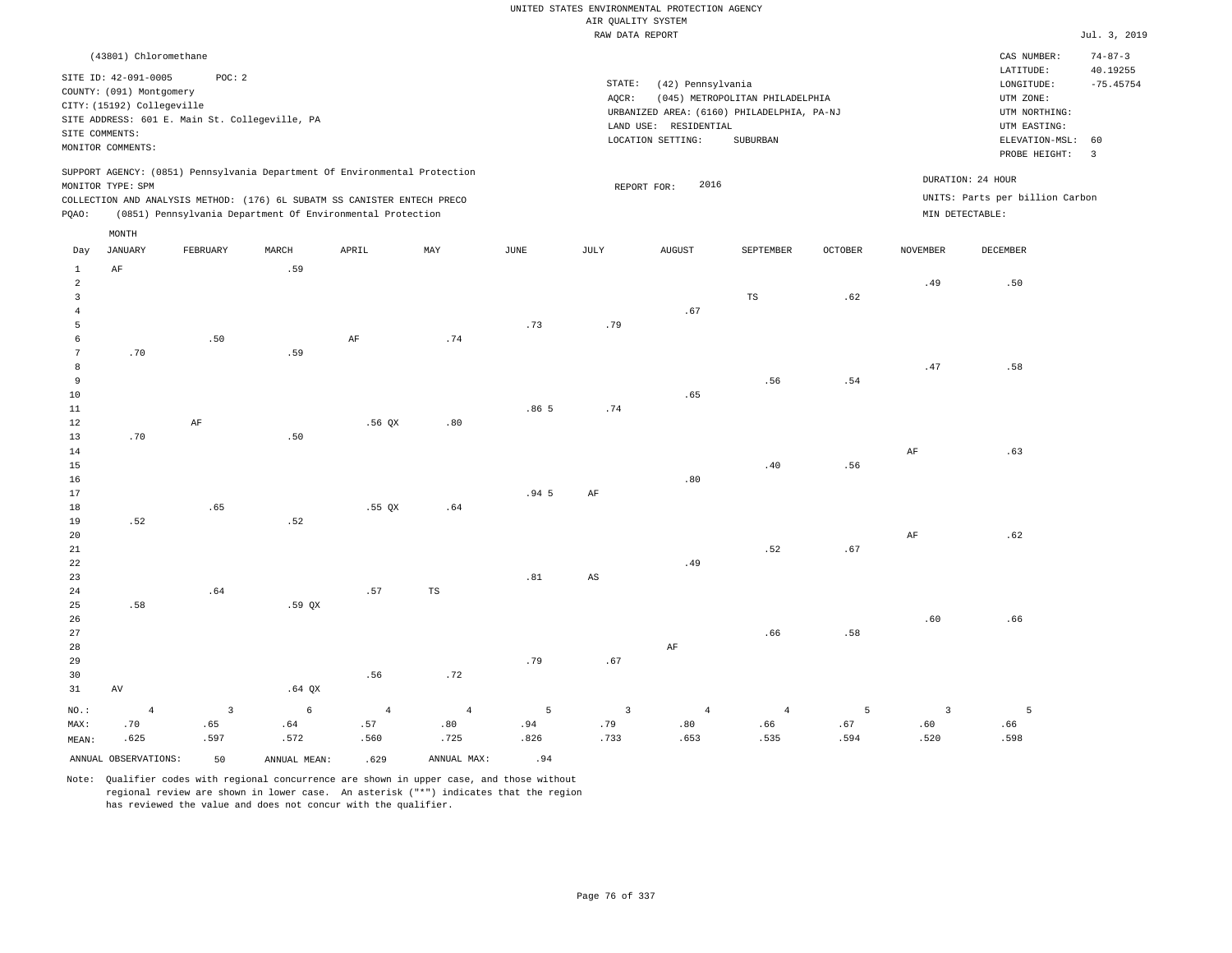UNITED STATES ENVIRONMENTAL PROTECTION AGENCY
AIR QUALITY SYSTEM
RAW DATA REPORT

Jul. 3, 2019

(43801) Chloromethane

SITE ID: 42-091-0005 POC: 2
COUNTY: (091) Montgomery
CITY: (15192) Collegeville
SITE ADDRESS: 601 E. Main St. Collegeville, PA
SITE COMMENTS:
MONITOR COMMENTS:

STATE: (42) Pennsylvania
AQCR: (045) METROPOLITAN PHILADELPHIA
URBANIZED AREA: (6160) PHILADELPHIA, PA-NJ
LAND USE: RESIDENTIAL
LOCATION SETTING: SUBURBAN

CAS NUMBER: 74-87-3
LATITUDE: 40.19255
LONGITUDE: -75.45754
UTM ZONE:
UTM NORTHING:
UTM EASTING:
ELEVATION-MSL: 60
PROBE HEIGHT: 3

SUPPORT AGENCY: (0851) Pennsylvania Department Of Environmental Protection
MONITOR TYPE: SPM
COLLECTION AND ANALYSIS METHOD: (176) 6L SUBATM SS CANISTER ENTECH PRECO
PQAO: (0851) Pennsylvania Department Of Environmental Protection

REPORT FOR: 2016

DURATION: 24 HOUR
UNITS: Parts per billion Carbon
MIN DETECTABLE:

| Day | JANUARY | FEBRUARY | MARCH | APRIL | MAY | JUNE | JULY | AUGUST | SEPTEMBER | OCTOBER | NOVEMBER | DECEMBER |
|---|---|---|---|---|---|---|---|---|---|---|---|---|
| 1 | AF | | .59 | | | | | | | | | |
| 2 | | | | | | | | | | | .49 | .50 |
| 3 | | | | | | | | | TS | .62 | | |
| 4 | | | | | | | | .67 | | | | |
| 5 | | | | | | .73 | .79 | | | | | |
| 6 | | .50 | | AF | .74 | | | | | | | |
| 7 | .70 | | .59 | | | | | | | | | |
| 8 | | | | | | | | | | | .47 | .58 |
| 9 | | | | | | | | | .56 | .54 | | |
| 10 | | | | | | | | .65 | | | | |
| 11 | | | | | | .86 5 | .74 | | | | | |
| 12 | | AF | | .56 QX | .80 | | | | | | | |
| 13 | .70 | | .50 | | | | | | | | | |
| 14 | | | | | | | | | | | AF | .63 |
| 15 | | | | | | | | | .40 | .56 | | |
| 16 | | | | | | | | .80 | | | | |
| 17 | | | | | | .94 5 | AF | | | | | |
| 18 | | .65 | | .55 QX | .64 | | | | | | | |
| 19 | .52 | | .52 | | | | | | | | | |
| 20 | | | | | | | | | | | AF | .62 |
| 21 | | | | | | | | | .52 | .67 | | |
| 22 | | | | | | | | .49 | | | | |
| 23 | | | | | | .81 | AS | | | | | |
| 24 | | .64 | | .57 | TS | | | | | | | |
| 25 | .58 | | .59 QX | | | | | | | | | |
| 26 | | | | | | | | | | | .60 | .66 |
| 27 | | | | | | | | | .66 | .58 | | |
| 28 | | | | | | | | AF | | | | |
| 29 | | | | | | .79 | .67 | | | | | |
| 30 | | | | .56 | .72 | | | | | | | |
| 31 | AV | | .64 QX | | | | | | | | | |
| NO.: | 4 | 3 | 6 | 4 | 4 | 5 | 3 | 4 | 4 | 5 | 3 | 5 |
| MAX: | .70 | .65 | .64 | .57 | .80 | .94 | .79 | .80 | .66 | .67 | .60 | .66 |
| MEAN: | .625 | .597 | .572 | .560 | .725 | .826 | .733 | .653 | .535 | .594 | .520 | .598 |

ANNUAL OBSERVATIONS: 50 ANNUAL MEAN: .629 ANNUAL MAX: .94

Note: Qualifier codes with regional concurrence are shown in upper case, and those without regional review are shown in lower case. An asterisk ("*") indicates that the region has reviewed the value and does not concur with the qualifier.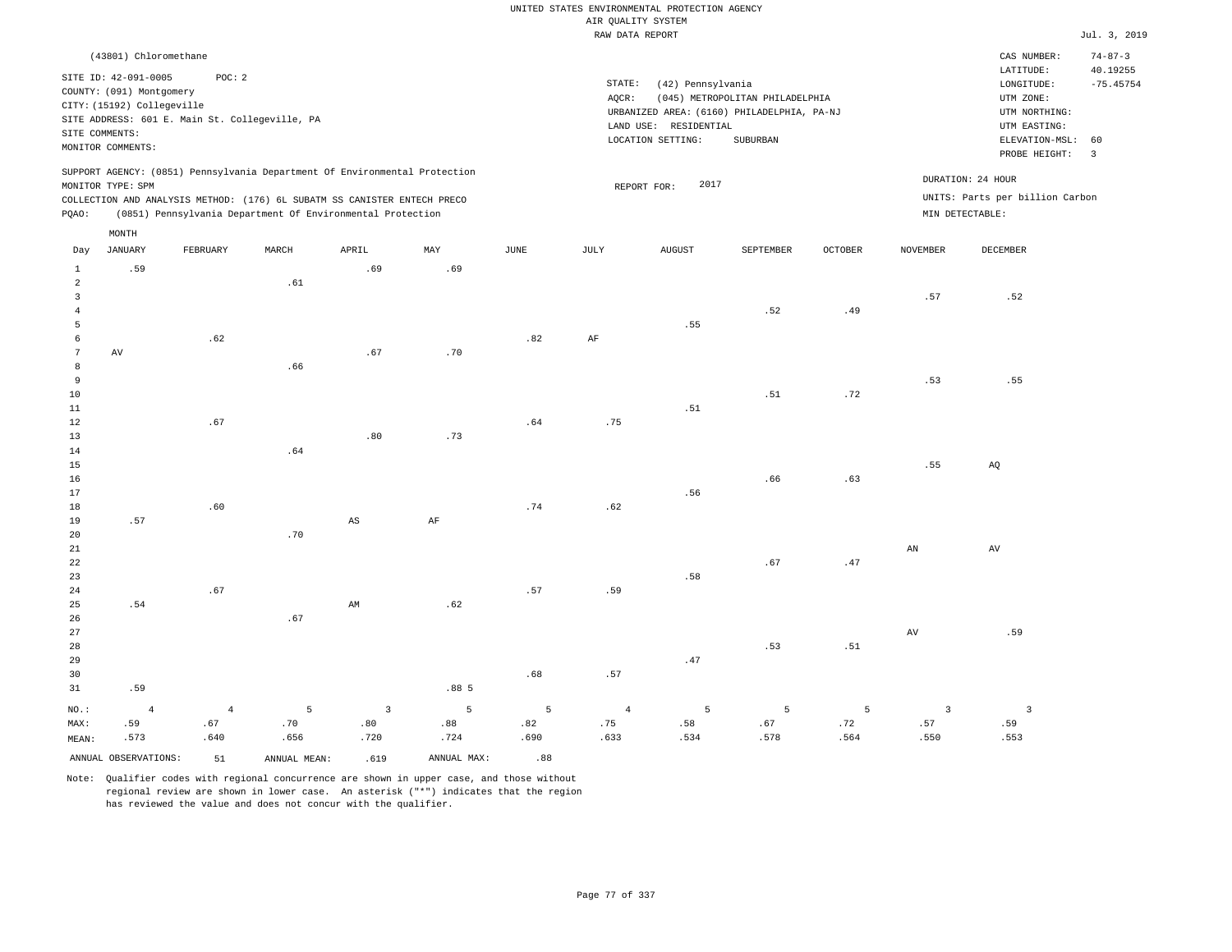UNITED STATES ENVIRONMENTAL PROTECTION AGENCY
AIR QUALITY SYSTEM
RAW DATA REPORT

Jul. 3, 2019

(43801) Chloromethane

SITE ID: 42-091-0005 POC: 2
COUNTY: (091) Montgomery
CITY: (15192) Collegeville
SITE ADDRESS: 601 E. Main St. Collegeville, PA
SITE COMMENTS:
MONITOR COMMENTS:

STATE: (42) Pennsylvania
AQCR: (045) METROPOLITAN PHILADELPHIA
URBANIZED AREA: (6160) PHILADELPHIA, PA-NJ
LAND USE: RESIDENTIAL
LOCATION SETTING: SUBURBAN

CAS NUMBER: 74-87-3
LATITUDE: 40.19255
LONGITUDE: -75.45754
UTM ZONE:
UTM NORTHING:
UTM EASTING:
ELEVATION-MSL: 60
PROBE HEIGHT: 3

SUPPORT AGENCY: (0851) Pennsylvania Department Of Environmental Protection
MONITOR TYPE: SPM
COLLECTION AND ANALYSIS METHOD: (176) 6L SUBATM SS CANISTER ENTECH PRECO
PQAO: (0851) Pennsylvania Department Of Environmental Protection

REPORT FOR: 2017

DURATION: 24 HOUR
UNITS: Parts per billion Carbon
MIN DETECTABLE:

| Day | JANUARY | FEBRUARY | MARCH | APRIL | MAY | JUNE | JULY | AUGUST | SEPTEMBER | OCTOBER | NOVEMBER | DECEMBER |
|---|---|---|---|---|---|---|---|---|---|---|---|---|
| 1 | .59 | | | .69 | .69 | | | | | | | |
| 2 | | | .61 | | | | | | | | | |
| 3 | | | | | | | | | | | .57 | .52 |
| 4 | | | | | | | | | .52 | .49 | | |
| 5 | | | | | | | | .55 | | | | |
| 6 | | .62 | | | | .82 | AF | | | | | |
| 7 | AV | | | .67 | .70 | | | | | | | |
| 8 | | | .66 | | | | | | | | | |
| 9 | | | | | | | | | | | .53 | .55 |
| 10 | | | | | | | | | .51 | .72 | | |
| 11 | | | | | | | | .51 | | | | |
| 12 | | .67 | | | | .64 | .75 | | | | | |
| 13 | | | | .80 | .73 | | | | | | | |
| 14 | | | .64 | | | | | | | | | |
| 15 | | | | | | | | | | | .55 | AQ |
| 16 | | | | | | | | | .66 | .63 | | |
| 17 | | | | | | | | .56 | | | | |
| 18 | | .60 | | | | .74 | .62 | | | | | |
| 19 | .57 | | | AS | AF | | | | | | | |
| 20 | | | .70 | | | | | | | | | |
| 21 | | | | | | | | | | | AN | AV |
| 22 | | | | | | | | | .67 | .47 | | |
| 23 | | | | | | | | .58 | | | | |
| 24 | | .67 | | | | .57 | .59 | | | | | |
| 25 | .54 | | | AM | .62 | | | | | | | |
| 26 | | | .67 | | | | | | | | | |
| 27 | | | | | | | | | | | AV | .59 |
| 28 | | | | | | | | | .53 | .51 | | |
| 29 | | | | | | | | .47 | | | | |
| 30 | | | | | | .68 | .57 | | | | | |
| 31 | .59 | | | | .88 5 | | | | | | | |
| NO.: | 4 | 4 | 5 | 3 | 5 | 5 | 4 | 5 | 5 | 5 | 3 | 3 |
| MAX: | .59 | .67 | .70 | .80 | .88 | .82 | .75 | .58 | .67 | .72 | .57 | .59 |
| MEAN: | .573 | .640 | .656 | .720 | .724 | .690 | .633 | .534 | .578 | .564 | .550 | .553 |

ANNUAL OBSERVATIONS: 51 ANNUAL MEAN: .619 ANNUAL MAX: .88

Note: Qualifier codes with regional concurrence are shown in upper case, and those without regional review are shown in lower case. An asterisk ("*") indicates that the region has reviewed the value and does not concur with the qualifier.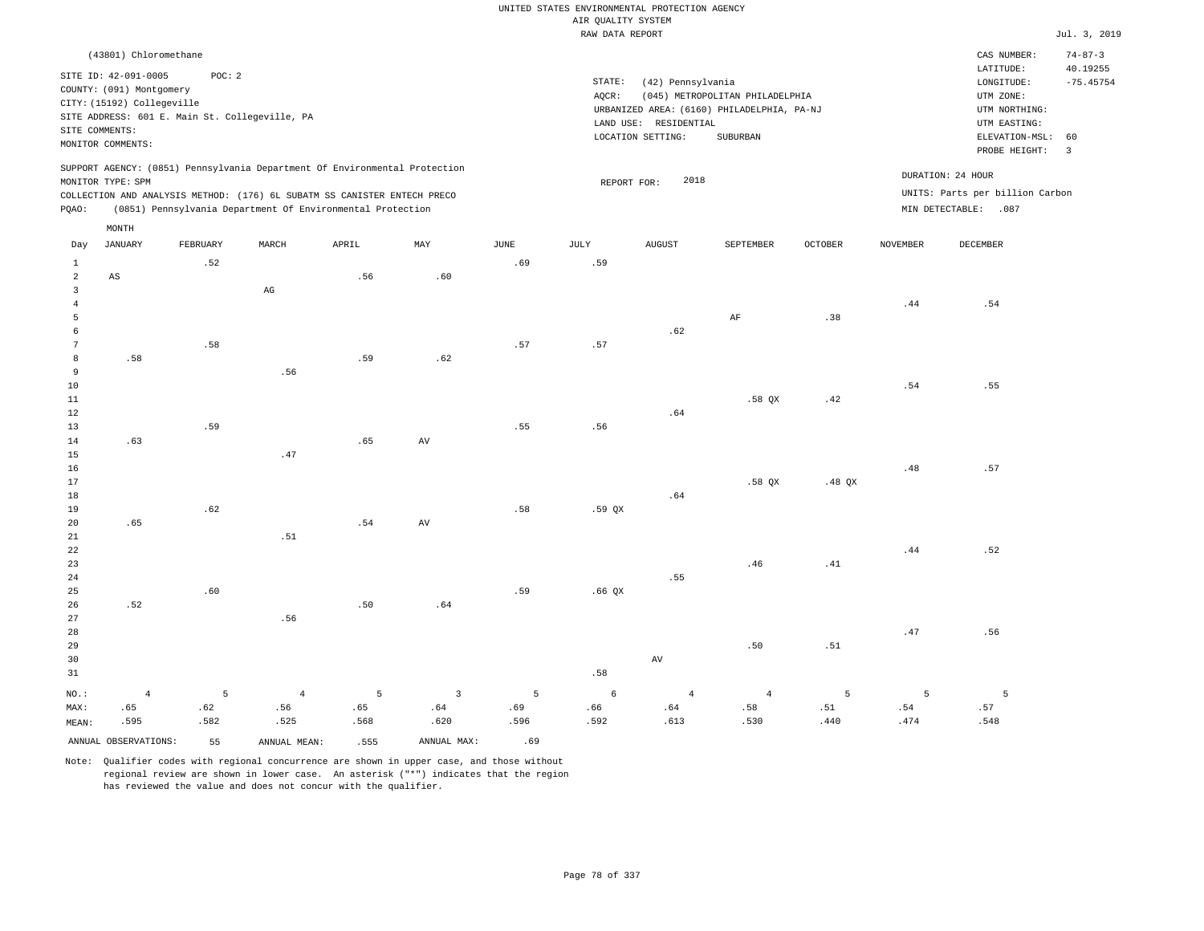UNITED STATES ENVIRONMENTAL PROTECTION AGENCY
AIR QUALITY SYSTEM
RAW DATA REPORT

Jul. 3, 2019

(43801) Chloromethane

SITE ID: 42-091-0005 POC: 2
COUNTY: (091) Montgomery
CITY: (15192) Collegeville
SITE ADDRESS: 601 E. Main St. Collegeville, PA
SITE COMMENTS:
MONITOR COMMENTS:

STATE: (42) Pennsylvania
AQCR: (045) METROPOLITAN PHILADELPHIA
URBANIZED AREA: (6160) PHILADELPHIA, PA-NJ
LAND USE: RESIDENTIAL
LOCATION SETTING: SUBURBAN

CAS NUMBER: 74-87-3
LATITUDE: 40.19255
LONGITUDE: -75.45754
UTM ZONE:
UTM NORTHING:
UTM EASTING:
ELEVATION-MSL: 60
PROBE HEIGHT: 3

SUPPORT AGENCY: (0851) Pennsylvania Department Of Environmental Protection
MONITOR TYPE: SPM
COLLECTION AND ANALYSIS METHOD: (176) 6L SUBATM SS CANISTER ENTECH PRECO
PQAO: (0851) Pennsylvania Department Of Environmental Protection

REPORT FOR: 2018

DURATION: 24 HOUR
UNITS: Parts per billion Carbon
MIN DETECTABLE: .087

| Day | JANUARY | FEBRUARY | MARCH | APRIL | MAY | JUNE | JULY | AUGUST | SEPTEMBER | OCTOBER | NOVEMBER | DECEMBER |
|---|---|---|---|---|---|---|---|---|---|---|---|---|
| 1 | | .52 | | | | .69 | .59 | | | | | |
| 2 | AS | | | .56 | .60 | | | | | | | |
| 3 | | | AG | | | | | | | | | |
| 4 | | | | | | | | | | | .44 | .54 |
| 5 | | | | | | | | | AF | .38 | | |
| 6 | | | | | | | | .62 | | | | |
| 7 | | .58 | | | | .57 | .57 | | | | | |
| 8 | .58 | | | .59 | .62 | | | | | | | |
| 9 | | | .56 | | | | | | | | | |
| 10 | | | | | | | | | | | .54 | .55 |
| 11 | | | | | | | | | .58 QX | .42 | | |
| 12 | | | | | | | | .64 | | | | |
| 13 | | .59 | | | | .55 | .56 | | | | | |
| 14 | .63 | | | .65 | AV | | | | | | | |
| 15 | | | .47 | | | | | | | | | |
| 16 | | | | | | | | | | | .48 | .57 |
| 17 | | | | | | | | | .58 QX | .48 QX | | |
| 18 | | | | | | | | .64 | | | | |
| 19 | | .62 | | | | .58 | .59 QX | | | | | |
| 20 | .65 | | | .54 | AV | | | | | | | |
| 21 | | | .51 | | | | | | | | | |
| 22 | | | | | | | | | | | .44 | .52 |
| 23 | | | | | | | | | .46 | .41 | | |
| 24 | | | | | | | | .55 | | | | |
| 25 | | .60 | | | | .59 | .66 QX | | | | | |
| 26 | .52 | | | .50 | .64 | | | | | | | |
| 27 | | | .56 | | | | | | | | | |
| 28 | | | | | | | | | | | .47 | .56 |
| 29 | | | | | | | | | .50 | .51 | | |
| 30 | | | | | | | | AV | | | | |
| 31 | | | | | | | .58 | | | | | |
| NO.: | 4 | 5 | 4 | 5 | 3 | 5 | 6 | 4 | 4 | 5 | 5 | 5 |
| MAX: | .65 | .62 | .56 | .65 | .64 | .69 | .66 | .64 | .58 | .51 | .54 | .57 |
| MEAN: | .595 | .582 | .525 | .568 | .620 | .596 | .592 | .613 | .530 | .440 | .474 | .548 |

ANNUAL OBSERVATIONS: 55 ANNUAL MEAN: .555 ANNUAL MAX: .69

Note: Qualifier codes with regional concurrence are shown in upper case, and those without regional review are shown in lower case. An asterisk ("*") indicates that the region has reviewed the value and does not concur with the qualifier.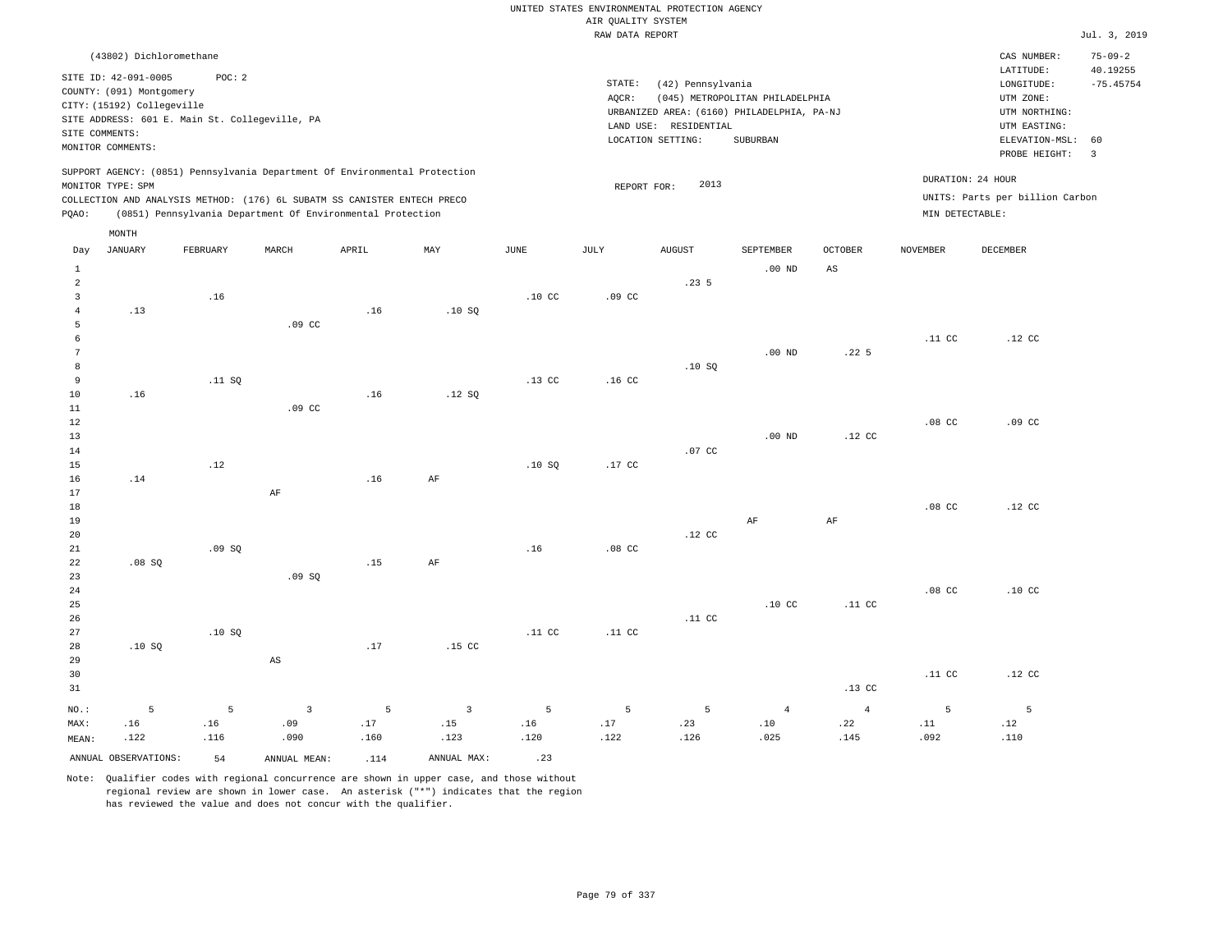UNITED STATES ENVIRONMENTAL PROTECTION AGENCY
AIR QUALITY SYSTEM
RAW DATA REPORT

Jul. 3, 2019

(43802) Dichloromethane

SITE ID: 42-091-0005 POC: 2
COUNTY: (091) Montgomery
CITY: (15192) Collegeville
SITE ADDRESS: 601 E. Main St. Collegeville, PA
SITE COMMENTS:
MONITOR COMMENTS:

STATE: (42) Pennsylvania
AQCR: (045) METROPOLITAN PHILADELPHIA
URBANIZED AREA: (6160) PHILADELPHIA, PA-NJ
LAND USE: RESIDENTIAL
LOCATION SETTING: SUBURBAN

CAS NUMBER: 75-09-2
LATITUDE: 40.19255
LONGITUDE: -75.45754
UTM ZONE:
UTM NORTHING:
UTM EASTING:
ELEVATION-MSL: 60
PROBE HEIGHT: 3

SUPPORT AGENCY: (0851) Pennsylvania Department Of Environmental Protection
MONITOR TYPE: SPM
COLLECTION AND ANALYSIS METHOD: (176) 6L SUBATM SS CANISTER ENTECH PRECO
PQAO: (0851) Pennsylvania Department Of Environmental Protection

REPORT FOR: 2013

DURATION: 24 HOUR
UNITS: Parts per billion Carbon
MIN DETECTABLE:

| Day | JANUARY | FEBRUARY | MARCH | APRIL | MAY | JUNE | JULY | AUGUST | SEPTEMBER | OCTOBER | NOVEMBER | DECEMBER |
|---|---|---|---|---|---|---|---|---|---|---|---|---|
| 1 | | | | | | | | | .00 ND | AS | | |
| 2 | | | | | | | | .23 5 | | | | |
| 3 | | .16 | | | | .10 CC | .09 CC | | | | | |
| 4 | .13 | | | .16 | .10 SQ | | | | | | | |
| 5 | | | .09 CC | | | | | | | | | |
| 6 | | | | | | | | | | | .11 CC | .12 CC |
| 7 | | | | | | | | | .00 ND | .22 5 | | |
| 8 | | | | | | | | .10 SQ | | | | |
| 9 | | .11 SQ | | | | .13 CC | .16 CC | | | | | |
| 10 | .16 | | | .16 | .12 SQ | | | | | | | |
| 11 | | | .09 CC | | | | | | | | | |
| 12 | | | | | | | | | | | .08 CC | .09 CC |
| 13 | | | | | | | | | .00 ND | .12 CC | | |
| 14 | | | | | | | | .07 CC | | | | |
| 15 | | .12 | | | | .10 SQ | .17 CC | | | | | |
| 16 | .14 | | | .16 | AF | | | | | | | |
| 17 | | | AF | | | | | | | | | |
| 18 | | | | | | | | | | | .08 CC | .12 CC |
| 19 | | | | | | | | | AF | AF | | |
| 20 | | | | | | | | .12 CC | | | | |
| 21 | | .09 SQ | | | | .16 | .08 CC | | | | | |
| 22 | .08 SQ | | | .15 | AF | | | | | | | |
| 23 | | | .09 SQ | | | | | | | | | |
| 24 | | | | | | | | | | | .08 CC | .10 CC |
| 25 | | | | | | | | | .10 CC | .11 CC | | |
| 26 | | | | | | | | .11 CC | | | | |
| 27 | | .10 SQ | | | | .11 CC | .11 CC | | | | | |
| 28 | .10 SQ | | | .17 | .15 CC | | | | | | | |
| 29 | | | AS | | | | | | | | | |
| 30 | | | | | | | | | | | .11 CC | .12 CC |
| 31 | | | | | | | | | | .13 CC | | |
| NO.: | 5 | 5 | 3 | 5 | 3 | 5 | 5 | 5 | 4 | 4 | 5 | 5 |
| MAX: | .16 | .16 | .09 | .17 | .15 | .16 | .17 | .23 | .10 | .22 | .11 | .12 |
| MEAN: | .122 | .116 | .090 | .160 | .123 | .120 | .122 | .126 | .025 | .145 | .092 | .110 |

ANNUAL OBSERVATIONS: 54 ANNUAL MEAN: .114 ANNUAL MAX: .23

Note: Qualifier codes with regional concurrence are shown in upper case, and those without regional review are shown in lower case. An asterisk ("*") indicates that the region has reviewed the value and does not concur with the qualifier.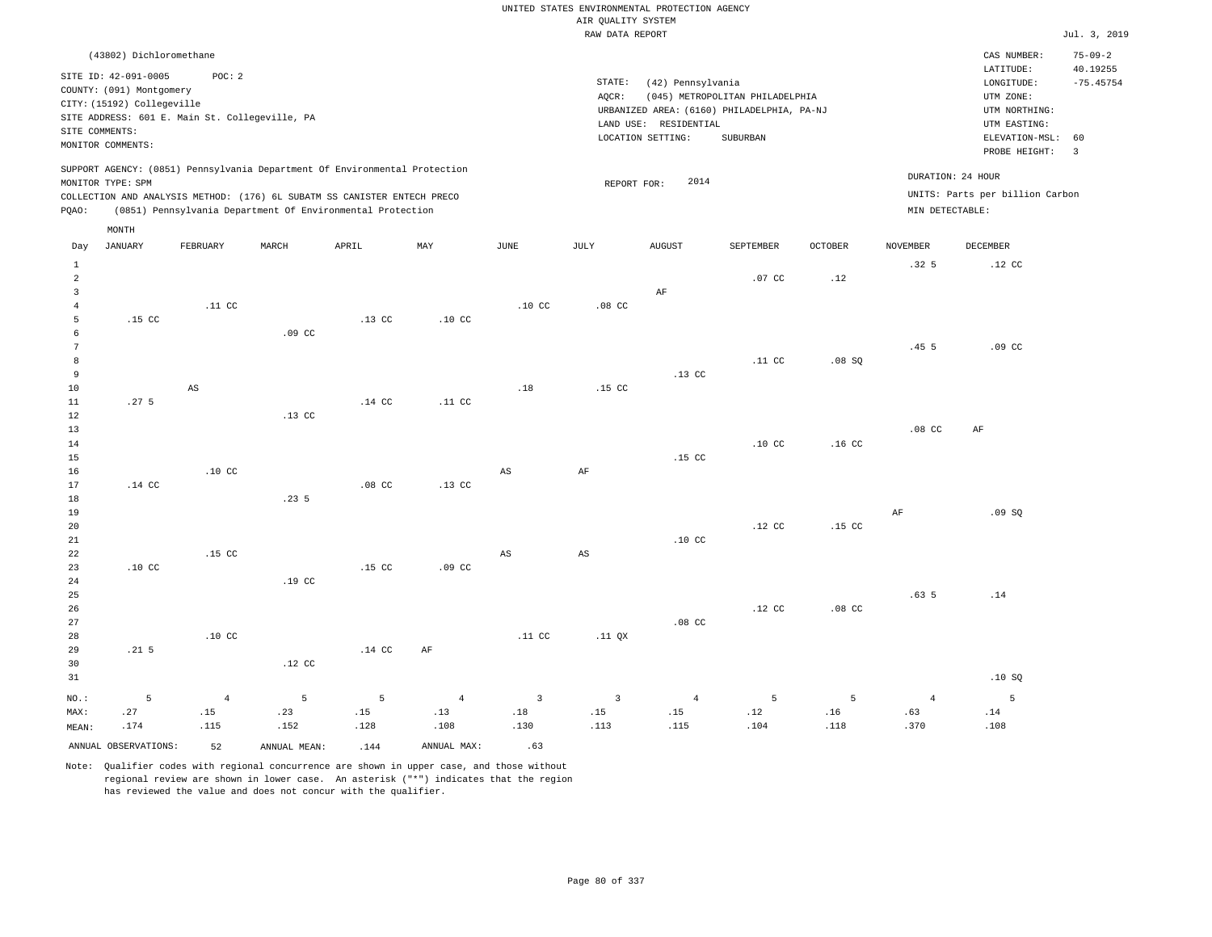UNITED STATES ENVIRONMENTAL PROTECTION AGENCY
AIR QUALITY SYSTEM
RAW DATA REPORT

Jul. 3, 2019

(43802) Dichloromethane

SITE ID: 42-091-0005 POC: 2
COUNTY: (091) Montgomery
CITY: (15192) Collegeville
SITE ADDRESS: 601 E. Main St. Collegeville, PA
SITE COMMENTS:
MONITOR COMMENTS:

STATE: (42) Pennsylvania
AQCR: (045) METROPOLITAN PHILADELPHIA
URBANIZED AREA: (6160) PHILADELPHIA, PA-NJ
LAND USE: RESIDENTIAL
LOCATION SETTING: SUBURBAN

CAS NUMBER: 75-09-2
LATITUDE: 40.19255
LONGITUDE: -75.45754
UTM ZONE:
UTM NORTHING:
UTM EASTING:
ELEVATION-MSL: 60
PROBE HEIGHT: 3

SUPPORT AGENCY: (0851) Pennsylvania Department Of Environmental Protection
MONITOR TYPE: SPM
COLLECTION AND ANALYSIS METHOD: (176) 6L SUBATM SS CANISTER ENTECH PRECO
PQAO: (0851) Pennsylvania Department Of Environmental Protection

REPORT FOR: 2014

DURATION: 24 HOUR
UNITS: Parts per billion Carbon
MIN DETECTABLE:

| Day | JANUARY | FEBRUARY | MARCH | APRIL | MAY | JUNE | JULY | AUGUST | SEPTEMBER | OCTOBER | NOVEMBER | DECEMBER |
|---|---|---|---|---|---|---|---|---|---|---|---|---|
| 1 | | | | | | | | | | | .32 5 | .12 CC |
| 2 | | | | | | | | | .07 CC | .12 | | |
| 3 | | | | | | | | AF | | | | |
| 4 | | .11 CC | | | | .10 CC | .08 CC | | | | | |
| 5 | .15 CC | | | .13 CC | .10 CC | | | | | | | |
| 6 | | | .09 CC | | | | | | | | | |
| 7 | | | | | | | | | | | .45 5 | .09 CC |
| 8 | | | | | | | | | .11 CC | .08 SQ | | |
| 9 | | | | | | | | .13 CC | | | | |
| 10 | | AS | | | | .18 | .15 CC | | | | | |
| 11 | .27 5 | | | .14 CC | .11 CC | | | | | | | |
| 12 | | | .13 CC | | | | | | | | | |
| 13 | | | | | | | | | | | .08 CC | AF |
| 14 | | | | | | | | | .10 CC | .16 CC | | |
| 15 | | | | | | | | .15 CC | | | | |
| 16 | | .10 CC | | | | AS | AF | | | | | |
| 17 | .14 CC | | | .08 CC | .13 CC | | | | | | | |
| 18 | | | .23 5 | | | | | | | | | |
| 19 | | | | | | | | | | | AF | .09 SQ |
| 20 | | | | | | | | | .12 CC | .15 CC | | |
| 21 | | | | | | | | .10 CC | | | | |
| 22 | | .15 CC | | | | AS | AS | | | | | |
| 23 | .10 CC | | | .15 CC | .09 CC | | | | | | | |
| 24 | | | .19 CC | | | | | | | | | |
| 25 | | | | | | | | | | | .63 5 | .14 |
| 26 | | | | | | | | | .12 CC | .08 CC | | |
| 27 | | | | | | | | .08 CC | | | | |
| 28 | | .10 CC | | | | .11 CC | .11 QX | | | | | |
| 29 | .21 5 | | | .14 CC | AF | | | | | | | |
| 30 | | | .12 CC | | | | | | | | | |
| 31 | | | | | | | | | | | | .10 SQ |
| NO.: | 5 | 4 | 5 | 5 | 4 | 3 | 3 | 4 | 5 | 5 | 4 | 5 |
| MAX: | .27 | .15 | .23 | .15 | .13 | .18 | .15 | .15 | .12 | .16 | .63 | .14 |
| MEAN: | .174 | .115 | .152 | .128 | .108 | .130 | .113 | .115 | .104 | .118 | .370 | .108 |

ANNUAL OBSERVATIONS: 52 ANNUAL MEAN: .144 ANNUAL MAX: .63

Note: Qualifier codes with regional concurrence are shown in upper case, and those without regional review are shown in lower case. An asterisk ("*") indicates that the region has reviewed the value and does not concur with the qualifier.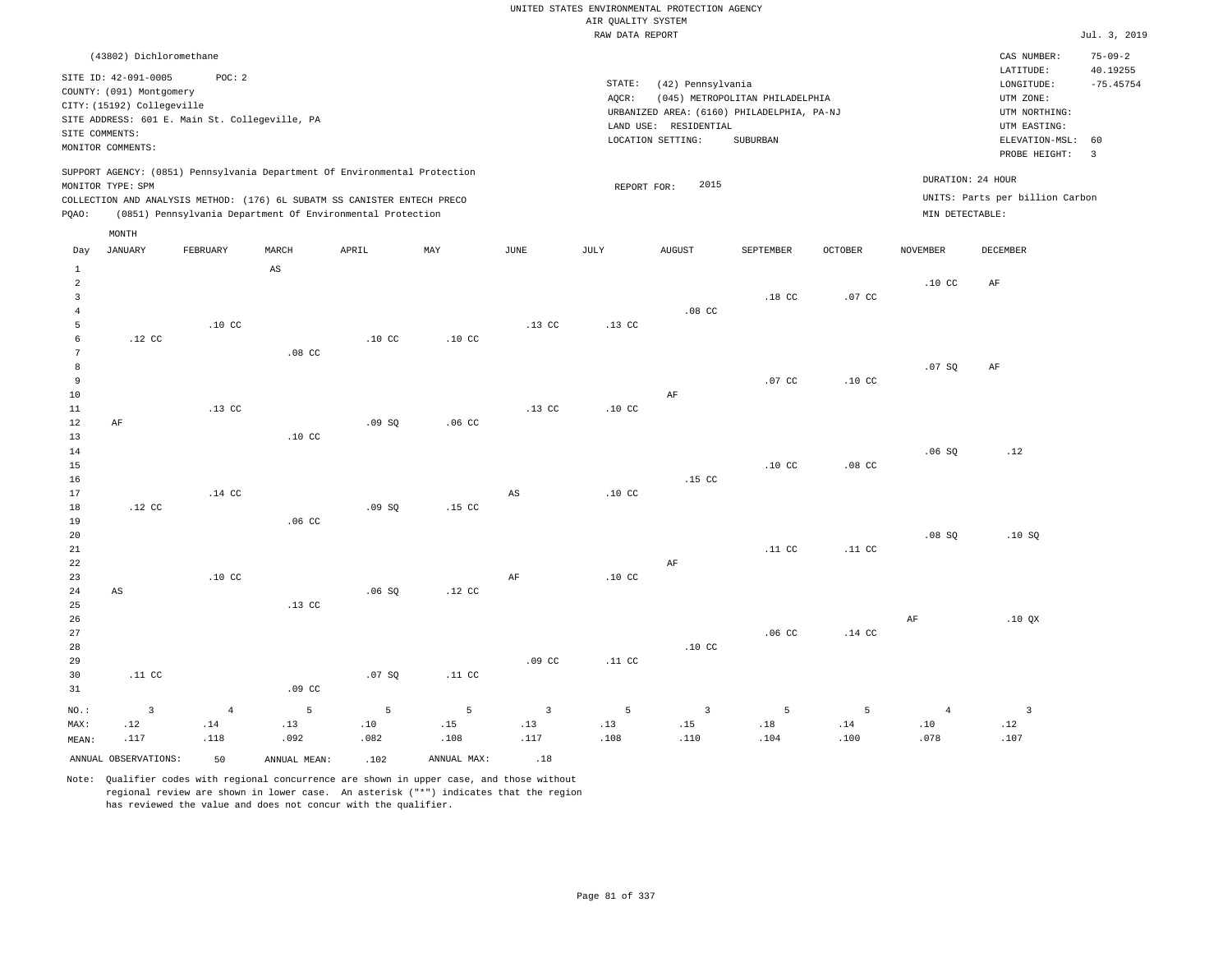UNITED STATES ENVIRONMENTAL PROTECTION AGENCY
AIR QUALITY SYSTEM
RAW DATA REPORT

Jul. 3, 2019

(43802) Dichloromethane

SITE ID: 42-091-0005 POC: 2
COUNTY: (091) Montgomery
CITY: (15192) Collegeville
SITE ADDRESS: 601 E. Main St. Collegeville, PA
SITE COMMENTS:
MONITOR COMMENTS:

STATE: (42) Pennsylvania
AQCR: (045) METROPOLITAN PHILADELPHIA
URBANIZED AREA: (6160) PHILADELPHIA, PA-NJ
LAND USE: RESIDENTIAL
LOCATION SETTING: SUBURBAN

CAS NUMBER: 75-09-2
LATITUDE: 40.19255
LONGITUDE: -75.45754
UTM ZONE:
UTM NORTHING:
UTM EASTING:
ELEVATION-MSL: 60
PROBE HEIGHT: 3

SUPPORT AGENCY: (0851) Pennsylvania Department Of Environmental Protection
MONITOR TYPE: SPM
COLLECTION AND ANALYSIS METHOD: (176) 6L SUBATM SS CANISTER ENTECH PRECO
PQAO: (0851) Pennsylvania Department Of Environmental Protection

REPORT FOR: 2015

DURATION: 24 HOUR
UNITS: Parts per billion Carbon
MIN DETECTABLE:

| Day | JANUARY | FEBRUARY | MARCH | APRIL | MAY | JUNE | JULY | AUGUST | SEPTEMBER | OCTOBER | NOVEMBER | DECEMBER |
|---|---|---|---|---|---|---|---|---|---|---|---|---|
| 1 | | | AS | | | | | | | | | |
| 2 | | | | | | | | | | | .10 CC | AF |
| 3 | | | | | | | | | .18 CC | .07 CC | | |
| 4 | | | | | | | | .08 CC | | | | |
| 5 | | .10 CC | | | | .13 CC | .13 CC | | | | | |
| 6 | .12 CC | | | .10 CC | .10 CC | | | | | | | |
| 7 | | | .08 CC | | | | | | | | | |
| 8 | | | | | | | | | | | .07 SQ | AF |
| 9 | | | | | | | | | .07 CC | .10 CC | | |
| 10 | | | | | | | | AF | | | | |
| 11 | | .13 CC | | | | .13 CC | .10 CC | | | | | |
| 12 | AF | | | .09 SQ | .06 CC | | | | | | | |
| 13 | | | .10 CC | | | | | | | | | |
| 14 | | | | | | | | | | | .06 SQ | .12 |
| 15 | | | | | | | | | .10 CC | .08 CC | | |
| 16 | | | | | | | | .15 CC | | | | |
| 17 | | .14 CC | | | | AS | .10 CC | | | | | |
| 18 | .12 CC | | | .09 SQ | .15 CC | | | | | | | |
| 19 | | | .06 CC | | | | | | | | | |
| 20 | | | | | | | | | | | .08 SQ | .10 SQ |
| 21 | | | | | | | | | .11 CC | .11 CC | | |
| 22 | | | | | | | | AF | | | | |
| 23 | | .10 CC | | | | AF | .10 CC | | | | | |
| 24 | AS | | | .06 SQ | .12 CC | | | | | | | |
| 25 | | | .13 CC | | | | | | | | | |
| 26 | | | | | | | | | | | AF | .10 QX |
| 27 | | | | | | | | | .06 CC | .14 CC | | |
| 28 | | | | | | | | .10 CC | | | | |
| 29 | | | | | | .09 CC | .11 CC | | | | | |
| 30 | .11 CC | | | .07 SQ | .11 CC | | | | | | | |
| 31 | | | .09 CC | | | | | | | | | |
| NO.: | 3 | 4 | 5 | 5 | 5 | 3 | 5 | 3 | 5 | 5 | 4 | 3 |
| MAX: | .12 | .14 | .13 | .10 | .15 | .13 | .13 | .15 | .18 | .14 | .10 | .12 |
| MEAN: | .117 | .118 | .092 | .082 | .108 | .117 | .108 | .110 | .104 | .100 | .078 | .107 |

ANNUAL OBSERVATIONS: 50 ANNUAL MEAN: .102 ANNUAL MAX: .18

Note: Qualifier codes with regional concurrence are shown in upper case, and those without regional review are shown in lower case. An asterisk ("*") indicates that the region has reviewed the value and does not concur with the qualifier.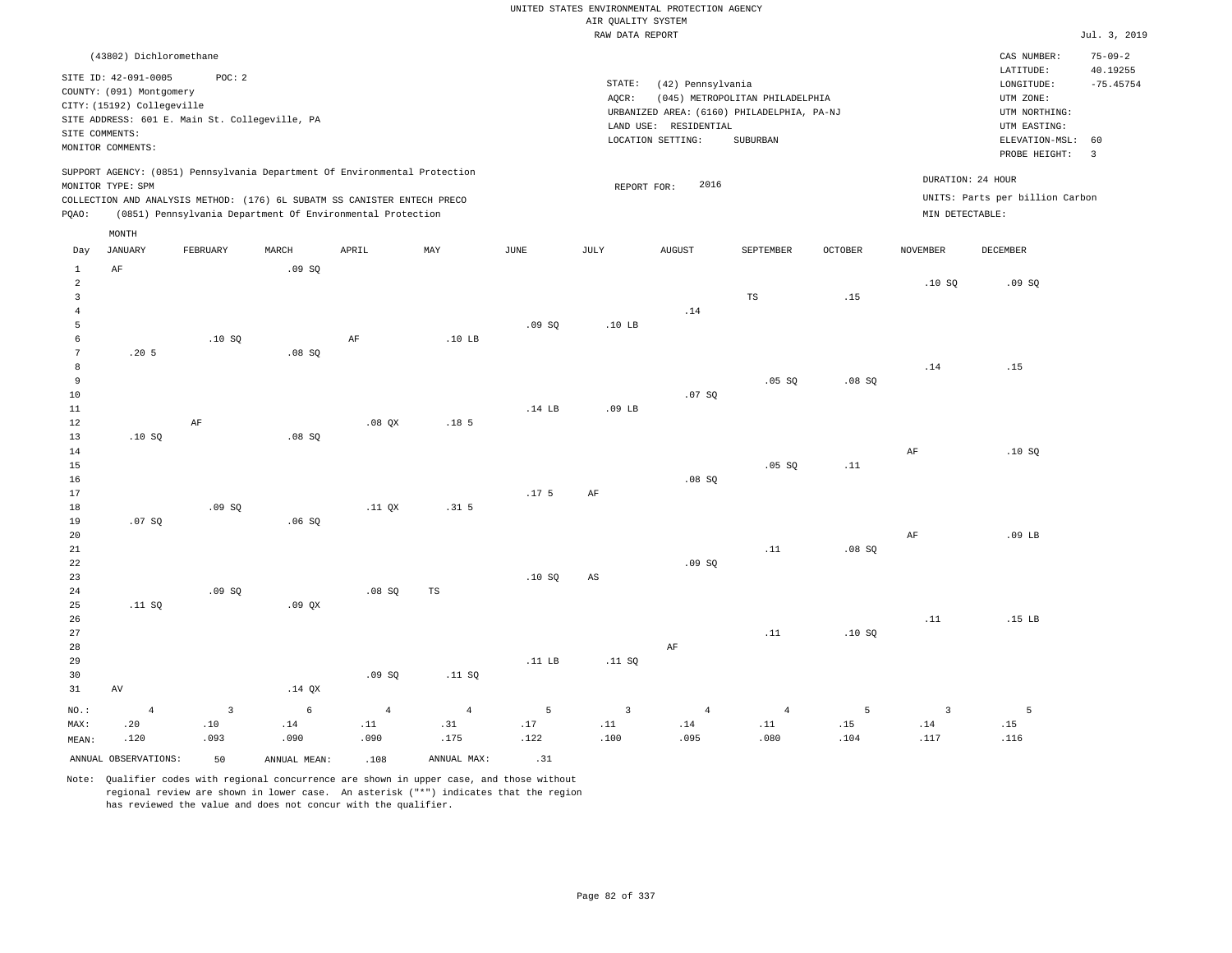UNITED STATES ENVIRONMENTAL PROTECTION AGENCY
AIR QUALITY SYSTEM
RAW DATA REPORT

Jul. 3, 2019

(43802) Dichloromethane

SITE ID: 42-091-0005 POC: 2
COUNTY: (091) Montgomery
CITY: (15192) Collegeville
SITE ADDRESS: 601 E. Main St. Collegeville, PA
SITE COMMENTS:
MONITOR COMMENTS:

STATE: (42) Pennsylvania
AQCR: (045) METROPOLITAN PHILADELPHIA
URBANIZED AREA: (6160) PHILADELPHIA, PA-NJ
LAND USE: RESIDENTIAL
LOCATION SETTING: SUBURBAN

CAS NUMBER: 75-09-2
LATITUDE: 40.19255
LONGITUDE: -75.45754
UTM ZONE:
UTM NORTHING:
UTM EASTING:
ELEVATION-MSL: 60
PROBE HEIGHT: 3

SUPPORT AGENCY: (0851) Pennsylvania Department Of Environmental Protection
MONITOR TYPE: SPM
COLLECTION AND ANALYSIS METHOD: (176) 6L SUBATM SS CANISTER ENTECH PRECO
PQAO: (0851) Pennsylvania Department Of Environmental Protection

REPORT FOR: 2016

DURATION: 24 HOUR
UNITS: Parts per billion Carbon
MIN DETECTABLE:

| Day | JANUARY | FEBRUARY | MARCH | APRIL | MAY | JUNE | JULY | AUGUST | SEPTEMBER | OCTOBER | NOVEMBER | DECEMBER |
|---|---|---|---|---|---|---|---|---|---|---|---|---|
| 1 | AF | | .09 SQ | | | | | | | | | |
| 2 | | | | | | | | | | | .10 SQ | .09 SQ |
| 3 | | | | | | | | | TS | .15 | | |
| 4 | | | | | | | | .14 | | | | |
| 5 | | | | | | .09 SQ | .10 LB | | | | | |
| 6 | | .10 SQ | | AF | .10 LB | | | | | | | |
| 7 | .20 5 | | .08 SQ | | | | | | | | | |
| 8 | | | | | | | | | | | .14 | .15 |
| 9 | | | | | | | | | .05 SQ | .08 SQ | | |
| 10 | | | | | | | | .07 SQ | | | | |
| 11 | | | | | | .14 LB | .09 LB | | | | | |
| 12 | | AF | | .08 QX | .18 5 | | | | | | | |
| 13 | .10 SQ | | .08 SQ | | | | | | | | | |
| 14 | | | | | | | | | | | AF | .10 SQ |
| 15 | | | | | | | | | .05 SQ | .11 | | |
| 16 | | | | | | | | .08 SQ | | | | |
| 17 | | | | | | .17 5 | AF | | | | | |
| 18 | | .09 SQ | | .11 QX | .31 5 | | | | | | | |
| 19 | .07 SQ | | .06 SQ | | | | | | | | | |
| 20 | | | | | | | | | | | AF | .09 LB |
| 21 | | | | | | | | | .11 | .08 SQ | | |
| 22 | | | | | | | | .09 SQ | | | | |
| 23 | | | | | | .10 SQ | AS | | | | | |
| 24 | | .09 SQ | | .08 SQ | TS | | | | | | | |
| 25 | .11 SQ | | .09 QX | | | | | | | | | |
| 26 | | | | | | | | | | | .11 | .15 LB |
| 27 | | | | | | | | | .11 | .10 SQ | | |
| 28 | | | | | | | | AF | | | | |
| 29 | | | | | | .11 LB | .11 SQ | | | | | |
| 30 | | | | .09 SQ | .11 SQ | | | | | | | |
| 31 | AV | | .14 QX | | | | | | | | | |
| NO.: | 4 | 3 | 6 | 4 | 4 | 5 | 3 | 4 | 4 | 5 | 3 | 5 |
| MAX: | .20 | .10 | .14 | .11 | .31 | .17 | .11 | .14 | .11 | .15 | .14 | .15 |
| MEAN: | .120 | .093 | .090 | .090 | .175 | .122 | .100 | .095 | .080 | .104 | .117 | .116 |

ANNUAL OBSERVATIONS: 50 ANNUAL MEAN: .108 ANNUAL MAX: .31

Note: Qualifier codes with regional concurrence are shown in upper case, and those without regional review are shown in lower case. An asterisk ("*") indicates that the region has reviewed the value and does not concur with the qualifier.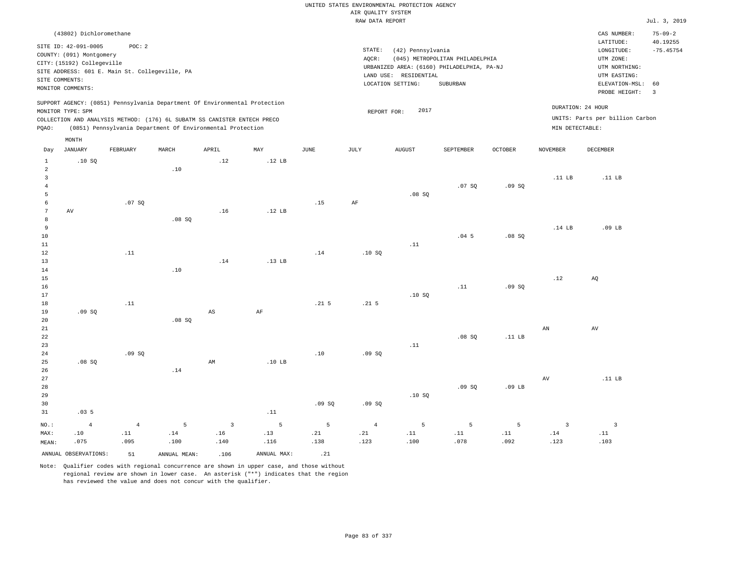UNITED STATES ENVIRONMENTAL PROTECTION AGENCY
AIR QUALITY SYSTEM
RAW DATA REPORT

Jul. 3, 2019

(43802) Dichloromethane

SITE ID: 42-091-0005 POC: 2
COUNTY: (091) Montgomery
CITY: (15192) Collegeville
SITE ADDRESS: 601 E. Main St. Collegeville, PA
SITE COMMENTS:
MONITOR COMMENTS:

STATE: (42) Pennsylvania
AQCR: (045) METROPOLITAN PHILADELPHIA
URBANIZED AREA: (6160) PHILADELPHIA, PA-NJ
LAND USE: RESIDENTIAL
LOCATION SETTING: SUBURBAN

CAS NUMBER: 75-09-2
LATITUDE: 40.19255
LONGITUDE: -75.45754
UTM ZONE:
UTM NORTHING:
UTM EASTING:
ELEVATION-MSL: 60
PROBE HEIGHT: 3

SUPPORT AGENCY: (0851) Pennsylvania Department Of Environmental Protection
MONITOR TYPE: SPM
COLLECTION AND ANALYSIS METHOD: (176) 6L SUBATM SS CANISTER ENTECH PRECO
PQAO: (0851) Pennsylvania Department Of Environmental Protection

REPORT FOR: 2017

DURATION: 24 HOUR
UNITS: Parts per billion Carbon
MIN DETECTABLE:

| Day | JANUARY | FEBRUARY | MARCH | APRIL | MAY | JUNE | JULY | AUGUST | SEPTEMBER | OCTOBER | NOVEMBER | DECEMBER |
|---|---|---|---|---|---|---|---|---|---|---|---|---|
| 1 | .10 SQ | | | .12 | .12 LB | | | | | | | |
| 2 | | | .10 | | | | | | | | | |
| 3 | | | | | | | | | | | .11 LB | .11 LB |
| 4 | | | | | | | | | .07 SQ | .09 SQ | | |
| 5 | | | | | | | | .08 SQ | | | | |
| 6 | | .07 SQ | | | | .15 | AF | | | | | |
| 7 | AV | | | .16 | .12 LB | | | | | | | |
| 8 | | | .08 SQ | | | | | | | | | |
| 9 | | | | | | | | | | | .14 LB | .09 LB |
| 10 | | | | | | | | | .04 5 | .08 SQ | | |
| 11 | | | | | | | | .11 | | | | |
| 12 | | .11 | | | | .14 | .10 SQ | | | | | |
| 13 | | | | .14 | .13 LB | | | | | | | |
| 14 | | | .10 | | | | | | | | | |
| 15 | | | | | | | | | | | .12 | AQ |
| 16 | | | | | | | | | .11 | .09 SQ | | |
| 17 | | | | | | | | .10 SQ | | | | |
| 18 | | .11 | | | | .21 5 | .21 5 | | | | | |
| 19 | .09 SQ | | | AS | AF | | | | | | | |
| 20 | | | .08 SQ | | | | | | | | | |
| 21 | | | | | | | | | | | AN | AV |
| 22 | | | | | | | | | .08 SQ | .11 LB | | |
| 23 | | | | | | | | .11 | | | | |
| 24 | | .09 SQ | | | | .10 | .09 SQ | | | | | |
| 25 | .08 SQ | | | AM | .10 LB | | | | | | | |
| 26 | | | .14 | | | | | | | | | |
| 27 | | | | | | | | | | | AV | .11 LB |
| 28 | | | | | | | | | .09 SQ | .09 LB | | |
| 29 | | | | | | | | .10 SQ | | | | |
| 30 | | | | | | .09 SQ | .09 SQ | | | | | |
| 31 | .03 5 | | | | .11 | | | | | | | |
| NO.: | 4 | 4 | 5 | 3 | 5 | 5 | 4 | 5 | 5 | 5 | 3 | 3 |
| MAX: | .10 | .11 | .14 | .16 | .13 | .21 | .21 | .11 | .11 | .11 | .14 | .11 |
| MEAN: | .075 | .095 | .100 | .140 | .116 | .138 | .123 | .100 | .078 | .092 | .123 | .103 |

ANNUAL OBSERVATIONS: 51 ANNUAL MEAN: .106 ANNUAL MAX: .21

Note: Qualifier codes with regional concurrence are shown in upper case, and those without regional review are shown in lower case. An asterisk ("*") indicates that the region has reviewed the value and does not concur with the qualifier.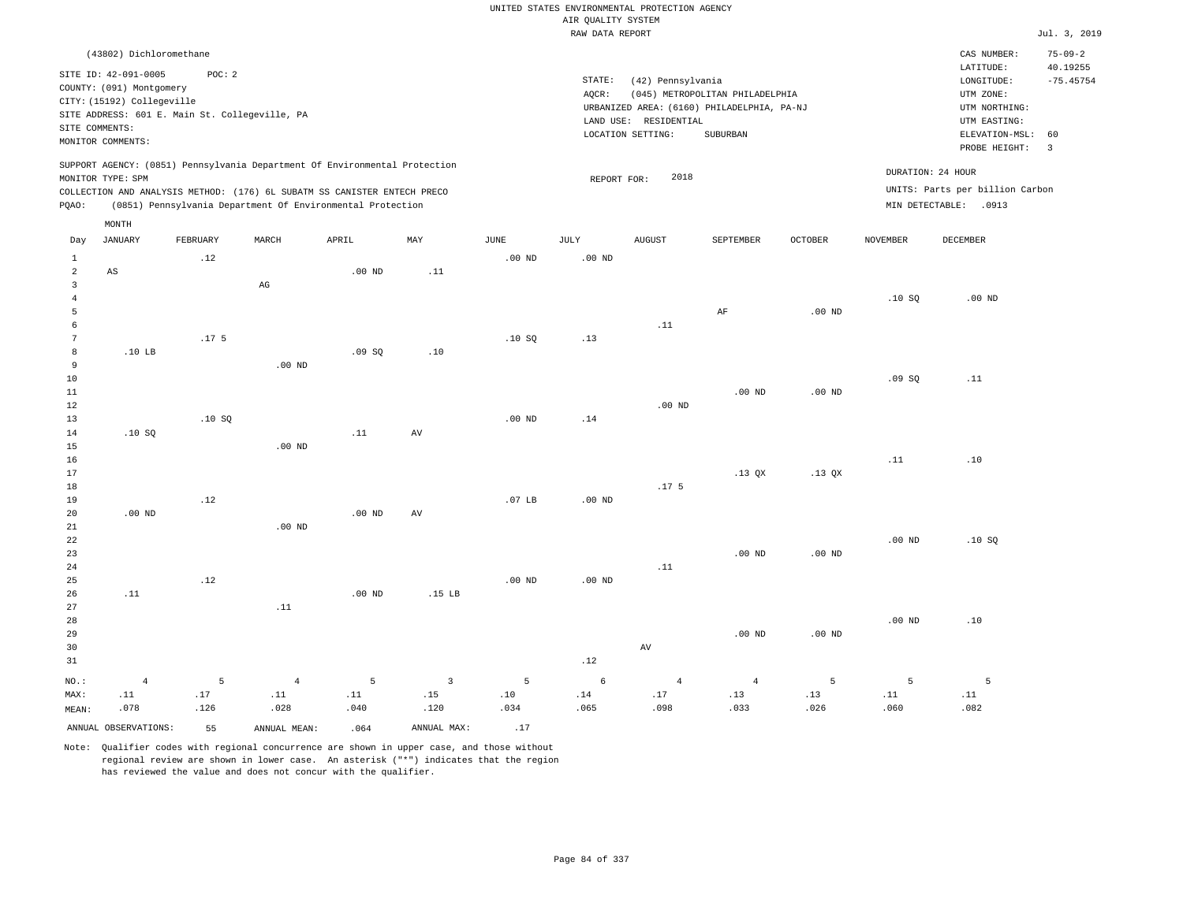UNITED STATES ENVIRONMENTAL PROTECTION AGENCY
AIR QUALITY SYSTEM
RAW DATA REPORT

Jul. 3, 2019

(43802) Dichloromethane

SITE ID: 42-091-0005 POC: 2
COUNTY: (091) Montgomery
CITY: (15192) Collegeville
SITE ADDRESS: 601 E. Main St. Collegeville, PA
SITE COMMENTS:
MONITOR COMMENTS:

STATE: (42) Pennsylvania
AQCR: (045) METROPOLITAN PHILADELPHIA
URBANIZED AREA: (6160) PHILADELPHIA, PA-NJ
LAND USE: RESIDENTIAL
LOCATION SETTING: SUBURBAN

CAS NUMBER: 75-09-2
LATITUDE: 40.19255
LONGITUDE: -75.45754
UTM ZONE:
UTM NORTHING:
UTM EASTING:
ELEVATION-MSL: 60
PROBE HEIGHT: 3

SUPPORT AGENCY: (0851) Pennsylvania Department Of Environmental Protection
MONITOR TYPE: SPM
COLLECTION AND ANALYSIS METHOD: (176) 6L SUBATM SS CANISTER ENTECH PRECO
PQAO: (0851) Pennsylvania Department Of Environmental Protection

REPORT FOR: 2018

DURATION: 24 HOUR
UNITS: Parts per billion Carbon
MIN DETECTABLE: .0913

| Day | JANUARY | FEBRUARY | MARCH | APRIL | MAY | JUNE | JULY | AUGUST | SEPTEMBER | OCTOBER | NOVEMBER | DECEMBER |
|---|---|---|---|---|---|---|---|---|---|---|---|---|
| 1 | | .12 | | | | .00 ND | .00 ND | | | | | |
| 2 | AS | | | .00 ND | .11 | | | | | | | |
| 3 | | | AG | | | | | | | | | |
| 4 | | | | | | | | | | | .10 SQ | .00 ND |
| 5 | | | | | | | | | AF | .00 ND | | |
| 6 | | | | | | | | .11 | | | | |
| 7 | | .17 5 | | | | .10 SQ | .13 | | | | | |
| 8 | .10 LB | | | .09 SQ | .10 | | | | | | | |
| 9 | | | .00 ND | | | | | | | | | |
| 10 | | | | | | | | | | | .09 SQ | .11 |
| 11 | | | | | | | | | .00 ND | .00 ND | | |
| 12 | | | | | | | | .00 ND | | | | |
| 13 | | .10 SQ | | | | .00 ND | .14 | | | | | |
| 14 | .10 SQ | | | .11 | AV | | | | | | | |
| 15 | | | .00 ND | | | | | | | | | |
| 16 | | | | | | | | | | | .11 | .10 |
| 17 | | | | | | | | | .13 QX | .13 QX | | |
| 18 | | | | | | | | .17 5 | | | | |
| 19 | | .12 | | | | .07 LB | .00 ND | | | | | |
| 20 | .00 ND | | | .00 ND | AV | | | | | | | |
| 21 | | | .00 ND | | | | | | | | | |
| 22 | | | | | | | | | | | .00 ND | .10 SQ |
| 23 | | | | | | | | | .00 ND | .00 ND | | |
| 24 | | | | | | | | .11 | | | | |
| 25 | | .12 | | | | .00 ND | .00 ND | | | | | |
| 26 | .11 | | | .00 ND | .15 LB | | | | | | | |
| 27 | | | .11 | | | | | | | | | |
| 28 | | | | | | | | | | | .00 ND | .10 |
| 29 | | | | | | | | | .00 ND | .00 ND | | |
| 30 | | | | | | | | AV | | | | |
| 31 | | | | | | | .12 | | | | | |
| NO.: | 4 | 5 | 4 | 5 | 3 | 5 | 6 | 4 | 4 | 5 | 5 | 5 |
| MAX: | .11 | .17 | .11 | .11 | .15 | .10 | .14 | .17 | .13 | .13 | .11 | .11 |
| MEAN: | .078 | .126 | .028 | .040 | .120 | .034 | .065 | .098 | .033 | .026 | .060 | .082 |

ANNUAL OBSERVATIONS: 55 ANNUAL MEAN: .064 ANNUAL MAX: .17

Note: Qualifier codes with regional concurrence are shown in upper case, and those without regional review are shown in lower case. An asterisk ("*") indicates that the region has reviewed the value and does not concur with the qualifier.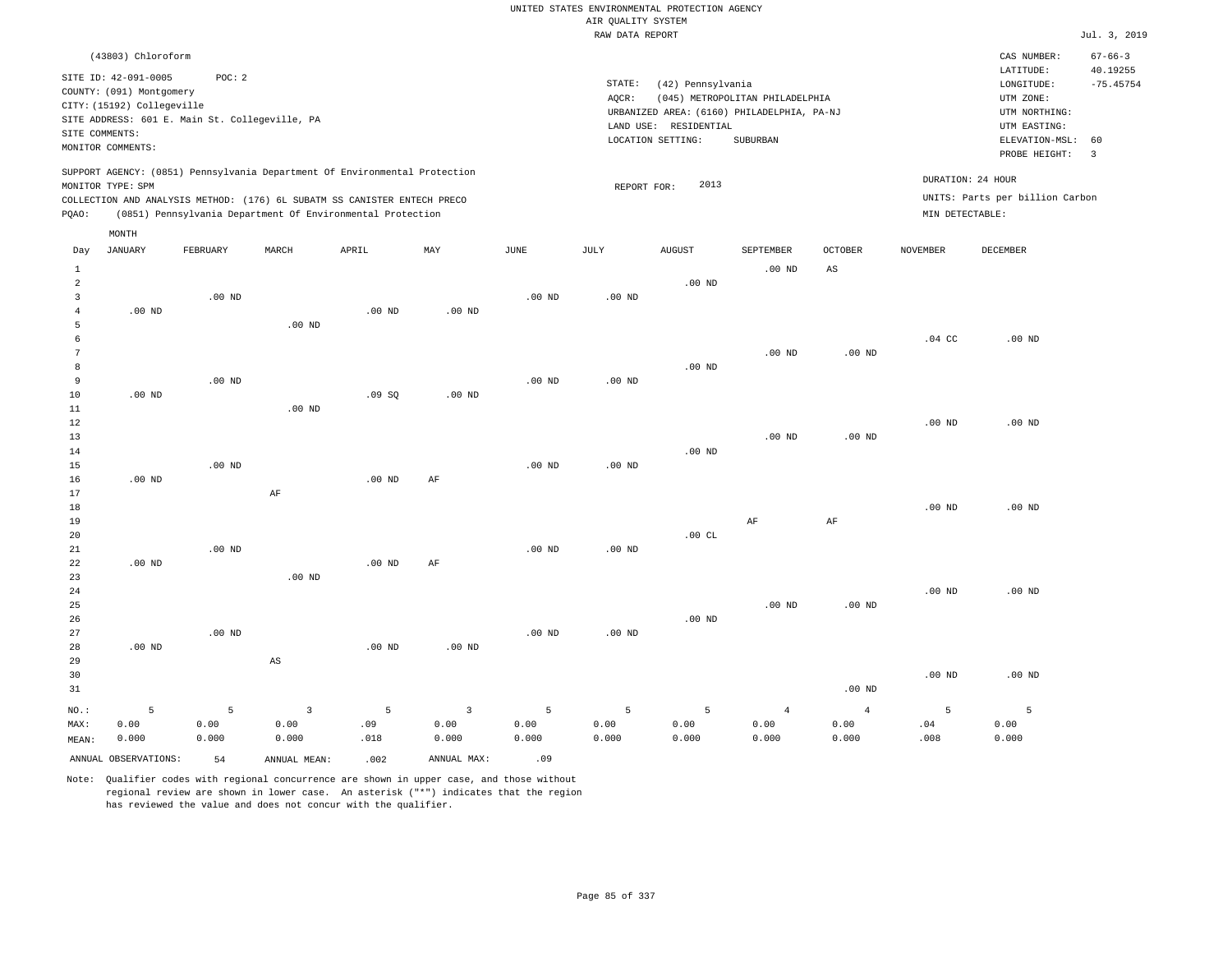UNITED STATES ENVIRONMENTAL PROTECTION AGENCY
AIR QUALITY SYSTEM
RAW DATA REPORT

Jul. 3, 2019

(43803) Chloroform

SITE ID: 42-091-0005  POC: 2
COUNTY: (091) Montgomery
CITY: (15192) Collegeville
SITE ADDRESS: 601 E. Main St. Collegeville, PA
SITE COMMENTS:
MONITOR COMMENTS:

STATE: (42) Pennsylvania
AQCR: (045) METROPOLITAN PHILADELPHIA
URBANIZED AREA: (6160) PHILADELPHIA, PA-NJ
LAND USE: RESIDENTIAL
LOCATION SETTING: SUBURBAN

CAS NUMBER: 67-66-3
LATITUDE: 40.19255
LONGITUDE: -75.45754
UTM ZONE:
UTM NORTHING:
UTM EASTING:
ELEVATION-MSL: 60
PROBE HEIGHT: 3

SUPPORT AGENCY: (0851) Pennsylvania Department Of Environmental Protection
MONITOR TYPE: SPM
COLLECTION AND ANALYSIS METHOD: (176) 6L SUBATM SS CANISTER ENTECH PRECO
PQAO: (0851) Pennsylvania Department Of Environmental Protection

REPORT FOR: 2013

DURATION: 24 HOUR
UNITS: Parts per billion Carbon
MIN DETECTABLE:

| Day | JANUARY | FEBRUARY | MARCH | APRIL | MAY | JUNE | JULY | AUGUST | SEPTEMBER | OCTOBER | NOVEMBER | DECEMBER |
|---|---|---|---|---|---|---|---|---|---|---|---|---|
| 1 | | | | | | | | | .00 ND | AS | | |
| 2 | | | | | | | | .00 ND | | | | |
| 3 | | .00 ND | | | | .00 ND | .00 ND | | | | | |
| 4 | .00 ND | | | .00 ND | .00 ND | | | | | | | |
| 5 | | | .00 ND | | | | | | | | | |
| 6 | | | | | | | | | | | .04 CC | .00 ND |
| 7 | | | | | | | | | .00 ND | .00 ND | | |
| 8 | | | | | | | | .00 ND | | | | |
| 9 | | .00 ND | | | | .00 ND | .00 ND | | | | | |
| 10 | .00 ND | | | .09 SQ | .00 ND | | | | | | | |
| 11 | | | .00 ND | | | | | | | | | |
| 12 | | | | | | | | | | | .00 ND | .00 ND |
| 13 | | | | | | | | | .00 ND | .00 ND | | |
| 14 | | | | | | | | .00 ND | | | | |
| 15 | | .00 ND | | | | .00 ND | .00 ND | | | | | |
| 16 | .00 ND | | | .00 ND | AF | | | | | | | |
| 17 | | | AF | | | | | | | | | |
| 18 | | | | | | | | | | | .00 ND | .00 ND |
| 19 | | | | | | | | | AF | AF | | |
| 20 | | | | | | | | .00 CL | | | | |
| 21 | | .00 ND | | | | .00 ND | .00 ND | | | | | |
| 22 | .00 ND | | | .00 ND | AF | | | | | | | |
| 23 | | | .00 ND | | | | | | | | | |
| 24 | | | | | | | | | | | .00 ND | .00 ND |
| 25 | | | | | | | | | .00 ND | .00 ND | | |
| 26 | | | | | | | | .00 ND | | | | |
| 27 | | .00 ND | | | | .00 ND | .00 ND | | | | | |
| 28 | .00 ND | | | .00 ND | .00 ND | | | | | | | |
| 29 | | | AS | | | | | | | | | |
| 30 | | | | | | | | | | | .00 ND | .00 ND |
| 31 | | | | | | | | | | .00 ND | | |
| NO.: | 5 | 5 | 3 | 5 | 3 | 5 | 5 | 5 | 4 | 4 | 5 | 5 |
| MAX: | 0.00 | 0.00 | 0.00 | .09 | 0.00 | 0.00 | 0.00 | 0.00 | 0.00 | 0.00 | .04 | 0.00 |
| MEAN: | 0.000 | 0.000 | 0.000 | .018 | 0.000 | 0.000 | 0.000 | 0.000 | 0.000 | 0.000 | .008 | 0.000 |

ANNUAL OBSERVATIONS: 54  ANNUAL MEAN: .002  ANNUAL MAX: .09

Note: Qualifier codes with regional concurrence are shown in upper case, and those without regional review are shown in lower case. An asterisk ("*") indicates that the region has reviewed the value and does not concur with the qualifier.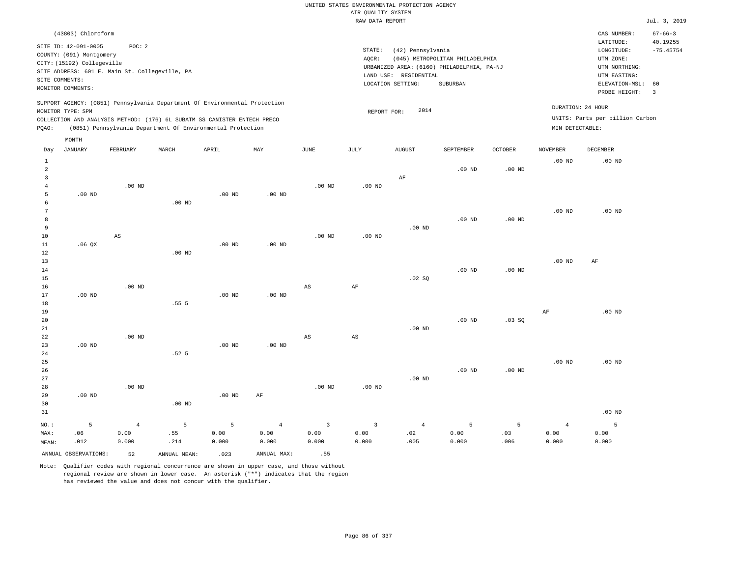UNITED STATES ENVIRONMENTAL PROTECTION AGENCY
AIR QUALITY SYSTEM
RAW DATA REPORT

Jul. 3, 2019

(43803) Chloroform

SITE ID: 42-091-0005 POC: 2
COUNTY: (091) Montgomery
CITY: (15192) Collegeville
SITE ADDRESS: 601 E. Main St. Collegeville, PA
SITE COMMENTS:
MONITOR COMMENTS:

STATE: (42) Pennsylvania
AQCR: (045) METROPOLITAN PHILADELPHIA
URBANIZED AREA: (6160) PHILADELPHIA, PA-NJ
LAND USE: RESIDENTIAL
LOCATION SETTING: SUBURBAN

CAS NUMBER: 67-66-3
LATITUDE: 40.19255
LONGITUDE: -75.45754
UTM ZONE:
UTM NORTHING:
UTM EASTING:
ELEVATION-MSL: 60
PROBE HEIGHT: 3

SUPPORT AGENCY: (0851) Pennsylvania Department Of Environmental Protection
MONITOR TYPE: SPM
COLLECTION AND ANALYSIS METHOD: (176) 6L SUBATM SS CANISTER ENTECH PRECO
PQAO: (0851) Pennsylvania Department Of Environmental Protection

REPORT FOR: 2014

DURATION: 24 HOUR
UNITS: Parts per billion Carbon
MIN DETECTABLE:

| Day | JANUARY | FEBRUARY | MARCH | APRIL | MAY | JUNE | JULY | AUGUST | SEPTEMBER | OCTOBER | NOVEMBER | DECEMBER |
|---|---|---|---|---|---|---|---|---|---|---|---|---|
| 1 | | | | | | | | | | | .00 ND | .00 ND |
| 2 | | | | | | | | | .00 ND | .00 ND | | |
| 3 | | | | | | | | AF | | | | |
| 4 | | .00 ND | | | | .00 ND | .00 ND | | | | | |
| 5 | .00 ND | | | .00 ND | .00 ND | | | | | | | |
| 6 | | | .00 ND | | | | | | | | | |
| 7 | | | | | | | | | | | .00 ND | .00 ND |
| 8 | | | | | | | | | .00 ND | .00 ND | | |
| 9 | | | | | | | | .00 ND | | | | |
| 10 | | AS | | | | .00 ND | .00 ND | | | | | |
| 11 | .06 QX | | | .00 ND | .00 ND | | | | | | | |
| 12 | | | .00 ND | | | | | | | | | |
| 13 | | | | | | | | | | | .00 ND | AF |
| 14 | | | | | | | | | .00 ND | .00 ND | | |
| 15 | | | | | | | | .02 SQ | | | | |
| 16 | | .00 ND | | | | AS | AF | | | | | |
| 17 | .00 ND | | | .00 ND | .00 ND | | | | | | | |
| 18 | | | .55 5 | | | | | | | | | |
| 19 | | | | | | | | | | | AF | .00 ND |
| 20 | | | | | | | | | .00 ND | .03 SQ | | |
| 21 | | | | | | | | .00 ND | | | | |
| 22 | | .00 ND | | | | AS | AS | | | | | |
| 23 | .00 ND | | | .00 ND | .00 ND | | | | | | | |
| 24 | | | .52 5 | | | | | | | | | |
| 25 | | | | | | | | | | | .00 ND | .00 ND |
| 26 | | | | | | | | | .00 ND | .00 ND | | |
| 27 | | | | | | | | .00 ND | | | | |
| 28 | | .00 ND | | | | .00 ND | .00 ND | | | | | |
| 29 | .00 ND | | | .00 ND | AF | | | | | | | |
| 30 | | | .00 ND | | | | | | | | | |
| 31 | | | | | | | | | | | | .00 ND |
| NO.: | 5 | 4 | 5 | 5 | 4 | 3 | 3 | 4 | 5 | 5 | 4 | 5 |
| MAX: | .06 | 0.00 | .55 | 0.00 | 0.00 | 0.00 | 0.00 | .02 | 0.00 | .03 | 0.00 | 0.00 |
| MEAN: | .012 | 0.000 | .214 | 0.000 | 0.000 | 0.000 | 0.000 | .005 | 0.000 | .006 | 0.000 | 0.000 |

ANNUAL OBSERVATIONS: 52 ANNUAL MEAN: .023 ANNUAL MAX: .55

Note: Qualifier codes with regional concurrence are shown in upper case, and those without regional review are shown in lower case. An asterisk ("*") indicates that the region has reviewed the value and does not concur with the qualifier.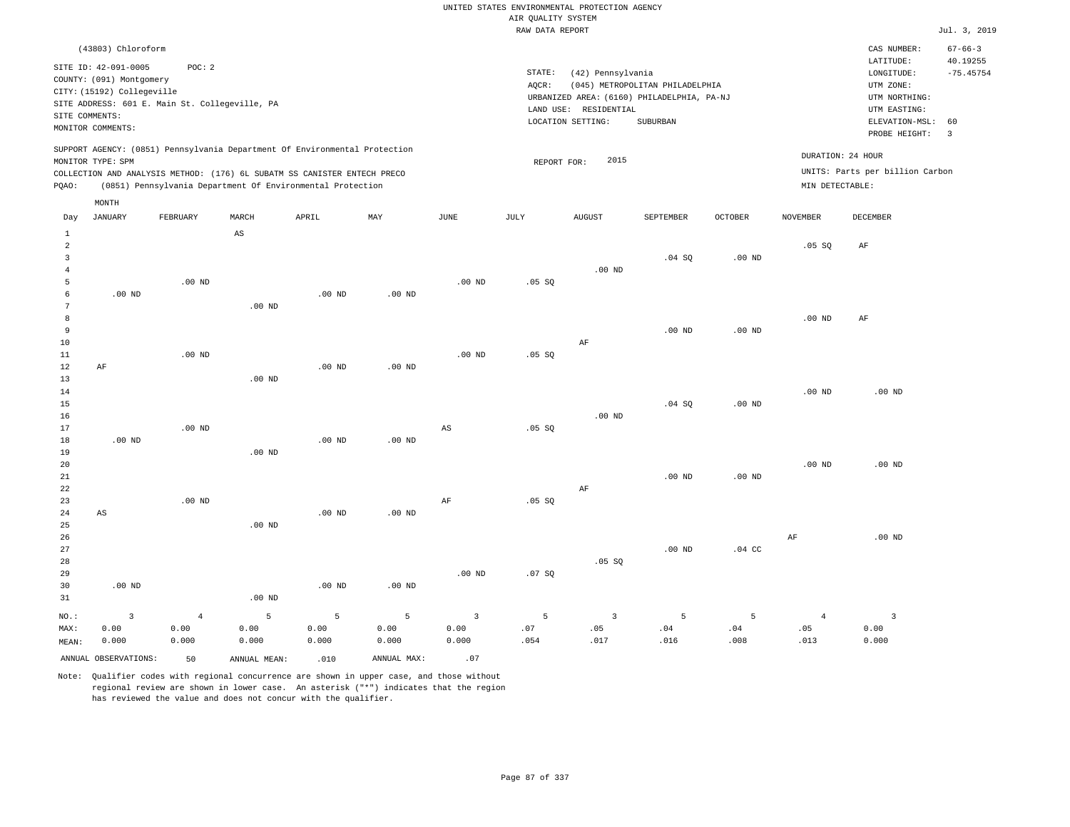UNITED STATES ENVIRONMENTAL PROTECTION AGENCY
AIR QUALITY SYSTEM
RAW DATA REPORT

Jul. 3, 2019

(43803) Chloroform

SITE ID: 42-091-0005 POC: 2
COUNTY: (091) Montgomery
CITY: (15192) Collegeville
SITE ADDRESS: 601 E. Main St. Collegeville, PA
SITE COMMENTS:
MONITOR COMMENTS:

STATE: (42) Pennsylvania
AQCR: (045) METROPOLITAN PHILADELPHIA
URBANIZED AREA: (6160) PHILADELPHIA, PA-NJ
LAND USE: RESIDENTIAL
LOCATION SETTING: SUBURBAN

CAS NUMBER: 67-66-3
LATITUDE: 40.19255
LONGITUDE: -75.45754
UTM ZONE:
UTM NORTHING:
UTM EASTING:
ELEVATION-MSL: 60
PROBE HEIGHT: 3

SUPPORT AGENCY: (0851) Pennsylvania Department Of Environmental Protection
MONITOR TYPE: SPM
COLLECTION AND ANALYSIS METHOD: (176) 6L SUBATM SS CANISTER ENTECH PRECO
PQAO: (0851) Pennsylvania Department Of Environmental Protection

REPORT FOR: 2015

DURATION: 24 HOUR
UNITS: Parts per billion Carbon
MIN DETECTABLE:

| Day | JANUARY | FEBRUARY | MARCH | APRIL | MAY | JUNE | JULY | AUGUST | SEPTEMBER | OCTOBER | NOVEMBER | DECEMBER |
|---|---|---|---|---|---|---|---|---|---|---|---|---|
| 1 | | | AS | | | | | | | | | |
| 2 | | | | | | | | | | | .05 SQ | AF |
| 3 | | | | | | | | | .04 SQ | .00 ND | | |
| 4 | | | | | | | | .00 ND | | | | |
| 5 | | .00 ND | | | | .00 ND | .05 SQ | | | | | |
| 6 | .00 ND | | | .00 ND | .00 ND | | | | | | | |
| 7 | | | .00 ND | | | | | | | | | |
| 8 | | | | | | | | | | | .00 ND | AF |
| 9 | | | | | | | | | .00 ND | .00 ND | | |
| 10 | | | | | | | | AF | | | | |
| 11 | | .00 ND | | | | .00 ND | .05 SQ | | | | | |
| 12 | AF | | | .00 ND | .00 ND | | | | | | | |
| 13 | | | .00 ND | | | | | | | | | |
| 14 | | | | | | | | | | | .00 ND | .00 ND |
| 15 | | | | | | | | | .04 SQ | .00 ND | | |
| 16 | | | | | | | | .00 ND | | | | |
| 17 | | .00 ND | | | | AS | .05 SQ | | | | | |
| 18 | .00 ND | | | .00 ND | .00 ND | | | | | | | |
| 19 | | | .00 ND | | | | | | | | | |
| 20 | | | | | | | | | | | .00 ND | .00 ND |
| 21 | | | | | | | | | .00 ND | .00 ND | | |
| 22 | | | | | | | | AF | | | | |
| 23 | | .00 ND | | | | AF | .05 SQ | | | | | |
| 24 | AS | | | .00 ND | .00 ND | | | | | | | |
| 25 | | | .00 ND | | | | | | | | | |
| 26 | | | | | | | | | | | AF | .00 ND |
| 27 | | | | | | | | | .00 ND | .04 CC | | |
| 28 | | | | | | | | .05 SQ | | | | |
| 29 | | | | | | .00 ND | .07 SQ | | | | | |
| 30 | .00 ND | | | .00 ND | .00 ND | | | | | | | |
| 31 | | | .00 ND | | | | | | | | | |
| NO.: | 3 | 4 | 5 | 5 | 5 | 3 | 5 | 3 | 5 | 5 | 4 | 3 |
| MAX: | 0.00 | 0.00 | 0.00 | 0.00 | 0.00 | 0.00 | .07 | .05 | .04 | .04 | .05 | 0.00 |
| MEAN: | 0.000 | 0.000 | 0.000 | 0.000 | 0.000 | 0.000 | .054 | .017 | .016 | .008 | .013 | 0.000 |

ANNUAL OBSERVATIONS: 50 ANNUAL MEAN: .010 ANNUAL MAX: .07

Note: Qualifier codes with regional concurrence are shown in upper case, and those without regional review are shown in lower case. An asterisk ("*") indicates that the region has reviewed the value and does not concur with the qualifier.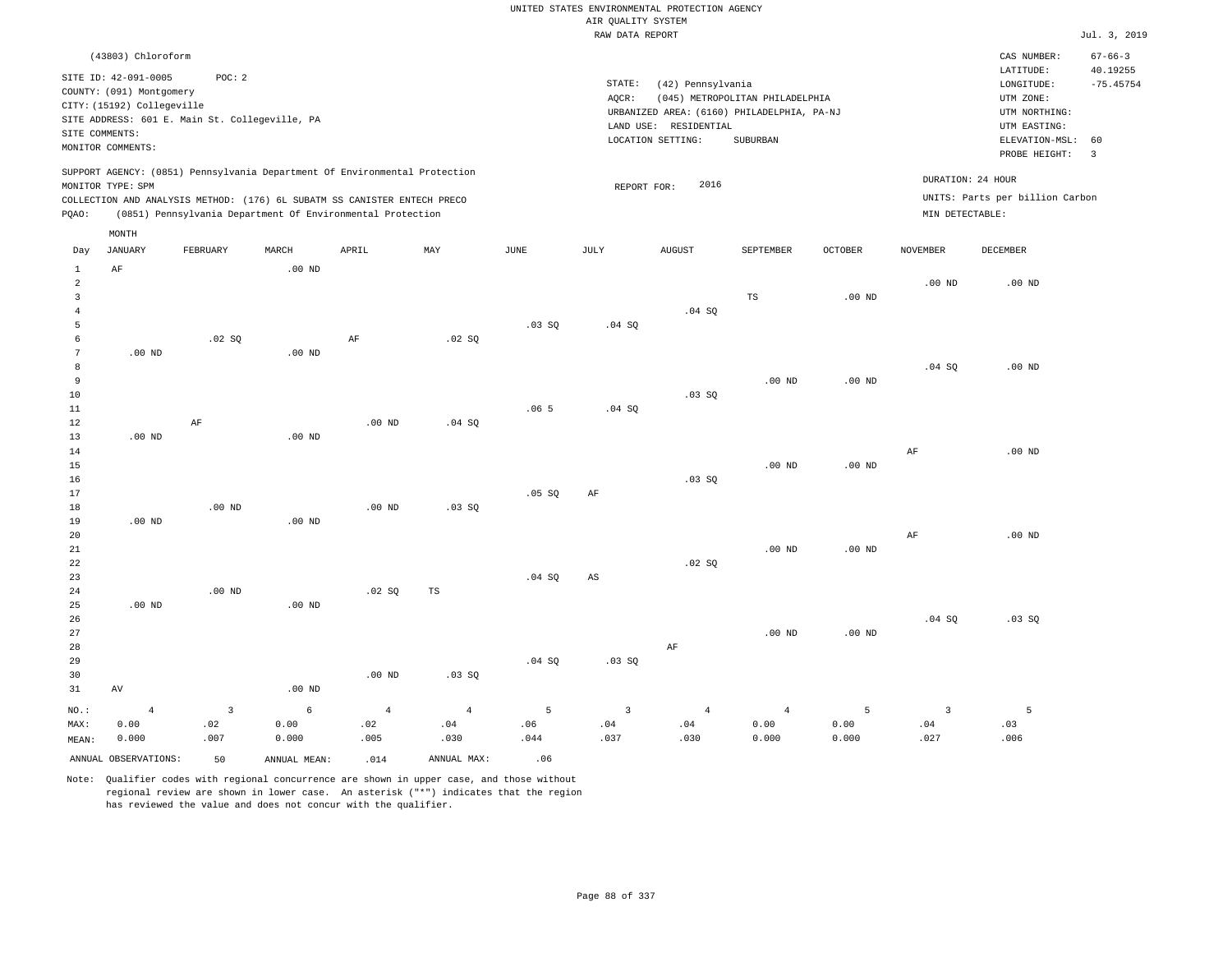UNITED STATES ENVIRONMENTAL PROTECTION AGENCY
AIR QUALITY SYSTEM
RAW DATA REPORT

Jul. 3, 2019

(43803) Chloroform

SITE ID: 42-091-0005 POC: 2
COUNTY: (091) Montgomery
CITY: (15192) Collegeville
SITE ADDRESS: 601 E. Main St. Collegeville, PA
SITE COMMENTS:
MONITOR COMMENTS:

STATE: (42) Pennsylvania
AQCR: (045) METROPOLITAN PHILADELPHIA
URBANIZED AREA: (6160) PHILADELPHIA, PA-NJ
LAND USE: RESIDENTIAL
LOCATION SETTING: SUBURBAN

CAS NUMBER: 67-66-3
LATITUDE: 40.19255
LONGITUDE: -75.45754
UTM ZONE:
UTM NORTHING:
UTM EASTING:
ELEVATION-MSL: 60
PROBE HEIGHT: 3

SUPPORT AGENCY: (0851) Pennsylvania Department Of Environmental Protection
MONITOR TYPE: SPM
COLLECTION AND ANALYSIS METHOD: (176) 6L SUBATM SS CANISTER ENTECH PRECO
PQAO: (0851) Pennsylvania Department Of Environmental Protection

REPORT FOR: 2016

DURATION: 24 HOUR
UNITS: Parts per billion Carbon
MIN DETECTABLE:

| Day | JANUARY | FEBRUARY | MARCH | APRIL | MAY | JUNE | JULY | AUGUST | SEPTEMBER | OCTOBER | NOVEMBER | DECEMBER |
|---|---|---|---|---|---|---|---|---|---|---|---|---|
| 1 | AF | | .00 ND | | | | | | | | | |
| 2 | | | | | | | | | | | .00 ND | .00 ND |
| 3 | | | | | | | | | TS | .00 ND | | |
| 4 | | | | | | | | .04 SQ | | | | |
| 5 | | | | | | .03 SQ | .04 SQ | | | | | |
| 6 | | .02 SQ | | AF | .02 SQ | | | | | | | |
| 7 | .00 ND | | .00 ND | | | | | | | | | |
| 8 | | | | | | | | | | | .04 SQ | .00 ND |
| 9 | | | | | | | | | .00 ND | .00 ND | | |
| 10 | | | | | | | | .03 SQ | | | | |
| 11 | | | | | | .06 5 | .04 SQ | | | | | |
| 12 | | AF | | .00 ND | .04 SQ | | | | | | | |
| 13 | .00 ND | | .00 ND | | | | | | | | | |
| 14 | | | | | | | | | | | AF | .00 ND |
| 15 | | | | | | | | | .00 ND | .00 ND | | |
| 16 | | | | | | | | .03 SQ | | | | |
| 17 | | | | | | .05 SQ | AF | | | | | |
| 18 | | .00 ND | | .00 ND | .03 SQ | | | | | | | |
| 19 | .00 ND | | .00 ND | | | | | | | | | |
| 20 | | | | | | | | | | | AF | .00 ND |
| 21 | | | | | | | | | .00 ND | .00 ND | | |
| 22 | | | | | | | | .02 SQ | | | | |
| 23 | | | | | | .04 SQ | AS | | | | | |
| 24 | | .00 ND | | .02 SQ | TS | | | | | | | |
| 25 | .00 ND | | .00 ND | | | | | | | | | |
| 26 | | | | | | | | | | | .04 SQ | .03 SQ |
| 27 | | | | | | | | | .00 ND | .00 ND | | |
| 28 | | | | | | | | AF | | | | |
| 29 | | | | | | .04 SQ | .03 SQ | | | | | |
| 30 | | | | .00 ND | .03 SQ | | | | | | | |
| 31 | AV | | .00 ND | | | | | | | | | |
| NO.: | 4 | 3 | 6 | 4 | 4 | 5 | 3 | 4 | 4 | 5 | 3 | 5 |
| MAX: | 0.00 | .02 | 0.00 | .02 | .04 | .06 | .04 | .04 | 0.00 | 0.00 | .04 | .03 |
| MEAN: | 0.000 | .007 | 0.000 | .005 | .030 | .044 | .037 | .030 | 0.000 | 0.000 | .027 | .006 |

ANNUAL OBSERVATIONS: 50 ANNUAL MEAN: .014 ANNUAL MAX: .06

Note: Qualifier codes with regional concurrence are shown in upper case, and those without regional review are shown in lower case. An asterisk ("*") indicates that the region has reviewed the value and does not concur with the qualifier.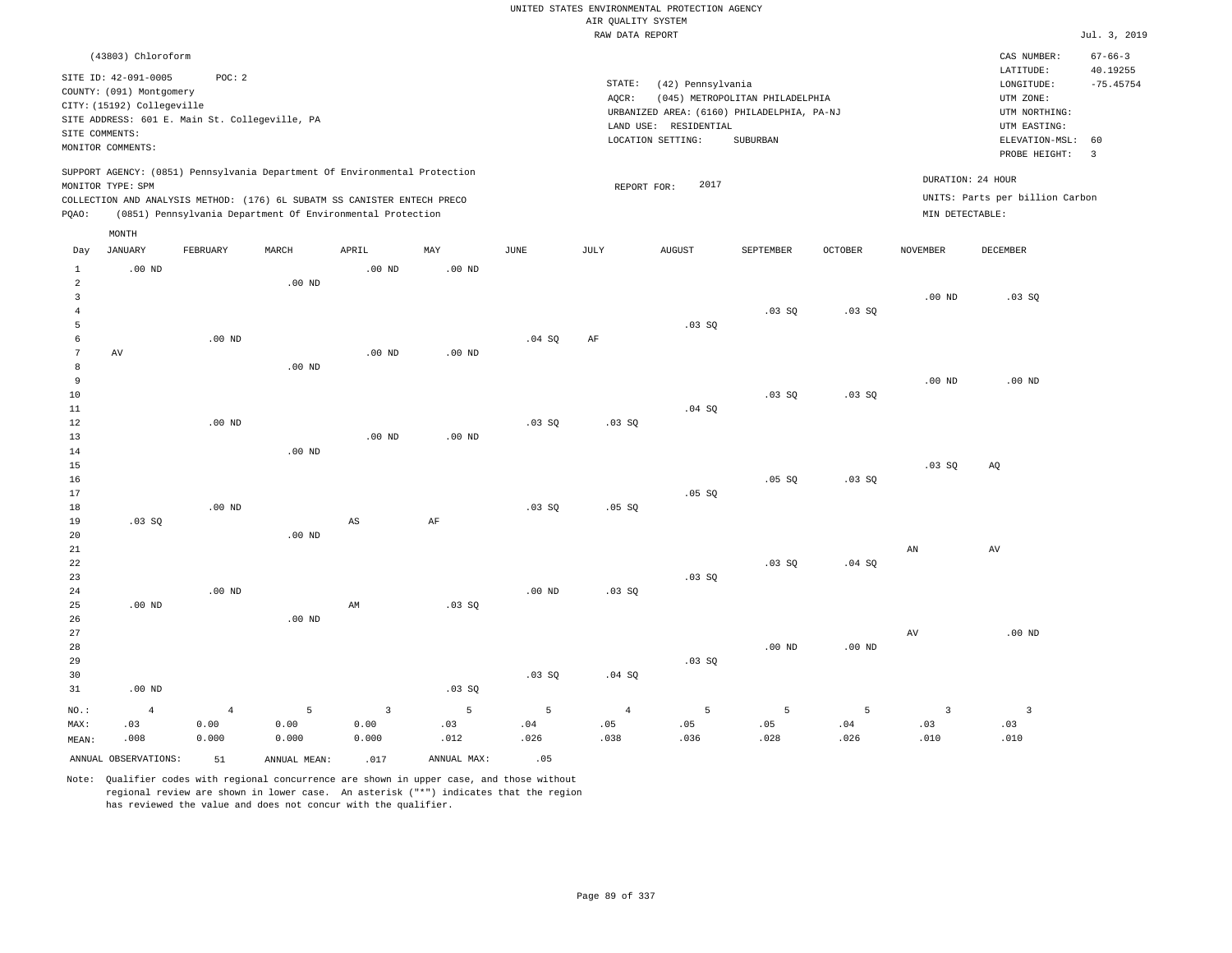UNITED STATES ENVIRONMENTAL PROTECTION AGENCY
AIR QUALITY SYSTEM
RAW DATA REPORT

Jul. 3, 2019

(43803) Chloroform

SITE ID: 42-091-0005 POC: 2
COUNTY: (091) Montgomery
CITY: (15192) Collegeville
SITE ADDRESS: 601 E. Main St. Collegeville, PA
SITE COMMENTS:
MONITOR COMMENTS:

STATE: (42) Pennsylvania
AQCR: (045) METROPOLITAN PHILADELPHIA
URBANIZED AREA: (6160) PHILADELPHIA, PA-NJ
LAND USE: RESIDENTIAL
LOCATION SETTING: SUBURBAN

CAS NUMBER: 67-66-3
LATITUDE: 40.19255
LONGITUDE: -75.45754
UTM ZONE:
UTM NORTHING:
UTM EASTING:
ELEVATION-MSL: 60
PROBE HEIGHT: 3

SUPPORT AGENCY: (0851) Pennsylvania Department Of Environmental Protection
MONITOR TYPE: SPM
COLLECTION AND ANALYSIS METHOD: (176) 6L SUBATM SS CANISTER ENTECH PRECO
PQAO: (0851) Pennsylvania Department Of Environmental Protection

REPORT FOR: 2017

DURATION: 24 HOUR
UNITS: Parts per billion Carbon
MIN DETECTABLE:

| Day | JANUARY | FEBRUARY | MARCH | APRIL | MAY | JUNE | JULY | AUGUST | SEPTEMBER | OCTOBER | NOVEMBER | DECEMBER |
|---|---|---|---|---|---|---|---|---|---|---|---|---|
| 1 | .00 ND | | | .00 ND | .00 ND | | | | | | | |
| 2 | | | .00 ND | | | | | | | | | |
| 3 | | | | | | | | | | | .00 ND | .03 SQ |
| 4 | | | | | | | | | .03 SQ | .03 SQ | | |
| 5 | | | | | | | | .03 SQ | | | | |
| 6 | | .00 ND | | | | .04 SQ | AF | | | | | |
| 7 | AV | | | .00 ND | .00 ND | | | | | | | |
| 8 | | | .00 ND | | | | | | | | | |
| 9 | | | | | | | | | | | .00 ND | .00 ND |
| 10 | | | | | | | | | .03 SQ | .03 SQ | | |
| 11 | | | | | | | | .04 SQ | | | | |
| 12 | | .00 ND | | | | .03 SQ | .03 SQ | | | | | |
| 13 | | | | .00 ND | .00 ND | | | | | | | |
| 14 | | | .00 ND | | | | | | | | | |
| 15 | | | | | | | | | | | .03 SQ | AQ |
| 16 | | | | | | | | | .05 SQ | .03 SQ | | |
| 17 | | | | | | | | .05 SQ | | | | |
| 18 | | .00 ND | | | | .03 SQ | .05 SQ | | | | | |
| 19 | .03 SQ | | | AS | AF | | | | | | | |
| 20 | | | .00 ND | | | | | | | | | |
| 21 | | | | | | | | | | | AN | AV |
| 22 | | | | | | | | | .03 SQ | .04 SQ | | |
| 23 | | | | | | | | .03 SQ | | | | |
| 24 | | .00 ND | | | | .00 ND | .03 SQ | | | | | |
| 25 | .00 ND | | | AM | .03 SQ | | | | | | | |
| 26 | | | .00 ND | | | | | | | | | |
| 27 | | | | | | | | | | | AV | .00 ND |
| 28 | | | | | | | | | .00 ND | .00 ND | | |
| 29 | | | | | | | | .03 SQ | | | | |
| 30 | | | | | | .03 SQ | .04 SQ | | | | | |
| 31 | .00 ND | | | | .03 SQ | | | | | | | |
| NO.: | 4 | 4 | 5 | 3 | 5 | 5 | 4 | 5 | 5 | 5 | 3 | 3 |
| MAX: | .03 | 0.00 | 0.00 | 0.00 | .03 | .04 | .05 | .05 | .05 | .04 | .03 | .03 |
| MEAN: | .008 | 0.000 | 0.000 | 0.000 | .012 | .026 | .038 | .036 | .028 | .026 | .010 | .010 |

ANNUAL OBSERVATIONS: 51 ANNUAL MEAN: .017 ANNUAL MAX: .05

Note: Qualifier codes with regional concurrence are shown in upper case, and those without regional review are shown in lower case. An asterisk ("*") indicates that the region has reviewed the value and does not concur with the qualifier.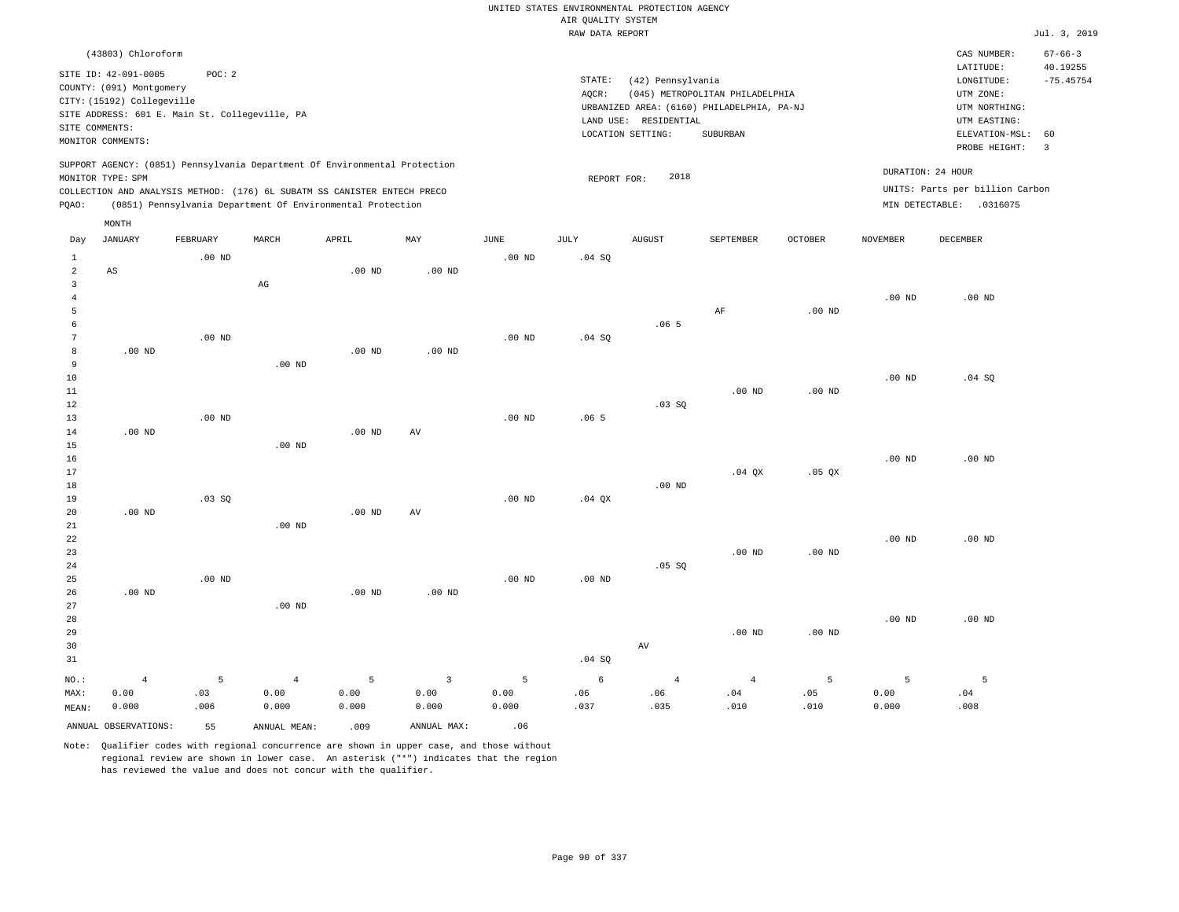UNITED STATES ENVIRONMENTAL PROTECTION AGENCY
AIR QUALITY SYSTEM
RAW DATA REPORT

Jul. 3, 2019

(43803) Chloroform

SITE ID: 42-091-0005 POC: 2
COUNTY: (091) Montgomery
CITY: (15192) Collegeville
SITE ADDRESS: 601 E. Main St. Collegeville, PA
SITE COMMENTS:
MONITOR COMMENTS:

STATE: (42) Pennsylvania
AQCR: (045) METROPOLITAN PHILADELPHIA
URBANIZED AREA: (6160) PHILADELPHIA, PA-NJ
LAND USE: RESIDENTIAL
LOCATION SETTING: SUBURBAN

CAS NUMBER: 67-66-3
LATITUDE: 40.19255
LONGITUDE: -75.45754
UTM ZONE:
UTM NORTHING:
UTM EASTING:
ELEVATION-MSL: 60
PROBE HEIGHT: 3

SUPPORT AGENCY: (0851) Pennsylvania Department Of Environmental Protection
MONITOR TYPE: SPM
COLLECTION AND ANALYSIS METHOD: (176) 6L SUBATM SS CANISTER ENTECH PRECO
PQAO: (0851) Pennsylvania Department Of Environmental Protection

REPORT FOR: 2018

DURATION: 24 HOUR
UNITS: Parts per billion Carbon
MIN DETECTABLE: .0316075

| Day | JANUARY | FEBRUARY | MARCH | APRIL | MAY | JUNE | JULY | AUGUST | SEPTEMBER | OCTOBER | NOVEMBER | DECEMBER |
|---|---|---|---|---|---|---|---|---|---|---|---|---|
| 1 | | .00 ND | | | | .00 ND | .04 SQ | | | | | |
| 2 | AS | | | .00 ND | .00 ND | | | | | | | |
| 3 | | | AG | | | | | | | | | |
| 4 | | | | | | | | | | | .00 ND | .00 ND |
| 5 | | | | | | | | | AF | .00 ND | | |
| 6 | | | | | | | | .06 5 | | | | |
| 7 | | .00 ND | | | | .00 ND | .04 SQ | | | | | |
| 8 | .00 ND | | | .00 ND | .00 ND | | | | | | | |
| 9 | | | .00 ND | | | | | | | | | |
| 10 | | | | | | | | | | | .00 ND | .04 SQ |
| 11 | | | | | | | | | .00 ND | .00 ND | | |
| 12 | | | | | | | | .03 SQ | | | | |
| 13 | | .00 ND | | | | .00 ND | .06 5 | | | | | |
| 14 | .00 ND | | | .00 ND | AV | | | | | | | |
| 15 | | | .00 ND | | | | | | | | | |
| 16 | | | | | | | | | | | .00 ND | .00 ND |
| 17 | | | | | | | | | .04 QX | .05 QX | | |
| 18 | | | | | | | | .00 ND | | | | |
| 19 | | .03 SQ | | | | .00 ND | .04 QX | | | | | |
| 20 | .00 ND | | | .00 ND | AV | | | | | | | |
| 21 | | | .00 ND | | | | | | | | | |
| 22 | | | | | | | | | | | .00 ND | .00 ND |
| 23 | | | | | | | | | .00 ND | .00 ND | | |
| 24 | | | | | | | | .05 SQ | | | | |
| 25 | | .00 ND | | | | .00 ND | .00 ND | | | | | |
| 26 | .00 ND | | | .00 ND | .00 ND | | | | | | | |
| 27 | | | .00 ND | | | | | | | | | |
| 28 | | | | | | | | | | | .00 ND | .00 ND |
| 29 | | | | | | | | | .00 ND | .00 ND | | |
| 30 | | | | | | | | AV | | | | |
| 31 | | | | | | | .04 SQ | | | | | |
| NO.: | 4 | 5 | 4 | 5 | 3 | 5 | 6 | 4 | 4 | 5 | 5 | 5 |
| MAX: | 0.00 | .03 | 0.00 | 0.00 | 0.00 | 0.00 | .06 | .06 | .04 | .05 | 0.00 | .04 |
| MEAN: | 0.000 | .006 | 0.000 | 0.000 | 0.000 | 0.000 | .037 | .035 | .010 | .010 | 0.000 | .008 |

ANNUAL OBSERVATIONS: 55 ANNUAL MEAN: .009 ANNUAL MAX: .06

Note: Qualifier codes with regional concurrence are shown in upper case, and those without regional review are shown in lower case. An asterisk ("*") indicates that the region has reviewed the value and does not concur with the qualifier.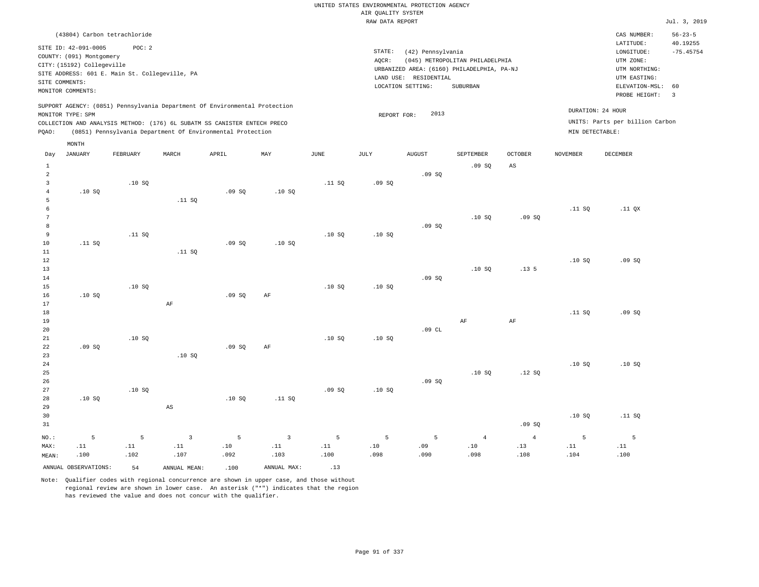UNITED STATES ENVIRONMENTAL PROTECTION AGENCY
AIR QUALITY SYSTEM
RAW DATA REPORT

Jul. 3, 2019

(43804) Carbon tetrachloride

SITE ID: 42-091-0005 POC: 2
COUNTY: (091) Montgomery
CITY: (15192) Collegeville
SITE ADDRESS: 601 E. Main St. Collegeville, PA
SITE COMMENTS:
MONITOR COMMENTS:

STATE: (42) Pennsylvania
AQCR: (045) METROPOLITAN PHILADELPHIA
URBANIZED AREA: (6160) PHILADELPHIA, PA-NJ
LAND USE: RESIDENTIAL
LOCATION SETTING: SUBURBAN

CAS NUMBER: 56-23-5
LATITUDE: 40.19255
LONGITUDE: -75.45754
UTM ZONE:
UTM NORTHING:
UTM EASTING:
ELEVATION-MSL: 60
PROBE HEIGHT: 3

SUPPORT AGENCY: (0851) Pennsylvania Department Of Environmental Protection
MONITOR TYPE: SPM
COLLECTION AND ANALYSIS METHOD: (176) 6L SUBATM SS CANISTER ENTECH PRECO
PQAO: (0851) Pennsylvania Department Of Environmental Protection

REPORT FOR: 2013

DURATION: 24 HOUR
UNITS: Parts per billion Carbon
MIN DETECTABLE:

| Day | JANUARY | FEBRUARY | MARCH | APRIL | MAY | JUNE | JULY | AUGUST | SEPTEMBER | OCTOBER | NOVEMBER | DECEMBER |
|---|---|---|---|---|---|---|---|---|---|---|---|---|
| 1 | | | | | | | | | .09 SQ | AS | | |
| 2 | | | | | | | | .09 SQ | | | | |
| 3 | | .10 SQ | | | | .11 SQ | .09 SQ | | | | | |
| 4 | .10 SQ | | | .09 SQ | .10 SQ | | | | | | | |
| 5 | | | .11 SQ | | | | | | | | | |
| 6 | | | | | | | | | | | .11 SQ | .11 QX |
| 7 | | | | | | | | | .10 SQ | .09 SQ | | |
| 8 | | | | | | | | .09 SQ | | | | |
| 9 | | .11 SQ | | | | .10 SQ | .10 SQ | | | | | |
| 10 | .11 SQ | | | .09 SQ | .10 SQ | | | | | | | |
| 11 | | | .11 SQ | | | | | | | | | |
| 12 | | | | | | | | | | | .10 SQ | .09 SQ |
| 13 | | | | | | | | | .10 SQ | .13 5 | | |
| 14 | | | | | | | | .09 SQ | | | | |
| 15 | | .10 SQ | | | | .10 SQ | .10 SQ | | | | | |
| 16 | .10 SQ | | | .09 SQ | AF | | | | | | | |
| 17 | | | AF | | | | | | | | | |
| 18 | | | | | | | | | | | .11 SQ | .09 SQ |
| 19 | | | | | | | | | AF | AF | | |
| 20 | | | | | | | | .09 CL | | | | |
| 21 | | .10 SQ | | | | .10 SQ | .10 SQ | | | | | |
| 22 | .09 SQ | | | .09 SQ | AF | | | | | | | |
| 23 | | | .10 SQ | | | | | | | | | |
| 24 | | | | | | | | | | | .10 SQ | .10 SQ |
| 25 | | | | | | | | | .10 SQ | .12 SQ | | |
| 26 | | | | | | | | .09 SQ | | | | |
| 27 | | .10 SQ | | | | .09 SQ | .10 SQ | | | | | |
| 28 | .10 SQ | | | .10 SQ | .11 SQ | | | | | | | |
| 29 | | | AS | | | | | | | | | |
| 30 | | | | | | | | | | | .10 SQ | .11 SQ |
| 31 | | | | | | | | | | .09 SQ | | |
| NO.: | 5 | 5 | 3 | 5 | 3 | 5 | 5 | 5 | 4 | 4 | 5 | 5 |
| MAX: | .11 | .11 | .11 | .10 | .11 | .11 | .10 | .09 | .10 | .13 | .11 | .11 |
| MEAN: | .100 | .102 | .107 | .092 | .103 | .100 | .098 | .090 | .098 | .108 | .104 | .100 |

ANNUAL OBSERVATIONS: 54 ANNUAL MEAN: .100 ANNUAL MAX: .13

Note: Qualifier codes with regional concurrence are shown in upper case, and those without regional review are shown in lower case. An asterisk ("*") indicates that the region has reviewed the value and does not concur with the qualifier.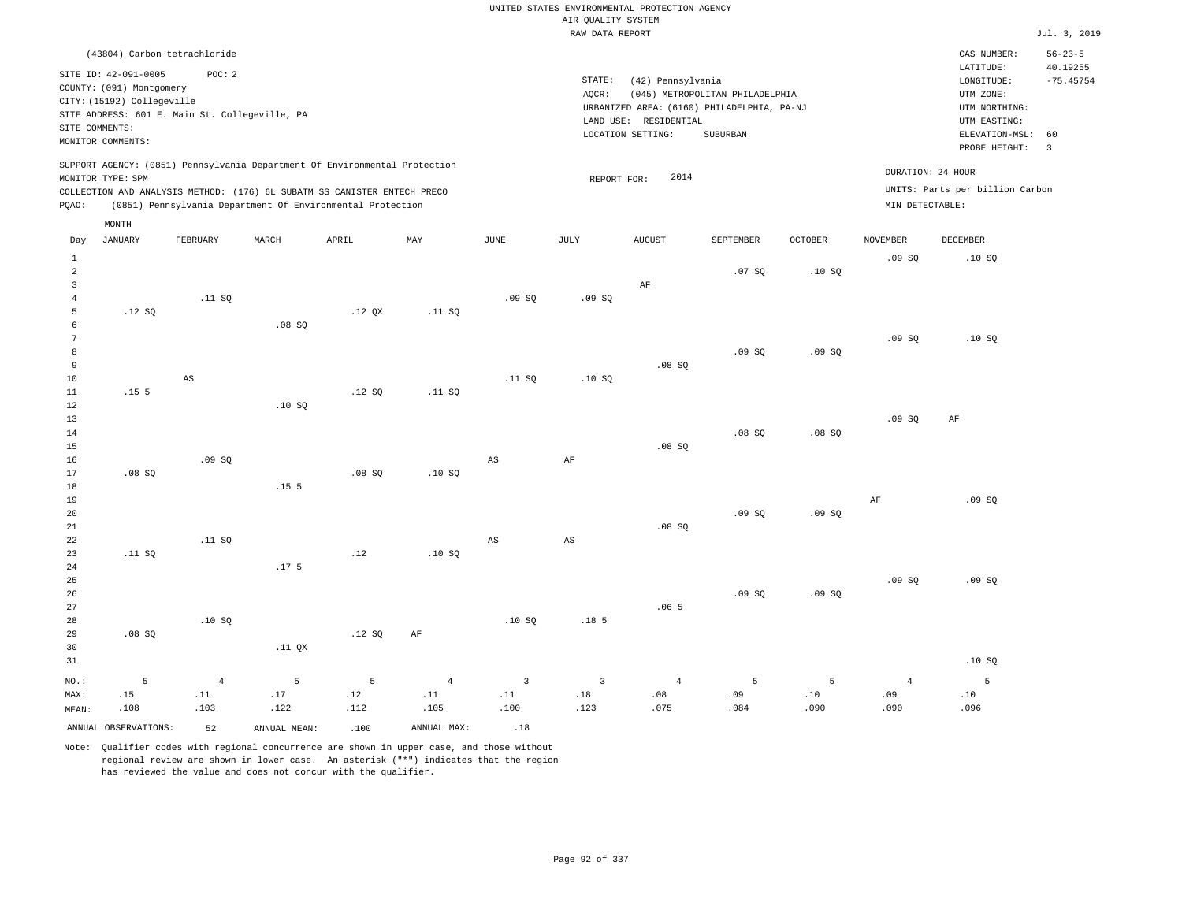UNITED STATES ENVIRONMENTAL PROTECTION AGENCY
AIR QUALITY SYSTEM
RAW DATA REPORT

Jul. 3, 2019

(43804) Carbon tetrachloride

SITE ID: 42-091-0005 POC: 2
COUNTY: (091) Montgomery
CITY: (15192) Collegeville
SITE ADDRESS: 601 E. Main St. Collegeville, PA
SITE COMMENTS:
MONITOR COMMENTS:

STATE: (42) Pennsylvania
AQCR: (045) METROPOLITAN PHILADELPHIA
URBANIZED AREA: (6160) PHILADELPHIA, PA-NJ
LAND USE: RESIDENTIAL
LOCATION SETTING: SUBURBAN

CAS NUMBER: 56-23-5
LATITUDE: 40.19255
LONGITUDE: -75.45754
UTM ZONE:
UTM NORTHING:
UTM EASTING:
ELEVATION-MSL: 60
PROBE HEIGHT: 3

SUPPORT AGENCY: (0851) Pennsylvania Department Of Environmental Protection
MONITOR TYPE: SPM
COLLECTION AND ANALYSIS METHOD: (176) 6L SUBATM SS CANISTER ENTECH PRECO
PQAO: (0851) Pennsylvania Department Of Environmental Protection

REPORT FOR: 2014

DURATION: 24 HOUR
UNITS: Parts per billion Carbon
MIN DETECTABLE:

| Day | JANUARY | FEBRUARY | MARCH | APRIL | MAY | JUNE | JULY | AUGUST | SEPTEMBER | OCTOBER | NOVEMBER | DECEMBER |
|---|---|---|---|---|---|---|---|---|---|---|---|---|
| 1 | | | | | | | | | | | .09 SQ | .10 SQ |
| 2 | | | | | | | | | .07 SQ | .10 SQ | | |
| 3 | | | | | | | | AF | | | | |
| 4 | | .11 SQ | | | | .09 SQ | .09 SQ | | | | | |
| 5 | .12 SQ | | | .12 QX | .11 SQ | | | | | | | |
| 6 | | | .08 SQ | | | | | | | | | |
| 7 | | | | | | | | | | | .09 SQ | .10 SQ |
| 8 | | | | | | | | | .09 SQ | .09 SQ | | |
| 9 | | | | | | | | .08 SQ | | | | |
| 10 | | AS | | | | .11 SQ | .10 SQ | | | | | |
| 11 | .15 5 | | | .12 SQ | .11 SQ | | | | | | | |
| 12 | | | .10 SQ | | | | | | | | | |
| 13 | | | | | | | | | | | .09 SQ | AF |
| 14 | | | | | | | | | .08 SQ | .08 SQ | | |
| 15 | | | | | | | | .08 SQ | | | | |
| 16 | | .09 SQ | | | | AS | AF | | | | | |
| 17 | .08 SQ | | | .08 SQ | .10 SQ | | | | | | | |
| 18 | | | .15 5 | | | | | | | | | |
| 19 | | | | | | | | | | | AF | .09 SQ |
| 20 | | | | | | | | | .09 SQ | .09 SQ | | |
| 21 | | | | | | | | .08 SQ | | | | |
| 22 | | .11 SQ | | | | AS | AS | | | | | |
| 23 | .11 SQ | | | .12 | .10 SQ | | | | | | | |
| 24 | | | .17 5 | | | | | | | | | |
| 25 | | | | | | | | | | | .09 SQ | .09 SQ |
| 26 | | | | | | | | | .09 SQ | .09 SQ | | |
| 27 | | | | | | | | .06 5 | | | | |
| 28 | | .10 SQ | | | | .10 SQ | .18 5 | | | | | |
| 29 | .08 SQ | | | .12 SQ | AF | | | | | | | |
| 30 | | | .11 QX | | | | | | | | | |
| 31 | | | | | | | | | | | | .10 SQ |
| NO.: | 5 | 4 | 5 | 5 | 4 | 3 | 3 | 4 | 5 | 5 | 4 | 5 |
| MAX: | .15 | .11 | .17 | .12 | .11 | .11 | .18 | .08 | .09 | .10 | .09 | .10 |
| MEAN: | .108 | .103 | .122 | .112 | .105 | .100 | .123 | .075 | .084 | .090 | .090 | .096 |

ANNUAL OBSERVATIONS: 52 ANNUAL MEAN: .100 ANNUAL MAX: .18

Note: Qualifier codes with regional concurrence are shown in upper case, and those without regional review are shown in lower case. An asterisk ("*") indicates that the region has reviewed the value and does not concur with the qualifier.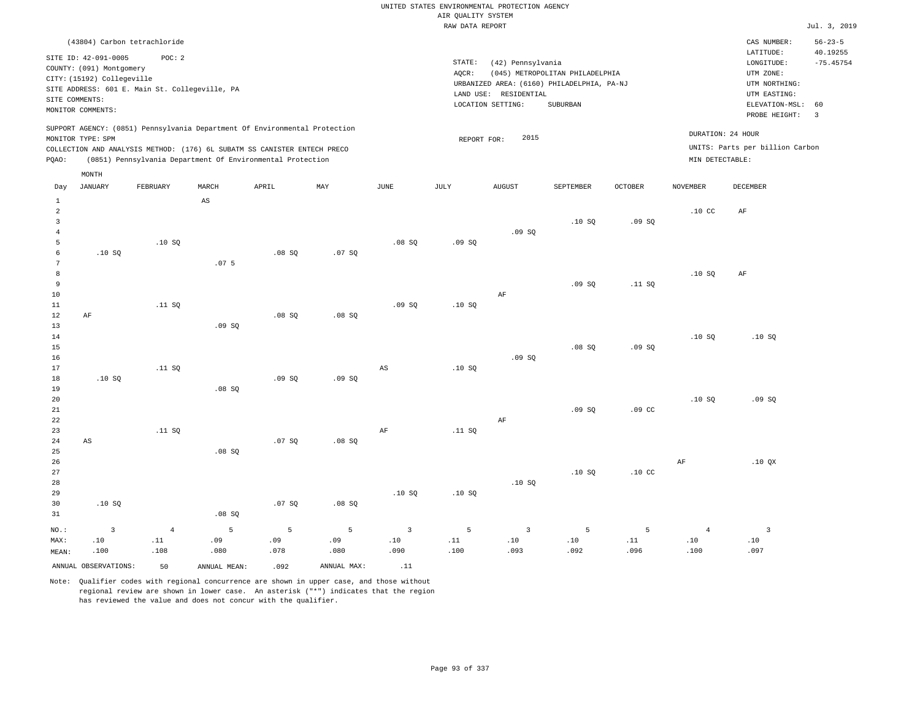UNITED STATES ENVIRONMENTAL PROTECTION AGENCY
AIR QUALITY SYSTEM
RAW DATA REPORT

Jul. 3, 2019

(43804) Carbon tetrachloride

SITE ID: 42-091-0005 POC: 2
COUNTY: (091) Montgomery
CITY: (15192) Collegeville
SITE ADDRESS: 601 E. Main St. Collegeville, PA
SITE COMMENTS:
MONITOR COMMENTS:

STATE: (42) Pennsylvania
AQCR: (045) METROPOLITAN PHILADELPHIA
URBANIZED AREA: (6160) PHILADELPHIA, PA-NJ
LAND USE: RESIDENTIAL
LOCATION SETTING: SUBURBAN

CAS NUMBER: 56-23-5
LATITUDE: 40.19255
LONGITUDE: -75.45754
UTM ZONE:
UTM NORTHING:
UTM EASTING:
ELEVATION-MSL: 60
PROBE HEIGHT: 3

SUPPORT AGENCY: (0851) Pennsylvania Department Of Environmental Protection
MONITOR TYPE: SPM
COLLECTION AND ANALYSIS METHOD: (176) 6L SUBATM SS CANISTER ENTECH PRECO
PQAO: (0851) Pennsylvania Department Of Environmental Protection

REPORT FOR: 2015

DURATION: 24 HOUR
UNITS: Parts per billion Carbon
MIN DETECTABLE:

| Day | JANUARY | FEBRUARY | MARCH | APRIL | MAY | JUNE | JULY | AUGUST | SEPTEMBER | OCTOBER | NOVEMBER | DECEMBER |
|---|---|---|---|---|---|---|---|---|---|---|---|---|
| 1 | | | AS | | | | | | | | | |
| 2 | | | | | | | | | | | .10 CC | AF |
| 3 | | | | | | | | | .10 SQ | .09 SQ | | |
| 4 | | | | | | | | .09 SQ | | | | |
| 5 | | .10 SQ | | | | .08 SQ | .09 SQ | | | | | |
| 6 | .10 SQ | | | .08 SQ | .07 SQ | | | | | | | |
| 7 | | | .07 5 | | | | | | | | | |
| 8 | | | | | | | | | | | .10 SQ | AF |
| 9 | | | | | | | | | .09 SQ | .11 SQ | | |
| 10 | | | | | | | | AF | | | | |
| 11 | | .11 SQ | | | | .09 SQ | .10 SQ | | | | | |
| 12 | AF | | | .08 SQ | .08 SQ | | | | | | | |
| 13 | | | .09 SQ | | | | | | | | | |
| 14 | | | | | | | | | | | .10 SQ | .10 SQ |
| 15 | | | | | | | | | .08 SQ | .09 SQ | | |
| 16 | | | | | | | | .09 SQ | | | | |
| 17 | | .11 SQ | | | | AS | .10 SQ | | | | | |
| 18 | .10 SQ | | | .09 SQ | .09 SQ | | | | | | | |
| 19 | | | .08 SQ | | | | | | | | | |
| 20 | | | | | | | | | | | .10 SQ | .09 SQ |
| 21 | | | | | | | | | .09 SQ | .09 CC | | |
| 22 | | | | | | | | AF | | | | |
| 23 | | .11 SQ | | | | AF | .11 SQ | | | | | |
| 24 | AS | | | .07 SQ | .08 SQ | | | | | | | |
| 25 | | | .08 SQ | | | | | | | | | |
| 26 | | | | | | | | | | | AF | .10 QX |
| 27 | | | | | | | | | .10 SQ | .10 CC | | |
| 28 | | | | | | | | .10 SQ | | | | |
| 29 | | | | | | .10 SQ | .10 SQ | | | | | |
| 30 | .10 SQ | | | .07 SQ | .08 SQ | | | | | | | |
| 31 | | | .08 SQ | | | | | | | | | |
| NO.: | 3 | 4 | 5 | 5 | 5 | 3 | 5 | 3 | 5 | 5 | 4 | 3 |
| MAX: | .10 | .11 | .09 | .09 | .09 | .10 | .11 | .10 | .10 | .11 | .10 | .10 |
| MEAN: | .100 | .108 | .080 | .078 | .080 | .090 | .100 | .093 | .092 | .096 | .100 | .097 |

ANNUAL OBSERVATIONS: 50 ANNUAL MEAN: .092 ANNUAL MAX: .11

Note: Qualifier codes with regional concurrence are shown in upper case, and those without regional review are shown in lower case. An asterisk ("*") indicates that the region has reviewed the value and does not concur with the qualifier.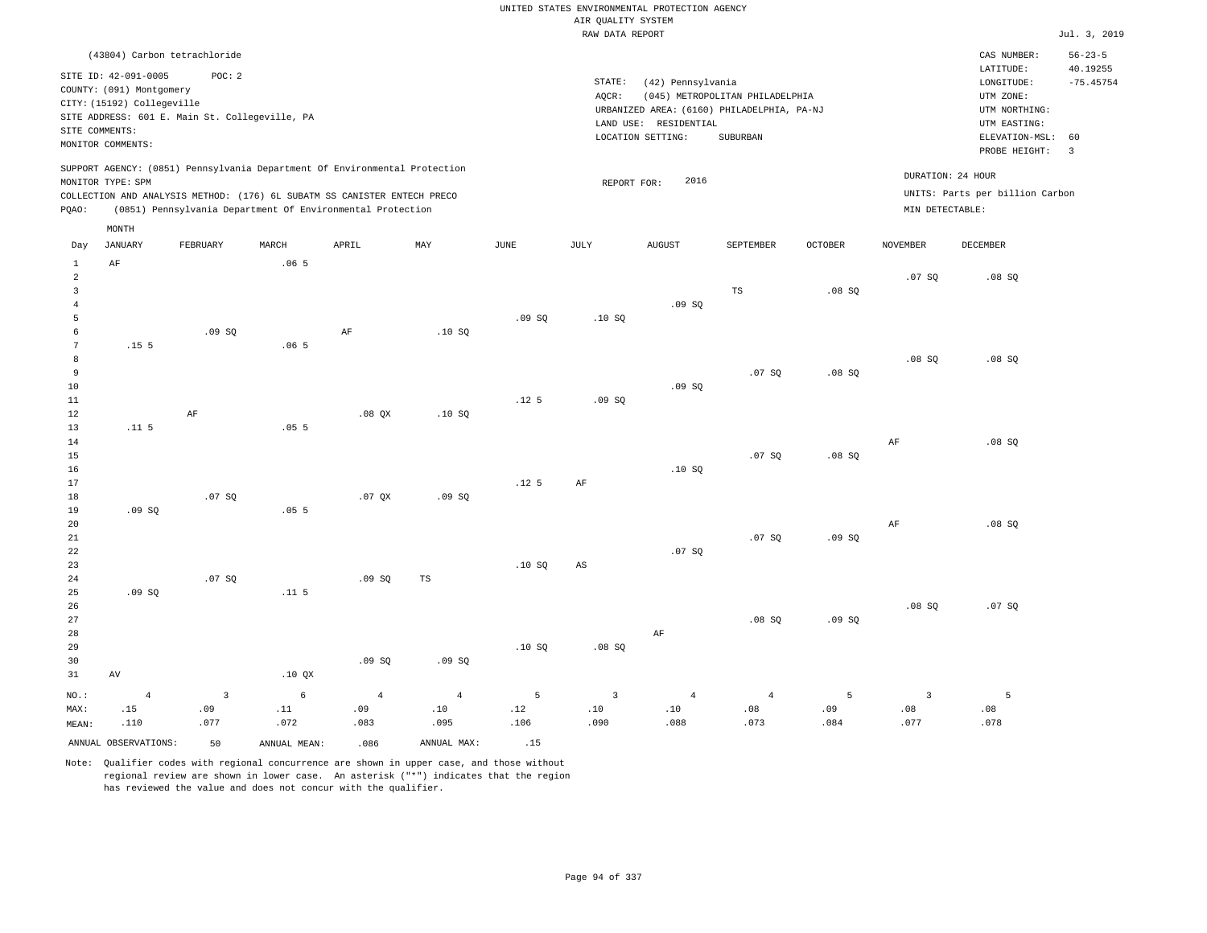UNITED STATES ENVIRONMENTAL PROTECTION AGENCY
AIR QUALITY SYSTEM
RAW DATA REPORT

Jul. 3, 2019

(43804) Carbon tetrachloride

SITE ID: 42-091-0005 POC: 2
COUNTY: (091) Montgomery
CITY: (15192) Collegeville
SITE ADDRESS: 601 E. Main St. Collegeville, PA
SITE COMMENTS:
MONITOR COMMENTS:

STATE: (42) Pennsylvania
AQCR: (045) METROPOLITAN PHILADELPHIA
URBANIZED AREA: (6160) PHILADELPHIA, PA-NJ
LAND USE: RESIDENTIAL
LOCATION SETTING: SUBURBAN

CAS NUMBER: 56-23-5
LATITUDE: 40.19255
LONGITUDE: -75.45754
UTM ZONE:
UTM NORTHING:
UTM EASTING:
ELEVATION-MSL: 60
PROBE HEIGHT: 3

SUPPORT AGENCY: (0851) Pennsylvania Department Of Environmental Protection
MONITOR TYPE: SPM
COLLECTION AND ANALYSIS METHOD: (176) 6L SUBATM SS CANISTER ENTECH PRECO
PQAO: (0851) Pennsylvania Department Of Environmental Protection

REPORT FOR: 2016

DURATION: 24 HOUR
UNITS: Parts per billion Carbon
MIN DETECTABLE:

| Day | JANUARY | FEBRUARY | MARCH | APRIL | MAY | JUNE | JULY | AUGUST | SEPTEMBER | OCTOBER | NOVEMBER | DECEMBER |
|---|---|---|---|---|---|---|---|---|---|---|---|---|
| 1 | AF | | .06 5 | | | | | | | | | |
| 2 | | | | | | | | | | | .07 SQ | .08 SQ |
| 3 | | | | | | | | | TS | .08 SQ | | |
| 4 | | | | | | | | .09 SQ | | | | |
| 5 | | | | | | .09 SQ | .10 SQ | | | | | |
| 6 | | .09 SQ | | AF | .10 SQ | | | | | | | |
| 7 | .15 5 | | .06 5 | | | | | | | | | |
| 8 | | | | | | | | | | | .08 SQ | .08 SQ |
| 9 | | | | | | | | | .07 SQ | .08 SQ | | |
| 10 | | | | | | | | .09 SQ | | | | |
| 11 | | | | | | .12 5 | .09 SQ | | | | | |
| 12 | | AF | | .08 QX | .10 SQ | | | | | | | |
| 13 | .11 5 | | .05 5 | | | | | | | | | |
| 14 | | | | | | | | | | | AF | .08 SQ |
| 15 | | | | | | | | | .07 SQ | .08 SQ | | |
| 16 | | | | | | | | .10 SQ | | | | |
| 17 | | | | | | .12 5 | AF | | | | | |
| 18 | | .07 SQ | | .07 QX | .09 SQ | | | | | | | |
| 19 | .09 SQ | | .05 5 | | | | | | | | | |
| 20 | | | | | | | | | | | AF | .08 SQ |
| 21 | | | | | | | | | .07 SQ | .09 SQ | | |
| 22 | | | | | | | | .07 SQ | | | | |
| 23 | | | | | | .10 SQ | AS | | | | | |
| 24 | | .07 SQ | | .09 SQ | TS | | | | | | | |
| 25 | .09 SQ | | .11 5 | | | | | | | | | |
| 26 | | | | | | | | | | | .08 SQ | .07 SQ |
| 27 | | | | | | | | | .08 SQ | .09 SQ | | |
| 28 | | | | | | | | AF | | | | |
| 29 | | | | | | .10 SQ | .08 SQ | | | | | |
| 30 | | | | .09 SQ | .09 SQ | | | | | | | |
| 31 | AV | | .10 QX | | | | | | | | | |
| NO.: | 4 | 3 | 6 | 4 | 4 | 5 | 3 | 4 | 4 | 5 | 3 | 5 |
| MAX: | .15 | .09 | .11 | .09 | .10 | .12 | .10 | .10 | .08 | .09 | .08 | .08 |
| MEAN: | .110 | .077 | .072 | .083 | .095 | .106 | .090 | .088 | .073 | .084 | .077 | .078 |

ANNUAL OBSERVATIONS: 50 ANNUAL MEAN: .086 ANNUAL MAX: .15

Note: Qualifier codes with regional concurrence are shown in upper case, and those without regional review are shown in lower case. An asterisk ("*") indicates that the region has reviewed the value and does not concur with the qualifier.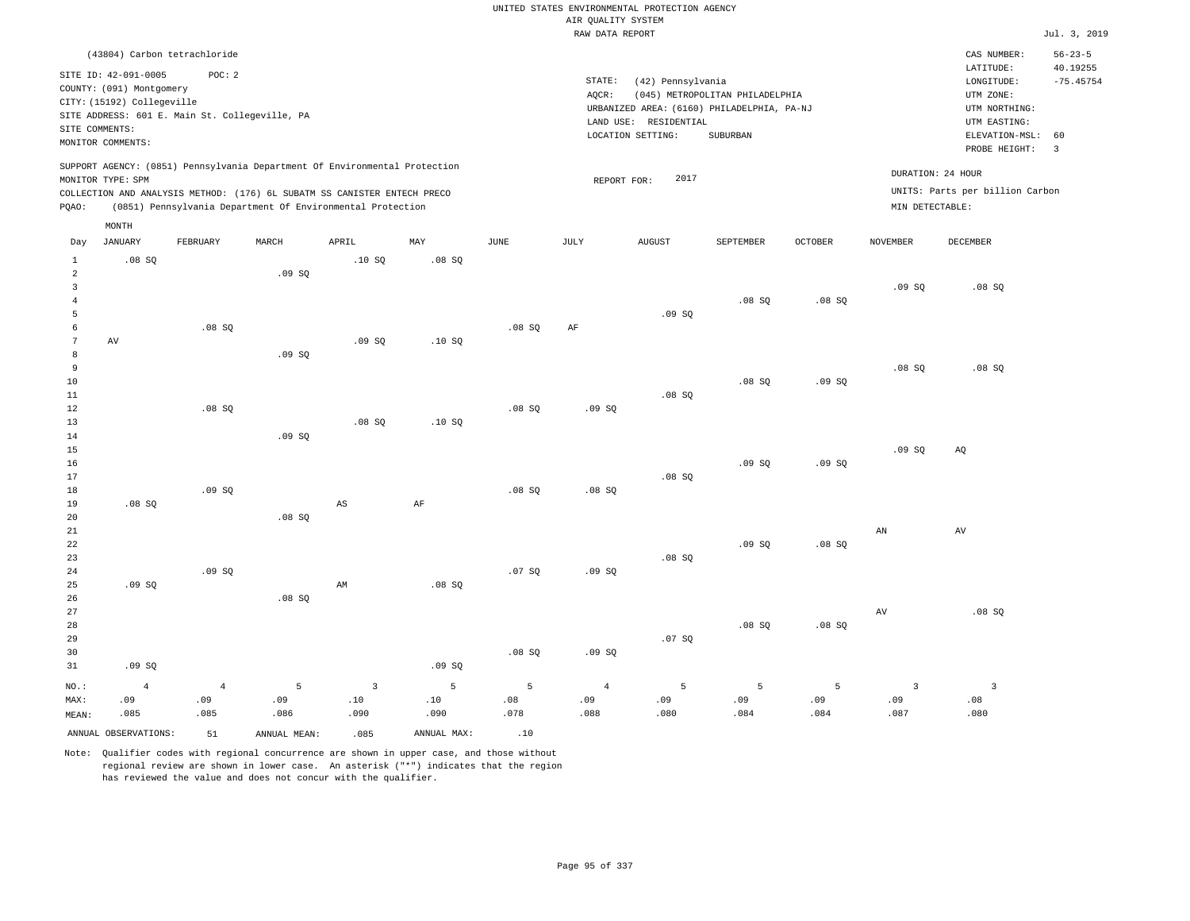UNITED STATES ENVIRONMENTAL PROTECTION AGENCY
AIR QUALITY SYSTEM
RAW DATA REPORT

Jul. 3, 2019

(43804) Carbon tetrachloride

SITE ID: 42-091-0005 POC: 2
COUNTY: (091) Montgomery
CITY: (15192) Collegeville
SITE ADDRESS: 601 E. Main St. Collegeville, PA
SITE COMMENTS:
MONITOR COMMENTS:

STATE: (42) Pennsylvania
AQCR: (045) METROPOLITAN PHILADELPHIA
URBANIZED AREA: (6160) PHILADELPHIA, PA-NJ
LAND USE: RESIDENTIAL
LOCATION SETTING: SUBURBAN

CAS NUMBER: 56-23-5
LATITUDE: 40.19255
LONGITUDE: -75.45754
UTM ZONE:
UTM NORTHING:
UTM EASTING:
ELEVATION-MSL: 60
PROBE HEIGHT: 3

SUPPORT AGENCY: (0851) Pennsylvania Department Of Environmental Protection
MONITOR TYPE: SPM
COLLECTION AND ANALYSIS METHOD: (176) 6L SUBATM SS CANISTER ENTECH PRECO
PQAO: (0851) Pennsylvania Department Of Environmental Protection

REPORT FOR: 2017

DURATION: 24 HOUR
UNITS: Parts per billion Carbon
MIN DETECTABLE:

| Day | JANUARY | FEBRUARY | MARCH | APRIL | MAY | JUNE | JULY | AUGUST | SEPTEMBER | OCTOBER | NOVEMBER | DECEMBER |
|---|---|---|---|---|---|---|---|---|---|---|---|---|
| 1 | .08 SQ | | | .10 SQ | .08 SQ | | | | | | | |
| 2 | | | .09 SQ | | | | | | | | | |
| 3 | | | | | | | | | | | .09 SQ | .08 SQ |
| 4 | | | | | | | | | .08 SQ | .08 SQ | | |
| 5 | | | | | | | | .09 SQ | | | | |
| 6 | | .08 SQ | | | | .08 SQ | AF | | | | | |
| 7 | AV | | | .09 SQ | .10 SQ | | | | | | | |
| 8 | | | .09 SQ | | | | | | | | | |
| 9 | | | | | | | | | | | .08 SQ | .08 SQ |
| 10 | | | | | | | | | .08 SQ | .09 SQ | | |
| 11 | | | | | | | | .08 SQ | | | | |
| 12 | | .08 SQ | | | | .08 SQ | .09 SQ | | | | | |
| 13 | | | | .08 SQ | .10 SQ | | | | | | | |
| 14 | | | .09 SQ | | | | | | | | | |
| 15 | | | | | | | | | | | .09 SQ | AQ |
| 16 | | | | | | | | | .09 SQ | .09 SQ | | |
| 17 | | | | | | | | .08 SQ | | | | |
| 18 | | .09 SQ | | | | .08 SQ | .08 SQ | | | | | |
| 19 | .08 SQ | | | AS | AF | | | | | | | |
| 20 | | | .08 SQ | | | | | | | | | |
| 21 | | | | | | | | | | | AN | AV |
| 22 | | | | | | | | | .09 SQ | .08 SQ | | |
| 23 | | | | | | | | .08 SQ | | | | |
| 24 | | .09 SQ | | | | .07 SQ | .09 SQ | | | | | |
| 25 | .09 SQ | | | AM | .08 SQ | | | | | | | |
| 26 | | | .08 SQ | | | | | | | | | |
| 27 | | | | | | | | | | | AV | .08 SQ |
| 28 | | | | | | | | | .08 SQ | .08 SQ | | |
| 29 | | | | | | | | .07 SQ | | | | |
| 30 | | | | | | .08 SQ | .09 SQ | | | | | |
| 31 | .09 SQ | | | | .09 SQ | | | | | | | |
| NO.: | 4 | 4 | 5 | 3 | 5 | 5 | 4 | 5 | 5 | 5 | 3 | 3 |
| MAX: | .09 | .09 | .09 | .10 | .10 | .08 | .09 | .09 | .09 | .09 | .09 | .08 |
| MEAN: | .085 | .085 | .086 | .090 | .090 | .078 | .088 | .080 | .084 | .084 | .087 | .080 |

ANNUAL OBSERVATIONS: 51   ANNUAL MEAN: .085   ANNUAL MAX: .10

Note: Qualifier codes with regional concurrence are shown in upper case, and those without regional review are shown in lower case. An asterisk ("*") indicates that the region has reviewed the value and does not concur with the qualifier.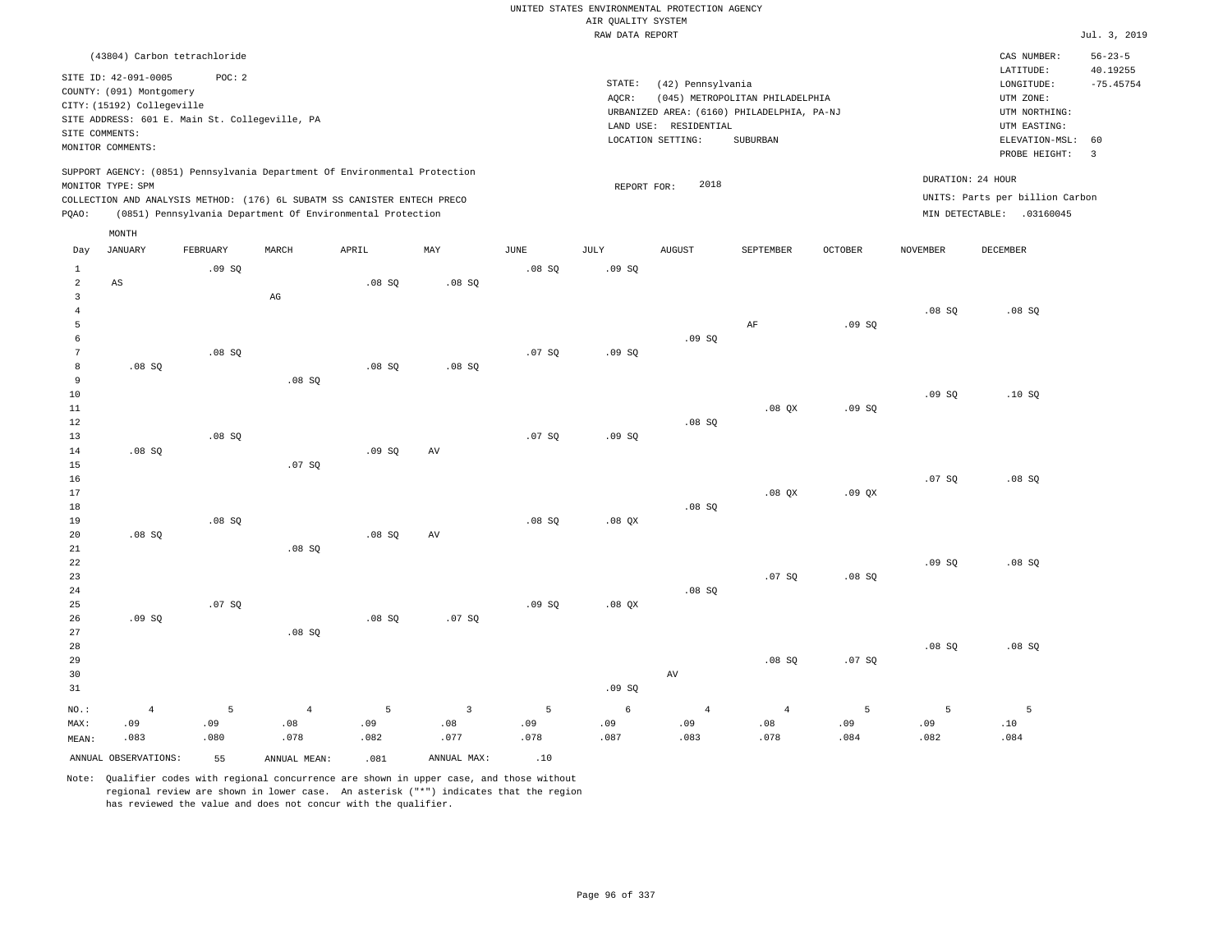UNITED STATES ENVIRONMENTAL PROTECTION AGENCY
AIR QUALITY SYSTEM
RAW DATA REPORT

Jul. 3, 2019

(43804) Carbon tetrachloride

SITE ID: 42-091-0005 POC: 2
COUNTY: (091) Montgomery
CITY: (15192) Collegeville
SITE ADDRESS: 601 E. Main St. Collegeville, PA
SITE COMMENTS:
MONITOR COMMENTS:

STATE: (42) Pennsylvania
AQCR: (045) METROPOLITAN PHILADELPHIA
URBANIZED AREA: (6160) PHILADELPHIA, PA-NJ
LAND USE: RESIDENTIAL
LOCATION SETTING: SUBURBAN

CAS NUMBER: 56-23-5
LATITUDE: 40.19255
LONGITUDE: -75.45754
UTM ZONE:
UTM NORTHING:
UTM EASTING:
ELEVATION-MSL: 60
PROBE HEIGHT: 3

SUPPORT AGENCY: (0851) Pennsylvania Department Of Environmental Protection
MONITOR TYPE: SPM
COLLECTION AND ANALYSIS METHOD: (176) 6L SUBATM SS CANISTER ENTECH PRECO
PQAO: (0851) Pennsylvania Department Of Environmental Protection

REPORT FOR: 2018

DURATION: 24 HOUR
UNITS: Parts per billion Carbon
MIN DETECTABLE: .03160045

| Day | JANUARY | FEBRUARY | MARCH | APRIL | MAY | JUNE | JULY | AUGUST | SEPTEMBER | OCTOBER | NOVEMBER | DECEMBER |
|---|---|---|---|---|---|---|---|---|---|---|---|---|
| 1 | | .09 SQ | | | | .08 SQ | .09 SQ | | | | | |
| 2 | AS | | | .08 SQ | .08 SQ | | | | | | | |
| 3 | | | AG | | | | | | | | | |
| 4 | | | | | | | | | | | .08 SQ | .08 SQ |
| 5 | | | | | | | | | AF | .09 SQ | | |
| 6 | | | | | | | | .09 SQ | | | | |
| 7 | | .08 SQ | | | | .07 SQ | .09 SQ | | | | | |
| 8 | .08 SQ | | | .08 SQ | .08 SQ | | | | | | | |
| 9 | | | .08 SQ | | | | | | | | | |
| 10 | | | | | | | | | | | .09 SQ | .10 SQ |
| 11 | | | | | | | | | .08 QX | .09 SQ | | |
| 12 | | | | | | | | .08 SQ | | | | |
| 13 | | .08 SQ | | | | .07 SQ | .09 SQ | | | | | |
| 14 | .08 SQ | | | .09 SQ | AV | | | | | | | |
| 15 | | | .07 SQ | | | | | | | | | |
| 16 | | | | | | | | | | | .07 SQ | .08 SQ |
| 17 | | | | | | | | | .08 QX | .09 QX | | |
| 18 | | | | | | | | .08 SQ | | | | |
| 19 | | .08 SQ | | | | .08 SQ | .08 QX | | | | | |
| 20 | .08 SQ | | | .08 SQ | AV | | | | | | | |
| 21 | | | .08 SQ | | | | | | | | | |
| 22 | | | | | | | | | | | .09 SQ | .08 SQ |
| 23 | | | | | | | | | .07 SQ | .08 SQ | | |
| 24 | | | | | | | | .08 SQ | | | | |
| 25 | | .07 SQ | | | | .09 SQ | .08 QX | | | | | |
| 26 | .09 SQ | | | .08 SQ | .07 SQ | | | | | | | |
| 27 | | | .08 SQ | | | | | | | | | |
| 28 | | | | | | | | | | | .08 SQ | .08 SQ |
| 29 | | | | | | | | | .08 SQ | .07 SQ | | |
| 30 | | | | | | | | AV | | | | |
| 31 | | | | | | | .09 SQ | | | | | |
| NO.: | 4 | 5 | 4 | 5 | 3 | 5 | 6 | 4 | 4 | 5 | 5 | 5 |
| MAX: | .09 | .09 | .08 | .09 | .08 | .09 | .09 | .09 | .08 | .09 | .09 | .10 |
| MEAN: | .083 | .080 | .078 | .082 | .077 | .078 | .087 | .083 | .078 | .084 | .082 | .084 |

ANNUAL OBSERVATIONS: 55 ANNUAL MEAN: .081 ANNUAL MAX: .10

Note: Qualifier codes with regional concurrence are shown in upper case, and those without regional review are shown in lower case. An asterisk ("*") indicates that the region has reviewed the value and does not concur with the qualifier.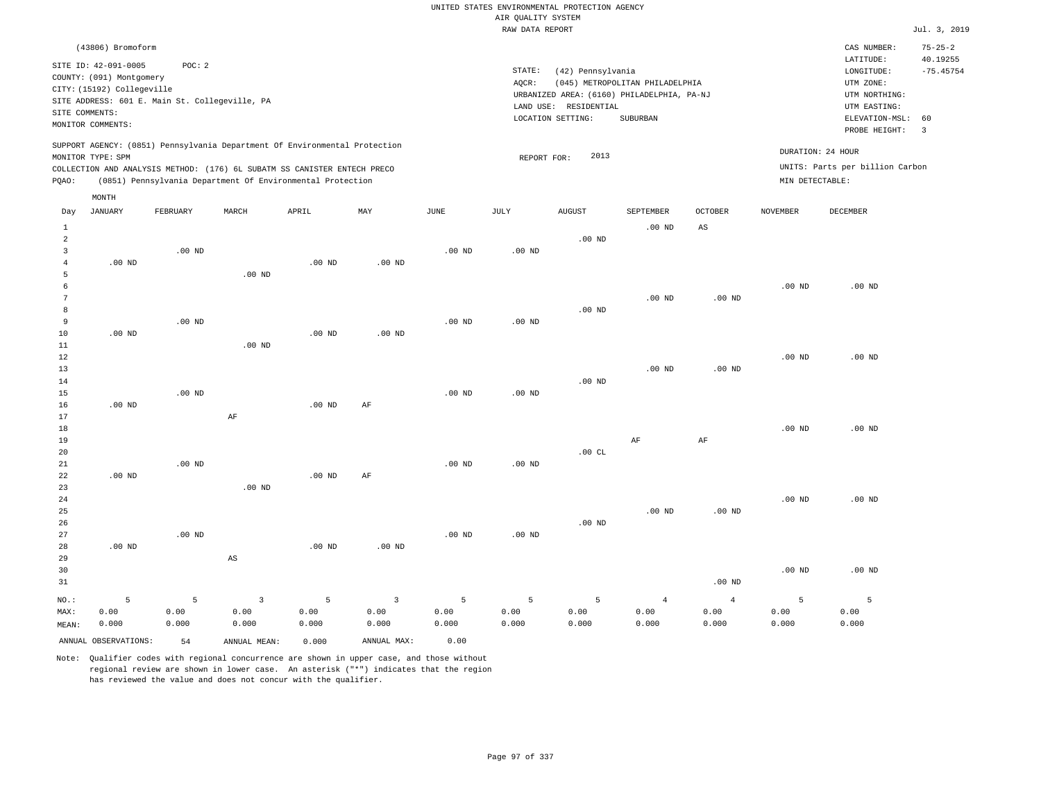UNITED STATES ENVIRONMENTAL PROTECTION AGENCY
AIR QUALITY SYSTEM
RAW DATA REPORT

Jul. 3, 2019

(43806) Bromoform

SITE ID: 42-091-0005 POC: 2
COUNTY: (091) Montgomery
CITY: (15192) Collegeville
SITE ADDRESS: 601 E. Main St. Collegeville, PA
SITE COMMENTS:
MONITOR COMMENTS:

STATE: (42) Pennsylvania
AQCR: (045) METROPOLITAN PHILADELPHIA
URBANIZED AREA: (6160) PHILADELPHIA, PA-NJ
LAND USE: RESIDENTIAL
LOCATION SETTING: SUBURBAN

CAS NUMBER: 75-25-2
LATITUDE: 40.19255
LONGITUDE: -75.45754
UTM ZONE:
UTM NORTHING:
UTM EASTING:
ELEVATION-MSL: 60
PROBE HEIGHT: 3

SUPPORT AGENCY: (0851) Pennsylvania Department Of Environmental Protection
MONITOR TYPE: SPM
COLLECTION AND ANALYSIS METHOD: (176) 6L SUBATM SS CANISTER ENTECH PRECO
PQAO: (0851) Pennsylvania Department Of Environmental Protection

REPORT FOR: 2013

DURATION: 24 HOUR
UNITS: Parts per billion Carbon
MIN DETECTABLE:

| Day | JANUARY | FEBRUARY | MARCH | APRIL | MAY | JUNE | JULY | AUGUST | SEPTEMBER | OCTOBER | NOVEMBER | DECEMBER |
|---|---|---|---|---|---|---|---|---|---|---|---|---|
| 1 | | | | | | | | | .00 ND | AS | | |
| 2 | | | | | | | | .00 ND | | | | |
| 3 | | .00 ND | | | | .00 ND | .00 ND | | | | | |
| 4 | .00 ND | | | .00 ND | .00 ND | | | | | | | |
| 5 | | | .00 ND | | | | | | | | | |
| 6 | | | | | | | | | | | .00 ND | .00 ND |
| 7 | | | | | | | | | .00 ND | .00 ND | | |
| 8 | | | | | | | | .00 ND | | | | |
| 9 | | .00 ND | | | | .00 ND | .00 ND | | | | | |
| 10 | .00 ND | | | .00 ND | .00 ND | | | | | | | |
| 11 | | | .00 ND | | | | | | | | | |
| 12 | | | | | | | | | | | .00 ND | .00 ND |
| 13 | | | | | | | | | .00 ND | .00 ND | | |
| 14 | | | | | | | | .00 ND | | | | |
| 15 | | .00 ND | | | | .00 ND | .00 ND | | | | | |
| 16 | .00 ND | | | .00 ND | AF | | | | | | | |
| 17 | | | AF | | | | | | | | | |
| 18 | | | | | | | | | | | .00 ND | .00 ND |
| 19 | | | | | | | | | AF | AF | | |
| 20 | | | | | | | | .00 CL | | | | |
| 21 | | .00 ND | | | | .00 ND | .00 ND | | | | | |
| 22 | .00 ND | | | .00 ND | AF | | | | | | | |
| 23 | | | .00 ND | | | | | | | | | |
| 24 | | | | | | | | | | | .00 ND | .00 ND |
| 25 | | | | | | | | | .00 ND | .00 ND | | |
| 26 | | | | | | | | .00 ND | | | | |
| 27 | | .00 ND | | | | .00 ND | .00 ND | | | | | |
| 28 | .00 ND | | | .00 ND | .00 ND | | | | | | | |
| 29 | | | AS | | | | | | | | | |
| 30 | | | | | | | | | | | .00 ND | .00 ND |
| 31 | | | | | | | | | | .00 ND | | |
| NO.: | 5 | 5 | 3 | 5 | 3 | 5 | 5 | 5 | 4 | 4 | 5 | 5 |
| MAX: | 0.00 | 0.00 | 0.00 | 0.00 | 0.00 | 0.00 | 0.00 | 0.00 | 0.00 | 0.00 | 0.00 | 0.00 |
| MEAN: | 0.000 | 0.000 | 0.000 | 0.000 | 0.000 | 0.000 | 0.000 | 0.000 | 0.000 | 0.000 | 0.000 | 0.000 |

ANNUAL OBSERVATIONS: 54 ANNUAL MEAN: 0.000 ANNUAL MAX: 0.00

Note: Qualifier codes with regional concurrence are shown in upper case, and those without regional review are shown in lower case. An asterisk ("*") indicates that the region has reviewed the value and does not concur with the qualifier.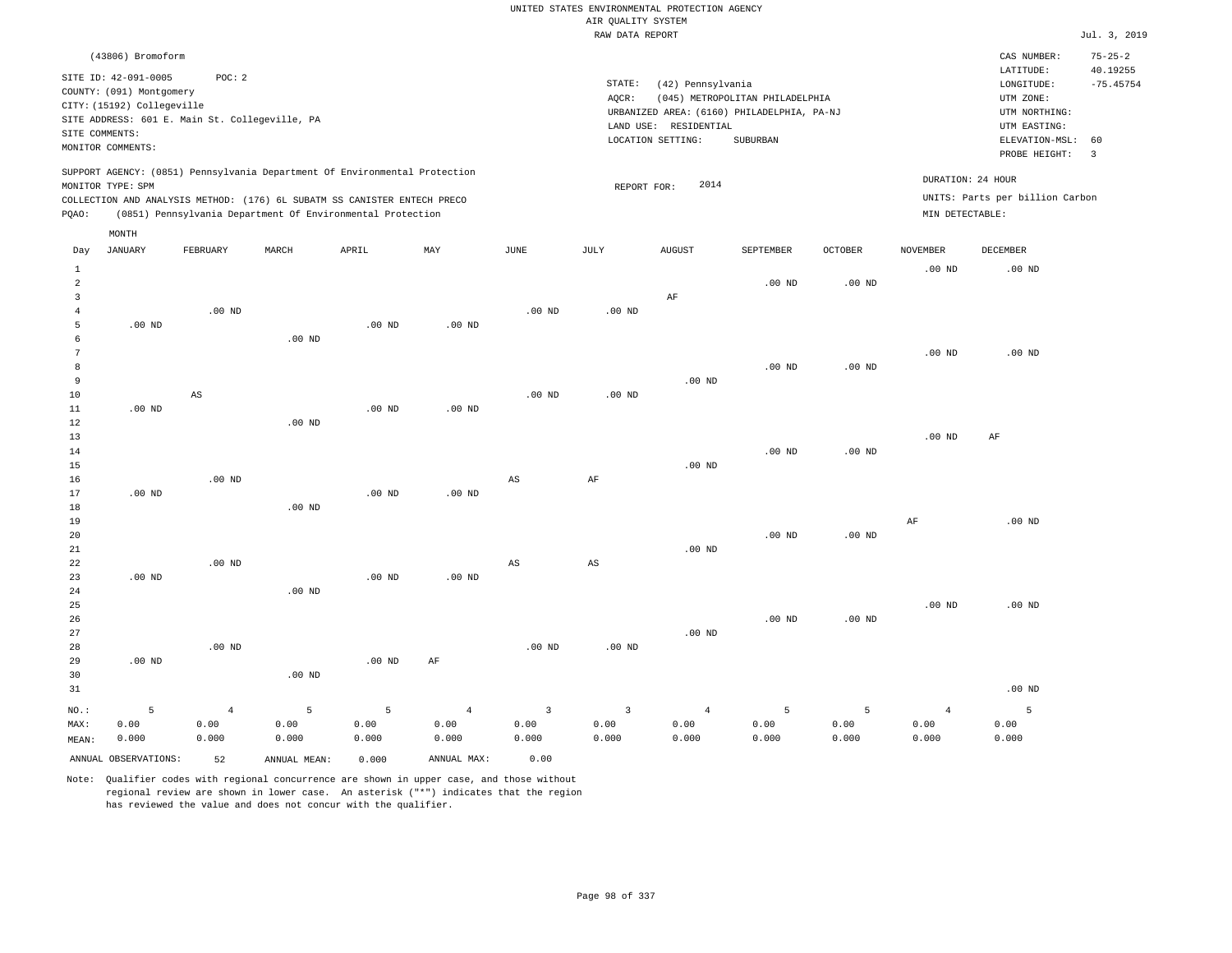UNITED STATES ENVIRONMENTAL PROTECTION AGENCY
AIR QUALITY SYSTEM
RAW DATA REPORT

Jul. 3, 2019

(43806) Bromoform

SITE ID: 42-091-0005 POC: 2
COUNTY: (091) Montgomery
CITY: (15192) Collegeville
SITE ADDRESS: 601 E. Main St. Collegeville, PA
SITE COMMENTS:
MONITOR COMMENTS:

STATE: (42) Pennsylvania
AQCR: (045) METROPOLITAN PHILADELPHIA
URBANIZED AREA: (6160) PHILADELPHIA, PA-NJ
LAND USE: RESIDENTIAL
LOCATION SETTING: SUBURBAN

CAS NUMBER: 75-25-2
LATITUDE: 40.19255
LONGITUDE: -75.45754
UTM ZONE:
UTM NORTHING:
UTM EASTING:
ELEVATION-MSL: 60
PROBE HEIGHT: 3

SUPPORT AGENCY: (0851) Pennsylvania Department Of Environmental Protection
MONITOR TYPE: SPM
COLLECTION AND ANALYSIS METHOD: (176) 6L SUBATM SS CANISTER ENTECH PRECO
PQAO: (0851) Pennsylvania Department Of Environmental Protection

REPORT FOR: 2014

DURATION: 24 HOUR
UNITS: Parts per billion Carbon
MIN DETECTABLE:

| Day | JANUARY | FEBRUARY | MARCH | APRIL | MAY | JUNE | JULY | AUGUST | SEPTEMBER | OCTOBER | NOVEMBER | DECEMBER |
|---|---|---|---|---|---|---|---|---|---|---|---|---|
| 1 | | | | | | | | | | | .00 ND | .00 ND |
| 2 | | | | | | | | | .00 ND | .00 ND | | |
| 3 | | | | | | | | AF | | | | |
| 4 | | .00 ND | | | | .00 ND | .00 ND | | | | | |
| 5 | .00 ND | | | .00 ND | .00 ND | | | | | | | |
| 6 | | | .00 ND | | | | | | | | | |
| 7 | | | | | | | | | | | .00 ND | .00 ND |
| 8 | | | | | | | | | .00 ND | .00 ND | | |
| 9 | | | | | | | | .00 ND | | | | |
| 10 | | AS | | | | .00 ND | .00 ND | | | | | |
| 11 | .00 ND | | | .00 ND | .00 ND | | | | | | | |
| 12 | | | .00 ND | | | | | | | | | |
| 13 | | | | | | | | | | | .00 ND | AF |
| 14 | | | | | | | | | .00 ND | .00 ND | | |
| 15 | | | | | | | | .00 ND | | | | |
| 16 | | .00 ND | | | | AS | AF | | | | | |
| 17 | .00 ND | | | .00 ND | .00 ND | | | | | | | |
| 18 | | | .00 ND | | | | | | | | | |
| 19 | | | | | | | | | | | AF | .00 ND |
| 20 | | | | | | | | | .00 ND | .00 ND | | |
| 21 | | | | | | | | .00 ND | | | | |
| 22 | | .00 ND | | | | AS | AS | | | | | |
| 23 | .00 ND | | | .00 ND | .00 ND | | | | | | | |
| 24 | | | .00 ND | | | | | | | | | |
| 25 | | | | | | | | | | | .00 ND | .00 ND |
| 26 | | | | | | | | | .00 ND | .00 ND | | |
| 27 | | | | | | | | .00 ND | | | | |
| 28 | | .00 ND | | | | .00 ND | .00 ND | | | | | |
| 29 | .00 ND | | | .00 ND | AF | | | | | | | |
| 30 | | | .00 ND | | | | | | | | | |
| 31 | | | | | | | | | | | | .00 ND |
| NO.: | 5 | 4 | 5 | 5 | 4 | 3 | 3 | 4 | 5 | 5 | 4 | 5 |
| MAX: | 0.00 | 0.00 | 0.00 | 0.00 | 0.00 | 0.00 | 0.00 | 0.00 | 0.00 | 0.00 | 0.00 | 0.00 |
| MEAN: | 0.000 | 0.000 | 0.000 | 0.000 | 0.000 | 0.000 | 0.000 | 0.000 | 0.000 | 0.000 | 0.000 | 0.000 |

ANNUAL OBSERVATIONS: 52 ANNUAL MEAN: 0.000 ANNUAL MAX: 0.00

Note: Qualifier codes with regional concurrence are shown in upper case, and those without regional review are shown in lower case. An asterisk ("*") indicates that the region has reviewed the value and does not concur with the qualifier.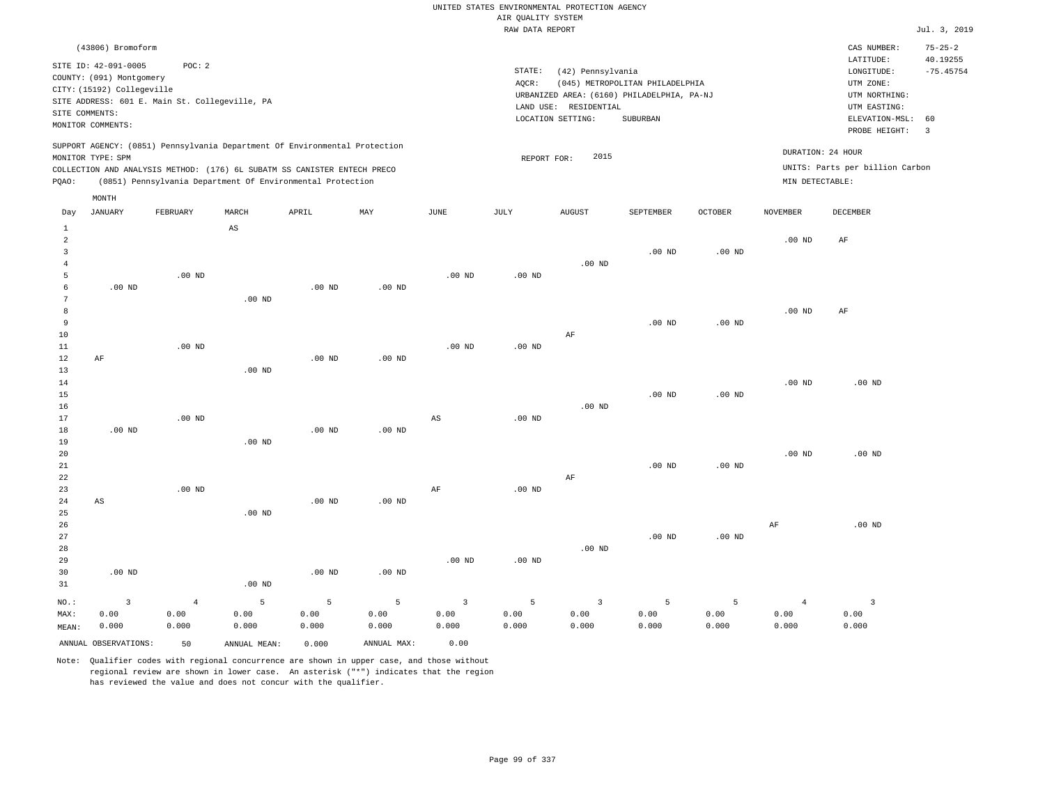UNITED STATES ENVIRONMENTAL PROTECTION AGENCY
AIR QUALITY SYSTEM
RAW DATA REPORT

Jul. 3, 2019

(43806) Bromoform

SITE ID: 42-091-0005 POC: 2
COUNTY: (091) Montgomery
CITY: (15192) Collegeville
SITE ADDRESS: 601 E. Main St. Collegeville, PA
SITE COMMENTS:
MONITOR COMMENTS:

STATE: (42) Pennsylvania
AQCR: (045) METROPOLITAN PHILADELPHIA
URBANIZED AREA: (6160) PHILADELPHIA, PA-NJ
LAND USE: RESIDENTIAL
LOCATION SETTING: SUBURBAN

CAS NUMBER: 75-25-2
LATITUDE: 40.19255
LONGITUDE: -75.45754
UTM ZONE:
UTM NORTHING:
UTM EASTING:
ELEVATION-MSL: 60
PROBE HEIGHT: 3

SUPPORT AGENCY: (0851) Pennsylvania Department Of Environmental Protection
MONITOR TYPE: SPM
COLLECTION AND ANALYSIS METHOD: (176) 6L SUBATM SS CANISTER ENTECH PRECO
PQAO: (0851) Pennsylvania Department Of Environmental Protection

REPORT FOR: 2015

DURATION: 24 HOUR
UNITS: Parts per billion Carbon
MIN DETECTABLE:

| Day | JANUARY | FEBRUARY | MARCH | APRIL | MAY | JUNE | JULY | AUGUST | SEPTEMBER | OCTOBER | NOVEMBER | DECEMBER |
|---|---|---|---|---|---|---|---|---|---|---|---|---|
| 1 | | | AS | | | | | | | | | |
| 2 | | | | | | | | | | | .00 ND | AF |
| 3 | | | | | | | | | .00 ND | .00 ND | | |
| 4 | | | | | | | | .00 ND | | | | |
| 5 | | .00 ND | | | | .00 ND | .00 ND | | | | | |
| 6 | .00 ND | | | .00 ND | .00 ND | | | | | | | |
| 7 | | | .00 ND | | | | | | | | | |
| 8 | | | | | | | | | | | .00 ND | AF |
| 9 | | | | | | | | | .00 ND | .00 ND | | |
| 10 | | | | | | | | AF | | | | |
| 11 | | .00 ND | | | | .00 ND | .00 ND | | | | | |
| 12 | AF | | | .00 ND | .00 ND | | | | | | | |
| 13 | | | .00 ND | | | | | | | | | |
| 14 | | | | | | | | | | | .00 ND | .00 ND |
| 15 | | | | | | | | | .00 ND | .00 ND | | |
| 16 | | | | | | | | .00 ND | | | | |
| 17 | | .00 ND | | | | AS | .00 ND | | | | | |
| 18 | .00 ND | | | .00 ND | .00 ND | | | | | | | |
| 19 | | | .00 ND | | | | | | | | | |
| 20 | | | | | | | | | | | .00 ND | .00 ND |
| 21 | | | | | | | | | .00 ND | .00 ND | | |
| 22 | | | | | | | | AF | | | | |
| 23 | | .00 ND | | | | AF | .00 ND | | | | | |
| 24 | AS | | | .00 ND | .00 ND | | | | | | | |
| 25 | | | .00 ND | | | | | | | | | |
| 26 | | | | | | | | | | | AF | .00 ND |
| 27 | | | | | | | | | .00 ND | .00 ND | | |
| 28 | | | | | | | | .00 ND | | | | |
| 29 | | | | | | .00 ND | .00 ND | | | | | |
| 30 | .00 ND | | | .00 ND | .00 ND | | | | | | | |
| 31 | | | .00 ND | | | | | | | | | |
| NO.: | 3 | 4 | 5 | 5 | 5 | 3 | 5 | 3 | 5 | 5 | 4 | 3 |
| MAX: | 0.00 | 0.00 | 0.00 | 0.00 | 0.00 | 0.00 | 0.00 | 0.00 | 0.00 | 0.00 | 0.00 | 0.00 |
| MEAN: | 0.000 | 0.000 | 0.000 | 0.000 | 0.000 | 0.000 | 0.000 | 0.000 | 0.000 | 0.000 | 0.000 | 0.000 |

ANNUAL OBSERVATIONS: 50 ANNUAL MEAN: 0.000 ANNUAL MAX: 0.00

Note: Qualifier codes with regional concurrence are shown in upper case, and those without regional review are shown in lower case. An asterisk ("*") indicates that the region has reviewed the value and does not concur with the qualifier.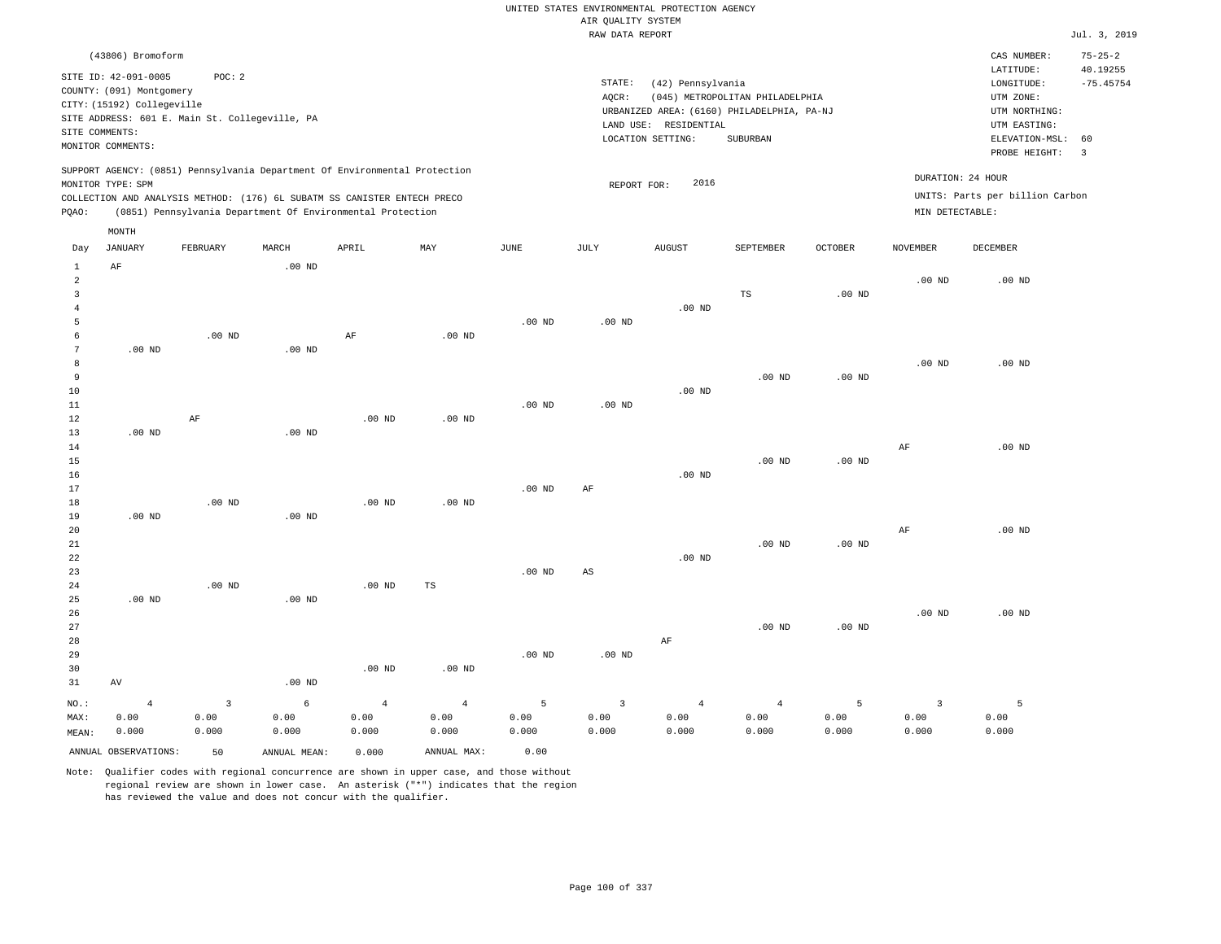UNITED STATES ENVIRONMENTAL PROTECTION AGENCY
AIR QUALITY SYSTEM
RAW DATA REPORT

Jul. 3, 2019

(43806) Bromoform

SITE ID: 42-091-0005 POC: 2
COUNTY: (091) Montgomery
CITY: (15192) Collegeville
SITE ADDRESS: 601 E. Main St. Collegeville, PA
SITE COMMENTS:
MONITOR COMMENTS:

STATE: (42) Pennsylvania
AQCR: (045) METROPOLITAN PHILADELPHIA
URBANIZED AREA: (6160) PHILADELPHIA, PA-NJ
LAND USE: RESIDENTIAL
LOCATION SETTING: SUBURBAN

CAS NUMBER: 75-25-2
LATITUDE: 40.19255
LONGITUDE: -75.45754
UTM ZONE:
UTM NORTHING:
UTM EASTING:
ELEVATION-MSL: 60
PROBE HEIGHT: 3

SUPPORT AGENCY: (0851) Pennsylvania Department Of Environmental Protection
MONITOR TYPE: SPM
COLLECTION AND ANALYSIS METHOD: (176) 6L SUBATM SS CANISTER ENTECH PRECO
PQAO: (0851) Pennsylvania Department Of Environmental Protection

REPORT FOR: 2016

DURATION: 24 HOUR
UNITS: Parts per billion Carbon
MIN DETECTABLE:

| Day | JANUARY | FEBRUARY | MARCH | APRIL | MAY | JUNE | JULY | AUGUST | SEPTEMBER | OCTOBER | NOVEMBER | DECEMBER |
|---|---|---|---|---|---|---|---|---|---|---|---|---|
| 1 | AF | | .00 ND | | | | | | | | | |
| 2 | | | | | | | | | | | .00 ND | .00 ND |
| 3 | | | | | | | | | TS | .00 ND | | |
| 4 | | | | | | | | .00 ND | | | | |
| 5 | | | | | | .00 ND | .00 ND | | | | | |
| 6 | | .00 ND | | AF | .00 ND | | | | | | | |
| 7 | .00 ND | | .00 ND | | | | | | | | | |
| 8 | | | | | | | | | | | .00 ND | .00 ND |
| 9 | | | | | | | | | .00 ND | .00 ND | | |
| 10 | | | | | | | | .00 ND | | | | |
| 11 | | | | | | .00 ND | .00 ND | | | | | |
| 12 | | AF | | .00 ND | .00 ND | | | | | | | |
| 13 | .00 ND | | .00 ND | | | | | | | | | |
| 14 | | | | | | | | | | | AF | .00 ND |
| 15 | | | | | | | | | .00 ND | .00 ND | | |
| 16 | | | | | | | | .00 ND | | | | |
| 17 | | | | | | .00 ND | AF | | | | | |
| 18 | | .00 ND | | .00 ND | .00 ND | | | | | | | |
| 19 | .00 ND | | .00 ND | | | | | | | | | |
| 20 | | | | | | | | | | | AF | .00 ND |
| 21 | | | | | | | | | .00 ND | .00 ND | | |
| 22 | | | | | | | | .00 ND | | | | |
| 23 | | | | | | .00 ND | AS | | | | | |
| 24 | | .00 ND | | .00 ND | TS | | | | | | | |
| 25 | .00 ND | | .00 ND | | | | | | | | | |
| 26 | | | | | | | | | | | .00 ND | .00 ND |
| 27 | | | | | | | | | .00 ND | .00 ND | | |
| 28 | | | | | | | | AF | | | | |
| 29 | | | | | | .00 ND | .00 ND | | | | | |
| 30 | | | | .00 ND | .00 ND | | | | | | | |
| 31 | AV | | .00 ND | | | | | | | | | |
| NO.: | 4 | 3 | 6 | 4 | 4 | 5 | 3 | 4 | 4 | 5 | 3 | 5 |
| MAX: | 0.00 | 0.00 | 0.00 | 0.00 | 0.00 | 0.00 | 0.00 | 0.00 | 0.00 | 0.00 | 0.00 | 0.00 |
| MEAN: | 0.000 | 0.000 | 0.000 | 0.000 | 0.000 | 0.000 | 0.000 | 0.000 | 0.000 | 0.000 | 0.000 | 0.000 |

ANNUAL OBSERVATIONS: 50 ANNUAL MEAN: 0.000 ANNUAL MAX: 0.00

Note: Qualifier codes with regional concurrence are shown in upper case, and those without regional review are shown in lower case. An asterisk ("*") indicates that the region has reviewed the value and does not concur with the qualifier.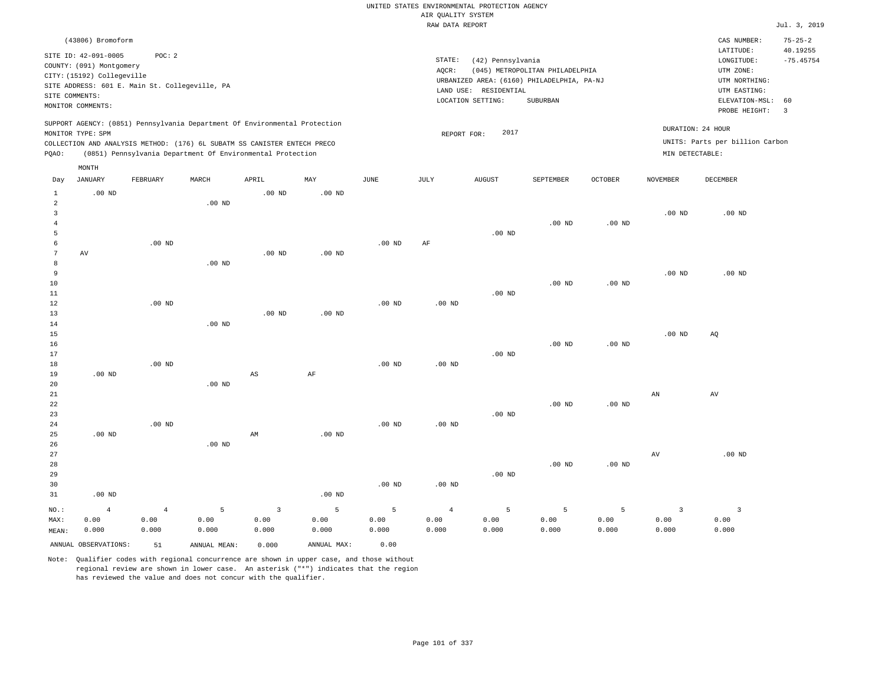UNITED STATES ENVIRONMENTAL PROTECTION AGENCY
AIR QUALITY SYSTEM
RAW DATA REPORT

Jul. 3, 2019

(43806) Bromoform

SITE ID: 42-091-0005 POC: 2
COUNTY: (091) Montgomery
CITY: (15192) Collegeville
SITE ADDRESS: 601 E. Main St. Collegeville, PA
SITE COMMENTS:
MONITOR COMMENTS:

STATE: (42) Pennsylvania
AQCR: (045) METROPOLITAN PHILADELPHIA
URBANIZED AREA: (6160) PHILADELPHIA, PA-NJ
LAND USE: RESIDENTIAL
LOCATION SETTING: SUBURBAN

CAS NUMBER: 75-25-2
LATITUDE: 40.19255
LONGITUDE: -75.45754
UTM ZONE:
UTM NORTHING:
UTM EASTING:
ELEVATION-MSL: 60
PROBE HEIGHT: 3

SUPPORT AGENCY: (0851) Pennsylvania Department Of Environmental Protection
MONITOR TYPE: SPM
COLLECTION AND ANALYSIS METHOD: (176) 6L SUBATM SS CANISTER ENTECH PRECO
PQAO: (0851) Pennsylvania Department Of Environmental Protection

REPORT FOR: 2017

DURATION: 24 HOUR
UNITS: Parts per billion Carbon
MIN DETECTABLE:

| Day | JANUARY | FEBRUARY | MARCH | APRIL | MAY | JUNE | JULY | AUGUST | SEPTEMBER | OCTOBER | NOVEMBER | DECEMBER |
|---|---|---|---|---|---|---|---|---|---|---|---|---|
| 1 | .00 ND | | | .00 ND | .00 ND | | | | | | | |
| 2 | | | .00 ND | | | | | | | | | |
| 3 | | | | | | | | | | | .00 ND | .00 ND |
| 4 | | | | | | | | | .00 ND | .00 ND | | |
| 5 | | | | | | | | .00 ND | | | | |
| 6 | | .00 ND | | | | .00 ND | AF | | | | | |
| 7 | AV | | | .00 ND | .00 ND | | | | | | | |
| 8 | | | .00 ND | | | | | | | | | |
| 9 | | | | | | | | | | | .00 ND | .00 ND |
| 10 | | | | | | | | | .00 ND | .00 ND | | |
| 11 | | | | | | | | .00 ND | | | | |
| 12 | | .00 ND | | | | .00 ND | .00 ND | | | | | |
| 13 | | | | .00 ND | .00 ND | | | | | | | |
| 14 | | | .00 ND | | | | | | | | | |
| 15 | | | | | | | | | | | .00 ND | AQ |
| 16 | | | | | | | | | .00 ND | .00 ND | | |
| 17 | | | | | | | | .00 ND | | | | |
| 18 | | .00 ND | | | | .00 ND | .00 ND | | | | | |
| 19 | .00 ND | | | AS | AF | | | | | | | |
| 20 | | | .00 ND | | | | | | | | | |
| 21 | | | | | | | | | | | AN | AV |
| 22 | | | | | | | | | .00 ND | .00 ND | | |
| 23 | | | | | | | | .00 ND | | | | |
| 24 | | .00 ND | | | | .00 ND | .00 ND | | | | | |
| 25 | .00 ND | | | AM | .00 ND | | | | | | | |
| 26 | | | .00 ND | | | | | | | | | |
| 27 | | | | | | | | | | | AV | .00 ND |
| 28 | | | | | | | | | .00 ND | .00 ND | | |
| 29 | | | | | | | | .00 ND | | | | |
| 30 | | | | | | .00 ND | .00 ND | | | | | |
| 31 | .00 ND | | | | .00 ND | | | | | | | |
| NO.: | 4 | 4 | 5 | 3 | 5 | 5 | 4 | 5 | 5 | 5 | 3 | 3 |
| MAX: | 0.00 | 0.00 | 0.00 | 0.00 | 0.00 | 0.00 | 0.00 | 0.00 | 0.00 | 0.00 | 0.00 | 0.00 |
| MEAN: | 0.000 | 0.000 | 0.000 | 0.000 | 0.000 | 0.000 | 0.000 | 0.000 | 0.000 | 0.000 | 0.000 | 0.000 |

ANNUAL OBSERVATIONS: 51 ANNUAL MEAN: 0.000 ANNUAL MAX: 0.00

Note: Qualifier codes with regional concurrence are shown in upper case, and those without regional review are shown in lower case. An asterisk ("*") indicates that the region has reviewed the value and does not concur with the qualifier.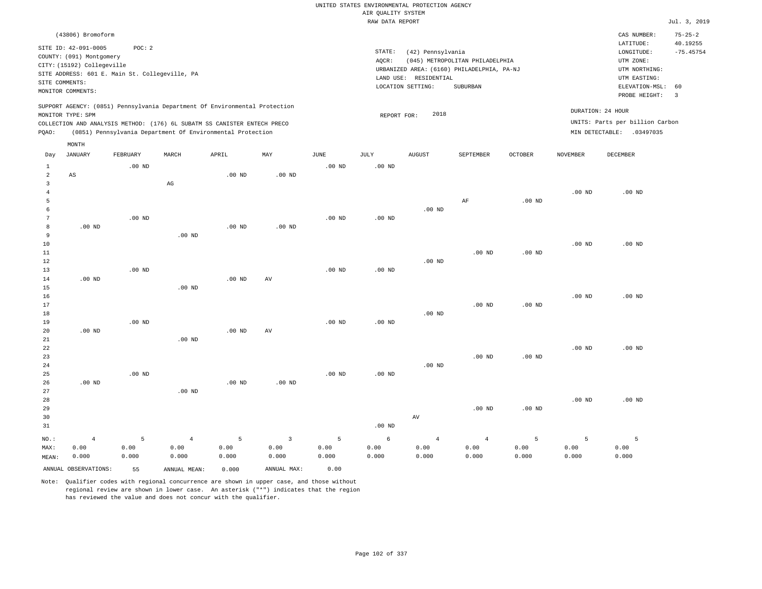UNITED STATES ENVIRONMENTAL PROTECTION AGENCY
AIR QUALITY SYSTEM
RAW DATA REPORT

Jul. 3, 2019

(43806) Bromoform

SITE ID: 42-091-0005 POC: 2
COUNTY: (091) Montgomery
CITY: (15192) Collegeville
SITE ADDRESS: 601 E. Main St. Collegeville, PA
SITE COMMENTS:
MONITOR COMMENTS:

STATE: (42) Pennsylvania
AQCR: (045) METROPOLITAN PHILADELPHIA
URBANIZED AREA: (6160) PHILADELPHIA, PA-NJ
LAND USE: RESIDENTIAL
LOCATION SETTING: SUBURBAN

CAS NUMBER: 75-25-2
LATITUDE: 40.19255
LONGITUDE: -75.45754
UTM ZONE:
UTM NORTHING:
UTM EASTING:
ELEVATION-MSL: 60
PROBE HEIGHT: 3

SUPPORT AGENCY: (0851) Pennsylvania Department Of Environmental Protection
MONITOR TYPE: SPM
COLLECTION AND ANALYSIS METHOD: (176) 6L SUBATM SS CANISTER ENTECH PRECO
PQAO: (0851) Pennsylvania Department Of Environmental Protection

REPORT FOR: 2018

DURATION: 24 HOUR
UNITS: Parts per billion Carbon
MIN DETECTABLE: .03497035

| Day | JANUARY | FEBRUARY | MARCH | APRIL | MAY | JUNE | JULY | AUGUST | SEPTEMBER | OCTOBER | NOVEMBER | DECEMBER |
|---|---|---|---|---|---|---|---|---|---|---|---|---|
| 1 | | .00 ND | | | | .00 ND | .00 ND | | | | | |
| 2 | AS | | | .00 ND | .00 ND | | | | | | | |
| 3 | | | AG | | | | | | | | | |
| 4 | | | | | | | | | | | .00 ND | .00 ND |
| 5 | | | | | | | | | AF | .00 ND | | |
| 6 | | | | | | | | .00 ND | | | | |
| 7 | | .00 ND | | | | .00 ND | .00 ND | | | | | |
| 8 | .00 ND | | | .00 ND | .00 ND | | | | | | | |
| 9 | | | .00 ND | | | | | | | | | |
| 10 | | | | | | | | | | | .00 ND | .00 ND |
| 11 | | | | | | | | | .00 ND | .00 ND | | |
| 12 | | | | | | | | .00 ND | | | | |
| 13 | | .00 ND | | | | .00 ND | .00 ND | | | | | |
| 14 | .00 ND | | | .00 ND | AV | | | | | | | |
| 15 | | | .00 ND | | | | | | | | | |
| 16 | | | | | | | | | | | .00 ND | .00 ND |
| 17 | | | | | | | | | .00 ND | .00 ND | | |
| 18 | | | | | | | | .00 ND | | | | |
| 19 | | .00 ND | | | | .00 ND | .00 ND | | | | | |
| 20 | .00 ND | | | .00 ND | AV | | | | | | | |
| 21 | | | .00 ND | | | | | | | | | |
| 22 | | | | | | | | | | | .00 ND | .00 ND |
| 23 | | | | | | | | | .00 ND | .00 ND | | |
| 24 | | | | | | | | .00 ND | | | | |
| 25 | | .00 ND | | | | .00 ND | .00 ND | | | | | |
| 26 | .00 ND | | | .00 ND | .00 ND | | | | | | | |
| 27 | | | .00 ND | | | | | | | | | |
| 28 | | | | | | | | | | | .00 ND | .00 ND |
| 29 | | | | | | | | | .00 ND | .00 ND | | |
| 30 | | | | | | | | AV | | | | |
| 31 | | | | | | | .00 ND | | | | | |
| NO.: | 4 | 5 | 4 | 5 | 3 | 5 | 6 | 4 | 4 | 5 | 5 | 5 |
| MAX: | 0.00 | 0.00 | 0.00 | 0.00 | 0.00 | 0.00 | 0.00 | 0.00 | 0.00 | 0.00 | 0.00 | 0.00 |
| MEAN: | 0.000 | 0.000 | 0.000 | 0.000 | 0.000 | 0.000 | 0.000 | 0.000 | 0.000 | 0.000 | 0.000 | 0.000 |

ANNUAL OBSERVATIONS: 55 ANNUAL MEAN: 0.000 ANNUAL MAX: 0.00

Note: Qualifier codes with regional concurrence are shown in upper case, and those without regional review are shown in lower case. An asterisk ("*") indicates that the region has reviewed the value and does not concur with the qualifier.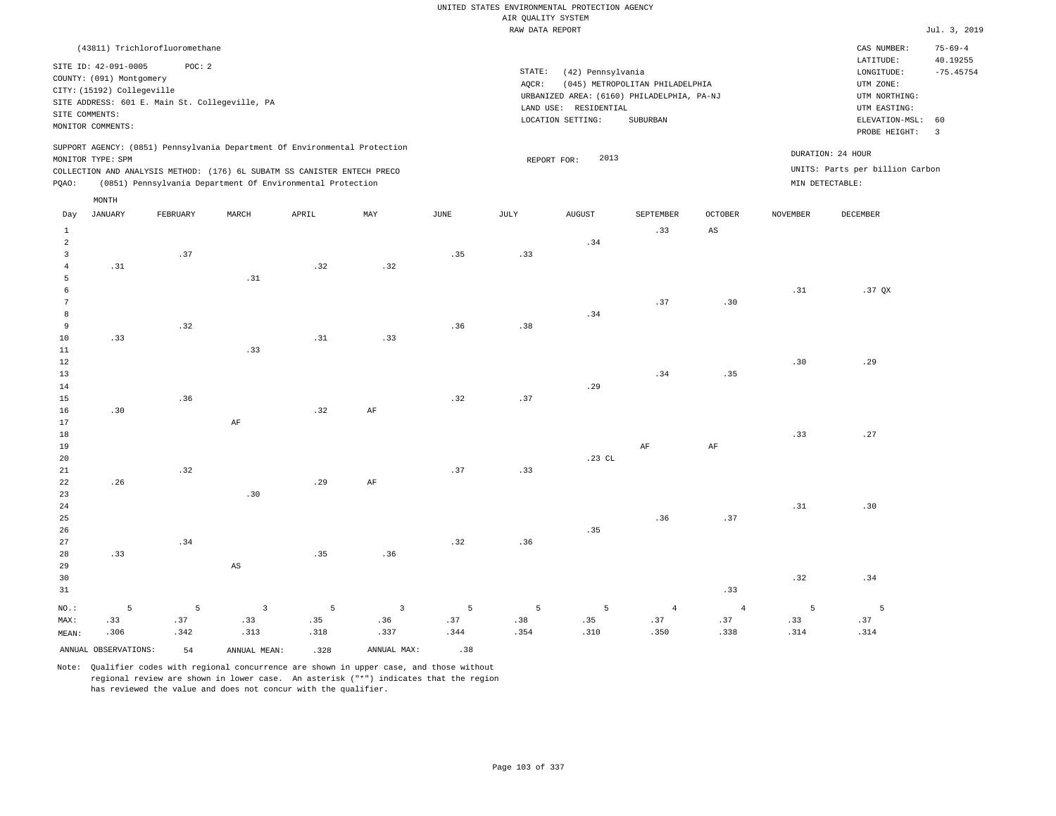UNITED STATES ENVIRONMENTAL PROTECTION AGENCY
AIR QUALITY SYSTEM
RAW DATA REPORT

Jul. 3, 2019

(43811) Trichlorofluoromethane

SITE ID: 42-091-0005 POC: 2
COUNTY: (091) Montgomery
CITY: (15192) Collegeville
SITE ADDRESS: 601 E. Main St. Collegeville, PA
SITE COMMENTS:
MONITOR COMMENTS:

STATE: (42) Pennsylvania
AQCR: (045) METROPOLITAN PHILADELPHIA
URBANIZED AREA: (6160) PHILADELPHIA, PA-NJ
LAND USE: RESIDENTIAL
LOCATION SETTING: SUBURBAN

CAS NUMBER: 75-69-4
LATITUDE: 40.19255
LONGITUDE: -75.45754
UTM ZONE:
UTM NORTHING:
UTM EASTING:
ELEVATION-MSL: 60
PROBE HEIGHT: 3

SUPPORT AGENCY: (0851) Pennsylvania Department Of Environmental Protection
MONITOR TYPE: SPM
COLLECTION AND ANALYSIS METHOD: (176) 6L SUBATM SS CANISTER ENTECH PRECO
PQAO: (0851) Pennsylvania Department Of Environmental Protection

REPORT FOR: 2013

DURATION: 24 HOUR
UNITS: Parts per billion Carbon
MIN DETECTABLE:

| Day | JANUARY | FEBRUARY | MARCH | APRIL | MAY | JUNE | JULY | AUGUST | SEPTEMBER | OCTOBER | NOVEMBER | DECEMBER |
|---|---|---|---|---|---|---|---|---|---|---|---|---|
| 1 | | | | | | | | | .33 | AS | | |
| 2 | | | | | | | | .34 | | | | |
| 3 | | .37 | | | | .35 | .33 | | | | | |
| 4 | .31 | | | .32 | .32 | | | | | | | |
| 5 | | | .31 | | | | | | | | | |
| 6 | | | | | | | | | | | .31 | .37 QX |
| 7 | | | | | | | | | .37 | .30 | | |
| 8 | | | | | | | | .34 | | | | |
| 9 | | .32 | | | | .36 | .38 | | | | | |
| 10 | .33 | | | .31 | .33 | | | | | | | |
| 11 | | | .33 | | | | | | | | | |
| 12 | | | | | | | | | | | .30 | .29 |
| 13 | | | | | | | | | .34 | .35 | | |
| 14 | | | | | | | | .29 | | | | |
| 15 | | .36 | | | | .32 | .37 | | | | | |
| 16 | .30 | | | .32 | AF | | | | | | | |
| 17 | | | AF | | | | | | | | | |
| 18 | | | | | | | | | | | .33 | .27 |
| 19 | | | | | | | | | AF | AF | | |
| 20 | | | | | | | | .23 CL | | | | |
| 21 | | .32 | | | | .37 | .33 | | | | | |
| 22 | .26 | | | .29 | AF | | | | | | | |
| 23 | | | .30 | | | | | | | | | |
| 24 | | | | | | | | | | | .31 | .30 |
| 25 | | | | | | | | | .36 | .37 | | |
| 26 | | | | | | | | .35 | | | | |
| 27 | | .34 | | | | .32 | .36 | | | | | |
| 28 | .33 | | | .35 | .36 | | | | | | | |
| 29 | | | AS | | | | | | | | | |
| 30 | | | | | | | | | | | .32 | .34 |
| 31 | | | | | | | | | | .33 | | |
| NO.: | 5 | 5 | 3 | 5 | 3 | 5 | 5 | 5 | 4 | 4 | 5 | 5 |
| MAX: | .33 | .37 | .33 | .35 | .36 | .37 | .38 | .35 | .37 | .37 | .33 | .37 |
| MEAN: | .306 | .342 | .313 | .318 | .337 | .344 | .354 | .310 | .350 | .338 | .314 | .314 |

ANNUAL OBSERVATIONS: 54 ANNUAL MEAN: .328 ANNUAL MAX: .38

Note: Qualifier codes with regional concurrence are shown in upper case, and those without regional review are shown in lower case. An asterisk ("*") indicates that the region has reviewed the value and does not concur with the qualifier.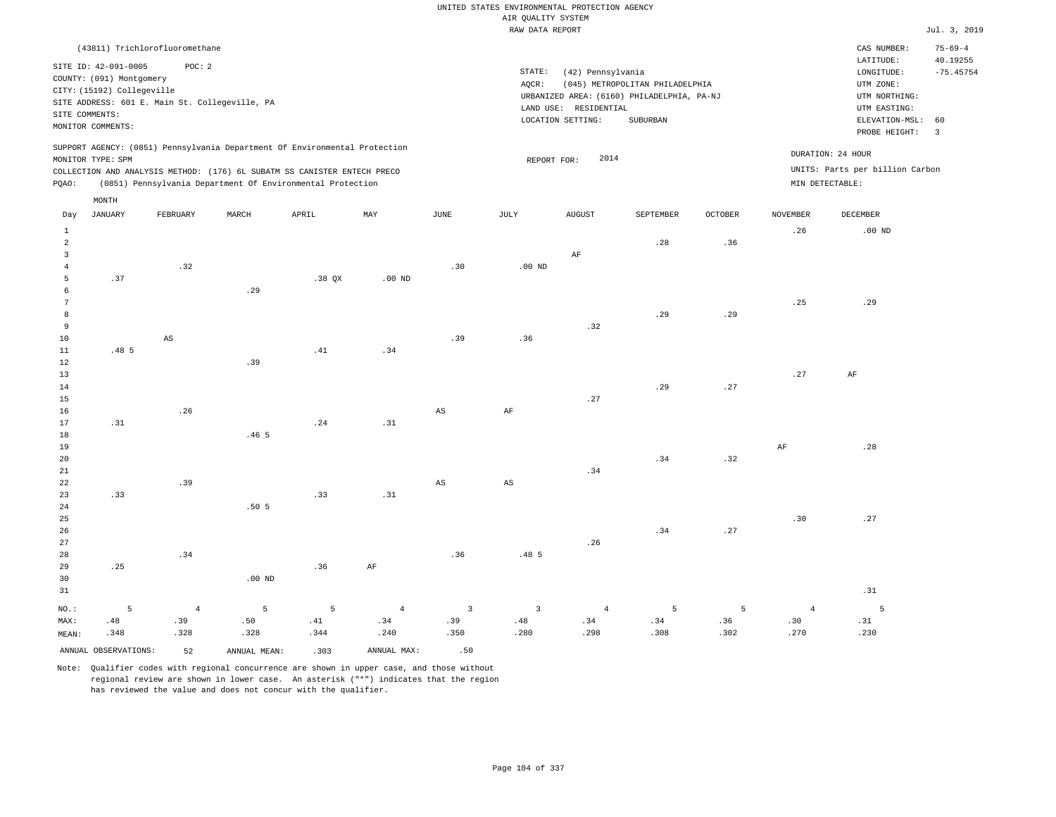UNITED STATES ENVIRONMENTAL PROTECTION AGENCY
AIR QUALITY SYSTEM
RAW DATA REPORT

Jul. 3, 2019

(43811) Trichlorofluoromethane

SITE ID: 42-091-0005 POC: 2
COUNTY: (091) Montgomery
CITY: (15192) Collegeville
SITE ADDRESS: 601 E. Main St. Collegeville, PA
SITE COMMENTS:
MONITOR COMMENTS:

STATE: (42) Pennsylvania
AQCR: (045) METROPOLITAN PHILADELPHIA
URBANIZED AREA: (6160) PHILADELPHIA, PA-NJ
LAND USE: RESIDENTIAL
LOCATION SETTING: SUBURBAN

CAS NUMBER: 75-69-4
LATITUDE: 40.19255
LONGITUDE: -75.45754
UTM ZONE:
UTM NORTHING:
UTM EASTING:
ELEVATION-MSL: 60
PROBE HEIGHT: 3

SUPPORT AGENCY: (0851) Pennsylvania Department Of Environmental Protection
MONITOR TYPE: SPM
COLLECTION AND ANALYSIS METHOD: (176) 6L SUBATM SS CANISTER ENTECH PRECO
PQAO: (0851) Pennsylvania Department Of Environmental Protection

REPORT FOR: 2014

DURATION: 24 HOUR
UNITS: Parts per billion Carbon
MIN DETECTABLE:

| Day | JANUARY | FEBRUARY | MARCH | APRIL | MAY | JUNE | JULY | AUGUST | SEPTEMBER | OCTOBER | NOVEMBER | DECEMBER |
|---|---|---|---|---|---|---|---|---|---|---|---|---|
| 1 | | | | | | | | | | | .26 | .00 ND |
| 2 | | | | | | | | | .28 | .36 | | |
| 3 | | | | | | | | AF | | | | |
| 4 | | .32 | | | | .30 | .00 ND | | | | | |
| 5 | .37 | | | .38 QX | .00 ND | | | | | | | |
| 6 | | | .29 | | | | | | | | | |
| 7 | | | | | | | | | | | .25 | .29 |
| 8 | | | | | | | | | .29 | .29 | | |
| 9 | | | | | | | | .32 | | | | |
| 10 | | AS | | | | .39 | .36 | | | | | |
| 11 | .48 5 | | | .41 | .34 | | | | | | | |
| 12 | | | .39 | | | | | | | | | |
| 13 | | | | | | | | | | | .27 | AF |
| 14 | | | | | | | | | .29 | .27 | | |
| 15 | | | | | | | | .27 | | | | |
| 16 | | .26 | | | | AS | AF | | | | | |
| 17 | .31 | | | .24 | .31 | | | | | | | |
| 18 | | | .46 5 | | | | | | | | | |
| 19 | | | | | | | | | | | AF | .28 |
| 20 | | | | | | | | | .34 | .32 | | |
| 21 | | | | | | | | .34 | | | | |
| 22 | | .39 | | | | AS | AS | | | | | |
| 23 | .33 | | | .33 | .31 | | | | | | | |
| 24 | | | .50 5 | | | | | | | | | |
| 25 | | | | | | | | | | | .30 | .27 |
| 26 | | | | | | | | | .34 | .27 | | |
| 27 | | | | | | | | .26 | | | | |
| 28 | | .34 | | | | .36 | .48 5 | | | | | |
| 29 | .25 | | | .36 | AF | | | | | | | |
| 30 | | | .00 ND | | | | | | | | | |
| 31 | | | | | | | | | | | | .31 |
| NO.: | 5 | 4 | 5 | 5 | 4 | 3 | 3 | 4 | 5 | 5 | 4 | 5 |
| MAX: | .48 | .39 | .50 | .41 | .34 | .39 | .48 | .34 | .34 | .36 | .30 | .31 |
| MEAN: | .348 | .328 | .328 | .344 | .240 | .350 | .280 | .298 | .308 | .302 | .270 | .230 |

ANNUAL OBSERVATIONS: 52 ANNUAL MEAN: .303 ANNUAL MAX: .50

Note: Qualifier codes with regional concurrence are shown in upper case, and those without regional review are shown in lower case. An asterisk ("*") indicates that the region has reviewed the value and does not concur with the qualifier.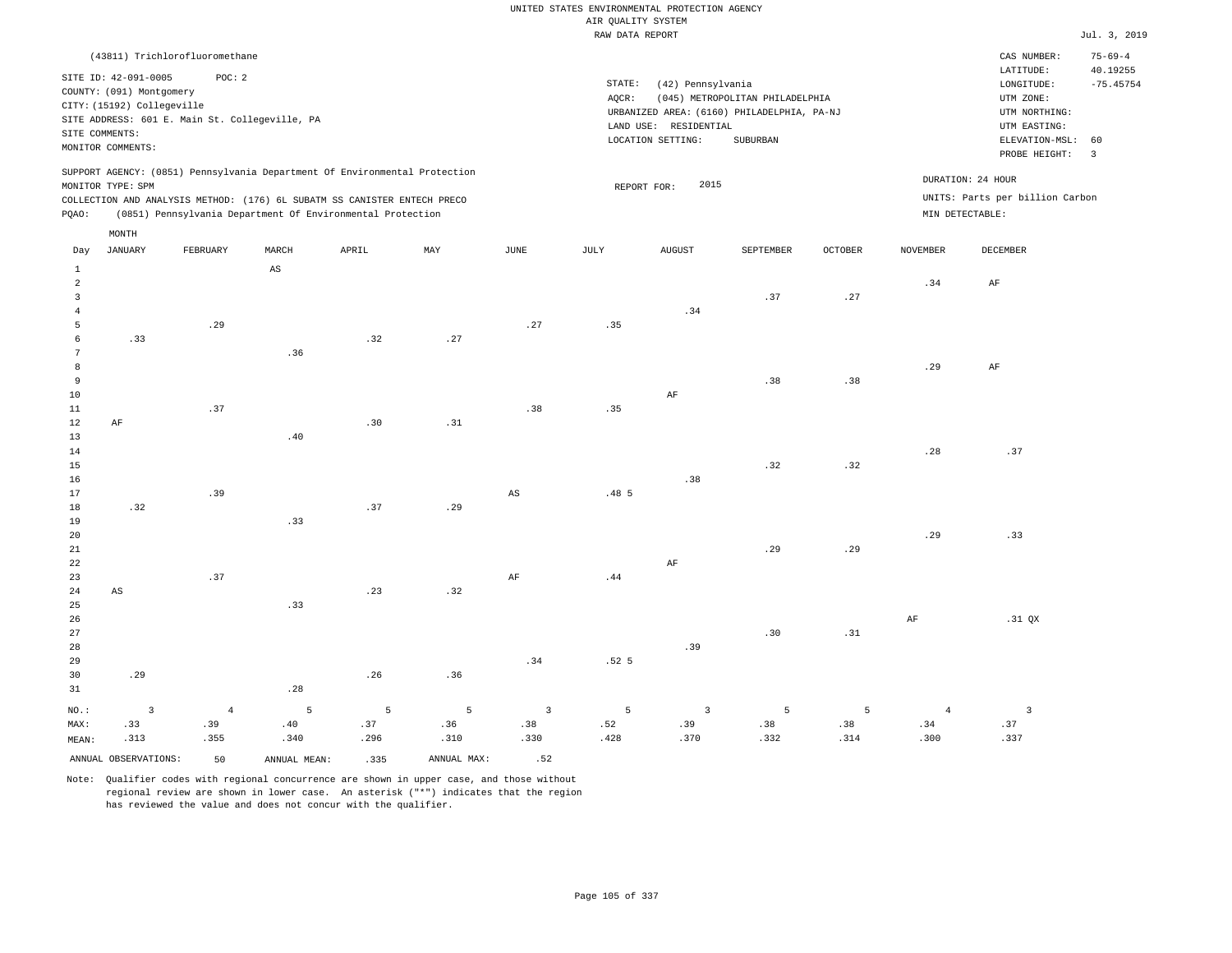UNITED STATES ENVIRONMENTAL PROTECTION AGENCY
AIR QUALITY SYSTEM
RAW DATA REPORT

Jul. 3, 2019

(43811) Trichlorofluoromethane

SITE ID: 42-091-0005 POC: 2
COUNTY: (091) Montgomery
CITY: (15192) Collegeville
SITE ADDRESS: 601 E. Main St. Collegeville, PA
SITE COMMENTS:
MONITOR COMMENTS:

STATE: (42) Pennsylvania
AQCR: (045) METROPOLITAN PHILADELPHIA
URBANIZED AREA: (6160) PHILADELPHIA, PA-NJ
LAND USE: RESIDENTIAL
LOCATION SETTING: SUBURBAN

CAS NUMBER: 75-69-4
LATITUDE: 40.19255
LONGITUDE: -75.45754
UTM ZONE:
UTM NORTHING:
UTM EASTING:
ELEVATION-MSL: 60
PROBE HEIGHT: 3

SUPPORT AGENCY: (0851) Pennsylvania Department Of Environmental Protection
MONITOR TYPE: SPM
COLLECTION AND ANALYSIS METHOD: (176) 6L SUBATM SS CANISTER ENTECH PRECO
PQAO: (0851) Pennsylvania Department Of Environmental Protection

REPORT FOR: 2015

DURATION: 24 HOUR
UNITS: Parts per billion Carbon
MIN DETECTABLE:

| Day | JANUARY | FEBRUARY | MARCH | APRIL | MAY | JUNE | JULY | AUGUST | SEPTEMBER | OCTOBER | NOVEMBER | DECEMBER |
|---|---|---|---|---|---|---|---|---|---|---|---|---|
| 1 | | | AS | | | | | | | | | |
| 2 | | | | | | | | | | | .34 | AF |
| 3 | | | | | | | | | .37 | .27 | | |
| 4 | | | | | | | | .34 | | | | |
| 5 | | .29 | | | | .27 | .35 | | | | | |
| 6 | .33 | | | .32 | .27 | | | | | | | |
| 7 | | | .36 | | | | | | | | | |
| 8 | | | | | | | | | | | .29 | AF |
| 9 | | | | | | | | | .38 | .38 | | |
| 10 | | | | | | | | AF | | | | |
| 11 | | .37 | | | | .38 | .35 | | | | | |
| 12 | AF | | | .30 | .31 | | | | | | | |
| 13 | | | .40 | | | | | | | | | |
| 14 | | | | | | | | | | | .28 | .37 |
| 15 | | | | | | | | | .32 | .32 | | |
| 16 | | | | | | | | .38 | | | | |
| 17 | | .39 | | | | AS | .48 5 | | | | | |
| 18 | .32 | | | .37 | .29 | | | | | | | |
| 19 | | | .33 | | | | | | | | | |
| 20 | | | | | | | | | | | .29 | .33 |
| 21 | | | | | | | | | .29 | .29 | | |
| 22 | | | | | | | | AF | | | | |
| 23 | | .37 | | | | AF | .44 | | | | | |
| 24 | AS | | | .23 | .32 | | | | | | | |
| 25 | | | .33 | | | | | | | | | |
| 26 | | | | | | | | | | | AF | .31 QX |
| 27 | | | | | | | | | .30 | .31 | | |
| 28 | | | | | | | | .39 | | | | |
| 29 | | | | | | .34 | .52 5 | | | | | |
| 30 | .29 | | | .26 | .36 | | | | | | | |
| 31 | | | .28 | | | | | | | | | |
| NO.: | 3 | 4 | 5 | 5 | 5 | 3 | 5 | 3 | 5 | 5 | 4 | 3 |
| MAX: | .33 | .39 | .40 | .37 | .36 | .38 | .52 | .39 | .38 | .38 | .34 | .37 |
| MEAN: | .313 | .355 | .340 | .296 | .310 | .330 | .428 | .370 | .332 | .314 | .300 | .337 |

ANNUAL OBSERVATIONS: 50 ANNUAL MEAN: .335 ANNUAL MAX: .52

Note: Qualifier codes with regional concurrence are shown in upper case, and those without regional review are shown in lower case. An asterisk ("*") indicates that the region has reviewed the value and does not concur with the qualifier.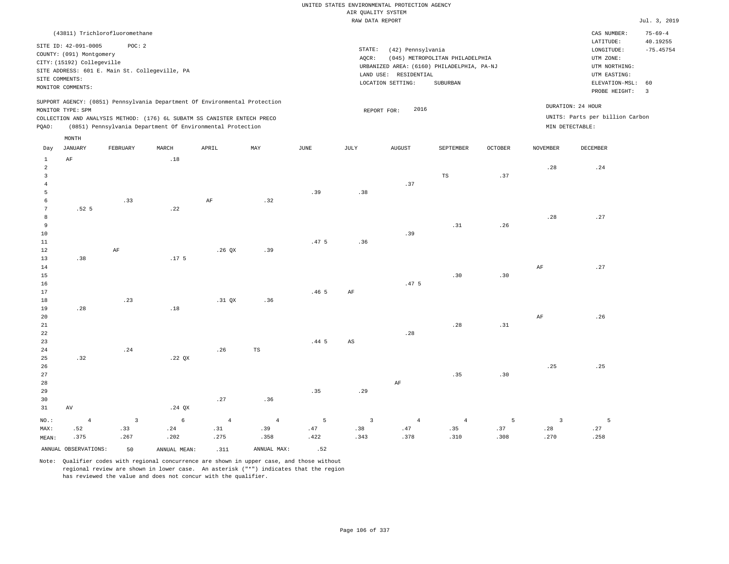UNITED STATES ENVIRONMENTAL PROTECTION AGENCY
AIR QUALITY SYSTEM
RAW DATA REPORT

Jul. 3, 2019

(43811) Trichlorofluoromethane

SITE ID: 42-091-0005 POC: 2
COUNTY: (091) Montgomery
CITY: (15192) Collegeville
SITE ADDRESS: 601 E. Main St. Collegeville, PA
SITE COMMENTS:
MONITOR COMMENTS:

STATE: (42) Pennsylvania
AQCR: (045) METROPOLITAN PHILADELPHIA
URBANIZED AREA: (6160) PHILADELPHIA, PA-NJ
LAND USE: RESIDENTIAL
LOCATION SETTING: SUBURBAN

CAS NUMBER: 75-69-4
LATITUDE: 40.19255
LONGITUDE: -75.45754
UTM ZONE:
UTM NORTHING:
UTM EASTING:
ELEVATION-MSL: 60
PROBE HEIGHT: 3

SUPPORT AGENCY: (0851) Pennsylvania Department Of Environmental Protection
MONITOR TYPE: SPM
COLLECTION AND ANALYSIS METHOD: (176) 6L SUBATM SS CANISTER ENTECH PRECO
PQAO: (0851) Pennsylvania Department Of Environmental Protection

REPORT FOR: 2016

DURATION: 24 HOUR
UNITS: Parts per billion Carbon
MIN DETECTABLE:

| Day | JANUARY | FEBRUARY | MARCH | APRIL | MAY | JUNE | JULY | AUGUST | SEPTEMBER | OCTOBER | NOVEMBER | DECEMBER |
|---|---|---|---|---|---|---|---|---|---|---|---|---|
| 1 | AF | | .18 | | | | | | | | | |
| 2 | | | | | | | | | | | .28 | .24 |
| 3 | | | | | | | | | TS | .37 | | |
| 4 | | | | | | | | .37 | | | | |
| 5 | | | | | | .39 | .38 | | | | | |
| 6 | | .33 | | AF | .32 | | | | | | | |
| 7 | .52 5 | | .22 | | | | | | | | | |
| 8 | | | | | | | | | | | .28 | .27 |
| 9 | | | | | | | | | .31 | .26 | | |
| 10 | | | | | | | | .39 | | | | |
| 11 | | | | | | .47 5 | .36 | | | | | |
| 12 | | AF | | .26 QX | .39 | | | | | | | |
| 13 | .38 | | .17 5 | | | | | | | | | |
| 14 | | | | | | | | | | | AF | .27 |
| 15 | | | | | | | | | .30 | .30 | | |
| 16 | | | | | | | | .47 5 | | | | |
| 17 | | | | | | .46 5 | AF | | | | | |
| 18 | | .23 | | .31 QX | .36 | | | | | | | |
| 19 | .28 | | .18 | | | | | | | | | |
| 20 | | | | | | | | | | | AF | .26 |
| 21 | | | | | | | | | .28 | .31 | | |
| 22 | | | | | | | | .28 | | | | |
| 23 | | | | | | .44 5 | AS | | | | | |
| 24 | | .24 | | .26 | TS | | | | | | | |
| 25 | .32 | | .22 QX | | | | | | | | | |
| 26 | | | | | | | | | | | .25 | .25 |
| 27 | | | | | | | | | .35 | .30 | | |
| 28 | | | | | | | | AF | | | | |
| 29 | | | | | | .35 | .29 | | | | | |
| 30 | | | | .27 | .36 | | | | | | | |
| 31 | AV | | .24 QX | | | | | | | | | |
| NO.: | 4 | 3 | 6 | 4 | 4 | 5 | 3 | 4 | 4 | 5 | 3 | 5 |
| MAX: | .52 | .33 | .24 | .31 | .39 | .47 | .38 | .47 | .35 | .37 | .28 | .27 |
| MEAN: | .375 | .267 | .202 | .275 | .358 | .422 | .343 | .378 | .310 | .308 | .270 | .258 |

ANNUAL OBSERVATIONS: 50 ANNUAL MEAN: .311 ANNUAL MAX: .52

Note: Qualifier codes with regional concurrence are shown in upper case, and those without regional review are shown in lower case. An asterisk ("*") indicates that the region has reviewed the value and does not concur with the qualifier.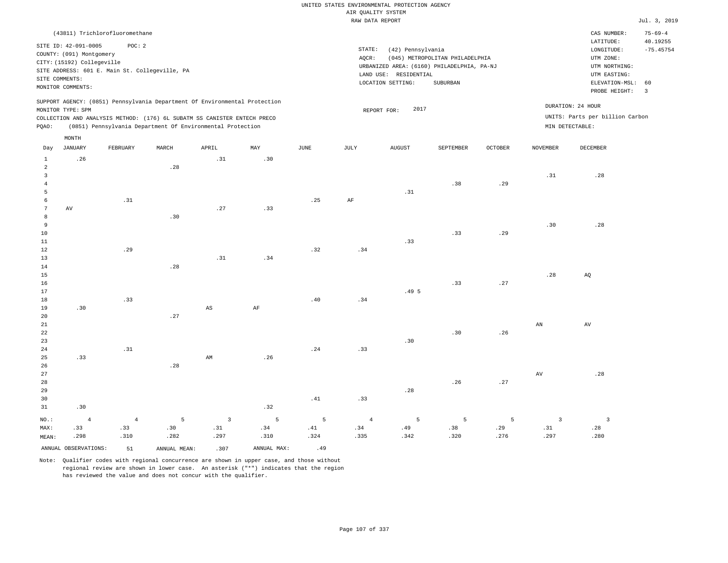UNITED STATES ENVIRONMENTAL PROTECTION AGENCY
AIR QUALITY SYSTEM
RAW DATA REPORT

Jul. 3, 2019

(43811) Trichlorofluoromethane

SITE ID: 42-091-0005 POC: 2
COUNTY: (091) Montgomery
CITY: (15192) Collegeville
SITE ADDRESS: 601 E. Main St. Collegeville, PA
SITE COMMENTS:
MONITOR COMMENTS:

STATE: (42) Pennsylvania
AQCR: (045) METROPOLITAN PHILADELPHIA
URBANIZED AREA: (6160) PHILADELPHIA, PA-NJ
LAND USE: RESIDENTIAL
LOCATION SETTING: SUBURBAN

CAS NUMBER: 75-69-4
LATITUDE: 40.19255
LONGITUDE: -75.45754
UTM ZONE:
UTM NORTHING:
UTM EASTING:
ELEVATION-MSL: 60
PROBE HEIGHT: 3

SUPPORT AGENCY: (0851) Pennsylvania Department Of Environmental Protection
MONITOR TYPE: SPM
COLLECTION AND ANALYSIS METHOD: (176) 6L SUBATM SS CANISTER ENTECH PRECO
PQAO: (0851) Pennsylvania Department Of Environmental Protection

REPORT FOR: 2017

DURATION: 24 HOUR
UNITS: Parts per billion Carbon
MIN DETECTABLE:

| Day | JANUARY | FEBRUARY | MARCH | APRIL | MAY | JUNE | JULY | AUGUST | SEPTEMBER | OCTOBER | NOVEMBER | DECEMBER |
|---|---|---|---|---|---|---|---|---|---|---|---|---|
| 1 | .26 | | | .31 | .30 | | | | | | | |
| 2 | | | .28 | | | | | | | | | |
| 3 | | | | | | | | | | | .31 | .28 |
| 4 | | | | | | | | | .38 | .29 | | |
| 5 | | | | | | | | .31 | | | | |
| 6 | | .31 | | | | .25 | AF | | | | | |
| 7 | AV | | | .27 | .33 | | | | | | | |
| 8 | | | .30 | | | | | | | | | |
| 9 | | | | | | | | | | | .30 | .28 |
| 10 | | | | | | | | | .33 | .29 | | |
| 11 | | | | | | | | .33 | | | | |
| 12 | | .29 | | | | .32 | .34 | | | | | |
| 13 | | | | .31 | .34 | | | | | | | |
| 14 | | | .28 | | | | | | | | | |
| 15 | | | | | | | | | | | .28 | AQ |
| 16 | | | | | | | | | .33 | .27 | | |
| 17 | | | | | | | | .49 5 | | | | |
| 18 | | .33 | | | | .40 | .34 | | | | | |
| 19 | .30 | | | AS | AF | | | | | | | |
| 20 | | | .27 | | | | | | | | | |
| 21 | | | | | | | | | | | AN | AV |
| 22 | | | | | | | | | .30 | .26 | | |
| 23 | | | | | | | | .30 | | | | |
| 24 | | .31 | | | | .24 | .33 | | | | | |
| 25 | .33 | | | AM | .26 | | | | | | | |
| 26 | | | .28 | | | | | | | | | |
| 27 | | | | | | | | | | | AV | .28 |
| 28 | | | | | | | | | .26 | .27 | | |
| 29 | | | | | | | | .28 | | | | |
| 30 | | | | | | .41 | .33 | | | | | |
| 31 | .30 | | | | .32 | | | | | | | |
| NO.: | 4 | 4 | 5 | 3 | 5 | 5 | 4 | 5 | 5 | 5 | 3 | 3 |
| MAX: | .33 | .33 | .30 | .31 | .34 | .41 | .34 | .49 | .38 | .29 | .31 | .28 |
| MEAN: | .298 | .310 | .282 | .297 | .310 | .324 | .335 | .342 | .320 | .276 | .297 | .280 |

ANNUAL OBSERVATIONS: 51 ANNUAL MEAN: .307 ANNUAL MAX: .49

Note: Qualifier codes with regional concurrence are shown in upper case, and those without regional review are shown in lower case. An asterisk ("*") indicates that the region has reviewed the value and does not concur with the qualifier.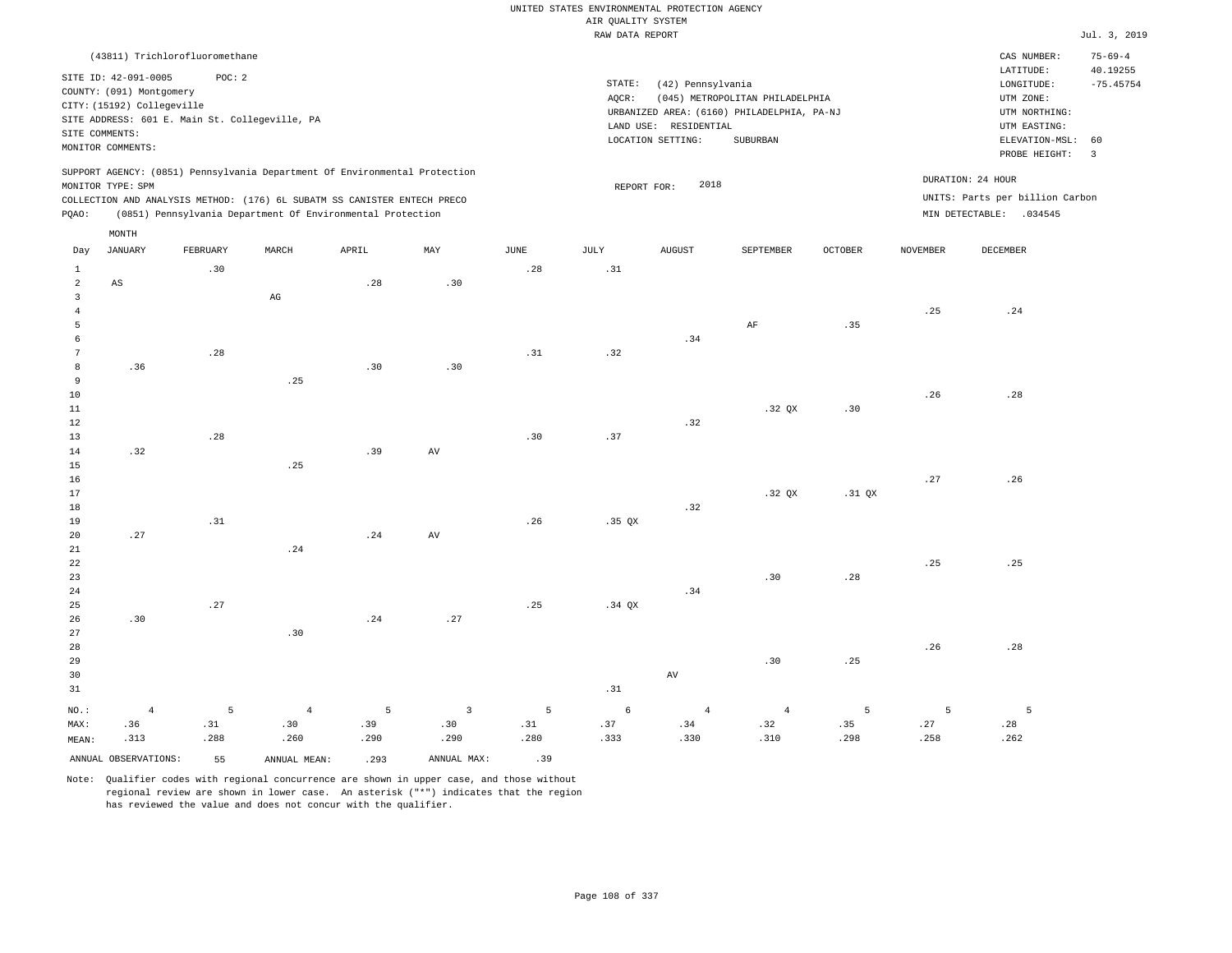UNITED STATES ENVIRONMENTAL PROTECTION AGENCY
AIR QUALITY SYSTEM
RAW DATA REPORT

Jul. 3, 2019

(43811) Trichlorofluoromethane

SITE ID: 42-091-0005 POC: 2
COUNTY: (091) Montgomery
CITY: (15192) Collegeville
SITE ADDRESS: 601 E. Main St. Collegeville, PA
SITE COMMENTS:
MONITOR COMMENTS:

STATE: (42) Pennsylvania
AQCR: (045) METROPOLITAN PHILADELPHIA
URBANIZED AREA: (6160) PHILADELPHIA, PA-NJ
LAND USE: RESIDENTIAL
LOCATION SETTING: SUBURBAN

CAS NUMBER: 75-69-4
LATITUDE: 40.19255
LONGITUDE: -75.45754
UTM ZONE:
UTM NORTHING:
UTM EASTING:
ELEVATION-MSL: 60
PROBE HEIGHT: 3

SUPPORT AGENCY: (0851) Pennsylvania Department Of Environmental Protection
MONITOR TYPE: SPM
COLLECTION AND ANALYSIS METHOD: (176) 6L SUBATM SS CANISTER ENTECH PRECO
PQAO: (0851) Pennsylvania Department Of Environmental Protection

REPORT FOR: 2018

DURATION: 24 HOUR
UNITS: Parts per billion Carbon
MIN DETECTABLE: .034545

| Day | JANUARY | FEBRUARY | MARCH | APRIL | MAY | JUNE | JULY | AUGUST | SEPTEMBER | OCTOBER | NOVEMBER | DECEMBER |
|---|---|---|---|---|---|---|---|---|---|---|---|---|
| 1 | | .30 | | | | .28 | .31 | | | | | |
| 2 | AS | | | .28 | .30 | | | | | | | |
| 3 | | | AG | | | | | | | | | |
| 4 | | | | | | | | | | | .25 | .24 |
| 5 | | | | | | | | | AF | .35 | | |
| 6 | | | | | | | | .34 | | | | |
| 7 | | .28 | | | | .31 | .32 | | | | | |
| 8 | .36 | | | .30 | .30 | | | | | | | |
| 9 | | | .25 | | | | | | | | | |
| 10 | | | | | | | | | | | .26 | .28 |
| 11 | | | | | | | | | .32 QX | .30 | | |
| 12 | | | | | | | | .32 | | | | |
| 13 | | .28 | | | | .30 | .37 | | | | | |
| 14 | .32 | | | .39 | AV | | | | | | | |
| 15 | | | .25 | | | | | | | | | |
| 16 | | | | | | | | | | | .27 | .26 |
| 17 | | | | | | | | | .32 QX | .31 QX | | |
| 18 | | | | | | | | .32 | | | | |
| 19 | | .31 | | | | .26 | .35 QX | | | | | |
| 20 | .27 | | | .24 | AV | | | | | | | |
| 21 | | | .24 | | | | | | | | | |
| 22 | | | | | | | | | | | .25 | .25 |
| 23 | | | | | | | | | .30 | .28 | | |
| 24 | | | | | | | | .34 | | | | |
| 25 | | .27 | | | | .25 | .34 QX | | | | | |
| 26 | .30 | | | .24 | .27 | | | | | | | |
| 27 | | | .30 | | | | | | | | | |
| 28 | | | | | | | | | | | .26 | .28 |
| 29 | | | | | | | | | .30 | .25 | | |
| 30 | | | | | | | | AV | | | | |
| 31 | | | | | | | .31 | | | | | |
| NO.: | 4 | 5 | 4 | 5 | 3 | 5 | 6 | 4 | 4 | 5 | 5 | 5 |
| MAX: | .36 | .31 | .30 | .39 | .30 | .31 | .37 | .34 | .32 | .35 | .27 | .28 |
| MEAN: | .313 | .288 | .260 | .290 | .290 | .280 | .333 | .330 | .310 | .298 | .258 | .262 |

ANNUAL OBSERVATIONS: 55 ANNUAL MEAN: .293 ANNUAL MAX: .39

Note: Qualifier codes with regional concurrence are shown in upper case, and those without regional review are shown in lower case. An asterisk ("*") indicates that the region has reviewed the value and does not concur with the qualifier.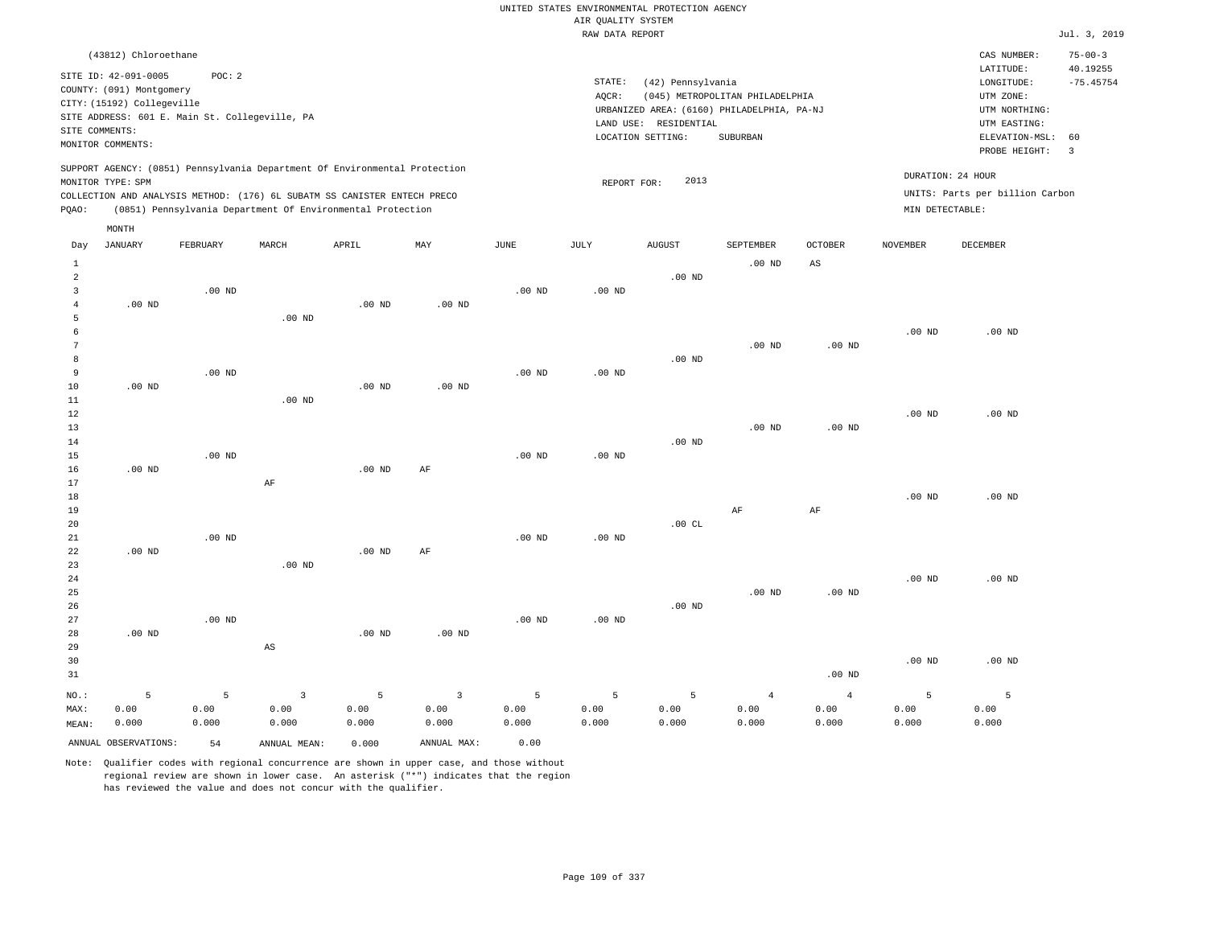UNITED STATES ENVIRONMENTAL PROTECTION AGENCY
AIR QUALITY SYSTEM
RAW DATA REPORT

Jul. 3, 2019

(43812) Chloroethane

SITE ID: 42-091-0005 POC: 2
COUNTY: (091) Montgomery
CITY: (15192) Collegeville
SITE ADDRESS: 601 E. Main St. Collegeville, PA
SITE COMMENTS:
MONITOR COMMENTS:

STATE: (42) Pennsylvania
AQCR: (045) METROPOLITAN PHILADELPHIA
URBANIZED AREA: (6160) PHILADELPHIA, PA-NJ
LAND USE: RESIDENTIAL
LOCATION SETTING: SUBURBAN

CAS NUMBER: 75-00-3
LATITUDE: 40.19255
LONGITUDE: -75.45754
UTM ZONE:
UTM NORTHING:
UTM EASTING:
ELEVATION-MSL: 60
PROBE HEIGHT: 3

SUPPORT AGENCY: (0851) Pennsylvania Department Of Environmental Protection
MONITOR TYPE: SPM
COLLECTION AND ANALYSIS METHOD: (176) 6L SUBATM SS CANISTER ENTECH PRECO
PQAO: (0851) Pennsylvania Department Of Environmental Protection

REPORT FOR: 2013

DURATION: 24 HOUR
UNITS: Parts per billion Carbon
MIN DETECTABLE:

| Day | JANUARY | FEBRUARY | MARCH | APRIL | MAY | JUNE | JULY | AUGUST | SEPTEMBER | OCTOBER | NOVEMBER | DECEMBER |
|---|---|---|---|---|---|---|---|---|---|---|---|---|
| 1 | | | | | | | | | .00 ND | AS | | |
| 2 | | | | | | | | .00 ND | | | | |
| 3 | | .00 ND | | | | .00 ND | .00 ND | | | | | |
| 4 | .00 ND | | | .00 ND | .00 ND | | | | | | | |
| 5 | | | .00 ND | | | | | | | | | |
| 6 | | | | | | | | | | | .00 ND | .00 ND |
| 7 | | | | | | | | | .00 ND | .00 ND | | |
| 8 | | | | | | | | .00 ND | | | | |
| 9 | | .00 ND | | | | .00 ND | .00 ND | | | | | |
| 10 | .00 ND | | | .00 ND | .00 ND | | | | | | | |
| 11 | | | .00 ND | | | | | | | | | |
| 12 | | | | | | | | | | | .00 ND | .00 ND |
| 13 | | | | | | | | | .00 ND | .00 ND | | |
| 14 | | | | | | | | .00 ND | | | | |
| 15 | | .00 ND | | | | .00 ND | .00 ND | | | | | |
| 16 | .00 ND | | | .00 ND | AF | | | | | | | |
| 17 | | | AF | | | | | | | | | |
| 18 | | | | | | | | | | | .00 ND | .00 ND |
| 19 | | | | | | | | | AF | AF | | |
| 20 | | | | | | | | .00 CL | | | | |
| 21 | | .00 ND | | | | .00 ND | .00 ND | | | | | |
| 22 | .00 ND | | | .00 ND | AF | | | | | | | |
| 23 | | | .00 ND | | | | | | | | | |
| 24 | | | | | | | | | | | .00 ND | .00 ND |
| 25 | | | | | | | | | .00 ND | .00 ND | | |
| 26 | | | | | | | | .00 ND | | | | |
| 27 | | .00 ND | | | | .00 ND | .00 ND | | | | | |
| 28 | .00 ND | | | .00 ND | .00 ND | | | | | | | |
| 29 | | | AS | | | | | | | | | |
| 30 | | | | | | | | | | | .00 ND | .00 ND |
| 31 | | | | | | | | | | .00 ND | | |
| NO.: | 5 | 5 | 3 | 5 | 3 | 5 | 5 | 5 | 4 | 4 | 5 | 5 |
| MAX: | 0.00 | 0.00 | 0.00 | 0.00 | 0.00 | 0.00 | 0.00 | 0.00 | 0.00 | 0.00 | 0.00 | 0.00 |
| MEAN: | 0.000 | 0.000 | 0.000 | 0.000 | 0.000 | 0.000 | 0.000 | 0.000 | 0.000 | 0.000 | 0.000 | 0.000 |

ANNUAL OBSERVATIONS: 54 ANNUAL MEAN: 0.000 ANNUAL MAX: 0.00

Note: Qualifier codes with regional concurrence are shown in upper case, and those without regional review are shown in lower case. An asterisk ("*") indicates that the region has reviewed the value and does not concur with the qualifier.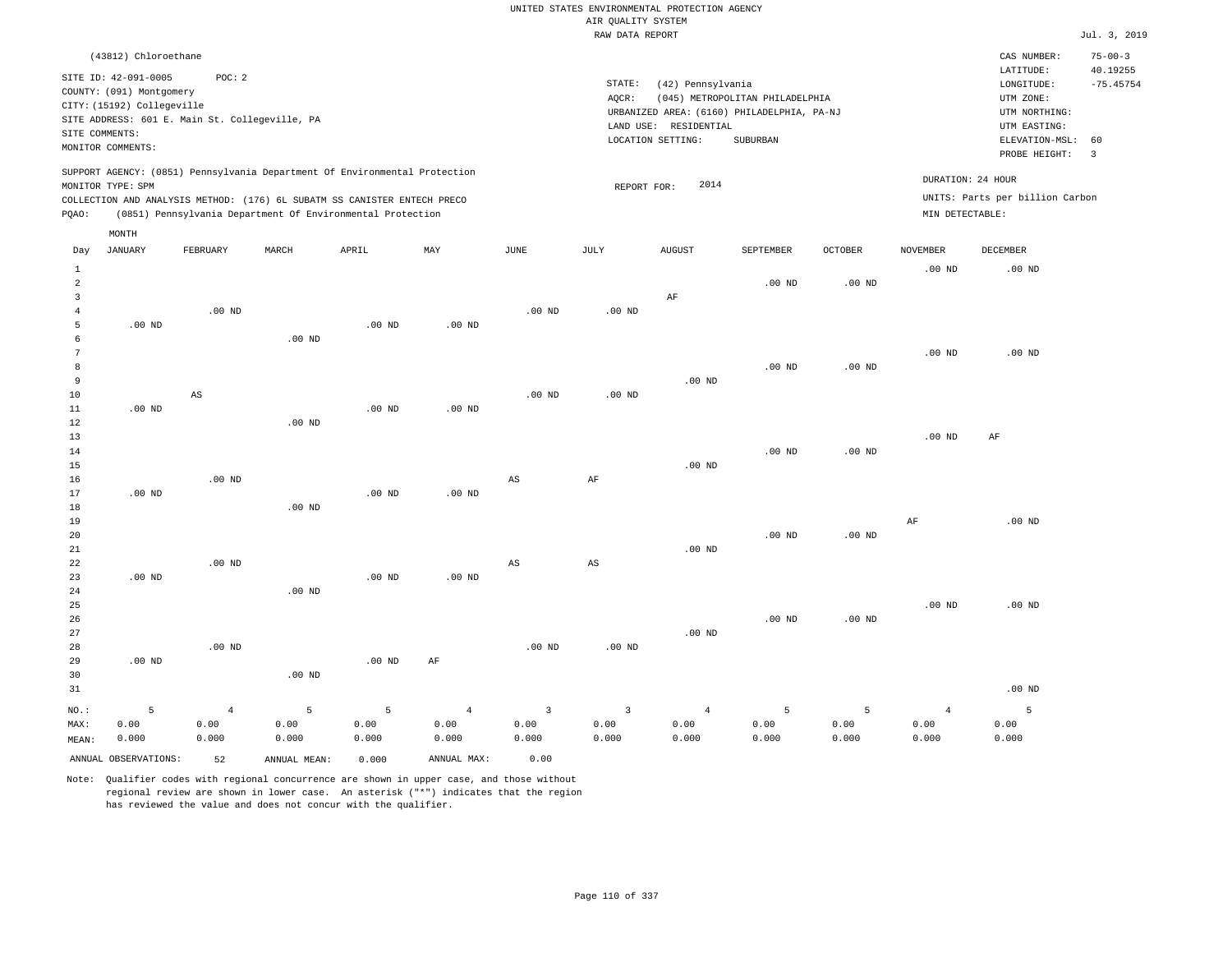UNITED STATES ENVIRONMENTAL PROTECTION AGENCY
AIR QUALITY SYSTEM
RAW DATA REPORT

Jul. 3, 2019

(43812) Chloroethane

SITE ID: 42-091-0005 POC: 2
COUNTY: (091) Montgomery
CITY: (15192) Collegeville
SITE ADDRESS: 601 E. Main St. Collegeville, PA
SITE COMMENTS:
MONITOR COMMENTS:

STATE: (42) Pennsylvania
AQCR: (045) METROPOLITAN PHILADELPHIA
URBANIZED AREA: (6160) PHILADELPHIA, PA-NJ
LAND USE: RESIDENTIAL
LOCATION SETTING: SUBURBAN

CAS NUMBER: 75-00-3
LATITUDE: 40.19255
LONGITUDE: -75.45754
UTM ZONE:
UTM NORTHING:
UTM EASTING:
ELEVATION-MSL: 60
PROBE HEIGHT: 3

SUPPORT AGENCY: (0851) Pennsylvania Department Of Environmental Protection
MONITOR TYPE: SPM
COLLECTION AND ANALYSIS METHOD: (176) 6L SUBATM SS CANISTER ENTECH PRECO
PQAO: (0851) Pennsylvania Department Of Environmental Protection

REPORT FOR: 2014

DURATION: 24 HOUR
UNITS: Parts per billion Carbon
MIN DETECTABLE:

| Day | JANUARY | FEBRUARY | MARCH | APRIL | MAY | JUNE | JULY | AUGUST | SEPTEMBER | OCTOBER | NOVEMBER | DECEMBER |
|---|---|---|---|---|---|---|---|---|---|---|---|---|
| 1 | | | | | | | | | | | .00 ND | .00 ND |
| 2 | | | | | | | | | .00 ND | .00 ND | | |
| 3 | | | | | | | | AF | | | | |
| 4 | | .00 ND | | | | .00 ND | .00 ND | | | | | |
| 5 | .00 ND | | | .00 ND | .00 ND | | | | | | | |
| 6 | | | .00 ND | | | | | | | | | |
| 7 | | | | | | | | | | | .00 ND | .00 ND |
| 8 | | | | | | | | | .00 ND | .00 ND | | |
| 9 | | | | | | | | .00 ND | | | | |
| 10 | | AS | | | | .00 ND | .00 ND | | | | | |
| 11 | .00 ND | | | .00 ND | .00 ND | | | | | | | |
| 12 | | | .00 ND | | | | | | | | | |
| 13 | | | | | | | | | | | .00 ND | AF |
| 14 | | | | | | | | | .00 ND | .00 ND | | |
| 15 | | | | | | | | .00 ND | | | | |
| 16 | | .00 ND | | | | AS | AF | | | | | |
| 17 | .00 ND | | | .00 ND | .00 ND | | | | | | | |
| 18 | | | .00 ND | | | | | | | | | |
| 19 | | | | | | | | | | | AF | .00 ND |
| 20 | | | | | | | | | .00 ND | .00 ND | | |
| 21 | | | | | | | | .00 ND | | | | |
| 22 | | .00 ND | | | | AS | AS | | | | | |
| 23 | .00 ND | | | .00 ND | .00 ND | | | | | | | |
| 24 | | | .00 ND | | | | | | | | | |
| 25 | | | | | | | | | | | .00 ND | .00 ND |
| 26 | | | | | | | | | .00 ND | .00 ND | | |
| 27 | | | | | | | | .00 ND | | | | |
| 28 | | .00 ND | | | | .00 ND | .00 ND | | | | | |
| 29 | .00 ND | | | .00 ND | AF | | | | | | | |
| 30 | | | .00 ND | | | | | | | | | |
| 31 | | | | | | | | | | | | .00 ND |
| NO.: | 5 | 4 | 5 | 5 | 4 | 3 | 3 | 4 | 5 | 5 | 4 | 5 |
| MAX: | 0.00 | 0.00 | 0.00 | 0.00 | 0.00 | 0.00 | 0.00 | 0.00 | 0.00 | 0.00 | 0.00 | 0.00 |
| MEAN: | 0.000 | 0.000 | 0.000 | 0.000 | 0.000 | 0.000 | 0.000 | 0.000 | 0.000 | 0.000 | 0.000 | 0.000 |

ANNUAL OBSERVATIONS: 52 ANNUAL MEAN: 0.000 ANNUAL MAX: 0.00

Note: Qualifier codes with regional concurrence are shown in upper case, and those without regional review are shown in lower case. An asterisk ("*") indicates that the region has reviewed the value and does not concur with the qualifier.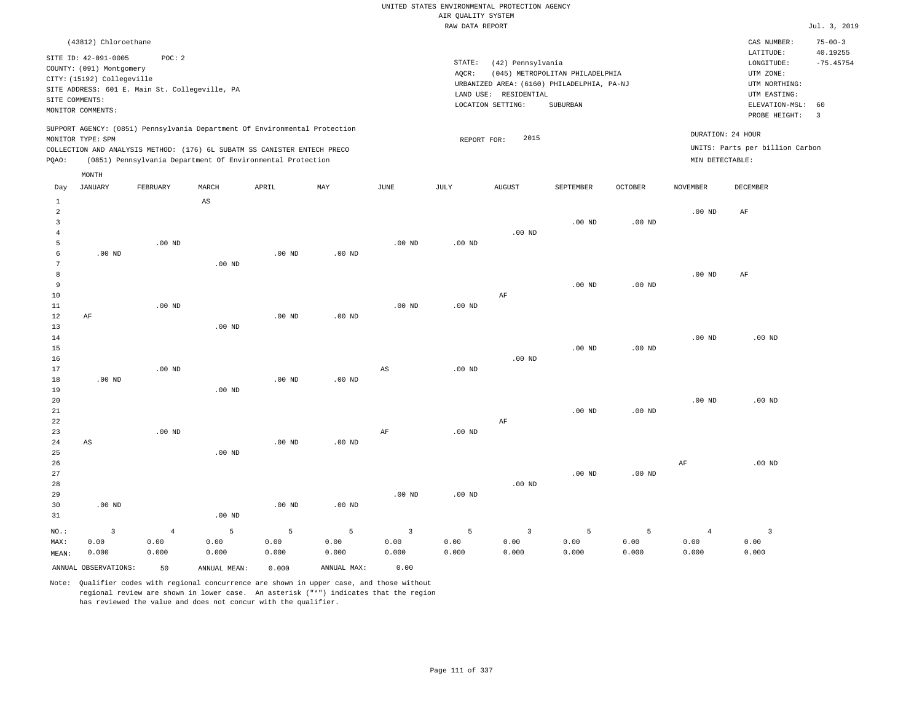UNITED STATES ENVIRONMENTAL PROTECTION AGENCY
AIR QUALITY SYSTEM
RAW DATA REPORT

Jul. 3, 2019

(43812) Chloroethane

SITE ID: 42-091-0005 POC: 2
COUNTY: (091) Montgomery
CITY: (15192) Collegeville
SITE ADDRESS: 601 E. Main St. Collegeville, PA
SITE COMMENTS:
MONITOR COMMENTS:

STATE: (42) Pennsylvania
AQCR: (045) METROPOLITAN PHILADELPHIA
URBANIZED AREA: (6160) PHILADELPHIA, PA-NJ
LAND USE: RESIDENTIAL
LOCATION SETTING: SUBURBAN

CAS NUMBER: 75-00-3
LATITUDE: 40.19255
LONGITUDE: -75.45754
UTM ZONE:
UTM NORTHING:
UTM EASTING:
ELEVATION-MSL: 60
PROBE HEIGHT: 3

SUPPORT AGENCY: (0851) Pennsylvania Department Of Environmental Protection
MONITOR TYPE: SPM
COLLECTION AND ANALYSIS METHOD: (176) 6L SUBATM SS CANISTER ENTECH PRECO
PQAO: (0851) Pennsylvania Department Of Environmental Protection

REPORT FOR: 2015

DURATION: 24 HOUR
UNITS: Parts per billion Carbon
MIN DETECTABLE:

| Day | JANUARY | FEBRUARY | MARCH | APRIL | MAY | JUNE | JULY | AUGUST | SEPTEMBER | OCTOBER | NOVEMBER | DECEMBER |
|---|---|---|---|---|---|---|---|---|---|---|---|---|
| 1 | | | AS | | | | | | | | | |
| 2 | | | | | | | | | | | .00 ND | AF |
| 3 | | | | | | | | | .00 ND | .00 ND | | |
| 4 | | | | | | | | .00 ND | | | | |
| 5 | | .00 ND | | | | .00 ND | .00 ND | | | | | |
| 6 | .00 ND | | | .00 ND | .00 ND | | | | | | | |
| 7 | | | .00 ND | | | | | | | | | |
| 8 | | | | | | | | | | | .00 ND | AF |
| 9 | | | | | | | | | .00 ND | .00 ND | | |
| 10 | | | | | | | | AF | | | | |
| 11 | | .00 ND | | | | .00 ND | .00 ND | | | | | |
| 12 | AF | | | .00 ND | .00 ND | | | | | | | |
| 13 | | | .00 ND | | | | | | | | | |
| 14 | | | | | | | | | | | .00 ND | .00 ND |
| 15 | | | | | | | | | .00 ND | .00 ND | | |
| 16 | | | | | | | | .00 ND | | | | |
| 17 | | .00 ND | | | | AS | .00 ND | | | | | |
| 18 | .00 ND | | | .00 ND | .00 ND | | | | | | | |
| 19 | | | .00 ND | | | | | | | | | |
| 20 | | | | | | | | | | | .00 ND | .00 ND |
| 21 | | | | | | | | | .00 ND | .00 ND | | |
| 22 | | | | | | | | AF | | | | |
| 23 | | .00 ND | | | | AF | .00 ND | | | | | |
| 24 | AS | | | .00 ND | .00 ND | | | | | | | |
| 25 | | | .00 ND | | | | | | | | | |
| 26 | | | | | | | | | | | AF | .00 ND |
| 27 | | | | | | | | | .00 ND | .00 ND | | |
| 28 | | | | | | | | .00 ND | | | | |
| 29 | | | | | | .00 ND | .00 ND | | | | | |
| 30 | .00 ND | | | .00 ND | .00 ND | | | | | | | |
| 31 | | | .00 ND | | | | | | | | | |
| NO.: | 3 | 4 | 5 | 5 | 5 | 3 | 5 | 3 | 5 | 5 | 4 | 3 |
| MAX: | 0.00 | 0.00 | 0.00 | 0.00 | 0.00 | 0.00 | 0.00 | 0.00 | 0.00 | 0.00 | 0.00 | 0.00 |
| MEAN: | 0.000 | 0.000 | 0.000 | 0.000 | 0.000 | 0.000 | 0.000 | 0.000 | 0.000 | 0.000 | 0.000 | 0.000 |

ANNUAL OBSERVATIONS: 50 ANNUAL MEAN: 0.000 ANNUAL MAX: 0.00

Note: Qualifier codes with regional concurrence are shown in upper case, and those without regional review are shown in lower case. An asterisk ("*") indicates that the region has reviewed the value and does not concur with the qualifier.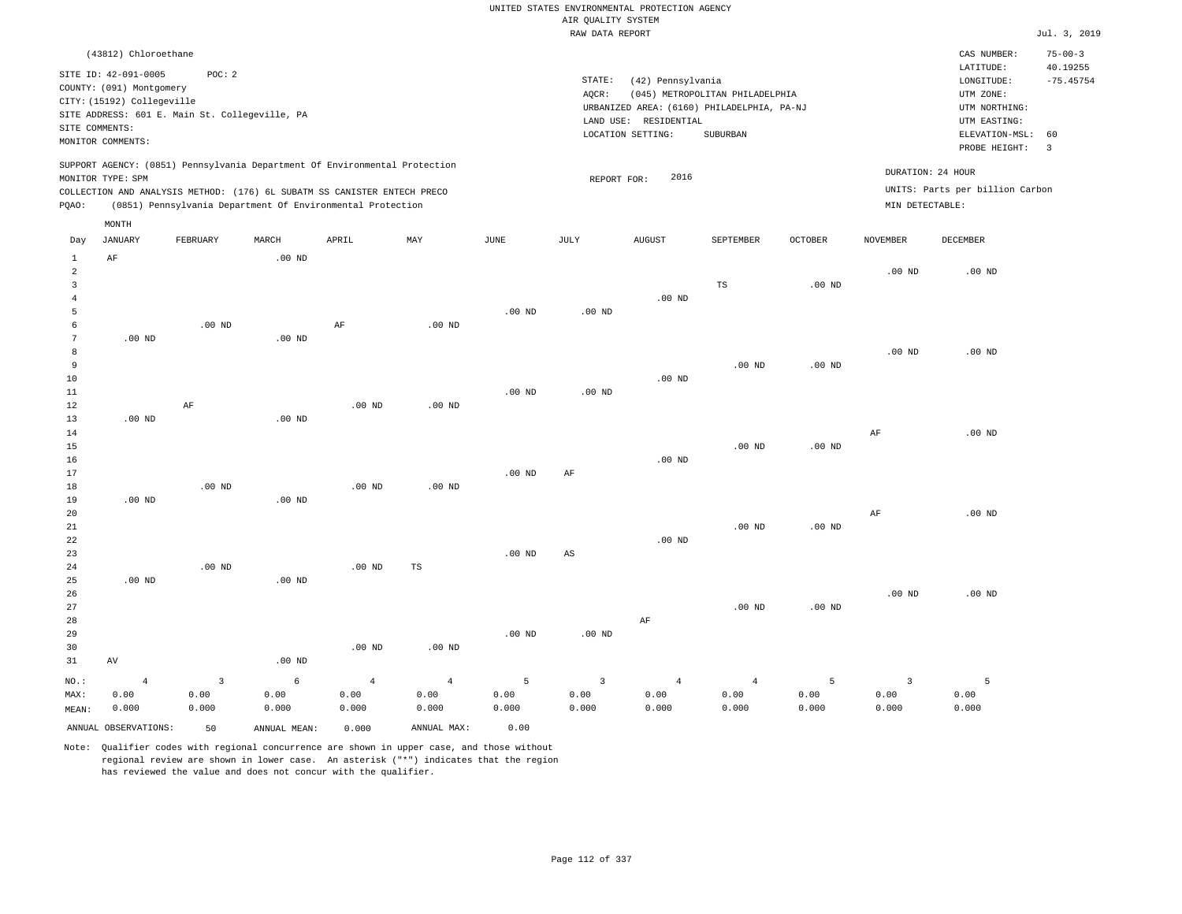UNITED STATES ENVIRONMENTAL PROTECTION AGENCY
AIR QUALITY SYSTEM
RAW DATA REPORT

Jul. 3, 2019

(43812) Chloroethane

SITE ID: 42-091-0005 POC: 2
COUNTY: (091) Montgomery
CITY: (15192) Collegeville
SITE ADDRESS: 601 E. Main St. Collegeville, PA
SITE COMMENTS:
MONITOR COMMENTS:

STATE: (42) Pennsylvania
AQCR: (045) METROPOLITAN PHILADELPHIA
URBANIZED AREA: (6160) PHILADELPHIA, PA-NJ
LAND USE: RESIDENTIAL
LOCATION SETTING: SUBURBAN

CAS NUMBER: 75-00-3
LATITUDE: 40.19255
LONGITUDE: -75.45754
UTM ZONE:
UTM NORTHING:
UTM EASTING:
ELEVATION-MSL: 60
PROBE HEIGHT: 3

SUPPORT AGENCY: (0851) Pennsylvania Department Of Environmental Protection
MONITOR TYPE: SPM
COLLECTION AND ANALYSIS METHOD: (176) 6L SUBATM SS CANISTER ENTECH PRECO
PQAO: (0851) Pennsylvania Department Of Environmental Protection

REPORT FOR: 2016

DURATION: 24 HOUR
UNITS: Parts per billion Carbon
MIN DETECTABLE:

| Day | JANUARY | FEBRUARY | MARCH | APRIL | MAY | JUNE | JULY | AUGUST | SEPTEMBER | OCTOBER | NOVEMBER | DECEMBER |
|---|---|---|---|---|---|---|---|---|---|---|---|---|
| 1 | AF | | .00 ND | | | | | | | | | |
| 2 | | | | | | | | | | | .00 ND | .00 ND |
| 3 | | | | | | | | | TS | .00 ND | | |
| 4 | | | | | | | | .00 ND | | | | |
| 5 | | | | | | .00 ND | .00 ND | | | | | |
| 6 | | .00 ND | | AF | .00 ND | | | | | | | |
| 7 | .00 ND | | .00 ND | | | | | | | | | |
| 8 | | | | | | | | | | | .00 ND | .00 ND |
| 9 | | | | | | | | | .00 ND | .00 ND | | |
| 10 | | | | | | | | .00 ND | | | | |
| 11 | | | | | | .00 ND | .00 ND | | | | | |
| 12 | | AF | | .00 ND | .00 ND | | | | | | | |
| 13 | .00 ND | | .00 ND | | | | | | | | | |
| 14 | | | | | | | | | | | AF | .00 ND |
| 15 | | | | | | | | | .00 ND | .00 ND | | |
| 16 | | | | | | | | .00 ND | | | | |
| 17 | | | | | | .00 ND | AF | | | | | |
| 18 | | .00 ND | | .00 ND | .00 ND | | | | | | | |
| 19 | .00 ND | | .00 ND | | | | | | | | | |
| 20 | | | | | | | | | | | AF | .00 ND |
| 21 | | | | | | | | | .00 ND | .00 ND | | |
| 22 | | | | | | | | .00 ND | | | | |
| 23 | | | | | | .00 ND | AS | | | | | |
| 24 | | .00 ND | | .00 ND | TS | | | | | | | |
| 25 | .00 ND | | .00 ND | | | | | | | | | |
| 26 | | | | | | | | | | | .00 ND | .00 ND |
| 27 | | | | | | | | | .00 ND | .00 ND | | |
| 28 | | | | | | | | AF | | | | |
| 29 | | | | | | .00 ND | .00 ND | | | | | |
| 30 | | | | .00 ND | .00 ND | | | | | | | |
| 31 | AV | | .00 ND | | | | | | | | | |
| NO.: | 4 | 3 | 6 | 4 | 4 | 5 | 3 | 4 | 4 | 5 | 3 | 5 |
| MAX: | 0.00 | 0.00 | 0.00 | 0.00 | 0.00 | 0.00 | 0.00 | 0.00 | 0.00 | 0.00 | 0.00 | 0.00 |
| MEAN: | 0.000 | 0.000 | 0.000 | 0.000 | 0.000 | 0.000 | 0.000 | 0.000 | 0.000 | 0.000 | 0.000 | 0.000 |

ANNUAL OBSERVATIONS: 50 ANNUAL MEAN: 0.000 ANNUAL MAX: 0.00

Note: Qualifier codes with regional concurrence are shown in upper case, and those without regional review are shown in lower case. An asterisk ("*") indicates that the region has reviewed the value and does not concur with the qualifier.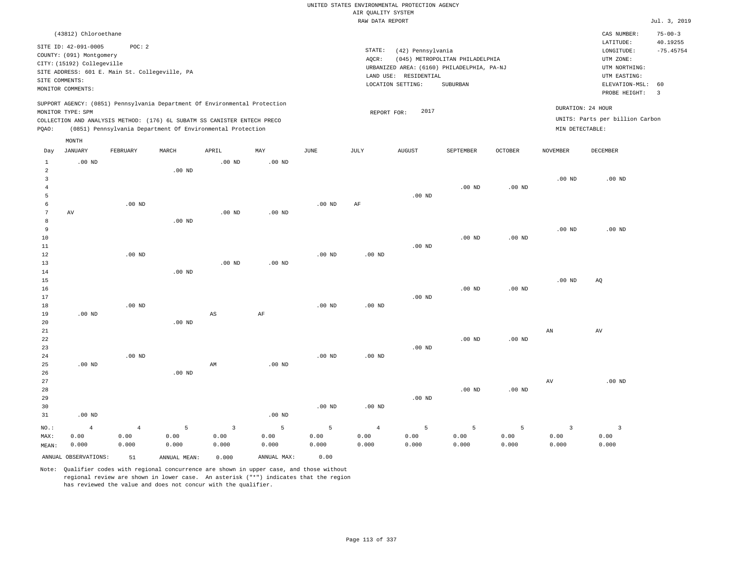UNITED STATES ENVIRONMENTAL PROTECTION AGENCY
AIR QUALITY SYSTEM
RAW DATA REPORT

Jul. 3, 2019

(43812) Chloroethane

SITE ID: 42-091-0005 POC: 2
COUNTY: (091) Montgomery
CITY: (15192) Collegeville
SITE ADDRESS: 601 E. Main St. Collegeville, PA
SITE COMMENTS:
MONITOR COMMENTS:

STATE: (42) Pennsylvania
AQCR: (045) METROPOLITAN PHILADELPHIA
URBANIZED AREA: (6160) PHILADELPHIA, PA-NJ
LAND USE: RESIDENTIAL
LOCATION SETTING: SUBURBAN

CAS NUMBER: 75-00-3
LATITUDE: 40.19255
LONGITUDE: -75.45754
UTM ZONE:
UTM NORTHING:
UTM EASTING:
ELEVATION-MSL: 60
PROBE HEIGHT: 3

SUPPORT AGENCY: (0851) Pennsylvania Department Of Environmental Protection
MONITOR TYPE: SPM
COLLECTION AND ANALYSIS METHOD: (176) 6L SUBATM SS CANISTER ENTECH PRECO
PQAO: (0851) Pennsylvania Department Of Environmental Protection

REPORT FOR: 2017

DURATION: 24 HOUR
UNITS: Parts per billion Carbon
MIN DETECTABLE:

| Day | JANUARY | FEBRUARY | MARCH | APRIL | MAY | JUNE | JULY | AUGUST | SEPTEMBER | OCTOBER | NOVEMBER | DECEMBER |
|---|---|---|---|---|---|---|---|---|---|---|---|---|
| 1 | .00 ND | | | .00 ND | .00 ND | | | | | | | |
| 2 | | | .00 ND | | | | | | | | | |
| 3 | | | | | | | | | | | .00 ND | .00 ND |
| 4 | | | | | | | | | .00 ND | .00 ND | | |
| 5 | | | | | | | | .00 ND | | | | |
| 6 | | .00 ND | | | | .00 ND | AF | | | | | |
| 7 | AV | | | .00 ND | .00 ND | | | | | | | |
| 8 | | | .00 ND | | | | | | | | | |
| 9 | | | | | | | | | | | .00 ND | .00 ND |
| 10 | | | | | | | | | .00 ND | .00 ND | | |
| 11 | | | | | | | | .00 ND | | | | |
| 12 | | .00 ND | | | | .00 ND | .00 ND | | | | | |
| 13 | | | | .00 ND | .00 ND | | | | | | | |
| 14 | | | .00 ND | | | | | | | | | |
| 15 | | | | | | | | | | | .00 ND | AQ |
| 16 | | | | | | | | | .00 ND | .00 ND | | |
| 17 | | | | | | | | .00 ND | | | | |
| 18 | | .00 ND | | | | .00 ND | .00 ND | | | | | |
| 19 | .00 ND | | | AS | AF | | | | | | | |
| 20 | | | .00 ND | | | | | | | | | |
| 21 | | | | | | | | | | | AN | AV |
| 22 | | | | | | | | | .00 ND | .00 ND | | |
| 23 | | | | | | | | .00 ND | | | | |
| 24 | | .00 ND | | | | .00 ND | .00 ND | | | | | |
| 25 | .00 ND | | | AM | .00 ND | | | | | | | |
| 26 | | | .00 ND | | | | | | | | | |
| 27 | | | | | | | | | | | AV | .00 ND |
| 28 | | | | | | | | | .00 ND | .00 ND | | |
| 29 | | | | | | | | .00 ND | | | | |
| 30 | | | | | | .00 ND | .00 ND | | | | | |
| 31 | .00 ND | | | | .00 ND | | | | | | | |
| NO.: | 4 | 4 | 5 | 3 | 5 | 5 | 4 | 5 | 5 | 5 | 3 | 3 |
| MAX: | 0.00 | 0.00 | 0.00 | 0.00 | 0.00 | 0.00 | 0.00 | 0.00 | 0.00 | 0.00 | 0.00 | 0.00 |
| MEAN: | 0.000 | 0.000 | 0.000 | 0.000 | 0.000 | 0.000 | 0.000 | 0.000 | 0.000 | 0.000 | 0.000 | 0.000 |

ANNUAL OBSERVATIONS: 51 ANNUAL MEAN: 0.000 ANNUAL MAX: 0.00

Note: Qualifier codes with regional concurrence are shown in upper case, and those without regional review are shown in lower case. An asterisk ("*") indicates that the region has reviewed the value and does not concur with the qualifier.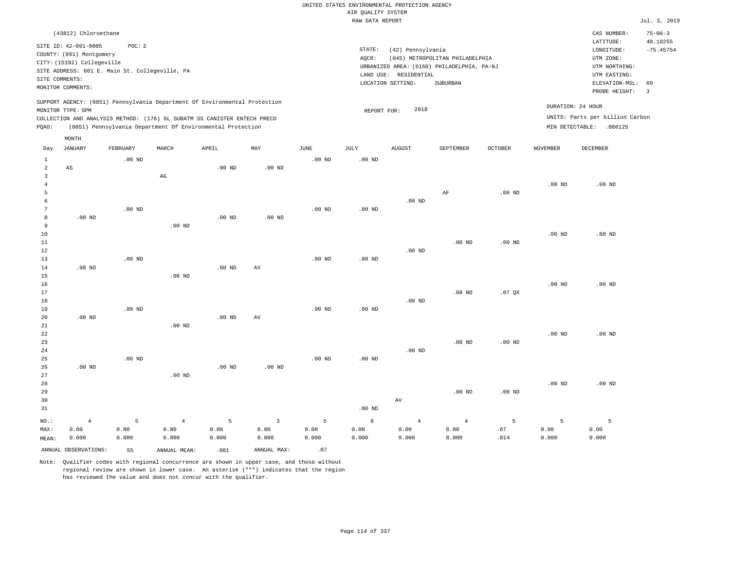UNITED STATES ENVIRONMENTAL PROTECTION AGENCY
AIR QUALITY SYSTEM
RAW DATA REPORT

Jul. 3, 2019

(43812) Chloroethane

SITE ID: 42-091-0005 POC: 2
COUNTY: (091) Montgomery
CITY: (15192) Collegeville
SITE ADDRESS: 601 E. Main St. Collegeville, PA
SITE COMMENTS:
MONITOR COMMENTS:

STATE: (42) Pennsylvania
AQCR: (045) METROPOLITAN PHILADELPHIA
URBANIZED AREA: (6160) PHILADELPHIA, PA-NJ
LAND USE: RESIDENTIAL
LOCATION SETTING: SUBURBAN

CAS NUMBER: 75-00-3
LATITUDE: 40.19255
LONGITUDE: -75.45754
UTM ZONE:
UTM NORTHING:
UTM EASTING:
ELEVATION-MSL: 60
PROBE HEIGHT: 3

SUPPORT AGENCY: (0851) Pennsylvania Department Of Environmental Protection
MONITOR TYPE: SPM
COLLECTION AND ANALYSIS METHOD: (176) 6L SUBATM SS CANISTER ENTECH PRECO
PQAO: (0851) Pennsylvania Department Of Environmental Protection

REPORT FOR: 2018

DURATION: 24 HOUR
UNITS: Parts per billion Carbon
MIN DETECTABLE: .088125

| Day | JANUARY | FEBRUARY | MARCH | APRIL | MAY | JUNE | JULY | AUGUST | SEPTEMBER | OCTOBER | NOVEMBER | DECEMBER |
|---|---|---|---|---|---|---|---|---|---|---|---|---|
| 1 | | .00 ND | | | | .00 ND | .00 ND | | | | | |
| 2 | AS | | | .00 ND | .00 ND | | | | | | | |
| 3 | | | AG | | | | | | | | | |
| 4 | | | | | | | | | | | .00 ND | .00 ND |
| 5 | | | | | | | | | AF | .00 ND | | |
| 6 | | | | | | | | .00 ND | | | | |
| 7 | | .00 ND | | | | .00 ND | .00 ND | | | | | |
| 8 | .00 ND | | | .00 ND | .00 ND | | | | | | | |
| 9 | | | .00 ND | | | | | | | | | |
| 10 | | | | | | | | | | | .00 ND | .00 ND |
| 11 | | | | | | | | | .00 ND | .00 ND | | |
| 12 | | | | | | | | .00 ND | | | | |
| 13 | | .00 ND | | | | .00 ND | .00 ND | | | | | |
| 14 | .00 ND | | | .00 ND | AV | | | | | | | |
| 15 | | | .00 ND | | | | | | | | | |
| 16 | | | | | | | | | | | .00 ND | .00 ND |
| 17 | | | | | | | | | .00 ND | .07 QX | | |
| 18 | | | | | | | | .00 ND | | | | |
| 19 | | .00 ND | | | | .00 ND | .00 ND | | | | | |
| 20 | .00 ND | | | .00 ND | AV | | | | | | | |
| 21 | | | .00 ND | | | | | | | | | |
| 22 | | | | | | | | | | | .00 ND | .00 ND |
| 23 | | | | | | | | | .00 ND | .00 ND | | |
| 24 | | | | | | | | .00 ND | | | | |
| 25 | | .00 ND | | | | .00 ND | .00 ND | | | | | |
| 26 | .00 ND | | | .00 ND | .00 ND | | | | | | | |
| 27 | | | .00 ND | | | | | | | | | |
| 28 | | | | | | | | | | | .00 ND | .00 ND |
| 29 | | | | | | | | | .00 ND | .00 ND | | |
| 30 | | | | | | | | AV | | | | |
| 31 | | | | | | | .00 ND | | | | | |
| NO.: | 4 | 5 | 4 | 5 | 3 | 5 | 6 | 4 | 4 | 5 | 5 | 5 |
| MAX: | 0.00 | 0.00 | 0.00 | 0.00 | 0.00 | 0.00 | 0.00 | 0.00 | 0.00 | .07 | 0.00 | 0.00 |
| MEAN: | 0.000 | 0.000 | 0.000 | 0.000 | 0.000 | 0.000 | 0.000 | 0.000 | 0.000 | .014 | 0.000 | 0.000 |

ANNUAL OBSERVATIONS: 55 ANNUAL MEAN: .001 ANNUAL MAX: .07

Note: Qualifier codes with regional concurrence are shown in upper case, and those without regional review are shown in lower case. An asterisk ("*") indicates that the region has reviewed the value and does not concur with the qualifier.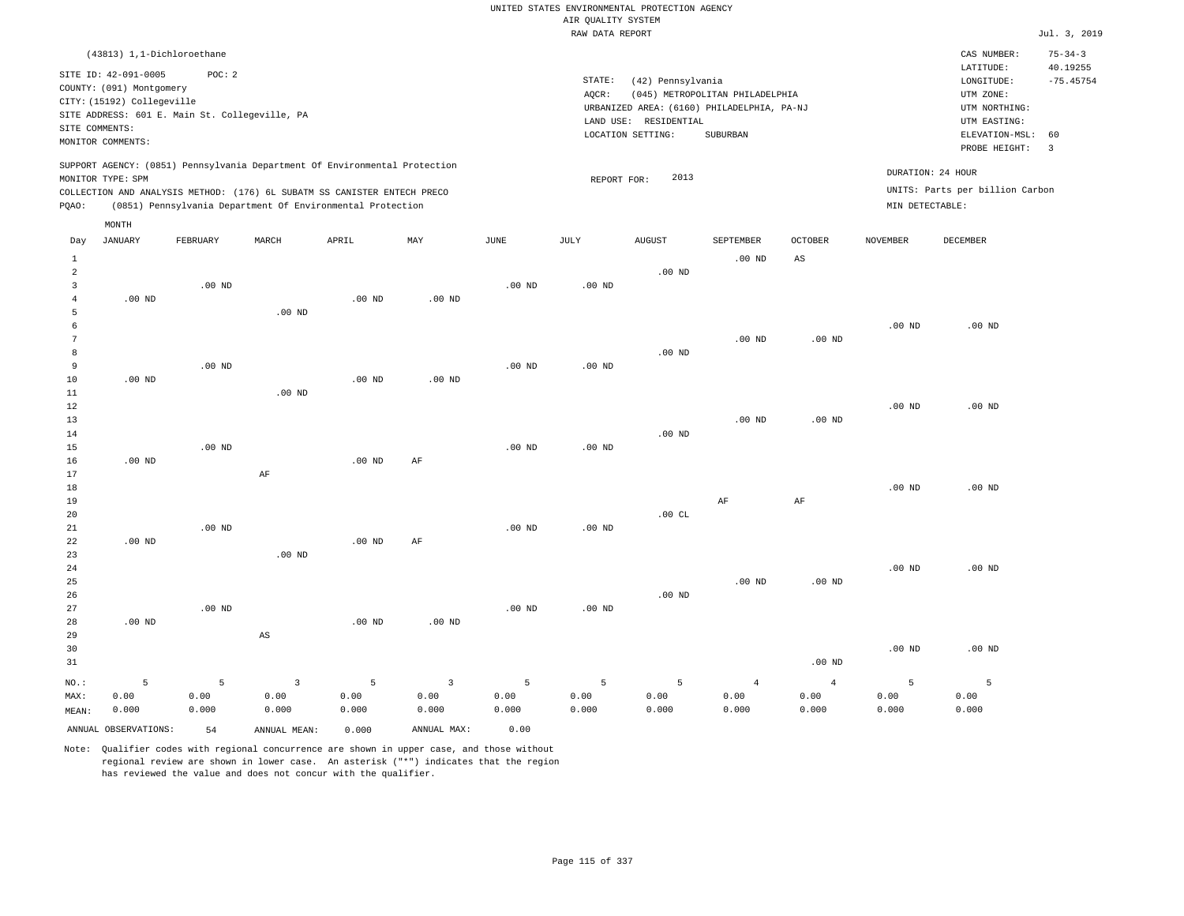UNITED STATES ENVIRONMENTAL PROTECTION AGENCY
AIR QUALITY SYSTEM
RAW DATA REPORT

Jul. 3, 2019

(43813) 1,1-Dichloroethane

SITE ID: 42-091-0005 POC: 2
COUNTY: (091) Montgomery
CITY: (15192) Collegeville
SITE ADDRESS: 601 E. Main St. Collegeville, PA
SITE COMMENTS:
MONITOR COMMENTS:

STATE: (42) Pennsylvania
AQCR: (045) METROPOLITAN PHILADELPHIA
URBANIZED AREA: (6160) PHILADELPHIA, PA-NJ
LAND USE: RESIDENTIAL
LOCATION SETTING: SUBURBAN

CAS NUMBER: 75-34-3
LATITUDE: 40.19255
LONGITUDE: -75.45754
UTM ZONE:
UTM NORTHING:
UTM EASTING:
ELEVATION-MSL: 60
PROBE HEIGHT: 3

SUPPORT AGENCY: (0851) Pennsylvania Department Of Environmental Protection
MONITOR TYPE: SPM
COLLECTION AND ANALYSIS METHOD: (176) 6L SUBATM SS CANISTER ENTECH PRECO
PQAO: (0851) Pennsylvania Department Of Environmental Protection

REPORT FOR: 2013

DURATION: 24 HOUR
UNITS: Parts per billion Carbon
MIN DETECTABLE:

| Day | JANUARY | FEBRUARY | MARCH | APRIL | MAY | JUNE | JULY | AUGUST | SEPTEMBER | OCTOBER | NOVEMBER | DECEMBER |
|---|---|---|---|---|---|---|---|---|---|---|---|---|
| 1 | | | | | | | | | .00 ND | AS | | |
| 2 | | | | | | | | .00 ND | | | | |
| 3 | | .00 ND | | | | .00 ND | .00 ND | | | | | |
| 4 | .00 ND | | | .00 ND | .00 ND | | | | | | | |
| 5 | | | .00 ND | | | | | | | | | |
| 6 | | | | | | | | | | | .00 ND | .00 ND |
| 7 | | | | | | | | | .00 ND | .00 ND | | |
| 8 | | | | | | | | .00 ND | | | | |
| 9 | | .00 ND | | | | .00 ND | .00 ND | | | | | |
| 10 | .00 ND | | | .00 ND | .00 ND | | | | | | | |
| 11 | | | .00 ND | | | | | | | | | |
| 12 | | | | | | | | | | | .00 ND | .00 ND |
| 13 | | | | | | | | | .00 ND | .00 ND | | |
| 14 | | | | | | | | .00 ND | | | | |
| 15 | | .00 ND | | | | .00 ND | .00 ND | | | | | |
| 16 | .00 ND | | | .00 ND | AF | | | | | | | |
| 17 | | | AF | | | | | | | | | |
| 18 | | | | | | | | | | | .00 ND | .00 ND |
| 19 | | | | | | | | | AF | AF | | |
| 20 | | | | | | | | .00 CL | | | | |
| 21 | | .00 ND | | | | .00 ND | .00 ND | | | | | |
| 22 | .00 ND | | | .00 ND | AF | | | | | | | |
| 23 | | | .00 ND | | | | | | | | | |
| 24 | | | | | | | | | | | .00 ND | .00 ND |
| 25 | | | | | | | | | .00 ND | .00 ND | | |
| 26 | | | | | | | | .00 ND | | | | |
| 27 | | .00 ND | | | | .00 ND | .00 ND | | | | | |
| 28 | .00 ND | | | .00 ND | .00 ND | | | | | | | |
| 29 | | | AS | | | | | | | | | |
| 30 | | | | | | | | | | | .00 ND | .00 ND |
| 31 | | | | | | | | | | .00 ND | | |
| NO.: | 5 | 5 | 3 | 5 | 3 | 5 | 5 | 5 | 4 | 4 | 5 | 5 |
| MAX: | 0.00 | 0.00 | 0.00 | 0.00 | 0.00 | 0.00 | 0.00 | 0.00 | 0.00 | 0.00 | 0.00 | 0.00 |
| MEAN: | 0.000 | 0.000 | 0.000 | 0.000 | 0.000 | 0.000 | 0.000 | 0.000 | 0.000 | 0.000 | 0.000 | 0.000 |

ANNUAL OBSERVATIONS: 54 ANNUAL MEAN: 0.000 ANNUAL MAX: 0.00

Note: Qualifier codes with regional concurrence are shown in upper case, and those without regional review are shown in lower case. An asterisk ("*") indicates that the region has reviewed the value and does not concur with the qualifier.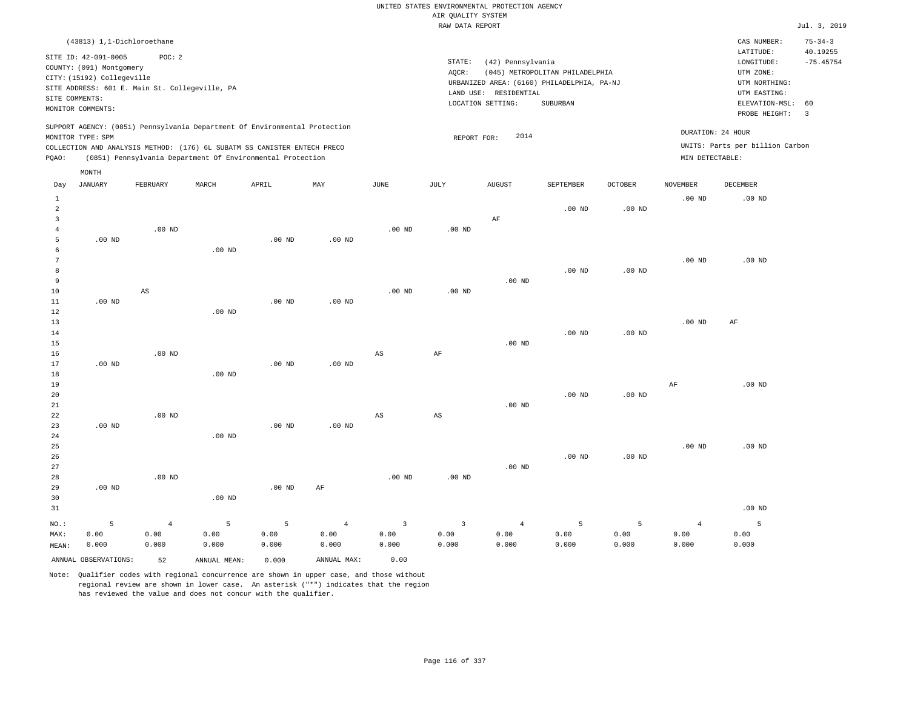UNITED STATES ENVIRONMENTAL PROTECTION AGENCY
AIR QUALITY SYSTEM
RAW DATA REPORT

Jul. 3, 2019

(43813) 1,1-Dichloroethane

SITE ID: 42-091-0005 POC: 2
COUNTY: (091) Montgomery
CITY: (15192) Collegeville
SITE ADDRESS: 601 E. Main St. Collegeville, PA
SITE COMMENTS:
MONITOR COMMENTS:

STATE: (42) Pennsylvania
AQCR: (045) METROPOLITAN PHILADELPHIA
URBANIZED AREA: (6160) PHILADELPHIA, PA-NJ
LAND USE: RESIDENTIAL
LOCATION SETTING: SUBURBAN

CAS NUMBER: 75-34-3
LATITUDE: 40.19255
LONGITUDE: -75.45754
UTM ZONE:
UTM NORTHING:
UTM EASTING:
ELEVATION-MSL: 60
PROBE HEIGHT: 3

SUPPORT AGENCY: (0851) Pennsylvania Department Of Environmental Protection
MONITOR TYPE: SPM
COLLECTION AND ANALYSIS METHOD: (176) 6L SUBATM SS CANISTER ENTECH PRECO
PQAO: (0851) Pennsylvania Department Of Environmental Protection

REPORT FOR: 2014

DURATION: 24 HOUR
UNITS: Parts per billion Carbon
MIN DETECTABLE:

| Day | JANUARY | FEBRUARY | MARCH | APRIL | MAY | JUNE | JULY | AUGUST | SEPTEMBER | OCTOBER | NOVEMBER | DECEMBER |
|---|---|---|---|---|---|---|---|---|---|---|---|---|
| 1 | | | | | | | | | | | .00 ND | .00 ND |
| 2 | | | | | | | | | .00 ND | .00 ND | | |
| 3 | | | | | | | | AF | | | | |
| 4 | | .00 ND | | | | .00 ND | .00 ND | | | | | |
| 5 | .00 ND | | | .00 ND | .00 ND | | | | | | | |
| 6 | | | .00 ND | | | | | | | | | |
| 7 | | | | | | | | | | | .00 ND | .00 ND |
| 8 | | | | | | | | | .00 ND | .00 ND | | |
| 9 | | | | | | | | .00 ND | | | | |
| 10 | | AS | | | | .00 ND | .00 ND | | | | | |
| 11 | .00 ND | | | .00 ND | .00 ND | | | | | | | |
| 12 | | | .00 ND | | | | | | | | | |
| 13 | | | | | | | | | | | .00 ND | AF |
| 14 | | | | | | | | | .00 ND | .00 ND | | |
| 15 | | | | | | | | .00 ND | | | | |
| 16 | | .00 ND | | | | AS | AF | | | | | |
| 17 | .00 ND | | | .00 ND | .00 ND | | | | | | | |
| 18 | | | .00 ND | | | | | | | | | |
| 19 | | | | | | | | | | | AF | .00 ND |
| 20 | | | | | | | | | .00 ND | .00 ND | | |
| 21 | | | | | | | | .00 ND | | | | |
| 22 | | .00 ND | | | | AS | AS | | | | | |
| 23 | .00 ND | | | .00 ND | .00 ND | | | | | | | |
| 24 | | | .00 ND | | | | | | | | | |
| 25 | | | | | | | | | | | .00 ND | .00 ND |
| 26 | | | | | | | | | .00 ND | .00 ND | | |
| 27 | | | | | | | | .00 ND | | | | |
| 28 | | .00 ND | | | | .00 ND | .00 ND | | | | | |
| 29 | .00 ND | | | .00 ND | AF | | | | | | | |
| 30 | | | .00 ND | | | | | | | | | |
| 31 | | | | | | | | | | | | .00 ND |
| NO.: | 5 | 4 | 5 | 5 | 4 | 3 | 3 | 4 | 5 | 5 | 4 | 5 |
| MAX: | 0.00 | 0.00 | 0.00 | 0.00 | 0.00 | 0.00 | 0.00 | 0.00 | 0.00 | 0.00 | 0.00 | 0.00 |
| MEAN: | 0.000 | 0.000 | 0.000 | 0.000 | 0.000 | 0.000 | 0.000 | 0.000 | 0.000 | 0.000 | 0.000 | 0.000 |

ANNUAL OBSERVATIONS: 52 ANNUAL MEAN: 0.000 ANNUAL MAX: 0.00

Note: Qualifier codes with regional concurrence are shown in upper case, and those without regional review are shown in lower case. An asterisk ("*") indicates that the region has reviewed the value and does not concur with the qualifier.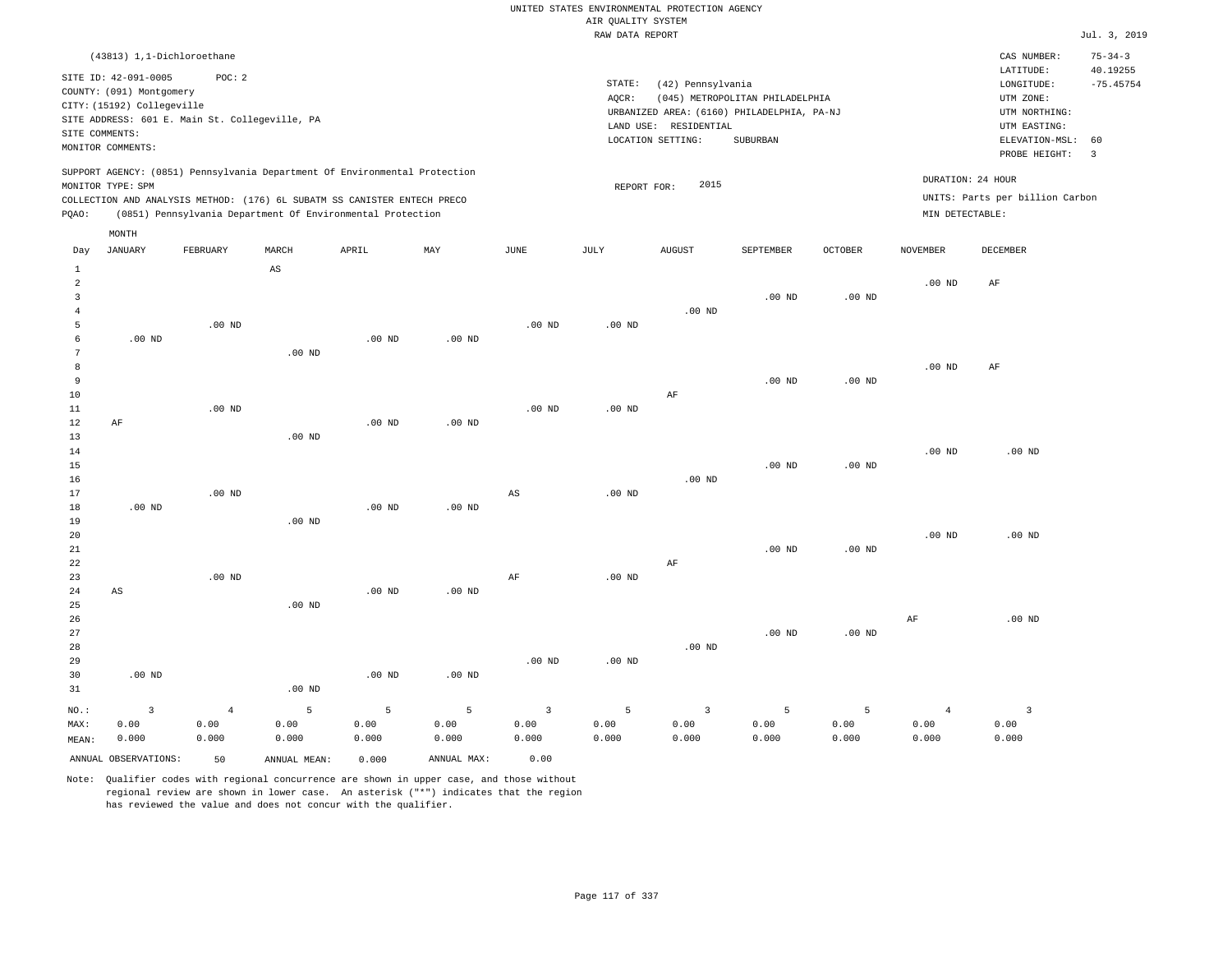UNITED STATES ENVIRONMENTAL PROTECTION AGENCY
AIR QUALITY SYSTEM
RAW DATA REPORT

Jul. 3, 2019

(43813) 1,1-Dichloroethane

SITE ID: 42-091-0005 POC: 2
COUNTY: (091) Montgomery
CITY: (15192) Collegeville
SITE ADDRESS: 601 E. Main St. Collegeville, PA
SITE COMMENTS:
MONITOR COMMENTS:

STATE: (42) Pennsylvania
AQCR: (045) METROPOLITAN PHILADELPHIA
URBANIZED AREA: (6160) PHILADELPHIA, PA-NJ
LAND USE: RESIDENTIAL
LOCATION SETTING: SUBURBAN

CAS NUMBER: 75-34-3
LATITUDE: 40.19255
LONGITUDE: -75.45754
UTM ZONE:
UTM NORTHING:
UTM EASTING:
ELEVATION-MSL: 60
PROBE HEIGHT: 3

SUPPORT AGENCY: (0851) Pennsylvania Department Of Environmental Protection
MONITOR TYPE: SPM
COLLECTION AND ANALYSIS METHOD: (176) 6L SUBATM SS CANISTER ENTECH PRECO
PQAO: (0851) Pennsylvania Department Of Environmental Protection

REPORT FOR: 2015

DURATION: 24 HOUR
UNITS: Parts per billion Carbon
MIN DETECTABLE:

| Day | JANUARY | FEBRUARY | MARCH | APRIL | MAY | JUNE | JULY | AUGUST | SEPTEMBER | OCTOBER | NOVEMBER | DECEMBER |
|---|---|---|---|---|---|---|---|---|---|---|---|---|
| 1 | | | AS | | | | | | | | | |
| 2 | | | | | | | | | | | .00 ND | AF |
| 3 | | | | | | | | | .00 ND | .00 ND | | |
| 4 | | | | | | | | .00 ND | | | | |
| 5 | | .00 ND | | | | .00 ND | .00 ND | | | | | |
| 6 | .00 ND | | | .00 ND | .00 ND | | | | | | | |
| 7 | | | .00 ND | | | | | | | | | |
| 8 | | | | | | | | | | | .00 ND | AF |
| 9 | | | | | | | | | .00 ND | .00 ND | | |
| 10 | | | | | | | | AF | | | | |
| 11 | | .00 ND | | | | .00 ND | .00 ND | | | | | |
| 12 | AF | | | .00 ND | .00 ND | | | | | | | |
| 13 | | | .00 ND | | | | | | | | | |
| 14 | | | | | | | | | | | .00 ND | .00 ND |
| 15 | | | | | | | | | .00 ND | .00 ND | | |
| 16 | | | | | | | | .00 ND | | | | |
| 17 | | .00 ND | | | | AS | .00 ND | | | | | |
| 18 | .00 ND | | | .00 ND | .00 ND | | | | | | | |
| 19 | | | .00 ND | | | | | | | | | |
| 20 | | | | | | | | | | | .00 ND | .00 ND |
| 21 | | | | | | | | | .00 ND | .00 ND | | |
| 22 | | | | | | | | AF | | | | |
| 23 | | .00 ND | | | | AF | .00 ND | | | | | |
| 24 | AS | | | .00 ND | .00 ND | | | | | | | |
| 25 | | | .00 ND | | | | | | | | | |
| 26 | | | | | | | | | | | AF | .00 ND |
| 27 | | | | | | | | | .00 ND | .00 ND | | |
| 28 | | | | | | | | .00 ND | | | | |
| 29 | | | | | | .00 ND | .00 ND | | | | | |
| 30 | .00 ND | | | .00 ND | .00 ND | | | | | | | |
| 31 | | | .00 ND | | | | | | | | | |
| NO.: | 3 | 4 | 5 | 5 | 5 | 3 | 5 | 3 | 5 | 5 | 4 | 3 |
| MAX: | 0.00 | 0.00 | 0.00 | 0.00 | 0.00 | 0.00 | 0.00 | 0.00 | 0.00 | 0.00 | 0.00 | 0.00 |
| MEAN: | 0.000 | 0.000 | 0.000 | 0.000 | 0.000 | 0.000 | 0.000 | 0.000 | 0.000 | 0.000 | 0.000 | 0.000 |

ANNUAL OBSERVATIONS: 50 ANNUAL MEAN: 0.000 ANNUAL MAX: 0.00

Note: Qualifier codes with regional concurrence are shown in upper case, and those without regional review are shown in lower case. An asterisk ("*") indicates that the region has reviewed the value and does not concur with the qualifier.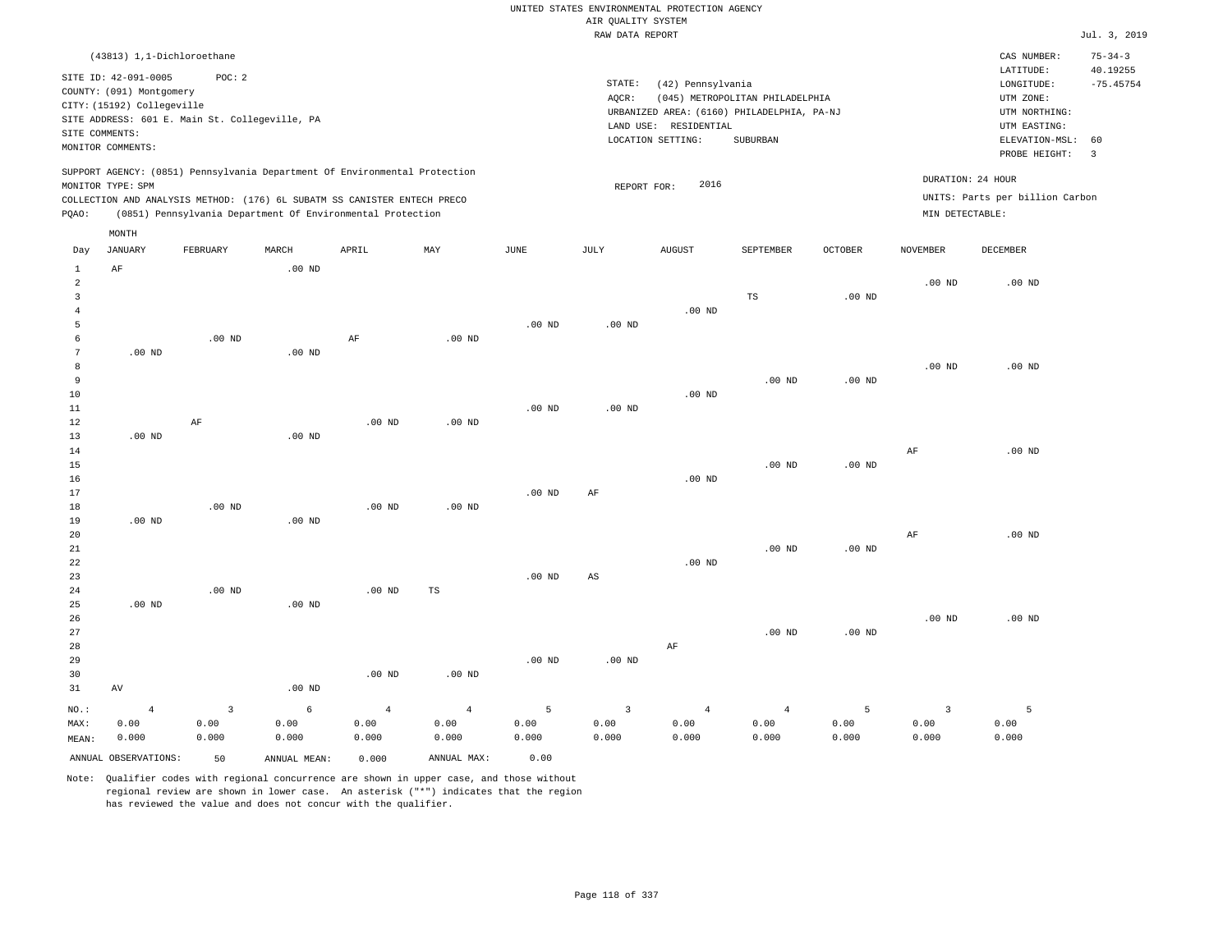UNITED STATES ENVIRONMENTAL PROTECTION AGENCY
AIR QUALITY SYSTEM
RAW DATA REPORT

Jul. 3, 2019

(43813) 1,1-Dichloroethane

SITE ID: 42-091-0005 POC: 2
COUNTY: (091) Montgomery
CITY: (15192) Collegeville
SITE ADDRESS: 601 E. Main St. Collegeville, PA
SITE COMMENTS:
MONITOR COMMENTS:

STATE: (42) Pennsylvania
AQCR: (045) METROPOLITAN PHILADELPHIA
URBANIZED AREA: (6160) PHILADELPHIA, PA-NJ
LAND USE: RESIDENTIAL
LOCATION SETTING: SUBURBAN

CAS NUMBER: 75-34-3
LATITUDE: 40.19255
LONGITUDE: -75.45754
UTM ZONE:
UTM NORTHING:
UTM EASTING:
ELEVATION-MSL: 60
PROBE HEIGHT: 3

SUPPORT AGENCY: (0851) Pennsylvania Department Of Environmental Protection
MONITOR TYPE: SPM
COLLECTION AND ANALYSIS METHOD: (176) 6L SUBATM SS CANISTER ENTECH PRECO
PQAO: (0851) Pennsylvania Department Of Environmental Protection

REPORT FOR: 2016

DURATION: 24 HOUR
UNITS: Parts per billion Carbon
MIN DETECTABLE:

| Day | JANUARY | FEBRUARY | MARCH | APRIL | MAY | JUNE | JULY | AUGUST | SEPTEMBER | OCTOBER | NOVEMBER | DECEMBER |
|---|---|---|---|---|---|---|---|---|---|---|---|---|
| 1 | AF | | .00 ND | | | | | | | | | |
| 2 | | | | | | | | | | | .00 ND | .00 ND |
| 3 | | | | | | | | | TS | .00 ND | | |
| 4 | | | | | | | | .00 ND | | | | |
| 5 | | | | | | .00 ND | .00 ND | | | | | |
| 6 | | .00 ND | | AF | .00 ND | | | | | | | |
| 7 | .00 ND | | .00 ND | | | | | | | | | |
| 8 | | | | | | | | | | | .00 ND | .00 ND |
| 9 | | | | | | | | | .00 ND | .00 ND | | |
| 10 | | | | | | | | .00 ND | | | | |
| 11 | | | | | | .00 ND | .00 ND | | | | | |
| 12 | | AF | | .00 ND | .00 ND | | | | | | | |
| 13 | .00 ND | | .00 ND | | | | | | | | | |
| 14 | | | | | | | | | | | AF | .00 ND |
| 15 | | | | | | | | | .00 ND | .00 ND | | |
| 16 | | | | | | | | .00 ND | | | | |
| 17 | | | | | | .00 ND | AF | | | | | |
| 18 | | .00 ND | | .00 ND | .00 ND | | | | | | | |
| 19 | .00 ND | | .00 ND | | | | | | | | | |
| 20 | | | | | | | | | | | AF | .00 ND |
| 21 | | | | | | | | | .00 ND | .00 ND | | |
| 22 | | | | | | | | .00 ND | | | | |
| 23 | | | | | | .00 ND | AS | | | | | |
| 24 | | .00 ND | | .00 ND | TS | | | | | | | |
| 25 | .00 ND | | .00 ND | | | | | | | | | |
| 26 | | | | | | | | | | | .00 ND | .00 ND |
| 27 | | | | | | | | | .00 ND | .00 ND | | |
| 28 | | | | | | | | AF | | | | |
| 29 | | | | | | .00 ND | .00 ND | | | | | |
| 30 | | | | .00 ND | .00 ND | | | | | | | |
| 31 | AV | | .00 ND | | | | | | | | | |
| NO.: | 4 | 3 | 6 | 4 | 4 | 5 | 3 | 4 | 4 | 5 | 3 | 5 |
| MAX: | 0.00 | 0.00 | 0.00 | 0.00 | 0.00 | 0.00 | 0.00 | 0.00 | 0.00 | 0.00 | 0.00 | 0.00 |
| MEAN: | 0.000 | 0.000 | 0.000 | 0.000 | 0.000 | 0.000 | 0.000 | 0.000 | 0.000 | 0.000 | 0.000 | 0.000 |

ANNUAL OBSERVATIONS: 50 ANNUAL MEAN: 0.000 ANNUAL MAX: 0.00

Note: Qualifier codes with regional concurrence are shown in upper case, and those without regional review are shown in lower case. An asterisk ("*") indicates that the region has reviewed the value and does not concur with the qualifier.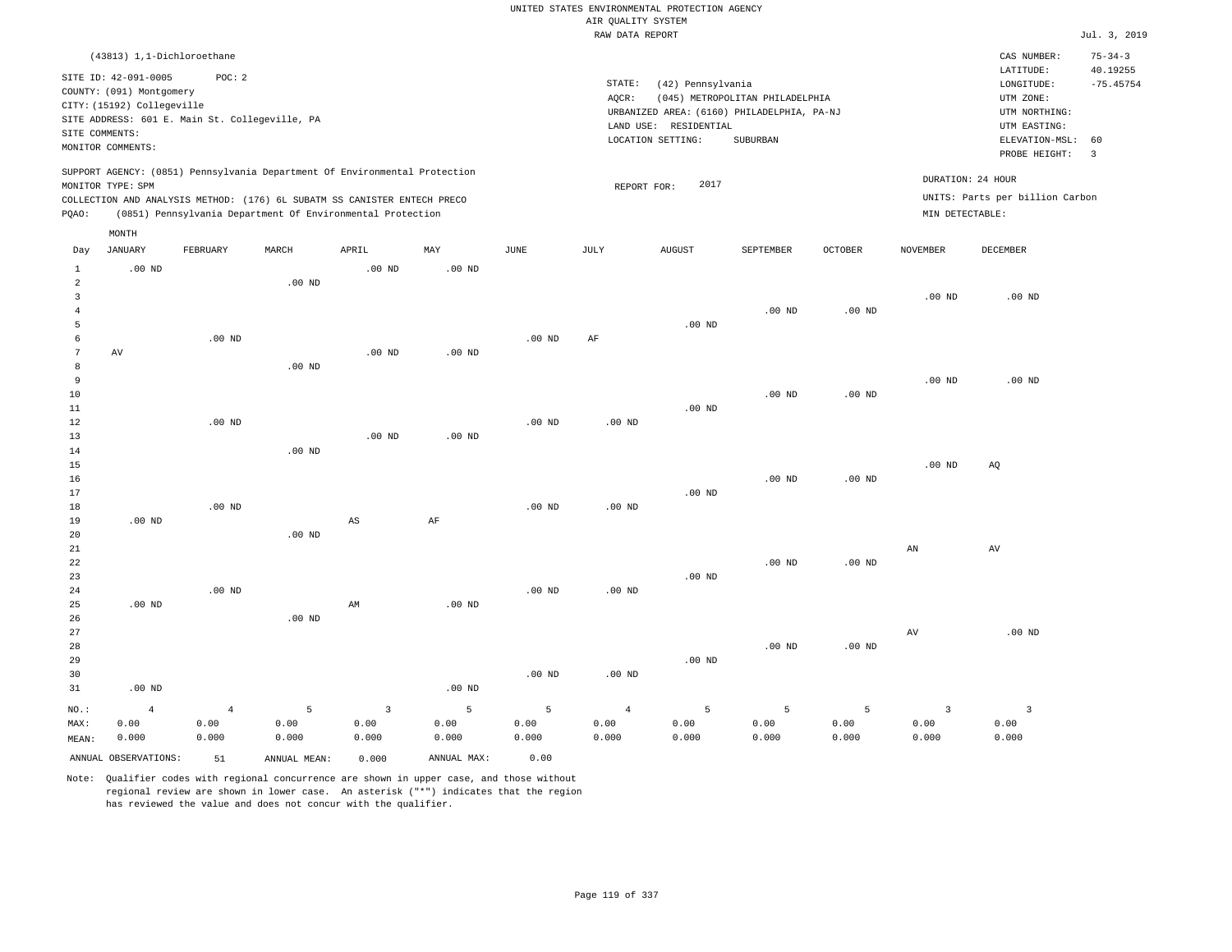UNITED STATES ENVIRONMENTAL PROTECTION AGENCY
AIR QUALITY SYSTEM
RAW DATA REPORT

Jul. 3, 2019

(43813) 1,1-Dichloroethane

SITE ID: 42-091-0005 POC: 2
COUNTY: (091) Montgomery
CITY: (15192) Collegeville
SITE ADDRESS: 601 E. Main St. Collegeville, PA
SITE COMMENTS:
MONITOR COMMENTS:

STATE: (42) Pennsylvania
AQCR: (045) METROPOLITAN PHILADELPHIA
URBANIZED AREA: (6160) PHILADELPHIA, PA-NJ
LAND USE: RESIDENTIAL
LOCATION SETTING: SUBURBAN

CAS NUMBER: 75-34-3
LATITUDE: 40.19255
LONGITUDE: -75.45754
UTM ZONE:
UTM NORTHING:
UTM EASTING:
ELEVATION-MSL: 60
PROBE HEIGHT: 3

SUPPORT AGENCY: (0851) Pennsylvania Department Of Environmental Protection
MONITOR TYPE: SPM
COLLECTION AND ANALYSIS METHOD: (176) 6L SUBATM SS CANISTER ENTECH PRECO
PQAO: (0851) Pennsylvania Department Of Environmental Protection

REPORT FOR: 2017

DURATION: 24 HOUR
UNITS: Parts per billion Carbon
MIN DETECTABLE:

| Day | JANUARY | FEBRUARY | MARCH | APRIL | MAY | JUNE | JULY | AUGUST | SEPTEMBER | OCTOBER | NOVEMBER | DECEMBER |
|---|---|---|---|---|---|---|---|---|---|---|---|---|
| 1 | .00 ND | | | .00 ND | .00 ND | | | | | | | |
| 2 | | | .00 ND | | | | | | | | | |
| 3 | | | | | | | | | | | .00 ND | .00 ND |
| 4 | | | | | | | | | .00 ND | .00 ND | | |
| 5 | | | | | | | | .00 ND | | | | |
| 6 | | .00 ND | | | | .00 ND | AF | | | | | |
| 7 | AV | | | .00 ND | .00 ND | | | | | | | |
| 8 | | | .00 ND | | | | | | | | | |
| 9 | | | | | | | | | | | .00 ND | .00 ND |
| 10 | | | | | | | | | .00 ND | .00 ND | | |
| 11 | | | | | | | | .00 ND | | | | |
| 12 | | .00 ND | | | | .00 ND | .00 ND | | | | | |
| 13 | | | | .00 ND | .00 ND | | | | | | | |
| 14 | | | .00 ND | | | | | | | | | |
| 15 | | | | | | | | | | | .00 ND | AQ |
| 16 | | | | | | | | | .00 ND | .00 ND | | |
| 17 | | | | | | | | .00 ND | | | | |
| 18 | | .00 ND | | | | .00 ND | .00 ND | | | | | |
| 19 | .00 ND | | | AS | AF | | | | | | | |
| 20 | | | .00 ND | | | | | | | | | |
| 21 | | | | | | | | | | | AN | AV |
| 22 | | | | | | | | | .00 ND | .00 ND | | |
| 23 | | | | | | | | .00 ND | | | | |
| 24 | | .00 ND | | | | .00 ND | .00 ND | | | | | |
| 25 | .00 ND | | | AM | .00 ND | | | | | | | |
| 26 | | | .00 ND | | | | | | | | | |
| 27 | | | | | | | | | | | AV | .00 ND |
| 28 | | | | | | | | | .00 ND | .00 ND | | |
| 29 | | | | | | | | .00 ND | | | | |
| 30 | | | | | | .00 ND | .00 ND | | | | | |
| 31 | .00 ND | | | | .00 ND | | | | | | | |
| NO.: | 4 | 4 | 5 | 3 | 5 | 5 | 4 | 5 | 5 | 5 | 3 | 3 |
| MAX: | 0.00 | 0.00 | 0.00 | 0.00 | 0.00 | 0.00 | 0.00 | 0.00 | 0.00 | 0.00 | 0.00 | 0.00 |
| MEAN: | 0.000 | 0.000 | 0.000 | 0.000 | 0.000 | 0.000 | 0.000 | 0.000 | 0.000 | 0.000 | 0.000 | 0.000 |

ANNUAL OBSERVATIONS: 51 ANNUAL MEAN: 0.000 ANNUAL MAX: 0.00

Note: Qualifier codes with regional concurrence are shown in upper case, and those without regional review are shown in lower case. An asterisk ("*") indicates that the region has reviewed the value and does not concur with the qualifier.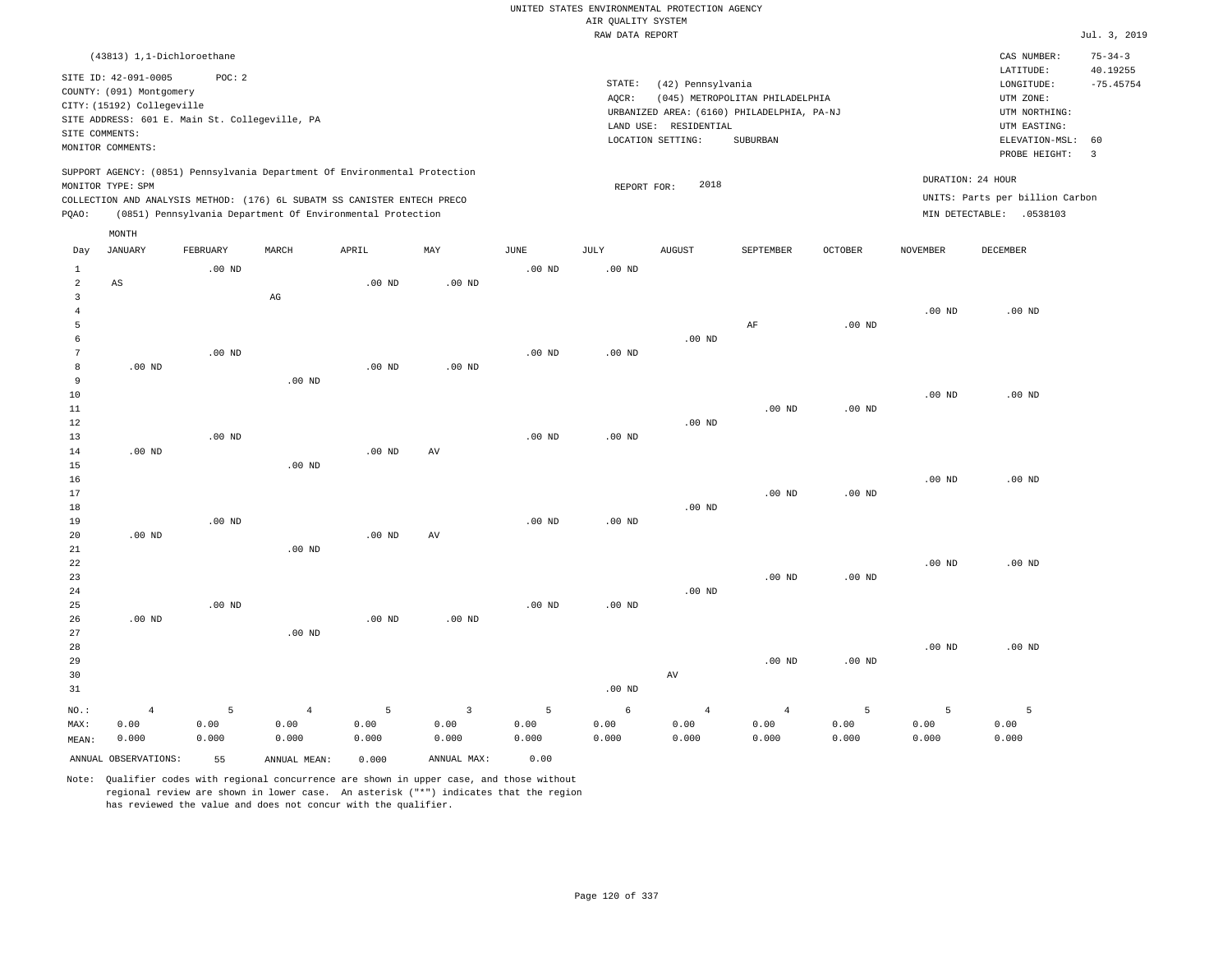UNITED STATES ENVIRONMENTAL PROTECTION AGENCY
AIR QUALITY SYSTEM
RAW DATA REPORT

Jul. 3, 2019

(43813) 1,1-Dichloroethane

SITE ID: 42-091-0005    POC: 2
COUNTY: (091) Montgomery
CITY: (15192) Collegeville
SITE ADDRESS: 601 E. Main St. Collegeville, PA
SITE COMMENTS:
MONITOR COMMENTS:

STATE: (42) Pennsylvania
AQCR: (045) METROPOLITAN PHILADELPHIA
URBANIZED AREA: (6160) PHILADELPHIA, PA-NJ
LAND USE: RESIDENTIAL
LOCATION SETTING: SUBURBAN

CAS NUMBER: 75-34-3
LATITUDE: 40.19255
LONGITUDE: -75.45754
UTM ZONE:
UTM NORTHING:
UTM EASTING:
ELEVATION-MSL: 60
PROBE HEIGHT: 3

SUPPORT AGENCY: (0851) Pennsylvania Department Of Environmental Protection
MONITOR TYPE: SPM
COLLECTION AND ANALYSIS METHOD: (176) 6L SUBATM SS CANISTER ENTECH PRECO
PQAO: (0851) Pennsylvania Department Of Environmental Protection

REPORT FOR: 2018

DURATION: 24 HOUR
UNITS: Parts per billion Carbon
MIN DETECTABLE: .0538103

| Day | JANUARY | FEBRUARY | MARCH | APRIL | MAY | JUNE | JULY | AUGUST | SEPTEMBER | OCTOBER | NOVEMBER | DECEMBER |
|---|---|---|---|---|---|---|---|---|---|---|---|---|
| 1 | | .00 ND | | | | .00 ND | .00 ND | | | | | |
| 2 | AS | | | .00 ND | .00 ND | | | | | | | |
| 3 | | | AG | | | | | | | | | |
| 4 | | | | | | | | | | | .00 ND | .00 ND |
| 5 | | | | | | | | | AF | .00 ND | | |
| 6 | | | | | | | | .00 ND | | | | |
| 7 | | .00 ND | | | | .00 ND | .00 ND | | | | | |
| 8 | .00 ND | | | .00 ND | .00 ND | | | | | | | |
| 9 | | | .00 ND | | | | | | | | | |
| 10 | | | | | | | | | | | .00 ND | .00 ND |
| 11 | | | | | | | | | .00 ND | .00 ND | | |
| 12 | | | | | | | | .00 ND | | | | |
| 13 | | .00 ND | | | | .00 ND | .00 ND | | | | | |
| 14 | .00 ND | | | .00 ND | AV | | | | | | | |
| 15 | | | .00 ND | | | | | | | | | |
| 16 | | | | | | | | | | | .00 ND | .00 ND |
| 17 | | | | | | | | | .00 ND | .00 ND | | |
| 18 | | | | | | | | .00 ND | | | | |
| 19 | | .00 ND | | | | .00 ND | .00 ND | | | | | |
| 20 | .00 ND | | | .00 ND | AV | | | | | | | |
| 21 | | | .00 ND | | | | | | | | | |
| 22 | | | | | | | | | | | .00 ND | .00 ND |
| 23 | | | | | | | | | .00 ND | .00 ND | | |
| 24 | | | | | | | | .00 ND | | | | |
| 25 | | .00 ND | | | | .00 ND | .00 ND | | | | | |
| 26 | .00 ND | | | .00 ND | .00 ND | | | | | | | |
| 27 | | | .00 ND | | | | | | | | | |
| 28 | | | | | | | | | | | .00 ND | .00 ND |
| 29 | | | | | | | | | .00 ND | .00 ND | | |
| 30 | | | | | | | | AV | | | | |
| 31 | | | | | | | .00 ND | | | | | |
| NO.: | 4 | 5 | 4 | 5 | 3 | 5 | 6 | 4 | 4 | 5 | 5 | 5 |
| MAX: | 0.00 | 0.00 | 0.00 | 0.00 | 0.00 | 0.00 | 0.00 | 0.00 | 0.00 | 0.00 | 0.00 | 0.00 |
| MEAN: | 0.000 | 0.000 | 0.000 | 0.000 | 0.000 | 0.000 | 0.000 | 0.000 | 0.000 | 0.000 | 0.000 | 0.000 |

ANNUAL OBSERVATIONS: 55    ANNUAL MEAN: 0.000    ANNUAL MAX: 0.00

Note: Qualifier codes with regional concurrence are shown in upper case, and those without regional review are shown in lower case. An asterisk ("*") indicates that the region has reviewed the value and does not concur with the qualifier.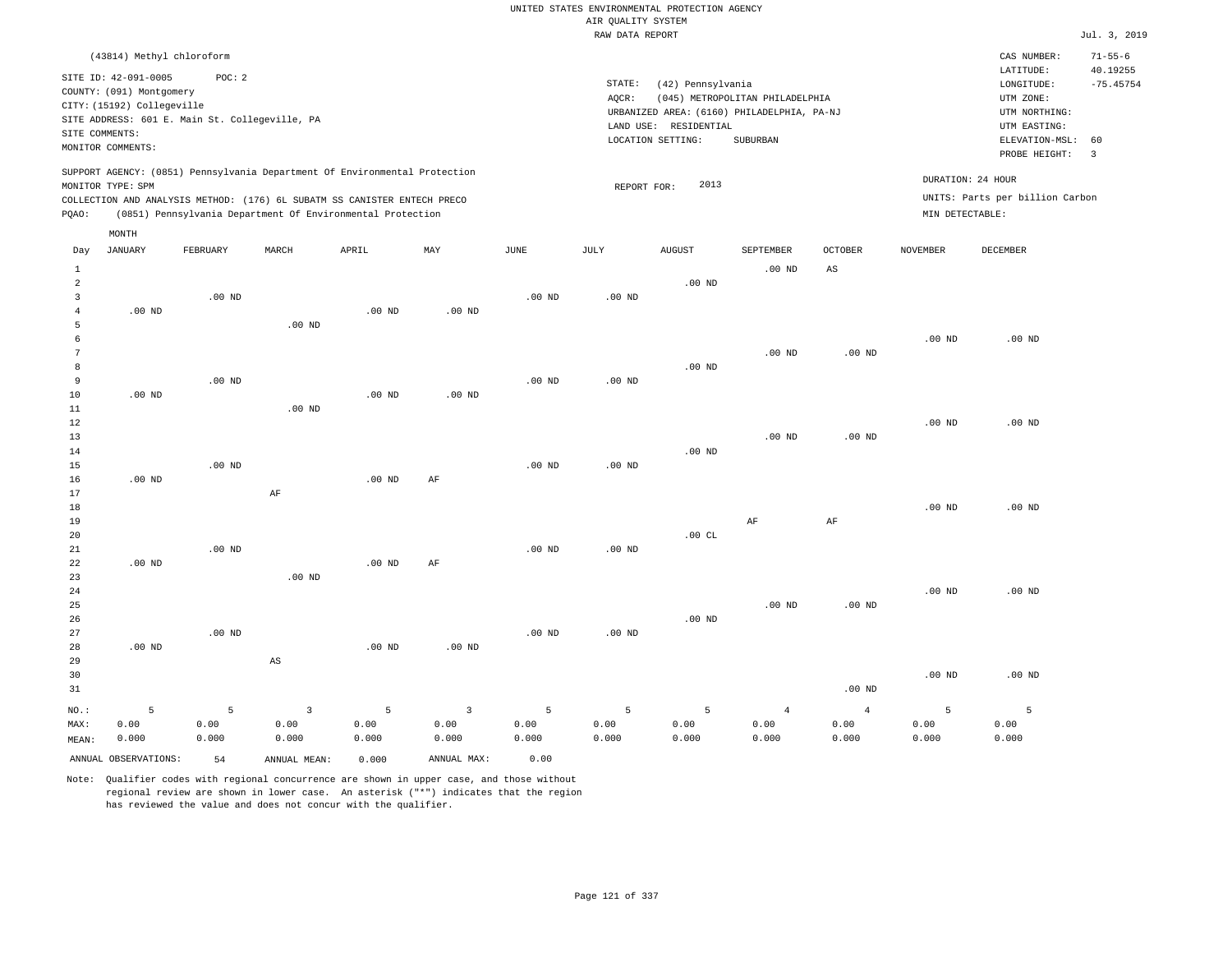UNITED STATES ENVIRONMENTAL PROTECTION AGENCY
AIR QUALITY SYSTEM
RAW DATA REPORT

Jul. 3, 2019

(43814) Methyl chloroform

SITE ID: 42-091-0005 POC: 2
COUNTY: (091) Montgomery
CITY: (15192) Collegeville
SITE ADDRESS: 601 E. Main St. Collegeville, PA
SITE COMMENTS:
MONITOR COMMENTS:

STATE: (42) Pennsylvania
AQCR: (045) METROPOLITAN PHILADELPHIA
URBANIZED AREA: (6160) PHILADELPHIA, PA-NJ
LAND USE: RESIDENTIAL
LOCATION SETTING: SUBURBAN

CAS NUMBER: 71-55-6
LATITUDE: 40.19255
LONGITUDE: -75.45754
UTM ZONE:
UTM NORTHING:
UTM EASTING:
ELEVATION-MSL: 60
PROBE HEIGHT: 3

SUPPORT AGENCY: (0851) Pennsylvania Department Of Environmental Protection
MONITOR TYPE: SPM
COLLECTION AND ANALYSIS METHOD: (176) 6L SUBATM SS CANISTER ENTECH PRECO
PQAO: (0851) Pennsylvania Department Of Environmental Protection

REPORT FOR: 2013

DURATION: 24 HOUR
UNITS: Parts per billion Carbon
MIN DETECTABLE:

| Day | JANUARY | FEBRUARY | MARCH | APRIL | MAY | JUNE | JULY | AUGUST | SEPTEMBER | OCTOBER | NOVEMBER | DECEMBER |
|---|---|---|---|---|---|---|---|---|---|---|---|---|
| 1 | | | | | | | | | .00 ND | AS | | |
| 2 | | | | | | | | .00 ND | | | | |
| 3 | | .00 ND | | | | .00 ND | .00 ND | | | | | |
| 4 | .00 ND | | | .00 ND | .00 ND | | | | | | | |
| 5 | | | .00 ND | | | | | | | | | |
| 6 | | | | | | | | | | | .00 ND | .00 ND |
| 7 | | | | | | | | | .00 ND | .00 ND | | |
| 8 | | | | | | | | .00 ND | | | | |
| 9 | | .00 ND | | | | .00 ND | .00 ND | | | | | |
| 10 | .00 ND | | | .00 ND | .00 ND | | | | | | | |
| 11 | | | .00 ND | | | | | | | | | |
| 12 | | | | | | | | | | | .00 ND | .00 ND |
| 13 | | | | | | | | | .00 ND | .00 ND | | |
| 14 | | | | | | | | .00 ND | | | | |
| 15 | | .00 ND | | | | .00 ND | .00 ND | | | | | |
| 16 | .00 ND | | | .00 ND | AF | | | | | | | |
| 17 | | | AF | | | | | | | | | |
| 18 | | | | | | | | | | | .00 ND | .00 ND |
| 19 | | | | | | | | | AF | AF | | |
| 20 | | | | | | | | .00 CL | | | | |
| 21 | | .00 ND | | | | .00 ND | .00 ND | | | | | |
| 22 | .00 ND | | | .00 ND | AF | | | | | | | |
| 23 | | | .00 ND | | | | | | | | | |
| 24 | | | | | | | | | | | .00 ND | .00 ND |
| 25 | | | | | | | | | .00 ND | .00 ND | | |
| 26 | | | | | | | | .00 ND | | | | |
| 27 | | .00 ND | | | | .00 ND | .00 ND | | | | | |
| 28 | .00 ND | | | .00 ND | .00 ND | | | | | | | |
| 29 | | | AS | | | | | | | | | |
| 30 | | | | | | | | | | | .00 ND | .00 ND |
| 31 | | | | | | | | | | .00 ND | | |
| NO.: | 5 | 5 | 3 | 5 | 3 | 5 | 5 | 5 | 4 | 4 | 5 | 5 |
| MAX: | 0.00 | 0.00 | 0.00 | 0.00 | 0.00 | 0.00 | 0.00 | 0.00 | 0.00 | 0.00 | 0.00 | 0.00 |
| MEAN: | 0.000 | 0.000 | 0.000 | 0.000 | 0.000 | 0.000 | 0.000 | 0.000 | 0.000 | 0.000 | 0.000 | 0.000 |

ANNUAL OBSERVATIONS: 54 ANNUAL MEAN: 0.000 ANNUAL MAX: 0.00

Note: Qualifier codes with regional concurrence are shown in upper case, and those without regional review are shown in lower case. An asterisk ("*") indicates that the region has reviewed the value and does not concur with the qualifier.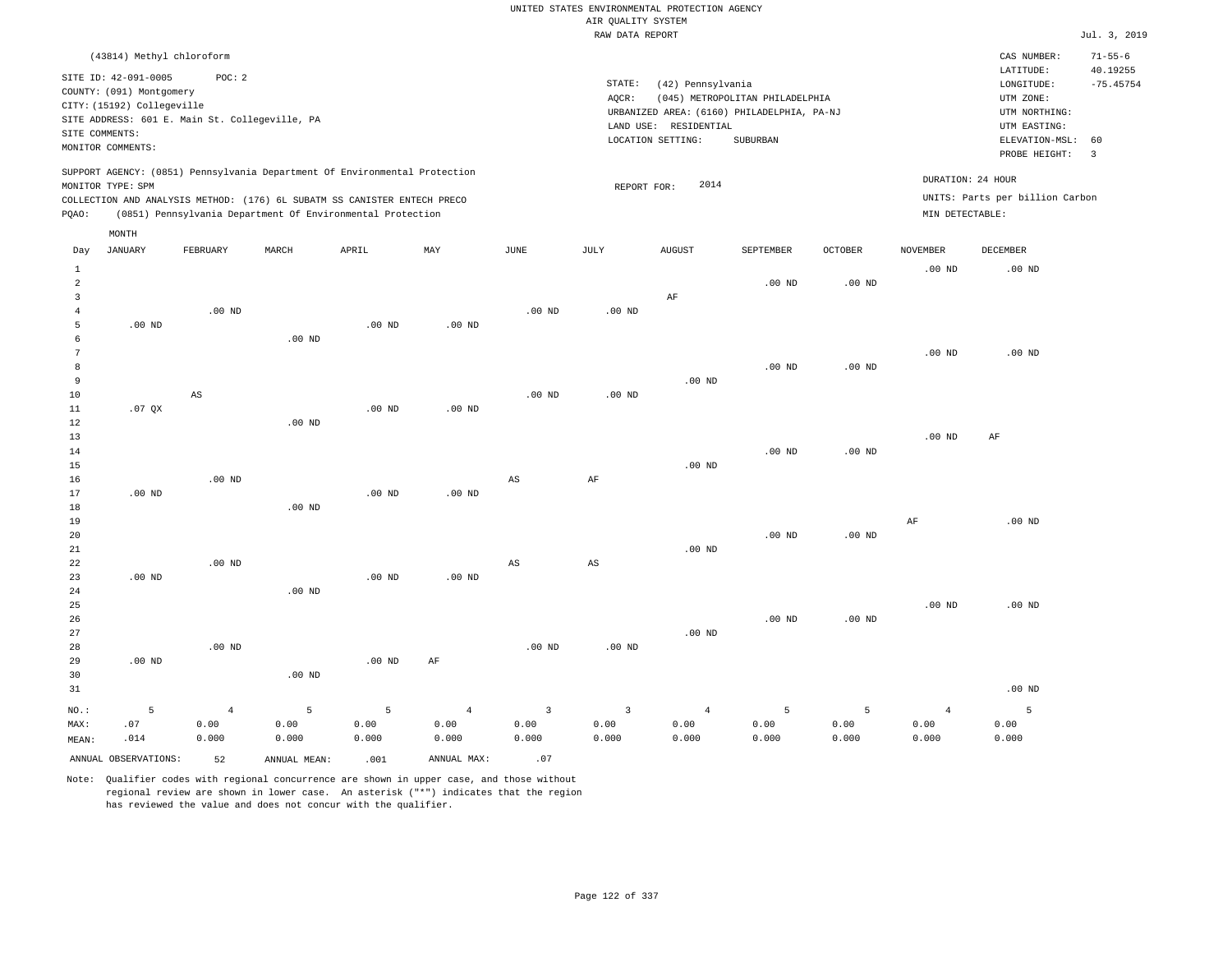UNITED STATES ENVIRONMENTAL PROTECTION AGENCY
AIR QUALITY SYSTEM
RAW DATA REPORT

Jul. 3, 2019

(43814) Methyl chloroform

SITE ID: 42-091-0005 POC: 2
COUNTY: (091) Montgomery
CITY: (15192) Collegeville
SITE ADDRESS: 601 E. Main St. Collegeville, PA
SITE COMMENTS:
MONITOR COMMENTS:

STATE: (42) Pennsylvania
AQCR: (045) METROPOLITAN PHILADELPHIA
URBANIZED AREA: (6160) PHILADELPHIA, PA-NJ
LAND USE: RESIDENTIAL
LOCATION SETTING: SUBURBAN

CAS NUMBER: 71-55-6
LATITUDE: 40.19255
LONGITUDE: -75.45754
UTM ZONE:
UTM NORTHING:
UTM EASTING:
ELEVATION-MSL: 60
PROBE HEIGHT: 3

SUPPORT AGENCY: (0851) Pennsylvania Department Of Environmental Protection
MONITOR TYPE: SPM
COLLECTION AND ANALYSIS METHOD: (176) 6L SUBATM SS CANISTER ENTECH PRECO
PQAO: (0851) Pennsylvania Department Of Environmental Protection

REPORT FOR: 2014

DURATION: 24 HOUR
UNITS: Parts per billion Carbon
MIN DETECTABLE:

| Day | JANUARY | FEBRUARY | MARCH | APRIL | MAY | JUNE | JULY | AUGUST | SEPTEMBER | OCTOBER | NOVEMBER | DECEMBER |
|---|---|---|---|---|---|---|---|---|---|---|---|---|
| 1 | | | | | | | | | | | .00 ND | .00 ND |
| 2 | | | | | | | | | .00 ND | .00 ND | | |
| 3 | | | | | | | | AF | | | | |
| 4 | | .00 ND | | | | .00 ND | .00 ND | | | | | |
| 5 | .00 ND | | | .00 ND | .00 ND | | | | | | | |
| 6 | | | .00 ND | | | | | | | | | |
| 7 | | | | | | | | | | | .00 ND | .00 ND |
| 8 | | | | | | | | | .00 ND | .00 ND | | |
| 9 | | | | | | | | .00 ND | | | | |
| 10 | | AS | | | | .00 ND | .00 ND | | | | | |
| 11 | .07 QX | | | .00 ND | .00 ND | | | | | | | |
| 12 | | | .00 ND | | | | | | | | | |
| 13 | | | | | | | | | | | .00 ND | AF |
| 14 | | | | | | | | | .00 ND | .00 ND | | |
| 15 | | | | | | | | .00 ND | | | | |
| 16 | | .00 ND | | | | AS | AF | | | | | |
| 17 | .00 ND | | | .00 ND | .00 ND | | | | | | | |
| 18 | | | .00 ND | | | | | | | | | |
| 19 | | | | | | | | | | | AF | .00 ND |
| 20 | | | | | | | | | .00 ND | .00 ND | | |
| 21 | | | | | | | | .00 ND | | | | |
| 22 | | .00 ND | | | | AS | AS | | | | | |
| 23 | .00 ND | | | .00 ND | .00 ND | | | | | | | |
| 24 | | | .00 ND | | | | | | | | | |
| 25 | | | | | | | | | | | .00 ND | .00 ND |
| 26 | | | | | | | | | .00 ND | .00 ND | | |
| 27 | | | | | | | | .00 ND | | | | |
| 28 | | .00 ND | | | | .00 ND | .00 ND | | | | | |
| 29 | .00 ND | | | .00 ND | AF | | | | | | | |
| 30 | | | .00 ND | | | | | | | | | |
| 31 | | | | | | | | | | | | .00 ND |
| NO.: | 5 | 4 | 5 | 5 | 4 | 3 | 3 | 4 | 5 | 5 | 4 | 5 |
| MAX: | .07 | 0.00 | 0.00 | 0.00 | 0.00 | 0.00 | 0.00 | 0.00 | 0.00 | 0.00 | 0.00 | 0.00 |
| MEAN: | .014 | 0.000 | 0.000 | 0.000 | 0.000 | 0.000 | 0.000 | 0.000 | 0.000 | 0.000 | 0.000 | 0.000 |

ANNUAL OBSERVATIONS: 52 ANNUAL MEAN: .001 ANNUAL MAX: .07

Note: Qualifier codes with regional concurrence are shown in upper case, and those without regional review are shown in lower case. An asterisk ("*") indicates that the region has reviewed the value and does not concur with the qualifier.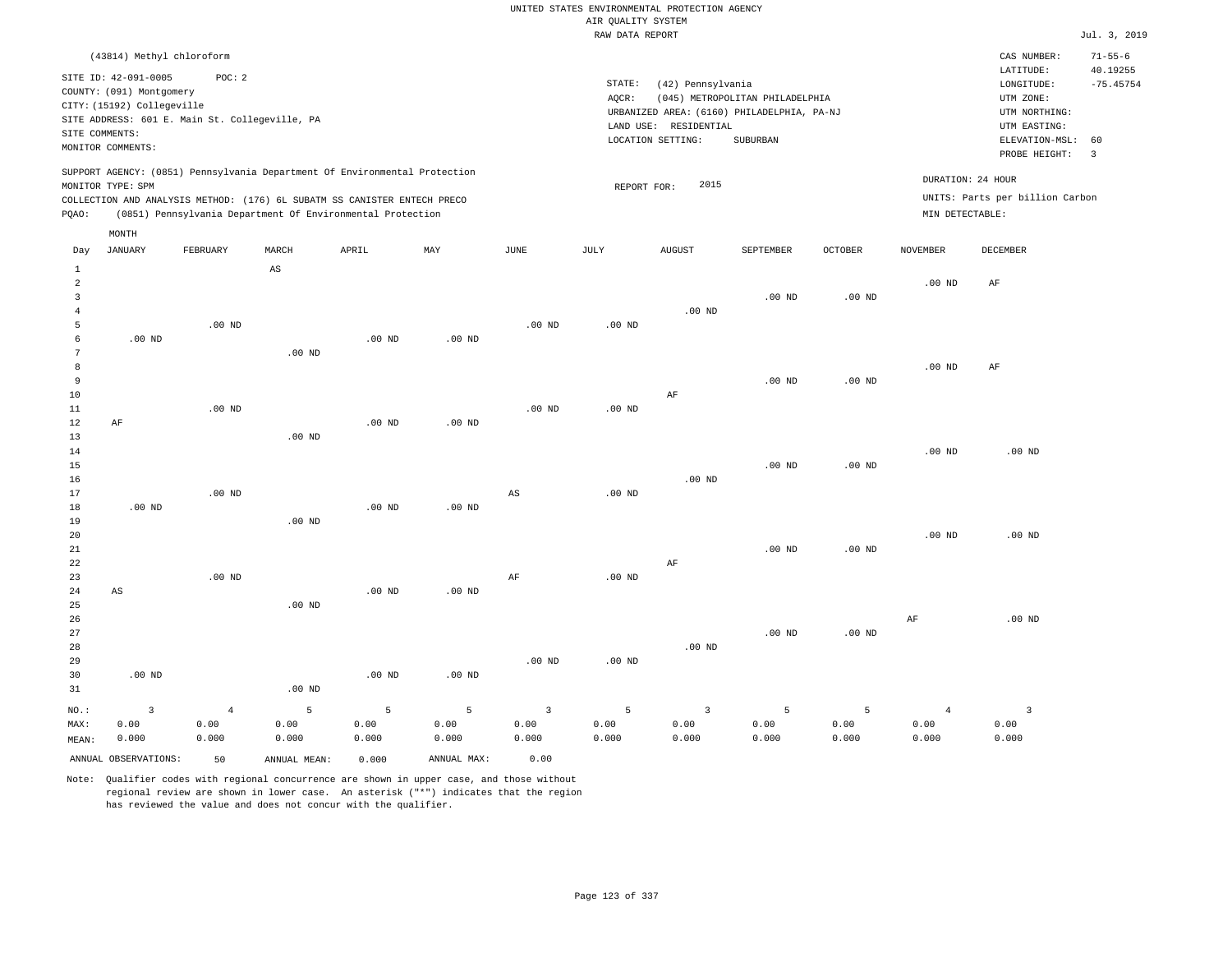UNITED STATES ENVIRONMENTAL PROTECTION AGENCY
AIR QUALITY SYSTEM
RAW DATA REPORT

Jul. 3, 2019

(43814) Methyl chloroform

SITE ID: 42-091-0005 POC: 2
COUNTY: (091) Montgomery
CITY: (15192) Collegeville
SITE ADDRESS: 601 E. Main St. Collegeville, PA
SITE COMMENTS:
MONITOR COMMENTS:

STATE: (42) Pennsylvania
AQCR: (045) METROPOLITAN PHILADELPHIA
URBANIZED AREA: (6160) PHILADELPHIA, PA-NJ
LAND USE: RESIDENTIAL
LOCATION SETTING: SUBURBAN

CAS NUMBER: 71-55-6
LATITUDE: 40.19255
LONGITUDE: -75.45754
UTM ZONE:
UTM NORTHING:
UTM EASTING:
ELEVATION-MSL: 60
PROBE HEIGHT: 3

SUPPORT AGENCY: (0851) Pennsylvania Department Of Environmental Protection
MONITOR TYPE: SPM
COLLECTION AND ANALYSIS METHOD: (176) 6L SUBATM SS CANISTER ENTECH PRECO
PQAO: (0851) Pennsylvania Department Of Environmental Protection

REPORT FOR: 2015

DURATION: 24 HOUR
UNITS: Parts per billion Carbon
MIN DETECTABLE:

| Day | JANUARY | FEBRUARY | MARCH | APRIL | MAY | JUNE | JULY | AUGUST | SEPTEMBER | OCTOBER | NOVEMBER | DECEMBER |
|---|---|---|---|---|---|---|---|---|---|---|---|---|
| 1 | | | AS | | | | | | | | | |
| 2 | | | | | | | | | | | .00 ND | AF |
| 3 | | | | | | | | | .00 ND | .00 ND | | |
| 4 | | | | | | | | .00 ND | | | | |
| 5 | | .00 ND | | | | .00 ND | .00 ND | | | | | |
| 6 | .00 ND | | | .00 ND | .00 ND | | | | | | | |
| 7 | | | .00 ND | | | | | | | | | |
| 8 | | | | | | | | | | | .00 ND | AF |
| 9 | | | | | | | | | .00 ND | .00 ND | | |
| 10 | | | | | | | | AF | | | | |
| 11 | | .00 ND | | | | .00 ND | .00 ND | | | | | |
| 12 | AF | | | .00 ND | .00 ND | | | | | | | |
| 13 | | | .00 ND | | | | | | | | | |
| 14 | | | | | | | | | | | .00 ND | .00 ND |
| 15 | | | | | | | | | .00 ND | .00 ND | | |
| 16 | | | | | | | | .00 ND | | | | |
| 17 | | .00 ND | | | | AS | .00 ND | | | | | |
| 18 | .00 ND | | | .00 ND | .00 ND | | | | | | | |
| 19 | | | .00 ND | | | | | | | | | |
| 20 | | | | | | | | | | | .00 ND | .00 ND |
| 21 | | | | | | | | | .00 ND | .00 ND | | |
| 22 | | | | | | | | AF | | | | |
| 23 | | .00 ND | | | | AF | .00 ND | | | | | |
| 24 | AS | | | .00 ND | .00 ND | | | | | | | |
| 25 | | | .00 ND | | | | | | | | | |
| 26 | | | | | | | | | | | AF | .00 ND |
| 27 | | | | | | | | | .00 ND | .00 ND | | |
| 28 | | | | | | | | .00 ND | | | | |
| 29 | | | | | | .00 ND | .00 ND | | | | | |
| 30 | .00 ND | | | .00 ND | .00 ND | | | | | | | |
| 31 | | | .00 ND | | | | | | | | | |
| NO.: | 3 | 4 | 5 | 5 | 5 | 3 | 5 | 3 | 5 | 5 | 4 | 3 |
| MAX: | 0.00 | 0.00 | 0.00 | 0.00 | 0.00 | 0.00 | 0.00 | 0.00 | 0.00 | 0.00 | 0.00 | 0.00 |
| MEAN: | 0.000 | 0.000 | 0.000 | 0.000 | 0.000 | 0.000 | 0.000 | 0.000 | 0.000 | 0.000 | 0.000 | 0.000 |

ANNUAL OBSERVATIONS: 50 ANNUAL MEAN: 0.000 ANNUAL MAX: 0.00

Note: Qualifier codes with regional concurrence are shown in upper case, and those without regional review are shown in lower case. An asterisk ("*") indicates that the region has reviewed the value and does not concur with the qualifier.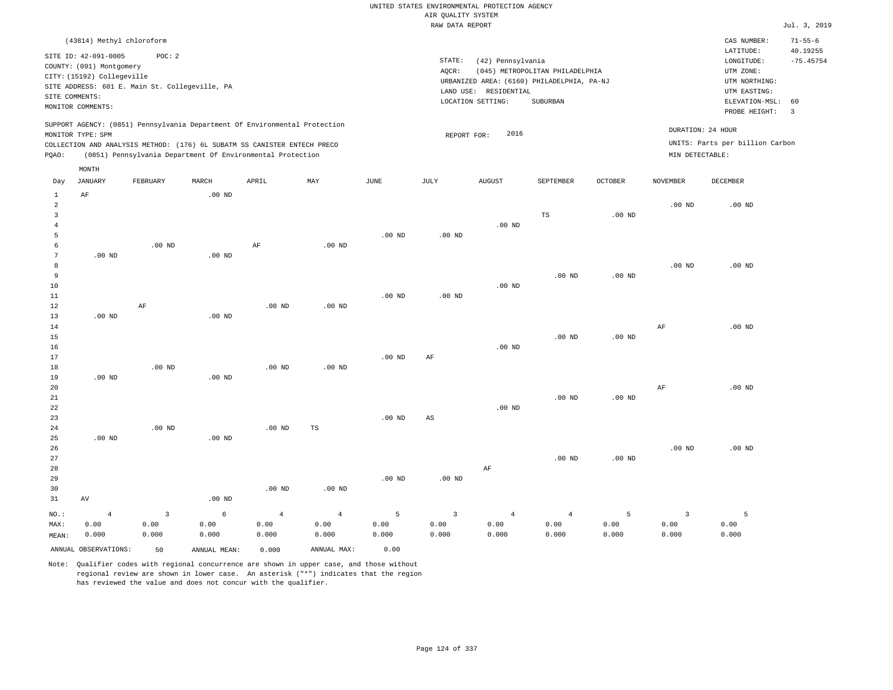UNITED STATES ENVIRONMENTAL PROTECTION AGENCY
AIR QUALITY SYSTEM
RAW DATA REPORT

Jul. 3, 2019

(43814) Methyl chloroform

SITE ID: 42-091-0005 POC: 2
COUNTY: (091) Montgomery
CITY: (15192) Collegeville
SITE ADDRESS: 601 E. Main St. Collegeville, PA
SITE COMMENTS:
MONITOR COMMENTS:

STATE: (42) Pennsylvania
AQCR: (045) METROPOLITAN PHILADELPHIA
URBANIZED AREA: (6160) PHILADELPHIA, PA-NJ
LAND USE: RESIDENTIAL
LOCATION SETTING: SUBURBAN

CAS NUMBER: 71-55-6
LATITUDE: 40.19255
LONGITUDE: -75.45754
UTM ZONE:
UTM NORTHING:
UTM EASTING:
ELEVATION-MSL: 60
PROBE HEIGHT: 3

SUPPORT AGENCY: (0851) Pennsylvania Department Of Environmental Protection
MONITOR TYPE: SPM
COLLECTION AND ANALYSIS METHOD: (176) 6L SUBATM SS CANISTER ENTECH PRECO
PQAO: (0851) Pennsylvania Department Of Environmental Protection

REPORT FOR: 2016

DURATION: 24 HOUR
UNITS: Parts per billion Carbon
MIN DETECTABLE:

| Day | JANUARY | FEBRUARY | MARCH | APRIL | MAY | JUNE | JULY | AUGUST | SEPTEMBER | OCTOBER | NOVEMBER | DECEMBER |
|---|---|---|---|---|---|---|---|---|---|---|---|---|
| 1 | AF | | .00 ND | | | | | | | | | |
| 2 | | | | | | | | | | | .00 ND | .00 ND |
| 3 | | | | | | | | | TS | .00 ND | | |
| 4 | | | | | | | | .00 ND | | | | |
| 5 | | | | | | .00 ND | .00 ND | | | | | |
| 6 | | .00 ND | | AF | .00 ND | | | | | | | |
| 7 | .00 ND | | .00 ND | | | | | | | | | |
| 8 | | | | | | | | | | | .00 ND | .00 ND |
| 9 | | | | | | | | | .00 ND | .00 ND | | |
| 10 | | | | | | | | .00 ND | | | | |
| 11 | | | | | | .00 ND | .00 ND | | | | | |
| 12 | | AF | | .00 ND | .00 ND | | | | | | | |
| 13 | .00 ND | | .00 ND | | | | | | | | | |
| 14 | | | | | | | | | | | AF | .00 ND |
| 15 | | | | | | | | | .00 ND | .00 ND | | |
| 16 | | | | | | | | .00 ND | | | | |
| 17 | | | | | | .00 ND | AF | | | | | |
| 18 | | .00 ND | | .00 ND | .00 ND | | | | | | | |
| 19 | .00 ND | | .00 ND | | | | | | | | | |
| 20 | | | | | | | | | | | AF | .00 ND |
| 21 | | | | | | | | | .00 ND | .00 ND | | |
| 22 | | | | | | | | .00 ND | | | | |
| 23 | | | | | | .00 ND | AS | | | | | |
| 24 | | .00 ND | | .00 ND | TS | | | | | | | |
| 25 | .00 ND | | .00 ND | | | | | | | | | |
| 26 | | | | | | | | | | | .00 ND | .00 ND |
| 27 | | | | | | | | | .00 ND | .00 ND | | |
| 28 | | | | | | | | AF | | | | |
| 29 | | | | | | .00 ND | .00 ND | | | | | |
| 30 | | | | .00 ND | .00 ND | | | | | | | |
| 31 | AV | | .00 ND | | | | | | | | | |
| NO.: | 4 | 3 | 6 | 4 | 4 | 5 | 3 | 4 | 4 | 5 | 3 | 5 |
| MAX: | 0.00 | 0.00 | 0.00 | 0.00 | 0.00 | 0.00 | 0.00 | 0.00 | 0.00 | 0.00 | 0.00 | 0.00 |
| MEAN: | 0.000 | 0.000 | 0.000 | 0.000 | 0.000 | 0.000 | 0.000 | 0.000 | 0.000 | 0.000 | 0.000 | 0.000 |

ANNUAL OBSERVATIONS: 50 ANNUAL MEAN: 0.000 ANNUAL MAX: 0.00

Note: Qualifier codes with regional concurrence are shown in upper case, and those without regional review are shown in lower case. An asterisk ("*") indicates that the region has reviewed the value and does not concur with the qualifier.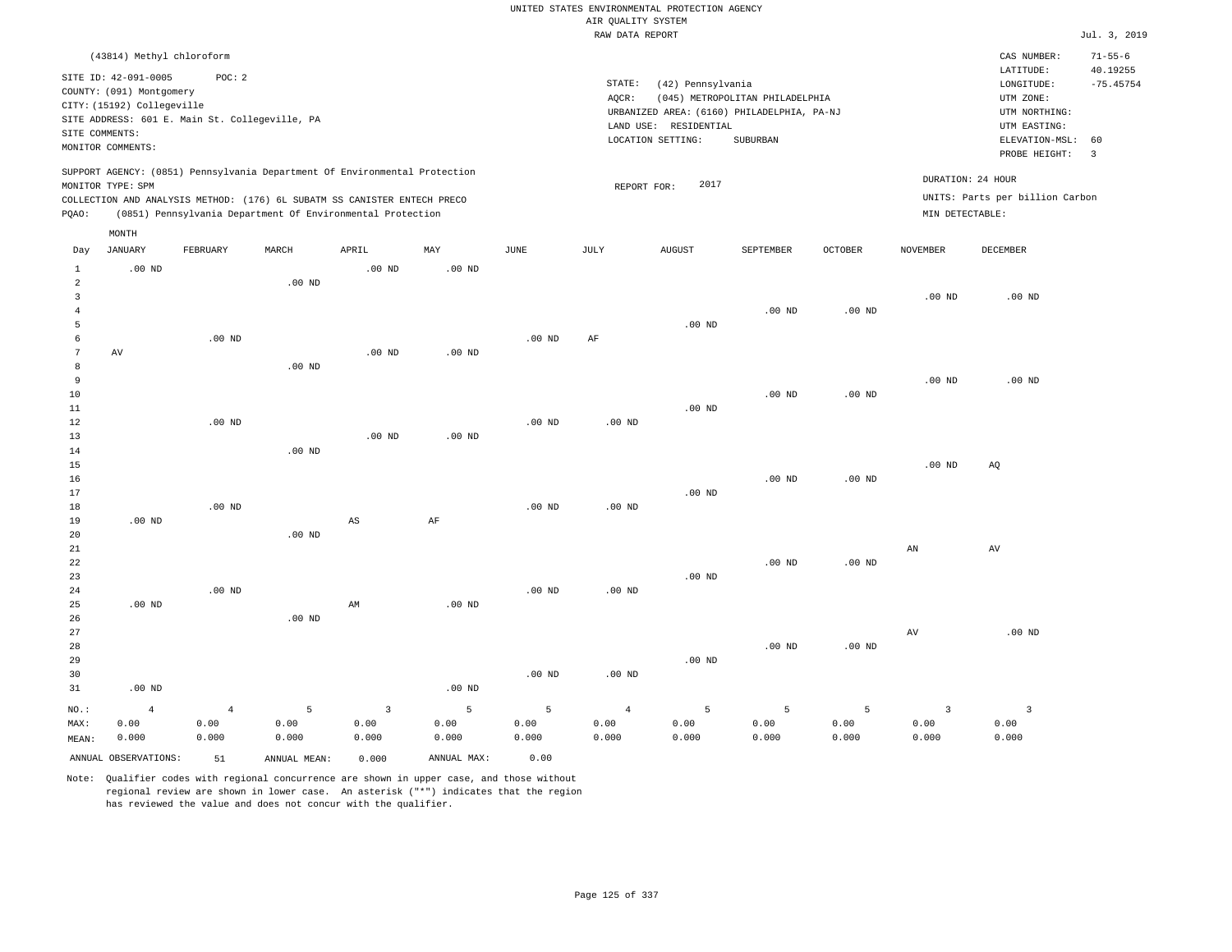UNITED STATES ENVIRONMENTAL PROTECTION AGENCY
AIR QUALITY SYSTEM
RAW DATA REPORT

Jul. 3, 2019

(43814) Methyl chloroform

SITE ID: 42-091-0005    POC: 2
COUNTY: (091) Montgomery
CITY: (15192) Collegeville
SITE ADDRESS: 601 E. Main St. Collegeville, PA
SITE COMMENTS:
MONITOR COMMENTS:

STATE: (42) Pennsylvania
AQCR: (045) METROPOLITAN PHILADELPHIA
URBANIZED AREA: (6160) PHILADELPHIA, PA-NJ
LAND USE: RESIDENTIAL
LOCATION SETTING: SUBURBAN

CAS NUMBER: 71-55-6
LATITUDE: 40.19255
LONGITUDE: -75.45754
UTM ZONE:
UTM NORTHING:
UTM EASTING:
ELEVATION-MSL: 60
PROBE HEIGHT: 3

SUPPORT AGENCY: (0851) Pennsylvania Department Of Environmental Protection
MONITOR TYPE: SPM
COLLECTION AND ANALYSIS METHOD: (176) 6L SUBATM SS CANISTER ENTECH PRECO
PQAO: (0851) Pennsylvania Department Of Environmental Protection

REPORT FOR: 2017

DURATION: 24 HOUR
UNITS: Parts per billion Carbon
MIN DETECTABLE:

| Day | JANUARY | FEBRUARY | MARCH | APRIL | MAY | JUNE | JULY | AUGUST | SEPTEMBER | OCTOBER | NOVEMBER | DECEMBER |
|---|---|---|---|---|---|---|---|---|---|---|---|---|
| 1 | .00 ND | | | .00 ND | .00 ND | | | | | | | |
| 2 | | | .00 ND | | | | | | | | | |
| 3 | | | | | | | | | | | .00 ND | .00 ND |
| 4 | | | | | | | | | .00 ND | .00 ND | | |
| 5 | | | | | | | | .00 ND | | | | |
| 6 | | .00 ND | | | | .00 ND | AF | | | | | |
| 7 | AV | | | .00 ND | .00 ND | | | | | | | |
| 8 | | | .00 ND | | | | | | | | | |
| 9 | | | | | | | | | | | .00 ND | .00 ND |
| 10 | | | | | | | | | .00 ND | .00 ND | | |
| 11 | | | | | | | | .00 ND | | | | |
| 12 | | .00 ND | | | | .00 ND | .00 ND | | | | | |
| 13 | | | | .00 ND | .00 ND | | | | | | | |
| 14 | | | .00 ND | | | | | | | | | |
| 15 | | | | | | | | | | | .00 ND | AQ |
| 16 | | | | | | | | | .00 ND | .00 ND | | |
| 17 | | | | | | | | .00 ND | | | | |
| 18 | | .00 ND | | | | .00 ND | .00 ND | | | | | |
| 19 | .00 ND | | | AS | AF | | | | | | | |
| 20 | | | .00 ND | | | | | | | | | |
| 21 | | | | | | | | | | | AN | AV |
| 22 | | | | | | | | | .00 ND | .00 ND | | |
| 23 | | | | | | | | .00 ND | | | | |
| 24 | | .00 ND | | | | .00 ND | .00 ND | | | | | |
| 25 | .00 ND | | | AM | .00 ND | | | | | | | |
| 26 | | | .00 ND | | | | | | | | | |
| 27 | | | | | | | | | | | AV | .00 ND |
| 28 | | | | | | | | | .00 ND | .00 ND | | |
| 29 | | | | | | | | .00 ND | | | | |
| 30 | | | | | | .00 ND | .00 ND | | | | | |
| 31 | .00 ND | | | | .00 ND | | | | | | | |
| NO.: | 4 | 4 | 5 | 3 | 5 | 5 | 4 | 5 | 5 | 5 | 3 | 3 |
| MAX: | 0.00 | 0.00 | 0.00 | 0.00 | 0.00 | 0.00 | 0.00 | 0.00 | 0.00 | 0.00 | 0.00 | 0.00 |
| MEAN: | 0.000 | 0.000 | 0.000 | 0.000 | 0.000 | 0.000 | 0.000 | 0.000 | 0.000 | 0.000 | 0.000 | 0.000 |

ANNUAL OBSERVATIONS: 51    ANNUAL MEAN: 0.000    ANNUAL MAX: 0.00

Note: Qualifier codes with regional concurrence are shown in upper case, and those without regional review are shown in lower case. An asterisk ("*") indicates that the region has reviewed the value and does not concur with the qualifier.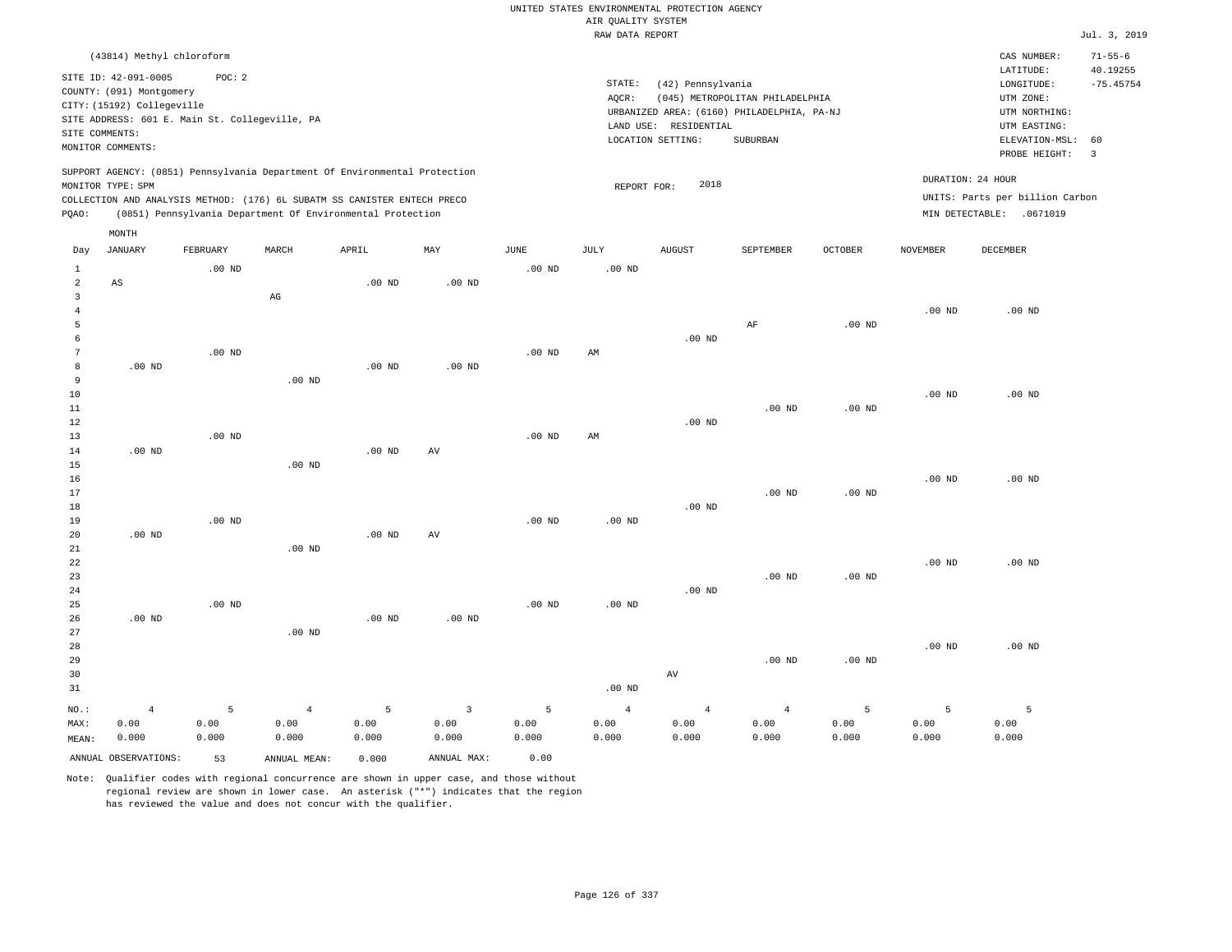UNITED STATES ENVIRONMENTAL PROTECTION AGENCY
AIR QUALITY SYSTEM
RAW DATA REPORT

Jul. 3, 2019

(43814) Methyl chloroform

SITE ID: 42-091-0005 POC: 2
COUNTY: (091) Montgomery
CITY: (15192) Collegeville
SITE ADDRESS: 601 E. Main St. Collegeville, PA
SITE COMMENTS:
MONITOR COMMENTS:

STATE: (42) Pennsylvania
AQCR: (045) METROPOLITAN PHILADELPHIA
URBANIZED AREA: (6160) PHILADELPHIA, PA-NJ
LAND USE: RESIDENTIAL
LOCATION SETTING: SUBURBAN

CAS NUMBER: 71-55-6
LATITUDE: 40.19255
LONGITUDE: -75.45754
UTM ZONE:
UTM NORTHING:
UTM EASTING:
ELEVATION-MSL: 60
PROBE HEIGHT: 3

SUPPORT AGENCY: (0851) Pennsylvania Department Of Environmental Protection
MONITOR TYPE: SPM
COLLECTION AND ANALYSIS METHOD: (176) 6L SUBATM SS CANISTER ENTECH PRECO
PQAO: (0851) Pennsylvania Department Of Environmental Protection

REPORT FOR: 2018

DURATION: 24 HOUR
UNITS: Parts per billion Carbon
MIN DETECTABLE: .0671019

| Day | JANUARY | FEBRUARY | MARCH | APRIL | MAY | JUNE | JULY | AUGUST | SEPTEMBER | OCTOBER | NOVEMBER | DECEMBER |
|---|---|---|---|---|---|---|---|---|---|---|---|---|
| 1 | | .00 ND | | | | .00 ND | .00 ND | | | | | |
| 2 | AS | | | .00 ND | .00 ND | | | | | | | |
| 3 | | | AG | | | | | | | | | |
| 4 | | | | | | | | | | | .00 ND | .00 ND |
| 5 | | | | | | | | | AF | .00 ND | | |
| 6 | | | | | | | | .00 ND | | | | |
| 7 | | .00 ND | | | | .00 ND | AM | | | | | |
| 8 | .00 ND | | | .00 ND | .00 ND | | | | | | | |
| 9 | | | .00 ND | | | | | | | | | |
| 10 | | | | | | | | | | | .00 ND | .00 ND |
| 11 | | | | | | | | | .00 ND | .00 ND | | |
| 12 | | | | | | | | .00 ND | | | | |
| 13 | | .00 ND | | | | .00 ND | AM | | | | | |
| 14 | .00 ND | | | .00 ND | AV | | | | | | | |
| 15 | | | .00 ND | | | | | | | | | |
| 16 | | | | | | | | | | | .00 ND | .00 ND |
| 17 | | | | | | | | | .00 ND | .00 ND | | |
| 18 | | | | | | | | .00 ND | | | | |
| 19 | | .00 ND | | | | .00 ND | .00 ND | | | | | |
| 20 | .00 ND | | | .00 ND | AV | | | | | | | |
| 21 | | | .00 ND | | | | | | | | | |
| 22 | | | | | | | | | | | .00 ND | .00 ND |
| 23 | | | | | | | | | .00 ND | .00 ND | | |
| 24 | | | | | | | | .00 ND | | | | |
| 25 | | .00 ND | | | | .00 ND | .00 ND | | | | | |
| 26 | .00 ND | | | .00 ND | .00 ND | | | | | | | |
| 27 | | | .00 ND | | | | | | | | | |
| 28 | | | | | | | | | | | .00 ND | .00 ND |
| 29 | | | | | | | | | .00 ND | .00 ND | | |
| 30 | | | | | | | | AV | | | | |
| 31 | | | | | | | .00 ND | | | | | |
| NO.: | 4 | 5 | 4 | 5 | 3 | 5 | 4 | 4 | 4 | 5 | 5 | 5 |
| MAX: | 0.00 | 0.00 | 0.00 | 0.00 | 0.00 | 0.00 | 0.00 | 0.00 | 0.00 | 0.00 | 0.00 | 0.00 |
| MEAN: | 0.000 | 0.000 | 0.000 | 0.000 | 0.000 | 0.000 | 0.000 | 0.000 | 0.000 | 0.000 | 0.000 | 0.000 |

ANNUAL OBSERVATIONS: 53 ANNUAL MEAN: 0.000 ANNUAL MAX: 0.00

Note: Qualifier codes with regional concurrence are shown in upper case, and those without regional review are shown in lower case. An asterisk ("*") indicates that the region has reviewed the value and does not concur with the qualifier.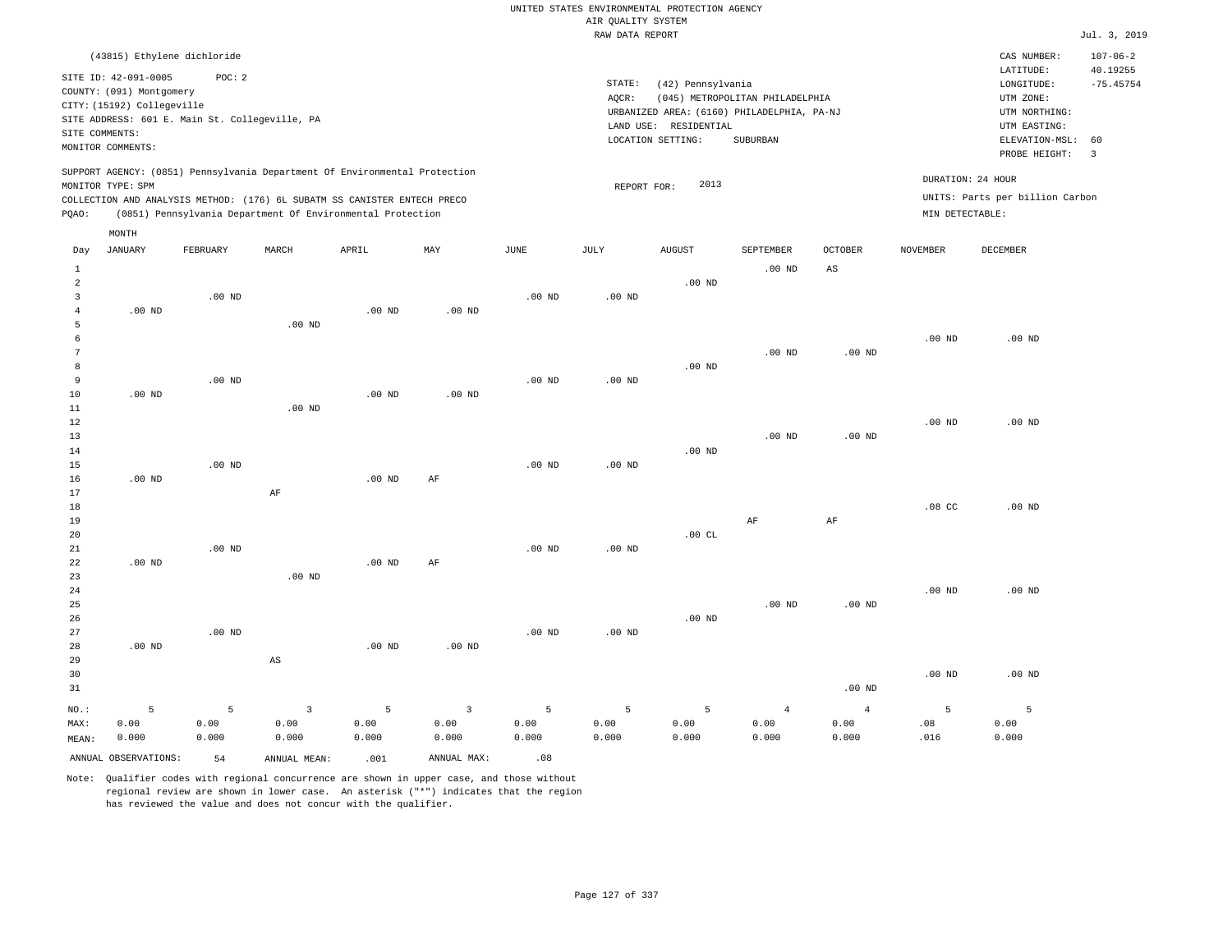UNITED STATES ENVIRONMENTAL PROTECTION AGENCY
AIR QUALITY SYSTEM
RAW DATA REPORT

Jul. 3, 2019

(43815) Ethylene dichloride

SITE ID: 42-091-0005 POC: 2
COUNTY: (091) Montgomery
CITY: (15192) Collegeville
SITE ADDRESS: 601 E. Main St. Collegeville, PA
SITE COMMENTS:
MONITOR COMMENTS:

STATE: (42) Pennsylvania
AQCR: (045) METROPOLITAN PHILADELPHIA
URBANIZED AREA: (6160) PHILADELPHIA, PA-NJ
LAND USE: RESIDENTIAL
LOCATION SETTING: SUBURBAN

CAS NUMBER: 107-06-2
LATITUDE: 40.19255
LONGITUDE: -75.45754
UTM ZONE:
UTM NORTHING:
UTM EASTING:
ELEVATION-MSL: 60
PROBE HEIGHT: 3

SUPPORT AGENCY: (0851) Pennsylvania Department Of Environmental Protection
MONITOR TYPE: SPM
COLLECTION AND ANALYSIS METHOD: (176) 6L SUBATM SS CANISTER ENTECH PRECO
PQAO: (0851) Pennsylvania Department Of Environmental Protection

REPORT FOR: 2013

DURATION: 24 HOUR
UNITS: Parts per billion Carbon
MIN DETECTABLE:

| Day | JANUARY | FEBRUARY | MARCH | APRIL | MAY | JUNE | JULY | AUGUST | SEPTEMBER | OCTOBER | NOVEMBER | DECEMBER |
|---|---|---|---|---|---|---|---|---|---|---|---|---|
| 1 | | | | | | | | | .00 ND | AS | | |
| 2 | | | | | | | | .00 ND | | | | |
| 3 | | .00 ND | | | | .00 ND | .00 ND | | | | | |
| 4 | .00 ND | | | .00 ND | .00 ND | | | | | | | |
| 5 | | | .00 ND | | | | | | | | | |
| 6 | | | | | | | | | | | .00 ND | .00 ND |
| 7 | | | | | | | | | .00 ND | .00 ND | | |
| 8 | | | | | | | | .00 ND | | | | |
| 9 | | .00 ND | | | | .00 ND | .00 ND | | | | | |
| 10 | .00 ND | | | .00 ND | .00 ND | | | | | | | |
| 11 | | | .00 ND | | | | | | | | | |
| 12 | | | | | | | | | | | .00 ND | .00 ND |
| 13 | | | | | | | | | .00 ND | .00 ND | | |
| 14 | | | | | | | | .00 ND | | | | |
| 15 | | .00 ND | | | | .00 ND | .00 ND | | | | | |
| 16 | .00 ND | | | .00 ND | AF | | | | | | | |
| 17 | | | AF | | | | | | | | | |
| 18 | | | | | | | | | | | .08 CC | .00 ND |
| 19 | | | | | | | | | AF | AF | | |
| 20 | | | | | | | | .00 CL | | | | |
| 21 | | .00 ND | | | | .00 ND | .00 ND | | | | | |
| 22 | .00 ND | | | .00 ND | AF | | | | | | | |
| 23 | | | .00 ND | | | | | | | | | |
| 24 | | | | | | | | | | | .00 ND | .00 ND |
| 25 | | | | | | | | | .00 ND | .00 ND | | |
| 26 | | | | | | | | .00 ND | | | | |
| 27 | | .00 ND | | | | .00 ND | .00 ND | | | | | |
| 28 | .00 ND | | | .00 ND | .00 ND | | | | | | | |
| 29 | | | AS | | | | | | | | | |
| 30 | | | | | | | | | | | .00 ND | .00 ND |
| 31 | | | | | | | | | | .00 ND | | |
| NO.: | 5 | 5 | 3 | 5 | 3 | 5 | 5 | 5 | 4 | 4 | 5 | 5 |
| MAX: | 0.00 | 0.00 | 0.00 | 0.00 | 0.00 | 0.00 | 0.00 | 0.00 | 0.00 | 0.00 | .08 | 0.00 |
| MEAN: | 0.000 | 0.000 | 0.000 | 0.000 | 0.000 | 0.000 | 0.000 | 0.000 | 0.000 | 0.000 | .016 | 0.000 |

ANNUAL OBSERVATIONS: 54 ANNUAL MEAN: .001 ANNUAL MAX: .08

Note: Qualifier codes with regional concurrence are shown in upper case, and those without regional review are shown in lower case. An asterisk ("*") indicates that the region has reviewed the value and does not concur with the qualifier.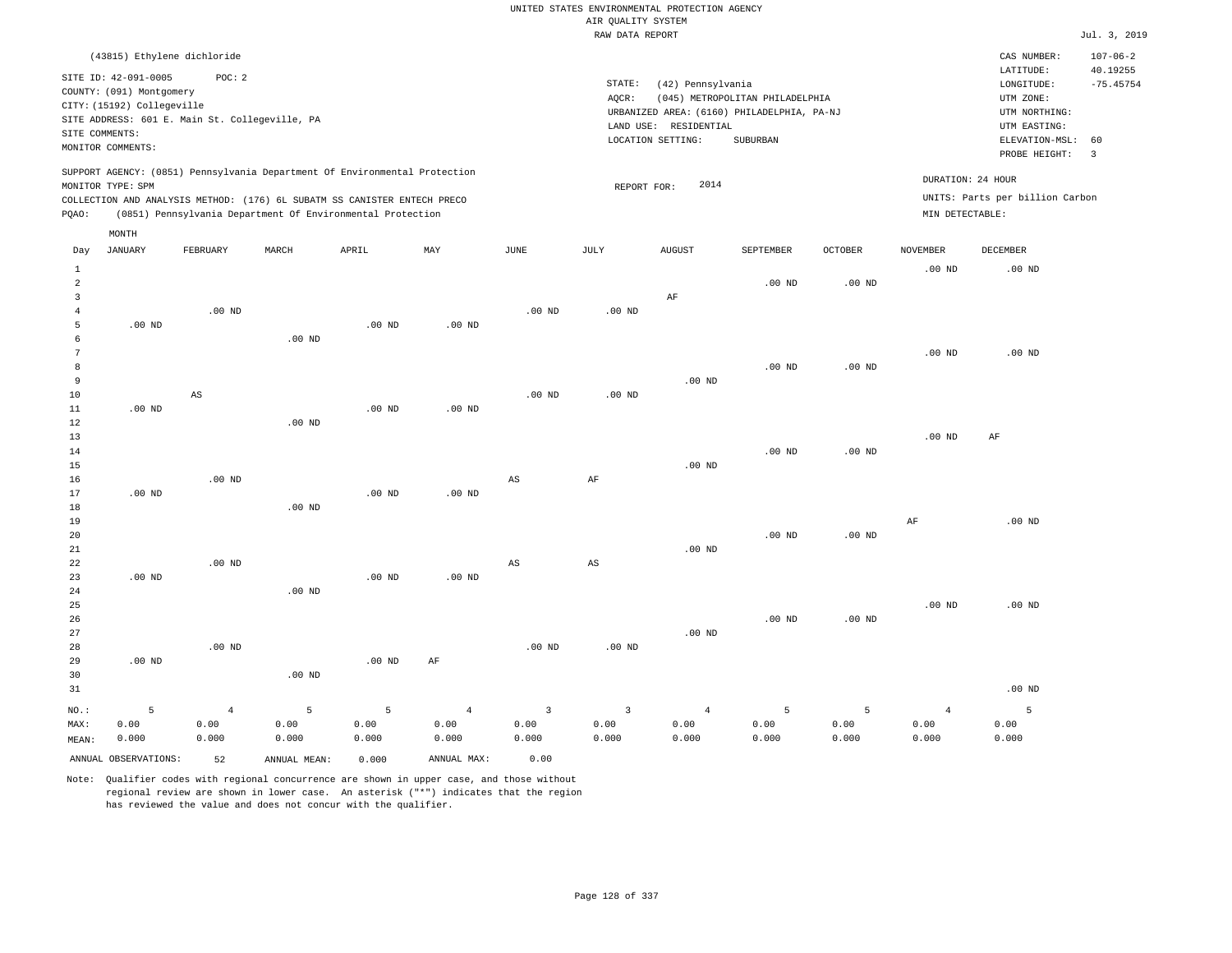UNITED STATES ENVIRONMENTAL PROTECTION AGENCY
AIR QUALITY SYSTEM
RAW DATA REPORT

Jul. 3, 2019

(43815) Ethylene dichloride

SITE ID: 42-091-0005 POC: 2
COUNTY: (091) Montgomery
CITY: (15192) Collegeville
SITE ADDRESS: 601 E. Main St. Collegeville, PA
SITE COMMENTS:
MONITOR COMMENTS:

STATE: (42) Pennsylvania
AQCR: (045) METROPOLITAN PHILADELPHIA
URBANIZED AREA: (6160) PHILADELPHIA, PA-NJ
LAND USE: RESIDENTIAL
LOCATION SETTING: SUBURBAN

CAS NUMBER: 107-06-2
LATITUDE: 40.19255
LONGITUDE: -75.45754
UTM ZONE:
UTM NORTHING:
UTM EASTING:
ELEVATION-MSL: 60
PROBE HEIGHT: 3

SUPPORT AGENCY: (0851) Pennsylvania Department Of Environmental Protection
MONITOR TYPE: SPM
COLLECTION AND ANALYSIS METHOD: (176) 6L SUBATM SS CANISTER ENTECH PRECO
PQAO: (0851) Pennsylvania Department Of Environmental Protection

REPORT FOR: 2014

DURATION: 24 HOUR
UNITS: Parts per billion Carbon
MIN DETECTABLE:

| Day | JANUARY | FEBRUARY | MARCH | APRIL | MAY | JUNE | JULY | AUGUST | SEPTEMBER | OCTOBER | NOVEMBER | DECEMBER |
|---|---|---|---|---|---|---|---|---|---|---|---|---|
| 1 | | | | | | | | | | | .00 ND | .00 ND |
| 2 | | | | | | | | | .00 ND | .00 ND | | |
| 3 | | | | | | | | AF | | | | |
| 4 | | .00 ND | | | | .00 ND | .00 ND | | | | | |
| 5 | .00 ND | | | .00 ND | .00 ND | | | | | | | |
| 6 | | | .00 ND | | | | | | | | | |
| 7 | | | | | | | | | | | .00 ND | .00 ND |
| 8 | | | | | | | | | .00 ND | .00 ND | | |
| 9 | | | | | | | | .00 ND | | | | |
| 10 | | AS | | | | .00 ND | .00 ND | | | | | |
| 11 | .00 ND | | | .00 ND | .00 ND | | | | | | | |
| 12 | | | .00 ND | | | | | | | | | |
| 13 | | | | | | | | | | | .00 ND | AF |
| 14 | | | | | | | | | .00 ND | .00 ND | | |
| 15 | | | | | | | | .00 ND | | | | |
| 16 | | .00 ND | | | | AS | AF | | | | | |
| 17 | .00 ND | | | .00 ND | .00 ND | | | | | | | |
| 18 | | | .00 ND | | | | | | | | | |
| 19 | | | | | | | | | | | AF | .00 ND |
| 20 | | | | | | | | | .00 ND | .00 ND | | |
| 21 | | | | | | | | .00 ND | | | | |
| 22 | | .00 ND | | | | AS | AS | | | | | |
| 23 | .00 ND | | | .00 ND | .00 ND | | | | | | | |
| 24 | | | .00 ND | | | | | | | | | |
| 25 | | | | | | | | | | | .00 ND | .00 ND |
| 26 | | | | | | | | | .00 ND | .00 ND | | |
| 27 | | | | | | | | .00 ND | | | | |
| 28 | | .00 ND | | | | .00 ND | .00 ND | | | | | |
| 29 | .00 ND | | | .00 ND | AF | | | | | | | |
| 30 | | | .00 ND | | | | | | | | | |
| 31 | | | | | | | | | | | | .00 ND |
| NO.: | 5 | 4 | 5 | 5 | 4 | 3 | 3 | 4 | 5 | 5 | 4 | 5 |
| MAX: | 0.00 | 0.00 | 0.00 | 0.00 | 0.00 | 0.00 | 0.00 | 0.00 | 0.00 | 0.00 | 0.00 | 0.00 |
| MEAN: | 0.000 | 0.000 | 0.000 | 0.000 | 0.000 | 0.000 | 0.000 | 0.000 | 0.000 | 0.000 | 0.000 | 0.000 |

ANNUAL OBSERVATIONS: 52 ANNUAL MEAN: 0.000 ANNUAL MAX: 0.00

Note: Qualifier codes with regional concurrence are shown in upper case, and those without regional review are shown in lower case. An asterisk ("*") indicates that the region has reviewed the value and does not concur with the qualifier.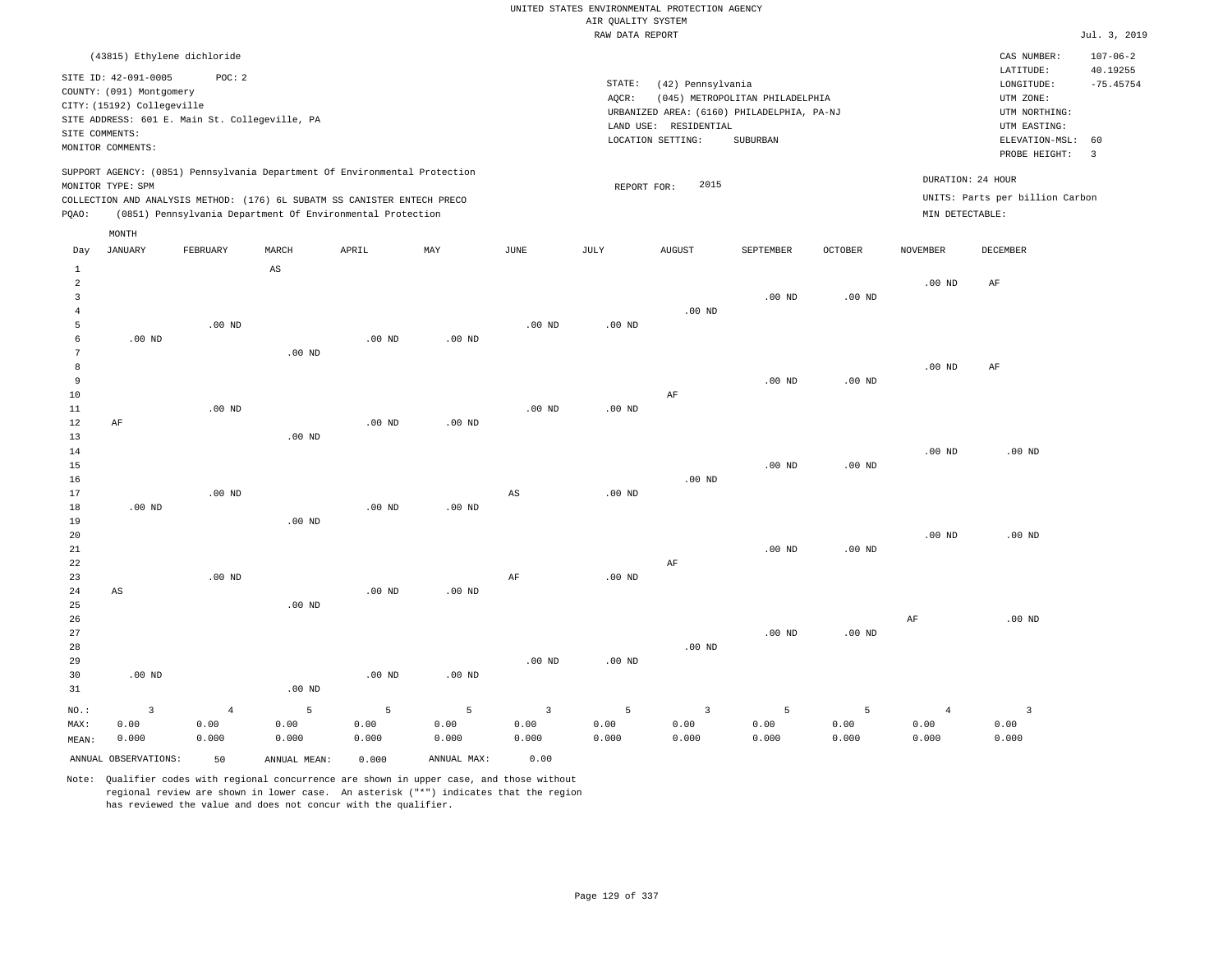UNITED STATES ENVIRONMENTAL PROTECTION AGENCY
AIR QUALITY SYSTEM
RAW DATA REPORT

Jul. 3, 2019

(43815) Ethylene dichloride

SITE ID: 42-091-0005    POC: 2
COUNTY: (091) Montgomery
CITY: (15192) Collegeville
SITE ADDRESS: 601 E. Main St. Collegeville, PA
SITE COMMENTS:
MONITOR COMMENTS:

STATE: (42) Pennsylvania
AQCR: (045) METROPOLITAN PHILADELPHIA
URBANIZED AREA: (6160) PHILADELPHIA, PA-NJ
LAND USE: RESIDENTIAL
LOCATION SETTING: SUBURBAN

CAS NUMBER: 107-06-2
LATITUDE: 40.19255
LONGITUDE: -75.45754
UTM ZONE:
UTM NORTHING:
UTM EASTING:
ELEVATION-MSL: 60
PROBE HEIGHT: 3

SUPPORT AGENCY: (0851) Pennsylvania Department Of Environmental Protection
MONITOR TYPE: SPM
COLLECTION AND ANALYSIS METHOD: (176) 6L SUBATM SS CANISTER ENTECH PRECO
PQAO: (0851) Pennsylvania Department Of Environmental Protection

REPORT FOR: 2015

DURATION: 24 HOUR
UNITS: Parts per billion Carbon
MIN DETECTABLE:

| Day | JANUARY | FEBRUARY | MARCH | APRIL | MAY | JUNE | JULY | AUGUST | SEPTEMBER | OCTOBER | NOVEMBER | DECEMBER |
|---|---|---|---|---|---|---|---|---|---|---|---|---|
| 1 | | | AS | | | | | | | | | |
| 2 | | | | | | | | | | | .00 ND | AF |
| 3 | | | | | | | | | .00 ND | .00 ND | | |
| 4 | | | | | | | | .00 ND | | | | |
| 5 | | .00 ND | | | | .00 ND | .00 ND | | | | | |
| 6 | .00 ND | | | .00 ND | .00 ND | | | | | | | |
| 7 | | | .00 ND | | | | | | | | | |
| 8 | | | | | | | | | | | .00 ND | AF |
| 9 | | | | | | | | | .00 ND | .00 ND | | |
| 10 | | | | | | | | AF | | | | |
| 11 | | .00 ND | | | | .00 ND | .00 ND | | | | | |
| 12 | AF | | | .00 ND | .00 ND | | | | | | | |
| 13 | | | .00 ND | | | | | | | | | |
| 14 | | | | | | | | | | | .00 ND | .00 ND |
| 15 | | | | | | | | | .00 ND | .00 ND | | |
| 16 | | | | | | | | .00 ND | | | | |
| 17 | | .00 ND | | | | AS | .00 ND | | | | | |
| 18 | .00 ND | | | .00 ND | .00 ND | | | | | | | |
| 19 | | | .00 ND | | | | | | | | | |
| 20 | | | | | | | | | | | .00 ND | .00 ND |
| 21 | | | | | | | | | .00 ND | .00 ND | | |
| 22 | | | | | | | | AF | | | | |
| 23 | | .00 ND | | | | AF | .00 ND | | | | | |
| 24 | AS | | | .00 ND | .00 ND | | | | | | | |
| 25 | | | .00 ND | | | | | | | | | |
| 26 | | | | | | | | | | | AF | .00 ND |
| 27 | | | | | | | | | .00 ND | .00 ND | | |
| 28 | | | | | | | | .00 ND | | | | |
| 29 | | | | | | .00 ND | .00 ND | | | | | |
| 30 | .00 ND | | | .00 ND | .00 ND | | | | | | | |
| 31 | | | .00 ND | | | | | | | | | |
| NO.: | 3 | 4 | 5 | 5 | 5 | 3 | 5 | 3 | 5 | 5 | 4 | 3 |
| MAX: | 0.00 | 0.00 | 0.00 | 0.00 | 0.00 | 0.00 | 0.00 | 0.00 | 0.00 | 0.00 | 0.00 | 0.00 |
| MEAN: | 0.000 | 0.000 | 0.000 | 0.000 | 0.000 | 0.000 | 0.000 | 0.000 | 0.000 | 0.000 | 0.000 | 0.000 |

ANNUAL OBSERVATIONS: 50    ANNUAL MEAN: 0.000    ANNUAL MAX: 0.00

Note: Qualifier codes with regional concurrence are shown in upper case, and those without regional review are shown in lower case. An asterisk ("*") indicates that the region has reviewed the value and does not concur with the qualifier.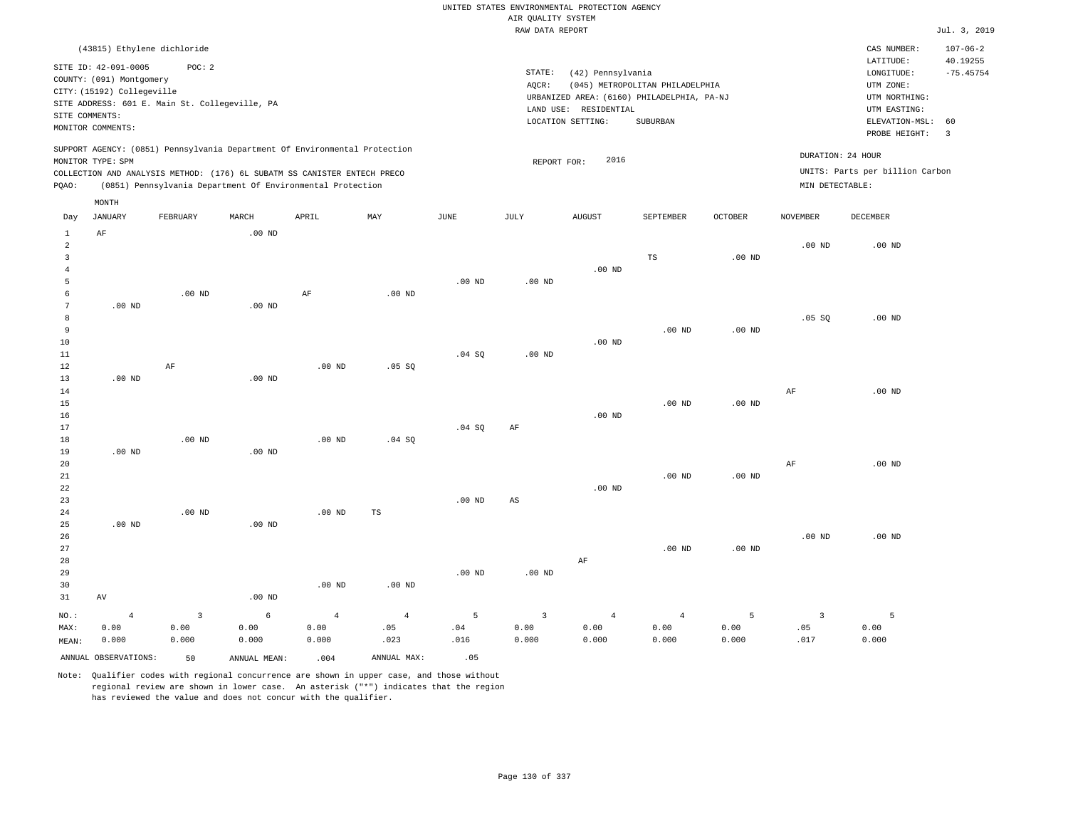UNITED STATES ENVIRONMENTAL PROTECTION AGENCY
AIR QUALITY SYSTEM
RAW DATA REPORT

Jul. 3, 2019

(43815) Ethylene dichloride

SITE ID: 42-091-0005 POC: 2
COUNTY: (091) Montgomery
CITY: (15192) Collegeville
SITE ADDRESS: 601 E. Main St. Collegeville, PA
SITE COMMENTS:
MONITOR COMMENTS:

STATE: (42) Pennsylvania
AQCR: (045) METROPOLITAN PHILADELPHIA
URBANIZED AREA: (6160) PHILADELPHIA, PA-NJ
LAND USE: RESIDENTIAL
LOCATION SETTING: SUBURBAN

CAS NUMBER: 107-06-2
LATITUDE: 40.19255
LONGITUDE: -75.45754
UTM ZONE:
UTM NORTHING:
UTM EASTING:
ELEVATION-MSL: 60
PROBE HEIGHT: 3

SUPPORT AGENCY: (0851) Pennsylvania Department Of Environmental Protection
MONITOR TYPE: SPM
COLLECTION AND ANALYSIS METHOD: (176) 6L SUBATM SS CANISTER ENTECH PRECO
PQAO: (0851) Pennsylvania Department Of Environmental Protection

REPORT FOR: 2016

DURATION: 24 HOUR
UNITS: Parts per billion Carbon
MIN DETECTABLE:

| Day | JANUARY | FEBRUARY | MARCH | APRIL | MAY | JUNE | JULY | AUGUST | SEPTEMBER | OCTOBER | NOVEMBER | DECEMBER |
|---|---|---|---|---|---|---|---|---|---|---|---|---|
| 1 | AF | | .00 ND | | | | | | | | | |
| 2 | | | | | | | | | | | .00 ND | .00 ND |
| 3 | | | | | | | | | TS | .00 ND | | |
| 4 | | | | | | | | .00 ND | | | | |
| 5 | | | | | | .00 ND | .00 ND | | | | | |
| 6 | | .00 ND | | AF | .00 ND | | | | | | | |
| 7 | .00 ND | | .00 ND | | | | | | | | | |
| 8 | | | | | | | | | | | .05 SQ | .00 ND |
| 9 | | | | | | | | | .00 ND | .00 ND | | |
| 10 | | | | | | | | .00 ND | | | | |
| 11 | | | | | | .04 SQ | .00 ND | | | | | |
| 12 | | AF | | .00 ND | .05 SQ | | | | | | | |
| 13 | .00 ND | | .00 ND | | | | | | | | | |
| 14 | | | | | | | | | | | AF | .00 ND |
| 15 | | | | | | | | | .00 ND | .00 ND | | |
| 16 | | | | | | | | .00 ND | | | | |
| 17 | | | | | | .04 SQ | AF | | | | | |
| 18 | | .00 ND | | .00 ND | .04 SQ | | | | | | | |
| 19 | .00 ND | | .00 ND | | | | | | | | | |
| 20 | | | | | | | | | | | AF | .00 ND |
| 21 | | | | | | | | | .00 ND | .00 ND | | |
| 22 | | | | | | | | .00 ND | | | | |
| 23 | | | | | | .00 ND | AS | | | | | |
| 24 | | .00 ND | | .00 ND | TS | | | | | | | |
| 25 | .00 ND | | .00 ND | | | | | | | | | |
| 26 | | | | | | | | | | | .00 ND | .00 ND |
| 27 | | | | | | | | | .00 ND | .00 ND | | |
| 28 | | | | | | | | AF | | | | |
| 29 | | | | | | .00 ND | .00 ND | | | | | |
| 30 | | | | .00 ND | .00 ND | | | | | | | |
| 31 | AV | | .00 ND | | | | | | | | | |
| NO.: | 4 | 3 | 6 | 4 | 4 | 5 | 3 | 4 | 4 | 5 | 3 | 5 |
| MAX: | 0.00 | 0.00 | 0.00 | 0.00 | .05 | .04 | 0.00 | 0.00 | 0.00 | 0.00 | .05 | 0.00 |
| MEAN: | 0.000 | 0.000 | 0.000 | 0.000 | .023 | .016 | 0.000 | 0.000 | 0.000 | 0.000 | .017 | 0.000 |

ANNUAL OBSERVATIONS: 50 ANNUAL MEAN: .004 ANNUAL MAX: .05

Note: Qualifier codes with regional concurrence are shown in upper case, and those without regional review are shown in lower case. An asterisk ("*") indicates that the region has reviewed the value and does not concur with the qualifier.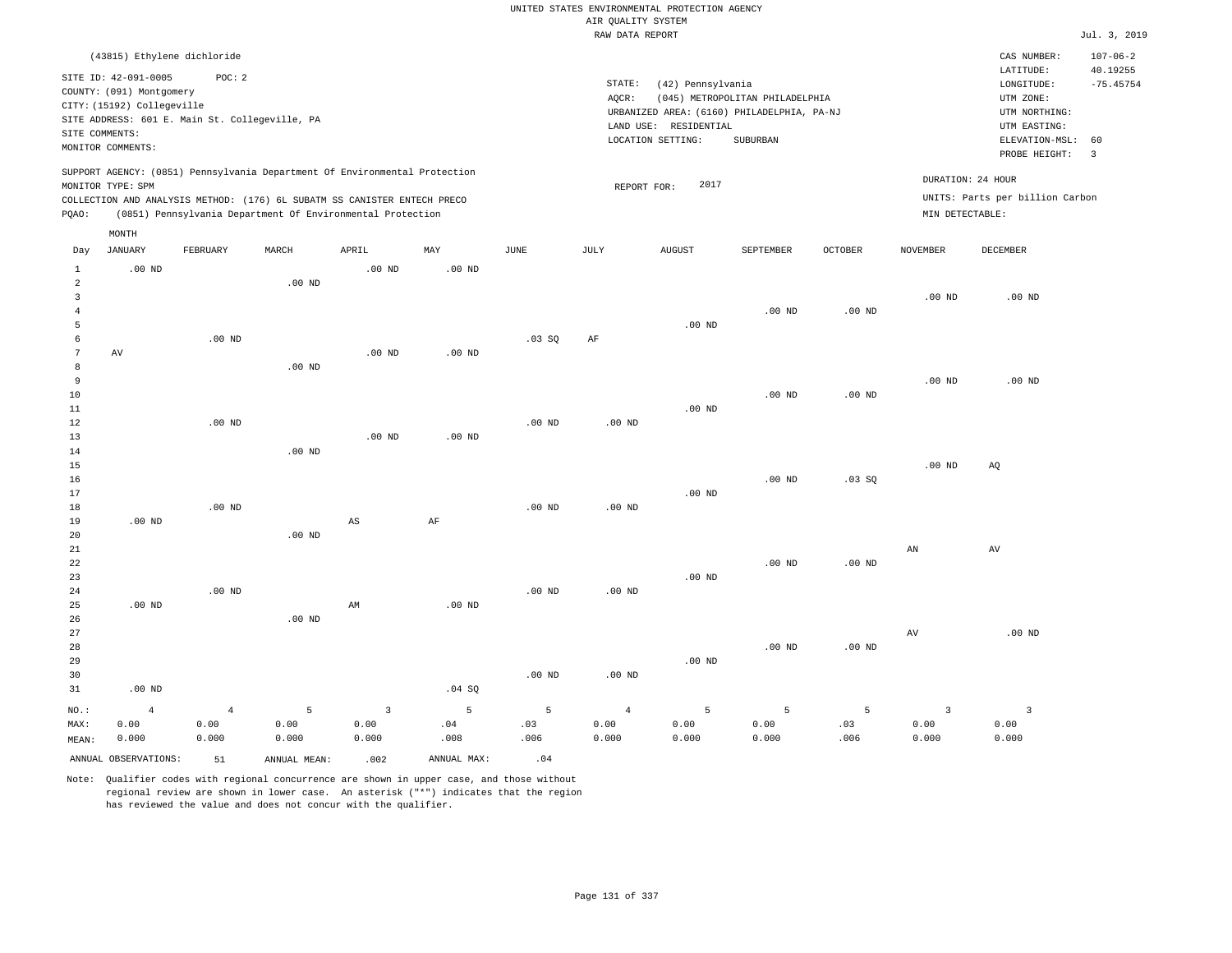UNITED STATES ENVIRONMENTAL PROTECTION AGENCY
AIR QUALITY SYSTEM
RAW DATA REPORT

Jul. 3, 2019

(43815) Ethylene dichloride

SITE ID: 42-091-0005 POC: 2
COUNTY: (091) Montgomery
CITY: (15192) Collegeville
SITE ADDRESS: 601 E. Main St. Collegeville, PA
SITE COMMENTS:
MONITOR COMMENTS:

STATE: (42) Pennsylvania
AQCR: (045) METROPOLITAN PHILADELPHIA
URBANIZED AREA: (6160) PHILADELPHIA, PA-NJ
LAND USE: RESIDENTIAL
LOCATION SETTING: SUBURBAN

CAS NUMBER: 107-06-2
LATITUDE: 40.19255
LONGITUDE: -75.45754
UTM ZONE:
UTM NORTHING:
UTM EASTING:
ELEVATION-MSL: 60
PROBE HEIGHT: 3

SUPPORT AGENCY: (0851) Pennsylvania Department Of Environmental Protection
MONITOR TYPE: SPM
COLLECTION AND ANALYSIS METHOD: (176) 6L SUBATM SS CANISTER ENTECH PRECO
PQAO: (0851) Pennsylvania Department Of Environmental Protection

REPORT FOR: 2017

DURATION: 24 HOUR
UNITS: Parts per billion Carbon
MIN DETECTABLE:

| Day | JANUARY | FEBRUARY | MARCH | APRIL | MAY | JUNE | JULY | AUGUST | SEPTEMBER | OCTOBER | NOVEMBER | DECEMBER |
|---|---|---|---|---|---|---|---|---|---|---|---|---|
| 1 | .00 ND | | | .00 ND | .00 ND | | | | | | | |
| 2 | | | .00 ND | | | | | | | | | |
| 3 | | | | | | | | | | | .00 ND | .00 ND |
| 4 | | | | | | | | | .00 ND | .00 ND | | |
| 5 | | | | | | | | .00 ND | | | | |
| 6 | | .00 ND | | | | .03 SQ | AF | | | | | |
| 7 | AV | | | .00 ND | .00 ND | | | | | | | |
| 8 | | | .00 ND | | | | | | | | | |
| 9 | | | | | | | | | | | .00 ND | .00 ND |
| 10 | | | | | | | | | .00 ND | .00 ND | | |
| 11 | | | | | | | | .00 ND | | | | |
| 12 | | .00 ND | | | | .00 ND | .00 ND | | | | | |
| 13 | | | | .00 ND | .00 ND | | | | | | | |
| 14 | | | .00 ND | | | | | | | | | |
| 15 | | | | | | | | | | | .00 ND | AQ |
| 16 | | | | | | | | | .00 ND | .03 SQ | | |
| 17 | | | | | | | | .00 ND | | | | |
| 18 | | .00 ND | | | | .00 ND | .00 ND | | | | | |
| 19 | .00 ND | | | AS | AF | | | | | | | |
| 20 | | | .00 ND | | | | | | | | | |
| 21 | | | | | | | | | | | AN | AV |
| 22 | | | | | | | | | .00 ND | .00 ND | | |
| 23 | | | | | | | | .00 ND | | | | |
| 24 | | .00 ND | | | | .00 ND | .00 ND | | | | | |
| 25 | .00 ND | | | AM | .00 ND | | | | | | | |
| 26 | | | .00 ND | | | | | | | | | |
| 27 | | | | | | | | | | | AV | .00 ND |
| 28 | | | | | | | | | .00 ND | .00 ND | | |
| 29 | | | | | | | | .00 ND | | | | |
| 30 | | | | | | .00 ND | .00 ND | | | | | |
| 31 | .00 ND | | | | .04 SQ | | | | | | | |
| NO.: | 4 | 4 | 5 | 3 | 5 | 5 | 4 | 5 | 5 | 5 | 3 | 3 |
| MAX: | 0.00 | 0.00 | 0.00 | 0.00 | .04 | .03 | 0.00 | 0.00 | 0.00 | .03 | 0.00 | 0.00 |
| MEAN: | 0.000 | 0.000 | 0.000 | 0.000 | .008 | .006 | 0.000 | 0.000 | 0.000 | .006 | 0.000 | 0.000 |

ANNUAL OBSERVATIONS: 51 ANNUAL MEAN: .002 ANNUAL MAX: .04

Note: Qualifier codes with regional concurrence are shown in upper case, and those without regional review are shown in lower case. An asterisk ("*") indicates that the region has reviewed the value and does not concur with the qualifier.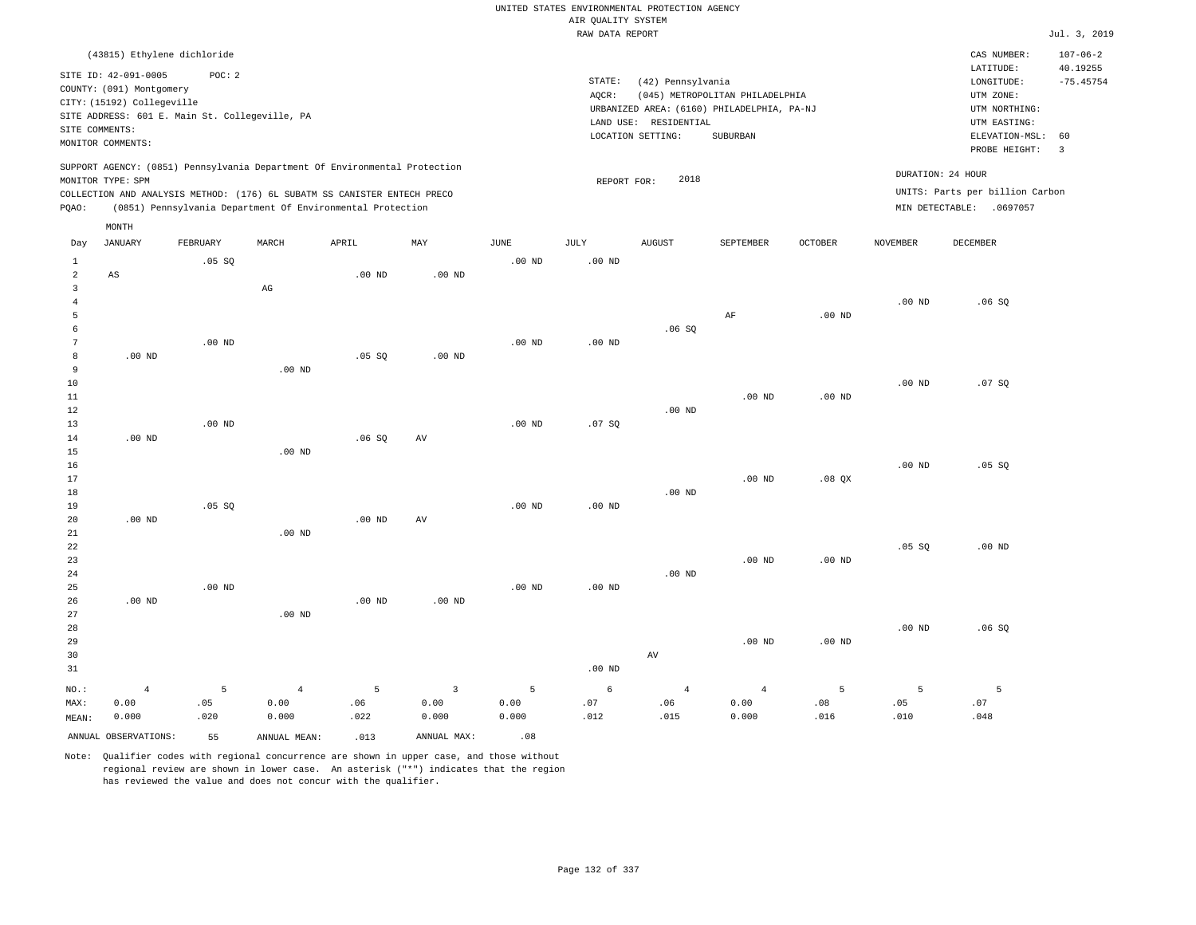UNITED STATES ENVIRONMENTAL PROTECTION AGENCY
AIR QUALITY SYSTEM
RAW DATA REPORT

Jul. 3, 2019

(43815) Ethylene dichloride

SITE ID: 42-091-0005 POC: 2
COUNTY: (091) Montgomery
CITY: (15192) Collegeville
SITE ADDRESS: 601 E. Main St. Collegeville, PA
SITE COMMENTS:
MONITOR COMMENTS:

STATE: (42) Pennsylvania
AQCR: (045) METROPOLITAN PHILADELPHIA
URBANIZED AREA: (6160) PHILADELPHIA, PA-NJ
LAND USE: RESIDENTIAL
LOCATION SETTING: SUBURBAN

CAS NUMBER: 107-06-2
LATITUDE: 40.19255
LONGITUDE: -75.45754
UTM ZONE:
UTM NORTHING:
UTM EASTING:
ELEVATION-MSL: 60
PROBE HEIGHT: 3

SUPPORT AGENCY: (0851) Pennsylvania Department Of Environmental Protection
MONITOR TYPE: SPM
COLLECTION AND ANALYSIS METHOD: (176) 6L SUBATM SS CANISTER ENTECH PRECO
PQAO: (0851) Pennsylvania Department Of Environmental Protection

REPORT FOR: 2018

DURATION: 24 HOUR
UNITS: Parts per billion Carbon
MIN DETECTABLE: .0697057

| Day | JANUARY | FEBRUARY | MARCH | APRIL | MAY | JUNE | JULY | AUGUST | SEPTEMBER | OCTOBER | NOVEMBER | DECEMBER |
|---|---|---|---|---|---|---|---|---|---|---|---|---|
| 1 | | .05 SQ | | | | .00 ND | .00 ND | | | | | |
| 2 | AS | | | .00 ND | .00 ND | | | | | | | |
| 3 | | | AG | | | | | | | | | |
| 4 | | | | | | | | | | | .00 ND | .06 SQ |
| 5 | | | | | | | | | AF | .00 ND | | |
| 6 | | | | | | | | .06 SQ | | | | |
| 7 | | .00 ND | | | | .00 ND | .00 ND | | | | | |
| 8 | .00 ND | | | .05 SQ | .00 ND | | | | | | | |
| 9 | | | .00 ND | | | | | | | | | |
| 10 | | | | | | | | | | | .00 ND | .07 SQ |
| 11 | | | | | | | | | .00 ND | .00 ND | | |
| 12 | | | | | | | | .00 ND | | | | |
| 13 | | .00 ND | | | | .00 ND | .07 SQ | | | | | |
| 14 | .00 ND | | | .06 SQ | AV | | | | | | | |
| 15 | | | .00 ND | | | | | | | | | |
| 16 | | | | | | | | | | | .00 ND | .05 SQ |
| 17 | | | | | | | | | .00 ND | .08 QX | | |
| 18 | | | | | | | | .00 ND | | | | |
| 19 | | .05 SQ | | | | .00 ND | .00 ND | | | | | |
| 20 | .00 ND | | | .00 ND | AV | | | | | | | |
| 21 | | | .00 ND | | | | | | | | | |
| 22 | | | | | | | | | | | .05 SQ | .00 ND |
| 23 | | | | | | | | | .00 ND | .00 ND | | |
| 24 | | | | | | | | .00 ND | | | | |
| 25 | | .00 ND | | | | .00 ND | .00 ND | | | | | |
| 26 | .00 ND | | | .00 ND | .00 ND | | | | | | | |
| 27 | | | .00 ND | | | | | | | | | |
| 28 | | | | | | | | | | | .00 ND | .06 SQ |
| 29 | | | | | | | | | .00 ND | .00 ND | | |
| 30 | | | | | | | | AV | | | | |
| 31 | | | | | | | .00 ND | | | | | |
| NO.: | 4 | 5 | 4 | 5 | 3 | 5 | 6 | 4 | 4 | 5 | 5 | 5 |
| MAX: | 0.00 | .05 | 0.00 | .06 | 0.00 | 0.00 | .07 | .06 | 0.00 | .08 | .05 | .07 |
| MEAN: | 0.000 | .020 | 0.000 | .022 | 0.000 | 0.000 | .012 | .015 | 0.000 | .016 | .010 | .048 |

ANNUAL OBSERVATIONS: 55 ANNUAL MEAN: .013 ANNUAL MAX: .08

Note: Qualifier codes with regional concurrence are shown in upper case, and those without regional review are shown in lower case. An asterisk ("*") indicates that the region has reviewed the value and does not concur with the qualifier.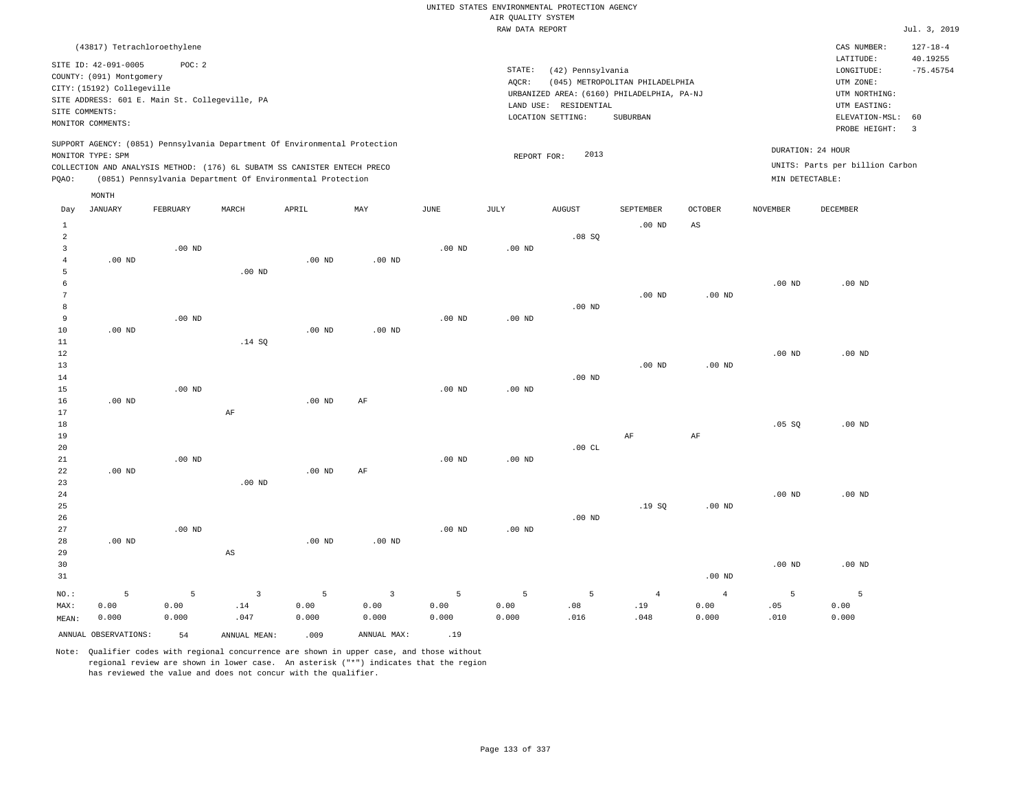UNITED STATES ENVIRONMENTAL PROTECTION AGENCY
AIR QUALITY SYSTEM
RAW DATA REPORT

Jul. 3, 2019

(43817) Tetrachloroethylene

SITE ID: 42-091-0005 POC: 2
COUNTY: (091) Montgomery
CITY: (15192) Collegeville
SITE ADDRESS: 601 E. Main St. Collegeville, PA
SITE COMMENTS:
MONITOR COMMENTS:

STATE: (42) Pennsylvania
AQCR: (045) METROPOLITAN PHILADELPHIA
URBANIZED AREA: (6160) PHILADELPHIA, PA-NJ
LAND USE: RESIDENTIAL
LOCATION SETTING: SUBURBAN

CAS NUMBER: 127-18-4
LATITUDE: 40.19255
LONGITUDE: -75.45754
UTM ZONE:
UTM NORTHING:
UTM EASTING:
ELEVATION-MSL: 60
PROBE HEIGHT: 3

SUPPORT AGENCY: (0851) Pennsylvania Department Of Environmental Protection
MONITOR TYPE: SPM
COLLECTION AND ANALYSIS METHOD: (176) 6L SUBATM SS CANISTER ENTECH PRECO
PQAO: (0851) Pennsylvania Department Of Environmental Protection

REPORT FOR: 2013

DURATION: 24 HOUR
UNITS: Parts per billion Carbon
MIN DETECTABLE:

| Day | JANUARY | FEBRUARY | MARCH | APRIL | MAY | JUNE | JULY | AUGUST | SEPTEMBER | OCTOBER | NOVEMBER | DECEMBER |
|---|---|---|---|---|---|---|---|---|---|---|---|---|
| 1 | | | | | | | | | .00 ND | AS | | |
| 2 | | | | | | | | .08 SQ | | | | |
| 3 | | .00 ND | | | | .00 ND | .00 ND | | | | | |
| 4 | .00 ND | | | .00 ND | .00 ND | | | | | | | |
| 5 | | | .00 ND | | | | | | | | | |
| 6 | | | | | | | | | | | .00 ND | .00 ND |
| 7 | | | | | | | | | .00 ND | .00 ND | | |
| 8 | | | | | | | | .00 ND | | | | |
| 9 | | .00 ND | | | | .00 ND | .00 ND | | | | | |
| 10 | .00 ND | | | .00 ND | .00 ND | | | | | | | |
| 11 | | | .14 SQ | | | | | | | | | |
| 12 | | | | | | | | | | | .00 ND | .00 ND |
| 13 | | | | | | | | | .00 ND | .00 ND | | |
| 14 | | | | | | | | .00 ND | | | | |
| 15 | | .00 ND | | | | .00 ND | .00 ND | | | | | |
| 16 | .00 ND | | | .00 ND | AF | | | | | | | |
| 17 | | | AF | | | | | | | | | |
| 18 | | | | | | | | | | | .05 SQ | .00 ND |
| 19 | | | | | | | | | AF | AF | | |
| 20 | | | | | | | | .00 CL | | | | |
| 21 | | .00 ND | | | | .00 ND | .00 ND | | | | | |
| 22 | .00 ND | | | .00 ND | AF | | | | | | | |
| 23 | | | .00 ND | | | | | | | | | |
| 24 | | | | | | | | | | | .00 ND | .00 ND |
| 25 | | | | | | | | | .19 SQ | .00 ND | | |
| 26 | | | | | | | | .00 ND | | | | |
| 27 | | .00 ND | | | | .00 ND | .00 ND | | | | | |
| 28 | .00 ND | | | .00 ND | .00 ND | | | | | | | |
| 29 | | | AS | | | | | | | | | |
| 30 | | | | | | | | | | | .00 ND | .00 ND |
| 31 | | | | | | | | | | .00 ND | | |
| NO.: | 5 | 5 | 3 | 5 | 3 | 5 | 5 | 5 | 4 | 4 | 5 | 5 |
| MAX: | 0.00 | 0.00 | .14 | 0.00 | 0.00 | 0.00 | 0.00 | .08 | .19 | 0.00 | .05 | 0.00 |
| MEAN: | 0.000 | 0.000 | .047 | 0.000 | 0.000 | 0.000 | 0.000 | .016 | .048 | 0.000 | .010 | 0.000 |

ANNUAL OBSERVATIONS: 54 ANNUAL MEAN: .009 ANNUAL MAX: .19

Note: Qualifier codes with regional concurrence are shown in upper case, and those without regional review are shown in lower case. An asterisk ("*") indicates that the region has reviewed the value and does not concur with the qualifier.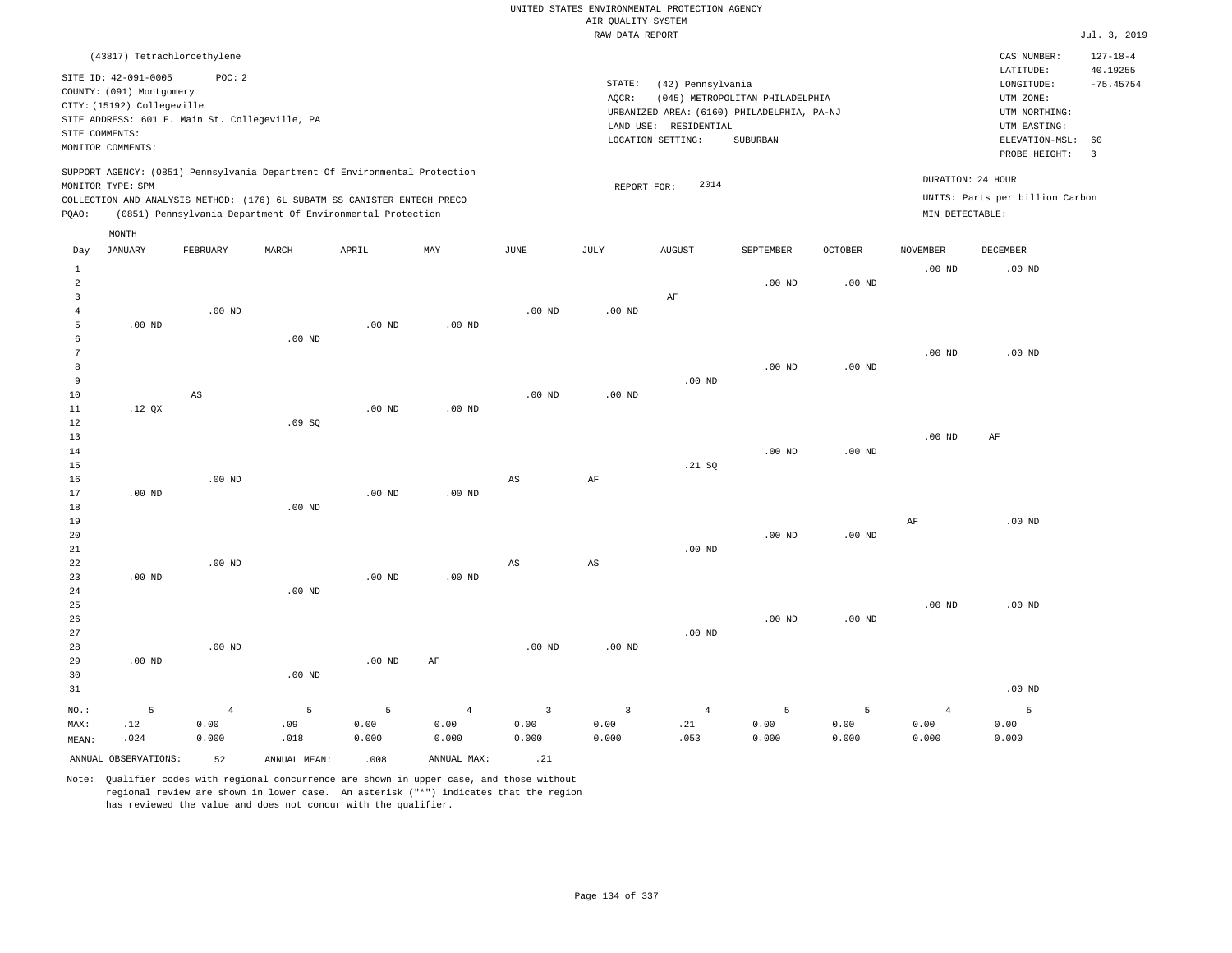UNITED STATES ENVIRONMENTAL PROTECTION AGENCY
AIR QUALITY SYSTEM
RAW DATA REPORT

Jul. 3, 2019

(43817) Tetrachloroethylene

SITE ID: 42-091-0005 POC: 2
COUNTY: (091) Montgomery
CITY: (15192) Collegeville
SITE ADDRESS: 601 E. Main St. Collegeville, PA
SITE COMMENTS:
MONITOR COMMENTS:

STATE: (42) Pennsylvania
AQCR: (045) METROPOLITAN PHILADELPHIA
URBANIZED AREA: (6160) PHILADELPHIA, PA-NJ
LAND USE: RESIDENTIAL
LOCATION SETTING: SUBURBAN

CAS NUMBER: 127-18-4
LATITUDE: 40.19255
LONGITUDE: -75.45754
UTM ZONE:
UTM NORTHING:
UTM EASTING:
ELEVATION-MSL: 60
PROBE HEIGHT: 3

SUPPORT AGENCY: (0851) Pennsylvania Department Of Environmental Protection
MONITOR TYPE: SPM
COLLECTION AND ANALYSIS METHOD: (176) 6L SUBATM SS CANISTER ENTECH PRECO
PQAO: (0851) Pennsylvania Department Of Environmental Protection

REPORT FOR: 2014

DURATION: 24 HOUR
UNITS: Parts per billion Carbon
MIN DETECTABLE:

| Day | JANUARY | FEBRUARY | MARCH | APRIL | MAY | JUNE | JULY | AUGUST | SEPTEMBER | OCTOBER | NOVEMBER | DECEMBER |
|---|---|---|---|---|---|---|---|---|---|---|---|---|
| 1 | | | | | | | | | | | .00 ND | .00 ND |
| 2 | | | | | | | | | .00 ND | .00 ND | | |
| 3 | | | | | | | | AF | | | | |
| 4 | | .00 ND | | | | .00 ND | .00 ND | | | | | |
| 5 | .00 ND | | | .00 ND | .00 ND | | | | | | | |
| 6 | | | .00 ND | | | | | | | | | |
| 7 | | | | | | | | | | | .00 ND | .00 ND |
| 8 | | | | | | | | | .00 ND | .00 ND | | |
| 9 | | | | | | | | .00 ND | | | | |
| 10 | | AS | | | | .00 ND | .00 ND | | | | | |
| 11 | .12 QX | | | .00 ND | .00 ND | | | | | | | |
| 12 | | | .09 SQ | | | | | | | | | |
| 13 | | | | | | | | | | | .00 ND | AF |
| 14 | | | | | | | | | .00 ND | .00 ND | | |
| 15 | | | | | | | | .21 SQ | | | | |
| 16 | | .00 ND | | | | AS | AF | | | | | |
| 17 | .00 ND | | | .00 ND | .00 ND | | | | | | | |
| 18 | | | .00 ND | | | | | | | | | |
| 19 | | | | | | | | | | | AF | .00 ND |
| 20 | | | | | | | | | .00 ND | .00 ND | | |
| 21 | | | | | | | | .00 ND | | | | |
| 22 | | .00 ND | | | | AS | AS | | | | | |
| 23 | .00 ND | | | .00 ND | .00 ND | | | | | | | |
| 24 | | | .00 ND | | | | | | | | | |
| 25 | | | | | | | | | | | .00 ND | .00 ND |
| 26 | | | | | | | | | .00 ND | .00 ND | | |
| 27 | | | | | | | | .00 ND | | | | |
| 28 | | .00 ND | | | | .00 ND | .00 ND | | | | | |
| 29 | .00 ND | | | .00 ND | AF | | | | | | | |
| 30 | | | .00 ND | | | | | | | | | |
| 31 | | | | | | | | | | | | .00 ND |
| NO.: | 5 | 4 | 5 | 5 | 4 | 3 | 3 | 4 | 5 | 5 | 4 | 5 |
| MAX: | .12 | 0.00 | .09 | 0.00 | 0.00 | 0.00 | 0.00 | .21 | 0.00 | 0.00 | 0.00 | 0.00 |
| MEAN: | .024 | 0.000 | .018 | 0.000 | 0.000 | 0.000 | 0.000 | .053 | 0.000 | 0.000 | 0.000 | 0.000 |

ANNUAL OBSERVATIONS: 52 ANNUAL MEAN: .008 ANNUAL MAX: .21

Note: Qualifier codes with regional concurrence are shown in upper case, and those without regional review are shown in lower case. An asterisk ("*") indicates that the region has reviewed the value and does not concur with the qualifier.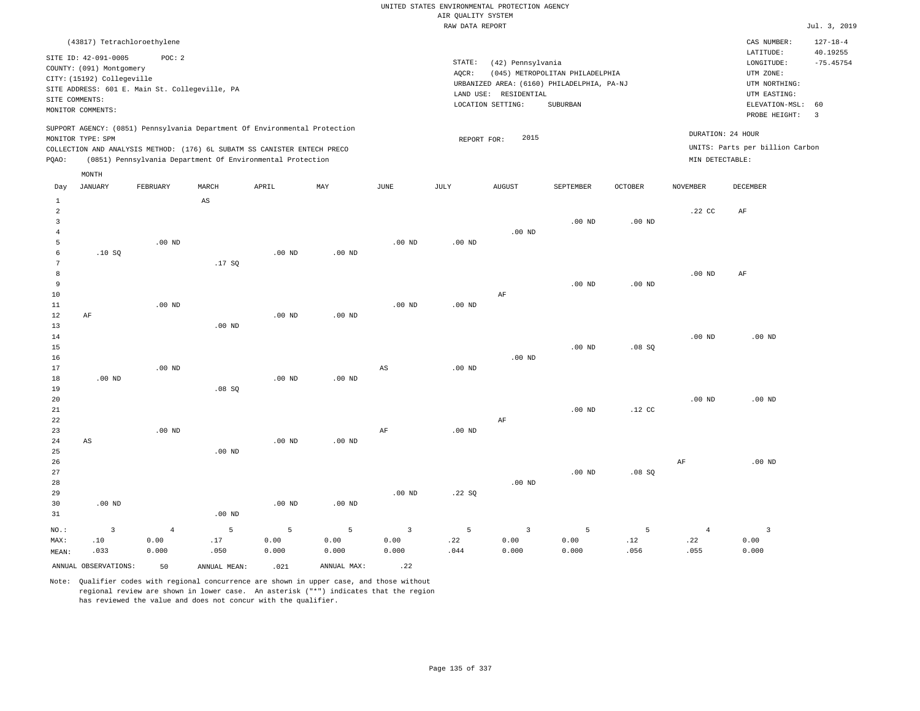UNITED STATES ENVIRONMENTAL PROTECTION AGENCY
AIR QUALITY SYSTEM
RAW DATA REPORT

Jul. 3, 2019

(43817) Tetrachloroethylene

SITE ID: 42-091-0005 POC: 2
COUNTY: (091) Montgomery
CITY: (15192) Collegeville
SITE ADDRESS: 601 E. Main St. Collegeville, PA
SITE COMMENTS:
MONITOR COMMENTS:

STATE: (42) Pennsylvania
AQCR: (045) METROPOLITAN PHILADELPHIA
URBANIZED AREA: (6160) PHILADELPHIA, PA-NJ
LAND USE: RESIDENTIAL
LOCATION SETTING: SUBURBAN

CAS NUMBER: 127-18-4
LATITUDE: 40.19255
LONGITUDE: -75.45754
UTM ZONE:
UTM NORTHING:
UTM EASTING:
ELEVATION-MSL: 60
PROBE HEIGHT: 3

SUPPORT AGENCY: (0851) Pennsylvania Department Of Environmental Protection
MONITOR TYPE: SPM
COLLECTION AND ANALYSIS METHOD: (176) 6L SUBATM SS CANISTER ENTECH PRECO
PQAO: (0851) Pennsylvania Department Of Environmental Protection

REPORT FOR: 2015

DURATION: 24 HOUR
UNITS: Parts per billion Carbon
MIN DETECTABLE:

| Day | JANUARY | FEBRUARY | MARCH | APRIL | MAY | JUNE | JULY | AUGUST | SEPTEMBER | OCTOBER | NOVEMBER | DECEMBER |
|---|---|---|---|---|---|---|---|---|---|---|---|---|
| 1 | | | AS | | | | | | | | | |
| 2 | | | | | | | | | | | .22 CC | AF |
| 3 | | | | | | | | | .00 ND | .00 ND | | |
| 4 | | | | | | | | .00 ND | | | | |
| 5 | | .00 ND | | | | .00 ND | .00 ND | | | | | |
| 6 | .10 SQ | | | .00 ND | .00 ND | | | | | | | |
| 7 | | | .17 SQ | | | | | | | | | |
| 8 | | | | | | | | | | | .00 ND | AF |
| 9 | | | | | | | | | .00 ND | .00 ND | | |
| 10 | | | | | | | | AF | | | | |
| 11 | | .00 ND | | | | .00 ND | .00 ND | | | | | |
| 12 | AF | | | .00 ND | .00 ND | | | | | | | |
| 13 | | | .00 ND | | | | | | | | | |
| 14 | | | | | | | | | | | .00 ND | .00 ND |
| 15 | | | | | | | | | .00 ND | .08 SQ | | |
| 16 | | | | | | | | .00 ND | | | | |
| 17 | | .00 ND | | | | AS | .00 ND | | | | | |
| 18 | .00 ND | | | .00 ND | .00 ND | | | | | | | |
| 19 | | | .08 SQ | | | | | | | | | |
| 20 | | | | | | | | | | | .00 ND | .00 ND |
| 21 | | | | | | | | | .00 ND | .12 CC | | |
| 22 | | | | | | | | AF | | | | |
| 23 | | .00 ND | | | | AF | .00 ND | | | | | |
| 24 | AS | | | .00 ND | .00 ND | | | | | | | |
| 25 | | | .00 ND | | | | | | | | | |
| 26 | | | | | | | | | | | AF | .00 ND |
| 27 | | | | | | | | | .00 ND | .08 SQ | | |
| 28 | | | | | | | | .00 ND | | | | |
| 29 | | | | | | .00 ND | .22 SQ | | | | | |
| 30 | .00 ND | | | .00 ND | .00 ND | | | | | | | |
| 31 | | | .00 ND | | | | | | | | | |
| NO.: | 3 | 4 | 5 | 5 | 5 | 3 | 5 | 3 | 5 | 5 | 4 | 3 |
| MAX: | .10 | 0.00 | .17 | 0.00 | 0.00 | 0.00 | .22 | 0.00 | 0.00 | .12 | .22 | 0.00 |
| MEAN: | .033 | 0.000 | .050 | 0.000 | 0.000 | 0.000 | .044 | 0.000 | 0.000 | .056 | .055 | 0.000 |

ANNUAL OBSERVATIONS: 50 ANNUAL MEAN: .021 ANNUAL MAX: .22

Note: Qualifier codes with regional concurrence are shown in upper case, and those without regional review are shown in lower case. An asterisk ("*") indicates that the region has reviewed the value and does not concur with the qualifier.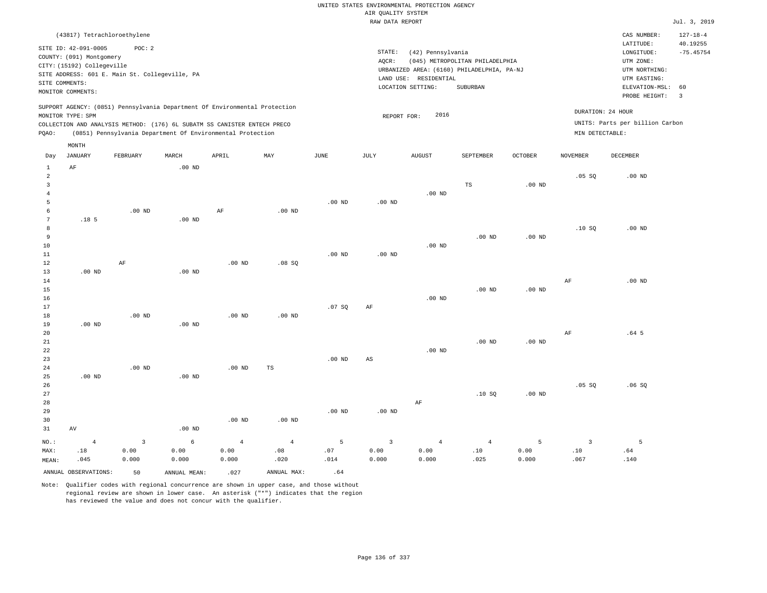UNITED STATES ENVIRONMENTAL PROTECTION AGENCY
AIR QUALITY SYSTEM
RAW DATA REPORT

Jul. 3, 2019

(43817) Tetrachloroethylene

SITE ID: 42-091-0005 POC: 2
COUNTY: (091) Montgomery
CITY: (15192) Collegeville
SITE ADDRESS: 601 E. Main St. Collegeville, PA
SITE COMMENTS:
MONITOR COMMENTS:

STATE: (42) Pennsylvania
AQCR: (045) METROPOLITAN PHILADELPHIA
URBANIZED AREA: (6160) PHILADELPHIA, PA-NJ
LAND USE: RESIDENTIAL
LOCATION SETTING: SUBURBAN

CAS NUMBER: 127-18-4
LATITUDE: 40.19255
LONGITUDE: -75.45754
UTM ZONE:
UTM NORTHING:
UTM EASTING:
ELEVATION-MSL: 60
PROBE HEIGHT: 3

SUPPORT AGENCY: (0851) Pennsylvania Department Of Environmental Protection
MONITOR TYPE: SPM
COLLECTION AND ANALYSIS METHOD: (176) 6L SUBATM SS CANISTER ENTECH PRECO
PQAO: (0851) Pennsylvania Department Of Environmental Protection

REPORT FOR: 2016

DURATION: 24 HOUR
UNITS: Parts per billion Carbon
MIN DETECTABLE:

| Day | JANUARY | FEBRUARY | MARCH | APRIL | MAY | JUNE | JULY | AUGUST | SEPTEMBER | OCTOBER | NOVEMBER | DECEMBER |
|---|---|---|---|---|---|---|---|---|---|---|---|---|
| 1 | AF | | .00 ND | | | | | | | | | |
| 2 | | | | | | | | | | | .05 SQ | .00 ND |
| 3 | | | | | | | | | TS | .00 ND | | |
| 4 | | | | | | | | .00 ND | | | | |
| 5 | | | | | | .00 ND | .00 ND | | | | | |
| 6 | | .00 ND | | AF | .00 ND | | | | | | | |
| 7 | .18 5 | | .00 ND | | | | | | | | | |
| 8 | | | | | | | | | | | .10 SQ | .00 ND |
| 9 | | | | | | | | | .00 ND | .00 ND | | |
| 10 | | | | | | | | .00 ND | | | | |
| 11 | | | | | | .00 ND | .00 ND | | | | | |
| 12 | | AF | | .00 ND | .08 SQ | | | | | | | |
| 13 | .00 ND | | .00 ND | | | | | | | | | |
| 14 | | | | | | | | | | | AF | .00 ND |
| 15 | | | | | | | | | .00 ND | .00 ND | | |
| 16 | | | | | | | | .00 ND | | | | |
| 17 | | | | | | .07 SQ | AF | | | | | |
| 18 | | .00 ND | | .00 ND | .00 ND | | | | | | | |
| 19 | .00 ND | | .00 ND | | | | | | | | | |
| 20 | | | | | | | | | | | AF | .64 5 |
| 21 | | | | | | | | | .00 ND | .00 ND | | |
| 22 | | | | | | | | .00 ND | | | | |
| 23 | | | | | | .00 ND | AS | | | | | |
| 24 | | .00 ND | | .00 ND | TS | | | | | | | |
| 25 | .00 ND | | .00 ND | | | | | | | | | |
| 26 | | | | | | | | | | | .05 SQ | .06 SQ |
| 27 | | | | | | | | | .10 SQ | .00 ND | | |
| 28 | | | | | | | | AF | | | | |
| 29 | | | | | | .00 ND | .00 ND | | | | | |
| 30 | | | | .00 ND | .00 ND | | | | | | | |
| 31 | AV | | .00 ND | | | | | | | | | |
| NO.: | 4 | 3 | 6 | 4 | 4 | 5 | 3 | 4 | 4 | 5 | 3 | 5 |
| MAX: | .18 | 0.00 | 0.00 | 0.00 | .08 | .07 | 0.00 | 0.00 | .10 | 0.00 | .10 | .64 |
| MEAN: | .045 | 0.000 | 0.000 | 0.000 | .020 | .014 | 0.000 | 0.000 | .025 | 0.000 | .067 | .140 |

ANNUAL OBSERVATIONS: 50 ANNUAL MEAN: .027 ANNUAL MAX: .64

Note: Qualifier codes with regional concurrence are shown in upper case, and those without regional review are shown in lower case. An asterisk ("*") indicates that the region has reviewed the value and does not concur with the qualifier.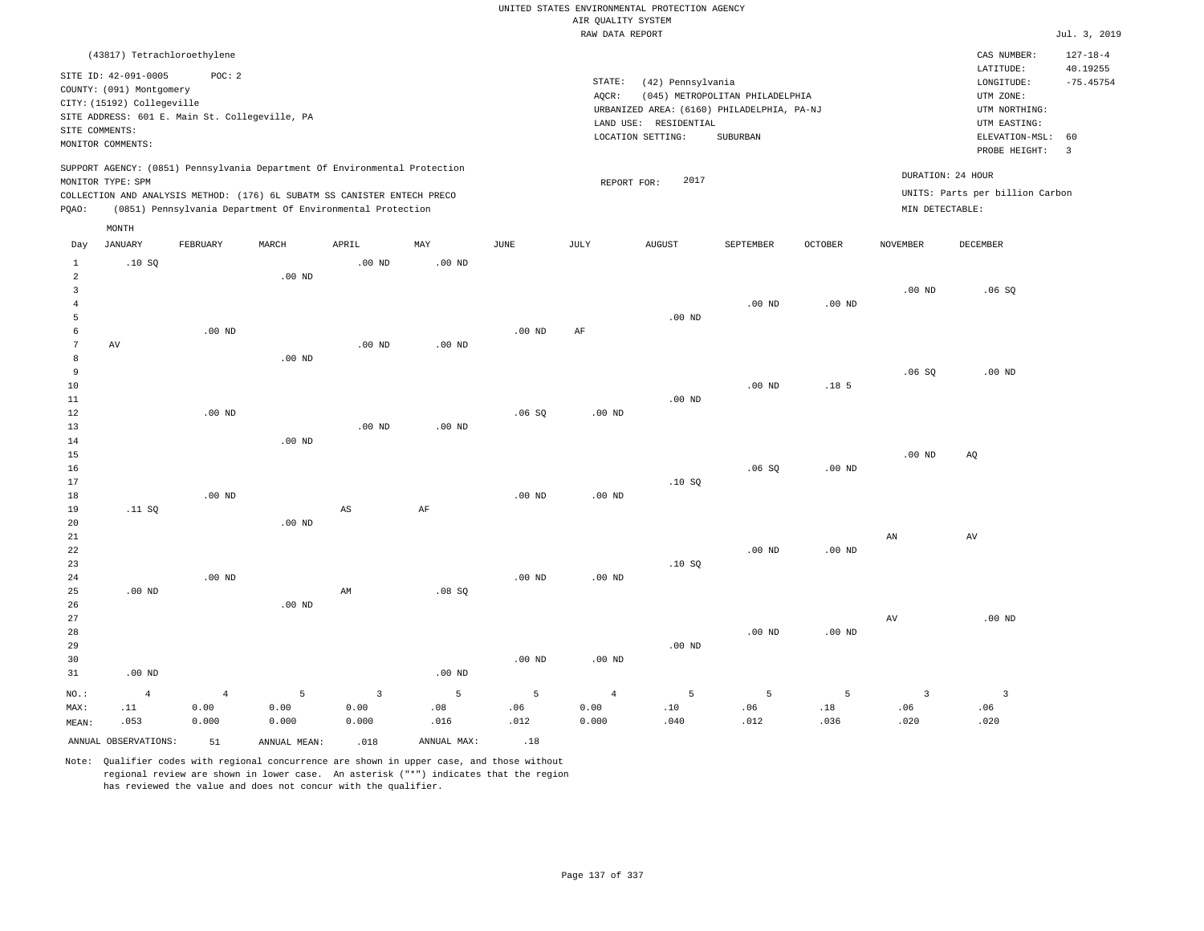UNITED STATES ENVIRONMENTAL PROTECTION AGENCY
AIR QUALITY SYSTEM
RAW DATA REPORT

Jul. 3, 2019

(43817) Tetrachloroethylene

SITE ID: 42-091-0005 POC: 2
COUNTY: (091) Montgomery
CITY: (15192) Collegeville
SITE ADDRESS: 601 E. Main St. Collegeville, PA
SITE COMMENTS:
MONITOR COMMENTS:

STATE: (42) Pennsylvania
AQCR: (045) METROPOLITAN PHILADELPHIA
URBANIZED AREA: (6160) PHILADELPHIA, PA-NJ
LAND USE: RESIDENTIAL
LOCATION SETTING: SUBURBAN

CAS NUMBER: 127-18-4
LATITUDE: 40.19255
LONGITUDE: -75.45754
UTM ZONE:
UTM NORTHING:
UTM EASTING:
ELEVATION-MSL: 60
PROBE HEIGHT: 3

SUPPORT AGENCY: (0851) Pennsylvania Department Of Environmental Protection
MONITOR TYPE: SPM
COLLECTION AND ANALYSIS METHOD: (176) 6L SUBATM SS CANISTER ENTECH PRECO
PQAO: (0851) Pennsylvania Department Of Environmental Protection

REPORT FOR: 2017

DURATION: 24 HOUR
UNITS: Parts per billion Carbon
MIN DETECTABLE:

| Day | JANUARY | FEBRUARY | MARCH | APRIL | MAY | JUNE | JULY | AUGUST | SEPTEMBER | OCTOBER | NOVEMBER | DECEMBER |
|---|---|---|---|---|---|---|---|---|---|---|---|---|
| 1 | .10 SQ | | | .00 ND | .00 ND | | | | | | | |
| 2 | | | .00 ND | | | | | | | | | |
| 3 | | | | | | | | | | | .00 ND | .06 SQ |
| 4 | | | | | | | | | .00 ND | .00 ND | | |
| 5 | | | | | | | | .00 ND | | | | |
| 6 | | .00 ND | | | | .00 ND | AF | | | | | |
| 7 | AV | | | .00 ND | .00 ND | | | | | | | |
| 8 | | | .00 ND | | | | | | | | | |
| 9 | | | | | | | | | | | .06 SQ | .00 ND |
| 10 | | | | | | | | | .00 ND | .18 5 | | |
| 11 | | | | | | | | .00 ND | | | | |
| 12 | | .00 ND | | | | .06 SQ | .00 ND | | | | | |
| 13 | | | | .00 ND | .00 ND | | | | | | | |
| 14 | | | .00 ND | | | | | | | | | |
| 15 | | | | | | | | | | | .00 ND | AQ |
| 16 | | | | | | | | | .06 SQ | .00 ND | | |
| 17 | | | | | | | | .10 SQ | | | | |
| 18 | | .00 ND | | | | .00 ND | .00 ND | | | | | |
| 19 | .11 SQ | | | AS | AF | | | | | | | |
| 20 | | | .00 ND | | | | | | | | | |
| 21 | | | | | | | | | | | AN | AV |
| 22 | | | | | | | | | .00 ND | .00 ND | | |
| 23 | | | | | | | | .10 SQ | | | | |
| 24 | | .00 ND | | | | .00 ND | .00 ND | | | | | |
| 25 | .00 ND | | | AM | .08 SQ | | | | | | | |
| 26 | | | .00 ND | | | | | | | | | |
| 27 | | | | | | | | | | | AV | .00 ND |
| 28 | | | | | | | | | .00 ND | .00 ND | | |
| 29 | | | | | | | | .00 ND | | | | |
| 30 | | | | | | .00 ND | .00 ND | | | | | |
| 31 | .00 ND | | | | .00 ND | | | | | | | |
| NO.: | 4 | 4 | 5 | 3 | 5 | 5 | 4 | 5 | 5 | 5 | 3 | 3 |
| MAX: | .11 | 0.00 | 0.00 | 0.00 | .08 | .06 | 0.00 | .10 | .06 | .18 | .06 | .06 |
| MEAN: | .053 | 0.000 | 0.000 | 0.000 | .016 | .012 | 0.000 | .040 | .012 | .036 | .020 | .020 |

ANNUAL OBSERVATIONS: 51 ANNUAL MEAN: .018 ANNUAL MAX: .18

Note: Qualifier codes with regional concurrence are shown in upper case, and those without regional review are shown in lower case. An asterisk ("*") indicates that the region has reviewed the value and does not concur with the qualifier.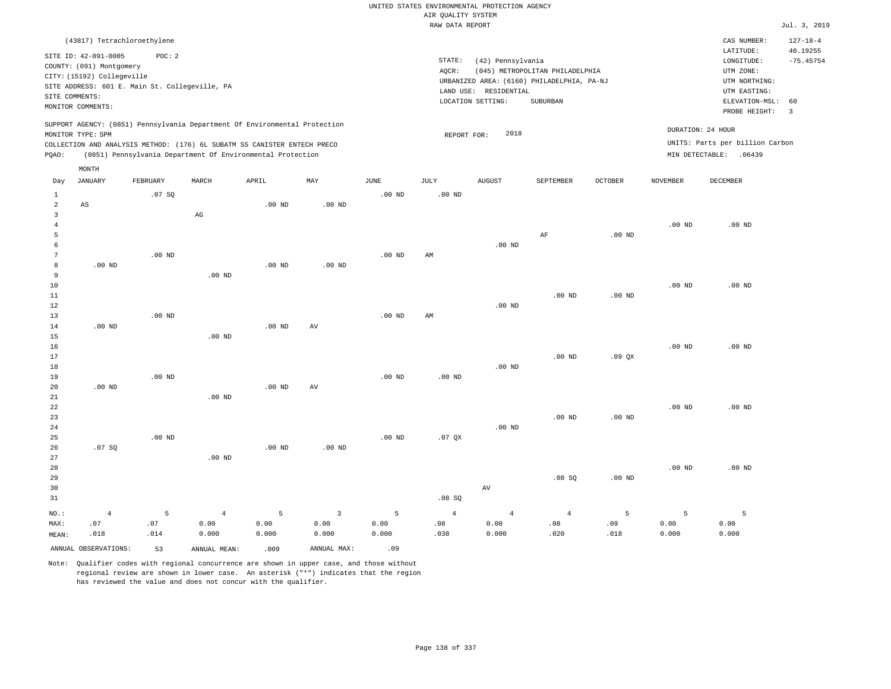UNITED STATES ENVIRONMENTAL PROTECTION AGENCY
AIR QUALITY SYSTEM
RAW DATA REPORT

Jul. 3, 2019

(43817) Tetrachloroethylene

SITE ID: 42-091-0005 POC: 2
COUNTY: (091) Montgomery
CITY: (15192) Collegeville
SITE ADDRESS: 601 E. Main St. Collegeville, PA
SITE COMMENTS:
MONITOR COMMENTS:

STATE: (42) Pennsylvania
AQCR: (045) METROPOLITAN PHILADELPHIA
URBANIZED AREA: (6160) PHILADELPHIA, PA-NJ
LAND USE: RESIDENTIAL
LOCATION SETTING: SUBURBAN

CAS NUMBER: 127-18-4
LATITUDE: 40.19255
LONGITUDE: -75.45754
UTM ZONE:
UTM NORTHING:
UTM EASTING:
ELEVATION-MSL: 60
PROBE HEIGHT: 3

SUPPORT AGENCY: (0851) Pennsylvania Department Of Environmental Protection
MONITOR TYPE: SPM
COLLECTION AND ANALYSIS METHOD: (176) 6L SUBATM SS CANISTER ENTECH PRECO
PQAO: (0851) Pennsylvania Department Of Environmental Protection

REPORT FOR: 2018

DURATION: 24 HOUR
UNITS: Parts per billion Carbon
MIN DETECTABLE: .06439

| Day | JANUARY | FEBRUARY | MARCH | APRIL | MAY | JUNE | JULY | AUGUST | SEPTEMBER | OCTOBER | NOVEMBER | DECEMBER |
|---|---|---|---|---|---|---|---|---|---|---|---|---|
| 1 | | .07 SQ | | | | .00 ND | .00 ND | | | | | |
| 2 | AS | | | .00 ND | .00 ND | | | | | | | |
| 3 | | | AG | | | | | | | | | |
| 4 | | | | | | | | | | | .00 ND | .00 ND |
| 5 | | | | | | | | | AF | .00 ND | | |
| 6 | | | | | | | | .00 ND | | | | |
| 7 | | .00 ND | | | | .00 ND | AM | | | | | |
| 8 | .00 ND | | | .00 ND | .00 ND | | | | | | | |
| 9 | | | .00 ND | | | | | | | | | |
| 10 | | | | | | | | | | | .00 ND | .00 ND |
| 11 | | | | | | | | | .00 ND | .00 ND | | |
| 12 | | | | | | | | .00 ND | | | | |
| 13 | | .00 ND | | | | .00 ND | AM | | | | | |
| 14 | .00 ND | | | .00 ND | AV | | | | | | | |
| 15 | | | .00 ND | | | | | | | | | |
| 16 | | | | | | | | | | | .00 ND | .00 ND |
| 17 | | | | | | | | | .00 ND | .09 QX | | |
| 18 | | | | | | | | .00 ND | | | | |
| 19 | | .00 ND | | | | .00 ND | .00 ND | | | | | |
| 20 | .00 ND | | | .00 ND | AV | | | | | | | |
| 21 | | | .00 ND | | | | | | | | | |
| 22 | | | | | | | | | | | .00 ND | .00 ND |
| 23 | | | | | | | | | .00 ND | .00 ND | | |
| 24 | | | | | | | | .00 ND | | | | |
| 25 | | .00 ND | | | | .00 ND | .07 QX | | | | | |
| 26 | .07 SQ | | | .00 ND | .00 ND | | | | | | | |
| 27 | | | .00 ND | | | | | | | | | |
| 28 | | | | | | | | | | | .00 ND | .00 ND |
| 29 | | | | | | | | | .08 SQ | .00 ND | | |
| 30 | | | | | | | | AV | | | | |
| 31 | | | | | | | .08 SQ | | | | | |
| NO.: | 4 | 5 | 4 | 5 | 3 | 5 | 4 | 4 | 4 | 5 | 5 | 5 |
| MAX: | .07 | .07 | 0.00 | 0.00 | 0.00 | 0.00 | .08 | 0.00 | .08 | .09 | 0.00 | 0.00 |
| MEAN: | .018 | .014 | 0.000 | 0.000 | 0.000 | 0.000 | .038 | 0.000 | .020 | .018 | 0.000 | 0.000 |

ANNUAL OBSERVATIONS: 53 ANNUAL MEAN: .009 ANNUAL MAX: .09

Note: Qualifier codes with regional concurrence are shown in upper case, and those without regional review are shown in lower case. An asterisk ("*") indicates that the region has reviewed the value and does not concur with the qualifier.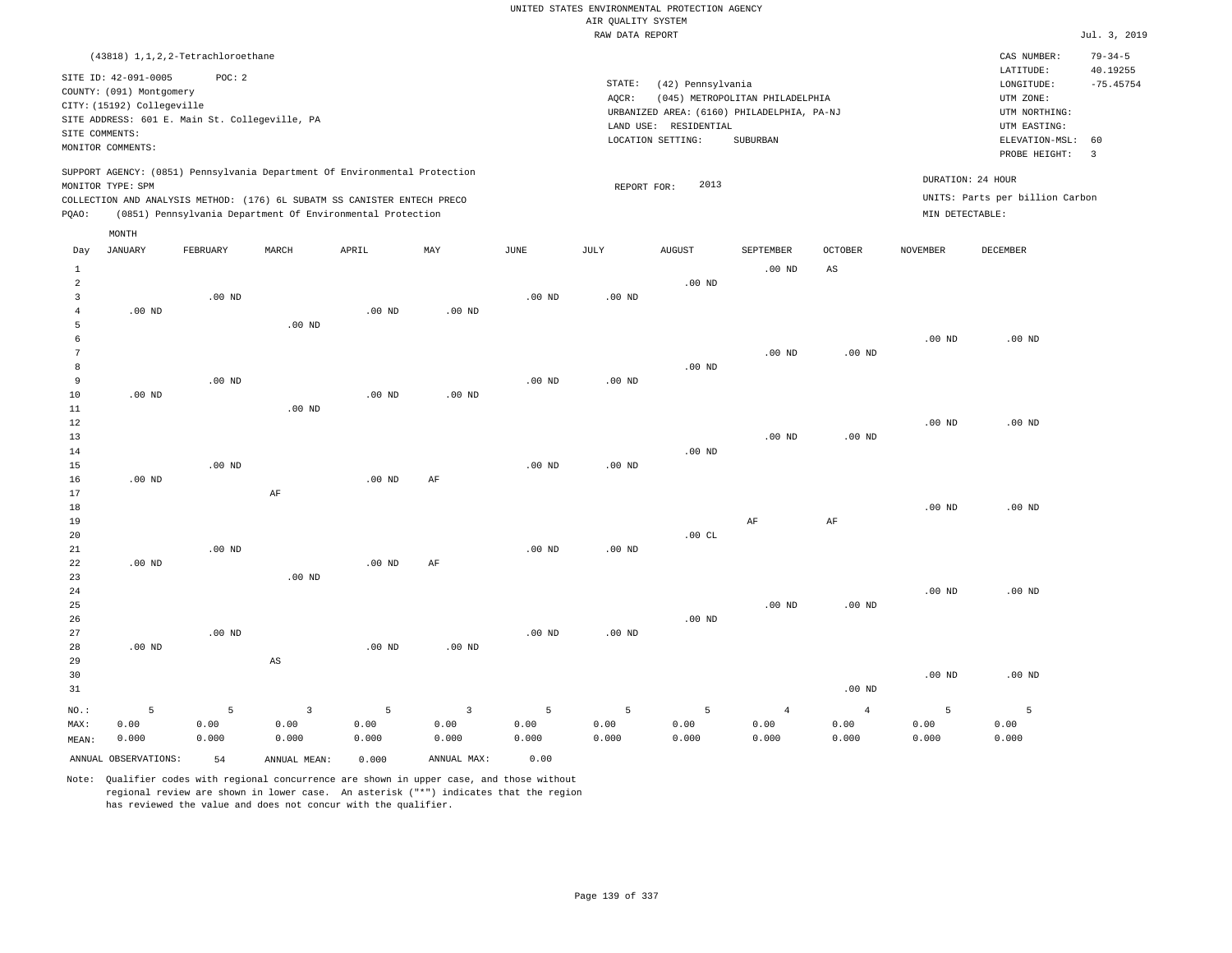UNITED STATES ENVIRONMENTAL PROTECTION AGENCY
AIR QUALITY SYSTEM
RAW DATA REPORT

Jul. 3, 2019

(43818) 1,1,2,2-Tetrachloroethane

SITE ID: 42-091-0005 POC: 2
COUNTY: (091) Montgomery
CITY: (15192) Collegeville
SITE ADDRESS: 601 E. Main St. Collegeville, PA
SITE COMMENTS:
MONITOR COMMENTS:

STATE: (42) Pennsylvania
AQCR: (045) METROPOLITAN PHILADELPHIA
URBANIZED AREA: (6160) PHILADELPHIA, PA-NJ
LAND USE: RESIDENTIAL
LOCATION SETTING: SUBURBAN

CAS NUMBER: 79-34-5
LATITUDE: 40.19255
LONGITUDE: -75.45754
UTM ZONE:
UTM NORTHING:
UTM EASTING:
ELEVATION-MSL: 60
PROBE HEIGHT: 3

SUPPORT AGENCY: (0851) Pennsylvania Department Of Environmental Protection
MONITOR TYPE: SPM
COLLECTION AND ANALYSIS METHOD: (176) 6L SUBATM SS CANISTER ENTECH PRECO
PQAO: (0851) Pennsylvania Department Of Environmental Protection

REPORT FOR: 2013

DURATION: 24 HOUR
UNITS: Parts per billion Carbon
MIN DETECTABLE:

| Day | JANUARY | FEBRUARY | MARCH | APRIL | MAY | JUNE | JULY | AUGUST | SEPTEMBER | OCTOBER | NOVEMBER | DECEMBER |
|---|---|---|---|---|---|---|---|---|---|---|---|---|
| 1 | | | | | | | | | .00 ND | AS | | |
| 2 | | | | | | | | .00 ND | | | | |
| 3 | | .00 ND | | | | .00 ND | .00 ND | | | | | |
| 4 | .00 ND | | | .00 ND | .00 ND | | | | | | | |
| 5 | | | .00 ND | | | | | | | | | |
| 6 | | | | | | | | | | | .00 ND | .00 ND |
| 7 | | | | | | | | | .00 ND | .00 ND | | |
| 8 | | | | | | | | .00 ND | | | | |
| 9 | | .00 ND | | | | .00 ND | .00 ND | | | | | |
| 10 | .00 ND | | | .00 ND | .00 ND | | | | | | | |
| 11 | | | .00 ND | | | | | | | | | |
| 12 | | | | | | | | | | | .00 ND | .00 ND |
| 13 | | | | | | | | | .00 ND | .00 ND | | |
| 14 | | | | | | | | .00 ND | | | | |
| 15 | | .00 ND | | | | .00 ND | .00 ND | | | | | |
| 16 | .00 ND | | | .00 ND | AF | | | | | | | |
| 17 | | | AF | | | | | | | | | |
| 18 | | | | | | | | | | | .00 ND | .00 ND |
| 19 | | | | | | | | | AF | AF | | |
| 20 | | | | | | | | .00 CL | | | | |
| 21 | | .00 ND | | | | .00 ND | .00 ND | | | | | |
| 22 | .00 ND | | | .00 ND | AF | | | | | | | |
| 23 | | | .00 ND | | | | | | | | | |
| 24 | | | | | | | | | | | .00 ND | .00 ND |
| 25 | | | | | | | | | .00 ND | .00 ND | | |
| 26 | | | | | | | | .00 ND | | | | |
| 27 | | .00 ND | | | | .00 ND | .00 ND | | | | | |
| 28 | .00 ND | | | .00 ND | .00 ND | | | | | | | |
| 29 | | | AS | | | | | | | | | |
| 30 | | | | | | | | | | | .00 ND | .00 ND |
| 31 | | | | | | | | | | .00 ND | | |
| NO.: | 5 | 5 | 3 | 5 | 3 | 5 | 5 | 5 | 4 | 4 | 5 | 5 |
| MAX: | 0.00 | 0.00 | 0.00 | 0.00 | 0.00 | 0.00 | 0.00 | 0.00 | 0.00 | 0.00 | 0.00 | 0.00 |
| MEAN: | 0.000 | 0.000 | 0.000 | 0.000 | 0.000 | 0.000 | 0.000 | 0.000 | 0.000 | 0.000 | 0.000 | 0.000 |

ANNUAL OBSERVATIONS: 54 ANNUAL MEAN: 0.000 ANNUAL MAX: 0.00

Note: Qualifier codes with regional concurrence are shown in upper case, and those without regional review are shown in lower case. An asterisk ("*") indicates that the region has reviewed the value and does not concur with the qualifier.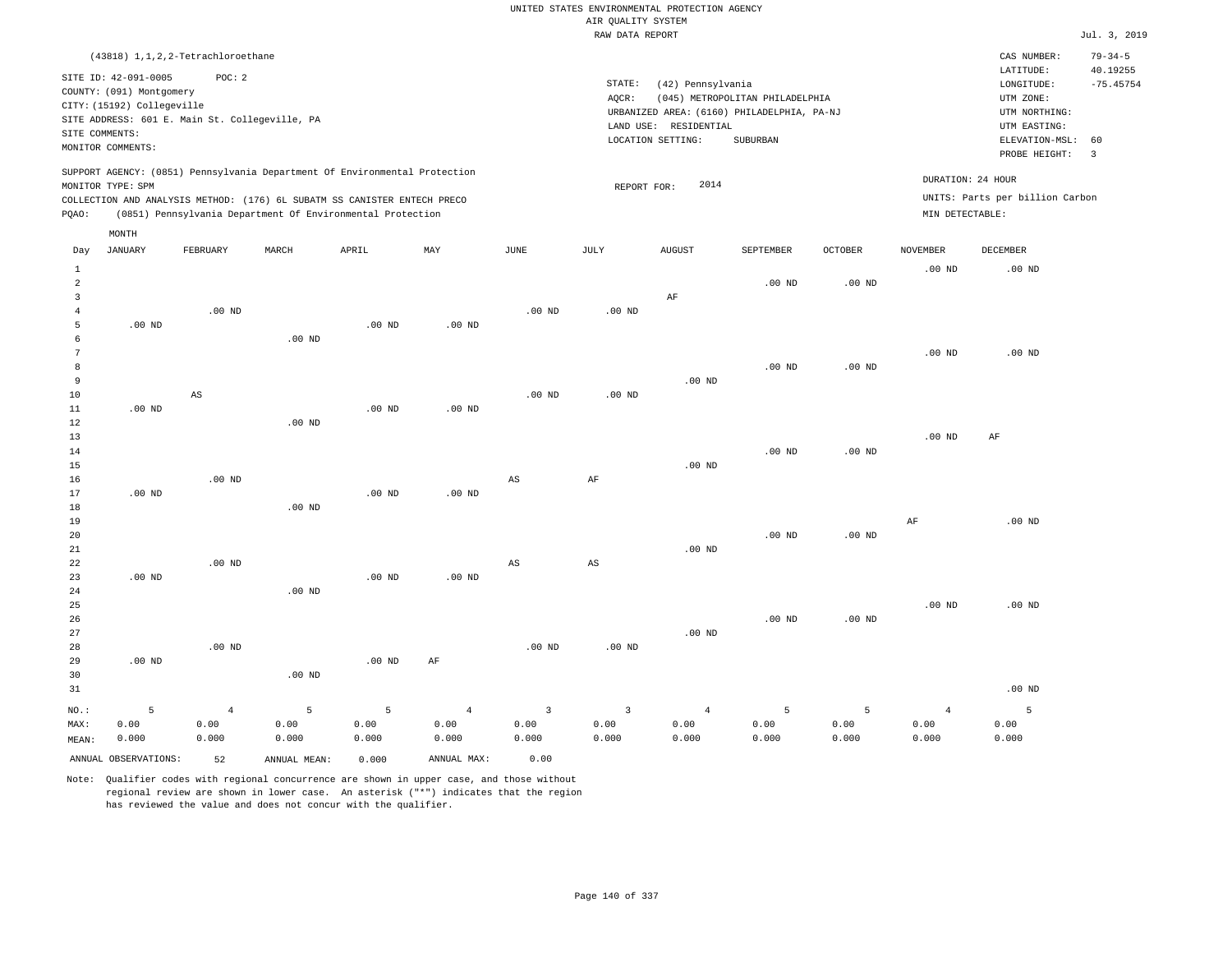UNITED STATES ENVIRONMENTAL PROTECTION AGENCY
AIR QUALITY SYSTEM
RAW DATA REPORT

Jul. 3, 2019

(43818) 1,1,2,2-Tetrachloroethane

SITE ID: 42-091-0005 POC: 2
COUNTY: (091) Montgomery
CITY: (15192) Collegeville
SITE ADDRESS: 601 E. Main St. Collegeville, PA
SITE COMMENTS:
MONITOR COMMENTS:

STATE: (42) Pennsylvania
AQCR: (045) METROPOLITAN PHILADELPHIA
URBANIZED AREA: (6160) PHILADELPHIA, PA-NJ
LAND USE: RESIDENTIAL
LOCATION SETTING: SUBURBAN

CAS NUMBER: 79-34-5
LATITUDE: 40.19255
LONGITUDE: -75.45754
UTM ZONE:
UTM NORTHING:
UTM EASTING:
ELEVATION-MSL: 60
PROBE HEIGHT: 3

SUPPORT AGENCY: (0851) Pennsylvania Department Of Environmental Protection
MONITOR TYPE: SPM
COLLECTION AND ANALYSIS METHOD: (176) 6L SUBATM SS CANISTER ENTECH PRECO
PQAO: (0851) Pennsylvania Department Of Environmental Protection

REPORT FOR: 2014

DURATION: 24 HOUR
UNITS: Parts per billion Carbon
MIN DETECTABLE:

| Day | JANUARY | FEBRUARY | MARCH | APRIL | MAY | JUNE | JULY | AUGUST | SEPTEMBER | OCTOBER | NOVEMBER | DECEMBER |
|---|---|---|---|---|---|---|---|---|---|---|---|---|
| 1 | | | | | | | | | | | .00 ND | .00 ND |
| 2 | | | | | | | | | .00 ND | .00 ND | | |
| 3 | | | | | | | | AF | | | | |
| 4 | | .00 ND | | | | .00 ND | .00 ND | | | | | |
| 5 | .00 ND | | | .00 ND | .00 ND | | | | | | | |
| 6 | | | .00 ND | | | | | | | | | |
| 7 | | | | | | | | | | | .00 ND | .00 ND |
| 8 | | | | | | | | | .00 ND | .00 ND | | |
| 9 | | | | | | | | .00 ND | | | | |
| 10 | | AS | | | | .00 ND | .00 ND | | | | | |
| 11 | .00 ND | | | .00 ND | .00 ND | | | | | | | |
| 12 | | | .00 ND | | | | | | | | | |
| 13 | | | | | | | | | | | .00 ND | AF |
| 14 | | | | | | | | | .00 ND | .00 ND | | |
| 15 | | | | | | | | .00 ND | | | | |
| 16 | | .00 ND | | | | AS | AF | | | | | |
| 17 | .00 ND | | | .00 ND | .00 ND | | | | | | | |
| 18 | | | .00 ND | | | | | | | | | |
| 19 | | | | | | | | | | | AF | .00 ND |
| 20 | | | | | | | | | .00 ND | .00 ND | | |
| 21 | | | | | | | | .00 ND | | | | |
| 22 | | .00 ND | | | | AS | AS | | | | | |
| 23 | .00 ND | | | .00 ND | .00 ND | | | | | | | |
| 24 | | | .00 ND | | | | | | | | | |
| 25 | | | | | | | | | | | .00 ND | .00 ND |
| 26 | | | | | | | | | .00 ND | .00 ND | | |
| 27 | | | | | | | | .00 ND | | | | |
| 28 | | .00 ND | | | | .00 ND | .00 ND | | | | | |
| 29 | .00 ND | | | .00 ND | AF | | | | | | | |
| 30 | | | .00 ND | | | | | | | | | |
| 31 | | | | | | | | | | | | .00 ND |
| NO.: | 5 | 4 | 5 | 5 | 4 | 3 | 3 | 4 | 5 | 5 | 4 | 5 |
| MAX: | 0.00 | 0.00 | 0.00 | 0.00 | 0.00 | 0.00 | 0.00 | 0.00 | 0.00 | 0.00 | 0.00 | 0.00 |
| MEAN: | 0.000 | 0.000 | 0.000 | 0.000 | 0.000 | 0.000 | 0.000 | 0.000 | 0.000 | 0.000 | 0.000 | 0.000 |

ANNUAL OBSERVATIONS: 52 ANNUAL MEAN: 0.000 ANNUAL MAX: 0.00

Note: Qualifier codes with regional concurrence are shown in upper case, and those without regional review are shown in lower case. An asterisk ("*") indicates that the region has reviewed the value and does not concur with the qualifier.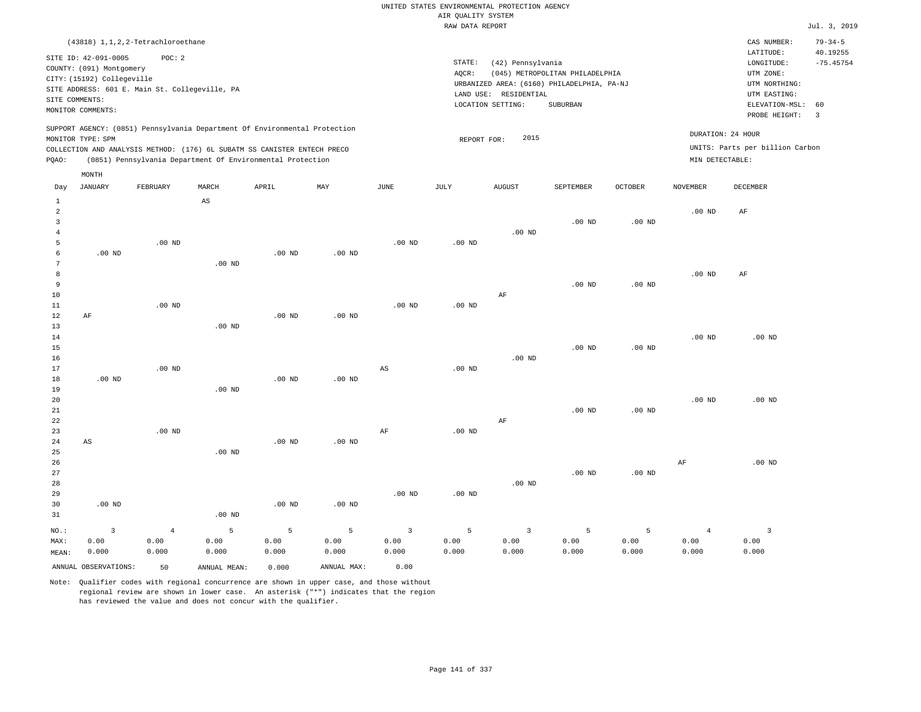UNITED STATES ENVIRONMENTAL PROTECTION AGENCY
AIR QUALITY SYSTEM
RAW DATA REPORT

Jul. 3, 2019

(43818) 1,1,2,2-Tetrachloroethane

SITE ID: 42-091-0005 POC: 2
COUNTY: (091) Montgomery
CITY: (15192) Collegeville
SITE ADDRESS: 601 E. Main St. Collegeville, PA
SITE COMMENTS:
MONITOR COMMENTS:

STATE: (42) Pennsylvania
AQCR: (045) METROPOLITAN PHILADELPHIA
URBANIZED AREA: (6160) PHILADELPHIA, PA-NJ
LAND USE: RESIDENTIAL
LOCATION SETTING: SUBURBAN

CAS NUMBER: 79-34-5
LATITUDE: 40.19255
LONGITUDE: -75.45754
UTM ZONE:
UTM NORTHING:
UTM EASTING:
ELEVATION-MSL: 60
PROBE HEIGHT: 3

SUPPORT AGENCY: (0851) Pennsylvania Department Of Environmental Protection
MONITOR TYPE: SPM
COLLECTION AND ANALYSIS METHOD: (176) 6L SUBATM SS CANISTER ENTECH PRECO
PQAO: (0851) Pennsylvania Department Of Environmental Protection

REPORT FOR: 2015

DURATION: 24 HOUR
UNITS: Parts per billion Carbon
MIN DETECTABLE:

| Day | JANUARY | FEBRUARY | MARCH | APRIL | MAY | JUNE | JULY | AUGUST | SEPTEMBER | OCTOBER | NOVEMBER | DECEMBER |
|---|---|---|---|---|---|---|---|---|---|---|---|---|
| 1 | | | AS | | | | | | | | | |
| 2 | | | | | | | | | | | .00 ND | AF |
| 3 | | | | | | | | | .00 ND | .00 ND | | |
| 4 | | | | | | | | .00 ND | | | | |
| 5 | | .00 ND | | | | .00 ND | .00 ND | | | | | |
| 6 | .00 ND | | | .00 ND | .00 ND | | | | | | | |
| 7 | | | .00 ND | | | | | | | | | |
| 8 | | | | | | | | | | | .00 ND | AF |
| 9 | | | | | | | | | .00 ND | .00 ND | | |
| 10 | | | | | | | | AF | | | | |
| 11 | | .00 ND | | | | .00 ND | .00 ND | | | | | |
| 12 | AF | | | .00 ND | .00 ND | | | | | | | |
| 13 | | | .00 ND | | | | | | | | | |
| 14 | | | | | | | | | | | .00 ND | .00 ND |
| 15 | | | | | | | | | .00 ND | .00 ND | | |
| 16 | | | | | | | | .00 ND | | | | |
| 17 | | .00 ND | | | | AS | .00 ND | | | | | |
| 18 | .00 ND | | | .00 ND | .00 ND | | | | | | | |
| 19 | | | .00 ND | | | | | | | | | |
| 20 | | | | | | | | | | | .00 ND | .00 ND |
| 21 | | | | | | | | | .00 ND | .00 ND | | |
| 22 | | | | | | | | AF | | | | |
| 23 | | .00 ND | | | | AF | .00 ND | | | | | |
| 24 | AS | | | .00 ND | .00 ND | | | | | | | |
| 25 | | | .00 ND | | | | | | | | | |
| 26 | | | | | | | | | | | AF | .00 ND |
| 27 | | | | | | | | | .00 ND | .00 ND | | |
| 28 | | | | | | | | .00 ND | | | | |
| 29 | | | | | | .00 ND | .00 ND | | | | | |
| 30 | .00 ND | | | .00 ND | .00 ND | | | | | | | |
| 31 | | | .00 ND | | | | | | | | | |
| NO.: | 3 | 4 | 5 | 5 | 5 | 3 | 5 | 3 | 5 | 5 | 4 | 3 |
| MAX: | 0.00 | 0.00 | 0.00 | 0.00 | 0.00 | 0.00 | 0.00 | 0.00 | 0.00 | 0.00 | 0.00 | 0.00 |
| MEAN: | 0.000 | 0.000 | 0.000 | 0.000 | 0.000 | 0.000 | 0.000 | 0.000 | 0.000 | 0.000 | 0.000 | 0.000 |

ANNUAL OBSERVATIONS: 50 ANNUAL MEAN: 0.000 ANNUAL MAX: 0.00

Note: Qualifier codes with regional concurrence are shown in upper case, and those without regional review are shown in lower case. An asterisk ("*") indicates that the region has reviewed the value and does not concur with the qualifier.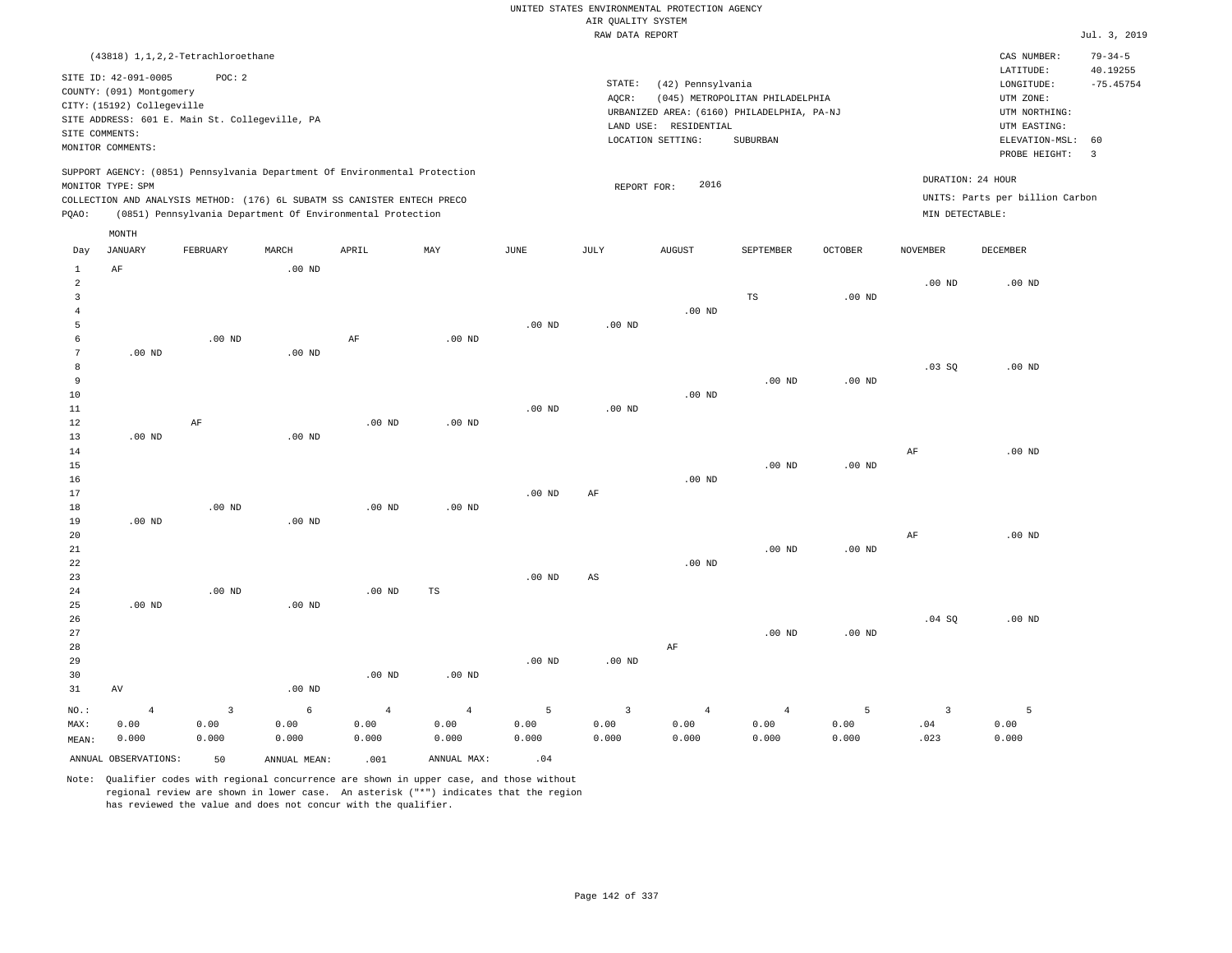UNITED STATES ENVIRONMENTAL PROTECTION AGENCY
AIR QUALITY SYSTEM
RAW DATA REPORT

Jul. 3, 2019

(43818) 1,1,2,2-Tetrachloroethane

SITE ID: 42-091-0005 POC: 2
COUNTY: (091) Montgomery
CITY: (15192) Collegeville
SITE ADDRESS: 601 E. Main St. Collegeville, PA
SITE COMMENTS:
MONITOR COMMENTS:

STATE: (42) Pennsylvania
AQCR: (045) METROPOLITAN PHILADELPHIA
URBANIZED AREA: (6160) PHILADELPHIA, PA-NJ
LAND USE: RESIDENTIAL
LOCATION SETTING: SUBURBAN

CAS NUMBER: 79-34-5
LATITUDE: 40.19255
LONGITUDE: -75.45754
UTM ZONE:
UTM NORTHING:
UTM EASTING:
ELEVATION-MSL: 60
PROBE HEIGHT: 3

SUPPORT AGENCY: (0851) Pennsylvania Department Of Environmental Protection
MONITOR TYPE: SPM
COLLECTION AND ANALYSIS METHOD: (176) 6L SUBATM SS CANISTER ENTECH PRECO
PQAO: (0851) Pennsylvania Department Of Environmental Protection

REPORT FOR: 2016

DURATION: 24 HOUR
UNITS: Parts per billion Carbon
MIN DETECTABLE:

| Day | JANUARY | FEBRUARY | MARCH | APRIL | MAY | JUNE | JULY | AUGUST | SEPTEMBER | OCTOBER | NOVEMBER | DECEMBER |
|---|---|---|---|---|---|---|---|---|---|---|---|---|
| 1 | AF | | .00 ND | | | | | | | | | |
| 2 | | | | | | | | | | | .00 ND | .00 ND |
| 3 | | | | | | | | | TS | .00 ND | | |
| 4 | | | | | | | | .00 ND | | | | |
| 5 | | | | | | .00 ND | .00 ND | | | | | |
| 6 | | .00 ND | | AF | .00 ND | | | | | | | |
| 7 | .00 ND | | .00 ND | | | | | | | | | |
| 8 | | | | | | | | | | | .03 SQ | .00 ND |
| 9 | | | | | | | | | .00 ND | .00 ND | | |
| 10 | | | | | | | | .00 ND | | | | |
| 11 | | | | | | .00 ND | .00 ND | | | | | |
| 12 | | AF | | .00 ND | .00 ND | | | | | | | |
| 13 | .00 ND | | .00 ND | | | | | | | | | |
| 14 | | | | | | | | | | | AF | .00 ND |
| 15 | | | | | | | | | .00 ND | .00 ND | | |
| 16 | | | | | | | | .00 ND | | | | |
| 17 | | | | | | .00 ND | AF | | | | | |
| 18 | | .00 ND | | .00 ND | .00 ND | | | | | | | |
| 19 | .00 ND | | .00 ND | | | | | | | | | |
| 20 | | | | | | | | | | | AF | .00 ND |
| 21 | | | | | | | | | .00 ND | .00 ND | | |
| 22 | | | | | | | | .00 ND | | | | |
| 23 | | | | | | .00 ND | AS | | | | | |
| 24 | | .00 ND | | .00 ND | TS | | | | | | | |
| 25 | .00 ND | | .00 ND | | | | | | | | | |
| 26 | | | | | | | | | | | .04 SQ | .00 ND |
| 27 | | | | | | | | | .00 ND | .00 ND | | |
| 28 | | | | | | | | AF | | | | |
| 29 | | | | | | .00 ND | .00 ND | | | | | |
| 30 | | | | .00 ND | .00 ND | | | | | | | |
| 31 | AV | | .00 ND | | | | | | | | | |
| NO.: | 4 | 3 | 6 | 4 | 4 | 5 | 3 | 4 | 4 | 5 | 3 | 5 |
| MAX: | 0.00 | 0.00 | 0.00 | 0.00 | 0.00 | 0.00 | 0.00 | 0.00 | 0.00 | 0.00 | .04 | 0.00 |
| MEAN: | 0.000 | 0.000 | 0.000 | 0.000 | 0.000 | 0.000 | 0.000 | 0.000 | 0.000 | 0.000 | .023 | 0.000 |

ANNUAL OBSERVATIONS: 50 ANNUAL MEAN: .001 ANNUAL MAX: .04

Note: Qualifier codes with regional concurrence are shown in upper case, and those without regional review are shown in lower case. An asterisk ("*") indicates that the region has reviewed the value and does not concur with the qualifier.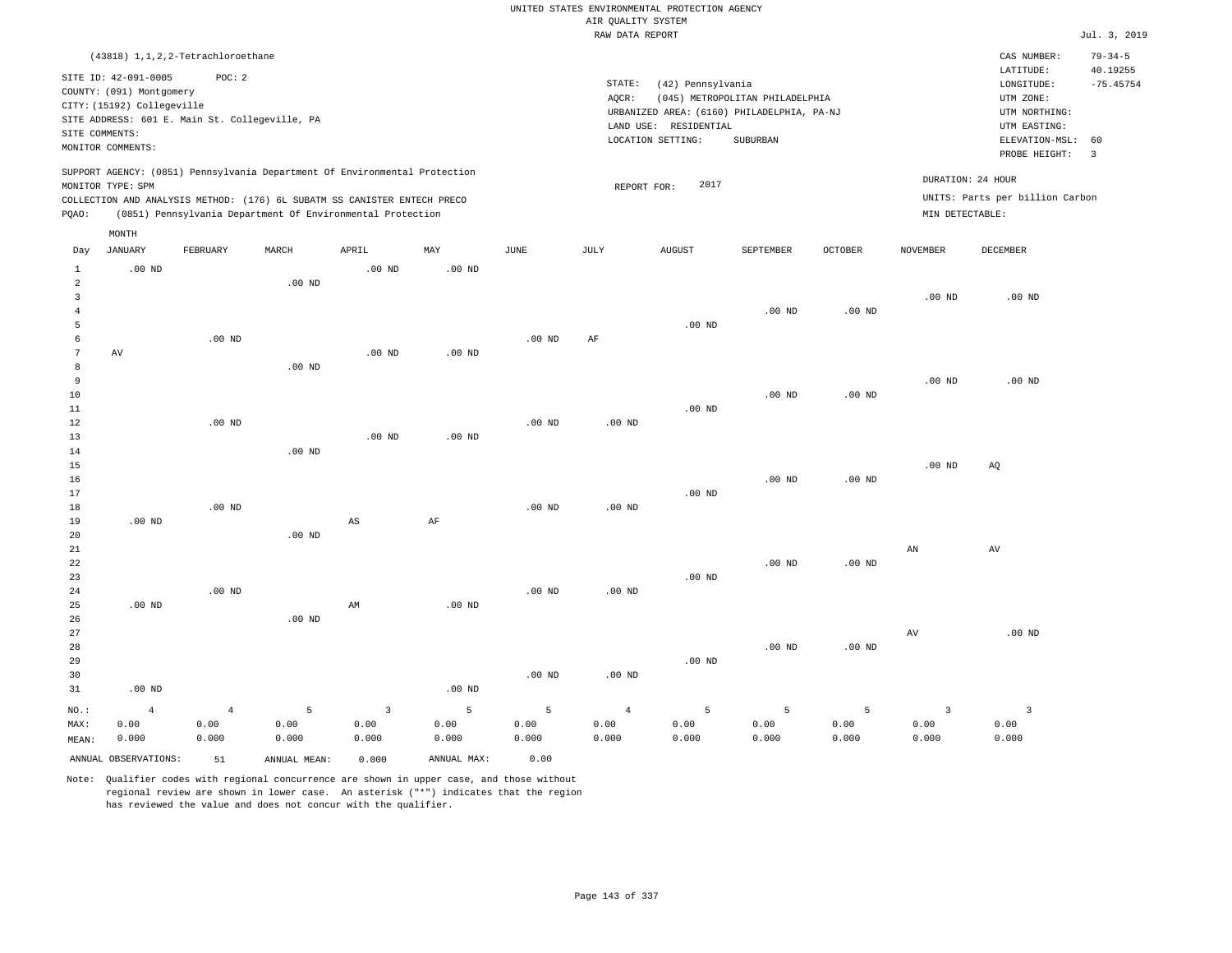UNITED STATES ENVIRONMENTAL PROTECTION AGENCY
AIR QUALITY SYSTEM
RAW DATA REPORT

Jul. 3, 2019

(43818) 1,1,2,2-Tetrachloroethane

SITE ID: 42-091-0005 POC: 2
COUNTY: (091) Montgomery
CITY: (15192) Collegeville
SITE ADDRESS: 601 E. Main St. Collegeville, PA
SITE COMMENTS:
MONITOR COMMENTS:

STATE: (42) Pennsylvania
AQCR: (045) METROPOLITAN PHILADELPHIA
URBANIZED AREA: (6160) PHILADELPHIA, PA-NJ
LAND USE: RESIDENTIAL
LOCATION SETTING: SUBURBAN

CAS NUMBER: 79-34-5
LATITUDE: 40.19255
LONGITUDE: -75.45754
UTM ZONE:
UTM NORTHING:
UTM EASTING:
ELEVATION-MSL: 60
PROBE HEIGHT: 3

SUPPORT AGENCY: (0851) Pennsylvania Department Of Environmental Protection
MONITOR TYPE: SPM
COLLECTION AND ANALYSIS METHOD: (176) 6L SUBATM SS CANISTER ENTECH PRECO
PQAO: (0851) Pennsylvania Department Of Environmental Protection

REPORT FOR: 2017

DURATION: 24 HOUR
UNITS: Parts per billion Carbon
MIN DETECTABLE:

| Day | JANUARY | FEBRUARY | MARCH | APRIL | MAY | JUNE | JULY | AUGUST | SEPTEMBER | OCTOBER | NOVEMBER | DECEMBER |
|---|---|---|---|---|---|---|---|---|---|---|---|---|
| 1 | .00 ND | | | .00 ND | .00 ND | | | | | | | |
| 2 | | | .00 ND | | | | | | | | | |
| 3 | | | | | | | | | | | .00 ND | .00 ND |
| 4 | | | | | | | | | .00 ND | .00 ND | | |
| 5 | | | | | | | | .00 ND | | | | |
| 6 | | .00 ND | | | | .00 ND | AF | | | | | |
| 7 | AV | | | .00 ND | .00 ND | | | | | | | |
| 8 | | | .00 ND | | | | | | | | | |
| 9 | | | | | | | | | | | .00 ND | .00 ND |
| 10 | | | | | | | | | .00 ND | .00 ND | | |
| 11 | | | | | | | | .00 ND | | | | |
| 12 | | .00 ND | | | | .00 ND | .00 ND | | | | | |
| 13 | | | | .00 ND | .00 ND | | | | | | | |
| 14 | | | .00 ND | | | | | | | | | |
| 15 | | | | | | | | | | | .00 ND | AQ |
| 16 | | | | | | | | | .00 ND | .00 ND | | |
| 17 | | | | | | | | .00 ND | | | | |
| 18 | | .00 ND | | | | .00 ND | .00 ND | | | | | |
| 19 | .00 ND | | | AS | AF | | | | | | | |
| 20 | | | .00 ND | | | | | | | | | |
| 21 | | | | | | | | | | | AN | AV |
| 22 | | | | | | | | | .00 ND | .00 ND | | |
| 23 | | | | | | | | .00 ND | | | | |
| 24 | | .00 ND | | | | .00 ND | .00 ND | | | | | |
| 25 | .00 ND | | | AM | .00 ND | | | | | | | |
| 26 | | | .00 ND | | | | | | | | | |
| 27 | | | | | | | | | | | AV | .00 ND |
| 28 | | | | | | | | | .00 ND | .00 ND | | |
| 29 | | | | | | | | .00 ND | | | | |
| 30 | | | | | | .00 ND | .00 ND | | | | | |
| 31 | .00 ND | | | | .00 ND | | | | | | | |
| NO.: | 4 | 4 | 5 | 3 | 5 | 5 | 4 | 5 | 5 | 5 | 3 | 3 |
| MAX: | 0.00 | 0.00 | 0.00 | 0.00 | 0.00 | 0.00 | 0.00 | 0.00 | 0.00 | 0.00 | 0.00 | 0.00 |
| MEAN: | 0.000 | 0.000 | 0.000 | 0.000 | 0.000 | 0.000 | 0.000 | 0.000 | 0.000 | 0.000 | 0.000 | 0.000 |

ANNUAL OBSERVATIONS: 51 ANNUAL MEAN: 0.000 ANNUAL MAX: 0.00

Note: Qualifier codes with regional concurrence are shown in upper case, and those without regional review are shown in lower case. An asterisk ("*") indicates that the region has reviewed the value and does not concur with the qualifier.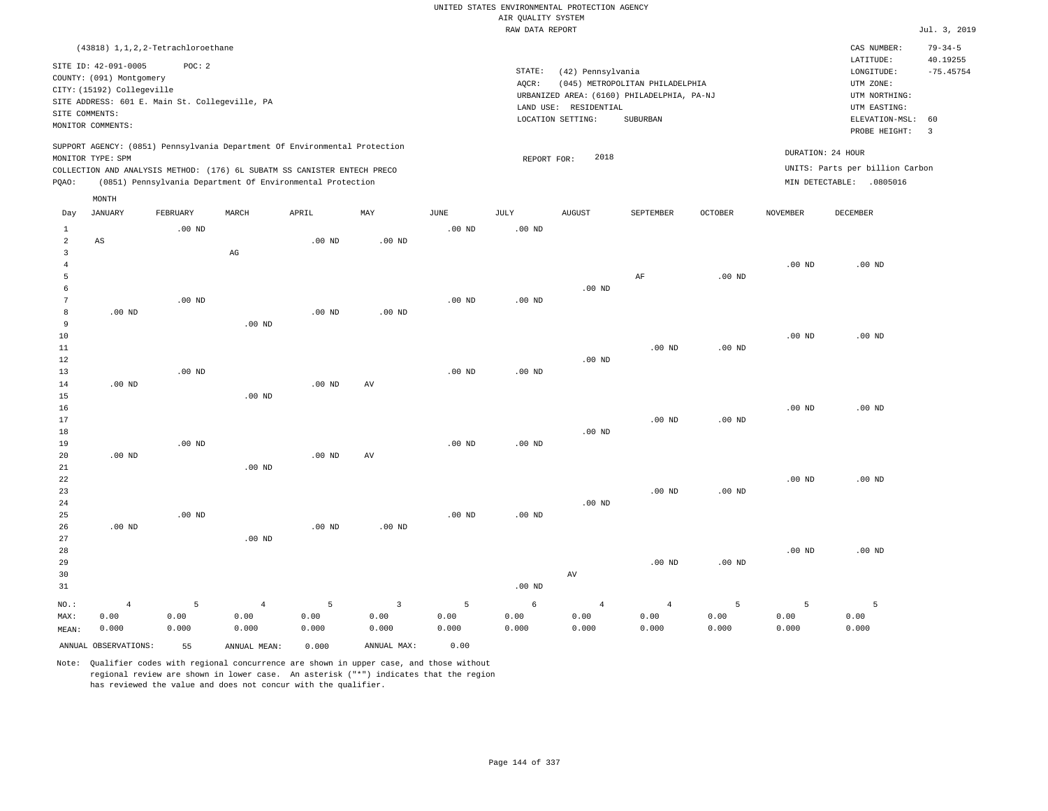UNITED STATES ENVIRONMENTAL PROTECTION AGENCY
AIR QUALITY SYSTEM
RAW DATA REPORT

Jul. 3, 2019

(43818) 1,1,2,2-Tetrachloroethane

SITE ID: 42-091-0005 POC: 2
COUNTY: (091) Montgomery
CITY: (15192) Collegeville
SITE ADDRESS: 601 E. Main St. Collegeville, PA
SITE COMMENTS:
MONITOR COMMENTS:

STATE: (42) Pennsylvania
AQCR: (045) METROPOLITAN PHILADELPHIA
URBANIZED AREA: (6160) PHILADELPHIA, PA-NJ
LAND USE: RESIDENTIAL
LOCATION SETTING: SUBURBAN

CAS NUMBER: 79-34-5
LATITUDE: 40.19255
LONGITUDE: -75.45754
UTM ZONE:
UTM NORTHING:
UTM EASTING:
ELEVATION-MSL: 60
PROBE HEIGHT: 3

SUPPORT AGENCY: (0851) Pennsylvania Department Of Environmental Protection
MONITOR TYPE: SPM
COLLECTION AND ANALYSIS METHOD: (176) 6L SUBATM SS CANISTER ENTECH PRECO
PQAO: (0851) Pennsylvania Department Of Environmental Protection

REPORT FOR: 2018

DURATION: 24 HOUR
UNITS: Parts per billion Carbon
MIN DETECTABLE: .0805016

| Day | JANUARY | FEBRUARY | MARCH | APRIL | MAY | JUNE | JULY | AUGUST | SEPTEMBER | OCTOBER | NOVEMBER | DECEMBER |
|---|---|---|---|---|---|---|---|---|---|---|---|---|
| 1 | | .00 ND | | | | .00 ND | .00 ND | | | | | |
| 2 | AS | | | .00 ND | .00 ND | | | | | | | |
| 3 | | | AG | | | | | | | | | |
| 4 | | | | | | | | | | | .00 ND | .00 ND |
| 5 | | | | | | | | | AF | .00 ND | | |
| 6 | | | | | | | | .00 ND | | | | |
| 7 | | .00 ND | | | | .00 ND | .00 ND | | | | | |
| 8 | .00 ND | | | .00 ND | .00 ND | | | | | | | |
| 9 | | | .00 ND | | | | | | | | | |
| 10 | | | | | | | | | | | .00 ND | .00 ND |
| 11 | | | | | | | | | .00 ND | .00 ND | | |
| 12 | | | | | | | | .00 ND | | | | |
| 13 | | .00 ND | | | | .00 ND | .00 ND | | | | | |
| 14 | .00 ND | | | .00 ND | AV | | | | | | | |
| 15 | | | .00 ND | | | | | | | | | |
| 16 | | | | | | | | | | | .00 ND | .00 ND |
| 17 | | | | | | | | | .00 ND | .00 ND | | |
| 18 | | | | | | | | .00 ND | | | | |
| 19 | | .00 ND | | | | .00 ND | .00 ND | | | | | |
| 20 | .00 ND | | | .00 ND | AV | | | | | | | |
| 21 | | | .00 ND | | | | | | | | | |
| 22 | | | | | | | | | | | .00 ND | .00 ND |
| 23 | | | | | | | | | .00 ND | .00 ND | | |
| 24 | | | | | | | | .00 ND | | | | |
| 25 | | .00 ND | | | | .00 ND | .00 ND | | | | | |
| 26 | .00 ND | | | .00 ND | .00 ND | | | | | | | |
| 27 | | | .00 ND | | | | | | | | | |
| 28 | | | | | | | | | | | .00 ND | .00 ND |
| 29 | | | | | | | | | .00 ND | .00 ND | | |
| 30 | | | | | | | | AV | | | | |
| 31 | | | | | | | .00 ND | | | | | |
| NO.: | 4 | 5 | 4 | 5 | 3 | 5 | 6 | 4 | 4 | 5 | 5 | 5 |
| MAX: | 0.00 | 0.00 | 0.00 | 0.00 | 0.00 | 0.00 | 0.00 | 0.00 | 0.00 | 0.00 | 0.00 | 0.00 |
| MEAN: | 0.000 | 0.000 | 0.000 | 0.000 | 0.000 | 0.000 | 0.000 | 0.000 | 0.000 | 0.000 | 0.000 | 0.000 |

ANNUAL OBSERVATIONS: 55 ANNUAL MEAN: 0.000 ANNUAL MAX: 0.00

Note: Qualifier codes with regional concurrence are shown in upper case, and those without regional review are shown in lower case. An asterisk ("*") indicates that the region has reviewed the value and does not concur with the qualifier.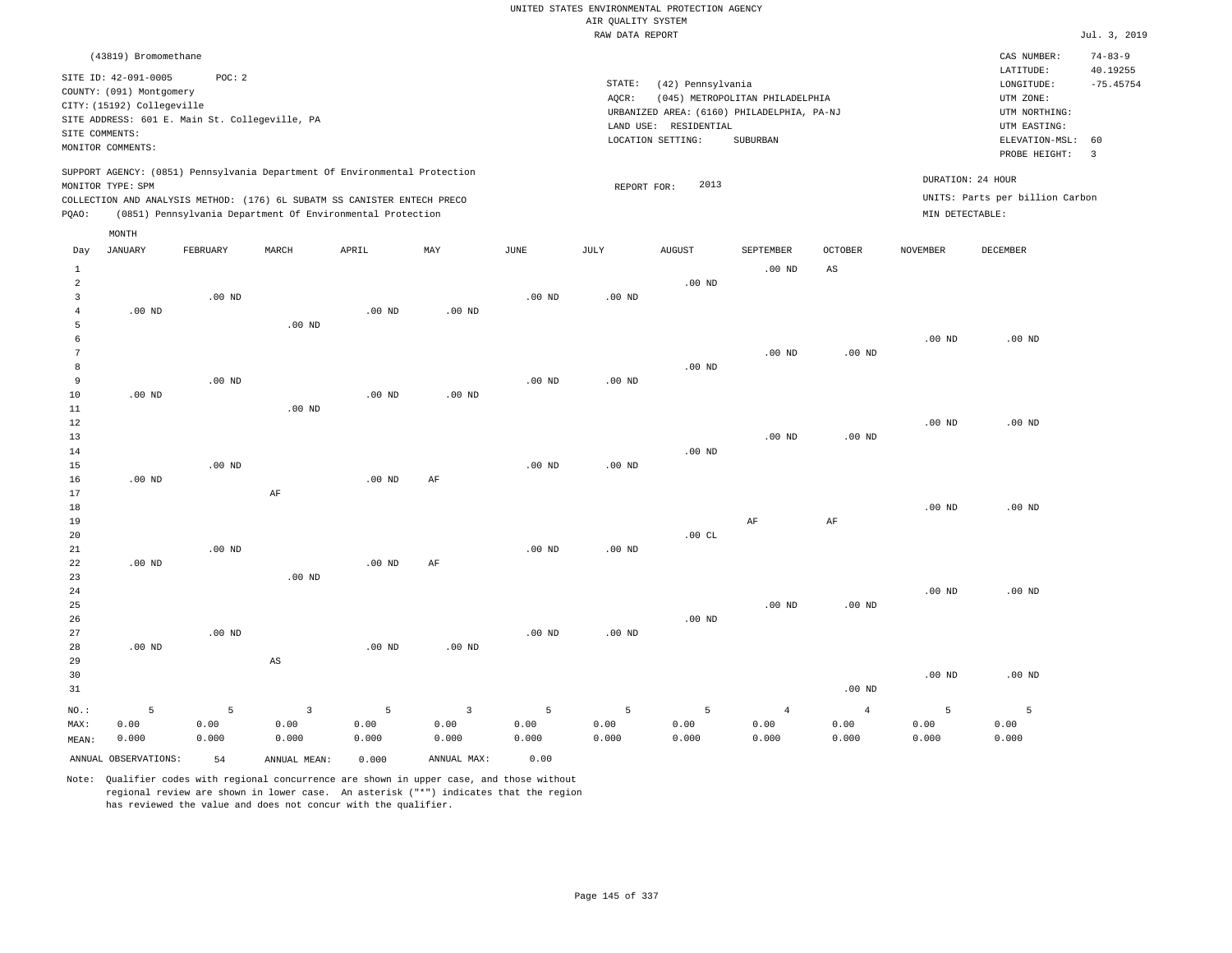UNITED STATES ENVIRONMENTAL PROTECTION AGENCY
AIR QUALITY SYSTEM
RAW DATA REPORT

Jul. 3, 2019

(43819) Bromomethane

SITE ID: 42-091-0005    POC: 2
COUNTY: (091) Montgomery
CITY: (15192) Collegeville
SITE ADDRESS: 601 E. Main St. Collegeville, PA
SITE COMMENTS:
MONITOR COMMENTS:

STATE: (42) Pennsylvania
AQCR: (045) METROPOLITAN PHILADELPHIA
URBANIZED AREA: (6160) PHILADELPHIA, PA-NJ
LAND USE: RESIDENTIAL
LOCATION SETTING: SUBURBAN

CAS NUMBER: 74-83-9
LATITUDE: 40.19255
LONGITUDE: -75.45754
UTM ZONE:
UTM NORTHING:
UTM EASTING:
ELEVATION-MSL: 60
PROBE HEIGHT: 3

SUPPORT AGENCY: (0851) Pennsylvania Department Of Environmental Protection
MONITOR TYPE: SPM
COLLECTION AND ANALYSIS METHOD: (176) 6L SUBATM SS CANISTER ENTECH PRECO
PQAO: (0851) Pennsylvania Department Of Environmental Protection

REPORT FOR: 2013

DURATION: 24 HOUR
UNITS: Parts per billion Carbon
MIN DETECTABLE:

| Day | JANUARY | FEBRUARY | MARCH | APRIL | MAY | JUNE | JULY | AUGUST | SEPTEMBER | OCTOBER | NOVEMBER | DECEMBER |
|---|---|---|---|---|---|---|---|---|---|---|---|---|
| 1 | | | | | | | | | .00 ND | AS | | |
| 2 | | | | | | | | .00 ND | | | | |
| 3 | | .00 ND | | | | .00 ND | .00 ND | | | | | |
| 4 | .00 ND | | | .00 ND | .00 ND | | | | | | | |
| 5 | | | .00 ND | | | | | | | | | |
| 6 | | | | | | | | | | | .00 ND | .00 ND |
| 7 | | | | | | | | | .00 ND | .00 ND | | |
| 8 | | | | | | | | .00 ND | | | | |
| 9 | | .00 ND | | | | .00 ND | .00 ND | | | | | |
| 10 | .00 ND | | | .00 ND | .00 ND | | | | | | | |
| 11 | | | .00 ND | | | | | | | | | |
| 12 | | | | | | | | | | | .00 ND | .00 ND |
| 13 | | | | | | | | | .00 ND | .00 ND | | |
| 14 | | | | | | | | .00 ND | | | | |
| 15 | | .00 ND | | | | .00 ND | .00 ND | | | | | |
| 16 | .00 ND | | | .00 ND | AF | | | | | | | |
| 17 | | | AF | | | | | | | | | |
| 18 | | | | | | | | | | | .00 ND | .00 ND |
| 19 | | | | | | | | | AF | AF | | |
| 20 | | | | | | | | .00 CL | | | | |
| 21 | | .00 ND | | | | .00 ND | .00 ND | | | | | |
| 22 | .00 ND | | | .00 ND | AF | | | | | | | |
| 23 | | | .00 ND | | | | | | | | | |
| 24 | | | | | | | | | | | .00 ND | .00 ND |
| 25 | | | | | | | | | .00 ND | .00 ND | | |
| 26 | | | | | | | | .00 ND | | | | |
| 27 | | .00 ND | | | | .00 ND | .00 ND | | | | | |
| 28 | .00 ND | | | .00 ND | .00 ND | | | | | | | |
| 29 | | | AS | | | | | | | | | |
| 30 | | | | | | | | | | | .00 ND | .00 ND |
| 31 | | | | | | | | | | .00 ND | | |
| NO.: | 5 | 5 | 3 | 5 | 3 | 5 | 5 | 5 | 4 | 4 | 5 | 5 |
| MAX: | 0.00 | 0.00 | 0.00 | 0.00 | 0.00 | 0.00 | 0.00 | 0.00 | 0.00 | 0.00 | 0.00 | 0.00 |
| MEAN: | 0.000 | 0.000 | 0.000 | 0.000 | 0.000 | 0.000 | 0.000 | 0.000 | 0.000 | 0.000 | 0.000 | 0.000 |

ANNUAL OBSERVATIONS: 54    ANNUAL MEAN: 0.000    ANNUAL MAX: 0.00

Note: Qualifier codes with regional concurrence are shown in upper case, and those without regional review are shown in lower case. An asterisk ("*") indicates that the region has reviewed the value and does not concur with the qualifier.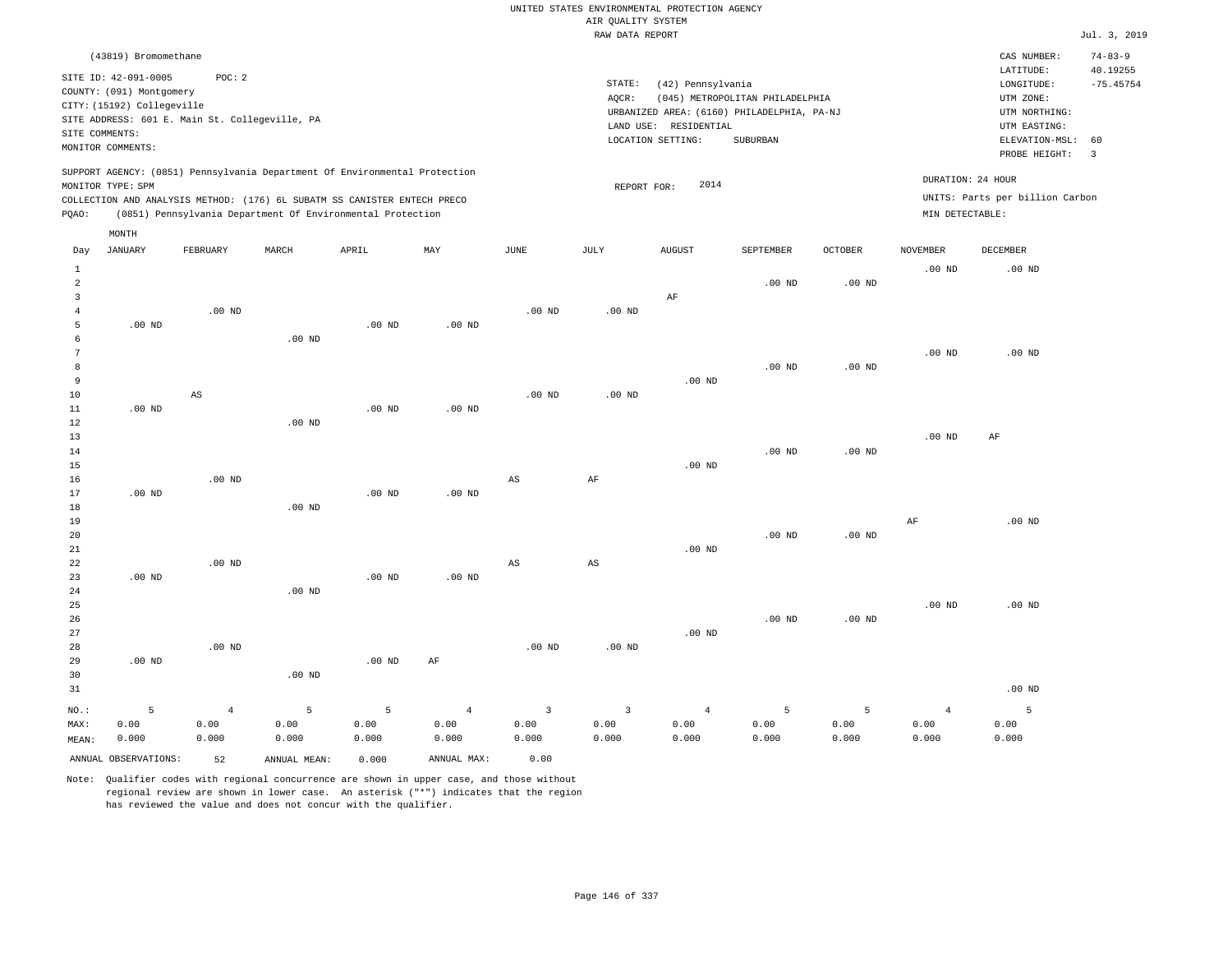UNITED STATES ENVIRONMENTAL PROTECTION AGENCY
AIR QUALITY SYSTEM
RAW DATA REPORT

Jul. 3, 2019

(43819) Bromomethane

SITE ID: 42-091-0005 POC: 2
COUNTY: (091) Montgomery
CITY: (15192) Collegeville
SITE ADDRESS: 601 E. Main St. Collegeville, PA
SITE COMMENTS:
MONITOR COMMENTS:

STATE: (42) Pennsylvania
AQCR: (045) METROPOLITAN PHILADELPHIA
URBANIZED AREA: (6160) PHILADELPHIA, PA-NJ
LAND USE: RESIDENTIAL
LOCATION SETTING: SUBURBAN

CAS NUMBER: 74-83-9
LATITUDE: 40.19255
LONGITUDE: -75.45754
UTM ZONE:
UTM NORTHING:
UTM EASTING:
ELEVATION-MSL: 60
PROBE HEIGHT: 3

SUPPORT AGENCY: (0851) Pennsylvania Department Of Environmental Protection
MONITOR TYPE: SPM
COLLECTION AND ANALYSIS METHOD: (176) 6L SUBATM SS CANISTER ENTECH PRECO
PQAO: (0851) Pennsylvania Department Of Environmental Protection

REPORT FOR: 2014

DURATION: 24 HOUR
UNITS: Parts per billion Carbon
MIN DETECTABLE:

| Day | JANUARY | FEBRUARY | MARCH | APRIL | MAY | JUNE | JULY | AUGUST | SEPTEMBER | OCTOBER | NOVEMBER | DECEMBER |
|---|---|---|---|---|---|---|---|---|---|---|---|---|
| 1 | | | | | | | | | | | .00 ND | .00 ND |
| 2 | | | | | | | | | .00 ND | .00 ND | | |
| 3 | | | | | | | | AF | | | | |
| 4 | | .00 ND | | | | .00 ND | .00 ND | | | | | |
| 5 | .00 ND | | | .00 ND | .00 ND | | | | | | | |
| 6 | | | .00 ND | | | | | | | | | |
| 7 | | | | | | | | | | | .00 ND | .00 ND |
| 8 | | | | | | | | | .00 ND | .00 ND | | |
| 9 | | | | | | | | .00 ND | | | | |
| 10 | | AS | | | | .00 ND | .00 ND | | | | | |
| 11 | .00 ND | | | .00 ND | .00 ND | | | | | | | |
| 12 | | | .00 ND | | | | | | | | | |
| 13 | | | | | | | | | | | .00 ND | AF |
| 14 | | | | | | | | | .00 ND | .00 ND | | |
| 15 | | | | | | | | .00 ND | | | | |
| 16 | | .00 ND | | | | AS | AF | | | | | |
| 17 | .00 ND | | | .00 ND | .00 ND | | | | | | | |
| 18 | | | .00 ND | | | | | | | | | |
| 19 | | | | | | | | | | | AF | .00 ND |
| 20 | | | | | | | | | .00 ND | .00 ND | | |
| 21 | | | | | | | | .00 ND | | | | |
| 22 | | .00 ND | | | | AS | AS | | | | | |
| 23 | .00 ND | | | .00 ND | .00 ND | | | | | | | |
| 24 | | | .00 ND | | | | | | | | | |
| 25 | | | | | | | | | | | .00 ND | .00 ND |
| 26 | | | | | | | | | .00 ND | .00 ND | | |
| 27 | | | | | | | | .00 ND | | | | |
| 28 | | .00 ND | | | | .00 ND | .00 ND | | | | | |
| 29 | .00 ND | | | .00 ND | AF | | | | | | | |
| 30 | | | .00 ND | | | | | | | | | |
| 31 | | | | | | | | | | | | .00 ND |
| NO.: | 5 | 4 | 5 | 5 | 4 | 3 | 3 | 4 | 5 | 5 | 4 | 5 |
| MAX: | 0.00 | 0.00 | 0.00 | 0.00 | 0.00 | 0.00 | 0.00 | 0.00 | 0.00 | 0.00 | 0.00 | 0.00 |
| MEAN: | 0.000 | 0.000 | 0.000 | 0.000 | 0.000 | 0.000 | 0.000 | 0.000 | 0.000 | 0.000 | 0.000 | 0.000 |

ANNUAL OBSERVATIONS: 52 ANNUAL MEAN: 0.000 ANNUAL MAX: 0.00

Note: Qualifier codes with regional concurrence are shown in upper case, and those without regional review are shown in lower case. An asterisk ("*") indicates that the region has reviewed the value and does not concur with the qualifier.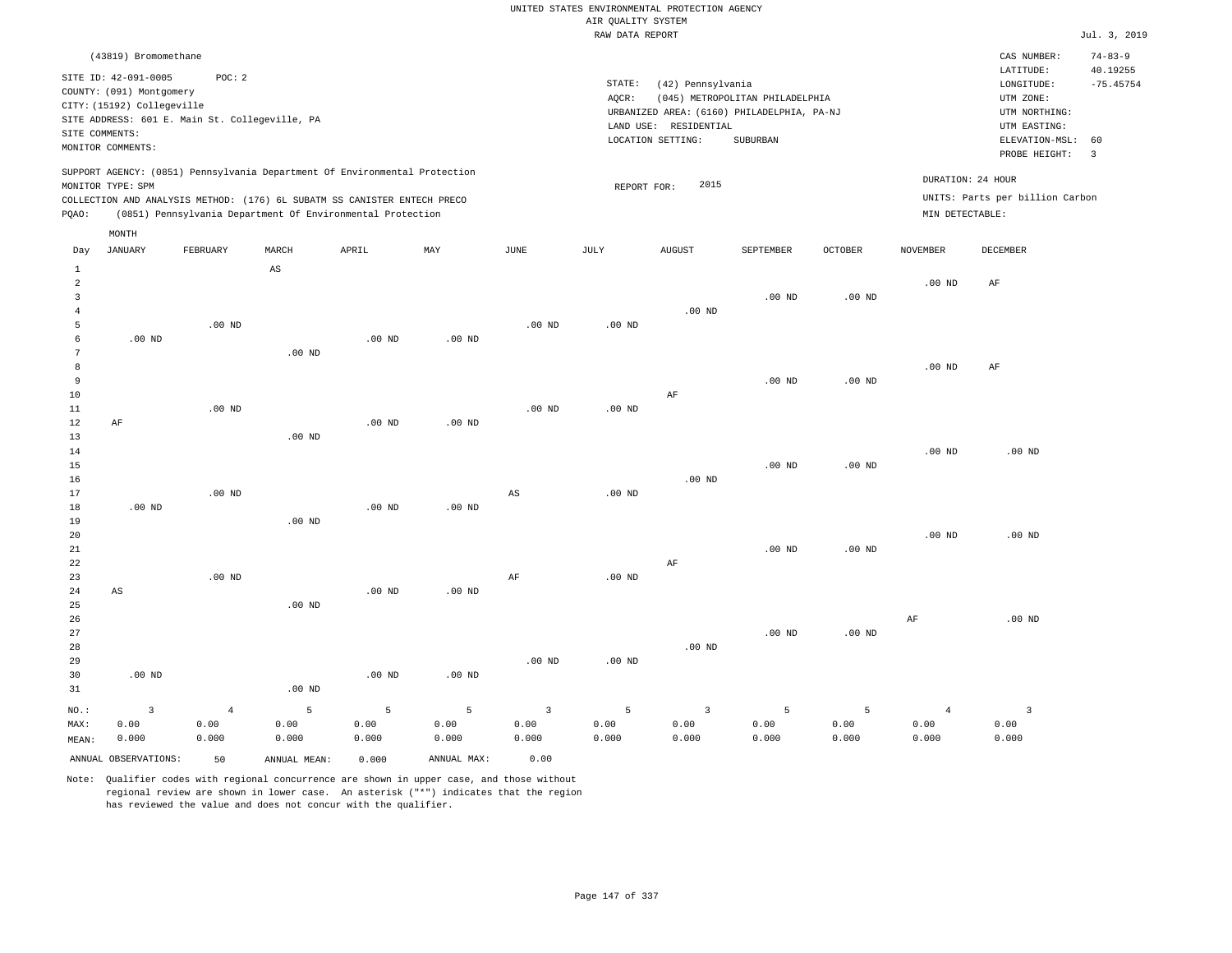UNITED STATES ENVIRONMENTAL PROTECTION AGENCY
AIR QUALITY SYSTEM
RAW DATA REPORT

Jul. 3, 2019

(43819) Bromomethane

SITE ID: 42-091-0005 POC: 2
COUNTY: (091) Montgomery
CITY: (15192) Collegeville
SITE ADDRESS: 601 E. Main St. Collegeville, PA
SITE COMMENTS:
MONITOR COMMENTS:

STATE: (42) Pennsylvania
AQCR: (045) METROPOLITAN PHILADELPHIA
URBANIZED AREA: (6160) PHILADELPHIA, PA-NJ
LAND USE: RESIDENTIAL
LOCATION SETTING: SUBURBAN

CAS NUMBER: 74-83-9
LATITUDE: 40.19255
LONGITUDE: -75.45754
UTM ZONE:
UTM NORTHING:
UTM EASTING:
ELEVATION-MSL: 60
PROBE HEIGHT: 3

SUPPORT AGENCY: (0851) Pennsylvania Department Of Environmental Protection
MONITOR TYPE: SPM
COLLECTION AND ANALYSIS METHOD: (176) 6L SUBATM SS CANISTER ENTECH PRECO
PQAO: (0851) Pennsylvania Department Of Environmental Protection

REPORT FOR: 2015

DURATION: 24 HOUR
UNITS: Parts per billion Carbon
MIN DETECTABLE:

| Day | JANUARY | FEBRUARY | MARCH | APRIL | MAY | JUNE | JULY | AUGUST | SEPTEMBER | OCTOBER | NOVEMBER | DECEMBER |
|---|---|---|---|---|---|---|---|---|---|---|---|---|
| 1 | | | AS | | | | | | | | | |
| 2 | | | | | | | | | | | .00 ND | AF |
| 3 | | | | | | | | | .00 ND | .00 ND | | |
| 4 | | | | | | | | .00 ND | | | | |
| 5 | | .00 ND | | | | .00 ND | .00 ND | | | | | |
| 6 | .00 ND | | | .00 ND | .00 ND | | | | | | | |
| 7 | | | .00 ND | | | | | | | | | |
| 8 | | | | | | | | | | | .00 ND | AF |
| 9 | | | | | | | | | .00 ND | .00 ND | | |
| 10 | | | | | | | | AF | | | | |
| 11 | | .00 ND | | | | .00 ND | .00 ND | | | | | |
| 12 | AF | | | .00 ND | .00 ND | | | | | | | |
| 13 | | | .00 ND | | | | | | | | | |
| 14 | | | | | | | | | | | .00 ND | .00 ND |
| 15 | | | | | | | | | .00 ND | .00 ND | | |
| 16 | | | | | | | | .00 ND | | | | |
| 17 | | .00 ND | | | | AS | .00 ND | | | | | |
| 18 | .00 ND | | | .00 ND | .00 ND | | | | | | | |
| 19 | | | .00 ND | | | | | | | | | |
| 20 | | | | | | | | | | | .00 ND | .00 ND |
| 21 | | | | | | | | | .00 ND | .00 ND | | |
| 22 | | | | | | | | AF | | | | |
| 23 | | .00 ND | | | | AF | .00 ND | | | | | |
| 24 | AS | | | .00 ND | .00 ND | | | | | | | |
| 25 | | | .00 ND | | | | | | | | | |
| 26 | | | | | | | | | | | AF | .00 ND |
| 27 | | | | | | | | | .00 ND | .00 ND | | |
| 28 | | | | | | | | .00 ND | | | | |
| 29 | | | | | | .00 ND | .00 ND | | | | | |
| 30 | .00 ND | | | .00 ND | .00 ND | | | | | | | |
| 31 | | | .00 ND | | | | | | | | | |
| NO.: | 3 | 4 | 5 | 5 | 5 | 3 | 5 | 3 | 5 | 5 | 4 | 3 |
| MAX: | 0.00 | 0.00 | 0.00 | 0.00 | 0.00 | 0.00 | 0.00 | 0.00 | 0.00 | 0.00 | 0.00 | 0.00 |
| MEAN: | 0.000 | 0.000 | 0.000 | 0.000 | 0.000 | 0.000 | 0.000 | 0.000 | 0.000 | 0.000 | 0.000 | 0.000 |

ANNUAL OBSERVATIONS: 50 ANNUAL MEAN: 0.000 ANNUAL MAX: 0.00

Note: Qualifier codes with regional concurrence are shown in upper case, and those without regional review are shown in lower case. An asterisk ("*") indicates that the region has reviewed the value and does not concur with the qualifier.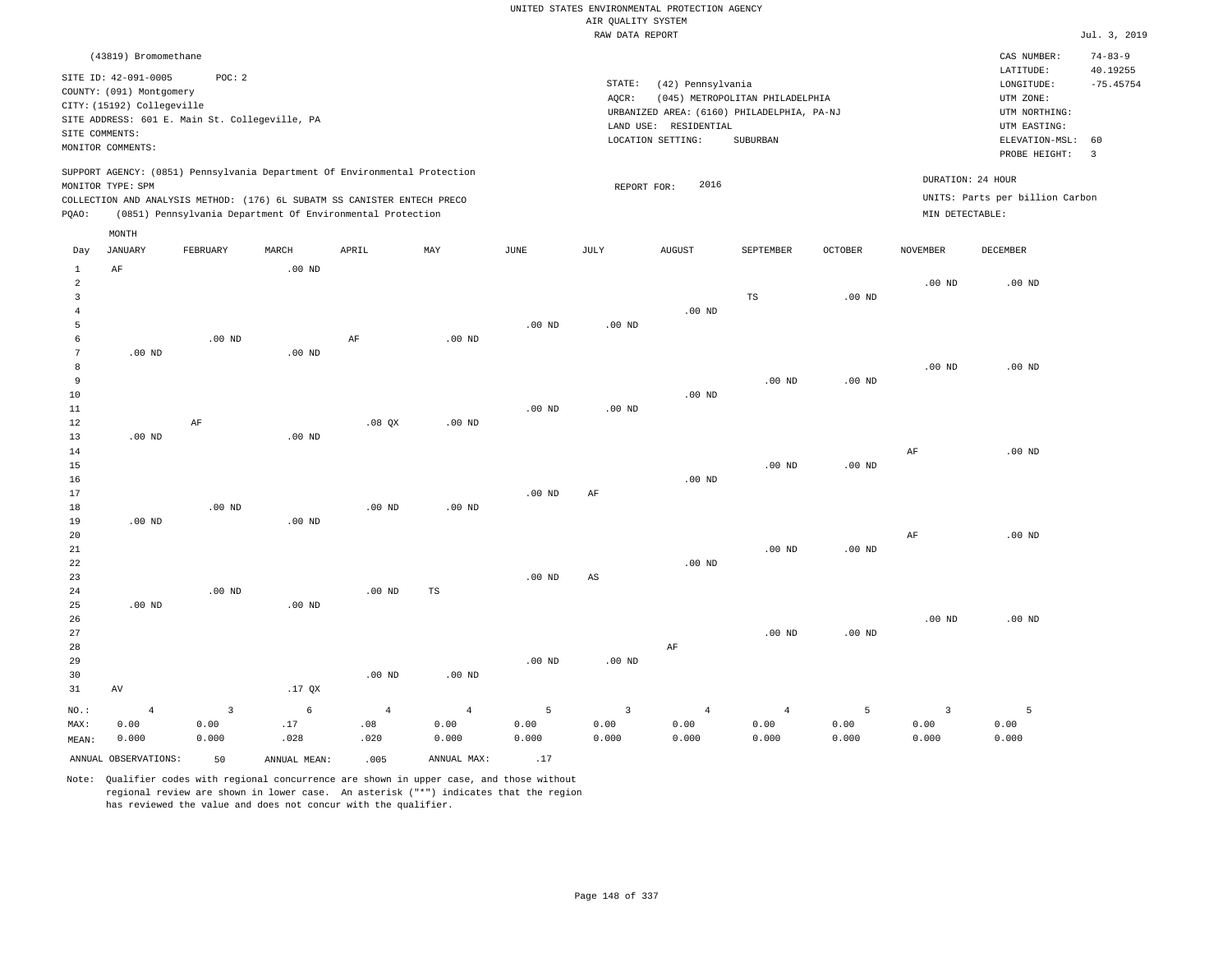UNITED STATES ENVIRONMENTAL PROTECTION AGENCY
AIR QUALITY SYSTEM
RAW DATA REPORT

Jul. 3, 2019

(43819) Bromomethane

SITE ID: 42-091-0005 POC: 2
COUNTY: (091) Montgomery
CITY: (15192) Collegeville
SITE ADDRESS: 601 E. Main St. Collegeville, PA
SITE COMMENTS:
MONITOR COMMENTS:

STATE: (42) Pennsylvania
AQCR: (045) METROPOLITAN PHILADELPHIA
URBANIZED AREA: (6160) PHILADELPHIA, PA-NJ
LAND USE: RESIDENTIAL
LOCATION SETTING: SUBURBAN

CAS NUMBER: 74-83-9
LATITUDE: 40.19255
LONGITUDE: -75.45754
UTM ZONE:
UTM NORTHING:
UTM EASTING:
ELEVATION-MSL: 60
PROBE HEIGHT: 3

SUPPORT AGENCY: (0851) Pennsylvania Department Of Environmental Protection
MONITOR TYPE: SPM
COLLECTION AND ANALYSIS METHOD: (176) 6L SUBATM SS CANISTER ENTECH PRECO
PQAO: (0851) Pennsylvania Department Of Environmental Protection

REPORT FOR: 2016

DURATION: 24 HOUR
UNITS: Parts per billion Carbon
MIN DETECTABLE:

| Day | JANUARY | FEBRUARY | MARCH | APRIL | MAY | JUNE | JULY | AUGUST | SEPTEMBER | OCTOBER | NOVEMBER | DECEMBER |
|---|---|---|---|---|---|---|---|---|---|---|---|---|
| 1 | AF | | .00 ND | | | | | | | | | |
| 2 | | | | | | | | | | | .00 ND | .00 ND |
| 3 | | | | | | | | | TS | .00 ND | | |
| 4 | | | | | | | | .00 ND | | | | |
| 5 | | | | | | .00 ND | .00 ND | | | | | |
| 6 | | .00 ND | | AF | .00 ND | | | | | | | |
| 7 | .00 ND | | .00 ND | | | | | | | | | |
| 8 | | | | | | | | | | | .00 ND | .00 ND |
| 9 | | | | | | | | | .00 ND | .00 ND | | |
| 10 | | | | | | | | .00 ND | | | | |
| 11 | | | | | | .00 ND | .00 ND | | | | | |
| 12 | | AF | | .08 QX | .00 ND | | | | | | | |
| 13 | .00 ND | | .00 ND | | | | | | | | | |
| 14 | | | | | | | | | | | AF | .00 ND |
| 15 | | | | | | | | | .00 ND | .00 ND | | |
| 16 | | | | | | | | .00 ND | | | | |
| 17 | | | | | | .00 ND | AF | | | | | |
| 18 | | .00 ND | | .00 ND | .00 ND | | | | | | | |
| 19 | .00 ND | | .00 ND | | | | | | | | | |
| 20 | | | | | | | | | | | AF | .00 ND |
| 21 | | | | | | | | | .00 ND | .00 ND | | |
| 22 | | | | | | | | .00 ND | | | | |
| 23 | | | | | | .00 ND | AS | | | | | |
| 24 | | .00 ND | | .00 ND | TS | | | | | | | |
| 25 | .00 ND | | .00 ND | | | | | | | | | |
| 26 | | | | | | | | | | | .00 ND | .00 ND |
| 27 | | | | | | | | | .00 ND | .00 ND | | |
| 28 | | | | | | | | AF | | | | |
| 29 | | | | | | .00 ND | .00 ND | | | | | |
| 30 | | | | .00 ND | .00 ND | | | | | | | |
| 31 | AV | | .17 QX | | | | | | | | | |
| NO.: | 4 | 3 | 6 | 4 | 4 | 5 | 3 | 4 | 4 | 5 | 3 | 5 |
| MAX: | 0.00 | 0.00 | .17 | .08 | 0.00 | 0.00 | 0.00 | 0.00 | 0.00 | 0.00 | 0.00 | 0.00 |
| MEAN: | 0.000 | 0.000 | .028 | .020 | 0.000 | 0.000 | 0.000 | 0.000 | 0.000 | 0.000 | 0.000 | 0.000 |

ANNUAL OBSERVATIONS: 50 ANNUAL MEAN: .005 ANNUAL MAX: .17

Note: Qualifier codes with regional concurrence are shown in upper case, and those without regional review are shown in lower case. An asterisk ("*") indicates that the region has reviewed the value and does not concur with the qualifier.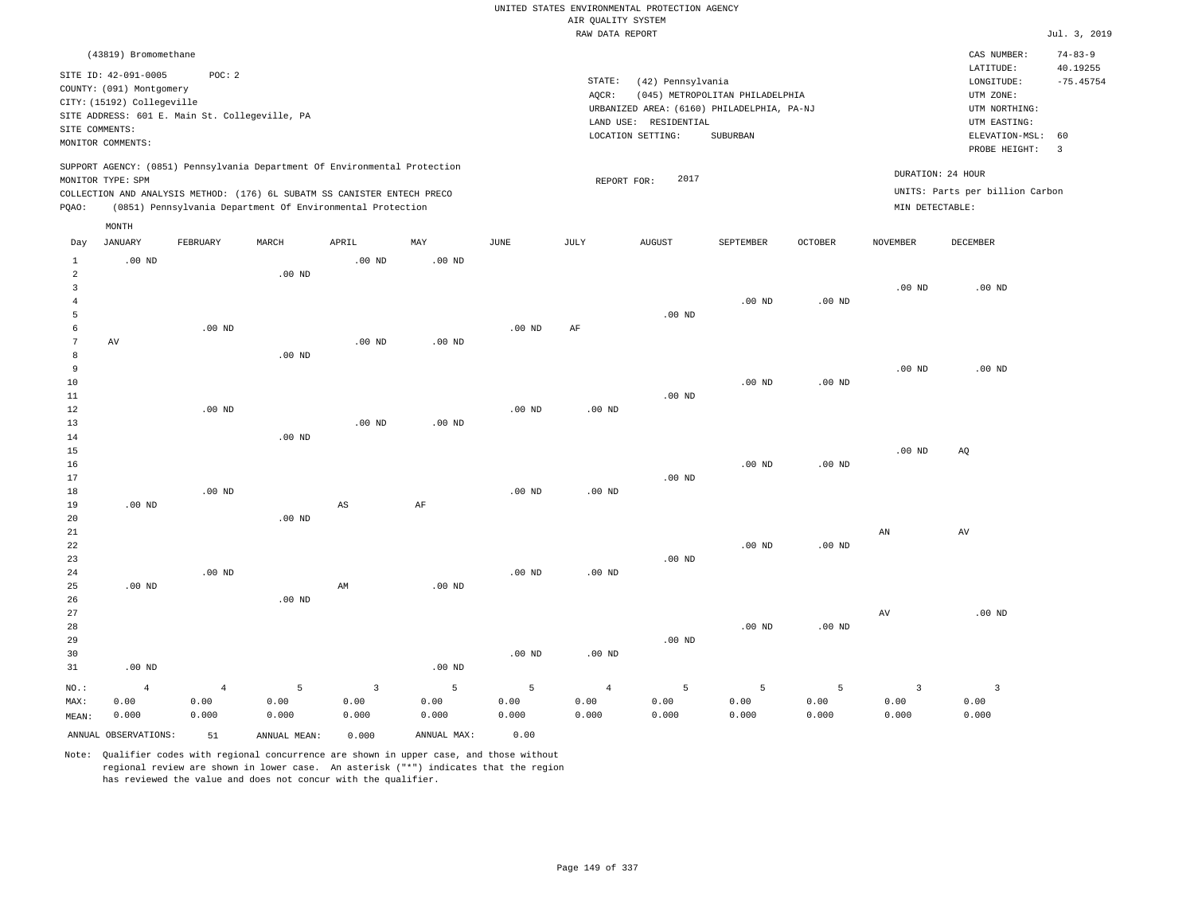UNITED STATES ENVIRONMENTAL PROTECTION AGENCY
AIR QUALITY SYSTEM
RAW DATA REPORT

Jul. 3, 2019

(43819) Bromomethane

SITE ID: 42-091-0005 POC: 2
COUNTY: (091) Montgomery
CITY: (15192) Collegeville
SITE ADDRESS: 601 E. Main St. Collegeville, PA
SITE COMMENTS:
MONITOR COMMENTS:

STATE: (42) Pennsylvania
AQCR: (045) METROPOLITAN PHILADELPHIA
URBANIZED AREA: (6160) PHILADELPHIA, PA-NJ
LAND USE: RESIDENTIAL
LOCATION SETTING: SUBURBAN

CAS NUMBER: 74-83-9
LATITUDE: 40.19255
LONGITUDE: -75.45754
UTM ZONE:
UTM NORTHING:
UTM EASTING:
ELEVATION-MSL: 60
PROBE HEIGHT: 3

SUPPORT AGENCY: (0851) Pennsylvania Department Of Environmental Protection
MONITOR TYPE: SPM
COLLECTION AND ANALYSIS METHOD: (176) 6L SUBATM SS CANISTER ENTECH PRECO
PQAO: (0851) Pennsylvania Department Of Environmental Protection

REPORT FOR: 2017

DURATION: 24 HOUR
UNITS: Parts per billion Carbon
MIN DETECTABLE:

| Day | JANUARY | FEBRUARY | MARCH | APRIL | MAY | JUNE | JULY | AUGUST | SEPTEMBER | OCTOBER | NOVEMBER | DECEMBER |
|---|---|---|---|---|---|---|---|---|---|---|---|---|
| 1 | .00 ND | | | .00 ND | .00 ND | | | | | | | |
| 2 | | | .00 ND | | | | | | | | | |
| 3 | | | | | | | | | | | .00 ND | .00 ND |
| 4 | | | | | | | | | .00 ND | .00 ND | | |
| 5 | | | | | | | | .00 ND | | | | |
| 6 | | .00 ND | | | | .00 ND | AF | | | | | |
| 7 | AV | | | .00 ND | .00 ND | | | | | | | |
| 8 | | | .00 ND | | | | | | | | | |
| 9 | | | | | | | | | | | .00 ND | .00 ND |
| 10 | | | | | | | | | .00 ND | .00 ND | | |
| 11 | | | | | | | | .00 ND | | | | |
| 12 | | .00 ND | | | | .00 ND | .00 ND | | | | | |
| 13 | | | | .00 ND | .00 ND | | | | | | | |
| 14 | | | .00 ND | | | | | | | | | |
| 15 | | | | | | | | | | | .00 ND | AQ |
| 16 | | | | | | | | | .00 ND | .00 ND | | |
| 17 | | | | | | | | .00 ND | | | | |
| 18 | | .00 ND | | | | .00 ND | .00 ND | | | | | |
| 19 | .00 ND | | | AS | AF | | | | | | | |
| 20 | | | .00 ND | | | | | | | | | |
| 21 | | | | | | | | | | | AN | AV |
| 22 | | | | | | | | | .00 ND | .00 ND | | |
| 23 | | | | | | | | .00 ND | | | | |
| 24 | | .00 ND | | | | .00 ND | .00 ND | | | | | |
| 25 | .00 ND | | | AM | .00 ND | | | | | | | |
| 26 | | | .00 ND | | | | | | | | | |
| 27 | | | | | | | | | | | AV | .00 ND |
| 28 | | | | | | | | | .00 ND | .00 ND | | |
| 29 | | | | | | | | .00 ND | | | | |
| 30 | | | | | | .00 ND | .00 ND | | | | | |
| 31 | .00 ND | | | | .00 ND | | | | | | | |
| NO.: | 4 | 4 | 5 | 3 | 5 | 5 | 4 | 5 | 5 | 5 | 3 | 3 |
| MAX: | 0.00 | 0.00 | 0.00 | 0.00 | 0.00 | 0.00 | 0.00 | 0.00 | 0.00 | 0.00 | 0.00 | 0.00 |
| MEAN: | 0.000 | 0.000 | 0.000 | 0.000 | 0.000 | 0.000 | 0.000 | 0.000 | 0.000 | 0.000 | 0.000 | 0.000 |

ANNUAL OBSERVATIONS: 51 ANNUAL MEAN: 0.000 ANNUAL MAX: 0.00

Note: Qualifier codes with regional concurrence are shown in upper case, and those without regional review are shown in lower case. An asterisk ("*") indicates that the region has reviewed the value and does not concur with the qualifier.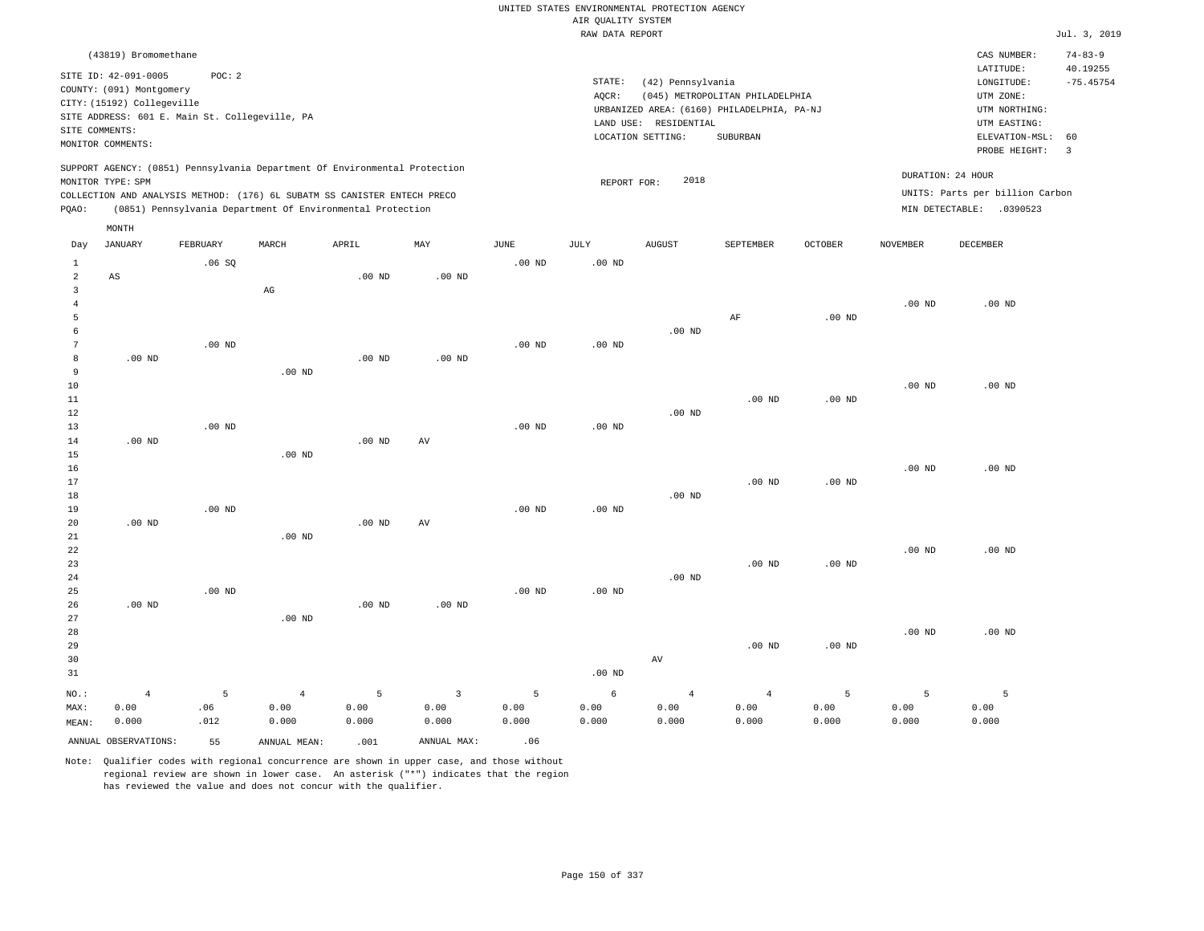UNITED STATES ENVIRONMENTAL PROTECTION AGENCY
AIR QUALITY SYSTEM
RAW DATA REPORT

Jul. 3, 2019

(43819) Bromomethane

SITE ID: 42-091-0005 POC: 2
COUNTY: (091) Montgomery
CITY: (15192) Collegeville
SITE ADDRESS: 601 E. Main St. Collegeville, PA
SITE COMMENTS:
MONITOR COMMENTS:

STATE: (42) Pennsylvania
AQCR: (045) METROPOLITAN PHILADELPHIA
URBANIZED AREA: (6160) PHILADELPHIA, PA-NJ
LAND USE: RESIDENTIAL
LOCATION SETTING: SUBURBAN

CAS NUMBER: 74-83-9
LATITUDE: 40.19255
LONGITUDE: -75.45754
UTM ZONE:
UTM NORTHING:
UTM EASTING:
ELEVATION-MSL: 60
PROBE HEIGHT: 3

SUPPORT AGENCY: (0851) Pennsylvania Department Of Environmental Protection
MONITOR TYPE: SPM
COLLECTION AND ANALYSIS METHOD: (176) 6L SUBATM SS CANISTER ENTECH PRECO
PQAO: (0851) Pennsylvania Department Of Environmental Protection

REPORT FOR: 2018

DURATION: 24 HOUR
UNITS: Parts per billion Carbon
MIN DETECTABLE: .0390523

| Day | JANUARY | FEBRUARY | MARCH | APRIL | MAY | JUNE | JULY | AUGUST | SEPTEMBER | OCTOBER | NOVEMBER | DECEMBER |
|---|---|---|---|---|---|---|---|---|---|---|---|---|
| 1 | | .06 SQ | | | | .00 ND | .00 ND | | | | | |
| 2 | AS | | | .00 ND | .00 ND | | | | | | | |
| 3 | | | AG | | | | | | | | | |
| 4 | | | | | | | | | | | .00 ND | .00 ND |
| 5 | | | | | | | | | AF | .00 ND | | |
| 6 | | | | | | | | .00 ND | | | | |
| 7 | | .00 ND | | | | .00 ND | .00 ND | | | | | |
| 8 | .00 ND | | | .00 ND | .00 ND | | | | | | | |
| 9 | | | .00 ND | | | | | | | | | |
| 10 | | | | | | | | | | | .00 ND | .00 ND |
| 11 | | | | | | | | | .00 ND | .00 ND | | |
| 12 | | | | | | | | .00 ND | | | | |
| 13 | | .00 ND | | | | .00 ND | .00 ND | | | | | |
| 14 | .00 ND | | | .00 ND | AV | | | | | | | |
| 15 | | | .00 ND | | | | | | | | | |
| 16 | | | | | | | | | | | .00 ND | .00 ND |
| 17 | | | | | | | | | .00 ND | .00 ND | | |
| 18 | | | | | | | | .00 ND | | | | |
| 19 | | .00 ND | | | | .00 ND | .00 ND | | | | | |
| 20 | .00 ND | | | .00 ND | AV | | | | | | | |
| 21 | | | .00 ND | | | | | | | | | |
| 22 | | | | | | | | | | | .00 ND | .00 ND |
| 23 | | | | | | | | | .00 ND | .00 ND | | |
| 24 | | | | | | | | .00 ND | | | | |
| 25 | | .00 ND | | | | .00 ND | .00 ND | | | | | |
| 26 | .00 ND | | | .00 ND | .00 ND | | | | | | | |
| 27 | | | .00 ND | | | | | | | | | |
| 28 | | | | | | | | | | | .00 ND | .00 ND |
| 29 | | | | | | | | | .00 ND | .00 ND | | |
| 30 | | | | | | | | AV | | | | |
| 31 | | | | | | | .00 ND | | | | | |
| NO.: | 4 | 5 | 4 | 5 | 3 | 5 | 6 | 4 | 4 | 5 | 5 | 5 |
| MAX: | 0.00 | .06 | 0.00 | 0.00 | 0.00 | 0.00 | 0.00 | 0.00 | 0.00 | 0.00 | 0.00 | 0.00 |
| MEAN: | 0.000 | .012 | 0.000 | 0.000 | 0.000 | 0.000 | 0.000 | 0.000 | 0.000 | 0.000 | 0.000 | 0.000 |

ANNUAL OBSERVATIONS: 55 ANNUAL MEAN: .001 ANNUAL MAX: .06

Note: Qualifier codes with regional concurrence are shown in upper case, and those without regional review are shown in lower case. An asterisk ("*") indicates that the region has reviewed the value and does not concur with the qualifier.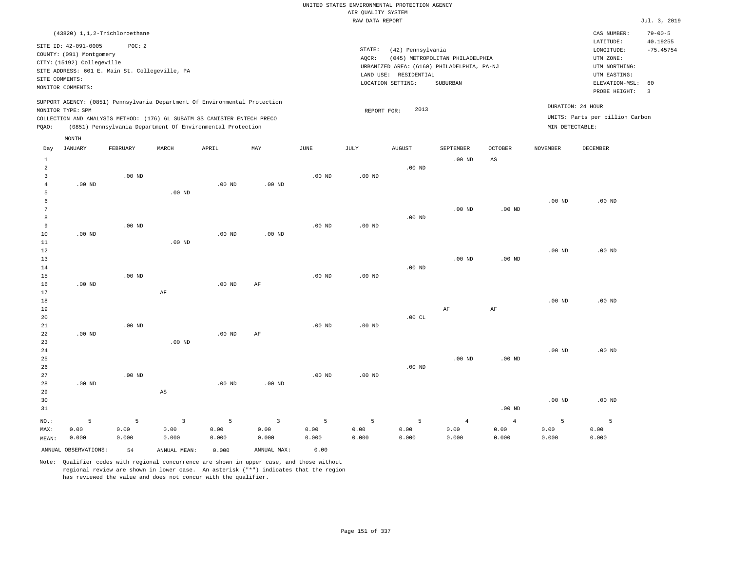UNITED STATES ENVIRONMENTAL PROTECTION AGENCY
AIR QUALITY SYSTEM
RAW DATA REPORT

Jul. 3, 2019

(43820) 1,1,2-Trichloroethane

SITE ID: 42-091-0005 POC: 2
COUNTY: (091) Montgomery
CITY: (15192) Collegeville
SITE ADDRESS: 601 E. Main St. Collegeville, PA
SITE COMMENTS:
MONITOR COMMENTS:

STATE: (42) Pennsylvania
AQCR: (045) METROPOLITAN PHILADELPHIA
URBANIZED AREA: (6160) PHILADELPHIA, PA-NJ
LAND USE: RESIDENTIAL
LOCATION SETTING: SUBURBAN

CAS NUMBER: 79-00-5
LATITUDE: 40.19255
LONGITUDE: -75.45754
UTM ZONE:
UTM NORTHING:
UTM EASTING:
ELEVATION-MSL: 60
PROBE HEIGHT: 3

SUPPORT AGENCY: (0851) Pennsylvania Department Of Environmental Protection
MONITOR TYPE: SPM
COLLECTION AND ANALYSIS METHOD: (176) 6L SUBATM SS CANISTER ENTECH PRECO
PQAO: (0851) Pennsylvania Department Of Environmental Protection

REPORT FOR: 2013

DURATION: 24 HOUR
UNITS: Parts per billion Carbon
MIN DETECTABLE:

| Day | JANUARY | FEBRUARY | MARCH | APRIL | MAY | JUNE | JULY | AUGUST | SEPTEMBER | OCTOBER | NOVEMBER | DECEMBER |
|---|---|---|---|---|---|---|---|---|---|---|---|---|
| 1 | | | | | | | | | .00 ND | AS | | |
| 2 | | | | | | | | .00 ND | | | | |
| 3 | | .00 ND | | | | .00 ND | .00 ND | | | | | |
| 4 | .00 ND | | | .00 ND | .00 ND | | | | | | | |
| 5 | | | .00 ND | | | | | | | | | |
| 6 | | | | | | | | | | | .00 ND | .00 ND |
| 7 | | | | | | | | | .00 ND | .00 ND | | |
| 8 | | | | | | | | .00 ND | | | | |
| 9 | | .00 ND | | | | .00 ND | .00 ND | | | | | |
| 10 | .00 ND | | | .00 ND | .00 ND | | | | | | | |
| 11 | | | .00 ND | | | | | | | | | |
| 12 | | | | | | | | | | | .00 ND | .00 ND |
| 13 | | | | | | | | | .00 ND | .00 ND | | |
| 14 | | | | | | | | .00 ND | | | | |
| 15 | | .00 ND | | | | .00 ND | .00 ND | | | | | |
| 16 | .00 ND | | | .00 ND | AF | | | | | | | |
| 17 | | | AF | | | | | | | | | |
| 18 | | | | | | | | | | | .00 ND | .00 ND |
| 19 | | | | | | | | | AF | AF | | |
| 20 | | | | | | | | .00 CL | | | | |
| 21 | | .00 ND | | | | .00 ND | .00 ND | | | | | |
| 22 | .00 ND | | | .00 ND | AF | | | | | | | |
| 23 | | | .00 ND | | | | | | | | | |
| 24 | | | | | | | | | | | .00 ND | .00 ND |
| 25 | | | | | | | | | .00 ND | .00 ND | | |
| 26 | | | | | | | | .00 ND | | | | |
| 27 | | .00 ND | | | | .00 ND | .00 ND | | | | | |
| 28 | .00 ND | | | .00 ND | .00 ND | | | | | | | |
| 29 | | | AS | | | | | | | | | |
| 30 | | | | | | | | | | | .00 ND | .00 ND |
| 31 | | | | | | | | | | .00 ND | | |
| NO.: | 5 | 5 | 3 | 5 | 3 | 5 | 5 | 5 | 4 | 4 | 5 | 5 |
| MAX: | 0.00 | 0.00 | 0.00 | 0.00 | 0.00 | 0.00 | 0.00 | 0.00 | 0.00 | 0.00 | 0.00 | 0.00 |
| MEAN: | 0.000 | 0.000 | 0.000 | 0.000 | 0.000 | 0.000 | 0.000 | 0.000 | 0.000 | 0.000 | 0.000 | 0.000 |

ANNUAL OBSERVATIONS: 54 ANNUAL MEAN: 0.000 ANNUAL MAX: 0.00

Note: Qualifier codes with regional concurrence are shown in upper case, and those without regional review are shown in lower case. An asterisk ("*") indicates that the region has reviewed the value and does not concur with the qualifier.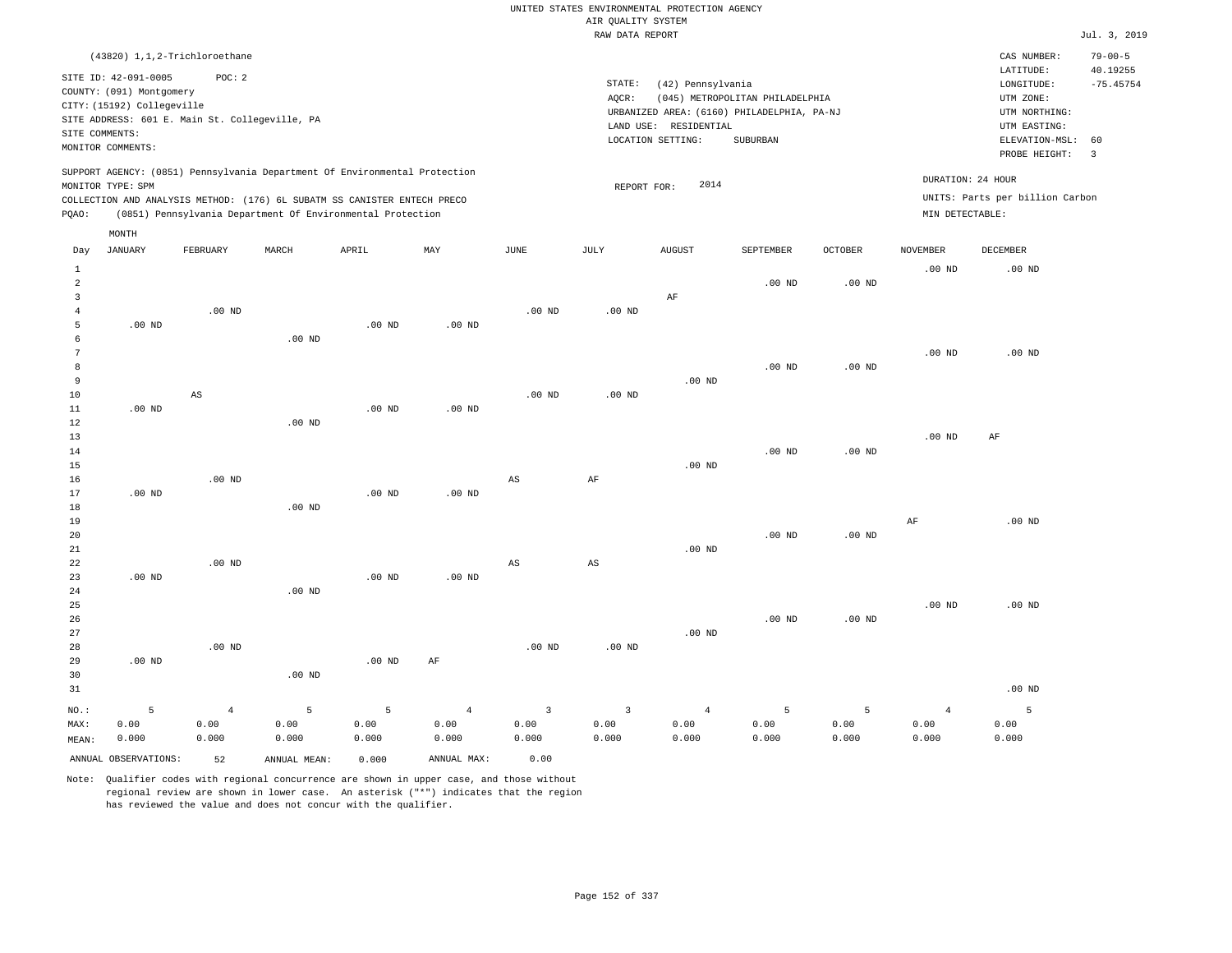UNITED STATES ENVIRONMENTAL PROTECTION AGENCY
AIR QUALITY SYSTEM
RAW DATA REPORT

Jul. 3, 2019

(43820) 1,1,2-Trichloroethane

SITE ID: 42-091-0005 POC: 2
COUNTY: (091) Montgomery
CITY: (15192) Collegeville
SITE ADDRESS: 601 E. Main St. Collegeville, PA
SITE COMMENTS:
MONITOR COMMENTS:

STATE: (42) Pennsylvania
AQCR: (045) METROPOLITAN PHILADELPHIA
URBANIZED AREA: (6160) PHILADELPHIA, PA-NJ
LAND USE: RESIDENTIAL
LOCATION SETTING: SUBURBAN

CAS NUMBER: 79-00-5
LATITUDE: 40.19255
LONGITUDE: -75.45754
UTM ZONE:
UTM NORTHING:
UTM EASTING:
ELEVATION-MSL: 60
PROBE HEIGHT: 3

SUPPORT AGENCY: (0851) Pennsylvania Department Of Environmental Protection
MONITOR TYPE: SPM
COLLECTION AND ANALYSIS METHOD: (176) 6L SUBATM SS CANISTER ENTECH PRECO
PQAO: (0851) Pennsylvania Department Of Environmental Protection

REPORT FOR: 2014

DURATION: 24 HOUR
UNITS: Parts per billion Carbon
MIN DETECTABLE:

| Day | JANUARY | FEBRUARY | MARCH | APRIL | MAY | JUNE | JULY | AUGUST | SEPTEMBER | OCTOBER | NOVEMBER | DECEMBER |
|---|---|---|---|---|---|---|---|---|---|---|---|---|
| 1 | | | | | | | | | | | .00 ND | .00 ND |
| 2 | | | | | | | | | .00 ND | .00 ND | | |
| 3 | | | | | | | | AF | | | | |
| 4 | | .00 ND | | | | .00 ND | .00 ND | | | | | |
| 5 | .00 ND | | | .00 ND | .00 ND | | | | | | | |
| 6 | | | .00 ND | | | | | | | | | |
| 7 | | | | | | | | | | | .00 ND | .00 ND |
| 8 | | | | | | | | | .00 ND | .00 ND | | |
| 9 | | | | | | | | .00 ND | | | | |
| 10 | | AS | | | | .00 ND | .00 ND | | | | | |
| 11 | .00 ND | | | .00 ND | .00 ND | | | | | | | |
| 12 | | | .00 ND | | | | | | | | | |
| 13 | | | | | | | | | | | .00 ND | AF |
| 14 | | | | | | | | | .00 ND | .00 ND | | |
| 15 | | | | | | | | .00 ND | | | | |
| 16 | | .00 ND | | | | AS | AF | | | | | |
| 17 | .00 ND | | | .00 ND | .00 ND | | | | | | | |
| 18 | | | .00 ND | | | | | | | | | |
| 19 | | | | | | | | | | | AF | .00 ND |
| 20 | | | | | | | | | .00 ND | .00 ND | | |
| 21 | | | | | | | | .00 ND | | | | |
| 22 | | .00 ND | | | | AS | AS | | | | | |
| 23 | .00 ND | | | .00 ND | .00 ND | | | | | | | |
| 24 | | | .00 ND | | | | | | | | | |
| 25 | | | | | | | | | | | .00 ND | .00 ND |
| 26 | | | | | | | | | .00 ND | .00 ND | | |
| 27 | | | | | | | | .00 ND | | | | |
| 28 | | .00 ND | | | | .00 ND | .00 ND | | | | | |
| 29 | .00 ND | | | .00 ND | AF | | | | | | | |
| 30 | | | .00 ND | | | | | | | | | |
| 31 | | | | | | | | | | | | .00 ND |
| NO.: | 5 | 4 | 5 | 5 | 4 | 3 | 3 | 4 | 5 | 5 | 4 | 5 |
| MAX: | 0.00 | 0.00 | 0.00 | 0.00 | 0.00 | 0.00 | 0.00 | 0.00 | 0.00 | 0.00 | 0.00 | 0.00 |
| MEAN: | 0.000 | 0.000 | 0.000 | 0.000 | 0.000 | 0.000 | 0.000 | 0.000 | 0.000 | 0.000 | 0.000 | 0.000 |

ANNUAL OBSERVATIONS: 52 ANNUAL MEAN: 0.000 ANNUAL MAX: 0.00

Note: Qualifier codes with regional concurrence are shown in upper case, and those without regional review are shown in lower case. An asterisk ("*") indicates that the region has reviewed the value and does not concur with the qualifier.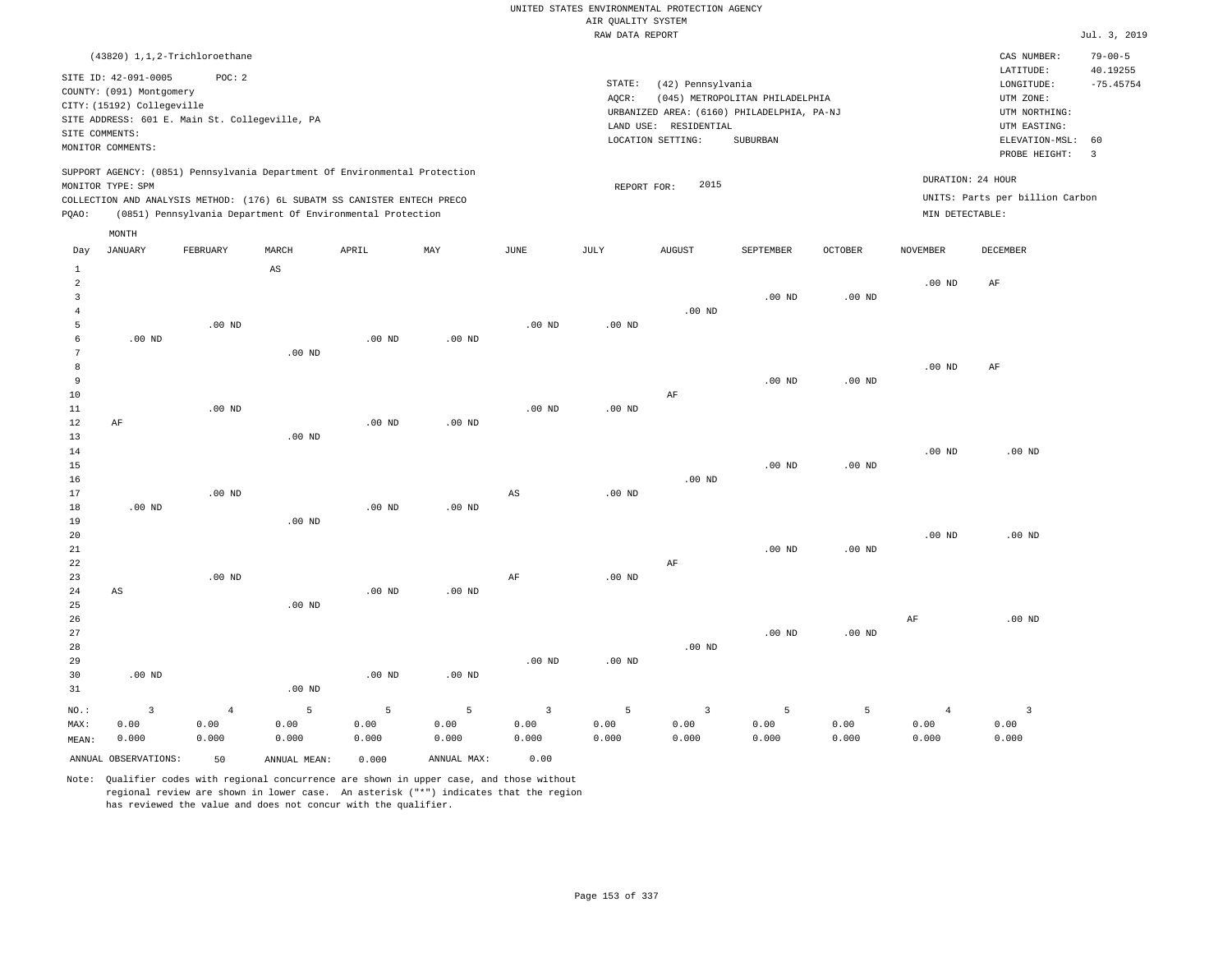UNITED STATES ENVIRONMENTAL PROTECTION AGENCY
AIR QUALITY SYSTEM
RAW DATA REPORT

Jul. 3, 2019

(43820) 1,1,2-Trichloroethane

SITE ID: 42-091-0005 POC: 2
COUNTY: (091) Montgomery
CITY: (15192) Collegeville
SITE ADDRESS: 601 E. Main St. Collegeville, PA
SITE COMMENTS:
MONITOR COMMENTS:

STATE: (42) Pennsylvania
AQCR: (045) METROPOLITAN PHILADELPHIA
URBANIZED AREA: (6160) PHILADELPHIA, PA-NJ
LAND USE: RESIDENTIAL
LOCATION SETTING: SUBURBAN

CAS NUMBER: 79-00-5
LATITUDE: 40.19255
LONGITUDE: -75.45754
UTM ZONE:
UTM NORTHING:
UTM EASTING:
ELEVATION-MSL: 60
PROBE HEIGHT: 3

SUPPORT AGENCY: (0851) Pennsylvania Department Of Environmental Protection
MONITOR TYPE: SPM
COLLECTION AND ANALYSIS METHOD: (176) 6L SUBATM SS CANISTER ENTECH PRECO
PQAO: (0851) Pennsylvania Department Of Environmental Protection

REPORT FOR: 2015

DURATION: 24 HOUR
UNITS: Parts per billion Carbon
MIN DETECTABLE:

| Day | JANUARY | FEBRUARY | MARCH | APRIL | MAY | JUNE | JULY | AUGUST | SEPTEMBER | OCTOBER | NOVEMBER | DECEMBER |
|---|---|---|---|---|---|---|---|---|---|---|---|---|
| 1 | | | AS | | | | | | | | | |
| 2 | | | | | | | | | | | .00 ND | AF |
| 3 | | | | | | | | | .00 ND | .00 ND | | |
| 4 | | | | | | | | .00 ND | | | | |
| 5 | | .00 ND | | | | .00 ND | .00 ND | | | | | |
| 6 | .00 ND | | | .00 ND | .00 ND | | | | | | | |
| 7 | | | .00 ND | | | | | | | | | |
| 8 | | | | | | | | | | | .00 ND | AF |
| 9 | | | | | | | | | .00 ND | .00 ND | | |
| 10 | | | | | | | | AF | | | | |
| 11 | | .00 ND | | | | .00 ND | .00 ND | | | | | |
| 12 | AF | | | .00 ND | .00 ND | | | | | | | |
| 13 | | | .00 ND | | | | | | | | | |
| 14 | | | | | | | | | | | .00 ND | .00 ND |
| 15 | | | | | | | | | .00 ND | .00 ND | | |
| 16 | | | | | | | | .00 ND | | | | |
| 17 | | .00 ND | | | | AS | .00 ND | | | | | |
| 18 | .00 ND | | | .00 ND | .00 ND | | | | | | | |
| 19 | | | .00 ND | | | | | | | | | |
| 20 | | | | | | | | | | | .00 ND | .00 ND |
| 21 | | | | | | | | | .00 ND | .00 ND | | |
| 22 | | | | | | | | AF | | | | |
| 23 | | .00 ND | | | | AF | .00 ND | | | | | |
| 24 | AS | | | .00 ND | .00 ND | | | | | | | |
| 25 | | | .00 ND | | | | | | | | | |
| 26 | | | | | | | | | | | AF | .00 ND |
| 27 | | | | | | | | | .00 ND | .00 ND | | |
| 28 | | | | | | | | .00 ND | | | | |
| 29 | | | | | | .00 ND | .00 ND | | | | | |
| 30 | .00 ND | | | .00 ND | .00 ND | | | | | | | |
| 31 | | | .00 ND | | | | | | | | | |
| NO.: | 3 | 4 | 5 | 5 | 5 | 3 | 5 | 3 | 5 | 5 | 4 | 3 |
| MAX: | 0.00 | 0.00 | 0.00 | 0.00 | 0.00 | 0.00 | 0.00 | 0.00 | 0.00 | 0.00 | 0.00 | 0.00 |
| MEAN: | 0.000 | 0.000 | 0.000 | 0.000 | 0.000 | 0.000 | 0.000 | 0.000 | 0.000 | 0.000 | 0.000 | 0.000 |

ANNUAL OBSERVATIONS: 50 ANNUAL MEAN: 0.000 ANNUAL MAX: 0.00

Note: Qualifier codes with regional concurrence are shown in upper case, and those without regional review are shown in lower case. An asterisk ("*") indicates that the region has reviewed the value and does not concur with the qualifier.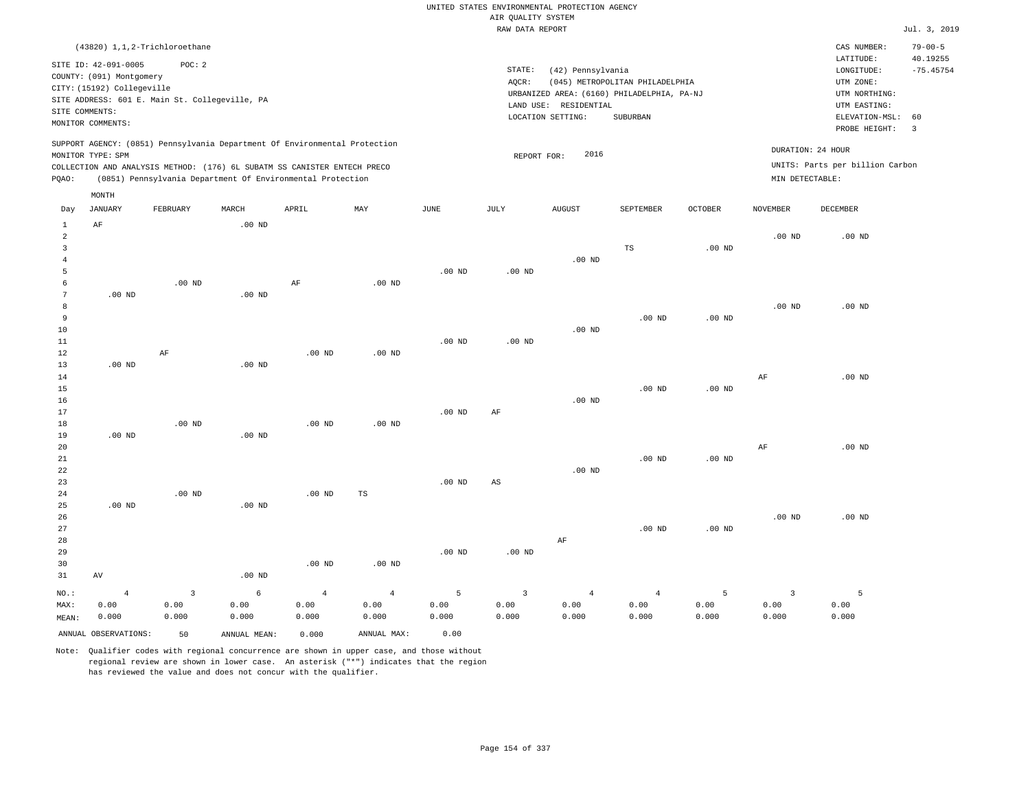UNITED STATES ENVIRONMENTAL PROTECTION AGENCY
AIR QUALITY SYSTEM
RAW DATA REPORT

Jul. 3, 2019

(43820) 1,1,2-Trichloroethane

SITE ID: 42-091-0005 POC: 2
COUNTY: (091) Montgomery
CITY: (15192) Collegeville
SITE ADDRESS: 601 E. Main St. Collegeville, PA
SITE COMMENTS:
MONITOR COMMENTS:

STATE: (42) Pennsylvania
AQCR: (045) METROPOLITAN PHILADELPHIA
URBANIZED AREA: (6160) PHILADELPHIA, PA-NJ
LAND USE: RESIDENTIAL
LOCATION SETTING: SUBURBAN

CAS NUMBER: 79-00-5
LATITUDE: 40.19255
LONGITUDE: -75.45754
UTM ZONE:
UTM NORTHING:
UTM EASTING:
ELEVATION-MSL: 60
PROBE HEIGHT: 3

SUPPORT AGENCY: (0851) Pennsylvania Department Of Environmental Protection
MONITOR TYPE: SPM
COLLECTION AND ANALYSIS METHOD: (176) 6L SUBATM SS CANISTER ENTECH PRECO
PQAO: (0851) Pennsylvania Department Of Environmental Protection

REPORT FOR: 2016

DURATION: 24 HOUR
UNITS: Parts per billion Carbon
MIN DETECTABLE:

| Day | JANUARY | FEBRUARY | MARCH | APRIL | MAY | JUNE | JULY | AUGUST | SEPTEMBER | OCTOBER | NOVEMBER | DECEMBER |
|---|---|---|---|---|---|---|---|---|---|---|---|---|
| 1 | AF | | .00 ND | | | | | | | | | |
| 2 | | | | | | | | | | | .00 ND | .00 ND |
| 3 | | | | | | | | | TS | .00 ND | | |
| 4 | | | | | | | | .00 ND | | | | |
| 5 | | | | | | .00 ND | .00 ND | | | | | |
| 6 | | .00 ND | | AF | .00 ND | | | | | | | |
| 7 | .00 ND | | .00 ND | | | | | | | | | |
| 8 | | | | | | | | | | | .00 ND | .00 ND |
| 9 | | | | | | | | | .00 ND | .00 ND | | |
| 10 | | | | | | | | .00 ND | | | | |
| 11 | | | | | | .00 ND | .00 ND | | | | | |
| 12 | | AF | | .00 ND | .00 ND | | | | | | | |
| 13 | .00 ND | | .00 ND | | | | | | | | | |
| 14 | | | | | | | | | | | AF | .00 ND |
| 15 | | | | | | | | | .00 ND | .00 ND | | |
| 16 | | | | | | | | .00 ND | | | | |
| 17 | | | | | | .00 ND | AF | | | | | |
| 18 | | .00 ND | | .00 ND | .00 ND | | | | | | | |
| 19 | .00 ND | | .00 ND | | | | | | | | | |
| 20 | | | | | | | | | | | AF | .00 ND |
| 21 | | | | | | | | | .00 ND | .00 ND | | |
| 22 | | | | | | | | .00 ND | | | | |
| 23 | | | | | | .00 ND | AS | | | | | |
| 24 | | .00 ND | | .00 ND | TS | | | | | | | |
| 25 | .00 ND | | .00 ND | | | | | | | | | |
| 26 | | | | | | | | | | | .00 ND | .00 ND |
| 27 | | | | | | | | | .00 ND | .00 ND | | |
| 28 | | | | | | | | AF | | | | |
| 29 | | | | | | .00 ND | .00 ND | | | | | |
| 30 | | | | .00 ND | .00 ND | | | | | | | |
| 31 | AV | | .00 ND | | | | | | | | | |
| NO.: | 4 | 3 | 6 | 4 | 4 | 5 | 3 | 4 | 4 | 5 | 3 | 5 |
| MAX: | 0.00 | 0.00 | 0.00 | 0.00 | 0.00 | 0.00 | 0.00 | 0.00 | 0.00 | 0.00 | 0.00 | 0.00 |
| MEAN: | 0.000 | 0.000 | 0.000 | 0.000 | 0.000 | 0.000 | 0.000 | 0.000 | 0.000 | 0.000 | 0.000 | 0.000 |

ANNUAL OBSERVATIONS: 50 ANNUAL MEAN: 0.000 ANNUAL MAX: 0.00

Note: Qualifier codes with regional concurrence are shown in upper case, and those without regional review are shown in lower case. An asterisk ("*") indicates that the region has reviewed the value and does not concur with the qualifier.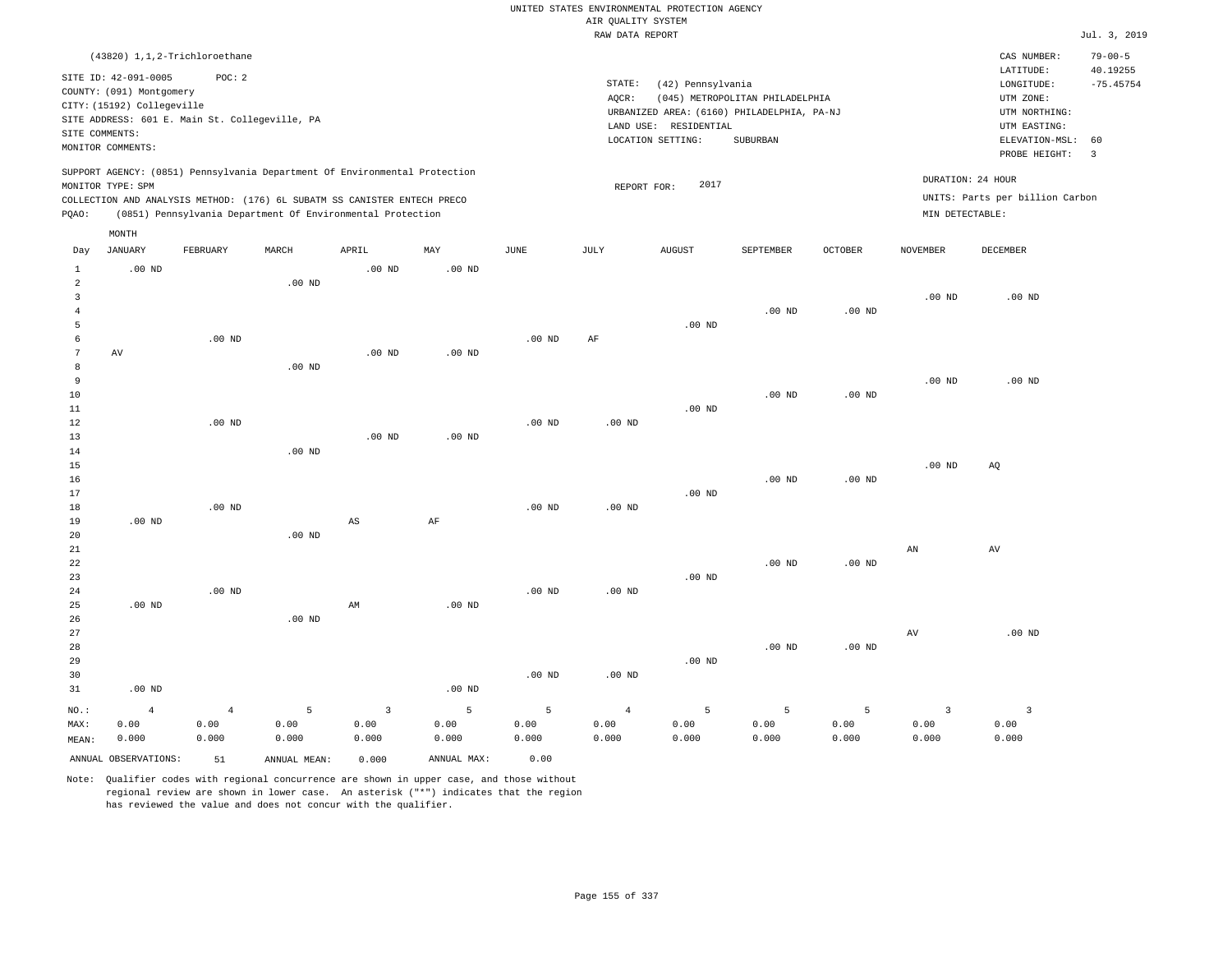UNITED STATES ENVIRONMENTAL PROTECTION AGENCY
AIR QUALITY SYSTEM
RAW DATA REPORT

Jul. 3, 2019

(43820) 1,1,2-Trichloroethane

SITE ID: 42-091-0005 POC: 2
COUNTY: (091) Montgomery
CITY: (15192) Collegeville
SITE ADDRESS: 601 E. Main St. Collegeville, PA
SITE COMMENTS:
MONITOR COMMENTS:

STATE: (42) Pennsylvania
AQCR: (045) METROPOLITAN PHILADELPHIA
URBANIZED AREA: (6160) PHILADELPHIA, PA-NJ
LAND USE: RESIDENTIAL
LOCATION SETTING: SUBURBAN

CAS NUMBER: 79-00-5
LATITUDE: 40.19255
LONGITUDE: -75.45754
UTM ZONE:
UTM NORTHING:
UTM EASTING:
ELEVATION-MSL: 60
PROBE HEIGHT: 3

SUPPORT AGENCY: (0851) Pennsylvania Department Of Environmental Protection
MONITOR TYPE: SPM
COLLECTION AND ANALYSIS METHOD: (176) 6L SUBATM SS CANISTER ENTECH PRECO
PQAO: (0851) Pennsylvania Department Of Environmental Protection

REPORT FOR: 2017

DURATION: 24 HOUR
UNITS: Parts per billion Carbon
MIN DETECTABLE:

| Day | JANUARY | FEBRUARY | MARCH | APRIL | MAY | JUNE | JULY | AUGUST | SEPTEMBER | OCTOBER | NOVEMBER | DECEMBER |
|---|---|---|---|---|---|---|---|---|---|---|---|---|
| 1 | .00 ND | | | .00 ND | .00 ND | | | | | | | |
| 2 | | | .00 ND | | | | | | | | | |
| 3 | | | | | | | | | | | .00 ND | .00 ND |
| 4 | | | | | | | | | .00 ND | .00 ND | | |
| 5 | | | | | | | | .00 ND | | | | |
| 6 | | .00 ND | | | | .00 ND | AF | | | | | |
| 7 | AV | | | .00 ND | .00 ND | | | | | | | |
| 8 | | | .00 ND | | | | | | | | | |
| 9 | | | | | | | | | | | .00 ND | .00 ND |
| 10 | | | | | | | | | .00 ND | .00 ND | | |
| 11 | | | | | | | | .00 ND | | | | |
| 12 | | .00 ND | | | | .00 ND | .00 ND | | | | | |
| 13 | | | | .00 ND | .00 ND | | | | | | | |
| 14 | | | .00 ND | | | | | | | | | |
| 15 | | | | | | | | | | | .00 ND | AQ |
| 16 | | | | | | | | | .00 ND | .00 ND | | |
| 17 | | | | | | | | .00 ND | | | | |
| 18 | | .00 ND | | | | .00 ND | .00 ND | | | | | |
| 19 | .00 ND | | | AS | AF | | | | | | | |
| 20 | | | .00 ND | | | | | | | | | |
| 21 | | | | | | | | | | | AN | AV |
| 22 | | | | | | | | | .00 ND | .00 ND | | |
| 23 | | | | | | | | .00 ND | | | | |
| 24 | | .00 ND | | | | .00 ND | .00 ND | | | | | |
| 25 | .00 ND | | | AM | .00 ND | | | | | | | |
| 26 | | | .00 ND | | | | | | | | | |
| 27 | | | | | | | | | | | AV | .00 ND |
| 28 | | | | | | | | | .00 ND | .00 ND | | |
| 29 | | | | | | | | .00 ND | | | | |
| 30 | | | | | | .00 ND | .00 ND | | | | | |
| 31 | .00 ND | | | | .00 ND | | | | | | | |
| NO.: | 4 | 4 | 5 | 3 | 5 | 5 | 4 | 5 | 5 | 5 | 3 | 3 |
| MAX: | 0.00 | 0.00 | 0.00 | 0.00 | 0.00 | 0.00 | 0.00 | 0.00 | 0.00 | 0.00 | 0.00 | 0.00 |
| MEAN: | 0.000 | 0.000 | 0.000 | 0.000 | 0.000 | 0.000 | 0.000 | 0.000 | 0.000 | 0.000 | 0.000 | 0.000 |

ANNUAL OBSERVATIONS: 51 ANNUAL MEAN: 0.000 ANNUAL MAX: 0.00

Note: Qualifier codes with regional concurrence are shown in upper case, and those without regional review are shown in lower case. An asterisk ("*") indicates that the region has reviewed the value and does not concur with the qualifier.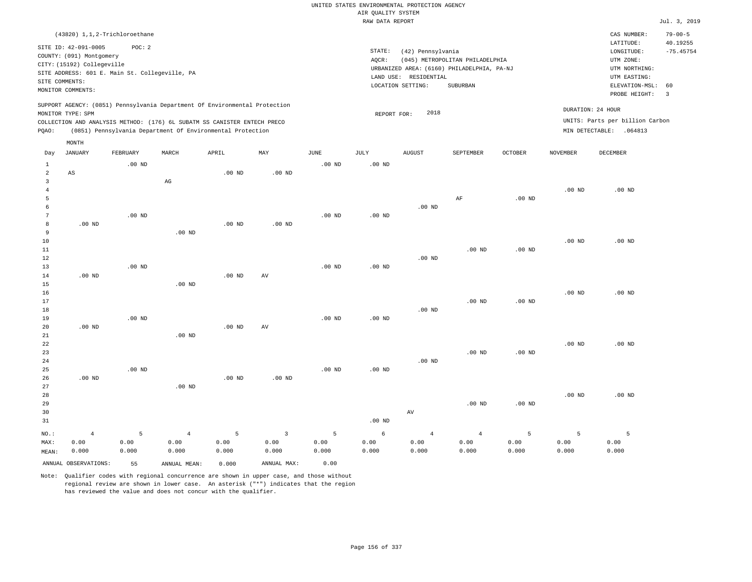UNITED STATES ENVIRONMENTAL PROTECTION AGENCY
AIR QUALITY SYSTEM
RAW DATA REPORT

Jul. 3, 2019

(43820) 1,1,2-Trichloroethane

SITE ID: 42-091-0005  POC: 2
COUNTY: (091) Montgomery
CITY: (15192) Collegeville
SITE ADDRESS: 601 E. Main St. Collegeville, PA
SITE COMMENTS:
MONITOR COMMENTS:

STATE: (42) Pennsylvania
AQCR: (045) METROPOLITAN PHILADELPHIA
URBANIZED AREA: (6160) PHILADELPHIA, PA-NJ
LAND USE: RESIDENTIAL
LOCATION SETTING: SUBURBAN

CAS NUMBER: 79-00-5
LATITUDE: 40.19255
LONGITUDE: -75.45754
UTM ZONE:
UTM NORTHING:
UTM EASTING:
ELEVATION-MSL: 60
PROBE HEIGHT: 3

SUPPORT AGENCY: (0851) Pennsylvania Department Of Environmental Protection
MONITOR TYPE: SPM
COLLECTION AND ANALYSIS METHOD: (176) 6L SUBATM SS CANISTER ENTECH PRECO
PQAO: (0851) Pennsylvania Department Of Environmental Protection

REPORT FOR: 2018

DURATION: 24 HOUR
UNITS: Parts per billion Carbon
MIN DETECTABLE: .064813

| Day | JANUARY | FEBRUARY | MARCH | APRIL | MAY | JUNE | JULY | AUGUST | SEPTEMBER | OCTOBER | NOVEMBER | DECEMBER |
|---|---|---|---|---|---|---|---|---|---|---|---|---|
| 1 | | .00 ND | | | | .00 ND | .00 ND | | | | | |
| 2 | AS | | | .00 ND | .00 ND | | | | | | | |
| 3 | | | AG | | | | | | | | | |
| 4 | | | | | | | | | | | .00 ND | .00 ND |
| 5 | | | | | | | | | AF | .00 ND | | |
| 6 | | | | | | | | .00 ND | | | | |
| 7 | | .00 ND | | | | .00 ND | .00 ND | | | | | |
| 8 | .00 ND | | | .00 ND | .00 ND | | | | | | | |
| 9 | | | .00 ND | | | | | | | | | |
| 10 | | | | | | | | | | | .00 ND | .00 ND |
| 11 | | | | | | | | | .00 ND | .00 ND | | |
| 12 | | | | | | | | .00 ND | | | | |
| 13 | | .00 ND | | | | .00 ND | .00 ND | | | | | |
| 14 | .00 ND | | | .00 ND | AV | | | | | | | |
| 15 | | | .00 ND | | | | | | | | | |
| 16 | | | | | | | | | | | .00 ND | .00 ND |
| 17 | | | | | | | | | .00 ND | .00 ND | | |
| 18 | | | | | | | | .00 ND | | | | |
| 19 | | .00 ND | | | | .00 ND | .00 ND | | | | | |
| 20 | .00 ND | | | .00 ND | AV | | | | | | | |
| 21 | | | .00 ND | | | | | | | | | |
| 22 | | | | | | | | | | | .00 ND | .00 ND |
| 23 | | | | | | | | | .00 ND | .00 ND | | |
| 24 | | | | | | | | .00 ND | | | | |
| 25 | | .00 ND | | | | .00 ND | .00 ND | | | | | |
| 26 | .00 ND | | | .00 ND | .00 ND | | | | | | | |
| 27 | | | .00 ND | | | | | | | | | |
| 28 | | | | | | | | | | | .00 ND | .00 ND |
| 29 | | | | | | | | | .00 ND | .00 ND | | |
| 30 | | | | | | | | AV | | | | |
| 31 | | | | | | | .00 ND | | | | | |
| NO.: | 4 | 5 | 4 | 5 | 3 | 5 | 6 | 4 | 4 | 5 | 5 | 5 |
| MAX: | 0.00 | 0.00 | 0.00 | 0.00 | 0.00 | 0.00 | 0.00 | 0.00 | 0.00 | 0.00 | 0.00 | 0.00 |
| MEAN: | 0.000 | 0.000 | 0.000 | 0.000 | 0.000 | 0.000 | 0.000 | 0.000 | 0.000 | 0.000 | 0.000 | 0.000 |

ANNUAL OBSERVATIONS: 55  ANNUAL MEAN: 0.000  ANNUAL MAX: 0.00

Note: Qualifier codes with regional concurrence are shown in upper case, and those without regional review are shown in lower case. An asterisk ("*") indicates that the region has reviewed the value and does not concur with the qualifier.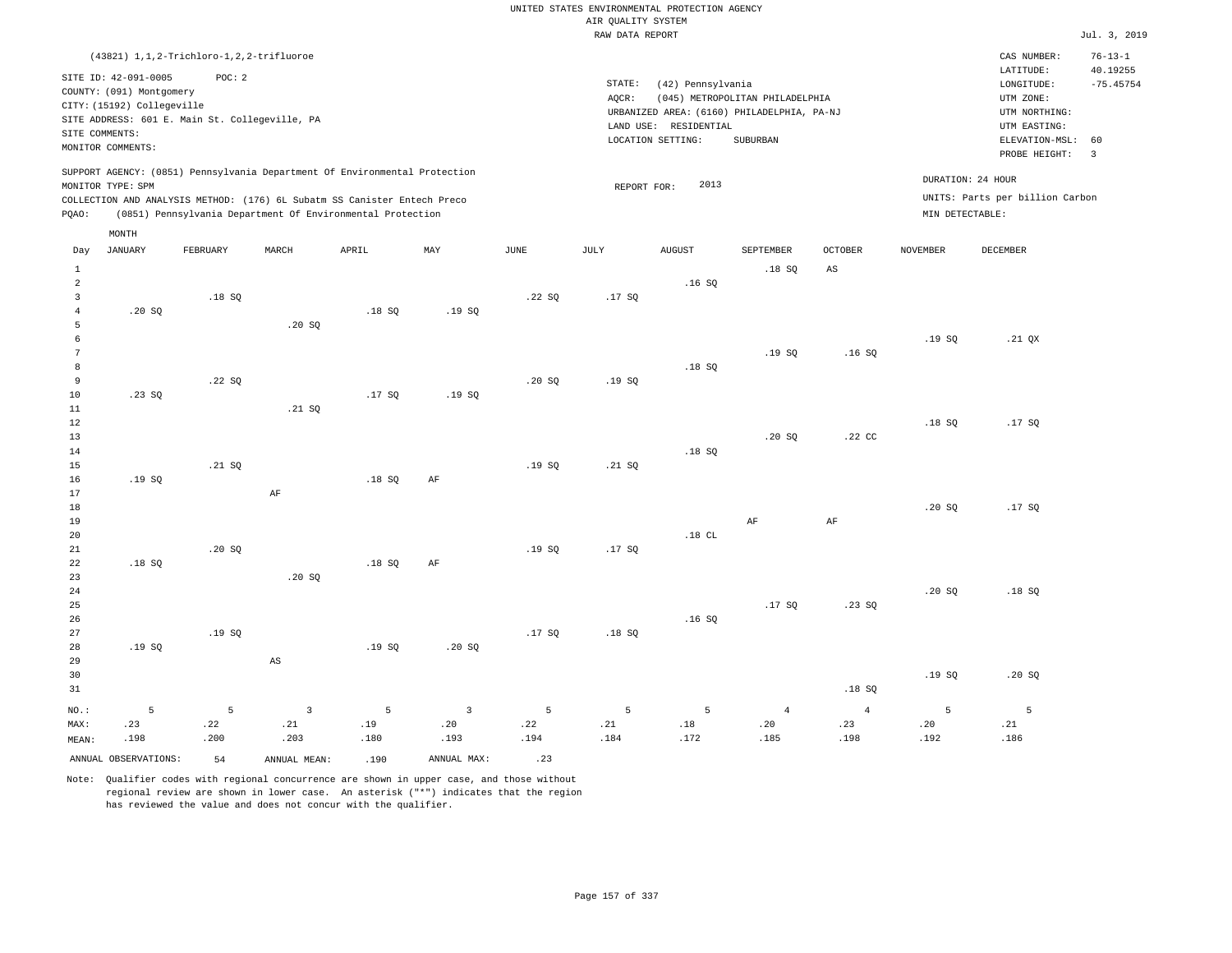UNITED STATES ENVIRONMENTAL PROTECTION AGENCY
AIR QUALITY SYSTEM
RAW DATA REPORT

Jul. 3, 2019

(43821) 1,1,2-Trichloro-1,2,2-trifluoroe

SITE ID: 42-091-0005 POC: 2
COUNTY: (091) Montgomery
CITY: (15192) Collegeville
SITE ADDRESS: 601 E. Main St. Collegeville, PA
SITE COMMENTS:
MONITOR COMMENTS:

STATE: (42) Pennsylvania
AQCR: (045) METROPOLITAN PHILADELPHIA
URBANIZED AREA: (6160) PHILADELPHIA, PA-NJ
LAND USE: RESIDENTIAL
LOCATION SETTING: SUBURBAN

CAS NUMBER: 76-13-1
LATITUDE: 40.19255
LONGITUDE: -75.45754
UTM ZONE:
UTM NORTHING:
UTM EASTING:
ELEVATION-MSL: 60
PROBE HEIGHT: 3

SUPPORT AGENCY: (0851) Pennsylvania Department Of Environmental Protection
MONITOR TYPE: SPM
COLLECTION AND ANALYSIS METHOD: (176) 6L Subatm SS Canister Entech Preco
PQAO: (0851) Pennsylvania Department Of Environmental Protection

REPORT FOR: 2013

DURATION: 24 HOUR
UNITS: Parts per billion Carbon
MIN DETECTABLE:

| Day | JANUARY | FEBRUARY | MARCH | APRIL | MAY | JUNE | JULY | AUGUST | SEPTEMBER | OCTOBER | NOVEMBER | DECEMBER |
|---|---|---|---|---|---|---|---|---|---|---|---|---|
| 1 | | | | | | | | | .18 SQ | AS | | |
| 2 | | | | | | | | .16 SQ | | | | |
| 3 | | .18 SQ | | | | .22 SQ | .17 SQ | | | | | |
| 4 | .20 SQ | | | .18 SQ | .19 SQ | | | | | | | |
| 5 | | | .20 SQ | | | | | | | | | |
| 6 | | | | | | | | | | | .19 SQ | .21 QX |
| 7 | | | | | | | | | .19 SQ | .16 SQ | | |
| 8 | | | | | | | | .18 SQ | | | | |
| 9 | | .22 SQ | | | | .20 SQ | .19 SQ | | | | | |
| 10 | .23 SQ | | | .17 SQ | .19 SQ | | | | | | | |
| 11 | | | .21 SQ | | | | | | | | | |
| 12 | | | | | | | | | | | .18 SQ | .17 SQ |
| 13 | | | | | | | | | .20 SQ | .22 CC | | |
| 14 | | | | | | | | .18 SQ | | | | |
| 15 | | .21 SQ | | | | .19 SQ | .21 SQ | | | | | |
| 16 | .19 SQ | | | .18 SQ | AF | | | | | | | |
| 17 | | | AF | | | | | | | | | |
| 18 | | | | | | | | | | | .20 SQ | .17 SQ |
| 19 | | | | | | | | | AF | AF | | |
| 20 | | | | | | | | .18 CL | | | | |
| 21 | | .20 SQ | | | | .19 SQ | .17 SQ | | | | | |
| 22 | .18 SQ | | | .18 SQ | AF | | | | | | | |
| 23 | | | .20 SQ | | | | | | | | | |
| 24 | | | | | | | | | | | .20 SQ | .18 SQ |
| 25 | | | | | | | | | .17 SQ | .23 SQ | | |
| 26 | | | | | | | | .16 SQ | | | | |
| 27 | | .19 SQ | | | | .17 SQ | .18 SQ | | | | | |
| 28 | .19 SQ | | | .19 SQ | .20 SQ | | | | | | | |
| 29 | | | AS | | | | | | | | | |
| 30 | | | | | | | | | | | .19 SQ | .20 SQ |
| 31 | | | | | | | | | | .18 SQ | | |
| NO.: | 5 | 5 | 3 | 5 | 3 | 5 | 5 | 5 | 4 | 4 | 5 | 5 |
| MAX: | .23 | .22 | .21 | .19 | .20 | .22 | .21 | .18 | .20 | .23 | .20 | .21 |
| MEAN: | .198 | .200 | .203 | .180 | .193 | .194 | .184 | .172 | .185 | .198 | .192 | .186 |

ANNUAL OBSERVATIONS: 54 ANNUAL MEAN: .190 ANNUAL MAX: .23

Note: Qualifier codes with regional concurrence are shown in upper case, and those without regional review are shown in lower case. An asterisk ("*") indicates that the region has reviewed the value and does not concur with the qualifier.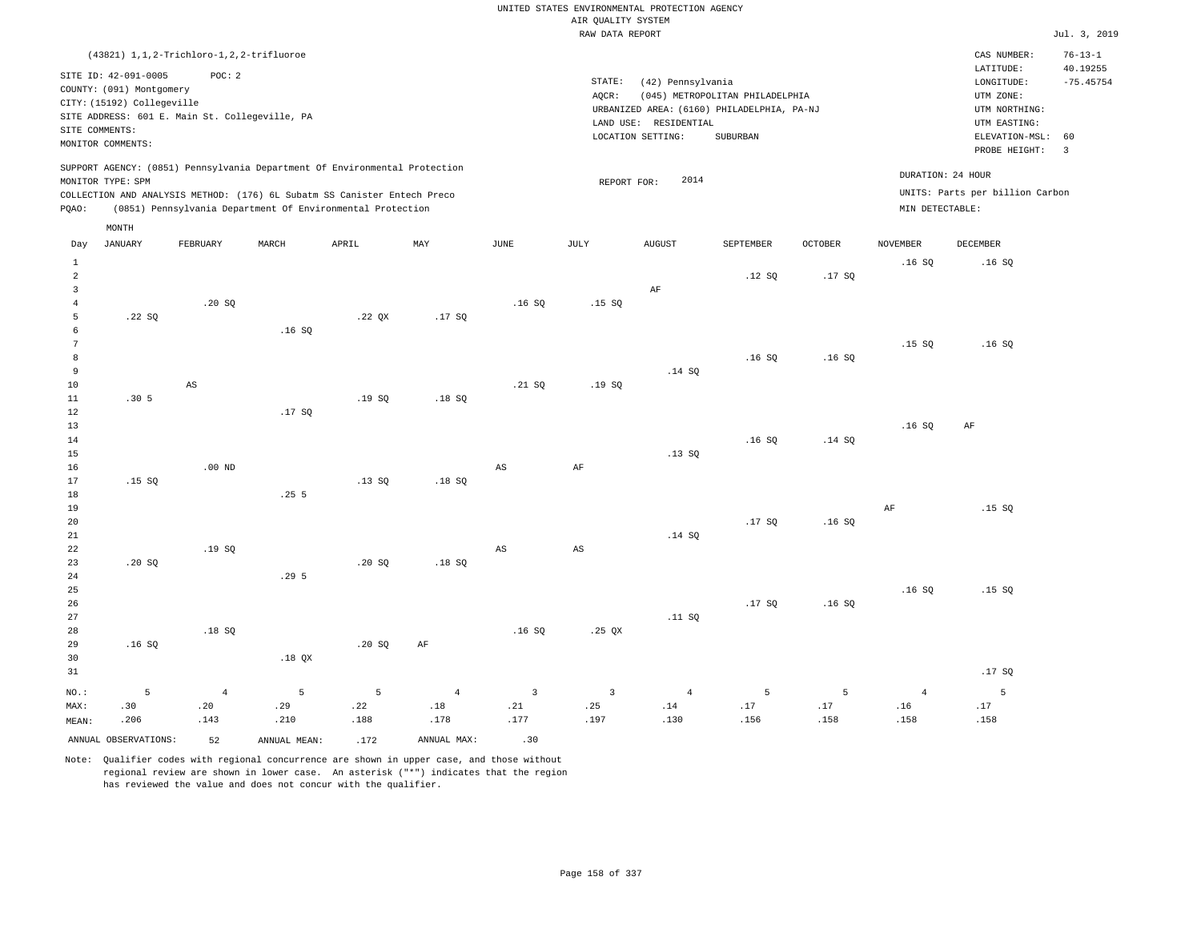UNITED STATES ENVIRONMENTAL PROTECTION AGENCY
AIR QUALITY SYSTEM
RAW DATA REPORT

Jul. 3, 2019

(43821) 1,1,2-Trichloro-1,2,2-trifluoroe

SITE ID: 42-091-0005 POC: 2
COUNTY: (091) Montgomery
CITY: (15192) Collegeville
SITE ADDRESS: 601 E. Main St. Collegeville, PA
SITE COMMENTS:
MONITOR COMMENTS:

STATE: (42) Pennsylvania
AQCR: (045) METROPOLITAN PHILADELPHIA
URBANIZED AREA: (6160) PHILADELPHIA, PA-NJ
LAND USE: RESIDENTIAL
LOCATION SETTING: SUBURBAN

CAS NUMBER: 76-13-1
LATITUDE: 40.19255
LONGITUDE: -75.45754
UTM ZONE:
UTM NORTHING:
UTM EASTING:
ELEVATION-MSL: 60
PROBE HEIGHT: 3

SUPPORT AGENCY: (0851) Pennsylvania Department Of Environmental Protection
MONITOR TYPE: SPM
COLLECTION AND ANALYSIS METHOD: (176) 6L Subatm SS Canister Entech Preco
PQAO: (0851) Pennsylvania Department Of Environmental Protection

REPORT FOR: 2014

DURATION: 24 HOUR
UNITS: Parts per billion Carbon
MIN DETECTABLE:

| Day | JANUARY | FEBRUARY | MARCH | APRIL | MAY | JUNE | JULY | AUGUST | SEPTEMBER | OCTOBER | NOVEMBER | DECEMBER |
|---|---|---|---|---|---|---|---|---|---|---|---|---|
| 1 | | | | | | | | | | | .16 SQ | .16 SQ |
| 2 | | | | | | | | | .12 SQ | .17 SQ | | |
| 3 | | | | | | | | AF | | | | |
| 4 | | .20 SQ | | | | .16 SQ | .15 SQ | | | | | |
| 5 | .22 SQ | | | .22 QX | .17 SQ | | | | | | | |
| 6 | | | .16 SQ | | | | | | | | | |
| 7 | | | | | | | | | | | .15 SQ | .16 SQ |
| 8 | | | | | | | | | .16 SQ | .16 SQ | | |
| 9 | | | | | | | | .14 SQ | | | | |
| 10 | | AS | | | | .21 SQ | .19 SQ | | | | | |
| 11 | .30 5 | | | .19 SQ | .18 SQ | | | | | | | |
| 12 | | | .17 SQ | | | | | | | | | |
| 13 | | | | | | | | | | | .16 SQ | AF |
| 14 | | | | | | | | | .16 SQ | .14 SQ | | |
| 15 | | | | | | | | .13 SQ | | | | |
| 16 | | .00 ND | | | | AS | AF | | | | | |
| 17 | .15 SQ | | | .13 SQ | .18 SQ | | | | | | | |
| 18 | | | .25 5 | | | | | | | | | |
| 19 | | | | | | | | | | | AF | .15 SQ |
| 20 | | | | | | | | | .17 SQ | .16 SQ | | |
| 21 | | | | | | | | .14 SQ | | | | |
| 22 | | .19 SQ | | | | AS | AS | | | | | |
| 23 | .20 SQ | | | .20 SQ | .18 SQ | | | | | | | |
| 24 | | | .29 5 | | | | | | | | | |
| 25 | | | | | | | | | | | .16 SQ | .15 SQ |
| 26 | | | | | | | | | .17 SQ | .16 SQ | | |
| 27 | | | | | | | | .11 SQ | | | | |
| 28 | | .18 SQ | | | | .16 SQ | .25 QX | | | | | |
| 29 | .16 SQ | | | .20 SQ | AF | | | | | | | |
| 30 | | | .18 QX | | | | | | | | | |
| 31 | | | | | | | | | | | | .17 SQ |
| NO.: | 5 | 4 | 5 | 5 | 4 | 3 | 3 | 4 | 5 | 5 | 4 | 5 |
| MAX: | .30 | .20 | .29 | .22 | .18 | .21 | .25 | .14 | .17 | .17 | .16 | .17 |
| MEAN: | .206 | .143 | .210 | .188 | .178 | .177 | .197 | .130 | .156 | .158 | .158 | .158 |

ANNUAL OBSERVATIONS: 52 ANNUAL MEAN: .172 ANNUAL MAX: .30

Note: Qualifier codes with regional concurrence are shown in upper case, and those without regional review are shown in lower case. An asterisk ("*") indicates that the region has reviewed the value and does not concur with the qualifier.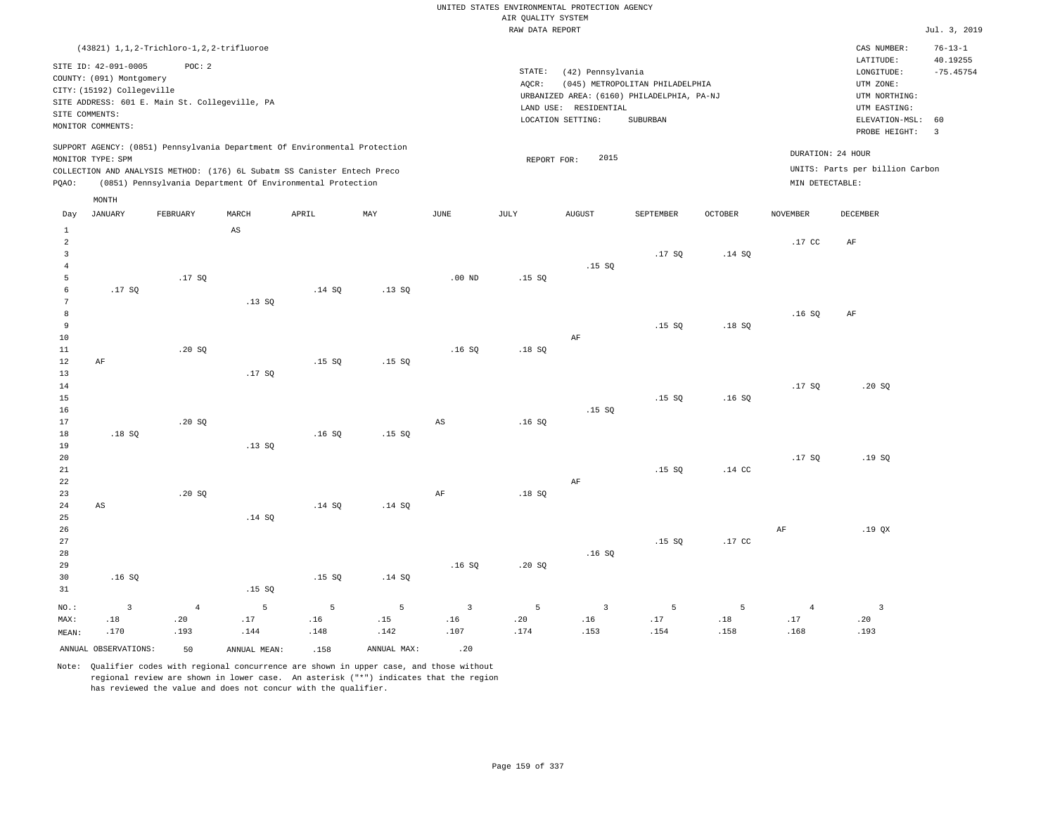UNITED STATES ENVIRONMENTAL PROTECTION AGENCY
AIR QUALITY SYSTEM
RAW DATA REPORT

Jul. 3, 2019

(43821) 1,1,2-Trichloro-1,2,2-trifluoroe

SITE ID: 42-091-0005 POC: 2
COUNTY: (091) Montgomery
CITY: (15192) Collegeville
SITE ADDRESS: 601 E. Main St. Collegeville, PA
SITE COMMENTS:
MONITOR COMMENTS:

STATE: (42) Pennsylvania
AQCR: (045) METROPOLITAN PHILADELPHIA
URBANIZED AREA: (6160) PHILADELPHIA, PA-NJ
LAND USE: RESIDENTIAL
LOCATION SETTING: SUBURBAN

CAS NUMBER: 76-13-1
LATITUDE: 40.19255
LONGITUDE: -75.45754
UTM ZONE:
UTM NORTHING:
UTM EASTING:
ELEVATION-MSL: 60
PROBE HEIGHT: 3

SUPPORT AGENCY: (0851) Pennsylvania Department Of Environmental Protection
MONITOR TYPE: SPM
COLLECTION AND ANALYSIS METHOD: (176) 6L Subatm SS Canister Entech Preco
PQAO: (0851) Pennsylvania Department Of Environmental Protection

REPORT FOR: 2015

DURATION: 24 HOUR
UNITS: Parts per billion Carbon
MIN DETECTABLE:

| Day | JANUARY | FEBRUARY | MARCH | APRIL | MAY | JUNE | JULY | AUGUST | SEPTEMBER | OCTOBER | NOVEMBER | DECEMBER |
|---|---|---|---|---|---|---|---|---|---|---|---|---|
| 1 | | | AS | | | | | | | | | |
| 2 | | | | | | | | | | | .17 CC | AF |
| 3 | | | | | | | | | .17 SQ | .14 SQ | | |
| 4 | | | | | | | | .15 SQ | | | | |
| 5 | | .17 SQ | | | | .00 ND | .15 SQ | | | | | |
| 6 | .17 SQ | | | .14 SQ | .13 SQ | | | | | | | |
| 7 | | | .13 SQ | | | | | | | | | |
| 8 | | | | | | | | | | | .16 SQ | AF |
| 9 | | | | | | | | | .15 SQ | .18 SQ | | |
| 10 | | | | | | | | AF | | | | |
| 11 | | .20 SQ | | | | .16 SQ | .18 SQ | | | | | |
| 12 | AF | | | .15 SQ | .15 SQ | | | | | | | |
| 13 | | | .17 SQ | | | | | | | | | |
| 14 | | | | | | | | | | | .17 SQ | .20 SQ |
| 15 | | | | | | | | | .15 SQ | .16 SQ | | |
| 16 | | | | | | | | .15 SQ | | | | |
| 17 | | .20 SQ | | | | AS | .16 SQ | | | | | |
| 18 | .18 SQ | | | .16 SQ | .15 SQ | | | | | | | |
| 19 | | | .13 SQ | | | | | | | | | |
| 20 | | | | | | | | | | | .17 SQ | .19 SQ |
| 21 | | | | | | | | | .15 SQ | .14 CC | | |
| 22 | | | | | | | | AF | | | | |
| 23 | | .20 SQ | | | | AF | .18 SQ | | | | | |
| 24 | AS | | | .14 SQ | .14 SQ | | | | | | | |
| 25 | | | .14 SQ | | | | | | | | | |
| 26 | | | | | | | | | | | AF | .19 QX |
| 27 | | | | | | | | | .15 SQ | .17 CC | | |
| 28 | | | | | | | | .16 SQ | | | | |
| 29 | | | | | | .16 SQ | .20 SQ | | | | | |
| 30 | .16 SQ | | | .15 SQ | .14 SQ | | | | | | | |
| 31 | | | .15 SQ | | | | | | | | | |
| NO.: | 3 | 4 | 5 | 5 | 5 | 3 | 5 | 3 | 5 | 5 | 4 | 3 |
| MAX: | .18 | .20 | .17 | .16 | .15 | .16 | .20 | .16 | .17 | .18 | .17 | .20 |
| MEAN: | .170 | .193 | .144 | .148 | .142 | .107 | .174 | .153 | .154 | .158 | .168 | .193 |

ANNUAL OBSERVATIONS: 50 ANNUAL MEAN: .158 ANNUAL MAX: .20

Note: Qualifier codes with regional concurrence are shown in upper case, and those without regional review are shown in lower case. An asterisk ("*") indicates that the region has reviewed the value and does not concur with the qualifier.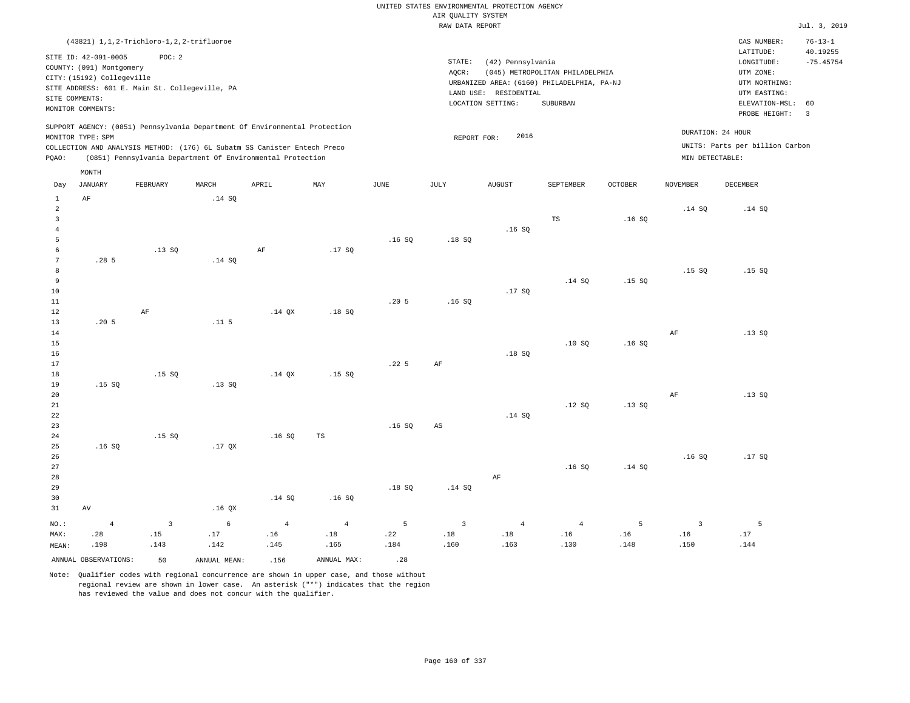UNITED STATES ENVIRONMENTAL PROTECTION AGENCY
AIR QUALITY SYSTEM
RAW DATA REPORT

Jul. 3, 2019

(43821) 1,1,2-Trichloro-1,2,2-trifluoroe

SITE ID: 42-091-0005 POC: 2
COUNTY: (091) Montgomery
CITY: (15192) Collegeville
SITE ADDRESS: 601 E. Main St. Collegeville, PA
SITE COMMENTS:
MONITOR COMMENTS:

STATE: (42) Pennsylvania
AQCR: (045) METROPOLITAN PHILADELPHIA
URBANIZED AREA: (6160) PHILADELPHIA, PA-NJ
LAND USE: RESIDENTIAL
LOCATION SETTING: SUBURBAN

CAS NUMBER: 76-13-1
LATITUDE: 40.19255
LONGITUDE: -75.45754
UTM ZONE:
UTM NORTHING:
UTM EASTING:
ELEVATION-MSL: 60
PROBE HEIGHT: 3

SUPPORT AGENCY: (0851) Pennsylvania Department Of Environmental Protection
MONITOR TYPE: SPM
COLLECTION AND ANALYSIS METHOD: (176) 6L Subatm SS Canister Entech Preco
PQAO: (0851) Pennsylvania Department Of Environmental Protection

REPORT FOR: 2016

DURATION: 24 HOUR
UNITS: Parts per billion Carbon
MIN DETECTABLE:

| Day | JANUARY | FEBRUARY | MARCH | APRIL | MAY | JUNE | JULY | AUGUST | SEPTEMBER | OCTOBER | NOVEMBER | DECEMBER |
|---|---|---|---|---|---|---|---|---|---|---|---|---|
| 1 | AF | | .14 SQ | | | | | | | | | |
| 2 | | | | | | | | | | | .14 SQ | .14 SQ |
| 3 | | | | | | | | | TS | .16 SQ | | |
| 4 | | | | | | | | .16 SQ | | | | |
| 5 | | | | | | .16 SQ | .18 SQ | | | | | |
| 6 | | .13 SQ | | AF | .17 SQ | | | | | | | |
| 7 | .28 5 | | .14 SQ | | | | | | | | | |
| 8 | | | | | | | | | | | .15 SQ | .15 SQ |
| 9 | | | | | | | | | .14 SQ | .15 SQ | | |
| 10 | | | | | | | | .17 SQ | | | | |
| 11 | | | | | | .20 5 | .16 SQ | | | | | |
| 12 | | AF | | .14 QX | .18 SQ | | | | | | | |
| 13 | .20 5 | | .11 5 | | | | | | | | | |
| 14 | | | | | | | | | | | AF | .13 SQ |
| 15 | | | | | | | | | .10 SQ | .16 SQ | | |
| 16 | | | | | | | | .18 SQ | | | | |
| 17 | | | | | | .22 5 | AF | | | | | |
| 18 | | .15 SQ | | .14 QX | .15 SQ | | | | | | | |
| 19 | .15 SQ | | .13 SQ | | | | | | | | | |
| 20 | | | | | | | | | | | AF | .13 SQ |
| 21 | | | | | | | | | .12 SQ | .13 SQ | | |
| 22 | | | | | | | | .14 SQ | | | | |
| 23 | | | | | | .16 SQ | AS | | | | | |
| 24 | | .15 SQ | | .16 SQ | TS | | | | | | | |
| 25 | .16 SQ | | .17 QX | | | | | | | | | |
| 26 | | | | | | | | | | | .16 SQ | .17 SQ |
| 27 | | | | | | | | | .16 SQ | .14 SQ | | |
| 28 | | | | | | | | AF | | | | |
| 29 | | | | | | .18 SQ | .14 SQ | | | | | |
| 30 | | | | .14 SQ | .16 SQ | | | | | | | |
| 31 | AV | | .16 QX | | | | | | | | | |
| NO.: | 4 | 3 | 6 | 4 | 4 | 5 | 3 | 4 | 4 | 5 | 3 | 5 |
| MAX: | .28 | .15 | .17 | .16 | .18 | .22 | .18 | .18 | .16 | .16 | .16 | .17 |
| MEAN: | .198 | .143 | .142 | .145 | .165 | .184 | .160 | .163 | .130 | .148 | .150 | .144 |

ANNUAL OBSERVATIONS: 50 ANNUAL MEAN: .156 ANNUAL MAX: .28

Note: Qualifier codes with regional concurrence are shown in upper case, and those without regional review are shown in lower case. An asterisk ("*") indicates that the region has reviewed the value and does not concur with the qualifier.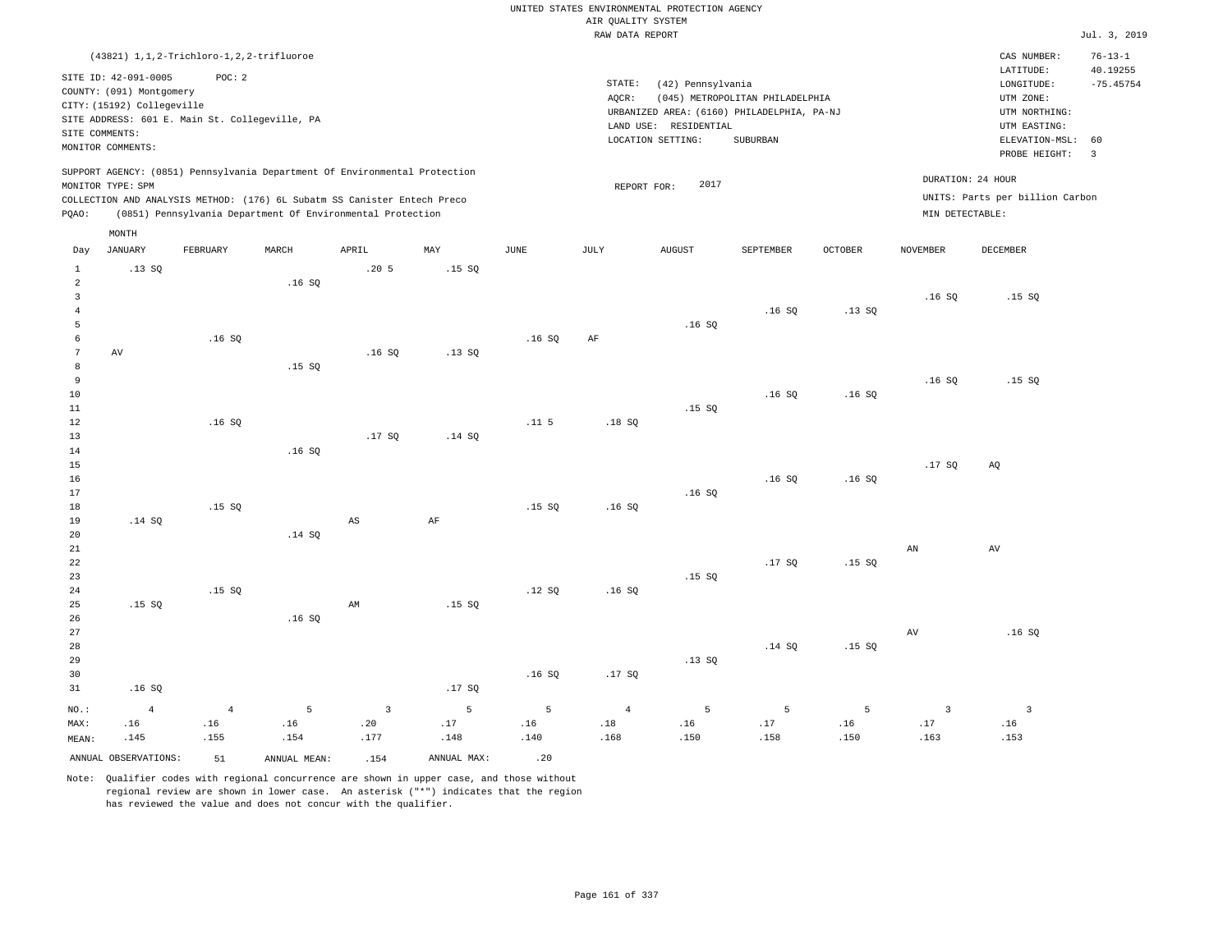UNITED STATES ENVIRONMENTAL PROTECTION AGENCY
AIR QUALITY SYSTEM
RAW DATA REPORT

Jul. 3, 2019

(43821) 1,1,2-Trichloro-1,2,2-trifluoroe

SITE ID: 42-091-0005 POC: 2
COUNTY: (091) Montgomery
CITY: (15192) Collegeville
SITE ADDRESS: 601 E. Main St. Collegeville, PA
SITE COMMENTS:
MONITOR COMMENTS:

STATE: (42) Pennsylvania
AQCR: (045) METROPOLITAN PHILADELPHIA
URBANIZED AREA: (6160) PHILADELPHIA, PA-NJ
LAND USE: RESIDENTIAL
LOCATION SETTING: SUBURBAN

CAS NUMBER: 76-13-1
LATITUDE: 40.19255
LONGITUDE: -75.45754
UTM ZONE:
UTM NORTHING:
UTM EASTING:
ELEVATION-MSL: 60
PROBE HEIGHT: 3

SUPPORT AGENCY: (0851) Pennsylvania Department Of Environmental Protection
MONITOR TYPE: SPM
COLLECTION AND ANALYSIS METHOD: (176) 6L Subatm SS Canister Entech Preco
PQAO: (0851) Pennsylvania Department Of Environmental Protection

REPORT FOR: 2017

DURATION: 24 HOUR
UNITS: Parts per billion Carbon
MIN DETECTABLE:

| Day | JANUARY | FEBRUARY | MARCH | APRIL | MAY | JUNE | JULY | AUGUST | SEPTEMBER | OCTOBER | NOVEMBER | DECEMBER |
|---|---|---|---|---|---|---|---|---|---|---|---|---|
| 1 | .13 SQ | | | .20 5 | .15 SQ | | | | | | | |
| 2 | | | .16 SQ | | | | | | | | | |
| 3 | | | | | | | | | | | .16 SQ | .15 SQ |
| 4 | | | | | | | | | .16 SQ | .13 SQ | | |
| 5 | | | | | | | | .16 SQ | | | | |
| 6 | | .16 SQ | | | | .16 SQ | AF | | | | | |
| 7 | AV | | | .16 SQ | .13 SQ | | | | | | | |
| 8 | | | .15 SQ | | | | | | | | | |
| 9 | | | | | | | | | | | .16 SQ | .15 SQ |
| 10 | | | | | | | | | .16 SQ | .16 SQ | | |
| 11 | | | | | | | | .15 SQ | | | | |
| 12 | | .16 SQ | | | | .11 5 | .18 SQ | | | | | |
| 13 | | | | .17 SQ | .14 SQ | | | | | | | |
| 14 | | | .16 SQ | | | | | | | | | |
| 15 | | | | | | | | | | | .17 SQ | AQ |
| 16 | | | | | | | | | .16 SQ | .16 SQ | | |
| 17 | | | | | | | | .16 SQ | | | | |
| 18 | | .15 SQ | | | | .15 SQ | .16 SQ | | | | | |
| 19 | .14 SQ | | | AS | AF | | | | | | | |
| 20 | | | .14 SQ | | | | | | | | | |
| 21 | | | | | | | | | | | AN | AV |
| 22 | | | | | | | | | .17 SQ | .15 SQ | | |
| 23 | | | | | | | | .15 SQ | | | | |
| 24 | | .15 SQ | | | | .12 SQ | .16 SQ | | | | | |
| 25 | .15 SQ | | | AM | .15 SQ | | | | | | | |
| 26 | | | .16 SQ | | | | | | | | | |
| 27 | | | | | | | | | | | AV | .16 SQ |
| 28 | | | | | | | | | .14 SQ | .15 SQ | | |
| 29 | | | | | | | | .13 SQ | | | | |
| 30 | | | | | | .16 SQ | .17 SQ | | | | | |
| 31 | .16 SQ | | | | .17 SQ | | | | | | | |
| NO.: | 4 | 4 | 5 | 3 | 5 | 5 | 4 | 5 | 5 | 5 | 3 | 3 |
| MAX: | .16 | .16 | .16 | .20 | .17 | .16 | .18 | .16 | .17 | .16 | .17 | .16 |
| MEAN: | .145 | .155 | .154 | .177 | .148 | .140 | .168 | .150 | .158 | .150 | .163 | .153 |

ANNUAL OBSERVATIONS: 51 ANNUAL MEAN: .154 ANNUAL MAX: .20

Note: Qualifier codes with regional concurrence are shown in upper case, and those without regional review are shown in lower case. An asterisk ("*") indicates that the region has reviewed the value and does not concur with the qualifier.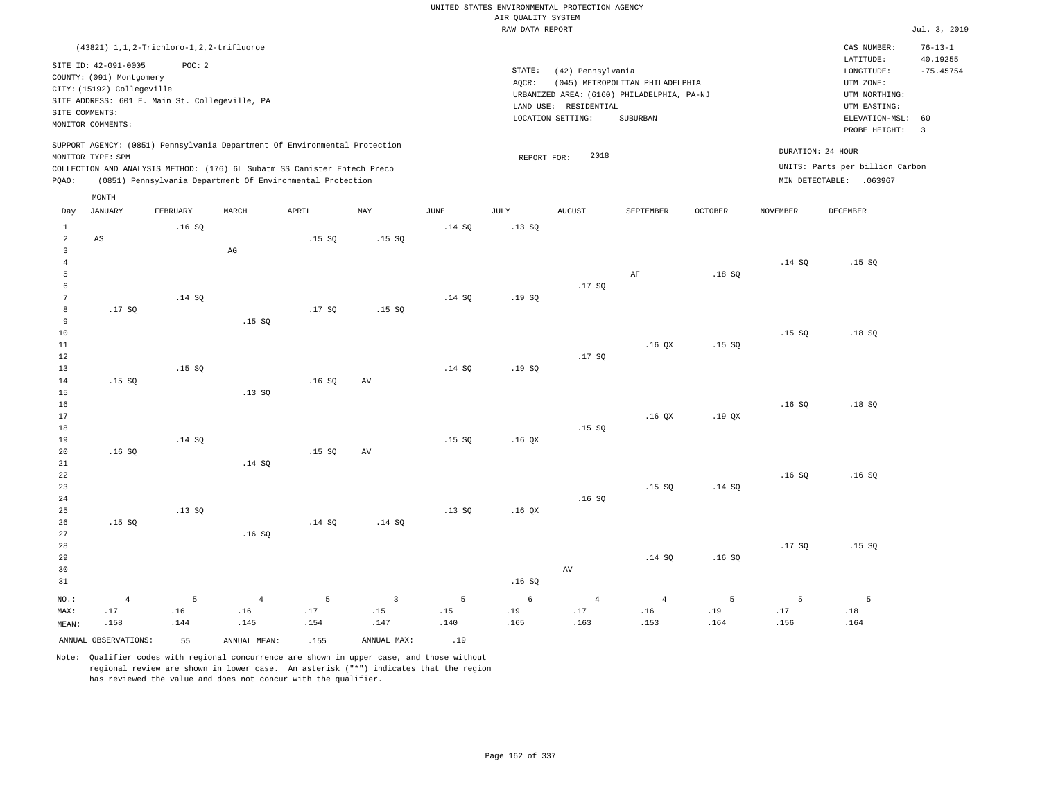UNITED STATES ENVIRONMENTAL PROTECTION AGENCY
AIR QUALITY SYSTEM
RAW DATA REPORT

Jul. 3, 2019

(43821) 1,1,2-Trichloro-1,2,2-trifluoroe

SITE ID: 42-091-0005 POC: 2
COUNTY: (091) Montgomery
CITY: (15192) Collegeville
SITE ADDRESS: 601 E. Main St. Collegeville, PA
SITE COMMENTS:
MONITOR COMMENTS:

STATE: (42) Pennsylvania
AQCR: (045) METROPOLITAN PHILADELPHIA
URBANIZED AREA: (6160) PHILADELPHIA, PA-NJ
LAND USE: RESIDENTIAL
LOCATION SETTING: SUBURBAN

CAS NUMBER: 76-13-1
LATITUDE: 40.19255
LONGITUDE: -75.45754
UTM ZONE:
UTM NORTHING:
UTM EASTING:
ELEVATION-MSL: 60
PROBE HEIGHT: 3

SUPPORT AGENCY: (0851) Pennsylvania Department Of Environmental Protection
MONITOR TYPE: SPM
COLLECTION AND ANALYSIS METHOD: (176) 6L Subatm SS Canister Entech Preco
PQAO: (0851) Pennsylvania Department Of Environmental Protection

REPORT FOR: 2018

DURATION: 24 HOUR
UNITS: Parts per billion Carbon
MIN DETECTABLE: .063967

| Day | JANUARY | FEBRUARY | MARCH | APRIL | MAY | JUNE | JULY | AUGUST | SEPTEMBER | OCTOBER | NOVEMBER | DECEMBER |
|---|---|---|---|---|---|---|---|---|---|---|---|---|
| 1 | | .16 SQ | | | | .14 SQ | .13 SQ | | | | | |
| 2 | AS | | | .15 SQ | .15 SQ | | | | | | | |
| 3 | | | AG | | | | | | | | | |
| 4 | | | | | | | | | | | .14 SQ | .15 SQ |
| 5 | | | | | | | | | AF | .18 SQ | | |
| 6 | | | | | | | | .17 SQ | | | | |
| 7 | | .14 SQ | | | | .14 SQ | .19 SQ | | | | | |
| 8 | .17 SQ | | | .17 SQ | .15 SQ | | | | | | | |
| 9 | | | .15 SQ | | | | | | | | | |
| 10 | | | | | | | | | | | .15 SQ | .18 SQ |
| 11 | | | | | | | | | .16 QX | .15 SQ | | |
| 12 | | | | | | | | .17 SQ | | | | |
| 13 | | .15 SQ | | | | .14 SQ | .19 SQ | | | | | |
| 14 | .15 SQ | | | .16 SQ | AV | | | | | | | |
| 15 | | | .13 SQ | | | | | | | | | |
| 16 | | | | | | | | | | | .16 SQ | .18 SQ |
| 17 | | | | | | | | | .16 QX | .19 QX | | |
| 18 | | | | | | | | .15 SQ | | | | |
| 19 | | .14 SQ | | | | .15 SQ | .16 QX | | | | | |
| 20 | .16 SQ | | | .15 SQ | AV | | | | | | | |
| 21 | | | .14 SQ | | | | | | | | | |
| 22 | | | | | | | | | | | .16 SQ | .16 SQ |
| 23 | | | | | | | | | .15 SQ | .14 SQ | | |
| 24 | | | | | | | | .16 SQ | | | | |
| 25 | | .13 SQ | | | | .13 SQ | .16 QX | | | | | |
| 26 | .15 SQ | | | .14 SQ | .14 SQ | | | | | | | |
| 27 | | | .16 SQ | | | | | | | | | |
| 28 | | | | | | | | | | | .17 SQ | .15 SQ |
| 29 | | | | | | | | | .14 SQ | .16 SQ | | |
| 30 | | | | | | | | AV | | | | |
| 31 | | | | | | | .16 SQ | | | | | |
| NO.: | 4 | 5 | 4 | 5 | 3 | 5 | 6 | 4 | 4 | 5 | 5 | 5 |
| MAX: | .17 | .16 | .16 | .17 | .15 | .15 | .19 | .17 | .16 | .19 | .17 | .18 |
| MEAN: | .158 | .144 | .145 | .154 | .147 | .140 | .165 | .163 | .153 | .164 | .156 | .164 |

ANNUAL OBSERVATIONS: 55 ANNUAL MEAN: .155 ANNUAL MAX: .19

Note: Qualifier codes with regional concurrence are shown in upper case, and those without regional review are shown in lower case. An asterisk ("*") indicates that the region has reviewed the value and does not concur with the qualifier.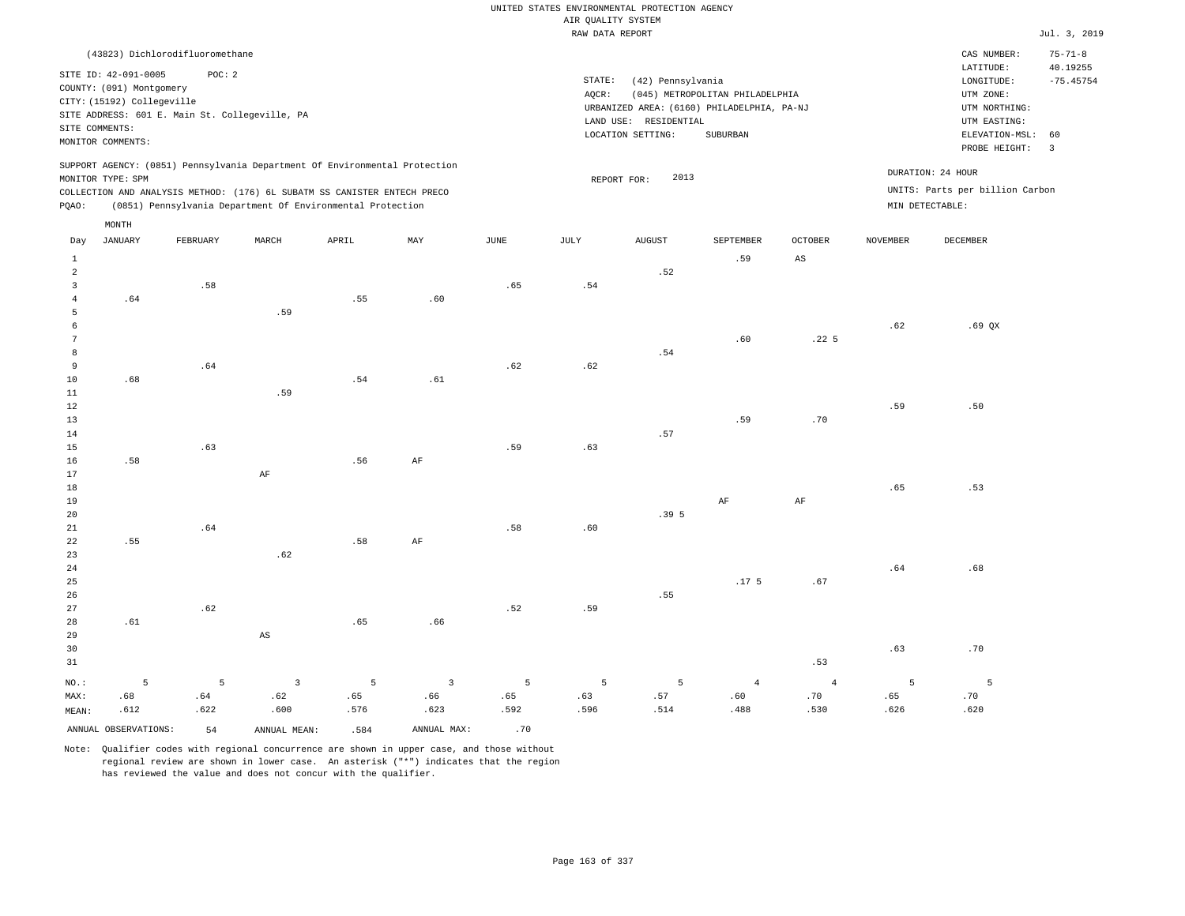UNITED STATES ENVIRONMENTAL PROTECTION AGENCY
AIR QUALITY SYSTEM
RAW DATA REPORT

Jul. 3, 2019

(43823) Dichlorodifluoromethane

SITE ID: 42-091-0005 POC: 2
COUNTY: (091) Montgomery
CITY: (15192) Collegeville
SITE ADDRESS: 601 E. Main St. Collegeville, PA
SITE COMMENTS:
MONITOR COMMENTS:

STATE: (42) Pennsylvania
AQCR: (045) METROPOLITAN PHILADELPHIA
URBANIZED AREA: (6160) PHILADELPHIA, PA-NJ
LAND USE: RESIDENTIAL
LOCATION SETTING: SUBURBAN

CAS NUMBER: 75-71-8
LATITUDE: 40.19255
LONGITUDE: -75.45754
UTM ZONE:
UTM NORTHING:
UTM EASTING:
ELEVATION-MSL: 60
PROBE HEIGHT: 3

SUPPORT AGENCY: (0851) Pennsylvania Department Of Environmental Protection
MONITOR TYPE: SPM
COLLECTION AND ANALYSIS METHOD: (176) 6L SUBATM SS CANISTER ENTECH PRECO
PQAO: (0851) Pennsylvania Department Of Environmental Protection

REPORT FOR: 2013

DURATION: 24 HOUR
UNITS: Parts per billion Carbon
MIN DETECTABLE:

| Day | JANUARY | FEBRUARY | MARCH | APRIL | MAY | JUNE | JULY | AUGUST | SEPTEMBER | OCTOBER | NOVEMBER | DECEMBER |
|---|---|---|---|---|---|---|---|---|---|---|---|---|
| 1 | | | | | | | | | .59 | AS | | |
| 2 | | | | | | | | .52 | | | | |
| 3 | | .58 | | | | .65 | .54 | | | | | |
| 4 | .64 | | | .55 | .60 | | | | | | | |
| 5 | | | .59 | | | | | | | | | |
| 6 | | | | | | | | | | | .62 | .69 QX |
| 7 | | | | | | | | | .60 | .22 5 | | |
| 8 | | | | | | | | .54 | | | | |
| 9 | | .64 | | | | .62 | .62 | | | | | |
| 10 | .68 | | | .54 | .61 | | | | | | | |
| 11 | | | .59 | | | | | | | | | |
| 12 | | | | | | | | | | | .59 | .50 |
| 13 | | | | | | | | | .59 | .70 | | |
| 14 | | | | | | | | .57 | | | | |
| 15 | | .63 | | | | .59 | .63 | | | | | |
| 16 | .58 | | | .56 | AF | | | | | | | |
| 17 | | | AF | | | | | | | | | |
| 18 | | | | | | | | | | | .65 | .53 |
| 19 | | | | | | | | | AF | AF | | |
| 20 | | | | | | | | .39 5 | | | | |
| 21 | | .64 | | | | .58 | .60 | | | | | |
| 22 | .55 | | | .58 | AF | | | | | | | |
| 23 | | | .62 | | | | | | | | | |
| 24 | | | | | | | | | | | .64 | .68 |
| 25 | | | | | | | | | .17 5 | .67 | | |
| 26 | | | | | | | | .55 | | | | |
| 27 | | .62 | | | | .52 | .59 | | | | | |
| 28 | .61 | | | .65 | .66 | | | | | | | |
| 29 | | | AS | | | | | | | | | |
| 30 | | | | | | | | | | | .63 | .70 |
| 31 | | | | | | | | | | .53 | | |
| NO.: | 5 | 5 | 3 | 5 | 3 | 5 | 5 | 5 | 4 | 4 | 5 | 5 |
| MAX: | .68 | .64 | .62 | .65 | .66 | .65 | .63 | .57 | .60 | .70 | .65 | .70 |
| MEAN: | .612 | .622 | .600 | .576 | .623 | .592 | .596 | .514 | .488 | .530 | .626 | .620 |

ANNUAL OBSERVATIONS: 54 ANNUAL MEAN: .584 ANNUAL MAX: .70

Note: Qualifier codes with regional concurrence are shown in upper case, and those without regional review are shown in lower case. An asterisk ("*") indicates that the region has reviewed the value and does not concur with the qualifier.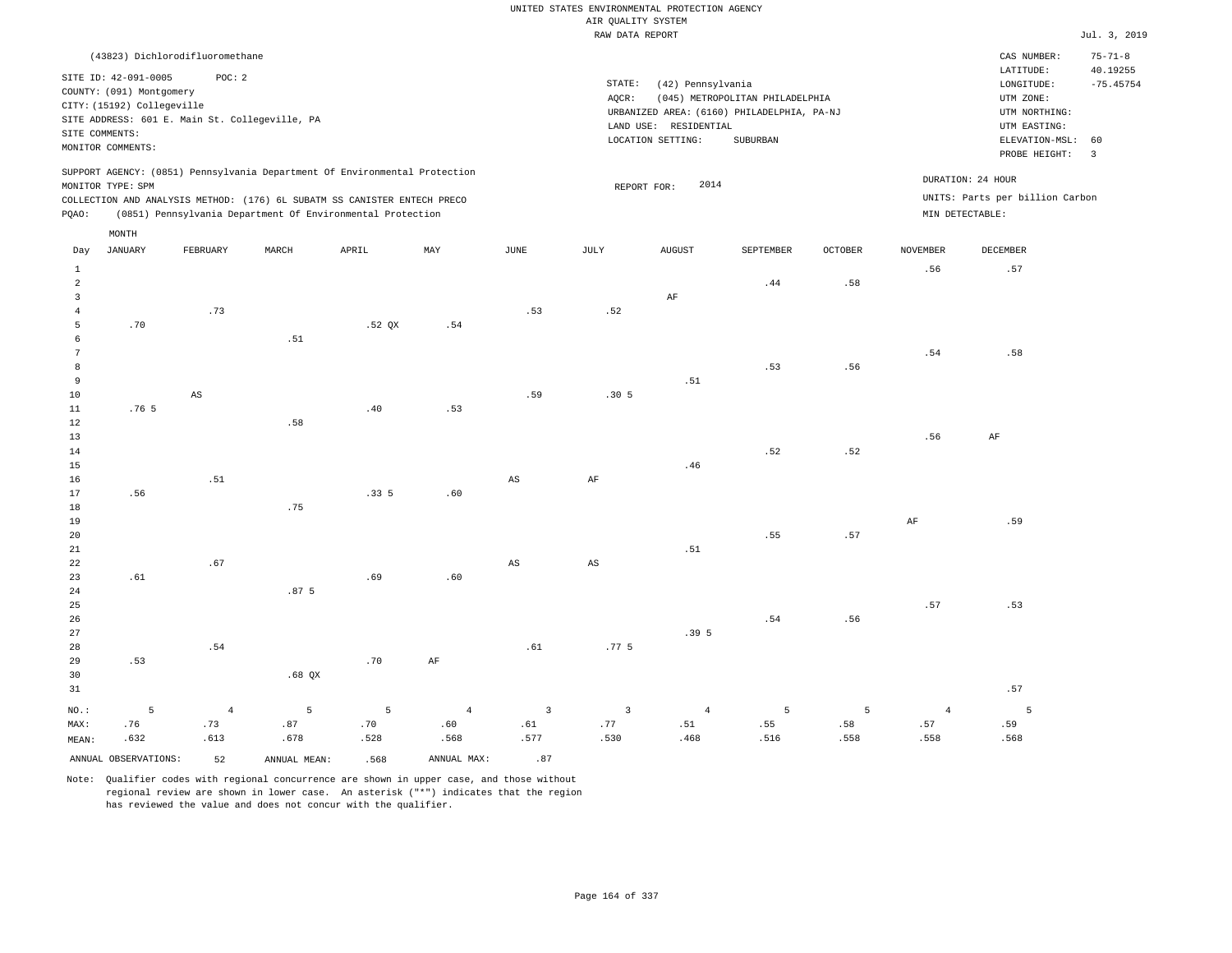UNITED STATES ENVIRONMENTAL PROTECTION AGENCY
AIR QUALITY SYSTEM
RAW DATA REPORT

Jul. 3, 2019

(43823) Dichlorodifluoromethane

SITE ID: 42-091-0005 POC: 2
COUNTY: (091) Montgomery
CITY: (15192) Collegeville
SITE ADDRESS: 601 E. Main St. Collegeville, PA
SITE COMMENTS:
MONITOR COMMENTS:

STATE: (42) Pennsylvania
AQCR: (045) METROPOLITAN PHILADELPHIA
URBANIZED AREA: (6160) PHILADELPHIA, PA-NJ
LAND USE: RESIDENTIAL
LOCATION SETTING: SUBURBAN

CAS NUMBER: 75-71-8
LATITUDE: 40.19255
LONGITUDE: -75.45754
UTM ZONE:
UTM NORTHING:
UTM EASTING:
ELEVATION-MSL: 60
PROBE HEIGHT: 3

SUPPORT AGENCY: (0851) Pennsylvania Department Of Environmental Protection
MONITOR TYPE: SPM
COLLECTION AND ANALYSIS METHOD: (176) 6L SUBATM SS CANISTER ENTECH PRECO
PQAO: (0851) Pennsylvania Department Of Environmental Protection

REPORT FOR: 2014

DURATION: 24 HOUR
UNITS: Parts per billion Carbon
MIN DETECTABLE:

| Day | JANUARY | FEBRUARY | MARCH | APRIL | MAY | JUNE | JULY | AUGUST | SEPTEMBER | OCTOBER | NOVEMBER | DECEMBER |
|---|---|---|---|---|---|---|---|---|---|---|---|---|
| 1 | | | | | | | | | | | .56 | .57 |
| 2 | | | | | | | | | .44 | .58 | | |
| 3 | | | | | | | | AF | | | | |
| 4 | | .73 | | | | .53 | .52 | | | | | |
| 5 | .70 | | | .52 QX | .54 | | | | | | | |
| 6 | | | .51 | | | | | | | | | |
| 7 | | | | | | | | | | | .54 | .58 |
| 8 | | | | | | | | | .53 | .56 | | |
| 9 | | | | | | | | .51 | | | | |
| 10 | | AS | | | | .59 | .30 5 | | | | | |
| 11 | .76 5 | | | .40 | .53 | | | | | | | |
| 12 | | | .58 | | | | | | | | | |
| 13 | | | | | | | | | | | .56 | AF |
| 14 | | | | | | | | | .52 | .52 | | |
| 15 | | | | | | | | .46 | | | | |
| 16 | | .51 | | | | AS | AF | | | | | |
| 17 | .56 | | | .33 5 | .60 | | | | | | | |
| 18 | | | .75 | | | | | | | | | |
| 19 | | | | | | | | | | | AF | .59 |
| 20 | | | | | | | | | .55 | .57 | | |
| 21 | | | | | | | | .51 | | | | |
| 22 | | .67 | | | | AS | AS | | | | | |
| 23 | .61 | | | .69 | .60 | | | | | | | |
| 24 | | | .87 5 | | | | | | | | | |
| 25 | | | | | | | | | | | .57 | .53 |
| 26 | | | | | | | | | .54 | .56 | | |
| 27 | | | | | | | | .39 5 | | | | |
| 28 | | .54 | | | | .61 | .77 5 | | | | | |
| 29 | .53 | | | .70 | AF | | | | | | | |
| 30 | | | .68 QX | | | | | | | | | |
| 31 | | | | | | | | | | | | .57 |
| NO.: | 5 | 4 | 5 | 5 | 4 | 3 | 3 | 4 | 5 | 5 | 4 | 5 |
| MAX: | .76 | .73 | .87 | .70 | .60 | .61 | .77 | .51 | .55 | .58 | .57 | .59 |
| MEAN: | .632 | .613 | .678 | .528 | .568 | .577 | .530 | .468 | .516 | .558 | .558 | .568 |

ANNUAL OBSERVATIONS: 52 ANNUAL MEAN: .568 ANNUAL MAX: .87

Note: Qualifier codes with regional concurrence are shown in upper case, and those without regional review are shown in lower case. An asterisk ("*") indicates that the region has reviewed the value and does not concur with the qualifier.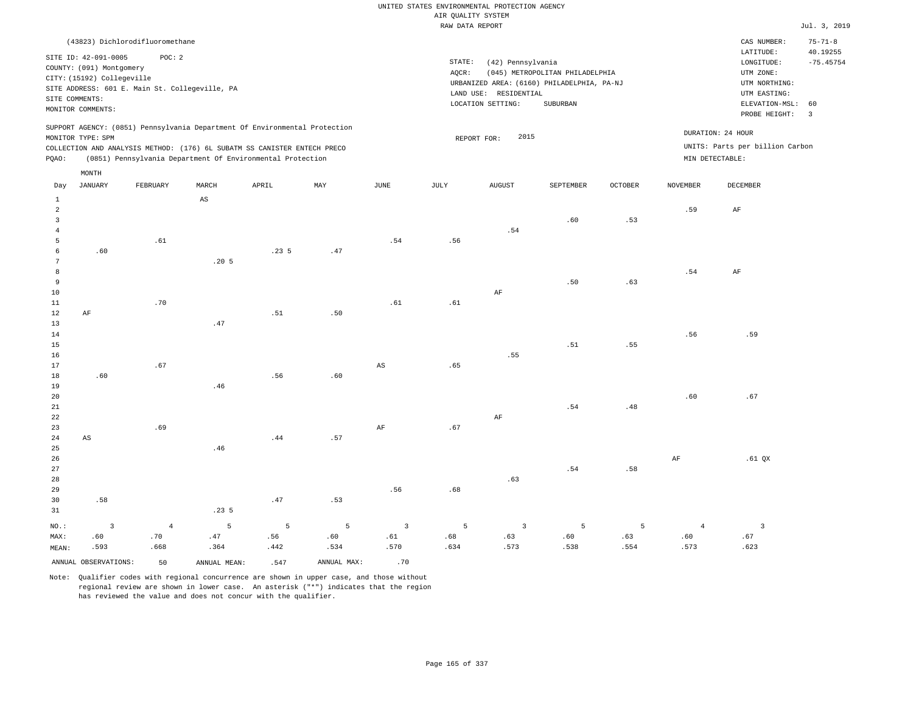UNITED STATES ENVIRONMENTAL PROTECTION AGENCY
AIR QUALITY SYSTEM
RAW DATA REPORT

Jul. 3, 2019

(43823) Dichlorodifluoromethane

SITE ID: 42-091-0005 POC: 2
COUNTY: (091) Montgomery
CITY: (15192) Collegeville
SITE ADDRESS: 601 E. Main St. Collegeville, PA
SITE COMMENTS:
MONITOR COMMENTS:

STATE: (42) Pennsylvania
AQCR: (045) METROPOLITAN PHILADELPHIA
URBANIZED AREA: (6160) PHILADELPHIA, PA-NJ
LAND USE: RESIDENTIAL
LOCATION SETTING: SUBURBAN

CAS NUMBER: 75-71-8
LATITUDE: 40.19255
LONGITUDE: -75.45754
UTM ZONE:
UTM NORTHING:
UTM EASTING:
ELEVATION-MSL: 60
PROBE HEIGHT: 3

SUPPORT AGENCY: (0851) Pennsylvania Department Of Environmental Protection
MONITOR TYPE: SPM
COLLECTION AND ANALYSIS METHOD: (176) 6L SUBATM SS CANISTER ENTECH PRECO
PQAO: (0851) Pennsylvania Department Of Environmental Protection

REPORT FOR: 2015

DURATION: 24 HOUR
UNITS: Parts per billion Carbon
MIN DETECTABLE:

| Day | JANUARY | FEBRUARY | MARCH | APRIL | MAY | JUNE | JULY | AUGUST | SEPTEMBER | OCTOBER | NOVEMBER | DECEMBER |
|---|---|---|---|---|---|---|---|---|---|---|---|---|
| 1 | | | AS | | | | | | | | | |
| 2 | | | | | | | | | | | .59 | AF |
| 3 | | | | | | | | | .60 | .53 | | |
| 4 | | | | | | | | .54 | | | | |
| 5 | | .61 | | | | .54 | .56 | | | | | |
| 6 | .60 | | | .23 5 | .47 | | | | | | | |
| 7 | | | .20 5 | | | | | | | | | |
| 8 | | | | | | | | | | | .54 | AF |
| 9 | | | | | | | | | .50 | .63 | | |
| 10 | | | | | | | | AF | | | | |
| 11 | | .70 | | | | .61 | .61 | | | | | |
| 12 | AF | | | .51 | .50 | | | | | | | |
| 13 | | | .47 | | | | | | | | | |
| 14 | | | | | | | | | | | .56 | .59 |
| 15 | | | | | | | | | .51 | .55 | | |
| 16 | | | | | | | | .55 | | | | |
| 17 | | .67 | | | | AS | .65 | | | | | |
| 18 | .60 | | | .56 | .60 | | | | | | | |
| 19 | | | .46 | | | | | | | | | |
| 20 | | | | | | | | | | | .60 | .67 |
| 21 | | | | | | | | | .54 | .48 | | |
| 22 | | | | | | | | AF | | | | |
| 23 | | .69 | | | | AF | .67 | | | | | |
| 24 | AS | | | .44 | .57 | | | | | | | |
| 25 | | | .46 | | | | | | | | | |
| 26 | | | | | | | | | | | AF | .61 QX |
| 27 | | | | | | | | | .54 | .58 | | |
| 28 | | | | | | | | .63 | | | | |
| 29 | | | | | | .56 | .68 | | | | | |
| 30 | .58 | | | .47 | .53 | | | | | | | |
| 31 | | | .23 5 | | | | | | | | | |
| NO.: | 3 | 4 | 5 | 5 | 5 | 3 | 5 | 3 | 5 | 5 | 4 | 3 |
| MAX: | .60 | .70 | .47 | .56 | .60 | .61 | .68 | .63 | .60 | .63 | .60 | .67 |
| MEAN: | .593 | .668 | .364 | .442 | .534 | .570 | .634 | .573 | .538 | .554 | .573 | .623 |

ANNUAL OBSERVATIONS: 50 ANNUAL MEAN: .547 ANNUAL MAX: .70

Note: Qualifier codes with regional concurrence are shown in upper case, and those without regional review are shown in lower case. An asterisk ("*") indicates that the region has reviewed the value and does not concur with the qualifier.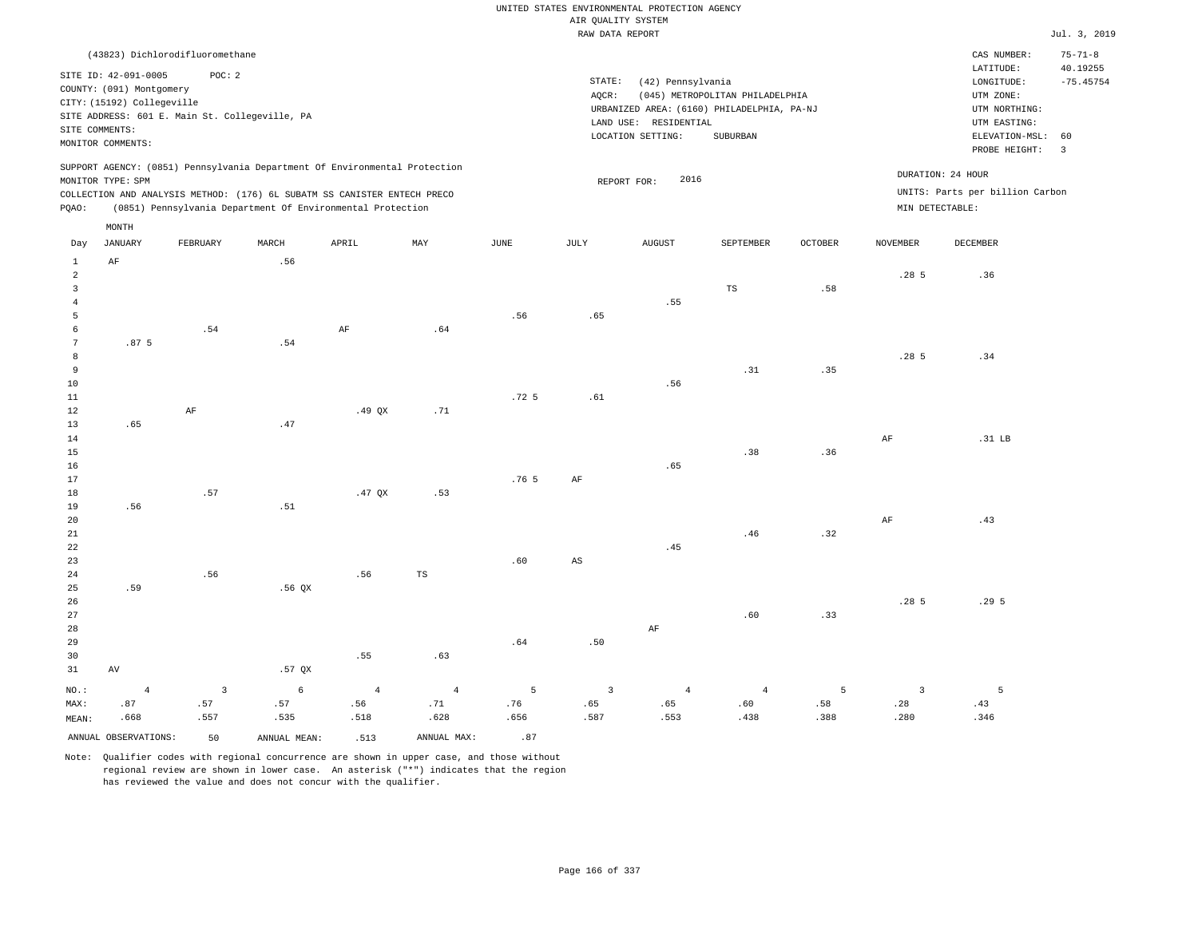UNITED STATES ENVIRONMENTAL PROTECTION AGENCY
AIR QUALITY SYSTEM
RAW DATA REPORT

Jul. 3, 2019

(43823) Dichlorodifluoromethane

SITE ID: 42-091-0005 POC: 2
COUNTY: (091) Montgomery
CITY: (15192) Collegeville
SITE ADDRESS: 601 E. Main St. Collegeville, PA
SITE COMMENTS:
MONITOR COMMENTS:

STATE: (42) Pennsylvania
AQCR: (045) METROPOLITAN PHILADELPHIA
URBANIZED AREA: (6160) PHILADELPHIA, PA-NJ
LAND USE: RESIDENTIAL
LOCATION SETTING: SUBURBAN

CAS NUMBER: 75-71-8
LATITUDE: 40.19255
LONGITUDE: -75.45754
UTM ZONE:
UTM NORTHING:
UTM EASTING:
ELEVATION-MSL: 60
PROBE HEIGHT: 3

SUPPORT AGENCY: (0851) Pennsylvania Department Of Environmental Protection
MONITOR TYPE: SPM
COLLECTION AND ANALYSIS METHOD: (176) 6L SUBATM SS CANISTER ENTECH PRECO
PQAO: (0851) Pennsylvania Department Of Environmental Protection

REPORT FOR: 2016

DURATION: 24 HOUR
UNITS: Parts per billion Carbon
MIN DETECTABLE:

| Day | JANUARY | FEBRUARY | MARCH | APRIL | MAY | JUNE | JULY | AUGUST | SEPTEMBER | OCTOBER | NOVEMBER | DECEMBER |
|---|---|---|---|---|---|---|---|---|---|---|---|---|
| 1 | AF | | .56 | | | | | | | | | |
| 2 | | | | | | | | | | | .28 5 | .36 |
| 3 | | | | | | | | | TS | .58 | | |
| 4 | | | | | | | | .55 | | | | |
| 5 | | | | | | .56 | .65 | | | | | |
| 6 | | .54 | | AF | .64 | | | | | | | |
| 7 | .87 5 | | .54 | | | | | | | | | |
| 8 | | | | | | | | | | | .28 5 | .34 |
| 9 | | | | | | | | | .31 | .35 | | |
| 10 | | | | | | | | .56 | | | | |
| 11 | | | | | | .72 5 | .61 | | | | | |
| 12 | | AF | | .49 QX | .71 | | | | | | | |
| 13 | .65 | | .47 | | | | | | | | | |
| 14 | | | | | | | | | | | AF | .31 LB |
| 15 | | | | | | | | | .38 | .36 | | |
| 16 | | | | | | | | .65 | | | | |
| 17 | | | | | | .76 5 | AF | | | | | |
| 18 | | .57 | | .47 QX | .53 | | | | | | | |
| 19 | .56 | | .51 | | | | | | | | | |
| 20 | | | | | | | | | | | AF | .43 |
| 21 | | | | | | | | | .46 | .32 | | |
| 22 | | | | | | | | .45 | | | | |
| 23 | | | | | | .60 | AS | | | | | |
| 24 | | .56 | | .56 | TS | | | | | | | |
| 25 | .59 | | .56 QX | | | | | | | | | |
| 26 | | | | | | | | | | | .28 5 | .29 5 |
| 27 | | | | | | | | | .60 | .33 | | |
| 28 | | | | | | | | AF | | | | |
| 29 | | | | | | .64 | .50 | | | | | |
| 30 | | | | .55 | .63 | | | | | | | |
| 31 | AV | | .57 QX | | | | | | | | | |
| NO.: | 4 | 3 | 6 | 4 | 4 | 5 | 3 | 4 | 4 | 5 | 3 | 5 |
| MAX: | .87 | .57 | .57 | .56 | .71 | .76 | .65 | .65 | .60 | .58 | .28 | .43 |
| MEAN: | .668 | .557 | .535 | .518 | .628 | .656 | .587 | .553 | .438 | .388 | .280 | .346 |

ANNUAL OBSERVATIONS: 50  ANNUAL MEAN: .513  ANNUAL MAX: .87

Note: Qualifier codes with regional concurrence are shown in upper case, and those without regional review are shown in lower case. An asterisk ("*") indicates that the region has reviewed the value and does not concur with the qualifier.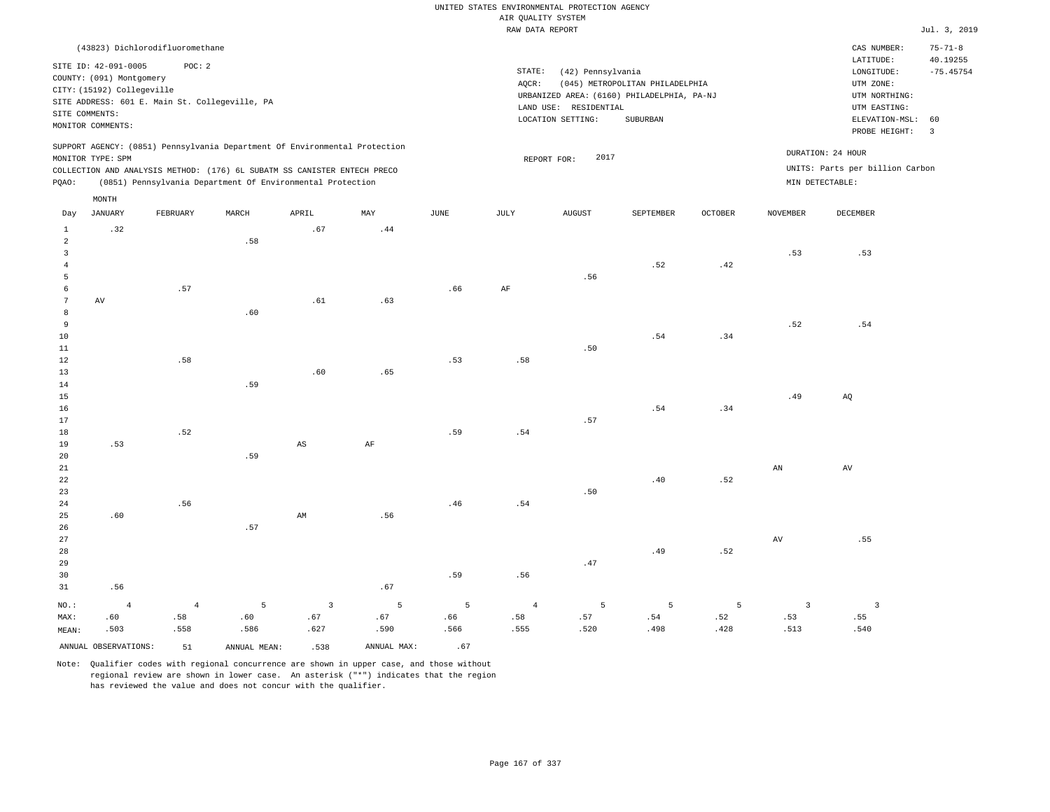UNITED STATES ENVIRONMENTAL PROTECTION AGENCY
AIR QUALITY SYSTEM
RAW DATA REPORT

Jul. 3, 2019

(43823) Dichlorodifluoromethane

SITE ID: 42-091-0005 POC: 2
COUNTY: (091) Montgomery
CITY: (15192) Collegeville
SITE ADDRESS: 601 E. Main St. Collegeville, PA
SITE COMMENTS:
MONITOR COMMENTS:

STATE: (42) Pennsylvania
AQCR: (045) METROPOLITAN PHILADELPHIA
URBANIZED AREA: (6160) PHILADELPHIA, PA-NJ
LAND USE: RESIDENTIAL
LOCATION SETTING: SUBURBAN

CAS NUMBER: 75-71-8
LATITUDE: 40.19255
LONGITUDE: -75.45754
UTM ZONE:
UTM NORTHING:
UTM EASTING:
ELEVATION-MSL: 60
PROBE HEIGHT: 3

SUPPORT AGENCY: (0851) Pennsylvania Department Of Environmental Protection
MONITOR TYPE: SPM
COLLECTION AND ANALYSIS METHOD: (176) 6L SUBATM SS CANISTER ENTECH PRECO
PQAO: (0851) Pennsylvania Department Of Environmental Protection

REPORT FOR: 2017

DURATION: 24 HOUR
UNITS: Parts per billion Carbon
MIN DETECTABLE:

| Day | JANUARY | FEBRUARY | MARCH | APRIL | MAY | JUNE | JULY | AUGUST | SEPTEMBER | OCTOBER | NOVEMBER | DECEMBER |
|---|---|---|---|---|---|---|---|---|---|---|---|---|
| 1 | .32 | | | .67 | .44 | | | | | | | |
| 2 | | | .58 | | | | | | | | | |
| 3 | | | | | | | | | | | .53 | .53 |
| 4 | | | | | | | | | .52 | .42 | | |
| 5 | | | | | | | | .56 | | | | |
| 6 | | .57 | | | | .66 | AF | | | | | |
| 7 | AV | | | .61 | .63 | | | | | | | |
| 8 | | | .60 | | | | | | | | | |
| 9 | | | | | | | | | | | .52 | .54 |
| 10 | | | | | | | | | .54 | .34 | | |
| 11 | | | | | | | | .50 | | | | |
| 12 | | .58 | | | | .53 | .58 | | | | | |
| 13 | | | | .60 | .65 | | | | | | | |
| 14 | | | .59 | | | | | | | | | |
| 15 | | | | | | | | | | | .49 | AQ |
| 16 | | | | | | | | | .54 | .34 | | |
| 17 | | | | | | | | .57 | | | | |
| 18 | | .52 | | | | .59 | .54 | | | | | |
| 19 | .53 | | | AS | AF | | | | | | | |
| 20 | | | .59 | | | | | | | | | |
| 21 | | | | | | | | | | | AN | AV |
| 22 | | | | | | | | | .40 | .52 | | |
| 23 | | | | | | | | .50 | | | | |
| 24 | | .56 | | | | .46 | .54 | | | | | |
| 25 | .60 | | | AM | .56 | | | | | | | |
| 26 | | | .57 | | | | | | | | | |
| 27 | | | | | | | | | | | AV | .55 |
| 28 | | | | | | | | | .49 | .52 | | |
| 29 | | | | | | | | .47 | | | | |
| 30 | | | | | | .59 | .56 | | | | | |
| 31 | .56 | | | | .67 | | | | | | | |
| NO.: | 4 | 4 | 5 | 3 | 5 | 5 | 4 | 5 | 5 | 5 | 3 | 3 |
| MAX: | .60 | .58 | .60 | .67 | .67 | .66 | .58 | .57 | .54 | .52 | .53 | .55 |
| MEAN: | .503 | .558 | .586 | .627 | .590 | .566 | .555 | .520 | .498 | .428 | .513 | .540 |

ANNUAL OBSERVATIONS: 51 ANNUAL MEAN: .538 ANNUAL MAX: .67

Note: Qualifier codes with regional concurrence are shown in upper case, and those without regional review are shown in lower case. An asterisk ("*") indicates that the region has reviewed the value and does not concur with the qualifier.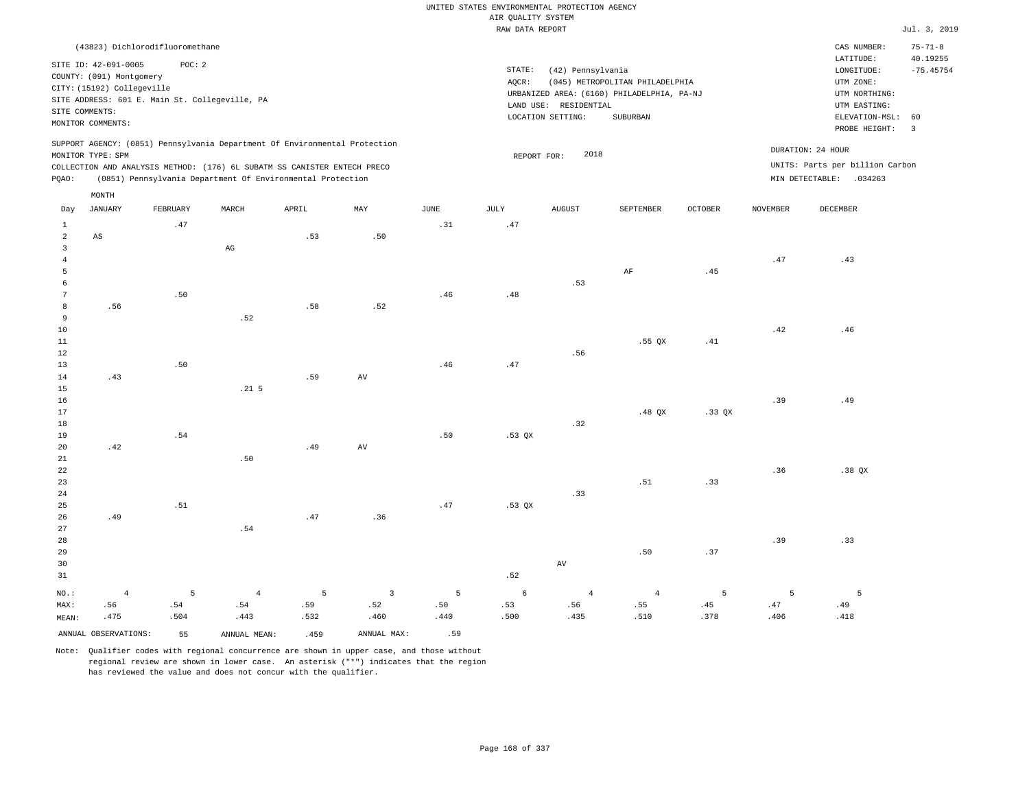UNITED STATES ENVIRONMENTAL PROTECTION AGENCY
AIR QUALITY SYSTEM
RAW DATA REPORT

Jul. 3, 2019

(43823) Dichlorodifluoromethane

SITE ID: 42-091-0005 POC: 2
COUNTY: (091) Montgomery
CITY: (15192) Collegeville
SITE ADDRESS: 601 E. Main St. Collegeville, PA
SITE COMMENTS:
MONITOR COMMENTS:

STATE: (42) Pennsylvania
AQCR: (045) METROPOLITAN PHILADELPHIA
URBANIZED AREA: (6160) PHILADELPHIA, PA-NJ
LAND USE: RESIDENTIAL
LOCATION SETTING: SUBURBAN

CAS NUMBER: 75-71-8
LATITUDE: 40.19255
LONGITUDE: -75.45754
UTM ZONE:
UTM NORTHING:
UTM EASTING:
ELEVATION-MSL: 60
PROBE HEIGHT: 3

SUPPORT AGENCY: (0851) Pennsylvania Department Of Environmental Protection
MONITOR TYPE: SPM
COLLECTION AND ANALYSIS METHOD: (176) 6L SUBATM SS CANISTER ENTECH PRECO
PQAO: (0851) Pennsylvania Department Of Environmental Protection

REPORT FOR: 2018

DURATION: 24 HOUR
UNITS: Parts per billion Carbon
MIN DETECTABLE: .034263

| Day | JANUARY | FEBRUARY | MARCH | APRIL | MAY | JUNE | JULY | AUGUST | SEPTEMBER | OCTOBER | NOVEMBER | DECEMBER |
|---|---|---|---|---|---|---|---|---|---|---|---|---|
| 1 | | .47 | | | | .31 | .47 | | | | | |
| 2 | AS | | | .53 | .50 | | | | | | | |
| 3 | | | AG | | | | | | | | | |
| 4 | | | | | | | | | | | .47 | .43 |
| 5 | | | | | | | | | AF | .45 | | |
| 6 | | | | | | | | .53 | | | | |
| 7 | | .50 | | | | .46 | .48 | | | | | |
| 8 | .56 | | | .58 | .52 | | | | | | | |
| 9 | | | .52 | | | | | | | | | |
| 10 | | | | | | | | | | | .42 | .46 |
| 11 | | | | | | | | | .55 QX | .41 | | |
| 12 | | | | | | | | .56 | | | | |
| 13 | | .50 | | | | .46 | .47 | | | | | |
| 14 | .43 | | | .59 | AV | | | | | | | |
| 15 | | | .21 5 | | | | | | | | | |
| 16 | | | | | | | | | | | .39 | .49 |
| 17 | | | | | | | | | .48 QX | .33 QX | | |
| 18 | | | | | | | | .32 | | | | |
| 19 | | .54 | | | | .50 | .53 QX | | | | | |
| 20 | .42 | | | .49 | AV | | | | | | | |
| 21 | | | .50 | | | | | | | | | |
| 22 | | | | | | | | | | | .36 | .38 QX |
| 23 | | | | | | | | | .51 | .33 | | |
| 24 | | | | | | | | .33 | | | | |
| 25 | | .51 | | | | .47 | .53 QX | | | | | |
| 26 | .49 | | | .47 | .36 | | | | | | | |
| 27 | | | .54 | | | | | | | | | |
| 28 | | | | | | | | | | | .39 | .33 |
| 29 | | | | | | | | | .50 | .37 | | |
| 30 | | | | | | | | AV | | | | |
| 31 | | | | | | | .52 | | | | | |
| NO.: | 4 | 5 | 4 | 5 | 3 | 5 | 6 | 4 | 4 | 5 | 5 | 5 |
| MAX: | .56 | .54 | .54 | .59 | .52 | .50 | .53 | .56 | .55 | .45 | .47 | .49 |
| MEAN: | .475 | .504 | .443 | .532 | .460 | .440 | .500 | .435 | .510 | .378 | .406 | .418 |

ANNUAL OBSERVATIONS: 55 ANNUAL MEAN: .459 ANNUAL MAX: .59

Note: Qualifier codes with regional concurrence are shown in upper case, and those without regional review are shown in lower case. An asterisk ("*") indicates that the region has reviewed the value and does not concur with the qualifier.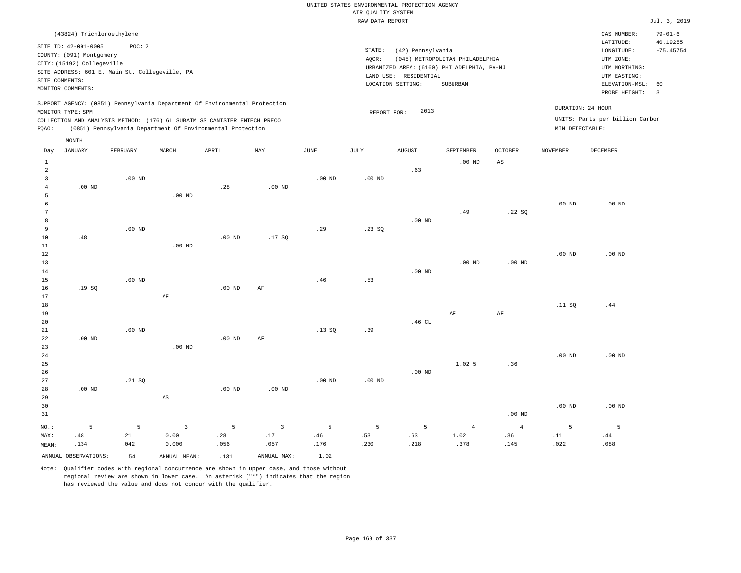UNITED STATES ENVIRONMENTAL PROTECTION AGENCY
AIR QUALITY SYSTEM
RAW DATA REPORT

Jul. 3, 2019

(43824) Trichloroethylene

SITE ID: 42-091-0005 POC: 2
COUNTY: (091) Montgomery
CITY: (15192) Collegeville
SITE ADDRESS: 601 E. Main St. Collegeville, PA
SITE COMMENTS:
MONITOR COMMENTS:

STATE: (42) Pennsylvania
AQCR: (045) METROPOLITAN PHILADELPHIA
URBANIZED AREA: (6160) PHILADELPHIA, PA-NJ
LAND USE: RESIDENTIAL
LOCATION SETTING: SUBURBAN

CAS NUMBER: 79-01-6
LATITUDE: 40.19255
LONGITUDE: -75.45754
UTM ZONE:
UTM NORTHING:
UTM EASTING:
ELEVATION-MSL: 60
PROBE HEIGHT: 3

SUPPORT AGENCY: (0851) Pennsylvania Department Of Environmental Protection
MONITOR TYPE: SPM
COLLECTION AND ANALYSIS METHOD: (176) 6L SUBATM SS CANISTER ENTECH PRECO
PQAO: (0851) Pennsylvania Department Of Environmental Protection

REPORT FOR: 2013

DURATION: 24 HOUR
UNITS: Parts per billion Carbon
MIN DETECTABLE:

| Day | JANUARY | FEBRUARY | MARCH | APRIL | MAY | JUNE | JULY | AUGUST | SEPTEMBER | OCTOBER | NOVEMBER | DECEMBER |
|---|---|---|---|---|---|---|---|---|---|---|---|---|
| 1 | | | | | | | | | .00 ND | AS | | |
| 2 | | | | | | | | .63 | | | | |
| 3 | | .00 ND | | | | .00 ND | .00 ND | | | | | |
| 4 | .00 ND | | | .28 | .00 ND | | | | | | | |
| 5 | | | .00 ND | | | | | | | | | |
| 6 | | | | | | | | | | | .00 ND | .00 ND |
| 7 | | | | | | | | | .49 | .22 SQ | | |
| 8 | | | | | | | | .00 ND | | | | |
| 9 | | .00 ND | | | | .29 | .23 SQ | | | | | |
| 10 | .48 | | | .00 ND | .17 SQ | | | | | | | |
| 11 | | | .00 ND | | | | | | | | | |
| 12 | | | | | | | | | | | .00 ND | .00 ND |
| 13 | | | | | | | | | .00 ND | .00 ND | | |
| 14 | | | | | | | | .00 ND | | | | |
| 15 | | .00 ND | | | | .46 | .53 | | | | | |
| 16 | .19 SQ | | | .00 ND | AF | | | | | | | |
| 17 | | | AF | | | | | | | | | |
| 18 | | | | | | | | | | | .11 SQ | .44 |
| 19 | | | | | | | | | AF | AF | | |
| 20 | | | | | | | | .46 CL | | | | |
| 21 | | .00 ND | | | | .13 SQ | .39 | | | | | |
| 22 | .00 ND | | | .00 ND | AF | | | | | | | |
| 23 | | | .00 ND | | | | | | | | | |
| 24 | | | | | | | | | | | .00 ND | .00 ND |
| 25 | | | | | | | | | 1.02 5 | .36 | | |
| 26 | | | | | | | | .00 ND | | | | |
| 27 | | .21 SQ | | | | .00 ND | .00 ND | | | | | |
| 28 | .00 ND | | | .00 ND | .00 ND | | | | | | | |
| 29 | | | AS | | | | | | | | | |
| 30 | | | | | | | | | | | .00 ND | .00 ND |
| 31 | | | | | | | | | | .00 ND | | |
| NO.: | 5 | 5 | 3 | 5 | 3 | 5 | 5 | 5 | 4 | 4 | 5 | 5 |
| MAX: | .48 | .21 | 0.00 | .28 | .17 | .46 | .53 | .63 | 1.02 | .36 | .11 | .44 |
| MEAN: | .134 | .042 | 0.000 | .056 | .057 | .176 | .230 | .218 | .378 | .145 | .022 | .088 |

ANNUAL OBSERVATIONS: 54 ANNUAL MEAN: .131 ANNUAL MAX: 1.02

Note: Qualifier codes with regional concurrence are shown in upper case, and those without regional review are shown in lower case. An asterisk ("*") indicates that the region has reviewed the value and does not concur with the qualifier.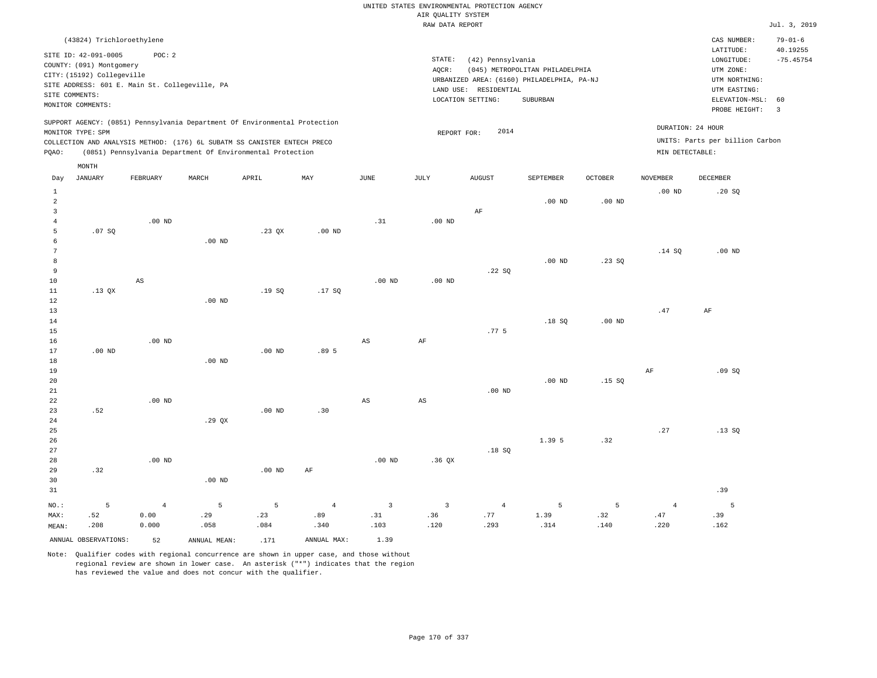UNITED STATES ENVIRONMENTAL PROTECTION AGENCY
AIR QUALITY SYSTEM
RAW DATA REPORT

Jul. 3, 2019

(43824) Trichloroethylene

SITE ID: 42-091-0005 POC: 2
COUNTY: (091) Montgomery
CITY: (15192) Collegeville
SITE ADDRESS: 601 E. Main St. Collegeville, PA
SITE COMMENTS:
MONITOR COMMENTS:

STATE: (42) Pennsylvania
AQCR: (045) METROPOLITAN PHILADELPHIA
URBANIZED AREA: (6160) PHILADELPHIA, PA-NJ
LAND USE: RESIDENTIAL
LOCATION SETTING: SUBURBAN

CAS NUMBER: 79-01-6
LATITUDE: 40.19255
LONGITUDE: -75.45754
UTM ZONE:
UTM NORTHING:
UTM EASTING:
ELEVATION-MSL: 60
PROBE HEIGHT: 3

SUPPORT AGENCY: (0851) Pennsylvania Department Of Environmental Protection
MONITOR TYPE: SPM
COLLECTION AND ANALYSIS METHOD: (176) 6L SUBATM SS CANISTER ENTECH PRECO
PQAO: (0851) Pennsylvania Department Of Environmental Protection

REPORT FOR: 2014

DURATION: 24 HOUR
UNITS: Parts per billion Carbon
MIN DETECTABLE:

| Day | JANUARY | FEBRUARY | MARCH | APRIL | MAY | JUNE | JULY | AUGUST | SEPTEMBER | OCTOBER | NOVEMBER | DECEMBER |
|---|---|---|---|---|---|---|---|---|---|---|---|---|
| 1 | | | | | | | | | | | .00 ND | .20 SQ |
| 2 | | | | | | | | | .00 ND | .00 ND | | |
| 3 | | | | | | | | AF | | | | |
| 4 | | .00 ND | | | | .31 | .00 ND | | | | | |
| 5 | .07 SQ | | | .23 QX | .00 ND | | | | | | | |
| 6 | | | .00 ND | | | | | | | | | |
| 7 | | | | | | | | | | | .14 SQ | .00 ND |
| 8 | | | | | | | | | .00 ND | .23 SQ | | |
| 9 | | | | | | | | .22 SQ | | | | |
| 10 | | AS | | | | .00 ND | .00 ND | | | | | |
| 11 | .13 QX | | | .19 SQ | .17 SQ | | | | | | | |
| 12 | | | .00 ND | | | | | | | | | |
| 13 | | | | | | | | | | | .47 | AF |
| 14 | | | | | | | | | .18 SQ | .00 ND | | |
| 15 | | | | | | | | .77 5 | | | | |
| 16 | | .00 ND | | | | AS | AF | | | | | |
| 17 | .00 ND | | | .00 ND | .89 5 | | | | | | | |
| 18 | | | .00 ND | | | | | | | | | |
| 19 | | | | | | | | | | | AF | .09 SQ |
| 20 | | | | | | | | | .00 ND | .15 SQ | | |
| 21 | | | | | | | | .00 ND | | | | |
| 22 | | .00 ND | | | | AS | AS | | | | | |
| 23 | .52 | | | .00 ND | .30 | | | | | | | |
| 24 | | | .29 QX | | | | | | | | | |
| 25 | | | | | | | | | | | .27 | .13 SQ |
| 26 | | | | | | | | | 1.39 5 | .32 | | |
| 27 | | | | | | | | .18 SQ | | | | |
| 28 | | .00 ND | | | | .00 ND | .36 QX | | | | | |
| 29 | .32 | | | .00 ND | AF | | | | | | | |
| 30 | | | .00 ND | | | | | | | | | |
| 31 | | | | | | | | | | | | .39 |
| NO.: | 5 | 4 | 5 | 5 | 4 | 3 | 3 | 4 | 5 | 5 | 4 | 5 |
| MAX: | .52 | 0.00 | .29 | .23 | .89 | .31 | .36 | .77 | 1.39 | .32 | .47 | .39 |
| MEAN: | .208 | 0.000 | .058 | .084 | .340 | .103 | .120 | .293 | .314 | .140 | .220 | .162 |

ANNUAL OBSERVATIONS: 52 ANNUAL MEAN: .171 ANNUAL MAX: 1.39

Note: Qualifier codes with regional concurrence are shown in upper case, and those without regional review are shown in lower case. An asterisk ("*") indicates that the region has reviewed the value and does not concur with the qualifier.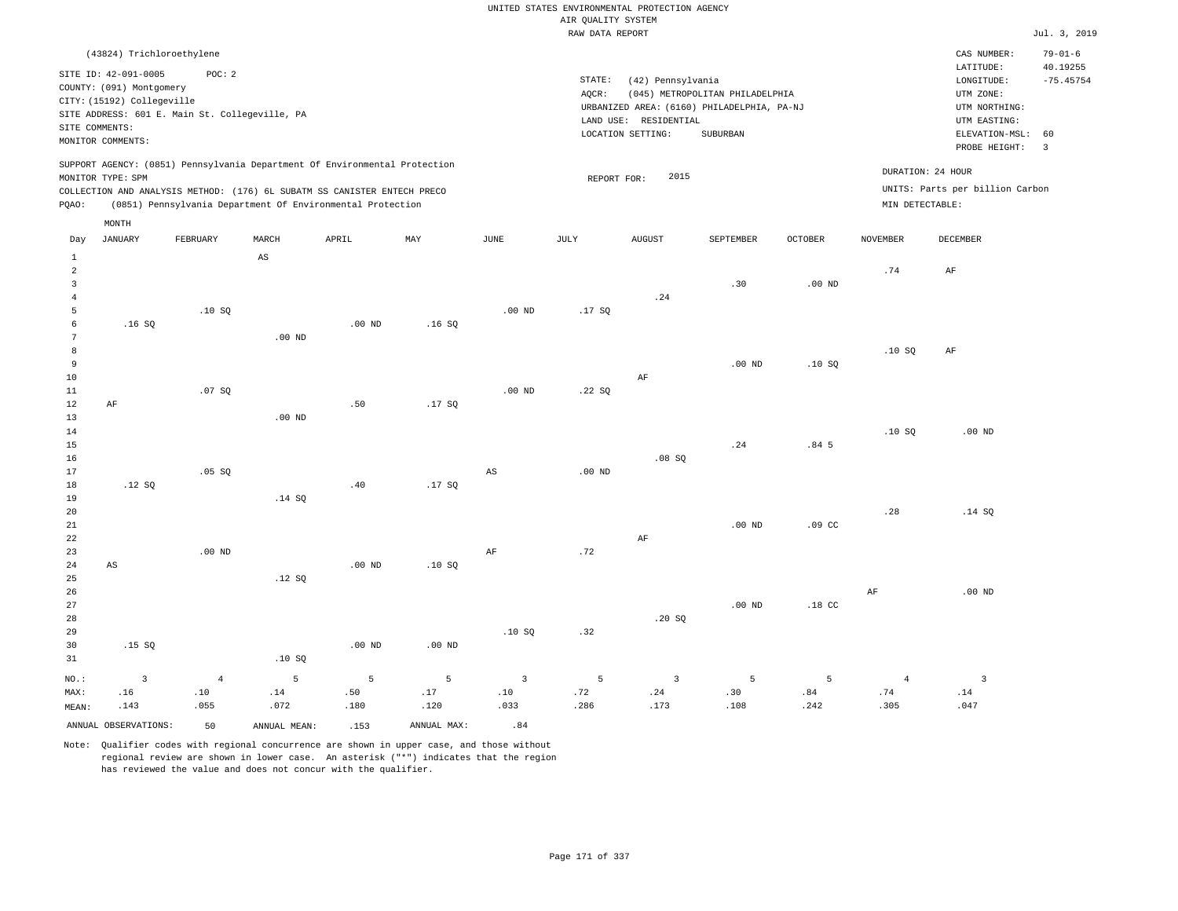UNITED STATES ENVIRONMENTAL PROTECTION AGENCY
AIR QUALITY SYSTEM
RAW DATA REPORT

Jul. 3, 2019

(43824) Trichloroethylene

SITE ID: 42-091-0005 POC: 2
COUNTY: (091) Montgomery
CITY: (15192) Collegeville
SITE ADDRESS: 601 E. Main St. Collegeville, PA
SITE COMMENTS:
MONITOR COMMENTS:

STATE: (42) Pennsylvania
AQCR: (045) METROPOLITAN PHILADELPHIA
URBANIZED AREA: (6160) PHILADELPHIA, PA-NJ
LAND USE: RESIDENTIAL
LOCATION SETTING: SUBURBAN

CAS NUMBER: 79-01-6
LATITUDE: 40.19255
LONGITUDE: -75.45754
UTM ZONE:
UTM NORTHING:
UTM EASTING:
ELEVATION-MSL: 60
PROBE HEIGHT: 3

SUPPORT AGENCY: (0851) Pennsylvania Department Of Environmental Protection
MONITOR TYPE: SPM
COLLECTION AND ANALYSIS METHOD: (176) 6L SUBATM SS CANISTER ENTECH PRECO
PQAO: (0851) Pennsylvania Department Of Environmental Protection

REPORT FOR: 2015

DURATION: 24 HOUR
UNITS: Parts per billion Carbon
MIN DETECTABLE:

| Day | JANUARY | FEBRUARY | MARCH | APRIL | MAY | JUNE | JULY | AUGUST | SEPTEMBER | OCTOBER | NOVEMBER | DECEMBER |
|---|---|---|---|---|---|---|---|---|---|---|---|---|
| 1 | | | AS | | | | | | | | | |
| 2 | | | | | | | | | | | .74 | AF |
| 3 | | | | | | | | | .30 | .00 ND | | |
| 4 | | | | | | | | .24 | | | | |
| 5 | | .10 SQ | | | | .00 ND | .17 SQ | | | | | |
| 6 | .16 SQ | | | .00 ND | .16 SQ | | | | | | | |
| 7 | | | .00 ND | | | | | | | | | |
| 8 | | | | | | | | | | | .10 SQ | AF |
| 9 | | | | | | | | | .00 ND | .10 SQ | | |
| 10 | | | | | | | | AF | | | | |
| 11 | | .07 SQ | | | | .00 ND | .22 SQ | | | | | |
| 12 | AF | | | .50 | .17 SQ | | | | | | | |
| 13 | | | .00 ND | | | | | | | | | |
| 14 | | | | | | | | | | | .10 SQ | .00 ND |
| 15 | | | | | | | | | .24 | .84 5 | | |
| 16 | | | | | | | | .08 SQ | | | | |
| 17 | | .05 SQ | | | | AS | .00 ND | | | | | |
| 18 | .12 SQ | | | .40 | .17 SQ | | | | | | | |
| 19 | | | .14 SQ | | | | | | | | | |
| 20 | | | | | | | | | | | .28 | .14 SQ |
| 21 | | | | | | | | | .00 ND | .09 CC | | |
| 22 | | | | | | | | AF | | | | |
| 23 | | .00 ND | | | | AF | .72 | | | | | |
| 24 | AS | | | .00 ND | .10 SQ | | | | | | | |
| 25 | | | .12 SQ | | | | | | | | | |
| 26 | | | | | | | | | | | AF | .00 ND |
| 27 | | | | | | | | | .00 ND | .18 CC | | |
| 28 | | | | | | | | .20 SQ | | | | |
| 29 | | | | | | .10 SQ | .32 | | | | | |
| 30 | .15 SQ | | | .00 ND | .00 ND | | | | | | | |
| 31 | | | .10 SQ | | | | | | | | | |
| NO.: | 3 | 4 | 5 | 5 | 5 | 3 | 5 | 3 | 5 | 5 | 4 | 3 |
| MAX: | .16 | .10 | .14 | .50 | .17 | .10 | .72 | .24 | .30 | .84 | .74 | .14 |
| MEAN: | .143 | .055 | .072 | .180 | .120 | .033 | .286 | .173 | .108 | .242 | .305 | .047 |

ANNUAL OBSERVATIONS: 50 ANNUAL MEAN: .153 ANNUAL MAX: .84

Note: Qualifier codes with regional concurrence are shown in upper case, and those without regional review are shown in lower case. An asterisk ("*") indicates that the region has reviewed the value and does not concur with the qualifier.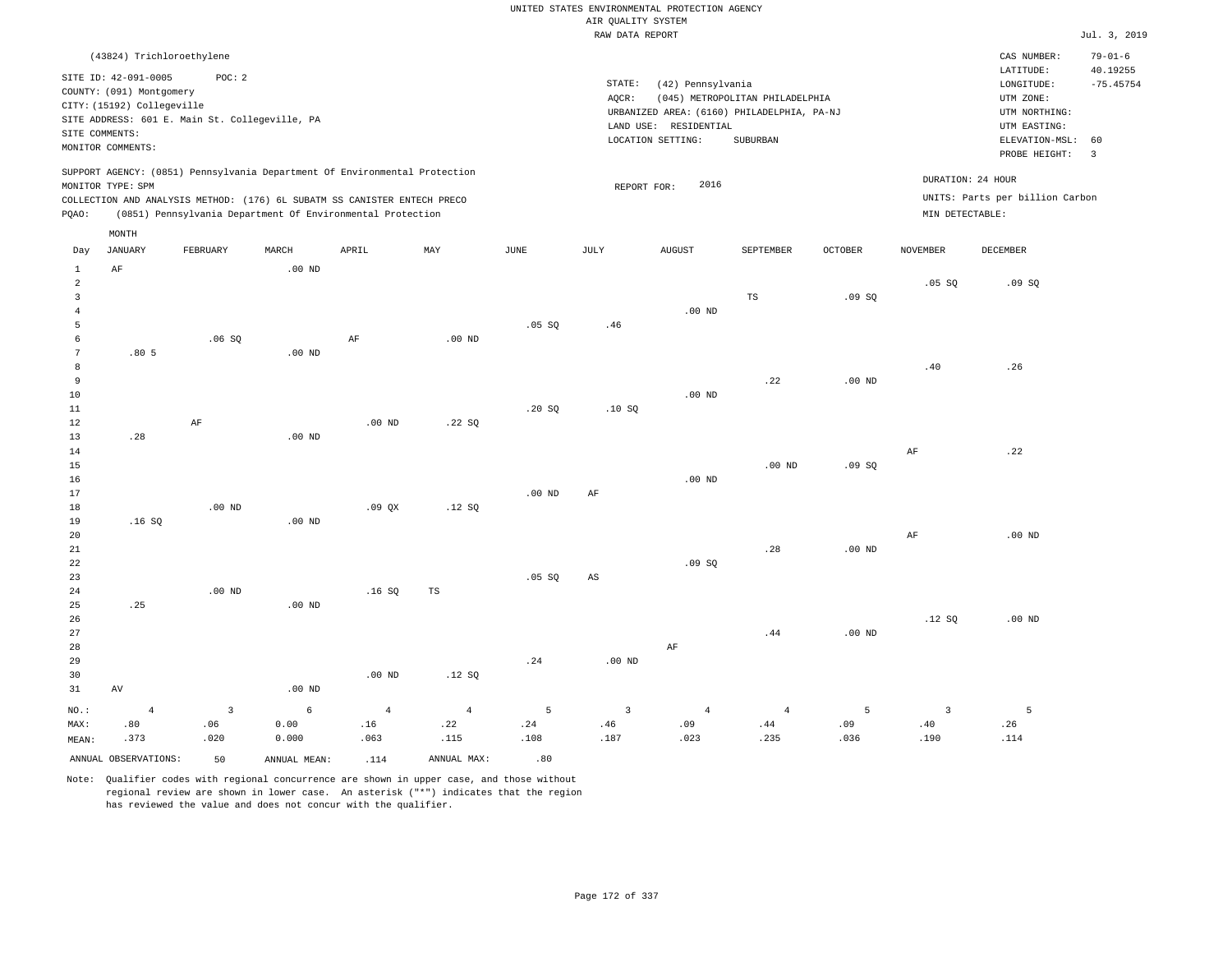UNITED STATES ENVIRONMENTAL PROTECTION AGENCY
AIR QUALITY SYSTEM
RAW DATA REPORT

Jul. 3, 2019

(43824) Trichloroethylene

SITE ID: 42-091-0005 POC: 2
COUNTY: (091) Montgomery
CITY: (15192) Collegeville
SITE ADDRESS: 601 E. Main St. Collegeville, PA
SITE COMMENTS:
MONITOR COMMENTS:

STATE: (42) Pennsylvania
AQCR: (045) METROPOLITAN PHILADELPHIA
URBANIZED AREA: (6160) PHILADELPHIA, PA-NJ
LAND USE: RESIDENTIAL
LOCATION SETTING: SUBURBAN

CAS NUMBER: 79-01-6
LATITUDE: 40.19255
LONGITUDE: -75.45754
UTM ZONE:
UTM NORTHING:
UTM EASTING:
ELEVATION-MSL: 60
PROBE HEIGHT: 3

SUPPORT AGENCY: (0851) Pennsylvania Department Of Environmental Protection
MONITOR TYPE: SPM
COLLECTION AND ANALYSIS METHOD: (176) 6L SUBATM SS CANISTER ENTECH PRECO
PQAO: (0851) Pennsylvania Department Of Environmental Protection

REPORT FOR: 2016

DURATION: 24 HOUR
UNITS: Parts per billion Carbon
MIN DETECTABLE:

| Day | JANUARY | FEBRUARY | MARCH | APRIL | MAY | JUNE | JULY | AUGUST | SEPTEMBER | OCTOBER | NOVEMBER | DECEMBER |
|---|---|---|---|---|---|---|---|---|---|---|---|---|
| 1 | AF | | .00 ND | | | | | | | | | |
| 2 | | | | | | | | | | | .05 SQ | .09 SQ |
| 3 | | | | | | | | | TS | .09 SQ | | |
| 4 | | | | | | | | .00 ND | | | | |
| 5 | | | | | | .05 SQ | .46 | | | | | |
| 6 | | .06 SQ | | AF | .00 ND | | | | | | | |
| 7 | .80 5 | | .00 ND | | | | | | | | | |
| 8 | | | | | | | | | | | .40 | .26 |
| 9 | | | | | | | | | .22 | .00 ND | | |
| 10 | | | | | | | | .00 ND | | | | |
| 11 | | | | | | .20 SQ | .10 SQ | | | | | |
| 12 | | AF | | .00 ND | .22 SQ | | | | | | | |
| 13 | .28 | | .00 ND | | | | | | | | | |
| 14 | | | | | | | | | | | AF | .22 |
| 15 | | | | | | | | | .00 ND | .09 SQ | | |
| 16 | | | | | | | | .00 ND | | | | |
| 17 | | | | | | .00 ND | AF | | | | | |
| 18 | | .00 ND | | .09 QX | .12 SQ | | | | | | | |
| 19 | .16 SQ | | .00 ND | | | | | | | | | |
| 20 | | | | | | | | | | | AF | .00 ND |
| 21 | | | | | | | | | .28 | .00 ND | | |
| 22 | | | | | | | | .09 SQ | | | | |
| 23 | | | | | | .05 SQ | AS | | | | | |
| 24 | | .00 ND | | .16 SQ | TS | | | | | | | |
| 25 | .25 | | .00 ND | | | | | | | | | |
| 26 | | | | | | | | | | | .12 SQ | .00 ND |
| 27 | | | | | | | | | .44 | .00 ND | | |
| 28 | | | | | | | | AF | | | | |
| 29 | | | | | | .24 | .00 ND | | | | | |
| 30 | | | | .00 ND | .12 SQ | | | | | | | |
| 31 | AV | | .00 ND | | | | | | | | | |
| NO.: | 4 | 3 | 6 | 4 | 4 | 5 | 3 | 4 | 4 | 5 | 3 | 5 |
| MAX: | .80 | .06 | 0.00 | .16 | .22 | .24 | .46 | .09 | .44 | .09 | .40 | .26 |
| MEAN: | .373 | .020 | 0.000 | .063 | .115 | .108 | .187 | .023 | .235 | .036 | .190 | .114 |

ANNUAL OBSERVATIONS: 50 ANNUAL MEAN: .114 ANNUAL MAX: .80

Note: Qualifier codes with regional concurrence are shown in upper case, and those without regional review are shown in lower case. An asterisk ("*") indicates that the region has reviewed the value and does not concur with the qualifier.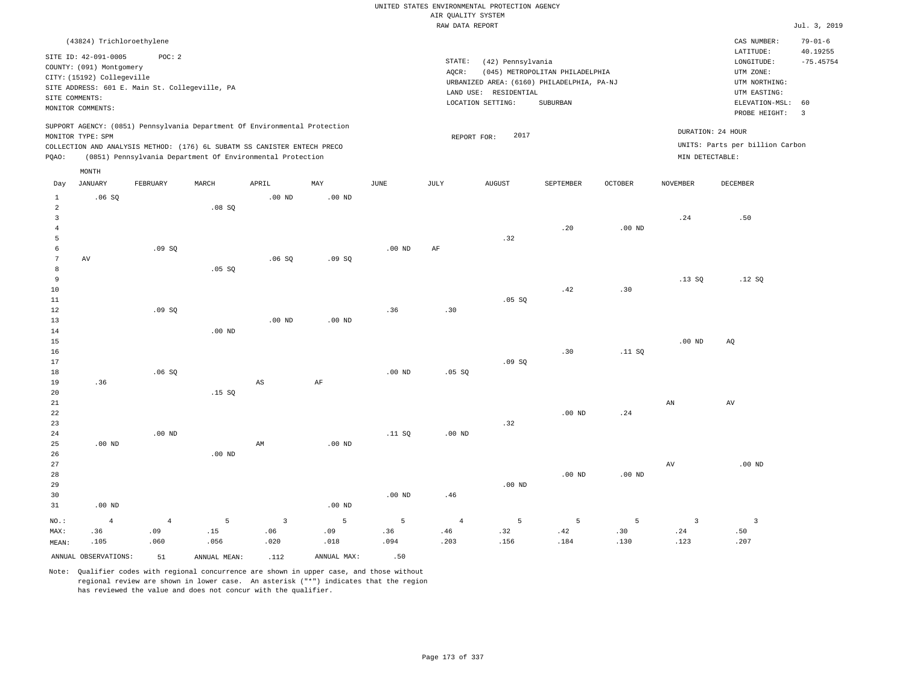UNITED STATES ENVIRONMENTAL PROTECTION AGENCY
AIR QUALITY SYSTEM
RAW DATA REPORT

Jul. 3, 2019

(43824) Trichloroethylene

SITE ID: 42-091-0005 POC: 2
COUNTY: (091) Montgomery
CITY: (15192) Collegeville
SITE ADDRESS: 601 E. Main St. Collegeville, PA
SITE COMMENTS:
MONITOR COMMENTS:

STATE: (42) Pennsylvania
AQCR: (045) METROPOLITAN PHILADELPHIA
URBANIZED AREA: (6160) PHILADELPHIA, PA-NJ
LAND USE: RESIDENTIAL
LOCATION SETTING: SUBURBAN

CAS NUMBER: 79-01-6
LATITUDE: 40.19255
LONGITUDE: -75.45754
UTM ZONE:
UTM NORTHING:
UTM EASTING:
ELEVATION-MSL: 60
PROBE HEIGHT: 3

SUPPORT AGENCY: (0851) Pennsylvania Department Of Environmental Protection
MONITOR TYPE: SPM
COLLECTION AND ANALYSIS METHOD: (176) 6L SUBATM SS CANISTER ENTECH PRECO
PQAO: (0851) Pennsylvania Department Of Environmental Protection

REPORT FOR: 2017

DURATION: 24 HOUR
UNITS: Parts per billion Carbon
MIN DETECTABLE:

| Day | JANUARY | FEBRUARY | MARCH | APRIL | MAY | JUNE | JULY | AUGUST | SEPTEMBER | OCTOBER | NOVEMBER | DECEMBER |
|---|---|---|---|---|---|---|---|---|---|---|---|---|
| 1 | .06 SQ | | | .00 ND | .00 ND | | | | | | | |
| 2 | | | .08 SQ | | | | | | | | | |
| 3 | | | | | | | | | | | .24 | .50 |
| 4 | | | | | | | | | .20 | .00 ND | | |
| 5 | | | | | | | | .32 | | | | |
| 6 | | .09 SQ | | | | .00 ND | AF | | | | | |
| 7 | AV | | | .06 SQ | .09 SQ | | | | | | | |
| 8 | | | .05 SQ | | | | | | | | | |
| 9 | | | | | | | | | | | .13 SQ | .12 SQ |
| 10 | | | | | | | | | .42 | .30 | | |
| 11 | | | | | | | | .05 SQ | | | | |
| 12 | | .09 SQ | | | | .36 | .30 | | | | | |
| 13 | | | | .00 ND | .00 ND | | | | | | | |
| 14 | | | .00 ND | | | | | | | | | |
| 15 | | | | | | | | | | | .00 ND | AQ |
| 16 | | | | | | | | | .30 | .11 SQ | | |
| 17 | | | | | | | | .09 SQ | | | | |
| 18 | | .06 SQ | | | | .00 ND | .05 SQ | | | | | |
| 19 | .36 | | | AS | AF | | | | | | | |
| 20 | | | .15 SQ | | | | | | | | | |
| 21 | | | | | | | | | | | AN | AV |
| 22 | | | | | | | | | .00 ND | .24 | | |
| 23 | | | | | | | | .32 | | | | |
| 24 | | .00 ND | | | | .11 SQ | .00 ND | | | | | |
| 25 | .00 ND | | | AM | .00 ND | | | | | | | |
| 26 | | | .00 ND | | | | | | | | | |
| 27 | | | | | | | | | | | AV | .00 ND |
| 28 | | | | | | | | | .00 ND | .00 ND | | |
| 29 | | | | | | | | .00 ND | | | | |
| 30 | | | | | | .00 ND | .46 | | | | | |
| 31 | .00 ND | | | | .00 ND | | | | | | | |
| NO.: | 4 | 4 | 5 | 3 | 5 | 5 | 4 | 5 | 5 | 5 | 3 | 3 |
| MAX: | .36 | .09 | .15 | .06 | .09 | .36 | .46 | .32 | .42 | .30 | .24 | .50 |
| MEAN: | .105 | .060 | .056 | .020 | .018 | .094 | .203 | .156 | .184 | .130 | .123 | .207 |

ANNUAL OBSERVATIONS: 51 ANNUAL MEAN: .112 ANNUAL MAX: .50

Note: Qualifier codes with regional concurrence are shown in upper case, and those without regional review are shown in lower case. An asterisk ("*") indicates that the region has reviewed the value and does not concur with the qualifier.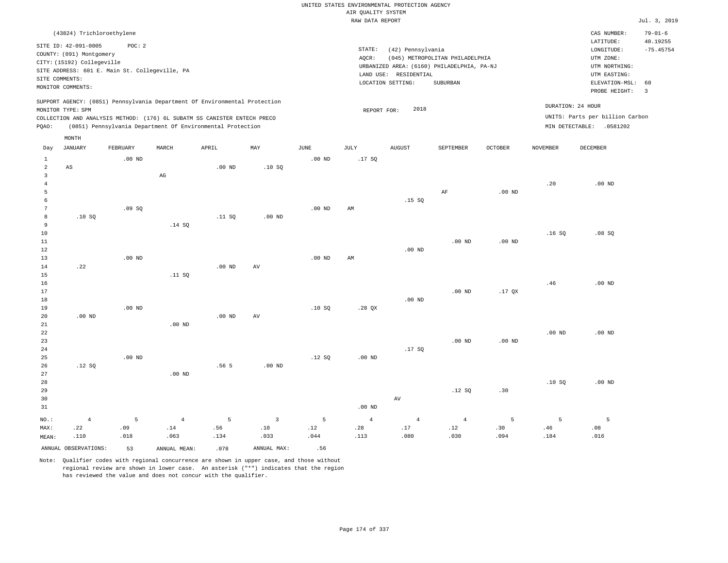UNITED STATES ENVIRONMENTAL PROTECTION AGENCY
AIR QUALITY SYSTEM
RAW DATA REPORT

Jul. 3, 2019

(43824) Trichloroethylene

SITE ID: 42-091-0005 POC: 2
COUNTY: (091) Montgomery
CITY: (15192) Collegeville
SITE ADDRESS: 601 E. Main St. Collegeville, PA
SITE COMMENTS:
MONITOR COMMENTS:

STATE: (42) Pennsylvania
AQCR: (045) METROPOLITAN PHILADELPHIA
URBANIZED AREA: (6160) PHILADELPHIA, PA-NJ
LAND USE: RESIDENTIAL
LOCATION SETTING: SUBURBAN

CAS NUMBER: 79-01-6
LATITUDE: 40.19255
LONGITUDE: -75.45754
UTM ZONE:
UTM NORTHING:
UTM EASTING:
ELEVATION-MSL: 60
PROBE HEIGHT: 3

SUPPORT AGENCY: (0851) Pennsylvania Department Of Environmental Protection
MONITOR TYPE: SPM
COLLECTION AND ANALYSIS METHOD: (176) 6L SUBATM SS CANISTER ENTECH PRECO
PQAO: (0851) Pennsylvania Department Of Environmental Protection

REPORT FOR: 2018

DURATION: 24 HOUR
UNITS: Parts per billion Carbon
MIN DETECTABLE: .0581202

| Day | JANUARY | FEBRUARY | MARCH | APRIL | MAY | JUNE | JULY | AUGUST | SEPTEMBER | OCTOBER | NOVEMBER | DECEMBER |
|---|---|---|---|---|---|---|---|---|---|---|---|---|
| 1 | | .00 ND | | | | .00 ND | .17 SQ | | | | | |
| 2 | AS | | | .00 ND | .10 SQ | | | | | | | |
| 3 | | | AG | | | | | | | | | |
| 4 | | | | | | | | | | | .20 | .00 ND |
| 5 | | | | | | | | | AF | .00 ND | | |
| 6 | | | | | | | | .15 SQ | | | | |
| 7 | | .09 SQ | | | | .00 ND | AM | | | | | |
| 8 | .10 SQ | | | .11 SQ | .00 ND | | | | | | | |
| 9 | | | .14 SQ | | | | | | | | | |
| 10 | | | | | | | | | | | .16 SQ | .08 SQ |
| 11 | | | | | | | | | .00 ND | .00 ND | | |
| 12 | | | | | | | | .00 ND | | | | |
| 13 | | .00 ND | | | | .00 ND | AM | | | | | |
| 14 | .22 | | | .00 ND | AV | | | | | | | |
| 15 | | | .11 SQ | | | | | | | | | |
| 16 | | | | | | | | | | | .46 | .00 ND |
| 17 | | | | | | | | | .00 ND | .17 QX | | |
| 18 | | | | | | | | .00 ND | | | | |
| 19 | | .00 ND | | | | .10 SQ | .28 QX | | | | | |
| 20 | .00 ND | | | .00 ND | AV | | | | | | | |
| 21 | | | .00 ND | | | | | | | | | |
| 22 | | | | | | | | | | | .00 ND | .00 ND |
| 23 | | | | | | | | | .00 ND | .00 ND | | |
| 24 | | | | | | | | .17 SQ | | | | |
| 25 | | .00 ND | | | | .12 SQ | .00 ND | | | | | |
| 26 | .12 SQ | | | .56 5 | .00 ND | | | | | | | |
| 27 | | | .00 ND | | | | | | | | | |
| 28 | | | | | | | | | | | .10 SQ | .00 ND |
| 29 | | | | | | | | | .12 SQ | .30 | | |
| 30 | | | | | | | | AV | | | | |
| 31 | | | | | | | .00 ND | | | | | |
| NO.: | 4 | 5 | 4 | 5 | 3 | 5 | 4 | 4 | 4 | 5 | 5 | 5 |
| MAX: | .22 | .09 | .14 | .56 | .10 | .12 | .28 | .17 | .12 | .30 | .46 | .08 |
| MEAN: | .110 | .018 | .063 | .134 | .033 | .044 | .113 | .080 | .030 | .094 | .184 | .016 |

ANNUAL OBSERVATIONS: 53 ANNUAL MEAN: .078 ANNUAL MAX: .56

Note: Qualifier codes with regional concurrence are shown in upper case, and those without regional review are shown in lower case. An asterisk ("*") indicates that the region has reviewed the value and does not concur with the qualifier.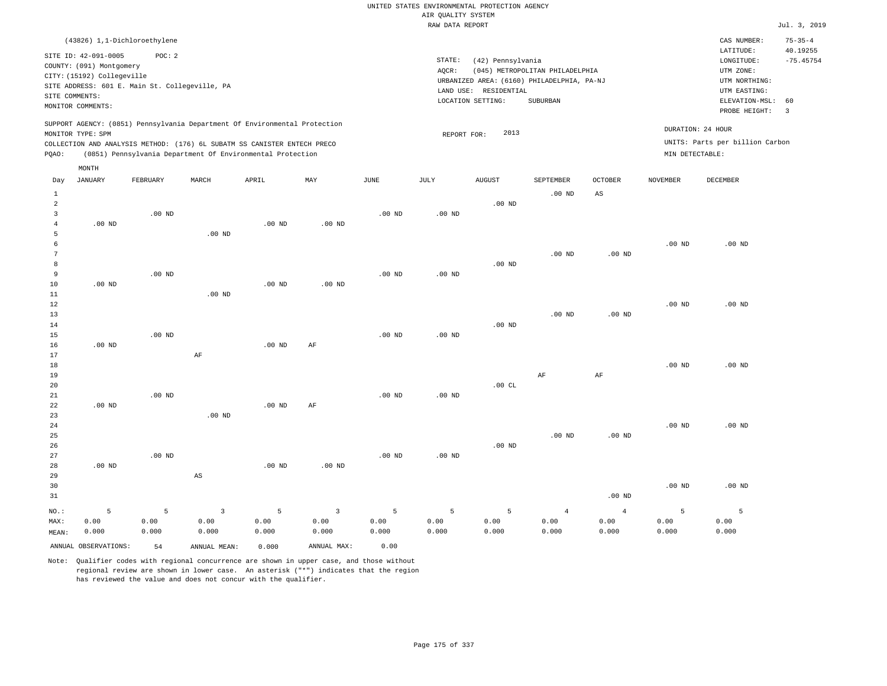UNITED STATES ENVIRONMENTAL PROTECTION AGENCY
AIR QUALITY SYSTEM
RAW DATA REPORT

Jul. 3, 2019

(43826) 1,1-Dichloroethylene

SITE ID: 42-091-0005 POC: 2
COUNTY: (091) Montgomery
CITY: (15192) Collegeville
SITE ADDRESS: 601 E. Main St. Collegeville, PA
SITE COMMENTS:
MONITOR COMMENTS:

STATE: (42) Pennsylvania
AQCR: (045) METROPOLITAN PHILADELPHIA
URBANIZED AREA: (6160) PHILADELPHIA, PA-NJ
LAND USE: RESIDENTIAL
LOCATION SETTING: SUBURBAN

CAS NUMBER: 75-35-4
LATITUDE: 40.19255
LONGITUDE: -75.45754
UTM ZONE:
UTM NORTHING:
UTM EASTING:
ELEVATION-MSL: 60
PROBE HEIGHT: 3

SUPPORT AGENCY: (0851) Pennsylvania Department Of Environmental Protection
MONITOR TYPE: SPM
COLLECTION AND ANALYSIS METHOD: (176) 6L SUBATM SS CANISTER ENTECH PRECO
PQAO: (0851) Pennsylvania Department Of Environmental Protection

REPORT FOR: 2013

DURATION: 24 HOUR
UNITS: Parts per billion Carbon
MIN DETECTABLE:

| Day | JANUARY | FEBRUARY | MARCH | APRIL | MAY | JUNE | JULY | AUGUST | SEPTEMBER | OCTOBER | NOVEMBER | DECEMBER |
|---|---|---|---|---|---|---|---|---|---|---|---|---|
| 1 | | | | | | | | | .00 ND | AS | | |
| 2 | | | | | | | | .00 ND | | | | |
| 3 | | .00 ND | | | | .00 ND | .00 ND | | | | | |
| 4 | .00 ND | | | .00 ND | .00 ND | | | | | | | |
| 5 | | | .00 ND | | | | | | | | | |
| 6 | | | | | | | | | | | .00 ND | .00 ND |
| 7 | | | | | | | | | .00 ND | .00 ND | | |
| 8 | | | | | | | | .00 ND | | | | |
| 9 | | .00 ND | | | | .00 ND | .00 ND | | | | | |
| 10 | .00 ND | | | .00 ND | .00 ND | | | | | | | |
| 11 | | | .00 ND | | | | | | | | | |
| 12 | | | | | | | | | | | .00 ND | .00 ND |
| 13 | | | | | | | | | .00 ND | .00 ND | | |
| 14 | | | | | | | | .00 ND | | | | |
| 15 | | .00 ND | | | | .00 ND | .00 ND | | | | | |
| 16 | .00 ND | | | .00 ND | AF | | | | | | | |
| 17 | | | AF | | | | | | | | | |
| 18 | | | | | | | | | | | .00 ND | .00 ND |
| 19 | | | | | | | | | AF | AF | | |
| 20 | | | | | | | | .00 CL | | | | |
| 21 | | .00 ND | | | | .00 ND | .00 ND | | | | | |
| 22 | .00 ND | | | .00 ND | AF | | | | | | | |
| 23 | | | .00 ND | | | | | | | | | |
| 24 | | | | | | | | | | | .00 ND | .00 ND |
| 25 | | | | | | | | | .00 ND | .00 ND | | |
| 26 | | | | | | | | .00 ND | | | | |
| 27 | | .00 ND | | | | .00 ND | .00 ND | | | | | |
| 28 | .00 ND | | | .00 ND | .00 ND | | | | | | | |
| 29 | | | AS | | | | | | | | | |
| 30 | | | | | | | | | | | .00 ND | .00 ND |
| 31 | | | | | | | | | | .00 ND | | |
| NO.: | 5 | 5 | 3 | 5 | 3 | 5 | 5 | 5 | 4 | 4 | 5 | 5 |
| MAX: | 0.00 | 0.00 | 0.00 | 0.00 | 0.00 | 0.00 | 0.00 | 0.00 | 0.00 | 0.00 | 0.00 | 0.00 |
| MEAN: | 0.000 | 0.000 | 0.000 | 0.000 | 0.000 | 0.000 | 0.000 | 0.000 | 0.000 | 0.000 | 0.000 | 0.000 |

ANNUAL OBSERVATIONS: 54 ANNUAL MEAN: 0.000 ANNUAL MAX: 0.00

Note: Qualifier codes with regional concurrence are shown in upper case, and those without regional review are shown in lower case. An asterisk ("*") indicates that the region has reviewed the value and does not concur with the qualifier.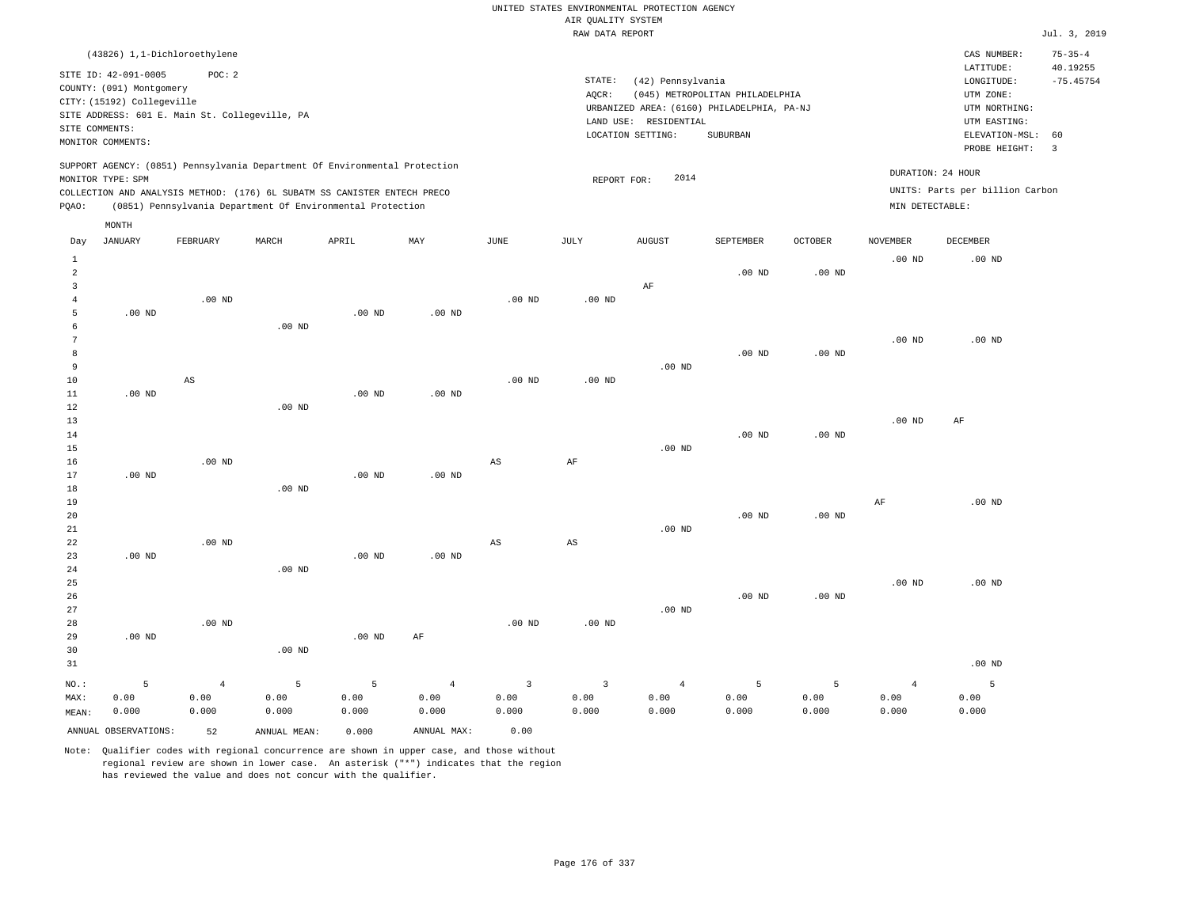UNITED STATES ENVIRONMENTAL PROTECTION AGENCY
AIR QUALITY SYSTEM
RAW DATA REPORT

Jul. 3, 2019

(43826) 1,1-Dichloroethylene

SITE ID: 42-091-0005 POC: 2
COUNTY: (091) Montgomery
CITY: (15192) Collegeville
SITE ADDRESS: 601 E. Main St. Collegeville, PA
SITE COMMENTS:
MONITOR COMMENTS:

STATE: (42) Pennsylvania
AQCR: (045) METROPOLITAN PHILADELPHIA
URBANIZED AREA: (6160) PHILADELPHIA, PA-NJ
LAND USE: RESIDENTIAL
LOCATION SETTING: SUBURBAN

CAS NUMBER: 75-35-4
LATITUDE: 40.19255
LONGITUDE: -75.45754
UTM ZONE:
UTM NORTHING:
UTM EASTING:
ELEVATION-MSL: 60
PROBE HEIGHT: 3

SUPPORT AGENCY: (0851) Pennsylvania Department Of Environmental Protection
MONITOR TYPE: SPM
COLLECTION AND ANALYSIS METHOD: (176) 6L SUBATM SS CANISTER ENTECH PRECO
PQAO: (0851) Pennsylvania Department Of Environmental Protection

REPORT FOR: 2014

DURATION: 24 HOUR
UNITS: Parts per billion Carbon
MIN DETECTABLE:

| Day | JANUARY | FEBRUARY | MARCH | APRIL | MAY | JUNE | JULY | AUGUST | SEPTEMBER | OCTOBER | NOVEMBER | DECEMBER |
|---|---|---|---|---|---|---|---|---|---|---|---|---|
| 1 | | | | | | | | | | | .00 ND | .00 ND |
| 2 | | | | | | | | | .00 ND | .00 ND | | |
| 3 | | | | | | | | AF | | | | |
| 4 | | .00 ND | | | | .00 ND | .00 ND | | | | | |
| 5 | .00 ND | | | .00 ND | .00 ND | | | | | | | |
| 6 | | | .00 ND | | | | | | | | | |
| 7 | | | | | | | | | | | .00 ND | .00 ND |
| 8 | | | | | | | | | .00 ND | .00 ND | | |
| 9 | | | | | | | | .00 ND | | | | |
| 10 | | AS | | | | .00 ND | .00 ND | | | | | |
| 11 | .00 ND | | | .00 ND | .00 ND | | | | | | | |
| 12 | | | .00 ND | | | | | | | | | |
| 13 | | | | | | | | | | | .00 ND | AF |
| 14 | | | | | | | | | .00 ND | .00 ND | | |
| 15 | | | | | | | | .00 ND | | | | |
| 16 | | .00 ND | | | | AS | AF | | | | | |
| 17 | .00 ND | | | .00 ND | .00 ND | | | | | | | |
| 18 | | | .00 ND | | | | | | | | | |
| 19 | | | | | | | | | | | AF | .00 ND |
| 20 | | | | | | | | | .00 ND | .00 ND | | |
| 21 | | | | | | | | .00 ND | | | | |
| 22 | | .00 ND | | | | AS | AS | | | | | |
| 23 | .00 ND | | | .00 ND | .00 ND | | | | | | | |
| 24 | | | .00 ND | | | | | | | | | |
| 25 | | | | | | | | | | | .00 ND | .00 ND |
| 26 | | | | | | | | | .00 ND | .00 ND | | |
| 27 | | | | | | | | .00 ND | | | | |
| 28 | | .00 ND | | | | .00 ND | .00 ND | | | | | |
| 29 | .00 ND | | | .00 ND | AF | | | | | | | |
| 30 | | | .00 ND | | | | | | | | | |
| 31 | | | | | | | | | | | | .00 ND |
| NO.: | 5 | 4 | 5 | 5 | 4 | 3 | 3 | 4 | 5 | 5 | 4 | 5 |
| MAX: | 0.00 | 0.00 | 0.00 | 0.00 | 0.00 | 0.00 | 0.00 | 0.00 | 0.00 | 0.00 | 0.00 | 0.00 |
| MEAN: | 0.000 | 0.000 | 0.000 | 0.000 | 0.000 | 0.000 | 0.000 | 0.000 | 0.000 | 0.000 | 0.000 | 0.000 |

ANNUAL OBSERVATIONS: 52 ANNUAL MEAN: 0.000 ANNUAL MAX: 0.00

Note: Qualifier codes with regional concurrence are shown in upper case, and those without regional review are shown in lower case. An asterisk ("*") indicates that the region has reviewed the value and does not concur with the qualifier.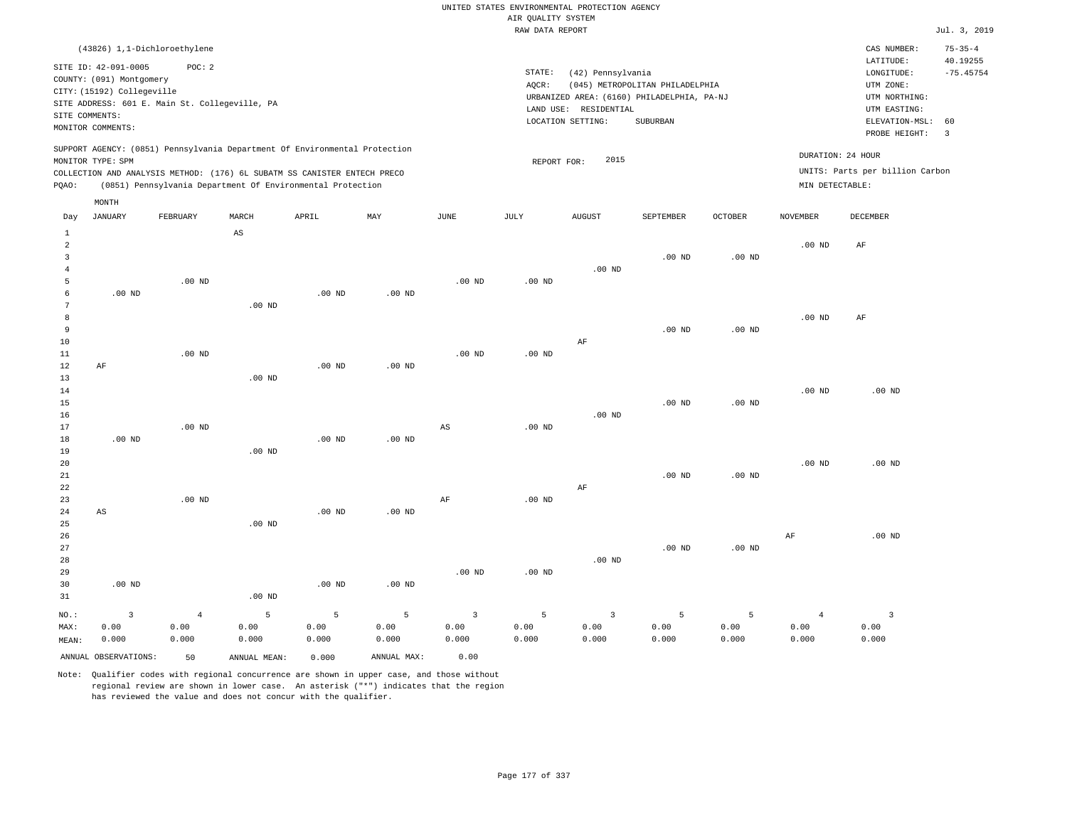UNITED STATES ENVIRONMENTAL PROTECTION AGENCY
AIR QUALITY SYSTEM
RAW DATA REPORT

Jul. 3, 2019

(43826) 1,1-Dichloroethylene

SITE ID: 42-091-0005 POC: 2
COUNTY: (091) Montgomery
CITY: (15192) Collegeville
SITE ADDRESS: 601 E. Main St. Collegeville, PA
SITE COMMENTS:
MONITOR COMMENTS:

STATE: (42) Pennsylvania
AQCR: (045) METROPOLITAN PHILADELPHIA
URBANIZED AREA: (6160) PHILADELPHIA, PA-NJ
LAND USE: RESIDENTIAL
LOCATION SETTING: SUBURBAN

CAS NUMBER: 75-35-4
LATITUDE: 40.19255
LONGITUDE: -75.45754
UTM ZONE:
UTM NORTHING:
UTM EASTING:
ELEVATION-MSL: 60
PROBE HEIGHT: 3

SUPPORT AGENCY: (0851) Pennsylvania Department Of Environmental Protection
MONITOR TYPE: SPM
COLLECTION AND ANALYSIS METHOD: (176) 6L SUBATM SS CANISTER ENTECH PRECO
PQAO: (0851) Pennsylvania Department Of Environmental Protection

REPORT FOR: 2015

DURATION: 24 HOUR
UNITS: Parts per billion Carbon
MIN DETECTABLE:

| Day | JANUARY | FEBRUARY | MARCH | APRIL | MAY | JUNE | JULY | AUGUST | SEPTEMBER | OCTOBER | NOVEMBER | DECEMBER |
|---|---|---|---|---|---|---|---|---|---|---|---|---|
| 1 | | | AS | | | | | | | | | |
| 2 | | | | | | | | | | | .00 ND | AF |
| 3 | | | | | | | | | .00 ND | .00 ND | | |
| 4 | | | | | | | | .00 ND | | | | |
| 5 | | .00 ND | | | | .00 ND | .00 ND | | | | | |
| 6 | .00 ND | | | .00 ND | .00 ND | | | | | | | |
| 7 | | | .00 ND | | | | | | | | | |
| 8 | | | | | | | | | | | .00 ND | AF |
| 9 | | | | | | | | | .00 ND | .00 ND | | |
| 10 | | | | | | | | AF | | | | |
| 11 | | .00 ND | | | | .00 ND | .00 ND | | | | | |
| 12 | AF | | | .00 ND | .00 ND | | | | | | | |
| 13 | | | .00 ND | | | | | | | | | |
| 14 | | | | | | | | | | | .00 ND | .00 ND |
| 15 | | | | | | | | | .00 ND | .00 ND | | |
| 16 | | | | | | | | .00 ND | | | | |
| 17 | | .00 ND | | | | AS | .00 ND | | | | | |
| 18 | .00 ND | | | .00 ND | .00 ND | | | | | | | |
| 19 | | | .00 ND | | | | | | | | | |
| 20 | | | | | | | | | | | .00 ND | .00 ND |
| 21 | | | | | | | | | .00 ND | .00 ND | | |
| 22 | | | | | | | | AF | | | | |
| 23 | | .00 ND | | | | AF | .00 ND | | | | | |
| 24 | AS | | | .00 ND | .00 ND | | | | | | | |
| 25 | | | .00 ND | | | | | | | | | |
| 26 | | | | | | | | | | | AF | .00 ND |
| 27 | | | | | | | | | .00 ND | .00 ND | | |
| 28 | | | | | | | | .00 ND | | | | |
| 29 | | | | | | .00 ND | .00 ND | | | | | |
| 30 | .00 ND | | | .00 ND | .00 ND | | | | | | | |
| 31 | | | .00 ND | | | | | | | | | |
| NO.: | 3 | 4 | 5 | 5 | 5 | 3 | 5 | 3 | 5 | 5 | 4 | 3 |
| MAX: | 0.00 | 0.00 | 0.00 | 0.00 | 0.00 | 0.00 | 0.00 | 0.00 | 0.00 | 0.00 | 0.00 | 0.00 |
| MEAN: | 0.000 | 0.000 | 0.000 | 0.000 | 0.000 | 0.000 | 0.000 | 0.000 | 0.000 | 0.000 | 0.000 | 0.000 |

ANNUAL OBSERVATIONS: 50 ANNUAL MEAN: 0.000 ANNUAL MAX: 0.00

Note: Qualifier codes with regional concurrence are shown in upper case, and those without regional review are shown in lower case. An asterisk ("*") indicates that the region has reviewed the value and does not concur with the qualifier.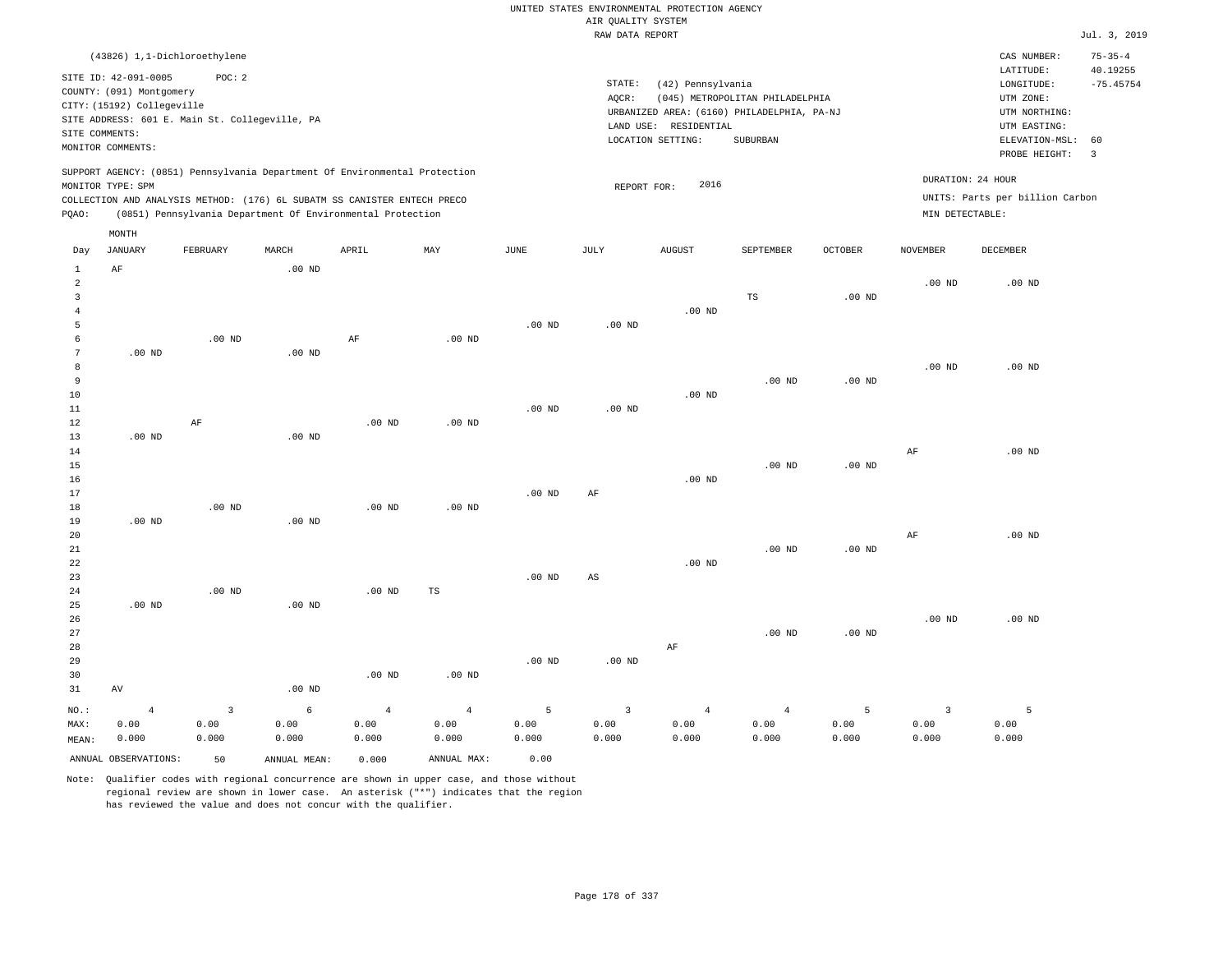UNITED STATES ENVIRONMENTAL PROTECTION AGENCY
AIR QUALITY SYSTEM
RAW DATA REPORT

Jul. 3, 2019

(43826) 1,1-Dichloroethylene

SITE ID: 42-091-0005 POC: 2
COUNTY: (091) Montgomery
CITY: (15192) Collegeville
SITE ADDRESS: 601 E. Main St. Collegeville, PA
SITE COMMENTS:
MONITOR COMMENTS:

STATE: (42) Pennsylvania
AQCR: (045) METROPOLITAN PHILADELPHIA
URBANIZED AREA: (6160) PHILADELPHIA, PA-NJ
LAND USE: RESIDENTIAL
LOCATION SETTING: SUBURBAN

CAS NUMBER: 75-35-4
LATITUDE: 40.19255
LONGITUDE: -75.45754
UTM ZONE:
UTM NORTHING:
UTM EASTING:
ELEVATION-MSL: 60
PROBE HEIGHT: 3

SUPPORT AGENCY: (0851) Pennsylvania Department Of Environmental Protection
MONITOR TYPE: SPM
COLLECTION AND ANALYSIS METHOD: (176) 6L SUBATM SS CANISTER ENTECH PRECO
PQAO: (0851) Pennsylvania Department Of Environmental Protection

REPORT FOR: 2016

DURATION: 24 HOUR
UNITS: Parts per billion Carbon
MIN DETECTABLE:

| Day | JANUARY | FEBRUARY | MARCH | APRIL | MAY | JUNE | JULY | AUGUST | SEPTEMBER | OCTOBER | NOVEMBER | DECEMBER |
|---|---|---|---|---|---|---|---|---|---|---|---|---|
| 1 | AF | | .00 ND | | | | | | | | | |
| 2 | | | | | | | | | | | .00 ND | .00 ND |
| 3 | | | | | | | | | TS | .00 ND | | |
| 4 | | | | | | | | .00 ND | | | | |
| 5 | | | | | | .00 ND | .00 ND | | | | | |
| 6 | | .00 ND | | AF | .00 ND | | | | | | | |
| 7 | .00 ND | | .00 ND | | | | | | | | | |
| 8 | | | | | | | | | | | .00 ND | .00 ND |
| 9 | | | | | | | | | .00 ND | .00 ND | | |
| 10 | | | | | | | | .00 ND | | | | |
| 11 | | | | | | .00 ND | .00 ND | | | | | |
| 12 | | AF | | .00 ND | .00 ND | | | | | | | |
| 13 | .00 ND | | .00 ND | | | | | | | | | |
| 14 | | | | | | | | | | | AF | .00 ND |
| 15 | | | | | | | | | .00 ND | .00 ND | | |
| 16 | | | | | | | | .00 ND | | | | |
| 17 | | | | | | .00 ND | AF | | | | | |
| 18 | | .00 ND | | .00 ND | .00 ND | | | | | | | |
| 19 | .00 ND | | .00 ND | | | | | | | | | |
| 20 | | | | | | | | | | | AF | .00 ND |
| 21 | | | | | | | | | .00 ND | .00 ND | | |
| 22 | | | | | | | | .00 ND | | | | |
| 23 | | | | | | .00 ND | AS | | | | | |
| 24 | | .00 ND | | .00 ND | TS | | | | | | | |
| 25 | .00 ND | | .00 ND | | | | | | | | | |
| 26 | | | | | | | | | | | .00 ND | .00 ND |
| 27 | | | | | | | | | .00 ND | .00 ND | | |
| 28 | | | | | | | | AF | | | | |
| 29 | | | | | | .00 ND | .00 ND | | | | | |
| 30 | | | | .00 ND | .00 ND | | | | | | | |
| 31 | AV | | .00 ND | | | | | | | | | |
| NO.: | 4 | 3 | 6 | 4 | 4 | 5 | 3 | 4 | 4 | 5 | 3 | 5 |
| MAX: | 0.00 | 0.00 | 0.00 | 0.00 | 0.00 | 0.00 | 0.00 | 0.00 | 0.00 | 0.00 | 0.00 | 0.00 |
| MEAN: | 0.000 | 0.000 | 0.000 | 0.000 | 0.000 | 0.000 | 0.000 | 0.000 | 0.000 | 0.000 | 0.000 | 0.000 |

ANNUAL OBSERVATIONS: 50 ANNUAL MEAN: 0.000 ANNUAL MAX: 0.00

Note: Qualifier codes with regional concurrence are shown in upper case, and those without regional review are shown in lower case. An asterisk ("*") indicates that the region has reviewed the value and does not concur with the qualifier.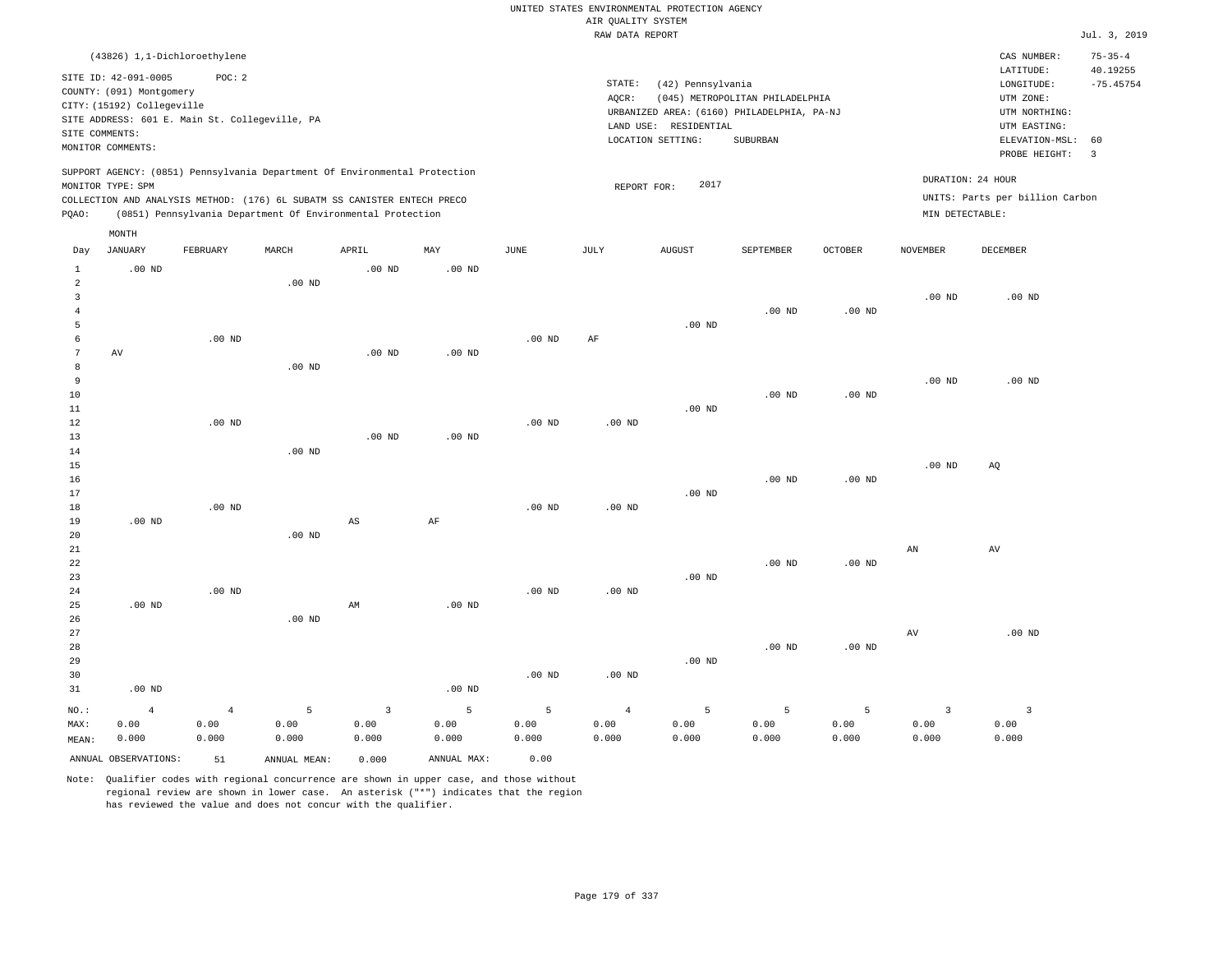UNITED STATES ENVIRONMENTAL PROTECTION AGENCY
AIR QUALITY SYSTEM
RAW DATA REPORT

Jul. 3, 2019

(43826) 1,1-Dichloroethylene

SITE ID: 42-091-0005 POC: 2
COUNTY: (091) Montgomery
CITY: (15192) Collegeville
SITE ADDRESS: 601 E. Main St. Collegeville, PA
SITE COMMENTS:
MONITOR COMMENTS:

STATE: (42) Pennsylvania
AQCR: (045) METROPOLITAN PHILADELPHIA
URBANIZED AREA: (6160) PHILADELPHIA, PA-NJ
LAND USE: RESIDENTIAL
LOCATION SETTING: SUBURBAN

CAS NUMBER: 75-35-4
LATITUDE: 40.19255
LONGITUDE: -75.45754
UTM ZONE:
UTM NORTHING:
UTM EASTING:
ELEVATION-MSL: 60
PROBE HEIGHT: 3

SUPPORT AGENCY: (0851) Pennsylvania Department Of Environmental Protection
MONITOR TYPE: SPM
COLLECTION AND ANALYSIS METHOD: (176) 6L SUBATM SS CANISTER ENTECH PRECO
PQAO: (0851) Pennsylvania Department Of Environmental Protection

REPORT FOR: 2017

DURATION: 24 HOUR
UNITS: Parts per billion Carbon
MIN DETECTABLE:

| Day | JANUARY | FEBRUARY | MARCH | APRIL | MAY | JUNE | JULY | AUGUST | SEPTEMBER | OCTOBER | NOVEMBER | DECEMBER |
|---|---|---|---|---|---|---|---|---|---|---|---|---|
| 1 | .00 ND | | | .00 ND | .00 ND | | | | | | | |
| 2 | | | .00 ND | | | | | | | | | |
| 3 | | | | | | | | | | | .00 ND | .00 ND |
| 4 | | | | | | | | | .00 ND | .00 ND | | |
| 5 | | | | | | | | .00 ND | | | | |
| 6 | | .00 ND | | | | .00 ND | AF | | | | | |
| 7 | AV | | | .00 ND | .00 ND | | | | | | | |
| 8 | | | .00 ND | | | | | | | | | |
| 9 | | | | | | | | | | | .00 ND | .00 ND |
| 10 | | | | | | | | | .00 ND | .00 ND | | |
| 11 | | | | | | | | .00 ND | | | | |
| 12 | | .00 ND | | | | .00 ND | .00 ND | | | | | |
| 13 | | | | .00 ND | .00 ND | | | | | | | |
| 14 | | | .00 ND | | | | | | | | | |
| 15 | | | | | | | | | | | .00 ND | AQ |
| 16 | | | | | | | | | .00 ND | .00 ND | | |
| 17 | | | | | | | | .00 ND | | | | |
| 18 | | .00 ND | | | | .00 ND | .00 ND | | | | | |
| 19 | .00 ND | | | AS | AF | | | | | | | |
| 20 | | | .00 ND | | | | | | | | | |
| 21 | | | | | | | | | | | AN | AV |
| 22 | | | | | | | | | .00 ND | .00 ND | | |
| 23 | | | | | | | | .00 ND | | | | |
| 24 | | .00 ND | | | | .00 ND | .00 ND | | | | | |
| 25 | .00 ND | | | AM | .00 ND | | | | | | | |
| 26 | | | .00 ND | | | | | | | | | |
| 27 | | | | | | | | | | | AV | .00 ND |
| 28 | | | | | | | | | .00 ND | .00 ND | | |
| 29 | | | | | | | | .00 ND | | | | |
| 30 | | | | | | .00 ND | .00 ND | | | | | |
| 31 | .00 ND | | | | .00 ND | | | | | | | |
| NO.: | 4 | 4 | 5 | 3 | 5 | 5 | 4 | 5 | 5 | 5 | 3 | 3 |
| MAX: | 0.00 | 0.00 | 0.00 | 0.00 | 0.00 | 0.00 | 0.00 | 0.00 | 0.00 | 0.00 | 0.00 | 0.00 |
| MEAN: | 0.000 | 0.000 | 0.000 | 0.000 | 0.000 | 0.000 | 0.000 | 0.000 | 0.000 | 0.000 | 0.000 | 0.000 |

ANNUAL OBSERVATIONS: 51 ANNUAL MEAN: 0.000 ANNUAL MAX: 0.00

Note: Qualifier codes with regional concurrence are shown in upper case, and those without regional review are shown in lower case. An asterisk ("*") indicates that the region has reviewed the value and does not concur with the qualifier.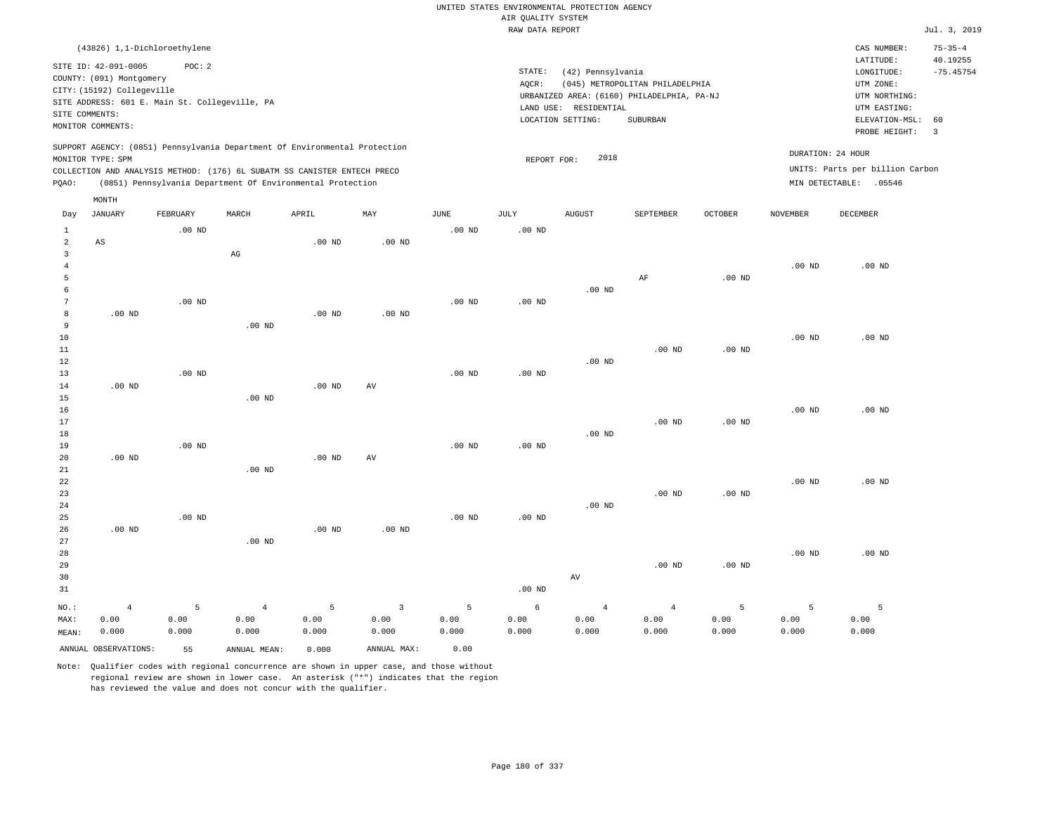UNITED STATES ENVIRONMENTAL PROTECTION AGENCY
AIR QUALITY SYSTEM
RAW DATA REPORT

Jul. 3, 2019

(43826) 1,1-Dichloroethylene

SITE ID: 42-091-0005 POC: 2
COUNTY: (091) Montgomery
CITY: (15192) Collegeville
SITE ADDRESS: 601 E. Main St. Collegeville, PA
SITE COMMENTS:
MONITOR COMMENTS:

STATE: (42) Pennsylvania
AQCR: (045) METROPOLITAN PHILADELPHIA
URBANIZED AREA: (6160) PHILADELPHIA, PA-NJ
LAND USE: RESIDENTIAL
LOCATION SETTING: SUBURBAN

CAS NUMBER: 75-35-4
LATITUDE: 40.19255
LONGITUDE: -75.45754
UTM ZONE:
UTM NORTHING:
UTM EASTING:
ELEVATION-MSL: 60
PROBE HEIGHT: 3

SUPPORT AGENCY: (0851) Pennsylvania Department Of Environmental Protection
MONITOR TYPE: SPM
COLLECTION AND ANALYSIS METHOD: (176) 6L SUBATM SS CANISTER ENTECH PRECO
PQAO: (0851) Pennsylvania Department Of Environmental Protection

REPORT FOR: 2018

DURATION: 24 HOUR
UNITS: Parts per billion Carbon
MIN DETECTABLE: .05546

| Day | JANUARY | FEBRUARY | MARCH | APRIL | MAY | JUNE | JULY | AUGUST | SEPTEMBER | OCTOBER | NOVEMBER | DECEMBER |
|---|---|---|---|---|---|---|---|---|---|---|---|---|
| 1 | | .00 ND | | | | .00 ND | .00 ND | | | | | |
| 2 | AS | | | .00 ND | .00 ND | | | | | | | |
| 3 | | | AG | | | | | | | | | |
| 4 | | | | | | | | | | | .00 ND | .00 ND |
| 5 | | | | | | | | | AF | .00 ND | | |
| 6 | | | | | | | | .00 ND | | | | |
| 7 | | .00 ND | | | | .00 ND | .00 ND | | | | | |
| 8 | .00 ND | | | .00 ND | .00 ND | | | | | | | |
| 9 | | | .00 ND | | | | | | | | | |
| 10 | | | | | | | | | | | .00 ND | .00 ND |
| 11 | | | | | | | | | .00 ND | .00 ND | | |
| 12 | | | | | | | | .00 ND | | | | |
| 13 | | .00 ND | | | | .00 ND | .00 ND | | | | | |
| 14 | .00 ND | | | .00 ND | AV | | | | | | | |
| 15 | | | .00 ND | | | | | | | | | |
| 16 | | | | | | | | | | | .00 ND | .00 ND |
| 17 | | | | | | | | | .00 ND | .00 ND | | |
| 18 | | | | | | | | .00 ND | | | | |
| 19 | | .00 ND | | | | .00 ND | .00 ND | | | | | |
| 20 | .00 ND | | | .00 ND | AV | | | | | | | |
| 21 | | | .00 ND | | | | | | | | | |
| 22 | | | | | | | | | | | .00 ND | .00 ND |
| 23 | | | | | | | | | .00 ND | .00 ND | | |
| 24 | | | | | | | | .00 ND | | | | |
| 25 | | .00 ND | | | | .00 ND | .00 ND | | | | | |
| 26 | .00 ND | | | .00 ND | .00 ND | | | | | | | |
| 27 | | | .00 ND | | | | | | | | | |
| 28 | | | | | | | | | | | .00 ND | .00 ND |
| 29 | | | | | | | | | .00 ND | .00 ND | | |
| 30 | | | | | | | | AV | | | | |
| 31 | | | | | | | .00 ND | | | | | |
| NO.: | 4 | 5 | 4 | 5 | 3 | 5 | 6 | 4 | 4 | 5 | 5 | 5 |
| MAX: | 0.00 | 0.00 | 0.00 | 0.00 | 0.00 | 0.00 | 0.00 | 0.00 | 0.00 | 0.00 | 0.00 | 0.00 |
| MEAN: | 0.000 | 0.000 | 0.000 | 0.000 | 0.000 | 0.000 | 0.000 | 0.000 | 0.000 | 0.000 | 0.000 | 0.000 |

ANNUAL OBSERVATIONS: 55 ANNUAL MEAN: 0.000 ANNUAL MAX: 0.00

Note: Qualifier codes with regional concurrence are shown in upper case, and those without regional review are shown in lower case. An asterisk ("*") indicates that the region has reviewed the value and does not concur with the qualifier.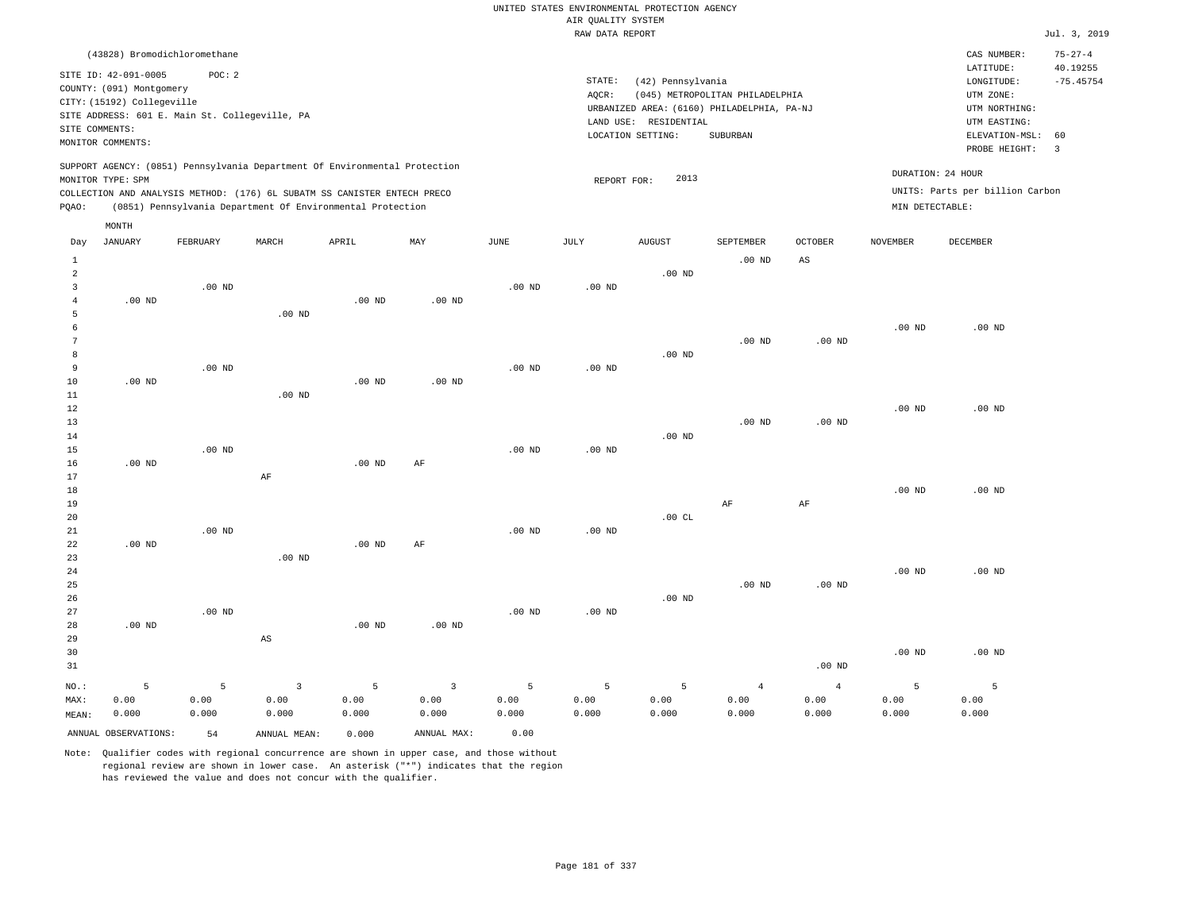UNITED STATES ENVIRONMENTAL PROTECTION AGENCY
AIR QUALITY SYSTEM
RAW DATA REPORT

Jul. 3, 2019

(43828) Bromodichloromethane

SITE ID: 42-091-0005 POC: 2
COUNTY: (091) Montgomery
CITY: (15192) Collegeville
SITE ADDRESS: 601 E. Main St. Collegeville, PA
SITE COMMENTS:
MONITOR COMMENTS:

STATE: (42) Pennsylvania
AQCR: (045) METROPOLITAN PHILADELPHIA
URBANIZED AREA: (6160) PHILADELPHIA, PA-NJ
LAND USE: RESIDENTIAL
LOCATION SETTING: SUBURBAN

CAS NUMBER: 75-27-4
LATITUDE: 40.19255
LONGITUDE: -75.45754
UTM ZONE:
UTM NORTHING:
UTM EASTING:
ELEVATION-MSL: 60
PROBE HEIGHT: 3

SUPPORT AGENCY: (0851) Pennsylvania Department Of Environmental Protection
MONITOR TYPE: SPM
COLLECTION AND ANALYSIS METHOD: (176) 6L SUBATM SS CANISTER ENTECH PRECO
PQAO: (0851) Pennsylvania Department Of Environmental Protection

REPORT FOR: 2013

DURATION: 24 HOUR
UNITS: Parts per billion Carbon
MIN DETECTABLE:

| Day | JANUARY | FEBRUARY | MARCH | APRIL | MAY | JUNE | JULY | AUGUST | SEPTEMBER | OCTOBER | NOVEMBER | DECEMBER |
|---|---|---|---|---|---|---|---|---|---|---|---|---|
| 1 | | | | | | | | | .00 ND | AS | | |
| 2 | | | | | | | | .00 ND | | | | |
| 3 | | .00 ND | | | | .00 ND | .00 ND | | | | | |
| 4 | .00 ND | | | .00 ND | .00 ND | | | | | | | |
| 5 | | | .00 ND | | | | | | | | | |
| 6 | | | | | | | | | | | .00 ND | .00 ND |
| 7 | | | | | | | | | .00 ND | .00 ND | | |
| 8 | | | | | | | | .00 ND | | | | |
| 9 | | .00 ND | | | | .00 ND | .00 ND | | | | | |
| 10 | .00 ND | | | .00 ND | .00 ND | | | | | | | |
| 11 | | | .00 ND | | | | | | | | | |
| 12 | | | | | | | | | | | .00 ND | .00 ND |
| 13 | | | | | | | | | .00 ND | .00 ND | | |
| 14 | | | | | | | | .00 ND | | | | |
| 15 | | .00 ND | | | | .00 ND | .00 ND | | | | | |
| 16 | .00 ND | | | .00 ND | AF | | | | | | | |
| 17 | | | AF | | | | | | | | | |
| 18 | | | | | | | | | | | .00 ND | .00 ND |
| 19 | | | | | | | | | AF | AF | | |
| 20 | | | | | | | | .00 CL | | | | |
| 21 | | .00 ND | | | | .00 ND | .00 ND | | | | | |
| 22 | .00 ND | | | .00 ND | AF | | | | | | | |
| 23 | | | .00 ND | | | | | | | | | |
| 24 | | | | | | | | | | | .00 ND | .00 ND |
| 25 | | | | | | | | | .00 ND | .00 ND | | |
| 26 | | | | | | | | .00 ND | | | | |
| 27 | | .00 ND | | | | .00 ND | .00 ND | | | | | |
| 28 | .00 ND | | | .00 ND | .00 ND | | | | | | | |
| 29 | | | AS | | | | | | | | | |
| 30 | | | | | | | | | | | .00 ND | .00 ND |
| 31 | | | | | | | | | | .00 ND | | |
| NO.: | 5 | 5 | 3 | 5 | 3 | 5 | 5 | 5 | 4 | 4 | 5 | 5 |
| MAX: | 0.00 | 0.00 | 0.00 | 0.00 | 0.00 | 0.00 | 0.00 | 0.00 | 0.00 | 0.00 | 0.00 | 0.00 |
| MEAN: | 0.000 | 0.000 | 0.000 | 0.000 | 0.000 | 0.000 | 0.000 | 0.000 | 0.000 | 0.000 | 0.000 | 0.000 |

ANNUAL OBSERVATIONS: 54 ANNUAL MEAN: 0.000 ANNUAL MAX: 0.00

Note: Qualifier codes with regional concurrence are shown in upper case, and those without regional review are shown in lower case. An asterisk ("*") indicates that the region has reviewed the value and does not concur with the qualifier.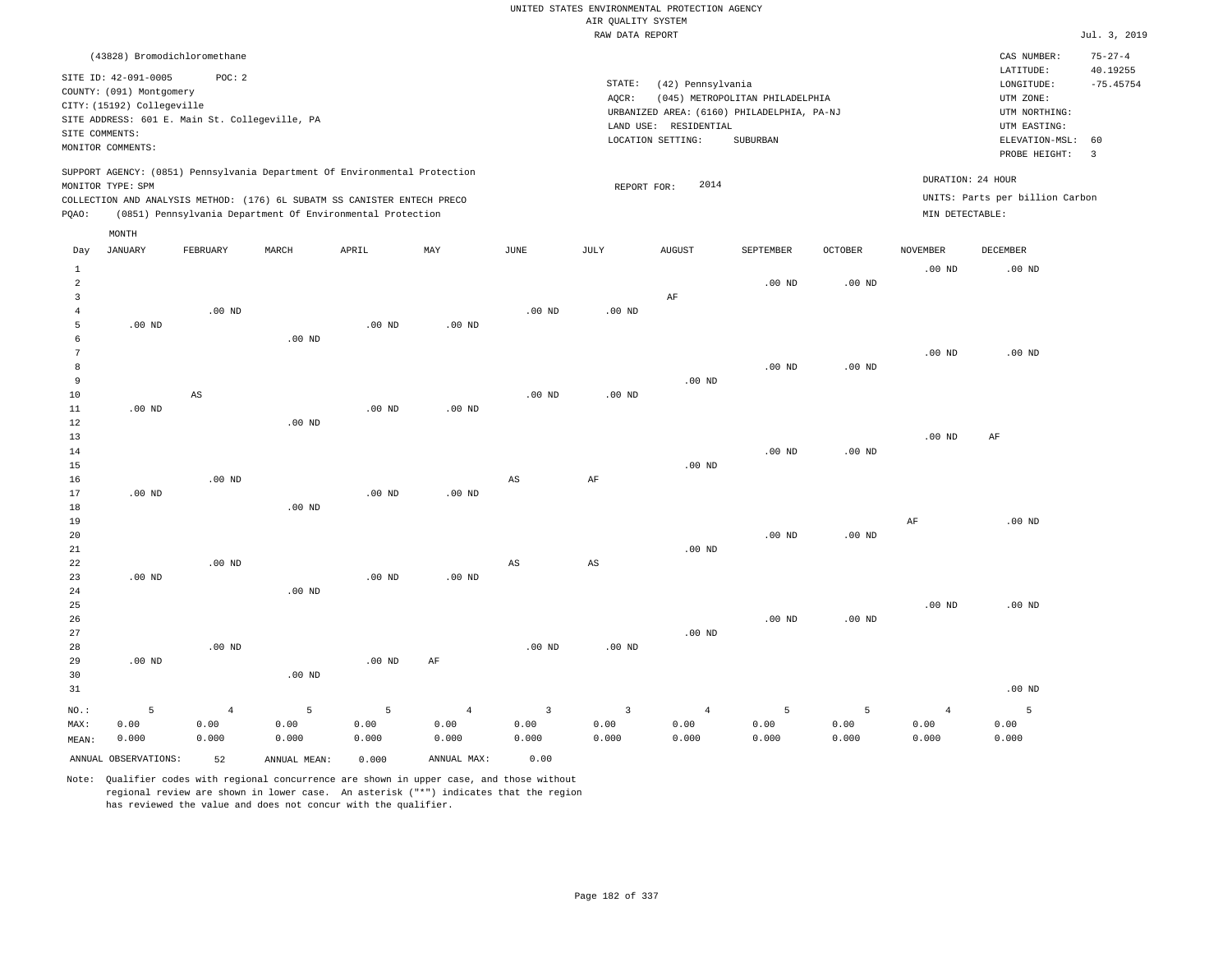UNITED STATES ENVIRONMENTAL PROTECTION AGENCY
AIR QUALITY SYSTEM
RAW DATA REPORT

Jul. 3, 2019

(43828) Bromodichloromethane

SITE ID: 42-091-0005 POC: 2
COUNTY: (091) Montgomery
CITY: (15192) Collegeville
SITE ADDRESS: 601 E. Main St. Collegeville, PA
SITE COMMENTS:
MONITOR COMMENTS:

STATE: (42) Pennsylvania
AQCR: (045) METROPOLITAN PHILADELPHIA
URBANIZED AREA: (6160) PHILADELPHIA, PA-NJ
LAND USE: RESIDENTIAL
LOCATION SETTING: SUBURBAN

CAS NUMBER: 75-27-4
LATITUDE: 40.19255
LONGITUDE: -75.45754
UTM ZONE:
UTM NORTHING:
UTM EASTING:
ELEVATION-MSL: 60
PROBE HEIGHT: 3

SUPPORT AGENCY: (0851) Pennsylvania Department Of Environmental Protection
MONITOR TYPE: SPM
COLLECTION AND ANALYSIS METHOD: (176) 6L SUBATM SS CANISTER ENTECH PRECO
PQAO: (0851) Pennsylvania Department Of Environmental Protection

REPORT FOR: 2014

DURATION: 24 HOUR
UNITS: Parts per billion Carbon
MIN DETECTABLE:

| Day | JANUARY | FEBRUARY | MARCH | APRIL | MAY | JUNE | JULY | AUGUST | SEPTEMBER | OCTOBER | NOVEMBER | DECEMBER |
|---|---|---|---|---|---|---|---|---|---|---|---|---|
| 1 | | | | | | | | | | | .00 ND | .00 ND |
| 2 | | | | | | | | | .00 ND | .00 ND | | |
| 3 | | | | | | | | AF | | | | |
| 4 | | .00 ND | | | | .00 ND | .00 ND | | | | | |
| 5 | .00 ND | | | .00 ND | .00 ND | | | | | | | |
| 6 | | | .00 ND | | | | | | | | | |
| 7 | | | | | | | | | | | .00 ND | .00 ND |
| 8 | | | | | | | | | .00 ND | .00 ND | | |
| 9 | | | | | | | | .00 ND | | | | |
| 10 | | AS | | | | .00 ND | .00 ND | | | | | |
| 11 | .00 ND | | | .00 ND | .00 ND | | | | | | | |
| 12 | | | .00 ND | | | | | | | | | |
| 13 | | | | | | | | | | | .00 ND | AF |
| 14 | | | | | | | | | .00 ND | .00 ND | | |
| 15 | | | | | | | | .00 ND | | | | |
| 16 | | .00 ND | | | | AS | AF | | | | | |
| 17 | .00 ND | | | .00 ND | .00 ND | | | | | | | |
| 18 | | | .00 ND | | | | | | | | | |
| 19 | | | | | | | | | | | AF | .00 ND |
| 20 | | | | | | | | | .00 ND | .00 ND | | |
| 21 | | | | | | | | .00 ND | | | | |
| 22 | | .00 ND | | | | AS | AS | | | | | |
| 23 | .00 ND | | | .00 ND | .00 ND | | | | | | | |
| 24 | | | .00 ND | | | | | | | | | |
| 25 | | | | | | | | | | | .00 ND | .00 ND |
| 26 | | | | | | | | | .00 ND | .00 ND | | |
| 27 | | | | | | | | .00 ND | | | | |
| 28 | | .00 ND | | | | .00 ND | .00 ND | | | | | |
| 29 | .00 ND | | | .00 ND | AF | | | | | | | |
| 30 | | | .00 ND | | | | | | | | | |
| 31 | | | | | | | | | | | | .00 ND |
| NO.: | 5 | 4 | 5 | 5 | 4 | 3 | 3 | 4 | 5 | 5 | 4 | 5 |
| MAX: | 0.00 | 0.00 | 0.00 | 0.00 | 0.00 | 0.00 | 0.00 | 0.00 | 0.00 | 0.00 | 0.00 | 0.00 |
| MEAN: | 0.000 | 0.000 | 0.000 | 0.000 | 0.000 | 0.000 | 0.000 | 0.000 | 0.000 | 0.000 | 0.000 | 0.000 |

ANNUAL OBSERVATIONS: 52 ANNUAL MEAN: 0.000 ANNUAL MAX: 0.00

Note: Qualifier codes with regional concurrence are shown in upper case, and those without regional review are shown in lower case. An asterisk ("*") indicates that the region has reviewed the value and does not concur with the qualifier.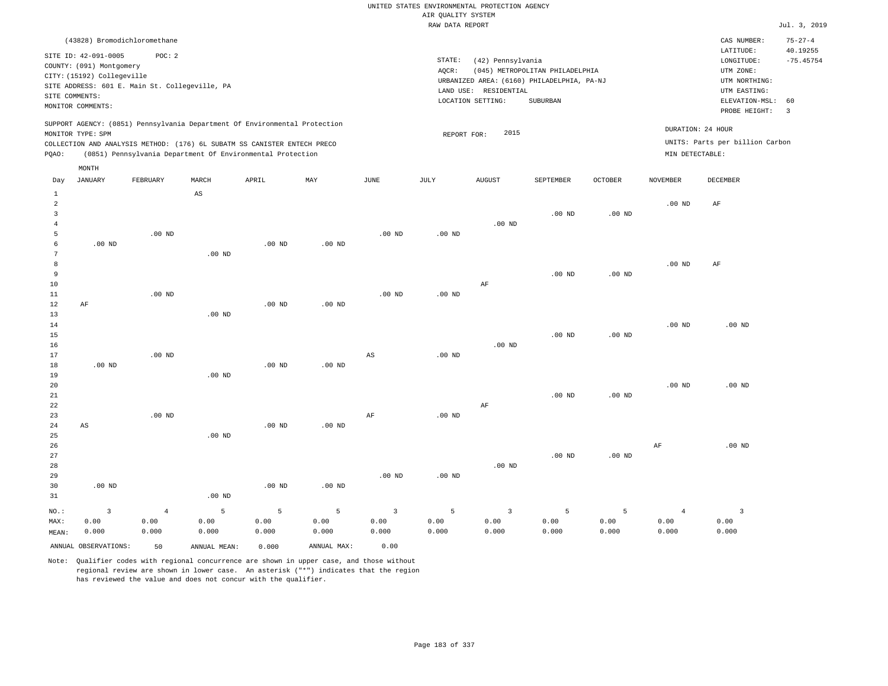UNITED STATES ENVIRONMENTAL PROTECTION AGENCY
AIR QUALITY SYSTEM
RAW DATA REPORT

Jul. 3, 2019

(43828) Bromodichloromethane

SITE ID: 42-091-0005 POC: 2
COUNTY: (091) Montgomery
CITY: (15192) Collegeville
SITE ADDRESS: 601 E. Main St. Collegeville, PA
SITE COMMENTS:
MONITOR COMMENTS:

STATE: (42) Pennsylvania
AQCR: (045) METROPOLITAN PHILADELPHIA
URBANIZED AREA: (6160) PHILADELPHIA, PA-NJ
LAND USE: RESIDENTIAL
LOCATION SETTING: SUBURBAN

CAS NUMBER: 75-27-4
LATITUDE: 40.19255
LONGITUDE: -75.45754
UTM ZONE:
UTM NORTHING:
UTM EASTING:
ELEVATION-MSL: 60
PROBE HEIGHT: 3

SUPPORT AGENCY: (0851) Pennsylvania Department Of Environmental Protection
MONITOR TYPE: SPM
COLLECTION AND ANALYSIS METHOD: (176) 6L SUBATM SS CANISTER ENTECH PRECO
PQAO: (0851) Pennsylvania Department Of Environmental Protection

REPORT FOR: 2015

DURATION: 24 HOUR
UNITS: Parts per billion Carbon
MIN DETECTABLE:

| Day | JANUARY | FEBRUARY | MARCH | APRIL | MAY | JUNE | JULY | AUGUST | SEPTEMBER | OCTOBER | NOVEMBER | DECEMBER |
|---|---|---|---|---|---|---|---|---|---|---|---|---|
| 1 | | | AS | | | | | | | | | |
| 2 | | | | | | | | | | | .00 ND | AF |
| 3 | | | | | | | | | .00 ND | .00 ND | | |
| 4 | | | | | | | | .00 ND | | | | |
| 5 | | .00 ND | | | | .00 ND | .00 ND | | | | | |
| 6 | .00 ND | | | .00 ND | .00 ND | | | | | | | |
| 7 | | | .00 ND | | | | | | | | | |
| 8 | | | | | | | | | | | .00 ND | AF |
| 9 | | | | | | | | | .00 ND | .00 ND | | |
| 10 | | | | | | | | AF | | | | |
| 11 | | .00 ND | | | | .00 ND | .00 ND | | | | | |
| 12 | AF | | | .00 ND | .00 ND | | | | | | | |
| 13 | | | .00 ND | | | | | | | | | |
| 14 | | | | | | | | | | | .00 ND | .00 ND |
| 15 | | | | | | | | | .00 ND | .00 ND | | |
| 16 | | | | | | | | .00 ND | | | | |
| 17 | | .00 ND | | | | AS | .00 ND | | | | | |
| 18 | .00 ND | | | .00 ND | .00 ND | | | | | | | |
| 19 | | | .00 ND | | | | | | | | | |
| 20 | | | | | | | | | | | .00 ND | .00 ND |
| 21 | | | | | | | | | .00 ND | .00 ND | | |
| 22 | | | | | | | | AF | | | | |
| 23 | | .00 ND | | | | AF | .00 ND | | | | | |
| 24 | AS | | | .00 ND | .00 ND | | | | | | | |
| 25 | | | .00 ND | | | | | | | | | |
| 26 | | | | | | | | | | | AF | .00 ND |
| 27 | | | | | | | | | .00 ND | .00 ND | | |
| 28 | | | | | | | | .00 ND | | | | |
| 29 | | | | | | .00 ND | .00 ND | | | | | |
| 30 | .00 ND | | | .00 ND | .00 ND | | | | | | | |
| 31 | | | .00 ND | | | | | | | | | |
| NO.: | 3 | 4 | 5 | 5 | 5 | 3 | 5 | 3 | 5 | 5 | 4 | 3 |
| MAX: | 0.00 | 0.00 | 0.00 | 0.00 | 0.00 | 0.00 | 0.00 | 0.00 | 0.00 | 0.00 | 0.00 | 0.00 |
| MEAN: | 0.000 | 0.000 | 0.000 | 0.000 | 0.000 | 0.000 | 0.000 | 0.000 | 0.000 | 0.000 | 0.000 | 0.000 |

ANNUAL OBSERVATIONS: 50 ANNUAL MEAN: 0.000 ANNUAL MAX: 0.00

Note: Qualifier codes with regional concurrence are shown in upper case, and those without regional review are shown in lower case. An asterisk ("*") indicates that the region has reviewed the value and does not concur with the qualifier.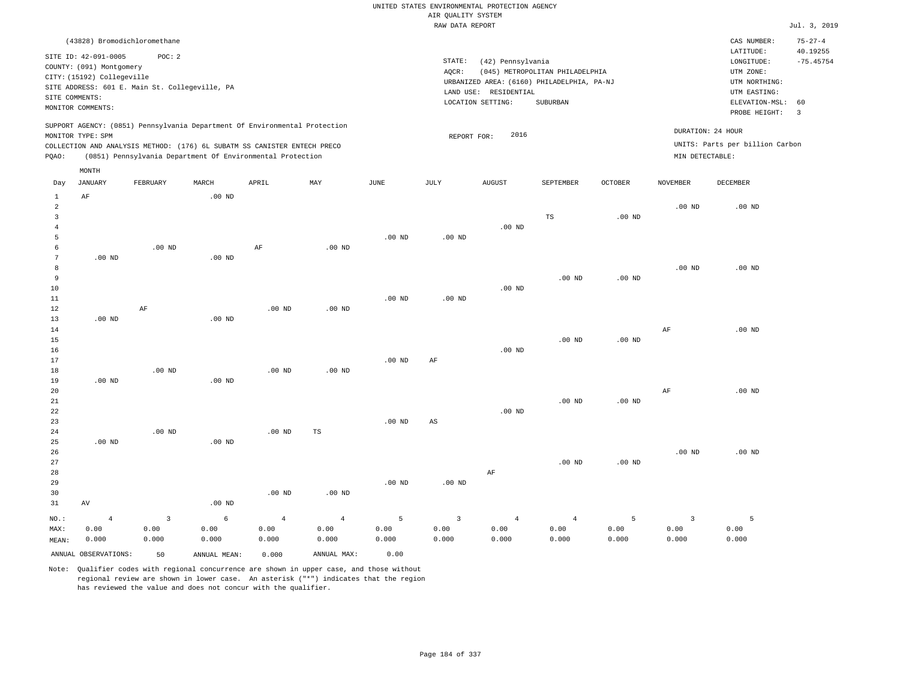UNITED STATES ENVIRONMENTAL PROTECTION AGENCY
AIR QUALITY SYSTEM
RAW DATA REPORT

Jul. 3, 2019

(43828) Bromodichloromethane

SITE ID: 42-091-0005 POC: 2
COUNTY: (091) Montgomery
CITY: (15192) Collegeville
SITE ADDRESS: 601 E. Main St. Collegeville, PA
SITE COMMENTS:
MONITOR COMMENTS:

STATE: (42) Pennsylvania
AQCR: (045) METROPOLITAN PHILADELPHIA
URBANIZED AREA: (6160) PHILADELPHIA, PA-NJ
LAND USE: RESIDENTIAL
LOCATION SETTING: SUBURBAN

CAS NUMBER: 75-27-4
LATITUDE: 40.19255
LONGITUDE: -75.45754
UTM ZONE:
UTM NORTHING:
UTM EASTING:
ELEVATION-MSL: 60
PROBE HEIGHT: 3

SUPPORT AGENCY: (0851) Pennsylvania Department Of Environmental Protection
MONITOR TYPE: SPM
COLLECTION AND ANALYSIS METHOD: (176) 6L SUBATM SS CANISTER ENTECH PRECO
PQAO: (0851) Pennsylvania Department Of Environmental Protection

REPORT FOR: 2016

DURATION: 24 HOUR
UNITS: Parts per billion Carbon
MIN DETECTABLE:

| Day | JANUARY | FEBRUARY | MARCH | APRIL | MAY | JUNE | JULY | AUGUST | SEPTEMBER | OCTOBER | NOVEMBER | DECEMBER |
|---|---|---|---|---|---|---|---|---|---|---|---|---|
| 1 | AF | | .00 ND | | | | | | | | | |
| 2 | | | | | | | | | | | .00 ND | .00 ND |
| 3 | | | | | | | | | TS | .00 ND | | |
| 4 | | | | | | | | .00 ND | | | | |
| 5 | | | | | | .00 ND | .00 ND | | | | | |
| 6 | | .00 ND | | AF | .00 ND | | | | | | | |
| 7 | .00 ND | | .00 ND | | | | | | | | | |
| 8 | | | | | | | | | | | .00 ND | .00 ND |
| 9 | | | | | | | | | .00 ND | .00 ND | | |
| 10 | | | | | | | | .00 ND | | | | |
| 11 | | | | | | .00 ND | .00 ND | | | | | |
| 12 | | AF | | .00 ND | .00 ND | | | | | | | |
| 13 | .00 ND | | .00 ND | | | | | | | | | |
| 14 | | | | | | | | | | | AF | .00 ND |
| 15 | | | | | | | | | .00 ND | .00 ND | | |
| 16 | | | | | | | | .00 ND | | | | |
| 17 | | | | | | .00 ND | AF | | | | | |
| 18 | | .00 ND | | .00 ND | .00 ND | | | | | | | |
| 19 | .00 ND | | .00 ND | | | | | | | | | |
| 20 | | | | | | | | | | | AF | .00 ND |
| 21 | | | | | | | | | .00 ND | .00 ND | | |
| 22 | | | | | | | | .00 ND | | | | |
| 23 | | | | | | .00 ND | AS | | | | | |
| 24 | | .00 ND | | .00 ND | TS | | | | | | | |
| 25 | .00 ND | | .00 ND | | | | | | | | | |
| 26 | | | | | | | | | | | .00 ND | .00 ND |
| 27 | | | | | | | | | .00 ND | .00 ND | | |
| 28 | | | | | | | | AF | | | | |
| 29 | | | | | | .00 ND | .00 ND | | | | | |
| 30 | | | | .00 ND | .00 ND | | | | | | | |
| 31 | AV | | .00 ND | | | | | | | | | |
| NO.: | 4 | 3 | 6 | 4 | 4 | 5 | 3 | 4 | 4 | 5 | 3 | 5 |
| MAX: | 0.00 | 0.00 | 0.00 | 0.00 | 0.00 | 0.00 | 0.00 | 0.00 | 0.00 | 0.00 | 0.00 | 0.00 |
| MEAN: | 0.000 | 0.000 | 0.000 | 0.000 | 0.000 | 0.000 | 0.000 | 0.000 | 0.000 | 0.000 | 0.000 | 0.000 |

ANNUAL OBSERVATIONS: 50 ANNUAL MEAN: 0.000 ANNUAL MAX: 0.00

Note: Qualifier codes with regional concurrence are shown in upper case, and those without regional review are shown in lower case. An asterisk ("*") indicates that the region has reviewed the value and does not concur with the qualifier.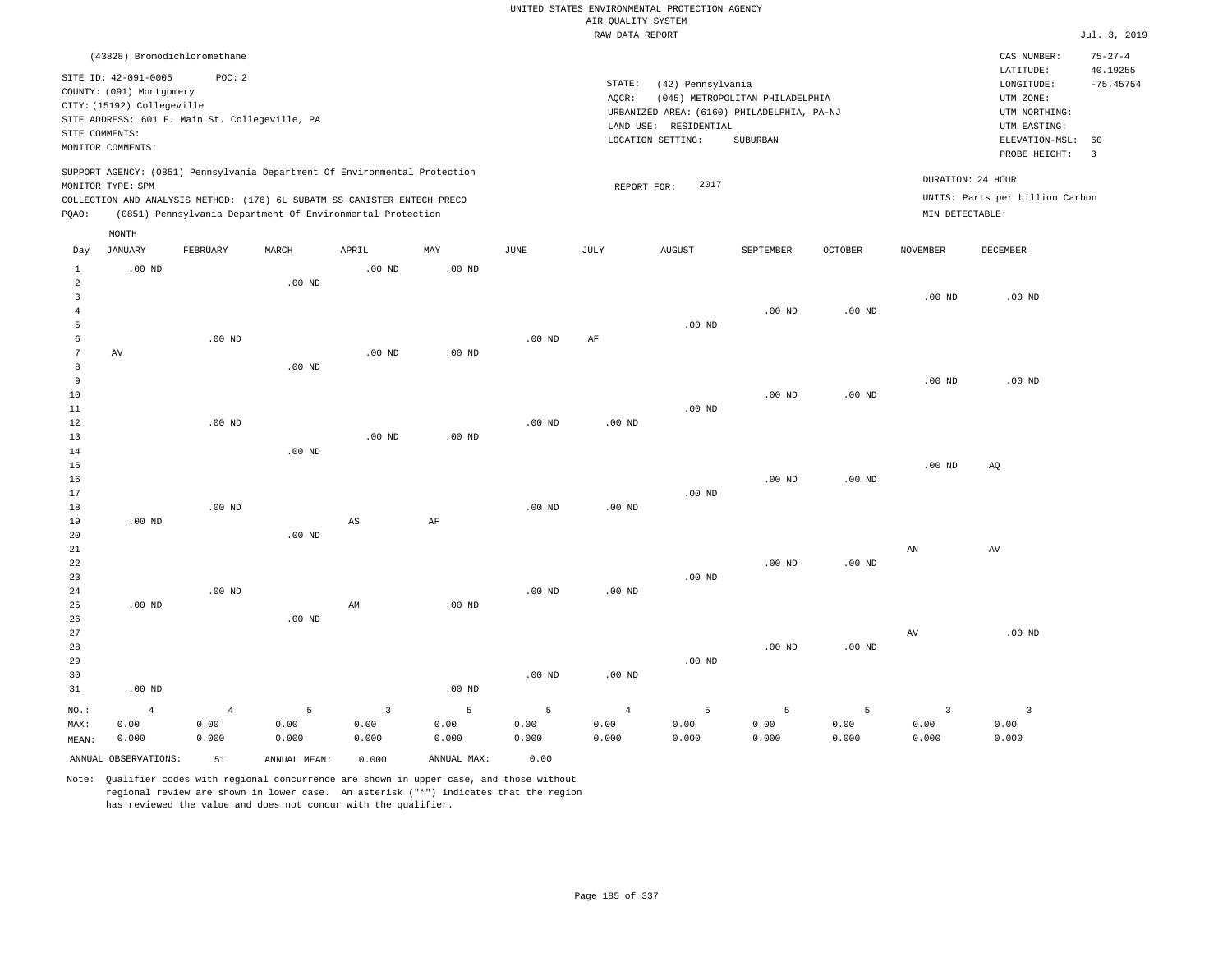UNITED STATES ENVIRONMENTAL PROTECTION AGENCY
AIR QUALITY SYSTEM
RAW DATA REPORT

Jul. 3, 2019

(43828) Bromodichloromethane

SITE ID: 42-091-0005 POC: 2
COUNTY: (091) Montgomery
CITY: (15192) Collegeville
SITE ADDRESS: 601 E. Main St. Collegeville, PA
SITE COMMENTS:
MONITOR COMMENTS:

STATE: (42) Pennsylvania
AQCR: (045) METROPOLITAN PHILADELPHIA
URBANIZED AREA: (6160) PHILADELPHIA, PA-NJ
LAND USE: RESIDENTIAL
LOCATION SETTING: SUBURBAN

CAS NUMBER: 75-27-4
LATITUDE: 40.19255
LONGITUDE: -75.45754
UTM ZONE:
UTM NORTHING:
UTM EASTING:
ELEVATION-MSL: 60
PROBE HEIGHT: 3

SUPPORT AGENCY: (0851) Pennsylvania Department Of Environmental Protection
MONITOR TYPE: SPM
COLLECTION AND ANALYSIS METHOD: (176) 6L SUBATM SS CANISTER ENTECH PRECO
PQAO: (0851) Pennsylvania Department Of Environmental Protection

REPORT FOR: 2017

DURATION: 24 HOUR
UNITS: Parts per billion Carbon
MIN DETECTABLE:

| Day | JANUARY | FEBRUARY | MARCH | APRIL | MAY | JUNE | JULY | AUGUST | SEPTEMBER | OCTOBER | NOVEMBER | DECEMBER |
|---|---|---|---|---|---|---|---|---|---|---|---|---|
| 1 | .00 ND | | | .00 ND | .00 ND | | | | | | | |
| 2 | | | .00 ND | | | | | | | | | |
| 3 | | | | | | | | | | | .00 ND | .00 ND |
| 4 | | | | | | | | | .00 ND | .00 ND | | |
| 5 | | | | | | | | .00 ND | | | | |
| 6 | | .00 ND | | | | .00 ND | AF | | | | | |
| 7 | AV | | | .00 ND | .00 ND | | | | | | | |
| 8 | | | .00 ND | | | | | | | | | |
| 9 | | | | | | | | | | | .00 ND | .00 ND |
| 10 | | | | | | | | | .00 ND | .00 ND | | |
| 11 | | | | | | | | .00 ND | | | | |
| 12 | | .00 ND | | | | .00 ND | .00 ND | | | | | |
| 13 | | | | .00 ND | .00 ND | | | | | | | |
| 14 | | | .00 ND | | | | | | | | | |
| 15 | | | | | | | | | | | .00 ND | AQ |
| 16 | | | | | | | | | .00 ND | .00 ND | | |
| 17 | | | | | | | | .00 ND | | | | |
| 18 | | .00 ND | | | | .00 ND | .00 ND | | | | | |
| 19 | .00 ND | | | AS | AF | | | | | | | |
| 20 | | | .00 ND | | | | | | | | | |
| 21 | | | | | | | | | | | AN | AV |
| 22 | | | | | | | | | .00 ND | .00 ND | | |
| 23 | | | | | | | | .00 ND | | | | |
| 24 | | .00 ND | | | | .00 ND | .00 ND | | | | | |
| 25 | .00 ND | | | AM | .00 ND | | | | | | | |
| 26 | | | .00 ND | | | | | | | | | |
| 27 | | | | | | | | | | | AV | .00 ND |
| 28 | | | | | | | | | .00 ND | .00 ND | | |
| 29 | | | | | | | | .00 ND | | | | |
| 30 | | | | | | .00 ND | .00 ND | | | | | |
| 31 | .00 ND | | | | .00 ND | | | | | | | |
| NO.: | 4 | 4 | 5 | 3 | 5 | 5 | 4 | 5 | 5 | 5 | 3 | 3 |
| MAX: | 0.00 | 0.00 | 0.00 | 0.00 | 0.00 | 0.00 | 0.00 | 0.00 | 0.00 | 0.00 | 0.00 | 0.00 |
| MEAN: | 0.000 | 0.000 | 0.000 | 0.000 | 0.000 | 0.000 | 0.000 | 0.000 | 0.000 | 0.000 | 0.000 | 0.000 |

ANNUAL OBSERVATIONS: 51 ANNUAL MEAN: 0.000 ANNUAL MAX: 0.00

Note: Qualifier codes with regional concurrence are shown in upper case, and those without regional review are shown in lower case. An asterisk ("*") indicates that the region has reviewed the value and does not concur with the qualifier.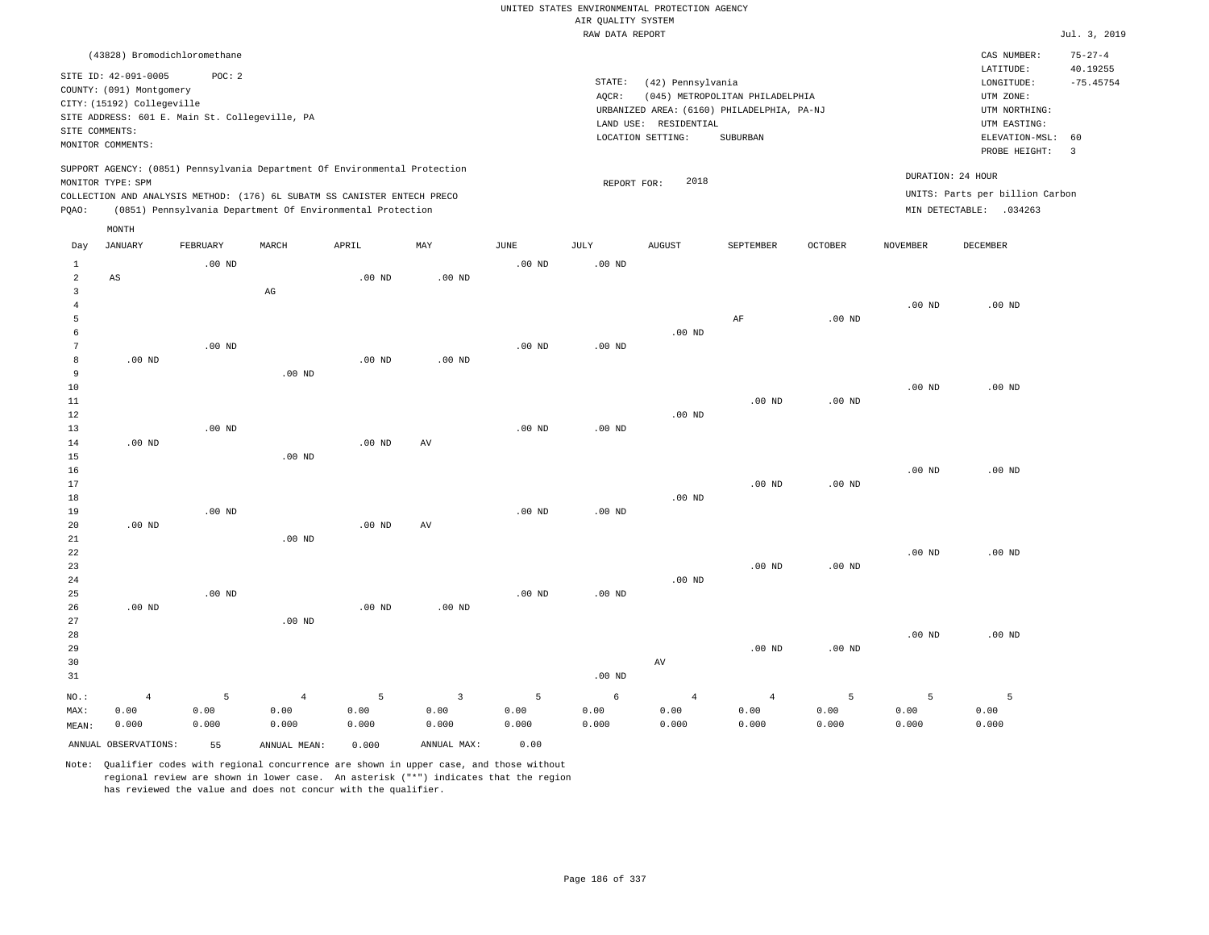UNITED STATES ENVIRONMENTAL PROTECTION AGENCY
AIR QUALITY SYSTEM
RAW DATA REPORT

Jul. 3, 2019

(43828) Bromodichloromethane

SITE ID: 42-091-0005 POC: 2
COUNTY: (091) Montgomery
CITY: (15192) Collegeville
SITE ADDRESS: 601 E. Main St. Collegeville, PA
SITE COMMENTS:
MONITOR COMMENTS:

STATE: (42) Pennsylvania
AQCR: (045) METROPOLITAN PHILADELPHIA
URBANIZED AREA: (6160) PHILADELPHIA, PA-NJ
LAND USE: RESIDENTIAL
LOCATION SETTING: SUBURBAN

CAS NUMBER: 75-27-4
LATITUDE: 40.19255
LONGITUDE: -75.45754
UTM ZONE:
UTM NORTHING:
UTM EASTING:
ELEVATION-MSL: 60
PROBE HEIGHT: 3

SUPPORT AGENCY: (0851) Pennsylvania Department Of Environmental Protection
MONITOR TYPE: SPM
COLLECTION AND ANALYSIS METHOD: (176) 6L SUBATM SS CANISTER ENTECH PRECO
PQAO: (0851) Pennsylvania Department Of Environmental Protection

REPORT FOR: 2018

DURATION: 24 HOUR
UNITS: Parts per billion Carbon
MIN DETECTABLE: .034263

| Day | JANUARY | FEBRUARY | MARCH | APRIL | MAY | JUNE | JULY | AUGUST | SEPTEMBER | OCTOBER | NOVEMBER | DECEMBER |
|---|---|---|---|---|---|---|---|---|---|---|---|---|
| 1 | | .00 ND | | | | .00 ND | .00 ND | | | | | |
| 2 | AS | | | .00 ND | .00 ND | | | | | | | |
| 3 | | | AG | | | | | | | | | |
| 4 | | | | | | | | | | | .00 ND | .00 ND |
| 5 | | | | | | | | | AF | .00 ND | | |
| 6 | | | | | | | | .00 ND | | | | |
| 7 | | .00 ND | | | | .00 ND | .00 ND | | | | | |
| 8 | .00 ND | | | .00 ND | .00 ND | | | | | | | |
| 9 | | | .00 ND | | | | | | | | | |
| 10 | | | | | | | | | | | .00 ND | .00 ND |
| 11 | | | | | | | | | .00 ND | .00 ND | | |
| 12 | | | | | | | | .00 ND | | | | |
| 13 | | .00 ND | | | | .00 ND | .00 ND | | | | | |
| 14 | .00 ND | | | .00 ND | AV | | | | | | | |
| 15 | | | .00 ND | | | | | | | | | |
| 16 | | | | | | | | | | | .00 ND | .00 ND |
| 17 | | | | | | | | | .00 ND | .00 ND | | |
| 18 | | | | | | | | .00 ND | | | | |
| 19 | | .00 ND | | | | .00 ND | .00 ND | | | | | |
| 20 | .00 ND | | | .00 ND | AV | | | | | | | |
| 21 | | | .00 ND | | | | | | | | | |
| 22 | | | | | | | | | | | .00 ND | .00 ND |
| 23 | | | | | | | | | .00 ND | .00 ND | | |
| 24 | | | | | | | | .00 ND | | | | |
| 25 | | .00 ND | | | | .00 ND | .00 ND | | | | | |
| 26 | .00 ND | | | .00 ND | .00 ND | | | | | | | |
| 27 | | | .00 ND | | | | | | | | | |
| 28 | | | | | | | | | | | .00 ND | .00 ND |
| 29 | | | | | | | | | .00 ND | .00 ND | | |
| 30 | | | | | | | | AV | | | | |
| 31 | | | | | | | .00 ND | | | | | |
| NO.: | 4 | 5 | 4 | 5 | 3 | 5 | 6 | 4 | 4 | 5 | 5 | 5 |
| MAX: | 0.00 | 0.00 | 0.00 | 0.00 | 0.00 | 0.00 | 0.00 | 0.00 | 0.00 | 0.00 | 0.00 | 0.00 |
| MEAN: | 0.000 | 0.000 | 0.000 | 0.000 | 0.000 | 0.000 | 0.000 | 0.000 | 0.000 | 0.000 | 0.000 | 0.000 |

ANNUAL OBSERVATIONS: 55 ANNUAL MEAN: 0.000 ANNUAL MAX: 0.00

Note: Qualifier codes with regional concurrence are shown in upper case, and those without regional review are shown in lower case. An asterisk ("*") indicates that the region has reviewed the value and does not concur with the qualifier.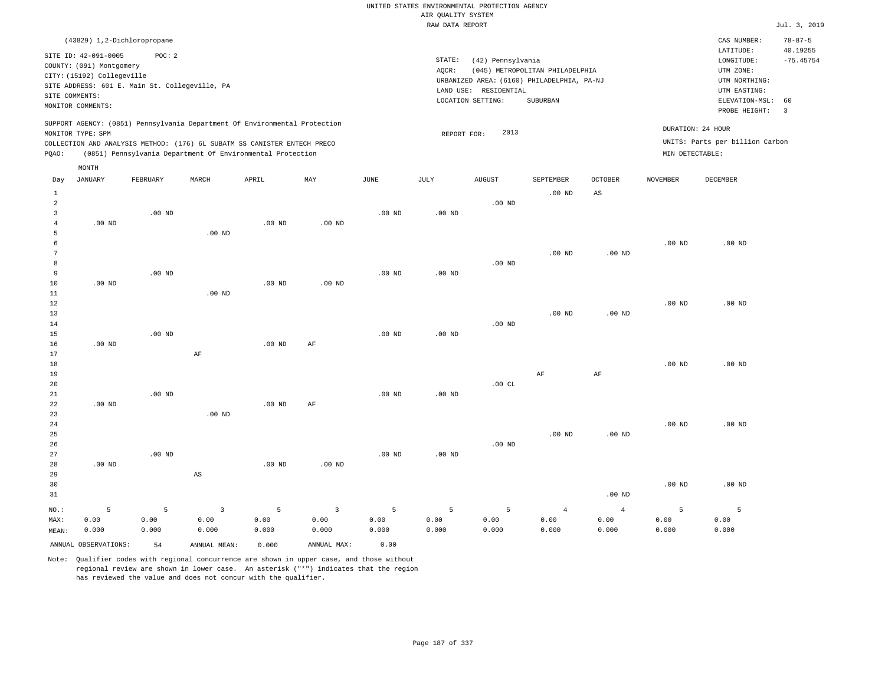UNITED STATES ENVIRONMENTAL PROTECTION AGENCY
AIR QUALITY SYSTEM
RAW DATA REPORT

Jul. 3, 2019

(43829) 1,2-Dichloropropane

SITE ID: 42-091-0005 POC: 2
COUNTY: (091) Montgomery
CITY: (15192) Collegeville
SITE ADDRESS: 601 E. Main St. Collegeville, PA
SITE COMMENTS:
MONITOR COMMENTS:

STATE: (42) Pennsylvania
AQCR: (045) METROPOLITAN PHILADELPHIA
URBANIZED AREA: (6160) PHILADELPHIA, PA-NJ
LAND USE: RESIDENTIAL
LOCATION SETTING: SUBURBAN

CAS NUMBER: 78-87-5
LATITUDE: 40.19255
LONGITUDE: -75.45754
UTM ZONE:
UTM NORTHING:
UTM EASTING:
ELEVATION-MSL: 60
PROBE HEIGHT: 3

SUPPORT AGENCY: (0851) Pennsylvania Department Of Environmental Protection
MONITOR TYPE: SPM
COLLECTION AND ANALYSIS METHOD: (176) 6L SUBATM SS CANISTER ENTECH PRECO
PQAO: (0851) Pennsylvania Department Of Environmental Protection

REPORT FOR: 2013

DURATION: 24 HOUR
UNITS: Parts per billion Carbon
MIN DETECTABLE:

| Day | JANUARY | FEBRUARY | MARCH | APRIL | MAY | JUNE | JULY | AUGUST | SEPTEMBER | OCTOBER | NOVEMBER | DECEMBER |
|---|---|---|---|---|---|---|---|---|---|---|---|---|
| 1 | | | | | | | | | .00 ND | AS | | |
| 2 | | | | | | | | .00 ND | | | | |
| 3 | | .00 ND | | | | .00 ND | .00 ND | | | | | |
| 4 | .00 ND | | | .00 ND | .00 ND | | | | | | | |
| 5 | | | .00 ND | | | | | | | | | |
| 6 | | | | | | | | | | | .00 ND | .00 ND |
| 7 | | | | | | | | | .00 ND | .00 ND | | |
| 8 | | | | | | | | .00 ND | | | | |
| 9 | | .00 ND | | | | .00 ND | .00 ND | | | | | |
| 10 | .00 ND | | | .00 ND | .00 ND | | | | | | | |
| 11 | | | .00 ND | | | | | | | | | |
| 12 | | | | | | | | | | | .00 ND | .00 ND |
| 13 | | | | | | | | | .00 ND | .00 ND | | |
| 14 | | | | | | | | .00 ND | | | | |
| 15 | | .00 ND | | | | .00 ND | .00 ND | | | | | |
| 16 | .00 ND | | | .00 ND | AF | | | | | | | |
| 17 | | | AF | | | | | | | | | |
| 18 | | | | | | | | | | | .00 ND | .00 ND |
| 19 | | | | | | | | | AF | AF | | |
| 20 | | | | | | | | .00 CL | | | | |
| 21 | | .00 ND | | | | .00 ND | .00 ND | | | | | |
| 22 | .00 ND | | | .00 ND | AF | | | | | | | |
| 23 | | | .00 ND | | | | | | | | | |
| 24 | | | | | | | | | | | .00 ND | .00 ND |
| 25 | | | | | | | | | .00 ND | .00 ND | | |
| 26 | | | | | | | | .00 ND | | | | |
| 27 | | .00 ND | | | | .00 ND | .00 ND | | | | | |
| 28 | .00 ND | | | .00 ND | .00 ND | | | | | | | |
| 29 | | | AS | | | | | | | | | |
| 30 | | | | | | | | | | | .00 ND | .00 ND |
| 31 | | | | | | | | | | .00 ND | | |
| NO.: | 5 | 5 | 3 | 5 | 3 | 5 | 5 | 5 | 4 | 4 | 5 | 5 |
| MAX: | 0.00 | 0.00 | 0.00 | 0.00 | 0.00 | 0.00 | 0.00 | 0.00 | 0.00 | 0.00 | 0.00 | 0.00 |
| MEAN: | 0.000 | 0.000 | 0.000 | 0.000 | 0.000 | 0.000 | 0.000 | 0.000 | 0.000 | 0.000 | 0.000 | 0.000 |

ANNUAL OBSERVATIONS: 54 ANNUAL MEAN: 0.000 ANNUAL MAX: 0.00

Note: Qualifier codes with regional concurrence are shown in upper case, and those without regional review are shown in lower case. An asterisk ("*") indicates that the region has reviewed the value and does not concur with the qualifier.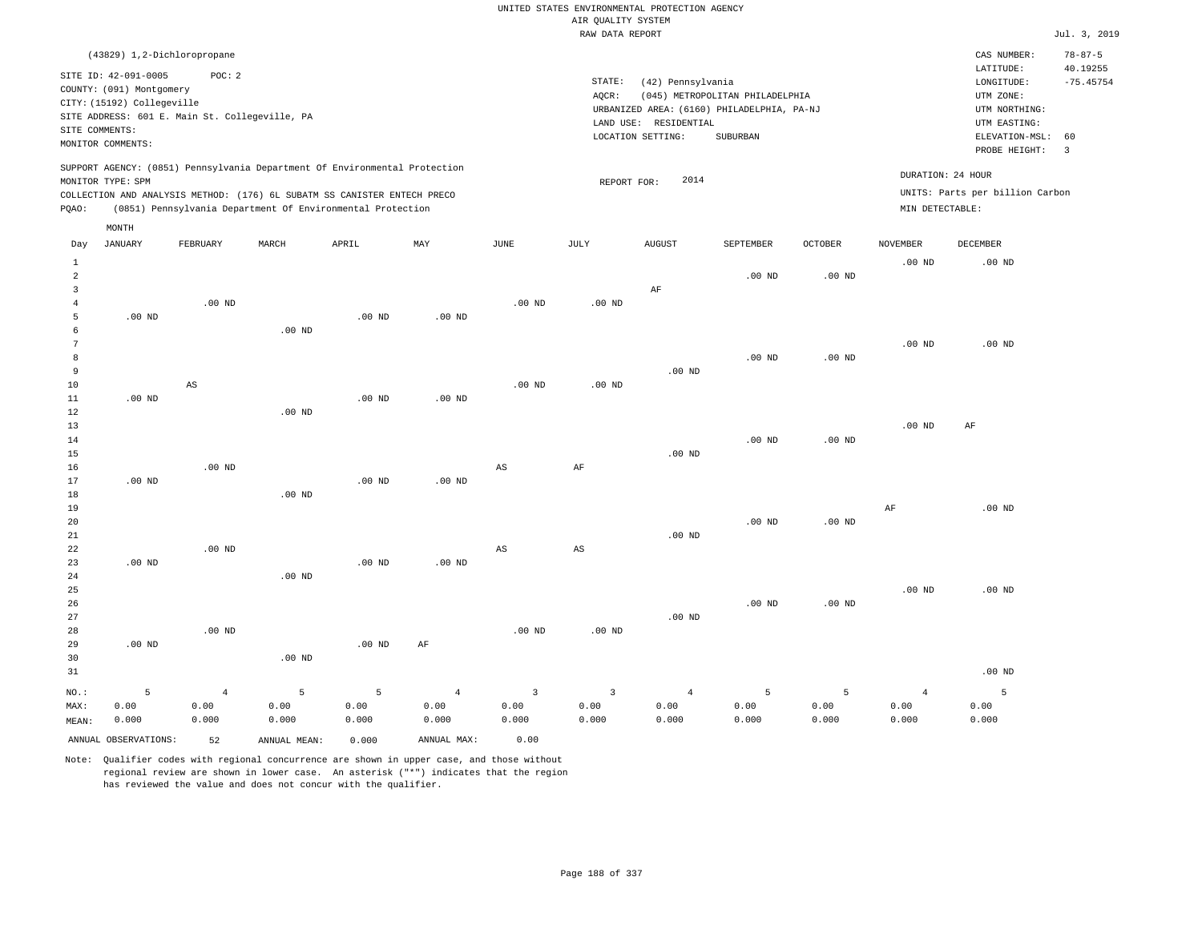UNITED STATES ENVIRONMENTAL PROTECTION AGENCY
AIR QUALITY SYSTEM
RAW DATA REPORT

Jul. 3, 2019

(43829) 1,2-Dichloropropane

SITE ID: 42-091-0005    POC: 2
COUNTY: (091) Montgomery
CITY: (15192) Collegeville
SITE ADDRESS: 601 E. Main St. Collegeville, PA
SITE COMMENTS:
MONITOR COMMENTS:

STATE: (42) Pennsylvania
AQCR: (045) METROPOLITAN PHILADELPHIA
URBANIZED AREA: (6160) PHILADELPHIA, PA-NJ
LAND USE: RESIDENTIAL
LOCATION SETTING: SUBURBAN

CAS NUMBER: 78-87-5
LATITUDE: 40.19255
LONGITUDE: -75.45754
UTM ZONE:
UTM NORTHING:
UTM EASTING:
ELEVATION-MSL: 60
PROBE HEIGHT: 3

SUPPORT AGENCY: (0851) Pennsylvania Department Of Environmental Protection
MONITOR TYPE: SPM
COLLECTION AND ANALYSIS METHOD: (176) 6L SUBATM SS CANISTER ENTECH PRECO
PQAO: (0851) Pennsylvania Department Of Environmental Protection

REPORT FOR: 2014

DURATION: 24 HOUR
UNITS: Parts per billion Carbon
MIN DETECTABLE:

| Day | JANUARY | FEBRUARY | MARCH | APRIL | MAY | JUNE | JULY | AUGUST | SEPTEMBER | OCTOBER | NOVEMBER | DECEMBER |
|---|---|---|---|---|---|---|---|---|---|---|---|---|
| 1 | | | | | | | | | | | .00 ND | .00 ND |
| 2 | | | | | | | | | .00 ND | .00 ND | | |
| 3 | | | | | | | | AF | | | | |
| 4 | | .00 ND | | | | .00 ND | .00 ND | | | | | |
| 5 | .00 ND | | | .00 ND | .00 ND | | | | | | | |
| 6 | | | .00 ND | | | | | | | | | |
| 7 | | | | | | | | | | | .00 ND | .00 ND |
| 8 | | | | | | | | | .00 ND | .00 ND | | |
| 9 | | | | | | | | .00 ND | | | | |
| 10 | | AS | | | | .00 ND | .00 ND | | | | | |
| 11 | .00 ND | | | .00 ND | .00 ND | | | | | | | |
| 12 | | | .00 ND | | | | | | | | | |
| 13 | | | | | | | | | | | .00 ND | AF |
| 14 | | | | | | | | | .00 ND | .00 ND | | |
| 15 | | | | | | | | .00 ND | | | | |
| 16 | | .00 ND | | | | AS | AF | | | | | |
| 17 | .00 ND | | | .00 ND | .00 ND | | | | | | | |
| 18 | | | .00 ND | | | | | | | | | |
| 19 | | | | | | | | | | | AF | .00 ND |
| 20 | | | | | | | | | .00 ND | .00 ND | | |
| 21 | | | | | | | | .00 ND | | | | |
| 22 | | .00 ND | | | | AS | AS | | | | | |
| 23 | .00 ND | | | .00 ND | .00 ND | | | | | | | |
| 24 | | | .00 ND | | | | | | | | | |
| 25 | | | | | | | | | | | .00 ND | .00 ND |
| 26 | | | | | | | | | .00 ND | .00 ND | | |
| 27 | | | | | | | | .00 ND | | | | |
| 28 | | .00 ND | | | | .00 ND | .00 ND | | | | | |
| 29 | .00 ND | | | .00 ND | AF | | | | | | | |
| 30 | | | .00 ND | | | | | | | | | |
| 31 | | | | | | | | | | | | .00 ND |
| NO.: | 5 | 4 | 5 | 5 | 4 | 3 | 3 | 4 | 5 | 5 | 4 | 5 |
| MAX: | 0.00 | 0.00 | 0.00 | 0.00 | 0.00 | 0.00 | 0.00 | 0.00 | 0.00 | 0.00 | 0.00 | 0.00 |
| MEAN: | 0.000 | 0.000 | 0.000 | 0.000 | 0.000 | 0.000 | 0.000 | 0.000 | 0.000 | 0.000 | 0.000 | 0.000 |

ANNUAL OBSERVATIONS: 52    ANNUAL MEAN: 0.000    ANNUAL MAX: 0.00

Note: Qualifier codes with regional concurrence are shown in upper case, and those without regional review are shown in lower case. An asterisk ("*") indicates that the region has reviewed the value and does not concur with the qualifier.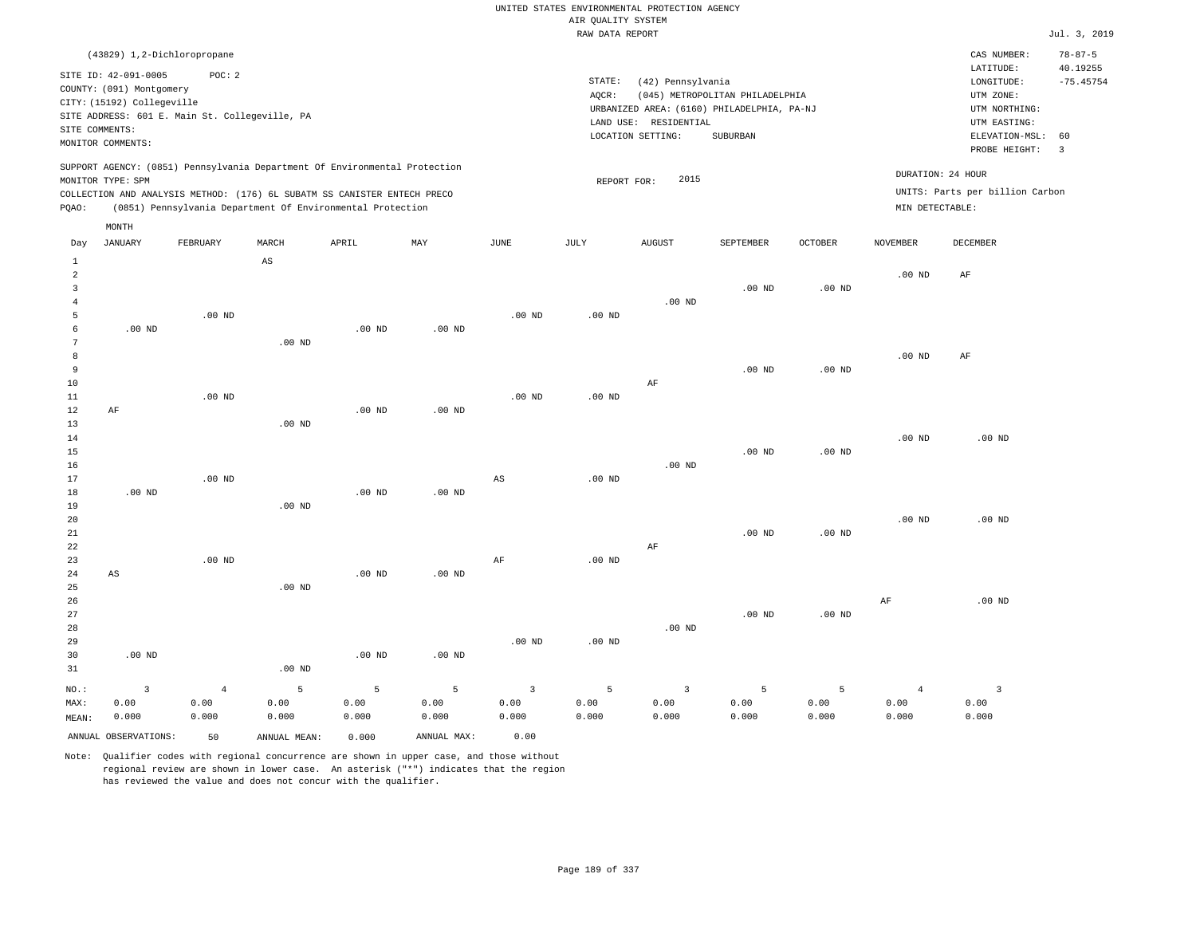UNITED STATES ENVIRONMENTAL PROTECTION AGENCY
AIR QUALITY SYSTEM
RAW DATA REPORT

Jul. 3, 2019

(43829) 1,2-Dichloropropane

SITE ID: 42-091-0005 POC: 2
COUNTY: (091) Montgomery
CITY: (15192) Collegeville
SITE ADDRESS: 601 E. Main St. Collegeville, PA
SITE COMMENTS:
MONITOR COMMENTS:

STATE: (42) Pennsylvania
AQCR: (045) METROPOLITAN PHILADELPHIA
URBANIZED AREA: (6160) PHILADELPHIA, PA-NJ
LAND USE: RESIDENTIAL
LOCATION SETTING: SUBURBAN

CAS NUMBER: 78-87-5
LATITUDE: 40.19255
LONGITUDE: -75.45754
UTM ZONE:
UTM NORTHING:
UTM EASTING:
ELEVATION-MSL: 60
PROBE HEIGHT: 3

SUPPORT AGENCY: (0851) Pennsylvania Department Of Environmental Protection
MONITOR TYPE: SPM
COLLECTION AND ANALYSIS METHOD: (176) 6L SUBATM SS CANISTER ENTECH PRECO
PQAO: (0851) Pennsylvania Department Of Environmental Protection

REPORT FOR: 2015

DURATION: 24 HOUR
UNITS: Parts per billion Carbon
MIN DETECTABLE:

| Day | JANUARY | FEBRUARY | MARCH | APRIL | MAY | JUNE | JULY | AUGUST | SEPTEMBER | OCTOBER | NOVEMBER | DECEMBER |
|---|---|---|---|---|---|---|---|---|---|---|---|---|
| 1 | | | AS | | | | | | | | | |
| 2 | | | | | | | | | | | .00 ND | AF |
| 3 | | | | | | | | | .00 ND | .00 ND | | |
| 4 | | | | | | | | .00 ND | | | | |
| 5 | | .00 ND | | | | .00 ND | .00 ND | | | | | |
| 6 | .00 ND | | | .00 ND | .00 ND | | | | | | | |
| 7 | | | .00 ND | | | | | | | | | |
| 8 | | | | | | | | | | | .00 ND | AF |
| 9 | | | | | | | | | .00 ND | .00 ND | | |
| 10 | | | | | | | | AF | | | | |
| 11 | | .00 ND | | | | .00 ND | .00 ND | | | | | |
| 12 | AF | | | .00 ND | .00 ND | | | | | | | |
| 13 | | | .00 ND | | | | | | | | | |
| 14 | | | | | | | | | | | .00 ND | .00 ND |
| 15 | | | | | | | | | .00 ND | .00 ND | | |
| 16 | | | | | | | | .00 ND | | | | |
| 17 | | .00 ND | | | | AS | .00 ND | | | | | |
| 18 | .00 ND | | | .00 ND | .00 ND | | | | | | | |
| 19 | | | .00 ND | | | | | | | | | |
| 20 | | | | | | | | | | | .00 ND | .00 ND |
| 21 | | | | | | | | | .00 ND | .00 ND | | |
| 22 | | | | | | | | AF | | | | |
| 23 | | .00 ND | | | | AF | .00 ND | | | | | |
| 24 | AS | | | .00 ND | .00 ND | | | | | | | |
| 25 | | | .00 ND | | | | | | | | | |
| 26 | | | | | | | | | | | AF | .00 ND |
| 27 | | | | | | | | | .00 ND | .00 ND | | |
| 28 | | | | | | | | .00 ND | | | | |
| 29 | | | | | | .00 ND | .00 ND | | | | | |
| 30 | .00 ND | | | .00 ND | .00 ND | | | | | | | |
| 31 | | | .00 ND | | | | | | | | | |
| NO.: | 3 | 4 | 5 | 5 | 5 | 3 | 5 | 3 | 5 | 5 | 4 | 3 |
| MAX: | 0.00 | 0.00 | 0.00 | 0.00 | 0.00 | 0.00 | 0.00 | 0.00 | 0.00 | 0.00 | 0.00 | 0.00 |
| MEAN: | 0.000 | 0.000 | 0.000 | 0.000 | 0.000 | 0.000 | 0.000 | 0.000 | 0.000 | 0.000 | 0.000 | 0.000 |

ANNUAL OBSERVATIONS: 50 ANNUAL MEAN: 0.000 ANNUAL MAX: 0.00

Note: Qualifier codes with regional concurrence are shown in upper case, and those without regional review are shown in lower case. An asterisk ("*") indicates that the region has reviewed the value and does not concur with the qualifier.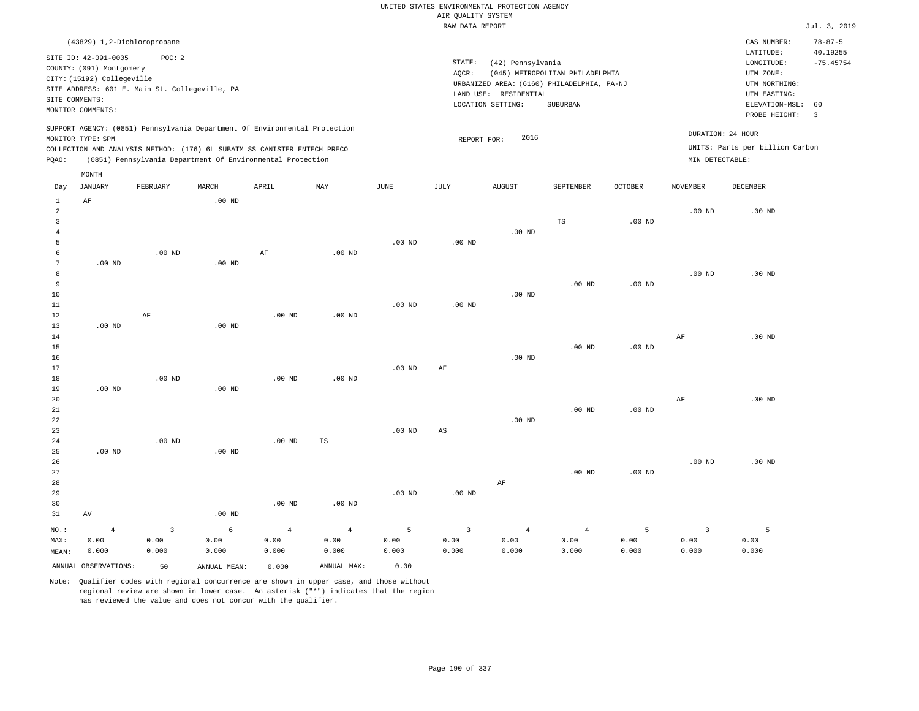UNITED STATES ENVIRONMENTAL PROTECTION AGENCY
AIR QUALITY SYSTEM
RAW DATA REPORT

Jul. 3, 2019

(43829) 1,2-Dichloropropane

SITE ID: 42-091-0005    POC: 2
COUNTY: (091) Montgomery
CITY: (15192) Collegeville
SITE ADDRESS: 601 E. Main St. Collegeville, PA
SITE COMMENTS:
MONITOR COMMENTS:

STATE: (42) Pennsylvania
AQCR: (045) METROPOLITAN PHILADELPHIA
URBANIZED AREA: (6160) PHILADELPHIA, PA-NJ
LAND USE: RESIDENTIAL
LOCATION SETTING: SUBURBAN

CAS NUMBER: 78-87-5
LATITUDE: 40.19255
LONGITUDE: -75.45754
UTM ZONE:
UTM NORTHING:
UTM EASTING:
ELEVATION-MSL: 60
PROBE HEIGHT: 3

SUPPORT AGENCY: (0851) Pennsylvania Department Of Environmental Protection
MONITOR TYPE: SPM
COLLECTION AND ANALYSIS METHOD: (176) 6L SUBATM SS CANISTER ENTECH PRECO
PQAO: (0851) Pennsylvania Department Of Environmental Protection

REPORT FOR: 2016

DURATION: 24 HOUR
UNITS: Parts per billion Carbon
MIN DETECTABLE:

| Day | JANUARY | FEBRUARY | MARCH | APRIL | MAY | JUNE | JULY | AUGUST | SEPTEMBER | OCTOBER | NOVEMBER | DECEMBER |
|---|---|---|---|---|---|---|---|---|---|---|---|---|
| 1 | AF | | .00 ND | | | | | | | | | |
| 2 | | | | | | | | | | | .00 ND | .00 ND |
| 3 | | | | | | | | | TS | .00 ND | | |
| 4 | | | | | | | | .00 ND | | | | |
| 5 | | | | | | .00 ND | .00 ND | | | | | |
| 6 | | .00 ND | | AF | .00 ND | | | | | | | |
| 7 | .00 ND | | .00 ND | | | | | | | | | |
| 8 | | | | | | | | | | | .00 ND | .00 ND |
| 9 | | | | | | | | | .00 ND | .00 ND | | |
| 10 | | | | | | | | .00 ND | | | | |
| 11 | | | | | | .00 ND | .00 ND | | | | | |
| 12 | | AF | | .00 ND | .00 ND | | | | | | | |
| 13 | .00 ND | | .00 ND | | | | | | | | | |
| 14 | | | | | | | | | | | AF | .00 ND |
| 15 | | | | | | | | | .00 ND | .00 ND | | |
| 16 | | | | | | | | .00 ND | | | | |
| 17 | | | | | | .00 ND | AF | | | | | |
| 18 | | .00 ND | | .00 ND | .00 ND | | | | | | | |
| 19 | .00 ND | | .00 ND | | | | | | | | | |
| 20 | | | | | | | | | | | AF | .00 ND |
| 21 | | | | | | | | | .00 ND | .00 ND | | |
| 22 | | | | | | | | .00 ND | | | | |
| 23 | | | | | | .00 ND | AS | | | | | |
| 24 | | .00 ND | | .00 ND | TS | | | | | | | |
| 25 | .00 ND | | .00 ND | | | | | | | | | |
| 26 | | | | | | | | | | | .00 ND | .00 ND |
| 27 | | | | | | | | | .00 ND | .00 ND | | |
| 28 | | | | | | | | AF | | | | |
| 29 | | | | | | .00 ND | .00 ND | | | | | |
| 30 | | | | .00 ND | .00 ND | | | | | | | |
| 31 | AV | | .00 ND | | | | | | | | | |
| NO.: | 4 | 3 | 6 | 4 | 4 | 5 | 3 | 4 | 4 | 5 | 3 | 5 |
| MAX: | 0.00 | 0.00 | 0.00 | 0.00 | 0.00 | 0.00 | 0.00 | 0.00 | 0.00 | 0.00 | 0.00 | 0.00 |
| MEAN: | 0.000 | 0.000 | 0.000 | 0.000 | 0.000 | 0.000 | 0.000 | 0.000 | 0.000 | 0.000 | 0.000 | 0.000 |

ANNUAL OBSERVATIONS: 50    ANNUAL MEAN: 0.000    ANNUAL MAX: 0.00

Note: Qualifier codes with regional concurrence are shown in upper case, and those without regional review are shown in lower case. An asterisk ("*") indicates that the region has reviewed the value and does not concur with the qualifier.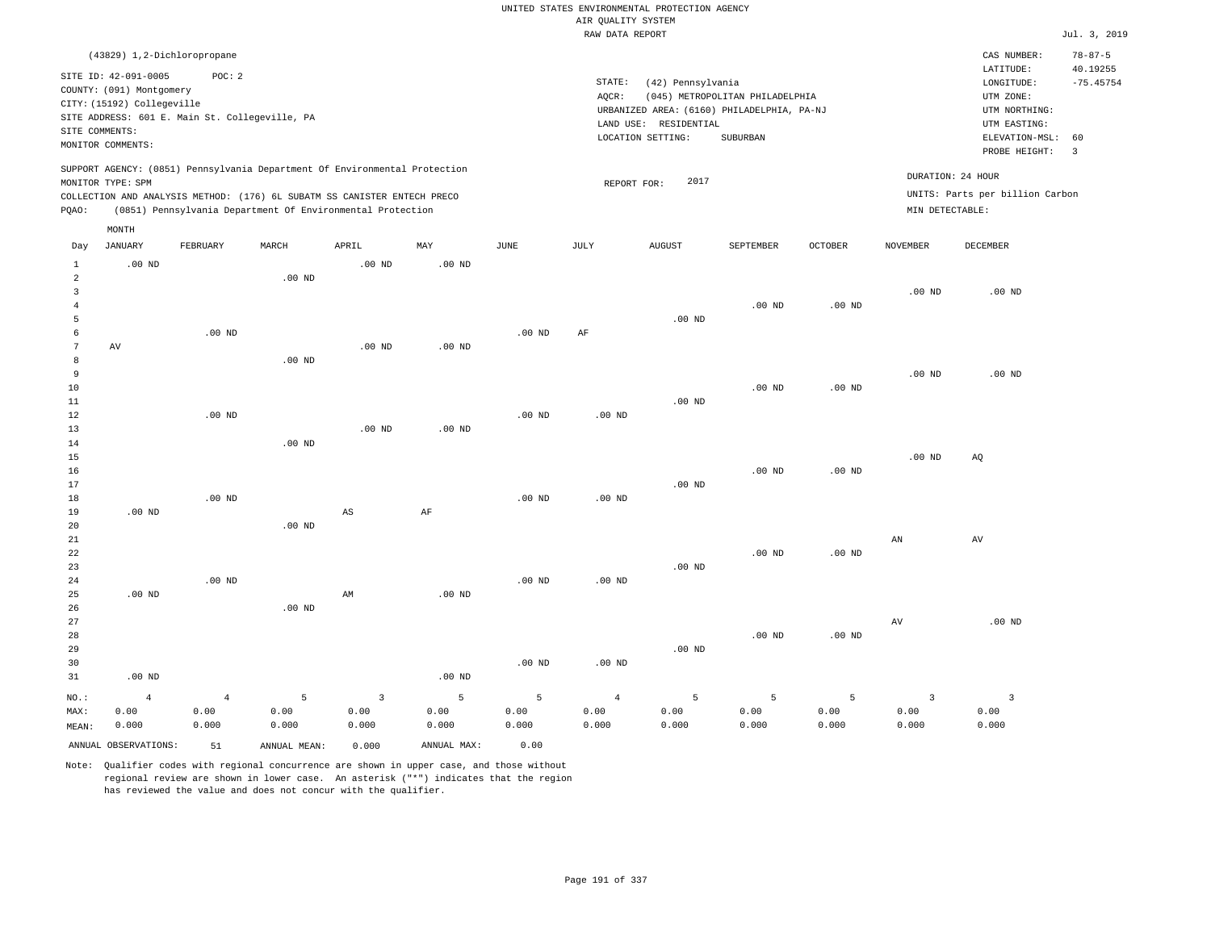UNITED STATES ENVIRONMENTAL PROTECTION AGENCY
AIR QUALITY SYSTEM
RAW DATA REPORT

Jul. 3, 2019

(43829) 1,2-Dichloropropane

SITE ID: 42-091-0005 POC: 2
COUNTY: (091) Montgomery
CITY: (15192) Collegeville
SITE ADDRESS: 601 E. Main St. Collegeville, PA
SITE COMMENTS:
MONITOR COMMENTS:

STATE: (42) Pennsylvania
AQCR: (045) METROPOLITAN PHILADELPHIA
URBANIZED AREA: (6160) PHILADELPHIA, PA-NJ
LAND USE: RESIDENTIAL
LOCATION SETTING: SUBURBAN

CAS NUMBER: 78-87-5
LATITUDE: 40.19255
LONGITUDE: -75.45754
UTM ZONE:
UTM NORTHING:
UTM EASTING:
ELEVATION-MSL: 60
PROBE HEIGHT: 3

SUPPORT AGENCY: (0851) Pennsylvania Department Of Environmental Protection
MONITOR TYPE: SPM
COLLECTION AND ANALYSIS METHOD: (176) 6L SUBATM SS CANISTER ENTECH PRECO
PQAO: (0851) Pennsylvania Department Of Environmental Protection

REPORT FOR: 2017

DURATION: 24 HOUR
UNITS: Parts per billion Carbon
MIN DETECTABLE:

| Day | JANUARY | FEBRUARY | MARCH | APRIL | MAY | JUNE | JULY | AUGUST | SEPTEMBER | OCTOBER | NOVEMBER | DECEMBER |
|---|---|---|---|---|---|---|---|---|---|---|---|---|
| 1 | .00 ND | | | .00 ND | .00 ND | | | | | | | |
| 2 | | | .00 ND | | | | | | | | | |
| 3 | | | | | | | | | | | .00 ND | .00 ND |
| 4 | | | | | | | | | .00 ND | .00 ND | | |
| 5 | | | | | | | | .00 ND | | | | |
| 6 | | .00 ND | | | | .00 ND | AF | | | | | |
| 7 | AV | | | .00 ND | .00 ND | | | | | | | |
| 8 | | | .00 ND | | | | | | | | | |
| 9 | | | | | | | | | | | .00 ND | .00 ND |
| 10 | | | | | | | | | .00 ND | .00 ND | | |
| 11 | | | | | | | | .00 ND | | | | |
| 12 | | .00 ND | | | | .00 ND | .00 ND | | | | | |
| 13 | | | | .00 ND | .00 ND | | | | | | | |
| 14 | | | .00 ND | | | | | | | | | |
| 15 | | | | | | | | | | | .00 ND | AQ |
| 16 | | | | | | | | | .00 ND | .00 ND | | |
| 17 | | | | | | | | .00 ND | | | | |
| 18 | | .00 ND | | | | .00 ND | .00 ND | | | | | |
| 19 | .00 ND | | | AS | AF | | | | | | | |
| 20 | | | .00 ND | | | | | | | | | |
| 21 | | | | | | | | | | | AN | AV |
| 22 | | | | | | | | | .00 ND | .00 ND | | |
| 23 | | | | | | | | .00 ND | | | | |
| 24 | | .00 ND | | | | .00 ND | .00 ND | | | | | |
| 25 | .00 ND | | | AM | .00 ND | | | | | | | |
| 26 | | | .00 ND | | | | | | | | | |
| 27 | | | | | | | | | | | AV | .00 ND |
| 28 | | | | | | | | | .00 ND | .00 ND | | |
| 29 | | | | | | | | .00 ND | | | | |
| 30 | | | | | | .00 ND | .00 ND | | | | | |
| 31 | .00 ND | | | | .00 ND | | | | | | | |
| NO.: | 4 | 4 | 5 | 3 | 5 | 5 | 4 | 5 | 5 | 5 | 3 | 3 |
| MAX: | 0.00 | 0.00 | 0.00 | 0.00 | 0.00 | 0.00 | 0.00 | 0.00 | 0.00 | 0.00 | 0.00 | 0.00 |
| MEAN: | 0.000 | 0.000 | 0.000 | 0.000 | 0.000 | 0.000 | 0.000 | 0.000 | 0.000 | 0.000 | 0.000 | 0.000 |

ANNUAL OBSERVATIONS: 51 ANNUAL MEAN: 0.000 ANNUAL MAX: 0.00

Note: Qualifier codes with regional concurrence are shown in upper case, and those without regional review are shown in lower case. An asterisk ("*") indicates that the region has reviewed the value and does not concur with the qualifier.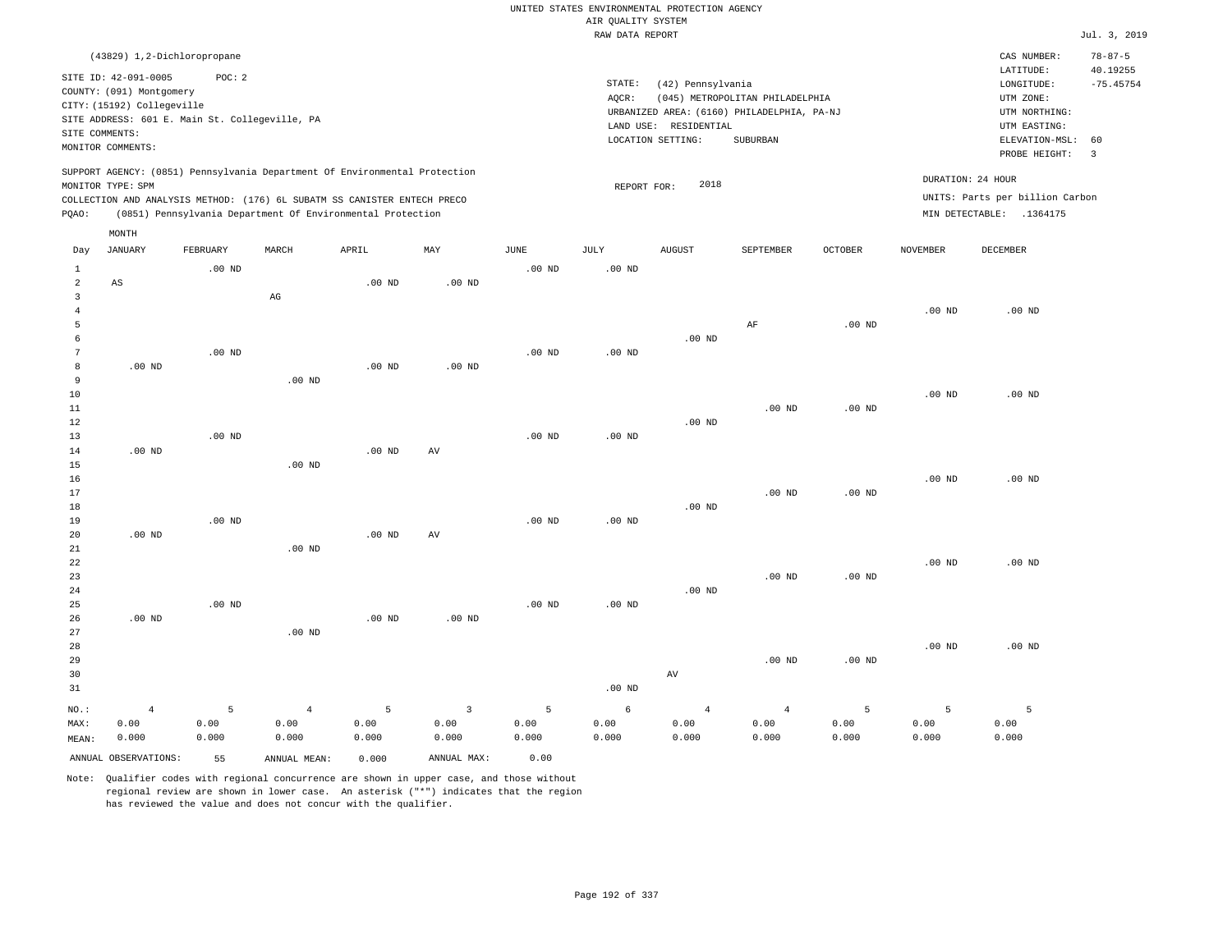UNITED STATES ENVIRONMENTAL PROTECTION AGENCY
AIR QUALITY SYSTEM
RAW DATA REPORT

Jul. 3, 2019

(43829) 1,2-Dichloropropane

SITE ID: 42-091-0005 POC: 2
COUNTY: (091) Montgomery
CITY: (15192) Collegeville
SITE ADDRESS: 601 E. Main St. Collegeville, PA
SITE COMMENTS:
MONITOR COMMENTS:

STATE: (42) Pennsylvania
AQCR: (045) METROPOLITAN PHILADELPHIA
URBANIZED AREA: (6160) PHILADELPHIA, PA-NJ
LAND USE: RESIDENTIAL
LOCATION SETTING: SUBURBAN

CAS NUMBER: 78-87-5
LATITUDE: 40.19255
LONGITUDE: -75.45754
UTM ZONE:
UTM NORTHING:
UTM EASTING:
ELEVATION-MSL: 60
PROBE HEIGHT: 3

SUPPORT AGENCY: (0851) Pennsylvania Department Of Environmental Protection
MONITOR TYPE: SPM
COLLECTION AND ANALYSIS METHOD: (176) 6L SUBATM SS CANISTER ENTECH PRECO
PQAO: (0851) Pennsylvania Department Of Environmental Protection

REPORT FOR: 2018

DURATION: 24 HOUR
UNITS: Parts per billion Carbon
MIN DETECTABLE: .1364175

| Day | JANUARY | FEBRUARY | MARCH | APRIL | MAY | JUNE | JULY | AUGUST | SEPTEMBER | OCTOBER | NOVEMBER | DECEMBER |
|---|---|---|---|---|---|---|---|---|---|---|---|---|
| 1 | | .00 ND | | | | .00 ND | .00 ND | | | | | |
| 2 | AS | | | .00 ND | .00 ND | | | | | | | |
| 3 | | | AG | | | | | | | | | |
| 4 | | | | | | | | | | | .00 ND | .00 ND |
| 5 | | | | | | | | | AF | .00 ND | | |
| 6 | | | | | | | | .00 ND | | | | |
| 7 | | .00 ND | | | | .00 ND | .00 ND | | | | | |
| 8 | .00 ND | | | .00 ND | .00 ND | | | | | | | |
| 9 | | | .00 ND | | | | | | | | | |
| 10 | | | | | | | | | | | .00 ND | .00 ND |
| 11 | | | | | | | | | .00 ND | .00 ND | | |
| 12 | | | | | | | | .00 ND | | | | |
| 13 | | .00 ND | | | | .00 ND | .00 ND | | | | | |
| 14 | .00 ND | | | .00 ND | AV | | | | | | | |
| 15 | | | .00 ND | | | | | | | | | |
| 16 | | | | | | | | | | | .00 ND | .00 ND |
| 17 | | | | | | | | | .00 ND | .00 ND | | |
| 18 | | | | | | | | .00 ND | | | | |
| 19 | | .00 ND | | | | .00 ND | .00 ND | | | | | |
| 20 | .00 ND | | | .00 ND | AV | | | | | | | |
| 21 | | | .00 ND | | | | | | | | | |
| 22 | | | | | | | | | | | .00 ND | .00 ND |
| 23 | | | | | | | | | .00 ND | .00 ND | | |
| 24 | | | | | | | | .00 ND | | | | |
| 25 | | .00 ND | | | | .00 ND | .00 ND | | | | | |
| 26 | .00 ND | | | .00 ND | .00 ND | | | | | | | |
| 27 | | | .00 ND | | | | | | | | | |
| 28 | | | | | | | | | | | .00 ND | .00 ND |
| 29 | | | | | | | | | .00 ND | .00 ND | | |
| 30 | | | | | | | | AV | | | | |
| 31 | | | | | | | .00 ND | | | | | |
| NO.: | 4 | 5 | 4 | 5 | 3 | 5 | 6 | 4 | 4 | 5 | 5 | 5 |
| MAX: | 0.00 | 0.00 | 0.00 | 0.00 | 0.00 | 0.00 | 0.00 | 0.00 | 0.00 | 0.00 | 0.00 | 0.00 |
| MEAN: | 0.000 | 0.000 | 0.000 | 0.000 | 0.000 | 0.000 | 0.000 | 0.000 | 0.000 | 0.000 | 0.000 | 0.000 |

ANNUAL OBSERVATIONS: 55 ANNUAL MEAN: 0.000 ANNUAL MAX: 0.00

Note: Qualifier codes with regional concurrence are shown in upper case, and those without regional review are shown in lower case. An asterisk ("*") indicates that the region has reviewed the value and does not concur with the qualifier.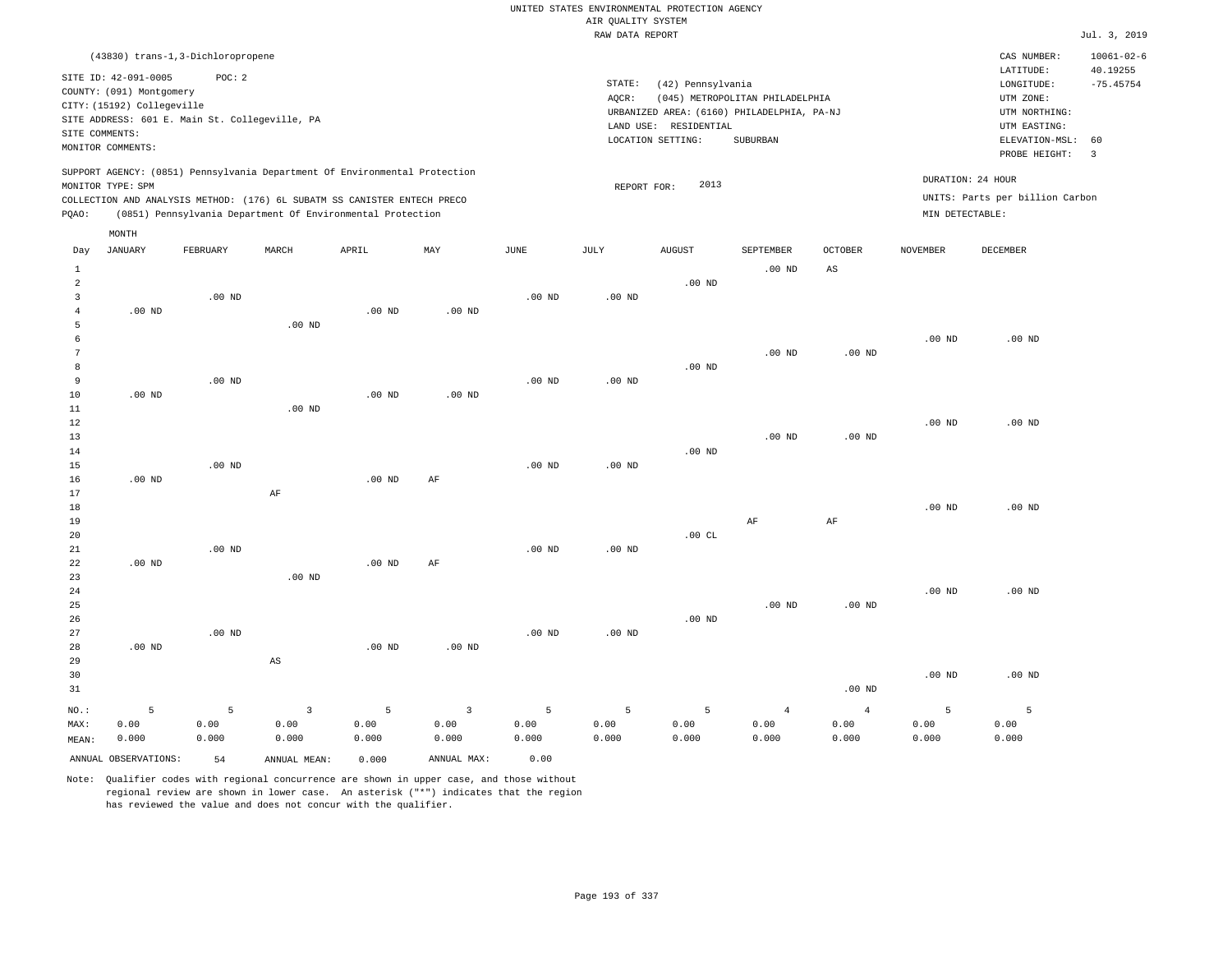UNITED STATES ENVIRONMENTAL PROTECTION AGENCY
AIR QUALITY SYSTEM
RAW DATA REPORT

Jul. 3, 2019

(43830) trans-1,3-Dichloropropene

SITE ID: 42-091-0005 POC: 2
COUNTY: (091) Montgomery
CITY: (15192) Collegeville
SITE ADDRESS: 601 E. Main St. Collegeville, PA
SITE COMMENTS:
MONITOR COMMENTS:

STATE: (42) Pennsylvania
AQCR: (045) METROPOLITAN PHILADELPHIA
URBANIZED AREA: (6160) PHILADELPHIA, PA-NJ
LAND USE: RESIDENTIAL
LOCATION SETTING: SUBURBAN

CAS NUMBER: 10061-02-6
LATITUDE: 40.19255
LONGITUDE: -75.45754
UTM ZONE:
UTM NORTHING:
UTM EASTING:
ELEVATION-MSL: 60
PROBE HEIGHT: 3

SUPPORT AGENCY: (0851) Pennsylvania Department Of Environmental Protection
MONITOR TYPE: SPM
COLLECTION AND ANALYSIS METHOD: (176) 6L SUBATM SS CANISTER ENTECH PRECO
PQAO: (0851) Pennsylvania Department Of Environmental Protection

REPORT FOR: 2013

DURATION: 24 HOUR
UNITS: Parts per billion Carbon
MIN DETECTABLE:

| Day | JANUARY | FEBRUARY | MARCH | APRIL | MAY | JUNE | JULY | AUGUST | SEPTEMBER | OCTOBER | NOVEMBER | DECEMBER |
|---|---|---|---|---|---|---|---|---|---|---|---|---|
| 1 | | | | | | | | | .00 ND | AS | | |
| 2 | | | | | | | | .00 ND | | | | |
| 3 | | .00 ND | | | | .00 ND | .00 ND | | | | | |
| 4 | .00 ND | | | .00 ND | .00 ND | | | | | | | |
| 5 | | | .00 ND | | | | | | | | | |
| 6 | | | | | | | | | | | .00 ND | .00 ND |
| 7 | | | | | | | | | .00 ND | .00 ND | | |
| 8 | | | | | | | | .00 ND | | | | |
| 9 | | .00 ND | | | | .00 ND | .00 ND | | | | | |
| 10 | .00 ND | | | .00 ND | .00 ND | | | | | | | |
| 11 | | | .00 ND | | | | | | | | | |
| 12 | | | | | | | | | | | .00 ND | .00 ND |
| 13 | | | | | | | | | .00 ND | .00 ND | | |
| 14 | | | | | | | | .00 ND | | | | |
| 15 | | .00 ND | | | | .00 ND | .00 ND | | | | | |
| 16 | .00 ND | | | .00 ND | AF | | | | | | | |
| 17 | | | AF | | | | | | | | | |
| 18 | | | | | | | | | | | .00 ND | .00 ND |
| 19 | | | | | | | | | AF | AF | | |
| 20 | | | | | | | | .00 CL | | | | |
| 21 | | .00 ND | | | | .00 ND | .00 ND | | | | | |
| 22 | .00 ND | | | .00 ND | AF | | | | | | | |
| 23 | | | .00 ND | | | | | | | | | |
| 24 | | | | | | | | | | | .00 ND | .00 ND |
| 25 | | | | | | | | | .00 ND | .00 ND | | |
| 26 | | | | | | | | .00 ND | | | | |
| 27 | | .00 ND | | | | .00 ND | .00 ND | | | | | |
| 28 | .00 ND | | | .00 ND | .00 ND | | | | | | | |
| 29 | | | AS | | | | | | | | | |
| 30 | | | | | | | | | | | .00 ND | .00 ND |
| 31 | | | | | | | | | | .00 ND | | |
| NO.: | 5 | 5 | 3 | 5 | 3 | 5 | 5 | 5 | 4 | 4 | 5 | 5 |
| MAX: | 0.00 | 0.00 | 0.00 | 0.00 | 0.00 | 0.00 | 0.00 | 0.00 | 0.00 | 0.00 | 0.00 | 0.00 |
| MEAN: | 0.000 | 0.000 | 0.000 | 0.000 | 0.000 | 0.000 | 0.000 | 0.000 | 0.000 | 0.000 | 0.000 | 0.000 |

ANNUAL OBSERVATIONS: 54 ANNUAL MEAN: 0.000 ANNUAL MAX: 0.00

Note: Qualifier codes with regional concurrence are shown in upper case, and those without regional review are shown in lower case. An asterisk ("*") indicates that the region has reviewed the value and does not concur with the qualifier.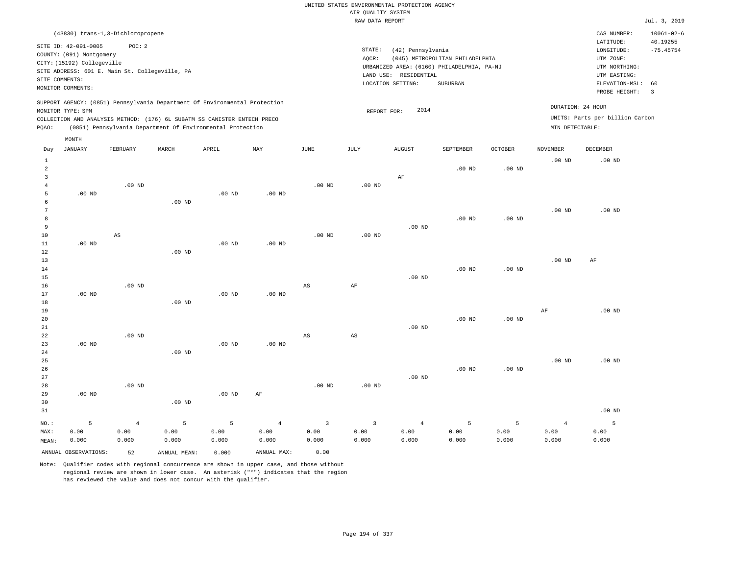UNITED STATES ENVIRONMENTAL PROTECTION AGENCY
AIR QUALITY SYSTEM
RAW DATA REPORT

Jul. 3, 2019

(43830) trans-1,3-Dichloropropene

SITE ID: 42-091-0005 POC: 2
COUNTY: (091) Montgomery
CITY: (15192) Collegeville
SITE ADDRESS: 601 E. Main St. Collegeville, PA
SITE COMMENTS:
MONITOR COMMENTS:

STATE: (42) Pennsylvania
AQCR: (045) METROPOLITAN PHILADELPHIA
URBANIZED AREA: (6160) PHILADELPHIA, PA-NJ
LAND USE: RESIDENTIAL
LOCATION SETTING: SUBURBAN

CAS NUMBER: 10061-02-6
LATITUDE: 40.19255
LONGITUDE: -75.45754
UTM ZONE:
UTM NORTHING:
UTM EASTING:
ELEVATION-MSL: 60
PROBE HEIGHT: 3

SUPPORT AGENCY: (0851) Pennsylvania Department Of Environmental Protection
MONITOR TYPE: SPM
COLLECTION AND ANALYSIS METHOD: (176) 6L SUBATM SS CANISTER ENTECH PRECO
PQAO: (0851) Pennsylvania Department Of Environmental Protection

REPORT FOR: 2014

DURATION: 24 HOUR
UNITS: Parts per billion Carbon
MIN DETECTABLE:

| Day | JANUARY | FEBRUARY | MARCH | APRIL | MAY | JUNE | JULY | AUGUST | SEPTEMBER | OCTOBER | NOVEMBER | DECEMBER |
|---|---|---|---|---|---|---|---|---|---|---|---|---|
| 1 | | | | | | | | | | | .00 ND | .00 ND |
| 2 | | | | | | | | | .00 ND | .00 ND | | |
| 3 | | | | | | | | AF | | | | |
| 4 | | .00 ND | | | | .00 ND | .00 ND | | | | | |
| 5 | .00 ND | | | .00 ND | .00 ND | | | | | | | |
| 6 | | | .00 ND | | | | | | | | | |
| 7 | | | | | | | | | | | .00 ND | .00 ND |
| 8 | | | | | | | | | .00 ND | .00 ND | | |
| 9 | | | | | | | | .00 ND | | | | |
| 10 | | AS | | | | .00 ND | .00 ND | | | | | |
| 11 | .00 ND | | | .00 ND | .00 ND | | | | | | | |
| 12 | | | .00 ND | | | | | | | | | |
| 13 | | | | | | | | | | | .00 ND | AF |
| 14 | | | | | | | | | .00 ND | .00 ND | | |
| 15 | | | | | | | | .00 ND | | | | |
| 16 | | .00 ND | | | | AS | AF | | | | | |
| 17 | .00 ND | | | .00 ND | .00 ND | | | | | | | |
| 18 | | | .00 ND | | | | | | | | | |
| 19 | | | | | | | | | | | AF | .00 ND |
| 20 | | | | | | | | | .00 ND | .00 ND | | |
| 21 | | | | | | | | .00 ND | | | | |
| 22 | | .00 ND | | | | AS | AS | | | | | |
| 23 | .00 ND | | | .00 ND | .00 ND | | | | | | | |
| 24 | | | .00 ND | | | | | | | | | |
| 25 | | | | | | | | | | | .00 ND | .00 ND |
| 26 | | | | | | | | | .00 ND | .00 ND | | |
| 27 | | | | | | | | .00 ND | | | | |
| 28 | | .00 ND | | | | .00 ND | .00 ND | | | | | |
| 29 | .00 ND | | | .00 ND | AF | | | | | | | |
| 30 | | | .00 ND | | | | | | | | | |
| 31 | | | | | | | | | | | | .00 ND |
| NO.: | 5 | 4 | 5 | 5 | 4 | 3 | 3 | 4 | 5 | 5 | 4 | 5 |
| MAX: | 0.00 | 0.00 | 0.00 | 0.00 | 0.00 | 0.00 | 0.00 | 0.00 | 0.00 | 0.00 | 0.00 | 0.00 |
| MEAN: | 0.000 | 0.000 | 0.000 | 0.000 | 0.000 | 0.000 | 0.000 | 0.000 | 0.000 | 0.000 | 0.000 | 0.000 |

ANNUAL OBSERVATIONS: 52 ANNUAL MEAN: 0.000 ANNUAL MAX: 0.00

Note: Qualifier codes with regional concurrence are shown in upper case, and those without regional review are shown in lower case. An asterisk ("*") indicates that the region has reviewed the value and does not concur with the qualifier.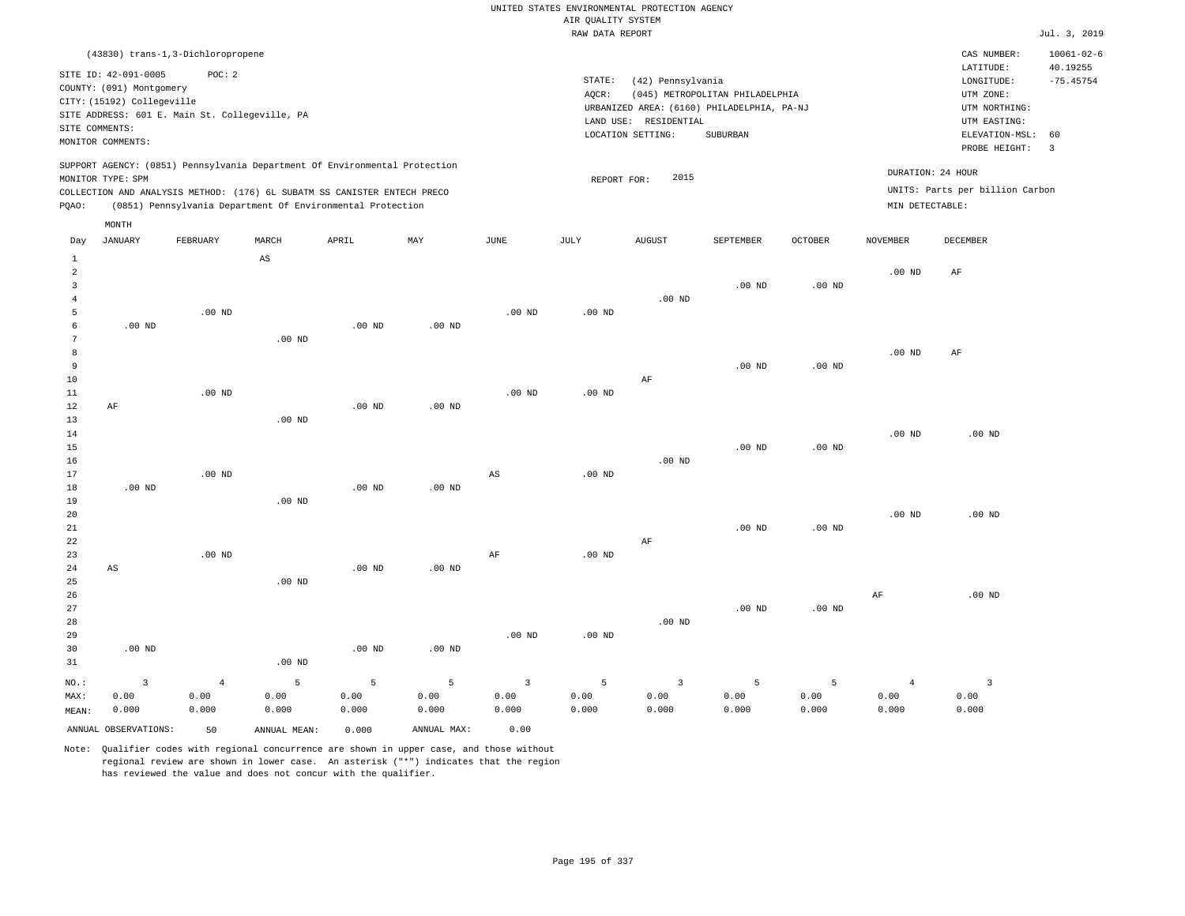UNITED STATES ENVIRONMENTAL PROTECTION AGENCY
AIR QUALITY SYSTEM
RAW DATA REPORT

Jul. 3, 2019

(43830) trans-1,3-Dichloropropene

SITE ID: 42-091-0005 POC: 2
COUNTY: (091) Montgomery
CITY: (15192) Collegeville
SITE ADDRESS: 601 E. Main St. Collegeville, PA
SITE COMMENTS:
MONITOR COMMENTS:

STATE: (42) Pennsylvania
AQCR: (045) METROPOLITAN PHILADELPHIA
URBANIZED AREA: (6160) PHILADELPHIA, PA-NJ
LAND USE: RESIDENTIAL
LOCATION SETTING: SUBURBAN

CAS NUMBER: 10061-02-6
LATITUDE: 40.19255
LONGITUDE: -75.45754
UTM ZONE:
UTM NORTHING:
UTM EASTING:
ELEVATION-MSL: 60
PROBE HEIGHT: 3

SUPPORT AGENCY: (0851) Pennsylvania Department Of Environmental Protection
MONITOR TYPE: SPM
COLLECTION AND ANALYSIS METHOD: (176) 6L SUBATM SS CANISTER ENTECH PRECO
PQAO: (0851) Pennsylvania Department Of Environmental Protection

REPORT FOR: 2015

DURATION: 24 HOUR
UNITS: Parts per billion Carbon
MIN DETECTABLE:

| Day | JANUARY | FEBRUARY | MARCH | APRIL | MAY | JUNE | JULY | AUGUST | SEPTEMBER | OCTOBER | NOVEMBER | DECEMBER |
|---|---|---|---|---|---|---|---|---|---|---|---|---|
| 1 | | | AS | | | | | | | | | |
| 2 | | | | | | | | | | | .00 ND | AF |
| 3 | | | | | | | | | .00 ND | .00 ND | | |
| 4 | | | | | | | | .00 ND | | | | |
| 5 | | .00 ND | | | | .00 ND | .00 ND | | | | | |
| 6 | .00 ND | | | .00 ND | .00 ND | | | | | | | |
| 7 | | | .00 ND | | | | | | | | | |
| 8 | | | | | | | | | | | .00 ND | AF |
| 9 | | | | | | | | | .00 ND | .00 ND | | |
| 10 | | | | | | | | AF | | | | |
| 11 | | .00 ND | | | | .00 ND | .00 ND | | | | | |
| 12 | AF | | | .00 ND | .00 ND | | | | | | | |
| 13 | | | .00 ND | | | | | | | | | |
| 14 | | | | | | | | | | | .00 ND | .00 ND |
| 15 | | | | | | | | | .00 ND | .00 ND | | |
| 16 | | | | | | | | .00 ND | | | | |
| 17 | | .00 ND | | | | AS | .00 ND | | | | | |
| 18 | .00 ND | | | .00 ND | .00 ND | | | | | | | |
| 19 | | | .00 ND | | | | | | | | | |
| 20 | | | | | | | | | | | .00 ND | .00 ND |
| 21 | | | | | | | | | .00 ND | .00 ND | | |
| 22 | | | | | | | | AF | | | | |
| 23 | | .00 ND | | | | AF | .00 ND | | | | | |
| 24 | AS | | | .00 ND | .00 ND | | | | | | | |
| 25 | | | .00 ND | | | | | | | | | |
| 26 | | | | | | | | | | | AF | .00 ND |
| 27 | | | | | | | | | .00 ND | .00 ND | | |
| 28 | | | | | | | | .00 ND | | | | |
| 29 | | | | | | .00 ND | .00 ND | | | | | |
| 30 | .00 ND | | | .00 ND | .00 ND | | | | | | | |
| 31 | | | .00 ND | | | | | | | | | |
| NO.: | 3 | 4 | 5 | 5 | 5 | 3 | 5 | 3 | 5 | 5 | 4 | 3 |
| MAX: | 0.00 | 0.00 | 0.00 | 0.00 | 0.00 | 0.00 | 0.00 | 0.00 | 0.00 | 0.00 | 0.00 | 0.00 |
| MEAN: | 0.000 | 0.000 | 0.000 | 0.000 | 0.000 | 0.000 | 0.000 | 0.000 | 0.000 | 0.000 | 0.000 | 0.000 |

ANNUAL OBSERVATIONS: 50 ANNUAL MEAN: 0.000 ANNUAL MAX: 0.00

Note: Qualifier codes with regional concurrence are shown in upper case, and those without regional review are shown in lower case. An asterisk ("*") indicates that the region has reviewed the value and does not concur with the qualifier.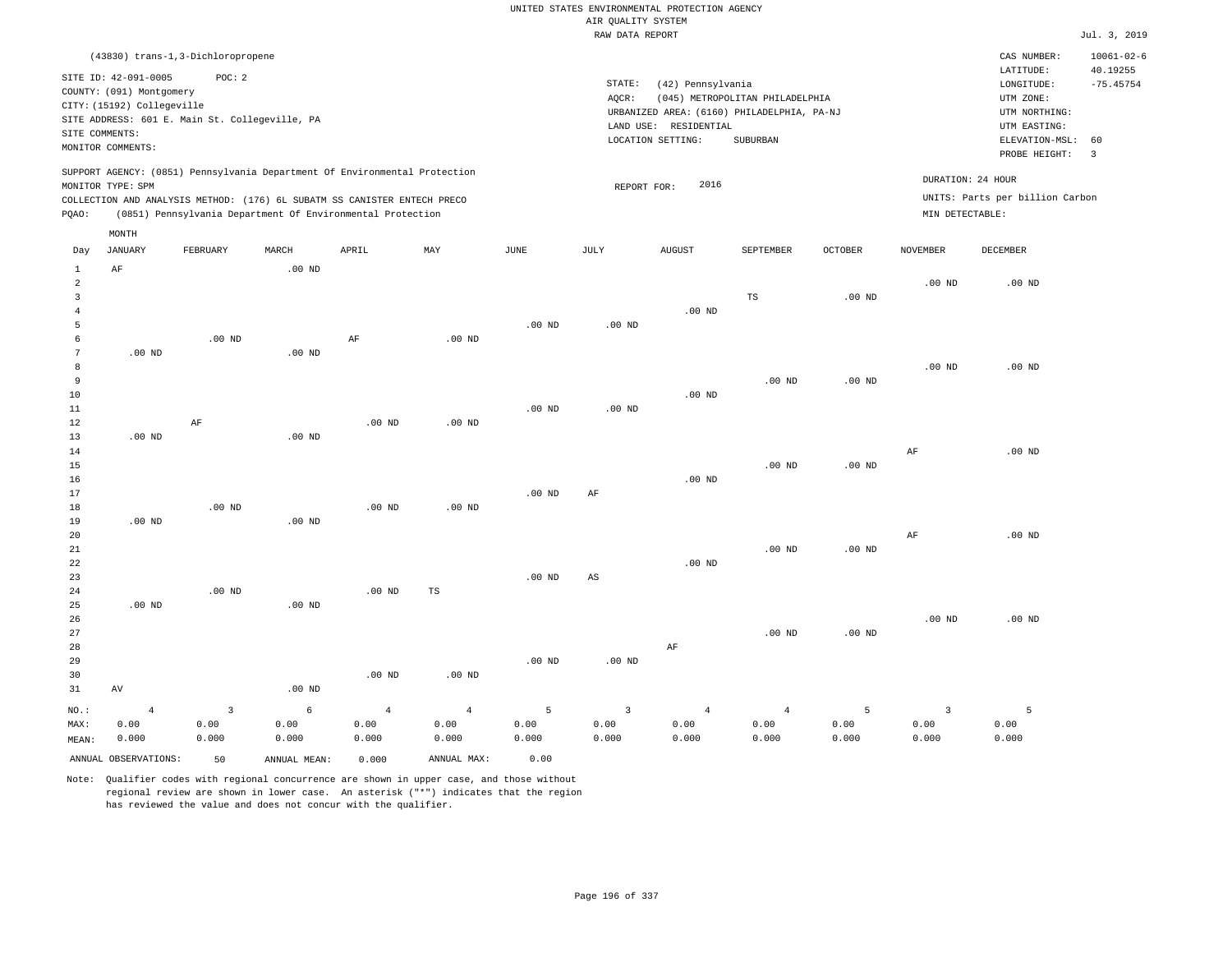UNITED STATES ENVIRONMENTAL PROTECTION AGENCY
AIR QUALITY SYSTEM
RAW DATA REPORT

Jul. 3, 2019

(43830) trans-1,3-Dichloropropene

SITE ID: 42-091-0005 POC: 2
COUNTY: (091) Montgomery
CITY: (15192) Collegeville
SITE ADDRESS: 601 E. Main St. Collegeville, PA
SITE COMMENTS:
MONITOR COMMENTS:

STATE: (42) Pennsylvania
AQCR: (045) METROPOLITAN PHILADELPHIA
URBANIZED AREA: (6160) PHILADELPHIA, PA-NJ
LAND USE: RESIDENTIAL
LOCATION SETTING: SUBURBAN

CAS NUMBER: 10061-02-6
LATITUDE: 40.19255
LONGITUDE: -75.45754
UTM ZONE:
UTM NORTHING:
UTM EASTING:
ELEVATION-MSL: 60
PROBE HEIGHT: 3

SUPPORT AGENCY: (0851) Pennsylvania Department Of Environmental Protection
MONITOR TYPE: SPM
COLLECTION AND ANALYSIS METHOD: (176) 6L SUBATM SS CANISTER ENTECH PRECO
PQAO: (0851) Pennsylvania Department Of Environmental Protection

REPORT FOR: 2016

DURATION: 24 HOUR
UNITS: Parts per billion Carbon
MIN DETECTABLE:

| Day | JANUARY | FEBRUARY | MARCH | APRIL | MAY | JUNE | JULY | AUGUST | SEPTEMBER | OCTOBER | NOVEMBER | DECEMBER |
|---|---|---|---|---|---|---|---|---|---|---|---|---|
| 1 | AF | | .00 ND | | | | | | | | | |
| 2 | | | | | | | | | | | .00 ND | .00 ND |
| 3 | | | | | | | | | TS | .00 ND | | |
| 4 | | | | | | | | .00 ND | | | | |
| 5 | | | | | | .00 ND | .00 ND | | | | | |
| 6 | | .00 ND | | AF | .00 ND | | | | | | | |
| 7 | .00 ND | | .00 ND | | | | | | | | | |
| 8 | | | | | | | | | | | .00 ND | .00 ND |
| 9 | | | | | | | | | .00 ND | .00 ND | | |
| 10 | | | | | | | | .00 ND | | | | |
| 11 | | | | | | .00 ND | .00 ND | | | | | |
| 12 | | AF | | .00 ND | .00 ND | | | | | | | |
| 13 | .00 ND | | .00 ND | | | | | | | | | |
| 14 | | | | | | | | | | | AF | .00 ND |
| 15 | | | | | | | | | .00 ND | .00 ND | | |
| 16 | | | | | | | | .00 ND | | | | |
| 17 | | | | | | .00 ND | AF | | | | | |
| 18 | | .00 ND | | .00 ND | .00 ND | | | | | | | |
| 19 | .00 ND | | .00 ND | | | | | | | | | |
| 20 | | | | | | | | | | | AF | .00 ND |
| 21 | | | | | | | | | .00 ND | .00 ND | | |
| 22 | | | | | | | | .00 ND | | | | |
| 23 | | | | | | .00 ND | AS | | | | | |
| 24 | | .00 ND | | .00 ND | TS | | | | | | | |
| 25 | .00 ND | | .00 ND | | | | | | | | | |
| 26 | | | | | | | | | | | .00 ND | .00 ND |
| 27 | | | | | | | | | .00 ND | .00 ND | | |
| 28 | | | | | | | | AF | | | | |
| 29 | | | | | | .00 ND | .00 ND | | | | | |
| 30 | | | | .00 ND | .00 ND | | | | | | | |
| 31 | AV | | .00 ND | | | | | | | | | |
| NO.: | 4 | 3 | 6 | 4 | 4 | 5 | 3 | 4 | 4 | 5 | 3 | 5 |
| MAX: | 0.00 | 0.00 | 0.00 | 0.00 | 0.00 | 0.00 | 0.00 | 0.00 | 0.00 | 0.00 | 0.00 | 0.00 |
| MEAN: | 0.000 | 0.000 | 0.000 | 0.000 | 0.000 | 0.000 | 0.000 | 0.000 | 0.000 | 0.000 | 0.000 | 0.000 |

ANNUAL OBSERVATIONS: 50 ANNUAL MEAN: 0.000 ANNUAL MAX: 0.00

Note: Qualifier codes with regional concurrence are shown in upper case, and those without regional review are shown in lower case. An asterisk ("*") indicates that the region has reviewed the value and does not concur with the qualifier.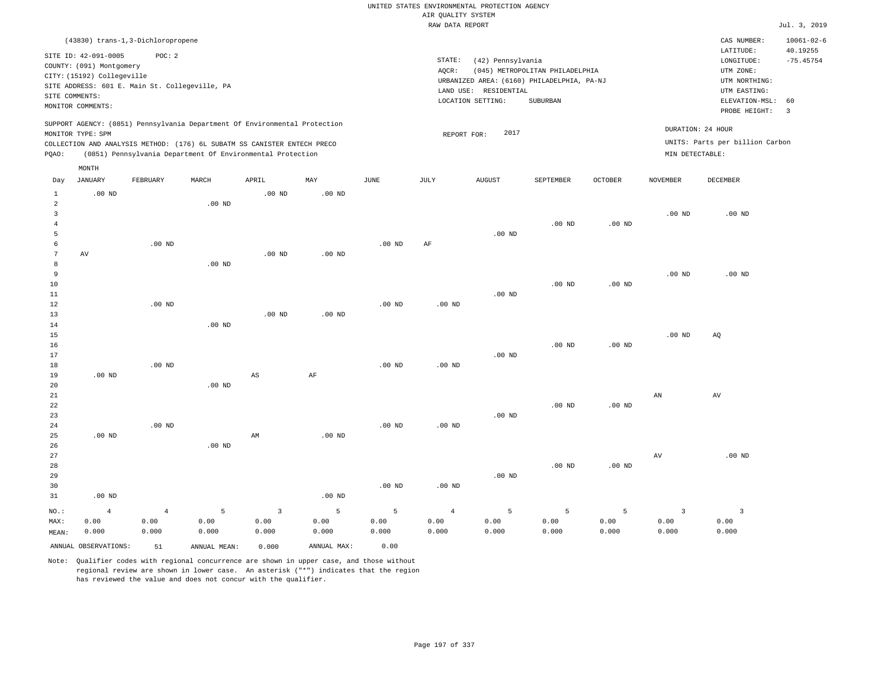UNITED STATES ENVIRONMENTAL PROTECTION AGENCY
AIR QUALITY SYSTEM
RAW DATA REPORT

Jul. 3, 2019

(43830) trans-1,3-Dichloropropene

SITE ID: 42-091-0005 POC: 2
COUNTY: (091) Montgomery
CITY: (15192) Collegeville
SITE ADDRESS: 601 E. Main St. Collegeville, PA
SITE COMMENTS:
MONITOR COMMENTS:

STATE: (42) Pennsylvania
AQCR: (045) METROPOLITAN PHILADELPHIA
URBANIZED AREA: (6160) PHILADELPHIA, PA-NJ
LAND USE: RESIDENTIAL
LOCATION SETTING: SUBURBAN

CAS NUMBER: 10061-02-6
LATITUDE: 40.19255
LONGITUDE: -75.45754
UTM ZONE:
UTM NORTHING:
UTM EASTING:
ELEVATION-MSL: 60
PROBE HEIGHT: 3

SUPPORT AGENCY: (0851) Pennsylvania Department Of Environmental Protection
MONITOR TYPE: SPM
COLLECTION AND ANALYSIS METHOD: (176) 6L SUBATM SS CANISTER ENTECH PRECO
PQAO: (0851) Pennsylvania Department Of Environmental Protection

REPORT FOR: 2017

DURATION: 24 HOUR
UNITS: Parts per billion Carbon
MIN DETECTABLE:

| Day | JANUARY | FEBRUARY | MARCH | APRIL | MAY | JUNE | JULY | AUGUST | SEPTEMBER | OCTOBER | NOVEMBER | DECEMBER |
|---|---|---|---|---|---|---|---|---|---|---|---|---|
| 1 | .00 ND | | | .00 ND | .00 ND | | | | | | | |
| 2 | | | .00 ND | | | | | | | | | |
| 3 | | | | | | | | | | | .00 ND | .00 ND |
| 4 | | | | | | | | | .00 ND | .00 ND | | |
| 5 | | | | | | | | .00 ND | | | | |
| 6 | | .00 ND | | | | .00 ND | AF | | | | | |
| 7 | AV | | | .00 ND | .00 ND | | | | | | | |
| 8 | | | .00 ND | | | | | | | | | |
| 9 | | | | | | | | | | | .00 ND | .00 ND |
| 10 | | | | | | | | | .00 ND | .00 ND | | |
| 11 | | | | | | | | .00 ND | | | | |
| 12 | | .00 ND | | | | .00 ND | .00 ND | | | | | |
| 13 | | | | .00 ND | .00 ND | | | | | | | |
| 14 | | | .00 ND | | | | | | | | | |
| 15 | | | | | | | | | | | .00 ND | AQ |
| 16 | | | | | | | | | .00 ND | .00 ND | | |
| 17 | | | | | | | | .00 ND | | | | |
| 18 | | .00 ND | | | | .00 ND | .00 ND | | | | | |
| 19 | .00 ND | | | AS | AF | | | | | | | |
| 20 | | | .00 ND | | | | | | | | | |
| 21 | | | | | | | | | | | AN | AV |
| 22 | | | | | | | | | .00 ND | .00 ND | | |
| 23 | | | | | | | | .00 ND | | | | |
| 24 | | .00 ND | | | | .00 ND | .00 ND | | | | | |
| 25 | .00 ND | | | AM | .00 ND | | | | | | | |
| 26 | | | .00 ND | | | | | | | | | |
| 27 | | | | | | | | | | | AV | .00 ND |
| 28 | | | | | | | | | .00 ND | .00 ND | | |
| 29 | | | | | | | | .00 ND | | | | |
| 30 | | | | | | .00 ND | .00 ND | | | | | |
| 31 | .00 ND | | | | .00 ND | | | | | | | |
| NO.: | 4 | 4 | 5 | 3 | 5 | 5 | 4 | 5 | 5 | 5 | 3 | 3 |
| MAX: | 0.00 | 0.00 | 0.00 | 0.00 | 0.00 | 0.00 | 0.00 | 0.00 | 0.00 | 0.00 | 0.00 | 0.00 |
| MEAN: | 0.000 | 0.000 | 0.000 | 0.000 | 0.000 | 0.000 | 0.000 | 0.000 | 0.000 | 0.000 | 0.000 | 0.000 |

ANNUAL OBSERVATIONS: 51 ANNUAL MEAN: 0.000 ANNUAL MAX: 0.00

Note: Qualifier codes with regional concurrence are shown in upper case, and those without regional review are shown in lower case. An asterisk ("*") indicates that the region has reviewed the value and does not concur with the qualifier.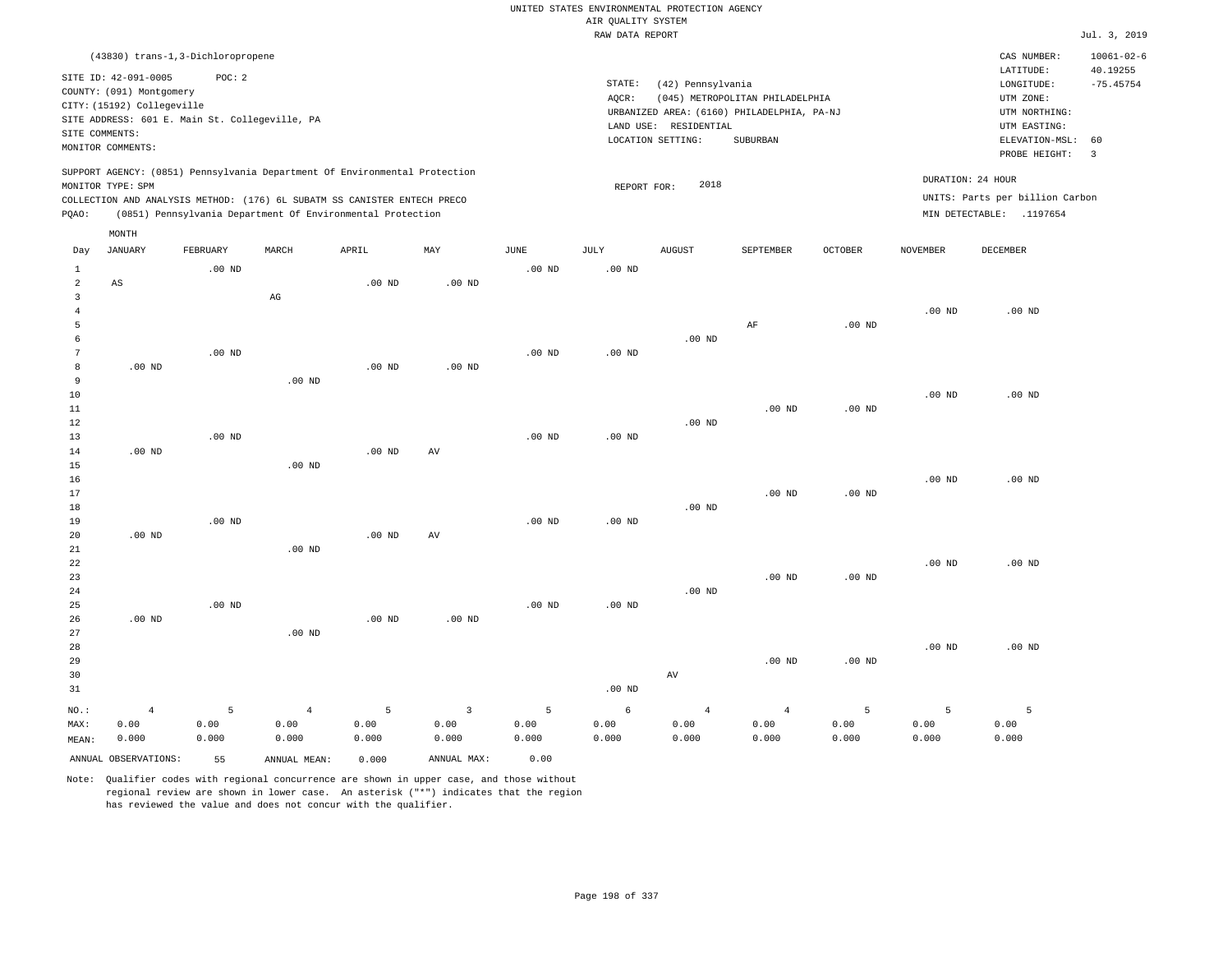UNITED STATES ENVIRONMENTAL PROTECTION AGENCY
AIR QUALITY SYSTEM
RAW DATA REPORT

Jul. 3, 2019

(43830) trans-1,3-Dichloropropene

SITE ID: 42-091-0005 POC: 2
COUNTY: (091) Montgomery
CITY: (15192) Collegeville
SITE ADDRESS: 601 E. Main St. Collegeville, PA
SITE COMMENTS:
MONITOR COMMENTS:

STATE: (42) Pennsylvania
AQCR: (045) METROPOLITAN PHILADELPHIA
URBANIZED AREA: (6160) PHILADELPHIA, PA-NJ
LAND USE: RESIDENTIAL
LOCATION SETTING: SUBURBAN

CAS NUMBER: 10061-02-6
LATITUDE: 40.19255
LONGITUDE: -75.45754
UTM ZONE:
UTM NORTHING:
UTM EASTING:
ELEVATION-MSL: 60
PROBE HEIGHT: 3

SUPPORT AGENCY: (0851) Pennsylvania Department Of Environmental Protection
MONITOR TYPE: SPM
COLLECTION AND ANALYSIS METHOD: (176) 6L SUBATM SS CANISTER ENTECH PRECO
PQAO: (0851) Pennsylvania Department Of Environmental Protection

REPORT FOR: 2018

DURATION: 24 HOUR
UNITS: Parts per billion Carbon
MIN DETECTABLE: .1197654

| Day | JANUARY | FEBRUARY | MARCH | APRIL | MAY | JUNE | JULY | AUGUST | SEPTEMBER | OCTOBER | NOVEMBER | DECEMBER |
|---|---|---|---|---|---|---|---|---|---|---|---|---|
| 1 | | .00 ND | | | | .00 ND | .00 ND | | | | | |
| 2 | AS | | | .00 ND | .00 ND | | | | | | | |
| 3 | | | AG | | | | | | | | | |
| 4 | | | | | | | | | | | .00 ND | .00 ND |
| 5 | | | | | | | | | AF | .00 ND | | |
| 6 | | | | | | | | .00 ND | | | | |
| 7 | | .00 ND | | | | .00 ND | .00 ND | | | | | |
| 8 | .00 ND | | | .00 ND | .00 ND | | | | | | | |
| 9 | | | .00 ND | | | | | | | | | |
| 10 | | | | | | | | | | | .00 ND | .00 ND |
| 11 | | | | | | | | | .00 ND | .00 ND | | |
| 12 | | | | | | | | .00 ND | | | | |
| 13 | | .00 ND | | | | .00 ND | .00 ND | | | | | |
| 14 | .00 ND | | | .00 ND | AV | | | | | | | |
| 15 | | | .00 ND | | | | | | | | | |
| 16 | | | | | | | | | | | .00 ND | .00 ND |
| 17 | | | | | | | | | .00 ND | .00 ND | | |
| 18 | | | | | | | | .00 ND | | | | |
| 19 | | .00 ND | | | | .00 ND | .00 ND | | | | | |
| 20 | .00 ND | | | .00 ND | AV | | | | | | | |
| 21 | | | .00 ND | | | | | | | | | |
| 22 | | | | | | | | | | | .00 ND | .00 ND |
| 23 | | | | | | | | | .00 ND | .00 ND | | |
| 24 | | | | | | | | .00 ND | | | | |
| 25 | | .00 ND | | | | .00 ND | .00 ND | | | | | |
| 26 | .00 ND | | | .00 ND | .00 ND | | | | | | | |
| 27 | | | .00 ND | | | | | | | | | |
| 28 | | | | | | | | | | | .00 ND | .00 ND |
| 29 | | | | | | | | | .00 ND | .00 ND | | |
| 30 | | | | | | | | AV | | | | |
| 31 | | | | | | | .00 ND | | | | | |
| NO.: | 4 | 5 | 4 | 5 | 3 | 5 | 6 | 4 | 4 | 5 | 5 | 5 |
| MAX: | 0.00 | 0.00 | 0.00 | 0.00 | 0.00 | 0.00 | 0.00 | 0.00 | 0.00 | 0.00 | 0.00 | 0.00 |
| MEAN: | 0.000 | 0.000 | 0.000 | 0.000 | 0.000 | 0.000 | 0.000 | 0.000 | 0.000 | 0.000 | 0.000 | 0.000 |

ANNUAL OBSERVATIONS: 55 ANNUAL MEAN: 0.000 ANNUAL MAX: 0.00

Note: Qualifier codes with regional concurrence are shown in upper case, and those without regional review are shown in lower case. An asterisk ("*") indicates that the region has reviewed the value and does not concur with the qualifier.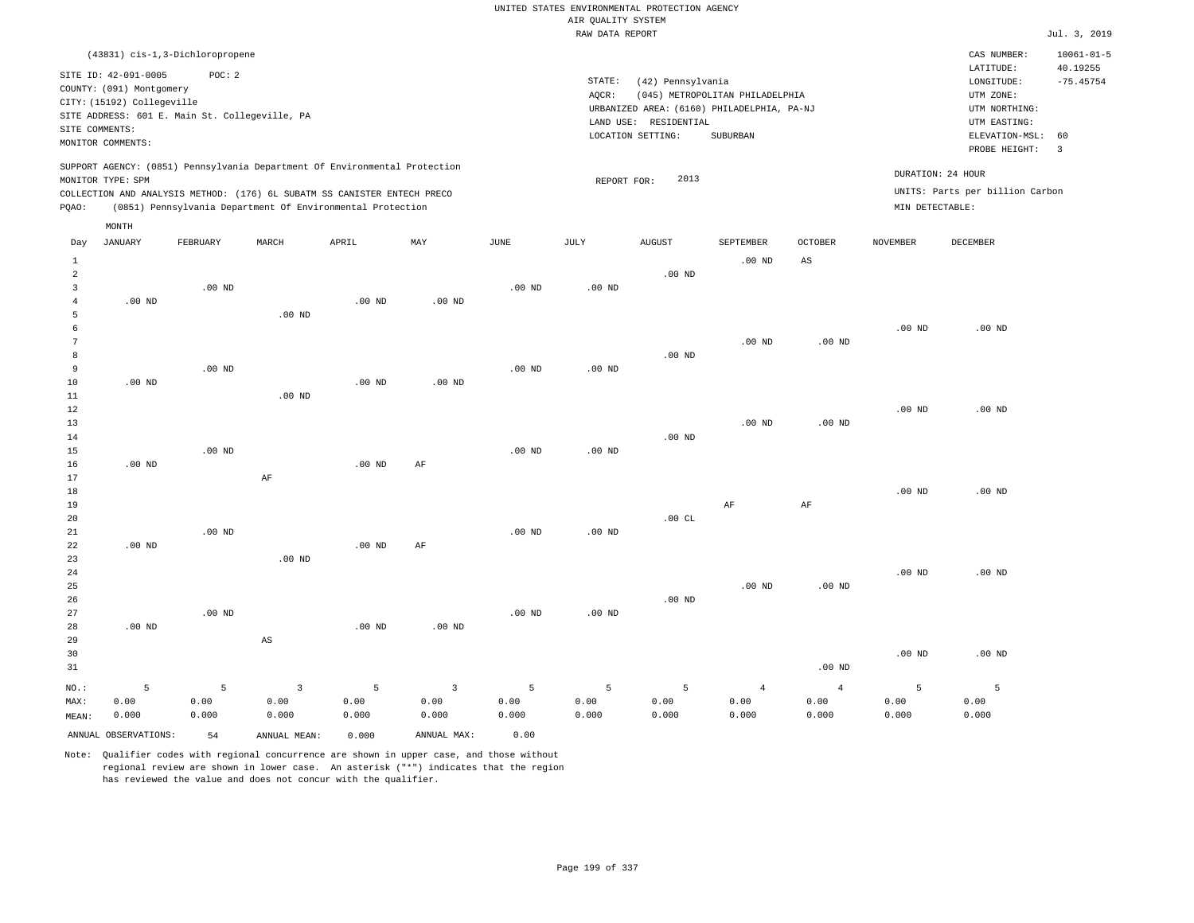UNITED STATES ENVIRONMENTAL PROTECTION AGENCY
AIR QUALITY SYSTEM
RAW DATA REPORT

Jul. 3, 2019

(43831) cis-1,3-Dichloropropene

SITE ID: 42-091-0005 POC: 2
COUNTY: (091) Montgomery
CITY: (15192) Collegeville
SITE ADDRESS: 601 E. Main St. Collegeville, PA
SITE COMMENTS:
MONITOR COMMENTS:

STATE: (42) Pennsylvania
AQCR: (045) METROPOLITAN PHILADELPHIA
URBANIZED AREA: (6160) PHILADELPHIA, PA-NJ
LAND USE: RESIDENTIAL
LOCATION SETTING: SUBURBAN

CAS NUMBER: 10061-01-5
LATITUDE: 40.19255
LONGITUDE: -75.45754
UTM ZONE:
UTM NORTHING:
UTM EASTING:
ELEVATION-MSL: 60
PROBE HEIGHT: 3

SUPPORT AGENCY: (0851) Pennsylvania Department Of Environmental Protection
MONITOR TYPE: SPM
COLLECTION AND ANALYSIS METHOD: (176) 6L SUBATM SS CANISTER ENTECH PRECO
PQAO: (0851) Pennsylvania Department Of Environmental Protection

REPORT FOR: 2013

DURATION: 24 HOUR
UNITS: Parts per billion Carbon
MIN DETECTABLE:

| Day | JANUARY | FEBRUARY | MARCH | APRIL | MAY | JUNE | JULY | AUGUST | SEPTEMBER | OCTOBER | NOVEMBER | DECEMBER |
|---|---|---|---|---|---|---|---|---|---|---|---|---|
| 1 | | | | | | | | | .00 ND | AS | | |
| 2 | | | | | | | | .00 ND | | | | |
| 3 | | .00 ND | | | | .00 ND | .00 ND | | | | | |
| 4 | .00 ND | | | .00 ND | .00 ND | | | | | | | |
| 5 | | | .00 ND | | | | | | | | | |
| 6 | | | | | | | | | | | .00 ND | .00 ND |
| 7 | | | | | | | | | .00 ND | .00 ND | | |
| 8 | | | | | | | | .00 ND | | | | |
| 9 | | .00 ND | | | | .00 ND | .00 ND | | | | | |
| 10 | .00 ND | | | .00 ND | .00 ND | | | | | | | |
| 11 | | | .00 ND | | | | | | | | | |
| 12 | | | | | | | | | | | .00 ND | .00 ND |
| 13 | | | | | | | | | .00 ND | .00 ND | | |
| 14 | | | | | | | | .00 ND | | | | |
| 15 | | .00 ND | | | | .00 ND | .00 ND | | | | | |
| 16 | .00 ND | | | .00 ND | AF | | | | | | | |
| 17 | | | AF | | | | | | | | | |
| 18 | | | | | | | | | | | .00 ND | .00 ND |
| 19 | | | | | | | | | AF | AF | | |
| 20 | | | | | | | | .00 CL | | | | |
| 21 | | .00 ND | | | | .00 ND | .00 ND | | | | | |
| 22 | .00 ND | | | .00 ND | AF | | | | | | | |
| 23 | | | .00 ND | | | | | | | | | |
| 24 | | | | | | | | | | | .00 ND | .00 ND |
| 25 | | | | | | | | | .00 ND | .00 ND | | |
| 26 | | | | | | | | .00 ND | | | | |
| 27 | | .00 ND | | | | .00 ND | .00 ND | | | | | |
| 28 | .00 ND | | | .00 ND | .00 ND | | | | | | | |
| 29 | | | AS | | | | | | | | | |
| 30 | | | | | | | | | | | .00 ND | .00 ND |
| 31 | | | | | | | | | | .00 ND | | |
| NO.: | 5 | 5 | 3 | 5 | 3 | 5 | 5 | 5 | 4 | 4 | 5 | 5 |
| MAX: | 0.00 | 0.00 | 0.00 | 0.00 | 0.00 | 0.00 | 0.00 | 0.00 | 0.00 | 0.00 | 0.00 | 0.00 |
| MEAN: | 0.000 | 0.000 | 0.000 | 0.000 | 0.000 | 0.000 | 0.000 | 0.000 | 0.000 | 0.000 | 0.000 | 0.000 |

ANNUAL OBSERVATIONS: 54 ANNUAL MEAN: 0.000 ANNUAL MAX: 0.00

Note: Qualifier codes with regional concurrence are shown in upper case, and those without regional review are shown in lower case. An asterisk ("*") indicates that the region has reviewed the value and does not concur with the qualifier.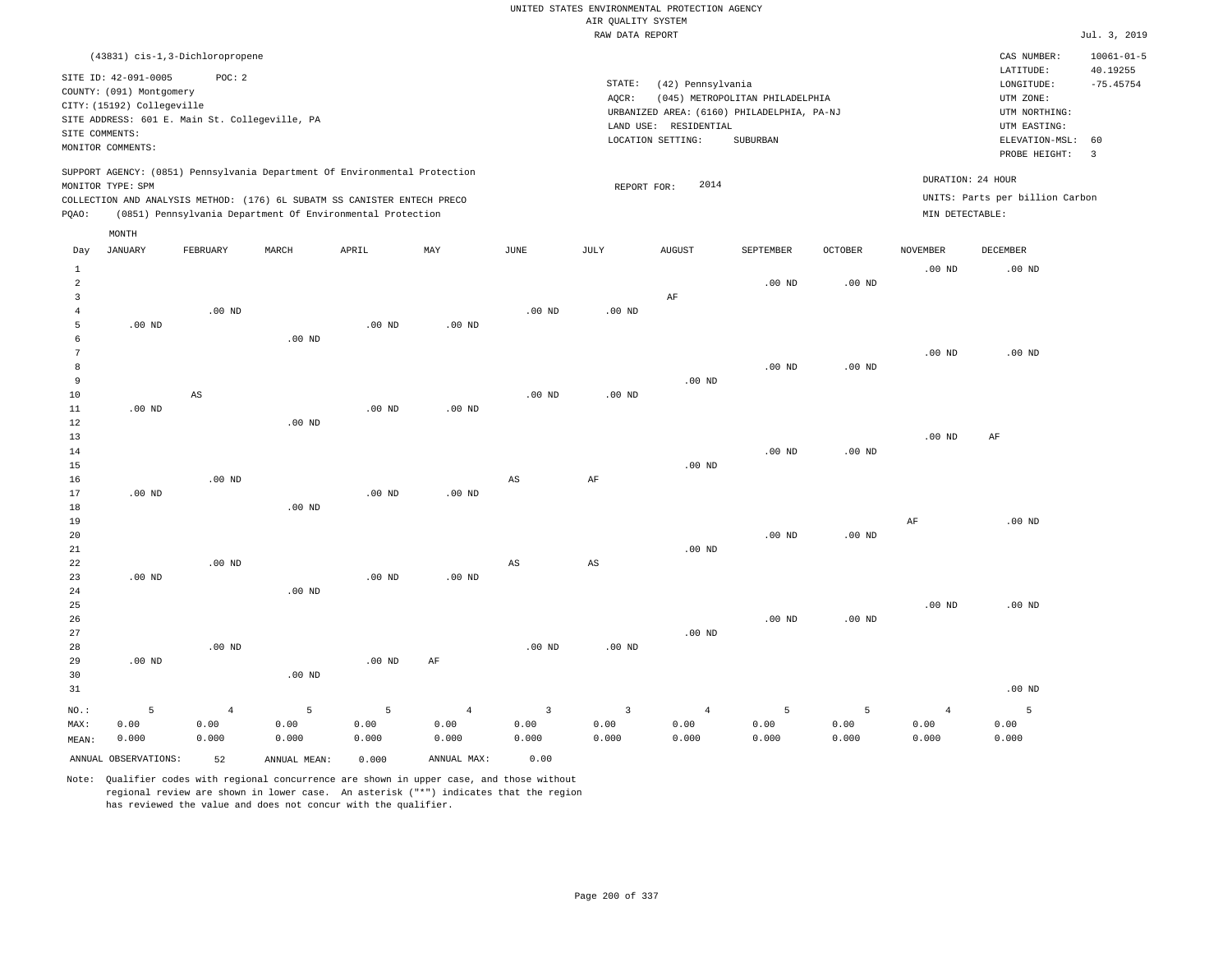UNITED STATES ENVIRONMENTAL PROTECTION AGENCY
AIR QUALITY SYSTEM
RAW DATA REPORT

Jul. 3, 2019

(43831) cis-1,3-Dichloropropene

SITE ID: 42-091-0005 POC: 2
COUNTY: (091) Montgomery
CITY: (15192) Collegeville
SITE ADDRESS: 601 E. Main St. Collegeville, PA
SITE COMMENTS:
MONITOR COMMENTS:

STATE: (42) Pennsylvania
AQCR: (045) METROPOLITAN PHILADELPHIA
URBANIZED AREA: (6160) PHILADELPHIA, PA-NJ
LAND USE: RESIDENTIAL
LOCATION SETTING: SUBURBAN

CAS NUMBER: 10061-01-5
LATITUDE: 40.19255
LONGITUDE: -75.45754
UTM ZONE:
UTM NORTHING:
UTM EASTING:
ELEVATION-MSL: 60
PROBE HEIGHT: 3

SUPPORT AGENCY: (0851) Pennsylvania Department Of Environmental Protection
MONITOR TYPE: SPM
COLLECTION AND ANALYSIS METHOD: (176) 6L SUBATM SS CANISTER ENTECH PRECO
PQAO: (0851) Pennsylvania Department Of Environmental Protection

REPORT FOR: 2014

DURATION: 24 HOUR
UNITS: Parts per billion Carbon
MIN DETECTABLE:

| Day | JANUARY | FEBRUARY | MARCH | APRIL | MAY | JUNE | JULY | AUGUST | SEPTEMBER | OCTOBER | NOVEMBER | DECEMBER |
|---|---|---|---|---|---|---|---|---|---|---|---|---|
| 1 | | | | | | | | | | | .00 ND | .00 ND |
| 2 | | | | | | | | | .00 ND | .00 ND | | |
| 3 | | | | | | | | AF | | | | |
| 4 | | .00 ND | | | | .00 ND | .00 ND | | | | | |
| 5 | .00 ND | | | .00 ND | .00 ND | | | | | | | |
| 6 | | | .00 ND | | | | | | | | | |
| 7 | | | | | | | | | | | .00 ND | .00 ND |
| 8 | | | | | | | | | .00 ND | .00 ND | | |
| 9 | | | | | | | | .00 ND | | | | |
| 10 | | AS | | | | .00 ND | .00 ND | | | | | |
| 11 | .00 ND | | | .00 ND | .00 ND | | | | | | | |
| 12 | | | .00 ND | | | | | | | | | |
| 13 | | | | | | | | | | | .00 ND | AF |
| 14 | | | | | | | | | .00 ND | .00 ND | | |
| 15 | | | | | | | | .00 ND | | | | |
| 16 | | .00 ND | | | | AS | AF | | | | | |
| 17 | .00 ND | | | .00 ND | .00 ND | | | | | | | |
| 18 | | | .00 ND | | | | | | | | | |
| 19 | | | | | | | | | | | AF | .00 ND |
| 20 | | | | | | | | | .00 ND | .00 ND | | |
| 21 | | | | | | | | .00 ND | | | | |
| 22 | | .00 ND | | | | AS | AS | | | | | |
| 23 | .00 ND | | | .00 ND | .00 ND | | | | | | | |
| 24 | | | .00 ND | | | | | | | | | |
| 25 | | | | | | | | | | | .00 ND | .00 ND |
| 26 | | | | | | | | | .00 ND | .00 ND | | |
| 27 | | | | | | | | .00 ND | | | | |
| 28 | | .00 ND | | | | .00 ND | .00 ND | | | | | |
| 29 | .00 ND | | | .00 ND | AF | | | | | | | |
| 30 | | | .00 ND | | | | | | | | | |
| 31 | | | | | | | | | | | | .00 ND |
| NO.: | 5 | 4 | 5 | 5 | 4 | 3 | 3 | 4 | 5 | 5 | 4 | 5 |
| MAX: | 0.00 | 0.00 | 0.00 | 0.00 | 0.00 | 0.00 | 0.00 | 0.00 | 0.00 | 0.00 | 0.00 | 0.00 |
| MEAN: | 0.000 | 0.000 | 0.000 | 0.000 | 0.000 | 0.000 | 0.000 | 0.000 | 0.000 | 0.000 | 0.000 | 0.000 |

ANNUAL OBSERVATIONS: 52 ANNUAL MEAN: 0.000 ANNUAL MAX: 0.00

Note: Qualifier codes with regional concurrence are shown in upper case, and those without regional review are shown in lower case. An asterisk ("*") indicates that the region has reviewed the value and does not concur with the qualifier.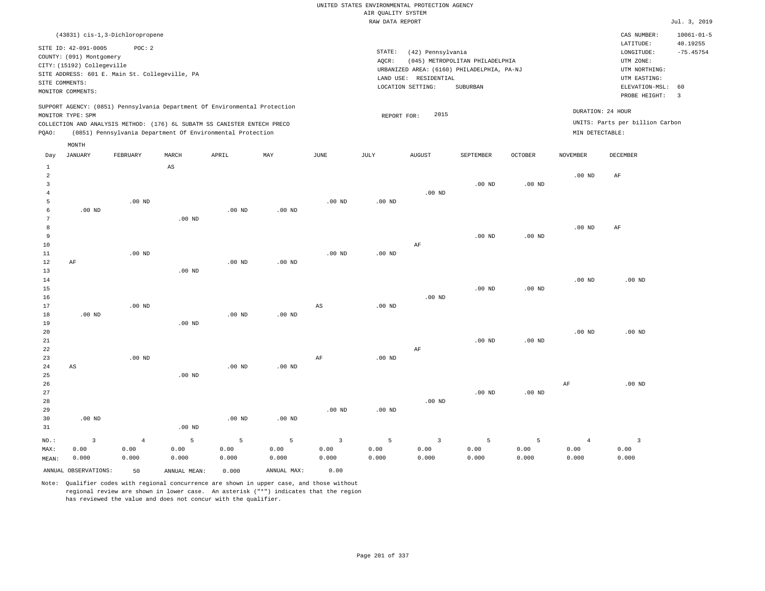UNITED STATES ENVIRONMENTAL PROTECTION AGENCY
AIR QUALITY SYSTEM
RAW DATA REPORT

Jul. 3, 2019

(43831) cis-1,3-Dichloropropene

SITE ID: 42-091-0005 POC: 2
COUNTY: (091) Montgomery
CITY: (15192) Collegeville
SITE ADDRESS: 601 E. Main St. Collegeville, PA
SITE COMMENTS:
MONITOR COMMENTS:

STATE: (42) Pennsylvania
AQCR: (045) METROPOLITAN PHILADELPHIA
URBANIZED AREA: (6160) PHILADELPHIA, PA-NJ
LAND USE: RESIDENTIAL
LOCATION SETTING: SUBURBAN

CAS NUMBER: 10061-01-5
LATITUDE: 40.19255
LONGITUDE: -75.45754
UTM ZONE:
UTM NORTHING:
UTM EASTING:
ELEVATION-MSL: 60
PROBE HEIGHT: 3

SUPPORT AGENCY: (0851) Pennsylvania Department Of Environmental Protection
MONITOR TYPE: SPM
COLLECTION AND ANALYSIS METHOD: (176) 6L SUBATM SS CANISTER ENTECH PRECO
PQAO: (0851) Pennsylvania Department Of Environmental Protection

REPORT FOR: 2015

DURATION: 24 HOUR
UNITS: Parts per billion Carbon
MIN DETECTABLE:

| Day | JANUARY | FEBRUARY | MARCH | APRIL | MAY | JUNE | JULY | AUGUST | SEPTEMBER | OCTOBER | NOVEMBER | DECEMBER |
|---|---|---|---|---|---|---|---|---|---|---|---|---|
| 1 | | | AS | | | | | | | | | |
| 2 | | | | | | | | | | | .00 ND | AF |
| 3 | | | | | | | | | .00 ND | .00 ND | | |
| 4 | | | | | | | | .00 ND | | | | |
| 5 | | .00 ND | | | | .00 ND | .00 ND | | | | | |
| 6 | .00 ND | | | .00 ND | .00 ND | | | | | | | |
| 7 | | | .00 ND | | | | | | | | | |
| 8 | | | | | | | | | | | .00 ND | AF |
| 9 | | | | | | | | | .00 ND | .00 ND | | |
| 10 | | | | | | | | AF | | | | |
| 11 | | .00 ND | | | | .00 ND | .00 ND | | | | | |
| 12 | AF | | | .00 ND | .00 ND | | | | | | | |
| 13 | | | .00 ND | | | | | | | | | |
| 14 | | | | | | | | | | | .00 ND | .00 ND |
| 15 | | | | | | | | | .00 ND | .00 ND | | |
| 16 | | | | | | | | .00 ND | | | | |
| 17 | | .00 ND | | | | AS | .00 ND | | | | | |
| 18 | .00 ND | | | .00 ND | .00 ND | | | | | | | |
| 19 | | | .00 ND | | | | | | | | | |
| 20 | | | | | | | | | | | .00 ND | .00 ND |
| 21 | | | | | | | | | .00 ND | .00 ND | | |
| 22 | | | | | | | | AF | | | | |
| 23 | | .00 ND | | | | AF | .00 ND | | | | | |
| 24 | AS | | | .00 ND | .00 ND | | | | | | | |
| 25 | | | .00 ND | | | | | | | | | |
| 26 | | | | | | | | | | | AF | .00 ND |
| 27 | | | | | | | | | .00 ND | .00 ND | | |
| 28 | | | | | | | | .00 ND | | | | |
| 29 | | | | | | .00 ND | .00 ND | | | | | |
| 30 | .00 ND | | | .00 ND | .00 ND | | | | | | | |
| 31 | | | .00 ND | | | | | | | | | |
| NO.: | 3 | 4 | 5 | 5 | 5 | 3 | 5 | 3 | 5 | 5 | 4 | 3 |
| MAX: | 0.00 | 0.00 | 0.00 | 0.00 | 0.00 | 0.00 | 0.00 | 0.00 | 0.00 | 0.00 | 0.00 | 0.00 |
| MEAN: | 0.000 | 0.000 | 0.000 | 0.000 | 0.000 | 0.000 | 0.000 | 0.000 | 0.000 | 0.000 | 0.000 | 0.000 |

ANNUAL OBSERVATIONS: 50 ANNUAL MEAN: 0.000 ANNUAL MAX: 0.00

Note: Qualifier codes with regional concurrence are shown in upper case, and those without regional review are shown in lower case. An asterisk ("*") indicates that the region has reviewed the value and does not concur with the qualifier.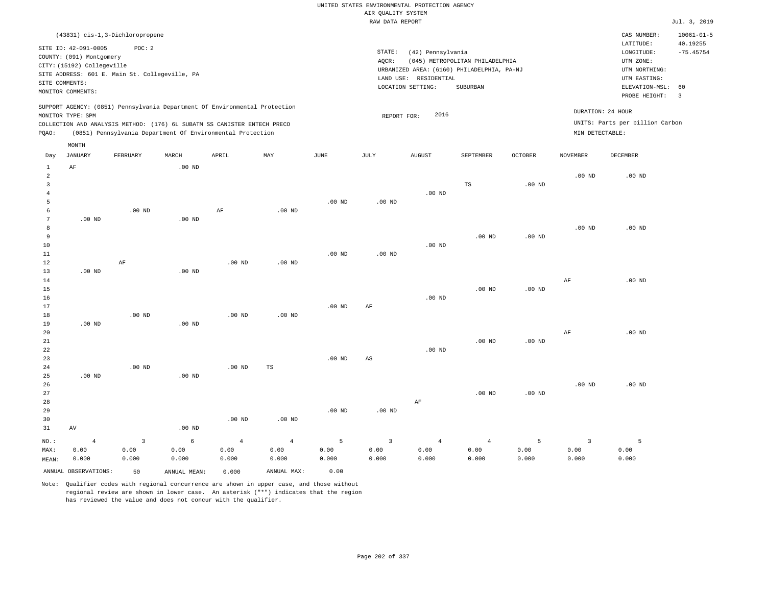UNITED STATES ENVIRONMENTAL PROTECTION AGENCY
AIR QUALITY SYSTEM
RAW DATA REPORT

Jul. 3, 2019

(43831) cis-1,3-Dichloropropene

SITE ID: 42-091-0005 POC: 2
COUNTY: (091) Montgomery
CITY: (15192) Collegeville
SITE ADDRESS: 601 E. Main St. Collegeville, PA
SITE COMMENTS:
MONITOR COMMENTS:

STATE: (42) Pennsylvania
AQCR: (045) METROPOLITAN PHILADELPHIA
URBANIZED AREA: (6160) PHILADELPHIA, PA-NJ
LAND USE: RESIDENTIAL
LOCATION SETTING: SUBURBAN

CAS NUMBER: 10061-01-5
LATITUDE: 40.19255
LONGITUDE: -75.45754
UTM ZONE:
UTM NORTHING:
UTM EASTING:
ELEVATION-MSL: 60
PROBE HEIGHT: 3

SUPPORT AGENCY: (0851) Pennsylvania Department Of Environmental Protection
MONITOR TYPE: SPM
COLLECTION AND ANALYSIS METHOD: (176) 6L SUBATM SS CANISTER ENTECH PRECO
PQAO: (0851) Pennsylvania Department Of Environmental Protection

REPORT FOR: 2016

DURATION: 24 HOUR
UNITS: Parts per billion Carbon
MIN DETECTABLE:

| Day | JANUARY | FEBRUARY | MARCH | APRIL | MAY | JUNE | JULY | AUGUST | SEPTEMBER | OCTOBER | NOVEMBER | DECEMBER |
|---|---|---|---|---|---|---|---|---|---|---|---|---|
| 1 | AF | | .00 ND | | | | | | | | | |
| 2 | | | | | | | | | | | .00 ND | .00 ND |
| 3 | | | | | | | | | TS | .00 ND | | |
| 4 | | | | | | | | .00 ND | | | | |
| 5 | | | | | | .00 ND | .00 ND | | | | | |
| 6 | | .00 ND | | AF | .00 ND | | | | | | | |
| 7 | .00 ND | | .00 ND | | | | | | | | | |
| 8 | | | | | | | | | | | .00 ND | .00 ND |
| 9 | | | | | | | | | .00 ND | .00 ND | | |
| 10 | | | | | | | | .00 ND | | | | |
| 11 | | | | | | .00 ND | .00 ND | | | | | |
| 12 | | AF | | .00 ND | .00 ND | | | | | | | |
| 13 | .00 ND | | .00 ND | | | | | | | | | |
| 14 | | | | | | | | | | | AF | .00 ND |
| 15 | | | | | | | | | .00 ND | .00 ND | | |
| 16 | | | | | | | | .00 ND | | | | |
| 17 | | | | | | .00 ND | AF | | | | | |
| 18 | | .00 ND | | .00 ND | .00 ND | | | | | | | |
| 19 | .00 ND | | .00 ND | | | | | | | | | |
| 20 | | | | | | | | | | | AF | .00 ND |
| 21 | | | | | | | | | .00 ND | .00 ND | | |
| 22 | | | | | | | | .00 ND | | | | |
| 23 | | | | | | .00 ND | AS | | | | | |
| 24 | | .00 ND | | .00 ND | TS | | | | | | | |
| 25 | .00 ND | | .00 ND | | | | | | | | | |
| 26 | | | | | | | | | | | .00 ND | .00 ND |
| 27 | | | | | | | | | .00 ND | .00 ND | | |
| 28 | | | | | | | | AF | | | | |
| 29 | | | | | | .00 ND | .00 ND | | | | | |
| 30 | | | | .00 ND | .00 ND | | | | | | | |
| 31 | AV | | .00 ND | | | | | | | | | |
| NO.: | 4 | 3 | 6 | 4 | 4 | 5 | 3 | 4 | 4 | 5 | 3 | 5 |
| MAX: | 0.00 | 0.00 | 0.00 | 0.00 | 0.00 | 0.00 | 0.00 | 0.00 | 0.00 | 0.00 | 0.00 | 0.00 |
| MEAN: | 0.000 | 0.000 | 0.000 | 0.000 | 0.000 | 0.000 | 0.000 | 0.000 | 0.000 | 0.000 | 0.000 | 0.000 |

ANNUAL OBSERVATIONS: 50 ANNUAL MEAN: 0.000 ANNUAL MAX: 0.00

Note: Qualifier codes with regional concurrence are shown in upper case, and those without regional review are shown in lower case. An asterisk ("*") indicates that the region has reviewed the value and does not concur with the qualifier.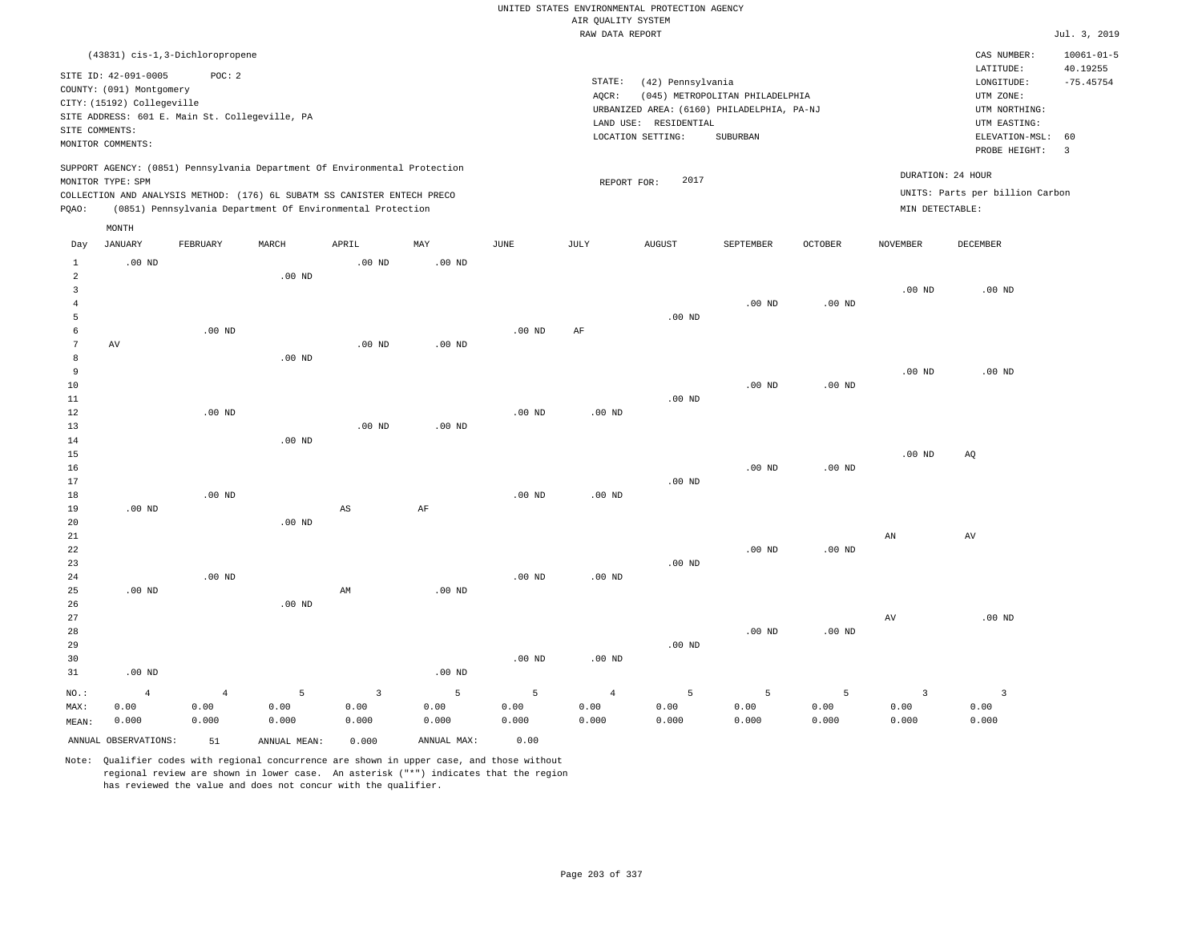UNITED STATES ENVIRONMENTAL PROTECTION AGENCY
AIR QUALITY SYSTEM
RAW DATA REPORT

Jul. 3, 2019

(43831) cis-1,3-Dichloropropene

SITE ID: 42-091-0005 POC: 2
COUNTY: (091) Montgomery
CITY: (15192) Collegeville
SITE ADDRESS: 601 E. Main St. Collegeville, PA
SITE COMMENTS:
MONITOR COMMENTS:

STATE: (42) Pennsylvania
AQCR: (045) METROPOLITAN PHILADELPHIA
URBANIZED AREA: (6160) PHILADELPHIA, PA-NJ
LAND USE: RESIDENTIAL
LOCATION SETTING: SUBURBAN

CAS NUMBER: 10061-01-5
LATITUDE: 40.19255
LONGITUDE: -75.45754
UTM ZONE:
UTM NORTHING:
UTM EASTING:
ELEVATION-MSL: 60
PROBE HEIGHT: 3

SUPPORT AGENCY: (0851) Pennsylvania Department Of Environmental Protection
MONITOR TYPE: SPM
COLLECTION AND ANALYSIS METHOD: (176) 6L SUBATM SS CANISTER ENTECH PRECO
PQAO: (0851) Pennsylvania Department Of Environmental Protection

REPORT FOR: 2017

DURATION: 24 HOUR
UNITS: Parts per billion Carbon
MIN DETECTABLE:

| Day | JANUARY | FEBRUARY | MARCH | APRIL | MAY | JUNE | JULY | AUGUST | SEPTEMBER | OCTOBER | NOVEMBER | DECEMBER |
|---|---|---|---|---|---|---|---|---|---|---|---|---|
| 1 | .00 ND | | | .00 ND | .00 ND | | | | | | | |
| 2 | | | .00 ND | | | | | | | | | |
| 3 | | | | | | | | | | | .00 ND | .00 ND |
| 4 | | | | | | | | | .00 ND | .00 ND | | |
| 5 | | | | | | | | .00 ND | | | | |
| 6 | | .00 ND | | | | .00 ND | AF | | | | | |
| 7 | AV | | | .00 ND | .00 ND | | | | | | | |
| 8 | | | .00 ND | | | | | | | | | |
| 9 | | | | | | | | | | | .00 ND | .00 ND |
| 10 | | | | | | | | | .00 ND | .00 ND | | |
| 11 | | | | | | | | .00 ND | | | | |
| 12 | | .00 ND | | | | .00 ND | .00 ND | | | | | |
| 13 | | | | .00 ND | .00 ND | | | | | | | |
| 14 | | | .00 ND | | | | | | | | | |
| 15 | | | | | | | | | | | .00 ND | AQ |
| 16 | | | | | | | | | .00 ND | .00 ND | | |
| 17 | | | | | | | | .00 ND | | | | |
| 18 | | .00 ND | | | | .00 ND | .00 ND | | | | | |
| 19 | .00 ND | | | AS | AF | | | | | | | |
| 20 | | | .00 ND | | | | | | | | | |
| 21 | | | | | | | | | | | AN | AV |
| 22 | | | | | | | | | .00 ND | .00 ND | | |
| 23 | | | | | | | | .00 ND | | | | |
| 24 | | .00 ND | | | | .00 ND | .00 ND | | | | | |
| 25 | .00 ND | | | AM | .00 ND | | | | | | | |
| 26 | | | .00 ND | | | | | | | | | |
| 27 | | | | | | | | | | | AV | .00 ND |
| 28 | | | | | | | | | .00 ND | .00 ND | | |
| 29 | | | | | | | | .00 ND | | | | |
| 30 | | | | | | .00 ND | .00 ND | | | | | |
| 31 | .00 ND | | | | .00 ND | | | | | | | |
| NO.: | 4 | 4 | 5 | 3 | 5 | 5 | 4 | 5 | 5 | 5 | 3 | 3 |
| MAX: | 0.00 | 0.00 | 0.00 | 0.00 | 0.00 | 0.00 | 0.00 | 0.00 | 0.00 | 0.00 | 0.00 | 0.00 |
| MEAN: | 0.000 | 0.000 | 0.000 | 0.000 | 0.000 | 0.000 | 0.000 | 0.000 | 0.000 | 0.000 | 0.000 | 0.000 |

ANNUAL OBSERVATIONS: 51 ANNUAL MEAN: 0.000 ANNUAL MAX: 0.00

Note: Qualifier codes with regional concurrence are shown in upper case, and those without regional review are shown in lower case. An asterisk ("*") indicates that the region has reviewed the value and does not concur with the qualifier.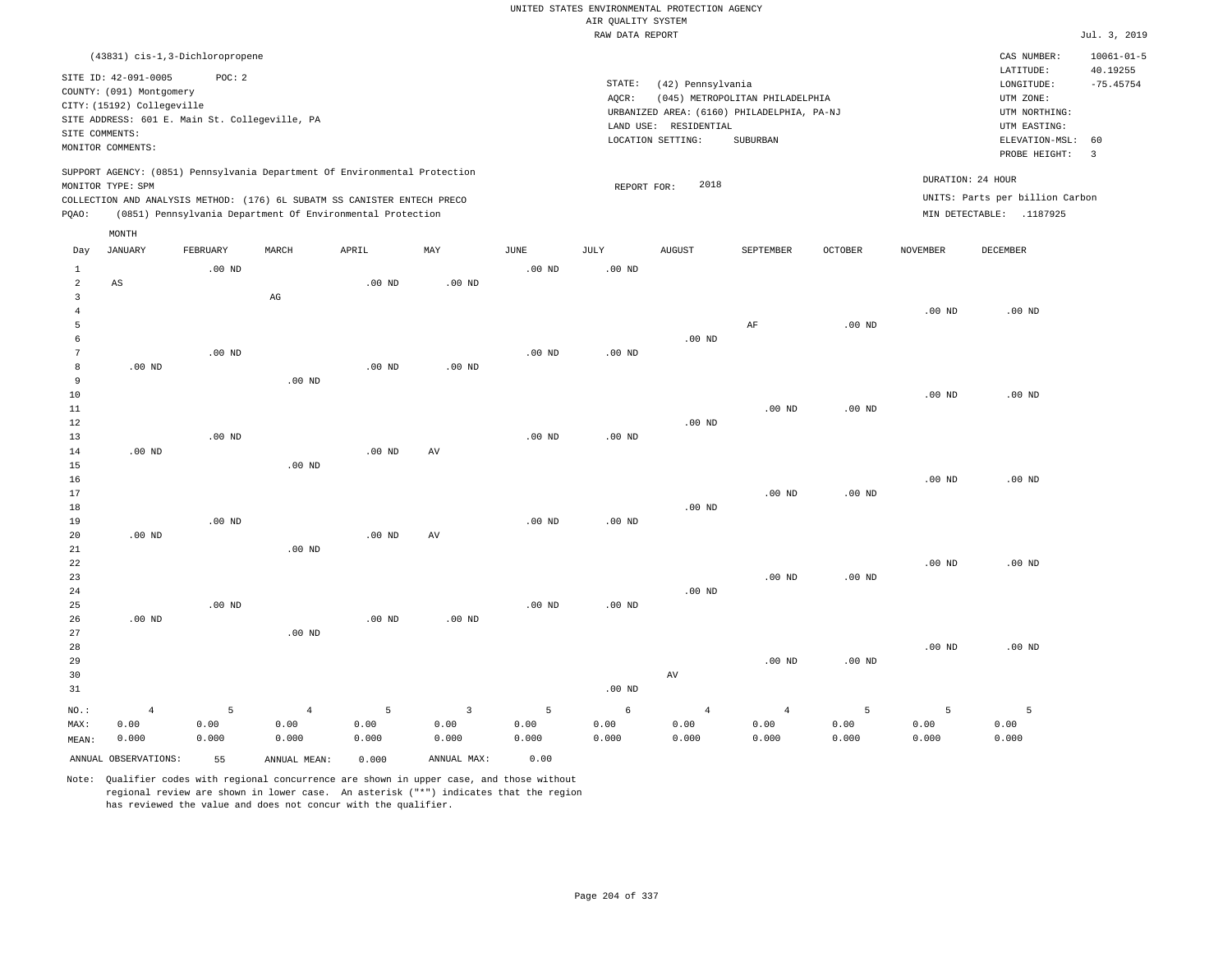UNITED STATES ENVIRONMENTAL PROTECTION AGENCY
AIR QUALITY SYSTEM
RAW DATA REPORT

Jul. 3, 2019

(43831) cis-1,3-Dichloropropene

SITE ID: 42-091-0005 POC: 2
COUNTY: (091) Montgomery
CITY: (15192) Collegeville
SITE ADDRESS: 601 E. Main St. Collegeville, PA
SITE COMMENTS:
MONITOR COMMENTS:

STATE: (42) Pennsylvania
AQCR: (045) METROPOLITAN PHILADELPHIA
URBANIZED AREA: (6160) PHILADELPHIA, PA-NJ
LAND USE: RESIDENTIAL
LOCATION SETTING: SUBURBAN

CAS NUMBER: 10061-01-5
LATITUDE: 40.19255
LONGITUDE: -75.45754
UTM ZONE:
UTM NORTHING:
UTM EASTING:
ELEVATION-MSL: 60
PROBE HEIGHT: 3

SUPPORT AGENCY: (0851) Pennsylvania Department Of Environmental Protection
MONITOR TYPE: SPM
COLLECTION AND ANALYSIS METHOD: (176) 6L SUBATM SS CANISTER ENTECH PRECO
PQAO: (0851) Pennsylvania Department Of Environmental Protection

REPORT FOR: 2018

DURATION: 24 HOUR
UNITS: Parts per billion Carbon
MIN DETECTABLE: .1187925

| Day | JANUARY | FEBRUARY | MARCH | APRIL | MAY | JUNE | JULY | AUGUST | SEPTEMBER | OCTOBER | NOVEMBER | DECEMBER |
|---|---|---|---|---|---|---|---|---|---|---|---|---|
| 1 | | .00 ND | | | | .00 ND | .00 ND | | | | | |
| 2 | AS | | | .00 ND | .00 ND | | | | | | | |
| 3 | | | AG | | | | | | | | | |
| 4 | | | | | | | | | | | .00 ND | .00 ND |
| 5 | | | | | | | | | AF | .00 ND | | |
| 6 | | | | | | | | .00 ND | | | | |
| 7 | | .00 ND | | | | .00 ND | .00 ND | | | | | |
| 8 | .00 ND | | | .00 ND | .00 ND | | | | | | | |
| 9 | | | .00 ND | | | | | | | | | |
| 10 | | | | | | | | | | | .00 ND | .00 ND |
| 11 | | | | | | | | | .00 ND | .00 ND | | |
| 12 | | | | | | | | .00 ND | | | | |
| 13 | | .00 ND | | | | .00 ND | .00 ND | | | | | |
| 14 | .00 ND | | | .00 ND | AV | | | | | | | |
| 15 | | | .00 ND | | | | | | | | | |
| 16 | | | | | | | | | | | .00 ND | .00 ND |
| 17 | | | | | | | | | .00 ND | .00 ND | | |
| 18 | | | | | | | | .00 ND | | | | |
| 19 | | .00 ND | | | | .00 ND | .00 ND | | | | | |
| 20 | .00 ND | | | .00 ND | AV | | | | | | | |
| 21 | | | .00 ND | | | | | | | | | |
| 22 | | | | | | | | | | | .00 ND | .00 ND |
| 23 | | | | | | | | | .00 ND | .00 ND | | |
| 24 | | | | | | | | .00 ND | | | | |
| 25 | | .00 ND | | | | .00 ND | .00 ND | | | | | |
| 26 | .00 ND | | | .00 ND | .00 ND | | | | | | | |
| 27 | | | .00 ND | | | | | | | | | |
| 28 | | | | | | | | | | | .00 ND | .00 ND |
| 29 | | | | | | | | | .00 ND | .00 ND | | |
| 30 | | | | | | | | AV | | | | |
| 31 | | | | | | | .00 ND | | | | | |
| NO.: | 4 | 5 | 4 | 5 | 3 | 5 | 6 | 4 | 4 | 5 | 5 | 5 |
| MAX: | 0.00 | 0.00 | 0.00 | 0.00 | 0.00 | 0.00 | 0.00 | 0.00 | 0.00 | 0.00 | 0.00 | 0.00 |
| MEAN: | 0.000 | 0.000 | 0.000 | 0.000 | 0.000 | 0.000 | 0.000 | 0.000 | 0.000 | 0.000 | 0.000 | 0.000 |

ANNUAL OBSERVATIONS: 55 ANNUAL MEAN: 0.000 ANNUAL MAX: 0.00

Note: Qualifier codes with regional concurrence are shown in upper case, and those without regional review are shown in lower case. An asterisk ("*") indicates that the region has reviewed the value and does not concur with the qualifier.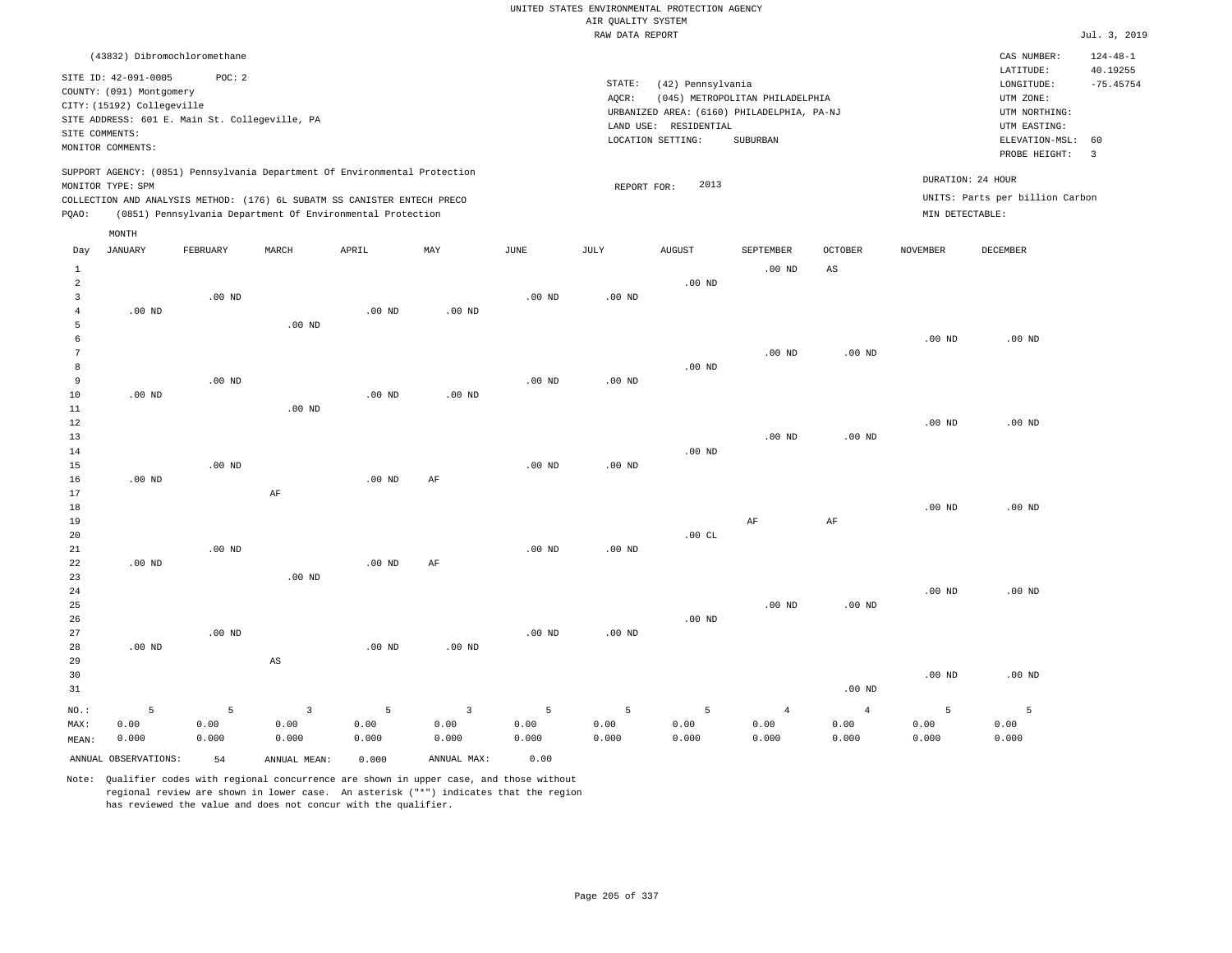UNITED STATES ENVIRONMENTAL PROTECTION AGENCY
AIR QUALITY SYSTEM
RAW DATA REPORT

Jul. 3, 2019

(43832) Dibromochloromethane

SITE ID: 42-091-0005 POC: 2
COUNTY: (091) Montgomery
CITY: (15192) Collegeville
SITE ADDRESS: 601 E. Main St. Collegeville, PA
SITE COMMENTS:
MONITOR COMMENTS:

STATE: (42) Pennsylvania
AQCR: (045) METROPOLITAN PHILADELPHIA
URBANIZED AREA: (6160) PHILADELPHIA, PA-NJ
LAND USE: RESIDENTIAL
LOCATION SETTING: SUBURBAN

CAS NUMBER: 124-48-1
LATITUDE: 40.19255
LONGITUDE: -75.45754
UTM ZONE:
UTM NORTHING:
UTM EASTING:
ELEVATION-MSL: 60
PROBE HEIGHT: 3

SUPPORT AGENCY: (0851) Pennsylvania Department Of Environmental Protection
MONITOR TYPE: SPM
COLLECTION AND ANALYSIS METHOD: (176) 6L SUBATM SS CANISTER ENTECH PRECO
PQAO: (0851) Pennsylvania Department Of Environmental Protection

REPORT FOR: 2013

DURATION: 24 HOUR
UNITS: Parts per billion Carbon
MIN DETECTABLE:

| Day | JANUARY | FEBRUARY | MARCH | APRIL | MAY | JUNE | JULY | AUGUST | SEPTEMBER | OCTOBER | NOVEMBER | DECEMBER |
|---|---|---|---|---|---|---|---|---|---|---|---|---|
| 1 | | | | | | | | | .00 ND | AS | | |
| 2 | | | | | | | | .00 ND | | | | |
| 3 | | .00 ND | | | | .00 ND | .00 ND | | | | | |
| 4 | .00 ND | | | .00 ND | .00 ND | | | | | | | |
| 5 | | | .00 ND | | | | | | | | | |
| 6 | | | | | | | | | | | .00 ND | .00 ND |
| 7 | | | | | | | | | .00 ND | .00 ND | | |
| 8 | | | | | | | | .00 ND | | | | |
| 9 | | .00 ND | | | | .00 ND | .00 ND | | | | | |
| 10 | .00 ND | | | .00 ND | .00 ND | | | | | | | |
| 11 | | | .00 ND | | | | | | | | | |
| 12 | | | | | | | | | | | .00 ND | .00 ND |
| 13 | | | | | | | | | .00 ND | .00 ND | | |
| 14 | | | | | | | | .00 ND | | | | |
| 15 | | .00 ND | | | | .00 ND | .00 ND | | | | | |
| 16 | .00 ND | | | .00 ND | AF | | | | | | | |
| 17 | | | AF | | | | | | | | | |
| 18 | | | | | | | | | | | .00 ND | .00 ND |
| 19 | | | | | | | | | AF | AF | | |
| 20 | | | | | | | | .00 CL | | | | |
| 21 | | .00 ND | | | | .00 ND | .00 ND | | | | | |
| 22 | .00 ND | | | .00 ND | AF | | | | | | | |
| 23 | | | .00 ND | | | | | | | | | |
| 24 | | | | | | | | | | | .00 ND | .00 ND |
| 25 | | | | | | | | | .00 ND | .00 ND | | |
| 26 | | | | | | | | .00 ND | | | | |
| 27 | | .00 ND | | | | .00 ND | .00 ND | | | | | |
| 28 | .00 ND | | | .00 ND | .00 ND | | | | | | | |
| 29 | | | AS | | | | | | | | | |
| 30 | | | | | | | | | | | .00 ND | .00 ND |
| 31 | | | | | | | | | | .00 ND | | |
| NO.: | 5 | 5 | 3 | 5 | 3 | 5 | 5 | 5 | 4 | 4 | 5 | 5 |
| MAX: | 0.00 | 0.00 | 0.00 | 0.00 | 0.00 | 0.00 | 0.00 | 0.00 | 0.00 | 0.00 | 0.00 | 0.00 |
| MEAN: | 0.000 | 0.000 | 0.000 | 0.000 | 0.000 | 0.000 | 0.000 | 0.000 | 0.000 | 0.000 | 0.000 | 0.000 |

ANNUAL OBSERVATIONS: 54 ANNUAL MEAN: 0.000 ANNUAL MAX: 0.00

Note: Qualifier codes with regional concurrence are shown in upper case, and those without regional review are shown in lower case. An asterisk ("*") indicates that the region has reviewed the value and does not concur with the qualifier.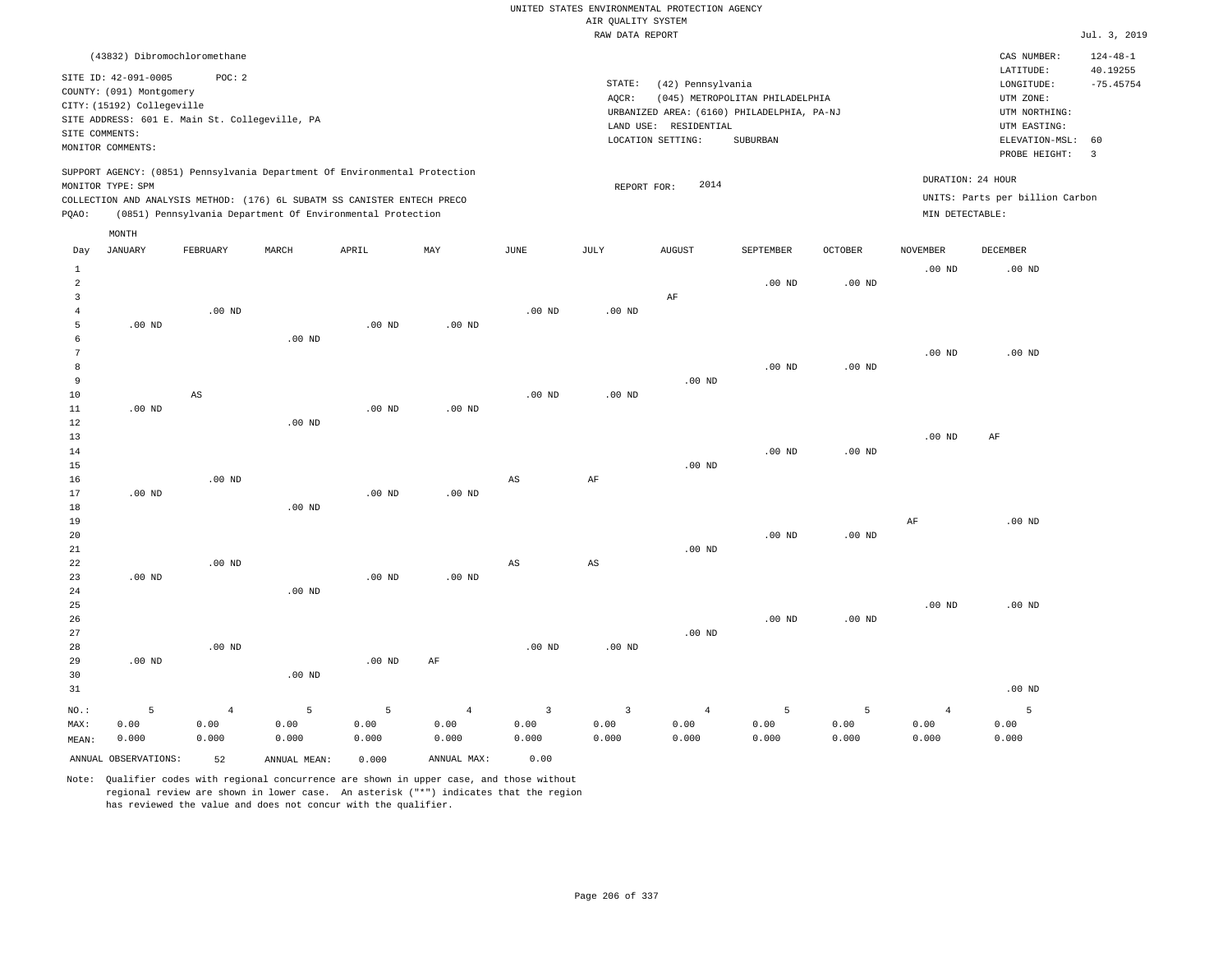UNITED STATES ENVIRONMENTAL PROTECTION AGENCY
AIR QUALITY SYSTEM
RAW DATA REPORT

Jul. 3, 2019

(43832) Dibromochloromethane

SITE ID: 42-091-0005 POC: 2
COUNTY: (091) Montgomery
CITY: (15192) Collegeville
SITE ADDRESS: 601 E. Main St. Collegeville, PA
SITE COMMENTS:
MONITOR COMMENTS:

STATE: (42) Pennsylvania
AQCR: (045) METROPOLITAN PHILADELPHIA
URBANIZED AREA: (6160) PHILADELPHIA, PA-NJ
LAND USE: RESIDENTIAL
LOCATION SETTING: SUBURBAN

CAS NUMBER: 124-48-1
LATITUDE: 40.19255
LONGITUDE: -75.45754
UTM ZONE:
UTM NORTHING:
UTM EASTING:
ELEVATION-MSL: 60
PROBE HEIGHT: 3

SUPPORT AGENCY: (0851) Pennsylvania Department Of Environmental Protection
MONITOR TYPE: SPM
COLLECTION AND ANALYSIS METHOD: (176) 6L SUBATM SS CANISTER ENTECH PRECO
PQAO: (0851) Pennsylvania Department Of Environmental Protection

REPORT FOR: 2014

DURATION: 24 HOUR
UNITS: Parts per billion Carbon
MIN DETECTABLE:

| Day | JANUARY | FEBRUARY | MARCH | APRIL | MAY | JUNE | JULY | AUGUST | SEPTEMBER | OCTOBER | NOVEMBER | DECEMBER |
|---|---|---|---|---|---|---|---|---|---|---|---|---|
| 1 | | | | | | | | | | | .00 ND | .00 ND |
| 2 | | | | | | | | | .00 ND | .00 ND | | |
| 3 | | | | | | | | AF | | | | |
| 4 | | .00 ND | | | | .00 ND | .00 ND | | | | | |
| 5 | .00 ND | | | .00 ND | .00 ND | | | | | | | |
| 6 | | | .00 ND | | | | | | | | | |
| 7 | | | | | | | | | | | .00 ND | .00 ND |
| 8 | | | | | | | | | .00 ND | .00 ND | | |
| 9 | | | | | | | | .00 ND | | | | |
| 10 | | AS | | | | .00 ND | .00 ND | | | | | |
| 11 | .00 ND | | | .00 ND | .00 ND | | | | | | | |
| 12 | | | .00 ND | | | | | | | | | |
| 13 | | | | | | | | | | | .00 ND | AF |
| 14 | | | | | | | | | .00 ND | .00 ND | | |
| 15 | | | | | | | | .00 ND | | | | |
| 16 | | .00 ND | | | | AS | AF | | | | | |
| 17 | .00 ND | | | .00 ND | .00 ND | | | | | | | |
| 18 | | | .00 ND | | | | | | | | | |
| 19 | | | | | | | | | | | AF | .00 ND |
| 20 | | | | | | | | | .00 ND | .00 ND | | |
| 21 | | | | | | | | .00 ND | | | | |
| 22 | | .00 ND | | | | AS | AS | | | | | |
| 23 | .00 ND | | | .00 ND | .00 ND | | | | | | | |
| 24 | | | .00 ND | | | | | | | | | |
| 25 | | | | | | | | | | | .00 ND | .00 ND |
| 26 | | | | | | | | | .00 ND | .00 ND | | |
| 27 | | | | | | | | .00 ND | | | | |
| 28 | | .00 ND | | | | .00 ND | .00 ND | | | | | |
| 29 | .00 ND | | | .00 ND | AF | | | | | | | |
| 30 | | | .00 ND | | | | | | | | | |
| 31 | | | | | | | | | | | | .00 ND |
| NO.: | 5 | 4 | 5 | 5 | 4 | 3 | 3 | 4 | 5 | 5 | 4 | 5 |
| MAX: | 0.00 | 0.00 | 0.00 | 0.00 | 0.00 | 0.00 | 0.00 | 0.00 | 0.00 | 0.00 | 0.00 | 0.00 |
| MEAN: | 0.000 | 0.000 | 0.000 | 0.000 | 0.000 | 0.000 | 0.000 | 0.000 | 0.000 | 0.000 | 0.000 | 0.000 |

ANNUAL OBSERVATIONS: 52 ANNUAL MEAN: 0.000 ANNUAL MAX: 0.00

Note: Qualifier codes with regional concurrence are shown in upper case, and those without regional review are shown in lower case. An asterisk ("*") indicates that the region has reviewed the value and does not concur with the qualifier.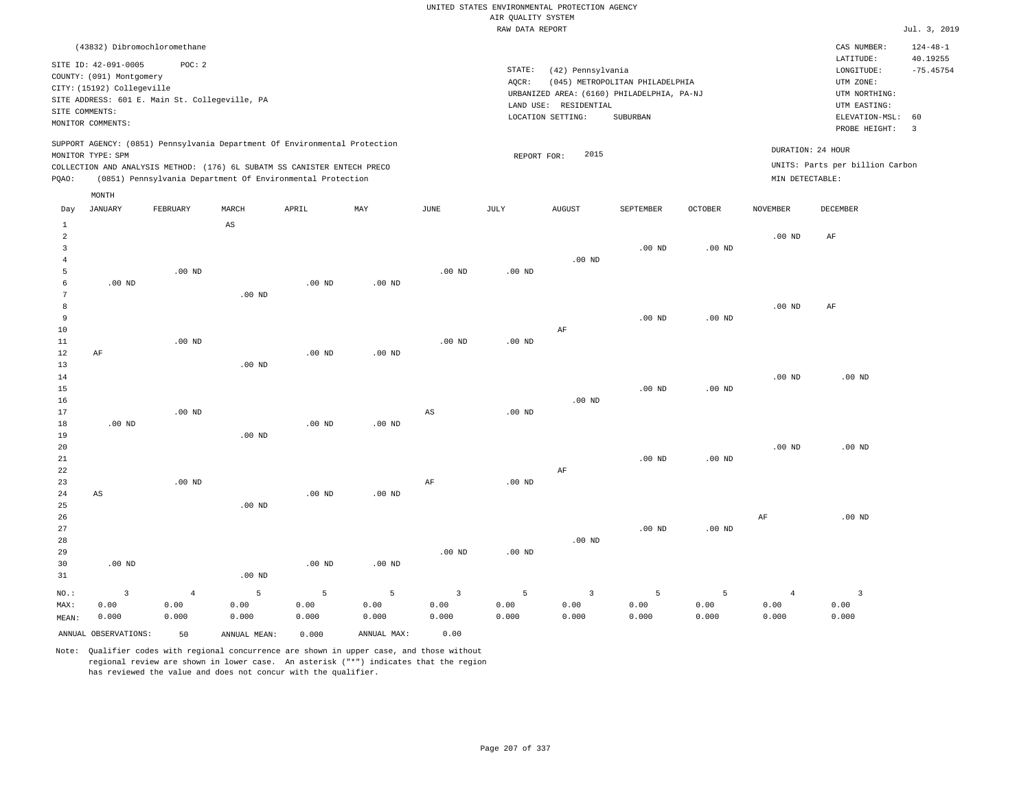UNITED STATES ENVIRONMENTAL PROTECTION AGENCY
AIR QUALITY SYSTEM
RAW DATA REPORT

Jul. 3, 2019

(43832) Dibromochloromethane

SITE ID: 42-091-0005 POC: 2
COUNTY: (091) Montgomery
CITY: (15192) Collegeville
SITE ADDRESS: 601 E. Main St. Collegeville, PA
SITE COMMENTS:
MONITOR COMMENTS:

STATE: (42) Pennsylvania
AQCR: (045) METROPOLITAN PHILADELPHIA
URBANIZED AREA: (6160) PHILADELPHIA, PA-NJ
LAND USE: RESIDENTIAL
LOCATION SETTING: SUBURBAN

CAS NUMBER: 124-48-1
LATITUDE: 40.19255
LONGITUDE: -75.45754
UTM ZONE:
UTM NORTHING:
UTM EASTING:
ELEVATION-MSL: 60
PROBE HEIGHT: 3

SUPPORT AGENCY: (0851) Pennsylvania Department Of Environmental Protection
MONITOR TYPE: SPM
COLLECTION AND ANALYSIS METHOD: (176) 6L SUBATM SS CANISTER ENTECH PRECO
PQAO: (0851) Pennsylvania Department Of Environmental Protection

REPORT FOR: 2015

DURATION: 24 HOUR
UNITS: Parts per billion Carbon
MIN DETECTABLE:

| Day | JANUARY | FEBRUARY | MARCH | APRIL | MAY | JUNE | JULY | AUGUST | SEPTEMBER | OCTOBER | NOVEMBER | DECEMBER |
|---|---|---|---|---|---|---|---|---|---|---|---|---|
| 1 | | | AS | | | | | | | | | |
| 2 | | | | | | | | | | | .00 ND | AF |
| 3 | | | | | | | | | .00 ND | .00 ND | | |
| 4 | | | | | | | | .00 ND | | | | |
| 5 | | .00 ND | | | | .00 ND | .00 ND | | | | | |
| 6 | .00 ND | | | .00 ND | .00 ND | | | | | | | |
| 7 | | | .00 ND | | | | | | | | | |
| 8 | | | | | | | | | | | .00 ND | AF |
| 9 | | | | | | | | | .00 ND | .00 ND | | |
| 10 | | | | | | | | AF | | | | |
| 11 | | .00 ND | | | | .00 ND | .00 ND | | | | | |
| 12 | AF | | | .00 ND | .00 ND | | | | | | | |
| 13 | | | .00 ND | | | | | | | | | |
| 14 | | | | | | | | | | | .00 ND | .00 ND |
| 15 | | | | | | | | | .00 ND | .00 ND | | |
| 16 | | | | | | | | .00 ND | | | | |
| 17 | | .00 ND | | | | AS | .00 ND | | | | | |
| 18 | .00 ND | | | .00 ND | .00 ND | | | | | | | |
| 19 | | | .00 ND | | | | | | | | | |
| 20 | | | | | | | | | | | .00 ND | .00 ND |
| 21 | | | | | | | | | .00 ND | .00 ND | | |
| 22 | | | | | | | | AF | | | | |
| 23 | | .00 ND | | | | AF | .00 ND | | | | | |
| 24 | AS | | | .00 ND | .00 ND | | | | | | | |
| 25 | | | .00 ND | | | | | | | | | |
| 26 | | | | | | | | | | | AF | .00 ND |
| 27 | | | | | | | | | .00 ND | .00 ND | | |
| 28 | | | | | | | | .00 ND | | | | |
| 29 | | | | | | .00 ND | .00 ND | | | | | |
| 30 | .00 ND | | | .00 ND | .00 ND | | | | | | | |
| 31 | | | .00 ND | | | | | | | | | |
| NO.: | 3 | 4 | 5 | 5 | 5 | 3 | 5 | 3 | 5 | 5 | 4 | 3 |
| MAX: | 0.00 | 0.00 | 0.00 | 0.00 | 0.00 | 0.00 | 0.00 | 0.00 | 0.00 | 0.00 | 0.00 | 0.00 |
| MEAN: | 0.000 | 0.000 | 0.000 | 0.000 | 0.000 | 0.000 | 0.000 | 0.000 | 0.000 | 0.000 | 0.000 | 0.000 |

ANNUAL OBSERVATIONS: 50 ANNUAL MEAN: 0.000 ANNUAL MAX: 0.00

Note: Qualifier codes with regional concurrence are shown in upper case, and those without regional review are shown in lower case. An asterisk ("*") indicates that the region has reviewed the value and does not concur with the qualifier.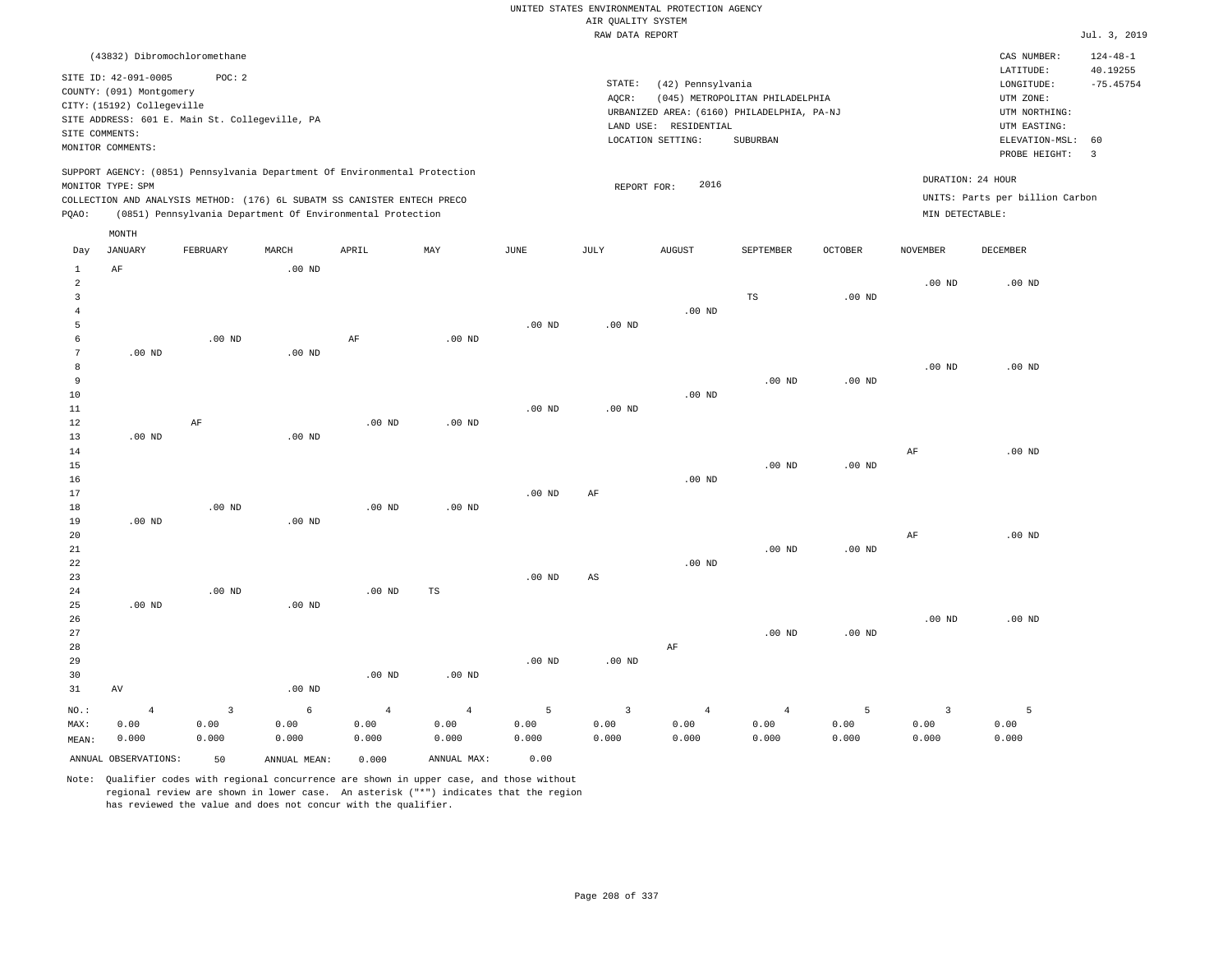UNITED STATES ENVIRONMENTAL PROTECTION AGENCY
AIR QUALITY SYSTEM
RAW DATA REPORT

Jul. 3, 2019

(43832) Dibromochloromethane

SITE ID: 42-091-0005 POC: 2
COUNTY: (091) Montgomery
CITY: (15192) Collegeville
SITE ADDRESS: 601 E. Main St. Collegeville, PA
SITE COMMENTS:
MONITOR COMMENTS:

STATE: (42) Pennsylvania
AQCR: (045) METROPOLITAN PHILADELPHIA
URBANIZED AREA: (6160) PHILADELPHIA, PA-NJ
LAND USE: RESIDENTIAL
LOCATION SETTING: SUBURBAN

CAS NUMBER: 124-48-1
LATITUDE: 40.19255
LONGITUDE: -75.45754
UTM ZONE:
UTM NORTHING:
UTM EASTING:
ELEVATION-MSL: 60
PROBE HEIGHT: 3

SUPPORT AGENCY: (0851) Pennsylvania Department Of Environmental Protection
MONITOR TYPE: SPM
COLLECTION AND ANALYSIS METHOD: (176) 6L SUBATM SS CANISTER ENTECH PRECO
PQAO: (0851) Pennsylvania Department Of Environmental Protection

REPORT FOR: 2016

DURATION: 24 HOUR
UNITS: Parts per billion Carbon
MIN DETECTABLE:

| Day | JANUARY | FEBRUARY | MARCH | APRIL | MAY | JUNE | JULY | AUGUST | SEPTEMBER | OCTOBER | NOVEMBER | DECEMBER |
|---|---|---|---|---|---|---|---|---|---|---|---|---|
| 1 | AF | | .00 ND | | | | | | | | | |
| 2 | | | | | | | | | | | .00 ND | .00 ND |
| 3 | | | | | | | | | TS | .00 ND | | |
| 4 | | | | | | | | .00 ND | | | | |
| 5 | | | | | | .00 ND | .00 ND | | | | | |
| 6 | | .00 ND | | AF | .00 ND | | | | | | | |
| 7 | .00 ND | | .00 ND | | | | | | | | | |
| 8 | | | | | | | | | | | .00 ND | .00 ND |
| 9 | | | | | | | | | .00 ND | .00 ND | | |
| 10 | | | | | | | | .00 ND | | | | |
| 11 | | | | | | .00 ND | .00 ND | | | | | |
| 12 | | AF | | .00 ND | .00 ND | | | | | | | |
| 13 | .00 ND | | .00 ND | | | | | | | | | |
| 14 | | | | | | | | | | | AF | .00 ND |
| 15 | | | | | | | | | .00 ND | .00 ND | | |
| 16 | | | | | | | | .00 ND | | | | |
| 17 | | | | | | .00 ND | AF | | | | | |
| 18 | | .00 ND | | .00 ND | .00 ND | | | | | | | |
| 19 | .00 ND | | .00 ND | | | | | | | | | |
| 20 | | | | | | | | | | | AF | .00 ND |
| 21 | | | | | | | | | .00 ND | .00 ND | | |
| 22 | | | | | | | | .00 ND | | | | |
| 23 | | | | | | .00 ND | AS | | | | | |
| 24 | | .00 ND | | .00 ND | TS | | | | | | | |
| 25 | .00 ND | | .00 ND | | | | | | | | | |
| 26 | | | | | | | | | | | .00 ND | .00 ND |
| 27 | | | | | | | | | .00 ND | .00 ND | | |
| 28 | | | | | | | | AF | | | | |
| 29 | | | | | | .00 ND | .00 ND | | | | | |
| 30 | | | | .00 ND | .00 ND | | | | | | | |
| 31 | AV | | .00 ND | | | | | | | | | |
| NO.: | 4 | 3 | 6 | 4 | 4 | 5 | 3 | 4 | 4 | 5 | 3 | 5 |
| MAX: | 0.00 | 0.00 | 0.00 | 0.00 | 0.00 | 0.00 | 0.00 | 0.00 | 0.00 | 0.00 | 0.00 | 0.00 |
| MEAN: | 0.000 | 0.000 | 0.000 | 0.000 | 0.000 | 0.000 | 0.000 | 0.000 | 0.000 | 0.000 | 0.000 | 0.000 |

ANNUAL OBSERVATIONS: 50 ANNUAL MEAN: 0.000 ANNUAL MAX: 0.00

Note: Qualifier codes with regional concurrence are shown in upper case, and those without regional review are shown in lower case. An asterisk ("*") indicates that the region has reviewed the value and does not concur with the qualifier.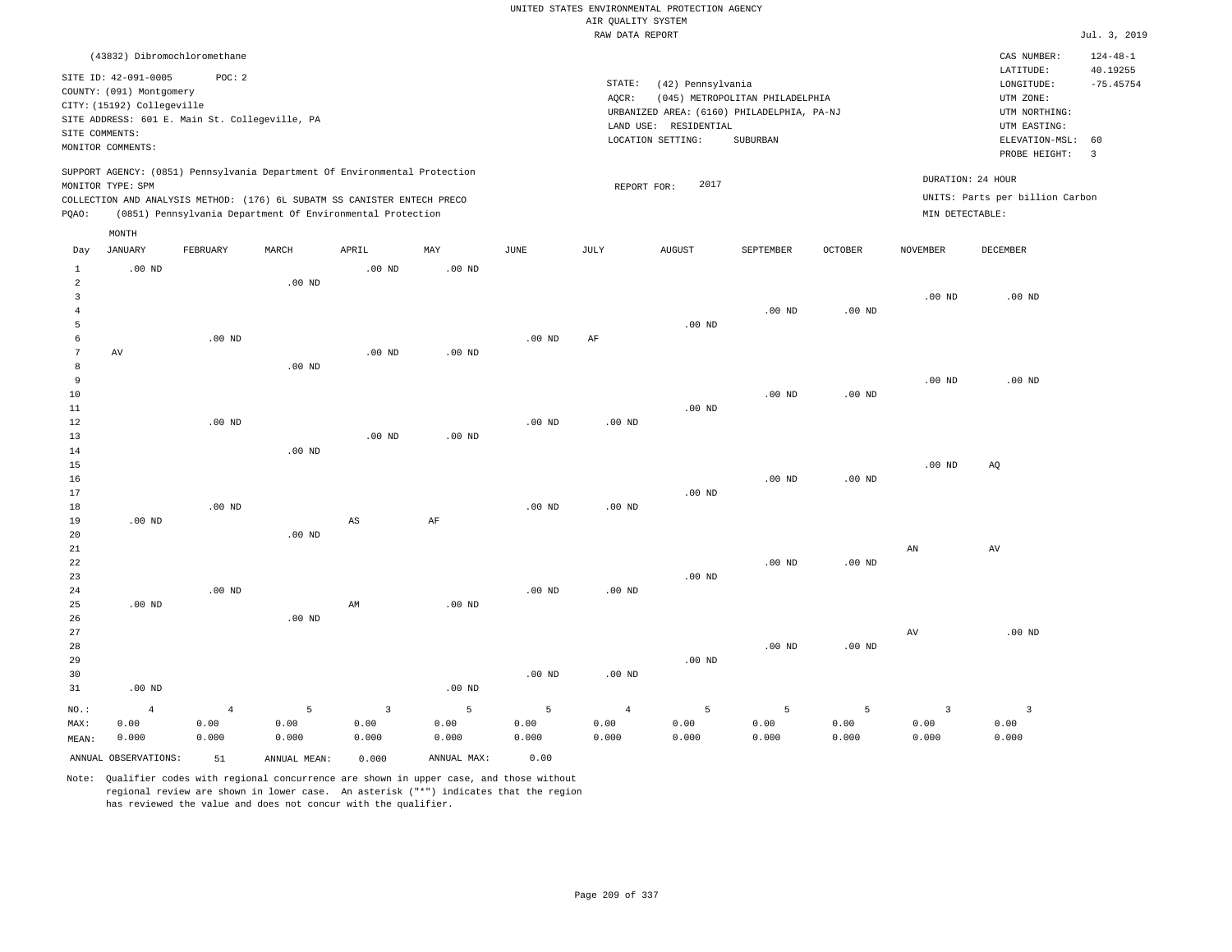UNITED STATES ENVIRONMENTAL PROTECTION AGENCY
AIR QUALITY SYSTEM
RAW DATA REPORT

Jul. 3, 2019

(43832) Dibromochloromethane

SITE ID: 42-091-0005 POC: 2
COUNTY: (091) Montgomery
CITY: (15192) Collegeville
SITE ADDRESS: 601 E. Main St. Collegeville, PA
SITE COMMENTS:
MONITOR COMMENTS:

STATE: (42) Pennsylvania
AQCR: (045) METROPOLITAN PHILADELPHIA
URBANIZED AREA: (6160) PHILADELPHIA, PA-NJ
LAND USE: RESIDENTIAL
LOCATION SETTING: SUBURBAN

CAS NUMBER: 124-48-1
LATITUDE: 40.19255
LONGITUDE: -75.45754
UTM ZONE:
UTM NORTHING:
UTM EASTING:
ELEVATION-MSL: 60
PROBE HEIGHT: 3

SUPPORT AGENCY: (0851) Pennsylvania Department Of Environmental Protection
MONITOR TYPE: SPM
COLLECTION AND ANALYSIS METHOD: (176) 6L SUBATM SS CANISTER ENTECH PRECO
PQAO: (0851) Pennsylvania Department Of Environmental Protection

REPORT FOR: 2017

DURATION: 24 HOUR
UNITS: Parts per billion Carbon
MIN DETECTABLE:

| Day | JANUARY | FEBRUARY | MARCH | APRIL | MAY | JUNE | JULY | AUGUST | SEPTEMBER | OCTOBER | NOVEMBER | DECEMBER |
|---|---|---|---|---|---|---|---|---|---|---|---|---|
| 1 | .00 ND | | | .00 ND | .00 ND | | | | | | | |
| 2 | | | .00 ND | | | | | | | | | |
| 3 | | | | | | | | | | | .00 ND | .00 ND |
| 4 | | | | | | | | | .00 ND | .00 ND | | |
| 5 | | | | | | | | .00 ND | | | | |
| 6 | | .00 ND | | | | .00 ND | AF | | | | | |
| 7 | AV | | | .00 ND | .00 ND | | | | | | | |
| 8 | | | .00 ND | | | | | | | | | |
| 9 | | | | | | | | | | | .00 ND | .00 ND |
| 10 | | | | | | | | | .00 ND | .00 ND | | |
| 11 | | | | | | | | .00 ND | | | | |
| 12 | | .00 ND | | | | .00 ND | .00 ND | | | | | |
| 13 | | | | .00 ND | .00 ND | | | | | | | |
| 14 | | | .00 ND | | | | | | | | | |
| 15 | | | | | | | | | | | .00 ND | AQ |
| 16 | | | | | | | | | .00 ND | .00 ND | | |
| 17 | | | | | | | | .00 ND | | | | |
| 18 | | .00 ND | | | | .00 ND | .00 ND | | | | | |
| 19 | .00 ND | | | AS | AF | | | | | | | |
| 20 | | | .00 ND | | | | | | | | | |
| 21 | | | | | | | | | | | AN | AV |
| 22 | | | | | | | | | .00 ND | .00 ND | | |
| 23 | | | | | | | | .00 ND | | | | |
| 24 | | .00 ND | | | | .00 ND | .00 ND | | | | | |
| 25 | .00 ND | | | AM | .00 ND | | | | | | | |
| 26 | | | .00 ND | | | | | | | | | |
| 27 | | | | | | | | | | | AV | .00 ND |
| 28 | | | | | | | | | .00 ND | .00 ND | | |
| 29 | | | | | | | | .00 ND | | | | |
| 30 | | | | | | .00 ND | .00 ND | | | | | |
| 31 | .00 ND | | | | .00 ND | | | | | | | |
| NO.: | 4 | 4 | 5 | 3 | 5 | 5 | 4 | 5 | 5 | 5 | 3 | 3 |
| MAX: | 0.00 | 0.00 | 0.00 | 0.00 | 0.00 | 0.00 | 0.00 | 0.00 | 0.00 | 0.00 | 0.00 | 0.00 |
| MEAN: | 0.000 | 0.000 | 0.000 | 0.000 | 0.000 | 0.000 | 0.000 | 0.000 | 0.000 | 0.000 | 0.000 | 0.000 |

ANNUAL OBSERVATIONS: 51 ANNUAL MEAN: 0.000 ANNUAL MAX: 0.00

Note: Qualifier codes with regional concurrence are shown in upper case, and those without regional review are shown in lower case. An asterisk ("*") indicates that the region has reviewed the value and does not concur with the qualifier.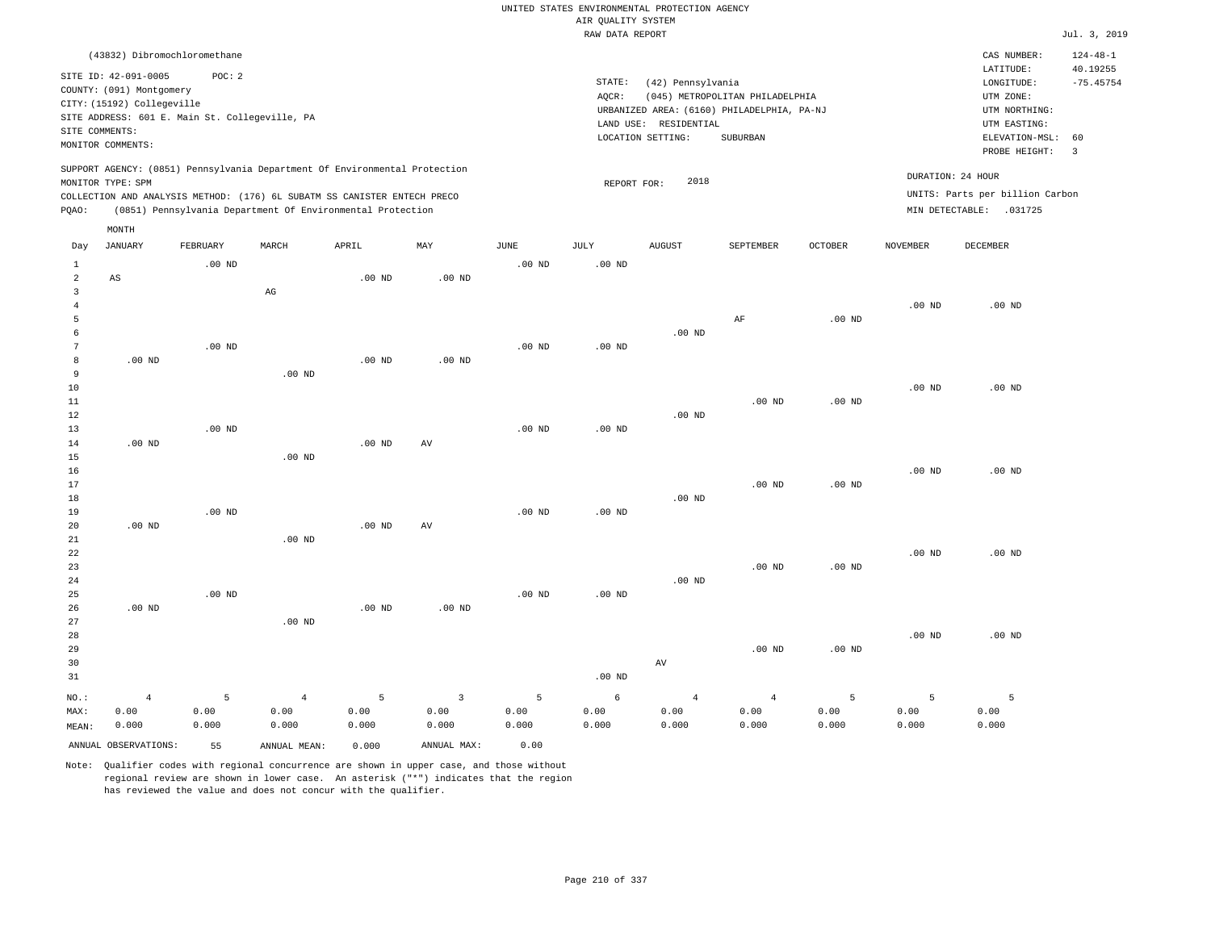UNITED STATES ENVIRONMENTAL PROTECTION AGENCY
AIR QUALITY SYSTEM
RAW DATA REPORT

Jul. 3, 2019

(43832) Dibromochloromethane

SITE ID: 42-091-0005 POC: 2
COUNTY: (091) Montgomery
CITY: (15192) Collegeville
SITE ADDRESS: 601 E. Main St. Collegeville, PA
SITE COMMENTS:
MONITOR COMMENTS:

STATE: (42) Pennsylvania
AQCR: (045) METROPOLITAN PHILADELPHIA
URBANIZED AREA: (6160) PHILADELPHIA, PA-NJ
LAND USE: RESIDENTIAL
LOCATION SETTING: SUBURBAN

CAS NUMBER: 124-48-1
LATITUDE: 40.19255
LONGITUDE: -75.45754
UTM ZONE:
UTM NORTHING:
UTM EASTING:
ELEVATION-MSL: 60
PROBE HEIGHT: 3

SUPPORT AGENCY: (0851) Pennsylvania Department Of Environmental Protection
MONITOR TYPE: SPM
COLLECTION AND ANALYSIS METHOD: (176) 6L SUBATM SS CANISTER ENTECH PRECO
PQAO: (0851) Pennsylvania Department Of Environmental Protection

REPORT FOR: 2018

DURATION: 24 HOUR
UNITS: Parts per billion Carbon
MIN DETECTABLE: .031725

| Day | JANUARY | FEBRUARY | MARCH | APRIL | MAY | JUNE | JULY | AUGUST | SEPTEMBER | OCTOBER | NOVEMBER | DECEMBER |
|---|---|---|---|---|---|---|---|---|---|---|---|---|
| 1 | | .00 ND | | | | .00 ND | .00 ND | | | | | |
| 2 | AS | | | .00 ND | .00 ND | | | | | | | |
| 3 | | | AG | | | | | | | | | |
| 4 | | | | | | | | | | | .00 ND | .00 ND |
| 5 | | | | | | | | | AF | .00 ND | | |
| 6 | | | | | | | | .00 ND | | | | |
| 7 | | .00 ND | | | | .00 ND | .00 ND | | | | | |
| 8 | .00 ND | | | .00 ND | .00 ND | | | | | | | |
| 9 | | | .00 ND | | | | | | | | | |
| 10 | | | | | | | | | | | .00 ND | .00 ND |
| 11 | | | | | | | | | .00 ND | .00 ND | | |
| 12 | | | | | | | | .00 ND | | | | |
| 13 | | .00 ND | | | | .00 ND | .00 ND | | | | | |
| 14 | .00 ND | | | .00 ND | AV | | | | | | | |
| 15 | | | .00 ND | | | | | | | | | |
| 16 | | | | | | | | | | | .00 ND | .00 ND |
| 17 | | | | | | | | | .00 ND | .00 ND | | |
| 18 | | | | | | | | .00 ND | | | | |
| 19 | | .00 ND | | | | .00 ND | .00 ND | | | | | |
| 20 | .00 ND | | | .00 ND | AV | | | | | | | |
| 21 | | | .00 ND | | | | | | | | | |
| 22 | | | | | | | | | | | .00 ND | .00 ND |
| 23 | | | | | | | | | .00 ND | .00 ND | | |
| 24 | | | | | | | | .00 ND | | | | |
| 25 | | .00 ND | | | | .00 ND | .00 ND | | | | | |
| 26 | .00 ND | | | .00 ND | .00 ND | | | | | | | |
| 27 | | | .00 ND | | | | | | | | | |
| 28 | | | | | | | | | | | .00 ND | .00 ND |
| 29 | | | | | | | | | .00 ND | .00 ND | | |
| 30 | | | | | | | | AV | | | | |
| 31 | | | | | | | .00 ND | | | | | |
| NO.: | 4 | 5 | 4 | 5 | 3 | 5 | 6 | 4 | 4 | 5 | 5 | 5 |
| MAX: | 0.00 | 0.00 | 0.00 | 0.00 | 0.00 | 0.00 | 0.00 | 0.00 | 0.00 | 0.00 | 0.00 | 0.00 |
| MEAN: | 0.000 | 0.000 | 0.000 | 0.000 | 0.000 | 0.000 | 0.000 | 0.000 | 0.000 | 0.000 | 0.000 | 0.000 |

ANNUAL OBSERVATIONS: 55 ANNUAL MEAN: 0.000 ANNUAL MAX: 0.00

Note: Qualifier codes with regional concurrence are shown in upper case, and those without regional review are shown in lower case. An asterisk ("*") indicates that the region has reviewed the value and does not concur with the qualifier.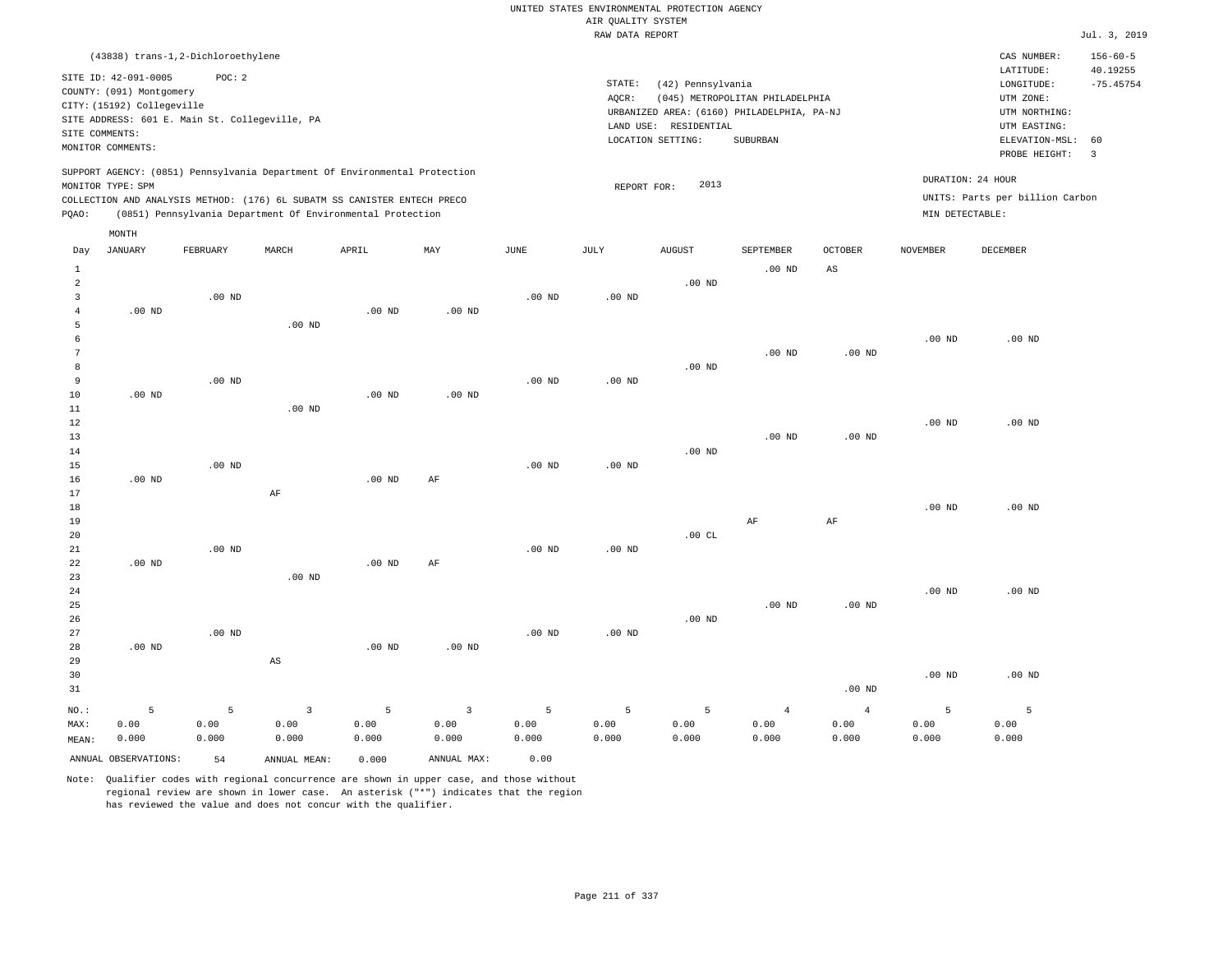UNITED STATES ENVIRONMENTAL PROTECTION AGENCY
AIR QUALITY SYSTEM
RAW DATA REPORT

Jul. 3, 2019

(43838) trans-1,2-Dichloroethylene

SITE ID: 42-091-0005 POC: 2
COUNTY: (091) Montgomery
CITY: (15192) Collegeville
SITE ADDRESS: 601 E. Main St. Collegeville, PA
SITE COMMENTS:
MONITOR COMMENTS:

STATE: (42) Pennsylvania
AQCR: (045) METROPOLITAN PHILADELPHIA
URBANIZED AREA: (6160) PHILADELPHIA, PA-NJ
LAND USE: RESIDENTIAL
LOCATION SETTING: SUBURBAN

CAS NUMBER: 156-60-5
LATITUDE: 40.19255
LONGITUDE: -75.45754
UTM ZONE:
UTM NORTHING:
UTM EASTING:
ELEVATION-MSL: 60
PROBE HEIGHT: 3

SUPPORT AGENCY: (0851) Pennsylvania Department Of Environmental Protection
MONITOR TYPE: SPM
COLLECTION AND ANALYSIS METHOD: (176) 6L SUBATM SS CANISTER ENTECH PRECO
PQAO: (0851) Pennsylvania Department Of Environmental Protection

REPORT FOR: 2013

DURATION: 24 HOUR
UNITS: Parts per billion Carbon
MIN DETECTABLE:

| Day | JANUARY | FEBRUARY | MARCH | APRIL | MAY | JUNE | JULY | AUGUST | SEPTEMBER | OCTOBER | NOVEMBER | DECEMBER |
|---|---|---|---|---|---|---|---|---|---|---|---|---|
| 1 | | | | | | | | | .00 ND | AS | | |
| 2 | | | | | | | | .00 ND | | | | |
| 3 | | .00 ND | | | | .00 ND | .00 ND | | | | | |
| 4 | .00 ND | | | .00 ND | .00 ND | | | | | | | |
| 5 | | | .00 ND | | | | | | | | | |
| 6 | | | | | | | | | | | .00 ND | .00 ND |
| 7 | | | | | | | | | .00 ND | .00 ND | | |
| 8 | | | | | | | | .00 ND | | | | |
| 9 | | .00 ND | | | | .00 ND | .00 ND | | | | | |
| 10 | .00 ND | | | .00 ND | .00 ND | | | | | | | |
| 11 | | | .00 ND | | | | | | | | | |
| 12 | | | | | | | | | | | .00 ND | .00 ND |
| 13 | | | | | | | | | .00 ND | .00 ND | | |
| 14 | | | | | | | | .00 ND | | | | |
| 15 | | .00 ND | | | | .00 ND | .00 ND | | | | | |
| 16 | .00 ND | | | .00 ND | AF | | | | | | | |
| 17 | | | AF | | | | | | | | | |
| 18 | | | | | | | | | | | .00 ND | .00 ND |
| 19 | | | | | | | | | AF | AF | | |
| 20 | | | | | | | | .00 CL | | | | |
| 21 | | .00 ND | | | | .00 ND | .00 ND | | | | | |
| 22 | .00 ND | | | .00 ND | AF | | | | | | | |
| 23 | | | .00 ND | | | | | | | | | |
| 24 | | | | | | | | | | | .00 ND | .00 ND |
| 25 | | | | | | | | | .00 ND | .00 ND | | |
| 26 | | | | | | | | .00 ND | | | | |
| 27 | | .00 ND | | | | .00 ND | .00 ND | | | | | |
| 28 | .00 ND | | | .00 ND | .00 ND | | | | | | | |
| 29 | | | AS | | | | | | | | | |
| 30 | | | | | | | | | | | .00 ND | .00 ND |
| 31 | | | | | | | | | | .00 ND | | |
| NO.: | 5 | 5 | 3 | 5 | 3 | 5 | 5 | 5 | 4 | 4 | 5 | 5 |
| MAX: | 0.00 | 0.00 | 0.00 | 0.00 | 0.00 | 0.00 | 0.00 | 0.00 | 0.00 | 0.00 | 0.00 | 0.00 |
| MEAN: | 0.000 | 0.000 | 0.000 | 0.000 | 0.000 | 0.000 | 0.000 | 0.000 | 0.000 | 0.000 | 0.000 | 0.000 |

ANNUAL OBSERVATIONS: 54 ANNUAL MEAN: 0.000 ANNUAL MAX: 0.00

Note: Qualifier codes with regional concurrence are shown in upper case, and those without regional review are shown in lower case. An asterisk ("*") indicates that the region has reviewed the value and does not concur with the qualifier.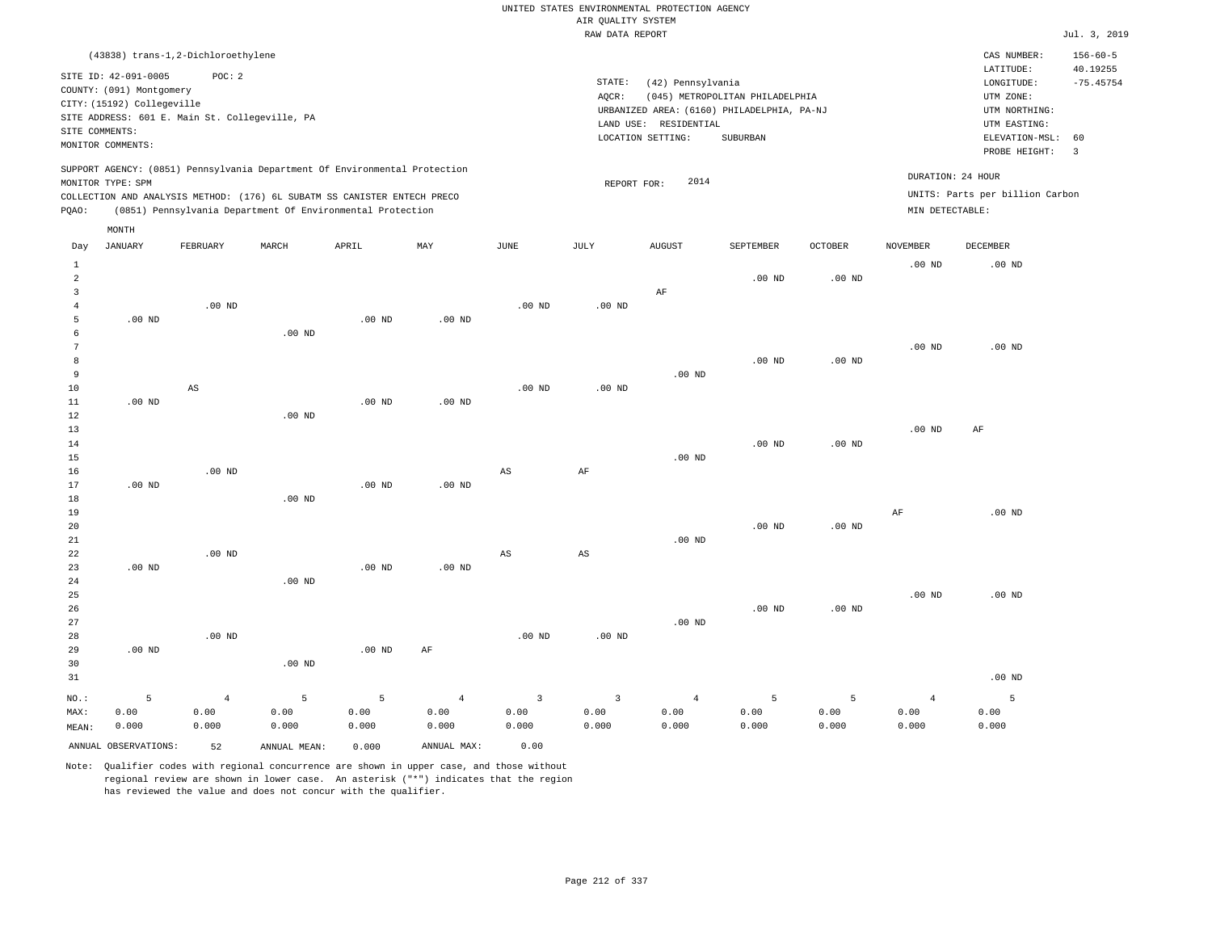UNITED STATES ENVIRONMENTAL PROTECTION AGENCY
AIR QUALITY SYSTEM
RAW DATA REPORT

Jul. 3, 2019

(43838) trans-1,2-Dichloroethylene

SITE ID: 42-091-0005 POC: 2
COUNTY: (091) Montgomery
CITY: (15192) Collegeville
SITE ADDRESS: 601 E. Main St. Collegeville, PA
SITE COMMENTS:
MONITOR COMMENTS:

STATE: (42) Pennsylvania
AQCR: (045) METROPOLITAN PHILADELPHIA
URBANIZED AREA: (6160) PHILADELPHIA, PA-NJ
LAND USE: RESIDENTIAL
LOCATION SETTING: SUBURBAN

CAS NUMBER: 156-60-5
LATITUDE: 40.19255
LONGITUDE: -75.45754
UTM ZONE:
UTM NORTHING:
UTM EASTING:
ELEVATION-MSL: 60
PROBE HEIGHT: 3

SUPPORT AGENCY: (0851) Pennsylvania Department Of Environmental Protection
MONITOR TYPE: SPM
COLLECTION AND ANALYSIS METHOD: (176) 6L SUBATM SS CANISTER ENTECH PRECO
PQAO: (0851) Pennsylvania Department Of Environmental Protection

REPORT FOR: 2014

DURATION: 24 HOUR
UNITS: Parts per billion Carbon
MIN DETECTABLE:

| Day | JANUARY | FEBRUARY | MARCH | APRIL | MAY | JUNE | JULY | AUGUST | SEPTEMBER | OCTOBER | NOVEMBER | DECEMBER |
|---|---|---|---|---|---|---|---|---|---|---|---|---|
| 1 | | | | | | | | | | | .00 ND | .00 ND |
| 2 | | | | | | | | | .00 ND | .00 ND | | |
| 3 | | | | | | | | AF | | | | |
| 4 | | .00 ND | | | | .00 ND | .00 ND | | | | | |
| 5 | .00 ND | | | .00 ND | .00 ND | | | | | | | |
| 6 | | | .00 ND | | | | | | | | | |
| 7 | | | | | | | | | | | .00 ND | .00 ND |
| 8 | | | | | | | | | .00 ND | .00 ND | | |
| 9 | | | | | | | | .00 ND | | | | |
| 10 | | AS | | | | .00 ND | .00 ND | | | | | |
| 11 | .00 ND | | | .00 ND | .00 ND | | | | | | | |
| 12 | | | .00 ND | | | | | | | | | |
| 13 | | | | | | | | | | | .00 ND | AF |
| 14 | | | | | | | | | .00 ND | .00 ND | | |
| 15 | | | | | | | | .00 ND | | | | |
| 16 | | .00 ND | | | | AS | AF | | | | | |
| 17 | .00 ND | | | .00 ND | .00 ND | | | | | | | |
| 18 | | | .00 ND | | | | | | | | | |
| 19 | | | | | | | | | | | AF | .00 ND |
| 20 | | | | | | | | | .00 ND | .00 ND | | |
| 21 | | | | | | | | .00 ND | | | | |
| 22 | | .00 ND | | | | AS | AS | | | | | |
| 23 | .00 ND | | | .00 ND | .00 ND | | | | | | | |
| 24 | | | .00 ND | | | | | | | | | |
| 25 | | | | | | | | | | | .00 ND | .00 ND |
| 26 | | | | | | | | | .00 ND | .00 ND | | |
| 27 | | | | | | | | .00 ND | | | | |
| 28 | | .00 ND | | | | .00 ND | .00 ND | | | | | |
| 29 | .00 ND | | | .00 ND | AF | | | | | | | |
| 30 | | | .00 ND | | | | | | | | | |
| 31 | | | | | | | | | | | | .00 ND |
| NO.: | 5 | 4 | 5 | 5 | 4 | 3 | 3 | 4 | 5 | 5 | 4 | 5 |
| MAX: | 0.00 | 0.00 | 0.00 | 0.00 | 0.00 | 0.00 | 0.00 | 0.00 | 0.00 | 0.00 | 0.00 | 0.00 |
| MEAN: | 0.000 | 0.000 | 0.000 | 0.000 | 0.000 | 0.000 | 0.000 | 0.000 | 0.000 | 0.000 | 0.000 | 0.000 |

ANNUAL OBSERVATIONS: 52 ANNUAL MEAN: 0.000 ANNUAL MAX: 0.00

Note: Qualifier codes with regional concurrence are shown in upper case, and those without regional review are shown in lower case. An asterisk ("*") indicates that the region has reviewed the value and does not concur with the qualifier.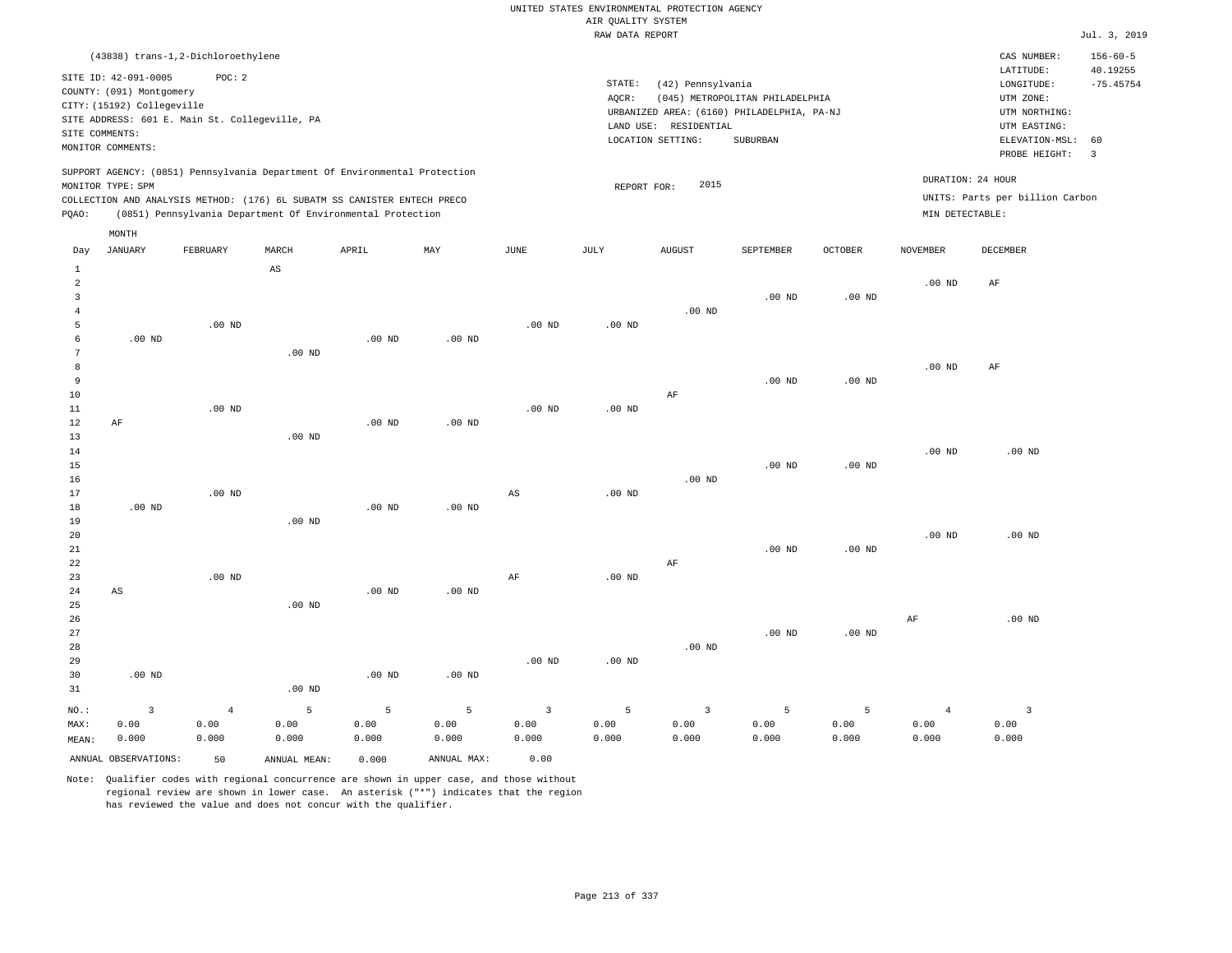UNITED STATES ENVIRONMENTAL PROTECTION AGENCY
AIR QUALITY SYSTEM
RAW DATA REPORT

Jul. 3, 2019

(43838) trans-1,2-Dichloroethylene

SITE ID: 42-091-0005 POC: 2
COUNTY: (091) Montgomery
CITY: (15192) Collegeville
SITE ADDRESS: 601 E. Main St. Collegeville, PA
SITE COMMENTS:
MONITOR COMMENTS:

STATE: (42) Pennsylvania
AQCR: (045) METROPOLITAN PHILADELPHIA
URBANIZED AREA: (6160) PHILADELPHIA, PA-NJ
LAND USE: RESIDENTIAL
LOCATION SETTING: SUBURBAN

CAS NUMBER: 156-60-5
LATITUDE: 40.19255
LONGITUDE: -75.45754
UTM ZONE:
UTM NORTHING:
UTM EASTING:
ELEVATION-MSL: 60
PROBE HEIGHT: 3

SUPPORT AGENCY: (0851) Pennsylvania Department Of Environmental Protection
MONITOR TYPE: SPM
COLLECTION AND ANALYSIS METHOD: (176) 6L SUBATM SS CANISTER ENTECH PRECO
PQAO: (0851) Pennsylvania Department Of Environmental Protection

REPORT FOR: 2015

DURATION: 24 HOUR
UNITS: Parts per billion Carbon
MIN DETECTABLE:

| Day | JANUARY | FEBRUARY | MARCH | APRIL | MAY | JUNE | JULY | AUGUST | SEPTEMBER | OCTOBER | NOVEMBER | DECEMBER |
|---|---|---|---|---|---|---|---|---|---|---|---|---|
| 1 | | | AS | | | | | | | | | |
| 2 | | | | | | | | | | | .00 ND | AF |
| 3 | | | | | | | | | .00 ND | .00 ND | | |
| 4 | | | | | | | | .00 ND | | | | |
| 5 | | .00 ND | | | | .00 ND | .00 ND | | | | | |
| 6 | .00 ND | | | .00 ND | .00 ND | | | | | | | |
| 7 | | | .00 ND | | | | | | | | | |
| 8 | | | | | | | | | | | .00 ND | AF |
| 9 | | | | | | | | | .00 ND | .00 ND | | |
| 10 | | | | | | | | AF | | | | |
| 11 | | .00 ND | | | | .00 ND | .00 ND | | | | | |
| 12 | AF | | | .00 ND | .00 ND | | | | | | | |
| 13 | | | .00 ND | | | | | | | | | |
| 14 | | | | | | | | | | | .00 ND | .00 ND |
| 15 | | | | | | | | | .00 ND | .00 ND | | |
| 16 | | | | | | | | .00 ND | | | | |
| 17 | | .00 ND | | | | AS | .00 ND | | | | | |
| 18 | .00 ND | | | .00 ND | .00 ND | | | | | | | |
| 19 | | | .00 ND | | | | | | | | | |
| 20 | | | | | | | | | | | .00 ND | .00 ND |
| 21 | | | | | | | | | .00 ND | .00 ND | | |
| 22 | | | | | | | | AF | | | | |
| 23 | | .00 ND | | | | AF | .00 ND | | | | | |
| 24 | AS | | | .00 ND | .00 ND | | | | | | | |
| 25 | | | .00 ND | | | | | | | | | |
| 26 | | | | | | | | | | | AF | .00 ND |
| 27 | | | | | | | | | .00 ND | .00 ND | | |
| 28 | | | | | | | | .00 ND | | | | |
| 29 | | | | | | .00 ND | .00 ND | | | | | |
| 30 | .00 ND | | | .00 ND | .00 ND | | | | | | | |
| 31 | | | .00 ND | | | | | | | | | |
| NO.: | 3 | 4 | 5 | 5 | 5 | 3 | 5 | 3 | 5 | 5 | 4 | 3 |
| MAX: | 0.00 | 0.00 | 0.00 | 0.00 | 0.00 | 0.00 | 0.00 | 0.00 | 0.00 | 0.00 | 0.00 | 0.00 |
| MEAN: | 0.000 | 0.000 | 0.000 | 0.000 | 0.000 | 0.000 | 0.000 | 0.000 | 0.000 | 0.000 | 0.000 | 0.000 |

ANNUAL OBSERVATIONS: 50 ANNUAL MEAN: 0.000 ANNUAL MAX: 0.00

Note: Qualifier codes with regional concurrence are shown in upper case, and those without regional review are shown in lower case. An asterisk ("*") indicates that the region has reviewed the value and does not concur with the qualifier.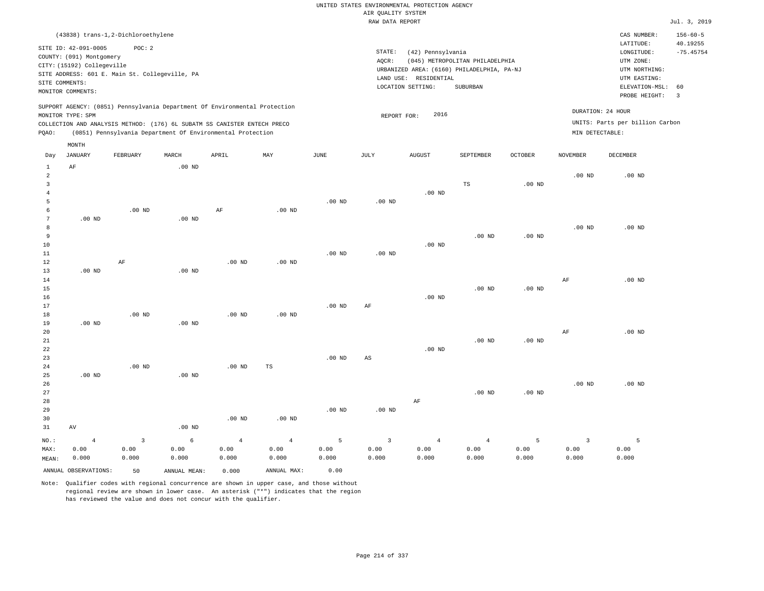UNITED STATES ENVIRONMENTAL PROTECTION AGENCY
AIR QUALITY SYSTEM
RAW DATA REPORT

Jul. 3, 2019

(43838) trans-1,2-Dichloroethylene

SITE ID: 42-091-0005 POC: 2
COUNTY: (091) Montgomery
CITY: (15192) Collegeville
SITE ADDRESS: 601 E. Main St. Collegeville, PA
SITE COMMENTS:
MONITOR COMMENTS:

STATE: (42) Pennsylvania
AQCR: (045) METROPOLITAN PHILADELPHIA
URBANIZED AREA: (6160) PHILADELPHIA, PA-NJ
LAND USE: RESIDENTIAL
LOCATION SETTING: SUBURBAN

CAS NUMBER: 156-60-5
LATITUDE: 40.19255
LONGITUDE: -75.45754
UTM ZONE:
UTM NORTHING:
UTM EASTING:
ELEVATION-MSL: 60
PROBE HEIGHT: 3

SUPPORT AGENCY: (0851) Pennsylvania Department Of Environmental Protection
MONITOR TYPE: SPM
COLLECTION AND ANALYSIS METHOD: (176) 6L SUBATM SS CANISTER ENTECH PRECO
PQAO: (0851) Pennsylvania Department Of Environmental Protection

REPORT FOR: 2016

DURATION: 24 HOUR
UNITS: Parts per billion Carbon
MIN DETECTABLE:

| Day | JANUARY | FEBRUARY | MARCH | APRIL | MAY | JUNE | JULY | AUGUST | SEPTEMBER | OCTOBER | NOVEMBER | DECEMBER |
|---|---|---|---|---|---|---|---|---|---|---|---|---|
| 1 | AF | | .00 ND | | | | | | | | | |
| 2 | | | | | | | | | | | .00 ND | .00 ND |
| 3 | | | | | | | | | TS | .00 ND | | |
| 4 | | | | | | | | .00 ND | | | | |
| 5 | | | | | | .00 ND | .00 ND | | | | | |
| 6 | | .00 ND | | AF | .00 ND | | | | | | | |
| 7 | .00 ND | | .00 ND | | | | | | | | | |
| 8 | | | | | | | | | | | .00 ND | .00 ND |
| 9 | | | | | | | | | .00 ND | .00 ND | | |
| 10 | | | | | | | | .00 ND | | | | |
| 11 | | | | | | .00 ND | .00 ND | | | | | |
| 12 | | AF | | .00 ND | .00 ND | | | | | | | |
| 13 | .00 ND | | .00 ND | | | | | | | | | |
| 14 | | | | | | | | | | | AF | .00 ND |
| 15 | | | | | | | | | .00 ND | .00 ND | | |
| 16 | | | | | | | | .00 ND | | | | |
| 17 | | | | | | .00 ND | AF | | | | | |
| 18 | | .00 ND | | .00 ND | .00 ND | | | | | | | |
| 19 | .00 ND | | .00 ND | | | | | | | | | |
| 20 | | | | | | | | | | | AF | .00 ND |
| 21 | | | | | | | | | .00 ND | .00 ND | | |
| 22 | | | | | | | | .00 ND | | | | |
| 23 | | | | | | .00 ND | AS | | | | | |
| 24 | | .00 ND | | .00 ND | TS | | | | | | | |
| 25 | .00 ND | | .00 ND | | | | | | | | | |
| 26 | | | | | | | | | | | .00 ND | .00 ND |
| 27 | | | | | | | | | .00 ND | .00 ND | | |
| 28 | | | | | | | | AF | | | | |
| 29 | | | | | | .00 ND | .00 ND | | | | | |
| 30 | | | | .00 ND | .00 ND | | | | | | | |
| 31 | AV | | .00 ND | | | | | | | | | |
| NO.: | 4 | 3 | 6 | 4 | 4 | 5 | 3 | 4 | 4 | 5 | 3 | 5 |
| MAX: | 0.00 | 0.00 | 0.00 | 0.00 | 0.00 | 0.00 | 0.00 | 0.00 | 0.00 | 0.00 | 0.00 | 0.00 |
| MEAN: | 0.000 | 0.000 | 0.000 | 0.000 | 0.000 | 0.000 | 0.000 | 0.000 | 0.000 | 0.000 | 0.000 | 0.000 |

ANNUAL OBSERVATIONS: 50 ANNUAL MEAN: 0.000 ANNUAL MAX: 0.00

Note: Qualifier codes with regional concurrence are shown in upper case, and those without regional review are shown in lower case. An asterisk ("*") indicates that the region has reviewed the value and does not concur with the qualifier.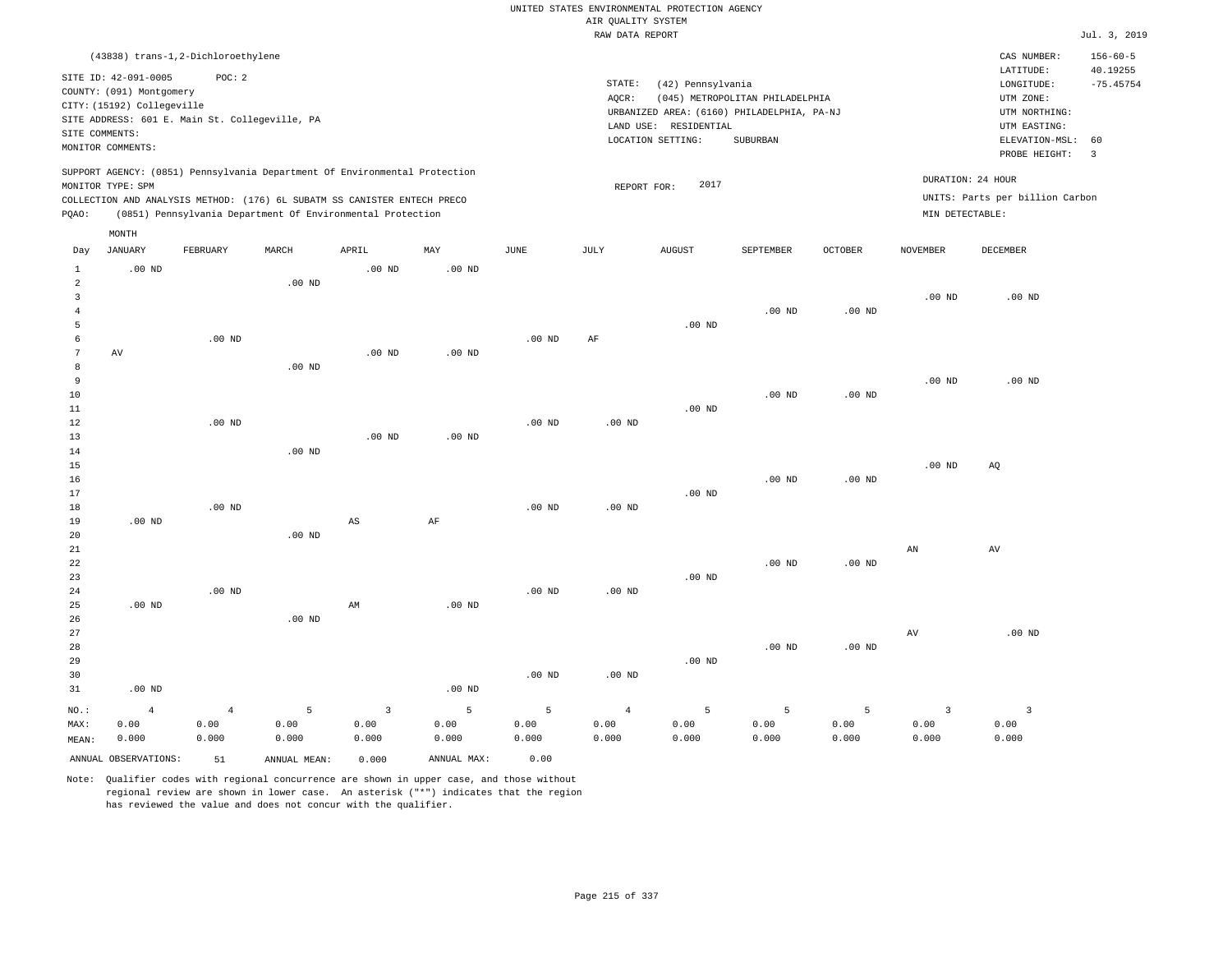UNITED STATES ENVIRONMENTAL PROTECTION AGENCY
AIR QUALITY SYSTEM
RAW DATA REPORT

Jul. 3, 2019

(43838) trans-1,2-Dichloroethylene

SITE ID: 42-091-0005 POC: 2
COUNTY: (091) Montgomery
CITY: (15192) Collegeville
SITE ADDRESS: 601 E. Main St. Collegeville, PA
SITE COMMENTS:
MONITOR COMMENTS:

STATE: (42) Pennsylvania
AQCR: (045) METROPOLITAN PHILADELPHIA
URBANIZED AREA: (6160) PHILADELPHIA, PA-NJ
LAND USE: RESIDENTIAL
LOCATION SETTING: SUBURBAN

CAS NUMBER: 156-60-5
LATITUDE: 40.19255
LONGITUDE: -75.45754
UTM ZONE:
UTM NORTHING:
UTM EASTING:
ELEVATION-MSL: 60
PROBE HEIGHT: 3

SUPPORT AGENCY: (0851) Pennsylvania Department Of Environmental Protection
MONITOR TYPE: SPM
COLLECTION AND ANALYSIS METHOD: (176) 6L SUBATM SS CANISTER ENTECH PRECO
PQAO: (0851) Pennsylvania Department Of Environmental Protection

REPORT FOR: 2017

DURATION: 24 HOUR
UNITS: Parts per billion Carbon
MIN DETECTABLE:

| Day | JANUARY | FEBRUARY | MARCH | APRIL | MAY | JUNE | JULY | AUGUST | SEPTEMBER | OCTOBER | NOVEMBER | DECEMBER |
|---|---|---|---|---|---|---|---|---|---|---|---|---|
| 1 | .00 ND | | | .00 ND | .00 ND | | | | | | | |
| 2 | | | .00 ND | | | | | | | | | |
| 3 | | | | | | | | | | | .00 ND | .00 ND |
| 4 | | | | | | | | | .00 ND | .00 ND | | |
| 5 | | | | | | | | .00 ND | | | | |
| 6 | | .00 ND | | | | .00 ND | AF | | | | | |
| 7 | AV | | | .00 ND | .00 ND | | | | | | | |
| 8 | | | .00 ND | | | | | | | | | |
| 9 | | | | | | | | | | | .00 ND | .00 ND |
| 10 | | | | | | | | | .00 ND | .00 ND | | |
| 11 | | | | | | | | .00 ND | | | | |
| 12 | | .00 ND | | | | .00 ND | .00 ND | | | | | |
| 13 | | | | .00 ND | .00 ND | | | | | | | |
| 14 | | | .00 ND | | | | | | | | | |
| 15 | | | | | | | | | | | .00 ND | AQ |
| 16 | | | | | | | | | .00 ND | .00 ND | | |
| 17 | | | | | | | | .00 ND | | | | |
| 18 | | .00 ND | | | | .00 ND | .00 ND | | | | | |
| 19 | .00 ND | | | AS | AF | | | | | | | |
| 20 | | | .00 ND | | | | | | | | | |
| 21 | | | | | | | | | | | AN | AV |
| 22 | | | | | | | | | .00 ND | .00 ND | | |
| 23 | | | | | | | | .00 ND | | | | |
| 24 | | .00 ND | | | | .00 ND | .00 ND | | | | | |
| 25 | .00 ND | | | AM | .00 ND | | | | | | | |
| 26 | | | .00 ND | | | | | | | | | |
| 27 | | | | | | | | | | | AV | .00 ND |
| 28 | | | | | | | | | .00 ND | .00 ND | | |
| 29 | | | | | | | | .00 ND | | | | |
| 30 | | | | | | .00 ND | .00 ND | | | | | |
| 31 | .00 ND | | | | .00 ND | | | | | | | |
| NO.: | 4 | 4 | 5 | 3 | 5 | 5 | 4 | 5 | 5 | 5 | 3 | 3 |
| MAX: | 0.00 | 0.00 | 0.00 | 0.00 | 0.00 | 0.00 | 0.00 | 0.00 | 0.00 | 0.00 | 0.00 | 0.00 |
| MEAN: | 0.000 | 0.000 | 0.000 | 0.000 | 0.000 | 0.000 | 0.000 | 0.000 | 0.000 | 0.000 | 0.000 | 0.000 |

ANNUAL OBSERVATIONS: 51 ANNUAL MEAN: 0.000 ANNUAL MAX: 0.00

Note: Qualifier codes with regional concurrence are shown in upper case, and those without regional review are shown in lower case. An asterisk ("*") indicates that the region has reviewed the value and does not concur with the qualifier.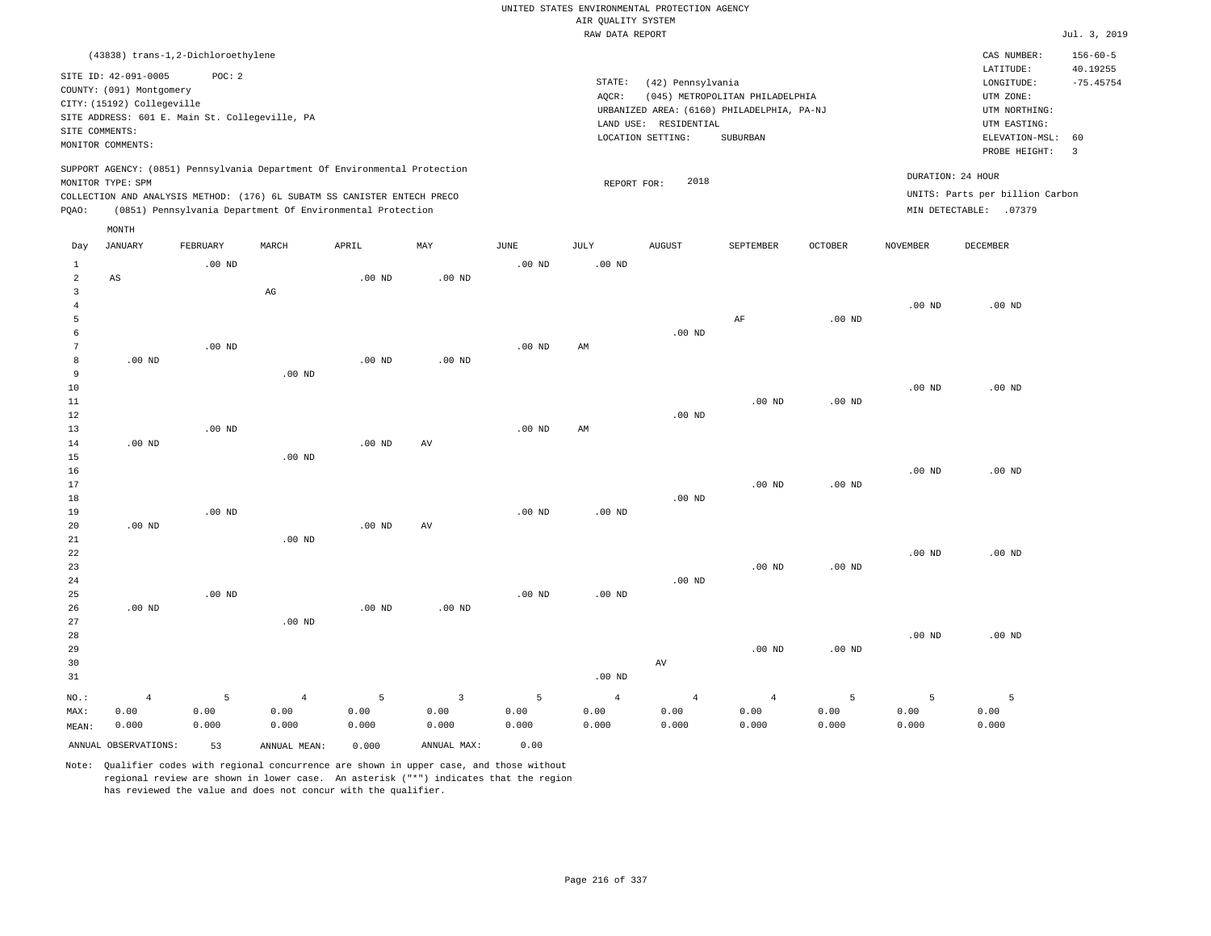UNITED STATES ENVIRONMENTAL PROTECTION AGENCY
AIR QUALITY SYSTEM
RAW DATA REPORT

Jul. 3, 2019

(43838) trans-1,2-Dichloroethylene

SITE ID: 42-091-0005 POC: 2
COUNTY: (091) Montgomery
CITY: (15192) Collegeville
SITE ADDRESS: 601 E. Main St. Collegeville, PA
SITE COMMENTS:
MONITOR COMMENTS:

STATE: (42) Pennsylvania
AQCR: (045) METROPOLITAN PHILADELPHIA
URBANIZED AREA: (6160) PHILADELPHIA, PA-NJ
LAND USE: RESIDENTIAL
LOCATION SETTING: SUBURBAN

CAS NUMBER: 156-60-5
LATITUDE: 40.19255
LONGITUDE: -75.45754
UTM ZONE:
UTM NORTHING:
UTM EASTING:
ELEVATION-MSL: 60
PROBE HEIGHT: 3

SUPPORT AGENCY: (0851) Pennsylvania Department Of Environmental Protection
MONITOR TYPE: SPM
COLLECTION AND ANALYSIS METHOD: (176) 6L SUBATM SS CANISTER ENTECH PRECO
PQAO: (0851) Pennsylvania Department Of Environmental Protection

REPORT FOR: 2018

DURATION: 24 HOUR
UNITS: Parts per billion Carbon
MIN DETECTABLE: .07379

| Day | JANUARY | FEBRUARY | MARCH | APRIL | MAY | JUNE | JULY | AUGUST | SEPTEMBER | OCTOBER | NOVEMBER | DECEMBER |
|---|---|---|---|---|---|---|---|---|---|---|---|---|
| 1 | | .00 ND | | | | .00 ND | .00 ND | | | | | |
| 2 | AS | | | .00 ND | .00 ND | | | | | | | |
| 3 | | | AG | | | | | | | | | |
| 4 | | | | | | | | | | | .00 ND | .00 ND |
| 5 | | | | | | | | | AF | .00 ND | | |
| 6 | | | | | | | | .00 ND | | | | |
| 7 | | .00 ND | | | | .00 ND | AM | | | | | |
| 8 | .00 ND | | | .00 ND | .00 ND | | | | | | | |
| 9 | | | .00 ND | | | | | | | | | |
| 10 | | | | | | | | | | | .00 ND | .00 ND |
| 11 | | | | | | | | | .00 ND | .00 ND | | |
| 12 | | | | | | | | .00 ND | | | | |
| 13 | | .00 ND | | | | .00 ND | AM | | | | | |
| 14 | .00 ND | | | .00 ND | AV | | | | | | | |
| 15 | | | .00 ND | | | | | | | | | |
| 16 | | | | | | | | | | | .00 ND | .00 ND |
| 17 | | | | | | | | | .00 ND | .00 ND | | |
| 18 | | | | | | | | .00 ND | | | | |
| 19 | | .00 ND | | | | .00 ND | .00 ND | | | | | |
| 20 | .00 ND | | | .00 ND | AV | | | | | | | |
| 21 | | | .00 ND | | | | | | | | | |
| 22 | | | | | | | | | | | .00 ND | .00 ND |
| 23 | | | | | | | | | .00 ND | .00 ND | | |
| 24 | | | | | | | | .00 ND | | | | |
| 25 | | .00 ND | | | | .00 ND | .00 ND | | | | | |
| 26 | .00 ND | | | .00 ND | .00 ND | | | | | | | |
| 27 | | | .00 ND | | | | | | | | | |
| 28 | | | | | | | | | | | .00 ND | .00 ND |
| 29 | | | | | | | | | .00 ND | .00 ND | | |
| 30 | | | | | | | | AV | | | | |
| 31 | | | | | | | .00 ND | | | | | |
| NO.: | 4 | 5 | 4 | 5 | 3 | 5 | 4 | 4 | 4 | 5 | 5 | 5 |
| MAX: | 0.00 | 0.00 | 0.00 | 0.00 | 0.00 | 0.00 | 0.00 | 0.00 | 0.00 | 0.00 | 0.00 | 0.00 |
| MEAN: | 0.000 | 0.000 | 0.000 | 0.000 | 0.000 | 0.000 | 0.000 | 0.000 | 0.000 | 0.000 | 0.000 | 0.000 |

ANNUAL OBSERVATIONS: 53 ANNUAL MEAN: 0.000 ANNUAL MAX: 0.00

Note: Qualifier codes with regional concurrence are shown in upper case, and those without regional review are shown in lower case. An asterisk ("*") indicates that the region has reviewed the value and does not concur with the qualifier.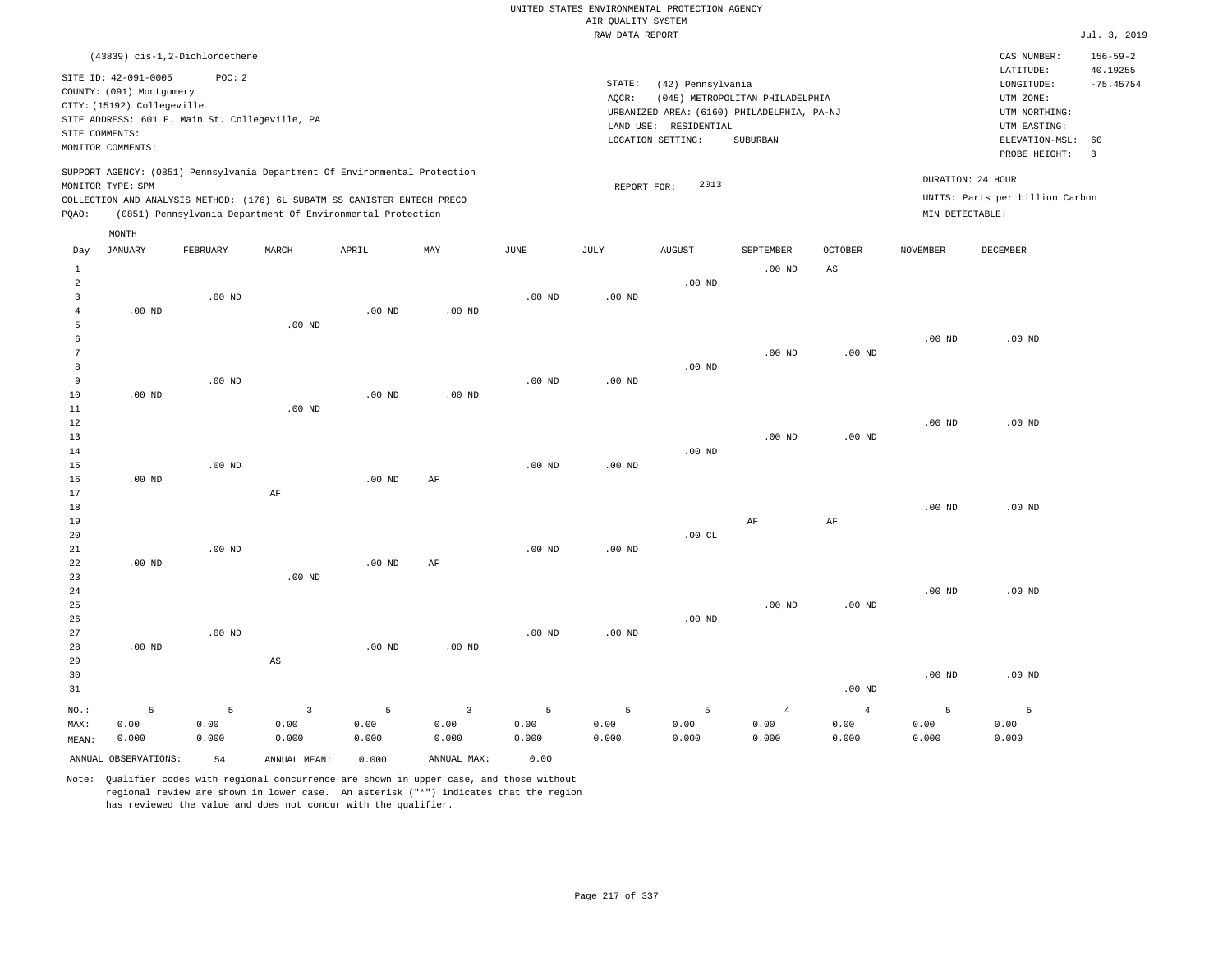UNITED STATES ENVIRONMENTAL PROTECTION AGENCY
AIR QUALITY SYSTEM
RAW DATA REPORT

Jul. 3, 2019

(43839) cis-1,2-Dichloroethene

SITE ID: 42-091-0005    POC: 2
COUNTY: (091) Montgomery
CITY: (15192) Collegeville
SITE ADDRESS: 601 E. Main St. Collegeville, PA
SITE COMMENTS:
MONITOR COMMENTS:

STATE: (42) Pennsylvania
AQCR: (045) METROPOLITAN PHILADELPHIA
URBANIZED AREA: (6160) PHILADELPHIA, PA-NJ
LAND USE: RESIDENTIAL
LOCATION SETTING: SUBURBAN

CAS NUMBER: 156-59-2
LATITUDE: 40.19255
LONGITUDE: -75.45754
UTM ZONE:
UTM NORTHING:
UTM EASTING:
ELEVATION-MSL: 60
PROBE HEIGHT: 3

SUPPORT AGENCY: (0851) Pennsylvania Department Of Environmental Protection
MONITOR TYPE: SPM
COLLECTION AND ANALYSIS METHOD: (176) 6L SUBATM SS CANISTER ENTECH PRECO
PQAO: (0851) Pennsylvania Department Of Environmental Protection

REPORT FOR: 2013

DURATION: 24 HOUR
UNITS: Parts per billion Carbon
MIN DETECTABLE:

| Day | JANUARY | FEBRUARY | MARCH | APRIL | MAY | JUNE | JULY | AUGUST | SEPTEMBER | OCTOBER | NOVEMBER | DECEMBER |
|---|---|---|---|---|---|---|---|---|---|---|---|---|
| 1 | | | | | | | | | .00 ND | AS | | |
| 2 | | | | | | | | .00 ND | | | | |
| 3 | | .00 ND | | | | .00 ND | .00 ND | | | | | |
| 4 | .00 ND | | | .00 ND | .00 ND | | | | | | | |
| 5 | | | .00 ND | | | | | | | | | |
| 6 | | | | | | | | | | | .00 ND | .00 ND |
| 7 | | | | | | | | | .00 ND | .00 ND | | |
| 8 | | | | | | | | .00 ND | | | | |
| 9 | | .00 ND | | | | .00 ND | .00 ND | | | | | |
| 10 | .00 ND | | | .00 ND | .00 ND | | | | | | | |
| 11 | | | .00 ND | | | | | | | | | |
| 12 | | | | | | | | | | | .00 ND | .00 ND |
| 13 | | | | | | | | | .00 ND | .00 ND | | |
| 14 | | | | | | | | .00 ND | | | | |
| 15 | | .00 ND | | | | .00 ND | .00 ND | | | | | |
| 16 | .00 ND | | | .00 ND | AF | | | | | | | |
| 17 | | | AF | | | | | | | | | |
| 18 | | | | | | | | | | | .00 ND | .00 ND |
| 19 | | | | | | | | | AF | AF | | |
| 20 | | | | | | | | .00 CL | | | | |
| 21 | | .00 ND | | | | .00 ND | .00 ND | | | | | |
| 22 | .00 ND | | | .00 ND | AF | | | | | | | |
| 23 | | | .00 ND | | | | | | | | | |
| 24 | | | | | | | | | | | .00 ND | .00 ND |
| 25 | | | | | | | | | .00 ND | .00 ND | | |
| 26 | | | | | | | | .00 ND | | | | |
| 27 | | .00 ND | | | | .00 ND | .00 ND | | | | | |
| 28 | .00 ND | | | .00 ND | .00 ND | | | | | | | |
| 29 | | | AS | | | | | | | | | |
| 30 | | | | | | | | | | | .00 ND | .00 ND |
| 31 | | | | | | | | | | .00 ND | | |
| NO.: | 5 | 5 | 3 | 5 | 3 | 5 | 5 | 5 | 4 | 4 | 5 | 5 |
| MAX: | 0.00 | 0.00 | 0.00 | 0.00 | 0.00 | 0.00 | 0.00 | 0.00 | 0.00 | 0.00 | 0.00 | 0.00 |
| MEAN: | 0.000 | 0.000 | 0.000 | 0.000 | 0.000 | 0.000 | 0.000 | 0.000 | 0.000 | 0.000 | 0.000 | 0.000 |

ANNUAL OBSERVATIONS: 54    ANNUAL MEAN: 0.000    ANNUAL MAX: 0.00

Note: Qualifier codes with regional concurrence are shown in upper case, and those without regional review are shown in lower case. An asterisk ("*") indicates that the region has reviewed the value and does not concur with the qualifier.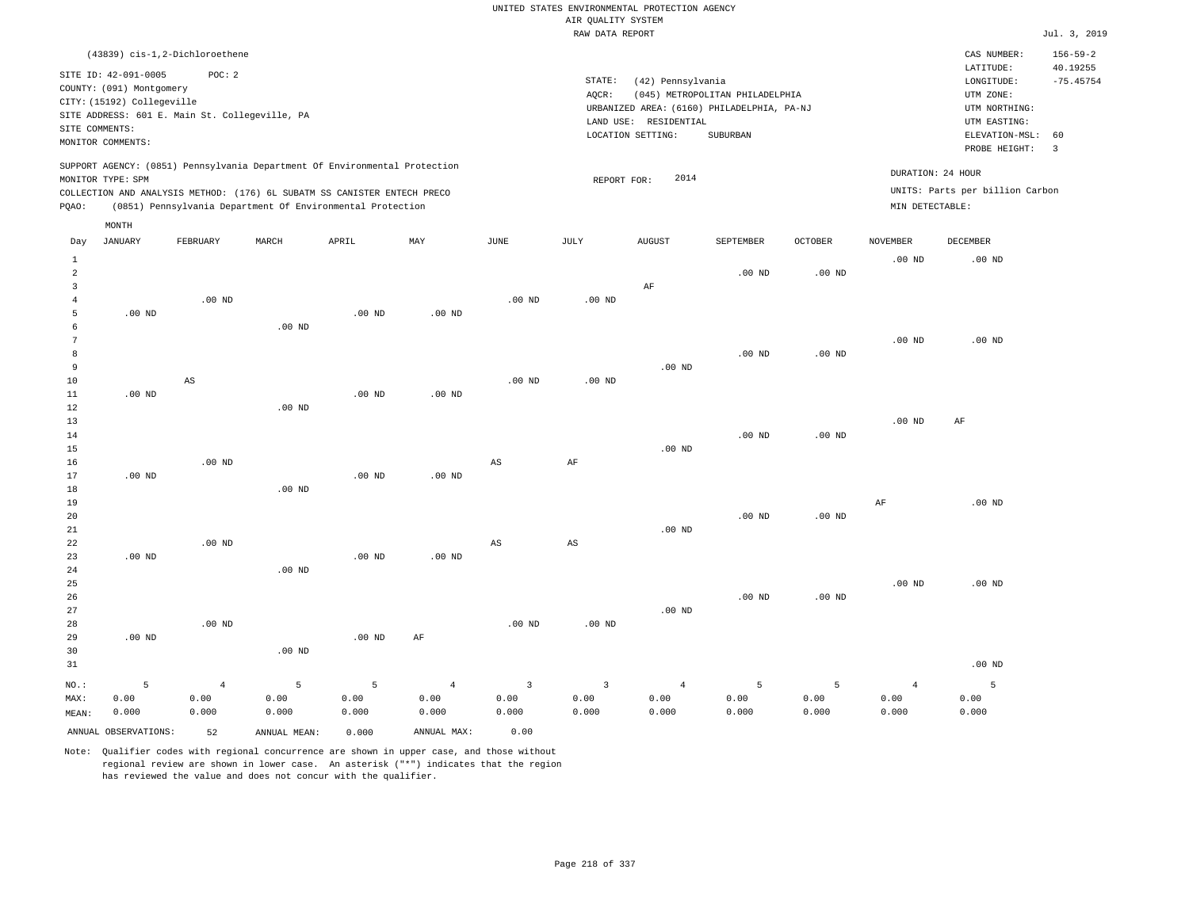UNITED STATES ENVIRONMENTAL PROTECTION AGENCY
AIR QUALITY SYSTEM
RAW DATA REPORT

Jul. 3, 2019

(43839) cis-1,2-Dichloroethene

SITE ID: 42-091-0005 POC: 2
COUNTY: (091) Montgomery
CITY: (15192) Collegeville
SITE ADDRESS: 601 E. Main St. Collegeville, PA
SITE COMMENTS:
MONITOR COMMENTS:

STATE: (42) Pennsylvania
AQCR: (045) METROPOLITAN PHILADELPHIA
URBANIZED AREA: (6160) PHILADELPHIA, PA-NJ
LAND USE: RESIDENTIAL
LOCATION SETTING: SUBURBAN

CAS NUMBER: 156-59-2
LATITUDE: 40.19255
LONGITUDE: -75.45754
UTM ZONE:
UTM NORTHING:
UTM EASTING:
ELEVATION-MSL: 60
PROBE HEIGHT: 3

SUPPORT AGENCY: (0851) Pennsylvania Department Of Environmental Protection
MONITOR TYPE: SPM
COLLECTION AND ANALYSIS METHOD: (176) 6L SUBATM SS CANISTER ENTECH PRECO
PQAO: (0851) Pennsylvania Department Of Environmental Protection

REPORT FOR: 2014

DURATION: 24 HOUR
UNITS: Parts per billion Carbon
MIN DETECTABLE:

| Day | JANUARY | FEBRUARY | MARCH | APRIL | MAY | JUNE | JULY | AUGUST | SEPTEMBER | OCTOBER | NOVEMBER | DECEMBER |
|---|---|---|---|---|---|---|---|---|---|---|---|---|
| 1 | | | | | | | | | | | .00 ND | .00 ND |
| 2 | | | | | | | | | .00 ND | .00 ND | | |
| 3 | | | | | | | | AF | | | | |
| 4 | | .00 ND | | | | .00 ND | .00 ND | | | | | |
| 5 | .00 ND | | | .00 ND | .00 ND | | | | | | | |
| 6 | | | .00 ND | | | | | | | | | |
| 7 | | | | | | | | | | | .00 ND | .00 ND |
| 8 | | | | | | | | | .00 ND | .00 ND | | |
| 9 | | | | | | | | .00 ND | | | | |
| 10 | | AS | | | | .00 ND | .00 ND | | | | | |
| 11 | .00 ND | | | .00 ND | .00 ND | | | | | | | |
| 12 | | | .00 ND | | | | | | | | | |
| 13 | | | | | | | | | | | .00 ND | AF |
| 14 | | | | | | | | | .00 ND | .00 ND | | |
| 15 | | | | | | | | .00 ND | | | | |
| 16 | | .00 ND | | | | AS | AF | | | | | |
| 17 | .00 ND | | | .00 ND | .00 ND | | | | | | | |
| 18 | | | .00 ND | | | | | | | | | |
| 19 | | | | | | | | | | | AF | .00 ND |
| 20 | | | | | | | | | .00 ND | .00 ND | | |
| 21 | | | | | | | | .00 ND | | | | |
| 22 | | .00 ND | | | | AS | AS | | | | | |
| 23 | .00 ND | | | .00 ND | .00 ND | | | | | | | |
| 24 | | | .00 ND | | | | | | | | | |
| 25 | | | | | | | | | | | .00 ND | .00 ND |
| 26 | | | | | | | | | .00 ND | .00 ND | | |
| 27 | | | | | | | | .00 ND | | | | |
| 28 | | .00 ND | | | | .00 ND | .00 ND | | | | | |
| 29 | .00 ND | | | .00 ND | AF | | | | | | | |
| 30 | | | .00 ND | | | | | | | | | |
| 31 | | | | | | | | | | | | .00 ND |
| NO.: | 5 | 4 | 5 | 5 | 4 | 3 | 3 | 4 | 5 | 5 | 4 | 5 |
| MAX: | 0.00 | 0.00 | 0.00 | 0.00 | 0.00 | 0.00 | 0.00 | 0.00 | 0.00 | 0.00 | 0.00 | 0.00 |
| MEAN: | 0.000 | 0.000 | 0.000 | 0.000 | 0.000 | 0.000 | 0.000 | 0.000 | 0.000 | 0.000 | 0.000 | 0.000 |

ANNUAL OBSERVATIONS: 52 ANNUAL MEAN: 0.000 ANNUAL MAX: 0.00

Note: Qualifier codes with regional concurrence are shown in upper case, and those without regional review are shown in lower case. An asterisk ("*") indicates that the region has reviewed the value and does not concur with the qualifier.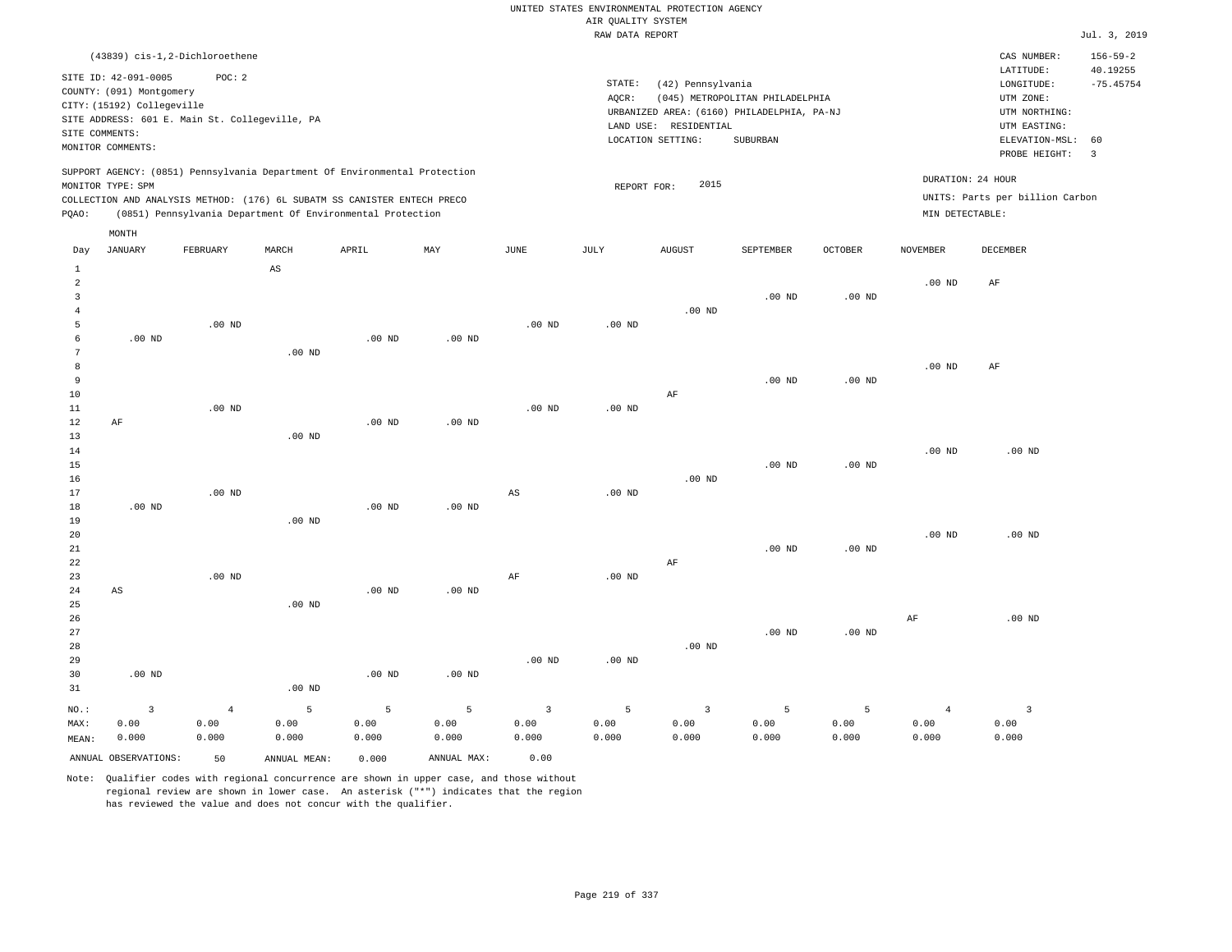UNITED STATES ENVIRONMENTAL PROTECTION AGENCY
AIR QUALITY SYSTEM
RAW DATA REPORT

Jul. 3, 2019

(43839) cis-1,2-Dichloroethene

SITE ID: 42-091-0005 POC: 2
COUNTY: (091) Montgomery
CITY: (15192) Collegeville
SITE ADDRESS: 601 E. Main St. Collegeville, PA
SITE COMMENTS:
MONITOR COMMENTS:

STATE: (42) Pennsylvania
AQCR: (045) METROPOLITAN PHILADELPHIA
URBANIZED AREA: (6160) PHILADELPHIA, PA-NJ
LAND USE: RESIDENTIAL
LOCATION SETTING: SUBURBAN

CAS NUMBER: 156-59-2
LATITUDE: 40.19255
LONGITUDE: -75.45754
UTM ZONE:
UTM NORTHING:
UTM EASTING:
ELEVATION-MSL: 60
PROBE HEIGHT: 3

SUPPORT AGENCY: (0851) Pennsylvania Department Of Environmental Protection
MONITOR TYPE: SPM
COLLECTION AND ANALYSIS METHOD: (176) 6L SUBATM SS CANISTER ENTECH PRECO
PQAO: (0851) Pennsylvania Department Of Environmental Protection

REPORT FOR: 2015

DURATION: 24 HOUR
UNITS: Parts per billion Carbon
MIN DETECTABLE:

| Day | JANUARY | FEBRUARY | MARCH | APRIL | MAY | JUNE | JULY | AUGUST | SEPTEMBER | OCTOBER | NOVEMBER | DECEMBER |
|---|---|---|---|---|---|---|---|---|---|---|---|---|
| 1 | | | AS | | | | | | | | | |
| 2 | | | | | | | | | | | .00 ND | AF |
| 3 | | | | | | | | | .00 ND | .00 ND | | |
| 4 | | | | | | | | .00 ND | | | | |
| 5 | | .00 ND | | | | .00 ND | .00 ND | | | | | |
| 6 | .00 ND | | | .00 ND | .00 ND | | | | | | | |
| 7 | | | .00 ND | | | | | | | | | |
| 8 | | | | | | | | | | | .00 ND | AF |
| 9 | | | | | | | | | .00 ND | .00 ND | | |
| 10 | | | | | | | | AF | | | | |
| 11 | | .00 ND | | | | .00 ND | .00 ND | | | | | |
| 12 | AF | | | .00 ND | .00 ND | | | | | | | |
| 13 | | | .00 ND | | | | | | | | | |
| 14 | | | | | | | | | | | .00 ND | .00 ND |
| 15 | | | | | | | | | .00 ND | .00 ND | | |
| 16 | | | | | | | | .00 ND | | | | |
| 17 | | .00 ND | | | | AS | .00 ND | | | | | |
| 18 | .00 ND | | | .00 ND | .00 ND | | | | | | | |
| 19 | | | .00 ND | | | | | | | | | |
| 20 | | | | | | | | | | | .00 ND | .00 ND |
| 21 | | | | | | | | | .00 ND | .00 ND | | |
| 22 | | | | | | | | AF | | | | |
| 23 | | .00 ND | | | | AF | .00 ND | | | | | |
| 24 | AS | | | .00 ND | .00 ND | | | | | | | |
| 25 | | | .00 ND | | | | | | | | | |
| 26 | | | | | | | | | | | AF | .00 ND |
| 27 | | | | | | | | | .00 ND | .00 ND | | |
| 28 | | | | | | | | .00 ND | | | | |
| 29 | | | | | | .00 ND | .00 ND | | | | | |
| 30 | .00 ND | | | .00 ND | .00 ND | | | | | | | |
| 31 | | | .00 ND | | | | | | | | | |
| NO.: | 3 | 4 | 5 | 5 | 5 | 3 | 5 | 3 | 5 | 5 | 4 | 3 |
| MAX: | 0.00 | 0.00 | 0.00 | 0.00 | 0.00 | 0.00 | 0.00 | 0.00 | 0.00 | 0.00 | 0.00 | 0.00 |
| MEAN: | 0.000 | 0.000 | 0.000 | 0.000 | 0.000 | 0.000 | 0.000 | 0.000 | 0.000 | 0.000 | 0.000 | 0.000 |

ANNUAL OBSERVATIONS: 50 ANNUAL MEAN: 0.000 ANNUAL MAX: 0.00

Note: Qualifier codes with regional concurrence are shown in upper case, and those without regional review are shown in lower case. An asterisk ("*") indicates that the region has reviewed the value and does not concur with the qualifier.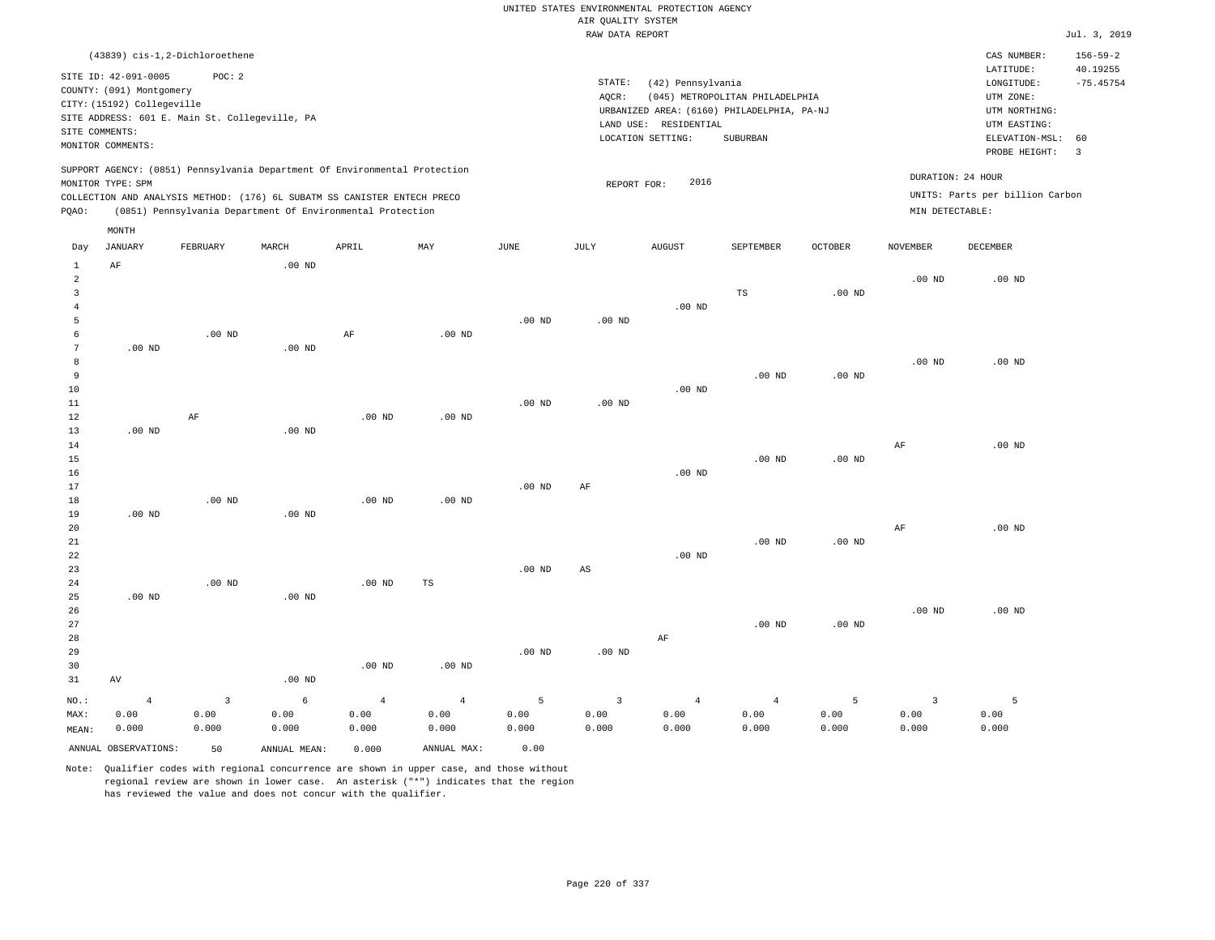UNITED STATES ENVIRONMENTAL PROTECTION AGENCY
AIR QUALITY SYSTEM
RAW DATA REPORT

Jul. 3, 2019

(43839) cis-1,2-Dichloroethene

SITE ID: 42-091-0005 POC: 2
COUNTY: (091) Montgomery
CITY: (15192) Collegeville
SITE ADDRESS: 601 E. Main St. Collegeville, PA
SITE COMMENTS:
MONITOR COMMENTS:

STATE: (42) Pennsylvania
AQCR: (045) METROPOLITAN PHILADELPHIA
URBANIZED AREA: (6160) PHILADELPHIA, PA-NJ
LAND USE: RESIDENTIAL
LOCATION SETTING: SUBURBAN

CAS NUMBER: 156-59-2
LATITUDE: 40.19255
LONGITUDE: -75.45754
UTM ZONE:
UTM NORTHING:
UTM EASTING:
ELEVATION-MSL: 60
PROBE HEIGHT: 3

SUPPORT AGENCY: (0851) Pennsylvania Department Of Environmental Protection
MONITOR TYPE: SPM
COLLECTION AND ANALYSIS METHOD: (176) 6L SUBATM SS CANISTER ENTECH PRECO
PQAO: (0851) Pennsylvania Department Of Environmental Protection

REPORT FOR: 2016

DURATION: 24 HOUR
UNITS: Parts per billion Carbon
MIN DETECTABLE:

| Day | JANUARY | FEBRUARY | MARCH | APRIL | MAY | JUNE | JULY | AUGUST | SEPTEMBER | OCTOBER | NOVEMBER | DECEMBER |
|---|---|---|---|---|---|---|---|---|---|---|---|---|
| 1 | AF | | .00 ND | | | | | | | | | |
| 2 | | | | | | | | | | | .00 ND | .00 ND |
| 3 | | | | | | | | | TS | .00 ND | | |
| 4 | | | | | | | | .00 ND | | | | |
| 5 | | | | | | .00 ND | .00 ND | | | | | |
| 6 | | .00 ND | | AF | .00 ND | | | | | | | |
| 7 | .00 ND | | .00 ND | | | | | | | | | |
| 8 | | | | | | | | | | | .00 ND | .00 ND |
| 9 | | | | | | | | | .00 ND | .00 ND | | |
| 10 | | | | | | | | .00 ND | | | | |
| 11 | | | | | | .00 ND | .00 ND | | | | | |
| 12 | | AF | | .00 ND | .00 ND | | | | | | | |
| 13 | .00 ND | | .00 ND | | | | | | | | | |
| 14 | | | | | | | | | | | AF | .00 ND |
| 15 | | | | | | | | | .00 ND | .00 ND | | |
| 16 | | | | | | | | .00 ND | | | | |
| 17 | | | | | | .00 ND | AF | | | | | |
| 18 | | .00 ND | | .00 ND | .00 ND | | | | | | | |
| 19 | .00 ND | | .00 ND | | | | | | | | | |
| 20 | | | | | | | | | | | AF | .00 ND |
| 21 | | | | | | | | | .00 ND | .00 ND | | |
| 22 | | | | | | | | .00 ND | | | | |
| 23 | | | | | | .00 ND | AS | | | | | |
| 24 | | .00 ND | | .00 ND | TS | | | | | | | |
| 25 | .00 ND | | .00 ND | | | | | | | | | |
| 26 | | | | | | | | | | | .00 ND | .00 ND |
| 27 | | | | | | | | | .00 ND | .00 ND | | |
| 28 | | | | | | | | AF | | | | |
| 29 | | | | | | .00 ND | .00 ND | | | | | |
| 30 | | | | .00 ND | .00 ND | | | | | | | |
| 31 | AV | | .00 ND | | | | | | | | | |
| NO.: | 4 | 3 | 6 | 4 | 4 | 5 | 3 | 4 | 4 | 5 | 3 | 5 |
| MAX: | 0.00 | 0.00 | 0.00 | 0.00 | 0.00 | 0.00 | 0.00 | 0.00 | 0.00 | 0.00 | 0.00 | 0.00 |
| MEAN: | 0.000 | 0.000 | 0.000 | 0.000 | 0.000 | 0.000 | 0.000 | 0.000 | 0.000 | 0.000 | 0.000 | 0.000 |

ANNUAL OBSERVATIONS: 50 ANNUAL MEAN: 0.000 ANNUAL MAX: 0.00

Note: Qualifier codes with regional concurrence are shown in upper case, and those without regional review are shown in lower case. An asterisk ("*") indicates that the region has reviewed the value and does not concur with the qualifier.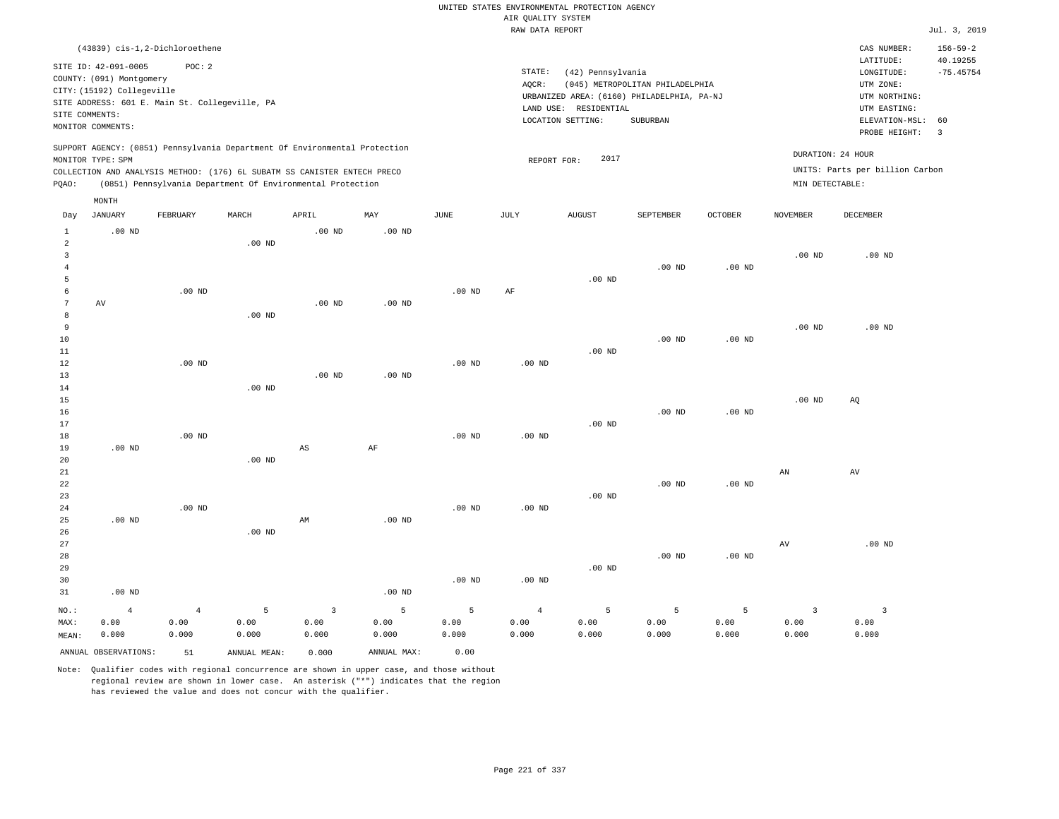UNITED STATES ENVIRONMENTAL PROTECTION AGENCY
AIR QUALITY SYSTEM
RAW DATA REPORT

Jul. 3, 2019

(43839) cis-1,2-Dichloroethene

SITE ID: 42-091-0005 POC: 2
COUNTY: (091) Montgomery
CITY: (15192) Collegeville
SITE ADDRESS: 601 E. Main St. Collegeville, PA
SITE COMMENTS:
MONITOR COMMENTS:

STATE: (42) Pennsylvania
AQCR: (045) METROPOLITAN PHILADELPHIA
URBANIZED AREA: (6160) PHILADELPHIA, PA-NJ
LAND USE: RESIDENTIAL
LOCATION SETTING: SUBURBAN

CAS NUMBER: 156-59-2
LATITUDE: 40.19255
LONGITUDE: -75.45754
UTM ZONE:
UTM NORTHING:
UTM EASTING:
ELEVATION-MSL: 60
PROBE HEIGHT: 3

SUPPORT AGENCY: (0851) Pennsylvania Department Of Environmental Protection
MONITOR TYPE: SPM
COLLECTION AND ANALYSIS METHOD: (176) 6L SUBATM SS CANISTER ENTECH PRECO
PQAO: (0851) Pennsylvania Department Of Environmental Protection

REPORT FOR: 2017

DURATION: 24 HOUR
UNITS: Parts per billion Carbon
MIN DETECTABLE:

| Day | JANUARY | FEBRUARY | MARCH | APRIL | MAY | JUNE | JULY | AUGUST | SEPTEMBER | OCTOBER | NOVEMBER | DECEMBER |
|---|---|---|---|---|---|---|---|---|---|---|---|---|
| 1 | .00 ND | | | .00 ND | .00 ND | | | | | | | |
| 2 | | | .00 ND | | | | | | | | | |
| 3 | | | | | | | | | | | .00 ND | .00 ND |
| 4 | | | | | | | | | .00 ND | .00 ND | | |
| 5 | | | | | | | | .00 ND | | | | |
| 6 | | .00 ND | | | | .00 ND | AF | | | | | |
| 7 | AV | | | .00 ND | .00 ND | | | | | | | |
| 8 | | | .00 ND | | | | | | | | | |
| 9 | | | | | | | | | | | .00 ND | .00 ND |
| 10 | | | | | | | | | .00 ND | .00 ND | | |
| 11 | | | | | | | | .00 ND | | | | |
| 12 | | .00 ND | | | | .00 ND | .00 ND | | | | | |
| 13 | | | | .00 ND | .00 ND | | | | | | | |
| 14 | | | .00 ND | | | | | | | | | |
| 15 | | | | | | | | | | | .00 ND | AQ |
| 16 | | | | | | | | | .00 ND | .00 ND | | |
| 17 | | | | | | | | .00 ND | | | | |
| 18 | | .00 ND | | | | .00 ND | .00 ND | | | | | |
| 19 | .00 ND | | | AS | AF | | | | | | | |
| 20 | | | .00 ND | | | | | | | | | |
| 21 | | | | | | | | | | | AN | AV |
| 22 | | | | | | | | | .00 ND | .00 ND | | |
| 23 | | | | | | | | .00 ND | | | | |
| 24 | | .00 ND | | | | .00 ND | .00 ND | | | | | |
| 25 | .00 ND | | | AM | .00 ND | | | | | | | |
| 26 | | | .00 ND | | | | | | | | | |
| 27 | | | | | | | | | | | AV | .00 ND |
| 28 | | | | | | | | | .00 ND | .00 ND | | |
| 29 | | | | | | | | .00 ND | | | | |
| 30 | | | | | | .00 ND | .00 ND | | | | | |
| 31 | .00 ND | | | | .00 ND | | | | | | | |
| NO.: | 4 | 4 | 5 | 3 | 5 | 5 | 4 | 5 | 5 | 5 | 3 | 3 |
| MAX: | 0.00 | 0.00 | 0.00 | 0.00 | 0.00 | 0.00 | 0.00 | 0.00 | 0.00 | 0.00 | 0.00 | 0.00 |
| MEAN: | 0.000 | 0.000 | 0.000 | 0.000 | 0.000 | 0.000 | 0.000 | 0.000 | 0.000 | 0.000 | 0.000 | 0.000 |

ANNUAL OBSERVATIONS: 51 ANNUAL MEAN: 0.000 ANNUAL MAX: 0.00

Note: Qualifier codes with regional concurrence are shown in upper case, and those without regional review are shown in lower case. An asterisk ("*") indicates that the region has reviewed the value and does not concur with the qualifier.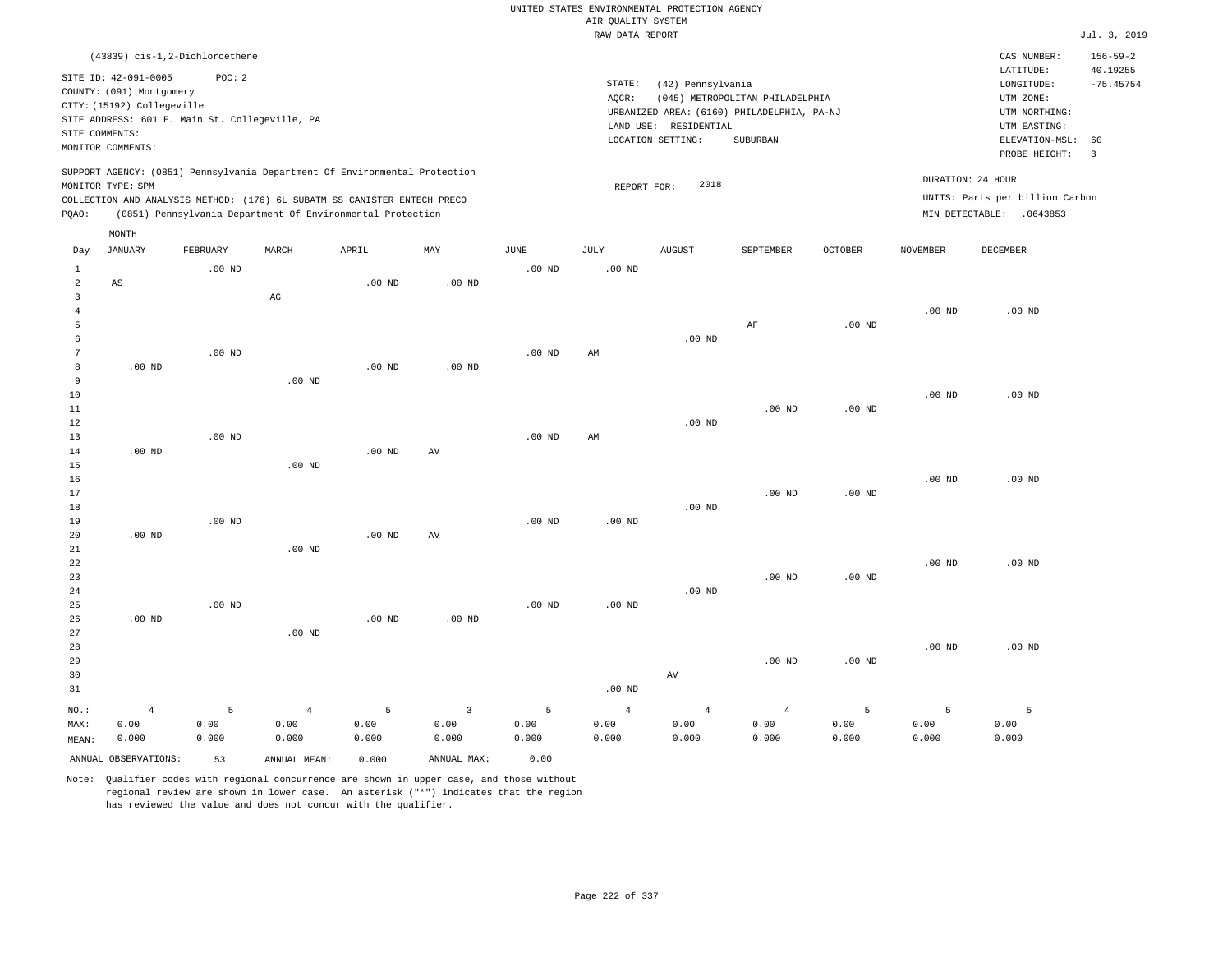UNITED STATES ENVIRONMENTAL PROTECTION AGENCY
AIR QUALITY SYSTEM
RAW DATA REPORT

Jul. 3, 2019

(43839) cis-1,2-Dichloroethene

SITE ID: 42-091-0005 POC: 2
COUNTY: (091) Montgomery
CITY: (15192) Collegeville
SITE ADDRESS: 601 E. Main St. Collegeville, PA
SITE COMMENTS:
MONITOR COMMENTS:

STATE: (42) Pennsylvania
AQCR: (045) METROPOLITAN PHILADELPHIA
URBANIZED AREA: (6160) PHILADELPHIA, PA-NJ
LAND USE: RESIDENTIAL
LOCATION SETTING: SUBURBAN

CAS NUMBER: 156-59-2
LATITUDE: 40.19255
LONGITUDE: -75.45754
UTM ZONE:
UTM NORTHING:
UTM EASTING:
ELEVATION-MSL: 60
PROBE HEIGHT: 3

SUPPORT AGENCY: (0851) Pennsylvania Department Of Environmental Protection
MONITOR TYPE: SPM
COLLECTION AND ANALYSIS METHOD: (176) 6L SUBATM SS CANISTER ENTECH PRECO
PQAO: (0851) Pennsylvania Department Of Environmental Protection

REPORT FOR: 2018

DURATION: 24 HOUR
UNITS: Parts per billion Carbon
MIN DETECTABLE: .0643853

| Day | JANUARY | FEBRUARY | MARCH | APRIL | MAY | JUNE | JULY | AUGUST | SEPTEMBER | OCTOBER | NOVEMBER | DECEMBER |
|---|---|---|---|---|---|---|---|---|---|---|---|---|
| 1 | | .00 ND | | | | .00 ND | .00 ND | | | | | |
| 2 | AS | | | .00 ND | .00 ND | | | | | | | |
| 3 | | | AG | | | | | | | | | |
| 4 | | | | | | | | | | | .00 ND | .00 ND |
| 5 | | | | | | | | | AF | .00 ND | | |
| 6 | | | | | | | | .00 ND | | | | |
| 7 | | .00 ND | | | | .00 ND | AM | | | | | |
| 8 | .00 ND | | | .00 ND | .00 ND | | | | | | | |
| 9 | | | .00 ND | | | | | | | | | |
| 10 | | | | | | | | | | | .00 ND | .00 ND |
| 11 | | | | | | | | | .00 ND | .00 ND | | |
| 12 | | | | | | | | .00 ND | | | | |
| 13 | | .00 ND | | | | .00 ND | AM | | | | | |
| 14 | .00 ND | | | .00 ND | AV | | | | | | | |
| 15 | | | .00 ND | | | | | | | | | |
| 16 | | | | | | | | | | | .00 ND | .00 ND |
| 17 | | | | | | | | | .00 ND | .00 ND | | |
| 18 | | | | | | | | .00 ND | | | | |
| 19 | | .00 ND | | | | .00 ND | .00 ND | | | | | |
| 20 | .00 ND | | | .00 ND | AV | | | | | | | |
| 21 | | | .00 ND | | | | | | | | | |
| 22 | | | | | | | | | | | .00 ND | .00 ND |
| 23 | | | | | | | | | .00 ND | .00 ND | | |
| 24 | | | | | | | | .00 ND | | | | |
| 25 | | .00 ND | | | | .00 ND | .00 ND | | | | | |
| 26 | .00 ND | | | .00 ND | .00 ND | | | | | | | |
| 27 | | | .00 ND | | | | | | | | | |
| 28 | | | | | | | | | | | .00 ND | .00 ND |
| 29 | | | | | | | | | .00 ND | .00 ND | | |
| 30 | | | | | | | | AV | | | | |
| 31 | | | | | | | .00 ND | | | | | |
| NO.: | 4 | 5 | 4 | 5 | 3 | 5 | 4 | 4 | 4 | 5 | 5 | 5 |
| MAX: | 0.00 | 0.00 | 0.00 | 0.00 | 0.00 | 0.00 | 0.00 | 0.00 | 0.00 | 0.00 | 0.00 | 0.00 |
| MEAN: | 0.000 | 0.000 | 0.000 | 0.000 | 0.000 | 0.000 | 0.000 | 0.000 | 0.000 | 0.000 | 0.000 | 0.000 |

ANNUAL OBSERVATIONS: 53 ANNUAL MEAN: 0.000 ANNUAL MAX: 0.00

Note: Qualifier codes with regional concurrence are shown in upper case, and those without regional review are shown in lower case. An asterisk ("*") indicates that the region has reviewed the value and does not concur with the qualifier.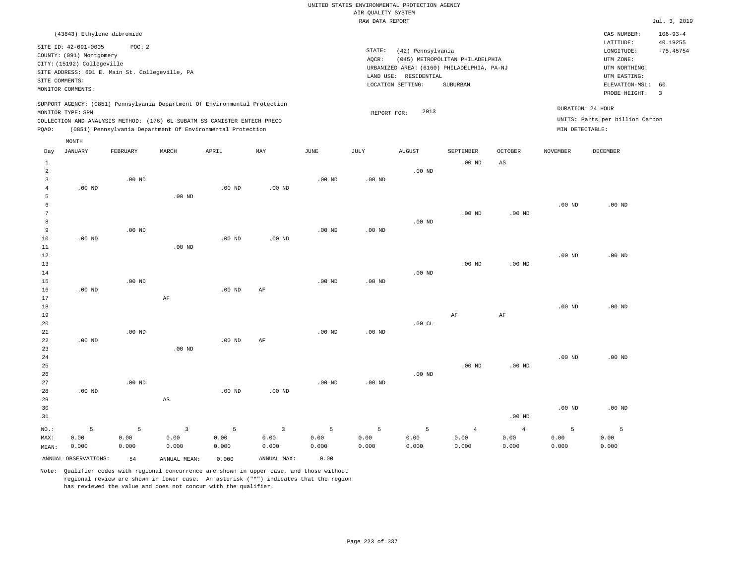UNITED STATES ENVIRONMENTAL PROTECTION AGENCY
AIR QUALITY SYSTEM
RAW DATA REPORT

Jul. 3, 2019

(43843) Ethylene dibromide

SITE ID: 42-091-0005    POC: 2
COUNTY: (091) Montgomery
CITY: (15192) Collegeville
SITE ADDRESS: 601 E. Main St. Collegeville, PA
SITE COMMENTS:
MONITOR COMMENTS:

STATE: (42) Pennsylvania
AQCR: (045) METROPOLITAN PHILADELPHIA
URBANIZED AREA: (6160) PHILADELPHIA, PA-NJ
LAND USE: RESIDENTIAL
LOCATION SETTING: SUBURBAN

CAS NUMBER: 106-93-4
LATITUDE: 40.19255
LONGITUDE: -75.45754
UTM ZONE:
UTM NORTHING:
UTM EASTING:
ELEVATION-MSL: 60
PROBE HEIGHT: 3

SUPPORT AGENCY: (0851) Pennsylvania Department Of Environmental Protection
MONITOR TYPE: SPM
COLLECTION AND ANALYSIS METHOD: (176) 6L SUBATM SS CANISTER ENTECH PRECO
PQAO: (0851) Pennsylvania Department Of Environmental Protection

REPORT FOR: 2013

DURATION: 24 HOUR
UNITS: Parts per billion Carbon
MIN DETECTABLE:

| Day | JANUARY | FEBRUARY | MARCH | APRIL | MAY | JUNE | JULY | AUGUST | SEPTEMBER | OCTOBER | NOVEMBER | DECEMBER |
|---|---|---|---|---|---|---|---|---|---|---|---|---|
| 1 | | | | | | | | | .00 ND | AS | | |
| 2 | | | | | | | | .00 ND | | | | |
| 3 | | .00 ND | | | | .00 ND | .00 ND | | | | | |
| 4 | .00 ND | | | .00 ND | .00 ND | | | | | | | |
| 5 | | | .00 ND | | | | | | | | | |
| 6 | | | | | | | | | | | .00 ND | .00 ND |
| 7 | | | | | | | | | .00 ND | .00 ND | | |
| 8 | | | | | | | | .00 ND | | | | |
| 9 | | .00 ND | | | | .00 ND | .00 ND | | | | | |
| 10 | .00 ND | | | .00 ND | .00 ND | | | | | | | |
| 11 | | | .00 ND | | | | | | | | | |
| 12 | | | | | | | | | | | .00 ND | .00 ND |
| 13 | | | | | | | | | .00 ND | .00 ND | | |
| 14 | | | | | | | | .00 ND | | | | |
| 15 | | .00 ND | | | | .00 ND | .00 ND | | | | | |
| 16 | .00 ND | | | .00 ND | AF | | | | | | | |
| 17 | | | AF | | | | | | | | | |
| 18 | | | | | | | | | | | .00 ND | .00 ND |
| 19 | | | | | | | | | AF | AF | | |
| 20 | | | | | | | | .00 CL | | | | |
| 21 | | .00 ND | | | | .00 ND | .00 ND | | | | | |
| 22 | .00 ND | | | .00 ND | AF | | | | | | | |
| 23 | | | .00 ND | | | | | | | | | |
| 24 | | | | | | | | | | | .00 ND | .00 ND |
| 25 | | | | | | | | | .00 ND | .00 ND | | |
| 26 | | | | | | | | .00 ND | | | | |
| 27 | | .00 ND | | | | .00 ND | .00 ND | | | | | |
| 28 | .00 ND | | | .00 ND | .00 ND | | | | | | | |
| 29 | | | AS | | | | | | | | | |
| 30 | | | | | | | | | | | .00 ND | .00 ND |
| 31 | | | | | | | | | | .00 ND | | |
| NO.: | 5 | 5 | 3 | 5 | 3 | 5 | 5 | 5 | 4 | 4 | 5 | 5 |
| MAX: | 0.00 | 0.00 | 0.00 | 0.00 | 0.00 | 0.00 | 0.00 | 0.00 | 0.00 | 0.00 | 0.00 | 0.00 |
| MEAN: | 0.000 | 0.000 | 0.000 | 0.000 | 0.000 | 0.000 | 0.000 | 0.000 | 0.000 | 0.000 | 0.000 | 0.000 |

ANNUAL OBSERVATIONS: 54    ANNUAL MEAN: 0.000    ANNUAL MAX: 0.00

Note: Qualifier codes with regional concurrence are shown in upper case, and those without regional review are shown in lower case. An asterisk ("*") indicates that the region has reviewed the value and does not concur with the qualifier.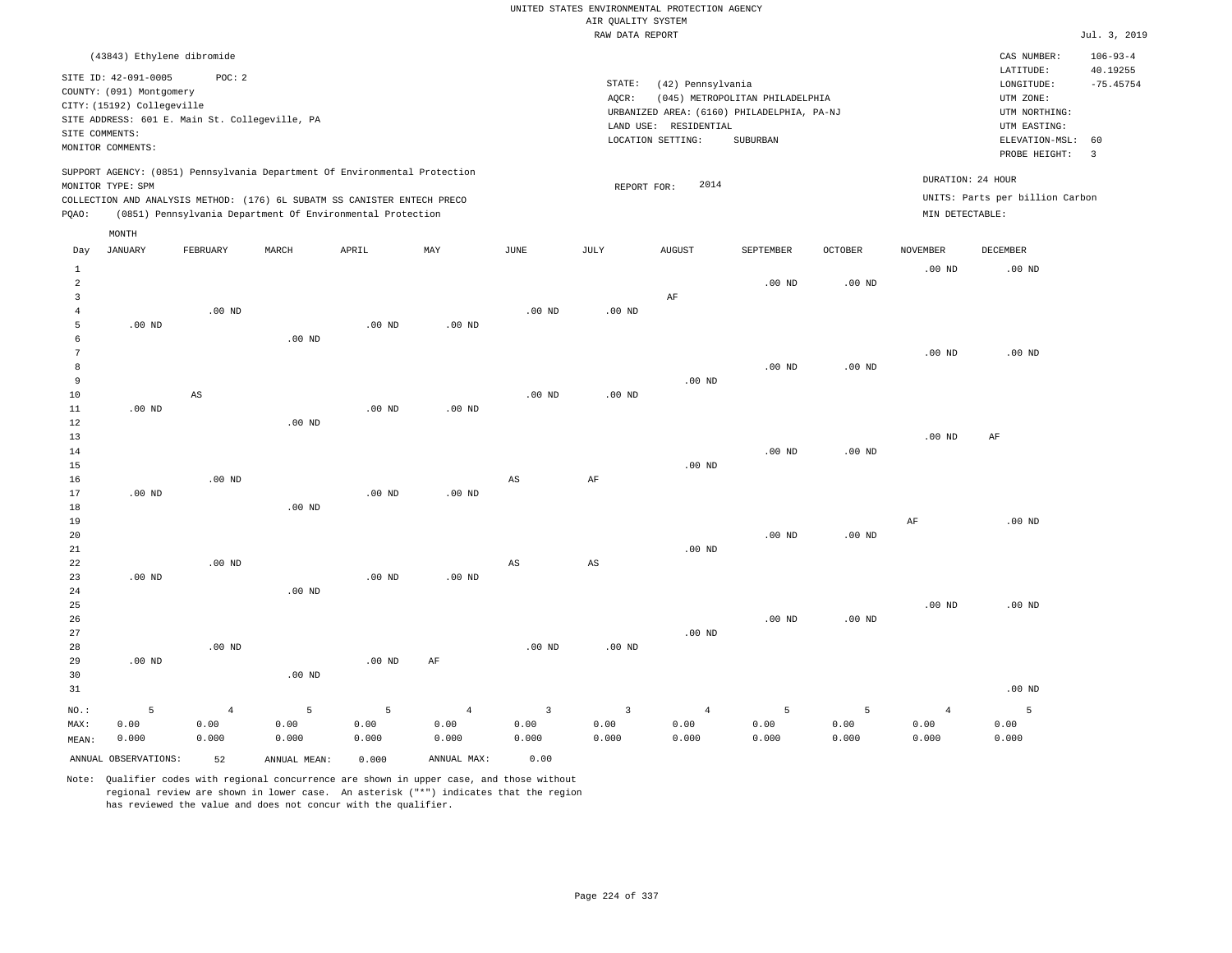UNITED STATES ENVIRONMENTAL PROTECTION AGENCY
AIR QUALITY SYSTEM
RAW DATA REPORT

Jul. 3, 2019

(43843) Ethylene dibromide

SITE ID: 42-091-0005 POC: 2
COUNTY: (091) Montgomery
CITY: (15192) Collegeville
SITE ADDRESS: 601 E. Main St. Collegeville, PA
SITE COMMENTS:
MONITOR COMMENTS:

STATE: (42) Pennsylvania
AQCR: (045) METROPOLITAN PHILADELPHIA
URBANIZED AREA: (6160) PHILADELPHIA, PA-NJ
LAND USE: RESIDENTIAL
LOCATION SETTING: SUBURBAN

CAS NUMBER: 106-93-4
LATITUDE: 40.19255
LONGITUDE: -75.45754
UTM ZONE:
UTM NORTHING:
UTM EASTING:
ELEVATION-MSL: 60
PROBE HEIGHT: 3

SUPPORT AGENCY: (0851) Pennsylvania Department Of Environmental Protection
MONITOR TYPE: SPM
COLLECTION AND ANALYSIS METHOD: (176) 6L SUBATM SS CANISTER ENTECH PRECO
PQAO: (0851) Pennsylvania Department Of Environmental Protection

REPORT FOR: 2014

DURATION: 24 HOUR
UNITS: Parts per billion Carbon
MIN DETECTABLE:

| Day | JANUARY | FEBRUARY | MARCH | APRIL | MAY | JUNE | JULY | AUGUST | SEPTEMBER | OCTOBER | NOVEMBER | DECEMBER |
|---|---|---|---|---|---|---|---|---|---|---|---|---|
| 1 | | | | | | | | | | | .00 ND | .00 ND |
| 2 | | | | | | | | | .00 ND | .00 ND | | |
| 3 | | | | | | | | AF | | | | |
| 4 | | .00 ND | | | | .00 ND | .00 ND | | | | | |
| 5 | .00 ND | | | .00 ND | .00 ND | | | | | | | |
| 6 | | | .00 ND | | | | | | | | | |
| 7 | | | | | | | | | | | .00 ND | .00 ND |
| 8 | | | | | | | | | .00 ND | .00 ND | | |
| 9 | | | | | | | | .00 ND | | | | |
| 10 | | AS | | | | .00 ND | .00 ND | | | | | |
| 11 | .00 ND | | | .00 ND | .00 ND | | | | | | | |
| 12 | | | .00 ND | | | | | | | | | |
| 13 | | | | | | | | | | | .00 ND | AF |
| 14 | | | | | | | | | .00 ND | .00 ND | | |
| 15 | | | | | | | | .00 ND | | | | |
| 16 | | .00 ND | | | | AS | AF | | | | | |
| 17 | .00 ND | | | .00 ND | .00 ND | | | | | | | |
| 18 | | | .00 ND | | | | | | | | | |
| 19 | | | | | | | | | | | AF | .00 ND |
| 20 | | | | | | | | | .00 ND | .00 ND | | |
| 21 | | | | | | | | .00 ND | | | | |
| 22 | | .00 ND | | | | AS | AS | | | | | |
| 23 | .00 ND | | | .00 ND | .00 ND | | | | | | | |
| 24 | | | .00 ND | | | | | | | | | |
| 25 | | | | | | | | | | | .00 ND | .00 ND |
| 26 | | | | | | | | | .00 ND | .00 ND | | |
| 27 | | | | | | | | .00 ND | | | | |
| 28 | | .00 ND | | | | .00 ND | .00 ND | | | | | |
| 29 | .00 ND | | | .00 ND | AF | | | | | | | |
| 30 | | | .00 ND | | | | | | | | | |
| 31 | | | | | | | | | | | | .00 ND |
| NO.: | 5 | 4 | 5 | 5 | 4 | 3 | 3 | 4 | 5 | 5 | 4 | 5 |
| MAX: | 0.00 | 0.00 | 0.00 | 0.00 | 0.00 | 0.00 | 0.00 | 0.00 | 0.00 | 0.00 | 0.00 | 0.00 |
| MEAN: | 0.000 | 0.000 | 0.000 | 0.000 | 0.000 | 0.000 | 0.000 | 0.000 | 0.000 | 0.000 | 0.000 | 0.000 |

ANNUAL OBSERVATIONS: 52 ANNUAL MEAN: 0.000 ANNUAL MAX: 0.00

Note: Qualifier codes with regional concurrence are shown in upper case, and those without regional review are shown in lower case. An asterisk ("*") indicates that the region has reviewed the value and does not concur with the qualifier.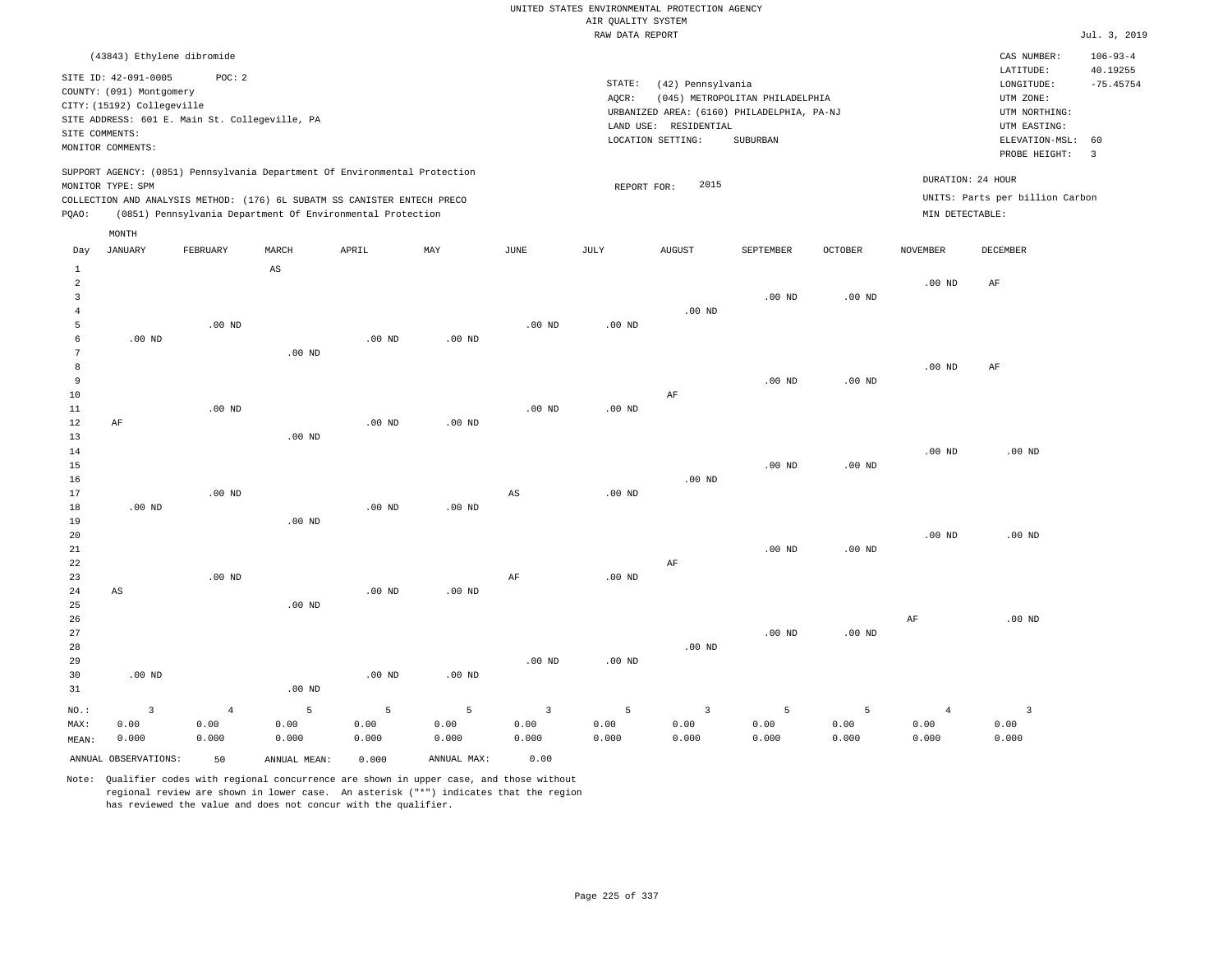UNITED STATES ENVIRONMENTAL PROTECTION AGENCY
AIR QUALITY SYSTEM
RAW DATA REPORT

Jul. 3, 2019

(43843) Ethylene dibromide

SITE ID: 42-091-0005 POC: 2
COUNTY: (091) Montgomery
CITY: (15192) Collegeville
SITE ADDRESS: 601 E. Main St. Collegeville, PA
SITE COMMENTS:
MONITOR COMMENTS:

STATE: (42) Pennsylvania
AQCR: (045) METROPOLITAN PHILADELPHIA
URBANIZED AREA: (6160) PHILADELPHIA, PA-NJ
LAND USE: RESIDENTIAL
LOCATION SETTING: SUBURBAN

CAS NUMBER: 106-93-4
LATITUDE: 40.19255
LONGITUDE: -75.45754
UTM ZONE:
UTM NORTHING:
UTM EASTING:
ELEVATION-MSL: 60
PROBE HEIGHT: 3

SUPPORT AGENCY: (0851) Pennsylvania Department Of Environmental Protection
MONITOR TYPE: SPM
COLLECTION AND ANALYSIS METHOD: (176) 6L SUBATM SS CANISTER ENTECH PRECO
PQAO: (0851) Pennsylvania Department Of Environmental Protection

REPORT FOR: 2015

DURATION: 24 HOUR
UNITS: Parts per billion Carbon
MIN DETECTABLE:

| Day | JANUARY | FEBRUARY | MARCH | APRIL | MAY | JUNE | JULY | AUGUST | SEPTEMBER | OCTOBER | NOVEMBER | DECEMBER |
|---|---|---|---|---|---|---|---|---|---|---|---|---|
| 1 | | | AS | | | | | | | | | |
| 2 | | | | | | | | | | | .00 ND | AF |
| 3 | | | | | | | | | .00 ND | .00 ND | | |
| 4 | | | | | | | | .00 ND | | | | |
| 5 | | .00 ND | | | | .00 ND | .00 ND | | | | | |
| 6 | .00 ND | | | .00 ND | .00 ND | | | | | | | |
| 7 | | | .00 ND | | | | | | | | | |
| 8 | | | | | | | | | | | .00 ND | AF |
| 9 | | | | | | | | | .00 ND | .00 ND | | |
| 10 | | | | | | | | AF | | | | |
| 11 | | .00 ND | | | | .00 ND | .00 ND | | | | | |
| 12 | AF | | | .00 ND | .00 ND | | | | | | | |
| 13 | | | .00 ND | | | | | | | | | |
| 14 | | | | | | | | | | | .00 ND | .00 ND |
| 15 | | | | | | | | | .00 ND | .00 ND | | |
| 16 | | | | | | | | .00 ND | | | | |
| 17 | | .00 ND | | | | AS | .00 ND | | | | | |
| 18 | .00 ND | | | .00 ND | .00 ND | | | | | | | |
| 19 | | | .00 ND | | | | | | | | | |
| 20 | | | | | | | | | | | .00 ND | .00 ND |
| 21 | | | | | | | | | .00 ND | .00 ND | | |
| 22 | | | | | | | | AF | | | | |
| 23 | | .00 ND | | | | AF | .00 ND | | | | | |
| 24 | AS | | | .00 ND | .00 ND | | | | | | | |
| 25 | | | .00 ND | | | | | | | | | |
| 26 | | | | | | | | | | | AF | .00 ND |
| 27 | | | | | | | | | .00 ND | .00 ND | | |
| 28 | | | | | | | | .00 ND | | | | |
| 29 | | | | | | .00 ND | .00 ND | | | | | |
| 30 | .00 ND | | | .00 ND | .00 ND | | | | | | | |
| 31 | | | .00 ND | | | | | | | | | |
| NO.: | 3 | 4 | 5 | 5 | 5 | 3 | 5 | 3 | 5 | 5 | 4 | 3 |
| MAX: | 0.00 | 0.00 | 0.00 | 0.00 | 0.00 | 0.00 | 0.00 | 0.00 | 0.00 | 0.00 | 0.00 | 0.00 |
| MEAN: | 0.000 | 0.000 | 0.000 | 0.000 | 0.000 | 0.000 | 0.000 | 0.000 | 0.000 | 0.000 | 0.000 | 0.000 |

ANNUAL OBSERVATIONS: 50 ANNUAL MEAN: 0.000 ANNUAL MAX: 0.00

Note: Qualifier codes with regional concurrence are shown in upper case, and those without regional review are shown in lower case. An asterisk ("*") indicates that the region has reviewed the value and does not concur with the qualifier.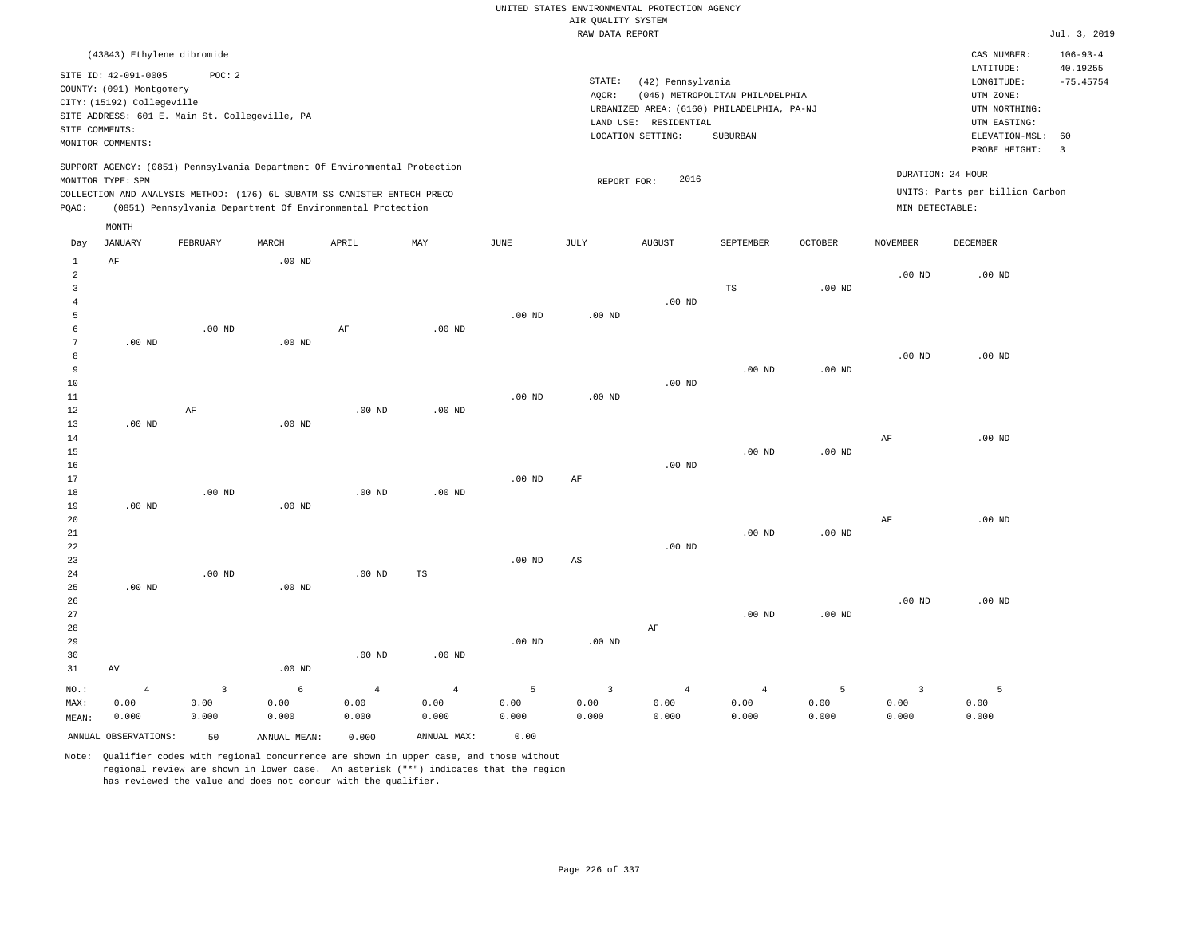UNITED STATES ENVIRONMENTAL PROTECTION AGENCY
AIR QUALITY SYSTEM
RAW DATA REPORT

Jul. 3, 2019

(43843) Ethylene dibromide

SITE ID: 42-091-0005 POC: 2
COUNTY: (091) Montgomery
CITY: (15192) Collegeville
SITE ADDRESS: 601 E. Main St. Collegeville, PA
SITE COMMENTS:
MONITOR COMMENTS:

STATE: (42) Pennsylvania
AQCR: (045) METROPOLITAN PHILADELPHIA
URBANIZED AREA: (6160) PHILADELPHIA, PA-NJ
LAND USE: RESIDENTIAL
LOCATION SETTING: SUBURBAN

CAS NUMBER: 106-93-4
LATITUDE: 40.19255
LONGITUDE: -75.45754
UTM ZONE:
UTM NORTHING:
UTM EASTING:
ELEVATION-MSL: 60
PROBE HEIGHT: 3

SUPPORT AGENCY: (0851) Pennsylvania Department Of Environmental Protection
MONITOR TYPE: SPM
COLLECTION AND ANALYSIS METHOD: (176) 6L SUBATM SS CANISTER ENTECH PRECO
PQAO: (0851) Pennsylvania Department Of Environmental Protection

REPORT FOR: 2016

DURATION: 24 HOUR
UNITS: Parts per billion Carbon
MIN DETECTABLE:

| Day | JANUARY | FEBRUARY | MARCH | APRIL | MAY | JUNE | JULY | AUGUST | SEPTEMBER | OCTOBER | NOVEMBER | DECEMBER |
|---|---|---|---|---|---|---|---|---|---|---|---|---|
| 1 | AF | | .00 ND | | | | | | | | | |
| 2 | | | | | | | | | | | .00 ND | .00 ND |
| 3 | | | | | | | | | TS | .00 ND | | |
| 4 | | | | | | | | .00 ND | | | | |
| 5 | | | | | | .00 ND | .00 ND | | | | | |
| 6 | | .00 ND | | AF | .00 ND | | | | | | | |
| 7 | .00 ND | | .00 ND | | | | | | | | | |
| 8 | | | | | | | | | | | .00 ND | .00 ND |
| 9 | | | | | | | | | .00 ND | .00 ND | | |
| 10 | | | | | | | | .00 ND | | | | |
| 11 | | | | | | .00 ND | .00 ND | | | | | |
| 12 | | AF | | .00 ND | .00 ND | | | | | | | |
| 13 | .00 ND | | .00 ND | | | | | | | | | |
| 14 | | | | | | | | | | | AF | .00 ND |
| 15 | | | | | | | | | .00 ND | .00 ND | | |
| 16 | | | | | | | | .00 ND | | | | |
| 17 | | | | | | .00 ND | AF | | | | | |
| 18 | | .00 ND | | .00 ND | .00 ND | | | | | | | |
| 19 | .00 ND | | .00 ND | | | | | | | | | |
| 20 | | | | | | | | | | | AF | .00 ND |
| 21 | | | | | | | | | .00 ND | .00 ND | | |
| 22 | | | | | | | | .00 ND | | | | |
| 23 | | | | | | .00 ND | AS | | | | | |
| 24 | | .00 ND | | .00 ND | TS | | | | | | | |
| 25 | .00 ND | | .00 ND | | | | | | | | | |
| 26 | | | | | | | | | | | .00 ND | .00 ND |
| 27 | | | | | | | | | .00 ND | .00 ND | | |
| 28 | | | | | | | | AF | | | | |
| 29 | | | | | | .00 ND | .00 ND | | | | | |
| 30 | | | | .00 ND | .00 ND | | | | | | | |
| 31 | AV | | .00 ND | | | | | | | | | |
| NO.: | 4 | 3 | 6 | 4 | 4 | 5 | 3 | 4 | 4 | 5 | 3 | 5 |
| MAX: | 0.00 | 0.00 | 0.00 | 0.00 | 0.00 | 0.00 | 0.00 | 0.00 | 0.00 | 0.00 | 0.00 | 0.00 |
| MEAN: | 0.000 | 0.000 | 0.000 | 0.000 | 0.000 | 0.000 | 0.000 | 0.000 | 0.000 | 0.000 | 0.000 | 0.000 |

ANNUAL OBSERVATIONS: 50 ANNUAL MEAN: 0.000 ANNUAL MAX: 0.00

Note: Qualifier codes with regional concurrence are shown in upper case, and those without regional review are shown in lower case. An asterisk ("*") indicates that the region has reviewed the value and does not concur with the qualifier.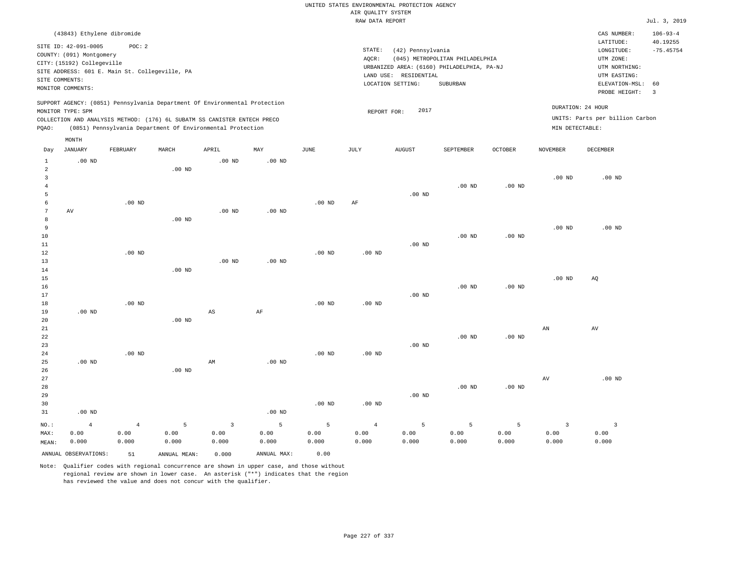UNITED STATES ENVIRONMENTAL PROTECTION AGENCY
AIR QUALITY SYSTEM
RAW DATA REPORT

Jul. 3, 2019

(43843) Ethylene dibromide

SITE ID: 42-091-0005 POC: 2
COUNTY: (091) Montgomery
CITY: (15192) Collegeville
SITE ADDRESS: 601 E. Main St. Collegeville, PA
SITE COMMENTS:
MONITOR COMMENTS:

STATE: (42) Pennsylvania
AQCR: (045) METROPOLITAN PHILADELPHIA
URBANIZED AREA: (6160) PHILADELPHIA, PA-NJ
LAND USE: RESIDENTIAL
LOCATION SETTING: SUBURBAN

CAS NUMBER: 106-93-4
LATITUDE: 40.19255
LONGITUDE: -75.45754
UTM ZONE:
UTM NORTHING:
UTM EASTING:
ELEVATION-MSL: 60
PROBE HEIGHT: 3

SUPPORT AGENCY: (0851) Pennsylvania Department Of Environmental Protection
MONITOR TYPE: SPM
COLLECTION AND ANALYSIS METHOD: (176) 6L SUBATM SS CANISTER ENTECH PRECO
PQAO: (0851) Pennsylvania Department Of Environmental Protection

REPORT FOR: 2017

DURATION: 24 HOUR
UNITS: Parts per billion Carbon
MIN DETECTABLE:

| Day | JANUARY | FEBRUARY | MARCH | APRIL | MAY | JUNE | JULY | AUGUST | SEPTEMBER | OCTOBER | NOVEMBER | DECEMBER |
|---|---|---|---|---|---|---|---|---|---|---|---|---|
| 1 | .00 ND | | | .00 ND | .00 ND | | | | | | | |
| 2 | | | .00 ND | | | | | | | | | |
| 3 | | | | | | | | | | | .00 ND | .00 ND |
| 4 | | | | | | | | | .00 ND | .00 ND | | |
| 5 | | | | | | | | .00 ND | | | | |
| 6 | | .00 ND | | | | .00 ND | AF | | | | | |
| 7 | AV | | | .00 ND | .00 ND | | | | | | | |
| 8 | | | .00 ND | | | | | | | | | |
| 9 | | | | | | | | | | | .00 ND | .00 ND |
| 10 | | | | | | | | | .00 ND | .00 ND | | |
| 11 | | | | | | | | .00 ND | | | | |
| 12 | | .00 ND | | | | .00 ND | .00 ND | | | | | |
| 13 | | | | .00 ND | .00 ND | | | | | | | |
| 14 | | | .00 ND | | | | | | | | | |
| 15 | | | | | | | | | | | .00 ND | AQ |
| 16 | | | | | | | | | .00 ND | .00 ND | | |
| 17 | | | | | | | | .00 ND | | | | |
| 18 | | .00 ND | | | | .00 ND | .00 ND | | | | | |
| 19 | .00 ND | | | AS | AF | | | | | | | |
| 20 | | | .00 ND | | | | | | | | | |
| 21 | | | | | | | | | | | AN | AV |
| 22 | | | | | | | | | .00 ND | .00 ND | | |
| 23 | | | | | | | | .00 ND | | | | |
| 24 | | .00 ND | | | | .00 ND | .00 ND | | | | | |
| 25 | .00 ND | | | AM | .00 ND | | | | | | | |
| 26 | | | .00 ND | | | | | | | | | |
| 27 | | | | | | | | | | | AV | .00 ND |
| 28 | | | | | | | | | .00 ND | .00 ND | | |
| 29 | | | | | | | | .00 ND | | | | |
| 30 | | | | | | .00 ND | .00 ND | | | | | |
| 31 | .00 ND | | | | .00 ND | | | | | | | |
| NO.: | 4 | 4 | 5 | 3 | 5 | 5 | 4 | 5 | 5 | 5 | 3 | 3 |
| MAX: | 0.00 | 0.00 | 0.00 | 0.00 | 0.00 | 0.00 | 0.00 | 0.00 | 0.00 | 0.00 | 0.00 | 0.00 |
| MEAN: | 0.000 | 0.000 | 0.000 | 0.000 | 0.000 | 0.000 | 0.000 | 0.000 | 0.000 | 0.000 | 0.000 | 0.000 |

ANNUAL OBSERVATIONS: 51 ANNUAL MEAN: 0.000 ANNUAL MAX: 0.00

Note: Qualifier codes with regional concurrence are shown in upper case, and those without regional review are shown in lower case. An asterisk ("*") indicates that the region has reviewed the value and does not concur with the qualifier.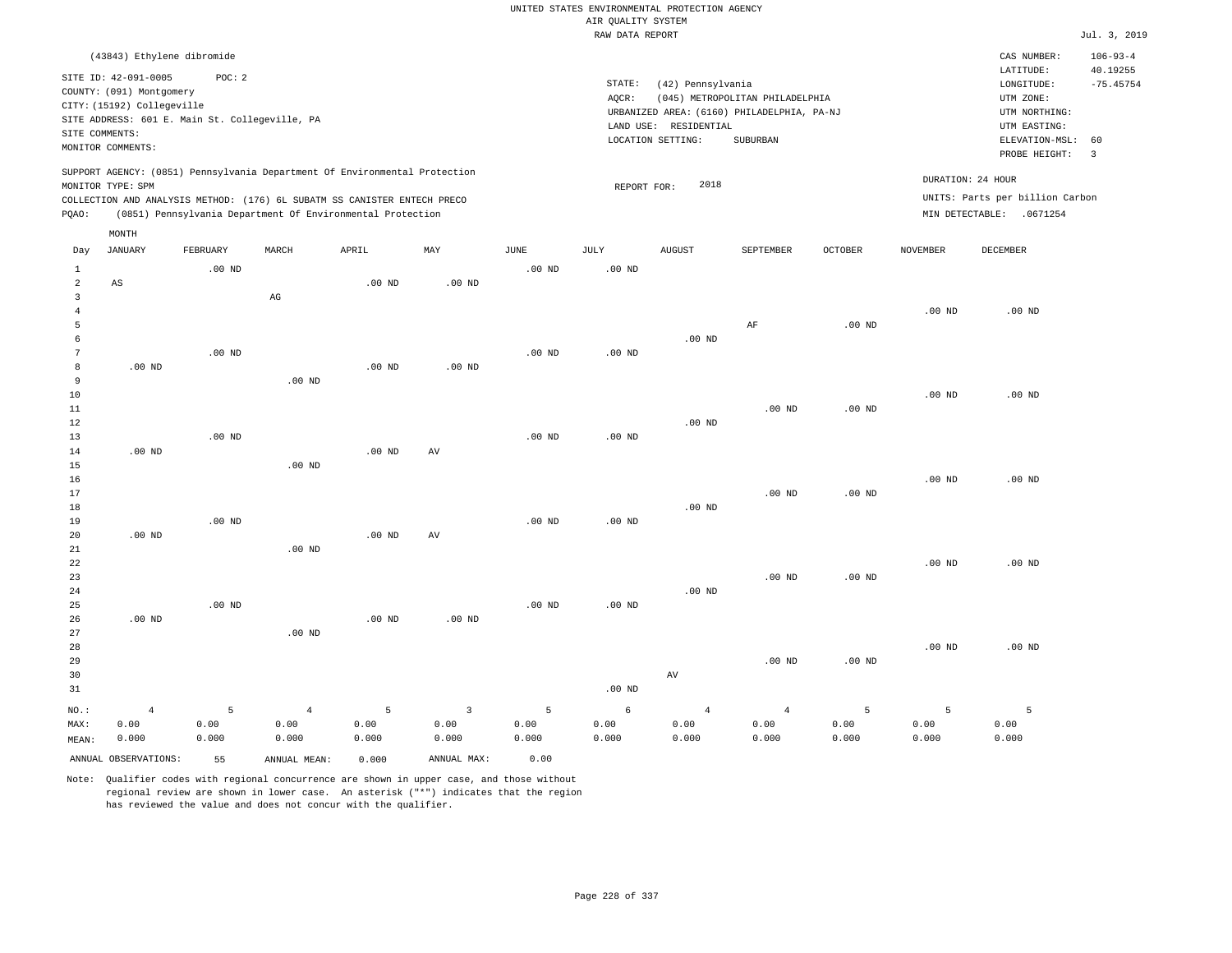UNITED STATES ENVIRONMENTAL PROTECTION AGENCY
AIR QUALITY SYSTEM
RAW DATA REPORT

Jul. 3, 2019

(43843) Ethylene dibromide

SITE ID: 42-091-0005 POC: 2
COUNTY: (091) Montgomery
CITY: (15192) Collegeville
SITE ADDRESS: 601 E. Main St. Collegeville, PA
SITE COMMENTS:
MONITOR COMMENTS:

STATE: (42) Pennsylvania
AQCR: (045) METROPOLITAN PHILADELPHIA
URBANIZED AREA: (6160) PHILADELPHIA, PA-NJ
LAND USE: RESIDENTIAL
LOCATION SETTING: SUBURBAN

CAS NUMBER: 106-93-4
LATITUDE: 40.19255
LONGITUDE: -75.45754
UTM ZONE:
UTM NORTHING:
UTM EASTING:
ELEVATION-MSL: 60
PROBE HEIGHT: 3

SUPPORT AGENCY: (0851) Pennsylvania Department Of Environmental Protection
MONITOR TYPE: SPM
COLLECTION AND ANALYSIS METHOD: (176) 6L SUBATM SS CANISTER ENTECH PRECO
PQAO: (0851) Pennsylvania Department Of Environmental Protection

REPORT FOR: 2018

DURATION: 24 HOUR
UNITS: Parts per billion Carbon
MIN DETECTABLE: .0671254

| Day | JANUARY | FEBRUARY | MARCH | APRIL | MAY | JUNE | JULY | AUGUST | SEPTEMBER | OCTOBER | NOVEMBER | DECEMBER |
|---|---|---|---|---|---|---|---|---|---|---|---|---|
| 1 | | .00 ND | | | | .00 ND | .00 ND | | | | | |
| 2 | AS | | | .00 ND | .00 ND | | | | | | | |
| 3 | | | AG | | | | | | | | | |
| 4 | | | | | | | | | | | .00 ND | .00 ND |
| 5 | | | | | | | | | AF | .00 ND | | |
| 6 | | | | | | | | .00 ND | | | | |
| 7 | | .00 ND | | | | .00 ND | .00 ND | | | | | |
| 8 | .00 ND | | | .00 ND | .00 ND | | | | | | | |
| 9 | | | .00 ND | | | | | | | | | |
| 10 | | | | | | | | | | | .00 ND | .00 ND |
| 11 | | | | | | | | | .00 ND | .00 ND | | |
| 12 | | | | | | | | .00 ND | | | | |
| 13 | | .00 ND | | | | .00 ND | .00 ND | | | | | |
| 14 | .00 ND | | | .00 ND | AV | | | | | | | |
| 15 | | | .00 ND | | | | | | | | | |
| 16 | | | | | | | | | | | .00 ND | .00 ND |
| 17 | | | | | | | | | .00 ND | .00 ND | | |
| 18 | | | | | | | | .00 ND | | | | |
| 19 | | .00 ND | | | | .00 ND | .00 ND | | | | | |
| 20 | .00 ND | | | .00 ND | AV | | | | | | | |
| 21 | | | .00 ND | | | | | | | | | |
| 22 | | | | | | | | | | | .00 ND | .00 ND |
| 23 | | | | | | | | | .00 ND | .00 ND | | |
| 24 | | | | | | | | .00 ND | | | | |
| 25 | | .00 ND | | | | .00 ND | .00 ND | | | | | |
| 26 | .00 ND | | | .00 ND | .00 ND | | | | | | | |
| 27 | | | .00 ND | | | | | | | | | |
| 28 | | | | | | | | | | | .00 ND | .00 ND |
| 29 | | | | | | | | | .00 ND | .00 ND | | |
| 30 | | | | | | | | AV | | | | |
| 31 | | | | | | | .00 ND | | | | | |
| NO.: | 4 | 5 | 4 | 5 | 3 | 5 | 6 | 4 | 4 | 5 | 5 | 5 |
| MAX: | 0.00 | 0.00 | 0.00 | 0.00 | 0.00 | 0.00 | 0.00 | 0.00 | 0.00 | 0.00 | 0.00 | 0.00 |
| MEAN: | 0.000 | 0.000 | 0.000 | 0.000 | 0.000 | 0.000 | 0.000 | 0.000 | 0.000 | 0.000 | 0.000 | 0.000 |

ANNUAL OBSERVATIONS: 55 ANNUAL MEAN: 0.000 ANNUAL MAX: 0.00

Note: Qualifier codes with regional concurrence are shown in upper case, and those without regional review are shown in lower case. An asterisk ("*") indicates that the region has reviewed the value and does not concur with the qualifier.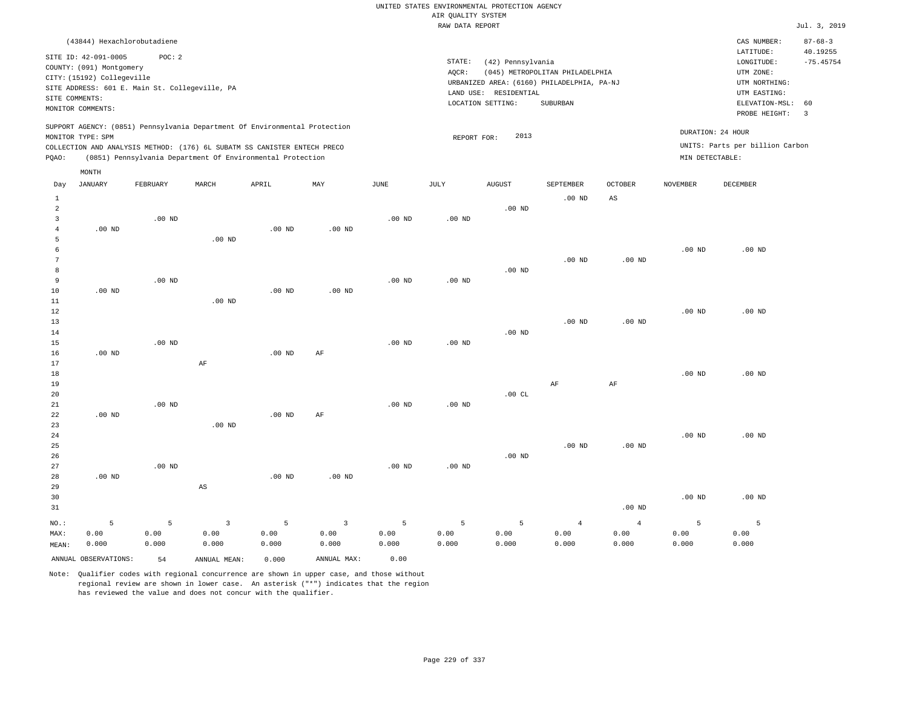UNITED STATES ENVIRONMENTAL PROTECTION AGENCY
AIR QUALITY SYSTEM
RAW DATA REPORT

Jul. 3, 2019

(43844) Hexachlorobutadiene

SITE ID: 42-091-0005 POC: 2
COUNTY: (091) Montgomery
CITY: (15192) Collegeville
SITE ADDRESS: 601 E. Main St. Collegeville, PA
SITE COMMENTS:
MONITOR COMMENTS:

STATE: (42) Pennsylvania
AQCR: (045) METROPOLITAN PHILADELPHIA
URBANIZED AREA: (6160) PHILADELPHIA, PA-NJ
LAND USE: RESIDENTIAL
LOCATION SETTING: SUBURBAN

CAS NUMBER: 87-68-3
LATITUDE: 40.19255
LONGITUDE: -75.45754
UTM ZONE:
UTM NORTHING:
UTM EASTING:
ELEVATION-MSL: 60
PROBE HEIGHT: 3

SUPPORT AGENCY: (0851) Pennsylvania Department Of Environmental Protection
MONITOR TYPE: SPM
COLLECTION AND ANALYSIS METHOD: (176) 6L SUBATM SS CANISTER ENTECH PRECO
PQAO: (0851) Pennsylvania Department Of Environmental Protection

REPORT FOR: 2013

DURATION: 24 HOUR
UNITS: Parts per billion Carbon
MIN DETECTABLE:

| Day | JANUARY | FEBRUARY | MARCH | APRIL | MAY | JUNE | JULY | AUGUST | SEPTEMBER | OCTOBER | NOVEMBER | DECEMBER |
|---|---|---|---|---|---|---|---|---|---|---|---|---|
| 1 | | | | | | | | | .00 ND | AS | | |
| 2 | | | | | | | | .00 ND | | | | |
| 3 | | .00 ND | | | | .00 ND | .00 ND | | | | | |
| 4 | .00 ND | | | .00 ND | .00 ND | | | | | | | |
| 5 | | | .00 ND | | | | | | | | | |
| 6 | | | | | | | | | | | .00 ND | .00 ND |
| 7 | | | | | | | | | .00 ND | .00 ND | | |
| 8 | | | | | | | | .00 ND | | | | |
| 9 | | .00 ND | | | | .00 ND | .00 ND | | | | | |
| 10 | .00 ND | | | .00 ND | .00 ND | | | | | | | |
| 11 | | | .00 ND | | | | | | | | | |
| 12 | | | | | | | | | | | .00 ND | .00 ND |
| 13 | | | | | | | | | .00 ND | .00 ND | | |
| 14 | | | | | | | | .00 ND | | | | |
| 15 | | .00 ND | | | | .00 ND | .00 ND | | | | | |
| 16 | .00 ND | | | .00 ND | AF | | | | | | | |
| 17 | | | AF | | | | | | | | | |
| 18 | | | | | | | | | | | .00 ND | .00 ND |
| 19 | | | | | | | | | AF | AF | | |
| 20 | | | | | | | | .00 CL | | | | |
| 21 | | .00 ND | | | | .00 ND | .00 ND | | | | | |
| 22 | .00 ND | | | .00 ND | AF | | | | | | | |
| 23 | | | .00 ND | | | | | | | | | |
| 24 | | | | | | | | | | | .00 ND | .00 ND |
| 25 | | | | | | | | | .00 ND | .00 ND | | |
| 26 | | | | | | | | .00 ND | | | | |
| 27 | | .00 ND | | | | .00 ND | .00 ND | | | | | |
| 28 | .00 ND | | | .00 ND | .00 ND | | | | | | | |
| 29 | | | AS | | | | | | | | | |
| 30 | | | | | | | | | | | .00 ND | .00 ND |
| 31 | | | | | | | | | | .00 ND | | |
| NO.: | 5 | 5 | 3 | 5 | 3 | 5 | 5 | 5 | 4 | 4 | 5 | 5 |
| MAX: | 0.00 | 0.00 | 0.00 | 0.00 | 0.00 | 0.00 | 0.00 | 0.00 | 0.00 | 0.00 | 0.00 | 0.00 |
| MEAN: | 0.000 | 0.000 | 0.000 | 0.000 | 0.000 | 0.000 | 0.000 | 0.000 | 0.000 | 0.000 | 0.000 | 0.000 |

ANNUAL OBSERVATIONS: 54 ANNUAL MEAN: 0.000 ANNUAL MAX: 0.00

Note: Qualifier codes with regional concurrence are shown in upper case, and those without regional review are shown in lower case. An asterisk ("*") indicates that the region has reviewed the value and does not concur with the qualifier.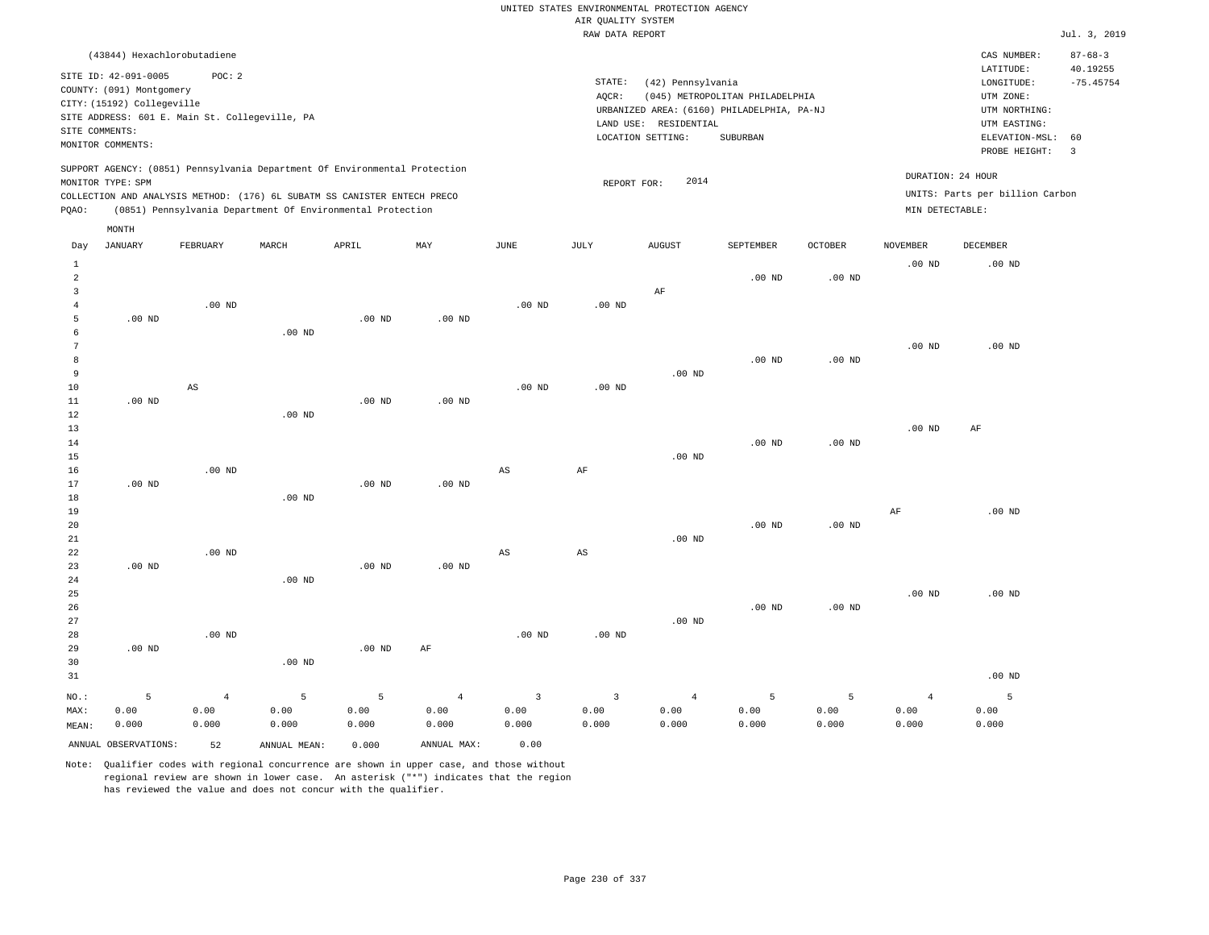UNITED STATES ENVIRONMENTAL PROTECTION AGENCY
AIR QUALITY SYSTEM
RAW DATA REPORT

Jul. 3, 2019

(43844) Hexachlorobutadiene

SITE ID: 42-091-0005 POC: 2
COUNTY: (091) Montgomery
CITY: (15192) Collegeville
SITE ADDRESS: 601 E. Main St. Collegeville, PA
SITE COMMENTS:
MONITOR COMMENTS:

STATE: (42) Pennsylvania
AQCR: (045) METROPOLITAN PHILADELPHIA
URBANIZED AREA: (6160) PHILADELPHIA, PA-NJ
LAND USE: RESIDENTIAL
LOCATION SETTING: SUBURBAN

CAS NUMBER: 87-68-3
LATITUDE: 40.19255
LONGITUDE: -75.45754
UTM ZONE:
UTM NORTHING:
UTM EASTING:
ELEVATION-MSL: 60
PROBE HEIGHT: 3

SUPPORT AGENCY: (0851) Pennsylvania Department Of Environmental Protection
MONITOR TYPE: SPM
COLLECTION AND ANALYSIS METHOD: (176) 6L SUBATM SS CANISTER ENTECH PRECO
PQAO: (0851) Pennsylvania Department Of Environmental Protection

REPORT FOR: 2014

DURATION: 24 HOUR
UNITS: Parts per billion Carbon
MIN DETECTABLE:

| Day | JANUARY | FEBRUARY | MARCH | APRIL | MAY | JUNE | JULY | AUGUST | SEPTEMBER | OCTOBER | NOVEMBER | DECEMBER |
|---|---|---|---|---|---|---|---|---|---|---|---|---|
| 1 | | | | | | | | | | | .00 ND | .00 ND |
| 2 | | | | | | | | | .00 ND | .00 ND | | |
| 3 | | | | | | | | AF | | | | |
| 4 | | .00 ND | | | | .00 ND | .00 ND | | | | | |
| 5 | .00 ND | | | .00 ND | .00 ND | | | | | | | |
| 6 | | | .00 ND | | | | | | | | | |
| 7 | | | | | | | | | | | .00 ND | .00 ND |
| 8 | | | | | | | | | .00 ND | .00 ND | | |
| 9 | | | | | | | | .00 ND | | | | |
| 10 | | AS | | | | .00 ND | .00 ND | | | | | |
| 11 | .00 ND | | | .00 ND | .00 ND | | | | | | | |
| 12 | | | .00 ND | | | | | | | | | |
| 13 | | | | | | | | | | | .00 ND | AF |
| 14 | | | | | | | | | .00 ND | .00 ND | | |
| 15 | | | | | | | | .00 ND | | | | |
| 16 | | .00 ND | | | | AS | AF | | | | | |
| 17 | .00 ND | | | .00 ND | .00 ND | | | | | | | |
| 18 | | | .00 ND | | | | | | | | | |
| 19 | | | | | | | | | | | AF | .00 ND |
| 20 | | | | | | | | | .00 ND | .00 ND | | |
| 21 | | | | | | | | .00 ND | | | | |
| 22 | | .00 ND | | | | AS | AS | | | | | |
| 23 | .00 ND | | | .00 ND | .00 ND | | | | | | | |
| 24 | | | .00 ND | | | | | | | | | |
| 25 | | | | | | | | | | | .00 ND | .00 ND |
| 26 | | | | | | | | | .00 ND | .00 ND | | |
| 27 | | | | | | | | .00 ND | | | | |
| 28 | | .00 ND | | | | .00 ND | .00 ND | | | | | |
| 29 | .00 ND | | | .00 ND | AF | | | | | | | |
| 30 | | | .00 ND | | | | | | | | | |
| 31 | | | | | | | | | | | | .00 ND |
| NO.: | 5 | 4 | 5 | 5 | 4 | 3 | 3 | 4 | 5 | 5 | 4 | 5 |
| MAX: | 0.00 | 0.00 | 0.00 | 0.00 | 0.00 | 0.00 | 0.00 | 0.00 | 0.00 | 0.00 | 0.00 | 0.00 |
| MEAN: | 0.000 | 0.000 | 0.000 | 0.000 | 0.000 | 0.000 | 0.000 | 0.000 | 0.000 | 0.000 | 0.000 | 0.000 |

ANNUAL OBSERVATIONS: 52 ANNUAL MEAN: 0.000 ANNUAL MAX: 0.00

Note: Qualifier codes with regional concurrence are shown in upper case, and those without regional review are shown in lower case. An asterisk ("*") indicates that the region has reviewed the value and does not concur with the qualifier.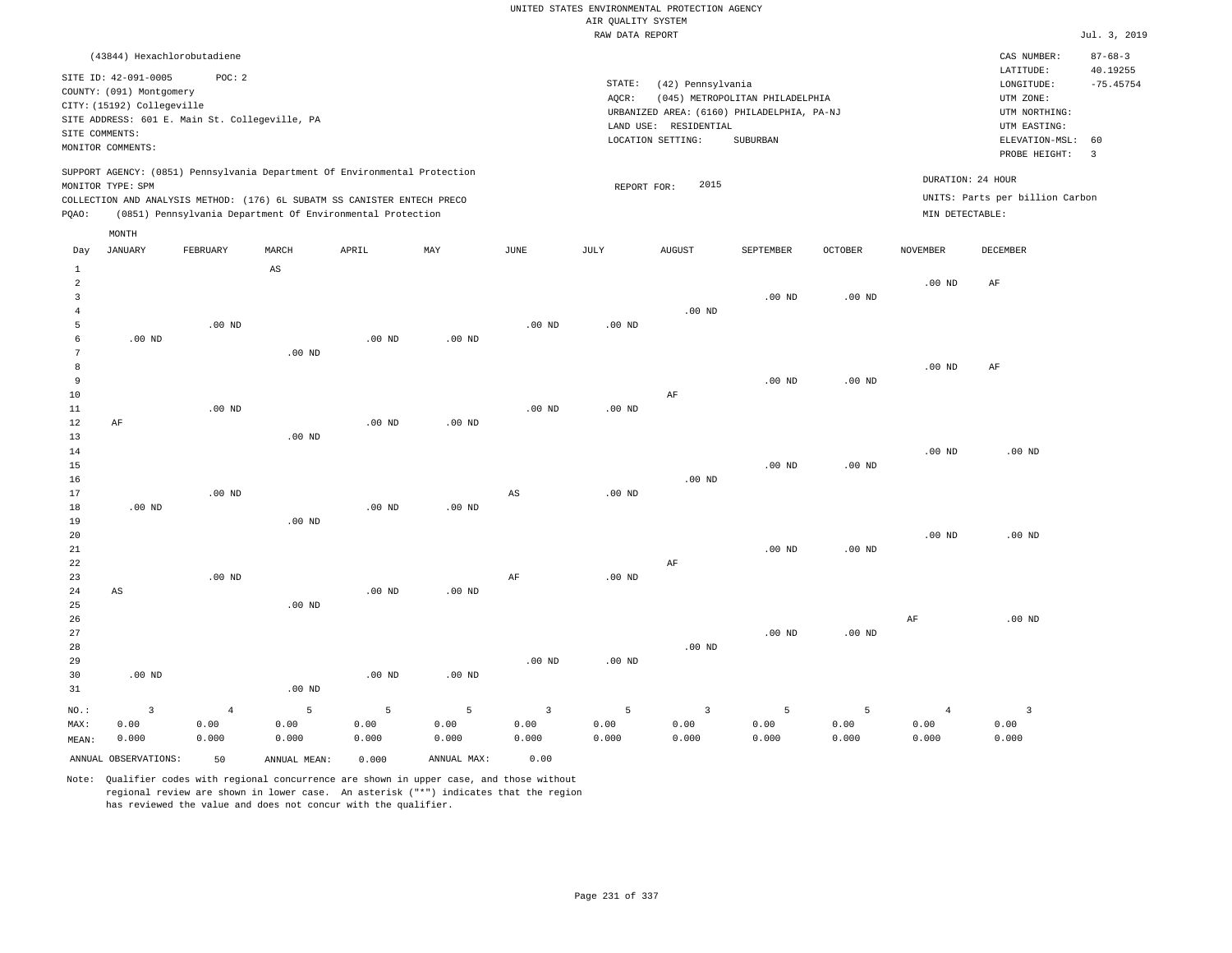UNITED STATES ENVIRONMENTAL PROTECTION AGENCY
AIR QUALITY SYSTEM
RAW DATA REPORT

Jul. 3, 2019

(43844) Hexachlorobutadiene

SITE ID: 42-091-0005 POC: 2
COUNTY: (091) Montgomery
CITY: (15192) Collegeville
SITE ADDRESS: 601 E. Main St. Collegeville, PA
SITE COMMENTS:
MONITOR COMMENTS:

STATE: (42) Pennsylvania
AQCR: (045) METROPOLITAN PHILADELPHIA
URBANIZED AREA: (6160) PHILADELPHIA, PA-NJ
LAND USE: RESIDENTIAL
LOCATION SETTING: SUBURBAN

CAS NUMBER: 87-68-3
LATITUDE: 40.19255
LONGITUDE: -75.45754
UTM ZONE:
UTM NORTHING:
UTM EASTING:
ELEVATION-MSL: 60
PROBE HEIGHT: 3

SUPPORT AGENCY: (0851) Pennsylvania Department Of Environmental Protection
MONITOR TYPE: SPM
COLLECTION AND ANALYSIS METHOD: (176) 6L SUBATM SS CANISTER ENTECH PRECO
PQAO: (0851) Pennsylvania Department Of Environmental Protection

REPORT FOR: 2015

DURATION: 24 HOUR
UNITS: Parts per billion Carbon
MIN DETECTABLE:

| Day | JANUARY | FEBRUARY | MARCH | APRIL | MAY | JUNE | JULY | AUGUST | SEPTEMBER | OCTOBER | NOVEMBER | DECEMBER |
|---|---|---|---|---|---|---|---|---|---|---|---|---|
| 1 | | | AS | | | | | | | | | |
| 2 | | | | | | | | | | | .00 ND | AF |
| 3 | | | | | | | | | .00 ND | .00 ND | | |
| 4 | | | | | | | | .00 ND | | | | |
| 5 | | .00 ND | | | | .00 ND | .00 ND | | | | | |
| 6 | .00 ND | | | .00 ND | .00 ND | | | | | | | |
| 7 | | | .00 ND | | | | | | | | | |
| 8 | | | | | | | | | | | .00 ND | AF |
| 9 | | | | | | | | | .00 ND | .00 ND | | |
| 10 | | | | | | | | AF | | | | |
| 11 | | .00 ND | | | | .00 ND | .00 ND | | | | | |
| 12 | AF | | | .00 ND | .00 ND | | | | | | | |
| 13 | | | .00 ND | | | | | | | | | |
| 14 | | | | | | | | | | | .00 ND | .00 ND |
| 15 | | | | | | | | | .00 ND | .00 ND | | |
| 16 | | | | | | | | .00 ND | | | | |
| 17 | | .00 ND | | | | AS | .00 ND | | | | | |
| 18 | .00 ND | | | .00 ND | .00 ND | | | | | | | |
| 19 | | | .00 ND | | | | | | | | | |
| 20 | | | | | | | | | | | .00 ND | .00 ND |
| 21 | | | | | | | | | .00 ND | .00 ND | | |
| 22 | | | | | | | | AF | | | | |
| 23 | | .00 ND | | | | AF | .00 ND | | | | | |
| 24 | AS | | | .00 ND | .00 ND | | | | | | | |
| 25 | | | .00 ND | | | | | | | | | |
| 26 | | | | | | | | | | | AF | .00 ND |
| 27 | | | | | | | | | .00 ND | .00 ND | | |
| 28 | | | | | | | | .00 ND | | | | |
| 29 | | | | | | .00 ND | .00 ND | | | | | |
| 30 | .00 ND | | | .00 ND | .00 ND | | | | | | | |
| 31 | | | .00 ND | | | | | | | | | |
| NO.: | 3 | 4 | 5 | 5 | 5 | 3 | 5 | 3 | 5 | 5 | 4 | 3 |
| MAX: | 0.00 | 0.00 | 0.00 | 0.00 | 0.00 | 0.00 | 0.00 | 0.00 | 0.00 | 0.00 | 0.00 | 0.00 |
| MEAN: | 0.000 | 0.000 | 0.000 | 0.000 | 0.000 | 0.000 | 0.000 | 0.000 | 0.000 | 0.000 | 0.000 | 0.000 |

ANNUAL OBSERVATIONS: 50 ANNUAL MEAN: 0.000 ANNUAL MAX: 0.00

Note: Qualifier codes with regional concurrence are shown in upper case, and those without regional review are shown in lower case. An asterisk ("*") indicates that the region has reviewed the value and does not concur with the qualifier.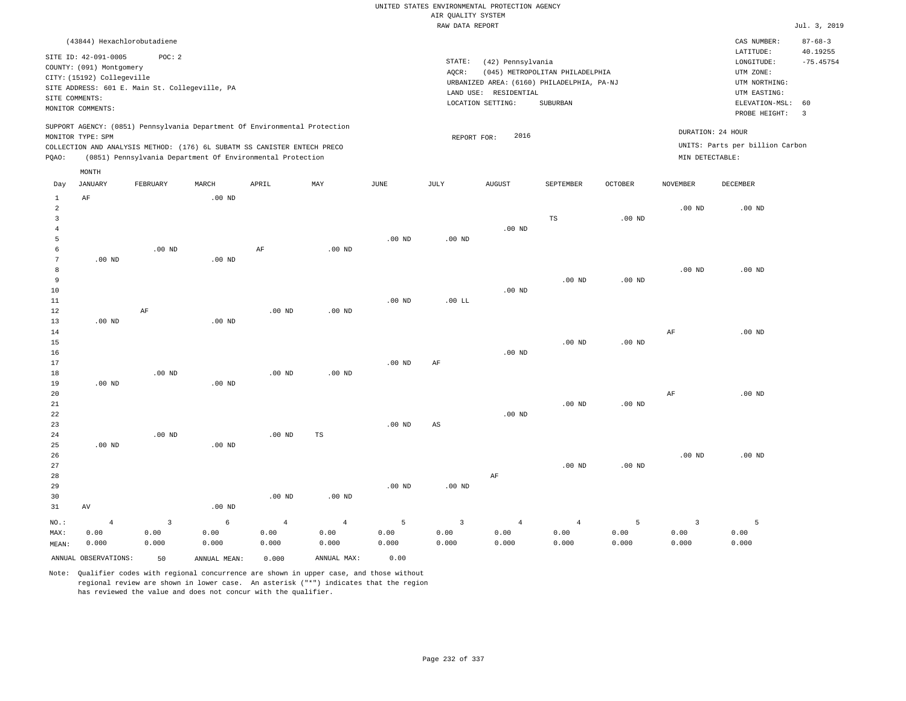UNITED STATES ENVIRONMENTAL PROTECTION AGENCY
AIR QUALITY SYSTEM
RAW DATA REPORT

Jul. 3, 2019

(43844) Hexachlorobutadiene

SITE ID: 42-091-0005 POC: 2
COUNTY: (091) Montgomery
CITY: (15192) Collegeville
SITE ADDRESS: 601 E. Main St. Collegeville, PA
SITE COMMENTS:
MONITOR COMMENTS:

STATE: (42) Pennsylvania
AQCR: (045) METROPOLITAN PHILADELPHIA
URBANIZED AREA: (6160) PHILADELPHIA, PA-NJ
LAND USE: RESIDENTIAL
LOCATION SETTING: SUBURBAN

CAS NUMBER: 87-68-3
LATITUDE: 40.19255
LONGITUDE: -75.45754
UTM ZONE:
UTM NORTHING:
UTM EASTING:
ELEVATION-MSL: 60
PROBE HEIGHT: 3

SUPPORT AGENCY: (0851) Pennsylvania Department Of Environmental Protection
MONITOR TYPE: SPM
COLLECTION AND ANALYSIS METHOD: (176) 6L SUBATM SS CANISTER ENTECH PRECO
PQAO: (0851) Pennsylvania Department Of Environmental Protection

REPORT FOR: 2016

DURATION: 24 HOUR
UNITS: Parts per billion Carbon
MIN DETECTABLE:

| Day | JANUARY | FEBRUARY | MARCH | APRIL | MAY | JUNE | JULY | AUGUST | SEPTEMBER | OCTOBER | NOVEMBER | DECEMBER |
|---|---|---|---|---|---|---|---|---|---|---|---|---|
| 1 | AF | | .00 ND | | | | | | | | | |
| 2 | | | | | | | | | | | .00 ND | .00 ND |
| 3 | | | | | | | | | TS | .00 ND | | |
| 4 | | | | | | | | .00 ND | | | | |
| 5 | | | | | | .00 ND | .00 ND | | | | | |
| 6 | | .00 ND | | AF | .00 ND | | | | | | | |
| 7 | .00 ND | | .00 ND | | | | | | | | | |
| 8 | | | | | | | | | | | .00 ND | .00 ND |
| 9 | | | | | | | | | .00 ND | .00 ND | | |
| 10 | | | | | | | | .00 ND | | | | |
| 11 | | | | | | .00 ND | .00 LL | | | | | |
| 12 | | AF | | .00 ND | .00 ND | | | | | | | |
| 13 | .00 ND | | .00 ND | | | | | | | | | |
| 14 | | | | | | | | | | | AF | .00 ND |
| 15 | | | | | | | | | .00 ND | .00 ND | | |
| 16 | | | | | | | | .00 ND | | | | |
| 17 | | | | | | .00 ND | AF | | | | | |
| 18 | | .00 ND | | .00 ND | .00 ND | | | | | | | |
| 19 | .00 ND | | .00 ND | | | | | | | | | |
| 20 | | | | | | | | | | | AF | .00 ND |
| 21 | | | | | | | | | .00 ND | .00 ND | | |
| 22 | | | | | | | | .00 ND | | | | |
| 23 | | | | | | .00 ND | AS | | | | | |
| 24 | | .00 ND | | .00 ND | TS | | | | | | | |
| 25 | .00 ND | | .00 ND | | | | | | | | | |
| 26 | | | | | | | | | | | .00 ND | .00 ND |
| 27 | | | | | | | | | .00 ND | .00 ND | | |
| 28 | | | | | | | | AF | | | | |
| 29 | | | | | | .00 ND | .00 ND | | | | | |
| 30 | | | | .00 ND | .00 ND | | | | | | | |
| 31 | AV | | .00 ND | | | | | | | | | |
| NO.: | 4 | 3 | 6 | 4 | 4 | 5 | 3 | 4 | 4 | 5 | 3 | 5 |
| MAX: | 0.00 | 0.00 | 0.00 | 0.00 | 0.00 | 0.00 | 0.00 | 0.00 | 0.00 | 0.00 | 0.00 | 0.00 |
| MEAN: | 0.000 | 0.000 | 0.000 | 0.000 | 0.000 | 0.000 | 0.000 | 0.000 | 0.000 | 0.000 | 0.000 | 0.000 |

ANNUAL OBSERVATIONS: 50 ANNUAL MEAN: 0.000 ANNUAL MAX: 0.00

Note: Qualifier codes with regional concurrence are shown in upper case, and those without regional review are shown in lower case. An asterisk ("*") indicates that the region has reviewed the value and does not concur with the qualifier.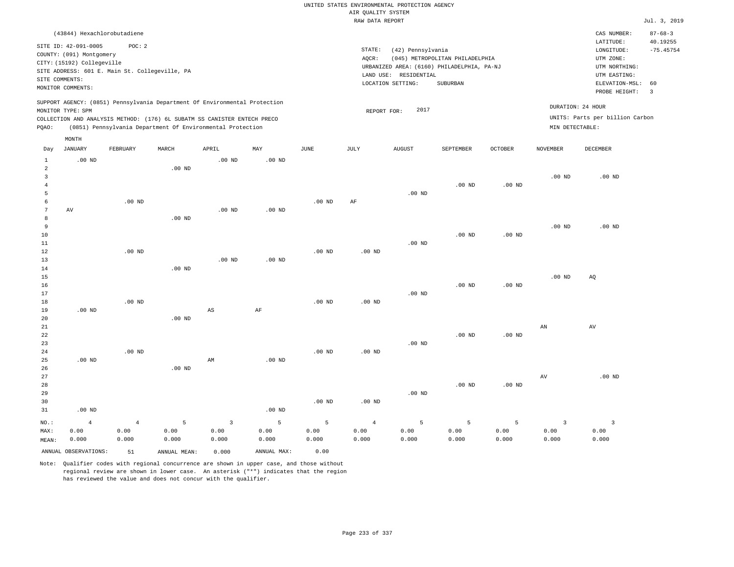UNITED STATES ENVIRONMENTAL PROTECTION AGENCY
AIR QUALITY SYSTEM
RAW DATA REPORT

Jul. 3, 2019

(43844) Hexachlorobutadiene

SITE ID: 42-091-0005 POC: 2
COUNTY: (091) Montgomery
CITY: (15192) Collegeville
SITE ADDRESS: 601 E. Main St. Collegeville, PA
SITE COMMENTS:
MONITOR COMMENTS:

STATE: (42) Pennsylvania
AQCR: (045) METROPOLITAN PHILADELPHIA
URBANIZED AREA: (6160) PHILADELPHIA, PA-NJ
LAND USE: RESIDENTIAL
LOCATION SETTING: SUBURBAN

CAS NUMBER: 87-68-3
LATITUDE: 40.19255
LONGITUDE: -75.45754
UTM ZONE:
UTM NORTHING:
UTM EASTING:
ELEVATION-MSL: 60
PROBE HEIGHT: 3

SUPPORT AGENCY: (0851) Pennsylvania Department Of Environmental Protection
MONITOR TYPE: SPM
COLLECTION AND ANALYSIS METHOD: (176) 6L SUBATM SS CANISTER ENTECH PRECO
PQAO: (0851) Pennsylvania Department Of Environmental Protection

REPORT FOR: 2017

DURATION: 24 HOUR
UNITS: Parts per billion Carbon
MIN DETECTABLE:

| Day | JANUARY | FEBRUARY | MARCH | APRIL | MAY | JUNE | JULY | AUGUST | SEPTEMBER | OCTOBER | NOVEMBER | DECEMBER |
|---|---|---|---|---|---|---|---|---|---|---|---|---|
| 1 | .00 ND | | | .00 ND | .00 ND | | | | | | | |
| 2 | | | .00 ND | | | | | | | | | |
| 3 | | | | | | | | | | | .00 ND | .00 ND |
| 4 | | | | | | | | | .00 ND | .00 ND | | |
| 5 | | | | | | | | .00 ND | | | | |
| 6 | | .00 ND | | | | .00 ND | AF | | | | | |
| 7 | AV | | | .00 ND | .00 ND | | | | | | | |
| 8 | | | .00 ND | | | | | | | | | |
| 9 | | | | | | | | | | | .00 ND | .00 ND |
| 10 | | | | | | | | | .00 ND | .00 ND | | |
| 11 | | | | | | | | .00 ND | | | | |
| 12 | | .00 ND | | | | .00 ND | .00 ND | | | | | |
| 13 | | | | .00 ND | .00 ND | | | | | | | |
| 14 | | | .00 ND | | | | | | | | | |
| 15 | | | | | | | | | | | .00 ND | AQ |
| 16 | | | | | | | | | .00 ND | .00 ND | | |
| 17 | | | | | | | | .00 ND | | | | |
| 18 | | .00 ND | | | | .00 ND | .00 ND | | | | | |
| 19 | .00 ND | | | AS | AF | | | | | | | |
| 20 | | | .00 ND | | | | | | | | | |
| 21 | | | | | | | | | | | AN | AV |
| 22 | | | | | | | | | .00 ND | .00 ND | | |
| 23 | | | | | | | | .00 ND | | | | |
| 24 | | .00 ND | | | | .00 ND | .00 ND | | | | | |
| 25 | .00 ND | | | AM | .00 ND | | | | | | | |
| 26 | | | .00 ND | | | | | | | | | |
| 27 | | | | | | | | | | | AV | .00 ND |
| 28 | | | | | | | | | .00 ND | .00 ND | | |
| 29 | | | | | | | | .00 ND | | | | |
| 30 | | | | | | .00 ND | .00 ND | | | | | |
| 31 | .00 ND | | | | .00 ND | | | | | | | |
| NO.: | 4 | 4 | 5 | 3 | 5 | 5 | 4 | 5 | 5 | 5 | 3 | 3 |
| MAX: | 0.00 | 0.00 | 0.00 | 0.00 | 0.00 | 0.00 | 0.00 | 0.00 | 0.00 | 0.00 | 0.00 | 0.00 |
| MEAN: | 0.000 | 0.000 | 0.000 | 0.000 | 0.000 | 0.000 | 0.000 | 0.000 | 0.000 | 0.000 | 0.000 | 0.000 |

ANNUAL OBSERVATIONS: 51 ANNUAL MEAN: 0.000 ANNUAL MAX: 0.00

Note: Qualifier codes with regional concurrence are shown in upper case, and those without regional review are shown in lower case. An asterisk ("*") indicates that the region has reviewed the value and does not concur with the qualifier.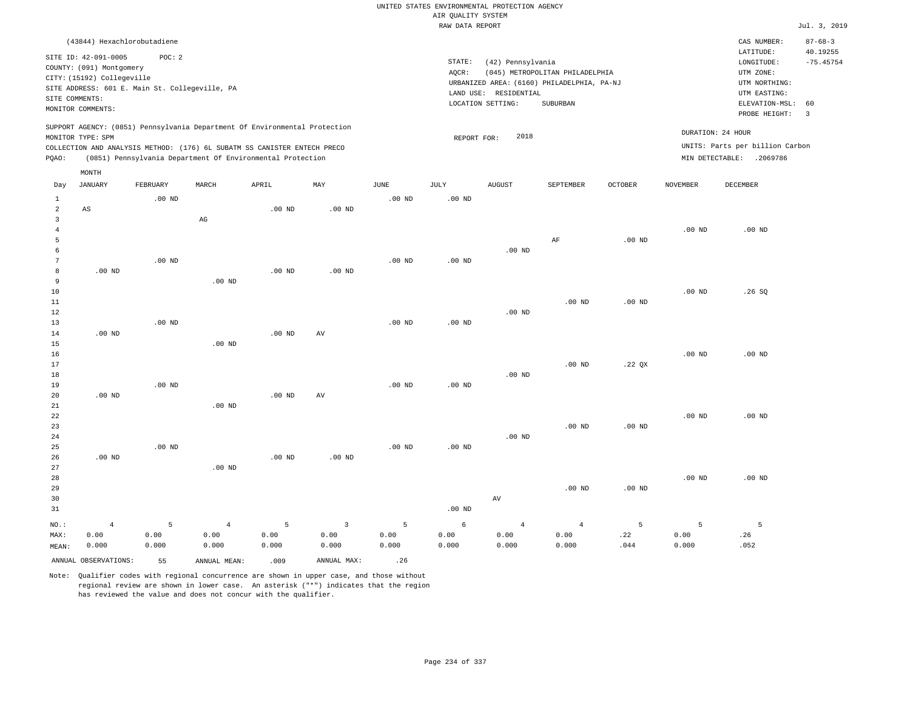UNITED STATES ENVIRONMENTAL PROTECTION AGENCY
AIR QUALITY SYSTEM
RAW DATA REPORT

Jul. 3, 2019

(43844) Hexachlorobutadiene

SITE ID: 42-091-0005 POC: 2
COUNTY: (091) Montgomery
CITY: (15192) Collegeville
SITE ADDRESS: 601 E. Main St. Collegeville, PA
SITE COMMENTS:
MONITOR COMMENTS:

STATE: (42) Pennsylvania
AQCR: (045) METROPOLITAN PHILADELPHIA
URBANIZED AREA: (6160) PHILADELPHIA, PA-NJ
LAND USE: RESIDENTIAL
LOCATION SETTING: SUBURBAN

CAS NUMBER: 87-68-3
LATITUDE: 40.19255
LONGITUDE: -75.45754
UTM ZONE:
UTM NORTHING:
UTM EASTING:
ELEVATION-MSL: 60
PROBE HEIGHT: 3

SUPPORT AGENCY: (0851) Pennsylvania Department Of Environmental Protection
MONITOR TYPE: SPM
COLLECTION AND ANALYSIS METHOD: (176) 6L SUBATM SS CANISTER ENTECH PRECO
PQAO: (0851) Pennsylvania Department Of Environmental Protection

REPORT FOR: 2018

DURATION: 24 HOUR
UNITS: Parts per billion Carbon
MIN DETECTABLE: .2069786

| Day | JANUARY | FEBRUARY | MARCH | APRIL | MAY | JUNE | JULY | AUGUST | SEPTEMBER | OCTOBER | NOVEMBER | DECEMBER |
|---|---|---|---|---|---|---|---|---|---|---|---|---|
| 1 | | .00 ND | | | | .00 ND | .00 ND | | | | | |
| 2 | AS | | | .00 ND | .00 ND | | | | | | | |
| 3 | | | AG | | | | | | | | | |
| 4 | | | | | | | | | | | .00 ND | .00 ND |
| 5 | | | | | | | | | AF | .00 ND | | |
| 6 | | | | | | | | .00 ND | | | | |
| 7 | | .00 ND | | | | .00 ND | .00 ND | | | | | |
| 8 | .00 ND | | | .00 ND | .00 ND | | | | | | | |
| 9 | | | .00 ND | | | | | | | | | |
| 10 | | | | | | | | | | | .00 ND | .26 SQ |
| 11 | | | | | | | | | .00 ND | .00 ND | | |
| 12 | | | | | | | | .00 ND | | | | |
| 13 | | .00 ND | | | | .00 ND | .00 ND | | | | | |
| 14 | .00 ND | | | .00 ND | AV | | | | | | | |
| 15 | | | .00 ND | | | | | | | | | |
| 16 | | | | | | | | | | | .00 ND | .00 ND |
| 17 | | | | | | | | | .00 ND | .22 QX | | |
| 18 | | | | | | | | .00 ND | | | | |
| 19 | | .00 ND | | | | .00 ND | .00 ND | | | | | |
| 20 | .00 ND | | | .00 ND | AV | | | | | | | |
| 21 | | | .00 ND | | | | | | | | | |
| 22 | | | | | | | | | | | .00 ND | .00 ND |
| 23 | | | | | | | | | .00 ND | .00 ND | | |
| 24 | | | | | | | | .00 ND | | | | |
| 25 | | .00 ND | | | | .00 ND | .00 ND | | | | | |
| 26 | .00 ND | | | .00 ND | .00 ND | | | | | | | |
| 27 | | | .00 ND | | | | | | | | | |
| 28 | | | | | | | | | | | .00 ND | .00 ND |
| 29 | | | | | | | | | .00 ND | .00 ND | | |
| 30 | | | | | | | | AV | | | | |
| 31 | | | | | | | .00 ND | | | | | |
| NO.: | 4 | 5 | 4 | 5 | 3 | 5 | 6 | 4 | 4 | 5 | 5 | 5 |
| MAX: | 0.00 | 0.00 | 0.00 | 0.00 | 0.00 | 0.00 | 0.00 | 0.00 | 0.00 | .22 | 0.00 | .26 |
| MEAN: | 0.000 | 0.000 | 0.000 | 0.000 | 0.000 | 0.000 | 0.000 | 0.000 | 0.000 | .044 | 0.000 | .052 |

ANNUAL OBSERVATIONS: 55 ANNUAL MEAN: .009 ANNUAL MAX: .26

Note: Qualifier codes with regional concurrence are shown in upper case, and those without regional review are shown in lower case. An asterisk ("*") indicates that the region has reviewed the value and does not concur with the qualifier.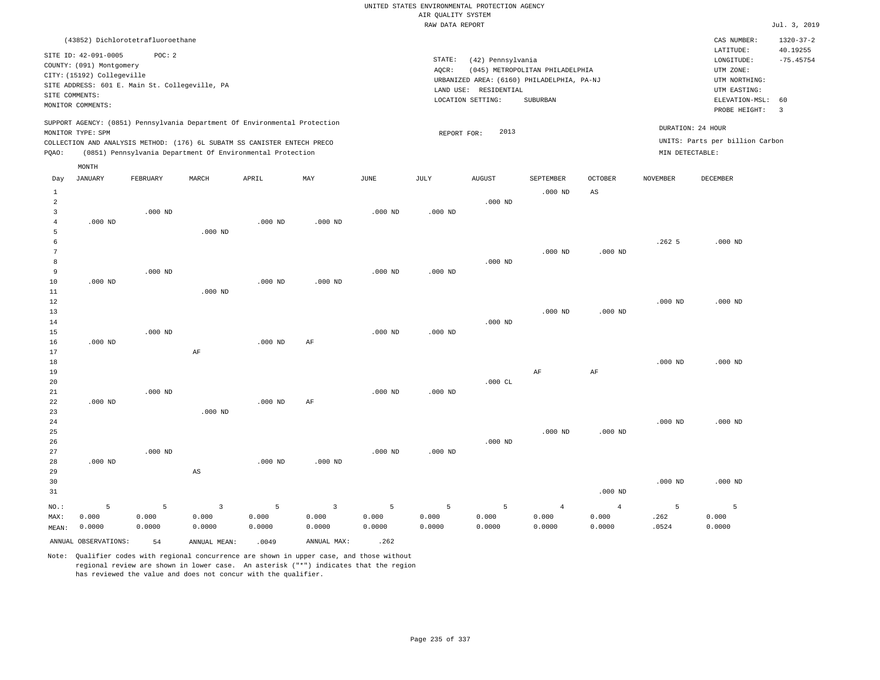UNITED STATES ENVIRONMENTAL PROTECTION AGENCY
AIR QUALITY SYSTEM
RAW DATA REPORT

Jul. 3, 2019

(43852) Dichlorotetrafluoroethane

SITE ID: 42-091-0005 POC: 2
COUNTY: (091) Montgomery
CITY: (15192) Collegeville
SITE ADDRESS: 601 E. Main St. Collegeville, PA
SITE COMMENTS:
MONITOR COMMENTS:

STATE: (42) Pennsylvania
AQCR: (045) METROPOLITAN PHILADELPHIA
URBANIZED AREA: (6160) PHILADELPHIA, PA-NJ
LAND USE: RESIDENTIAL
LOCATION SETTING: SUBURBAN

CAS NUMBER: 1320-37-2
LATITUDE: 40.19255
LONGITUDE: -75.45754
UTM ZONE:
UTM NORTHING:
UTM EASTING:
ELEVATION-MSL: 60
PROBE HEIGHT: 3

SUPPORT AGENCY: (0851) Pennsylvania Department Of Environmental Protection
MONITOR TYPE: SPM
COLLECTION AND ANALYSIS METHOD: (176) 6L SUBATM SS CANISTER ENTECH PRECO
PQAO: (0851) Pennsylvania Department Of Environmental Protection

REPORT FOR: 2013

DURATION: 24 HOUR
UNITS: Parts per billion Carbon
MIN DETECTABLE:

| Day | JANUARY | FEBRUARY | MARCH | APRIL | MAY | JUNE | JULY | AUGUST | SEPTEMBER | OCTOBER | NOVEMBER | DECEMBER |
|---|---|---|---|---|---|---|---|---|---|---|---|---|
| 1 | | | | | | | | | .000 ND | AS | | |
| 2 | | | | | | | | .000 ND | | | | |
| 3 | | .000 ND | | | | .000 ND | .000 ND | | | | | |
| 4 | .000 ND | | | .000 ND | .000 ND | | | | | | | |
| 5 | | | .000 ND | | | | | | | | | |
| 6 | | | | | | | | | | | .262 5 | .000 ND |
| 7 | | | | | | | | | .000 ND | .000 ND | | |
| 8 | | | | | | | | .000 ND | | | | |
| 9 | | .000 ND | | | | .000 ND | .000 ND | | | | | |
| 10 | .000 ND | | | .000 ND | .000 ND | | | | | | | |
| 11 | | | .000 ND | | | | | | | | | |
| 12 | | | | | | | | | | | .000 ND | .000 ND |
| 13 | | | | | | | | | .000 ND | .000 ND | | |
| 14 | | | | | | | | .000 ND | | | | |
| 15 | | .000 ND | | | | .000 ND | .000 ND | | | | | |
| 16 | .000 ND | | | .000 ND | AF | | | | | | | |
| 17 | | | AF | | | | | | | | | |
| 18 | | | | | | | | | | | .000 ND | .000 ND |
| 19 | | | | | | | | | AF | AF | | |
| 20 | | | | | | | | .000 CL | | | | |
| 21 | | .000 ND | | | | .000 ND | .000 ND | | | | | |
| 22 | .000 ND | | | .000 ND | AF | | | | | | | |
| 23 | | | .000 ND | | | | | | | | | |
| 24 | | | | | | | | | | | .000 ND | .000 ND |
| 25 | | | | | | | | | .000 ND | .000 ND | | |
| 26 | | | | | | | | .000 ND | | | | |
| 27 | | .000 ND | | | | .000 ND | .000 ND | | | | | |
| 28 | .000 ND | | | .000 ND | .000 ND | | | | | | | |
| 29 | | | AS | | | | | | | | | |
| 30 | | | | | | | | | | | .000 ND | .000 ND |
| 31 | | | | | | | | | | .000 ND | | |
| NO.: | 5 | 5 | 3 | 5 | 3 | 5 | 5 | 5 | 4 | 4 | 5 | 5 |
| MAX: | 0.000 | 0.000 | 0.000 | 0.000 | 0.000 | 0.000 | 0.000 | 0.000 | 0.000 | 0.000 | .262 | 0.000 |
| MEAN: | 0.0000 | 0.0000 | 0.0000 | 0.0000 | 0.0000 | 0.0000 | 0.0000 | 0.0000 | 0.0000 | 0.0000 | .0524 | 0.0000 |

ANNUAL OBSERVATIONS: 54 ANNUAL MEAN: .0049 ANNUAL MAX: .262

Note: Qualifier codes with regional concurrence are shown in upper case, and those without regional review are shown in lower case. An asterisk ("*") indicates that the region has reviewed the value and does not concur with the qualifier.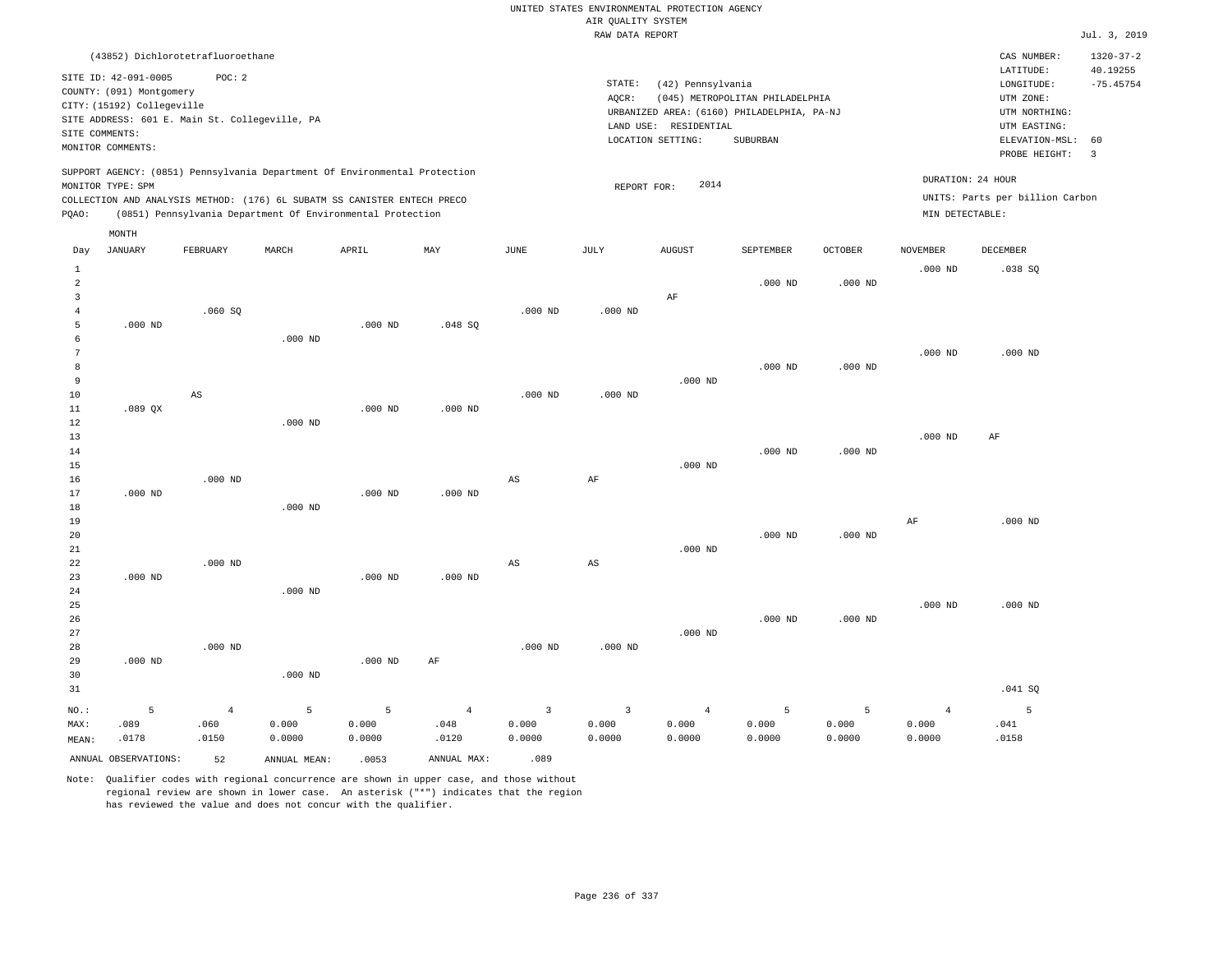UNITED STATES ENVIRONMENTAL PROTECTION AGENCY
AIR QUALITY SYSTEM
RAW DATA REPORT

Jul. 3, 2019

(43852) Dichlorotetrafluoroethane

SITE ID: 42-091-0005 POC: 2
COUNTY: (091) Montgomery
CITY: (15192) Collegeville
SITE ADDRESS: 601 E. Main St. Collegeville, PA
SITE COMMENTS:
MONITOR COMMENTS:

STATE: (42) Pennsylvania
AQCR: (045) METROPOLITAN PHILADELPHIA
URBANIZED AREA: (6160) PHILADELPHIA, PA-NJ
LAND USE: RESIDENTIAL
LOCATION SETTING: SUBURBAN

CAS NUMBER: 1320-37-2
LATITUDE: 40.19255
LONGITUDE: -75.45754
UTM ZONE:
UTM NORTHING:
UTM EASTING:
ELEVATION-MSL: 60
PROBE HEIGHT: 3

SUPPORT AGENCY: (0851) Pennsylvania Department Of Environmental Protection
MONITOR TYPE: SPM
COLLECTION AND ANALYSIS METHOD: (176) 6L SUBATM SS CANISTER ENTECH PRECO
PQAO: (0851) Pennsylvania Department Of Environmental Protection

REPORT FOR: 2014

DURATION: 24 HOUR
UNITS: Parts per billion Carbon
MIN DETECTABLE:

| Day | JANUARY | FEBRUARY | MARCH | APRIL | MAY | JUNE | JULY | AUGUST | SEPTEMBER | OCTOBER | NOVEMBER | DECEMBER |
|---|---|---|---|---|---|---|---|---|---|---|---|---|
| 1 | | | | | | | | | | | .000 ND | .038 SQ |
| 2 | | | | | | | | | .000 ND | .000 ND | | |
| 3 | | | | | | | | AF | | | | |
| 4 | | .060 SQ | | | | .000 ND | .000 ND | | | | | |
| 5 | .000 ND | | | .000 ND | .048 SQ | | | | | | | |
| 6 | | | .000 ND | | | | | | | | | |
| 7 | | | | | | | | | | | .000 ND | .000 ND |
| 8 | | | | | | | | | .000 ND | .000 ND | | |
| 9 | | | | | | | | .000 ND | | | | |
| 10 | | AS | | | | .000 ND | .000 ND | | | | | |
| 11 | .089 QX | | | .000 ND | .000 ND | | | | | | | |
| 12 | | | .000 ND | | | | | | | | | |
| 13 | | | | | | | | | | | .000 ND | AF |
| 14 | | | | | | | | | .000 ND | .000 ND | | |
| 15 | | | | | | | | .000 ND | | | | |
| 16 | | .000 ND | | | | AS | AF | | | | | |
| 17 | .000 ND | | | .000 ND | .000 ND | | | | | | | |
| 18 | | | .000 ND | | | | | | | | | |
| 19 | | | | | | | | | | | AF | .000 ND |
| 20 | | | | | | | | | .000 ND | .000 ND | | |
| 21 | | | | | | | | .000 ND | | | | |
| 22 | | .000 ND | | | | AS | AS | | | | | |
| 23 | .000 ND | | | .000 ND | .000 ND | | | | | | | |
| 24 | | | .000 ND | | | | | | | | | |
| 25 | | | | | | | | | | | .000 ND | .000 ND |
| 26 | | | | | | | | | .000 ND | .000 ND | | |
| 27 | | | | | | | | .000 ND | | | | |
| 28 | | .000 ND | | | | .000 ND | .000 ND | | | | | |
| 29 | .000 ND | | | .000 ND | AF | | | | | | | |
| 30 | | | .000 ND | | | | | | | | | |
| 31 | | | | | | | | | | | | .041 SQ |
| NO.: | 5 | 4 | 5 | 5 | 4 | 3 | 3 | 4 | 5 | 5 | 4 | 5 |
| MAX: | .089 | .060 | 0.000 | 0.000 | .048 | 0.000 | 0.000 | 0.000 | 0.000 | 0.000 | 0.000 | .041 |
| MEAN: | .0178 | .0150 | 0.0000 | 0.0000 | .0120 | 0.0000 | 0.0000 | 0.0000 | 0.0000 | 0.0000 | 0.0000 | .0158 |

ANNUAL OBSERVATIONS: 52 ANNUAL MEAN: .0053 ANNUAL MAX: .089

Note: Qualifier codes with regional concurrence are shown in upper case, and those without regional review are shown in lower case. An asterisk ("*") indicates that the region has reviewed the value and does not concur with the qualifier.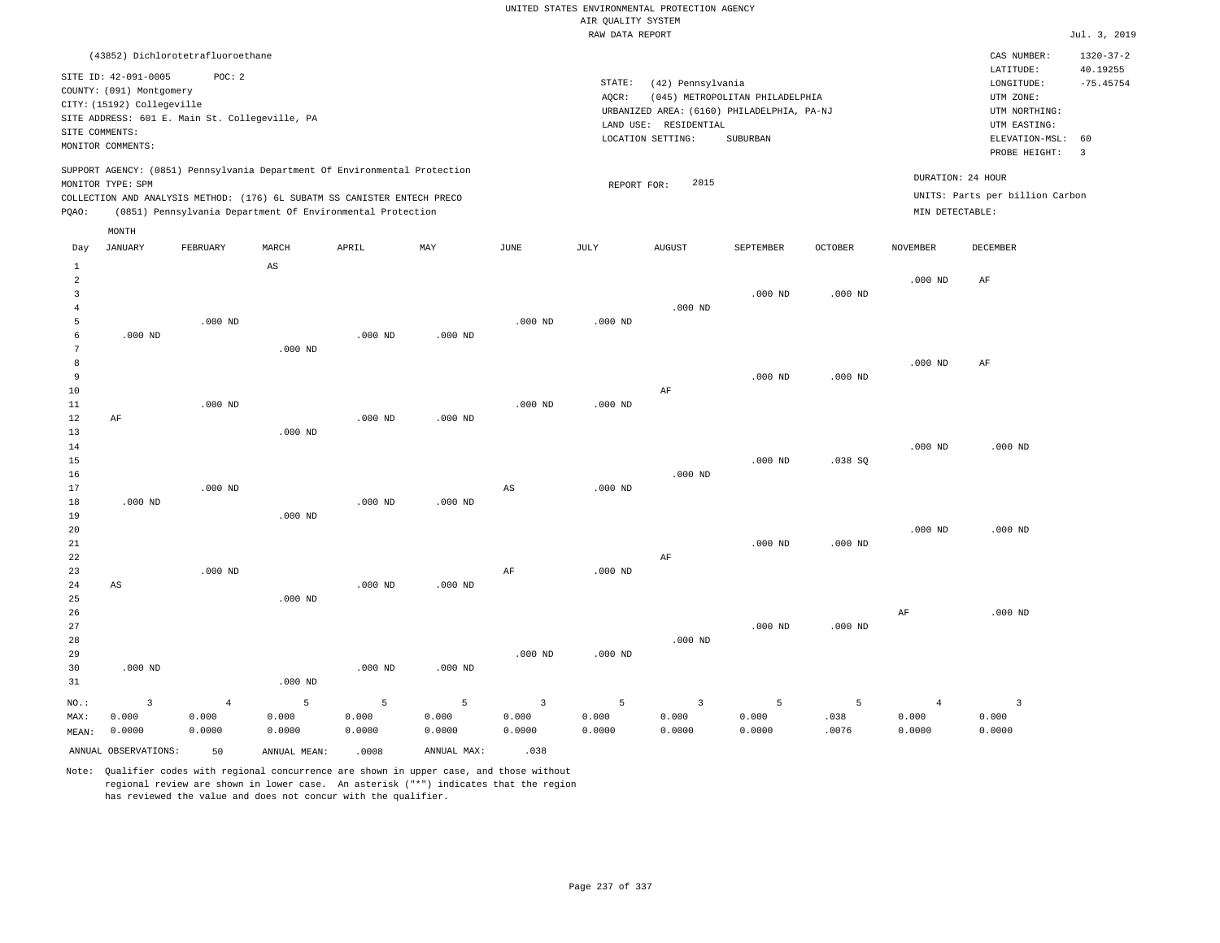UNITED STATES ENVIRONMENTAL PROTECTION AGENCY
AIR QUALITY SYSTEM
RAW DATA REPORT

Jul. 3, 2019

(43852) Dichlorotetrafluoroethane

SITE ID: 42-091-0005 POC: 2
COUNTY: (091) Montgomery
CITY: (15192) Collegeville
SITE ADDRESS: 601 E. Main St. Collegeville, PA
SITE COMMENTS:
MONITOR COMMENTS:

STATE: (42) Pennsylvania
AQCR: (045) METROPOLITAN PHILADELPHIA
URBANIZED AREA: (6160) PHILADELPHIA, PA-NJ
LAND USE: RESIDENTIAL
LOCATION SETTING: SUBURBAN

CAS NUMBER: 1320-37-2
LATITUDE: 40.19255
LONGITUDE: -75.45754
UTM ZONE:
UTM NORTHING:
UTM EASTING:
ELEVATION-MSL: 60
PROBE HEIGHT: 3

SUPPORT AGENCY: (0851) Pennsylvania Department Of Environmental Protection
MONITOR TYPE: SPM
COLLECTION AND ANALYSIS METHOD: (176) 6L SUBATM SS CANISTER ENTECH PRECO
PQAO: (0851) Pennsylvania Department Of Environmental Protection

REPORT FOR: 2015

DURATION: 24 HOUR
UNITS: Parts per billion Carbon
MIN DETECTABLE:

| Day | JANUARY | FEBRUARY | MARCH | APRIL | MAY | JUNE | JULY | AUGUST | SEPTEMBER | OCTOBER | NOVEMBER | DECEMBER |
|---|---|---|---|---|---|---|---|---|---|---|---|---|
| 1 | | | AS | | | | | | | | | |
| 2 | | | | | | | | | | | .000 ND | AF |
| 3 | | | | | | | | | .000 ND | .000 ND | | |
| 4 | | | | | | | | .000 ND | | | | |
| 5 | | .000 ND | | | | .000 ND | .000 ND | | | | | |
| 6 | .000 ND | | | .000 ND | .000 ND | | | | | | | |
| 7 | | | .000 ND | | | | | | | | | |
| 8 | | | | | | | | | | | .000 ND | AF |
| 9 | | | | | | | | | .000 ND | .000 ND | | |
| 10 | | | | | | | | AF | | | | |
| 11 | | .000 ND | | | | .000 ND | .000 ND | | | | | |
| 12 | AF | | | .000 ND | .000 ND | | | | | | | |
| 13 | | | .000 ND | | | | | | | | | |
| 14 | | | | | | | | | | | .000 ND | .000 ND |
| 15 | | | | | | | | | .000 ND | .038 SQ | | |
| 16 | | | | | | | | .000 ND | | | | |
| 17 | | .000 ND | | | | AS | .000 ND | | | | | |
| 18 | .000 ND | | | .000 ND | .000 ND | | | | | | | |
| 19 | | | .000 ND | | | | | | | | | |
| 20 | | | | | | | | | | | .000 ND | .000 ND |
| 21 | | | | | | | | | .000 ND | .000 ND | | |
| 22 | | | | | | | | AF | | | | |
| 23 | | .000 ND | | | | AF | .000 ND | | | | | |
| 24 | AS | | | .000 ND | .000 ND | | | | | | | |
| 25 | | | .000 ND | | | | | | | | | |
| 26 | | | | | | | | | | | AF | .000 ND |
| 27 | | | | | | | | | .000 ND | .000 ND | | |
| 28 | | | | | | | | .000 ND | | | | |
| 29 | | | | | | .000 ND | .000 ND | | | | | |
| 30 | .000 ND | | | .000 ND | .000 ND | | | | | | | |
| 31 | | | .000 ND | | | | | | | | | |
| NO.: | 3 | 4 | 5 | 5 | 5 | 3 | 5 | 3 | 5 | 5 | 4 | 3 |
| MAX: | 0.000 | 0.000 | 0.000 | 0.000 | 0.000 | 0.000 | 0.000 | 0.000 | 0.000 | .038 | 0.000 | 0.000 |
| MEAN: | 0.0000 | 0.0000 | 0.0000 | 0.0000 | 0.0000 | 0.0000 | 0.0000 | 0.0000 | 0.0000 | .0076 | 0.0000 | 0.0000 |

ANNUAL OBSERVATIONS: 50 ANNUAL MEAN: .0008 ANNUAL MAX: .038

Note: Qualifier codes with regional concurrence are shown in upper case, and those without regional review are shown in lower case. An asterisk ("*") indicates that the region has reviewed the value and does not concur with the qualifier.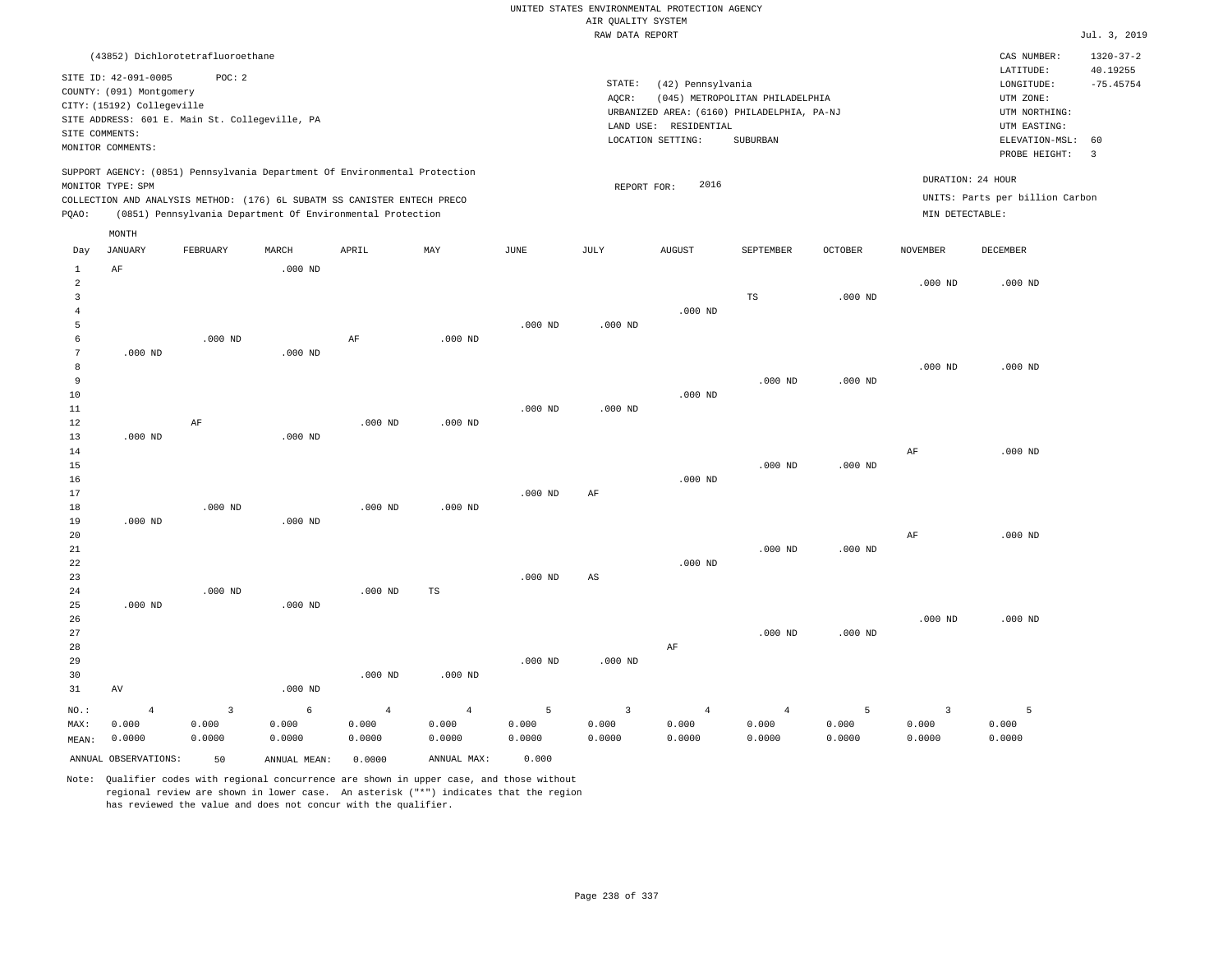UNITED STATES ENVIRONMENTAL PROTECTION AGENCY
AIR QUALITY SYSTEM
RAW DATA REPORT

Jul. 3, 2019

(43852) Dichlorotetrafluoroethane

SITE ID: 42-091-0005 POC: 2
COUNTY: (091) Montgomery
CITY: (15192) Collegeville
SITE ADDRESS: 601 E. Main St. Collegeville, PA
SITE COMMENTS:
MONITOR COMMENTS:

STATE: (42) Pennsylvania
AQCR: (045) METROPOLITAN PHILADELPHIA
URBANIZED AREA: (6160) PHILADELPHIA, PA-NJ
LAND USE: RESIDENTIAL
LOCATION SETTING: SUBURBAN

CAS NUMBER: 1320-37-2
LATITUDE: 40.19255
LONGITUDE: -75.45754
UTM ZONE:
UTM NORTHING:
UTM EASTING:
ELEVATION-MSL: 60
PROBE HEIGHT: 3

SUPPORT AGENCY: (0851) Pennsylvania Department Of Environmental Protection
MONITOR TYPE: SPM
COLLECTION AND ANALYSIS METHOD: (176) 6L SUBATM SS CANISTER ENTECH PRECO
PQAO: (0851) Pennsylvania Department Of Environmental Protection

REPORT FOR: 2016

DURATION: 24 HOUR
UNITS: Parts per billion Carbon
MIN DETECTABLE:

| Day | JANUARY | FEBRUARY | MARCH | APRIL | MAY | JUNE | JULY | AUGUST | SEPTEMBER | OCTOBER | NOVEMBER | DECEMBER |
|---|---|---|---|---|---|---|---|---|---|---|---|---|
| 1 | AF | | .000 ND | | | | | | | | | |
| 2 | | | | | | | | | | | .000 ND | .000 ND |
| 3 | | | | | | | | | TS | .000 ND | | |
| 4 | | | | | | | | .000 ND | | | | |
| 5 | | | | | | .000 ND | .000 ND | | | | | |
| 6 | | .000 ND | | AF | .000 ND | | | | | | | |
| 7 | .000 ND | | .000 ND | | | | | | | | | |
| 8 | | | | | | | | | | | .000 ND | .000 ND |
| 9 | | | | | | | | | .000 ND | .000 ND | | |
| 10 | | | | | | | | .000 ND | | | | |
| 11 | | | | | | .000 ND | .000 ND | | | | | |
| 12 | | AF | | .000 ND | .000 ND | | | | | | | |
| 13 | .000 ND | | .000 ND | | | | | | | | | |
| 14 | | | | | | | | | | | AF | .000 ND |
| 15 | | | | | | | | | .000 ND | .000 ND | | |
| 16 | | | | | | | | .000 ND | | | | |
| 17 | | | | | | .000 ND | AF | | | | | |
| 18 | | .000 ND | | .000 ND | .000 ND | | | | | | | |
| 19 | .000 ND | | .000 ND | | | | | | | | | |
| 20 | | | | | | | | | | | AF | .000 ND |
| 21 | | | | | | | | | .000 ND | .000 ND | | |
| 22 | | | | | | | | .000 ND | | | | |
| 23 | | | | | | .000 ND | AS | | | | | |
| 24 | | .000 ND | | .000 ND | TS | | | | | | | |
| 25 | .000 ND | | .000 ND | | | | | | | | | |
| 26 | | | | | | | | | | | .000 ND | .000 ND |
| 27 | | | | | | | | | .000 ND | .000 ND | | |
| 28 | | | | | | | | AF | | | | |
| 29 | | | | | | .000 ND | .000 ND | | | | | |
| 30 | | | | .000 ND | .000 ND | | | | | | | |
| 31 | AV | | .000 ND | | | | | | | | | |
| NO.: | 4 | 3 | 6 | 4 | 4 | 5 | 3 | 4 | 4 | 5 | 3 | 5 |
| MAX: | 0.000 | 0.000 | 0.000 | 0.000 | 0.000 | 0.000 | 0.000 | 0.000 | 0.000 | 0.000 | 0.000 | 0.000 |
| MEAN: | 0.0000 | 0.0000 | 0.0000 | 0.0000 | 0.0000 | 0.0000 | 0.0000 | 0.0000 | 0.0000 | 0.0000 | 0.0000 | 0.0000 |

ANNUAL OBSERVATIONS: 50 ANNUAL MEAN: 0.0000 ANNUAL MAX: 0.000

Note: Qualifier codes with regional concurrence are shown in upper case, and those without regional review are shown in lower case. An asterisk ("*") indicates that the region has reviewed the value and does not concur with the qualifier.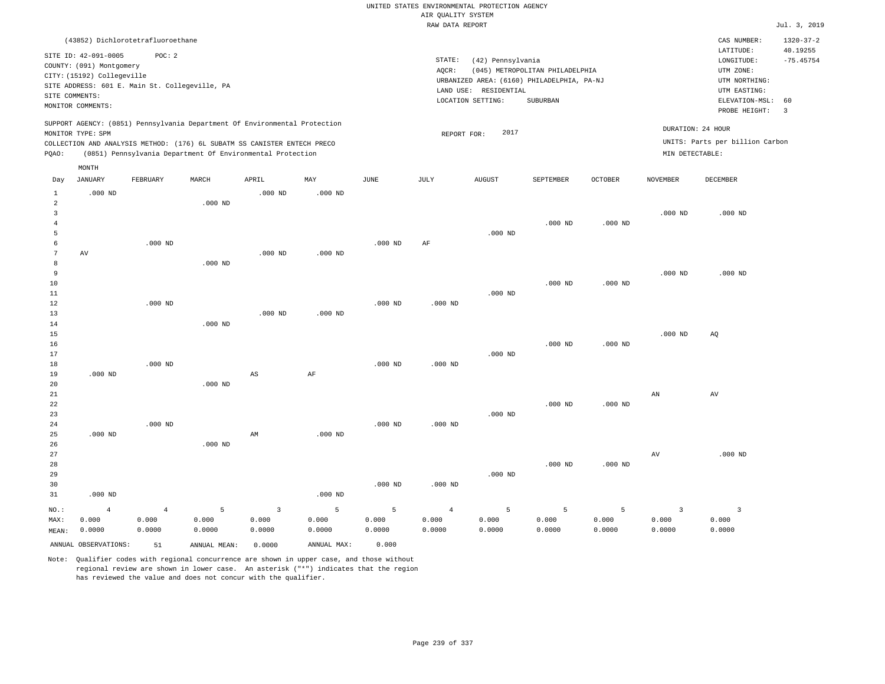UNITED STATES ENVIRONMENTAL PROTECTION AGENCY
AIR QUALITY SYSTEM
RAW DATA REPORT

Jul. 3, 2019

(43852) Dichlorotetrafluoroethane

SITE ID: 42-091-0005 POC: 2
COUNTY: (091) Montgomery
CITY: (15192) Collegeville
SITE ADDRESS: 601 E. Main St. Collegeville, PA
SITE COMMENTS:
MONITOR COMMENTS:

STATE: (42) Pennsylvania
AQCR: (045) METROPOLITAN PHILADELPHIA
URBANIZED AREA: (6160) PHILADELPHIA, PA-NJ
LAND USE: RESIDENTIAL
LOCATION SETTING: SUBURBAN

CAS NUMBER: 1320-37-2
LATITUDE: 40.19255
LONGITUDE: -75.45754
UTM ZONE:
UTM NORTHING:
UTM EASTING:
ELEVATION-MSL: 60
PROBE HEIGHT: 3

SUPPORT AGENCY: (0851) Pennsylvania Department Of Environmental Protection
MONITOR TYPE: SPM
COLLECTION AND ANALYSIS METHOD: (176) 6L SUBATM SS CANISTER ENTECH PRECO
PQAO: (0851) Pennsylvania Department Of Environmental Protection

REPORT FOR: 2017

DURATION: 24 HOUR
UNITS: Parts per billion Carbon
MIN DETECTABLE:

| Day | JANUARY | FEBRUARY | MARCH | APRIL | MAY | JUNE | JULY | AUGUST | SEPTEMBER | OCTOBER | NOVEMBER | DECEMBER |
|---|---|---|---|---|---|---|---|---|---|---|---|---|
| 1 | .000 ND | | | .000 ND | .000 ND | | | | | | | |
| 2 | | | .000 ND | | | | | | | | | |
| 3 | | | | | | | | | | | .000 ND | .000 ND |
| 4 | | | | | | | | | .000 ND | .000 ND | | |
| 5 | | | | | | | | .000 ND | | | | |
| 6 | | .000 ND | | | | .000 ND | AF | | | | | |
| 7 | AV | | | .000 ND | .000 ND | | | | | | | |
| 8 | | | .000 ND | | | | | | | | | |
| 9 | | | | | | | | | | | .000 ND | .000 ND |
| 10 | | | | | | | | | .000 ND | .000 ND | | |
| 11 | | | | | | | | .000 ND | | | | |
| 12 | | .000 ND | | | | .000 ND | .000 ND | | | | | |
| 13 | | | | .000 ND | .000 ND | | | | | | | |
| 14 | | | .000 ND | | | | | | | | | |
| 15 | | | | | | | | | | | .000 ND | AQ |
| 16 | | | | | | | | | .000 ND | .000 ND | | |
| 17 | | | | | | | | .000 ND | | | | |
| 18 | | .000 ND | | | | .000 ND | .000 ND | | | | | |
| 19 | .000 ND | | | AS | AF | | | | | | | |
| 20 | | | .000 ND | | | | | | | | | |
| 21 | | | | | | | | | | | AN | AV |
| 22 | | | | | | | | | .000 ND | .000 ND | | |
| 23 | | | | | | | | .000 ND | | | | |
| 24 | | .000 ND | | | | .000 ND | .000 ND | | | | | |
| 25 | .000 ND | | | AM | .000 ND | | | | | | | |
| 26 | | | .000 ND | | | | | | | | | |
| 27 | | | | | | | | | | | AV | .000 ND |
| 28 | | | | | | | | | .000 ND | .000 ND | | |
| 29 | | | | | | | | .000 ND | | | | |
| 30 | | | | | | .000 ND | .000 ND | | | | | |
| 31 | .000 ND | | | | .000 ND | | | | | | | |
| NO.: | 4 | 4 | 5 | 3 | 5 | 5 | 4 | 5 | 5 | 5 | 3 | 3 |
| MAX: | 0.000 | 0.000 | 0.000 | 0.000 | 0.000 | 0.000 | 0.000 | 0.000 | 0.000 | 0.000 | 0.000 | 0.000 |
| MEAN: | 0.0000 | 0.0000 | 0.0000 | 0.0000 | 0.0000 | 0.0000 | 0.0000 | 0.0000 | 0.0000 | 0.0000 | 0.0000 | 0.0000 |

ANNUAL OBSERVATIONS: 51 ANNUAL MEAN: 0.0000 ANNUAL MAX: 0.000

Note: Qualifier codes with regional concurrence are shown in upper case, and those without regional review are shown in lower case. An asterisk ("*") indicates that the region has reviewed the value and does not concur with the qualifier.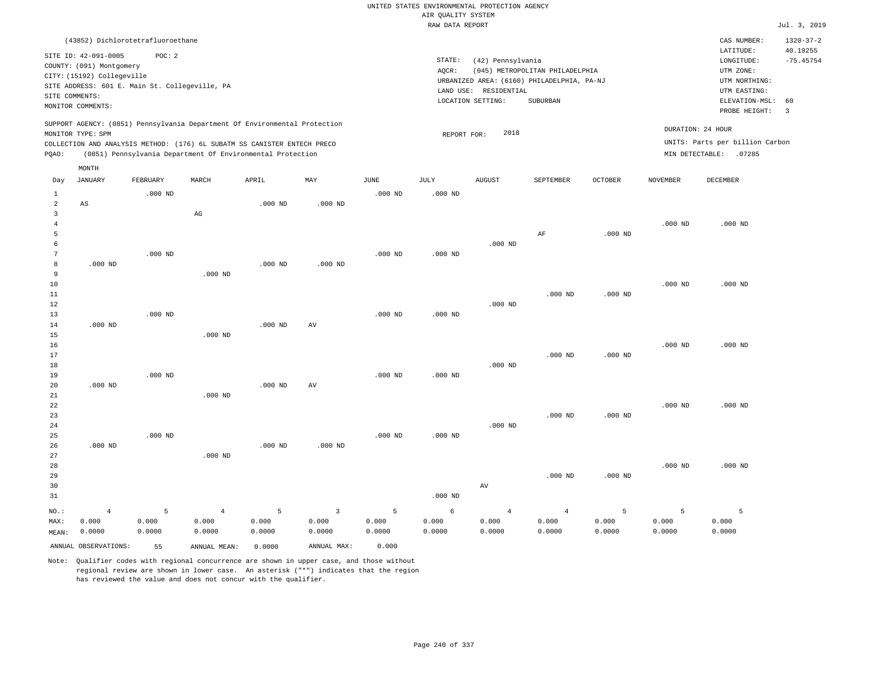UNITED STATES ENVIRONMENTAL PROTECTION AGENCY
AIR QUALITY SYSTEM
RAW DATA REPORT

Jul. 3, 2019

(43852) Dichlorotetrafluoroethane

SITE ID: 42-091-0005 POC: 2
COUNTY: (091) Montgomery
CITY: (15192) Collegeville
SITE ADDRESS: 601 E. Main St. Collegeville, PA
SITE COMMENTS:
MONITOR COMMENTS:

STATE: (42) Pennsylvania
AQCR: (045) METROPOLITAN PHILADELPHIA
URBANIZED AREA: (6160) PHILADELPHIA, PA-NJ
LAND USE: RESIDENTIAL
LOCATION SETTING: SUBURBAN

CAS NUMBER: 1320-37-2
LATITUDE: 40.19255
LONGITUDE: -75.45754
UTM ZONE:
UTM NORTHING:
UTM EASTING:
ELEVATION-MSL: 60
PROBE HEIGHT: 3

SUPPORT AGENCY: (0851) Pennsylvania Department Of Environmental Protection
MONITOR TYPE: SPM
COLLECTION AND ANALYSIS METHOD: (176) 6L SUBATM SS CANISTER ENTECH PRECO
PQAO: (0851) Pennsylvania Department Of Environmental Protection

REPORT FOR: 2018

DURATION: 24 HOUR
UNITS: Parts per billion Carbon
MIN DETECTABLE: .07285

| Day | JANUARY | FEBRUARY | MARCH | APRIL | MAY | JUNE | JULY | AUGUST | SEPTEMBER | OCTOBER | NOVEMBER | DECEMBER |
|---|---|---|---|---|---|---|---|---|---|---|---|---|
| 1 | | .000 ND | | | | .000 ND | .000 ND | | | | | |
| 2 | AS | | | .000 ND | .000 ND | | | | | | | |
| 3 | | | AG | | | | | | | | | |
| 4 | | | | | | | | | | | .000 ND | .000 ND |
| 5 | | | | | | | | | AF | .000 ND | | |
| 6 | | | | | | | | .000 ND | | | | |
| 7 | | .000 ND | | | | .000 ND | .000 ND | | | | | |
| 8 | .000 ND | | | .000 ND | .000 ND | | | | | | | |
| 9 | | | .000 ND | | | | | | | | | |
| 10 | | | | | | | | | | | .000 ND | .000 ND |
| 11 | | | | | | | | | .000 ND | .000 ND | | |
| 12 | | | | | | | | .000 ND | | | | |
| 13 | | .000 ND | | | | .000 ND | .000 ND | | | | | |
| 14 | .000 ND | | | .000 ND | AV | | | | | | | |
| 15 | | | .000 ND | | | | | | | | | |
| 16 | | | | | | | | | | | .000 ND | .000 ND |
| 17 | | | | | | | | | .000 ND | .000 ND | | |
| 18 | | | | | | | | .000 ND | | | | |
| 19 | | .000 ND | | | | .000 ND | .000 ND | | | | | |
| 20 | .000 ND | | | .000 ND | AV | | | | | | | |
| 21 | | | .000 ND | | | | | | | | | |
| 22 | | | | | | | | | | | .000 ND | .000 ND |
| 23 | | | | | | | | | .000 ND | .000 ND | | |
| 24 | | | | | | | | .000 ND | | | | |
| 25 | | .000 ND | | | | .000 ND | .000 ND | | | | | |
| 26 | .000 ND | | | .000 ND | .000 ND | | | | | | | |
| 27 | | | .000 ND | | | | | | | | | |
| 28 | | | | | | | | | | | .000 ND | .000 ND |
| 29 | | | | | | | | | .000 ND | .000 ND | | |
| 30 | | | | | | | | AV | | | | |
| 31 | | | | | | | .000 ND | | | | | |
| NO.: | 4 | 5 | 4 | 5 | 3 | 5 | 6 | 4 | 4 | 5 | 5 | 5 |
| MAX: | 0.000 | 0.000 | 0.000 | 0.000 | 0.000 | 0.000 | 0.000 | 0.000 | 0.000 | 0.000 | 0.000 | 0.000 |
| MEAN: | 0.0000 | 0.0000 | 0.0000 | 0.0000 | 0.0000 | 0.0000 | 0.0000 | 0.0000 | 0.0000 | 0.0000 | 0.0000 | 0.0000 |

ANNUAL OBSERVATIONS: 55 ANNUAL MEAN: 0.0000 ANNUAL MAX: 0.000

Note: Qualifier codes with regional concurrence are shown in upper case, and those without regional review are shown in lower case. An asterisk ("*") indicates that the region has reviewed the value and does not concur with the qualifier.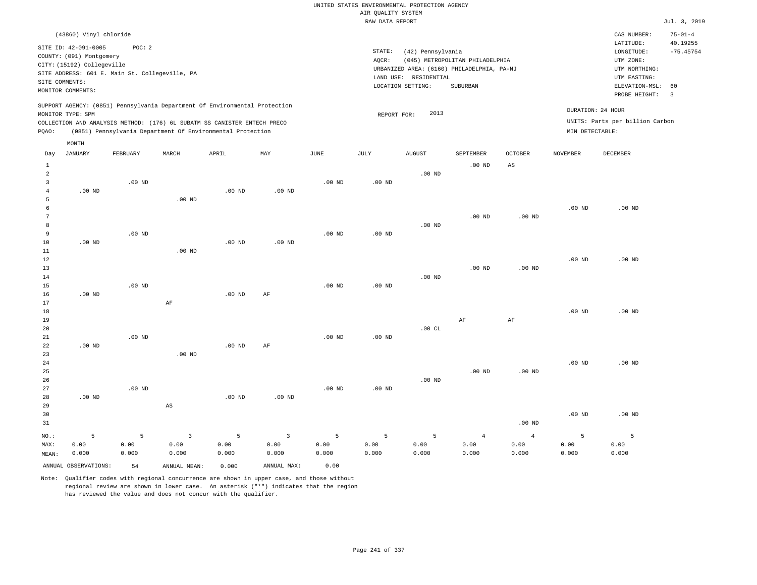UNITED STATES ENVIRONMENTAL PROTECTION AGENCY
AIR QUALITY SYSTEM
RAW DATA REPORT

Jul. 3, 2019

(43860) Vinyl chloride

SITE ID: 42-091-0005 POC: 2
COUNTY: (091) Montgomery
CITY: (15192) Collegeville
SITE ADDRESS: 601 E. Main St. Collegeville, PA
SITE COMMENTS:
MONITOR COMMENTS:

STATE: (42) Pennsylvania
AQCR: (045) METROPOLITAN PHILADELPHIA
URBANIZED AREA: (6160) PHILADELPHIA, PA-NJ
LAND USE: RESIDENTIAL
LOCATION SETTING: SUBURBAN

CAS NUMBER: 75-01-4
LATITUDE: 40.19255
LONGITUDE: -75.45754
UTM ZONE:
UTM NORTHING:
UTM EASTING:
ELEVATION-MSL: 60
PROBE HEIGHT: 3

SUPPORT AGENCY: (0851) Pennsylvania Department Of Environmental Protection
MONITOR TYPE: SPM
COLLECTION AND ANALYSIS METHOD: (176) 6L SUBATM SS CANISTER ENTECH PRECO
PQAO: (0851) Pennsylvania Department Of Environmental Protection

REPORT FOR: 2013

DURATION: 24 HOUR
UNITS: Parts per billion Carbon
MIN DETECTABLE:

| Day | JANUARY | FEBRUARY | MARCH | APRIL | MAY | JUNE | JULY | AUGUST | SEPTEMBER | OCTOBER | NOVEMBER | DECEMBER |
|---|---|---|---|---|---|---|---|---|---|---|---|---|
| 1 | | | | | | | | | .00 ND | AS | | |
| 2 | | | | | | | | .00 ND | | | | |
| 3 | | .00 ND | | | | .00 ND | .00 ND | | | | | |
| 4 | .00 ND | | | .00 ND | .00 ND | | | | | | | |
| 5 | | | .00 ND | | | | | | | | | |
| 6 | | | | | | | | | | | .00 ND | .00 ND |
| 7 | | | | | | | | | .00 ND | .00 ND | | |
| 8 | | | | | | | | .00 ND | | | | |
| 9 | | .00 ND | | | | .00 ND | .00 ND | | | | | |
| 10 | .00 ND | | | .00 ND | .00 ND | | | | | | | |
| 11 | | | .00 ND | | | | | | | | | |
| 12 | | | | | | | | | | | .00 ND | .00 ND |
| 13 | | | | | | | | | .00 ND | .00 ND | | |
| 14 | | | | | | | | .00 ND | | | | |
| 15 | | .00 ND | | | | .00 ND | .00 ND | | | | | |
| 16 | .00 ND | | | .00 ND | AF | | | | | | | |
| 17 | | | AF | | | | | | | | | |
| 18 | | | | | | | | | | | .00 ND | .00 ND |
| 19 | | | | | | | | | AF | AF | | |
| 20 | | | | | | | | .00 CL | | | | |
| 21 | | .00 ND | | | | .00 ND | .00 ND | | | | | |
| 22 | .00 ND | | | .00 ND | AF | | | | | | | |
| 23 | | | .00 ND | | | | | | | | | |
| 24 | | | | | | | | | | | .00 ND | .00 ND |
| 25 | | | | | | | | | .00 ND | .00 ND | | |
| 26 | | | | | | | | .00 ND | | | | |
| 27 | | .00 ND | | | | .00 ND | .00 ND | | | | | |
| 28 | .00 ND | | | .00 ND | .00 ND | | | | | | | |
| 29 | | | AS | | | | | | | | | |
| 30 | | | | | | | | | | | .00 ND | .00 ND |
| 31 | | | | | | | | | | .00 ND | | |
| NO.: | 5 | 5 | 3 | 5 | 3 | 5 | 5 | 5 | 4 | 4 | 5 | 5 |
| MAX: | 0.00 | 0.00 | 0.00 | 0.00 | 0.00 | 0.00 | 0.00 | 0.00 | 0.00 | 0.00 | 0.00 | 0.00 |
| MEAN: | 0.000 | 0.000 | 0.000 | 0.000 | 0.000 | 0.000 | 0.000 | 0.000 | 0.000 | 0.000 | 0.000 | 0.000 |

ANNUAL OBSERVATIONS: 54 ANNUAL MEAN: 0.000 ANNUAL MAX: 0.00

Note: Qualifier codes with regional concurrence are shown in upper case, and those without regional review are shown in lower case. An asterisk ("*") indicates that the region has reviewed the value and does not concur with the qualifier.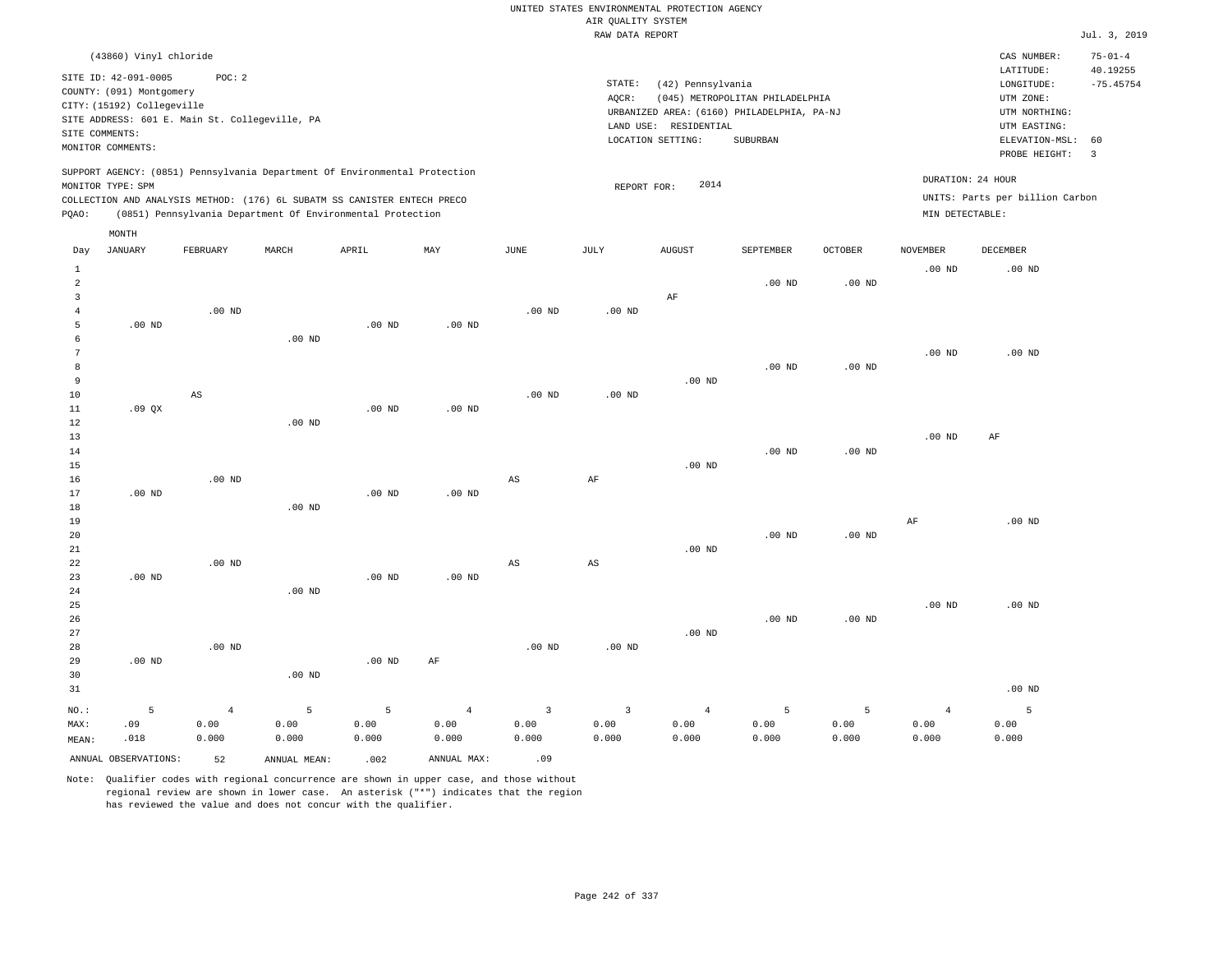UNITED STATES ENVIRONMENTAL PROTECTION AGENCY
AIR QUALITY SYSTEM
RAW DATA REPORT

Jul. 3, 2019

(43860) Vinyl chloride

SITE ID: 42-091-0005 POC: 2
COUNTY: (091) Montgomery
CITY: (15192) Collegeville
SITE ADDRESS: 601 E. Main St. Collegeville, PA
SITE COMMENTS:
MONITOR COMMENTS:

STATE: (42) Pennsylvania
AQCR: (045) METROPOLITAN PHILADELPHIA
URBANIZED AREA: (6160) PHILADELPHIA, PA-NJ
LAND USE: RESIDENTIAL
LOCATION SETTING: SUBURBAN

CAS NUMBER: 75-01-4
LATITUDE: 40.19255
LONGITUDE: -75.45754
UTM ZONE:
UTM NORTHING:
UTM EASTING:
ELEVATION-MSL: 60
PROBE HEIGHT: 3

SUPPORT AGENCY: (0851) Pennsylvania Department Of Environmental Protection
MONITOR TYPE: SPM
COLLECTION AND ANALYSIS METHOD: (176) 6L SUBATM SS CANISTER ENTECH PRECO
PQAO: (0851) Pennsylvania Department Of Environmental Protection

REPORT FOR: 2014

DURATION: 24 HOUR
UNITS: Parts per billion Carbon
MIN DETECTABLE:

| Day | JANUARY | FEBRUARY | MARCH | APRIL | MAY | JUNE | JULY | AUGUST | SEPTEMBER | OCTOBER | NOVEMBER | DECEMBER |
|---|---|---|---|---|---|---|---|---|---|---|---|---|
| 1 | | | | | | | | | | | .00 ND | .00 ND |
| 2 | | | | | | | | | .00 ND | .00 ND | | |
| 3 | | | | | | | | AF | | | | |
| 4 | | .00 ND | | | | .00 ND | .00 ND | | | | | |
| 5 | .00 ND | | | .00 ND | .00 ND | | | | | | | |
| 6 | | | .00 ND | | | | | | | | | |
| 7 | | | | | | | | | | | .00 ND | .00 ND |
| 8 | | | | | | | | | .00 ND | .00 ND | | |
| 9 | | | | | | | | .00 ND | | | | |
| 10 | | AS | | | | .00 ND | .00 ND | | | | | |
| 11 | .09 QX | | | .00 ND | .00 ND | | | | | | | |
| 12 | | | .00 ND | | | | | | | | | |
| 13 | | | | | | | | | | | .00 ND | AF |
| 14 | | | | | | | | | .00 ND | .00 ND | | |
| 15 | | | | | | | | .00 ND | | | | |
| 16 | | .00 ND | | | | AS | AF | | | | | |
| 17 | .00 ND | | | .00 ND | .00 ND | | | | | | | |
| 18 | | | .00 ND | | | | | | | | | |
| 19 | | | | | | | | | | | AF | .00 ND |
| 20 | | | | | | | | | .00 ND | .00 ND | | |
| 21 | | | | | | | | .00 ND | | | | |
| 22 | | .00 ND | | | | AS | AS | | | | | |
| 23 | .00 ND | | | .00 ND | .00 ND | | | | | | | |
| 24 | | | .00 ND | | | | | | | | | |
| 25 | | | | | | | | | | | .00 ND | .00 ND |
| 26 | | | | | | | | | .00 ND | .00 ND | | |
| 27 | | | | | | | | .00 ND | | | | |
| 28 | | .00 ND | | | | .00 ND | .00 ND | | | | | |
| 29 | .00 ND | | | .00 ND | AF | | | | | | | |
| 30 | | | .00 ND | | | | | | | | | |
| 31 | | | | | | | | | | | | .00 ND |
| NO.: | 5 | 4 | 5 | 5 | 4 | 3 | 3 | 4 | 5 | 5 | 4 | 5 |
| MAX: | .09 | 0.00 | 0.00 | 0.00 | 0.00 | 0.00 | 0.00 | 0.00 | 0.00 | 0.00 | 0.00 | 0.00 |
| MEAN: | .018 | 0.000 | 0.000 | 0.000 | 0.000 | 0.000 | 0.000 | 0.000 | 0.000 | 0.000 | 0.000 | 0.000 |

ANNUAL OBSERVATIONS: 52 ANNUAL MEAN: .002 ANNUAL MAX: .09

Note: Qualifier codes with regional concurrence are shown in upper case, and those without regional review are shown in lower case. An asterisk ("*") indicates that the region has reviewed the value and does not concur with the qualifier.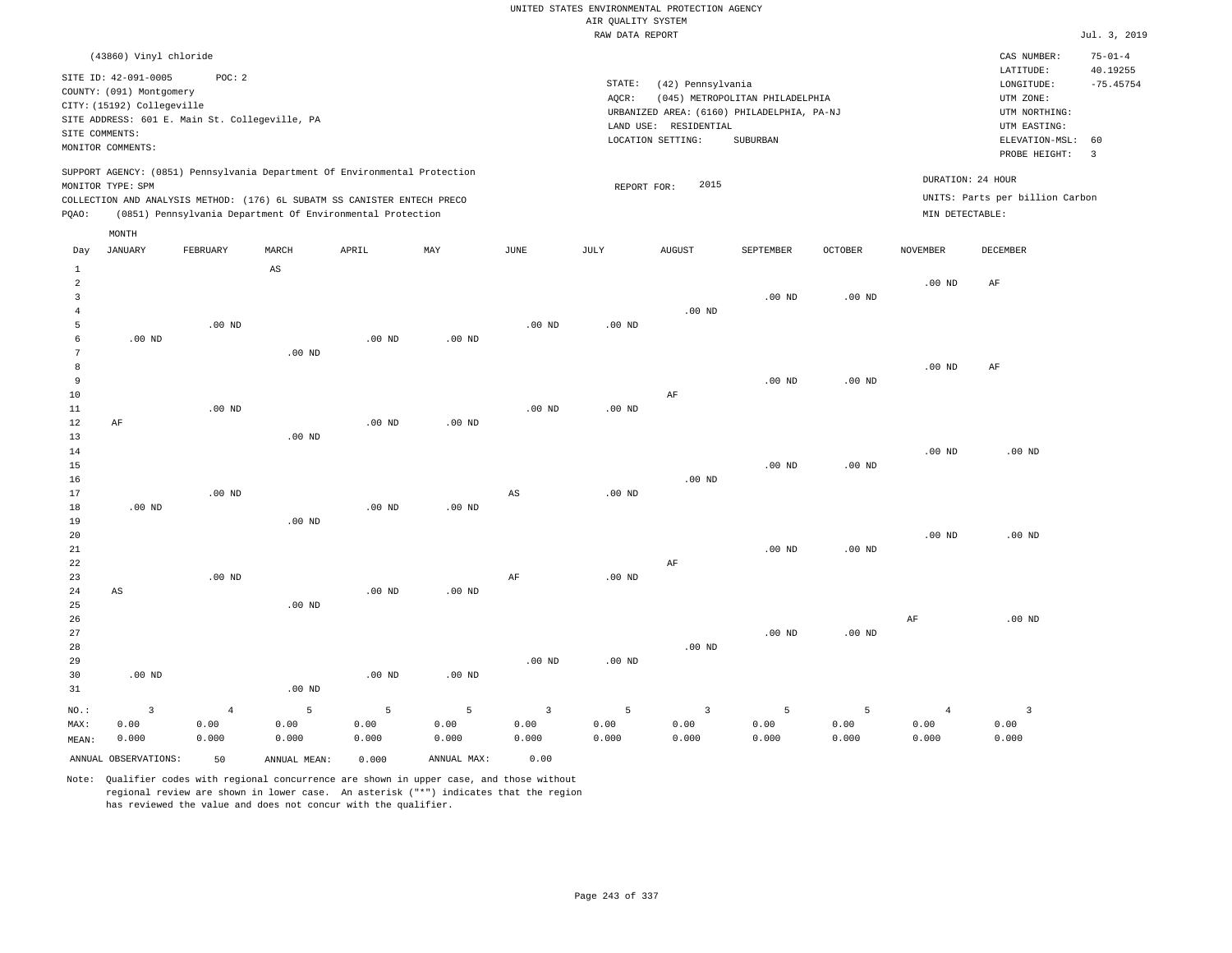UNITED STATES ENVIRONMENTAL PROTECTION AGENCY
AIR QUALITY SYSTEM
RAW DATA REPORT

Jul. 3, 2019

(43860) Vinyl chloride

SITE ID: 42-091-0005 POC: 2
COUNTY: (091) Montgomery
CITY: (15192) Collegeville
SITE ADDRESS: 601 E. Main St. Collegeville, PA
SITE COMMENTS:
MONITOR COMMENTS:

STATE: (42) Pennsylvania
AQCR: (045) METROPOLITAN PHILADELPHIA
URBANIZED AREA: (6160) PHILADELPHIA, PA-NJ
LAND USE: RESIDENTIAL
LOCATION SETTING: SUBURBAN

CAS NUMBER: 75-01-4
LATITUDE: 40.19255
LONGITUDE: -75.45754
UTM ZONE:
UTM NORTHING:
UTM EASTING:
ELEVATION-MSL: 60
PROBE HEIGHT: 3

SUPPORT AGENCY: (0851) Pennsylvania Department Of Environmental Protection
MONITOR TYPE: SPM
COLLECTION AND ANALYSIS METHOD: (176) 6L SUBATM SS CANISTER ENTECH PRECO
PQAO: (0851) Pennsylvania Department Of Environmental Protection

REPORT FOR: 2015

DURATION: 24 HOUR
UNITS: Parts per billion Carbon
MIN DETECTABLE:

| Day | JANUARY | FEBRUARY | MARCH | APRIL | MAY | JUNE | JULY | AUGUST | SEPTEMBER | OCTOBER | NOVEMBER | DECEMBER |
|---|---|---|---|---|---|---|---|---|---|---|---|---|
| 1 | | | AS | | | | | | | | | |
| 2 | | | | | | | | | | | .00 ND | AF |
| 3 | | | | | | | | | .00 ND | .00 ND | | |
| 4 | | | | | | | | .00 ND | | | | |
| 5 | | .00 ND | | | | .00 ND | .00 ND | | | | | |
| 6 | .00 ND | | | .00 ND | .00 ND | | | | | | | |
| 7 | | | .00 ND | | | | | | | | | |
| 8 | | | | | | | | | | | .00 ND | AF |
| 9 | | | | | | | | | .00 ND | .00 ND | | |
| 10 | | | | | | | | AF | | | | |
| 11 | | .00 ND | | | | .00 ND | .00 ND | | | | | |
| 12 | AF | | | .00 ND | .00 ND | | | | | | | |
| 13 | | | .00 ND | | | | | | | | | |
| 14 | | | | | | | | | | | .00 ND | .00 ND |
| 15 | | | | | | | | | .00 ND | .00 ND | | |
| 16 | | | | | | | | .00 ND | | | | |
| 17 | | .00 ND | | | | AS | .00 ND | | | | | |
| 18 | .00 ND | | | .00 ND | .00 ND | | | | | | | |
| 19 | | | .00 ND | | | | | | | | | |
| 20 | | | | | | | | | | | .00 ND | .00 ND |
| 21 | | | | | | | | | .00 ND | .00 ND | | |
| 22 | | | | | | | | AF | | | | |
| 23 | | .00 ND | | | | AF | .00 ND | | | | | |
| 24 | AS | | | .00 ND | .00 ND | | | | | | | |
| 25 | | | .00 ND | | | | | | | | | |
| 26 | | | | | | | | | | | AF | .00 ND |
| 27 | | | | | | | | | .00 ND | .00 ND | | |
| 28 | | | | | | | | .00 ND | | | | |
| 29 | | | | | | .00 ND | .00 ND | | | | | |
| 30 | .00 ND | | | .00 ND | .00 ND | | | | | | | |
| 31 | | | .00 ND | | | | | | | | | |
| NO.: | 3 | 4 | 5 | 5 | 5 | 3 | 5 | 3 | 5 | 5 | 4 | 3 |
| MAX: | 0.00 | 0.00 | 0.00 | 0.00 | 0.00 | 0.00 | 0.00 | 0.00 | 0.00 | 0.00 | 0.00 | 0.00 |
| MEAN: | 0.000 | 0.000 | 0.000 | 0.000 | 0.000 | 0.000 | 0.000 | 0.000 | 0.000 | 0.000 | 0.000 | 0.000 |

ANNUAL OBSERVATIONS: 50 ANNUAL MEAN: 0.000 ANNUAL MAX: 0.00

Note: Qualifier codes with regional concurrence are shown in upper case, and those without regional review are shown in lower case. An asterisk ("*") indicates that the region has reviewed the value and does not concur with the qualifier.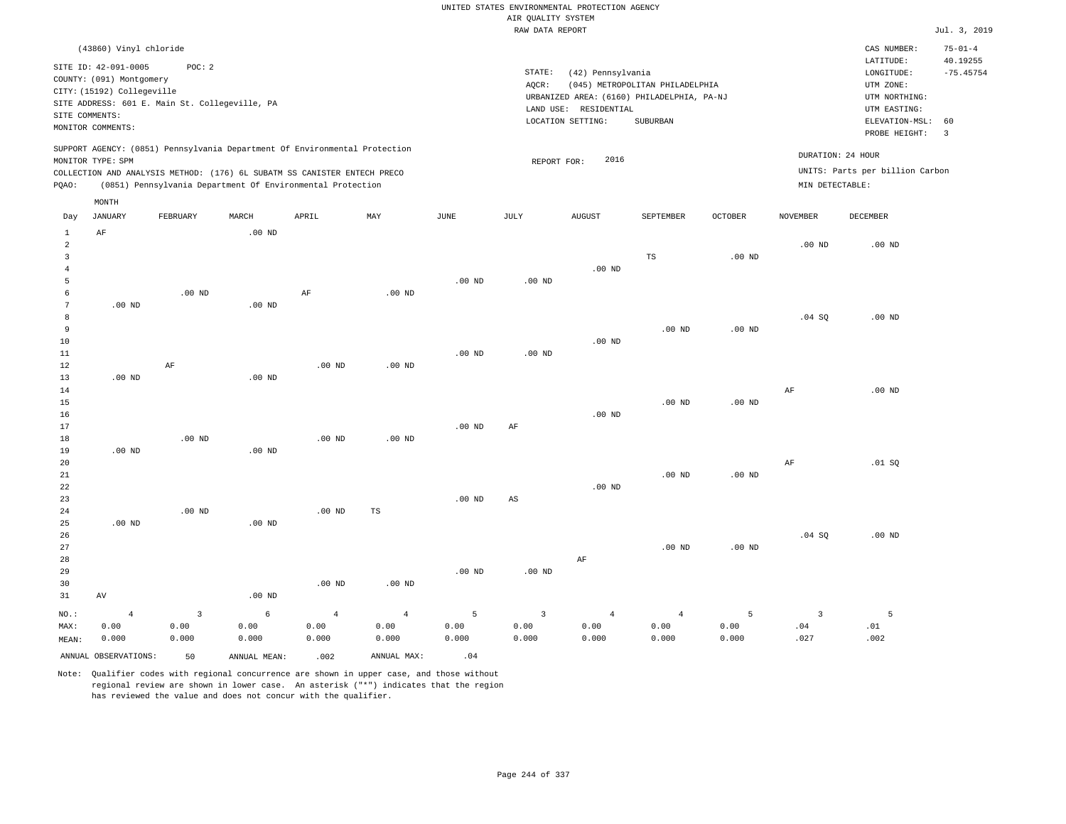UNITED STATES ENVIRONMENTAL PROTECTION AGENCY
AIR QUALITY SYSTEM
RAW DATA REPORT

Jul. 3, 2019

(43860) Vinyl chloride

SITE ID: 42-091-0005 POC: 2
COUNTY: (091) Montgomery
CITY: (15192) Collegeville
SITE ADDRESS: 601 E. Main St. Collegeville, PA
SITE COMMENTS:
MONITOR COMMENTS:

STATE: (42) Pennsylvania
AQCR: (045) METROPOLITAN PHILADELPHIA
URBANIZED AREA: (6160) PHILADELPHIA, PA-NJ
LAND USE: RESIDENTIAL
LOCATION SETTING: SUBURBAN

CAS NUMBER: 75-01-4
LATITUDE: 40.19255
LONGITUDE: -75.45754
UTM ZONE:
UTM NORTHING:
UTM EASTING:
ELEVATION-MSL: 60
PROBE HEIGHT: 3

SUPPORT AGENCY: (0851) Pennsylvania Department Of Environmental Protection
MONITOR TYPE: SPM
COLLECTION AND ANALYSIS METHOD: (176) 6L SUBATM SS CANISTER ENTECH PRECO
PQAO: (0851) Pennsylvania Department Of Environmental Protection

REPORT FOR: 2016

DURATION: 24 HOUR
UNITS: Parts per billion Carbon
MIN DETECTABLE:

| Day | JANUARY | FEBRUARY | MARCH | APRIL | MAY | JUNE | JULY | AUGUST | SEPTEMBER | OCTOBER | NOVEMBER | DECEMBER |
|---|---|---|---|---|---|---|---|---|---|---|---|---|
| 1 | AF | | .00 ND | | | | | | | | | |
| 2 | | | | | | | | | | | .00 ND | .00 ND |
| 3 | | | | | | | | | TS | .00 ND | | |
| 4 | | | | | | | | .00 ND | | | | |
| 5 | | | | | | .00 ND | .00 ND | | | | | |
| 6 | | .00 ND | | AF | .00 ND | | | | | | | |
| 7 | .00 ND | | .00 ND | | | | | | | | | |
| 8 | | | | | | | | | | | .04 SQ | .00 ND |
| 9 | | | | | | | | | .00 ND | .00 ND | | |
| 10 | | | | | | | | .00 ND | | | | |
| 11 | | | | | | .00 ND | .00 ND | | | | | |
| 12 | | AF | | .00 ND | .00 ND | | | | | | | |
| 13 | .00 ND | | .00 ND | | | | | | | | | |
| 14 | | | | | | | | | | | AF | .00 ND |
| 15 | | | | | | | | | .00 ND | .00 ND | | |
| 16 | | | | | | | | .00 ND | | | | |
| 17 | | | | | | .00 ND | AF | | | | | |
| 18 | | .00 ND | | .00 ND | .00 ND | | | | | | | |
| 19 | .00 ND | | .00 ND | | | | | | | | | |
| 20 | | | | | | | | | | | AF | .01 SQ |
| 21 | | | | | | | | | .00 ND | .00 ND | | |
| 22 | | | | | | | | .00 ND | | | | |
| 23 | | | | | | .00 ND | AS | | | | | |
| 24 | | .00 ND | | .00 ND | TS | | | | | | | |
| 25 | .00 ND | | .00 ND | | | | | | | | | |
| 26 | | | | | | | | | | | .04 SQ | .00 ND |
| 27 | | | | | | | | | .00 ND | .00 ND | | |
| 28 | | | | | | | | AF | | | | |
| 29 | | | | | | .00 ND | .00 ND | | | | | |
| 30 | | | | .00 ND | .00 ND | | | | | | | |
| 31 | AV | | .00 ND | | | | | | | | | |
| NO.: | 4 | 3 | 6 | 4 | 4 | 5 | 3 | 4 | 4 | 5 | 3 | 5 |
| MAX: | 0.00 | 0.00 | 0.00 | 0.00 | 0.00 | 0.00 | 0.00 | 0.00 | 0.00 | 0.00 | .04 | .01 |
| MEAN: | 0.000 | 0.000 | 0.000 | 0.000 | 0.000 | 0.000 | 0.000 | 0.000 | 0.000 | 0.000 | .027 | .002 |

ANNUAL OBSERVATIONS: 50 ANNUAL MEAN: .002 ANNUAL MAX: .04

Note: Qualifier codes with regional concurrence are shown in upper case, and those without regional review are shown in lower case. An asterisk ("*") indicates that the region has reviewed the value and does not concur with the qualifier.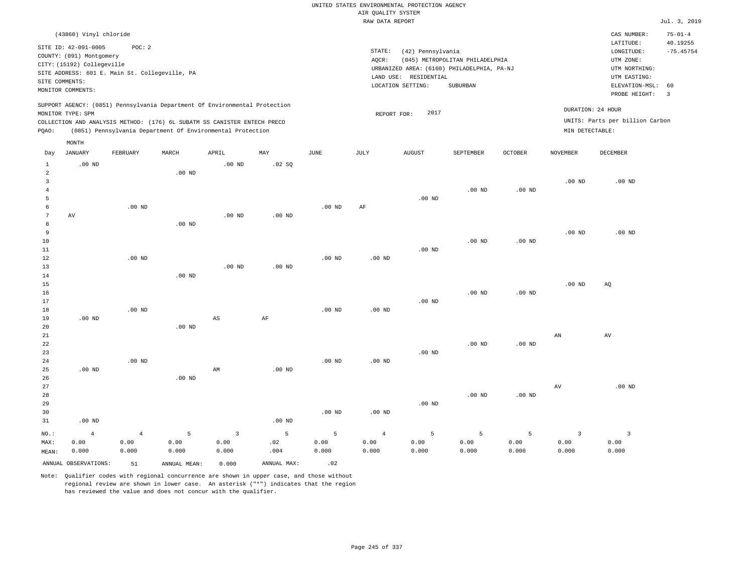UNITED STATES ENVIRONMENTAL PROTECTION AGENCY
AIR QUALITY SYSTEM
RAW DATA REPORT

Jul. 3, 2019

(43860) Vinyl chloride

SITE ID: 42-091-0005 POC: 2
COUNTY: (091) Montgomery
CITY: (15192) Collegeville
SITE ADDRESS: 601 E. Main St. Collegeville, PA
SITE COMMENTS:
MONITOR COMMENTS:

STATE: (42) Pennsylvania
AQCR: (045) METROPOLITAN PHILADELPHIA
URBANIZED AREA: (6160) PHILADELPHIA, PA-NJ
LAND USE: RESIDENTIAL
LOCATION SETTING: SUBURBAN

CAS NUMBER: 75-01-4
LATITUDE: 40.19255
LONGITUDE: -75.45754
UTM ZONE:
UTM NORTHING:
UTM EASTING:
ELEVATION-MSL: 60
PROBE HEIGHT: 3

SUPPORT AGENCY: (0851) Pennsylvania Department Of Environmental Protection
MONITOR TYPE: SPM
COLLECTION AND ANALYSIS METHOD: (176) 6L SUBATM SS CANISTER ENTECH PRECO
PQAO: (0851) Pennsylvania Department Of Environmental Protection

REPORT FOR: 2017

DURATION: 24 HOUR
UNITS: Parts per billion Carbon
MIN DETECTABLE:

| Day | JANUARY | FEBRUARY | MARCH | APRIL | MAY | JUNE | JULY | AUGUST | SEPTEMBER | OCTOBER | NOVEMBER | DECEMBER |
|---|---|---|---|---|---|---|---|---|---|---|---|---|
| 1 | .00 ND | | | .00 ND | .02 SQ | | | | | | | |
| 2 | | | .00 ND | | | | | | | | | |
| 3 | | | | | | | | | | | .00 ND | .00 ND |
| 4 | | | | | | | | | .00 ND | .00 ND | | |
| 5 | | | | | | | | .00 ND | | | | |
| 6 | | .00 ND | | | | .00 ND | AF | | | | | |
| 7 | AV | | | .00 ND | .00 ND | | | | | | | |
| 8 | | | .00 ND | | | | | | | | | |
| 9 | | | | | | | | | | | .00 ND | .00 ND |
| 10 | | | | | | | | | .00 ND | .00 ND | | |
| 11 | | | | | | | | .00 ND | | | | |
| 12 | | .00 ND | | | | .00 ND | .00 ND | | | | | |
| 13 | | | | .00 ND | .00 ND | | | | | | | |
| 14 | | | .00 ND | | | | | | | | | |
| 15 | | | | | | | | | | | .00 ND | AQ |
| 16 | | | | | | | | | .00 ND | .00 ND | | |
| 17 | | | | | | | | .00 ND | | | | |
| 18 | | .00 ND | | | | .00 ND | .00 ND | | | | | |
| 19 | .00 ND | | | AS | AF | | | | | | | |
| 20 | | | .00 ND | | | | | | | | | |
| 21 | | | | | | | | | | | AN | AV |
| 22 | | | | | | | | | .00 ND | .00 ND | | |
| 23 | | | | | | | | .00 ND | | | | |
| 24 | | .00 ND | | | | .00 ND | .00 ND | | | | | |
| 25 | .00 ND | | | AM | .00 ND | | | | | | | |
| 26 | | | .00 ND | | | | | | | | | |
| 27 | | | | | | | | | | | AV | .00 ND |
| 28 | | | | | | | | | .00 ND | .00 ND | | |
| 29 | | | | | | | | .00 ND | | | | |
| 30 | | | | | | .00 ND | .00 ND | | | | | |
| 31 | .00 ND | | | | .00 ND | | | | | | | |
| NO.: | 4 | 4 | 5 | 3 | 5 | 5 | 4 | 5 | 5 | 5 | 3 | 3 |
| MAX: | 0.00 | 0.00 | 0.00 | 0.00 | .02 | 0.00 | 0.00 | 0.00 | 0.00 | 0.00 | 0.00 | 0.00 |
| MEAN: | 0.000 | 0.000 | 0.000 | 0.000 | .004 | 0.000 | 0.000 | 0.000 | 0.000 | 0.000 | 0.000 | 0.000 |

ANNUAL OBSERVATIONS: 51 ANNUAL MEAN: 0.000 ANNUAL MAX: .02

Note: Qualifier codes with regional concurrence are shown in upper case, and those without regional review are shown in lower case. An asterisk ("*") indicates that the region has reviewed the value and does not concur with the qualifier.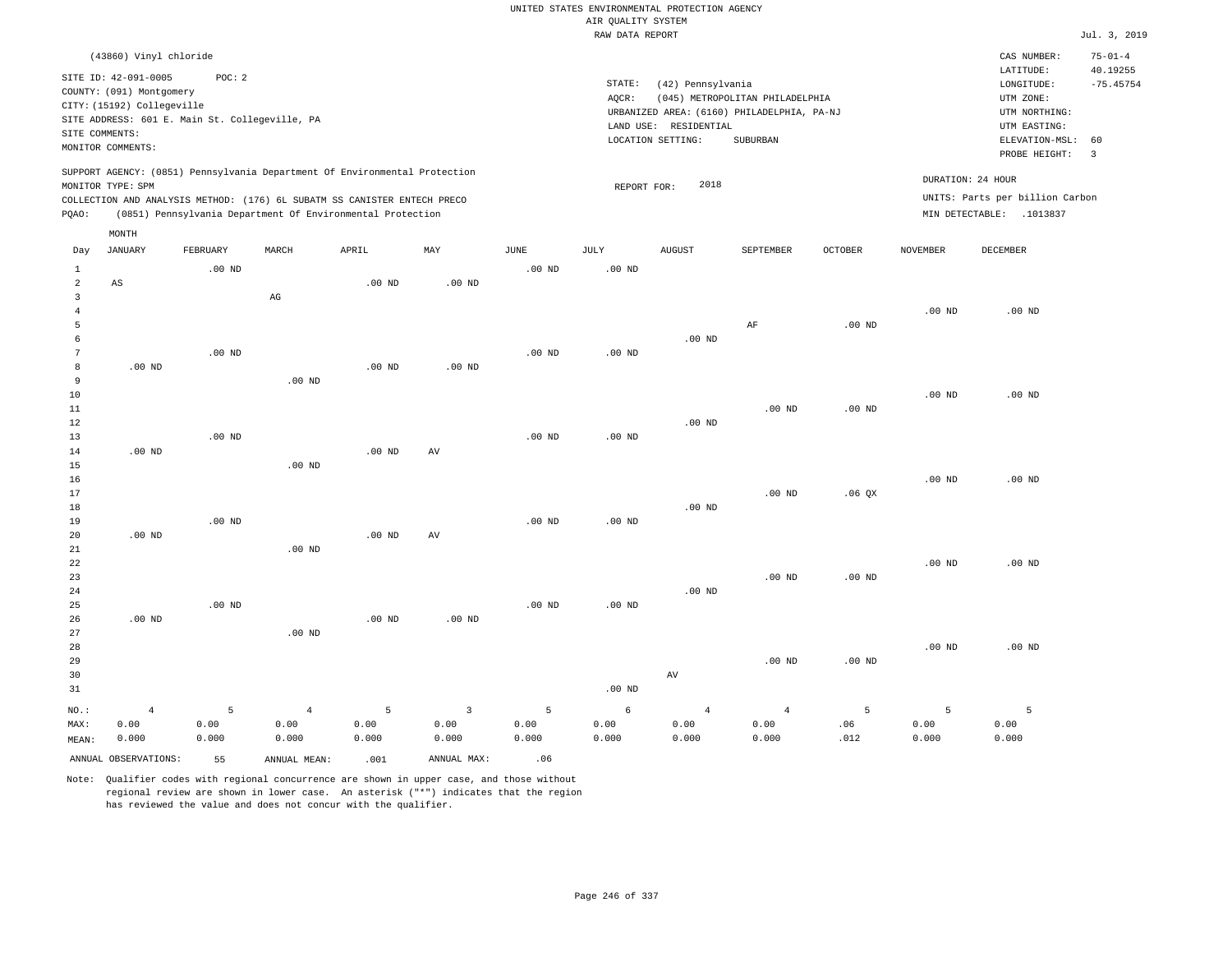UNITED STATES ENVIRONMENTAL PROTECTION AGENCY
AIR QUALITY SYSTEM
RAW DATA REPORT

Jul. 3, 2019

(43860) Vinyl chloride

SITE ID: 42-091-0005 POC: 2
COUNTY: (091) Montgomery
CITY: (15192) Collegeville
SITE ADDRESS: 601 E. Main St. Collegeville, PA
SITE COMMENTS:
MONITOR COMMENTS:

STATE: (42) Pennsylvania
AQCR: (045) METROPOLITAN PHILADELPHIA
URBANIZED AREA: (6160) PHILADELPHIA, PA-NJ
LAND USE: RESIDENTIAL
LOCATION SETTING: SUBURBAN

CAS NUMBER: 75-01-4
LATITUDE: 40.19255
LONGITUDE: -75.45754
UTM ZONE:
UTM NORTHING:
UTM EASTING:
ELEVATION-MSL: 60
PROBE HEIGHT: 3

SUPPORT AGENCY: (0851) Pennsylvania Department Of Environmental Protection
MONITOR TYPE: SPM
COLLECTION AND ANALYSIS METHOD: (176) 6L SUBATM SS CANISTER ENTECH PRECO
PQAO: (0851) Pennsylvania Department Of Environmental Protection

REPORT FOR: 2018

DURATION: 24 HOUR
UNITS: Parts per billion Carbon
MIN DETECTABLE: .1013837

| Day | JANUARY | FEBRUARY | MARCH | APRIL | MAY | JUNE | JULY | AUGUST | SEPTEMBER | OCTOBER | NOVEMBER | DECEMBER |
|---|---|---|---|---|---|---|---|---|---|---|---|---|
| 1 | | .00 ND | | | | .00 ND | .00 ND | | | | | |
| 2 | AS | | | .00 ND | .00 ND | | | | | | | |
| 3 | | | AG | | | | | | | | | |
| 4 | | | | | | | | | | | .00 ND | .00 ND |
| 5 | | | | | | | | | AF | .00 ND | | |
| 6 | | | | | | | | .00 ND | | | | |
| 7 | | .00 ND | | | | .00 ND | .00 ND | | | | | |
| 8 | .00 ND | | | .00 ND | .00 ND | | | | | | | |
| 9 | | | .00 ND | | | | | | | | | |
| 10 | | | | | | | | | | | .00 ND | .00 ND |
| 11 | | | | | | | | | .00 ND | .00 ND | | |
| 12 | | | | | | | | .00 ND | | | | |
| 13 | | .00 ND | | | | .00 ND | .00 ND | | | | | |
| 14 | .00 ND | | | .00 ND | AV | | | | | | | |
| 15 | | | .00 ND | | | | | | | | | |
| 16 | | | | | | | | | | | .00 ND | .00 ND |
| 17 | | | | | | | | | .00 ND | .06 QX | | |
| 18 | | | | | | | | .00 ND | | | | |
| 19 | | .00 ND | | | | .00 ND | .00 ND | | | | | |
| 20 | .00 ND | | | .00 ND | AV | | | | | | | |
| 21 | | | .00 ND | | | | | | | | | |
| 22 | | | | | | | | | | | .00 ND | .00 ND |
| 23 | | | | | | | | | .00 ND | .00 ND | | |
| 24 | | | | | | | | .00 ND | | | | |
| 25 | | .00 ND | | | | .00 ND | .00 ND | | | | | |
| 26 | .00 ND | | | .00 ND | .00 ND | | | | | | | |
| 27 | | | .00 ND | | | | | | | | | |
| 28 | | | | | | | | | | | .00 ND | .00 ND |
| 29 | | | | | | | | | .00 ND | .00 ND | | |
| 30 | | | | | | | | AV | | | | |
| 31 | | | | | | | .00 ND | | | | | |
| NO.: | 4 | 5 | 4 | 5 | 3 | 5 | 6 | 4 | 4 | 5 | 5 | 5 |
| MAX: | 0.00 | 0.00 | 0.00 | 0.00 | 0.00 | 0.00 | 0.00 | 0.00 | 0.00 | .06 | 0.00 | 0.00 |
| MEAN: | 0.000 | 0.000 | 0.000 | 0.000 | 0.000 | 0.000 | 0.000 | 0.000 | 0.000 | .012 | 0.000 | 0.000 |

ANNUAL OBSERVATIONS: 55 ANNUAL MEAN: .001 ANNUAL MAX: .06

Note: Qualifier codes with regional concurrence are shown in upper case, and those without regional review are shown in lower case. An asterisk ("*") indicates that the region has reviewed the value and does not concur with the qualifier.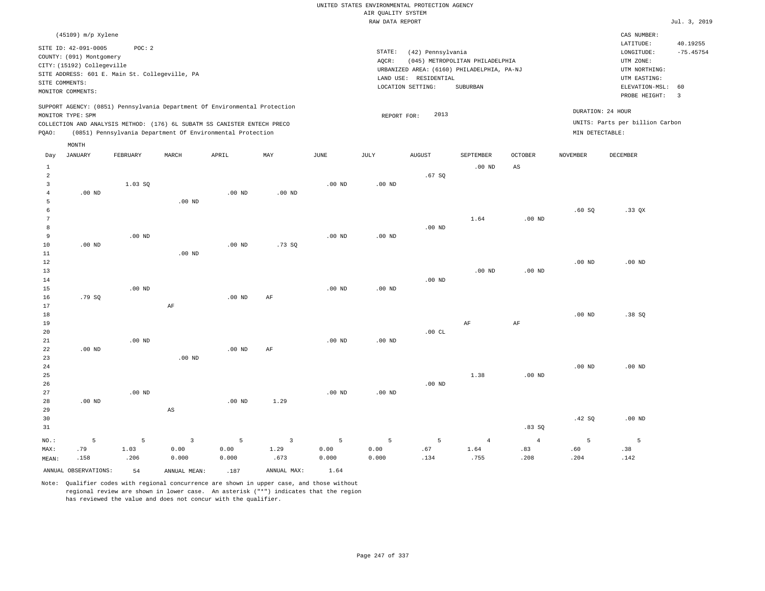UNITED STATES ENVIRONMENTAL PROTECTION AGENCY
AIR QUALITY SYSTEM
RAW DATA REPORT

Jul. 3, 2019

(45109) m/p Xylene

SITE ID: 42-091-0005 POC: 2
COUNTY: (091) Montgomery
CITY: (15192) Collegeville
SITE ADDRESS: 601 E. Main St. Collegeville, PA
SITE COMMENTS:
MONITOR COMMENTS:

STATE: (42) Pennsylvania
AQCR: (045) METROPOLITAN PHILADELPHIA
URBANIZED AREA: (6160) PHILADELPHIA, PA-NJ
LAND USE: RESIDENTIAL
LOCATION SETTING: SUBURBAN

CAS NUMBER:
LATITUDE: 40.19255
LONGITUDE: -75.45754
UTM ZONE:
UTM NORTHING:
UTM EASTING:
ELEVATION-MSL: 60
PROBE HEIGHT: 3

SUPPORT AGENCY: (0851) Pennsylvania Department Of Environmental Protection
MONITOR TYPE: SPM
COLLECTION AND ANALYSIS METHOD: (176) 6L SUBATM SS CANISTER ENTECH PRECO
PQAO: (0851) Pennsylvania Department Of Environmental Protection

REPORT FOR: 2013

DURATION: 24 HOUR
UNITS: Parts per billion Carbon
MIN DETECTABLE:

| Day | JANUARY | FEBRUARY | MARCH | APRIL | MAY | JUNE | JULY | AUGUST | SEPTEMBER | OCTOBER | NOVEMBER | DECEMBER |
|---|---|---|---|---|---|---|---|---|---|---|---|---|
| 1 | | | | | | | | | .00 ND | AS | | |
| 2 | | | | | | | | .67 SQ | | | | |
| 3 | | 1.03 SQ | | | | .00 ND | .00 ND | | | | | |
| 4 | .00 ND | | | .00 ND | .00 ND | | | | | | | |
| 5 | | | .00 ND | | | | | | | | | |
| 6 | | | | | | | | | | | .60 SQ | .33 QX |
| 7 | | | | | | | | | 1.64 | .00 ND | | |
| 8 | | | | | | | | .00 ND | | | | |
| 9 | | .00 ND | | | | .00 ND | .00 ND | | | | | |
| 10 | .00 ND | | | .00 ND | .73 SQ | | | | | | | |
| 11 | | | .00 ND | | | | | | | | | |
| 12 | | | | | | | | | | | .00 ND | .00 ND |
| 13 | | | | | | | | | .00 ND | .00 ND | | |
| 14 | | | | | | | | .00 ND | | | | |
| 15 | | .00 ND | | | | .00 ND | .00 ND | | | | | |
| 16 | .79 SQ | | | .00 ND | AF | | | | | | | |
| 17 | | | AF | | | | | | | | | |
| 18 | | | | | | | | | | | .00 ND | .38 SQ |
| 19 | | | | | | | | | AF | AF | | |
| 20 | | | | | | | | .00 CL | | | | |
| 21 | | .00 ND | | | | .00 ND | .00 ND | | | | | |
| 22 | .00 ND | | | .00 ND | AF | | | | | | | |
| 23 | | | .00 ND | | | | | | | | | |
| 24 | | | | | | | | | | | .00 ND | .00 ND |
| 25 | | | | | | | | | 1.38 | .00 ND | | |
| 26 | | | | | | | | .00 ND | | | | |
| 27 | | .00 ND | | | | .00 ND | .00 ND | | | | | |
| 28 | .00 ND | | | .00 ND | 1.29 | | | | | | | |
| 29 | | | AS | | | | | | | | | |
| 30 | | | | | | | | | | | .42 SQ | .00 ND |
| 31 | | | | | | | | | | .83 SQ | | |
| NO.: | 5 | 5 | 3 | 5 | 3 | 5 | 5 | 5 | 4 | 4 | 5 | 5 |
| MAX: | .79 | 1.03 | 0.00 | 0.00 | 1.29 | 0.00 | 0.00 | .67 | 1.64 | .83 | .60 | .38 |
| MEAN: | .158 | .206 | 0.000 | 0.000 | .673 | 0.000 | 0.000 | .134 | .755 | .208 | .204 | .142 |

ANNUAL OBSERVATIONS: 54 ANNUAL MEAN: .187 ANNUAL MAX: 1.64

Note: Qualifier codes with regional concurrence are shown in upper case, and those without regional review are shown in lower case. An asterisk ("*") indicates that the region has reviewed the value and does not concur with the qualifier.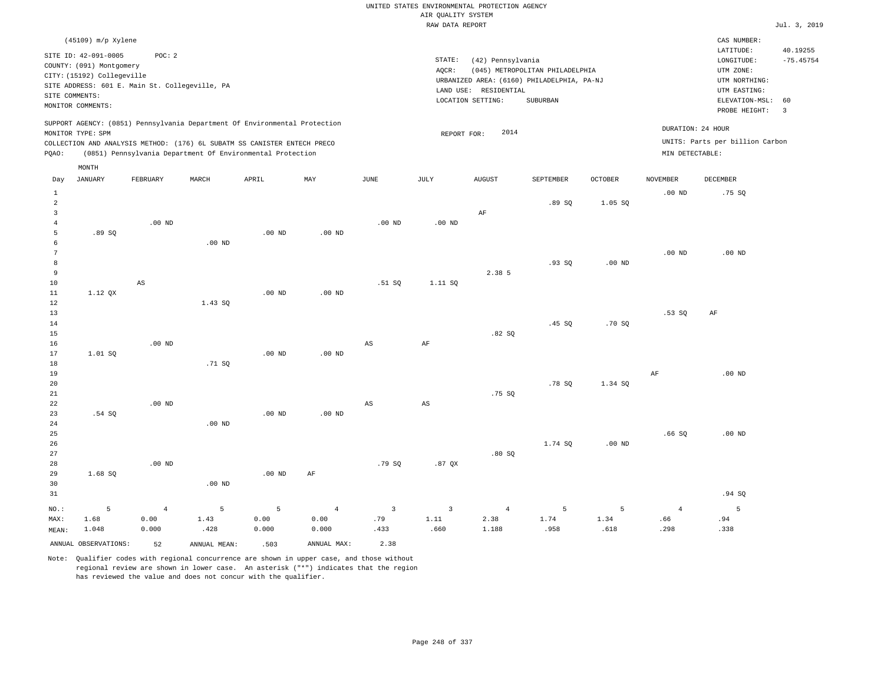UNITED STATES ENVIRONMENTAL PROTECTION AGENCY
AIR QUALITY SYSTEM
RAW DATA REPORT

Jul. 3, 2019

(45109) m/p Xylene

SITE ID: 42-091-0005 POC: 2
COUNTY: (091) Montgomery
CITY: (15192) Collegeville
SITE ADDRESS: 601 E. Main St. Collegeville, PA
SITE COMMENTS:
MONITOR COMMENTS:

STATE: (42) Pennsylvania
AQCR: (045) METROPOLITAN PHILADELPHIA
URBANIZED AREA: (6160) PHILADELPHIA, PA-NJ
LAND USE: RESIDENTIAL
LOCATION SETTING: SUBURBAN

CAS NUMBER:
LATITUDE: 40.19255
LONGITUDE: -75.45754
UTM ZONE:
UTM NORTHING:
UTM EASTING:
ELEVATION-MSL: 60
PROBE HEIGHT: 3

SUPPORT AGENCY: (0851) Pennsylvania Department Of Environmental Protection
MONITOR TYPE: SPM
COLLECTION AND ANALYSIS METHOD: (176) 6L SUBATM SS CANISTER ENTECH PRECO
PQAO: (0851) Pennsylvania Department Of Environmental Protection

REPORT FOR: 2014

DURATION: 24 HOUR
UNITS: Parts per billion Carbon
MIN DETECTABLE:

| Day | JANUARY | FEBRUARY | MARCH | APRIL | MAY | JUNE | JULY | AUGUST | SEPTEMBER | OCTOBER | NOVEMBER | DECEMBER |
|---|---|---|---|---|---|---|---|---|---|---|---|---|
| 1 | | | | | | | | | | | .00 ND | .75 SQ |
| 2 | | | | | | | | | .89 SQ | 1.05 SQ | | |
| 3 | | | | | | | | AF | | | | |
| 4 | | .00 ND | | | | .00 ND | .00 ND | | | | | |
| 5 | .89 SQ | | | .00 ND | .00 ND | | | | | | | |
| 6 | | | .00 ND | | | | | | | | | |
| 7 | | | | | | | | | | | .00 ND | .00 ND |
| 8 | | | | | | | | | .93 SQ | .00 ND | | |
| 9 | | | | | | | | 2.38 5 | | | | |
| 10 | | AS | | | | .51 SQ | 1.11 SQ | | | | | |
| 11 | 1.12 QX | | | .00 ND | .00 ND | | | | | | | |
| 12 | | | 1.43 SQ | | | | | | | | | |
| 13 | | | | | | | | | | | .53 SQ | AF |
| 14 | | | | | | | | | .45 SQ | .70 SQ | | |
| 15 | | | | | | | | .82 SQ | | | | |
| 16 | | .00 ND | | | | AS | AF | | | | | |
| 17 | 1.01 SQ | | | .00 ND | .00 ND | | | | | | | |
| 18 | | | .71 SQ | | | | | | | | | |
| 19 | | | | | | | | | | | AF | .00 ND |
| 20 | | | | | | | | | .78 SQ | 1.34 SQ | | |
| 21 | | | | | | | | .75 SQ | | | | |
| 22 | | .00 ND | | | | AS | AS | | | | | |
| 23 | .54 SQ | | | .00 ND | .00 ND | | | | | | | |
| 24 | | | .00 ND | | | | | | | | | |
| 25 | | | | | | | | | | | .66 SQ | .00 ND |
| 26 | | | | | | | | | 1.74 SQ | .00 ND | | |
| 27 | | | | | | | | .80 SQ | | | | |
| 28 | | .00 ND | | | | .79 SQ | .87 QX | | | | | |
| 29 | 1.68 SQ | | | .00 ND | AF | | | | | | | |
| 30 | | | .00 ND | | | | | | | | | |
| 31 | | | | | | | | | | | | .94 SQ |
| NO.: | 5 | 4 | 5 | 5 | 4 | 3 | 3 | 4 | 5 | 5 | 4 | 5 |
| MAX: | 1.68 | 0.00 | 1.43 | 0.00 | 0.00 | .79 | 1.11 | 2.38 | 1.74 | 1.34 | .66 | .94 |
| MEAN: | 1.048 | 0.000 | .428 | 0.000 | 0.000 | .433 | .660 | 1.188 | .958 | .618 | .298 | .338 |

ANNUAL OBSERVATIONS: 52 ANNUAL MEAN: .503 ANNUAL MAX: 2.38

Note: Qualifier codes with regional concurrence are shown in upper case, and those without regional review are shown in lower case. An asterisk ("*") indicates that the region has reviewed the value and does not concur with the qualifier.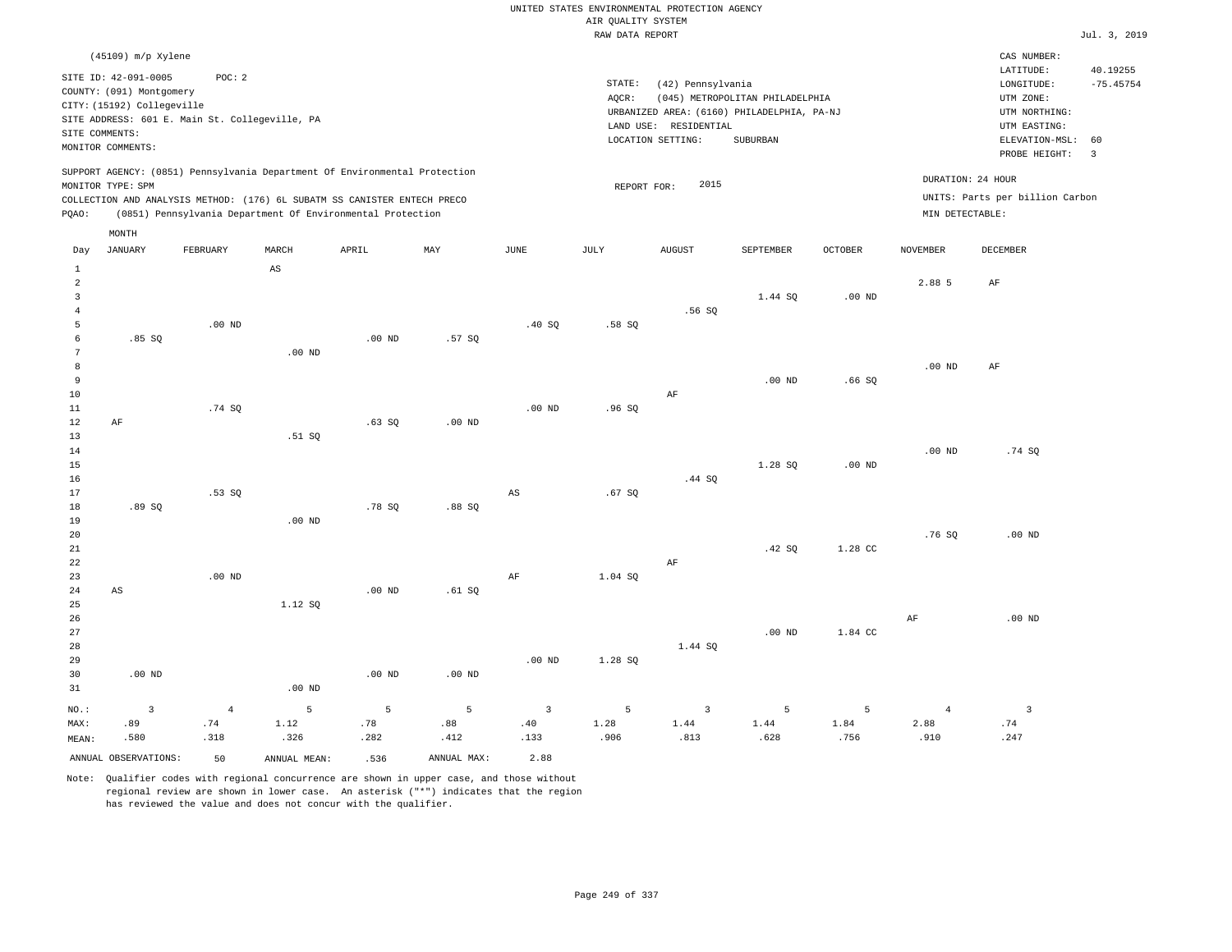UNITED STATES ENVIRONMENTAL PROTECTION AGENCY
AIR QUALITY SYSTEM
RAW DATA REPORT

Jul. 3, 2019

(45109) m/p Xylene

SITE ID: 42-091-0005 POC: 2
COUNTY: (091) Montgomery
CITY: (15192) Collegeville
SITE ADDRESS: 601 E. Main St. Collegeville, PA
SITE COMMENTS:
MONITOR COMMENTS:

STATE: (42) Pennsylvania
AQCR: (045) METROPOLITAN PHILADELPHIA
URBANIZED AREA: (6160) PHILADELPHIA, PA-NJ
LAND USE: RESIDENTIAL
LOCATION SETTING: SUBURBAN

CAS NUMBER:
LATITUDE: 40.19255
LONGITUDE: -75.45754
UTM ZONE:
UTM NORTHING:
UTM EASTING:
ELEVATION-MSL: 60
PROBE HEIGHT: 3

SUPPORT AGENCY: (0851) Pennsylvania Department Of Environmental Protection
MONITOR TYPE: SPM
COLLECTION AND ANALYSIS METHOD: (176) 6L SUBATM SS CANISTER ENTECH PRECO
PQAO: (0851) Pennsylvania Department Of Environmental Protection

REPORT FOR: 2015

DURATION: 24 HOUR
UNITS: Parts per billion Carbon
MIN DETECTABLE:

| Day | JANUARY | FEBRUARY | MARCH | APRIL | MAY | JUNE | JULY | AUGUST | SEPTEMBER | OCTOBER | NOVEMBER | DECEMBER |
|---|---|---|---|---|---|---|---|---|---|---|---|---|
| 1 | | | AS | | | | | | | | | |
| 2 | | | | | | | | | | | 2.88 5 | AF |
| 3 | | | | | | | | | 1.44 SQ | .00 ND | | |
| 4 | | | | | | | | .56 SQ | | | | |
| 5 | | .00 ND | | | | .40 SQ | .58 SQ | | | | | |
| 6 | .85 SQ | | | .00 ND | .57 SQ | | | | | | | |
| 7 | | | .00 ND | | | | | | | | | |
| 8 | | | | | | | | | | | .00 ND | AF |
| 9 | | | | | | | | | .00 ND | .66 SQ | | |
| 10 | | | | | | | | AF | | | | |
| 11 | | .74 SQ | | | | .00 ND | .96 SQ | | | | | |
| 12 | AF | | | .63 SQ | .00 ND | | | | | | | |
| 13 | | | .51 SQ | | | | | | | | | |
| 14 | | | | | | | | | | | .00 ND | .74 SQ |
| 15 | | | | | | | | | 1.28 SQ | .00 ND | | |
| 16 | | | | | | | | .44 SQ | | | | |
| 17 | | .53 SQ | | | | AS | .67 SQ | | | | | |
| 18 | .89 SQ | | | .78 SQ | .88 SQ | | | | | | | |
| 19 | | | .00 ND | | | | | | | | | |
| 20 | | | | | | | | | | | .76 SQ | .00 ND |
| 21 | | | | | | | | | .42 SQ | 1.28 CC | | |
| 22 | | | | | | | | AF | | | | |
| 23 | | .00 ND | | | | AF | 1.04 SQ | | | | | |
| 24 | AS | | | .00 ND | .61 SQ | | | | | | | |
| 25 | | | 1.12 SQ | | | | | | | | | |
| 26 | | | | | | | | | | | AF | .00 ND |
| 27 | | | | | | | | | .00 ND | 1.84 CC | | |
| 28 | | | | | | | | 1.44 SQ | | | | |
| 29 | | | | | | .00 ND | 1.28 SQ | | | | | |
| 30 | .00 ND | | | .00 ND | .00 ND | | | | | | | |
| 31 | | | .00 ND | | | | | | | | | |
| NO.: | 3 | 4 | 5 | 5 | 5 | 3 | 5 | 3 | 5 | 5 | 4 | 3 |
| MAX: | .89 | .74 | 1.12 | .78 | .88 | .40 | 1.28 | 1.44 | 1.44 | 1.84 | 2.88 | .74 |
| MEAN: | .580 | .318 | .326 | .282 | .412 | .133 | .906 | .813 | .628 | .756 | .910 | .247 |

ANNUAL OBSERVATIONS: 50 ANNUAL MEAN: .536 ANNUAL MAX: 2.88

Note: Qualifier codes with regional concurrence are shown in upper case, and those without regional review are shown in lower case. An asterisk ("*") indicates that the region has reviewed the value and does not concur with the qualifier.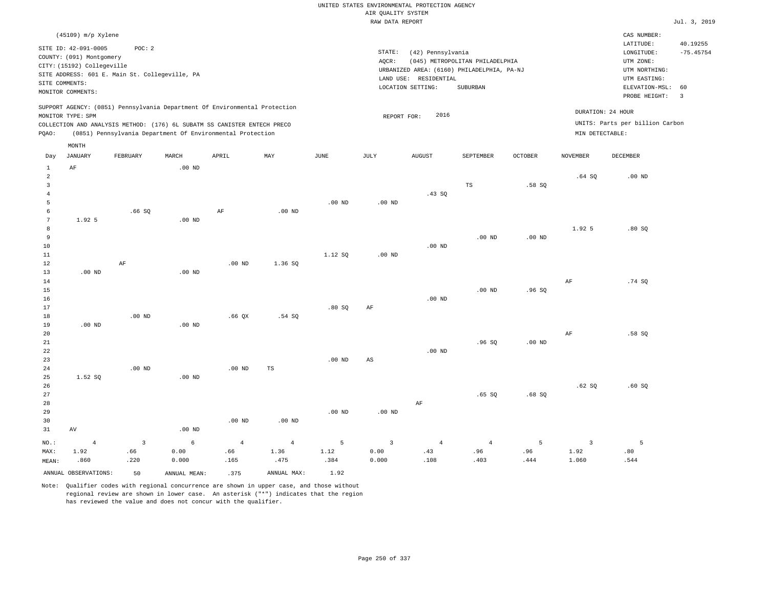UNITED STATES ENVIRONMENTAL PROTECTION AGENCY
AIR QUALITY SYSTEM
RAW DATA REPORT

Jul. 3, 2019

(45109) m/p Xylene

SITE ID: 42-091-0005 POC: 2
COUNTY: (091) Montgomery
CITY: (15192) Collegeville
SITE ADDRESS: 601 E. Main St. Collegeville, PA
SITE COMMENTS:
MONITOR COMMENTS:

STATE: (42) Pennsylvania
AQCR: (045) METROPOLITAN PHILADELPHIA
URBANIZED AREA: (6160) PHILADELPHIA, PA-NJ
LAND USE: RESIDENTIAL
LOCATION SETTING: SUBURBAN

CAS NUMBER:
LATITUDE: 40.19255
LONGITUDE: -75.45754
UTM ZONE:
UTM NORTHING:
UTM EASTING:
ELEVATION-MSL: 60
PROBE HEIGHT: 3

SUPPORT AGENCY: (0851) Pennsylvania Department Of Environmental Protection
MONITOR TYPE: SPM
COLLECTION AND ANALYSIS METHOD: (176) 6L SUBATM SS CANISTER ENTECH PRECO
PQAO: (0851) Pennsylvania Department Of Environmental Protection

REPORT FOR: 2016

DURATION: 24 HOUR
UNITS: Parts per billion Carbon
MIN DETECTABLE:

| Day | JANUARY | FEBRUARY | MARCH | APRIL | MAY | JUNE | JULY | AUGUST | SEPTEMBER | OCTOBER | NOVEMBER | DECEMBER |
|---|---|---|---|---|---|---|---|---|---|---|---|---|
| 1 | AF | | .00 ND | | | | | | | | | |
| 2 | | | | | | | | | | | .64 SQ | .00 ND |
| 3 | | | | | | | | | TS | .58 SQ | | |
| 4 | | | | | | | | .43 SQ | | | | |
| 5 | | | | | | .00 ND | .00 ND | | | | | |
| 6 | | .66 SQ | | AF | .00 ND | | | | | | | |
| 7 | 1.92 5 | | .00 ND | | | | | | | | | |
| 8 | | | | | | | | | | | 1.92 5 | .80 SQ |
| 9 | | | | | | | | | .00 ND | .00 ND | | |
| 10 | | | | | | | | .00 ND | | | | |
| 11 | | | | | | 1.12 SQ | .00 ND | | | | | |
| 12 | | AF | | .00 ND | 1.36 SQ | | | | | | | |
| 13 | .00 ND | | .00 ND | | | | | | | | | |
| 14 | | | | | | | | | | | AF | .74 SQ |
| 15 | | | | | | | | | .00 ND | .96 SQ | | |
| 16 | | | | | | | | .00 ND | | | | |
| 17 | | | | | | .80 SQ | AF | | | | | |
| 18 | | .00 ND | | .66 QX | .54 SQ | | | | | | | |
| 19 | .00 ND | | .00 ND | | | | | | | | | |
| 20 | | | | | | | | | | | AF | .58 SQ |
| 21 | | | | | | | | | .96 SQ | .00 ND | | |
| 22 | | | | | | | | .00 ND | | | | |
| 23 | | | | | | .00 ND | AS | | | | | |
| 24 | | .00 ND | | .00 ND | TS | | | | | | | |
| 25 | 1.52 SQ | | .00 ND | | | | | | | | | |
| 26 | | | | | | | | | | | .62 SQ | .60 SQ |
| 27 | | | | | | | | | .65 SQ | .68 SQ | | |
| 28 | | | | | | | | AF | | | | |
| 29 | | | | | | .00 ND | .00 ND | | | | | |
| 30 | | | | .00 ND | .00 ND | | | | | | | |
| 31 | AV | | .00 ND | | | | | | | | | |
| NO.: | 4 | 3 | 6 | 4 | 4 | 5 | 3 | 4 | 4 | 5 | 3 | 5 |
| MAX: | 1.92 | .66 | 0.00 | .66 | 1.36 | 1.12 | 0.00 | .43 | .96 | .96 | 1.92 | .80 |
| MEAN: | .860 | .220 | 0.000 | .165 | .475 | .384 | 0.000 | .108 | .403 | .444 | 1.060 | .544 |

ANNUAL OBSERVATIONS: 50 ANNUAL MEAN: .375 ANNUAL MAX: 1.92

Note: Qualifier codes with regional concurrence are shown in upper case, and those without regional review are shown in lower case. An asterisk ("*") indicates that the region has reviewed the value and does not concur with the qualifier.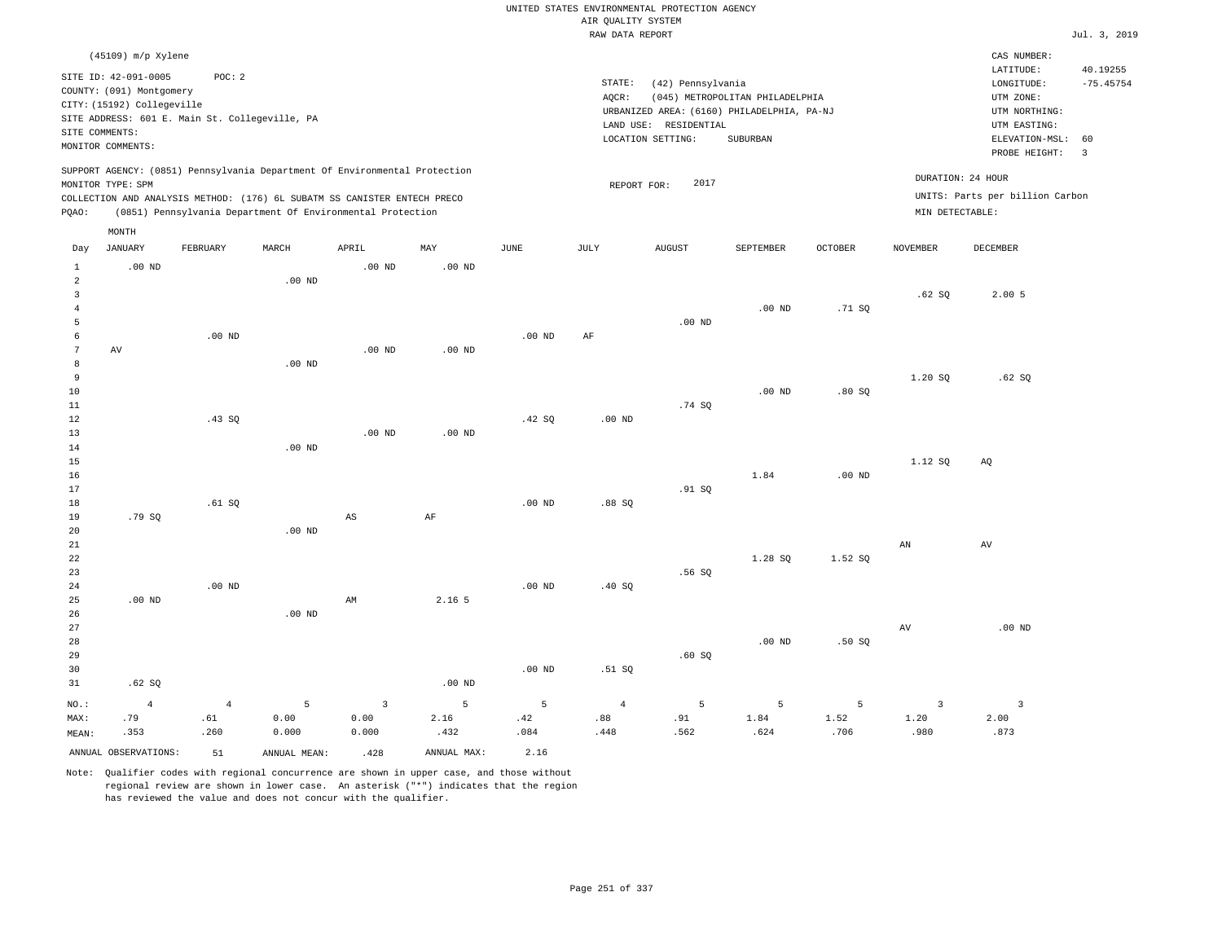UNITED STATES ENVIRONMENTAL PROTECTION AGENCY
AIR QUALITY SYSTEM
RAW DATA REPORT

Jul. 3, 2019

(45109) m/p Xylene

SITE ID: 42-091-0005 POC: 2
COUNTY: (091) Montgomery
CITY: (15192) Collegeville
SITE ADDRESS: 601 E. Main St. Collegeville, PA
SITE COMMENTS:
MONITOR COMMENTS:

STATE: (42) Pennsylvania
AQCR: (045) METROPOLITAN PHILADELPHIA
URBANIZED AREA: (6160) PHILADELPHIA, PA-NJ
LAND USE: RESIDENTIAL
LOCATION SETTING: SUBURBAN

CAS NUMBER:
LATITUDE: 40.19255
LONGITUDE: -75.45754
UTM ZONE:
UTM NORTHING:
UTM EASTING:
ELEVATION-MSL: 60
PROBE HEIGHT: 3

SUPPORT AGENCY: (0851) Pennsylvania Department Of Environmental Protection
MONITOR TYPE: SPM
COLLECTION AND ANALYSIS METHOD: (176) 6L SUBATM SS CANISTER ENTECH PRECO
PQAO: (0851) Pennsylvania Department Of Environmental Protection

REPORT FOR: 2017

DURATION: 24 HOUR
UNITS: Parts per billion Carbon
MIN DETECTABLE:

| Day | JANUARY | FEBRUARY | MARCH | APRIL | MAY | JUNE | JULY | AUGUST | SEPTEMBER | OCTOBER | NOVEMBER | DECEMBER |
|---|---|---|---|---|---|---|---|---|---|---|---|---|
| 1 | .00 ND | | | .00 ND | .00 ND | | | | | | | |
| 2 | | | .00 ND | | | | | | | | | |
| 3 | | | | | | | | | | | .62 SQ | 2.00 5 |
| 4 | | | | | | | | | .00 ND | .71 SQ | | |
| 5 | | | | | | | | .00 ND | | | | |
| 6 | | .00 ND | | | | .00 ND | AF | | | | | |
| 7 | AV | | | .00 ND | .00 ND | | | | | | | |
| 8 | | | .00 ND | | | | | | | | | |
| 9 | | | | | | | | | | | 1.20 SQ | .62 SQ |
| 10 | | | | | | | | | .00 ND | .80 SQ | | |
| 11 | | | | | | | | .74 SQ | | | | |
| 12 | | .43 SQ | | | | .42 SQ | .00 ND | | | | | |
| 13 | | | | .00 ND | .00 ND | | | | | | | |
| 14 | | | .00 ND | | | | | | | | | |
| 15 | | | | | | | | | | | 1.12 SQ | AQ |
| 16 | | | | | | | | | 1.84 | .00 ND | | |
| 17 | | | | | | | | .91 SQ | | | | |
| 18 | | .61 SQ | | | | .00 ND | .88 SQ | | | | | |
| 19 | .79 SQ | | | AS | AF | | | | | | | |
| 20 | | | .00 ND | | | | | | | | | |
| 21 | | | | | | | | | | | AN | AV |
| 22 | | | | | | | | | 1.28 SQ | 1.52 SQ | | |
| 23 | | | | | | | | .56 SQ | | | | |
| 24 | | .00 ND | | | | .00 ND | .40 SQ | | | | | |
| 25 | .00 ND | | | AM | 2.16 5 | | | | | | | |
| 26 | | | .00 ND | | | | | | | | | |
| 27 | | | | | | | | | | | AV | .00 ND |
| 28 | | | | | | | | | .00 ND | .50 SQ | | |
| 29 | | | | | | | | .60 SQ | | | | |
| 30 | | | | | | .00 ND | .51 SQ | | | | | |
| 31 | .62 SQ | | | | .00 ND | | | | | | | |
| NO.: | 4 | 4 | 5 | 3 | 5 | 5 | 4 | 5 | 5 | 5 | 3 | 3 |
| MAX: | .79 | .61 | 0.00 | 0.00 | 2.16 | .42 | .88 | .91 | 1.84 | 1.52 | 1.20 | 2.00 |
| MEAN: | .353 | .260 | 0.000 | 0.000 | .432 | .084 | .448 | .562 | .624 | .706 | .980 | .873 |

ANNUAL OBSERVATIONS: 51 ANNUAL MEAN: .428 ANNUAL MAX: 2.16

Note: Qualifier codes with regional concurrence are shown in upper case, and those without regional review are shown in lower case. An asterisk ("*") indicates that the region has reviewed the value and does not concur with the qualifier.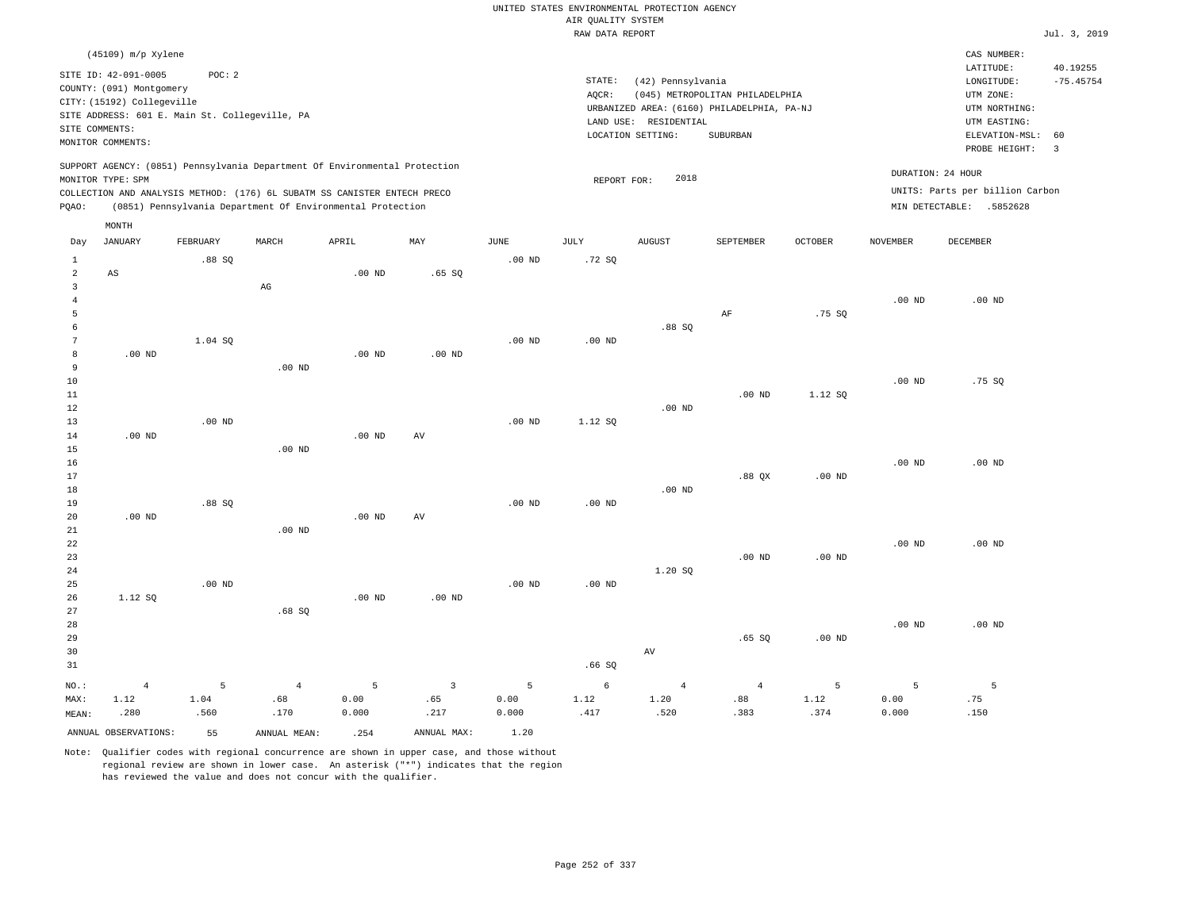UNITED STATES ENVIRONMENTAL PROTECTION AGENCY
AIR QUALITY SYSTEM
RAW DATA REPORT

Jul. 3, 2019

(45109) m/p Xylene

SITE ID: 42-091-0005 POC: 2
COUNTY: (091) Montgomery
CITY: (15192) Collegeville
SITE ADDRESS: 601 E. Main St. Collegeville, PA
SITE COMMENTS:
MONITOR COMMENTS:

STATE: (42) Pennsylvania
AQCR: (045) METROPOLITAN PHILADELPHIA
URBANIZED AREA: (6160) PHILADELPHIA, PA-NJ
LAND USE: RESIDENTIAL
LOCATION SETTING: SUBURBAN

CAS NUMBER:
LATITUDE: 40.19255
LONGITUDE: -75.45754
UTM ZONE:
UTM NORTHING:
UTM EASTING:
ELEVATION-MSL: 60
PROBE HEIGHT: 3

SUPPORT AGENCY: (0851) Pennsylvania Department Of Environmental Protection
MONITOR TYPE: SPM
COLLECTION AND ANALYSIS METHOD: (176) 6L SUBATM SS CANISTER ENTECH PRECO
PQAO: (0851) Pennsylvania Department Of Environmental Protection

REPORT FOR: 2018

DURATION: 24 HOUR
UNITS: Parts per billion Carbon
MIN DETECTABLE: .5852628

| Day | JANUARY | FEBRUARY | MARCH | APRIL | MAY | JUNE | JULY | AUGUST | SEPTEMBER | OCTOBER | NOVEMBER | DECEMBER |
|---|---|---|---|---|---|---|---|---|---|---|---|---|
| 1 | | .88 SQ | | | | .00 ND | .72 SQ | | | | | |
| 2 | AS | | | .00 ND | .65 SQ | | | | | | | |
| 3 | | | AG | | | | | | | | | |
| 4 | | | | | | | | | | | .00 ND | .00 ND |
| 5 | | | | | | | | | AF | .75 SQ | | |
| 6 | | | | | | | | .88 SQ | | | | |
| 7 | | 1.04 SQ | | | | .00 ND | .00 ND | | | | | |
| 8 | .00 ND | | | .00 ND | .00 ND | | | | | | | |
| 9 | | | .00 ND | | | | | | | | | |
| 10 | | | | | | | | | | | .00 ND | .75 SQ |
| 11 | | | | | | | | | .00 ND | 1.12 SQ | | |
| 12 | | | | | | | | .00 ND | | | | |
| 13 | | .00 ND | | | | .00 ND | 1.12 SQ | | | | | |
| 14 | .00 ND | | | .00 ND | AV | | | | | | | |
| 15 | | | .00 ND | | | | | | | | | |
| 16 | | | | | | | | | | | .00 ND | .00 ND |
| 17 | | | | | | | | | .88 QX | .00 ND | | |
| 18 | | | | | | | | .00 ND | | | | |
| 19 | | .88 SQ | | | | .00 ND | .00 ND | | | | | |
| 20 | .00 ND | | | .00 ND | AV | | | | | | | |
| 21 | | | .00 ND | | | | | | | | | |
| 22 | | | | | | | | | | | .00 ND | .00 ND |
| 23 | | | | | | | | | .00 ND | .00 ND | | |
| 24 | | | | | | | | 1.20 SQ | | | | |
| 25 | | .00 ND | | | | .00 ND | .00 ND | | | | | |
| 26 | 1.12 SQ | | | .00 ND | .00 ND | | | | | | | |
| 27 | | | .68 SQ | | | | | | | | | |
| 28 | | | | | | | | | | | .00 ND | .00 ND |
| 29 | | | | | | | | | .65 SQ | .00 ND | | |
| 30 | | | | | | | | AV | | | | |
| 31 | | | | | | | .66 SQ | | | | | |
| NO.: | 4 | 5 | 4 | 5 | 3 | 5 | 6 | 4 | 4 | 5 | 5 | 5 |
| MAX: | 1.12 | 1.04 | .68 | 0.00 | .65 | 0.00 | 1.12 | 1.20 | .88 | 1.12 | 0.00 | .75 |
| MEAN: | .280 | .560 | .170 | 0.000 | .217 | 0.000 | .417 | .520 | .383 | .374 | 0.000 | .150 |

ANNUAL OBSERVATIONS: 55 ANNUAL MEAN: .254 ANNUAL MAX: 1.20

Note: Qualifier codes with regional concurrence are shown in upper case, and those without regional review are shown in lower case. An asterisk ("*") indicates that the region has reviewed the value and does not concur with the qualifier.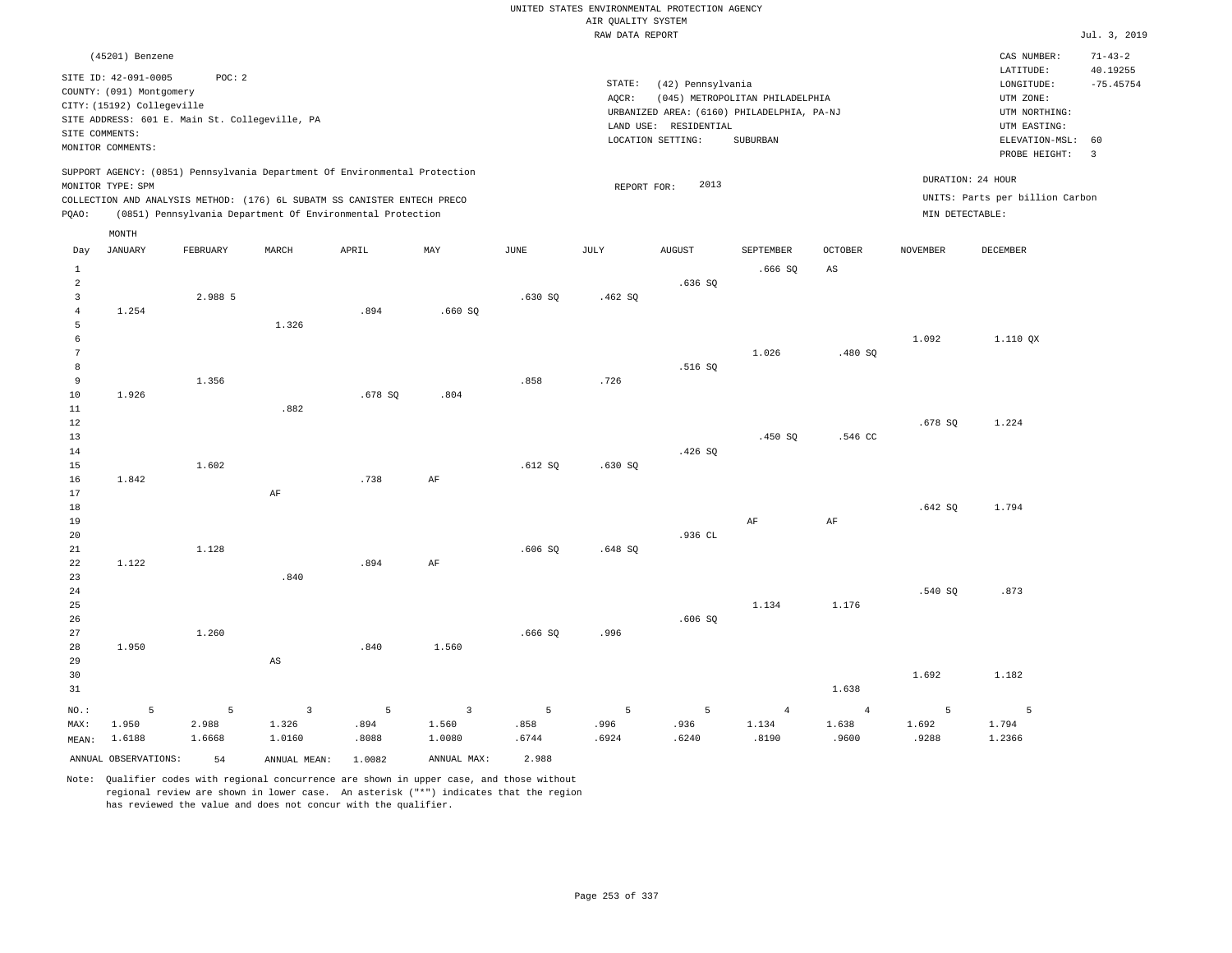UNITED STATES ENVIRONMENTAL PROTECTION AGENCY
AIR QUALITY SYSTEM
RAW DATA REPORT

Jul. 3, 2019

(45201) Benzene

SITE ID: 42-091-0005 POC: 2
COUNTY: (091) Montgomery
CITY: (15192) Collegeville
SITE ADDRESS: 601 E. Main St. Collegeville, PA
SITE COMMENTS:
MONITOR COMMENTS:

STATE: (42) Pennsylvania
AQCR: (045) METROPOLITAN PHILADELPHIA
URBANIZED AREA: (6160) PHILADELPHIA, PA-NJ
LAND USE: RESIDENTIAL
LOCATION SETTING: SUBURBAN

CAS NUMBER: 71-43-2
LATITUDE: 40.19255
LONGITUDE: -75.45754
UTM ZONE:
UTM NORTHING:
UTM EASTING:
ELEVATION-MSL: 60
PROBE HEIGHT: 3

SUPPORT AGENCY: (0851) Pennsylvania Department Of Environmental Protection
MONITOR TYPE: SPM
COLLECTION AND ANALYSIS METHOD: (176) 6L SUBATM SS CANISTER ENTECH PRECO
PQAO: (0851) Pennsylvania Department Of Environmental Protection

REPORT FOR: 2013

DURATION: 24 HOUR
UNITS: Parts per billion Carbon
MIN DETECTABLE:

| Day | JANUARY | FEBRUARY | MARCH | APRIL | MAY | JUNE | JULY | AUGUST | SEPTEMBER | OCTOBER | NOVEMBER | DECEMBER |
|---|---|---|---|---|---|---|---|---|---|---|---|---|
| 1 | | | | | | | | | .666 SQ | AS | | |
| 2 | | | | | | | | .636 SQ | | | | |
| 3 | | 2.988 5 | | | | .630 SQ | .462 SQ | | | | | |
| 4 | 1.254 | | | .894 | .660 SQ | | | | | | | |
| 5 | | | 1.326 | | | | | | | | | |
| 6 | | | | | | | | | | | 1.092 | 1.110 QX |
| 7 | | | | | | | | | 1.026 | .480 SQ | | |
| 8 | | | | | | | | .516 SQ | | | | |
| 9 | | 1.356 | | | | .858 | .726 | | | | | |
| 10 | 1.926 | | | .678 SQ | .804 | | | | | | | |
| 11 | | | .882 | | | | | | | | | |
| 12 | | | | | | | | | | | .678 SQ | 1.224 |
| 13 | | | | | | | | | .450 SQ | .546 CC | | |
| 14 | | | | | | | | .426 SQ | | | | |
| 15 | | 1.602 | | | | .612 SQ | .630 SQ | | | | | |
| 16 | 1.842 | | | .738 | AF | | | | | | | |
| 17 | | | AF | | | | | | | | | |
| 18 | | | | | | | | | | | .642 SQ | 1.794 |
| 19 | | | | | | | | | AF | AF | | |
| 20 | | | | | | | | .936 CL | | | | |
| 21 | | 1.128 | | | | .606 SQ | .648 SQ | | | | | |
| 22 | 1.122 | | | .894 | AF | | | | | | | |
| 23 | | | .840 | | | | | | | | | |
| 24 | | | | | | | | | | | .540 SQ | .873 |
| 25 | | | | | | | | | 1.134 | 1.176 | | |
| 26 | | | | | | | | .606 SQ | | | | |
| 27 | | 1.260 | | | | .666 SQ | .996 | | | | | |
| 28 | 1.950 | | | .840 | 1.560 | | | | | | | |
| 29 | | | AS | | | | | | | | | |
| 30 | | | | | | | | | | | 1.692 | 1.182 |
| 31 | | | | | | | | | | 1.638 | | |
| NO.: | 5 | 5 | 3 | 5 | 3 | 5 | 5 | 5 | 4 | 4 | 5 | 5 |
| MAX: | 1.950 | 2.988 | 1.326 | .894 | 1.560 | .858 | .996 | .936 | 1.134 | 1.638 | 1.692 | 1.794 |
| MEAN: | 1.6188 | 1.6668 | 1.0160 | .8088 | 1.0080 | .6744 | .6924 | .6240 | .8190 | .9600 | .9288 | 1.2366 |

ANNUAL OBSERVATIONS: 54 ANNUAL MEAN: 1.0082 ANNUAL MAX: 2.988

Note: Qualifier codes with regional concurrence are shown in upper case, and those without regional review are shown in lower case. An asterisk ("*") indicates that the region has reviewed the value and does not concur with the qualifier.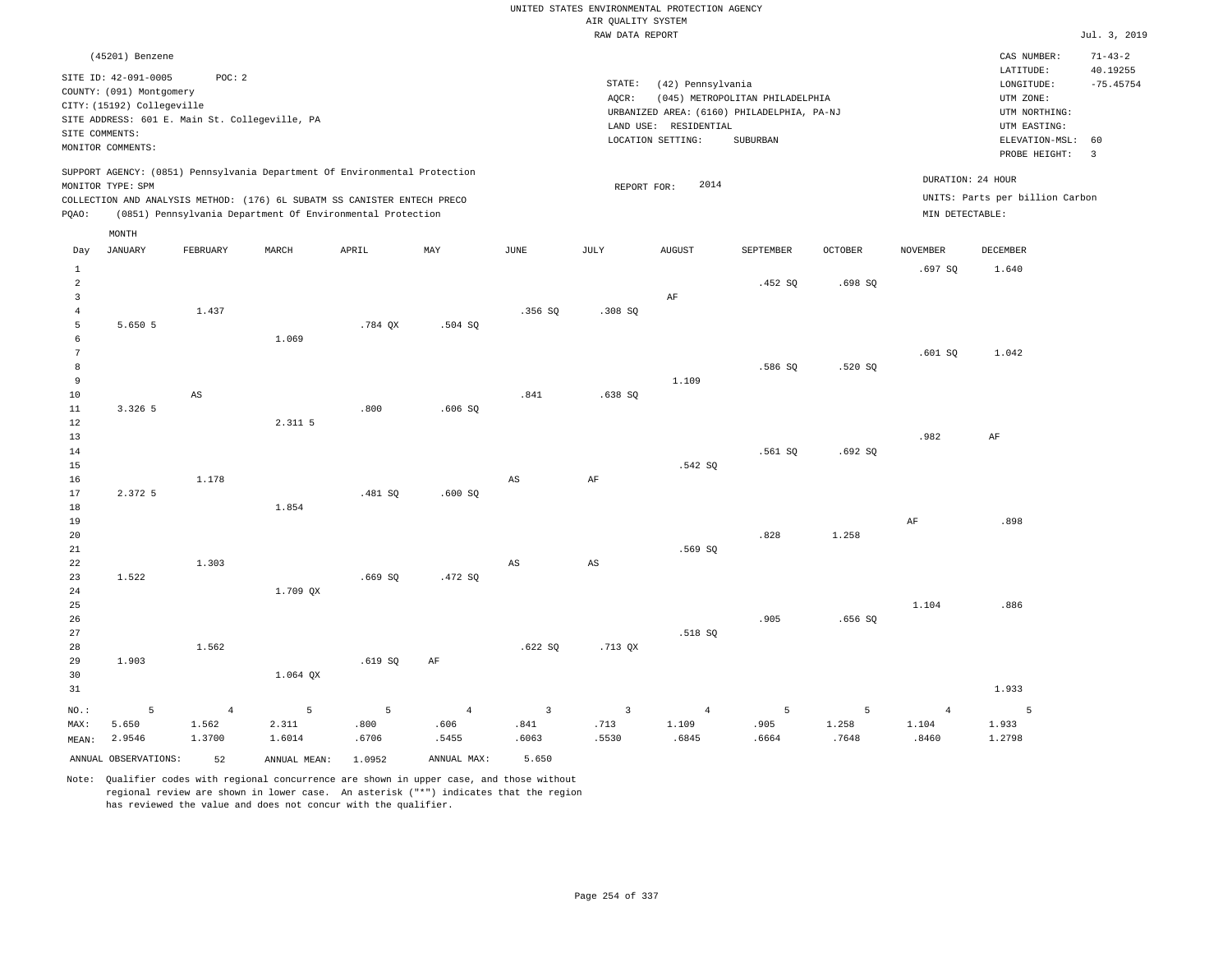UNITED STATES ENVIRONMENTAL PROTECTION AGENCY
AIR QUALITY SYSTEM
RAW DATA REPORT

Jul. 3, 2019

(45201) Benzene

SITE ID: 42-091-0005 POC: 2
COUNTY: (091) Montgomery
CITY: (15192) Collegeville
SITE ADDRESS: 601 E. Main St. Collegeville, PA
SITE COMMENTS:
MONITOR COMMENTS:

STATE: (42) Pennsylvania
AQCR: (045) METROPOLITAN PHILADELPHIA
URBANIZED AREA: (6160) PHILADELPHIA, PA-NJ
LAND USE: RESIDENTIAL
LOCATION SETTING: SUBURBAN

CAS NUMBER: 71-43-2
LATITUDE: 40.19255
LONGITUDE: -75.45754
UTM ZONE:
UTM NORTHING:
UTM EASTING:
ELEVATION-MSL: 60
PROBE HEIGHT: 3

SUPPORT AGENCY: (0851) Pennsylvania Department Of Environmental Protection
MONITOR TYPE: SPM
COLLECTION AND ANALYSIS METHOD: (176) 6L SUBATM SS CANISTER ENTECH PRECO
PQAO: (0851) Pennsylvania Department Of Environmental Protection

REPORT FOR: 2014

DURATION: 24 HOUR
UNITS: Parts per billion Carbon
MIN DETECTABLE:

| Day | JANUARY | FEBRUARY | MARCH | APRIL | MAY | JUNE | JULY | AUGUST | SEPTEMBER | OCTOBER | NOVEMBER | DECEMBER |
|---|---|---|---|---|---|---|---|---|---|---|---|---|
| 1 | | | | | | | | | | | .697 SQ | 1.640 |
| 2 | | | | | | | | | .452 SQ | .698 SQ | | |
| 3 | | | | | | | | AF | | | | |
| 4 | | 1.437 | | | | .356 SQ | .308 SQ | | | | | |
| 5 | 5.650 5 | | | .784 QX | .504 SQ | | | | | | | |
| 6 | | | 1.069 | | | | | | | | | |
| 7 | | | | | | | | | | | .601 SQ | 1.042 |
| 8 | | | | | | | | | .586 SQ | .520 SQ | | |
| 9 | | | | | | | | 1.109 | | | | |
| 10 | | AS | | | | .841 | .638 SQ | | | | | |
| 11 | 3.326 5 | | | .800 | .606 SQ | | | | | | | |
| 12 | | | 2.311 5 | | | | | | | | | |
| 13 | | | | | | | | | | | .982 | AF |
| 14 | | | | | | | | | .561 SQ | .692 SQ | | |
| 15 | | | | | | | | .542 SQ | | | | |
| 16 | | 1.178 | | | | AS | AF | | | | | |
| 17 | 2.372 5 | | | .481 SQ | .600 SQ | | | | | | | |
| 18 | | | 1.854 | | | | | | | | | |
| 19 | | | | | | | | | | | AF | .898 |
| 20 | | | | | | | | | .828 | 1.258 | | |
| 21 | | | | | | | | .569 SQ | | | | |
| 22 | | 1.303 | | | | AS | AS | | | | | |
| 23 | 1.522 | | | .669 SQ | .472 SQ | | | | | | | |
| 24 | | | 1.709 QX | | | | | | | | | |
| 25 | | | | | | | | | | | 1.104 | .886 |
| 26 | | | | | | | | | .905 | .656 SQ | | |
| 27 | | | | | | | | .518 SQ | | | | |
| 28 | | 1.562 | | | | .622 SQ | .713 QX | | | | | |
| 29 | 1.903 | | | .619 SQ | AF | | | | | | | |
| 30 | | | 1.064 QX | | | | | | | | | |
| 31 | | | | | | | | | | | | 1.933 |
| NO.: | 5 | 4 | 5 | 5 | 4 | 3 | 3 | 4 | 5 | 5 | 4 | 5 |
| MAX: | 5.650 | 1.562 | 2.311 | .800 | .606 | .841 | .713 | 1.109 | .905 | 1.258 | 1.104 | 1.933 |
| MEAN: | 2.9546 | 1.3700 | 1.6014 | .6706 | .5455 | .6063 | .5530 | .6845 | .6664 | .7648 | .8460 | 1.2798 |

ANNUAL OBSERVATIONS: 52 ANNUAL MEAN: 1.0952 ANNUAL MAX: 5.650

Note: Qualifier codes with regional concurrence are shown in upper case, and those without regional review are shown in lower case. An asterisk ("*") indicates that the region has reviewed the value and does not concur with the qualifier.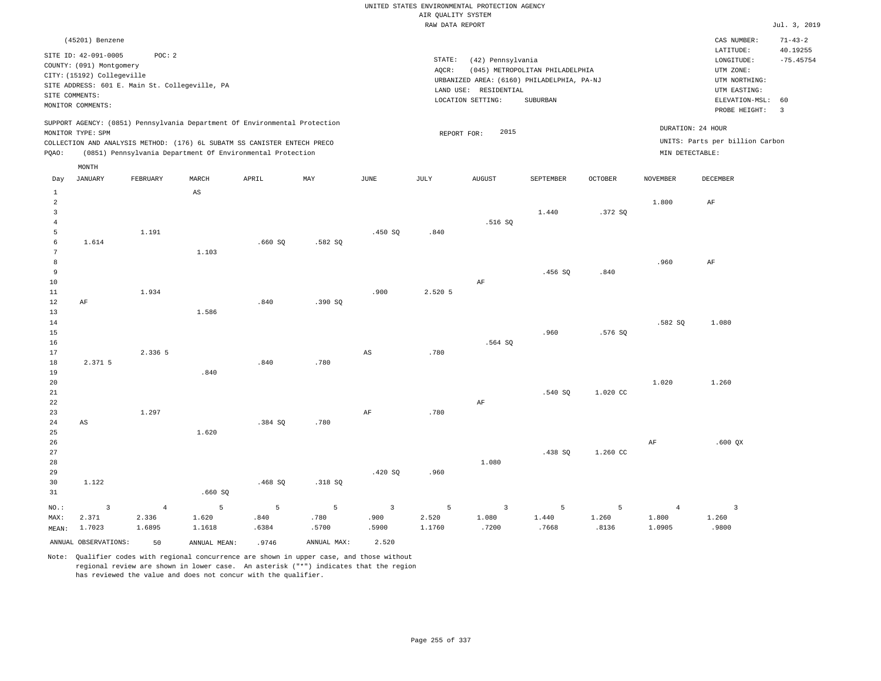UNITED STATES ENVIRONMENTAL PROTECTION AGENCY
AIR QUALITY SYSTEM
RAW DATA REPORT

Jul. 3, 2019

(45201) Benzene

SITE ID: 42-091-0005 POC: 2
COUNTY: (091) Montgomery
CITY: (15192) Collegeville
SITE ADDRESS: 601 E. Main St. Collegeville, PA
SITE COMMENTS:
MONITOR COMMENTS:

STATE: (42) Pennsylvania
AQCR: (045) METROPOLITAN PHILADELPHIA
URBANIZED AREA: (6160) PHILADELPHIA, PA-NJ
LAND USE: RESIDENTIAL
LOCATION SETTING: SUBURBAN

CAS NUMBER: 71-43-2
LATITUDE: 40.19255
LONGITUDE: -75.45754
UTM ZONE:
UTM NORTHING:
UTM EASTING:
ELEVATION-MSL: 60
PROBE HEIGHT: 3

SUPPORT AGENCY: (0851) Pennsylvania Department Of Environmental Protection
MONITOR TYPE: SPM
COLLECTION AND ANALYSIS METHOD: (176) 6L SUBATM SS CANISTER ENTECH PRECO
PQAO: (0851) Pennsylvania Department Of Environmental Protection

REPORT FOR: 2015

DURATION: 24 HOUR
UNITS: Parts per billion Carbon
MIN DETECTABLE:

| Day | JANUARY | FEBRUARY | MARCH | APRIL | MAY | JUNE | JULY | AUGUST | SEPTEMBER | OCTOBER | NOVEMBER | DECEMBER |
|---|---|---|---|---|---|---|---|---|---|---|---|---|
| 1 | | | AS | | | | | | | | | |
| 2 | | | | | | | | | | | 1.800 | AF |
| 3 | | | | | | | | | 1.440 | .372 SQ | | |
| 4 | | | | | | | | .516 SQ | | | | |
| 5 | | 1.191 | | | | .450 SQ | .840 | | | | | |
| 6 | 1.614 | | | .660 SQ | .582 SQ | | | | | | | |
| 7 | | | 1.103 | | | | | | | | | |
| 8 | | | | | | | | | | | .960 | AF |
| 9 | | | | | | | | | .456 SQ | .840 | | |
| 10 | | | | | | | | AF | | | | |
| 11 | | 1.934 | | | | .900 | 2.520 5 | | | | | |
| 12 | AF | | | .840 | .390 SQ | | | | | | | |
| 13 | | | 1.586 | | | | | | | | | |
| 14 | | | | | | | | | | | .582 SQ | 1.080 |
| 15 | | | | | | | | | .960 | .576 SQ | | |
| 16 | | | | | | | | .564 SQ | | | | |
| 17 | | 2.336 5 | | | | AS | .780 | | | | | |
| 18 | 2.371 5 | | | .840 | .780 | | | | | | | |
| 19 | | | .840 | | | | | | | | | |
| 20 | | | | | | | | | | | 1.020 | 1.260 |
| 21 | | | | | | | | | .540 SQ | 1.020 CC | | |
| 22 | | | | | | | | AF | | | | |
| 23 | | 1.297 | | | | AF | .780 | | | | | |
| 24 | AS | | | .384 SQ | .780 | | | | | | | |
| 25 | | | 1.620 | | | | | | | | | |
| 26 | | | | | | | | | | | AF | .600 QX |
| 27 | | | | | | | | | .438 SQ | 1.260 CC | | |
| 28 | | | | | | | | 1.080 | | | | |
| 29 | | | | | | .420 SQ | .960 | | | | | |
| 30 | 1.122 | | | .468 SQ | .318 SQ | | | | | | | |
| 31 | | | .660 SQ | | | | | | | | | |
| NO.: | 3 | 4 | 5 | 5 | 5 | 3 | 5 | 3 | 5 | 5 | 4 | 3 |
| MAX: | 2.371 | 2.336 | 1.620 | .840 | .780 | .900 | 2.520 | 1.080 | 1.440 | 1.260 | 1.800 | 1.260 |
| MEAN: | 1.7023 | 1.6895 | 1.1618 | .6384 | .5700 | .5900 | 1.1760 | .7200 | .7668 | .8136 | 1.0905 | .9800 |

ANNUAL OBSERVATIONS: 50 ANNUAL MEAN: .9746 ANNUAL MAX: 2.520

Note: Qualifier codes with regional concurrence are shown in upper case, and those without regional review are shown in lower case. An asterisk ("*") indicates that the region has reviewed the value and does not concur with the qualifier.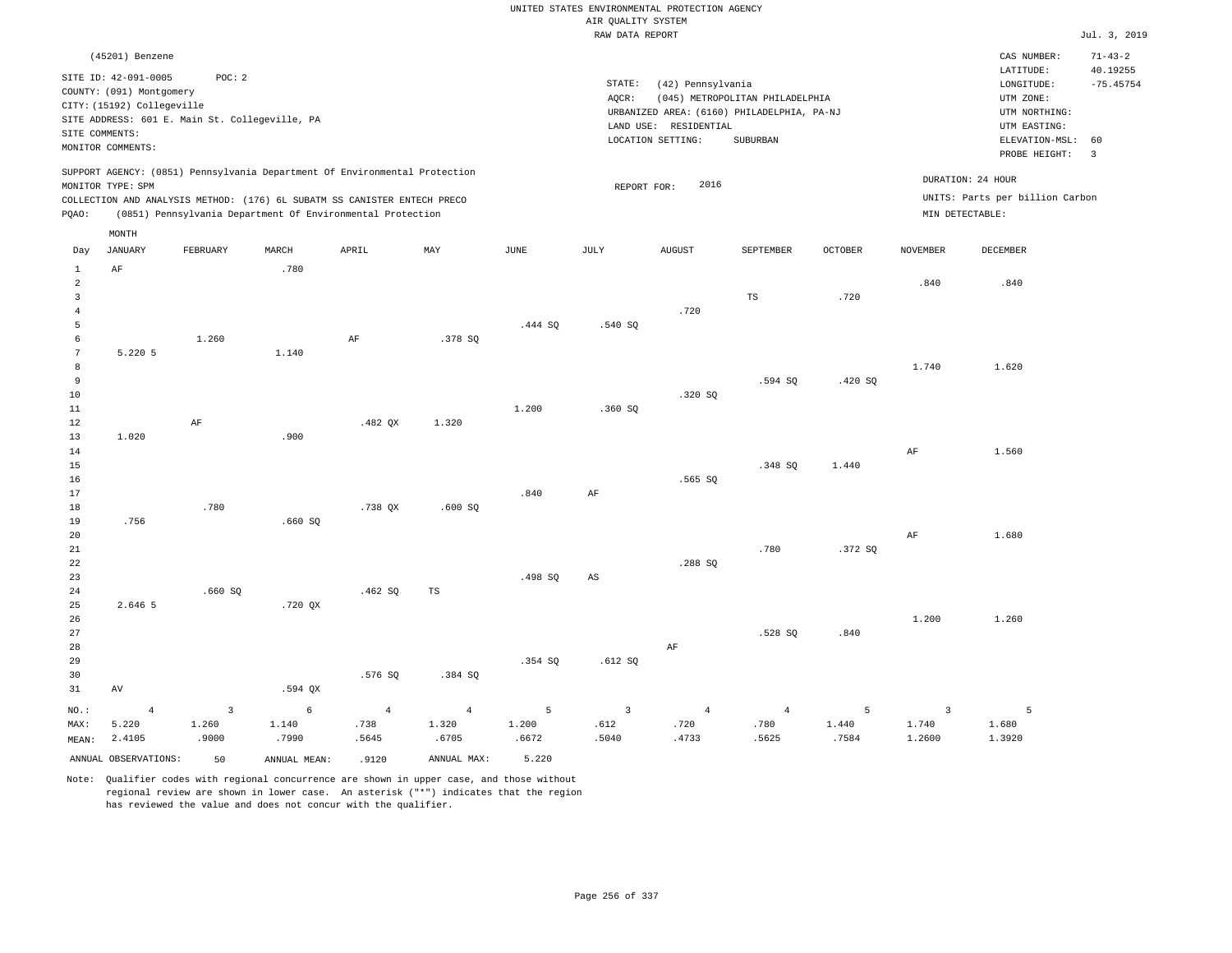UNITED STATES ENVIRONMENTAL PROTECTION AGENCY
AIR QUALITY SYSTEM
RAW DATA REPORT

Jul. 3, 2019

(45201) Benzene

SITE ID: 42-091-0005 POC: 2
COUNTY: (091) Montgomery
CITY: (15192) Collegeville
SITE ADDRESS: 601 E. Main St. Collegeville, PA
SITE COMMENTS:
MONITOR COMMENTS:

STATE: (42) Pennsylvania
AQCR: (045) METROPOLITAN PHILADELPHIA
URBANIZED AREA: (6160) PHILADELPHIA, PA-NJ
LAND USE: RESIDENTIAL
LOCATION SETTING: SUBURBAN

CAS NUMBER: 71-43-2
LATITUDE: 40.19255
LONGITUDE: -75.45754
UTM ZONE:
UTM NORTHING:
UTM EASTING:
ELEVATION-MSL: 60
PROBE HEIGHT: 3

SUPPORT AGENCY: (0851) Pennsylvania Department Of Environmental Protection
MONITOR TYPE: SPM
COLLECTION AND ANALYSIS METHOD: (176) 6L SUBATM SS CANISTER ENTECH PRECO
PQAO: (0851) Pennsylvania Department Of Environmental Protection

REPORT FOR: 2016

DURATION: 24 HOUR
UNITS: Parts per billion Carbon
MIN DETECTABLE:

| Day | JANUARY | FEBRUARY | MARCH | APRIL | MAY | JUNE | JULY | AUGUST | SEPTEMBER | OCTOBER | NOVEMBER | DECEMBER |
|---|---|---|---|---|---|---|---|---|---|---|---|---|
| 1 | AF | | .780 | | | | | | | | | |
| 2 | | | | | | | | | | | .840 | .840 |
| 3 | | | | | | | | | TS | .720 | | |
| 4 | | | | | | | | .720 | | | | |
| 5 | | | | | | .444 SQ | .540 SQ | | | | | |
| 6 | | 1.260 | | AF | .378 SQ | | | | | | | |
| 7 | 5.220 5 | | 1.140 | | | | | | | | | |
| 8 | | | | | | | | | | | 1.740 | 1.620 |
| 9 | | | | | | | | | .594 SQ | .420 SQ | | |
| 10 | | | | | | | | .320 SQ | | | | |
| 11 | | | | | | 1.200 | .360 SQ | | | | | |
| 12 | | AF | | .482 QX | 1.320 | | | | | | | |
| 13 | 1.020 | | .900 | | | | | | | | | |
| 14 | | | | | | | | | | | AF | 1.560 |
| 15 | | | | | | | | | .348 SQ | 1.440 | | |
| 16 | | | | | | | | .565 SQ | | | | |
| 17 | | | | | | .840 | AF | | | | | |
| 18 | | .780 | | .738 QX | .600 SQ | | | | | | | |
| 19 | .756 | | .660 SQ | | | | | | | | | |
| 20 | | | | | | | | | | | AF | 1.680 |
| 21 | | | | | | | | | .780 | .372 SQ | | |
| 22 | | | | | | | | .288 SQ | | | | |
| 23 | | | | | | .498 SQ | AS | | | | | |
| 24 | | .660 SQ | | .462 SQ | TS | | | | | | | |
| 25 | 2.646 5 | | .720 QX | | | | | | | | | |
| 26 | | | | | | | | | | | 1.200 | 1.260 |
| 27 | | | | | | | | | .528 SQ | .840 | | |
| 28 | | | | | | | | AF | | | | |
| 29 | | | | | | .354 SQ | .612 SQ | | | | | |
| 30 | | | | .576 SQ | .384 SQ | | | | | | | |
| 31 | AV | | .594 QX | | | | | | | | | |
| NO.: | 4 | 3 | 6 | 4 | 4 | 5 | 3 | 4 | 4 | 5 | 3 | 5 |
| MAX: | 5.220 | 1.260 | 1.140 | .738 | 1.320 | 1.200 | .612 | .720 | .780 | 1.440 | 1.740 | 1.680 |
| MEAN: | 2.4105 | .9000 | .7990 | .5645 | .6705 | .6672 | .5040 | .4733 | .5625 | .7584 | 1.2600 | 1.3920 |

ANNUAL OBSERVATIONS: 50 ANNUAL MEAN: .9120 ANNUAL MAX: 5.220

Note: Qualifier codes with regional concurrence are shown in upper case, and those without regional review are shown in lower case. An asterisk ("*") indicates that the region has reviewed the value and does not concur with the qualifier.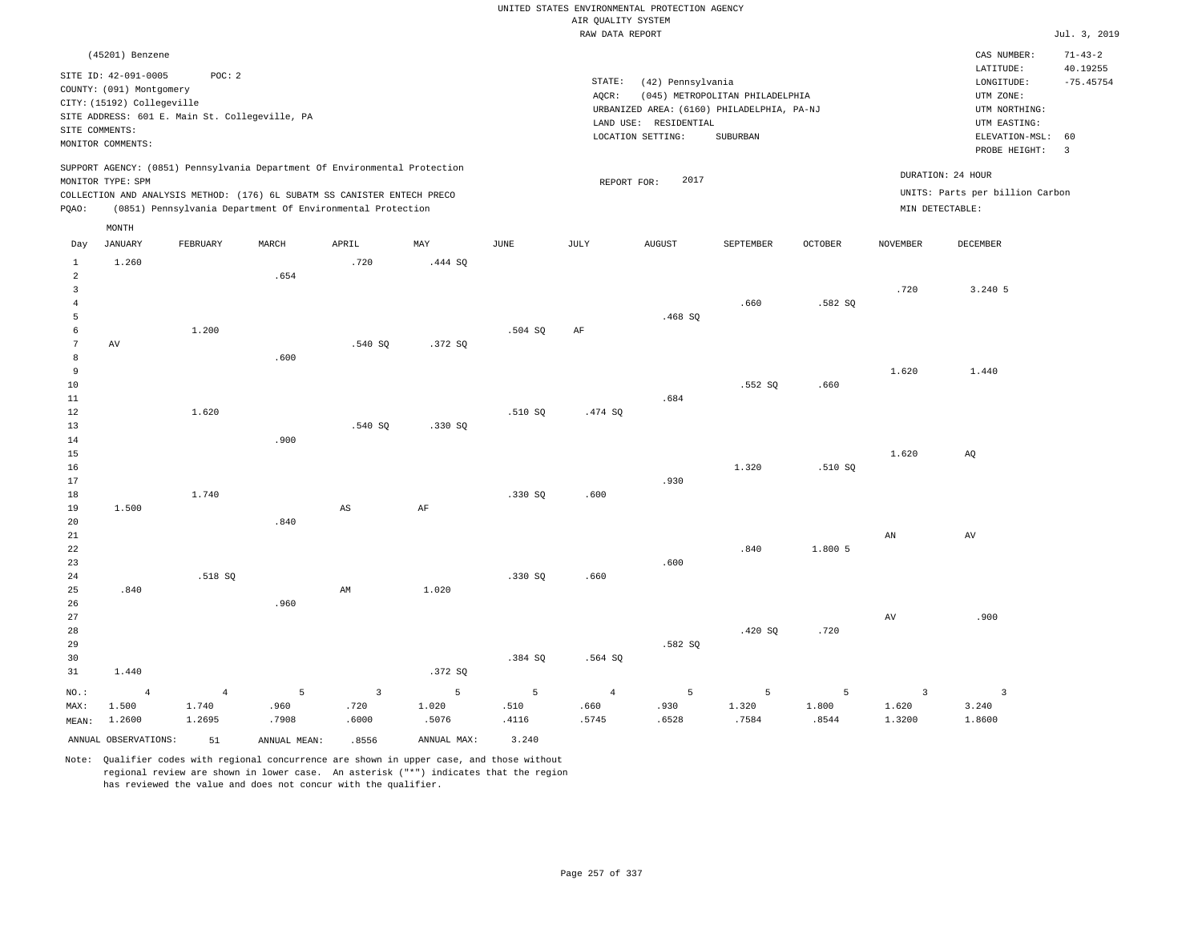UNITED STATES ENVIRONMENTAL PROTECTION AGENCY
AIR QUALITY SYSTEM
RAW DATA REPORT

Jul. 3, 2019

(45201) Benzene

SITE ID: 42-091-0005 POC: 2
COUNTY: (091) Montgomery
CITY: (15192) Collegeville
SITE ADDRESS: 601 E. Main St. Collegeville, PA
SITE COMMENTS:
MONITOR COMMENTS:

STATE: (42) Pennsylvania
AQCR: (045) METROPOLITAN PHILADELPHIA
URBANIZED AREA: (6160) PHILADELPHIA, PA-NJ
LAND USE: RESIDENTIAL
LOCATION SETTING: SUBURBAN

CAS NUMBER: 71-43-2
LATITUDE: 40.19255
LONGITUDE: -75.45754
UTM ZONE:
UTM NORTHING:
UTM EASTING:
ELEVATION-MSL: 60
PROBE HEIGHT: 3

SUPPORT AGENCY: (0851) Pennsylvania Department Of Environmental Protection
MONITOR TYPE: SPM
COLLECTION AND ANALYSIS METHOD: (176) 6L SUBATM SS CANISTER ENTECH PRECO
PQAO: (0851) Pennsylvania Department Of Environmental Protection

REPORT FOR: 2017

DURATION: 24 HOUR
UNITS: Parts per billion Carbon
MIN DETECTABLE:

| Day | JANUARY | FEBRUARY | MARCH | APRIL | MAY | JUNE | JULY | AUGUST | SEPTEMBER | OCTOBER | NOVEMBER | DECEMBER |
|---|---|---|---|---|---|---|---|---|---|---|---|---|
| 1 | 1.260 | | | .720 | .444 SQ | | | | | | | |
| 2 | | | .654 | | | | | | | | | |
| 3 | | | | | | | | | | | .720 | 3.240 5 |
| 4 | | | | | | | | | .660 | .582 SQ | | |
| 5 | | | | | | | | .468 SQ | | | | |
| 6 | | 1.200 | | | | .504 SQ | AF | | | | | |
| 7 | AV | | | .540 SQ | .372 SQ | | | | | | | |
| 8 | | | .600 | | | | | | | | | |
| 9 | | | | | | | | | | | 1.620 | 1.440 |
| 10 | | | | | | | | | .552 SQ | .660 | | |
| 11 | | | | | | | | .684 | | | | |
| 12 | | 1.620 | | | | .510 SQ | .474 SQ | | | | | |
| 13 | | | | .540 SQ | .330 SQ | | | | | | | |
| 14 | | | .900 | | | | | | | | | |
| 15 | | | | | | | | | | | 1.620 | AQ |
| 16 | | | | | | | | | 1.320 | .510 SQ | | |
| 17 | | | | | | | | .930 | | | | |
| 18 | | 1.740 | | | | .330 SQ | .600 | | | | | |
| 19 | 1.500 | | | AS | AF | | | | | | | |
| 20 | | | .840 | | | | | | | | | |
| 21 | | | | | | | | | | | AN | AV |
| 22 | | | | | | | | | .840 | 1.800 5 | | |
| 23 | | | | | | | | .600 | | | | |
| 24 | | .518 SQ | | | | .330 SQ | .660 | | | | | |
| 25 | .840 | | | AM | 1.020 | | | | | | | |
| 26 | | | .960 | | | | | | | | | |
| 27 | | | | | | | | | | | AV | .900 |
| 28 | | | | | | | | | .420 SQ | .720 | | |
| 29 | | | | | | | | .582 SQ | | | | |
| 30 | | | | | | .384 SQ | .564 SQ | | | | | |
| 31 | 1.440 | | | | .372 SQ | | | | | | | |
| NO.: | 4 | 4 | 5 | 3 | 5 | 5 | 4 | 5 | 5 | 5 | 3 | 3 |
| MAX: | 1.500 | 1.740 | .960 | .720 | 1.020 | .510 | .660 | .930 | 1.320 | 1.800 | 1.620 | 3.240 |
| MEAN: | 1.2600 | 1.2695 | .7908 | .6000 | .5076 | .4116 | .5745 | .6528 | .7584 | .8544 | 1.3200 | 1.8600 |

ANNUAL OBSERVATIONS: 51 ANNUAL MEAN: .8556 ANNUAL MAX: 3.240

Note: Qualifier codes with regional concurrence are shown in upper case, and those without regional review are shown in lower case. An asterisk ("*") indicates that the region has reviewed the value and does not concur with the qualifier.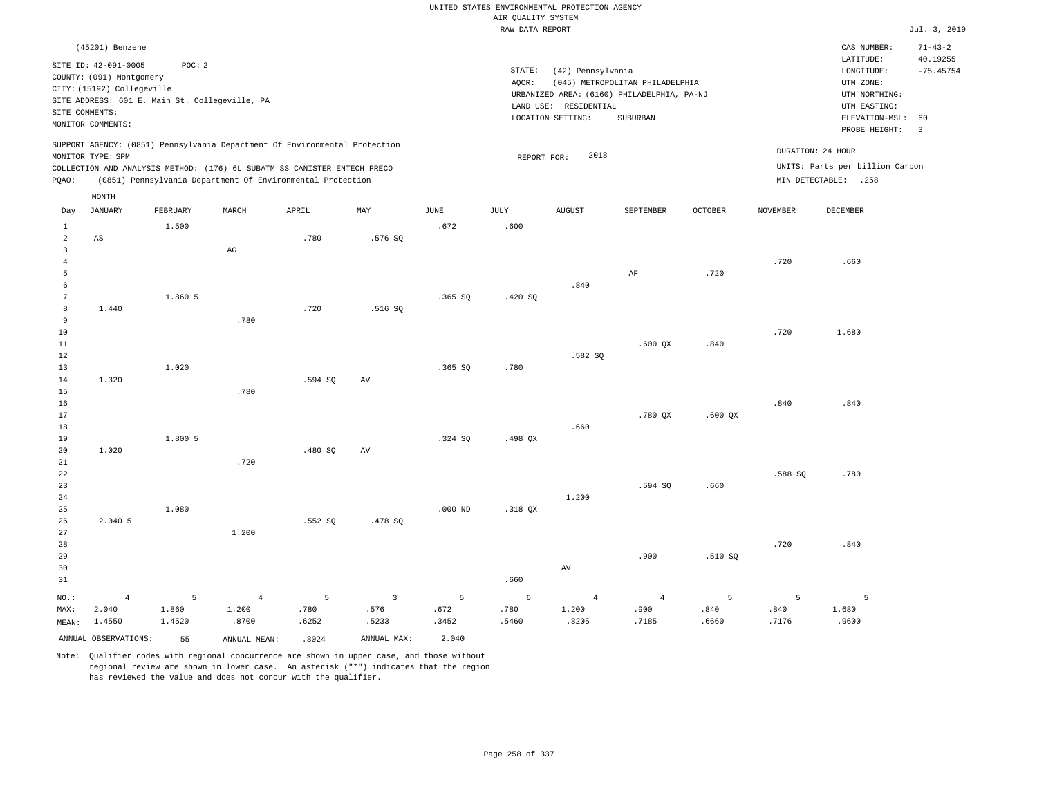UNITED STATES ENVIRONMENTAL PROTECTION AGENCY
AIR QUALITY SYSTEM
RAW DATA REPORT

Jul. 3, 2019

(45201) Benzene

SITE ID: 42-091-0005 POC: 2
COUNTY: (091) Montgomery
CITY: (15192) Collegeville
SITE ADDRESS: 601 E. Main St. Collegeville, PA
SITE COMMENTS:
MONITOR COMMENTS:

STATE: (42) Pennsylvania
AQCR: (045) METROPOLITAN PHILADELPHIA
URBANIZED AREA: (6160) PHILADELPHIA, PA-NJ
LAND USE: RESIDENTIAL
LOCATION SETTING: SUBURBAN

CAS NUMBER: 71-43-2
LATITUDE: 40.19255
LONGITUDE: -75.45754
UTM ZONE:
UTM NORTHING:
UTM EASTING:
ELEVATION-MSL: 60
PROBE HEIGHT: 3

SUPPORT AGENCY: (0851) Pennsylvania Department Of Environmental Protection
MONITOR TYPE: SPM
COLLECTION AND ANALYSIS METHOD: (176) 6L SUBATM SS CANISTER ENTECH PRECO
PQAO: (0851) Pennsylvania Department Of Environmental Protection

REPORT FOR: 2018

DURATION: 24 HOUR
UNITS: Parts per billion Carbon
MIN DETECTABLE: .258

| Day | JANUARY | FEBRUARY | MARCH | APRIL | MAY | JUNE | JULY | AUGUST | SEPTEMBER | OCTOBER | NOVEMBER | DECEMBER |
|---|---|---|---|---|---|---|---|---|---|---|---|---|
| 1 | | 1.500 | | | | .672 | .600 | | | | | |
| 2 | AS | | | .780 | .576 SQ | | | | | | | |
| 3 | | | AG | | | | | | | | | |
| 4 | | | | | | | | | | | .720 | .660 |
| 5 | | | | | | | | | AF | .720 | | |
| 6 | | | | | | | | .840 | | | | |
| 7 | | 1.860 5 | | | | .365 SQ | .420 SQ | | | | | |
| 8 | 1.440 | | | .720 | .516 SQ | | | | | | | |
| 9 | | | .780 | | | | | | | | | |
| 10 | | | | | | | | | | | .720 | 1.680 |
| 11 | | | | | | | | | .600 QX | .840 | | |
| 12 | | | | | | | | .582 SQ | | | | |
| 13 | | 1.020 | | | | .365 SQ | .780 | | | | | |
| 14 | 1.320 | | | .594 SQ | AV | | | | | | | |
| 15 | | | .780 | | | | | | | | | |
| 16 | | | | | | | | | | | .840 | .840 |
| 17 | | | | | | | | | .780 QX | .600 QX | | |
| 18 | | | | | | | | .660 | | | | |
| 19 | | 1.800 5 | | | | .324 SQ | .498 QX | | | | | |
| 20 | 1.020 | | | .480 SQ | AV | | | | | | | |
| 21 | | | .720 | | | | | | | | | |
| 22 | | | | | | | | | | | .588 SQ | .780 |
| 23 | | | | | | | | | .594 SQ | .660 | | |
| 24 | | | | | | | | 1.200 | | | | |
| 25 | | 1.080 | | | | .000 ND | .318 QX | | | | | |
| 26 | 2.040 5 | | | .552 SQ | .478 SQ | | | | | | | |
| 27 | | | 1.200 | | | | | | | | | |
| 28 | | | | | | | | | | | .720 | .840 |
| 29 | | | | | | | | | .900 | .510 SQ | | |
| 30 | | | | | | | | AV | | | | |
| 31 | | | | | | | .660 | | | | | |
| NO.: | 4 | 5 | 4 | 5 | 3 | 5 | 6 | 4 | 4 | 5 | 5 | 5 |
| MAX: | 2.040 | 1.860 | 1.200 | .780 | .576 | .672 | .780 | 1.200 | .900 | .840 | .840 | 1.680 |
| MEAN: | 1.4550 | 1.4520 | .8700 | .6252 | .5233 | .3452 | .5460 | .8205 | .7185 | .6660 | .7176 | .9600 |

ANNUAL OBSERVATIONS: 55 ANNUAL MEAN: .8024 ANNUAL MAX: 2.040

Note: Qualifier codes with regional concurrence are shown in upper case, and those without regional review are shown in lower case. An asterisk ("*") indicates that the region has reviewed the value and does not concur with the qualifier.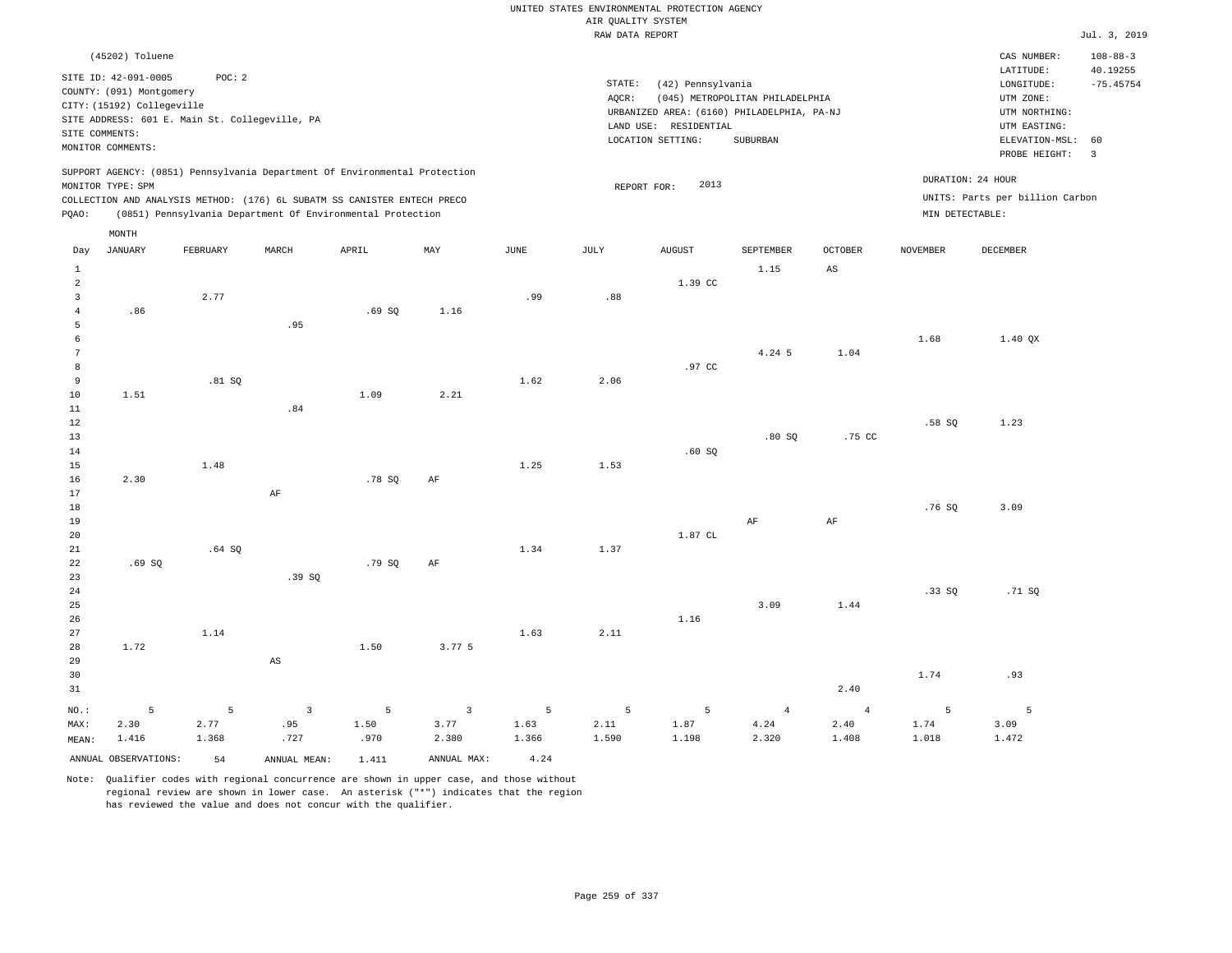UNITED STATES ENVIRONMENTAL PROTECTION AGENCY
AIR QUALITY SYSTEM
RAW DATA REPORT

Jul. 3, 2019

(45202) Toluene

SITE ID: 42-091-0005 POC: 2
COUNTY: (091) Montgomery
CITY: (15192) Collegeville
SITE ADDRESS: 601 E. Main St. Collegeville, PA
SITE COMMENTS:
MONITOR COMMENTS:

STATE: (42) Pennsylvania
AQCR: (045) METROPOLITAN PHILADELPHIA
URBANIZED AREA: (6160) PHILADELPHIA, PA-NJ
LAND USE: RESIDENTIAL
LOCATION SETTING: SUBURBAN

CAS NUMBER: 108-88-3
LATITUDE: 40.19255
LONGITUDE: -75.45754
UTM ZONE:
UTM NORTHING:
UTM EASTING:
ELEVATION-MSL: 60
PROBE HEIGHT: 3

SUPPORT AGENCY: (0851) Pennsylvania Department Of Environmental Protection
MONITOR TYPE: SPM
COLLECTION AND ANALYSIS METHOD: (176) 6L SUBATM SS CANISTER ENTECH PRECO
PQAO: (0851) Pennsylvania Department Of Environmental Protection

REPORT FOR: 2013

DURATION: 24 HOUR
UNITS: Parts per billion Carbon
MIN DETECTABLE:

| Day | JANUARY | FEBRUARY | MARCH | APRIL | MAY | JUNE | JULY | AUGUST | SEPTEMBER | OCTOBER | NOVEMBER | DECEMBER |
|---|---|---|---|---|---|---|---|---|---|---|---|---|
| 1 | | | | | | | | | 1.15 | AS | | |
| 2 | | | | | | | | 1.39 CC | | | | |
| 3 | | 2.77 | | | | .99 | .88 | | | | | |
| 4 | .86 | | | .69 SQ | 1.16 | | | | | | | |
| 5 | | | .95 | | | | | | | | | |
| 6 | | | | | | | | | | | 1.68 | 1.40 QX |
| 7 | | | | | | | | | 4.24 5 | 1.04 | | |
| 8 | | | | | | | | .97 CC | | | | |
| 9 | | .81 SQ | | | | 1.62 | 2.06 | | | | | |
| 10 | 1.51 | | | 1.09 | 2.21 | | | | | | | |
| 11 | | | .84 | | | | | | | | | |
| 12 | | | | | | | | | | | .58 SQ | 1.23 |
| 13 | | | | | | | | | .80 SQ | .75 CC | | |
| 14 | | | | | | | | .60 SQ | | | | |
| 15 | | 1.48 | | | | 1.25 | 1.53 | | | | | |
| 16 | 2.30 | | | .78 SQ | AF | | | | | | | |
| 17 | | | AF | | | | | | | | | |
| 18 | | | | | | | | | | | .76 SQ | 3.09 |
| 19 | | | | | | | | | AF | AF | | |
| 20 | | | | | | | | 1.87 CL | | | | |
| 21 | | .64 SQ | | | | 1.34 | 1.37 | | | | | |
| 22 | .69 SQ | | | .79 SQ | AF | | | | | | | |
| 23 | | | .39 SQ | | | | | | | | | |
| 24 | | | | | | | | | | | .33 SQ | .71 SQ |
| 25 | | | | | | | | | 3.09 | 1.44 | | |
| 26 | | | | | | | | 1.16 | | | | |
| 27 | | 1.14 | | | | 1.63 | 2.11 | | | | | |
| 28 | 1.72 | | | 1.50 | 3.77 5 | | | | | | | |
| 29 | | | AS | | | | | | | | | |
| 30 | | | | | | | | | | | 1.74 | .93 |
| 31 | | | | | | | | | | 2.40 | | |
| NO.: | 5 | 5 | 3 | 5 | 3 | 5 | 5 | 5 | 4 | 4 | 5 | 5 |
| MAX: | 2.30 | 2.77 | .95 | 1.50 | 3.77 | 1.63 | 2.11 | 1.87 | 4.24 | 2.40 | 1.74 | 3.09 |
| MEAN: | 1.416 | 1.368 | .727 | .970 | 2.380 | 1.366 | 1.590 | 1.198 | 2.320 | 1.408 | 1.018 | 1.472 |

ANNUAL OBSERVATIONS: 54 ANNUAL MEAN: 1.411 ANNUAL MAX: 4.24

Note: Qualifier codes with regional concurrence are shown in upper case, and those without regional review are shown in lower case. An asterisk ("*") indicates that the region has reviewed the value and does not concur with the qualifier.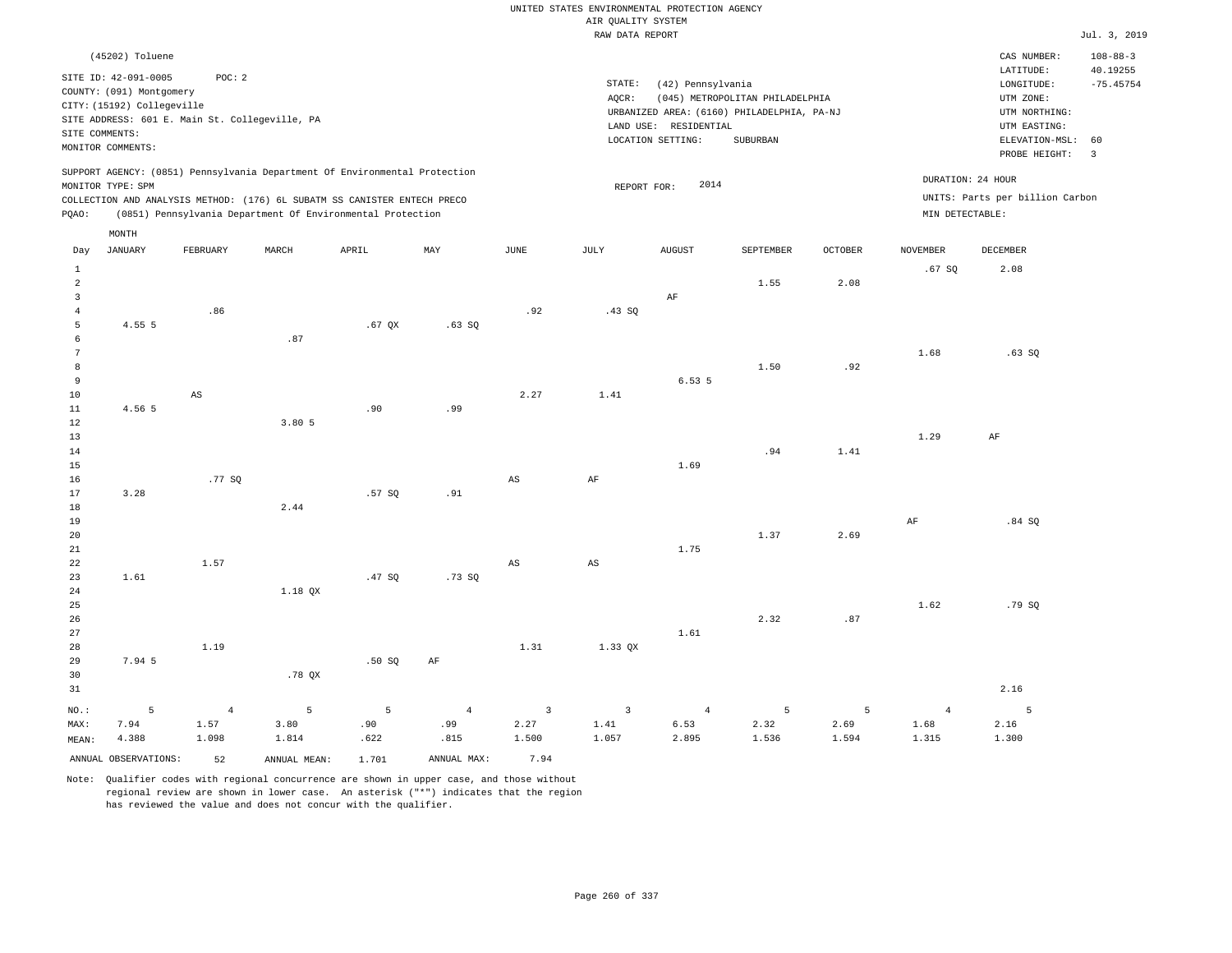UNITED STATES ENVIRONMENTAL PROTECTION AGENCY
AIR QUALITY SYSTEM
RAW DATA REPORT

Jul. 3, 2019

(45202) Toluene

SITE ID: 42-091-0005 POC: 2
COUNTY: (091) Montgomery
CITY: (15192) Collegeville
SITE ADDRESS: 601 E. Main St. Collegeville, PA
SITE COMMENTS:
MONITOR COMMENTS:

STATE: (42) Pennsylvania
AQCR: (045) METROPOLITAN PHILADELPHIA
URBANIZED AREA: (6160) PHILADELPHIA, PA-NJ
LAND USE: RESIDENTIAL
LOCATION SETTING: SUBURBAN

CAS NUMBER: 108-88-3
LATITUDE: 40.19255
LONGITUDE: -75.45754
UTM ZONE:
UTM NORTHING:
UTM EASTING:
ELEVATION-MSL: 60
PROBE HEIGHT: 3

SUPPORT AGENCY: (0851) Pennsylvania Department Of Environmental Protection
MONITOR TYPE: SPM
COLLECTION AND ANALYSIS METHOD: (176) 6L SUBATM SS CANISTER ENTECH PRECO
PQAO: (0851) Pennsylvania Department Of Environmental Protection

REPORT FOR: 2014

DURATION: 24 HOUR
UNITS: Parts per billion Carbon
MIN DETECTABLE:

| Day | JANUARY | FEBRUARY | MARCH | APRIL | MAY | JUNE | JULY | AUGUST | SEPTEMBER | OCTOBER | NOVEMBER | DECEMBER |
|---|---|---|---|---|---|---|---|---|---|---|---|---|
| 1 | | | | | | | | | | | .67 SQ | 2.08 |
| 2 | | | | | | | | | 1.55 | 2.08 | | |
| 3 | | | | | | | | AF | | | | |
| 4 | | .86 | | | | .92 | .43 SQ | | | | | |
| 5 | 4.55 5 | | | .67 QX | .63 SQ | | | | | | | |
| 6 | | | .87 | | | | | | | | | |
| 7 | | | | | | | | | | | 1.68 | .63 SQ |
| 8 | | | | | | | | | 1.50 | .92 | | |
| 9 | | | | | | | | 6.53 5 | | | | |
| 10 | | AS | | | | 2.27 | 1.41 | | | | | |
| 11 | 4.56 5 | | | .90 | .99 | | | | | | | |
| 12 | | | 3.80 5 | | | | | | | | | |
| 13 | | | | | | | | | | | 1.29 | AF |
| 14 | | | | | | | | | .94 | 1.41 | | |
| 15 | | | | | | | | 1.69 | | | | |
| 16 | | .77 SQ | | | | AS | AF | | | | | |
| 17 | 3.28 | | | .57 SQ | .91 | | | | | | | |
| 18 | | | 2.44 | | | | | | | | | |
| 19 | | | | | | | | | | | AF | .84 SQ |
| 20 | | | | | | | | | 1.37 | 2.69 | | |
| 21 | | | | | | | | 1.75 | | | | |
| 22 | | 1.57 | | | | AS | AS | | | | | |
| 23 | 1.61 | | | .47 SQ | .73 SQ | | | | | | | |
| 24 | | | 1.18 QX | | | | | | | | | |
| 25 | | | | | | | | | | | 1.62 | .79 SQ |
| 26 | | | | | | | | | 2.32 | .87 | | |
| 27 | | | | | | | | 1.61 | | | | |
| 28 | | 1.19 | | | | 1.31 | 1.33 QX | | | | | |
| 29 | 7.94 5 | | | .50 SQ | AF | | | | | | | |
| 30 | | | .78 QX | | | | | | | | | |
| 31 | | | | | | | | | | | | 2.16 |
| NO.: | 5 | 4 | 5 | 5 | 4 | 3 | 3 | 4 | 5 | 5 | 4 | 5 |
| MAX: | 7.94 | 1.57 | 3.80 | .90 | .99 | 2.27 | 1.41 | 6.53 | 2.32 | 2.69 | 1.68 | 2.16 |
| MEAN: | 4.388 | 1.098 | 1.814 | .622 | .815 | 1.500 | 1.057 | 2.895 | 1.536 | 1.594 | 1.315 | 1.300 |

ANNUAL OBSERVATIONS: 52 ANNUAL MEAN: 1.701 ANNUAL MAX: 7.94

Note: Qualifier codes with regional concurrence are shown in upper case, and those without regional review are shown in lower case. An asterisk ("*") indicates that the region has reviewed the value and does not concur with the qualifier.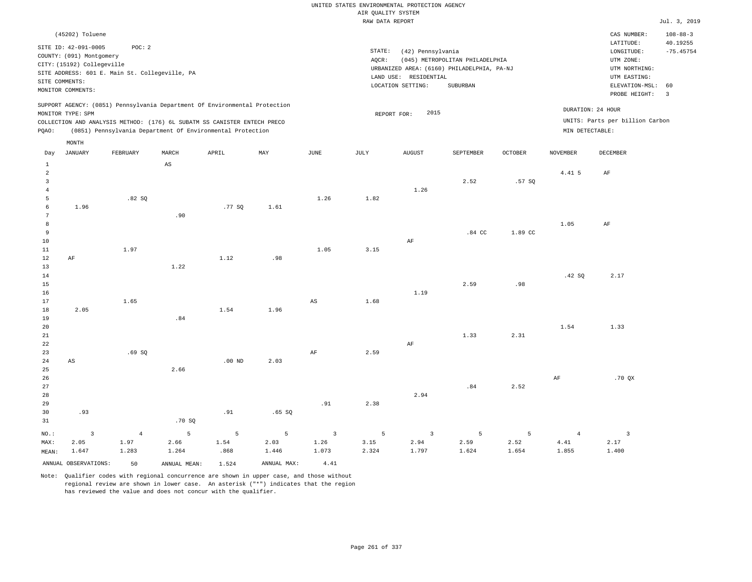UNITED STATES ENVIRONMENTAL PROTECTION AGENCY
AIR QUALITY SYSTEM
RAW DATA REPORT

Jul. 3, 2019

(45202) Toluene

SITE ID: 42-091-0005 POC: 2
COUNTY: (091) Montgomery
CITY: (15192) Collegeville
SITE ADDRESS: 601 E. Main St. Collegeville, PA
SITE COMMENTS:
MONITOR COMMENTS:

STATE: (42) Pennsylvania
AQCR: (045) METROPOLITAN PHILADELPHIA
URBANIZED AREA: (6160) PHILADELPHIA, PA-NJ
LAND USE: RESIDENTIAL
LOCATION SETTING: SUBURBAN

CAS NUMBER: 108-88-3
LATITUDE: 40.19255
LONGITUDE: -75.45754
UTM ZONE:
UTM NORTHING:
UTM EASTING:
ELEVATION-MSL: 60
PROBE HEIGHT: 3

SUPPORT AGENCY: (0851) Pennsylvania Department Of Environmental Protection
MONITOR TYPE: SPM
COLLECTION AND ANALYSIS METHOD: (176) 6L SUBATM SS CANISTER ENTECH PRECO
PQAO: (0851) Pennsylvania Department Of Environmental Protection

REPORT FOR: 2015

DURATION: 24 HOUR
UNITS: Parts per billion Carbon
MIN DETECTABLE:

| Day | JANUARY | FEBRUARY | MARCH | APRIL | MAY | JUNE | JULY | AUGUST | SEPTEMBER | OCTOBER | NOVEMBER | DECEMBER |
|---|---|---|---|---|---|---|---|---|---|---|---|---|
| 1 | | | AS | | | | | | | | | |
| 2 | | | | | | | | | | | 4.41 5 | AF |
| 3 | | | | | | | | | 2.52 | .57 SQ | | |
| 4 | | | | | | | | 1.26 | | | | |
| 5 | | .82 SQ | | | | 1.26 | 1.82 | | | | | |
| 6 | 1.96 | | | .77 SQ | 1.61 | | | | | | | |
| 7 | | | .90 | | | | | | | | | |
| 8 | | | | | | | | | | | 1.05 | AF |
| 9 | | | | | | | | | .84 CC | 1.89 CC | | |
| 10 | | | | | | | | AF | | | | |
| 11 | | 1.97 | | | | 1.05 | 3.15 | | | | | |
| 12 | AF | | | 1.12 | .98 | | | | | | | |
| 13 | | | 1.22 | | | | | | | | | |
| 14 | | | | | | | | | | | .42 SQ | 2.17 |
| 15 | | | | | | | | | 2.59 | .98 | | |
| 16 | | | | | | | | 1.19 | | | | |
| 17 | | 1.65 | | | | AS | 1.68 | | | | | |
| 18 | 2.05 | | | 1.54 | 1.96 | | | | | | | |
| 19 | | | .84 | | | | | | | | | |
| 20 | | | | | | | | | | | 1.54 | 1.33 |
| 21 | | | | | | | | | 1.33 | 2.31 | | |
| 22 | | | | | | | | AF | | | | |
| 23 | | .69 SQ | | | | AF | 2.59 | | | | | |
| 24 | AS | | | .00 ND | 2.03 | | | | | | | |
| 25 | | | 2.66 | | | | | | | | | |
| 26 | | | | | | | | | | | AF | .70 QX |
| 27 | | | | | | | | | .84 | 2.52 | | |
| 28 | | | | | | | | 2.94 | | | | |
| 29 | | | | | | .91 | 2.38 | | | | | |
| 30 | .93 | | | .91 | .65 SQ | | | | | | | |
| 31 | | | .70 SQ | | | | | | | | | |
| NO.: | 3 | 4 | 5 | 5 | 5 | 3 | 5 | 3 | 5 | 5 | 4 | 3 |
| MAX: | 2.05 | 1.97 | 2.66 | 1.54 | 2.03 | 1.26 | 3.15 | 2.94 | 2.59 | 2.52 | 4.41 | 2.17 |
| MEAN: | 1.647 | 1.283 | 1.264 | .868 | 1.446 | 1.073 | 2.324 | 1.797 | 1.624 | 1.654 | 1.855 | 1.400 |

ANNUAL OBSERVATIONS: 50 ANNUAL MEAN: 1.524 ANNUAL MAX: 4.41

Note: Qualifier codes with regional concurrence are shown in upper case, and those without regional review are shown in lower case. An asterisk ("*") indicates that the region has reviewed the value and does not concur with the qualifier.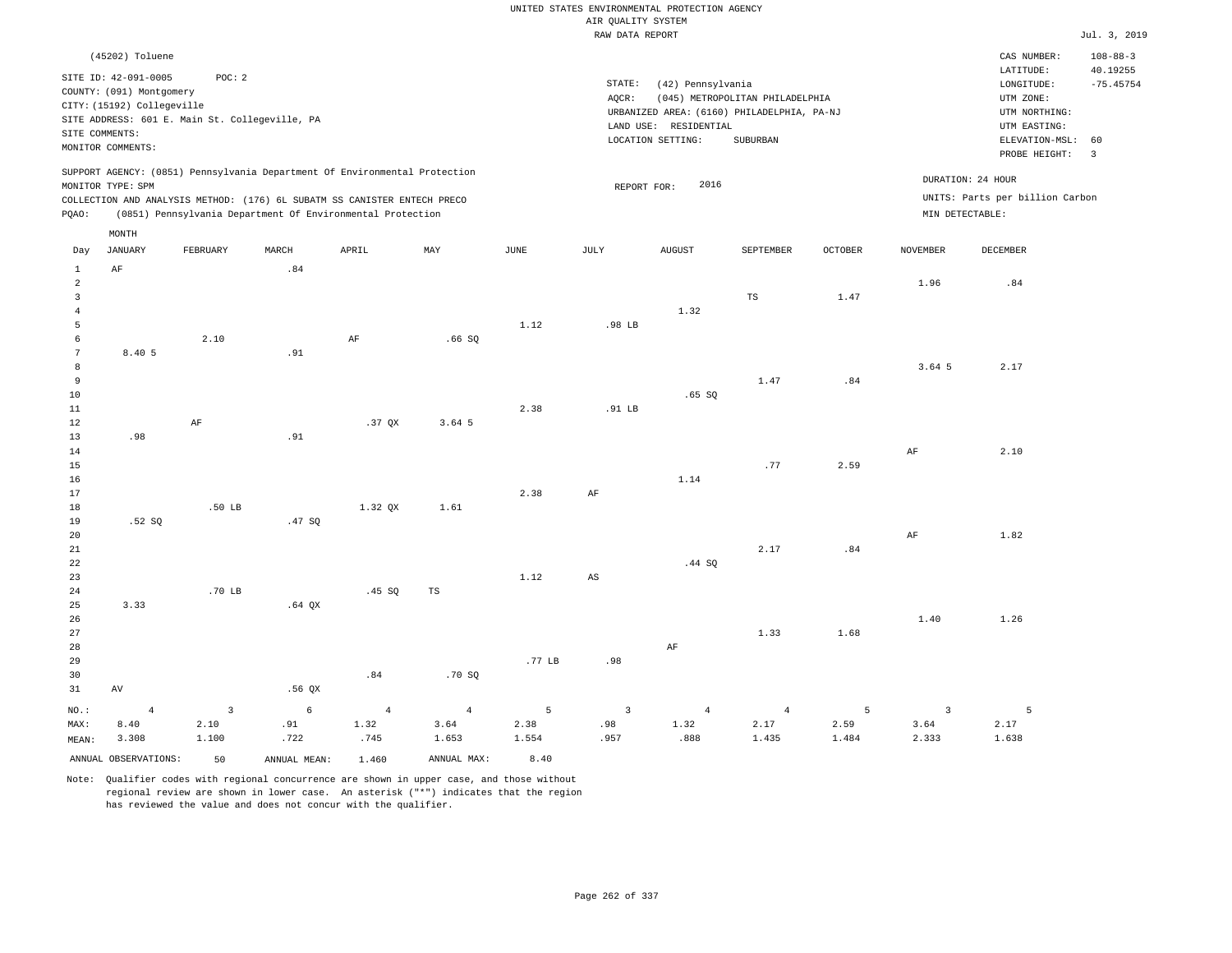UNITED STATES ENVIRONMENTAL PROTECTION AGENCY
AIR QUALITY SYSTEM
RAW DATA REPORT

Jul. 3, 2019

(45202) Toluene

SITE ID: 42-091-0005 POC: 2
COUNTY: (091) Montgomery
CITY: (15192) Collegeville
SITE ADDRESS: 601 E. Main St. Collegeville, PA
SITE COMMENTS:
MONITOR COMMENTS:

STATE: (42) Pennsylvania
AQCR: (045) METROPOLITAN PHILADELPHIA
URBANIZED AREA: (6160) PHILADELPHIA, PA-NJ
LAND USE: RESIDENTIAL
LOCATION SETTING: SUBURBAN

CAS NUMBER: 108-88-3
LATITUDE: 40.19255
LONGITUDE: -75.45754
UTM ZONE:
UTM NORTHING:
UTM EASTING:
ELEVATION-MSL: 60
PROBE HEIGHT: 3

SUPPORT AGENCY: (0851) Pennsylvania Department Of Environmental Protection
MONITOR TYPE: SPM
COLLECTION AND ANALYSIS METHOD: (176) 6L SUBATM SS CANISTER ENTECH PRECO
PQAO: (0851) Pennsylvania Department Of Environmental Protection

REPORT FOR: 2016

DURATION: 24 HOUR
UNITS: Parts per billion Carbon
MIN DETECTABLE:

| Day | JANUARY | FEBRUARY | MARCH | APRIL | MAY | JUNE | JULY | AUGUST | SEPTEMBER | OCTOBER | NOVEMBER | DECEMBER |
|---|---|---|---|---|---|---|---|---|---|---|---|---|
| 1 | AF | | .84 | | | | | | | | | |
| 2 | | | | | | | | | | | 1.96 | .84 |
| 3 | | | | | | | | | TS | 1.47 | | |
| 4 | | | | | | | | 1.32 | | | | |
| 5 | | | | | | 1.12 | .98 LB | | | | | |
| 6 | | 2.10 | | AF | .66 SQ | | | | | | | |
| 7 | 8.40 5 | | .91 | | | | | | | | | |
| 8 | | | | | | | | | | | 3.64 5 | 2.17 |
| 9 | | | | | | | | | 1.47 | .84 | | |
| 10 | | | | | | | | .65 SQ | | | | |
| 11 | | | | | | 2.38 | .91 LB | | | | | |
| 12 | | AF | | .37 QX | 3.64 5 | | | | | | | |
| 13 | .98 | | .91 | | | | | | | | | |
| 14 | | | | | | | | | | | AF | 2.10 |
| 15 | | | | | | | | | .77 | 2.59 | | |
| 16 | | | | | | | | 1.14 | | | | |
| 17 | | | | | | 2.38 | AF | | | | | |
| 18 | | .50 LB | | 1.32 QX | 1.61 | | | | | | | |
| 19 | .52 SQ | | .47 SQ | | | | | | | | | |
| 20 | | | | | | | | | | | AF | 1.82 |
| 21 | | | | | | | | | 2.17 | .84 | | |
| 22 | | | | | | | | .44 SQ | | | | |
| 23 | | | | | | 1.12 | AS | | | | | |
| 24 | | .70 LB | | .45 SQ | TS | | | | | | | |
| 25 | 3.33 | | .64 QX | | | | | | | | | |
| 26 | | | | | | | | | | | 1.40 | 1.26 |
| 27 | | | | | | | | | 1.33 | 1.68 | | |
| 28 | | | | | | | | AF | | | | |
| 29 | | | | | | .77 LB | .98 | | | | | |
| 30 | | | | .84 | .70 SQ | | | | | | | |
| 31 | AV | | .56 QX | | | | | | | | | |
| NO.: | 4 | 3 | 6 | 4 | 4 | 5 | 3 | 4 | 4 | 5 | 3 | 5 |
| MAX: | 8.40 | 2.10 | .91 | 1.32 | 3.64 | 2.38 | .98 | 1.32 | 2.17 | 2.59 | 3.64 | 2.17 |
| MEAN: | 3.308 | 1.100 | .722 | .745 | 1.653 | 1.554 | .957 | .888 | 1.435 | 1.484 | 2.333 | 1.638 |

ANNUAL OBSERVATIONS: 50 ANNUAL MEAN: 1.460 ANNUAL MAX: 8.40

Note: Qualifier codes with regional concurrence are shown in upper case, and those without regional review are shown in lower case. An asterisk ("*") indicates that the region has reviewed the value and does not concur with the qualifier.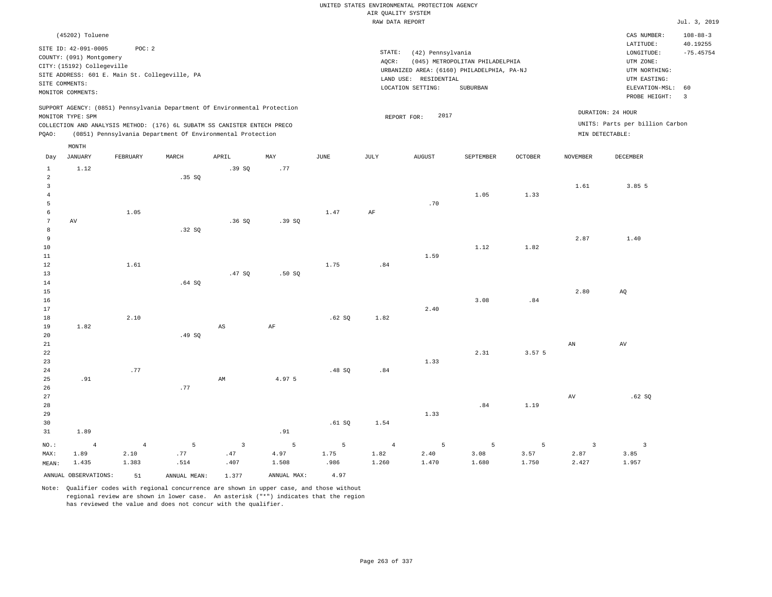UNITED STATES ENVIRONMENTAL PROTECTION AGENCY
AIR QUALITY SYSTEM
RAW DATA REPORT

Jul. 3, 2019

(45202) Toluene

SITE ID: 42-091-0005 POC: 2
COUNTY: (091) Montgomery
CITY: (15192) Collegeville
SITE ADDRESS: 601 E. Main St. Collegeville, PA
SITE COMMENTS:
MONITOR COMMENTS:

STATE: (42) Pennsylvania
AQCR: (045) METROPOLITAN PHILADELPHIA
URBANIZED AREA: (6160) PHILADELPHIA, PA-NJ
LAND USE: RESIDENTIAL
LOCATION SETTING: SUBURBAN

CAS NUMBER: 108-88-3
LATITUDE: 40.19255
LONGITUDE: -75.45754
UTM ZONE:
UTM NORTHING:
UTM EASTING:
ELEVATION-MSL: 60
PROBE HEIGHT: 3

SUPPORT AGENCY: (0851) Pennsylvania Department Of Environmental Protection
MONITOR TYPE: SPM
COLLECTION AND ANALYSIS METHOD: (176) 6L SUBATM SS CANISTER ENTECH PRECO
PQAO: (0851) Pennsylvania Department Of Environmental Protection

REPORT FOR: 2017

DURATION: 24 HOUR
UNITS: Parts per billion Carbon
MIN DETECTABLE:

| Day | JANUARY | FEBRUARY | MARCH | APRIL | MAY | JUNE | JULY | AUGUST | SEPTEMBER | OCTOBER | NOVEMBER | DECEMBER |
|---|---|---|---|---|---|---|---|---|---|---|---|---|
| 1 | 1.12 | | | .39 SQ | .77 | | | | | | | |
| 2 | | | .35 SQ | | | | | | | | | |
| 3 | | | | | | | | | | | 1.61 | 3.85 5 |
| 4 | | | | | | | | | 1.05 | 1.33 | | |
| 5 | | | | | | | | .70 | | | | |
| 6 | | 1.05 | | | | 1.47 | AF | | | | | |
| 7 | AV | | | .36 SQ | .39 SQ | | | | | | | |
| 8 | | | .32 SQ | | | | | | | | | |
| 9 | | | | | | | | | | | 2.87 | 1.40 |
| 10 | | | | | | | | | 1.12 | 1.82 | | |
| 11 | | | | | | | | 1.59 | | | | |
| 12 | | 1.61 | | | | 1.75 | .84 | | | | | |
| 13 | | | | .47 SQ | .50 SQ | | | | | | | |
| 14 | | | .64 SQ | | | | | | | | | |
| 15 | | | | | | | | | | | 2.80 | AQ |
| 16 | | | | | | | | | 3.08 | .84 | | |
| 17 | | | | | | | | 2.40 | | | | |
| 18 | | 2.10 | | | | .62 SQ | 1.82 | | | | | |
| 19 | 1.82 | | | AS | AF | | | | | | | |
| 20 | | | .49 SQ | | | | | | | | | |
| 21 | | | | | | | | | | | AN | AV |
| 22 | | | | | | | | | 2.31 | 3.57 5 | | |
| 23 | | | | | | | | 1.33 | | | | |
| 24 | | .77 | | | | .48 SQ | .84 | | | | | |
| 25 | .91 | | | AM | 4.97 5 | | | | | | | |
| 26 | | | .77 | | | | | | | | | |
| 27 | | | | | | | | | | | AV | .62 SQ |
| 28 | | | | | | | | | .84 | 1.19 | | |
| 29 | | | | | | | | 1.33 | | | | |
| 30 | | | | | | .61 SQ | 1.54 | | | | | |
| 31 | 1.89 | | | | .91 | | | | | | | |
| NO.: | 4 | 4 | 5 | 3 | 5 | 5 | 4 | 5 | 5 | 5 | 3 | 3 |
| MAX: | 1.89 | 2.10 | .77 | .47 | 4.97 | 1.75 | 1.82 | 2.40 | 3.08 | 3.57 | 2.87 | 3.85 |
| MEAN: | 1.435 | 1.383 | .514 | .407 | 1.508 | .986 | 1.260 | 1.470 | 1.680 | 1.750 | 2.427 | 1.957 |

ANNUAL OBSERVATIONS: 51 ANNUAL MEAN: 1.377 ANNUAL MAX: 4.97

Note: Qualifier codes with regional concurrence are shown in upper case, and those without regional review are shown in lower case. An asterisk ("*") indicates that the region has reviewed the value and does not concur with the qualifier.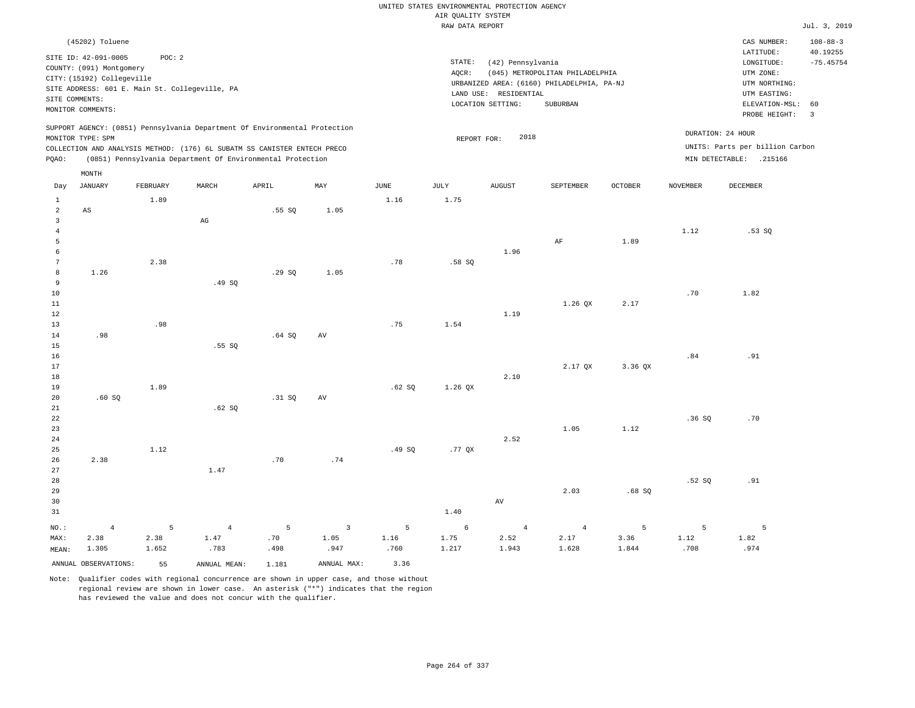UNITED STATES ENVIRONMENTAL PROTECTION AGENCY
AIR QUALITY SYSTEM
RAW DATA REPORT

Jul. 3, 2019

(45202) Toluene

SITE ID: 42-091-0005  POC: 2
COUNTY: (091) Montgomery
CITY: (15192) Collegeville
SITE ADDRESS: 601 E. Main St. Collegeville, PA
SITE COMMENTS:
MONITOR COMMENTS:

STATE: (42) Pennsylvania
AQCR: (045) METROPOLITAN PHILADELPHIA
URBANIZED AREA: (6160) PHILADELPHIA, PA-NJ
LAND USE: RESIDENTIAL
LOCATION SETTING: SUBURBAN

CAS NUMBER: 108-88-3
LATITUDE: 40.19255
LONGITUDE: -75.45754
UTM ZONE:
UTM NORTHING:
UTM EASTING:
ELEVATION-MSL: 60
PROBE HEIGHT: 3

SUPPORT AGENCY: (0851) Pennsylvania Department Of Environmental Protection
MONITOR TYPE: SPM
COLLECTION AND ANALYSIS METHOD: (176) 6L SUBATM SS CANISTER ENTECH PRECO
PQAO: (0851) Pennsylvania Department Of Environmental Protection

REPORT FOR: 2018

DURATION: 24 HOUR
UNITS: Parts per billion Carbon
MIN DETECTABLE: .215166

| Day | JANUARY | FEBRUARY | MARCH | APRIL | MAY | JUNE | JULY | AUGUST | SEPTEMBER | OCTOBER | NOVEMBER | DECEMBER |
|---|---|---|---|---|---|---|---|---|---|---|---|---|
| 1 | | 1.89 | | | | 1.16 | 1.75 | | | | | |
| 2 | AS | | | .55 SQ | 1.05 | | | | | | | |
| 3 | | | AG | | | | | | | | | |
| 4 | | | | | | | | | | | 1.12 | .53 SQ |
| 5 | | | | | | | | | AF | 1.89 | | |
| 6 | | | | | | | | 1.96 | | | | |
| 7 | | 2.38 | | | | .78 | .58 SQ | | | | | |
| 8 | 1.26 | | | .29 SQ | 1.05 | | | | | | | |
| 9 | | | .49 SQ | | | | | | | | | |
| 10 | | | | | | | | | | | .70 | 1.82 |
| 11 | | | | | | | | | 1.26 QX | 2.17 | | |
| 12 | | | | | | | | 1.19 | | | | |
| 13 | | .98 | | | | .75 | 1.54 | | | | | |
| 14 | .98 | | | .64 SQ | AV | | | | | | | |
| 15 | | | .55 SQ | | | | | | | | | |
| 16 | | | | | | | | | | | .84 | .91 |
| 17 | | | | | | | | | 2.17 QX | 3.36 QX | | |
| 18 | | | | | | | | 2.10 | | | | |
| 19 | | 1.89 | | | | .62 SQ | 1.26 QX | | | | | |
| 20 | .60 SQ | | | .31 SQ | AV | | | | | | | |
| 21 | | | .62 SQ | | | | | | | | | |
| 22 | | | | | | | | | | | .36 SQ | .70 |
| 23 | | | | | | | | | 1.05 | 1.12 | | |
| 24 | | | | | | | | 2.52 | | | | |
| 25 | | 1.12 | | | | .49 SQ | .77 QX | | | | | |
| 26 | 2.38 | | | .70 | .74 | | | | | | | |
| 27 | | | 1.47 | | | | | | | | | |
| 28 | | | | | | | | | | | .52 SQ | .91 |
| 29 | | | | | | | | | 2.03 | .68 SQ | | |
| 30 | | | | | | | | AV | | | | |
| 31 | | | | | | | 1.40 | | | | | |
| NO.: | 4 | 5 | 4 | 5 | 3 | 5 | 6 | 4 | 4 | 5 | 5 | 5 |
| MAX: | 2.38 | 2.38 | 1.47 | .70 | 1.05 | 1.16 | 1.75 | 2.52 | 2.17 | 3.36 | 1.12 | 1.82 |
| MEAN: | 1.305 | 1.652 | .783 | .498 | .947 | .760 | 1.217 | 1.943 | 1.628 | 1.844 | .708 | .974 |

ANNUAL OBSERVATIONS: 55  ANNUAL MEAN: 1.181  ANNUAL MAX: 3.36

Note: Qualifier codes with regional concurrence are shown in upper case, and those without regional review are shown in lower case. An asterisk ("*") indicates that the region has reviewed the value and does not concur with the qualifier.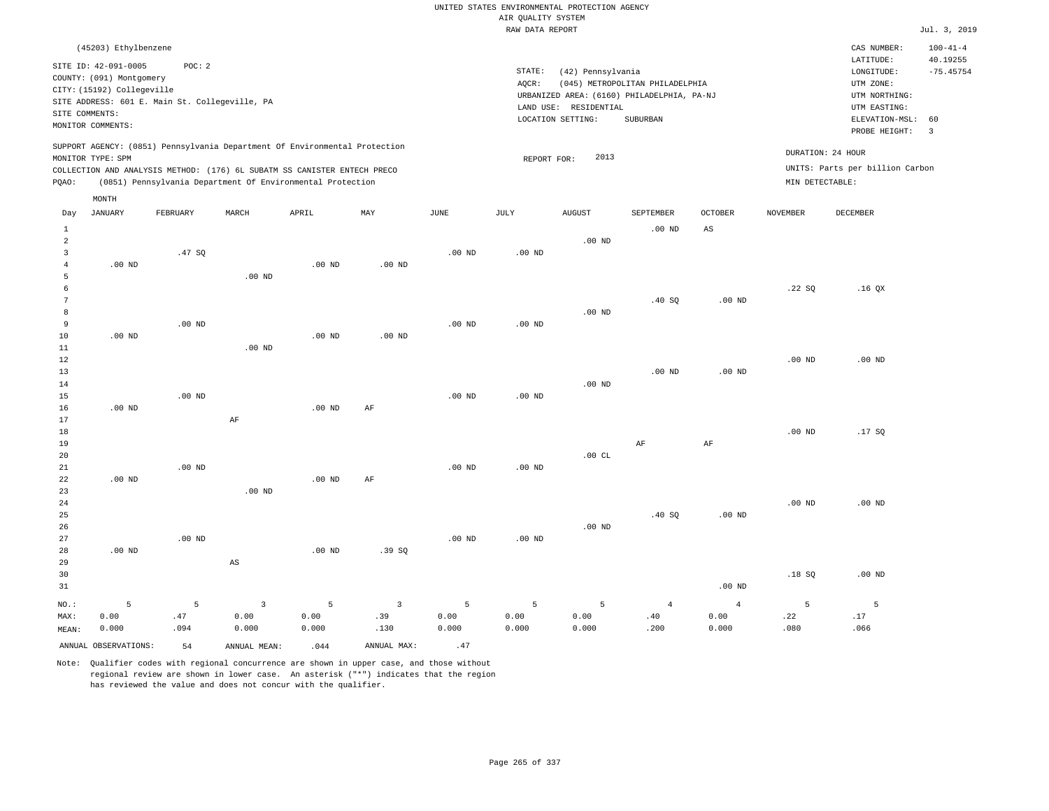UNITED STATES ENVIRONMENTAL PROTECTION AGENCY
AIR QUALITY SYSTEM
RAW DATA REPORT

Jul. 3, 2019

(45203) Ethylbenzene

SITE ID: 42-091-0005 POC: 2
COUNTY: (091) Montgomery
CITY: (15192) Collegeville
SITE ADDRESS: 601 E. Main St. Collegeville, PA
SITE COMMENTS:
MONITOR COMMENTS:

STATE: (42) Pennsylvania
AQCR: (045) METROPOLITAN PHILADELPHIA
URBANIZED AREA: (6160) PHILADELPHIA, PA-NJ
LAND USE: RESIDENTIAL
LOCATION SETTING: SUBURBAN

CAS NUMBER: 100-41-4
LATITUDE: 40.19255
LONGITUDE: -75.45754
UTM ZONE:
UTM NORTHING:
UTM EASTING:
ELEVATION-MSL: 60
PROBE HEIGHT: 3

SUPPORT AGENCY: (0851) Pennsylvania Department Of Environmental Protection
MONITOR TYPE: SPM
COLLECTION AND ANALYSIS METHOD: (176) 6L SUBATM SS CANISTER ENTECH PRECO
PQAO: (0851) Pennsylvania Department Of Environmental Protection

REPORT FOR: 2013

DURATION: 24 HOUR
UNITS: Parts per billion Carbon
MIN DETECTABLE:

| Day | JANUARY | FEBRUARY | MARCH | APRIL | MAY | JUNE | JULY | AUGUST | SEPTEMBER | OCTOBER | NOVEMBER | DECEMBER |
|---|---|---|---|---|---|---|---|---|---|---|---|---|
| 1 | | | | | | | | | .00 ND | AS | | |
| 2 | | | | | | | | .00 ND | | | | |
| 3 | | .47 SQ | | | | .00 ND | .00 ND | | | | | |
| 4 | .00 ND | | | .00 ND | .00 ND | | | | | | | |
| 5 | | | .00 ND | | | | | | | | | |
| 6 | | | | | | | | | | | .22 SQ | .16 QX |
| 7 | | | | | | | | | .40 SQ | .00 ND | | |
| 8 | | | | | | | | .00 ND | | | | |
| 9 | | .00 ND | | | | .00 ND | .00 ND | | | | | |
| 10 | .00 ND | | | .00 ND | .00 ND | | | | | | | |
| 11 | | | .00 ND | | | | | | | | | |
| 12 | | | | | | | | | | | .00 ND | .00 ND |
| 13 | | | | | | | | | .00 ND | .00 ND | | |
| 14 | | | | | | | | .00 ND | | | | |
| 15 | | .00 ND | | | | .00 ND | .00 ND | | | | | |
| 16 | .00 ND | | | .00 ND | AF | | | | | | | |
| 17 | | | AF | | | | | | | | | |
| 18 | | | | | | | | | | | .00 ND | .17 SQ |
| 19 | | | | | | | | | AF | AF | | |
| 20 | | | | | | | | .00 CL | | | | |
| 21 | | .00 ND | | | | .00 ND | .00 ND | | | | | |
| 22 | .00 ND | | | .00 ND | AF | | | | | | | |
| 23 | | | .00 ND | | | | | | | | | |
| 24 | | | | | | | | | | | .00 ND | .00 ND |
| 25 | | | | | | | | | .40 SQ | .00 ND | | |
| 26 | | | | | | | | .00 ND | | | | |
| 27 | | .00 ND | | | | .00 ND | .00 ND | | | | | |
| 28 | .00 ND | | | .00 ND | .39 SQ | | | | | | | |
| 29 | | | AS | | | | | | | | | |
| 30 | | | | | | | | | | | .18 SQ | .00 ND |
| 31 | | | | | | | | | | .00 ND | | |
| NO.: | 5 | 5 | 3 | 5 | 3 | 5 | 5 | 5 | 4 | 4 | 5 | 5 |
| MAX: | 0.00 | .47 | 0.00 | 0.00 | .39 | 0.00 | 0.00 | 0.00 | .40 | 0.00 | .22 | .17 |
| MEAN: | 0.000 | .094 | 0.000 | 0.000 | .130 | 0.000 | 0.000 | 0.000 | .200 | 0.000 | .080 | .066 |

ANNUAL OBSERVATIONS: 54 ANNUAL MEAN: .044 ANNUAL MAX: .47

Note: Qualifier codes with regional concurrence are shown in upper case, and those without regional review are shown in lower case. An asterisk ("*") indicates that the region has reviewed the value and does not concur with the qualifier.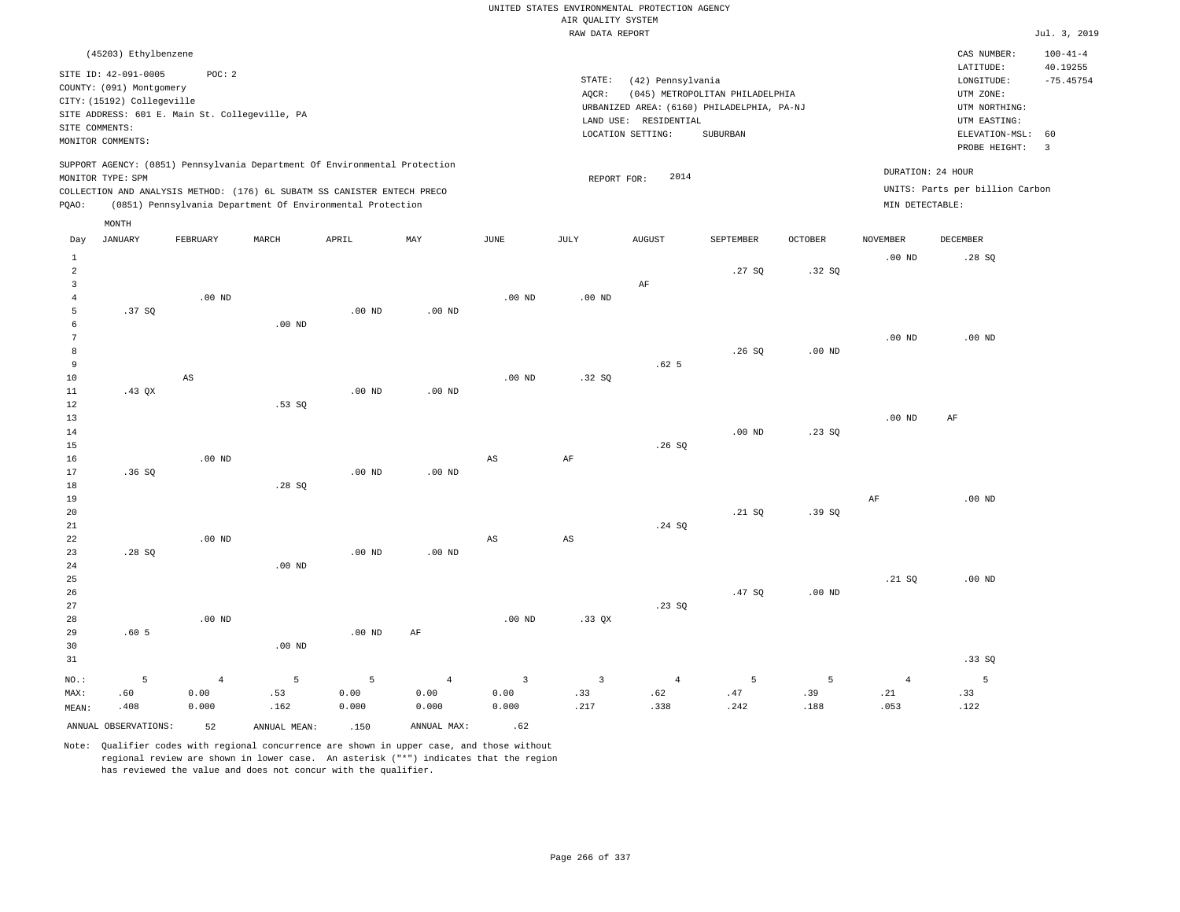UNITED STATES ENVIRONMENTAL PROTECTION AGENCY
AIR QUALITY SYSTEM
RAW DATA REPORT

Jul. 3, 2019

(45203) Ethylbenzene

SITE ID: 42-091-0005 POC: 2
COUNTY: (091) Montgomery
CITY: (15192) Collegeville
SITE ADDRESS: 601 E. Main St. Collegeville, PA
SITE COMMENTS:
MONITOR COMMENTS:

STATE: (42) Pennsylvania
AQCR: (045) METROPOLITAN PHILADELPHIA
URBANIZED AREA: (6160) PHILADELPHIA, PA-NJ
LAND USE: RESIDENTIAL
LOCATION SETTING: SUBURBAN

CAS NUMBER: 100-41-4
LATITUDE: 40.19255
LONGITUDE: -75.45754
UTM ZONE:
UTM NORTHING:
UTM EASTING:
ELEVATION-MSL: 60
PROBE HEIGHT: 3

SUPPORT AGENCY: (0851) Pennsylvania Department Of Environmental Protection
MONITOR TYPE: SPM
COLLECTION AND ANALYSIS METHOD: (176) 6L SUBATM SS CANISTER ENTECH PRECO
PQAO: (0851) Pennsylvania Department Of Environmental Protection

REPORT FOR: 2014

DURATION: 24 HOUR
UNITS: Parts per billion Carbon
MIN DETECTABLE:

| Day | JANUARY | FEBRUARY | MARCH | APRIL | MAY | JUNE | JULY | AUGUST | SEPTEMBER | OCTOBER | NOVEMBER | DECEMBER |
|---|---|---|---|---|---|---|---|---|---|---|---|---|
| 1 | | | | | | | | | | | .00 ND | .28 SQ |
| 2 | | | | | | | | | .27 SQ | .32 SQ | | |
| 3 | | | | | | | | AF | | | | |
| 4 | | .00 ND | | | | .00 ND | .00 ND | | | | | |
| 5 | .37 SQ | | | .00 ND | .00 ND | | | | | | | |
| 6 | | | .00 ND | | | | | | | | | |
| 7 | | | | | | | | | | | .00 ND | .00 ND |
| 8 | | | | | | | | | .26 SQ | .00 ND | | |
| 9 | | | | | | | | .62 5 | | | | |
| 10 | | AS | | | | .00 ND | .32 SQ | | | | | |
| 11 | .43 QX | | | .00 ND | .00 ND | | | | | | | |
| 12 | | | .53 SQ | | | | | | | | | |
| 13 | | | | | | | | | | | .00 ND | AF |
| 14 | | | | | | | | | .00 ND | .23 SQ | | |
| 15 | | | | | | | | .26 SQ | | | | |
| 16 | | .00 ND | | | | AS | AF | | | | | |
| 17 | .36 SQ | | | .00 ND | .00 ND | | | | | | | |
| 18 | | | .28 SQ | | | | | | | | | |
| 19 | | | | | | | | | | | AF | .00 ND |
| 20 | | | | | | | | | .21 SQ | .39 SQ | | |
| 21 | | | | | | | | .24 SQ | | | | |
| 22 | | .00 ND | | | | AS | AS | | | | | |
| 23 | .28 SQ | | | .00 ND | .00 ND | | | | | | | |
| 24 | | | .00 ND | | | | | | | | | |
| 25 | | | | | | | | | | | .21 SQ | .00 ND |
| 26 | | | | | | | | | .47 SQ | .00 ND | | |
| 27 | | | | | | | | .23 SQ | | | | |
| 28 | | .00 ND | | | | .00 ND | .33 QX | | | | | |
| 29 | .60 5 | | | .00 ND | AF | | | | | | | |
| 30 | | | .00 ND | | | | | | | | | |
| 31 | | | | | | | | | | | | .33 SQ |
| NO.: | 5 | 4 | 5 | 5 | 4 | 3 | 3 | 4 | 5 | 5 | 4 | 5 |
| MAX: | .60 | 0.00 | .53 | 0.00 | 0.00 | 0.00 | .33 | .62 | .47 | .39 | .21 | .33 |
| MEAN: | .408 | 0.000 | .162 | 0.000 | 0.000 | 0.000 | .217 | .338 | .242 | .188 | .053 | .122 |

ANNUAL OBSERVATIONS: 52 ANNUAL MEAN: .150 ANNUAL MAX: .62

Note: Qualifier codes with regional concurrence are shown in upper case, and those without regional review are shown in lower case. An asterisk ("*") indicates that the region has reviewed the value and does not concur with the qualifier.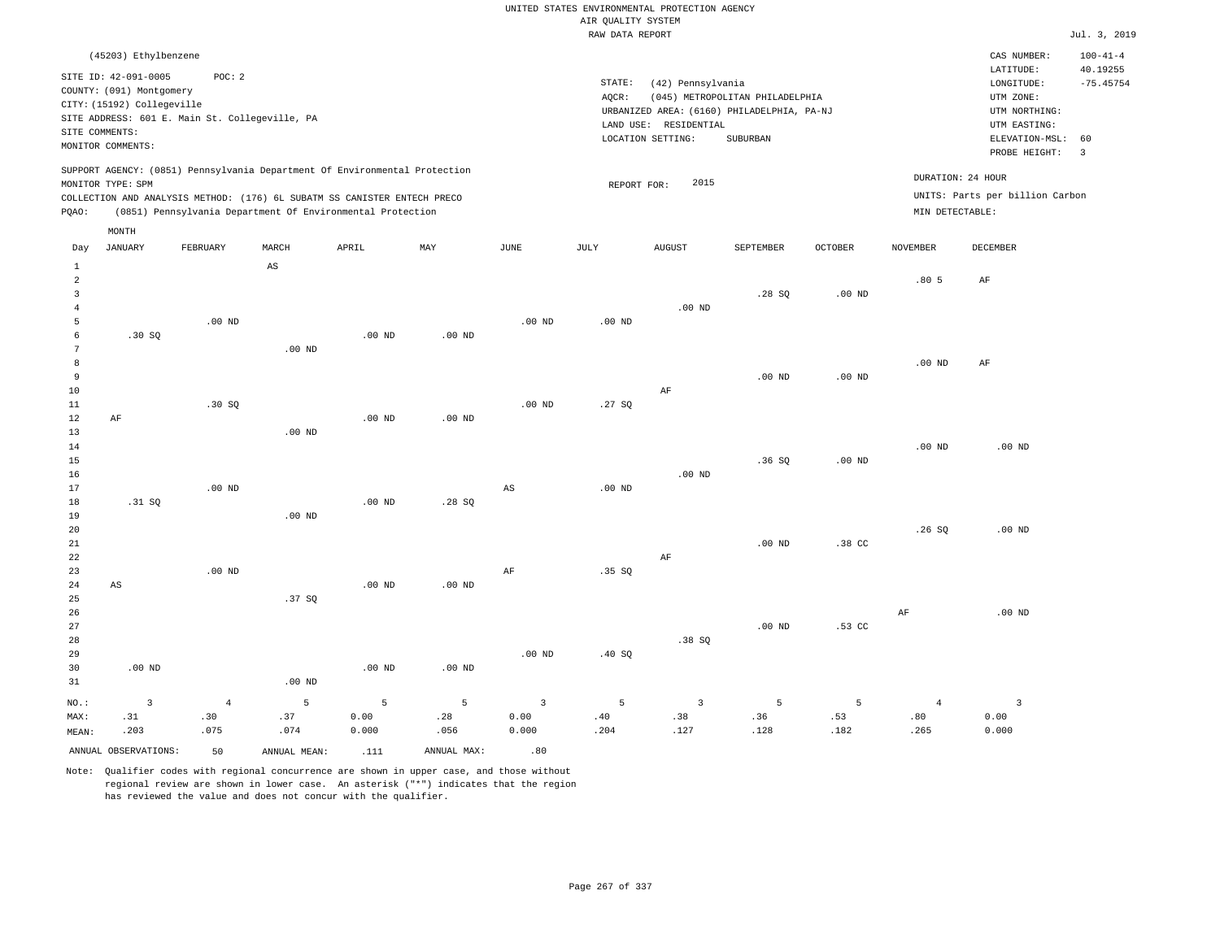UNITED STATES ENVIRONMENTAL PROTECTION AGENCY
AIR QUALITY SYSTEM
RAW DATA REPORT

Jul. 3, 2019

(45203) Ethylbenzene

SITE ID: 42-091-0005 POC: 2
COUNTY: (091) Montgomery
CITY: (15192) Collegeville
SITE ADDRESS: 601 E. Main St. Collegeville, PA
SITE COMMENTS:
MONITOR COMMENTS:

STATE: (42) Pennsylvania
AQCR: (045) METROPOLITAN PHILADELPHIA
URBANIZED AREA: (6160) PHILADELPHIA, PA-NJ
LAND USE: RESIDENTIAL
LOCATION SETTING: SUBURBAN

CAS NUMBER: 100-41-4
LATITUDE: 40.19255
LONGITUDE: -75.45754
UTM ZONE:
UTM NORTHING:
UTM EASTING:
ELEVATION-MSL: 60
PROBE HEIGHT: 3

SUPPORT AGENCY: (0851) Pennsylvania Department Of Environmental Protection
MONITOR TYPE: SPM
COLLECTION AND ANALYSIS METHOD: (176) 6L SUBATM SS CANISTER ENTECH PRECO
PQAO: (0851) Pennsylvania Department Of Environmental Protection

REPORT FOR: 2015

DURATION: 24 HOUR
UNITS: Parts per billion Carbon
MIN DETECTABLE:

| Day | JANUARY | FEBRUARY | MARCH | APRIL | MAY | JUNE | JULY | AUGUST | SEPTEMBER | OCTOBER | NOVEMBER | DECEMBER |
|---|---|---|---|---|---|---|---|---|---|---|---|---|
| 1 | | | AS | | | | | | | | | |
| 2 | | | | | | | | | | | .80 5 | AF |
| 3 | | | | | | | | | .28 SQ | .00 ND | | |
| 4 | | | | | | | | .00 ND | | | | |
| 5 | | .00 ND | | | | .00 ND | .00 ND | | | | | |
| 6 | .30 SQ | | | .00 ND | .00 ND | | | | | | | |
| 7 | | | .00 ND | | | | | | | | | |
| 8 | | | | | | | | | | | .00 ND | AF |
| 9 | | | | | | | | | .00 ND | .00 ND | | |
| 10 | | | | | | | | AF | | | | |
| 11 | | .30 SQ | | | | .00 ND | .27 SQ | | | | | |
| 12 | AF | | | .00 ND | .00 ND | | | | | | | |
| 13 | | | .00 ND | | | | | | | | | |
| 14 | | | | | | | | | | | .00 ND | .00 ND |
| 15 | | | | | | | | | .36 SQ | .00 ND | | |
| 16 | | | | | | | | .00 ND | | | | |
| 17 | | .00 ND | | | | AS | .00 ND | | | | | |
| 18 | .31 SQ | | | .00 ND | .28 SQ | | | | | | | |
| 19 | | | .00 ND | | | | | | | | | |
| 20 | | | | | | | | | | | .26 SQ | .00 ND |
| 21 | | | | | | | | | .00 ND | .38 CC | | |
| 22 | | | | | | | | AF | | | | |
| 23 | | .00 ND | | | | AF | .35 SQ | | | | | |
| 24 | AS | | | .00 ND | .00 ND | | | | | | | |
| 25 | | | .37 SQ | | | | | | | | | |
| 26 | | | | | | | | | | | AF | .00 ND |
| 27 | | | | | | | | | .00 ND | .53 CC | | |
| 28 | | | | | | | | .38 SQ | | | | |
| 29 | | | | | | .00 ND | .40 SQ | | | | | |
| 30 | .00 ND | | | .00 ND | .00 ND | | | | | | | |
| 31 | | | .00 ND | | | | | | | | | |
| NO.: | 3 | 4 | 5 | 5 | 5 | 3 | 5 | 3 | 5 | 5 | 4 | 3 |
| MAX: | .31 | .30 | .37 | 0.00 | .28 | 0.00 | .40 | .38 | .36 | .53 | .80 | 0.00 |
| MEAN: | .203 | .075 | .074 | 0.000 | .056 | 0.000 | .204 | .127 | .128 | .182 | .265 | 0.000 |

ANNUAL OBSERVATIONS: 50 ANNUAL MEAN: .111 ANNUAL MAX: .80

Note: Qualifier codes with regional concurrence are shown in upper case, and those without regional review are shown in lower case. An asterisk ("*") indicates that the region has reviewed the value and does not concur with the qualifier.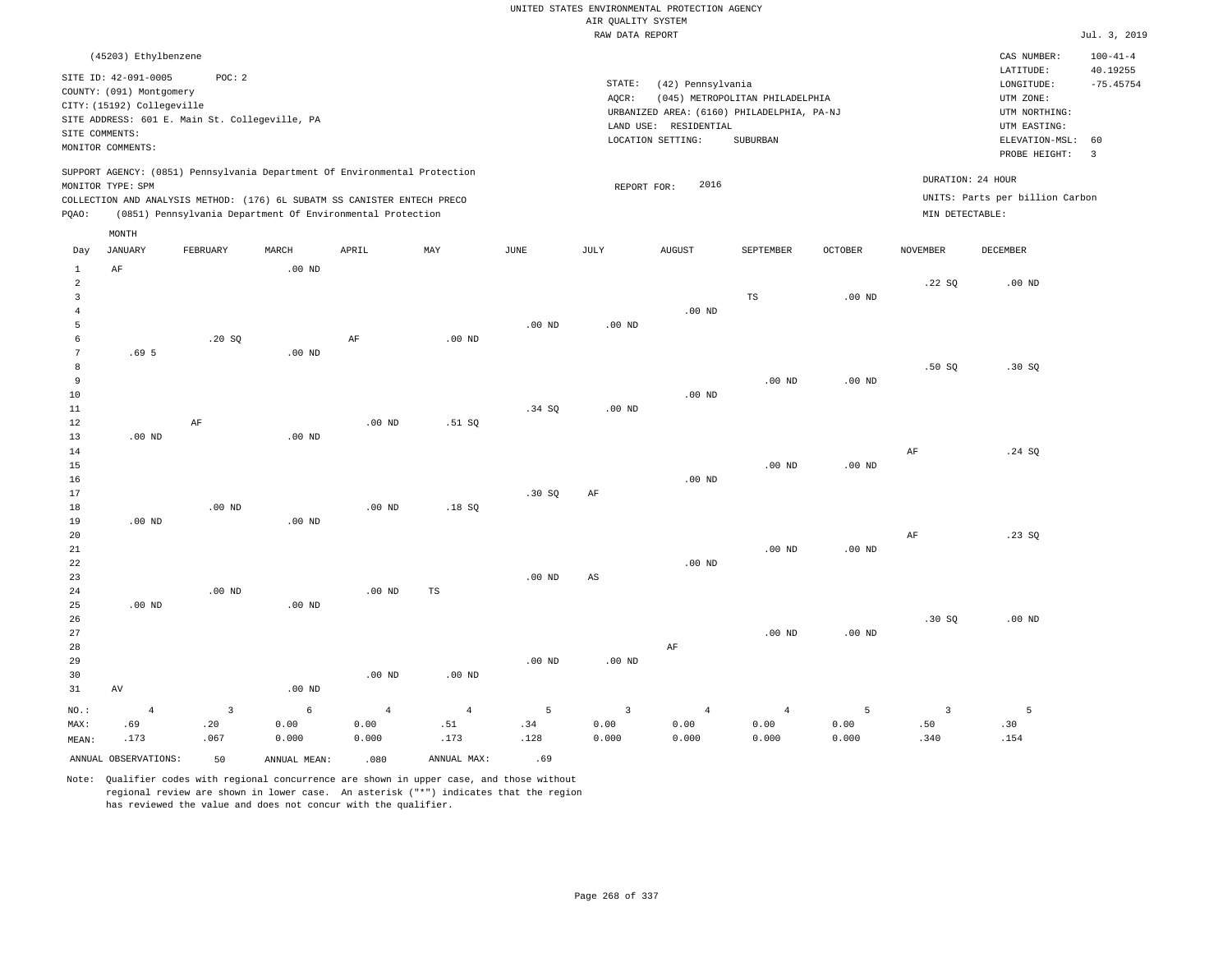UNITED STATES ENVIRONMENTAL PROTECTION AGENCY
AIR QUALITY SYSTEM
RAW DATA REPORT

Jul. 3, 2019

(45203) Ethylbenzene

SITE ID: 42-091-0005 POC: 2
COUNTY: (091) Montgomery
CITY: (15192) Collegeville
SITE ADDRESS: 601 E. Main St. Collegeville, PA
SITE COMMENTS:
MONITOR COMMENTS:

STATE: (42) Pennsylvania
AQCR: (045) METROPOLITAN PHILADELPHIA
URBANIZED AREA: (6160) PHILADELPHIA, PA-NJ
LAND USE: RESIDENTIAL
LOCATION SETTING: SUBURBAN

CAS NUMBER: 100-41-4
LATITUDE: 40.19255
LONGITUDE: -75.45754
UTM ZONE:
UTM NORTHING:
UTM EASTING:
ELEVATION-MSL: 60
PROBE HEIGHT: 3

SUPPORT AGENCY: (0851) Pennsylvania Department Of Environmental Protection
MONITOR TYPE: SPM
COLLECTION AND ANALYSIS METHOD: (176) 6L SUBATM SS CANISTER ENTECH PRECO
PQAO: (0851) Pennsylvania Department Of Environmental Protection

REPORT FOR: 2016

DURATION: 24 HOUR
UNITS: Parts per billion Carbon
MIN DETECTABLE:

| Day | JANUARY | FEBRUARY | MARCH | APRIL | MAY | JUNE | JULY | AUGUST | SEPTEMBER | OCTOBER | NOVEMBER | DECEMBER |
|---|---|---|---|---|---|---|---|---|---|---|---|---|
| 1 | AF | | .00 ND | | | | | | | | | |
| 2 | | | | | | | | | | | .22 SQ | .00 ND |
| 3 | | | | | | | | | TS | .00 ND | | |
| 4 | | | | | | | | .00 ND | | | | |
| 5 | | | | | | .00 ND | .00 ND | | | | | |
| 6 | | .20 SQ | | AF | .00 ND | | | | | | | |
| 7 | .69 5 | | .00 ND | | | | | | | | | |
| 8 | | | | | | | | | | | .50 SQ | .30 SQ |
| 9 | | | | | | | | | .00 ND | .00 ND | | |
| 10 | | | | | | | | .00 ND | | | | |
| 11 | | | | | | .34 SQ | .00 ND | | | | | |
| 12 | | AF | | .00 ND | .51 SQ | | | | | | | |
| 13 | .00 ND | | .00 ND | | | | | | | | | |
| 14 | | | | | | | | | | | AF | .24 SQ |
| 15 | | | | | | | | | .00 ND | .00 ND | | |
| 16 | | | | | | | | .00 ND | | | | |
| 17 | | | | | | .30 SQ | AF | | | | | |
| 18 | | .00 ND | | .00 ND | .18 SQ | | | | | | | |
| 19 | .00 ND | | .00 ND | | | | | | | | | |
| 20 | | | | | | | | | | | AF | .23 SQ |
| 21 | | | | | | | | | .00 ND | .00 ND | | |
| 22 | | | | | | | | .00 ND | | | | |
| 23 | | | | | | .00 ND | AS | | | | | |
| 24 | | .00 ND | | .00 ND | TS | | | | | | | |
| 25 | .00 ND | | .00 ND | | | | | | | | | |
| 26 | | | | | | | | | | | .30 SQ | .00 ND |
| 27 | | | | | | | | | .00 ND | .00 ND | | |
| 28 | | | | | | | | AF | | | | |
| 29 | | | | | | .00 ND | .00 ND | | | | | |
| 30 | | | | .00 ND | .00 ND | | | | | | | |
| 31 | AV | | .00 ND | | | | | | | | | |
| NO.: | 4 | 3 | 6 | 4 | 4 | 5 | 3 | 4 | 4 | 5 | 3 | 5 |
| MAX: | .69 | .20 | 0.00 | 0.00 | .51 | .34 | 0.00 | 0.00 | 0.00 | 0.00 | .50 | .30 |
| MEAN: | .173 | .067 | 0.000 | 0.000 | .173 | .128 | 0.000 | 0.000 | 0.000 | 0.000 | .340 | .154 |

ANNUAL OBSERVATIONS: 50 ANNUAL MEAN: .080 ANNUAL MAX: .69

Note: Qualifier codes with regional concurrence are shown in upper case, and those without regional review are shown in lower case. An asterisk ("*") indicates that the region has reviewed the value and does not concur with the qualifier.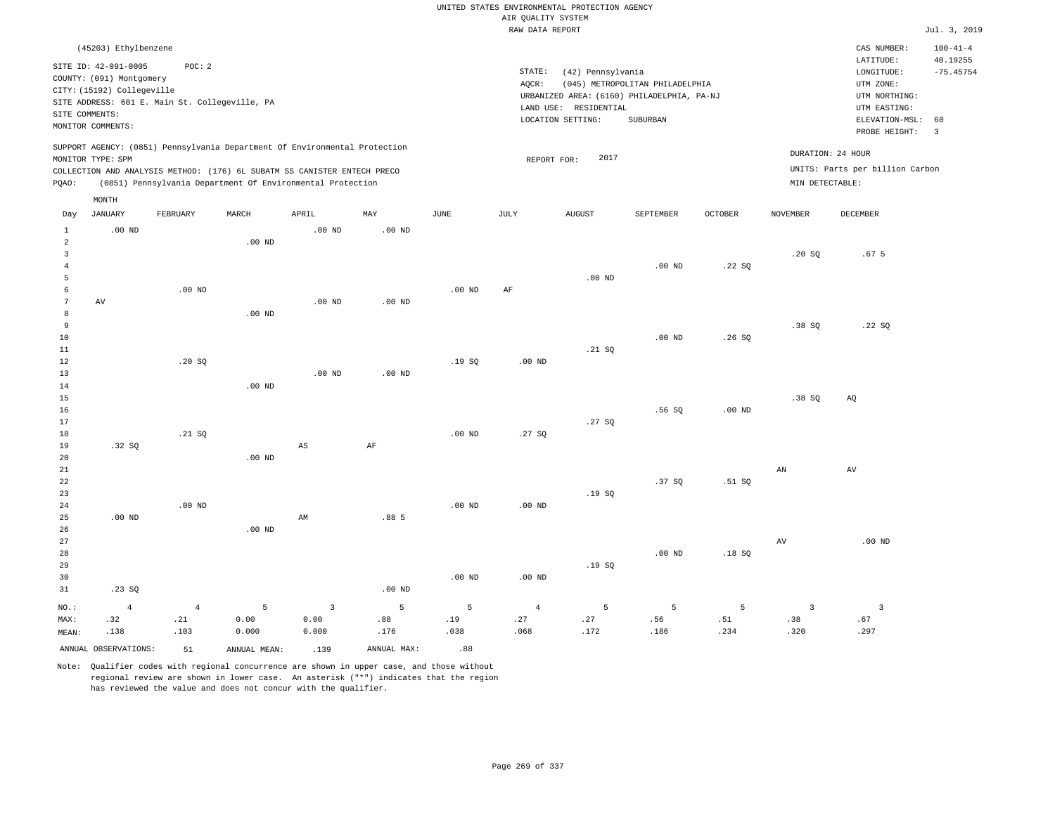UNITED STATES ENVIRONMENTAL PROTECTION AGENCY
AIR QUALITY SYSTEM
RAW DATA REPORT

Jul. 3, 2019

(45203) Ethylbenzene

SITE ID: 42-091-0005 POC: 2
COUNTY: (091) Montgomery
CITY: (15192) Collegeville
SITE ADDRESS: 601 E. Main St. Collegeville, PA
SITE COMMENTS:
MONITOR COMMENTS:

STATE: (42) Pennsylvania
AQCR: (045) METROPOLITAN PHILADELPHIA
URBANIZED AREA: (6160) PHILADELPHIA, PA-NJ
LAND USE: RESIDENTIAL
LOCATION SETTING: SUBURBAN

CAS NUMBER: 100-41-4
LATITUDE: 40.19255
LONGITUDE: -75.45754
UTM ZONE:
UTM NORTHING:
UTM EASTING:
ELEVATION-MSL: 60
PROBE HEIGHT: 3

SUPPORT AGENCY: (0851) Pennsylvania Department Of Environmental Protection
MONITOR TYPE: SPM
COLLECTION AND ANALYSIS METHOD: (176) 6L SUBATM SS CANISTER ENTECH PRECO
PQAO: (0851) Pennsylvania Department Of Environmental Protection

REPORT FOR: 2017

DURATION: 24 HOUR
UNITS: Parts per billion Carbon
MIN DETECTABLE:

| Day | JANUARY | FEBRUARY | MARCH | APRIL | MAY | JUNE | JULY | AUGUST | SEPTEMBER | OCTOBER | NOVEMBER | DECEMBER |
|---|---|---|---|---|---|---|---|---|---|---|---|---|
| 1 | .00 ND | | | .00 ND | .00 ND | | | | | | | |
| 2 | | | .00 ND | | | | | | | | | |
| 3 | | | | | | | | | | | .20 SQ | .67 5 |
| 4 | | | | | | | | | .00 ND | .22 SQ | | |
| 5 | | | | | | | | .00 ND | | | | |
| 6 | | .00 ND | | | | .00 ND | AF | | | | | |
| 7 | AV | | | .00 ND | .00 ND | | | | | | | |
| 8 | | | .00 ND | | | | | | | | | |
| 9 | | | | | | | | | | | .38 SQ | .22 SQ |
| 10 | | | | | | | | | .00 ND | .26 SQ | | |
| 11 | | | | | | | | .21 SQ | | | | |
| 12 | | .20 SQ | | | | .19 SQ | .00 ND | | | | | |
| 13 | | | | .00 ND | .00 ND | | | | | | | |
| 14 | | | .00 ND | | | | | | | | | |
| 15 | | | | | | | | | | | .38 SQ | AQ |
| 16 | | | | | | | | | .56 SQ | .00 ND | | |
| 17 | | | | | | | | .27 SQ | | | | |
| 18 | | .21 SQ | | | | .00 ND | .27 SQ | | | | | |
| 19 | .32 SQ | | | AS | AF | | | | | | | |
| 20 | | | .00 ND | | | | | | | | | |
| 21 | | | | | | | | | | | AN | AV |
| 22 | | | | | | | | | .37 SQ | .51 SQ | | |
| 23 | | | | | | | | .19 SQ | | | | |
| 24 | | .00 ND | | | | .00 ND | .00 ND | | | | | |
| 25 | .00 ND | | | AM | .88 5 | | | | | | | |
| 26 | | | .00 ND | | | | | | | | | |
| 27 | | | | | | | | | | | AV | .00 ND |
| 28 | | | | | | | | | .00 ND | .18 SQ | | |
| 29 | | | | | | | | .19 SQ | | | | |
| 30 | | | | | | .00 ND | .00 ND | | | | | |
| 31 | .23 SQ | | | | .00 ND | | | | | | | |
| NO.: | 4 | 4 | 5 | 3 | 5 | 5 | 4 | 5 | 5 | 5 | 3 | 3 |
| MAX: | .32 | .21 | 0.00 | 0.00 | .88 | .19 | .27 | .27 | .56 | .51 | .38 | .67 |
| MEAN: | .138 | .103 | 0.000 | 0.000 | .176 | .038 | .068 | .172 | .186 | .234 | .320 | .297 |

ANNUAL OBSERVATIONS: 51 ANNUAL MEAN: .139 ANNUAL MAX: .88

Note: Qualifier codes with regional concurrence are shown in upper case, and those without regional review are shown in lower case. An asterisk ("*") indicates that the region has reviewed the value and does not concur with the qualifier.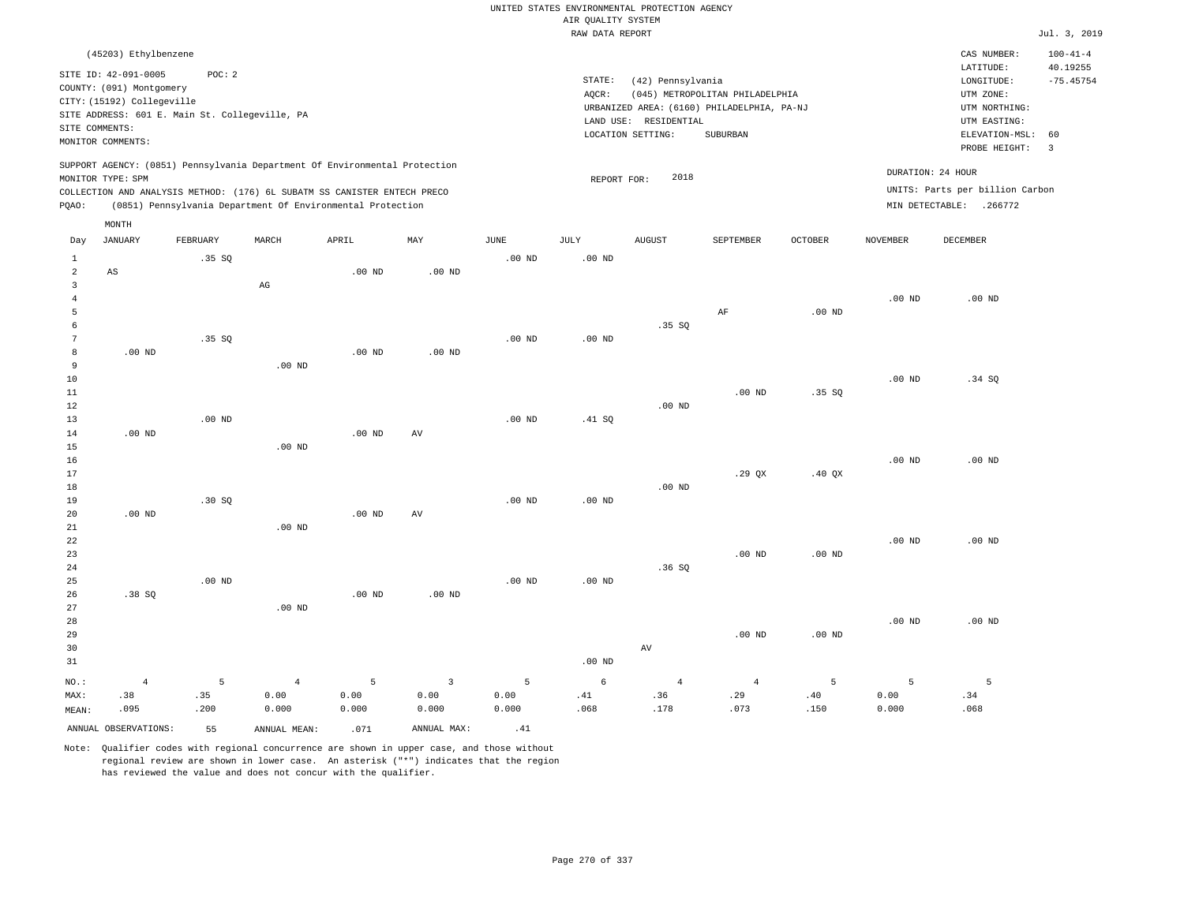UNITED STATES ENVIRONMENTAL PROTECTION AGENCY
AIR QUALITY SYSTEM
RAW DATA REPORT

Jul. 3, 2019

(45203) Ethylbenzene

SITE ID: 42-091-0005 POC: 2
COUNTY: (091) Montgomery
CITY: (15192) Collegeville
SITE ADDRESS: 601 E. Main St. Collegeville, PA
SITE COMMENTS:
MONITOR COMMENTS:

STATE: (42) Pennsylvania
AQCR: (045) METROPOLITAN PHILADELPHIA
URBANIZED AREA: (6160) PHILADELPHIA, PA-NJ
LAND USE: RESIDENTIAL
LOCATION SETTING: SUBURBAN

CAS NUMBER: 100-41-4
LATITUDE: 40.19255
LONGITUDE: -75.45754
UTM ZONE:
UTM NORTHING:
UTM EASTING:
ELEVATION-MSL: 60
PROBE HEIGHT: 3

SUPPORT AGENCY: (0851) Pennsylvania Department Of Environmental Protection
MONITOR TYPE: SPM
COLLECTION AND ANALYSIS METHOD: (176) 6L SUBATM SS CANISTER ENTECH PRECO
PQAO: (0851) Pennsylvania Department Of Environmental Protection

REPORT FOR: 2018

DURATION: 24 HOUR
UNITS: Parts per billion Carbon
MIN DETECTABLE: .266772

| Day | JANUARY | FEBRUARY | MARCH | APRIL | MAY | JUNE | JULY | AUGUST | SEPTEMBER | OCTOBER | NOVEMBER | DECEMBER |
|---|---|---|---|---|---|---|---|---|---|---|---|---|
| 1 | | .35 SQ | | | | .00 ND | .00 ND | | | | | |
| 2 | AS | | | .00 ND | .00 ND | | | | | | | |
| 3 | | | AG | | | | | | | | | |
| 4 | | | | | | | | | | | .00 ND | .00 ND |
| 5 | | | | | | | | | AF | .00 ND | | |
| 6 | | | | | | | | .35 SQ | | | | |
| 7 | | .35 SQ | | | | .00 ND | .00 ND | | | | | |
| 8 | .00 ND | | | .00 ND | .00 ND | | | | | | | |
| 9 | | | .00 ND | | | | | | | | | |
| 10 | | | | | | | | | | | .00 ND | .34 SQ |
| 11 | | | | | | | | | .00 ND | .35 SQ | | |
| 12 | | | | | | | | .00 ND | | | | |
| 13 | | .00 ND | | | | .00 ND | .41 SQ | | | | | |
| 14 | .00 ND | | | .00 ND | AV | | | | | | | |
| 15 | | | .00 ND | | | | | | | | | |
| 16 | | | | | | | | | | | .00 ND | .00 ND |
| 17 | | | | | | | | | .29 QX | .40 QX | | |
| 18 | | | | | | | | .00 ND | | | | |
| 19 | | .30 SQ | | | | .00 ND | .00 ND | | | | | |
| 20 | .00 ND | | | .00 ND | AV | | | | | | | |
| 21 | | | .00 ND | | | | | | | | | |
| 22 | | | | | | | | | | | .00 ND | .00 ND |
| 23 | | | | | | | | | .00 ND | .00 ND | | |
| 24 | | | | | | | | .36 SQ | | | | |
| 25 | | .00 ND | | | | .00 ND | .00 ND | | | | | |
| 26 | .38 SQ | | | .00 ND | .00 ND | | | | | | | |
| 27 | | | .00 ND | | | | | | | | | |
| 28 | | | | | | | | | | | .00 ND | .00 ND |
| 29 | | | | | | | | | .00 ND | .00 ND | | |
| 30 | | | | | | | | AV | | | | |
| 31 | | | | | | | .00 ND | | | | | |
| NO.: | 4 | 5 | 4 | 5 | 3 | 5 | 6 | 4 | 4 | 5 | 5 | 5 |
| MAX: | .38 | .35 | 0.00 | 0.00 | 0.00 | 0.00 | .41 | .36 | .29 | .40 | 0.00 | .34 |
| MEAN: | .095 | .200 | 0.000 | 0.000 | 0.000 | 0.000 | .068 | .178 | .073 | .150 | 0.000 | .068 |

ANNUAL OBSERVATIONS: 55 ANNUAL MEAN: .071 ANNUAL MAX: .41

Note: Qualifier codes with regional concurrence are shown in upper case, and those without regional review are shown in lower case. An asterisk ("*") indicates that the region has reviewed the value and does not concur with the qualifier.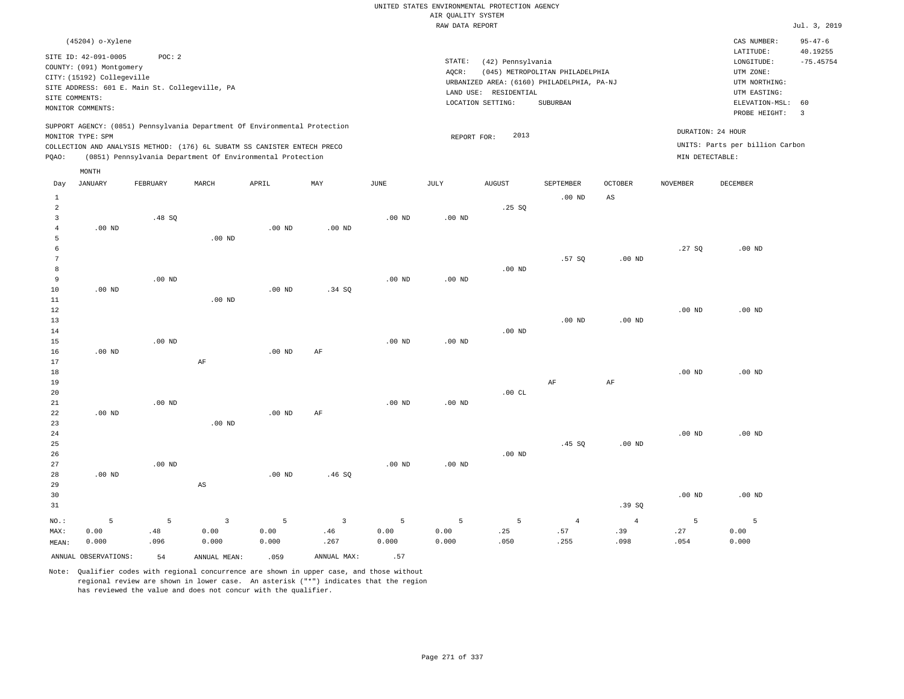UNITED STATES ENVIRONMENTAL PROTECTION AGENCY
AIR QUALITY SYSTEM
RAW DATA REPORT

Jul. 3, 2019

(45204) o-Xylene

SITE ID: 42-091-0005 POC: 2
COUNTY: (091) Montgomery
CITY: (15192) Collegeville
SITE ADDRESS: 601 E. Main St. Collegeville, PA
SITE COMMENTS:
MONITOR COMMENTS:

STATE: (42) Pennsylvania
AQCR: (045) METROPOLITAN PHILADELPHIA
URBANIZED AREA: (6160) PHILADELPHIA, PA-NJ
LAND USE: RESIDENTIAL
LOCATION SETTING: SUBURBAN

CAS NUMBER: 95-47-6
LATITUDE: 40.19255
LONGITUDE: -75.45754
UTM ZONE:
UTM NORTHING:
UTM EASTING:
ELEVATION-MSL: 60
PROBE HEIGHT: 3

SUPPORT AGENCY: (0851) Pennsylvania Department Of Environmental Protection
MONITOR TYPE: SPM
COLLECTION AND ANALYSIS METHOD: (176) 6L SUBATM SS CANISTER ENTECH PRECO
PQAO: (0851) Pennsylvania Department Of Environmental Protection

REPORT FOR: 2013

DURATION: 24 HOUR
UNITS: Parts per billion Carbon
MIN DETECTABLE:

| Day | JANUARY | FEBRUARY | MARCH | APRIL | MAY | JUNE | JULY | AUGUST | SEPTEMBER | OCTOBER | NOVEMBER | DECEMBER |
|---|---|---|---|---|---|---|---|---|---|---|---|---|
| 1 | | | | | | | | | .00 ND | AS | | |
| 2 | | | | | | | | .25 SQ | | | | |
| 3 | | .48 SQ | | | | .00 ND | .00 ND | | | | | |
| 4 | .00 ND | | | .00 ND | .00 ND | | | | | | | |
| 5 | | | .00 ND | | | | | | | | | |
| 6 | | | | | | | | | | | .27 SQ | .00 ND |
| 7 | | | | | | | | | .57 SQ | .00 ND | | |
| 8 | | | | | | | | .00 ND | | | | |
| 9 | | .00 ND | | | | .00 ND | .00 ND | | | | | |
| 10 | .00 ND | | | .00 ND | .34 SQ | | | | | | | |
| 11 | | | .00 ND | | | | | | | | | |
| 12 | | | | | | | | | | | .00 ND | .00 ND |
| 13 | | | | | | | | | .00 ND | .00 ND | | |
| 14 | | | | | | | | .00 ND | | | | |
| 15 | | .00 ND | | | | .00 ND | .00 ND | | | | | |
| 16 | .00 ND | | | .00 ND | AF | | | | | | | |
| 17 | | | AF | | | | | | | | | |
| 18 | | | | | | | | | | | .00 ND | .00 ND |
| 19 | | | | | | | | | AF | AF | | |
| 20 | | | | | | | | .00 CL | | | | |
| 21 | | .00 ND | | | | .00 ND | .00 ND | | | | | |
| 22 | .00 ND | | | .00 ND | AF | | | | | | | |
| 23 | | | .00 ND | | | | | | | | | |
| 24 | | | | | | | | | | | .00 ND | .00 ND |
| 25 | | | | | | | | | .45 SQ | .00 ND | | |
| 26 | | | | | | | | .00 ND | | | | |
| 27 | | .00 ND | | | | .00 ND | .00 ND | | | | | |
| 28 | .00 ND | | | .00 ND | .46 SQ | | | | | | | |
| 29 | | | AS | | | | | | | | | |
| 30 | | | | | | | | | | | .00 ND | .00 ND |
| 31 | | | | | | | | | | .39 SQ | | |
| NO.: | 5 | 5 | 3 | 5 | 3 | 5 | 5 | 5 | 4 | 4 | 5 | 5 |
| MAX: | 0.00 | .48 | 0.00 | 0.00 | .46 | 0.00 | 0.00 | .25 | .57 | .39 | .27 | 0.00 |
| MEAN: | 0.000 | .096 | 0.000 | 0.000 | .267 | 0.000 | 0.000 | .050 | .255 | .098 | .054 | 0.000 |

ANNUAL OBSERVATIONS: 54 ANNUAL MEAN: .059 ANNUAL MAX: .57

Note: Qualifier codes with regional concurrence are shown in upper case, and those without regional review are shown in lower case. An asterisk ("*") indicates that the region has reviewed the value and does not concur with the qualifier.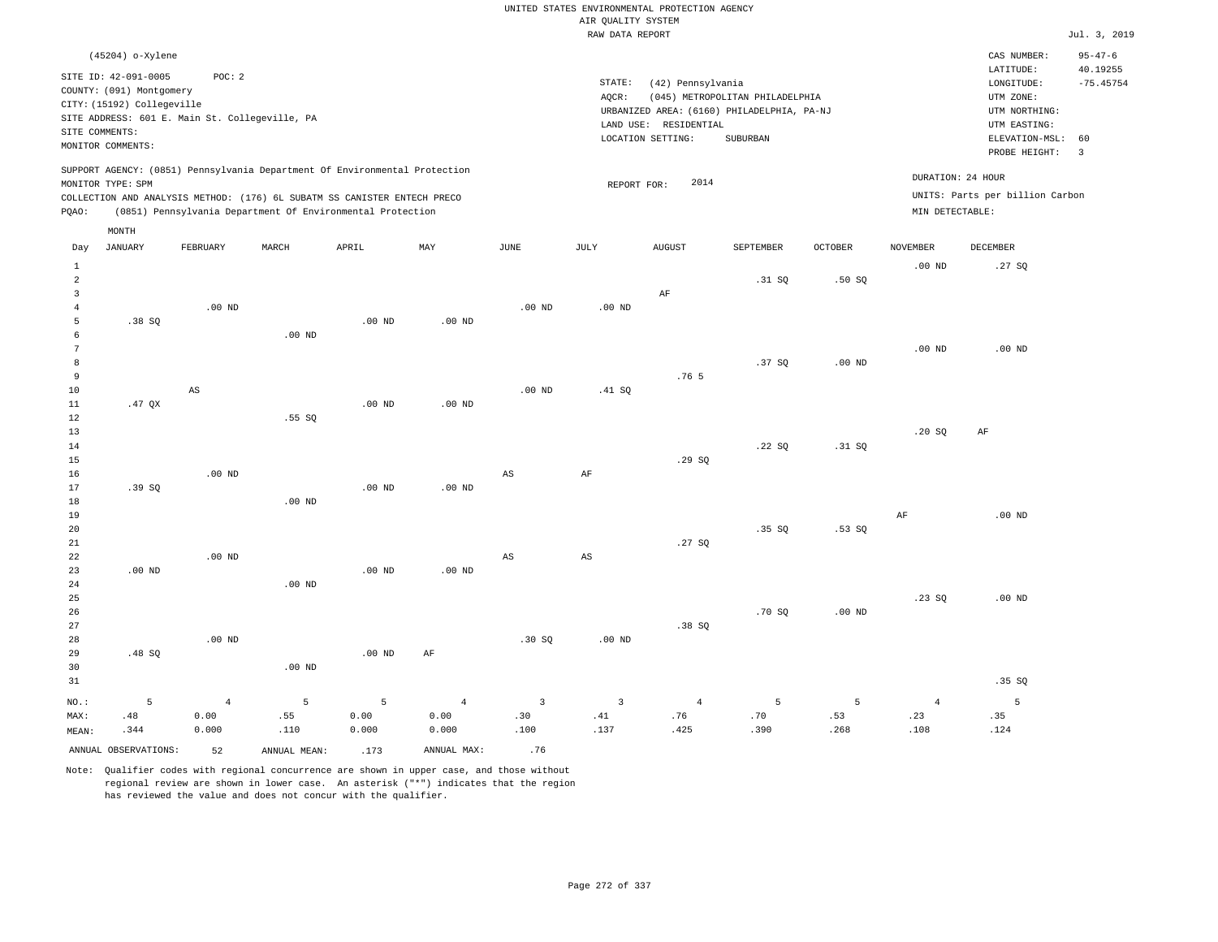UNITED STATES ENVIRONMENTAL PROTECTION AGENCY
AIR QUALITY SYSTEM
RAW DATA REPORT

Jul. 3, 2019

(45204) o-Xylene

SITE ID: 42-091-0005 POC: 2
COUNTY: (091) Montgomery
CITY: (15192) Collegeville
SITE ADDRESS: 601 E. Main St. Collegeville, PA
SITE COMMENTS:
MONITOR COMMENTS:

STATE: (42) Pennsylvania
AQCR: (045) METROPOLITAN PHILADELPHIA
URBANIZED AREA: (6160) PHILADELPHIA, PA-NJ
LAND USE: RESIDENTIAL
LOCATION SETTING: SUBURBAN

CAS NUMBER: 95-47-6
LATITUDE: 40.19255
LONGITUDE: -75.45754
UTM ZONE:
UTM NORTHING:
UTM EASTING:
ELEVATION-MSL: 60
PROBE HEIGHT: 3

SUPPORT AGENCY: (0851) Pennsylvania Department Of Environmental Protection
MONITOR TYPE: SPM
COLLECTION AND ANALYSIS METHOD: (176) 6L SUBATM SS CANISTER ENTECH PRECO
PQAO: (0851) Pennsylvania Department Of Environmental Protection

REPORT FOR: 2014

DURATION: 24 HOUR
UNITS: Parts per billion Carbon
MIN DETECTABLE:

| Day | JANUARY | FEBRUARY | MARCH | APRIL | MAY | JUNE | JULY | AUGUST | SEPTEMBER | OCTOBER | NOVEMBER | DECEMBER |
|---|---|---|---|---|---|---|---|---|---|---|---|---|
| 1 | | | | | | | | | | | .00 ND | .27 SQ |
| 2 | | | | | | | | | .31 SQ | .50 SQ | | |
| 3 | | | | | | | | AF | | | | |
| 4 | | .00 ND | | | | .00 ND | .00 ND | | | | | |
| 5 | .38 SQ | | | .00 ND | .00 ND | | | | | | | |
| 6 | | | .00 ND | | | | | | | | | |
| 7 | | | | | | | | | | | .00 ND | .00 ND |
| 8 | | | | | | | | | .37 SQ | .00 ND | | |
| 9 | | | | | | | | .76 5 | | | | |
| 10 | | AS | | | | .00 ND | .41 SQ | | | | | |
| 11 | .47 QX | | | .00 ND | .00 ND | | | | | | | |
| 12 | | | .55 SQ | | | | | | | | | |
| 13 | | | | | | | | | | | .20 SQ | AF |
| 14 | | | | | | | | | .22 SQ | .31 SQ | | |
| 15 | | | | | | | | .29 SQ | | | | |
| 16 | | .00 ND | | | | AS | AF | | | | | |
| 17 | .39 SQ | | | .00 ND | .00 ND | | | | | | | |
| 18 | | | .00 ND | | | | | | | | | |
| 19 | | | | | | | | | | | AF | .00 ND |
| 20 | | | | | | | | | .35 SQ | .53 SQ | | |
| 21 | | | | | | | | .27 SQ | | | | |
| 22 | | .00 ND | | | | AS | AS | | | | | |
| 23 | .00 ND | | | .00 ND | .00 ND | | | | | | | |
| 24 | | | .00 ND | | | | | | | | | |
| 25 | | | | | | | | | | | .23 SQ | .00 ND |
| 26 | | | | | | | | | .70 SQ | .00 ND | | |
| 27 | | | | | | | | .38 SQ | | | | |
| 28 | | .00 ND | | | | .30 SQ | .00 ND | | | | | |
| 29 | .48 SQ | | | .00 ND | AF | | | | | | | |
| 30 | | | .00 ND | | | | | | | | | |
| 31 | | | | | | | | | | | | .35 SQ |
| NO.: | 5 | 4 | 5 | 5 | 4 | 3 | 3 | 4 | 5 | 5 | 4 | 5 |
| MAX: | .48 | 0.00 | .55 | 0.00 | 0.00 | .30 | .41 | .76 | .70 | .53 | .23 | .35 |
| MEAN: | .344 | 0.000 | .110 | 0.000 | 0.000 | .100 | .137 | .425 | .390 | .268 | .108 | .124 |

ANNUAL OBSERVATIONS: 52 ANNUAL MEAN: .173 ANNUAL MAX: .76

Note: Qualifier codes with regional concurrence are shown in upper case, and those without regional review are shown in lower case. An asterisk ("*") indicates that the region has reviewed the value and does not concur with the qualifier.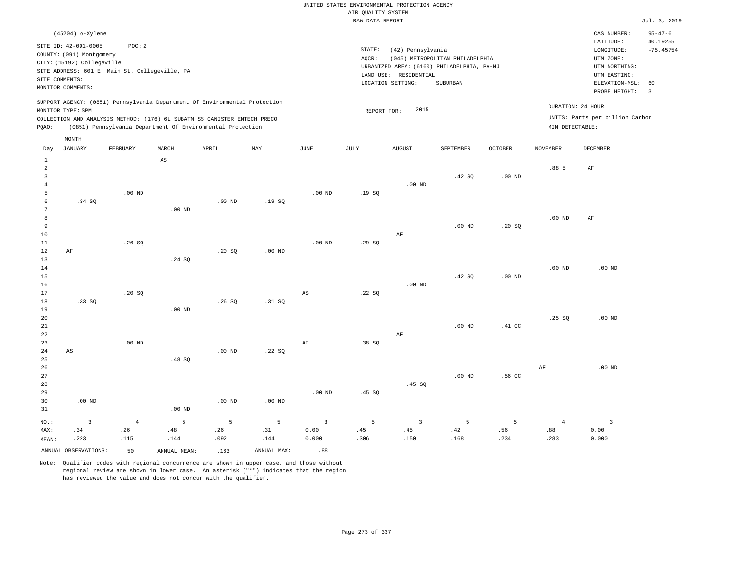UNITED STATES ENVIRONMENTAL PROTECTION AGENCY
AIR QUALITY SYSTEM
RAW DATA REPORT

Jul. 3, 2019

(45204) o-Xylene

SITE ID: 42-091-0005 POC: 2
COUNTY: (091) Montgomery
CITY: (15192) Collegeville
SITE ADDRESS: 601 E. Main St. Collegeville, PA
SITE COMMENTS:
MONITOR COMMENTS:

STATE: (42) Pennsylvania
AQCR: (045) METROPOLITAN PHILADELPHIA
URBANIZED AREA: (6160) PHILADELPHIA, PA-NJ
LAND USE: RESIDENTIAL
LOCATION SETTING: SUBURBAN

CAS NUMBER: 95-47-6
LATITUDE: 40.19255
LONGITUDE: -75.45754
UTM ZONE:
UTM NORTHING:
UTM EASTING:
ELEVATION-MSL: 60
PROBE HEIGHT: 3

SUPPORT AGENCY: (0851) Pennsylvania Department Of Environmental Protection
MONITOR TYPE: SPM
COLLECTION AND ANALYSIS METHOD: (176) 6L SUBATM SS CANISTER ENTECH PRECO
PQAO: (0851) Pennsylvania Department Of Environmental Protection

REPORT FOR: 2015

DURATION: 24 HOUR
UNITS: Parts per billion Carbon
MIN DETECTABLE:

| Day | JANUARY | FEBRUARY | MARCH | APRIL | MAY | JUNE | JULY | AUGUST | SEPTEMBER | OCTOBER | NOVEMBER | DECEMBER |
|---|---|---|---|---|---|---|---|---|---|---|---|---|
| 1 | | | AS | | | | | | | | | |
| 2 | | | | | | | | | | | .88 5 | AF |
| 3 | | | | | | | | | .42 SQ | .00 ND | | |
| 4 | | | | | | | | .00 ND | | | | |
| 5 | | .00 ND | | | | .00 ND | .19 SQ | | | | | |
| 6 | .34 SQ | | | .00 ND | .19 SQ | | | | | | | |
| 7 | | | .00 ND | | | | | | | | | |
| 8 | | | | | | | | | | | .00 ND | AF |
| 9 | | | | | | | | | .00 ND | .20 SQ | | |
| 10 | | | | | | | | AF | | | | |
| 11 | | .26 SQ | | | | .00 ND | .29 SQ | | | | | |
| 12 | AF | | | .20 SQ | .00 ND | | | | | | | |
| 13 | | | .24 SQ | | | | | | | | | |
| 14 | | | | | | | | | | | .00 ND | .00 ND |
| 15 | | | | | | | | | .42 SQ | .00 ND | | |
| 16 | | | | | | | | .00 ND | | | | |
| 17 | | .20 SQ | | | | AS | .22 SQ | | | | | |
| 18 | .33 SQ | | | .26 SQ | .31 SQ | | | | | | | |
| 19 | | | .00 ND | | | | | | | | | |
| 20 | | | | | | | | | | | .25 SQ | .00 ND |
| 21 | | | | | | | | | .00 ND | .41 CC | | |
| 22 | | | | | | | | AF | | | | |
| 23 | | .00 ND | | | | AF | .38 SQ | | | | | |
| 24 | AS | | | .00 ND | .22 SQ | | | | | | | |
| 25 | | | .48 SQ | | | | | | | | | |
| 26 | | | | | | | | | | | AF | .00 ND |
| 27 | | | | | | | | | .00 ND | .56 CC | | |
| 28 | | | | | | | | .45 SQ | | | | |
| 29 | | | | | | .00 ND | .45 SQ | | | | | |
| 30 | .00 ND | | | .00 ND | .00 ND | | | | | | | |
| 31 | | | .00 ND | | | | | | | | | |
| NO.: | 3 | 4 | 5 | 5 | 5 | 3 | 5 | 3 | 5 | 5 | 4 | 3 |
| MAX: | .34 | .26 | .48 | .26 | .31 | 0.00 | .45 | .45 | .42 | .56 | .88 | 0.00 |
| MEAN: | .223 | .115 | .144 | .092 | .144 | 0.000 | .306 | .150 | .168 | .234 | .283 | 0.000 |

ANNUAL OBSERVATIONS: 50 ANNUAL MEAN: .163 ANNUAL MAX: .88

Note: Qualifier codes with regional concurrence are shown in upper case, and those without regional review are shown in lower case. An asterisk ("*") indicates that the region has reviewed the value and does not concur with the qualifier.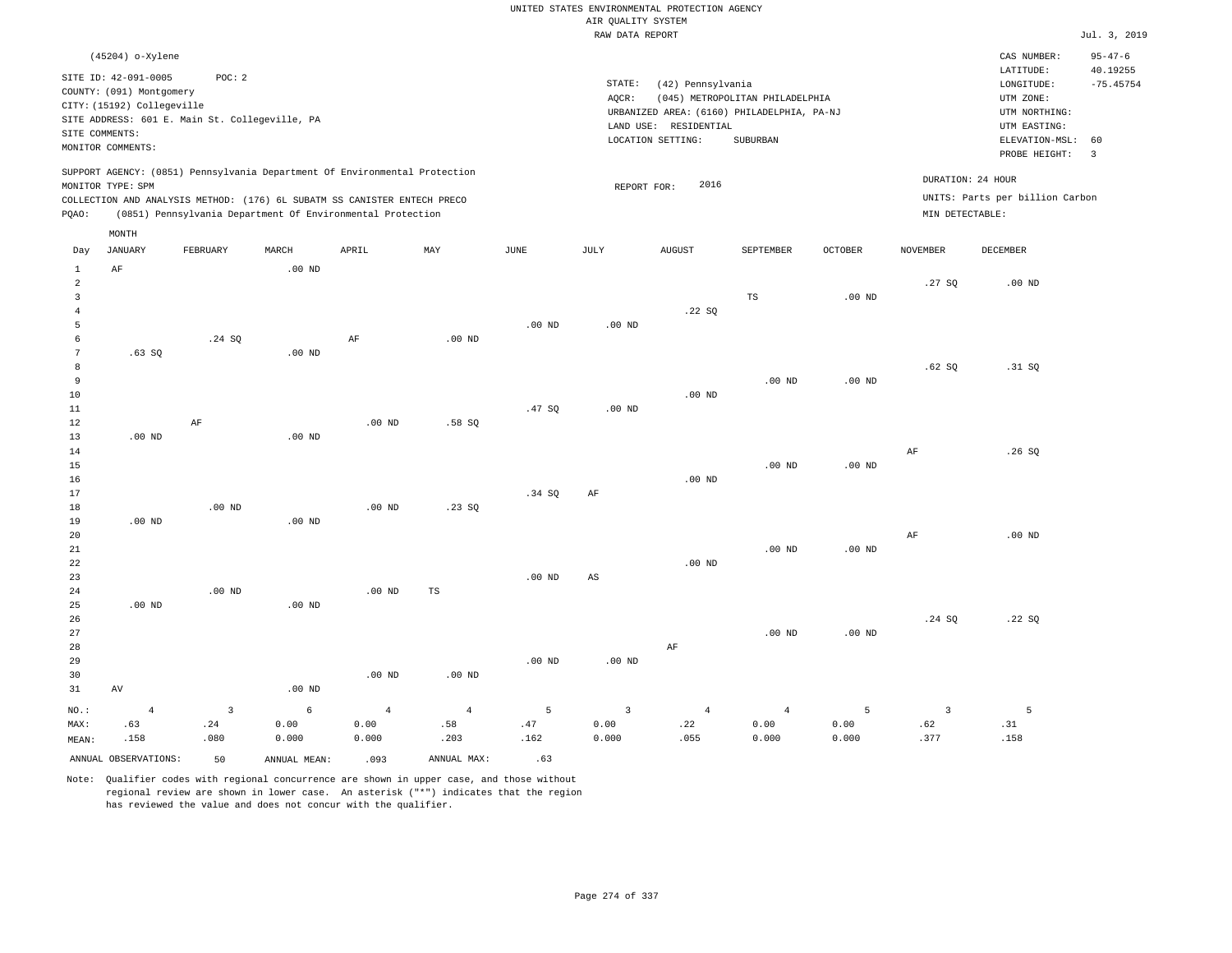UNITED STATES ENVIRONMENTAL PROTECTION AGENCY
AIR QUALITY SYSTEM
RAW DATA REPORT

Jul. 3, 2019

(45204) o-Xylene

SITE ID: 42-091-0005 POC: 2
COUNTY: (091) Montgomery
CITY: (15192) Collegeville
SITE ADDRESS: 601 E. Main St. Collegeville, PA
SITE COMMENTS:
MONITOR COMMENTS:

STATE: (42) Pennsylvania
AQCR: (045) METROPOLITAN PHILADELPHIA
URBANIZED AREA: (6160) PHILADELPHIA, PA-NJ
LAND USE: RESIDENTIAL
LOCATION SETTING: SUBURBAN

CAS NUMBER: 95-47-6
LATITUDE: 40.19255
LONGITUDE: -75.45754
UTM ZONE:
UTM NORTHING:
UTM EASTING:
ELEVATION-MSL: 60
PROBE HEIGHT: 3

SUPPORT AGENCY: (0851) Pennsylvania Department Of Environmental Protection
MONITOR TYPE: SPM
COLLECTION AND ANALYSIS METHOD: (176) 6L SUBATM SS CANISTER ENTECH PRECO
PQAO: (0851) Pennsylvania Department Of Environmental Protection

REPORT FOR: 2016

DURATION: 24 HOUR
UNITS: Parts per billion Carbon
MIN DETECTABLE:

| Day | JANUARY | FEBRUARY | MARCH | APRIL | MAY | JUNE | JULY | AUGUST | SEPTEMBER | OCTOBER | NOVEMBER | DECEMBER |
|---|---|---|---|---|---|---|---|---|---|---|---|---|
| 1 | AF | | .00 ND | | | | | | | | | |
| 2 | | | | | | | | | | | .27 SQ | .00 ND |
| 3 | | | | | | | | | TS | .00 ND | | |
| 4 | | | | | | | | .22 SQ | | | | |
| 5 | | | | | | .00 ND | .00 ND | | | | | |
| 6 | | .24 SQ | | AF | .00 ND | | | | | | | |
| 7 | .63 SQ | | .00 ND | | | | | | | | | |
| 8 | | | | | | | | | | | .62 SQ | .31 SQ |
| 9 | | | | | | | | | .00 ND | .00 ND | | |
| 10 | | | | | | | | .00 ND | | | | |
| 11 | | | | | | .47 SQ | .00 ND | | | | | |
| 12 | | AF | | .00 ND | .58 SQ | | | | | | | |
| 13 | .00 ND | | .00 ND | | | | | | | | | |
| 14 | | | | | | | | | | | AF | .26 SQ |
| 15 | | | | | | | | | .00 ND | .00 ND | | |
| 16 | | | | | | | | .00 ND | | | | |
| 17 | | | | | | .34 SQ | AF | | | | | |
| 18 | | .00 ND | | .00 ND | .23 SQ | | | | | | | |
| 19 | .00 ND | | .00 ND | | | | | | | | | |
| 20 | | | | | | | | | | | AF | .00 ND |
| 21 | | | | | | | | | .00 ND | .00 ND | | |
| 22 | | | | | | | | .00 ND | | | | |
| 23 | | | | | | .00 ND | AS | | | | | |
| 24 | | .00 ND | | .00 ND | TS | | | | | | | |
| 25 | .00 ND | | .00 ND | | | | | | | | | |
| 26 | | | | | | | | | | | .24 SQ | .22 SQ |
| 27 | | | | | | | | | .00 ND | .00 ND | | |
| 28 | | | | | | | | AF | | | | |
| 29 | | | | | | .00 ND | .00 ND | | | | | |
| 30 | | | | .00 ND | .00 ND | | | | | | | |
| 31 | AV | | .00 ND | | | | | | | | | |
| NO.: | 4 | 3 | 6 | 4 | 4 | 5 | 3 | 4 | 4 | 5 | 3 | 5 |
| MAX: | .63 | .24 | 0.00 | 0.00 | .58 | .47 | 0.00 | .22 | 0.00 | 0.00 | .62 | .31 |
| MEAN: | .158 | .080 | 0.000 | 0.000 | .203 | .162 | 0.000 | .055 | 0.000 | 0.000 | .377 | .158 |

ANNUAL OBSERVATIONS: 50 ANNUAL MEAN: .093 ANNUAL MAX: .63

Note: Qualifier codes with regional concurrence are shown in upper case, and those without regional review are shown in lower case. An asterisk ("*") indicates that the region has reviewed the value and does not concur with the qualifier.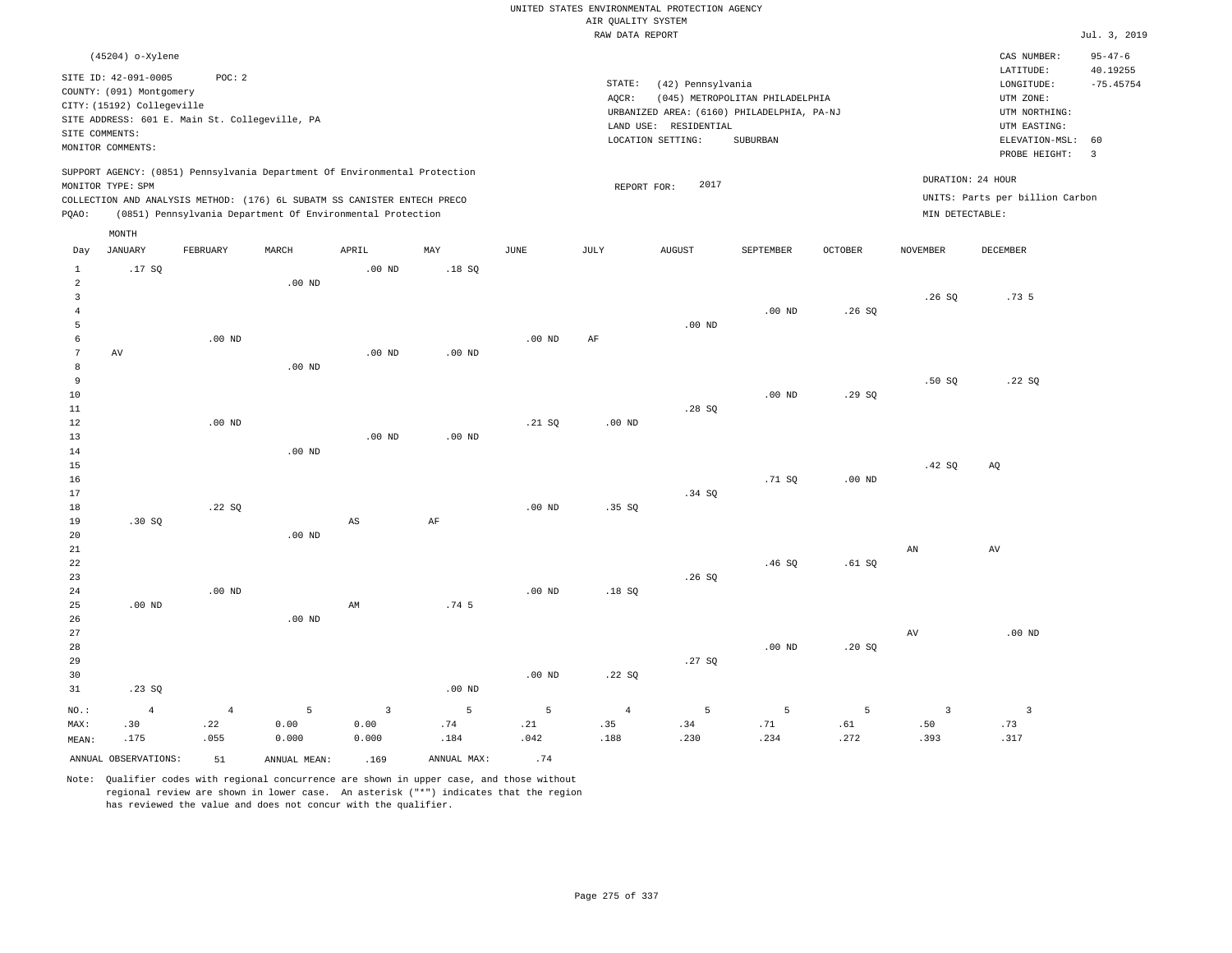UNITED STATES ENVIRONMENTAL PROTECTION AGENCY
AIR QUALITY SYSTEM
RAW DATA REPORT

Jul. 3, 2019

(45204) o-Xylene

SITE ID: 42-091-0005 POC: 2
COUNTY: (091) Montgomery
CITY: (15192) Collegeville
SITE ADDRESS: 601 E. Main St. Collegeville, PA
SITE COMMENTS:
MONITOR COMMENTS:

STATE: (42) Pennsylvania
AQCR: (045) METROPOLITAN PHILADELPHIA
URBANIZED AREA: (6160) PHILADELPHIA, PA-NJ
LAND USE: RESIDENTIAL
LOCATION SETTING: SUBURBAN

CAS NUMBER: 95-47-6
LATITUDE: 40.19255
LONGITUDE: -75.45754
UTM ZONE:
UTM NORTHING:
UTM EASTING:
ELEVATION-MSL: 60
PROBE HEIGHT: 3

SUPPORT AGENCY: (0851) Pennsylvania Department Of Environmental Protection
MONITOR TYPE: SPM
COLLECTION AND ANALYSIS METHOD: (176) 6L SUBATM SS CANISTER ENTECH PRECO
PQAO: (0851) Pennsylvania Department Of Environmental Protection

REPORT FOR: 2017

DURATION: 24 HOUR
UNITS: Parts per billion Carbon
MIN DETECTABLE:

| Day | JANUARY | FEBRUARY | MARCH | APRIL | MAY | JUNE | JULY | AUGUST | SEPTEMBER | OCTOBER | NOVEMBER | DECEMBER |
|---|---|---|---|---|---|---|---|---|---|---|---|---|
| 1 | .17 SQ | | | .00 ND | .18 SQ | | | | | | | |
| 2 | | | .00 ND | | | | | | | | | |
| 3 | | | | | | | | | | | .26 SQ | .73 5 |
| 4 | | | | | | | | | .00 ND | .26 SQ | | |
| 5 | | | | | | | | .00 ND | | | | |
| 6 | | .00 ND | | | | .00 ND | AF | | | | | |
| 7 | AV | | | .00 ND | .00 ND | | | | | | | |
| 8 | | | .00 ND | | | | | | | | | |
| 9 | | | | | | | | | | | .50 SQ | .22 SQ |
| 10 | | | | | | | | | .00 ND | .29 SQ | | |
| 11 | | | | | | | | .28 SQ | | | | |
| 12 | | .00 ND | | | | .21 SQ | .00 ND | | | | | |
| 13 | | | | .00 ND | .00 ND | | | | | | | |
| 14 | | | .00 ND | | | | | | | | | |
| 15 | | | | | | | | | | | .42 SQ | AQ |
| 16 | | | | | | | | | .71 SQ | .00 ND | | |
| 17 | | | | | | | | .34 SQ | | | | |
| 18 | | .22 SQ | | | | .00 ND | .35 SQ | | | | | |
| 19 | .30 SQ | | | AS | AF | | | | | | | |
| 20 | | | .00 ND | | | | | | | | | |
| 21 | | | | | | | | | | | AN | AV |
| 22 | | | | | | | | | .46 SQ | .61 SQ | | |
| 23 | | | | | | | | .26 SQ | | | | |
| 24 | | .00 ND | | | | .00 ND | .18 SQ | | | | | |
| 25 | .00 ND | | | AM | .74 5 | | | | | | | |
| 26 | | | .00 ND | | | | | | | | | |
| 27 | | | | | | | | | | | AV | .00 ND |
| 28 | | | | | | | | | .00 ND | .20 SQ | | |
| 29 | | | | | | | | .27 SQ | | | | |
| 30 | | | | | | .00 ND | .22 SQ | | | | | |
| 31 | .23 SQ | | | | .00 ND | | | | | | | |
| NO.: | 4 | 4 | 5 | 3 | 5 | 5 | 4 | 5 | 5 | 5 | 3 | 3 |
| MAX: | .30 | .22 | 0.00 | 0.00 | .74 | .21 | .35 | .34 | .71 | .61 | .50 | .73 |
| MEAN: | .175 | .055 | 0.000 | 0.000 | .184 | .042 | .188 | .230 | .234 | .272 | .393 | .317 |

ANNUAL OBSERVATIONS: 51 ANNUAL MEAN: .169 ANNUAL MAX: .74

Note: Qualifier codes with regional concurrence are shown in upper case, and those without regional review are shown in lower case. An asterisk ("*") indicates that the region has reviewed the value and does not concur with the qualifier.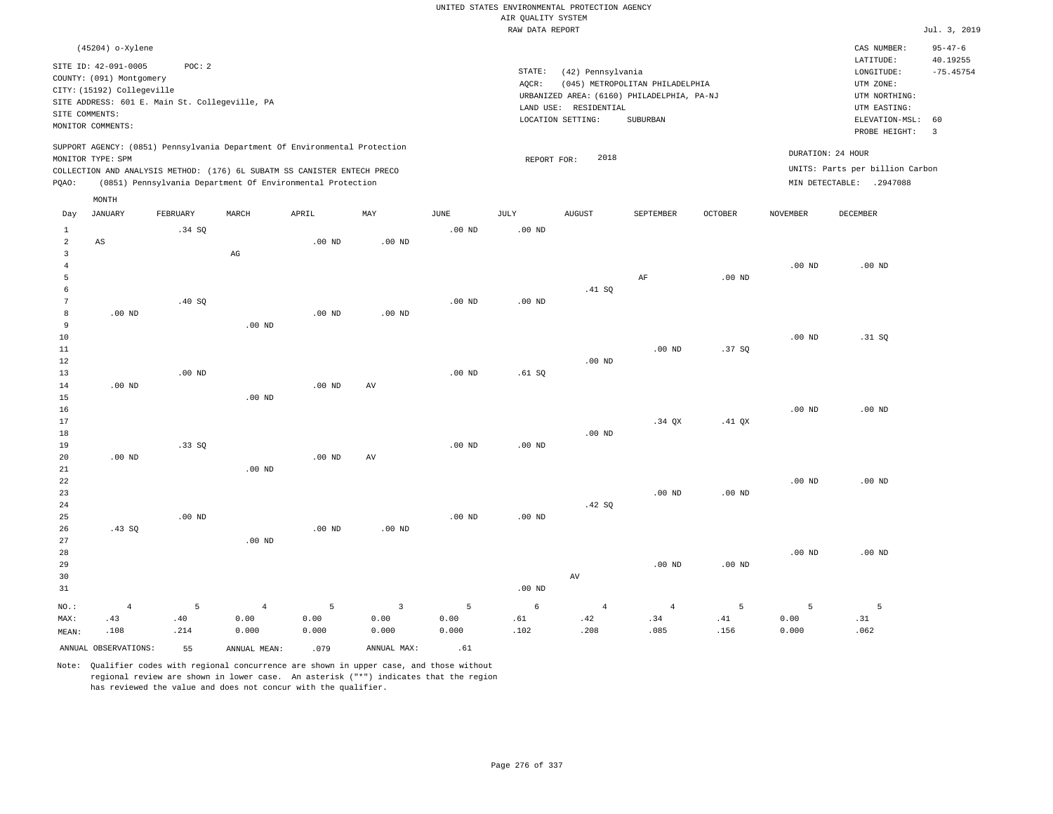UNITED STATES ENVIRONMENTAL PROTECTION AGENCY
AIR QUALITY SYSTEM
RAW DATA REPORT

Jul. 3, 2019

(45204) o-Xylene

SITE ID: 42-091-0005 POC: 2
COUNTY: (091) Montgomery
CITY: (15192) Collegeville
SITE ADDRESS: 601 E. Main St. Collegeville, PA
SITE COMMENTS:
MONITOR COMMENTS:

STATE: (42) Pennsylvania
AQCR: (045) METROPOLITAN PHILADELPHIA
URBANIZED AREA: (6160) PHILADELPHIA, PA-NJ
LAND USE: RESIDENTIAL
LOCATION SETTING: SUBURBAN

CAS NUMBER: 95-47-6
LATITUDE: 40.19255
LONGITUDE: -75.45754
UTM ZONE:
UTM NORTHING:
UTM EASTING:
ELEVATION-MSL: 60
PROBE HEIGHT: 3

SUPPORT AGENCY: (0851) Pennsylvania Department Of Environmental Protection
MONITOR TYPE: SPM
COLLECTION AND ANALYSIS METHOD: (176) 6L SUBATM SS CANISTER ENTECH PRECO
PQAO: (0851) Pennsylvania Department Of Environmental Protection

REPORT FOR: 2018

DURATION: 24 HOUR
UNITS: Parts per billion Carbon
MIN DETECTABLE: .2947088

| Day | JANUARY | FEBRUARY | MARCH | APRIL | MAY | JUNE | JULY | AUGUST | SEPTEMBER | OCTOBER | NOVEMBER | DECEMBER |
|---|---|---|---|---|---|---|---|---|---|---|---|---|
| 1 | | .34 SQ | | | | .00 ND | .00 ND | | | | | |
| 2 | AS | | | .00 ND | .00 ND | | | | | | | |
| 3 | | | AG | | | | | | | | | |
| 4 | | | | | | | | | | | .00 ND | .00 ND |
| 5 | | | | | | | | | AF | .00 ND | | |
| 6 | | | | | | | | .41 SQ | | | | |
| 7 | | .40 SQ | | | | .00 ND | .00 ND | | | | | |
| 8 | .00 ND | | | .00 ND | .00 ND | | | | | | | |
| 9 | | | .00 ND | | | | | | | | | |
| 10 | | | | | | | | | | | .00 ND | .31 SQ |
| 11 | | | | | | | | | .00 ND | .37 SQ | | |
| 12 | | | | | | | | .00 ND | | | | |
| 13 | | .00 ND | | | | .00 ND | .61 SQ | | | | | |
| 14 | .00 ND | | | .00 ND | AV | | | | | | | |
| 15 | | | .00 ND | | | | | | | | | |
| 16 | | | | | | | | | | | .00 ND | .00 ND |
| 17 | | | | | | | | | .34 QX | .41 QX | | |
| 18 | | | | | | | | .00 ND | | | | |
| 19 | | .33 SQ | | | | .00 ND | .00 ND | | | | | |
| 20 | .00 ND | | | .00 ND | AV | | | | | | | |
| 21 | | | .00 ND | | | | | | | | | |
| 22 | | | | | | | | | | | .00 ND | .00 ND |
| 23 | | | | | | | | | .00 ND | .00 ND | | |
| 24 | | | | | | | | .42 SQ | | | | |
| 25 | | .00 ND | | | | .00 ND | .00 ND | | | | | |
| 26 | .43 SQ | | | .00 ND | .00 ND | | | | | | | |
| 27 | | | .00 ND | | | | | | | | | |
| 28 | | | | | | | | | | | .00 ND | .00 ND |
| 29 | | | | | | | | | .00 ND | .00 ND | | |
| 30 | | | | | | | | AV | | | | |
| 31 | | | | | | | .00 ND | | | | | |
| NO.: | 4 | 5 | 4 | 5 | 3 | 5 | 6 | 4 | 4 | 5 | 5 | 5 |
| MAX: | .43 | .40 | 0.00 | 0.00 | 0.00 | 0.00 | .61 | .42 | .34 | .41 | 0.00 | .31 |
| MEAN: | .108 | .214 | 0.000 | 0.000 | 0.000 | 0.000 | .102 | .208 | .085 | .156 | 0.000 | .062 |

ANNUAL OBSERVATIONS: 55 ANNUAL MEAN: .079 ANNUAL MAX: .61

Note: Qualifier codes with regional concurrence are shown in upper case, and those without regional review are shown in lower case. An asterisk ("*") indicates that the region has reviewed the value and does not concur with the qualifier.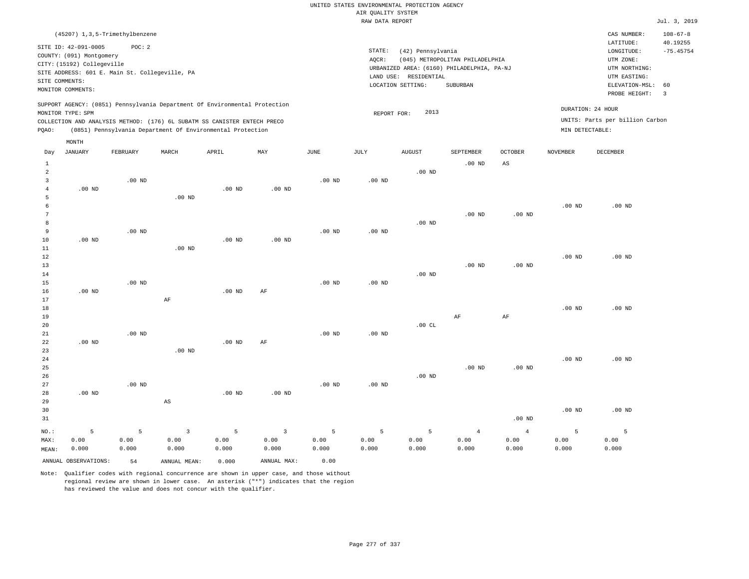UNITED STATES ENVIRONMENTAL PROTECTION AGENCY
AIR QUALITY SYSTEM
RAW DATA REPORT

Jul. 3, 2019

(45207) 1,3,5-Trimethylbenzene

SITE ID: 42-091-0005 POC: 2
COUNTY: (091) Montgomery
CITY: (15192) Collegeville
SITE ADDRESS: 601 E. Main St. Collegeville, PA
SITE COMMENTS:
MONITOR COMMENTS:

STATE: (42) Pennsylvania
AQCR: (045) METROPOLITAN PHILADELPHIA
URBANIZED AREA: (6160) PHILADELPHIA, PA-NJ
LAND USE: RESIDENTIAL
LOCATION SETTING: SUBURBAN

CAS NUMBER: 108-67-8
LATITUDE: 40.19255
LONGITUDE: -75.45754
UTM ZONE:
UTM NORTHING:
UTM EASTING:
ELEVATION-MSL: 60
PROBE HEIGHT: 3

SUPPORT AGENCY: (0851) Pennsylvania Department Of Environmental Protection
MONITOR TYPE: SPM
COLLECTION AND ANALYSIS METHOD: (176) 6L SUBATM SS CANISTER ENTECH PRECO
PQAO: (0851) Pennsylvania Department Of Environmental Protection

REPORT FOR: 2013

DURATION: 24 HOUR
UNITS: Parts per billion Carbon
MIN DETECTABLE:

| Day | JANUARY | FEBRUARY | MARCH | APRIL | MAY | JUNE | JULY | AUGUST | SEPTEMBER | OCTOBER | NOVEMBER | DECEMBER |
|---|---|---|---|---|---|---|---|---|---|---|---|---|
| 1 | | | | | | | | | .00 ND | AS | | |
| 2 | | | | | | | | .00 ND | | | | |
| 3 | | .00 ND | | | | .00 ND | .00 ND | | | | | |
| 4 | .00 ND | | | .00 ND | .00 ND | | | | | | | |
| 5 | | | .00 ND | | | | | | | | | |
| 6 | | | | | | | | | | | .00 ND | .00 ND |
| 7 | | | | | | | | | .00 ND | .00 ND | | |
| 8 | | | | | | | | .00 ND | | | | |
| 9 | | .00 ND | | | | .00 ND | .00 ND | | | | | |
| 10 | .00 ND | | | .00 ND | .00 ND | | | | | | | |
| 11 | | | .00 ND | | | | | | | | | |
| 12 | | | | | | | | | | | .00 ND | .00 ND |
| 13 | | | | | | | | | .00 ND | .00 ND | | |
| 14 | | | | | | | | .00 ND | | | | |
| 15 | | .00 ND | | | | .00 ND | .00 ND | | | | | |
| 16 | .00 ND | | | .00 ND | AF | | | | | | | |
| 17 | | | AF | | | | | | | | | |
| 18 | | | | | | | | | | | .00 ND | .00 ND |
| 19 | | | | | | | | | AF | AF | | |
| 20 | | | | | | | | .00 CL | | | | |
| 21 | | .00 ND | | | | .00 ND | .00 ND | | | | | |
| 22 | .00 ND | | | .00 ND | AF | | | | | | | |
| 23 | | | .00 ND | | | | | | | | | |
| 24 | | | | | | | | | | | .00 ND | .00 ND |
| 25 | | | | | | | | | .00 ND | .00 ND | | |
| 26 | | | | | | | | .00 ND | | | | |
| 27 | | .00 ND | | | | .00 ND | .00 ND | | | | | |
| 28 | .00 ND | | | .00 ND | .00 ND | | | | | | | |
| 29 | | | AS | | | | | | | | | |
| 30 | | | | | | | | | | | .00 ND | .00 ND |
| 31 | | | | | | | | | | .00 ND | | |
| NO.: | 5 | 5 | 3 | 5 | 3 | 5 | 5 | 5 | 4 | 4 | 5 | 5 |
| MAX: | 0.00 | 0.00 | 0.00 | 0.00 | 0.00 | 0.00 | 0.00 | 0.00 | 0.00 | 0.00 | 0.00 | 0.00 |
| MEAN: | 0.000 | 0.000 | 0.000 | 0.000 | 0.000 | 0.000 | 0.000 | 0.000 | 0.000 | 0.000 | 0.000 | 0.000 |

ANNUAL OBSERVATIONS: 54  ANNUAL MEAN: 0.000  ANNUAL MAX: 0.00

Note: Qualifier codes with regional concurrence are shown in upper case, and those without regional review are shown in lower case. An asterisk ("*") indicates that the region has reviewed the value and does not concur with the qualifier.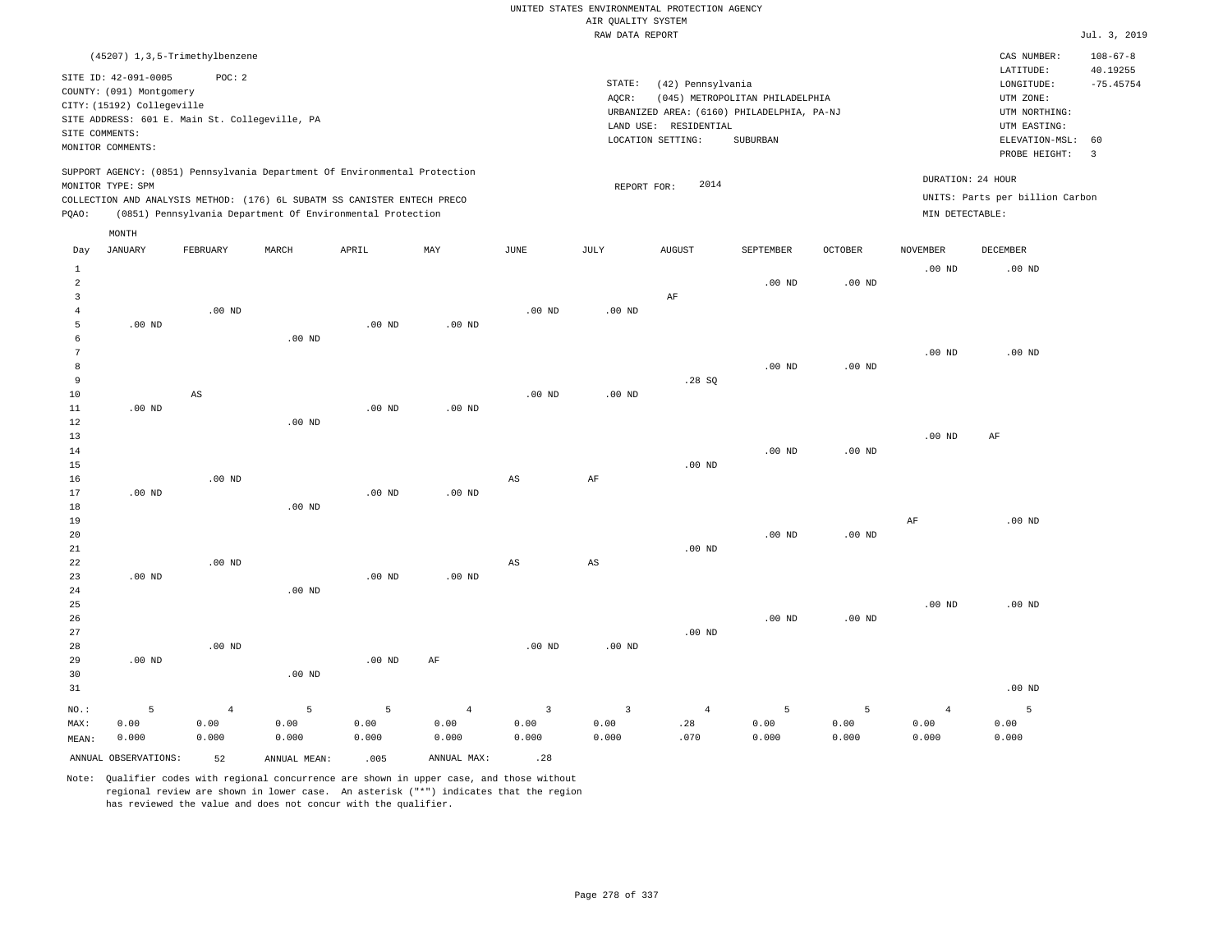UNITED STATES ENVIRONMENTAL PROTECTION AGENCY
AIR QUALITY SYSTEM
RAW DATA REPORT

Jul. 3, 2019

(45207) 1,3,5-Trimethylbenzene

SITE ID: 42-091-0005 POC: 2
COUNTY: (091) Montgomery
CITY: (15192) Collegeville
SITE ADDRESS: 601 E. Main St. Collegeville, PA
SITE COMMENTS:
MONITOR COMMENTS:

STATE: (42) Pennsylvania
AQCR: (045) METROPOLITAN PHILADELPHIA
URBANIZED AREA: (6160) PHILADELPHIA, PA-NJ
LAND USE: RESIDENTIAL
LOCATION SETTING: SUBURBAN

CAS NUMBER: 108-67-8
LATITUDE: 40.19255
LONGITUDE: -75.45754
UTM ZONE:
UTM NORTHING:
UTM EASTING:
ELEVATION-MSL: 60
PROBE HEIGHT: 3

SUPPORT AGENCY: (0851) Pennsylvania Department Of Environmental Protection
MONITOR TYPE: SPM
COLLECTION AND ANALYSIS METHOD: (176) 6L SUBATM SS CANISTER ENTECH PRECO
PQAO: (0851) Pennsylvania Department Of Environmental Protection

REPORT FOR: 2014

DURATION: 24 HOUR
UNITS: Parts per billion Carbon
MIN DETECTABLE:

| Day | JANUARY | FEBRUARY | MARCH | APRIL | MAY | JUNE | JULY | AUGUST | SEPTEMBER | OCTOBER | NOVEMBER | DECEMBER |
|---|---|---|---|---|---|---|---|---|---|---|---|---|
| 1 | | | | | | | | | | | .00 ND | .00 ND |
| 2 | | | | | | | | | .00 ND | .00 ND | | |
| 3 | | | | | | | | AF | | | | |
| 4 | | .00 ND | | | | .00 ND | .00 ND | | | | | |
| 5 | .00 ND | | | .00 ND | .00 ND | | | | | | | |
| 6 | | | .00 ND | | | | | | | | | |
| 7 | | | | | | | | | | | .00 ND | .00 ND |
| 8 | | | | | | | | | .00 ND | .00 ND | | |
| 9 | | | | | | | | .28 SQ | | | | |
| 10 | | AS | | | | .00 ND | .00 ND | | | | | |
| 11 | .00 ND | | | .00 ND | .00 ND | | | | | | | |
| 12 | | | .00 ND | | | | | | | | | |
| 13 | | | | | | | | | | | .00 ND | AF |
| 14 | | | | | | | | | .00 ND | .00 ND | | |
| 15 | | | | | | | | .00 ND | | | | |
| 16 | | .00 ND | | | | AS | AF | | | | | |
| 17 | .00 ND | | | .00 ND | .00 ND | | | | | | | |
| 18 | | | .00 ND | | | | | | | | | |
| 19 | | | | | | | | | | | AF | .00 ND |
| 20 | | | | | | | | | .00 ND | .00 ND | | |
| 21 | | | | | | | | .00 ND | | | | |
| 22 | | .00 ND | | | | AS | AS | | | | | |
| 23 | .00 ND | | | .00 ND | .00 ND | | | | | | | |
| 24 | | | .00 ND | | | | | | | | | |
| 25 | | | | | | | | | | | .00 ND | .00 ND |
| 26 | | | | | | | | | .00 ND | .00 ND | | |
| 27 | | | | | | | | .00 ND | | | | |
| 28 | | .00 ND | | | | .00 ND | .00 ND | | | | | |
| 29 | .00 ND | | | .00 ND | AF | | | | | | | |
| 30 | | | .00 ND | | | | | | | | | |
| 31 | | | | | | | | | | | | .00 ND |
| NO.: | 5 | 4 | 5 | 5 | 4 | 3 | 3 | 4 | 5 | 5 | 4 | 5 |
| MAX: | 0.00 | 0.00 | 0.00 | 0.00 | 0.00 | 0.00 | 0.00 | .28 | 0.00 | 0.00 | 0.00 | 0.00 |
| MEAN: | 0.000 | 0.000 | 0.000 | 0.000 | 0.000 | 0.000 | 0.000 | .070 | 0.000 | 0.000 | 0.000 | 0.000 |

ANNUAL OBSERVATIONS: 52 ANNUAL MEAN: .005 ANNUAL MAX: .28

Note: Qualifier codes with regional concurrence are shown in upper case, and those without regional review are shown in lower case. An asterisk ("*") indicates that the region has reviewed the value and does not concur with the qualifier.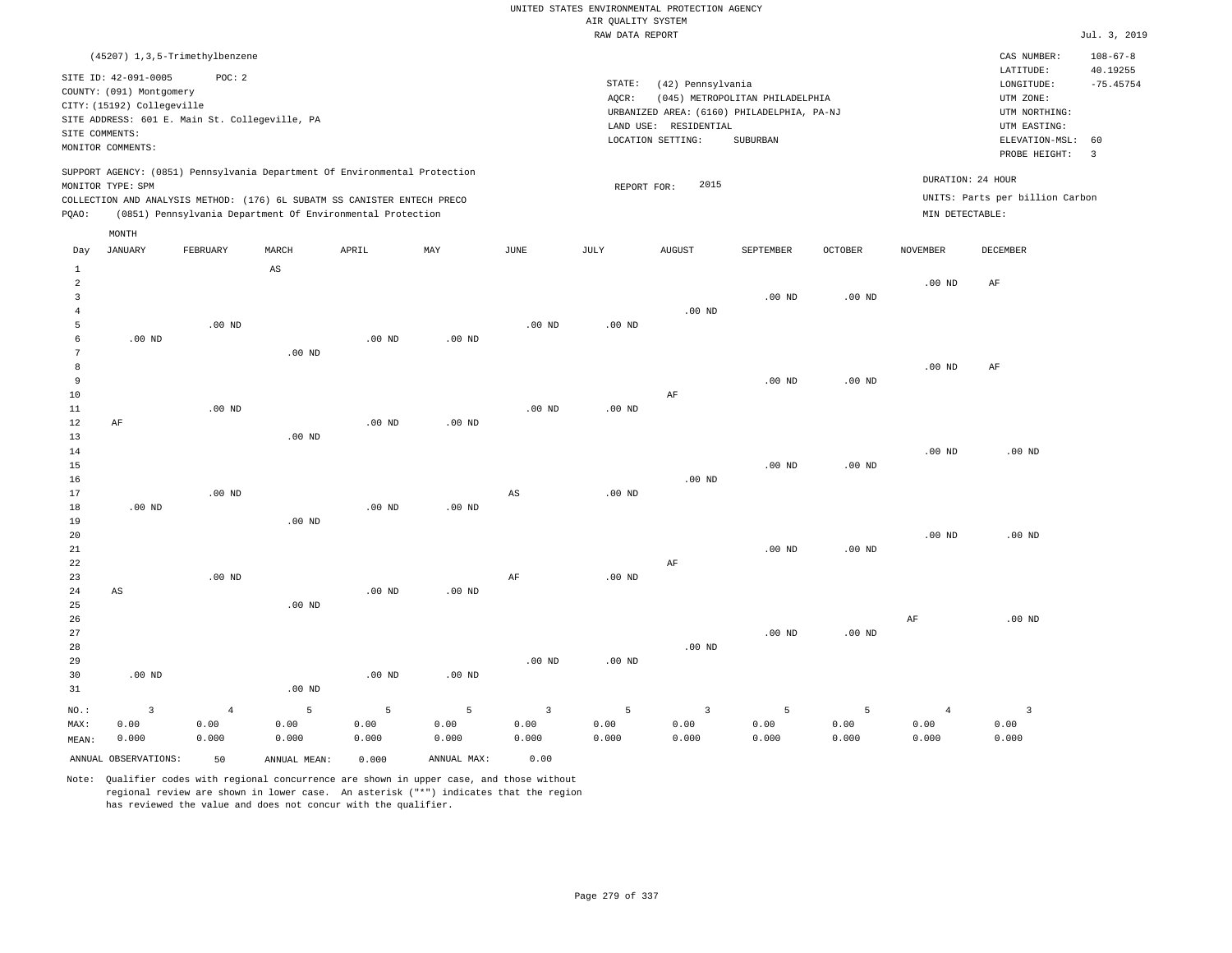UNITED STATES ENVIRONMENTAL PROTECTION AGENCY
AIR QUALITY SYSTEM
RAW DATA REPORT

Jul. 3, 2019

(45207) 1,3,5-Trimethylbenzene

SITE ID: 42-091-0005 POC: 2
COUNTY: (091) Montgomery
CITY: (15192) Collegeville
SITE ADDRESS: 601 E. Main St. Collegeville, PA
SITE COMMENTS:
MONITOR COMMENTS:

STATE: (42) Pennsylvania
AQCR: (045) METROPOLITAN PHILADELPHIA
URBANIZED AREA: (6160) PHILADELPHIA, PA-NJ
LAND USE: RESIDENTIAL
LOCATION SETTING: SUBURBAN

CAS NUMBER: 108-67-8
LATITUDE: 40.19255
LONGITUDE: -75.45754
UTM ZONE:
UTM NORTHING:
UTM EASTING:
ELEVATION-MSL: 60
PROBE HEIGHT: 3

SUPPORT AGENCY: (0851) Pennsylvania Department Of Environmental Protection
MONITOR TYPE: SPM
COLLECTION AND ANALYSIS METHOD: (176) 6L SUBATM SS CANISTER ENTECH PRECO
PQAO: (0851) Pennsylvania Department Of Environmental Protection

REPORT FOR: 2015

DURATION: 24 HOUR
UNITS: Parts per billion Carbon
MIN DETECTABLE:

| Day | JANUARY | FEBRUARY | MARCH | APRIL | MAY | JUNE | JULY | AUGUST | SEPTEMBER | OCTOBER | NOVEMBER | DECEMBER |
|---|---|---|---|---|---|---|---|---|---|---|---|---|
| 1 | | | AS | | | | | | | | | |
| 2 | | | | | | | | | | | .00 ND | AF |
| 3 | | | | | | | | | .00 ND | .00 ND | | |
| 4 | | | | | | | | .00 ND | | | | |
| 5 | | .00 ND | | | | .00 ND | .00 ND | | | | | |
| 6 | .00 ND | | | .00 ND | .00 ND | | | | | | | |
| 7 | | | .00 ND | | | | | | | | | |
| 8 | | | | | | | | | | | .00 ND | AF |
| 9 | | | | | | | | | .00 ND | .00 ND | | |
| 10 | | | | | | | | AF | | | | |
| 11 | | .00 ND | | | | .00 ND | .00 ND | | | | | |
| 12 | AF | | | .00 ND | .00 ND | | | | | | | |
| 13 | | | .00 ND | | | | | | | | | |
| 14 | | | | | | | | | | | .00 ND | .00 ND |
| 15 | | | | | | | | | .00 ND | .00 ND | | |
| 16 | | | | | | | | .00 ND | | | | |
| 17 | | .00 ND | | | | AS | .00 ND | | | | | |
| 18 | .00 ND | | | .00 ND | .00 ND | | | | | | | |
| 19 | | | .00 ND | | | | | | | | | |
| 20 | | | | | | | | | | | .00 ND | .00 ND |
| 21 | | | | | | | | | .00 ND | .00 ND | | |
| 22 | | | | | | | | AF | | | | |
| 23 | | .00 ND | | | | AF | .00 ND | | | | | |
| 24 | AS | | | .00 ND | .00 ND | | | | | | | |
| 25 | | | .00 ND | | | | | | | | | |
| 26 | | | | | | | | | | | AF | .00 ND |
| 27 | | | | | | | | | .00 ND | .00 ND | | |
| 28 | | | | | | | | .00 ND | | | | |
| 29 | | | | | | .00 ND | .00 ND | | | | | |
| 30 | .00 ND | | | .00 ND | .00 ND | | | | | | | |
| 31 | | | .00 ND | | | | | | | | | |
| NO.: | 3 | 4 | 5 | 5 | 5 | 3 | 5 | 3 | 5 | 5 | 4 | 3 |
| MAX: | 0.00 | 0.00 | 0.00 | 0.00 | 0.00 | 0.00 | 0.00 | 0.00 | 0.00 | 0.00 | 0.00 | 0.00 |
| MEAN: | 0.000 | 0.000 | 0.000 | 0.000 | 0.000 | 0.000 | 0.000 | 0.000 | 0.000 | 0.000 | 0.000 | 0.000 |

ANNUAL OBSERVATIONS: 50 ANNUAL MEAN: 0.000 ANNUAL MAX: 0.00

Note: Qualifier codes with regional concurrence are shown in upper case, and those without regional review are shown in lower case. An asterisk ("*") indicates that the region has reviewed the value and does not concur with the qualifier.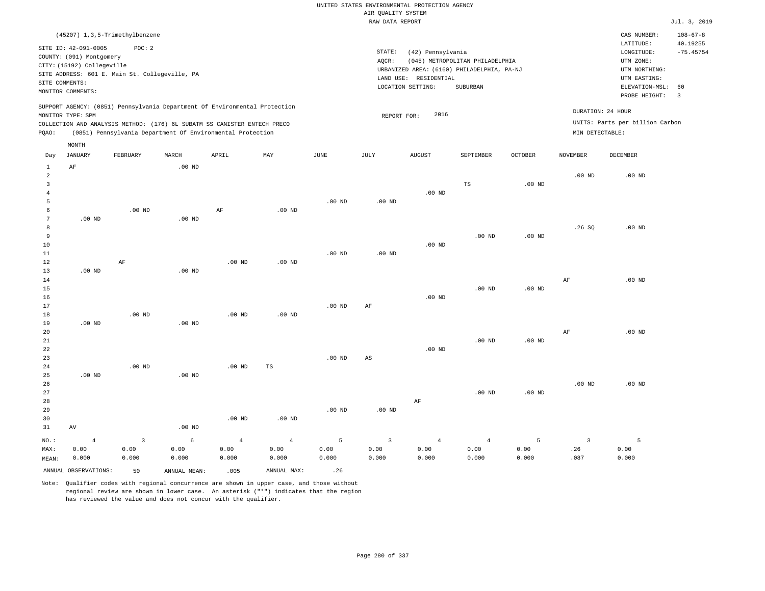UNITED STATES ENVIRONMENTAL PROTECTION AGENCY
AIR QUALITY SYSTEM
RAW DATA REPORT

Jul. 3, 2019

(45207) 1,3,5-Trimethylbenzene

SITE ID: 42-091-0005 POC: 2
COUNTY: (091) Montgomery
CITY: (15192) Collegeville
SITE ADDRESS: 601 E. Main St. Collegeville, PA
SITE COMMENTS:
MONITOR COMMENTS:

STATE: (42) Pennsylvania
AQCR: (045) METROPOLITAN PHILADELPHIA
URBANIZED AREA: (6160) PHILADELPHIA, PA-NJ
LAND USE: RESIDENTIAL
LOCATION SETTING: SUBURBAN

CAS NUMBER: 108-67-8
LATITUDE: 40.19255
LONGITUDE: -75.45754
UTM ZONE:
UTM NORTHING:
UTM EASTING:
ELEVATION-MSL: 60
PROBE HEIGHT: 3

SUPPORT AGENCY: (0851) Pennsylvania Department Of Environmental Protection
MONITOR TYPE: SPM
COLLECTION AND ANALYSIS METHOD: (176) 6L SUBATM SS CANISTER ENTECH PRECO
PQAO: (0851) Pennsylvania Department Of Environmental Protection

REPORT FOR: 2016

DURATION: 24 HOUR
UNITS: Parts per billion Carbon
MIN DETECTABLE:

| Day | JANUARY | FEBRUARY | MARCH | APRIL | MAY | JUNE | JULY | AUGUST | SEPTEMBER | OCTOBER | NOVEMBER | DECEMBER |
|---|---|---|---|---|---|---|---|---|---|---|---|---|
| 1 | AF | | .00 ND | | | | | | | | | |
| 2 | | | | | | | | | | | .00 ND | .00 ND |
| 3 | | | | | | | | | TS | .00 ND | | |
| 4 | | | | | | | | .00 ND | | | | |
| 5 | | | | | | .00 ND | .00 ND | | | | | |
| 6 | | .00 ND | | AF | .00 ND | | | | | | | |
| 7 | .00 ND | | .00 ND | | | | | | | | | |
| 8 | | | | | | | | | | | .26 SQ | .00 ND |
| 9 | | | | | | | | | .00 ND | .00 ND | | |
| 10 | | | | | | | | .00 ND | | | | |
| 11 | | | | | | .00 ND | .00 ND | | | | | |
| 12 | | AF | | .00 ND | .00 ND | | | | | | | |
| 13 | .00 ND | | .00 ND | | | | | | | | | |
| 14 | | | | | | | | | | | AF | .00 ND |
| 15 | | | | | | | | | .00 ND | .00 ND | | |
| 16 | | | | | | | | .00 ND | | | | |
| 17 | | | | | | .00 ND | AF | | | | | |
| 18 | | .00 ND | | .00 ND | .00 ND | | | | | | | |
| 19 | .00 ND | | .00 ND | | | | | | | | | |
| 20 | | | | | | | | | | | AF | .00 ND |
| 21 | | | | | | | | | .00 ND | .00 ND | | |
| 22 | | | | | | | | .00 ND | | | | |
| 23 | | | | | | .00 ND | AS | | | | | |
| 24 | | .00 ND | | .00 ND | TS | | | | | | | |
| 25 | .00 ND | | .00 ND | | | | | | | | | |
| 26 | | | | | | | | | | | .00 ND | .00 ND |
| 27 | | | | | | | | | .00 ND | .00 ND | | |
| 28 | | | | | | | | AF | | | | |
| 29 | | | | | | .00 ND | .00 ND | | | | | |
| 30 | | | | .00 ND | .00 ND | | | | | | | |
| 31 | AV | | .00 ND | | | | | | | | | |
| NO.: | 4 | 3 | 6 | 4 | 4 | 5 | 3 | 4 | 4 | 5 | 3 | 5 |
| MAX: | 0.00 | 0.00 | 0.00 | 0.00 | 0.00 | 0.00 | 0.00 | 0.00 | 0.00 | 0.00 | .26 | 0.00 |
| MEAN: | 0.000 | 0.000 | 0.000 | 0.000 | 0.000 | 0.000 | 0.000 | 0.000 | 0.000 | 0.000 | .087 | 0.000 |

ANNUAL OBSERVATIONS: 50 ANNUAL MEAN: .005 ANNUAL MAX: .26

Note: Qualifier codes with regional concurrence are shown in upper case, and those without regional review are shown in lower case. An asterisk ("*") indicates that the region has reviewed the value and does not concur with the qualifier.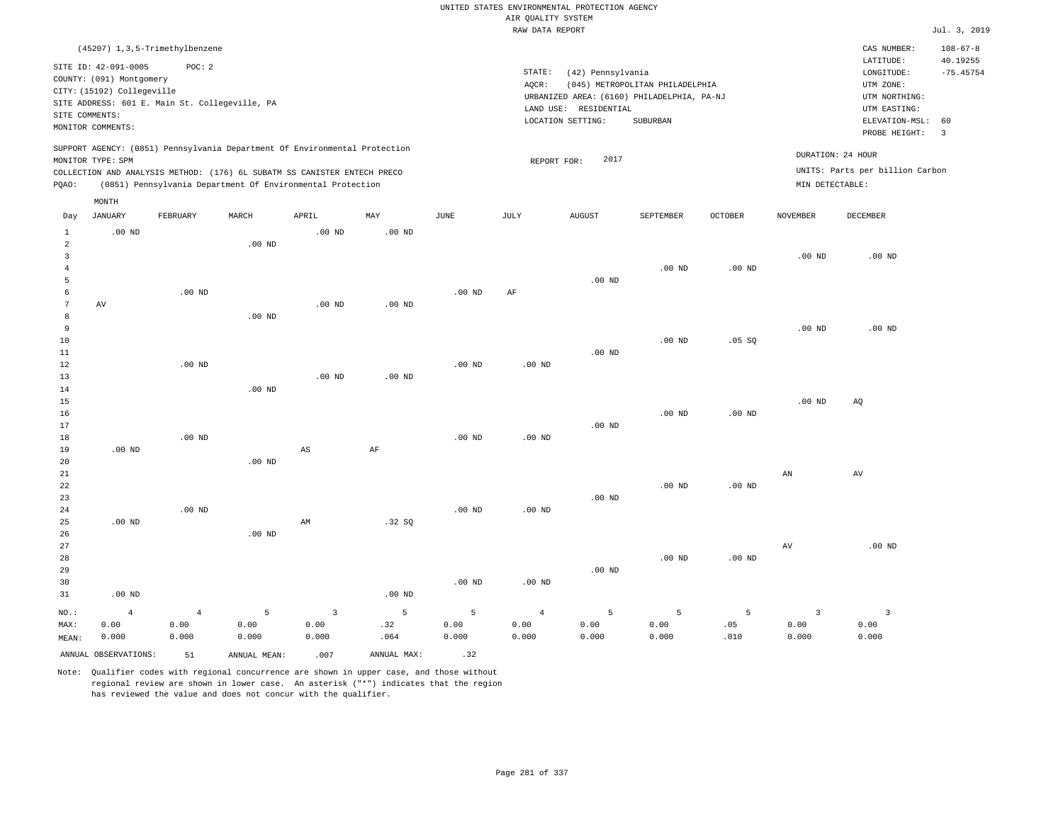UNITED STATES ENVIRONMENTAL PROTECTION AGENCY
AIR QUALITY SYSTEM
RAW DATA REPORT

Jul. 3, 2019

(45207) 1,3,5-Trimethylbenzene

SITE ID: 42-091-0005 POC: 2
COUNTY: (091) Montgomery
CITY: (15192) Collegeville
SITE ADDRESS: 601 E. Main St. Collegeville, PA
SITE COMMENTS:
MONITOR COMMENTS:

STATE: (42) Pennsylvania
AQCR: (045) METROPOLITAN PHILADELPHIA
URBANIZED AREA: (6160) PHILADELPHIA, PA-NJ
LAND USE: RESIDENTIAL
LOCATION SETTING: SUBURBAN

CAS NUMBER: 108-67-8
LATITUDE: 40.19255
LONGITUDE: -75.45754
UTM ZONE:
UTM NORTHING:
UTM EASTING:
ELEVATION-MSL: 60
PROBE HEIGHT: 3

SUPPORT AGENCY: (0851) Pennsylvania Department Of Environmental Protection
MONITOR TYPE: SPM
COLLECTION AND ANALYSIS METHOD: (176) 6L SUBATM SS CANISTER ENTECH PRECO
PQAO: (0851) Pennsylvania Department Of Environmental Protection

REPORT FOR: 2017

DURATION: 24 HOUR
UNITS: Parts per billion Carbon
MIN DETECTABLE:

| Day | JANUARY | FEBRUARY | MARCH | APRIL | MAY | JUNE | JULY | AUGUST | SEPTEMBER | OCTOBER | NOVEMBER | DECEMBER |
|---|---|---|---|---|---|---|---|---|---|---|---|---|
| 1 | .00 ND | | | .00 ND | .00 ND | | | | | | | |
| 2 | | | .00 ND | | | | | | | | | |
| 3 | | | | | | | | | | | .00 ND | .00 ND |
| 4 | | | | | | | | | .00 ND | .00 ND | | |
| 5 | | | | | | | | .00 ND | | | | |
| 6 | | .00 ND | | | | .00 ND | AF | | | | | |
| 7 | AV | | | .00 ND | .00 ND | | | | | | | |
| 8 | | | .00 ND | | | | | | | | | |
| 9 | | | | | | | | | | | .00 ND | .00 ND |
| 10 | | | | | | | | | .00 ND | .05 SQ | | |
| 11 | | | | | | | | .00 ND | | | | |
| 12 | | .00 ND | | | | .00 ND | .00 ND | | | | | |
| 13 | | | | .00 ND | .00 ND | | | | | | | |
| 14 | | | .00 ND | | | | | | | | | |
| 15 | | | | | | | | | | | .00 ND | AQ |
| 16 | | | | | | | | | .00 ND | .00 ND | | |
| 17 | | | | | | | | .00 ND | | | | |
| 18 | | .00 ND | | | | .00 ND | .00 ND | | | | | |
| 19 | .00 ND | | | AS | AF | | | | | | | |
| 20 | | | .00 ND | | | | | | | | | |
| 21 | | | | | | | | | | | AN | AV |
| 22 | | | | | | | | | .00 ND | .00 ND | | |
| 23 | | | | | | | | .00 ND | | | | |
| 24 | | .00 ND | | | | .00 ND | .00 ND | | | | | |
| 25 | .00 ND | | | AM | .32 SQ | | | | | | | |
| 26 | | | .00 ND | | | | | | | | | |
| 27 | | | | | | | | | | | AV | .00 ND |
| 28 | | | | | | | | | .00 ND | .00 ND | | |
| 29 | | | | | | | | .00 ND | | | | |
| 30 | | | | | | .00 ND | .00 ND | | | | | |
| 31 | .00 ND | | | | .00 ND | | | | | | | |
| NO.: | 4 | 4 | 5 | 3 | 5 | 5 | 4 | 5 | 5 | 5 | 3 | 3 |
| MAX: | 0.00 | 0.00 | 0.00 | 0.00 | .32 | 0.00 | 0.00 | 0.00 | 0.00 | .05 | 0.00 | 0.00 |
| MEAN: | 0.000 | 0.000 | 0.000 | 0.000 | .064 | 0.000 | 0.000 | 0.000 | 0.000 | .010 | 0.000 | 0.000 |

ANNUAL OBSERVATIONS: 51 ANNUAL MEAN: .007 ANNUAL MAX: .32

Note: Qualifier codes with regional concurrence are shown in upper case, and those without regional review are shown in lower case. An asterisk ("*") indicates that the region has reviewed the value and does not concur with the qualifier.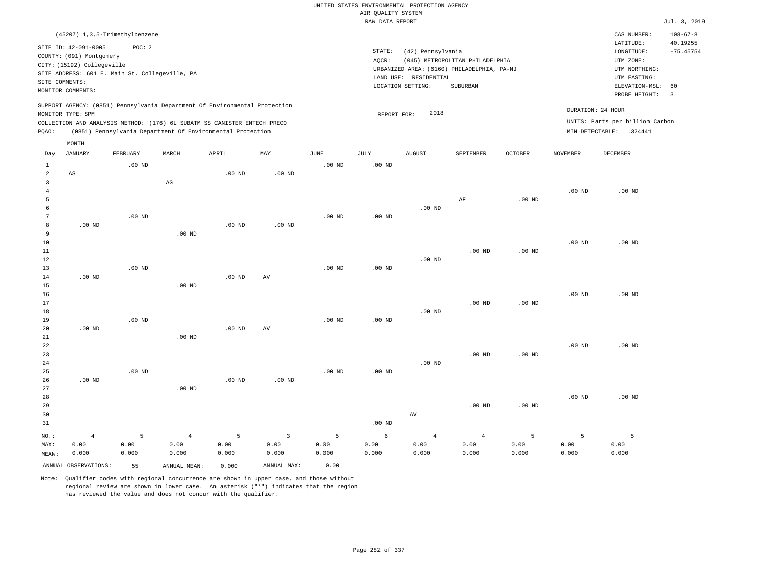UNITED STATES ENVIRONMENTAL PROTECTION AGENCY
AIR QUALITY SYSTEM
RAW DATA REPORT

Jul. 3, 2019

(45207) 1,3,5-Trimethylbenzene

SITE ID: 42-091-0005 POC: 2
COUNTY: (091) Montgomery
CITY: (15192) Collegeville
SITE ADDRESS: 601 E. Main St. Collegeville, PA
SITE COMMENTS:
MONITOR COMMENTS:

STATE: (42) Pennsylvania
AQCR: (045) METROPOLITAN PHILADELPHIA
URBANIZED AREA: (6160) PHILADELPHIA, PA-NJ
LAND USE: RESIDENTIAL
LOCATION SETTING: SUBURBAN

CAS NUMBER: 108-67-8
LATITUDE: 40.19255
LONGITUDE: -75.45754
UTM ZONE:
UTM NORTHING:
UTM EASTING:
ELEVATION-MSL: 60
PROBE HEIGHT: 3

SUPPORT AGENCY: (0851) Pennsylvania Department Of Environmental Protection
MONITOR TYPE: SPM
COLLECTION AND ANALYSIS METHOD: (176) 6L SUBATM SS CANISTER ENTECH PRECO
PQAO: (0851) Pennsylvania Department Of Environmental Protection

REPORT FOR: 2018

DURATION: 24 HOUR
UNITS: Parts per billion Carbon
MIN DETECTABLE: .324441

| Day | JANUARY | FEBRUARY | MARCH | APRIL | MAY | JUNE | JULY | AUGUST | SEPTEMBER | OCTOBER | NOVEMBER | DECEMBER |
|---|---|---|---|---|---|---|---|---|---|---|---|---|
| 1 | | .00 ND | | | | .00 ND | .00 ND | | | | | |
| 2 | AS | | | .00 ND | .00 ND | | | | | | | |
| 3 | | | AG | | | | | | | | | |
| 4 | | | | | | | | | | | .00 ND | .00 ND |
| 5 | | | | | | | | | AF | .00 ND | | |
| 6 | | | | | | | | .00 ND | | | | |
| 7 | | .00 ND | | | | .00 ND | .00 ND | | | | | |
| 8 | .00 ND | | | .00 ND | .00 ND | | | | | | | |
| 9 | | | .00 ND | | | | | | | | | |
| 10 | | | | | | | | | | | .00 ND | .00 ND |
| 11 | | | | | | | | | .00 ND | .00 ND | | |
| 12 | | | | | | | | .00 ND | | | | |
| 13 | | .00 ND | | | | .00 ND | .00 ND | | | | | |
| 14 | .00 ND | | | .00 ND | AV | | | | | | | |
| 15 | | | .00 ND | | | | | | | | | |
| 16 | | | | | | | | | | | .00 ND | .00 ND |
| 17 | | | | | | | | | .00 ND | .00 ND | | |
| 18 | | | | | | | | .00 ND | | | | |
| 19 | | .00 ND | | | | .00 ND | .00 ND | | | | | |
| 20 | .00 ND | | | .00 ND | AV | | | | | | | |
| 21 | | | .00 ND | | | | | | | | | |
| 22 | | | | | | | | | | | .00 ND | .00 ND |
| 23 | | | | | | | | | .00 ND | .00 ND | | |
| 24 | | | | | | | | .00 ND | | | | |
| 25 | | .00 ND | | | | .00 ND | .00 ND | | | | | |
| 26 | .00 ND | | | .00 ND | .00 ND | | | | | | | |
| 27 | | | .00 ND | | | | | | | | | |
| 28 | | | | | | | | | | | .00 ND | .00 ND |
| 29 | | | | | | | | | .00 ND | .00 ND | | |
| 30 | | | | | | | | AV | | | | |
| 31 | | | | | | | .00 ND | | | | | |
| NO.: | 4 | 5 | 4 | 5 | 3 | 5 | 6 | 4 | 4 | 5 | 5 | 5 |
| MAX: | 0.00 | 0.00 | 0.00 | 0.00 | 0.00 | 0.00 | 0.00 | 0.00 | 0.00 | 0.00 | 0.00 | 0.00 |
| MEAN: | 0.000 | 0.000 | 0.000 | 0.000 | 0.000 | 0.000 | 0.000 | 0.000 | 0.000 | 0.000 | 0.000 | 0.000 |

ANNUAL OBSERVATIONS: 55 ANNUAL MEAN: 0.000 ANNUAL MAX: 0.00

Note: Qualifier codes with regional concurrence are shown in upper case, and those without regional review are shown in lower case. An asterisk ("*") indicates that the region has reviewed the value and does not concur with the qualifier.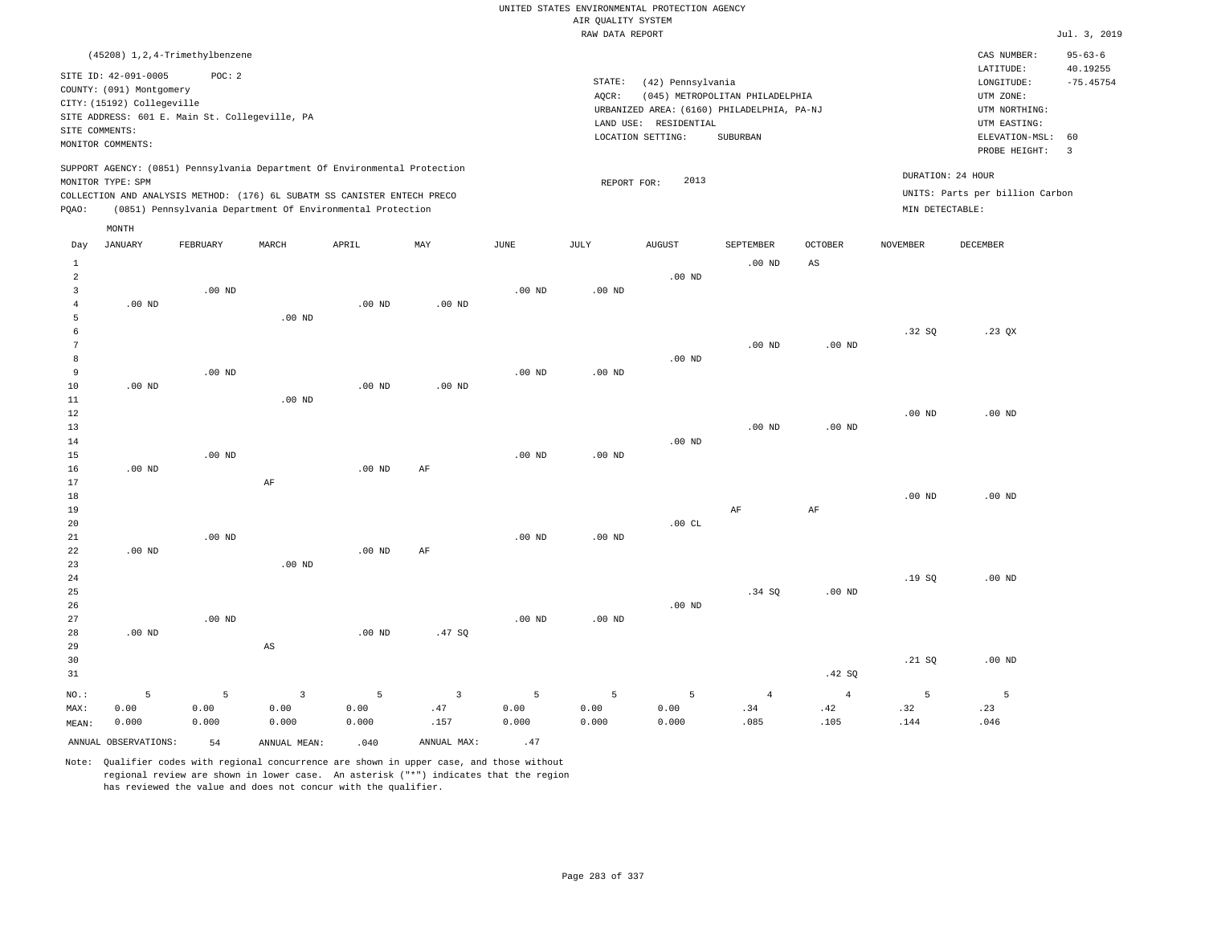UNITED STATES ENVIRONMENTAL PROTECTION AGENCY
AIR QUALITY SYSTEM
RAW DATA REPORT

Jul. 3, 2019

(45208) 1,2,4-Trimethylbenzene

SITE ID: 42-091-0005 POC: 2
COUNTY: (091) Montgomery
CITY: (15192) Collegeville
SITE ADDRESS: 601 E. Main St. Collegeville, PA
SITE COMMENTS:
MONITOR COMMENTS:

STATE: (42) Pennsylvania
AQCR: (045) METROPOLITAN PHILADELPHIA
URBANIZED AREA: (6160) PHILADELPHIA, PA-NJ
LAND USE: RESIDENTIAL
LOCATION SETTING: SUBURBAN

CAS NUMBER: 95-63-6
LATITUDE: 40.19255
LONGITUDE: -75.45754
UTM ZONE:
UTM NORTHING:
UTM EASTING:
ELEVATION-MSL: 60
PROBE HEIGHT: 3

SUPPORT AGENCY: (0851) Pennsylvania Department Of Environmental Protection
MONITOR TYPE: SPM
COLLECTION AND ANALYSIS METHOD: (176) 6L SUBATM SS CANISTER ENTECH PRECO
PQAO: (0851) Pennsylvania Department Of Environmental Protection

REPORT FOR: 2013

DURATION: 24 HOUR
UNITS: Parts per billion Carbon
MIN DETECTABLE:

| Day | JANUARY | FEBRUARY | MARCH | APRIL | MAY | JUNE | JULY | AUGUST | SEPTEMBER | OCTOBER | NOVEMBER | DECEMBER |
|---|---|---|---|---|---|---|---|---|---|---|---|---|
| 1 | | | | | | | | | .00 ND | AS | | |
| 2 | | | | | | | | .00 ND | | | | |
| 3 | | .00 ND | | | | .00 ND | .00 ND | | | | | |
| 4 | .00 ND | | | .00 ND | .00 ND | | | | | | | |
| 5 | | | .00 ND | | | | | | | | | |
| 6 | | | | | | | | | | | .32 SQ | .23 QX |
| 7 | | | | | | | | | .00 ND | .00 ND | | |
| 8 | | | | | | | | .00 ND | | | | |
| 9 | | .00 ND | | | | .00 ND | .00 ND | | | | | |
| 10 | .00 ND | | | .00 ND | .00 ND | | | | | | | |
| 11 | | | .00 ND | | | | | | | | | |
| 12 | | | | | | | | | | | .00 ND | .00 ND |
| 13 | | | | | | | | | .00 ND | .00 ND | | |
| 14 | | | | | | | | .00 ND | | | | |
| 15 | | .00 ND | | | | .00 ND | .00 ND | | | | | |
| 16 | .00 ND | | | .00 ND | AF | | | | | | | |
| 17 | | | AF | | | | | | | | | |
| 18 | | | | | | | | | | | .00 ND | .00 ND |
| 19 | | | | | | | | | AF | AF | | |
| 20 | | | | | | | | .00 CL | | | | |
| 21 | | .00 ND | | | | .00 ND | .00 ND | | | | | |
| 22 | .00 ND | | | .00 ND | AF | | | | | | | |
| 23 | | | .00 ND | | | | | | | | | |
| 24 | | | | | | | | | | | .19 SQ | .00 ND |
| 25 | | | | | | | | | .34 SQ | .00 ND | | |
| 26 | | | | | | | | .00 ND | | | | |
| 27 | | .00 ND | | | | .00 ND | .00 ND | | | | | |
| 28 | .00 ND | | | .00 ND | .47 SQ | | | | | | | |
| 29 | | | AS | | | | | | | | | |
| 30 | | | | | | | | | | | .21 SQ | .00 ND |
| 31 | | | | | | | | | | .42 SQ | | |
| NO.: | 5 | 5 | 3 | 5 | 3 | 5 | 5 | 5 | 4 | 4 | 5 | 5 |
| MAX: | 0.00 | 0.00 | 0.00 | 0.00 | .47 | 0.00 | 0.00 | 0.00 | .34 | .42 | .32 | .23 |
| MEAN: | 0.000 | 0.000 | 0.000 | 0.000 | .157 | 0.000 | 0.000 | 0.000 | .085 | .105 | .144 | .046 |

ANNUAL OBSERVATIONS: 54 ANNUAL MEAN: .040 ANNUAL MAX: .47

Note: Qualifier codes with regional concurrence are shown in upper case, and those without regional review are shown in lower case. An asterisk ("*") indicates that the region has reviewed the value and does not concur with the qualifier.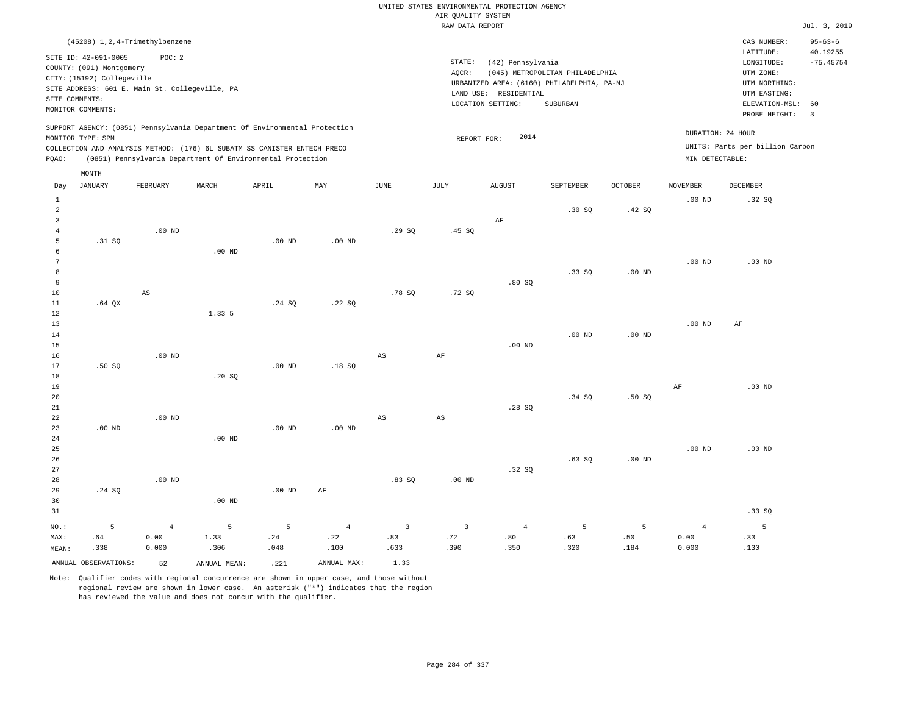UNITED STATES ENVIRONMENTAL PROTECTION AGENCY
AIR QUALITY SYSTEM
RAW DATA REPORT

Jul. 3, 2019

(45208) 1,2,4-Trimethylbenzene

SITE ID: 42-091-0005 POC: 2
COUNTY: (091) Montgomery
CITY: (15192) Collegeville
SITE ADDRESS: 601 E. Main St. Collegeville, PA
SITE COMMENTS:
MONITOR COMMENTS:

STATE: (42) Pennsylvania
AQCR: (045) METROPOLITAN PHILADELPHIA
URBANIZED AREA: (6160) PHILADELPHIA, PA-NJ
LAND USE: RESIDENTIAL
LOCATION SETTING: SUBURBAN

CAS NUMBER: 95-63-6
LATITUDE: 40.19255
LONGITUDE: -75.45754
UTM ZONE:
UTM NORTHING:
UTM EASTING:
ELEVATION-MSL: 60
PROBE HEIGHT: 3

SUPPORT AGENCY: (0851) Pennsylvania Department Of Environmental Protection
MONITOR TYPE: SPM
COLLECTION AND ANALYSIS METHOD: (176) 6L SUBATM SS CANISTER ENTECH PRECO
PQAO: (0851) Pennsylvania Department Of Environmental Protection

REPORT FOR: 2014

DURATION: 24 HOUR
UNITS: Parts per billion Carbon
MIN DETECTABLE:

| Day | JANUARY | FEBRUARY | MARCH | APRIL | MAY | JUNE | JULY | AUGUST | SEPTEMBER | OCTOBER | NOVEMBER | DECEMBER |
|---|---|---|---|---|---|---|---|---|---|---|---|---|
| 1 | | | | | | | | | | | .00 ND | .32 SQ |
| 2 | | | | | | | | | .30 SQ | .42 SQ | | |
| 3 | | | | | | | | AF | | | | |
| 4 | | .00 ND | | | | .29 SQ | .45 SQ | | | | | |
| 5 | .31 SQ | | | .00 ND | .00 ND | | | | | | | |
| 6 | | | .00 ND | | | | | | | | | |
| 7 | | | | | | | | | | | .00 ND | .00 ND |
| 8 | | | | | | | | | .33 SQ | .00 ND | | |
| 9 | | | | | | | | .80 SQ | | | | |
| 10 | | AS | | | | .78 SQ | .72 SQ | | | | | |
| 11 | .64 QX | | | .24 SQ | .22 SQ | | | | | | | |
| 12 | | | 1.33 5 | | | | | | | | | |
| 13 | | | | | | | | | | | .00 ND | AF |
| 14 | | | | | | | | | .00 ND | .00 ND | | |
| 15 | | | | | | | | .00 ND | | | | |
| 16 | | .00 ND | | | | AS | AF | | | | | |
| 17 | .50 SQ | | | .00 ND | .18 SQ | | | | | | | |
| 18 | | | .20 SQ | | | | | | | | | |
| 19 | | | | | | | | | | | AF | .00 ND |
| 20 | | | | | | | | | .34 SQ | .50 SQ | | |
| 21 | | | | | | | | .28 SQ | | | | |
| 22 | | .00 ND | | | | AS | AS | | | | | |
| 23 | .00 ND | | | .00 ND | .00 ND | | | | | | | |
| 24 | | | .00 ND | | | | | | | | | |
| 25 | | | | | | | | | | | .00 ND | .00 ND |
| 26 | | | | | | | | | .63 SQ | .00 ND | | |
| 27 | | | | | | | | .32 SQ | | | | |
| 28 | | .00 ND | | | | .83 SQ | .00 ND | | | | | |
| 29 | .24 SQ | | | .00 ND | AF | | | | | | | |
| 30 | | | .00 ND | | | | | | | | | |
| 31 | | | | | | | | | | | | .33 SQ |
| NO.: | 5 | 4 | 5 | 5 | 4 | 3 | 3 | 4 | 5 | 5 | 4 | 5 |
| MAX: | .64 | 0.00 | 1.33 | .24 | .22 | .83 | .72 | .80 | .63 | .50 | 0.00 | .33 |
| MEAN: | .338 | 0.000 | .306 | .048 | .100 | .633 | .390 | .350 | .320 | .184 | 0.000 | .130 |

ANNUAL OBSERVATIONS: 52 ANNUAL MEAN: .221 ANNUAL MAX: 1.33

Note: Qualifier codes with regional concurrence are shown in upper case, and those without regional review are shown in lower case. An asterisk ("*") indicates that the region has reviewed the value and does not concur with the qualifier.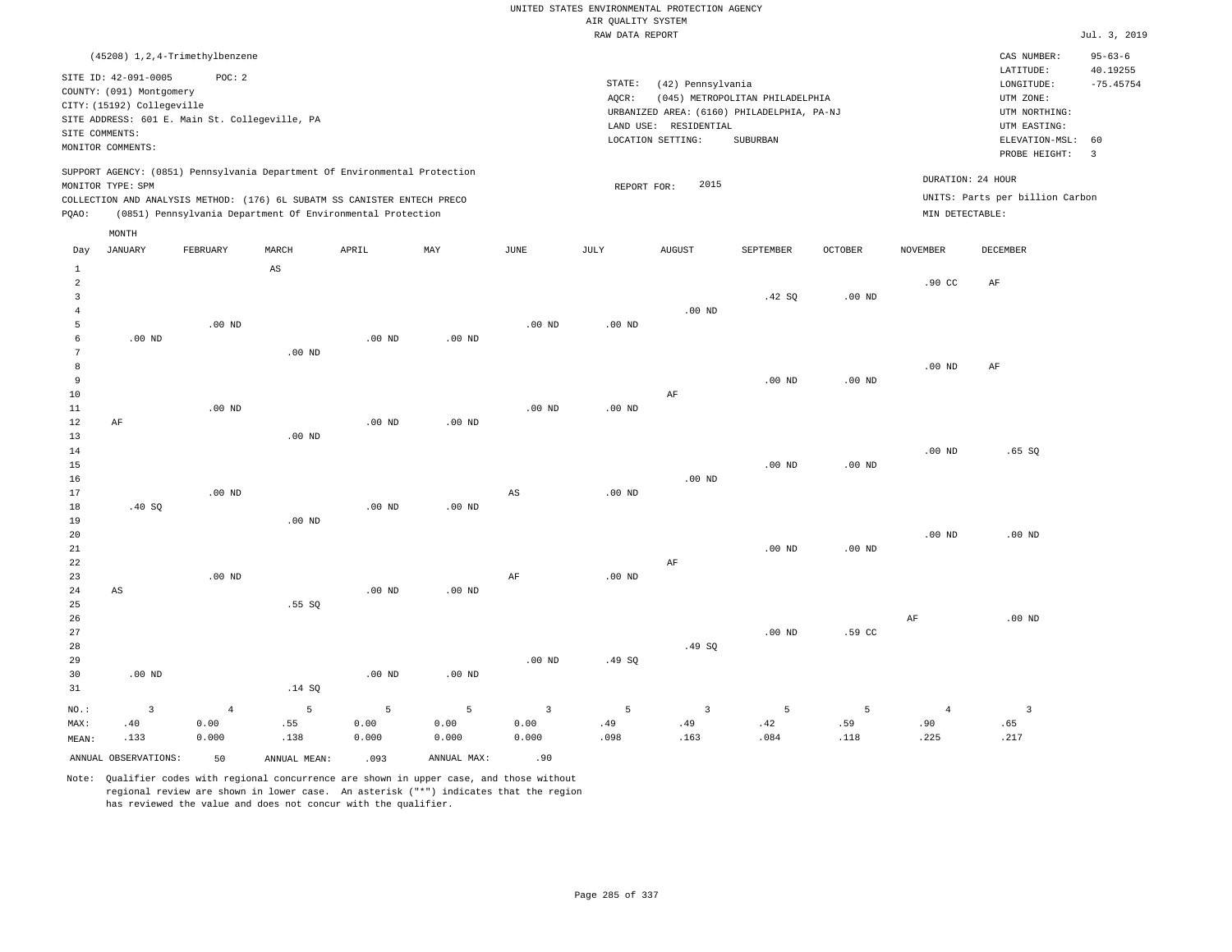UNITED STATES ENVIRONMENTAL PROTECTION AGENCY
AIR QUALITY SYSTEM
RAW DATA REPORT

Jul. 3, 2019

(45208) 1,2,4-Trimethylbenzene

SITE ID: 42-091-0005 POC: 2
COUNTY: (091) Montgomery
CITY: (15192) Collegeville
SITE ADDRESS: 601 E. Main St. Collegeville, PA
SITE COMMENTS:
MONITOR COMMENTS:

STATE: (42) Pennsylvania
AQCR: (045) METROPOLITAN PHILADELPHIA
URBANIZED AREA: (6160) PHILADELPHIA, PA-NJ
LAND USE: RESIDENTIAL
LOCATION SETTING: SUBURBAN

CAS NUMBER: 95-63-6
LATITUDE: 40.19255
LONGITUDE: -75.45754
UTM ZONE:
UTM NORTHING:
UTM EASTING:
ELEVATION-MSL: 60
PROBE HEIGHT: 3

SUPPORT AGENCY: (0851) Pennsylvania Department Of Environmental Protection
MONITOR TYPE: SPM
COLLECTION AND ANALYSIS METHOD: (176) 6L SUBATM SS CANISTER ENTECH PRECO
PQAO: (0851) Pennsylvania Department Of Environmental Protection

REPORT FOR: 2015

DURATION: 24 HOUR
UNITS: Parts per billion Carbon
MIN DETECTABLE:

| Day | JANUARY | FEBRUARY | MARCH | APRIL | MAY | JUNE | JULY | AUGUST | SEPTEMBER | OCTOBER | NOVEMBER | DECEMBER |
|---|---|---|---|---|---|---|---|---|---|---|---|---|
| 1 | | | AS | | | | | | | | | |
| 2 | | | | | | | | | | | .90 CC | AF |
| 3 | | | | | | | | | .42 SQ | .00 ND | | |
| 4 | | | | | | | | .00 ND | | | | |
| 5 | | .00 ND | | | | .00 ND | .00 ND | | | | | |
| 6 | .00 ND | | | .00 ND | .00 ND | | | | | | | |
| 7 | | | .00 ND | | | | | | | | | |
| 8 | | | | | | | | | | | .00 ND | AF |
| 9 | | | | | | | | | .00 ND | .00 ND | | |
| 10 | | | | | | | | AF | | | | |
| 11 | | .00 ND | | | | .00 ND | .00 ND | | | | | |
| 12 | AF | | | .00 ND | .00 ND | | | | | | | |
| 13 | | | .00 ND | | | | | | | | | |
| 14 | | | | | | | | | | | .00 ND | .65 SQ |
| 15 | | | | | | | | | .00 ND | .00 ND | | |
| 16 | | | | | | | | .00 ND | | | | |
| 17 | | .00 ND | | | | AS | .00 ND | | | | | |
| 18 | .40 SQ | | | .00 ND | .00 ND | | | | | | | |
| 19 | | | .00 ND | | | | | | | | | |
| 20 | | | | | | | | | | | .00 ND | .00 ND |
| 21 | | | | | | | | | .00 ND | .00 ND | | |
| 22 | | | | | | | | AF | | | | |
| 23 | | .00 ND | | | | AF | .00 ND | | | | | |
| 24 | AS | | | .00 ND | .00 ND | | | | | | | |
| 25 | | | .55 SQ | | | | | | | | | |
| 26 | | | | | | | | | | | AF | .00 ND |
| 27 | | | | | | | | | .00 ND | .59 CC | | |
| 28 | | | | | | | | .49 SQ | | | | |
| 29 | | | | | | .00 ND | .49 SQ | | | | | |
| 30 | .00 ND | | | .00 ND | .00 ND | | | | | | | |
| 31 | | | .14 SQ | | | | | | | | | |
| NO.: | 3 | 4 | 5 | 5 | 5 | 3 | 5 | 3 | 5 | 5 | 4 | 3 |
| MAX: | .40 | 0.00 | .55 | 0.00 | 0.00 | 0.00 | .49 | .49 | .42 | .59 | .90 | .65 |
| MEAN: | .133 | 0.000 | .138 | 0.000 | 0.000 | 0.000 | .098 | .163 | .084 | .118 | .225 | .217 |

ANNUAL OBSERVATIONS: 50 ANNUAL MEAN: .093 ANNUAL MAX: .90

Note: Qualifier codes with regional concurrence are shown in upper case, and those without regional review are shown in lower case. An asterisk ("*") indicates that the region has reviewed the value and does not concur with the qualifier.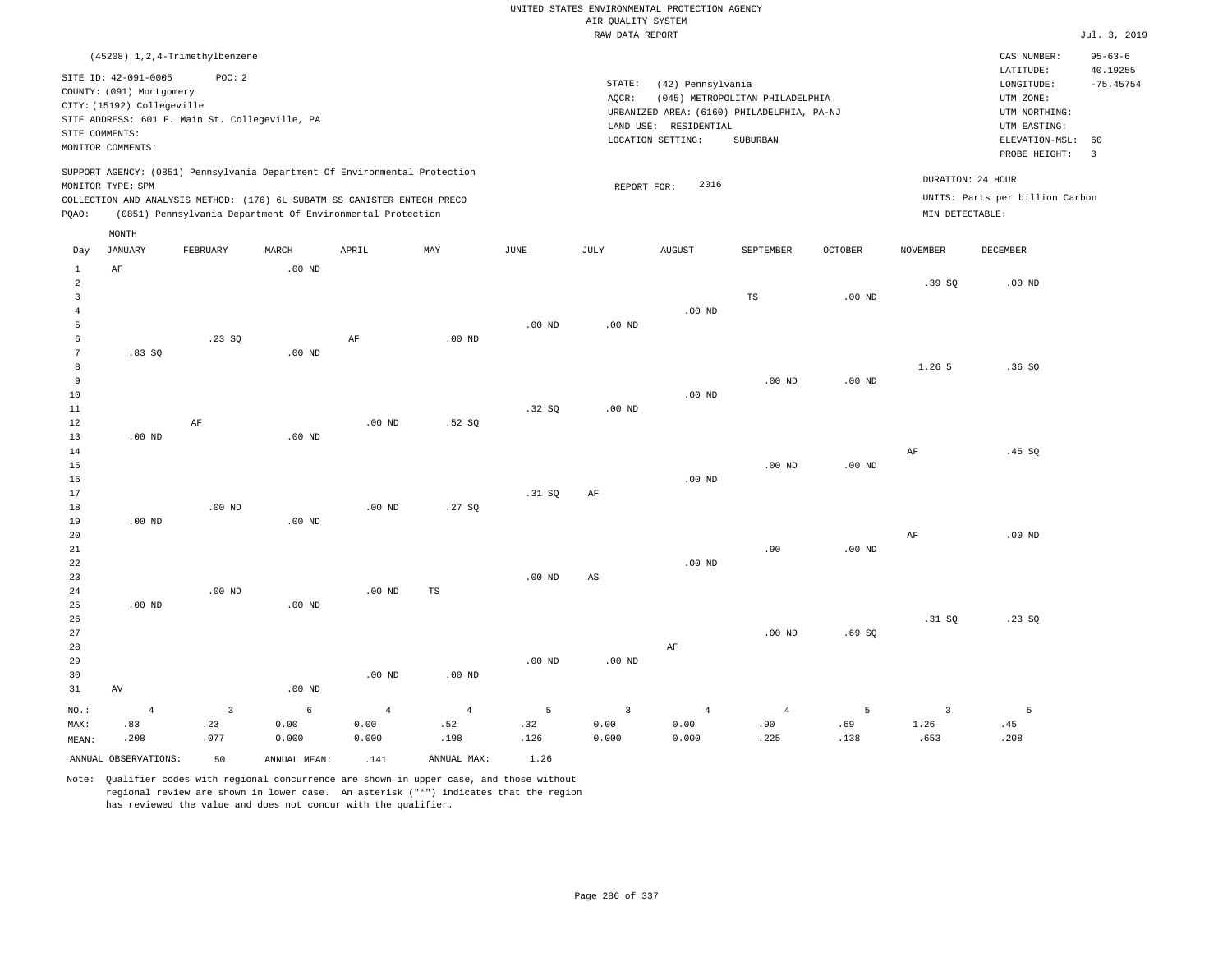UNITED STATES ENVIRONMENTAL PROTECTION AGENCY
AIR QUALITY SYSTEM
RAW DATA REPORT

Jul. 3, 2019

(45208) 1,2,4-Trimethylbenzene

SITE ID: 42-091-0005 POC: 2
COUNTY: (091) Montgomery
CITY: (15192) Collegeville
SITE ADDRESS: 601 E. Main St. Collegeville, PA
SITE COMMENTS:
MONITOR COMMENTS:

STATE: (42) Pennsylvania
AQCR: (045) METROPOLITAN PHILADELPHIA
URBANIZED AREA: (6160) PHILADELPHIA, PA-NJ
LAND USE: RESIDENTIAL
LOCATION SETTING: SUBURBAN

CAS NUMBER: 95-63-6
LATITUDE: 40.19255
LONGITUDE: -75.45754
UTM ZONE:
UTM NORTHING:
UTM EASTING:
ELEVATION-MSL: 60
PROBE HEIGHT: 3

SUPPORT AGENCY: (0851) Pennsylvania Department Of Environmental Protection
MONITOR TYPE: SPM
COLLECTION AND ANALYSIS METHOD: (176) 6L SUBATM SS CANISTER ENTECH PRECO
PQAO: (0851) Pennsylvania Department Of Environmental Protection

REPORT FOR: 2016

DURATION: 24 HOUR
UNITS: Parts per billion Carbon
MIN DETECTABLE:

| Day | JANUARY | FEBRUARY | MARCH | APRIL | MAY | JUNE | JULY | AUGUST | SEPTEMBER | OCTOBER | NOVEMBER | DECEMBER |
|---|---|---|---|---|---|---|---|---|---|---|---|---|
| 1 | AF | | .00 ND | | | | | | | | | |
| 2 | | | | | | | | | | | .39 SQ | .00 ND |
| 3 | | | | | | | | | TS | .00 ND | | |
| 4 | | | | | | | | .00 ND | | | | |
| 5 | | | | | | .00 ND | .00 ND | | | | | |
| 6 | | .23 SQ | | AF | .00 ND | | | | | | | |
| 7 | .83 SQ | | .00 ND | | | | | | | | | |
| 8 | | | | | | | | | | | 1.26 5 | .36 SQ |
| 9 | | | | | | | | | .00 ND | .00 ND | | |
| 10 | | | | | | | | .00 ND | | | | |
| 11 | | | | | | .32 SQ | .00 ND | | | | | |
| 12 | | AF | | .00 ND | .52 SQ | | | | | | | |
| 13 | .00 ND | | .00 ND | | | | | | | | | |
| 14 | | | | | | | | | | | AF | .45 SQ |
| 15 | | | | | | | | | .00 ND | .00 ND | | |
| 16 | | | | | | | | .00 ND | | | | |
| 17 | | | | | | .31 SQ | AF | | | | | |
| 18 | | .00 ND | | .00 ND | .27 SQ | | | | | | | |
| 19 | .00 ND | | .00 ND | | | | | | | | | |
| 20 | | | | | | | | | | | AF | .00 ND |
| 21 | | | | | | | | | .90 | .00 ND | | |
| 22 | | | | | | | | .00 ND | | | | |
| 23 | | | | | | .00 ND | AS | | | | | |
| 24 | | .00 ND | | .00 ND | TS | | | | | | | |
| 25 | .00 ND | | .00 ND | | | | | | | | | |
| 26 | | | | | | | | | | | .31 SQ | .23 SQ |
| 27 | | | | | | | | | .00 ND | .69 SQ | | |
| 28 | | | | | | | | AF | | | | |
| 29 | | | | | | .00 ND | .00 ND | | | | | |
| 30 | | | | .00 ND | .00 ND | | | | | | | |
| 31 | AV | | .00 ND | | | | | | | | | |
| NO.: | 4 | 3 | 6 | 4 | 4 | 5 | 3 | 4 | 4 | 5 | 3 | 5 |
| MAX: | .83 | .23 | 0.00 | 0.00 | .52 | .32 | 0.00 | 0.00 | .90 | .69 | 1.26 | .45 |
| MEAN: | .208 | .077 | 0.000 | 0.000 | .198 | .126 | 0.000 | 0.000 | .225 | .138 | .653 | .208 |

ANNUAL OBSERVATIONS: 50 ANNUAL MEAN: .141 ANNUAL MAX: 1.26

Note: Qualifier codes with regional concurrence are shown in upper case, and those without regional review are shown in lower case. An asterisk ("*") indicates that the region has reviewed the value and does not concur with the qualifier.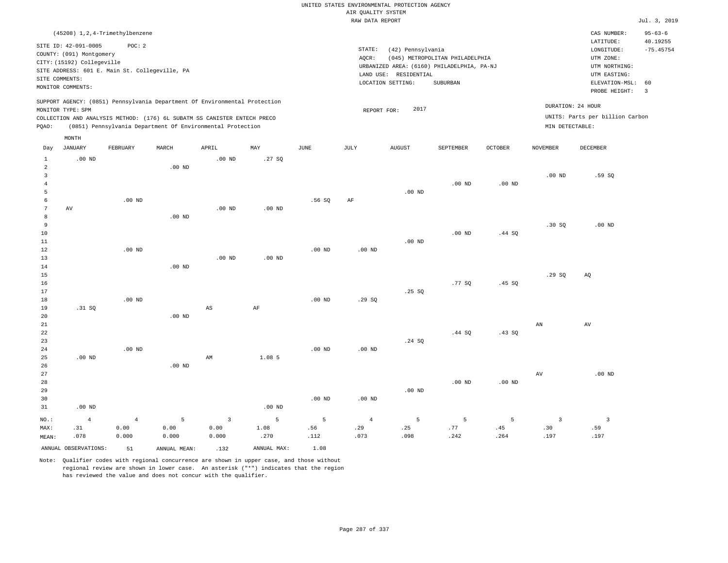UNITED STATES ENVIRONMENTAL PROTECTION AGENCY
AIR QUALITY SYSTEM
RAW DATA REPORT

Jul. 3, 2019

(45208) 1,2,4-Trimethylbenzene

SITE ID: 42-091-0005 POC: 2
COUNTY: (091) Montgomery
CITY: (15192) Collegeville
SITE ADDRESS: 601 E. Main St. Collegeville, PA
SITE COMMENTS:
MONITOR COMMENTS:

STATE: (42) Pennsylvania
AQCR: (045) METROPOLITAN PHILADELPHIA
URBANIZED AREA: (6160) PHILADELPHIA, PA-NJ
LAND USE: RESIDENTIAL
LOCATION SETTING: SUBURBAN

CAS NUMBER: 95-63-6
LATITUDE: 40.19255
LONGITUDE: -75.45754
UTM ZONE:
UTM NORTHING:
UTM EASTING:
ELEVATION-MSL: 60
PROBE HEIGHT: 3

SUPPORT AGENCY: (0851) Pennsylvania Department Of Environmental Protection
MONITOR TYPE: SPM
COLLECTION AND ANALYSIS METHOD: (176) 6L SUBATM SS CANISTER ENTECH PRECO
PQAO: (0851) Pennsylvania Department Of Environmental Protection

REPORT FOR: 2017

DURATION: 24 HOUR
UNITS: Parts per billion Carbon
MIN DETECTABLE:

| Day | JANUARY | FEBRUARY | MARCH | APRIL | MAY | JUNE | JULY | AUGUST | SEPTEMBER | OCTOBER | NOVEMBER | DECEMBER |
|---|---|---|---|---|---|---|---|---|---|---|---|---|
| 1 | .00 ND | | | .00 ND | .27 SQ | | | | | | | |
| 2 | | | .00 ND | | | | | | | | | |
| 3 | | | | | | | | | | | .00 ND | .59 SQ |
| 4 | | | | | | | | | .00 ND | .00 ND | | |
| 5 | | | | | | | | .00 ND | | | | |
| 6 | | .00 ND | | | | .56 SQ | AF | | | | | |
| 7 | AV | | | .00 ND | .00 ND | | | | | | | |
| 8 | | | .00 ND | | | | | | | | | |
| 9 | | | | | | | | | | | .30 SQ | .00 ND |
| 10 | | | | | | | | | .00 ND | .44 SQ | | |
| 11 | | | | | | | | .00 ND | | | | |
| 12 | | .00 ND | | | | .00 ND | .00 ND | | | | | |
| 13 | | | | .00 ND | .00 ND | | | | | | | |
| 14 | | | .00 ND | | | | | | | | | |
| 15 | | | | | | | | | | | .29 SQ | AQ |
| 16 | | | | | | | | | .77 SQ | .45 SQ | | |
| 17 | | | | | | | | .25 SQ | | | | |
| 18 | | .00 ND | | | | .00 ND | .29 SQ | | | | | |
| 19 | .31 SQ | | | AS | AF | | | | | | | |
| 20 | | | .00 ND | | | | | | | | | |
| 21 | | | | | | | | | | | AN | AV |
| 22 | | | | | | | | | .44 SQ | .43 SQ | | |
| 23 | | | | | | | | .24 SQ | | | | |
| 24 | | .00 ND | | | | .00 ND | .00 ND | | | | | |
| 25 | .00 ND | | | AM | 1.08 5 | | | | | | | |
| 26 | | | .00 ND | | | | | | | | | |
| 27 | | | | | | | | | | | AV | .00 ND |
| 28 | | | | | | | | | .00 ND | .00 ND | | |
| 29 | | | | | | | | .00 ND | | | | |
| 30 | | | | | | .00 ND | .00 ND | | | | | |
| 31 | .00 ND | | | | .00 ND | | | | | | | |
| NO.: | 4 | 4 | 5 | 3 | 5 | 5 | 4 | 5 | 5 | 5 | 3 | 3 |
| MAX: | .31 | 0.00 | 0.00 | 0.00 | 1.08 | .56 | .29 | .25 | .77 | .45 | .30 | .59 |
| MEAN: | .078 | 0.000 | 0.000 | 0.000 | .270 | .112 | .073 | .098 | .242 | .264 | .197 | .197 |

ANNUAL OBSERVATIONS: 51 ANNUAL MEAN: .132 ANNUAL MAX: 1.08

Note: Qualifier codes with regional concurrence are shown in upper case, and those without regional review are shown in lower case. An asterisk ("*") indicates that the region has reviewed the value and does not concur with the qualifier.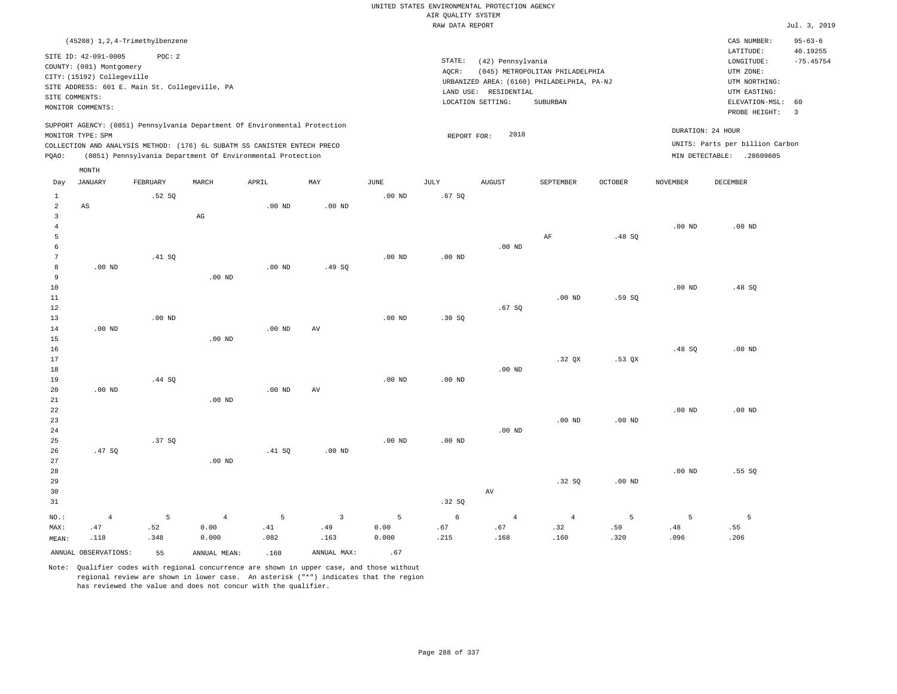UNITED STATES ENVIRONMENTAL PROTECTION AGENCY
AIR QUALITY SYSTEM
RAW DATA REPORT

Jul. 3, 2019

(45208) 1,2,4-Trimethylbenzene

SITE ID: 42-091-0005 POC: 2
COUNTY: (091) Montgomery
CITY: (15192) Collegeville
SITE ADDRESS: 601 E. Main St. Collegeville, PA
SITE COMMENTS:
MONITOR COMMENTS:

STATE: (42) Pennsylvania
AQCR: (045) METROPOLITAN PHILADELPHIA
URBANIZED AREA: (6160) PHILADELPHIA, PA-NJ
LAND USE: RESIDENTIAL
LOCATION SETTING: SUBURBAN

CAS NUMBER: 95-63-6
LATITUDE: 40.19255
LONGITUDE: -75.45754
UTM ZONE:
UTM NORTHING:
UTM EASTING:
ELEVATION-MSL: 60
PROBE HEIGHT: 3

SUPPORT AGENCY: (0851) Pennsylvania Department Of Environmental Protection
MONITOR TYPE: SPM
COLLECTION AND ANALYSIS METHOD: (176) 6L SUBATM SS CANISTER ENTECH PRECO
PQAO: (0851) Pennsylvania Department Of Environmental Protection

REPORT FOR: 2018

DURATION: 24 HOUR
UNITS: Parts per billion Carbon
MIN DETECTABLE: .28609605

| Day | JANUARY | FEBRUARY | MARCH | APRIL | MAY | JUNE | JULY | AUGUST | SEPTEMBER | OCTOBER | NOVEMBER | DECEMBER |
|---|---|---|---|---|---|---|---|---|---|---|---|---|
| 1 | | .52 SQ | | | | .00 ND | .67 SQ | | | | | |
| 2 | AS | | | .00 ND | .00 ND | | | | | | | |
| 3 | | | AG | | | | | | | | | |
| 4 | | | | | | | | | | | .00 ND | .00 ND |
| 5 | | | | | | | | | AF | .48 SQ | | |
| 6 | | | | | | | | .00 ND | | | | |
| 7 | | .41 SQ | | | | .00 ND | .00 ND | | | | | |
| 8 | .00 ND | | | .00 ND | .49 SQ | | | | | | | |
| 9 | | | .00 ND | | | | | | | | | |
| 10 | | | | | | | | | | | .00 ND | .48 SQ |
| 11 | | | | | | | | | .00 ND | .59 SQ | | |
| 12 | | | | | | | | .67 SQ | | | | |
| 13 | | .00 ND | | | | .00 ND | .30 SQ | | | | | |
| 14 | .00 ND | | | .00 ND | AV | | | | | | | |
| 15 | | | .00 ND | | | | | | | | | |
| 16 | | | | | | | | | | | .48 SQ | .00 ND |
| 17 | | | | | | | | | .32 QX | .53 QX | | |
| 18 | | | | | | | | .00 ND | | | | |
| 19 | | .44 SQ | | | | .00 ND | .00 ND | | | | | |
| 20 | .00 ND | | | .00 ND | AV | | | | | | | |
| 21 | | | .00 ND | | | | | | | | | |
| 22 | | | | | | | | | | | .00 ND | .00 ND |
| 23 | | | | | | | | | .00 ND | .00 ND | | |
| 24 | | | | | | | | .00 ND | | | | |
| 25 | | .37 SQ | | | | .00 ND | .00 ND | | | | | |
| 26 | .47 SQ | | | .41 SQ | .00 ND | | | | | | | |
| 27 | | | .00 ND | | | | | | | | | |
| 28 | | | | | | | | | | | .00 ND | .55 SQ |
| 29 | | | | | | | | | .32 SQ | .00 ND | | |
| 30 | | | | | | | | AV | | | | |
| 31 | | | | | | | .32 SQ | | | | | |
| NO.: | 4 | 5 | 4 | 5 | 3 | 5 | 6 | 4 | 4 | 5 | 5 | 5 |
| MAX: | .47 | .52 | 0.00 | .41 | .49 | 0.00 | .67 | .67 | .32 | .59 | .48 | .55 |
| MEAN: | .118 | .348 | 0.000 | .082 | .163 | 0.000 | .215 | .168 | .160 | .320 | .096 | .206 |

ANNUAL OBSERVATIONS: 55 ANNUAL MEAN: .160 ANNUAL MAX: .67

Note: Qualifier codes with regional concurrence are shown in upper case, and those without regional review are shown in lower case. An asterisk ("*") indicates that the region has reviewed the value and does not concur with the qualifier.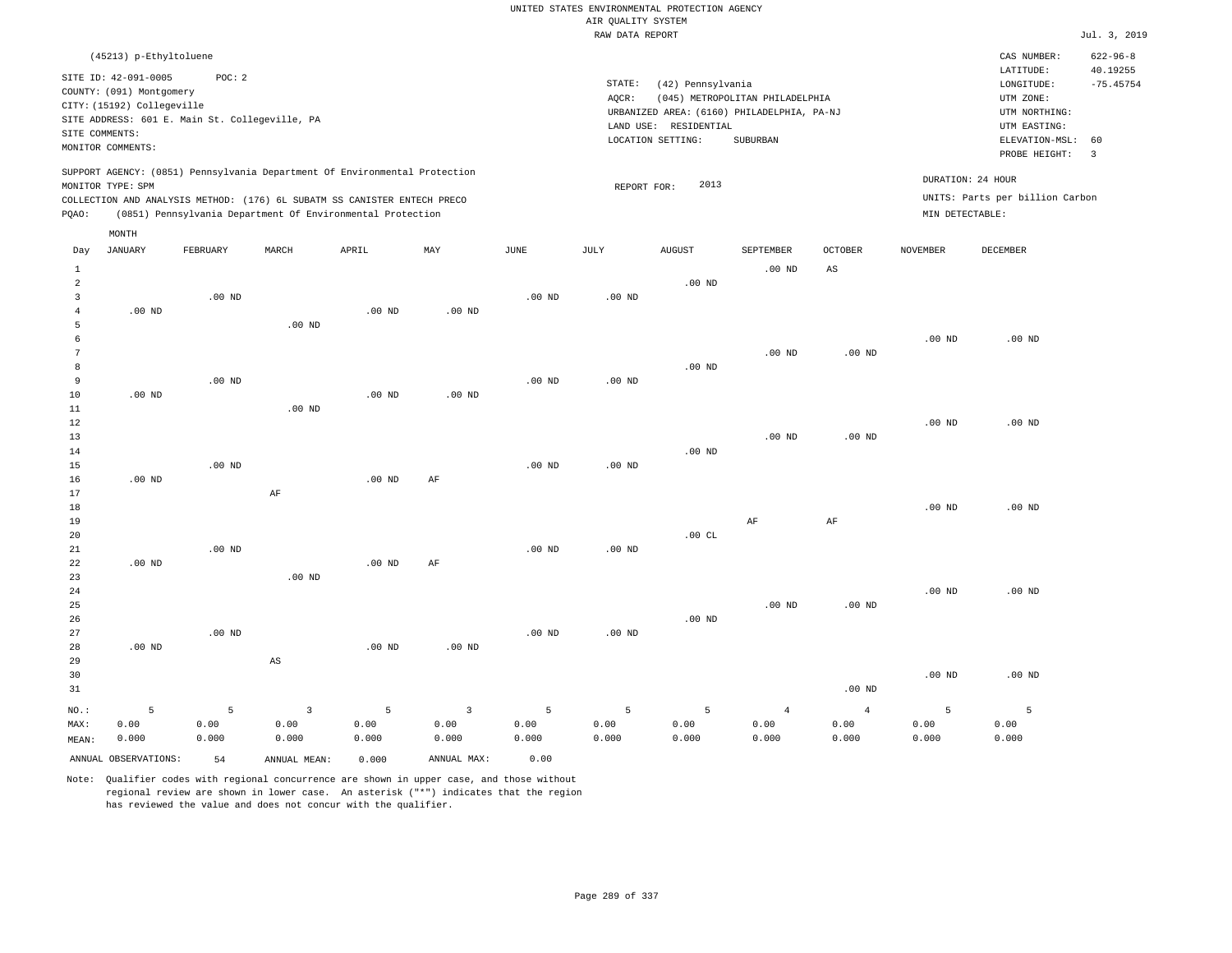UNITED STATES ENVIRONMENTAL PROTECTION AGENCY
AIR QUALITY SYSTEM
RAW DATA REPORT

Jul. 3, 2019

(45213) p-Ethyltoluene

SITE ID: 42-091-0005 POC: 2
COUNTY: (091) Montgomery
CITY: (15192) Collegeville
SITE ADDRESS: 601 E. Main St. Collegeville, PA
SITE COMMENTS:
MONITOR COMMENTS:

STATE: (42) Pennsylvania
AQCR: (045) METROPOLITAN PHILADELPHIA
URBANIZED AREA: (6160) PHILADELPHIA, PA-NJ
LAND USE: RESIDENTIAL
LOCATION SETTING: SUBURBAN

CAS NUMBER: 622-96-8
LATITUDE: 40.19255
LONGITUDE: -75.45754
UTM ZONE:
UTM NORTHING:
UTM EASTING:
ELEVATION-MSL: 60
PROBE HEIGHT: 3

SUPPORT AGENCY: (0851) Pennsylvania Department Of Environmental Protection
MONITOR TYPE: SPM
COLLECTION AND ANALYSIS METHOD: (176) 6L SUBATM SS CANISTER ENTECH PRECO
PQAO: (0851) Pennsylvania Department Of Environmental Protection

REPORT FOR: 2013

DURATION: 24 HOUR
UNITS: Parts per billion Carbon
MIN DETECTABLE:

| Day | JANUARY | FEBRUARY | MARCH | APRIL | MAY | JUNE | JULY | AUGUST | SEPTEMBER | OCTOBER | NOVEMBER | DECEMBER |
|---|---|---|---|---|---|---|---|---|---|---|---|---|
| 1 | | | | | | | | | .00 ND | AS | | |
| 2 | | | | | | | | .00 ND | | | | |
| 3 | | .00 ND | | | | .00 ND | .00 ND | | | | | |
| 4 | .00 ND | | | .00 ND | .00 ND | | | | | | | |
| 5 | | | .00 ND | | | | | | | | | |
| 6 | | | | | | | | | | | .00 ND | .00 ND |
| 7 | | | | | | | | | .00 ND | .00 ND | | |
| 8 | | | | | | | | .00 ND | | | | |
| 9 | | .00 ND | | | | .00 ND | .00 ND | | | | | |
| 10 | .00 ND | | | .00 ND | .00 ND | | | | | | | |
| 11 | | | .00 ND | | | | | | | | | |
| 12 | | | | | | | | | | | .00 ND | .00 ND |
| 13 | | | | | | | | | .00 ND | .00 ND | | |
| 14 | | | | | | | | .00 ND | | | | |
| 15 | | .00 ND | | | | .00 ND | .00 ND | | | | | |
| 16 | .00 ND | | | .00 ND | AF | | | | | | | |
| 17 | | | AF | | | | | | | | | |
| 18 | | | | | | | | | | | .00 ND | .00 ND |
| 19 | | | | | | | | | AF | AF | | |
| 20 | | | | | | | | .00 CL | | | | |
| 21 | | .00 ND | | | | .00 ND | .00 ND | | | | | |
| 22 | .00 ND | | | .00 ND | AF | | | | | | | |
| 23 | | | .00 ND | | | | | | | | | |
| 24 | | | | | | | | | | | .00 ND | .00 ND |
| 25 | | | | | | | | | .00 ND | .00 ND | | |
| 26 | | | | | | | | .00 ND | | | | |
| 27 | | .00 ND | | | | .00 ND | .00 ND | | | | | |
| 28 | .00 ND | | | .00 ND | .00 ND | | | | | | | |
| 29 | | | AS | | | | | | | | | |
| 30 | | | | | | | | | | | .00 ND | .00 ND |
| 31 | | | | | | | | | | .00 ND | | |
| NO.: | 5 | 5 | 3 | 5 | 3 | 5 | 5 | 5 | 4 | 4 | 5 | 5 |
| MAX: | 0.00 | 0.00 | 0.00 | 0.00 | 0.00 | 0.00 | 0.00 | 0.00 | 0.00 | 0.00 | 0.00 | 0.00 |
| MEAN: | 0.000 | 0.000 | 0.000 | 0.000 | 0.000 | 0.000 | 0.000 | 0.000 | 0.000 | 0.000 | 0.000 | 0.000 |

ANNUAL OBSERVATIONS: 54 ANNUAL MEAN: 0.000 ANNUAL MAX: 0.00

Note: Qualifier codes with regional concurrence are shown in upper case, and those without regional review are shown in lower case. An asterisk ("*") indicates that the region has reviewed the value and does not concur with the qualifier.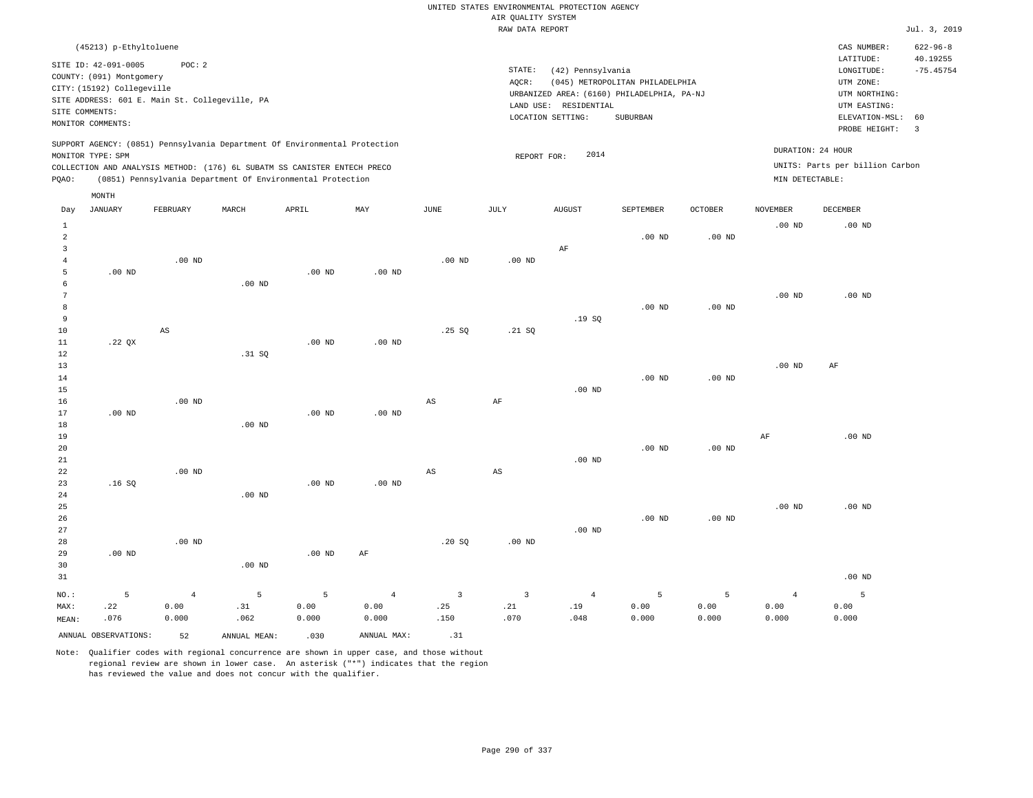UNITED STATES ENVIRONMENTAL PROTECTION AGENCY
AIR QUALITY SYSTEM
RAW DATA REPORT

Jul. 3, 2019

(45213) p-Ethyltoluene

SITE ID: 42-091-0005 POC: 2
COUNTY: (091) Montgomery
CITY: (15192) Collegeville
SITE ADDRESS: 601 E. Main St. Collegeville, PA
SITE COMMENTS:
MONITOR COMMENTS:

STATE: (42) Pennsylvania
AQCR: (045) METROPOLITAN PHILADELPHIA
URBANIZED AREA: (6160) PHILADELPHIA, PA-NJ
LAND USE: RESIDENTIAL
LOCATION SETTING: SUBURBAN

CAS NUMBER: 622-96-8
LATITUDE: 40.19255
LONGITUDE: -75.45754
UTM ZONE:
UTM NORTHING:
UTM EASTING:
ELEVATION-MSL: 60
PROBE HEIGHT: 3

SUPPORT AGENCY: (0851) Pennsylvania Department Of Environmental Protection
MONITOR TYPE: SPM
COLLECTION AND ANALYSIS METHOD: (176) 6L SUBATM SS CANISTER ENTECH PRECO
PQAO: (0851) Pennsylvania Department Of Environmental Protection

REPORT FOR: 2014

DURATION: 24 HOUR
UNITS: Parts per billion Carbon
MIN DETECTABLE:

| Day | JANUARY | FEBRUARY | MARCH | APRIL | MAY | JUNE | JULY | AUGUST | SEPTEMBER | OCTOBER | NOVEMBER | DECEMBER |
|---|---|---|---|---|---|---|---|---|---|---|---|---|
| 1 | | | | | | | | | | | .00 ND | .00 ND |
| 2 | | | | | | | | | .00 ND | .00 ND | | |
| 3 | | | | | | | | AF | | | | |
| 4 | | .00 ND | | | | .00 ND | .00 ND | | | | | |
| 5 | .00 ND | | | .00 ND | .00 ND | | | | | | | |
| 6 | | | .00 ND | | | | | | | | | |
| 7 | | | | | | | | | | | .00 ND | .00 ND |
| 8 | | | | | | | | | .00 ND | .00 ND | | |
| 9 | | | | | | | | .19 SQ | | | | |
| 10 | | AS | | | | .25 SQ | .21 SQ | | | | | |
| 11 | .22 QX | | | .00 ND | .00 ND | | | | | | | |
| 12 | | | .31 SQ | | | | | | | | | |
| 13 | | | | | | | | | | | .00 ND | AF |
| 14 | | | | | | | | | .00 ND | .00 ND | | |
| 15 | | | | | | | | .00 ND | | | | |
| 16 | | .00 ND | | | | AS | AF | | | | | |
| 17 | .00 ND | | | .00 ND | .00 ND | | | | | | | |
| 18 | | | .00 ND | | | | | | | | | |
| 19 | | | | | | | | | | | AF | .00 ND |
| 20 | | | | | | | | | .00 ND | .00 ND | | |
| 21 | | | | | | | | .00 ND | | | | |
| 22 | | .00 ND | | | | AS | AS | | | | | |
| 23 | .16 SQ | | | .00 ND | .00 ND | | | | | | | |
| 24 | | | .00 ND | | | | | | | | | |
| 25 | | | | | | | | | | | .00 ND | .00 ND |
| 26 | | | | | | | | | .00 ND | .00 ND | | |
| 27 | | | | | | | | .00 ND | | | | |
| 28 | | .00 ND | | | | .20 SQ | .00 ND | | | | | |
| 29 | .00 ND | | | .00 ND | AF | | | | | | | |
| 30 | | | .00 ND | | | | | | | | | |
| 31 | | | | | | | | | | | | .00 ND |
| NO.: | 5 | 4 | 5 | 5 | 4 | 3 | 3 | 4 | 5 | 5 | 4 | 5 |
| MAX: | .22 | 0.00 | .31 | 0.00 | 0.00 | .25 | .21 | .19 | 0.00 | 0.00 | 0.00 | 0.00 |
| MEAN: | .076 | 0.000 | .062 | 0.000 | 0.000 | .150 | .070 | .048 | 0.000 | 0.000 | 0.000 | 0.000 |

ANNUAL OBSERVATIONS: 52 ANNUAL MEAN: .030 ANNUAL MAX: .31

Note: Qualifier codes with regional concurrence are shown in upper case, and those without regional review are shown in lower case. An asterisk ("*") indicates that the region has reviewed the value and does not concur with the qualifier.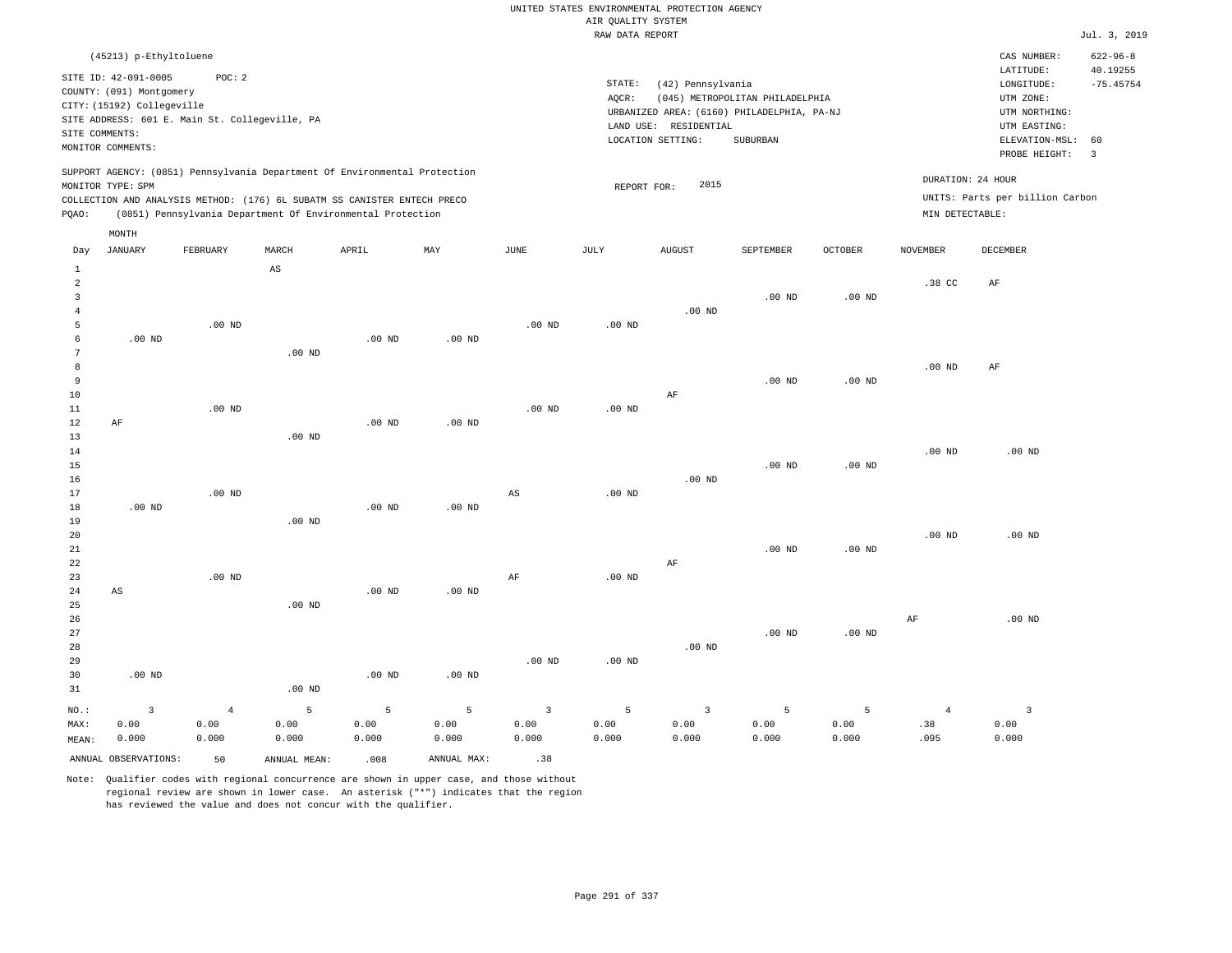UNITED STATES ENVIRONMENTAL PROTECTION AGENCY
AIR QUALITY SYSTEM
RAW DATA REPORT

Jul. 3, 2019

(45213) p-Ethyltoluene

SITE ID: 42-091-0005  POC: 2
COUNTY: (091) Montgomery
CITY: (15192) Collegeville
SITE ADDRESS: 601 E. Main St. Collegeville, PA
SITE COMMENTS:
MONITOR COMMENTS:

STATE: (42) Pennsylvania
AQCR: (045) METROPOLITAN PHILADELPHIA
URBANIZED AREA: (6160) PHILADELPHIA, PA-NJ
LAND USE: RESIDENTIAL
LOCATION SETTING: SUBURBAN

CAS NUMBER: 622-96-8
LATITUDE: 40.19255
LONGITUDE: -75.45754
UTM ZONE:
UTM NORTHING:
UTM EASTING:
ELEVATION-MSL: 60
PROBE HEIGHT: 3

SUPPORT AGENCY: (0851) Pennsylvania Department Of Environmental Protection
MONITOR TYPE: SPM
COLLECTION AND ANALYSIS METHOD: (176) 6L SUBATM SS CANISTER ENTECH PRECO
PQAO: (0851) Pennsylvania Department Of Environmental Protection

REPORT FOR: 2015

DURATION: 24 HOUR
UNITS: Parts per billion Carbon
MIN DETECTABLE:

| Day | JANUARY | FEBRUARY | MARCH | APRIL | MAY | JUNE | JULY | AUGUST | SEPTEMBER | OCTOBER | NOVEMBER | DECEMBER |
|---|---|---|---|---|---|---|---|---|---|---|---|---|
| 1 | | | AS | | | | | | | | | |
| 2 | | | | | | | | | | | .38 CC | AF |
| 3 | | | | | | | | | .00 ND | .00 ND | | |
| 4 | | | | | | | | .00 ND | | | | |
| 5 | | .00 ND | | | | .00 ND | .00 ND | | | | | |
| 6 | .00 ND | | | .00 ND | .00 ND | | | | | | | |
| 7 | | | .00 ND | | | | | | | | | |
| 8 | | | | | | | | | | | .00 ND | AF |
| 9 | | | | | | | | | .00 ND | .00 ND | | |
| 10 | | | | | | | | AF | | | | |
| 11 | | .00 ND | | | | .00 ND | .00 ND | | | | | |
| 12 | AF | | | .00 ND | .00 ND | | | | | | | |
| 13 | | | .00 ND | | | | | | | | | |
| 14 | | | | | | | | | | | .00 ND | .00 ND |
| 15 | | | | | | | | | .00 ND | .00 ND | | |
| 16 | | | | | | | | .00 ND | | | | |
| 17 | | .00 ND | | | | AS | .00 ND | | | | | |
| 18 | .00 ND | | | .00 ND | .00 ND | | | | | | | |
| 19 | | | .00 ND | | | | | | | | | |
| 20 | | | | | | | | | | | .00 ND | .00 ND |
| 21 | | | | | | | | | .00 ND | .00 ND | | |
| 22 | | | | | | | | AF | | | | |
| 23 | | .00 ND | | | | AF | .00 ND | | | | | |
| 24 | AS | | | .00 ND | .00 ND | | | | | | | |
| 25 | | | .00 ND | | | | | | | | | |
| 26 | | | | | | | | | | | AF | .00 ND |
| 27 | | | | | | | | | .00 ND | .00 ND | | |
| 28 | | | | | | | | .00 ND | | | | |
| 29 | | | | | | .00 ND | .00 ND | | | | | |
| 30 | .00 ND | | | .00 ND | .00 ND | | | | | | | |
| 31 | | | .00 ND | | | | | | | | | |
| NO.: | 3 | 4 | 5 | 5 | 5 | 3 | 5 | 3 | 5 | 5 | 4 | 3 |
| MAX: | 0.00 | 0.00 | 0.00 | 0.00 | 0.00 | 0.00 | 0.00 | 0.00 | 0.00 | 0.00 | .38 | 0.00 |
| MEAN: | 0.000 | 0.000 | 0.000 | 0.000 | 0.000 | 0.000 | 0.000 | 0.000 | 0.000 | 0.000 | .095 | 0.000 |

ANNUAL OBSERVATIONS: 50  ANNUAL MEAN: .008  ANNUAL MAX: .38

Note: Qualifier codes with regional concurrence are shown in upper case, and those without regional review are shown in lower case. An asterisk ("*") indicates that the region has reviewed the value and does not concur with the qualifier.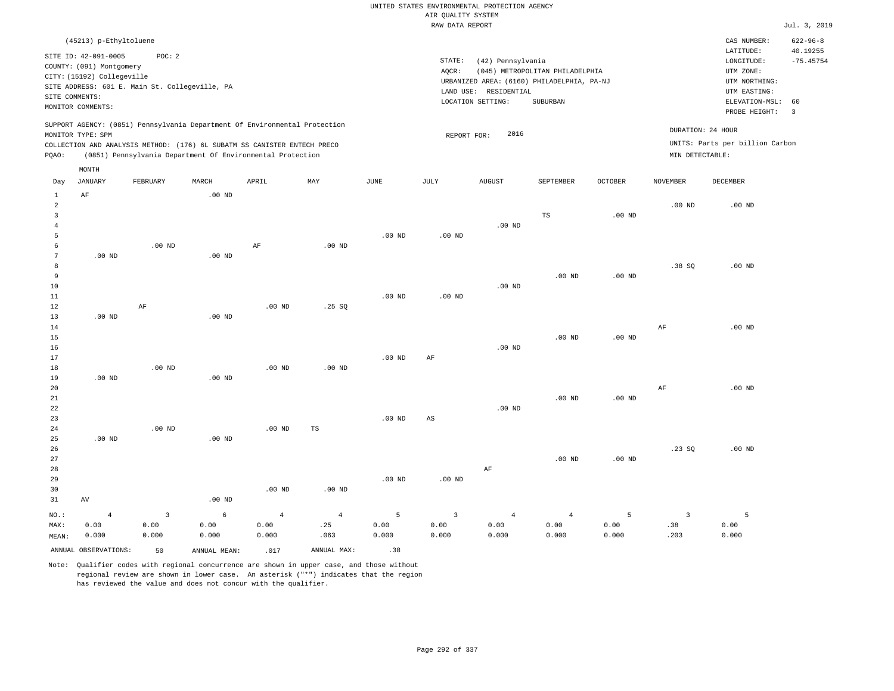UNITED STATES ENVIRONMENTAL PROTECTION AGENCY
AIR QUALITY SYSTEM
RAW DATA REPORT

Jul. 3, 2019

(45213) p-Ethyltoluene

SITE ID: 42-091-0005 POC: 2
COUNTY: (091) Montgomery
CITY: (15192) Collegeville
SITE ADDRESS: 601 E. Main St. Collegeville, PA
SITE COMMENTS:
MONITOR COMMENTS:

STATE: (42) Pennsylvania
AQCR: (045) METROPOLITAN PHILADELPHIA
URBANIZED AREA: (6160) PHILADELPHIA, PA-NJ
LAND USE: RESIDENTIAL
LOCATION SETTING: SUBURBAN

CAS NUMBER: 622-96-8
LATITUDE: 40.19255
LONGITUDE: -75.45754
UTM ZONE:
UTM NORTHING:
UTM EASTING:
ELEVATION-MSL: 60
PROBE HEIGHT: 3

SUPPORT AGENCY: (0851) Pennsylvania Department Of Environmental Protection
MONITOR TYPE: SPM
COLLECTION AND ANALYSIS METHOD: (176) 6L SUBATM SS CANISTER ENTECH PRECO
PQAO: (0851) Pennsylvania Department Of Environmental Protection

REPORT FOR: 2016

DURATION: 24 HOUR
UNITS: Parts per billion Carbon
MIN DETECTABLE:

| Day | JANUARY | FEBRUARY | MARCH | APRIL | MAY | JUNE | JULY | AUGUST | SEPTEMBER | OCTOBER | NOVEMBER | DECEMBER |
|---|---|---|---|---|---|---|---|---|---|---|---|---|
| 1 | AF | | .00 ND | | | | | | | | | |
| 2 | | | | | | | | | | | .00 ND | .00 ND |
| 3 | | | | | | | | | TS | .00 ND | | |
| 4 | | | | | | | | .00 ND | | | | |
| 5 | | | | | | .00 ND | .00 ND | | | | | |
| 6 | | .00 ND | | AF | .00 ND | | | | | | | |
| 7 | .00 ND | | .00 ND | | | | | | | | | |
| 8 | | | | | | | | | | | .38 SQ | .00 ND |
| 9 | | | | | | | | | .00 ND | .00 ND | | |
| 10 | | | | | | | | .00 ND | | | | |
| 11 | | | | | | .00 ND | .00 ND | | | | | |
| 12 | | AF | | .00 ND | .25 SQ | | | | | | | |
| 13 | .00 ND | | .00 ND | | | | | | | | | |
| 14 | | | | | | | | | | | AF | .00 ND |
| 15 | | | | | | | | | .00 ND | .00 ND | | |
| 16 | | | | | | | | .00 ND | | | | |
| 17 | | | | | | .00 ND | AF | | | | | |
| 18 | | .00 ND | | .00 ND | .00 ND | | | | | | | |
| 19 | .00 ND | | .00 ND | | | | | | | | | |
| 20 | | | | | | | | | | | AF | .00 ND |
| 21 | | | | | | | | | .00 ND | .00 ND | | |
| 22 | | | | | | | | .00 ND | | | | |
| 23 | | | | | | .00 ND | AS | | | | | |
| 24 | | .00 ND | | .00 ND | TS | | | | | | | |
| 25 | .00 ND | | .00 ND | | | | | | | | | |
| 26 | | | | | | | | | | | .23 SQ | .00 ND |
| 27 | | | | | | | | | .00 ND | .00 ND | | |
| 28 | | | | | | | | AF | | | | |
| 29 | | | | | | .00 ND | .00 ND | | | | | |
| 30 | | | | .00 ND | .00 ND | | | | | | | |
| 31 | AV | | .00 ND | | | | | | | | | |
| NO.: | 4 | 3 | 6 | 4 | 4 | 5 | 3 | 4 | 4 | 5 | 3 | 5 |
| MAX: | 0.00 | 0.00 | 0.00 | 0.00 | .25 | 0.00 | 0.00 | 0.00 | 0.00 | 0.00 | .38 | 0.00 |
| MEAN: | 0.000 | 0.000 | 0.000 | 0.000 | .063 | 0.000 | 0.000 | 0.000 | 0.000 | 0.000 | .203 | 0.000 |

ANNUAL OBSERVATIONS: 50 ANNUAL MEAN: .017 ANNUAL MAX: .38

Note: Qualifier codes with regional concurrence are shown in upper case, and those without regional review are shown in lower case. An asterisk ("*") indicates that the region has reviewed the value and does not concur with the qualifier.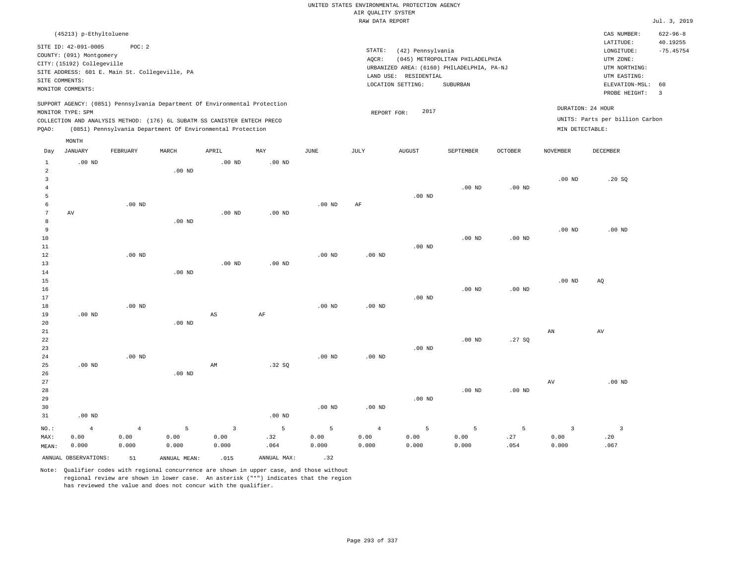UNITED STATES ENVIRONMENTAL PROTECTION AGENCY
AIR QUALITY SYSTEM
RAW DATA REPORT

Jul. 3, 2019

(45213) p-Ethyltoluene

SITE ID: 42-091-0005    POC: 2
COUNTY: (091) Montgomery
CITY: (15192) Collegeville
SITE ADDRESS: 601 E. Main St. Collegeville, PA
SITE COMMENTS:
MONITOR COMMENTS:

STATE: (42) Pennsylvania
AQCR: (045) METROPOLITAN PHILADELPHIA
URBANIZED AREA: (6160) PHILADELPHIA, PA-NJ
LAND USE: RESIDENTIAL
LOCATION SETTING: SUBURBAN

CAS NUMBER: 622-96-8
LATITUDE: 40.19255
LONGITUDE: -75.45754
UTM ZONE:
UTM NORTHING:
UTM EASTING:
ELEVATION-MSL: 60
PROBE HEIGHT: 3

SUPPORT AGENCY: (0851) Pennsylvania Department Of Environmental Protection
MONITOR TYPE: SPM
COLLECTION AND ANALYSIS METHOD: (176) 6L SUBATM SS CANISTER ENTECH PRECO
PQAO: (0851) Pennsylvania Department Of Environmental Protection

REPORT FOR: 2017

DURATION: 24 HOUR
UNITS: Parts per billion Carbon
MIN DETECTABLE:

| Day | JANUARY | FEBRUARY | MARCH | APRIL | MAY | JUNE | JULY | AUGUST | SEPTEMBER | OCTOBER | NOVEMBER | DECEMBER |
|---|---|---|---|---|---|---|---|---|---|---|---|---|
| 1 | .00 ND | | | .00 ND | .00 ND | | | | | | | |
| 2 | | | .00 ND | | | | | | | | | |
| 3 | | | | | | | | | | | .00 ND | .20 SQ |
| 4 | | | | | | | | | .00 ND | .00 ND | | |
| 5 | | | | | | | | .00 ND | | | | |
| 6 | | .00 ND | | | | .00 ND | AF | | | | | |
| 7 | AV | | | .00 ND | .00 ND | | | | | | | |
| 8 | | | .00 ND | | | | | | | | | |
| 9 | | | | | | | | | | | .00 ND | .00 ND |
| 10 | | | | | | | | | .00 ND | .00 ND | | |
| 11 | | | | | | | | .00 ND | | | | |
| 12 | | .00 ND | | | | .00 ND | .00 ND | | | | | |
| 13 | | | | .00 ND | .00 ND | | | | | | | |
| 14 | | | .00 ND | | | | | | | | | |
| 15 | | | | | | | | | | | .00 ND | AQ |
| 16 | | | | | | | | | .00 ND | .00 ND | | |
| 17 | | | | | | | | .00 ND | | | | |
| 18 | | .00 ND | | | | .00 ND | .00 ND | | | | | |
| 19 | .00 ND | | | AS | AF | | | | | | | |
| 20 | | | .00 ND | | | | | | | | | |
| 21 | | | | | | | | | | | AN | AV |
| 22 | | | | | | | | | .00 ND | .27 SQ | | |
| 23 | | | | | | | | .00 ND | | | | |
| 24 | | .00 ND | | | | .00 ND | .00 ND | | | | | |
| 25 | .00 ND | | | AM | .32 SQ | | | | | | | |
| 26 | | | .00 ND | | | | | | | | | |
| 27 | | | | | | | | | | | AV | .00 ND |
| 28 | | | | | | | | | .00 ND | .00 ND | | |
| 29 | | | | | | | | .00 ND | | | | |
| 30 | | | | | | .00 ND | .00 ND | | | | | |
| 31 | .00 ND | | | | .00 ND | | | | | | | |
| NO.: | 4 | 4 | 5 | 3 | 5 | 5 | 4 | 5 | 5 | 5 | 3 | 3 |
| MAX: | 0.00 | 0.00 | 0.00 | 0.00 | .32 | 0.00 | 0.00 | 0.00 | 0.00 | .27 | 0.00 | .20 |
| MEAN: | 0.000 | 0.000 | 0.000 | 0.000 | .064 | 0.000 | 0.000 | 0.000 | 0.000 | .054 | 0.000 | .067 |

ANNUAL OBSERVATIONS: 51    ANNUAL MEAN: .015    ANNUAL MAX: .32

Note: Qualifier codes with regional concurrence are shown in upper case, and those without regional review are shown in lower case. An asterisk ("*") indicates that the region has reviewed the value and does not concur with the qualifier.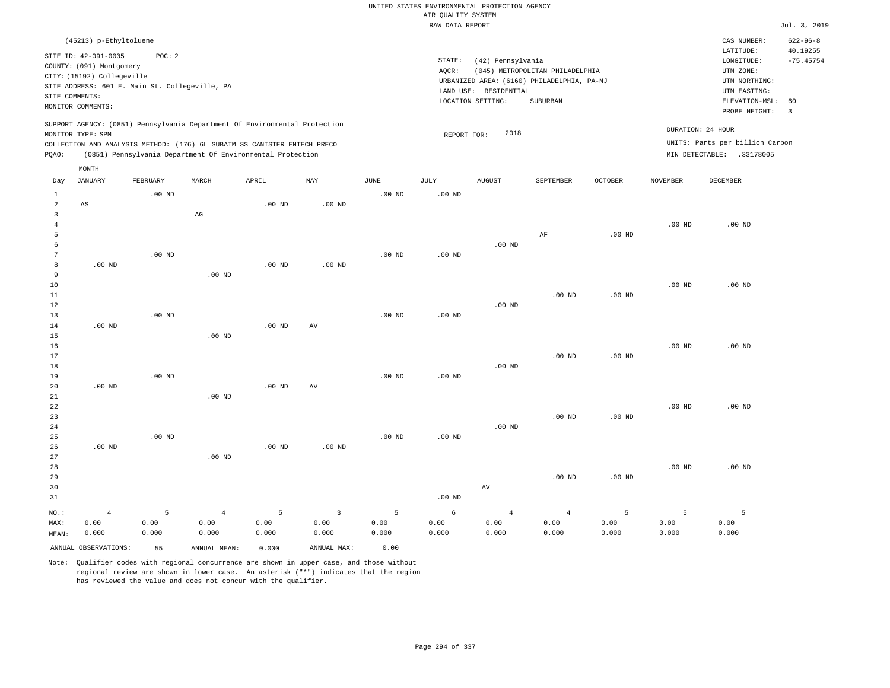UNITED STATES ENVIRONMENTAL PROTECTION AGENCY
AIR QUALITY SYSTEM
RAW DATA REPORT

Jul. 3, 2019

(45213) p-Ethyltoluene

SITE ID: 42-091-0005 POC: 2
COUNTY: (091) Montgomery
CITY: (15192) Collegeville
SITE ADDRESS: 601 E. Main St. Collegeville, PA
SITE COMMENTS:
MONITOR COMMENTS:

STATE: (42) Pennsylvania
AQCR: (045) METROPOLITAN PHILADELPHIA
URBANIZED AREA: (6160) PHILADELPHIA, PA-NJ
LAND USE: RESIDENTIAL
LOCATION SETTING: SUBURBAN

CAS NUMBER: 622-96-8
LATITUDE: 40.19255
LONGITUDE: -75.45754
UTM ZONE:
UTM NORTHING:
UTM EASTING:
ELEVATION-MSL: 60
PROBE HEIGHT: 3

SUPPORT AGENCY: (0851) Pennsylvania Department Of Environmental Protection
MONITOR TYPE: SPM
COLLECTION AND ANALYSIS METHOD: (176) 6L SUBATM SS CANISTER ENTECH PRECO
PQAO: (0851) Pennsylvania Department Of Environmental Protection

REPORT FOR: 2018

DURATION: 24 HOUR
UNITS: Parts per billion Carbon
MIN DETECTABLE: .33178005

| Day | JANUARY | FEBRUARY | MARCH | APRIL | MAY | JUNE | JULY | AUGUST | SEPTEMBER | OCTOBER | NOVEMBER | DECEMBER |
|---|---|---|---|---|---|---|---|---|---|---|---|---|
| 1 | | .00 ND | | | | .00 ND | .00 ND | | | | | |
| 2 | AS | | | .00 ND | .00 ND | | | | | | | |
| 3 | | | AG | | | | | | | | | |
| 4 | | | | | | | | | | | .00 ND | .00 ND |
| 5 | | | | | | | | | AF | .00 ND | | |
| 6 | | | | | | | | .00 ND | | | | |
| 7 | | .00 ND | | | | .00 ND | .00 ND | | | | | |
| 8 | .00 ND | | | .00 ND | .00 ND | | | | | | | |
| 9 | | | .00 ND | | | | | | | | | |
| 10 | | | | | | | | | | | .00 ND | .00 ND |
| 11 | | | | | | | | | .00 ND | .00 ND | | |
| 12 | | | | | | | | .00 ND | | | | |
| 13 | | .00 ND | | | | .00 ND | .00 ND | | | | | |
| 14 | .00 ND | | | .00 ND | AV | | | | | | | |
| 15 | | | .00 ND | | | | | | | | | |
| 16 | | | | | | | | | | | .00 ND | .00 ND |
| 17 | | | | | | | | | .00 ND | .00 ND | | |
| 18 | | | | | | | | .00 ND | | | | |
| 19 | | .00 ND | | | | .00 ND | .00 ND | | | | | |
| 20 | .00 ND | | | .00 ND | AV | | | | | | | |
| 21 | | | .00 ND | | | | | | | | | |
| 22 | | | | | | | | | | | .00 ND | .00 ND |
| 23 | | | | | | | | | .00 ND | .00 ND | | |
| 24 | | | | | | | | .00 ND | | | | |
| 25 | | .00 ND | | | | .00 ND | .00 ND | | | | | |
| 26 | .00 ND | | | .00 ND | .00 ND | | | | | | | |
| 27 | | | .00 ND | | | | | | | | | |
| 28 | | | | | | | | | | | .00 ND | .00 ND |
| 29 | | | | | | | | | .00 ND | .00 ND | | |
| 30 | | | | | | | | AV | | | | |
| 31 | | | | | | | .00 ND | | | | | |
| NO.: | 4 | 5 | 4 | 5 | 3 | 5 | 6 | 4 | 4 | 5 | 5 | 5 |
| MAX: | 0.00 | 0.00 | 0.00 | 0.00 | 0.00 | 0.00 | 0.00 | 0.00 | 0.00 | 0.00 | 0.00 | 0.00 |
| MEAN: | 0.000 | 0.000 | 0.000 | 0.000 | 0.000 | 0.000 | 0.000 | 0.000 | 0.000 | 0.000 | 0.000 | 0.000 |

ANNUAL OBSERVATIONS: 55 ANNUAL MEAN: 0.000 ANNUAL MAX: 0.00

Note: Qualifier codes with regional concurrence are shown in upper case, and those without regional review are shown in lower case. An asterisk ("*") indicates that the region has reviewed the value and does not concur with the qualifier.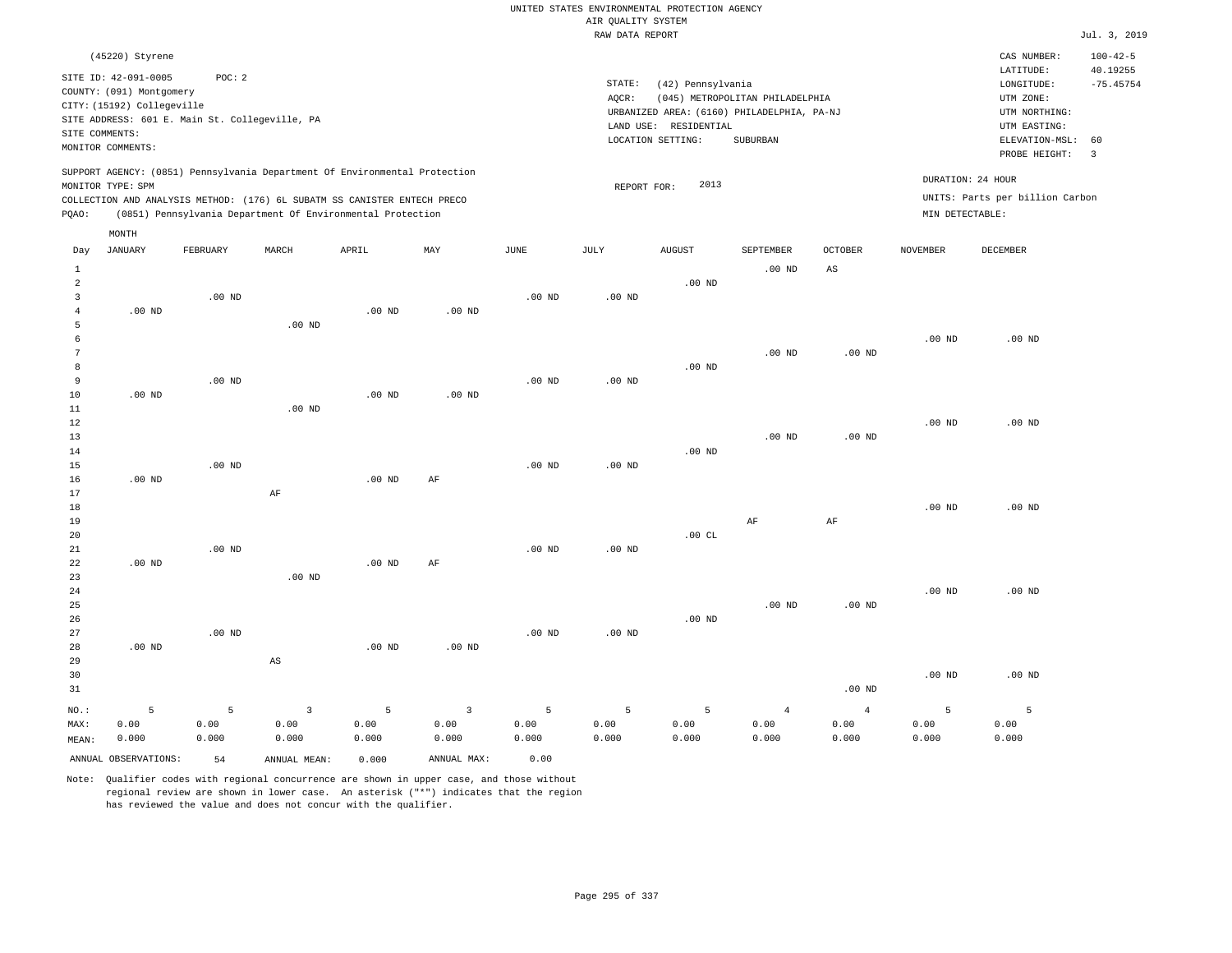UNITED STATES ENVIRONMENTAL PROTECTION AGENCY
AIR QUALITY SYSTEM
RAW DATA REPORT

Jul. 3, 2019

(45220) Styrene

SITE ID: 42-091-0005 POC: 2
COUNTY: (091) Montgomery
CITY: (15192) Collegeville
SITE ADDRESS: 601 E. Main St. Collegeville, PA
SITE COMMENTS:
MONITOR COMMENTS:

STATE: (42) Pennsylvania
AQCR: (045) METROPOLITAN PHILADELPHIA
URBANIZED AREA: (6160) PHILADELPHIA, PA-NJ
LAND USE: RESIDENTIAL
LOCATION SETTING: SUBURBAN

CAS NUMBER: 100-42-5
LATITUDE: 40.19255
LONGITUDE: -75.45754
UTM ZONE:
UTM NORTHING:
UTM EASTING:
ELEVATION-MSL: 60
PROBE HEIGHT: 3

SUPPORT AGENCY: (0851) Pennsylvania Department Of Environmental Protection
MONITOR TYPE: SPM
COLLECTION AND ANALYSIS METHOD: (176) 6L SUBATM SS CANISTER ENTECH PRECO
PQAO: (0851) Pennsylvania Department Of Environmental Protection

REPORT FOR: 2013

DURATION: 24 HOUR
UNITS: Parts per billion Carbon
MIN DETECTABLE:

| Day | JANUARY | FEBRUARY | MARCH | APRIL | MAY | JUNE | JULY | AUGUST | SEPTEMBER | OCTOBER | NOVEMBER | DECEMBER |
|---|---|---|---|---|---|---|---|---|---|---|---|---|
| 1 | | | | | | | | | .00 ND | AS | | |
| 2 | | | | | | | | .00 ND | | | | |
| 3 | | .00 ND | | | | .00 ND | .00 ND | | | | | |
| 4 | .00 ND | | | .00 ND | .00 ND | | | | | | | |
| 5 | | | .00 ND | | | | | | | | | |
| 6 | | | | | | | | | | | .00 ND | .00 ND |
| 7 | | | | | | | | | .00 ND | .00 ND | | |
| 8 | | | | | | | | .00 ND | | | | |
| 9 | | .00 ND | | | | .00 ND | .00 ND | | | | | |
| 10 | .00 ND | | | .00 ND | .00 ND | | | | | | | |
| 11 | | | .00 ND | | | | | | | | | |
| 12 | | | | | | | | | | | .00 ND | .00 ND |
| 13 | | | | | | | | | .00 ND | .00 ND | | |
| 14 | | | | | | | | .00 ND | | | | |
| 15 | | .00 ND | | | | .00 ND | .00 ND | | | | | |
| 16 | .00 ND | | | .00 ND | AF | | | | | | | |
| 17 | | | AF | | | | | | | | | |
| 18 | | | | | | | | | | | .00 ND | .00 ND |
| 19 | | | | | | | | | AF | AF | | |
| 20 | | | | | | | | .00 CL | | | | |
| 21 | | .00 ND | | | | .00 ND | .00 ND | | | | | |
| 22 | .00 ND | | | .00 ND | AF | | | | | | | |
| 23 | | | .00 ND | | | | | | | | | |
| 24 | | | | | | | | | | | .00 ND | .00 ND |
| 25 | | | | | | | | | .00 ND | .00 ND | | |
| 26 | | | | | | | | .00 ND | | | | |
| 27 | | .00 ND | | | | .00 ND | .00 ND | | | | | |
| 28 | .00 ND | | | .00 ND | .00 ND | | | | | | | |
| 29 | | | AS | | | | | | | | | |
| 30 | | | | | | | | | | | .00 ND | .00 ND |
| 31 | | | | | | | | | | .00 ND | | |
| NO.: | 5 | 5 | 3 | 5 | 3 | 5 | 5 | 5 | 4 | 4 | 5 | 5 |
| MAX: | 0.00 | 0.00 | 0.00 | 0.00 | 0.00 | 0.00 | 0.00 | 0.00 | 0.00 | 0.00 | 0.00 | 0.00 |
| MEAN: | 0.000 | 0.000 | 0.000 | 0.000 | 0.000 | 0.000 | 0.000 | 0.000 | 0.000 | 0.000 | 0.000 | 0.000 |

ANNUAL OBSERVATIONS: 54 ANNUAL MEAN: 0.000 ANNUAL MAX: 0.00

Note: Qualifier codes with regional concurrence are shown in upper case, and those without regional review are shown in lower case. An asterisk ("*") indicates that the region has reviewed the value and does not concur with the qualifier.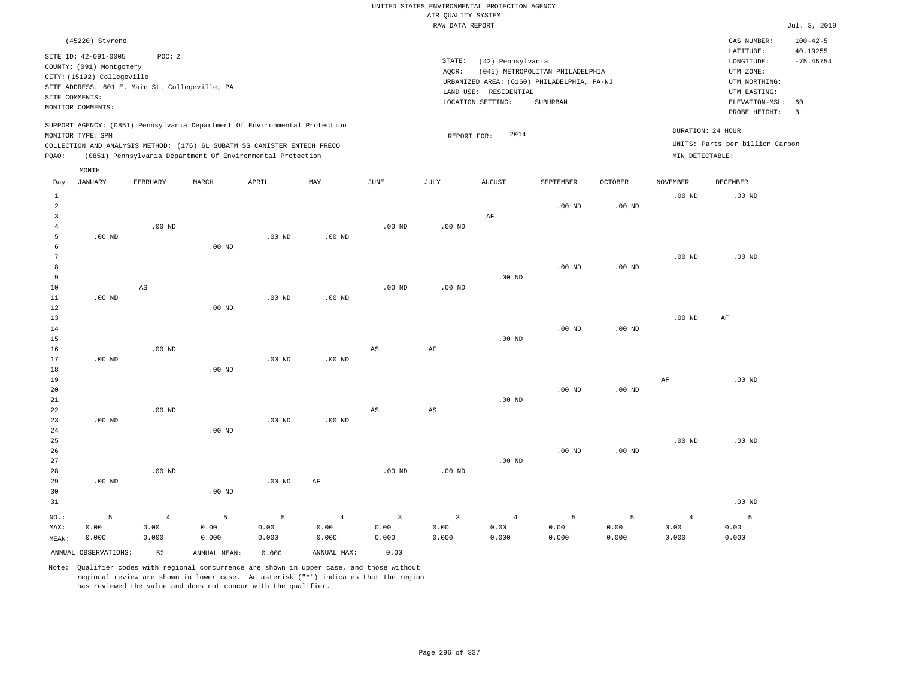UNITED STATES ENVIRONMENTAL PROTECTION AGENCY
AIR QUALITY SYSTEM
RAW DATA REPORT

Jul. 3, 2019

(45220) Styrene

SITE ID: 42-091-0005    POC: 2
COUNTY: (091) Montgomery
CITY: (15192) Collegeville
SITE ADDRESS: 601 E. Main St. Collegeville, PA
SITE COMMENTS:
MONITOR COMMENTS:

STATE: (42) Pennsylvania
AQCR: (045) METROPOLITAN PHILADELPHIA
URBANIZED AREA: (6160) PHILADELPHIA, PA-NJ
LAND USE: RESIDENTIAL
LOCATION SETTING: SUBURBAN

CAS NUMBER: 100-42-5
LATITUDE: 40.19255
LONGITUDE: -75.45754
UTM ZONE:
UTM NORTHING:
UTM EASTING:
ELEVATION-MSL: 60
PROBE HEIGHT: 3

SUPPORT AGENCY: (0851) Pennsylvania Department Of Environmental Protection
MONITOR TYPE: SPM
COLLECTION AND ANALYSIS METHOD: (176) 6L SUBATM SS CANISTER ENTECH PRECO
PQAO: (0851) Pennsylvania Department Of Environmental Protection

REPORT FOR: 2014

DURATION: 24 HOUR
UNITS: Parts per billion Carbon
MIN DETECTABLE:

| Day | JANUARY | FEBRUARY | MARCH | APRIL | MAY | JUNE | JULY | AUGUST | SEPTEMBER | OCTOBER | NOVEMBER | DECEMBER |
|---|---|---|---|---|---|---|---|---|---|---|---|---|
| 1 | | | | | | | | | | | .00 ND | .00 ND |
| 2 | | | | | | | | | .00 ND | .00 ND | | |
| 3 | | | | | | | | AF | | | | |
| 4 | | .00 ND | | | | .00 ND | .00 ND | | | | | |
| 5 | .00 ND | | | .00 ND | .00 ND | | | | | | | |
| 6 | | | .00 ND | | | | | | | | | |
| 7 | | | | | | | | | | | .00 ND | .00 ND |
| 8 | | | | | | | | | .00 ND | .00 ND | | |
| 9 | | | | | | | | .00 ND | | | | |
| 10 | | AS | | | | .00 ND | .00 ND | | | | | |
| 11 | .00 ND | | | .00 ND | .00 ND | | | | | | | |
| 12 | | | .00 ND | | | | | | | | | |
| 13 | | | | | | | | | | | .00 ND | AF |
| 14 | | | | | | | | | .00 ND | .00 ND | | |
| 15 | | | | | | | | .00 ND | | | | |
| 16 | | .00 ND | | | | AS | AF | | | | | |
| 17 | .00 ND | | | .00 ND | .00 ND | | | | | | | |
| 18 | | | .00 ND | | | | | | | | | |
| 19 | | | | | | | | | | | AF | .00 ND |
| 20 | | | | | | | | | .00 ND | .00 ND | | |
| 21 | | | | | | | | .00 ND | | | | |
| 22 | | .00 ND | | | | AS | AS | | | | | |
| 23 | .00 ND | | | .00 ND | .00 ND | | | | | | | |
| 24 | | | .00 ND | | | | | | | | | |
| 25 | | | | | | | | | | | .00 ND | .00 ND |
| 26 | | | | | | | | | .00 ND | .00 ND | | |
| 27 | | | | | | | | .00 ND | | | | |
| 28 | | .00 ND | | | | .00 ND | .00 ND | | | | | |
| 29 | .00 ND | | | .00 ND | AF | | | | | | | |
| 30 | | | .00 ND | | | | | | | | | |
| 31 | | | | | | | | | | | | .00 ND |
| NO.: | 5 | 4 | 5 | 5 | 4 | 3 | 3 | 4 | 5 | 5 | 4 | 5 |
| MAX: | 0.00 | 0.00 | 0.00 | 0.00 | 0.00 | 0.00 | 0.00 | 0.00 | 0.00 | 0.00 | 0.00 | 0.00 |
| MEAN: | 0.000 | 0.000 | 0.000 | 0.000 | 0.000 | 0.000 | 0.000 | 0.000 | 0.000 | 0.000 | 0.000 | 0.000 |

ANNUAL OBSERVATIONS: 52    ANNUAL MEAN: 0.000    ANNUAL MAX: 0.00

Note: Qualifier codes with regional concurrence are shown in upper case, and those without regional review are shown in lower case. An asterisk ("*") indicates that the region has reviewed the value and does not concur with the qualifier.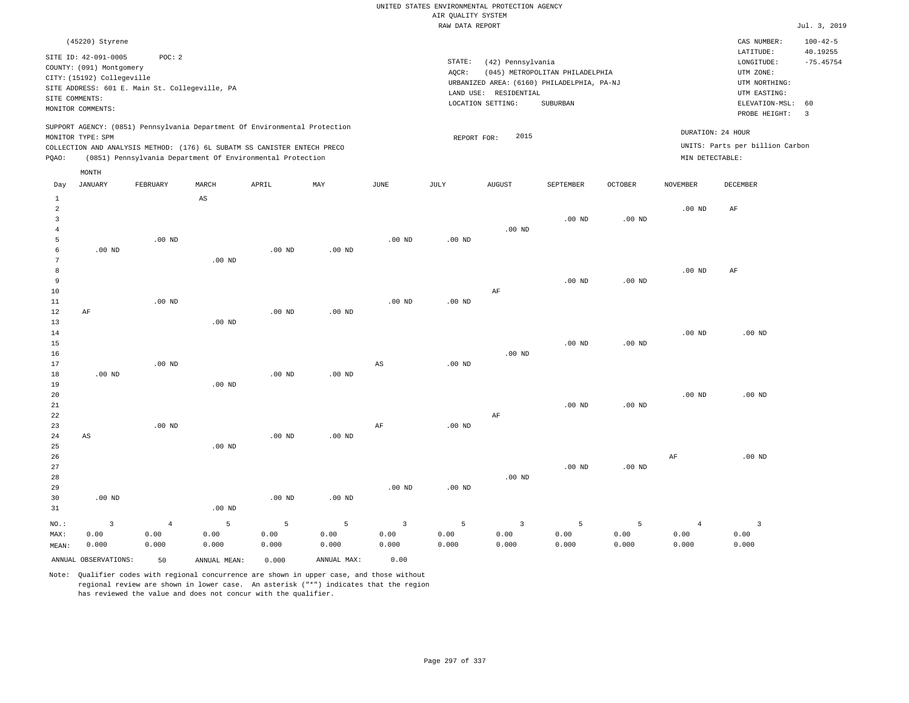UNITED STATES ENVIRONMENTAL PROTECTION AGENCY
AIR QUALITY SYSTEM
RAW DATA REPORT

Jul. 3, 2019

(45220) Styrene

SITE ID: 42-091-0005 POC: 2
COUNTY: (091) Montgomery
CITY: (15192) Collegeville
SITE ADDRESS: 601 E. Main St. Collegeville, PA
SITE COMMENTS:
MONITOR COMMENTS:

STATE: (42) Pennsylvania
AQCR: (045) METROPOLITAN PHILADELPHIA
URBANIZED AREA: (6160) PHILADELPHIA, PA-NJ
LAND USE: RESIDENTIAL
LOCATION SETTING: SUBURBAN

CAS NUMBER: 100-42-5
LATITUDE: 40.19255
LONGITUDE: -75.45754
UTM ZONE:
UTM NORTHING:
UTM EASTING:
ELEVATION-MSL: 60
PROBE HEIGHT: 3

SUPPORT AGENCY: (0851) Pennsylvania Department Of Environmental Protection
MONITOR TYPE: SPM
COLLECTION AND ANALYSIS METHOD: (176) 6L SUBATM SS CANISTER ENTECH PRECO
PQAO: (0851) Pennsylvania Department Of Environmental Protection

REPORT FOR: 2015

DURATION: 24 HOUR
UNITS: Parts per billion Carbon
MIN DETECTABLE:

| Day | JANUARY | FEBRUARY | MARCH | APRIL | MAY | JUNE | JULY | AUGUST | SEPTEMBER | OCTOBER | NOVEMBER | DECEMBER |
|---|---|---|---|---|---|---|---|---|---|---|---|---|
| 1 | | | AS | | | | | | | | | |
| 2 | | | | | | | | | | | .00 ND | AF |
| 3 | | | | | | | | | .00 ND | .00 ND | | |
| 4 | | | | | | | | .00 ND | | | | |
| 5 | | .00 ND | | | | .00 ND | .00 ND | | | | | |
| 6 | .00 ND | | | .00 ND | .00 ND | | | | | | | |
| 7 | | | .00 ND | | | | | | | | | |
| 8 | | | | | | | | | | | .00 ND | AF |
| 9 | | | | | | | | | .00 ND | .00 ND | | |
| 10 | | | | | | | | AF | | | | |
| 11 | | .00 ND | | | | .00 ND | .00 ND | | | | | |
| 12 | AF | | | .00 ND | .00 ND | | | | | | | |
| 13 | | | .00 ND | | | | | | | | | |
| 14 | | | | | | | | | | | .00 ND | .00 ND |
| 15 | | | | | | | | | .00 ND | .00 ND | | |
| 16 | | | | | | | | .00 ND | | | | |
| 17 | | .00 ND | | | | AS | .00 ND | | | | | |
| 18 | .00 ND | | | .00 ND | .00 ND | | | | | | | |
| 19 | | | .00 ND | | | | | | | | | |
| 20 | | | | | | | | | | | .00 ND | .00 ND |
| 21 | | | | | | | | | .00 ND | .00 ND | | |
| 22 | | | | | | | | AF | | | | |
| 23 | | .00 ND | | | | AF | .00 ND | | | | | |
| 24 | AS | | | .00 ND | .00 ND | | | | | | | |
| 25 | | | .00 ND | | | | | | | | | |
| 26 | | | | | | | | | | | AF | .00 ND |
| 27 | | | | | | | | | .00 ND | .00 ND | | |
| 28 | | | | | | | | .00 ND | | | | |
| 29 | | | | | | .00 ND | .00 ND | | | | | |
| 30 | .00 ND | | | .00 ND | .00 ND | | | | | | | |
| 31 | | | .00 ND | | | | | | | | | |
| NO.: | 3 | 4 | 5 | 5 | 5 | 3 | 5 | 3 | 5 | 5 | 4 | 3 |
| MAX: | 0.00 | 0.00 | 0.00 | 0.00 | 0.00 | 0.00 | 0.00 | 0.00 | 0.00 | 0.00 | 0.00 | 0.00 |
| MEAN: | 0.000 | 0.000 | 0.000 | 0.000 | 0.000 | 0.000 | 0.000 | 0.000 | 0.000 | 0.000 | 0.000 | 0.000 |

ANNUAL OBSERVATIONS: 50 ANNUAL MEAN: 0.000 ANNUAL MAX: 0.00

Note: Qualifier codes with regional concurrence are shown in upper case, and those without regional review are shown in lower case. An asterisk ("*") indicates that the region has reviewed the value and does not concur with the qualifier.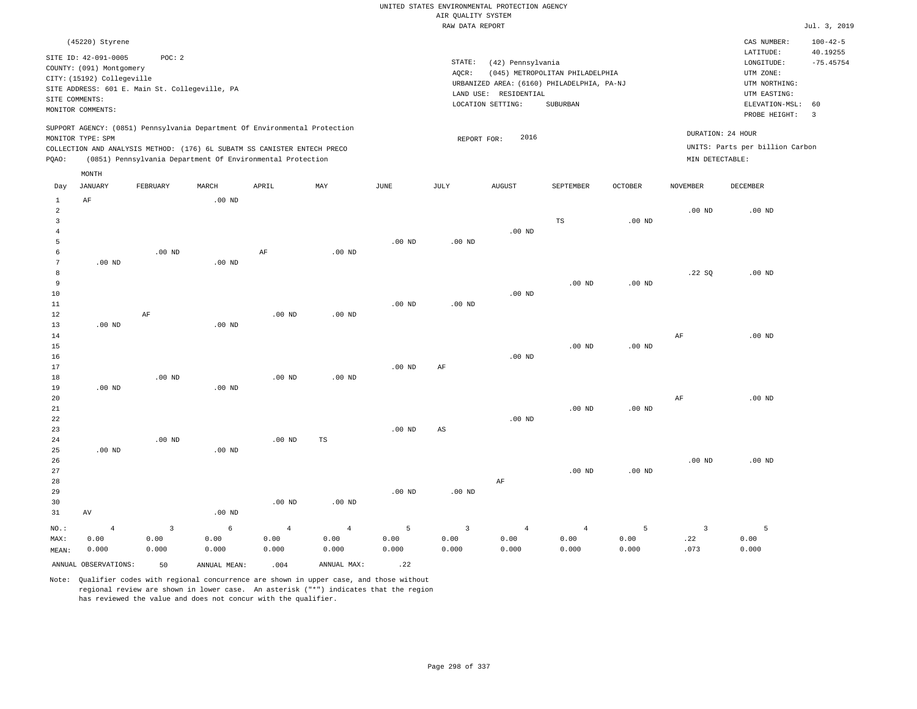UNITED STATES ENVIRONMENTAL PROTECTION AGENCY
AIR QUALITY SYSTEM
RAW DATA REPORT

Jul. 3, 2019

(45220) Styrene

SITE ID: 42-091-0005 POC: 2
COUNTY: (091) Montgomery
CITY: (15192) Collegeville
SITE ADDRESS: 601 E. Main St. Collegeville, PA
SITE COMMENTS:
MONITOR COMMENTS:

STATE: (42) Pennsylvania
AQCR: (045) METROPOLITAN PHILADELPHIA
URBANIZED AREA: (6160) PHILADELPHIA, PA-NJ
LAND USE: RESIDENTIAL
LOCATION SETTING: SUBURBAN

CAS NUMBER: 100-42-5
LATITUDE: 40.19255
LONGITUDE: -75.45754
UTM ZONE:
UTM NORTHING:
UTM EASTING:
ELEVATION-MSL: 60
PROBE HEIGHT: 3

SUPPORT AGENCY: (0851) Pennsylvania Department Of Environmental Protection
MONITOR TYPE: SPM
COLLECTION AND ANALYSIS METHOD: (176) 6L SUBATM SS CANISTER ENTECH PRECO
PQAO: (0851) Pennsylvania Department Of Environmental Protection

REPORT FOR: 2016

DURATION: 24 HOUR
UNITS: Parts per billion Carbon
MIN DETECTABLE:

| Day | JANUARY | FEBRUARY | MARCH | APRIL | MAY | JUNE | JULY | AUGUST | SEPTEMBER | OCTOBER | NOVEMBER | DECEMBER |
|---|---|---|---|---|---|---|---|---|---|---|---|---|
| 1 | AF | | .00 ND | | | | | | | | | |
| 2 | | | | | | | | | | | .00 ND | .00 ND |
| 3 | | | | | | | | | TS | .00 ND | | |
| 4 | | | | | | | | .00 ND | | | | |
| 5 | | | | | | .00 ND | .00 ND | | | | | |
| 6 | | .00 ND | | AF | .00 ND | | | | | | | |
| 7 | .00 ND | | .00 ND | | | | | | | | | |
| 8 | | | | | | | | | | | .22 SQ | .00 ND |
| 9 | | | | | | | | | .00 ND | .00 ND | | |
| 10 | | | | | | | | .00 ND | | | | |
| 11 | | | | | | .00 ND | .00 ND | | | | | |
| 12 | | AF | | .00 ND | .00 ND | | | | | | | |
| 13 | .00 ND | | .00 ND | | | | | | | | | |
| 14 | | | | | | | | | | | AF | .00 ND |
| 15 | | | | | | | | | .00 ND | .00 ND | | |
| 16 | | | | | | | | .00 ND | | | | |
| 17 | | | | | | .00 ND | AF | | | | | |
| 18 | | .00 ND | | .00 ND | .00 ND | | | | | | | |
| 19 | .00 ND | | .00 ND | | | | | | | | | |
| 20 | | | | | | | | | | | AF | .00 ND |
| 21 | | | | | | | | | .00 ND | .00 ND | | |
| 22 | | | | | | | | .00 ND | | | | |
| 23 | | | | | | .00 ND | AS | | | | | |
| 24 | | .00 ND | | .00 ND | TS | | | | | | | |
| 25 | .00 ND | | .00 ND | | | | | | | | | |
| 26 | | | | | | | | | | | .00 ND | .00 ND |
| 27 | | | | | | | | | .00 ND | .00 ND | | |
| 28 | | | | | | | | AF | | | | |
| 29 | | | | | | .00 ND | .00 ND | | | | | |
| 30 | | | | .00 ND | .00 ND | | | | | | | |
| 31 | AV | | .00 ND | | | | | | | | | |
| NO.: | 4 | 3 | 6 | 4 | 4 | 5 | 3 | 4 | 4 | 5 | 3 | 5 |
| MAX: | 0.00 | 0.00 | 0.00 | 0.00 | 0.00 | 0.00 | 0.00 | 0.00 | 0.00 | 0.00 | .22 | 0.00 |
| MEAN: | 0.000 | 0.000 | 0.000 | 0.000 | 0.000 | 0.000 | 0.000 | 0.000 | 0.000 | 0.000 | .073 | 0.000 |

ANNUAL OBSERVATIONS: 50 ANNUAL MEAN: .004 ANNUAL MAX: .22

Note: Qualifier codes with regional concurrence are shown in upper case, and those without regional review are shown in lower case. An asterisk ("*") indicates that the region has reviewed the value and does not concur with the qualifier.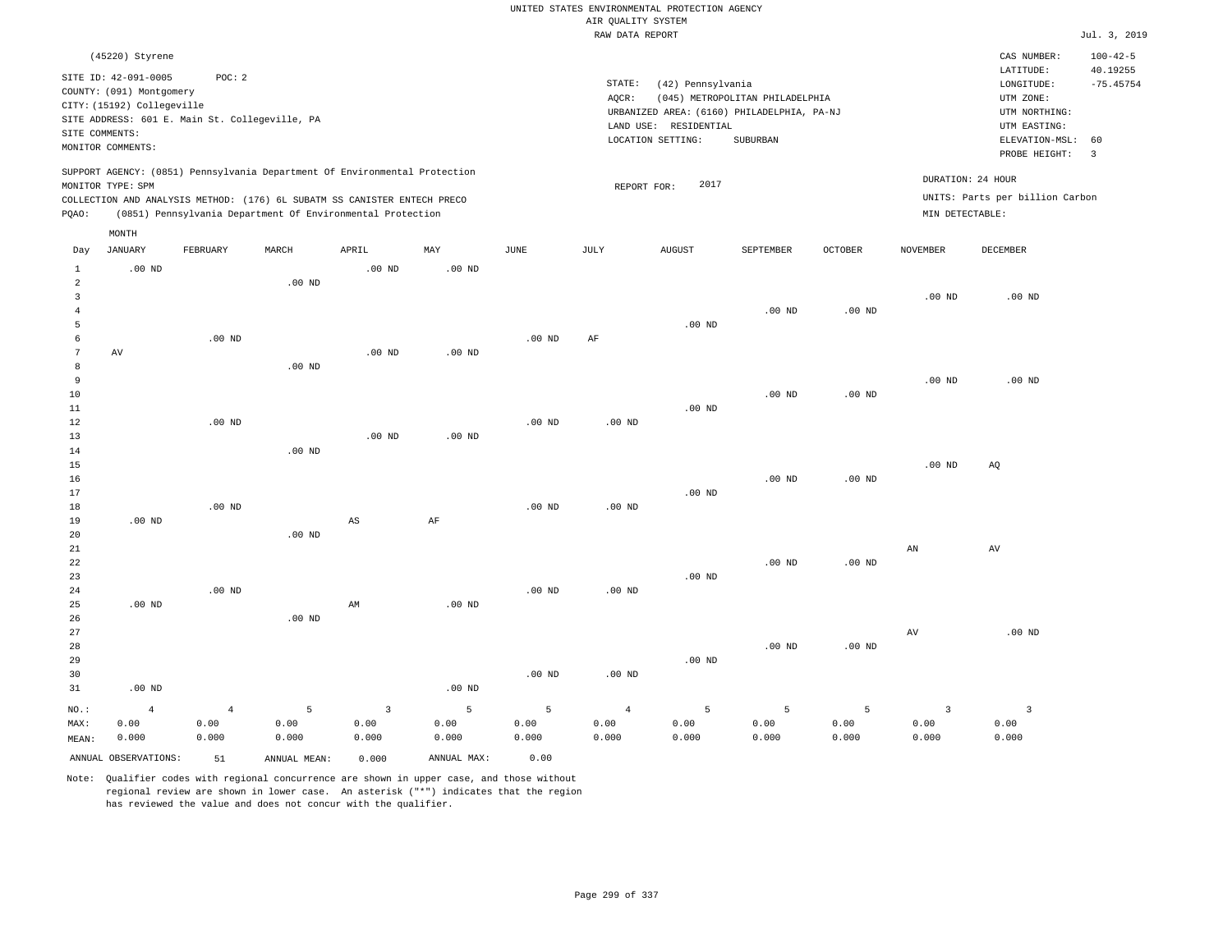UNITED STATES ENVIRONMENTAL PROTECTION AGENCY
AIR QUALITY SYSTEM
RAW DATA REPORT

Jul. 3, 2019

(45220) Styrene

SITE ID: 42-091-0005 POC: 2
COUNTY: (091) Montgomery
CITY: (15192) Collegeville
SITE ADDRESS: 601 E. Main St. Collegeville, PA
SITE COMMENTS:
MONITOR COMMENTS:

STATE: (42) Pennsylvania
AQCR: (045) METROPOLITAN PHILADELPHIA
URBANIZED AREA: (6160) PHILADELPHIA, PA-NJ
LAND USE: RESIDENTIAL
LOCATION SETTING: SUBURBAN

CAS NUMBER: 100-42-5
LATITUDE: 40.19255
LONGITUDE: -75.45754
UTM ZONE:
UTM NORTHING:
UTM EASTING:
ELEVATION-MSL: 60
PROBE HEIGHT: 3

SUPPORT AGENCY: (0851) Pennsylvania Department Of Environmental Protection
MONITOR TYPE: SPM
COLLECTION AND ANALYSIS METHOD: (176) 6L SUBATM SS CANISTER ENTECH PRECO
PQAO: (0851) Pennsylvania Department Of Environmental Protection

REPORT FOR: 2017

DURATION: 24 HOUR
UNITS: Parts per billion Carbon
MIN DETECTABLE:

| Day | JANUARY | FEBRUARY | MARCH | APRIL | MAY | JUNE | JULY | AUGUST | SEPTEMBER | OCTOBER | NOVEMBER | DECEMBER |
|---|---|---|---|---|---|---|---|---|---|---|---|---|
| 1 | .00 ND | | | .00 ND | .00 ND | | | | | | | |
| 2 | | | .00 ND | | | | | | | | | |
| 3 | | | | | | | | | | | .00 ND | .00 ND |
| 4 | | | | | | | | | .00 ND | .00 ND | | |
| 5 | | | | | | | | .00 ND | | | | |
| 6 | | .00 ND | | | | .00 ND | AF | | | | | |
| 7 | AV | | | .00 ND | .00 ND | | | | | | | |
| 8 | | | .00 ND | | | | | | | | | |
| 9 | | | | | | | | | | | .00 ND | .00 ND |
| 10 | | | | | | | | | .00 ND | .00 ND | | |
| 11 | | | | | | | | .00 ND | | | | |
| 12 | | .00 ND | | | | .00 ND | .00 ND | | | | | |
| 13 | | | | .00 ND | .00 ND | | | | | | | |
| 14 | | | .00 ND | | | | | | | | | |
| 15 | | | | | | | | | | | .00 ND | AQ |
| 16 | | | | | | | | | .00 ND | .00 ND | | |
| 17 | | | | | | | | .00 ND | | | | |
| 18 | | .00 ND | | | | .00 ND | .00 ND | | | | | |
| 19 | .00 ND | | | AS | AF | | | | | | | |
| 20 | | | .00 ND | | | | | | | | | |
| 21 | | | | | | | | | | | AN | AV |
| 22 | | | | | | | | | .00 ND | .00 ND | | |
| 23 | | | | | | | | .00 ND | | | | |
| 24 | | .00 ND | | | | .00 ND | .00 ND | | | | | |
| 25 | .00 ND | | | AM | .00 ND | | | | | | | |
| 26 | | | .00 ND | | | | | | | | | |
| 27 | | | | | | | | | | | AV | .00 ND |
| 28 | | | | | | | | | .00 ND | .00 ND | | |
| 29 | | | | | | | | .00 ND | | | | |
| 30 | | | | | | .00 ND | .00 ND | | | | | |
| 31 | .00 ND | | | | .00 ND | | | | | | | |
| NO.: | 4 | 4 | 5 | 3 | 5 | 5 | 4 | 5 | 5 | 5 | 3 | 3 |
| MAX: | 0.00 | 0.00 | 0.00 | 0.00 | 0.00 | 0.00 | 0.00 | 0.00 | 0.00 | 0.00 | 0.00 | 0.00 |
| MEAN: | 0.000 | 0.000 | 0.000 | 0.000 | 0.000 | 0.000 | 0.000 | 0.000 | 0.000 | 0.000 | 0.000 | 0.000 |

ANNUAL OBSERVATIONS: 51 ANNUAL MEAN: 0.000 ANNUAL MAX: 0.00

Note: Qualifier codes with regional concurrence are shown in upper case, and those without regional review are shown in lower case. An asterisk ("*") indicates that the region has reviewed the value and does not concur with the qualifier.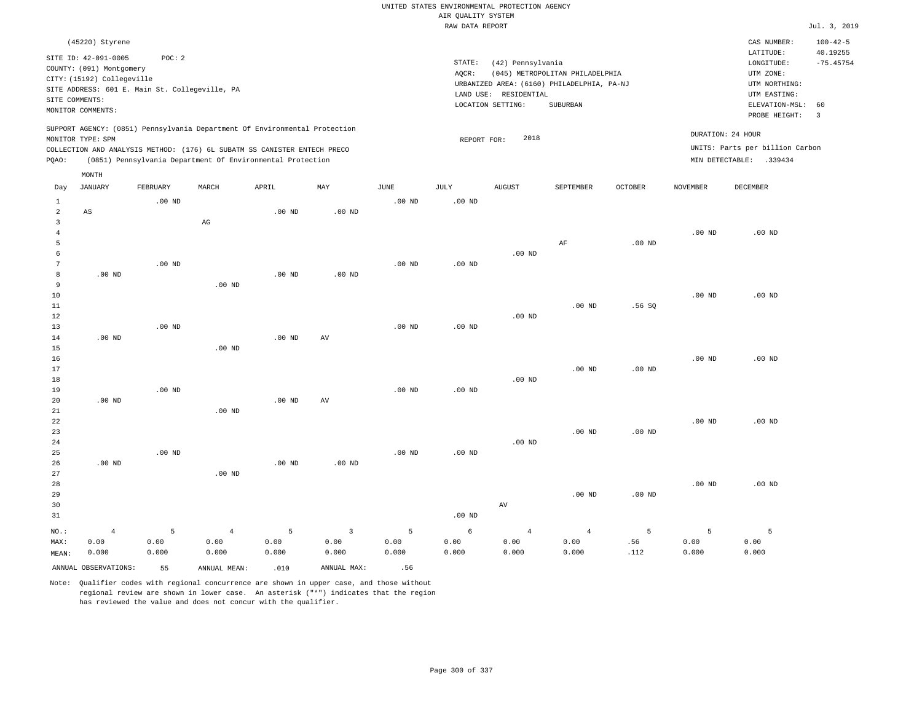UNITED STATES ENVIRONMENTAL PROTECTION AGENCY
AIR QUALITY SYSTEM
RAW DATA REPORT

Jul. 3, 2019

(45220) Styrene

SITE ID: 42-091-0005 POC: 2
COUNTY: (091) Montgomery
CITY: (15192) Collegeville
SITE ADDRESS: 601 E. Main St. Collegeville, PA
SITE COMMENTS:
MONITOR COMMENTS:

STATE: (42) Pennsylvania
AQCR: (045) METROPOLITAN PHILADELPHIA
URBANIZED AREA: (6160) PHILADELPHIA, PA-NJ
LAND USE: RESIDENTIAL
LOCATION SETTING: SUBURBAN

CAS NUMBER: 100-42-5
LATITUDE: 40.19255
LONGITUDE: -75.45754
UTM ZONE:
UTM NORTHING:
UTM EASTING:
ELEVATION-MSL: 60
PROBE HEIGHT: 3

SUPPORT AGENCY: (0851) Pennsylvania Department Of Environmental Protection
MONITOR TYPE: SPM
COLLECTION AND ANALYSIS METHOD: (176) 6L SUBATM SS CANISTER ENTECH PRECO
PQAO: (0851) Pennsylvania Department Of Environmental Protection

REPORT FOR: 2018

DURATION: 24 HOUR
UNITS: Parts per billion Carbon
MIN DETECTABLE: .339434

| Day | JANUARY | FEBRUARY | MARCH | APRIL | MAY | JUNE | JULY | AUGUST | SEPTEMBER | OCTOBER | NOVEMBER | DECEMBER |
|---|---|---|---|---|---|---|---|---|---|---|---|---|
| 1 | | .00 ND | | | | .00 ND | .00 ND | | | | | |
| 2 | AS | | | .00 ND | .00 ND | | | | | | | |
| 3 | | | AG | | | | | | | | | |
| 4 | | | | | | | | | | | .00 ND | .00 ND |
| 5 | | | | | | | | | AF | .00 ND | | |
| 6 | | | | | | | | .00 ND | | | | |
| 7 | | .00 ND | | | | .00 ND | .00 ND | | | | | |
| 8 | .00 ND | | | .00 ND | .00 ND | | | | | | | |
| 9 | | | .00 ND | | | | | | | | | |
| 10 | | | | | | | | | | | .00 ND | .00 ND |
| 11 | | | | | | | | | .00 ND | .56 SQ | | |
| 12 | | | | | | | | .00 ND | | | | |
| 13 | | .00 ND | | | | .00 ND | .00 ND | | | | | |
| 14 | .00 ND | | | .00 ND | AV | | | | | | | |
| 15 | | | .00 ND | | | | | | | | | |
| 16 | | | | | | | | | | | .00 ND | .00 ND |
| 17 | | | | | | | | | .00 ND | .00 ND | | |
| 18 | | | | | | | | .00 ND | | | | |
| 19 | | .00 ND | | | | .00 ND | .00 ND | | | | | |
| 20 | .00 ND | | | .00 ND | AV | | | | | | | |
| 21 | | | .00 ND | | | | | | | | | |
| 22 | | | | | | | | | | | .00 ND | .00 ND |
| 23 | | | | | | | | | .00 ND | .00 ND | | |
| 24 | | | | | | | | .00 ND | | | | |
| 25 | | .00 ND | | | | .00 ND | .00 ND | | | | | |
| 26 | .00 ND | | | .00 ND | .00 ND | | | | | | | |
| 27 | | | .00 ND | | | | | | | | | |
| 28 | | | | | | | | | | | .00 ND | .00 ND |
| 29 | | | | | | | | | .00 ND | .00 ND | | |
| 30 | | | | | | | | AV | | | | |
| 31 | | | | | | | .00 ND | | | | | |
| NO.: | 4 | 5 | 4 | 5 | 3 | 5 | 6 | 4 | 4 | 5 | 5 | 5 |
| MAX: | 0.00 | 0.00 | 0.00 | 0.00 | 0.00 | 0.00 | 0.00 | 0.00 | 0.00 | .56 | 0.00 | 0.00 |
| MEAN: | 0.000 | 0.000 | 0.000 | 0.000 | 0.000 | 0.000 | 0.000 | 0.000 | 0.000 | .112 | 0.000 | 0.000 |

ANNUAL OBSERVATIONS: 55 ANNUAL MEAN: .010 ANNUAL MAX: .56

Note: Qualifier codes with regional concurrence are shown in upper case, and those without regional review are shown in lower case. An asterisk ("*") indicates that the region has reviewed the value and does not concur with the qualifier.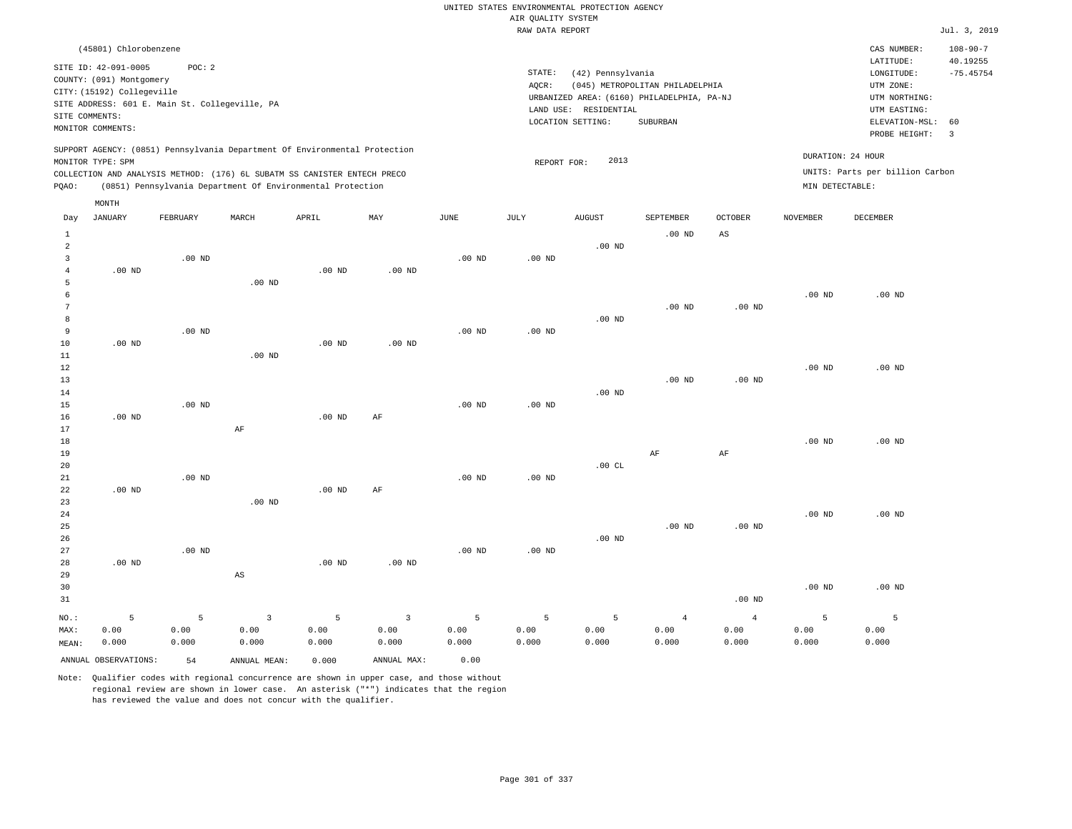UNITED STATES ENVIRONMENTAL PROTECTION AGENCY
AIR QUALITY SYSTEM
RAW DATA REPORT

Jul. 3, 2019

(45801) Chlorobenzene

SITE ID: 42-091-0005 POC: 2
COUNTY: (091) Montgomery
CITY: (15192) Collegeville
SITE ADDRESS: 601 E. Main St. Collegeville, PA
SITE COMMENTS:
MONITOR COMMENTS:

STATE: (42) Pennsylvania
AQCR: (045) METROPOLITAN PHILADELPHIA
URBANIZED AREA: (6160) PHILADELPHIA, PA-NJ
LAND USE: RESIDENTIAL
LOCATION SETTING: SUBURBAN

CAS NUMBER: 108-90-7
LATITUDE: 40.19255
LONGITUDE: -75.45754
UTM ZONE:
UTM NORTHING:
UTM EASTING:
ELEVATION-MSL: 60
PROBE HEIGHT: 3

SUPPORT AGENCY: (0851) Pennsylvania Department Of Environmental Protection
MONITOR TYPE: SPM
COLLECTION AND ANALYSIS METHOD: (176) 6L SUBATM SS CANISTER ENTECH PRECO
PQAO: (0851) Pennsylvania Department Of Environmental Protection

REPORT FOR: 2013

DURATION: 24 HOUR
UNITS: Parts per billion Carbon
MIN DETECTABLE:

| Day | JANUARY | FEBRUARY | MARCH | APRIL | MAY | JUNE | JULY | AUGUST | SEPTEMBER | OCTOBER | NOVEMBER | DECEMBER |
|---|---|---|---|---|---|---|---|---|---|---|---|---|
| 1 | | | | | | | | | .00 ND | AS | | |
| 2 | | | | | | | | .00 ND | | | | |
| 3 | | .00 ND | | | | .00 ND | .00 ND | | | | | |
| 4 | .00 ND | | | .00 ND | .00 ND | | | | | | | |
| 5 | | | .00 ND | | | | | | | | | |
| 6 | | | | | | | | | | | .00 ND | .00 ND |
| 7 | | | | | | | | | .00 ND | .00 ND | | |
| 8 | | | | | | | | .00 ND | | | | |
| 9 | | .00 ND | | | | .00 ND | .00 ND | | | | | |
| 10 | .00 ND | | | .00 ND | .00 ND | | | | | | | |
| 11 | | | .00 ND | | | | | | | | | |
| 12 | | | | | | | | | | | .00 ND | .00 ND |
| 13 | | | | | | | | | .00 ND | .00 ND | | |
| 14 | | | | | | | | .00 ND | | | | |
| 15 | | .00 ND | | | | .00 ND | .00 ND | | | | | |
| 16 | .00 ND | | | .00 ND | AF | | | | | | | |
| 17 | | | AF | | | | | | | | | |
| 18 | | | | | | | | | | | .00 ND | .00 ND |
| 19 | | | | | | | | | AF | AF | | |
| 20 | | | | | | | | .00 CL | | | | |
| 21 | | .00 ND | | | | .00 ND | .00 ND | | | | | |
| 22 | .00 ND | | | .00 ND | AF | | | | | | | |
| 23 | | | .00 ND | | | | | | | | | |
| 24 | | | | | | | | | | | .00 ND | .00 ND |
| 25 | | | | | | | | | .00 ND | .00 ND | | |
| 26 | | | | | | | | .00 ND | | | | |
| 27 | | .00 ND | | | | .00 ND | .00 ND | | | | | |
| 28 | .00 ND | | | .00 ND | .00 ND | | | | | | | |
| 29 | | | AS | | | | | | | | | |
| 30 | | | | | | | | | | | .00 ND | .00 ND |
| 31 | | | | | | | | | | .00 ND | | |
| NO.: | 5 | 5 | 3 | 5 | 3 | 5 | 5 | 5 | 4 | 4 | 5 | 5 |
| MAX: | 0.00 | 0.00 | 0.00 | 0.00 | 0.00 | 0.00 | 0.00 | 0.00 | 0.00 | 0.00 | 0.00 | 0.00 |
| MEAN: | 0.000 | 0.000 | 0.000 | 0.000 | 0.000 | 0.000 | 0.000 | 0.000 | 0.000 | 0.000 | 0.000 | 0.000 |

ANNUAL OBSERVATIONS: 54 ANNUAL MEAN: 0.000 ANNUAL MAX: 0.00

Note: Qualifier codes with regional concurrence are shown in upper case, and those without regional review are shown in lower case. An asterisk ("*") indicates that the region has reviewed the value and does not concur with the qualifier.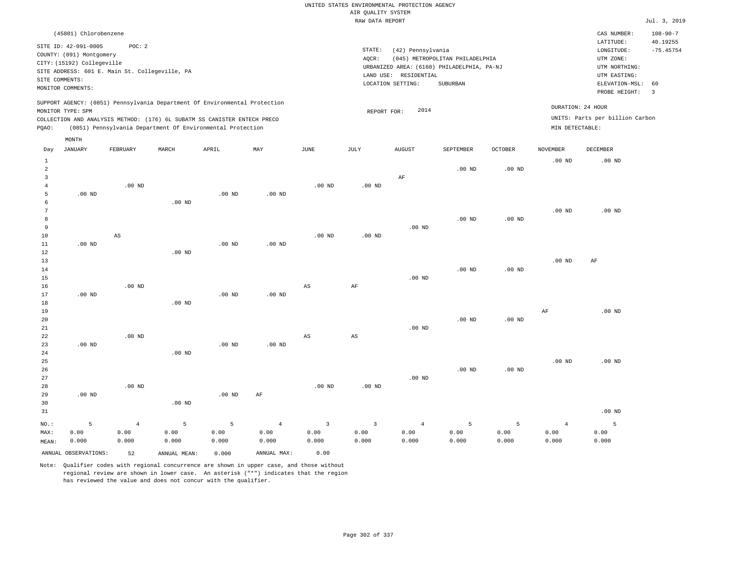UNITED STATES ENVIRONMENTAL PROTECTION AGENCY
AIR QUALITY SYSTEM
RAW DATA REPORT

Jul. 3, 2019

(45801) Chlorobenzene

SITE ID: 42-091-0005 POC: 2
COUNTY: (091) Montgomery
CITY: (15192) Collegeville
SITE ADDRESS: 601 E. Main St. Collegeville, PA
SITE COMMENTS:
MONITOR COMMENTS:

STATE: (42) Pennsylvania
AQCR: (045) METROPOLITAN PHILADELPHIA
URBANIZED AREA: (6160) PHILADELPHIA, PA-NJ
LAND USE: RESIDENTIAL
LOCATION SETTING: SUBURBAN

CAS NUMBER: 108-90-7
LATITUDE: 40.19255
LONGITUDE: -75.45754
UTM ZONE:
UTM NORTHING:
UTM EASTING:
ELEVATION-MSL: 60
PROBE HEIGHT: 3

SUPPORT AGENCY: (0851) Pennsylvania Department Of Environmental Protection
MONITOR TYPE: SPM
COLLECTION AND ANALYSIS METHOD: (176) 6L SUBATM SS CANISTER ENTECH PRECO
PQAO: (0851) Pennsylvania Department Of Environmental Protection

REPORT FOR: 2014

DURATION: 24 HOUR
UNITS: Parts per billion Carbon
MIN DETECTABLE:

| Day | JANUARY | FEBRUARY | MARCH | APRIL | MAY | JUNE | JULY | AUGUST | SEPTEMBER | OCTOBER | NOVEMBER | DECEMBER |
|---|---|---|---|---|---|---|---|---|---|---|---|---|
| 1 | | | | | | | | | | | .00 ND | .00 ND |
| 2 | | | | | | | | | .00 ND | .00 ND | | |
| 3 | | | | | | | | AF | | | | |
| 4 | | .00 ND | | | | .00 ND | .00 ND | | | | | |
| 5 | .00 ND | | | .00 ND | .00 ND | | | | | | | |
| 6 | | | .00 ND | | | | | | | | | |
| 7 | | | | | | | | | | | .00 ND | .00 ND |
| 8 | | | | | | | | | .00 ND | .00 ND | | |
| 9 | | | | | | | | .00 ND | | | | |
| 10 | | AS | | | | .00 ND | .00 ND | | | | | |
| 11 | .00 ND | | | .00 ND | .00 ND | | | | | | | |
| 12 | | | .00 ND | | | | | | | | | |
| 13 | | | | | | | | | | | .00 ND | AF |
| 14 | | | | | | | | | .00 ND | .00 ND | | |
| 15 | | | | | | | | .00 ND | | | | |
| 16 | | .00 ND | | | | AS | AF | | | | | |
| 17 | .00 ND | | | .00 ND | .00 ND | | | | | | | |
| 18 | | | .00 ND | | | | | | | | | |
| 19 | | | | | | | | | | | AF | .00 ND |
| 20 | | | | | | | | | .00 ND | .00 ND | | |
| 21 | | | | | | | | .00 ND | | | | |
| 22 | | .00 ND | | | | AS | AS | | | | | |
| 23 | .00 ND | | | .00 ND | .00 ND | | | | | | | |
| 24 | | | .00 ND | | | | | | | | | |
| 25 | | | | | | | | | | | .00 ND | .00 ND |
| 26 | | | | | | | | | .00 ND | .00 ND | | |
| 27 | | | | | | | | .00 ND | | | | |
| 28 | | .00 ND | | | | .00 ND | .00 ND | | | | | |
| 29 | .00 ND | | | .00 ND | AF | | | | | | | |
| 30 | | | .00 ND | | | | | | | | | |
| 31 | | | | | | | | | | | | .00 ND |
| NO.: | 5 | 4 | 5 | 5 | 4 | 3 | 3 | 4 | 5 | 5 | 4 | 5 |
| MAX: | 0.00 | 0.00 | 0.00 | 0.00 | 0.00 | 0.00 | 0.00 | 0.00 | 0.00 | 0.00 | 0.00 | 0.00 |
| MEAN: | 0.000 | 0.000 | 0.000 | 0.000 | 0.000 | 0.000 | 0.000 | 0.000 | 0.000 | 0.000 | 0.000 | 0.000 |

ANNUAL OBSERVATIONS: 52 ANNUAL MEAN: 0.000 ANNUAL MAX: 0.00

Note: Qualifier codes with regional concurrence are shown in upper case, and those without regional review are shown in lower case. An asterisk ("*") indicates that the region has reviewed the value and does not concur with the qualifier.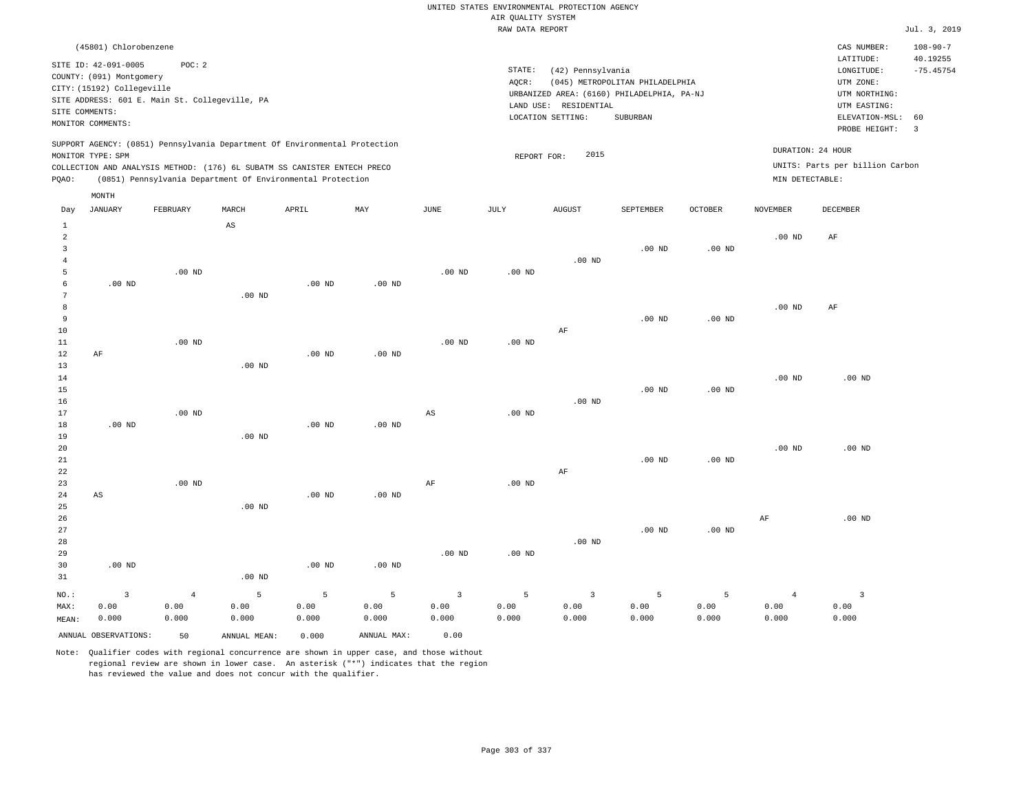UNITED STATES ENVIRONMENTAL PROTECTION AGENCY
AIR QUALITY SYSTEM
RAW DATA REPORT

Jul. 3, 2019

(45801) Chlorobenzene

SITE ID: 42-091-0005 POC: 2
COUNTY: (091) Montgomery
CITY: (15192) Collegeville
SITE ADDRESS: 601 E. Main St. Collegeville, PA
SITE COMMENTS:
MONITOR COMMENTS:

STATE: (42) Pennsylvania
AQCR: (045) METROPOLITAN PHILADELPHIA
URBANIZED AREA: (6160) PHILADELPHIA, PA-NJ
LAND USE: RESIDENTIAL
LOCATION SETTING: SUBURBAN

CAS NUMBER: 108-90-7
LATITUDE: 40.19255
LONGITUDE: -75.45754
UTM ZONE:
UTM NORTHING:
UTM EASTING:
ELEVATION-MSL: 60
PROBE HEIGHT: 3

SUPPORT AGENCY: (0851) Pennsylvania Department Of Environmental Protection
MONITOR TYPE: SPM
COLLECTION AND ANALYSIS METHOD: (176) 6L SUBATM SS CANISTER ENTECH PRECO
PQAO: (0851) Pennsylvania Department Of Environmental Protection

REPORT FOR: 2015

DURATION: 24 HOUR
UNITS: Parts per billion Carbon
MIN DETECTABLE:

| Day | JANUARY | FEBRUARY | MARCH | APRIL | MAY | JUNE | JULY | AUGUST | SEPTEMBER | OCTOBER | NOVEMBER | DECEMBER |
|---|---|---|---|---|---|---|---|---|---|---|---|---|
| 1 | | | AS | | | | | | | | | |
| 2 | | | | | | | | | | | .00 ND | AF |
| 3 | | | | | | | | | .00 ND | .00 ND | | |
| 4 | | | | | | | | .00 ND | | | | |
| 5 | | .00 ND | | | | .00 ND | .00 ND | | | | | |
| 6 | .00 ND | | | .00 ND | .00 ND | | | | | | | |
| 7 | | | .00 ND | | | | | | | | | |
| 8 | | | | | | | | | | | .00 ND | AF |
| 9 | | | | | | | | | .00 ND | .00 ND | | |
| 10 | | | | | | | | AF | | | | |
| 11 | | .00 ND | | | | .00 ND | .00 ND | | | | | |
| 12 | AF | | | .00 ND | .00 ND | | | | | | | |
| 13 | | | .00 ND | | | | | | | | | |
| 14 | | | | | | | | | | | .00 ND | .00 ND |
| 15 | | | | | | | | | .00 ND | .00 ND | | |
| 16 | | | | | | | | .00 ND | | | | |
| 17 | | .00 ND | | | | AS | .00 ND | | | | | |
| 18 | .00 ND | | | .00 ND | .00 ND | | | | | | | |
| 19 | | | .00 ND | | | | | | | | | |
| 20 | | | | | | | | | | | .00 ND | .00 ND |
| 21 | | | | | | | | | .00 ND | .00 ND | | |
| 22 | | | | | | | | AF | | | | |
| 23 | | .00 ND | | | | AF | .00 ND | | | | | |
| 24 | AS | | | .00 ND | .00 ND | | | | | | | |
| 25 | | | .00 ND | | | | | | | | | |
| 26 | | | | | | | | | | | AF | .00 ND |
| 27 | | | | | | | | | .00 ND | .00 ND | | |
| 28 | | | | | | | | .00 ND | | | | |
| 29 | | | | | | .00 ND | .00 ND | | | | | |
| 30 | .00 ND | | | .00 ND | .00 ND | | | | | | | |
| 31 | | | .00 ND | | | | | | | | | |
| NO.: | 3 | 4 | 5 | 5 | 5 | 3 | 5 | 3 | 5 | 5 | 4 | 3 |
| MAX: | 0.00 | 0.00 | 0.00 | 0.00 | 0.00 | 0.00 | 0.00 | 0.00 | 0.00 | 0.00 | 0.00 | 0.00 |
| MEAN: | 0.000 | 0.000 | 0.000 | 0.000 | 0.000 | 0.000 | 0.000 | 0.000 | 0.000 | 0.000 | 0.000 | 0.000 |

ANNUAL OBSERVATIONS: 50 ANNUAL MEAN: 0.000 ANNUAL MAX: 0.00

Note: Qualifier codes with regional concurrence are shown in upper case, and those without regional review are shown in lower case. An asterisk ("*") indicates that the region has reviewed the value and does not concur with the qualifier.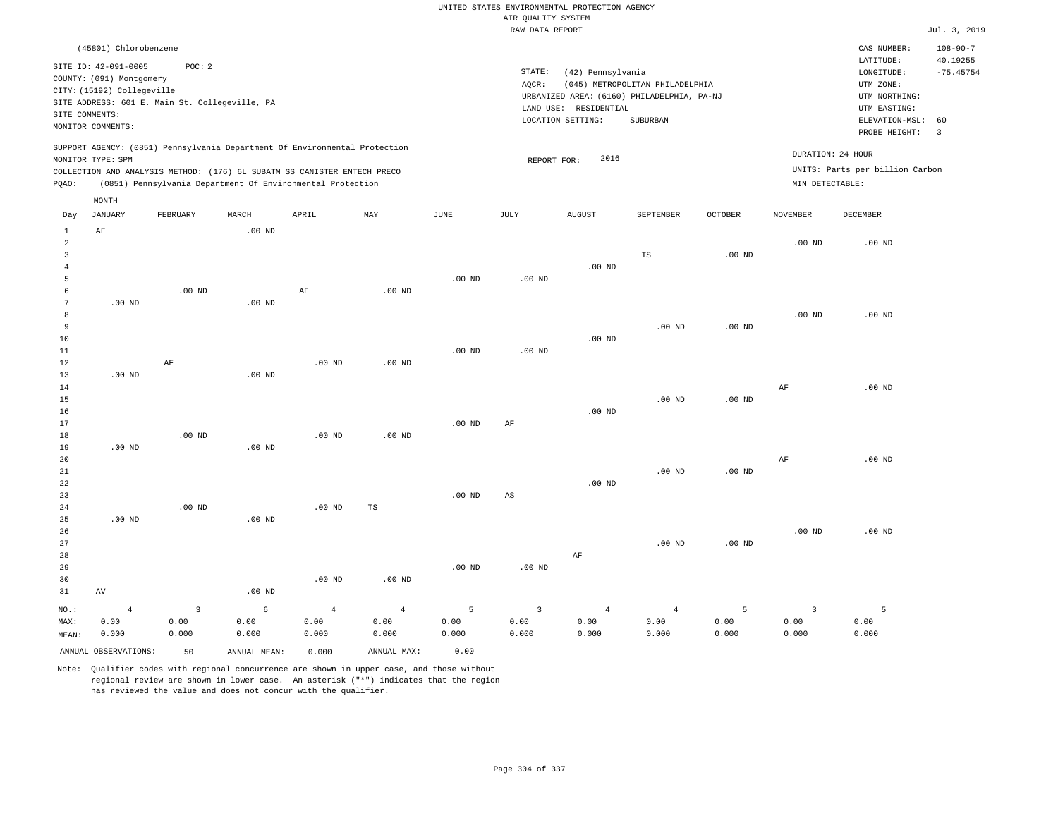UNITED STATES ENVIRONMENTAL PROTECTION AGENCY
AIR QUALITY SYSTEM
RAW DATA REPORT

Jul. 3, 2019

(45801) Chlorobenzene

SITE ID: 42-091-0005 POC: 2
COUNTY: (091) Montgomery
CITY: (15192) Collegeville
SITE ADDRESS: 601 E. Main St. Collegeville, PA
SITE COMMENTS:
MONITOR COMMENTS:

STATE: (42) Pennsylvania
AQCR: (045) METROPOLITAN PHILADELPHIA
URBANIZED AREA: (6160) PHILADELPHIA, PA-NJ
LAND USE: RESIDENTIAL
LOCATION SETTING: SUBURBAN

CAS NUMBER: 108-90-7
LATITUDE: 40.19255
LONGITUDE: -75.45754
UTM ZONE:
UTM NORTHING:
UTM EASTING:
ELEVATION-MSL: 60
PROBE HEIGHT: 3

SUPPORT AGENCY: (0851) Pennsylvania Department Of Environmental Protection
MONITOR TYPE: SPM
COLLECTION AND ANALYSIS METHOD: (176) 6L SUBATM SS CANISTER ENTECH PRECO
PQAO: (0851) Pennsylvania Department Of Environmental Protection

REPORT FOR: 2016

DURATION: 24 HOUR
UNITS: Parts per billion Carbon
MIN DETECTABLE:

| Day | JANUARY | FEBRUARY | MARCH | APRIL | MAY | JUNE | JULY | AUGUST | SEPTEMBER | OCTOBER | NOVEMBER | DECEMBER |
|---|---|---|---|---|---|---|---|---|---|---|---|---|
| 1 | AF | | .00 ND | | | | | | | | | |
| 2 | | | | | | | | | | | .00 ND | .00 ND |
| 3 | | | | | | | | | TS | .00 ND | | |
| 4 | | | | | | | | .00 ND | | | | |
| 5 | | | | | | .00 ND | .00 ND | | | | | |
| 6 | | .00 ND | | AF | .00 ND | | | | | | | |
| 7 | .00 ND | | .00 ND | | | | | | | | | |
| 8 | | | | | | | | | | | .00 ND | .00 ND |
| 9 | | | | | | | | | .00 ND | .00 ND | | |
| 10 | | | | | | | | .00 ND | | | | |
| 11 | | | | | | .00 ND | .00 ND | | | | | |
| 12 | | AF | | .00 ND | .00 ND | | | | | | | |
| 13 | .00 ND | | .00 ND | | | | | | | | | |
| 14 | | | | | | | | | | | AF | .00 ND |
| 15 | | | | | | | | | .00 ND | .00 ND | | |
| 16 | | | | | | | | .00 ND | | | | |
| 17 | | | | | | .00 ND | AF | | | | | |
| 18 | | .00 ND | | .00 ND | .00 ND | | | | | | | |
| 19 | .00 ND | | .00 ND | | | | | | | | | |
| 20 | | | | | | | | | | | AF | .00 ND |
| 21 | | | | | | | | | .00 ND | .00 ND | | |
| 22 | | | | | | | | .00 ND | | | | |
| 23 | | | | | | .00 ND | AS | | | | | |
| 24 | | .00 ND | | .00 ND | TS | | | | | | | |
| 25 | .00 ND | | .00 ND | | | | | | | | | |
| 26 | | | | | | | | | | | .00 ND | .00 ND |
| 27 | | | | | | | | | .00 ND | .00 ND | | |
| 28 | | | | | | | | AF | | | | |
| 29 | | | | | | .00 ND | .00 ND | | | | | |
| 30 | | | | .00 ND | .00 ND | | | | | | | |
| 31 | AV | | .00 ND | | | | | | | | | |
| NO.: | 4 | 3 | 6 | 4 | 4 | 5 | 3 | 4 | 4 | 5 | 3 | 5 |
| MAX: | 0.00 | 0.00 | 0.00 | 0.00 | 0.00 | 0.00 | 0.00 | 0.00 | 0.00 | 0.00 | 0.00 | 0.00 |
| MEAN: | 0.000 | 0.000 | 0.000 | 0.000 | 0.000 | 0.000 | 0.000 | 0.000 | 0.000 | 0.000 | 0.000 | 0.000 |

ANNUAL OBSERVATIONS: 50 ANNUAL MEAN: 0.000 ANNUAL MAX: 0.00

Note: Qualifier codes with regional concurrence are shown in upper case, and those without regional review are shown in lower case. An asterisk ("*") indicates that the region has reviewed the value and does not concur with the qualifier.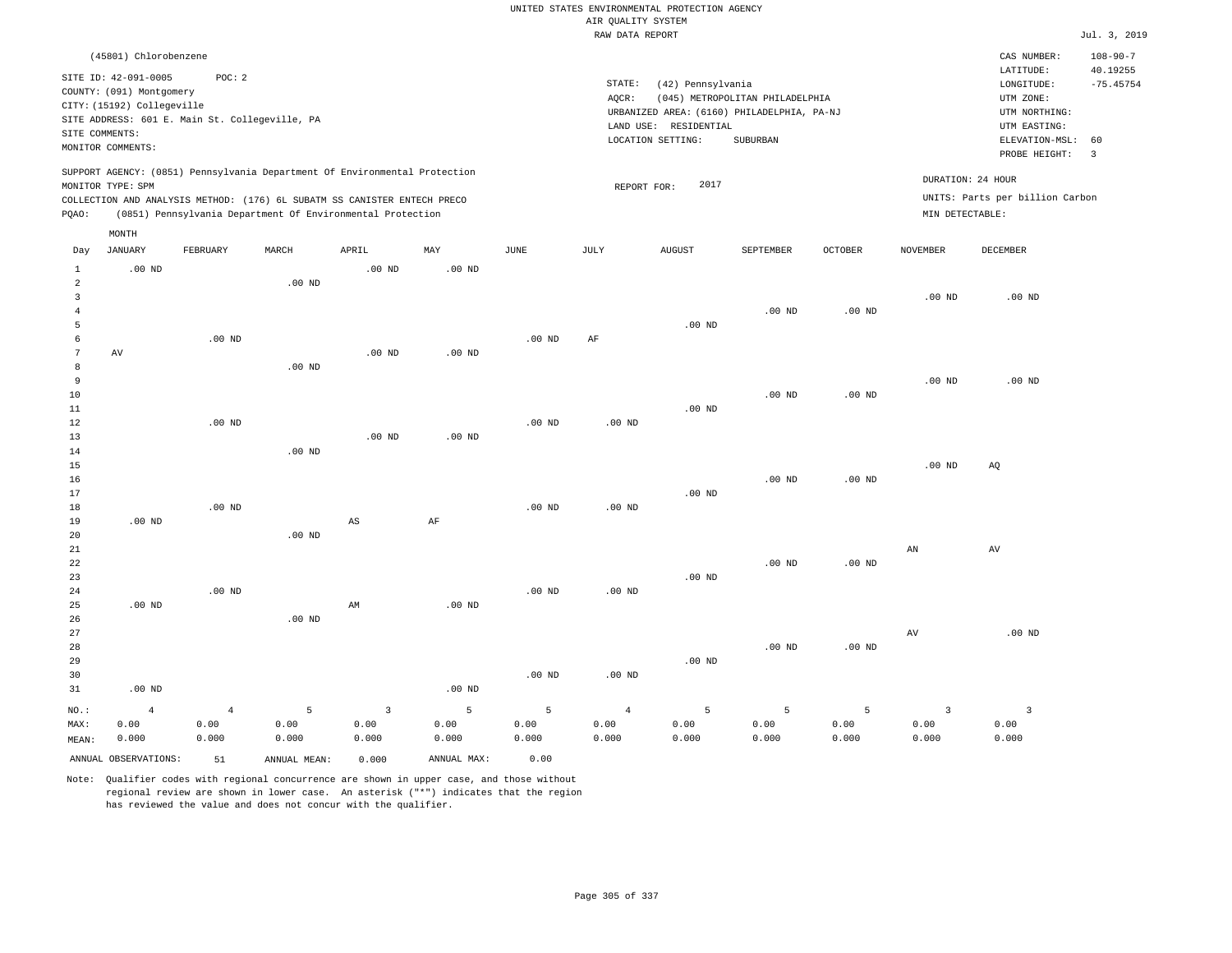UNITED STATES ENVIRONMENTAL PROTECTION AGENCY
AIR QUALITY SYSTEM
RAW DATA REPORT

Jul. 3, 2019

(45801) Chlorobenzene

SITE ID: 42-091-0005 POC: 2
COUNTY: (091) Montgomery
CITY: (15192) Collegeville
SITE ADDRESS: 601 E. Main St. Collegeville, PA
SITE COMMENTS:
MONITOR COMMENTS:

STATE: (42) Pennsylvania
AQCR: (045) METROPOLITAN PHILADELPHIA
URBANIZED AREA: (6160) PHILADELPHIA, PA-NJ
LAND USE: RESIDENTIAL
LOCATION SETTING: SUBURBAN

CAS NUMBER: 108-90-7
LATITUDE: 40.19255
LONGITUDE: -75.45754
UTM ZONE:
UTM NORTHING:
UTM EASTING:
ELEVATION-MSL: 60
PROBE HEIGHT: 3

SUPPORT AGENCY: (0851) Pennsylvania Department Of Environmental Protection
MONITOR TYPE: SPM
COLLECTION AND ANALYSIS METHOD: (176) 6L SUBATM SS CANISTER ENTECH PRECO
PQAO: (0851) Pennsylvania Department Of Environmental Protection

REPORT FOR: 2017

DURATION: 24 HOUR
UNITS: Parts per billion Carbon
MIN DETECTABLE:

| Day | JANUARY | FEBRUARY | MARCH | APRIL | MAY | JUNE | JULY | AUGUST | SEPTEMBER | OCTOBER | NOVEMBER | DECEMBER |
|---|---|---|---|---|---|---|---|---|---|---|---|---|
| 1 | .00 ND | | | .00 ND | .00 ND | | | | | | | |
| 2 | | | .00 ND | | | | | | | | | |
| 3 | | | | | | | | | | | .00 ND | .00 ND |
| 4 | | | | | | | | | .00 ND | .00 ND | | |
| 5 | | | | | | | | .00 ND | | | | |
| 6 | | .00 ND | | | | .00 ND | AF | | | | | |
| 7 | AV | | | .00 ND | .00 ND | | | | | | | |
| 8 | | | .00 ND | | | | | | | | | |
| 9 | | | | | | | | | | | .00 ND | .00 ND |
| 10 | | | | | | | | | .00 ND | .00 ND | | |
| 11 | | | | | | | | .00 ND | | | | |
| 12 | | .00 ND | | | | .00 ND | .00 ND | | | | | |
| 13 | | | | .00 ND | .00 ND | | | | | | | |
| 14 | | | .00 ND | | | | | | | | | |
| 15 | | | | | | | | | | | .00 ND | AQ |
| 16 | | | | | | | | | .00 ND | .00 ND | | |
| 17 | | | | | | | | .00 ND | | | | |
| 18 | | .00 ND | | | | .00 ND | .00 ND | | | | | |
| 19 | .00 ND | | | AS | AF | | | | | | | |
| 20 | | | .00 ND | | | | | | | | | |
| 21 | | | | | | | | | | | AN | AV |
| 22 | | | | | | | | | .00 ND | .00 ND | | |
| 23 | | | | | | | | .00 ND | | | | |
| 24 | | .00 ND | | | | .00 ND | .00 ND | | | | | |
| 25 | .00 ND | | | AM | .00 ND | | | | | | | |
| 26 | | | .00 ND | | | | | | | | | |
| 27 | | | | | | | | | | | AV | .00 ND |
| 28 | | | | | | | | | .00 ND | .00 ND | | |
| 29 | | | | | | | | .00 ND | | | | |
| 30 | | | | | | .00 ND | .00 ND | | | | | |
| 31 | .00 ND | | | | .00 ND | | | | | | | |
| NO.: | 4 | 4 | 5 | 3 | 5 | 5 | 4 | 5 | 5 | 5 | 3 | 3 |
| MAX: | 0.00 | 0.00 | 0.00 | 0.00 | 0.00 | 0.00 | 0.00 | 0.00 | 0.00 | 0.00 | 0.00 | 0.00 |
| MEAN: | 0.000 | 0.000 | 0.000 | 0.000 | 0.000 | 0.000 | 0.000 | 0.000 | 0.000 | 0.000 | 0.000 | 0.000 |

ANNUAL OBSERVATIONS: 51 ANNUAL MEAN: 0.000 ANNUAL MAX: 0.00

Note: Qualifier codes with regional concurrence are shown in upper case, and those without regional review are shown in lower case. An asterisk ("*") indicates that the region has reviewed the value and does not concur with the qualifier.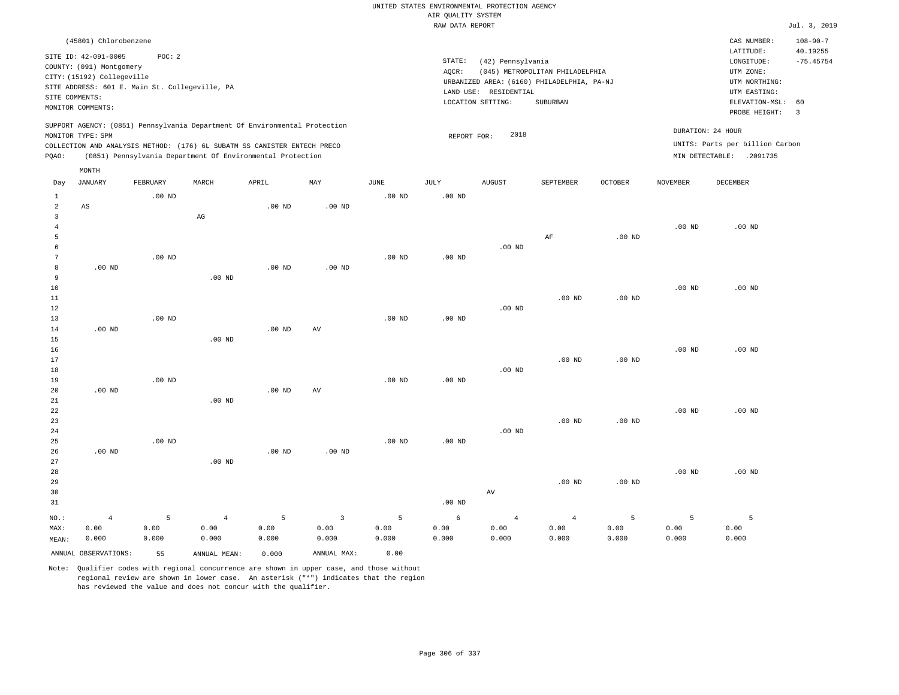UNITED STATES ENVIRONMENTAL PROTECTION AGENCY
AIR QUALITY SYSTEM
RAW DATA REPORT

Jul. 3, 2019

(45801) Chlorobenzene

SITE ID: 42-091-0005 POC: 2
COUNTY: (091) Montgomery
CITY: (15192) Collegeville
SITE ADDRESS: 601 E. Main St. Collegeville, PA
SITE COMMENTS:
MONITOR COMMENTS:

STATE: (42) Pennsylvania
AQCR: (045) METROPOLITAN PHILADELPHIA
URBANIZED AREA: (6160) PHILADELPHIA, PA-NJ
LAND USE: RESIDENTIAL
LOCATION SETTING: SUBURBAN

CAS NUMBER: 108-90-7
LATITUDE: 40.19255
LONGITUDE: -75.45754
UTM ZONE:
UTM NORTHING:
UTM EASTING:
ELEVATION-MSL: 60
PROBE HEIGHT: 3

SUPPORT AGENCY: (0851) Pennsylvania Department Of Environmental Protection
MONITOR TYPE: SPM
COLLECTION AND ANALYSIS METHOD: (176) 6L SUBATM SS CANISTER ENTECH PRECO
PQAO: (0851) Pennsylvania Department Of Environmental Protection

REPORT FOR: 2018

DURATION: 24 HOUR
UNITS: Parts per billion Carbon
MIN DETECTABLE: .2091735

| Day | JANUARY | FEBRUARY | MARCH | APRIL | MAY | JUNE | JULY | AUGUST | SEPTEMBER | OCTOBER | NOVEMBER | DECEMBER |
|---|---|---|---|---|---|---|---|---|---|---|---|---|
| 1 | | .00 ND | | | | .00 ND | .00 ND | | | | | |
| 2 | AS | | | .00 ND | .00 ND | | | | | | | |
| 3 | | | AG | | | | | | | | | |
| 4 | | | | | | | | | | | .00 ND | .00 ND |
| 5 | | | | | | | | | AF | .00 ND | | |
| 6 | | | | | | | | .00 ND | | | | |
| 7 | | .00 ND | | | | .00 ND | .00 ND | | | | | |
| 8 | .00 ND | | | .00 ND | .00 ND | | | | | | | |
| 9 | | | .00 ND | | | | | | | | | |
| 10 | | | | | | | | | | | .00 ND | .00 ND |
| 11 | | | | | | | | | .00 ND | .00 ND | | |
| 12 | | | | | | | | .00 ND | | | | |
| 13 | | .00 ND | | | | .00 ND | .00 ND | | | | | |
| 14 | .00 ND | | | .00 ND | AV | | | | | | | |
| 15 | | | .00 ND | | | | | | | | | |
| 16 | | | | | | | | | | | .00 ND | .00 ND |
| 17 | | | | | | | | | .00 ND | .00 ND | | |
| 18 | | | | | | | | .00 ND | | | | |
| 19 | | .00 ND | | | | .00 ND | .00 ND | | | | | |
| 20 | .00 ND | | | .00 ND | AV | | | | | | | |
| 21 | | | .00 ND | | | | | | | | | |
| 22 | | | | | | | | | | | .00 ND | .00 ND |
| 23 | | | | | | | | | .00 ND | .00 ND | | |
| 24 | | | | | | | | .00 ND | | | | |
| 25 | | .00 ND | | | | .00 ND | .00 ND | | | | | |
| 26 | .00 ND | | | .00 ND | .00 ND | | | | | | | |
| 27 | | | .00 ND | | | | | | | | | |
| 28 | | | | | | | | | | | .00 ND | .00 ND |
| 29 | | | | | | | | | .00 ND | .00 ND | | |
| 30 | | | | | | | | AV | | | | |
| 31 | | | | | | | .00 ND | | | | | |
| NO.: | 4 | 5 | 4 | 5 | 3 | 5 | 6 | 4 | 4 | 5 | 5 | 5 |
| MAX: | 0.00 | 0.00 | 0.00 | 0.00 | 0.00 | 0.00 | 0.00 | 0.00 | 0.00 | 0.00 | 0.00 | 0.00 |
| MEAN: | 0.000 | 0.000 | 0.000 | 0.000 | 0.000 | 0.000 | 0.000 | 0.000 | 0.000 | 0.000 | 0.000 | 0.000 |

ANNUAL OBSERVATIONS: 55 ANNUAL MEAN: 0.000 ANNUAL MAX: 0.00

Note: Qualifier codes with regional concurrence are shown in upper case, and those without regional review are shown in lower case. An asterisk ("*") indicates that the region has reviewed the value and does not concur with the qualifier.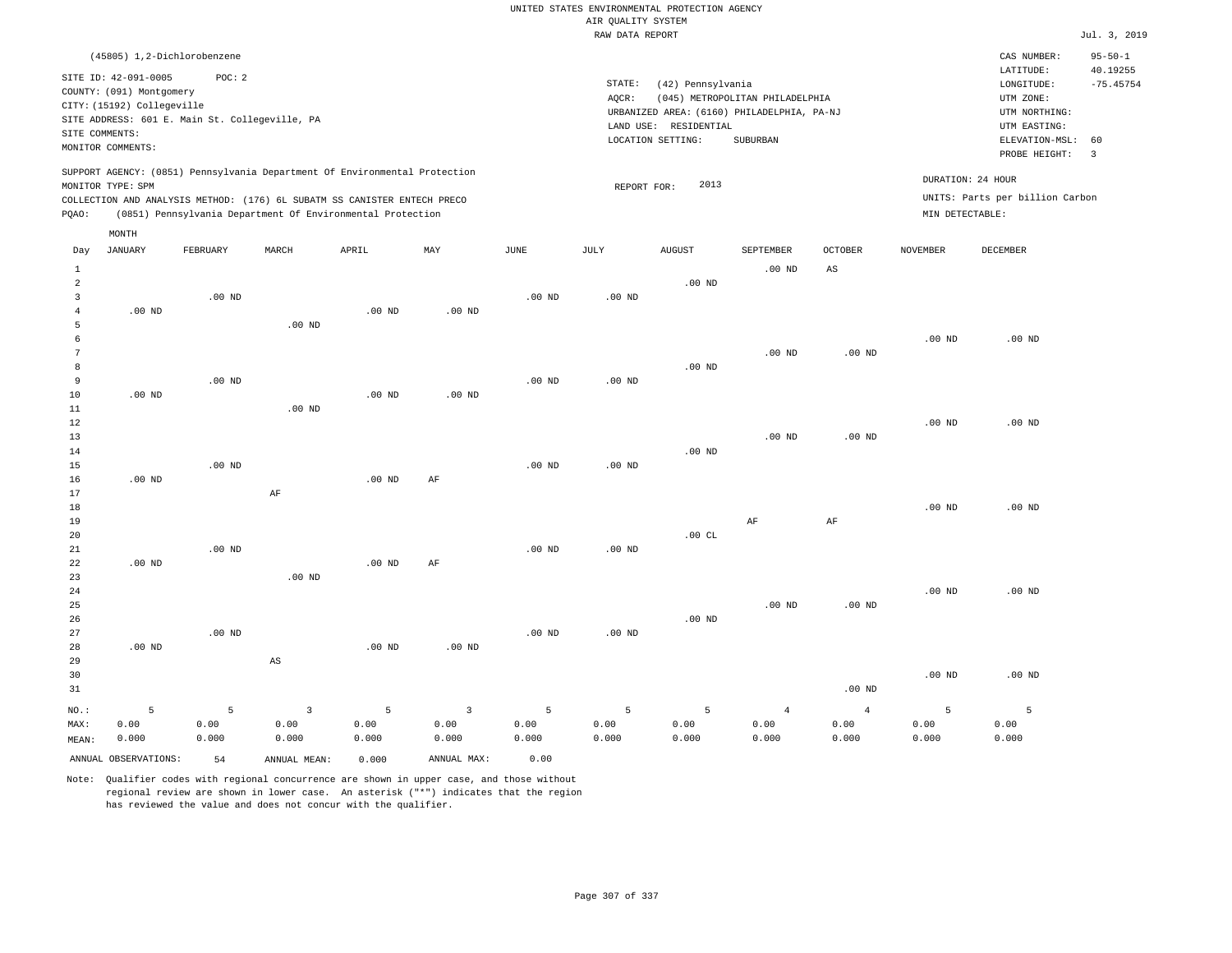UNITED STATES ENVIRONMENTAL PROTECTION AGENCY
AIR QUALITY SYSTEM
RAW DATA REPORT

Jul. 3, 2019

(45805) 1,2-Dichlorobenzene

SITE ID: 42-091-0005 POC: 2
COUNTY: (091) Montgomery
CITY: (15192) Collegeville
SITE ADDRESS: 601 E. Main St. Collegeville, PA
SITE COMMENTS:
MONITOR COMMENTS:

STATE: (42) Pennsylvania
AQCR: (045) METROPOLITAN PHILADELPHIA
URBANIZED AREA: (6160) PHILADELPHIA, PA-NJ
LAND USE: RESIDENTIAL
LOCATION SETTING: SUBURBAN

CAS NUMBER: 95-50-1
LATITUDE: 40.19255
LONGITUDE: -75.45754
UTM ZONE:
UTM NORTHING:
UTM EASTING:
ELEVATION-MSL: 60
PROBE HEIGHT: 3

SUPPORT AGENCY: (0851) Pennsylvania Department Of Environmental Protection
MONITOR TYPE: SPM
COLLECTION AND ANALYSIS METHOD: (176) 6L SUBATM SS CANISTER ENTECH PRECO
PQAO: (0851) Pennsylvania Department Of Environmental Protection

REPORT FOR: 2013

DURATION: 24 HOUR
UNITS: Parts per billion Carbon
MIN DETECTABLE:

| Day | JANUARY | FEBRUARY | MARCH | APRIL | MAY | JUNE | JULY | AUGUST | SEPTEMBER | OCTOBER | NOVEMBER | DECEMBER |
|---|---|---|---|---|---|---|---|---|---|---|---|---|
| 1 | | | | | | | | | .00 ND | AS | | |
| 2 | | | | | | | | .00 ND | | | | |
| 3 | | .00 ND | | | | .00 ND | .00 ND | | | | | |
| 4 | .00 ND | | | .00 ND | .00 ND | | | | | | | |
| 5 | | | .00 ND | | | | | | | | | |
| 6 | | | | | | | | | | | .00 ND | .00 ND |
| 7 | | | | | | | | | .00 ND | .00 ND | | |
| 8 | | | | | | | | .00 ND | | | | |
| 9 | | .00 ND | | | | .00 ND | .00 ND | | | | | |
| 10 | .00 ND | | | .00 ND | .00 ND | | | | | | | |
| 11 | | | .00 ND | | | | | | | | | |
| 12 | | | | | | | | | | | .00 ND | .00 ND |
| 13 | | | | | | | | | .00 ND | .00 ND | | |
| 14 | | | | | | | | .00 ND | | | | |
| 15 | | .00 ND | | | | .00 ND | .00 ND | | | | | |
| 16 | .00 ND | | | .00 ND | AF | | | | | | | |
| 17 | | | AF | | | | | | | | | |
| 18 | | | | | | | | | | | .00 ND | .00 ND |
| 19 | | | | | | | | | AF | AF | | |
| 20 | | | | | | | | .00 CL | | | | |
| 21 | | .00 ND | | | | .00 ND | .00 ND | | | | | |
| 22 | .00 ND | | | .00 ND | AF | | | | | | | |
| 23 | | | .00 ND | | | | | | | | | |
| 24 | | | | | | | | | | | .00 ND | .00 ND |
| 25 | | | | | | | | | .00 ND | .00 ND | | |
| 26 | | | | | | | | .00 ND | | | | |
| 27 | | .00 ND | | | | .00 ND | .00 ND | | | | | |
| 28 | .00 ND | | | .00 ND | .00 ND | | | | | | | |
| 29 | | | AS | | | | | | | | | |
| 30 | | | | | | | | | | | .00 ND | .00 ND |
| 31 | | | | | | | | | | .00 ND | | |
| NO.: | 5 | 5 | 3 | 5 | 3 | 5 | 5 | 5 | 4 | 4 | 5 | 5 |
| MAX: | 0.00 | 0.00 | 0.00 | 0.00 | 0.00 | 0.00 | 0.00 | 0.00 | 0.00 | 0.00 | 0.00 | 0.00 |
| MEAN: | 0.000 | 0.000 | 0.000 | 0.000 | 0.000 | 0.000 | 0.000 | 0.000 | 0.000 | 0.000 | 0.000 | 0.000 |

ANNUAL OBSERVATIONS: 54 ANNUAL MEAN: 0.000 ANNUAL MAX: 0.00

Note: Qualifier codes with regional concurrence are shown in upper case, and those without regional review are shown in lower case. An asterisk ("*") indicates that the region has reviewed the value and does not concur with the qualifier.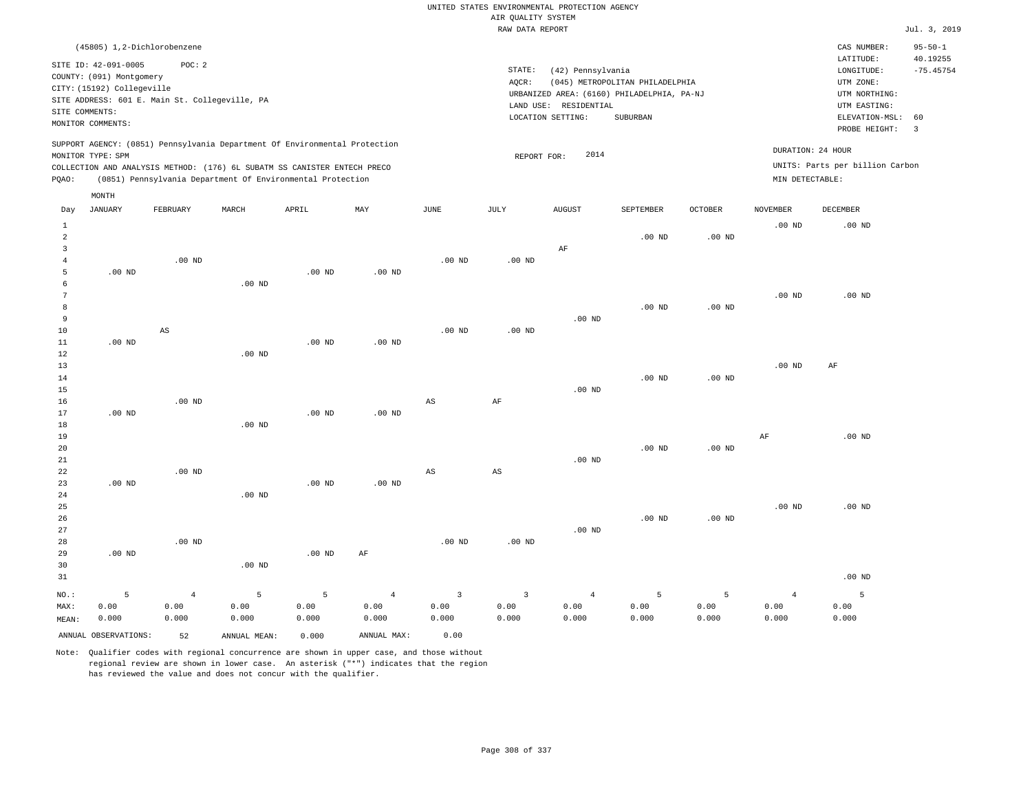UNITED STATES ENVIRONMENTAL PROTECTION AGENCY
AIR QUALITY SYSTEM
RAW DATA REPORT

Jul. 3, 2019

(45805) 1,2-Dichlorobenzene

SITE ID: 42-091-0005 POC: 2
COUNTY: (091) Montgomery
CITY: (15192) Collegeville
SITE ADDRESS: 601 E. Main St. Collegeville, PA
SITE COMMENTS:
MONITOR COMMENTS:

STATE: (42) Pennsylvania
AQCR: (045) METROPOLITAN PHILADELPHIA
URBANIZED AREA: (6160) PHILADELPHIA, PA-NJ
LAND USE: RESIDENTIAL
LOCATION SETTING: SUBURBAN

CAS NUMBER: 95-50-1
LATITUDE: 40.19255
LONGITUDE: -75.45754
UTM ZONE:
UTM NORTHING:
UTM EASTING:
ELEVATION-MSL: 60
PROBE HEIGHT: 3

SUPPORT AGENCY: (0851) Pennsylvania Department Of Environmental Protection
MONITOR TYPE: SPM
COLLECTION AND ANALYSIS METHOD: (176) 6L SUBATM SS CANISTER ENTECH PRECO
PQAO: (0851) Pennsylvania Department Of Environmental Protection

REPORT FOR: 2014

DURATION: 24 HOUR
UNITS: Parts per billion Carbon
MIN DETECTABLE:

| Day | JANUARY | FEBRUARY | MARCH | APRIL | MAY | JUNE | JULY | AUGUST | SEPTEMBER | OCTOBER | NOVEMBER | DECEMBER |
|---|---|---|---|---|---|---|---|---|---|---|---|---|
| 1 | | | | | | | | | | | .00 ND | .00 ND |
| 2 | | | | | | | | | .00 ND | .00 ND | | |
| 3 | | | | | | | | AF | | | | |
| 4 | | .00 ND | | | | .00 ND | .00 ND | | | | | |
| 5 | .00 ND | | | .00 ND | .00 ND | | | | | | | |
| 6 | | | .00 ND | | | | | | | | | |
| 7 | | | | | | | | | | | .00 ND | .00 ND |
| 8 | | | | | | | | | .00 ND | .00 ND | | |
| 9 | | | | | | | | .00 ND | | | | |
| 10 | | AS | | | | .00 ND | .00 ND | | | | | |
| 11 | .00 ND | | | .00 ND | .00 ND | | | | | | | |
| 12 | | | .00 ND | | | | | | | | | |
| 13 | | | | | | | | | | | .00 ND | AF |
| 14 | | | | | | | | | .00 ND | .00 ND | | |
| 15 | | | | | | | | .00 ND | | | | |
| 16 | | .00 ND | | | | AS | AF | | | | | |
| 17 | .00 ND | | | .00 ND | .00 ND | | | | | | | |
| 18 | | | .00 ND | | | | | | | | | |
| 19 | | | | | | | | | | | AF | .00 ND |
| 20 | | | | | | | | | .00 ND | .00 ND | | |
| 21 | | | | | | | | .00 ND | | | | |
| 22 | | .00 ND | | | | AS | AS | | | | | |
| 23 | .00 ND | | | .00 ND | .00 ND | | | | | | | |
| 24 | | | .00 ND | | | | | | | | | |
| 25 | | | | | | | | | | | .00 ND | .00 ND |
| 26 | | | | | | | | | .00 ND | .00 ND | | |
| 27 | | | | | | | | .00 ND | | | | |
| 28 | | .00 ND | | | | .00 ND | .00 ND | | | | | |
| 29 | .00 ND | | | .00 ND | AF | | | | | | | |
| 30 | | | .00 ND | | | | | | | | | |
| 31 | | | | | | | | | | | | .00 ND |
| NO.: | 5 | 4 | 5 | 5 | 4 | 3 | 3 | 4 | 5 | 5 | 4 | 5 |
| MAX: | 0.00 | 0.00 | 0.00 | 0.00 | 0.00 | 0.00 | 0.00 | 0.00 | 0.00 | 0.00 | 0.00 | 0.00 |
| MEAN: | 0.000 | 0.000 | 0.000 | 0.000 | 0.000 | 0.000 | 0.000 | 0.000 | 0.000 | 0.000 | 0.000 | 0.000 |

ANNUAL OBSERVATIONS: 52 ANNUAL MEAN: 0.000 ANNUAL MAX: 0.00

Note: Qualifier codes with regional concurrence are shown in upper case, and those without regional review are shown in lower case. An asterisk ("*") indicates that the region has reviewed the value and does not concur with the qualifier.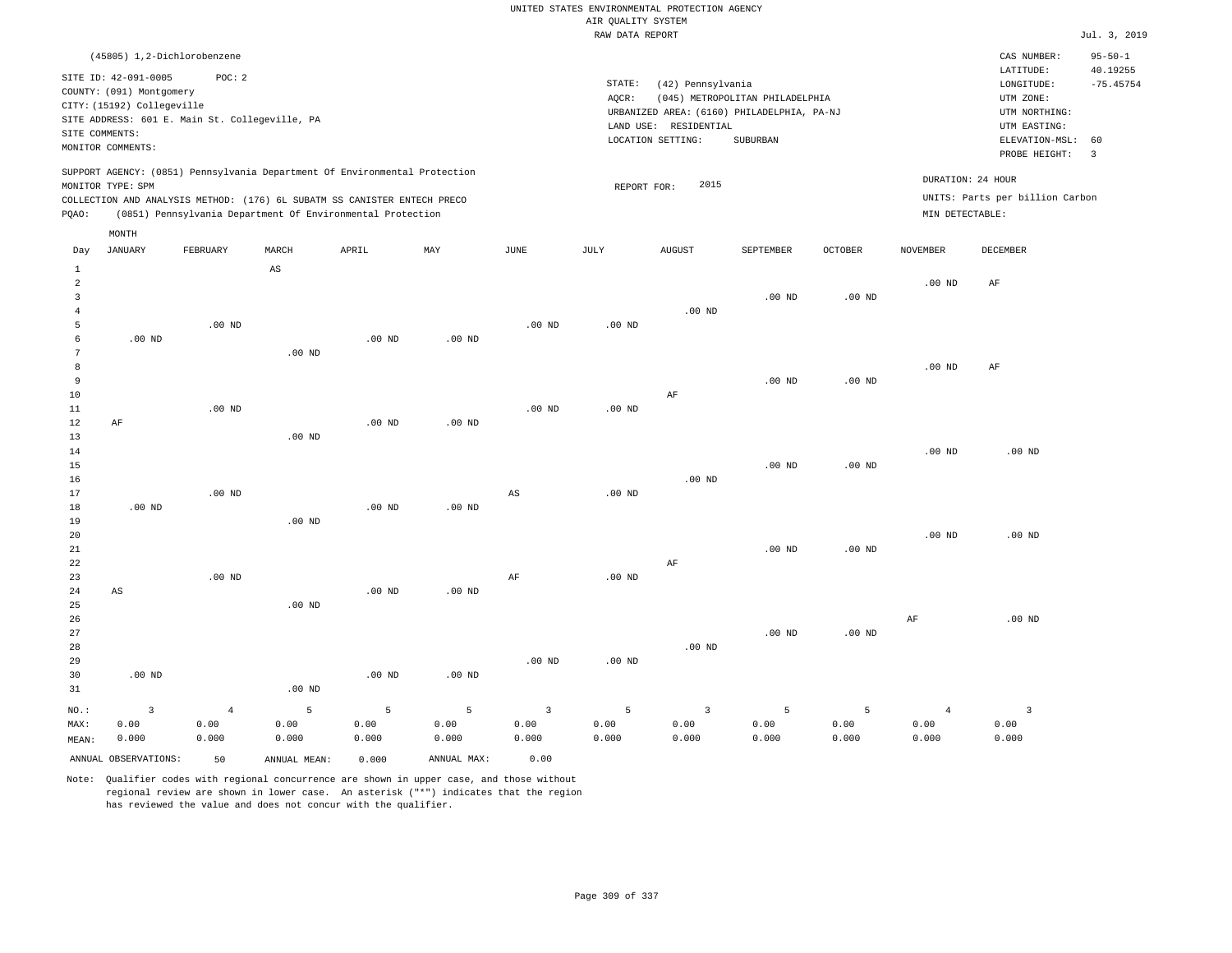UNITED STATES ENVIRONMENTAL PROTECTION AGENCY
AIR QUALITY SYSTEM
RAW DATA REPORT

Jul. 3, 2019

(45805) 1,2-Dichlorobenzene

SITE ID: 42-091-0005 POC: 2
COUNTY: (091) Montgomery
CITY: (15192) Collegeville
SITE ADDRESS: 601 E. Main St. Collegeville, PA
SITE COMMENTS:
MONITOR COMMENTS:

STATE: (42) Pennsylvania
AQCR: (045) METROPOLITAN PHILADELPHIA
URBANIZED AREA: (6160) PHILADELPHIA, PA-NJ
LAND USE: RESIDENTIAL
LOCATION SETTING: SUBURBAN

CAS NUMBER: 95-50-1
LATITUDE: 40.19255
LONGITUDE: -75.45754
UTM ZONE:
UTM NORTHING:
UTM EASTING:
ELEVATION-MSL: 60
PROBE HEIGHT: 3

SUPPORT AGENCY: (0851) Pennsylvania Department Of Environmental Protection
MONITOR TYPE: SPM
COLLECTION AND ANALYSIS METHOD: (176) 6L SUBATM SS CANISTER ENTECH PRECO
PQAO: (0851) Pennsylvania Department Of Environmental Protection

REPORT FOR: 2015

DURATION: 24 HOUR
UNITS: Parts per billion Carbon
MIN DETECTABLE:

| Day | JANUARY | FEBRUARY | MARCH | APRIL | MAY | JUNE | JULY | AUGUST | SEPTEMBER | OCTOBER | NOVEMBER | DECEMBER |
|---|---|---|---|---|---|---|---|---|---|---|---|---|
| 1 | | | AS | | | | | | | | | |
| 2 | | | | | | | | | | | .00 ND | AF |
| 3 | | | | | | | | | .00 ND | .00 ND | | |
| 4 | | | | | | | | .00 ND | | | | |
| 5 | | .00 ND | | | | .00 ND | .00 ND | | | | | |
| 6 | .00 ND | | | .00 ND | .00 ND | | | | | | | |
| 7 | | | .00 ND | | | | | | | | | |
| 8 | | | | | | | | | | | .00 ND | AF |
| 9 | | | | | | | | | .00 ND | .00 ND | | |
| 10 | | | | | | | | AF | | | | |
| 11 | | .00 ND | | | | .00 ND | .00 ND | | | | | |
| 12 | AF | | | .00 ND | .00 ND | | | | | | | |
| 13 | | | .00 ND | | | | | | | | | |
| 14 | | | | | | | | | | | .00 ND | .00 ND |
| 15 | | | | | | | | | .00 ND | .00 ND | | |
| 16 | | | | | | | | .00 ND | | | | |
| 17 | | .00 ND | | | | AS | .00 ND | | | | | |
| 18 | .00 ND | | | .00 ND | .00 ND | | | | | | | |
| 19 | | | .00 ND | | | | | | | | | |
| 20 | | | | | | | | | | | .00 ND | .00 ND |
| 21 | | | | | | | | | .00 ND | .00 ND | | |
| 22 | | | | | | | | AF | | | | |
| 23 | | .00 ND | | | | AF | .00 ND | | | | | |
| 24 | AS | | | .00 ND | .00 ND | | | | | | | |
| 25 | | | .00 ND | | | | | | | | | |
| 26 | | | | | | | | | | | AF | .00 ND |
| 27 | | | | | | | | | .00 ND | .00 ND | | |
| 28 | | | | | | | | .00 ND | | | | |
| 29 | | | | | | .00 ND | .00 ND | | | | | |
| 30 | .00 ND | | | .00 ND | .00 ND | | | | | | | |
| 31 | | | .00 ND | | | | | | | | | |
| NO.: | 3 | 4 | 5 | 5 | 5 | 3 | 5 | 3 | 5 | 5 | 4 | 3 |
| MAX: | 0.00 | 0.00 | 0.00 | 0.00 | 0.00 | 0.00 | 0.00 | 0.00 | 0.00 | 0.00 | 0.00 | 0.00 |
| MEAN: | 0.000 | 0.000 | 0.000 | 0.000 | 0.000 | 0.000 | 0.000 | 0.000 | 0.000 | 0.000 | 0.000 | 0.000 |

ANNUAL OBSERVATIONS: 50 ANNUAL MEAN: 0.000 ANNUAL MAX: 0.00

Note: Qualifier codes with regional concurrence are shown in upper case, and those without regional review are shown in lower case. An asterisk ("*") indicates that the region has reviewed the value and does not concur with the qualifier.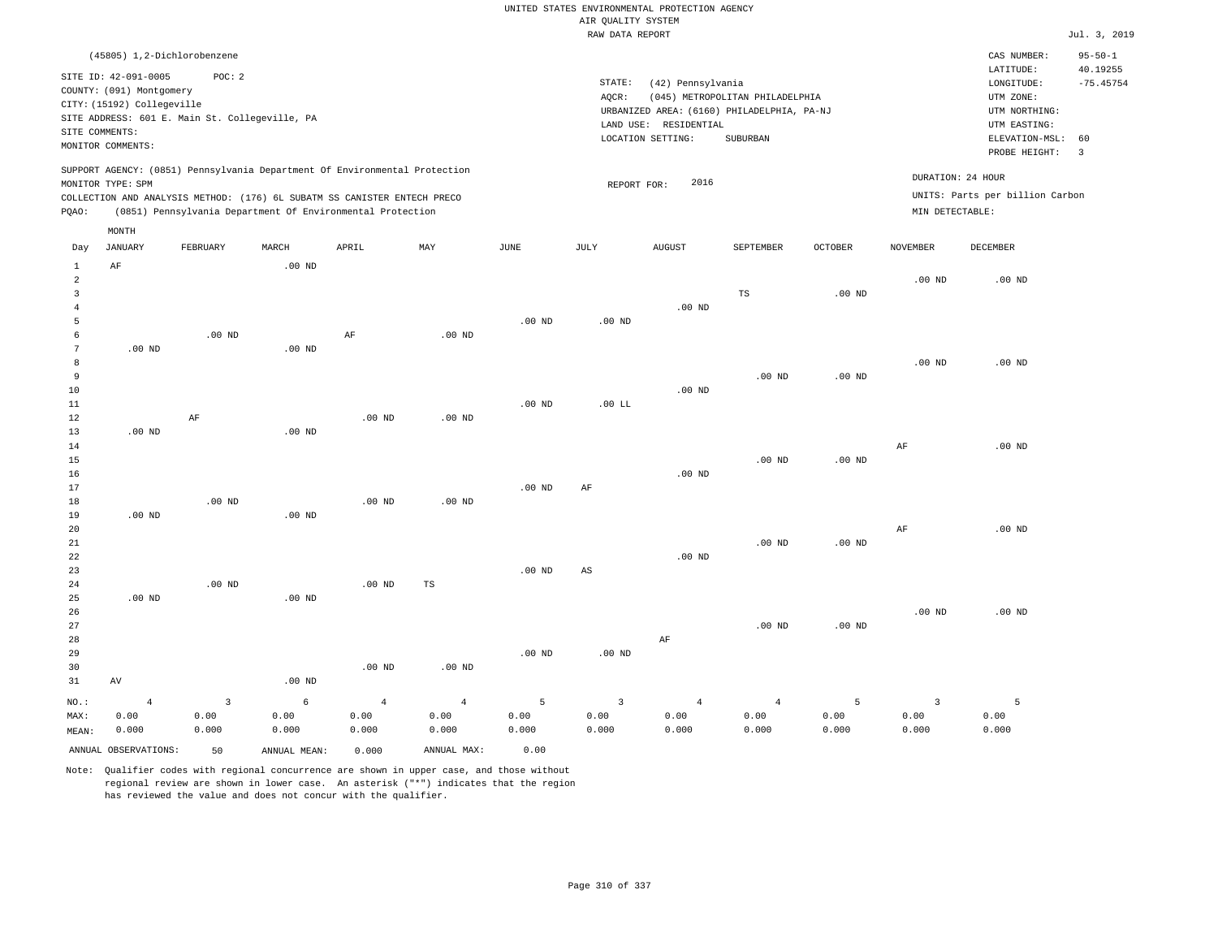UNITED STATES ENVIRONMENTAL PROTECTION AGENCY
AIR QUALITY SYSTEM
RAW DATA REPORT

Jul. 3, 2019

(45805) 1,2-Dichlorobenzene

SITE ID: 42-091-0005 POC: 2
COUNTY: (091) Montgomery
CITY: (15192) Collegeville
SITE ADDRESS: 601 E. Main St. Collegeville, PA
SITE COMMENTS:
MONITOR COMMENTS:

STATE: (42) Pennsylvania
AQCR: (045) METROPOLITAN PHILADELPHIA
URBANIZED AREA: (6160) PHILADELPHIA, PA-NJ
LAND USE: RESIDENTIAL
LOCATION SETTING: SUBURBAN

CAS NUMBER: 95-50-1
LATITUDE: 40.19255
LONGITUDE: -75.45754
UTM ZONE:
UTM NORTHING:
UTM EASTING:
ELEVATION-MSL: 60
PROBE HEIGHT: 3

SUPPORT AGENCY: (0851) Pennsylvania Department Of Environmental Protection
MONITOR TYPE: SPM
COLLECTION AND ANALYSIS METHOD: (176) 6L SUBATM SS CANISTER ENTECH PRECO
PQAO: (0851) Pennsylvania Department Of Environmental Protection

REPORT FOR: 2016

DURATION: 24 HOUR
UNITS: Parts per billion Carbon
MIN DETECTABLE:

| Day | JANUARY | FEBRUARY | MARCH | APRIL | MAY | JUNE | JULY | AUGUST | SEPTEMBER | OCTOBER | NOVEMBER | DECEMBER |
|---|---|---|---|---|---|---|---|---|---|---|---|---|
| 1 | AF | | .00 ND | | | | | | | | | |
| 2 | | | | | | | | | | | .00 ND | .00 ND |
| 3 | | | | | | | | | TS | .00 ND | | |
| 4 | | | | | | | | .00 ND | | | | |
| 5 | | | | | | .00 ND | .00 ND | | | | | |
| 6 | | .00 ND | | AF | .00 ND | | | | | | | |
| 7 | .00 ND | | .00 ND | | | | | | | | | |
| 8 | | | | | | | | | | | .00 ND | .00 ND |
| 9 | | | | | | | | | .00 ND | .00 ND | | |
| 10 | | | | | | | | .00 ND | | | | |
| 11 | | | | | | .00 ND | .00 LL | | | | | |
| 12 | | AF | | .00 ND | .00 ND | | | | | | | |
| 13 | .00 ND | | .00 ND | | | | | | | | | |
| 14 | | | | | | | | | | | AF | .00 ND |
| 15 | | | | | | | | | .00 ND | .00 ND | | |
| 16 | | | | | | | | .00 ND | | | | |
| 17 | | | | | | .00 ND | AF | | | | | |
| 18 | | .00 ND | | .00 ND | .00 ND | | | | | | | |
| 19 | .00 ND | | .00 ND | | | | | | | | | |
| 20 | | | | | | | | | | | AF | .00 ND |
| 21 | | | | | | | | | .00 ND | .00 ND | | |
| 22 | | | | | | | | .00 ND | | | | |
| 23 | | | | | | .00 ND | AS | | | | | |
| 24 | | .00 ND | | .00 ND | TS | | | | | | | |
| 25 | .00 ND | | .00 ND | | | | | | | | | |
| 26 | | | | | | | | | | | .00 ND | .00 ND |
| 27 | | | | | | | | | .00 ND | .00 ND | | |
| 28 | | | | | | | | AF | | | | |
| 29 | | | | | | .00 ND | .00 ND | | | | | |
| 30 | | | | .00 ND | .00 ND | | | | | | | |
| 31 | AV | | .00 ND | | | | | | | | | |
| NO.: | 4 | 3 | 6 | 4 | 4 | 5 | 3 | 4 | 4 | 5 | 3 | 5 |
| MAX: | 0.00 | 0.00 | 0.00 | 0.00 | 0.00 | 0.00 | 0.00 | 0.00 | 0.00 | 0.00 | 0.00 | 0.00 |
| MEAN: | 0.000 | 0.000 | 0.000 | 0.000 | 0.000 | 0.000 | 0.000 | 0.000 | 0.000 | 0.000 | 0.000 | 0.000 |

ANNUAL OBSERVATIONS: 50 ANNUAL MEAN: 0.000 ANNUAL MAX: 0.00

Note: Qualifier codes with regional concurrence are shown in upper case, and those without regional review are shown in lower case. An asterisk ("*") indicates that the region has reviewed the value and does not concur with the qualifier.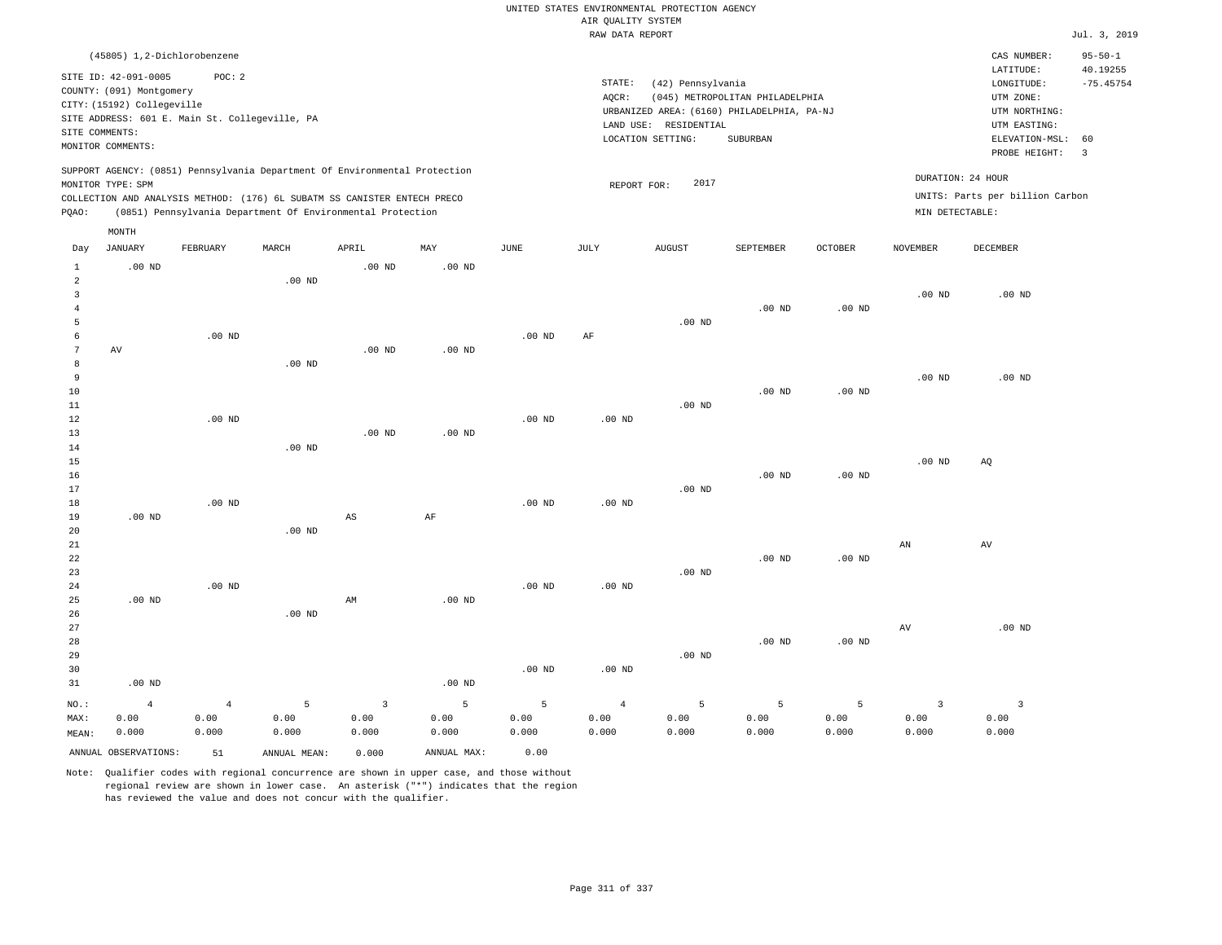UNITED STATES ENVIRONMENTAL PROTECTION AGENCY
AIR QUALITY SYSTEM
RAW DATA REPORT

Jul. 3, 2019

(45805) 1,2-Dichlorobenzene

SITE ID: 42-091-0005 POC: 2
COUNTY: (091) Montgomery
CITY: (15192) Collegeville
SITE ADDRESS: 601 E. Main St. Collegeville, PA
SITE COMMENTS:
MONITOR COMMENTS:

STATE: (42) Pennsylvania
AQCR: (045) METROPOLITAN PHILADELPHIA
URBANIZED AREA: (6160) PHILADELPHIA, PA-NJ
LAND USE: RESIDENTIAL
LOCATION SETTING: SUBURBAN

CAS NUMBER: 95-50-1
LATITUDE: 40.19255
LONGITUDE: -75.45754
UTM ZONE:
UTM NORTHING:
UTM EASTING:
ELEVATION-MSL: 60
PROBE HEIGHT: 3

SUPPORT AGENCY: (0851) Pennsylvania Department Of Environmental Protection
MONITOR TYPE: SPM
COLLECTION AND ANALYSIS METHOD: (176) 6L SUBATM SS CANISTER ENTECH PRECO
PQAO: (0851) Pennsylvania Department Of Environmental Protection

REPORT FOR: 2017

DURATION: 24 HOUR
UNITS: Parts per billion Carbon
MIN DETECTABLE:

| Day | JANUARY | FEBRUARY | MARCH | APRIL | MAY | JUNE | JULY | AUGUST | SEPTEMBER | OCTOBER | NOVEMBER | DECEMBER |
|---|---|---|---|---|---|---|---|---|---|---|---|---|
| 1 | .00 ND | | | .00 ND | .00 ND | | | | | | | |
| 2 | | | .00 ND | | | | | | | | | |
| 3 | | | | | | | | | | | .00 ND | .00 ND |
| 4 | | | | | | | | | .00 ND | .00 ND | | |
| 5 | | | | | | | | .00 ND | | | | |
| 6 | | .00 ND | | | | .00 ND | AF | | | | | |
| 7 | AV | | | .00 ND | .00 ND | | | | | | | |
| 8 | | | .00 ND | | | | | | | | | |
| 9 | | | | | | | | | | | .00 ND | .00 ND |
| 10 | | | | | | | | | .00 ND | .00 ND | | |
| 11 | | | | | | | | .00 ND | | | | |
| 12 | | .00 ND | | | | .00 ND | .00 ND | | | | | |
| 13 | | | | .00 ND | .00 ND | | | | | | | |
| 14 | | | .00 ND | | | | | | | | | |
| 15 | | | | | | | | | | | .00 ND | AQ |
| 16 | | | | | | | | | .00 ND | .00 ND | | |
| 17 | | | | | | | | .00 ND | | | | |
| 18 | | .00 ND | | | | .00 ND | .00 ND | | | | | |
| 19 | .00 ND | | | AS | AF | | | | | | | |
| 20 | | | .00 ND | | | | | | | | | |
| 21 | | | | | | | | | | | AN | AV |
| 22 | | | | | | | | | .00 ND | .00 ND | | |
| 23 | | | | | | | | .00 ND | | | | |
| 24 | | .00 ND | | | | .00 ND | .00 ND | | | | | |
| 25 | .00 ND | | | AM | .00 ND | | | | | | | |
| 26 | | | .00 ND | | | | | | | | | |
| 27 | | | | | | | | | | | AV | .00 ND |
| 28 | | | | | | | | | .00 ND | .00 ND | | |
| 29 | | | | | | | | .00 ND | | | | |
| 30 | | | | | | .00 ND | .00 ND | | | | | |
| 31 | .00 ND | | | | .00 ND | | | | | | | |
| NO.: | 4 | 4 | 5 | 3 | 5 | 5 | 4 | 5 | 5 | 5 | 3 | 3 |
| MAX: | 0.00 | 0.00 | 0.00 | 0.00 | 0.00 | 0.00 | 0.00 | 0.00 | 0.00 | 0.00 | 0.00 | 0.00 |
| MEAN: | 0.000 | 0.000 | 0.000 | 0.000 | 0.000 | 0.000 | 0.000 | 0.000 | 0.000 | 0.000 | 0.000 | 0.000 |

ANNUAL OBSERVATIONS: 51 ANNUAL MEAN: 0.000 ANNUAL MAX: 0.00

Note: Qualifier codes with regional concurrence are shown in upper case, and those without regional review are shown in lower case. An asterisk ("*") indicates that the region has reviewed the value and does not concur with the qualifier.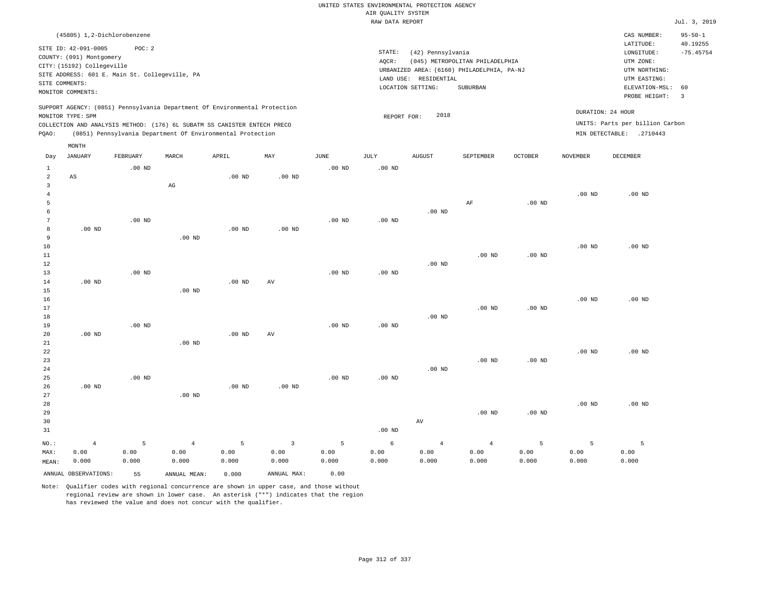UNITED STATES ENVIRONMENTAL PROTECTION AGENCY
AIR QUALITY SYSTEM
RAW DATA REPORT

Jul. 3, 2019

(45805) 1,2-Dichlorobenzene

SITE ID: 42-091-0005 POC: 2
COUNTY: (091) Montgomery
CITY: (15192) Collegeville
SITE ADDRESS: 601 E. Main St. Collegeville, PA
SITE COMMENTS:
MONITOR COMMENTS:

STATE: (42) Pennsylvania
AQCR: (045) METROPOLITAN PHILADELPHIA
URBANIZED AREA: (6160) PHILADELPHIA, PA-NJ
LAND USE: RESIDENTIAL
LOCATION SETTING: SUBURBAN

CAS NUMBER: 95-50-1
LATITUDE: 40.19255
LONGITUDE: -75.45754
UTM ZONE:
UTM NORTHING:
UTM EASTING:
ELEVATION-MSL: 60
PROBE HEIGHT: 3

SUPPORT AGENCY: (0851) Pennsylvania Department Of Environmental Protection
MONITOR TYPE: SPM
COLLECTION AND ANALYSIS METHOD: (176) 6L SUBATM SS CANISTER ENTECH PRECO
PQAO: (0851) Pennsylvania Department Of Environmental Protection

REPORT FOR: 2018

DURATION: 24 HOUR
UNITS: Parts per billion Carbon
MIN DETECTABLE: .2710443

| Day | JANUARY | FEBRUARY | MARCH | APRIL | MAY | JUNE | JULY | AUGUST | SEPTEMBER | OCTOBER | NOVEMBER | DECEMBER |
|---|---|---|---|---|---|---|---|---|---|---|---|---|
| 1 | | .00 ND | | | | .00 ND | .00 ND | | | | | |
| 2 | AS | | | .00 ND | .00 ND | | | | | | | |
| 3 | | | AG | | | | | | | | | |
| 4 | | | | | | | | | | | .00 ND | .00 ND |
| 5 | | | | | | | | | AF | .00 ND | | |
| 6 | | | | | | | | .00 ND | | | | |
| 7 | | .00 ND | | | | .00 ND | .00 ND | | | | | |
| 8 | .00 ND | | | .00 ND | .00 ND | | | | | | | |
| 9 | | | .00 ND | | | | | | | | | |
| 10 | | | | | | | | | | | .00 ND | .00 ND |
| 11 | | | | | | | | | .00 ND | .00 ND | | |
| 12 | | | | | | | | .00 ND | | | | |
| 13 | | .00 ND | | | | .00 ND | .00 ND | | | | | |
| 14 | .00 ND | | | .00 ND | AV | | | | | | | |
| 15 | | | .00 ND | | | | | | | | | |
| 16 | | | | | | | | | | | .00 ND | .00 ND |
| 17 | | | | | | | | | .00 ND | .00 ND | | |
| 18 | | | | | | | | .00 ND | | | | |
| 19 | | .00 ND | | | | .00 ND | .00 ND | | | | | |
| 20 | .00 ND | | | .00 ND | AV | | | | | | | |
| 21 | | | .00 ND | | | | | | | | | |
| 22 | | | | | | | | | | | .00 ND | .00 ND |
| 23 | | | | | | | | | .00 ND | .00 ND | | |
| 24 | | | | | | | | .00 ND | | | | |
| 25 | | .00 ND | | | | .00 ND | .00 ND | | | | | |
| 26 | .00 ND | | | .00 ND | .00 ND | | | | | | | |
| 27 | | | .00 ND | | | | | | | | | |
| 28 | | | | | | | | | | | .00 ND | .00 ND |
| 29 | | | | | | | | | .00 ND | .00 ND | | |
| 30 | | | | | | | | AV | | | | |
| 31 | | | | | | | .00 ND | | | | | |
| NO.: | 4 | 5 | 4 | 5 | 3 | 5 | 6 | 4 | 4 | 5 | 5 | 5 |
| MAX: | 0.00 | 0.00 | 0.00 | 0.00 | 0.00 | 0.00 | 0.00 | 0.00 | 0.00 | 0.00 | 0.00 | 0.00 |
| MEAN: | 0.000 | 0.000 | 0.000 | 0.000 | 0.000 | 0.000 | 0.000 | 0.000 | 0.000 | 0.000 | 0.000 | 0.000 |

ANNUAL OBSERVATIONS: 55 ANNUAL MEAN: 0.000 ANNUAL MAX: 0.00

Note: Qualifier codes with regional concurrence are shown in upper case, and those without regional review are shown in lower case. An asterisk ("*") indicates that the region has reviewed the value and does not concur with the qualifier.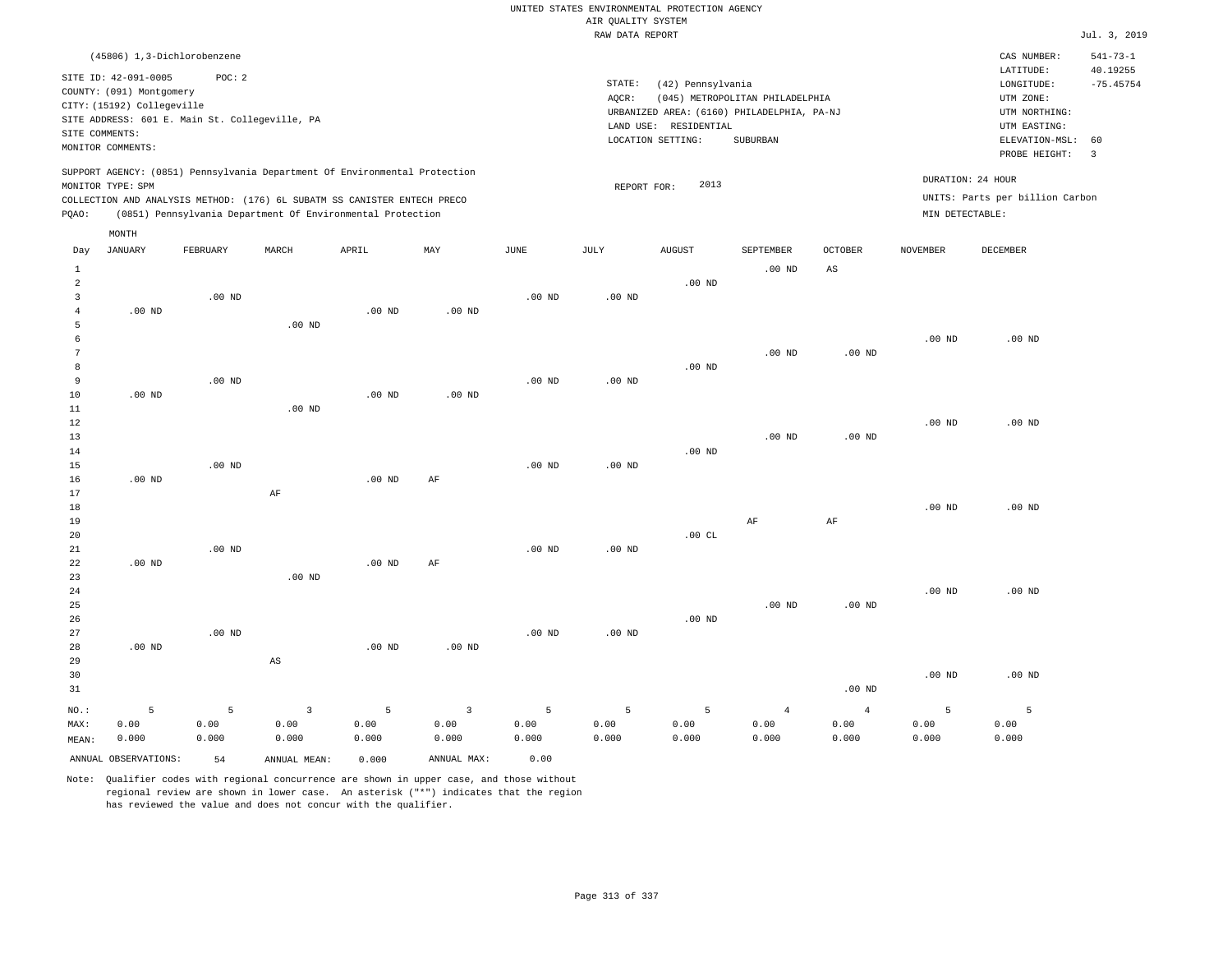UNITED STATES ENVIRONMENTAL PROTECTION AGENCY
AIR QUALITY SYSTEM
RAW DATA REPORT

Jul. 3, 2019

(45806) 1,3-Dichlorobenzene

SITE ID: 42-091-0005 POC: 2
COUNTY: (091) Montgomery
CITY: (15192) Collegeville
SITE ADDRESS: 601 E. Main St. Collegeville, PA
SITE COMMENTS:
MONITOR COMMENTS:

STATE: (42) Pennsylvania
AQCR: (045) METROPOLITAN PHILADELPHIA
URBANIZED AREA: (6160) PHILADELPHIA, PA-NJ
LAND USE: RESIDENTIAL
LOCATION SETTING: SUBURBAN

CAS NUMBER: 541-73-1
LATITUDE: 40.19255
LONGITUDE: -75.45754
UTM ZONE:
UTM NORTHING:
UTM EASTING:
ELEVATION-MSL: 60
PROBE HEIGHT: 3

SUPPORT AGENCY: (0851) Pennsylvania Department Of Environmental Protection
MONITOR TYPE: SPM
COLLECTION AND ANALYSIS METHOD: (176) 6L SUBATM SS CANISTER ENTECH PRECO
PQAO: (0851) Pennsylvania Department Of Environmental Protection

REPORT FOR: 2013

DURATION: 24 HOUR
UNITS: Parts per billion Carbon
MIN DETECTABLE:

| Day | JANUARY | FEBRUARY | MARCH | APRIL | MAY | JUNE | JULY | AUGUST | SEPTEMBER | OCTOBER | NOVEMBER | DECEMBER |
|---|---|---|---|---|---|---|---|---|---|---|---|---|
| 1 | | | | | | | | | .00 ND | AS | | |
| 2 | | | | | | | | .00 ND | | | | |
| 3 | | .00 ND | | | | .00 ND | .00 ND | | | | | |
| 4 | .00 ND | | | .00 ND | .00 ND | | | | | | | |
| 5 | | | .00 ND | | | | | | | | | |
| 6 | | | | | | | | | | | .00 ND | .00 ND |
| 7 | | | | | | | | | .00 ND | .00 ND | | |
| 8 | | | | | | | | .00 ND | | | | |
| 9 | | .00 ND | | | | .00 ND | .00 ND | | | | | |
| 10 | .00 ND | | | .00 ND | .00 ND | | | | | | | |
| 11 | | | .00 ND | | | | | | | | | |
| 12 | | | | | | | | | | | .00 ND | .00 ND |
| 13 | | | | | | | | | .00 ND | .00 ND | | |
| 14 | | | | | | | | .00 ND | | | | |
| 15 | | .00 ND | | | | .00 ND | .00 ND | | | | | |
| 16 | .00 ND | | | .00 ND | AF | | | | | | | |
| 17 | | | AF | | | | | | | | | |
| 18 | | | | | | | | | | | .00 ND | .00 ND |
| 19 | | | | | | | | | AF | AF | | |
| 20 | | | | | | | | .00 CL | | | | |
| 21 | | .00 ND | | | | .00 ND | .00 ND | | | | | |
| 22 | .00 ND | | | .00 ND | AF | | | | | | | |
| 23 | | | .00 ND | | | | | | | | | |
| 24 | | | | | | | | | | | .00 ND | .00 ND |
| 25 | | | | | | | | | .00 ND | .00 ND | | |
| 26 | | | | | | | | .00 ND | | | | |
| 27 | | .00 ND | | | | .00 ND | .00 ND | | | | | |
| 28 | .00 ND | | | .00 ND | .00 ND | | | | | | | |
| 29 | | | AS | | | | | | | | | |
| 30 | | | | | | | | | | | .00 ND | .00 ND |
| 31 | | | | | | | | | | .00 ND | | |
| NO.: | 5 | 5 | 3 | 5 | 3 | 5 | 5 | 5 | 4 | 4 | 5 | 5 |
| MAX: | 0.00 | 0.00 | 0.00 | 0.00 | 0.00 | 0.00 | 0.00 | 0.00 | 0.00 | 0.00 | 0.00 | 0.00 |
| MEAN: | 0.000 | 0.000 | 0.000 | 0.000 | 0.000 | 0.000 | 0.000 | 0.000 | 0.000 | 0.000 | 0.000 | 0.000 |

ANNUAL OBSERVATIONS: 54 ANNUAL MEAN: 0.000 ANNUAL MAX: 0.00

Note: Qualifier codes with regional concurrence are shown in upper case, and those without regional review are shown in lower case. An asterisk ("*") indicates that the region has reviewed the value and does not concur with the qualifier.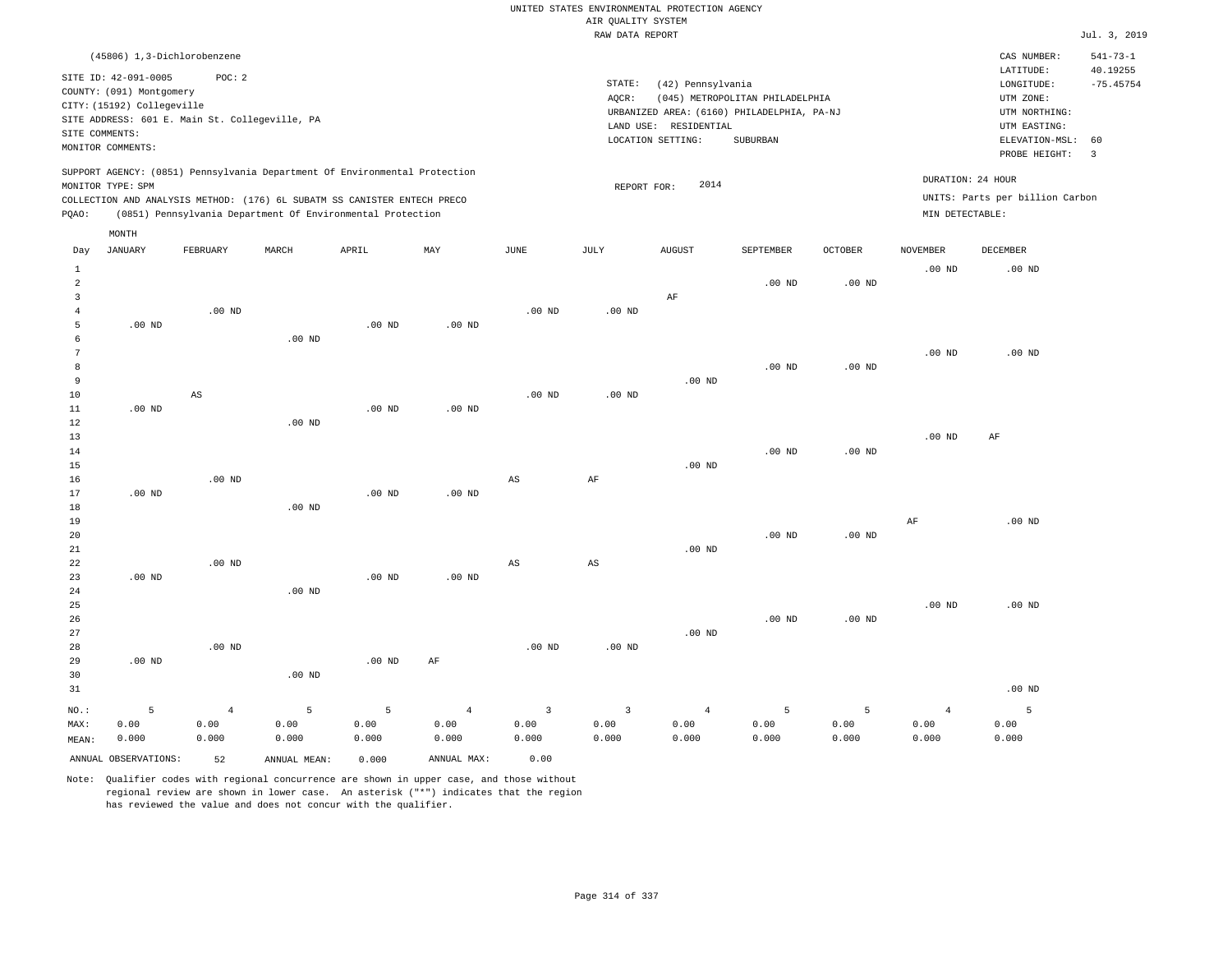UNITED STATES ENVIRONMENTAL PROTECTION AGENCY
AIR QUALITY SYSTEM
RAW DATA REPORT

Jul. 3, 2019

(45806) 1,3-Dichlorobenzene

SITE ID: 42-091-0005    POC: 2
COUNTY: (091) Montgomery
CITY: (15192) Collegeville
SITE ADDRESS: 601 E. Main St. Collegeville, PA
SITE COMMENTS:
MONITOR COMMENTS:

STATE: (42) Pennsylvania
AQCR: (045) METROPOLITAN PHILADELPHIA
URBANIZED AREA: (6160) PHILADELPHIA, PA-NJ
LAND USE: RESIDENTIAL
LOCATION SETTING: SUBURBAN

CAS NUMBER: 541-73-1
LATITUDE: 40.19255
LONGITUDE: -75.45754
UTM ZONE:
UTM NORTHING:
UTM EASTING:
ELEVATION-MSL: 60
PROBE HEIGHT: 3

SUPPORT AGENCY: (0851) Pennsylvania Department Of Environmental Protection
MONITOR TYPE: SPM
COLLECTION AND ANALYSIS METHOD: (176) 6L SUBATM SS CANISTER ENTECH PRECO
PQAO: (0851) Pennsylvania Department Of Environmental Protection

REPORT FOR: 2014

DURATION: 24 HOUR
UNITS: Parts per billion Carbon
MIN DETECTABLE:

| Day | JANUARY | FEBRUARY | MARCH | APRIL | MAY | JUNE | JULY | AUGUST | SEPTEMBER | OCTOBER | NOVEMBER | DECEMBER |
|---|---|---|---|---|---|---|---|---|---|---|---|---|
| 1 | | | | | | | | | | | .00 ND | .00 ND |
| 2 | | | | | | | | | .00 ND | .00 ND | | |
| 3 | | | | | | | | AF | | | | |
| 4 | | .00 ND | | | | .00 ND | .00 ND | | | | | |
| 5 | .00 ND | | | .00 ND | .00 ND | | | | | | | |
| 6 | | | .00 ND | | | | | | | | | |
| 7 | | | | | | | | | | | .00 ND | .00 ND |
| 8 | | | | | | | | | .00 ND | .00 ND | | |
| 9 | | | | | | | | .00 ND | | | | |
| 10 | | AS | | | | .00 ND | .00 ND | | | | | |
| 11 | .00 ND | | | .00 ND | .00 ND | | | | | | | |
| 12 | | | .00 ND | | | | | | | | | |
| 13 | | | | | | | | | | | .00 ND | AF |
| 14 | | | | | | | | | .00 ND | .00 ND | | |
| 15 | | | | | | | | .00 ND | | | | |
| 16 | | .00 ND | | | | AS | AF | | | | | |
| 17 | .00 ND | | | .00 ND | .00 ND | | | | | | | |
| 18 | | | .00 ND | | | | | | | | | |
| 19 | | | | | | | | | | | AF | .00 ND |
| 20 | | | | | | | | | .00 ND | .00 ND | | |
| 21 | | | | | | | | .00 ND | | | | |
| 22 | | .00 ND | | | | AS | AS | | | | | |
| 23 | .00 ND | | | .00 ND | .00 ND | | | | | | | |
| 24 | | | .00 ND | | | | | | | | | |
| 25 | | | | | | | | | | | .00 ND | .00 ND |
| 26 | | | | | | | | | .00 ND | .00 ND | | |
| 27 | | | | | | | | .00 ND | | | | |
| 28 | | .00 ND | | | | .00 ND | .00 ND | | | | | |
| 29 | .00 ND | | | .00 ND | AF | | | | | | | |
| 30 | | | .00 ND | | | | | | | | | |
| 31 | | | | | | | | | | | | .00 ND |
| NO.: | 5 | 4 | 5 | 5 | 4 | 3 | 3 | 4 | 5 | 5 | 4 | 5 |
| MAX: | 0.00 | 0.00 | 0.00 | 0.00 | 0.00 | 0.00 | 0.00 | 0.00 | 0.00 | 0.00 | 0.00 | 0.00 |
| MEAN: | 0.000 | 0.000 | 0.000 | 0.000 | 0.000 | 0.000 | 0.000 | 0.000 | 0.000 | 0.000 | 0.000 | 0.000 |

ANNUAL OBSERVATIONS: 52    ANNUAL MEAN: 0.000    ANNUAL MAX: 0.00

Note: Qualifier codes with regional concurrence are shown in upper case, and those without regional review are shown in lower case. An asterisk ("*") indicates that the region has reviewed the value and does not concur with the qualifier.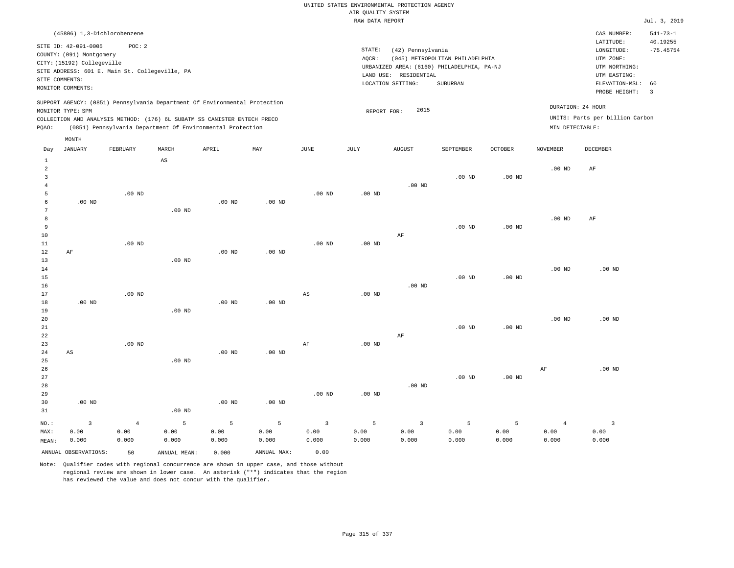UNITED STATES ENVIRONMENTAL PROTECTION AGENCY
AIR QUALITY SYSTEM
RAW DATA REPORT

Jul. 3, 2019

(45806) 1,3-Dichlorobenzene

SITE ID: 42-091-0005 POC: 2
COUNTY: (091) Montgomery
CITY: (15192) Collegeville
SITE ADDRESS: 601 E. Main St. Collegeville, PA
SITE COMMENTS:
MONITOR COMMENTS:

STATE: (42) Pennsylvania
AQCR: (045) METROPOLITAN PHILADELPHIA
URBANIZED AREA: (6160) PHILADELPHIA, PA-NJ
LAND USE: RESIDENTIAL
LOCATION SETTING: SUBURBAN

CAS NUMBER: 541-73-1
LATITUDE: 40.19255
LONGITUDE: -75.45754
UTM ZONE:
UTM NORTHING:
UTM EASTING:
ELEVATION-MSL: 60
PROBE HEIGHT: 3

SUPPORT AGENCY: (0851) Pennsylvania Department Of Environmental Protection
MONITOR TYPE: SPM
COLLECTION AND ANALYSIS METHOD: (176) 6L SUBATM SS CANISTER ENTECH PRECO
PQAO: (0851) Pennsylvania Department Of Environmental Protection

REPORT FOR: 2015

DURATION: 24 HOUR
UNITS: Parts per billion Carbon
MIN DETECTABLE:

| Day | JANUARY | FEBRUARY | MARCH | APRIL | MAY | JUNE | JULY | AUGUST | SEPTEMBER | OCTOBER | NOVEMBER | DECEMBER |
|---|---|---|---|---|---|---|---|---|---|---|---|---|
| 1 | | | AS | | | | | | | | | |
| 2 | | | | | | | | | | | .00 ND | AF |
| 3 | | | | | | | | | .00 ND | .00 ND | | |
| 4 | | | | | | | | .00 ND | | | | |
| 5 | | .00 ND | | | | .00 ND | .00 ND | | | | | |
| 6 | .00 ND | | | .00 ND | .00 ND | | | | | | | |
| 7 | | | .00 ND | | | | | | | | | |
| 8 | | | | | | | | | | | .00 ND | AF |
| 9 | | | | | | | | | .00 ND | .00 ND | | |
| 10 | | | | | | | | AF | | | | |
| 11 | | .00 ND | | | | .00 ND | .00 ND | | | | | |
| 12 | AF | | | .00 ND | .00 ND | | | | | | | |
| 13 | | | .00 ND | | | | | | | | | |
| 14 | | | | | | | | | | | .00 ND | .00 ND |
| 15 | | | | | | | | | .00 ND | .00 ND | | |
| 16 | | | | | | | | .00 ND | | | | |
| 17 | | .00 ND | | | | AS | .00 ND | | | | | |
| 18 | .00 ND | | | .00 ND | .00 ND | | | | | | | |
| 19 | | | .00 ND | | | | | | | | | |
| 20 | | | | | | | | | | | .00 ND | .00 ND |
| 21 | | | | | | | | | .00 ND | .00 ND | | |
| 22 | | | | | | | | AF | | | | |
| 23 | | .00 ND | | | | AF | .00 ND | | | | | |
| 24 | AS | | | .00 ND | .00 ND | | | | | | | |
| 25 | | | .00 ND | | | | | | | | | |
| 26 | | | | | | | | | | | AF | .00 ND |
| 27 | | | | | | | | | .00 ND | .00 ND | | |
| 28 | | | | | | | | .00 ND | | | | |
| 29 | | | | | | .00 ND | .00 ND | | | | | |
| 30 | .00 ND | | | .00 ND | .00 ND | | | | | | | |
| 31 | | | .00 ND | | | | | | | | | |
| NO.: | 3 | 4 | 5 | 5 | 5 | 3 | 5 | 3 | 5 | 5 | 4 | 3 |
| MAX: | 0.00 | 0.00 | 0.00 | 0.00 | 0.00 | 0.00 | 0.00 | 0.00 | 0.00 | 0.00 | 0.00 | 0.00 |
| MEAN: | 0.000 | 0.000 | 0.000 | 0.000 | 0.000 | 0.000 | 0.000 | 0.000 | 0.000 | 0.000 | 0.000 | 0.000 |

ANNUAL OBSERVATIONS: 50 ANNUAL MEAN: 0.000 ANNUAL MAX: 0.00

Note: Qualifier codes with regional concurrence are shown in upper case, and those without regional review are shown in lower case. An asterisk ("*") indicates that the region has reviewed the value and does not concur with the qualifier.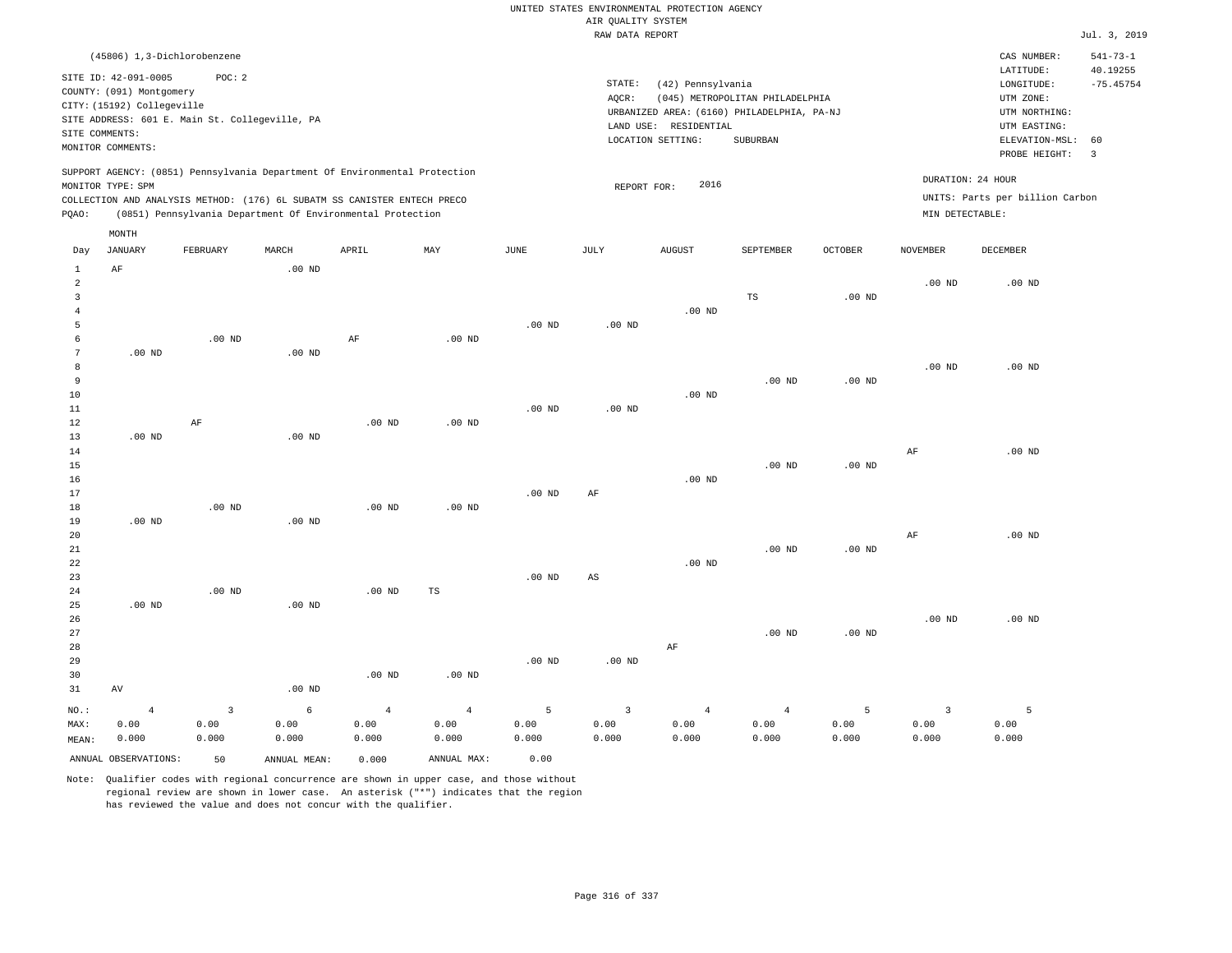UNITED STATES ENVIRONMENTAL PROTECTION AGENCY
AIR QUALITY SYSTEM
RAW DATA REPORT

Jul. 3, 2019

(45806) 1,3-Dichlorobenzene

SITE ID: 42-091-0005 POC: 2
COUNTY: (091) Montgomery
CITY: (15192) Collegeville
SITE ADDRESS: 601 E. Main St. Collegeville, PA
SITE COMMENTS:
MONITOR COMMENTS:

STATE: (42) Pennsylvania
AQCR: (045) METROPOLITAN PHILADELPHIA
URBANIZED AREA: (6160) PHILADELPHIA, PA-NJ
LAND USE: RESIDENTIAL
LOCATION SETTING: SUBURBAN

CAS NUMBER: 541-73-1
LATITUDE: 40.19255
LONGITUDE: -75.45754
UTM ZONE:
UTM NORTHING:
UTM EASTING:
ELEVATION-MSL: 60
PROBE HEIGHT: 3

SUPPORT AGENCY: (0851) Pennsylvania Department Of Environmental Protection
MONITOR TYPE: SPM
COLLECTION AND ANALYSIS METHOD: (176) 6L SUBATM SS CANISTER ENTECH PRECO
PQAO: (0851) Pennsylvania Department Of Environmental Protection

REPORT FOR: 2016

DURATION: 24 HOUR
UNITS: Parts per billion Carbon
MIN DETECTABLE:

| Day | JANUARY | FEBRUARY | MARCH | APRIL | MAY | JUNE | JULY | AUGUST | SEPTEMBER | OCTOBER | NOVEMBER | DECEMBER |
|---|---|---|---|---|---|---|---|---|---|---|---|---|
| 1 | AF | | .00 ND | | | | | | | | | |
| 2 | | | | | | | | | | | .00 ND | .00 ND |
| 3 | | | | | | | | | TS | .00 ND | | |
| 4 | | | | | | | | .00 ND | | | | |
| 5 | | | | | | .00 ND | .00 ND | | | | | |
| 6 | | .00 ND | | AF | .00 ND | | | | | | | |
| 7 | .00 ND | | .00 ND | | | | | | | | | |
| 8 | | | | | | | | | | | .00 ND | .00 ND |
| 9 | | | | | | | | | .00 ND | .00 ND | | |
| 10 | | | | | | | | .00 ND | | | | |
| 11 | | | | | | .00 ND | .00 ND | | | | | |
| 12 | | AF | | .00 ND | .00 ND | | | | | | | |
| 13 | .00 ND | | .00 ND | | | | | | | | | |
| 14 | | | | | | | | | | | AF | .00 ND |
| 15 | | | | | | | | | .00 ND | .00 ND | | |
| 16 | | | | | | | | .00 ND | | | | |
| 17 | | | | | | .00 ND | AF | | | | | |
| 18 | | .00 ND | | .00 ND | .00 ND | | | | | | | |
| 19 | .00 ND | | .00 ND | | | | | | | | | |
| 20 | | | | | | | | | | | AF | .00 ND |
| 21 | | | | | | | | | .00 ND | .00 ND | | |
| 22 | | | | | | | | .00 ND | | | | |
| 23 | | | | | | .00 ND | AS | | | | | |
| 24 | | .00 ND | | .00 ND | TS | | | | | | | |
| 25 | .00 ND | | .00 ND | | | | | | | | | |
| 26 | | | | | | | | | | | .00 ND | .00 ND |
| 27 | | | | | | | | | .00 ND | .00 ND | | |
| 28 | | | | | | | | AF | | | | |
| 29 | | | | | | .00 ND | .00 ND | | | | | |
| 30 | | | | .00 ND | .00 ND | | | | | | | |
| 31 | AV | | .00 ND | | | | | | | | | |
| NO.: | 4 | 3 | 6 | 4 | 4 | 5 | 3 | 4 | 4 | 5 | 3 | 5 |
| MAX: | 0.00 | 0.00 | 0.00 | 0.00 | 0.00 | 0.00 | 0.00 | 0.00 | 0.00 | 0.00 | 0.00 | 0.00 |
| MEAN: | 0.000 | 0.000 | 0.000 | 0.000 | 0.000 | 0.000 | 0.000 | 0.000 | 0.000 | 0.000 | 0.000 | 0.000 |

ANNUAL OBSERVATIONS: 50 ANNUAL MEAN: 0.000 ANNUAL MAX: 0.00

Note: Qualifier codes with regional concurrence are shown in upper case, and those without regional review are shown in lower case. An asterisk ("*") indicates that the region has reviewed the value and does not concur with the qualifier.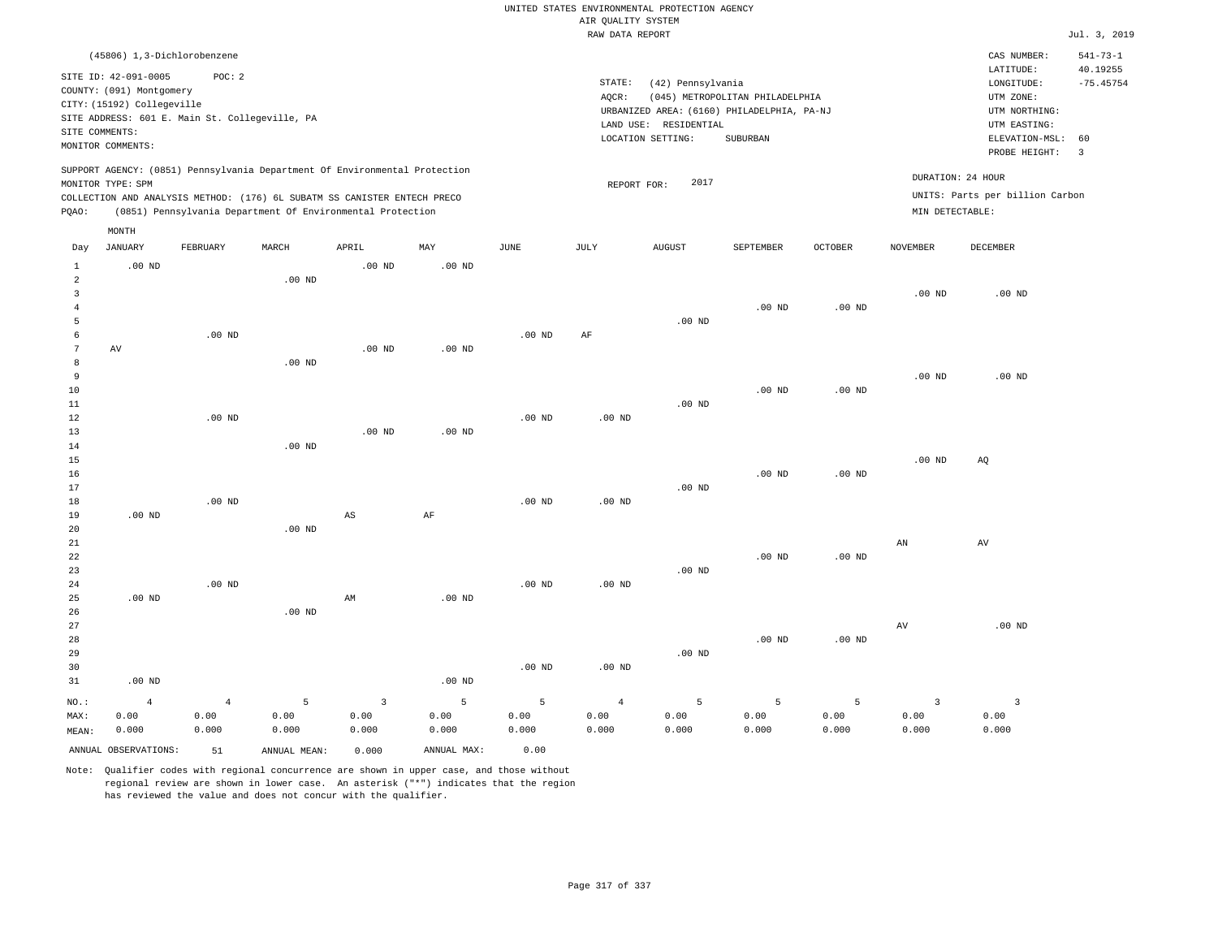UNITED STATES ENVIRONMENTAL PROTECTION AGENCY
AIR QUALITY SYSTEM
RAW DATA REPORT

Jul. 3, 2019

(45806) 1,3-Dichlorobenzene

SITE ID: 42-091-0005 POC: 2
COUNTY: (091) Montgomery
CITY: (15192) Collegeville
SITE ADDRESS: 601 E. Main St. Collegeville, PA
SITE COMMENTS:
MONITOR COMMENTS:

STATE: (42) Pennsylvania
AQCR: (045) METROPOLITAN PHILADELPHIA
URBANIZED AREA: (6160) PHILADELPHIA, PA-NJ
LAND USE: RESIDENTIAL
LOCATION SETTING: SUBURBAN

CAS NUMBER: 541-73-1
LATITUDE: 40.19255
LONGITUDE: -75.45754
UTM ZONE:
UTM NORTHING:
UTM EASTING:
ELEVATION-MSL: 60
PROBE HEIGHT: 3

SUPPORT AGENCY: (0851) Pennsylvania Department Of Environmental Protection
MONITOR TYPE: SPM
COLLECTION AND ANALYSIS METHOD: (176) 6L SUBATM SS CANISTER ENTECH PRECO
PQAO: (0851) Pennsylvania Department Of Environmental Protection

REPORT FOR: 2017

DURATION: 24 HOUR
UNITS: Parts per billion Carbon
MIN DETECTABLE:

| Day | JANUARY | FEBRUARY | MARCH | APRIL | MAY | JUNE | JULY | AUGUST | SEPTEMBER | OCTOBER | NOVEMBER | DECEMBER |
|---|---|---|---|---|---|---|---|---|---|---|---|---|
| 1 | .00 ND | | | .00 ND | .00 ND | | | | | | | |
| 2 | | | .00 ND | | | | | | | | | |
| 3 | | | | | | | | | | | .00 ND | .00 ND |
| 4 | | | | | | | | | .00 ND | .00 ND | | |
| 5 | | | | | | | | .00 ND | | | | |
| 6 | | .00 ND | | | | .00 ND | AF | | | | | |
| 7 | AV | | | .00 ND | .00 ND | | | | | | | |
| 8 | | | .00 ND | | | | | | | | | |
| 9 | | | | | | | | | | | .00 ND | .00 ND |
| 10 | | | | | | | | | .00 ND | .00 ND | | |
| 11 | | | | | | | | .00 ND | | | | |
| 12 | | .00 ND | | | | .00 ND | .00 ND | | | | | |
| 13 | | | | .00 ND | .00 ND | | | | | | | |
| 14 | | | .00 ND | | | | | | | | | |
| 15 | | | | | | | | | | | .00 ND | AQ |
| 16 | | | | | | | | | .00 ND | .00 ND | | |
| 17 | | | | | | | | .00 ND | | | | |
| 18 | | .00 ND | | | | .00 ND | .00 ND | | | | | |
| 19 | .00 ND | | | AS | AF | | | | | | | |
| 20 | | | .00 ND | | | | | | | | | |
| 21 | | | | | | | | | | | AN | AV |
| 22 | | | | | | | | | .00 ND | .00 ND | | |
| 23 | | | | | | | | .00 ND | | | | |
| 24 | | .00 ND | | | | .00 ND | .00 ND | | | | | |
| 25 | .00 ND | | | AM | .00 ND | | | | | | | |
| 26 | | | .00 ND | | | | | | | | | |
| 27 | | | | | | | | | | | AV | .00 ND |
| 28 | | | | | | | | | .00 ND | .00 ND | | |
| 29 | | | | | | | | .00 ND | | | | |
| 30 | | | | | | .00 ND | .00 ND | | | | | |
| 31 | .00 ND | | | | .00 ND | | | | | | | |
| NO.: | 4 | 4 | 5 | 3 | 5 | 5 | 4 | 5 | 5 | 5 | 3 | 3 |
| MAX: | 0.00 | 0.00 | 0.00 | 0.00 | 0.00 | 0.00 | 0.00 | 0.00 | 0.00 | 0.00 | 0.00 | 0.00 |
| MEAN: | 0.000 | 0.000 | 0.000 | 0.000 | 0.000 | 0.000 | 0.000 | 0.000 | 0.000 | 0.000 | 0.000 | 0.000 |

ANNUAL OBSERVATIONS: 51 ANNUAL MEAN: 0.000 ANNUAL MAX: 0.00

Note: Qualifier codes with regional concurrence are shown in upper case, and those without regional review are shown in lower case. An asterisk ("*") indicates that the region has reviewed the value and does not concur with the qualifier.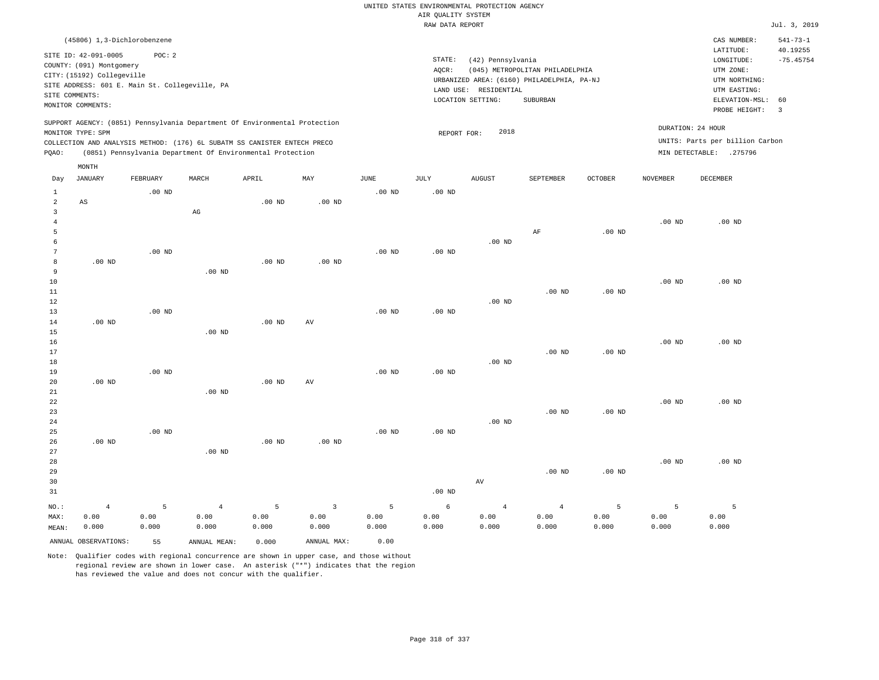UNITED STATES ENVIRONMENTAL PROTECTION AGENCY
AIR QUALITY SYSTEM
RAW DATA REPORT

Jul. 3, 2019

(45806) 1,3-Dichlorobenzene

SITE ID: 42-091-0005 POC: 2
COUNTY: (091) Montgomery
CITY: (15192) Collegeville
SITE ADDRESS: 601 E. Main St. Collegeville, PA
SITE COMMENTS:
MONITOR COMMENTS:

STATE: (42) Pennsylvania
AQCR: (045) METROPOLITAN PHILADELPHIA
URBANIZED AREA: (6160) PHILADELPHIA, PA-NJ
LAND USE: RESIDENTIAL
LOCATION SETTING: SUBURBAN

CAS NUMBER: 541-73-1
LATITUDE: 40.19255
LONGITUDE: -75.45754
UTM ZONE:
UTM NORTHING:
UTM EASTING:
ELEVATION-MSL: 60
PROBE HEIGHT: 3

SUPPORT AGENCY: (0851) Pennsylvania Department Of Environmental Protection
MONITOR TYPE: SPM
COLLECTION AND ANALYSIS METHOD: (176) 6L SUBATM SS CANISTER ENTECH PRECO
PQAO: (0851) Pennsylvania Department Of Environmental Protection

REPORT FOR: 2018

DURATION: 24 HOUR
UNITS: Parts per billion Carbon
MIN DETECTABLE: .275796

| Day | JANUARY | FEBRUARY | MARCH | APRIL | MAY | JUNE | JULY | AUGUST | SEPTEMBER | OCTOBER | NOVEMBER | DECEMBER |
|---|---|---|---|---|---|---|---|---|---|---|---|---|
| 1 | | .00 ND | | | | .00 ND | .00 ND | | | | | |
| 2 | AS | | | .00 ND | .00 ND | | | | | | | |
| 3 | | | AG | | | | | | | | | |
| 4 | | | | | | | | | | | .00 ND | .00 ND |
| 5 | | | | | | | | | AF | .00 ND | | |
| 6 | | | | | | | | .00 ND | | | | |
| 7 | | .00 ND | | | | .00 ND | .00 ND | | | | | |
| 8 | .00 ND | | | .00 ND | .00 ND | | | | | | | |
| 9 | | | .00 ND | | | | | | | | | |
| 10 | | | | | | | | | | | .00 ND | .00 ND |
| 11 | | | | | | | | | .00 ND | .00 ND | | |
| 12 | | | | | | | | .00 ND | | | | |
| 13 | | .00 ND | | | | .00 ND | .00 ND | | | | | |
| 14 | .00 ND | | | .00 ND | AV | | | | | | | |
| 15 | | | .00 ND | | | | | | | | | |
| 16 | | | | | | | | | | | .00 ND | .00 ND |
| 17 | | | | | | | | | .00 ND | .00 ND | | |
| 18 | | | | | | | | .00 ND | | | | |
| 19 | | .00 ND | | | | .00 ND | .00 ND | | | | | |
| 20 | .00 ND | | | .00 ND | AV | | | | | | | |
| 21 | | | .00 ND | | | | | | | | | |
| 22 | | | | | | | | | | | .00 ND | .00 ND |
| 23 | | | | | | | | | .00 ND | .00 ND | | |
| 24 | | | | | | | | .00 ND | | | | |
| 25 | | .00 ND | | | | .00 ND | .00 ND | | | | | |
| 26 | .00 ND | | | .00 ND | .00 ND | | | | | | | |
| 27 | | | .00 ND | | | | | | | | | |
| 28 | | | | | | | | | | | .00 ND | .00 ND |
| 29 | | | | | | | | | .00 ND | .00 ND | | |
| 30 | | | | | | | | AV | | | | |
| 31 | | | | | | | .00 ND | | | | | |
| NO.: | 4 | 5 | 4 | 5 | 3 | 5 | 6 | 4 | 4 | 5 | 5 | 5 |
| MAX: | 0.00 | 0.00 | 0.00 | 0.00 | 0.00 | 0.00 | 0.00 | 0.00 | 0.00 | 0.00 | 0.00 | 0.00 |
| MEAN: | 0.000 | 0.000 | 0.000 | 0.000 | 0.000 | 0.000 | 0.000 | 0.000 | 0.000 | 0.000 | 0.000 | 0.000 |

ANNUAL OBSERVATIONS: 55 ANNUAL MEAN: 0.000 ANNUAL MAX: 0.00

Note: Qualifier codes with regional concurrence are shown in upper case, and those without regional review are shown in lower case. An asterisk ("*") indicates that the region has reviewed the value and does not concur with the qualifier.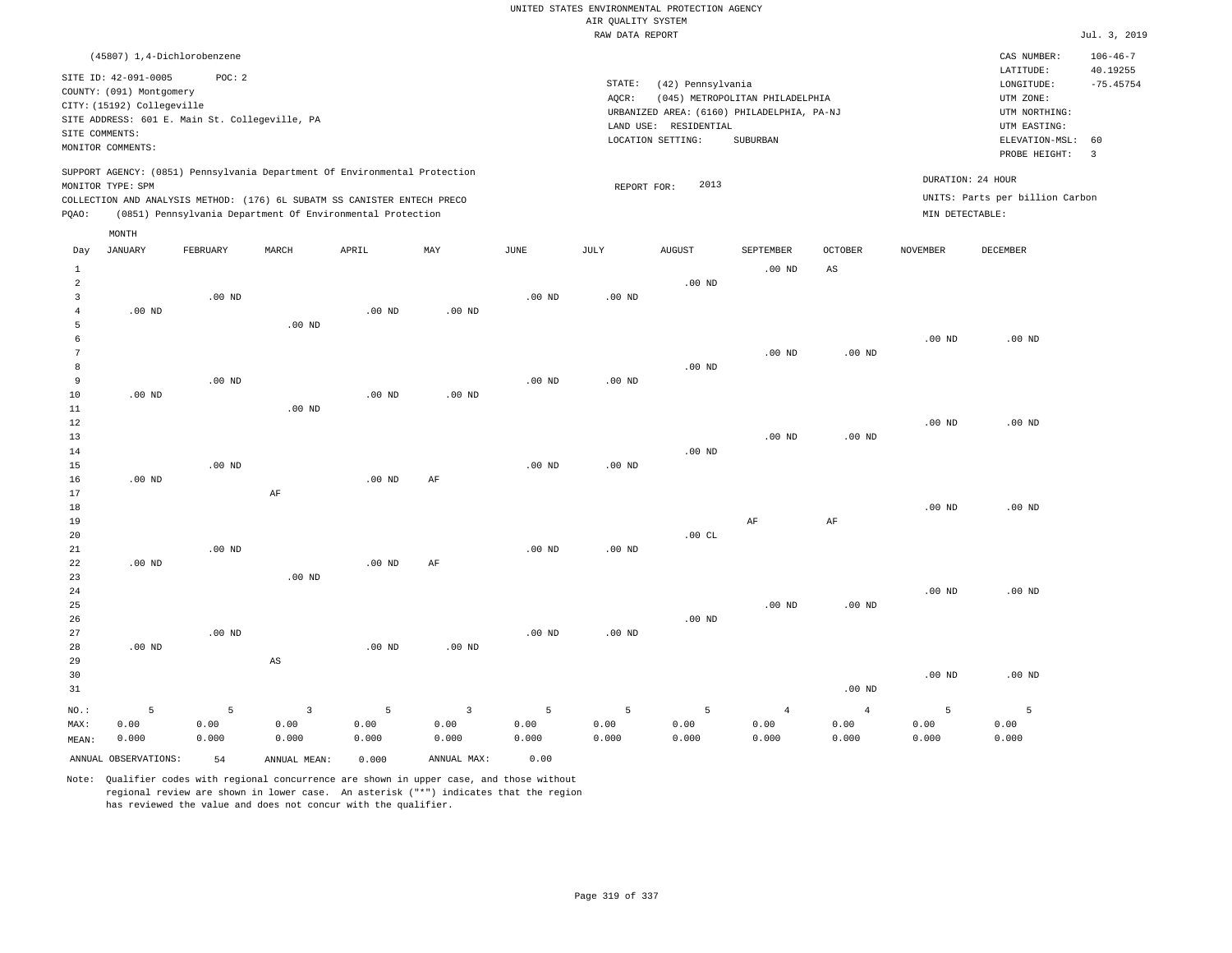UNITED STATES ENVIRONMENTAL PROTECTION AGENCY
AIR QUALITY SYSTEM
RAW DATA REPORT

Jul. 3, 2019

(45807) 1,4-Dichlorobenzene

SITE ID: 42-091-0005 POC: 2
COUNTY: (091) Montgomery
CITY: (15192) Collegeville
SITE ADDRESS: 601 E. Main St. Collegeville, PA
SITE COMMENTS:
MONITOR COMMENTS:

STATE: (42) Pennsylvania
AQCR: (045) METROPOLITAN PHILADELPHIA
URBANIZED AREA: (6160) PHILADELPHIA, PA-NJ
LAND USE: RESIDENTIAL
LOCATION SETTING: SUBURBAN

CAS NUMBER: 106-46-7
LATITUDE: 40.19255
LONGITUDE: -75.45754
UTM ZONE:
UTM NORTHING:
UTM EASTING:
ELEVATION-MSL: 60
PROBE HEIGHT: 3

SUPPORT AGENCY: (0851) Pennsylvania Department Of Environmental Protection
MONITOR TYPE: SPM
COLLECTION AND ANALYSIS METHOD: (176) 6L SUBATM SS CANISTER ENTECH PRECO
PQAO: (0851) Pennsylvania Department Of Environmental Protection

REPORT FOR: 2013

DURATION: 24 HOUR
UNITS: Parts per billion Carbon
MIN DETECTABLE:

| Day | JANUARY | FEBRUARY | MARCH | APRIL | MAY | JUNE | JULY | AUGUST | SEPTEMBER | OCTOBER | NOVEMBER | DECEMBER |
|---|---|---|---|---|---|---|---|---|---|---|---|---|
| 1 | | | | | | | | | .00 ND | AS | | |
| 2 | | | | | | | | .00 ND | | | | |
| 3 | | .00 ND | | | | .00 ND | .00 ND | | | | | |
| 4 | .00 ND | | | .00 ND | .00 ND | | | | | | | |
| 5 | | | .00 ND | | | | | | | | | |
| 6 | | | | | | | | | | | .00 ND | .00 ND |
| 7 | | | | | | | | | .00 ND | .00 ND | | |
| 8 | | | | | | | | .00 ND | | | | |
| 9 | | .00 ND | | | | .00 ND | .00 ND | | | | | |
| 10 | .00 ND | | | .00 ND | .00 ND | | | | | | | |
| 11 | | | .00 ND | | | | | | | | | |
| 12 | | | | | | | | | | | .00 ND | .00 ND |
| 13 | | | | | | | | | .00 ND | .00 ND | | |
| 14 | | | | | | | | .00 ND | | | | |
| 15 | | .00 ND | | | | .00 ND | .00 ND | | | | | |
| 16 | .00 ND | | | .00 ND | AF | | | | | | | |
| 17 | | | AF | | | | | | | | | |
| 18 | | | | | | | | | | | .00 ND | .00 ND |
| 19 | | | | | | | | | AF | AF | | |
| 20 | | | | | | | | .00 CL | | | | |
| 21 | | .00 ND | | | | .00 ND | .00 ND | | | | | |
| 22 | .00 ND | | | .00 ND | AF | | | | | | | |
| 23 | | | .00 ND | | | | | | | | | |
| 24 | | | | | | | | | | | .00 ND | .00 ND |
| 25 | | | | | | | | | .00 ND | .00 ND | | |
| 26 | | | | | | | | .00 ND | | | | |
| 27 | | .00 ND | | | | .00 ND | .00 ND | | | | | |
| 28 | .00 ND | | | .00 ND | .00 ND | | | | | | | |
| 29 | | | AS | | | | | | | | | |
| 30 | | | | | | | | | | | .00 ND | .00 ND |
| 31 | | | | | | | | | | .00 ND | | |
| NO.: | 5 | 5 | 3 | 5 | 3 | 5 | 5 | 5 | 4 | 4 | 5 | 5 |
| MAX: | 0.00 | 0.00 | 0.00 | 0.00 | 0.00 | 0.00 | 0.00 | 0.00 | 0.00 | 0.00 | 0.00 | 0.00 |
| MEAN: | 0.000 | 0.000 | 0.000 | 0.000 | 0.000 | 0.000 | 0.000 | 0.000 | 0.000 | 0.000 | 0.000 | 0.000 |

ANNUAL OBSERVATIONS: 54 ANNUAL MEAN: 0.000 ANNUAL MAX: 0.00

Note: Qualifier codes with regional concurrence are shown in upper case, and those without regional review are shown in lower case. An asterisk ("*") indicates that the region has reviewed the value and does not concur with the qualifier.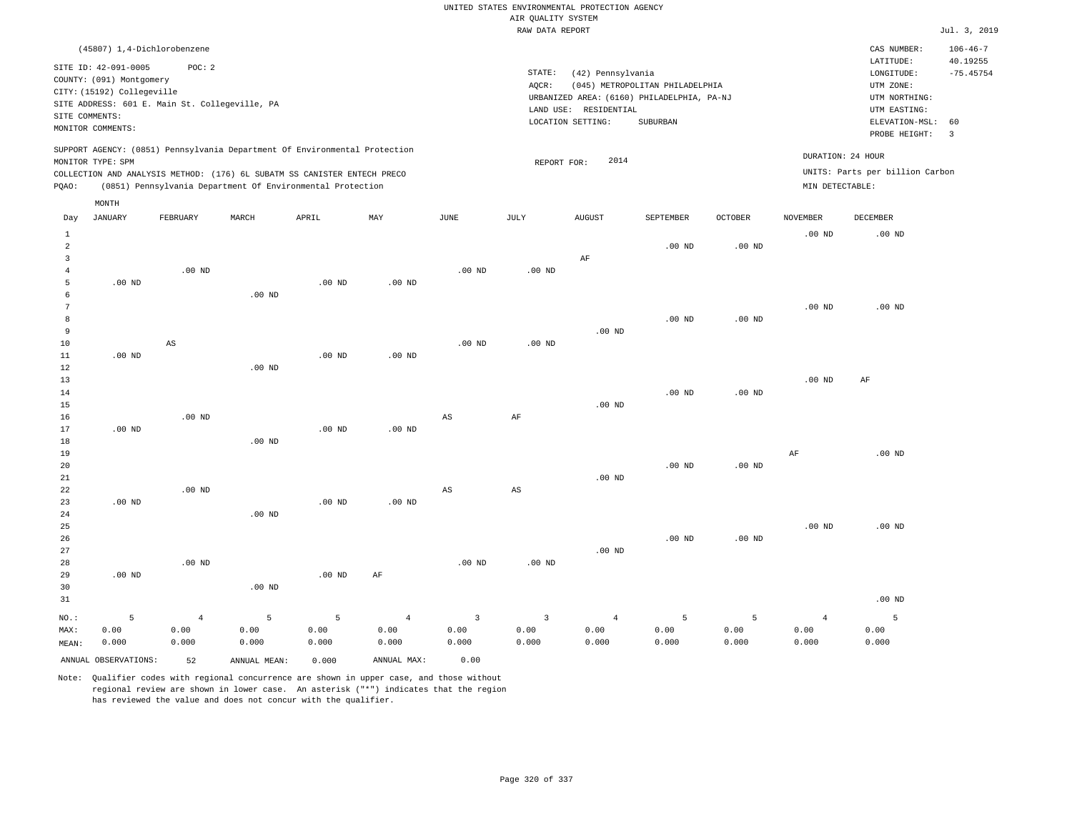UNITED STATES ENVIRONMENTAL PROTECTION AGENCY
AIR QUALITY SYSTEM
RAW DATA REPORT

Jul. 3, 2019

(45807) 1,4-Dichlorobenzene

SITE ID: 42-091-0005 POC: 2
COUNTY: (091) Montgomery
CITY: (15192) Collegeville
SITE ADDRESS: 601 E. Main St. Collegeville, PA
SITE COMMENTS:
MONITOR COMMENTS:

STATE: (42) Pennsylvania
AQCR: (045) METROPOLITAN PHILADELPHIA
URBANIZED AREA: (6160) PHILADELPHIA, PA-NJ
LAND USE: RESIDENTIAL
LOCATION SETTING: SUBURBAN

CAS NUMBER: 106-46-7
LATITUDE: 40.19255
LONGITUDE: -75.45754
UTM ZONE:
UTM NORTHING:
UTM EASTING:
ELEVATION-MSL: 60
PROBE HEIGHT: 3

SUPPORT AGENCY: (0851) Pennsylvania Department Of Environmental Protection
MONITOR TYPE: SPM
COLLECTION AND ANALYSIS METHOD: (176) 6L SUBATM SS CANISTER ENTECH PRECO
PQAO: (0851) Pennsylvania Department Of Environmental Protection

REPORT FOR: 2014

DURATION: 24 HOUR
UNITS: Parts per billion Carbon
MIN DETECTABLE:

| Day | JANUARY | FEBRUARY | MARCH | APRIL | MAY | JUNE | JULY | AUGUST | SEPTEMBER | OCTOBER | NOVEMBER | DECEMBER |
|---|---|---|---|---|---|---|---|---|---|---|---|---|
| 1 | | | | | | | | | | | .00 ND | .00 ND |
| 2 | | | | | | | | | .00 ND | .00 ND | | |
| 3 | | | | | | | | AF | | | | |
| 4 | | .00 ND | | | | .00 ND | .00 ND | | | | | |
| 5 | .00 ND | | | .00 ND | .00 ND | | | | | | | |
| 6 | | | .00 ND | | | | | | | | | |
| 7 | | | | | | | | | | | .00 ND | .00 ND |
| 8 | | | | | | | | | .00 ND | .00 ND | | |
| 9 | | | | | | | | .00 ND | | | | |
| 10 | | AS | | | | .00 ND | .00 ND | | | | | |
| 11 | .00 ND | | | .00 ND | .00 ND | | | | | | | |
| 12 | | | .00 ND | | | | | | | | | |
| 13 | | | | | | | | | | | .00 ND | AF |
| 14 | | | | | | | | | .00 ND | .00 ND | | |
| 15 | | | | | | | | .00 ND | | | | |
| 16 | | .00 ND | | | | AS | AF | | | | | |
| 17 | .00 ND | | | .00 ND | .00 ND | | | | | | | |
| 18 | | | .00 ND | | | | | | | | | |
| 19 | | | | | | | | | | | AF | .00 ND |
| 20 | | | | | | | | | .00 ND | .00 ND | | |
| 21 | | | | | | | | .00 ND | | | | |
| 22 | | .00 ND | | | | AS | AS | | | | | |
| 23 | .00 ND | | | .00 ND | .00 ND | | | | | | | |
| 24 | | | .00 ND | | | | | | | | | |
| 25 | | | | | | | | | | | .00 ND | .00 ND |
| 26 | | | | | | | | | .00 ND | .00 ND | | |
| 27 | | | | | | | | .00 ND | | | | |
| 28 | | .00 ND | | | | .00 ND | .00 ND | | | | | |
| 29 | .00 ND | | | .00 ND | AF | | | | | | | |
| 30 | | | .00 ND | | | | | | | | | |
| 31 | | | | | | | | | | | | .00 ND |
| NO.: | 5 | 4 | 5 | 5 | 4 | 3 | 3 | 4 | 5 | 5 | 4 | 5 |
| MAX: | 0.00 | 0.00 | 0.00 | 0.00 | 0.00 | 0.00 | 0.00 | 0.00 | 0.00 | 0.00 | 0.00 | 0.00 |
| MEAN: | 0.000 | 0.000 | 0.000 | 0.000 | 0.000 | 0.000 | 0.000 | 0.000 | 0.000 | 0.000 | 0.000 | 0.000 |

ANNUAL OBSERVATIONS: 52 ANNUAL MEAN: 0.000 ANNUAL MAX: 0.00

Note: Qualifier codes with regional concurrence are shown in upper case, and those without regional review are shown in lower case. An asterisk ("*") indicates that the region has reviewed the value and does not concur with the qualifier.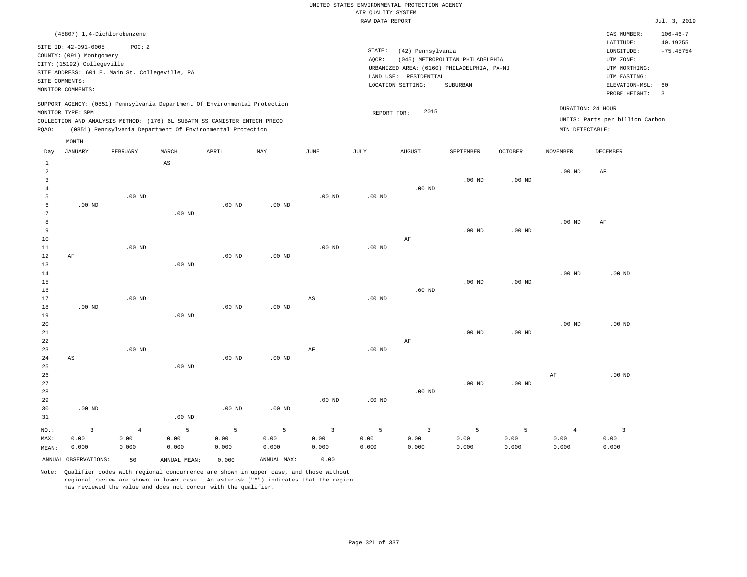UNITED STATES ENVIRONMENTAL PROTECTION AGENCY
AIR QUALITY SYSTEM
RAW DATA REPORT

Jul. 3, 2019

(45807) 1,4-Dichlorobenzene

SITE ID: 42-091-0005 POC: 2
COUNTY: (091) Montgomery
CITY: (15192) Collegeville
SITE ADDRESS: 601 E. Main St. Collegeville, PA
SITE COMMENTS:
MONITOR COMMENTS:

STATE: (42) Pennsylvania
AQCR: (045) METROPOLITAN PHILADELPHIA
URBANIZED AREA: (6160) PHILADELPHIA, PA-NJ
LAND USE: RESIDENTIAL
LOCATION SETTING: SUBURBAN

CAS NUMBER: 106-46-7
LATITUDE: 40.19255
LONGITUDE: -75.45754
UTM ZONE:
UTM NORTHING:
UTM EASTING:
ELEVATION-MSL: 60
PROBE HEIGHT: 3

SUPPORT AGENCY: (0851) Pennsylvania Department Of Environmental Protection
MONITOR TYPE: SPM
COLLECTION AND ANALYSIS METHOD: (176) 6L SUBATM SS CANISTER ENTECH PRECO
PQAO: (0851) Pennsylvania Department Of Environmental Protection

REPORT FOR: 2015

DURATION: 24 HOUR
UNITS: Parts per billion Carbon
MIN DETECTABLE:

| Day | JANUARY | FEBRUARY | MARCH | APRIL | MAY | JUNE | JULY | AUGUST | SEPTEMBER | OCTOBER | NOVEMBER | DECEMBER |
|---|---|---|---|---|---|---|---|---|---|---|---|---|
| 1 | | | AS | | | | | | | | | |
| 2 | | | | | | | | | | | .00 ND | AF |
| 3 | | | | | | | | | .00 ND | .00 ND | | |
| 4 | | | | | | | | .00 ND | | | | |
| 5 | | .00 ND | | | | .00 ND | .00 ND | | | | | |
| 6 | .00 ND | | | .00 ND | .00 ND | | | | | | | |
| 7 | | | .00 ND | | | | | | | | | |
| 8 | | | | | | | | | | | .00 ND | AF |
| 9 | | | | | | | | | .00 ND | .00 ND | | |
| 10 | | | | | | | | AF | | | | |
| 11 | | .00 ND | | | | .00 ND | .00 ND | | | | | |
| 12 | AF | | | .00 ND | .00 ND | | | | | | | |
| 13 | | | .00 ND | | | | | | | | | |
| 14 | | | | | | | | | | | .00 ND | .00 ND |
| 15 | | | | | | | | | .00 ND | .00 ND | | |
| 16 | | | | | | | | .00 ND | | | | |
| 17 | | .00 ND | | | | AS | .00 ND | | | | | |
| 18 | .00 ND | | | .00 ND | .00 ND | | | | | | | |
| 19 | | | .00 ND | | | | | | | | | |
| 20 | | | | | | | | | | | .00 ND | .00 ND |
| 21 | | | | | | | | | .00 ND | .00 ND | | |
| 22 | | | | | | | | AF | | | | |
| 23 | | .00 ND | | | | AF | .00 ND | | | | | |
| 24 | AS | | | .00 ND | .00 ND | | | | | | | |
| 25 | | | .00 ND | | | | | | | | | |
| 26 | | | | | | | | | | | AF | .00 ND |
| 27 | | | | | | | | | .00 ND | .00 ND | | |
| 28 | | | | | | | | .00 ND | | | | |
| 29 | | | | | | .00 ND | .00 ND | | | | | |
| 30 | .00 ND | | | .00 ND | .00 ND | | | | | | | |
| 31 | | | .00 ND | | | | | | | | | |
| NO.: | 3 | 4 | 5 | 5 | 5 | 3 | 5 | 3 | 5 | 5 | 4 | 3 |
| MAX: | 0.00 | 0.00 | 0.00 | 0.00 | 0.00 | 0.00 | 0.00 | 0.00 | 0.00 | 0.00 | 0.00 | 0.00 |
| MEAN: | 0.000 | 0.000 | 0.000 | 0.000 | 0.000 | 0.000 | 0.000 | 0.000 | 0.000 | 0.000 | 0.000 | 0.000 |

ANNUAL OBSERVATIONS: 50 ANNUAL MEAN: 0.000 ANNUAL MAX: 0.00

Note: Qualifier codes with regional concurrence are shown in upper case, and those without regional review are shown in lower case. An asterisk ("*") indicates that the region has reviewed the value and does not concur with the qualifier.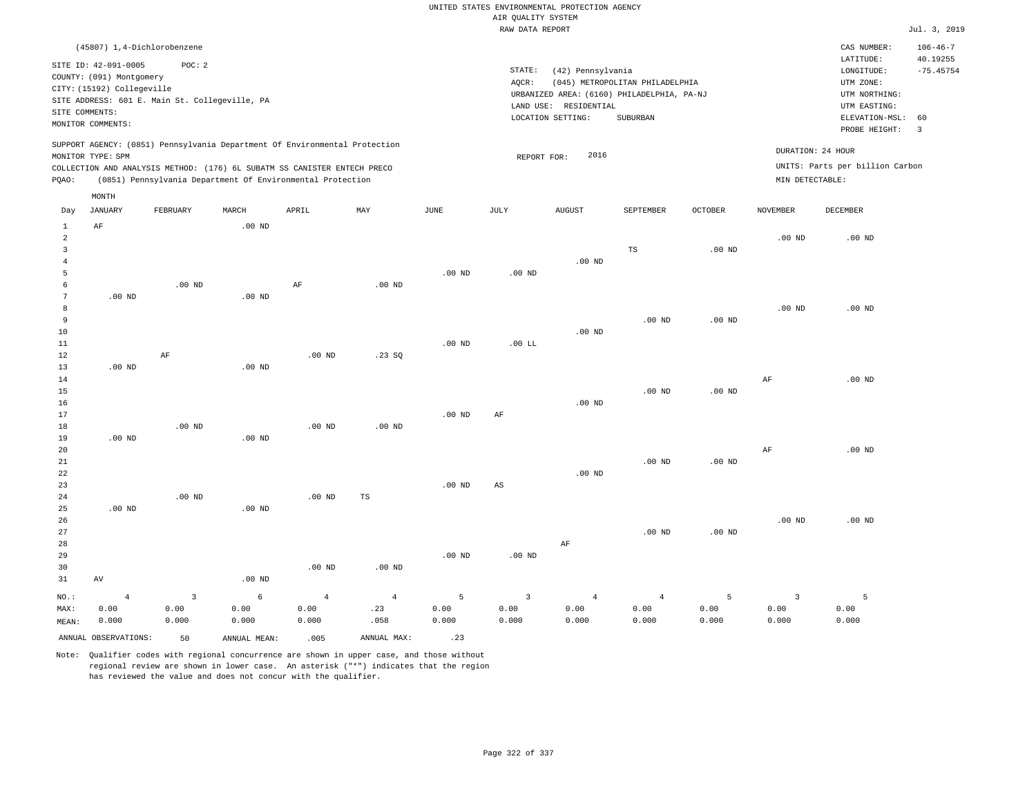UNITED STATES ENVIRONMENTAL PROTECTION AGENCY
AIR QUALITY SYSTEM
RAW DATA REPORT

Jul. 3, 2019

(45807) 1,4-Dichlorobenzene

SITE ID: 42-091-0005 POC: 2
COUNTY: (091) Montgomery
CITY: (15192) Collegeville
SITE ADDRESS: 601 E. Main St. Collegeville, PA
SITE COMMENTS:
MONITOR COMMENTS:

STATE: (42) Pennsylvania
AQCR: (045) METROPOLITAN PHILADELPHIA
URBANIZED AREA: (6160) PHILADELPHIA, PA-NJ
LAND USE: RESIDENTIAL
LOCATION SETTING: SUBURBAN

CAS NUMBER: 106-46-7
LATITUDE: 40.19255
LONGITUDE: -75.45754
UTM ZONE:
UTM NORTHING:
UTM EASTING:
ELEVATION-MSL: 60
PROBE HEIGHT: 3

SUPPORT AGENCY: (0851) Pennsylvania Department Of Environmental Protection
MONITOR TYPE: SPM
COLLECTION AND ANALYSIS METHOD: (176) 6L SUBATM SS CANISTER ENTECH PRECO
PQAO: (0851) Pennsylvania Department Of Environmental Protection

REPORT FOR: 2016

DURATION: 24 HOUR
UNITS: Parts per billion Carbon
MIN DETECTABLE:

| Day | JANUARY | FEBRUARY | MARCH | APRIL | MAY | JUNE | JULY | AUGUST | SEPTEMBER | OCTOBER | NOVEMBER | DECEMBER |
|---|---|---|---|---|---|---|---|---|---|---|---|---|
| 1 | AF | | .00 ND | | | | | | | | | |
| 2 | | | | | | | | | | | .00 ND | .00 ND |
| 3 | | | | | | | | | TS | .00 ND | | |
| 4 | | | | | | | | .00 ND | | | | |
| 5 | | | | | | .00 ND | .00 ND | | | | | |
| 6 | | .00 ND | | AF | .00 ND | | | | | | | |
| 7 | .00 ND | | .00 ND | | | | | | | | | |
| 8 | | | | | | | | | | | .00 ND | .00 ND |
| 9 | | | | | | | | | .00 ND | .00 ND | | |
| 10 | | | | | | | | .00 ND | | | | |
| 11 | | | | | | .00 ND | .00 LL | | | | | |
| 12 | | AF | | .00 ND | .23 SQ | | | | | | | |
| 13 | .00 ND | | .00 ND | | | | | | | | | |
| 14 | | | | | | | | | | | AF | .00 ND |
| 15 | | | | | | | | | .00 ND | .00 ND | | |
| 16 | | | | | | | | .00 ND | | | | |
| 17 | | | | | | .00 ND | AF | | | | | |
| 18 | | .00 ND | | .00 ND | .00 ND | | | | | | | |
| 19 | .00 ND | | .00 ND | | | | | | | | | |
| 20 | | | | | | | | | | | AF | .00 ND |
| 21 | | | | | | | | | .00 ND | .00 ND | | |
| 22 | | | | | | | | .00 ND | | | | |
| 23 | | | | | | .00 ND | AS | | | | | |
| 24 | | .00 ND | | .00 ND | TS | | | | | | | |
| 25 | .00 ND | | .00 ND | | | | | | | | | |
| 26 | | | | | | | | | | | .00 ND | .00 ND |
| 27 | | | | | | | | | .00 ND | .00 ND | | |
| 28 | | | | | | | | AF | | | | |
| 29 | | | | | | .00 ND | .00 ND | | | | | |
| 30 | | | | .00 ND | .00 ND | | | | | | | |
| 31 | AV | | .00 ND | | | | | | | | | |
| NO.: | 4 | 3 | 6 | 4 | 4 | 5 | 3 | 4 | 4 | 5 | 3 | 5 |
| MAX: | 0.00 | 0.00 | 0.00 | 0.00 | .23 | 0.00 | 0.00 | 0.00 | 0.00 | 0.00 | 0.00 | 0.00 |
| MEAN: | 0.000 | 0.000 | 0.000 | 0.000 | .058 | 0.000 | 0.000 | 0.000 | 0.000 | 0.000 | 0.000 | 0.000 |

ANNUAL OBSERVATIONS: 50 ANNUAL MEAN: .005 ANNUAL MAX: .23

Note: Qualifier codes with regional concurrence are shown in upper case, and those without regional review are shown in lower case. An asterisk ("*") indicates that the region has reviewed the value and does not concur with the qualifier.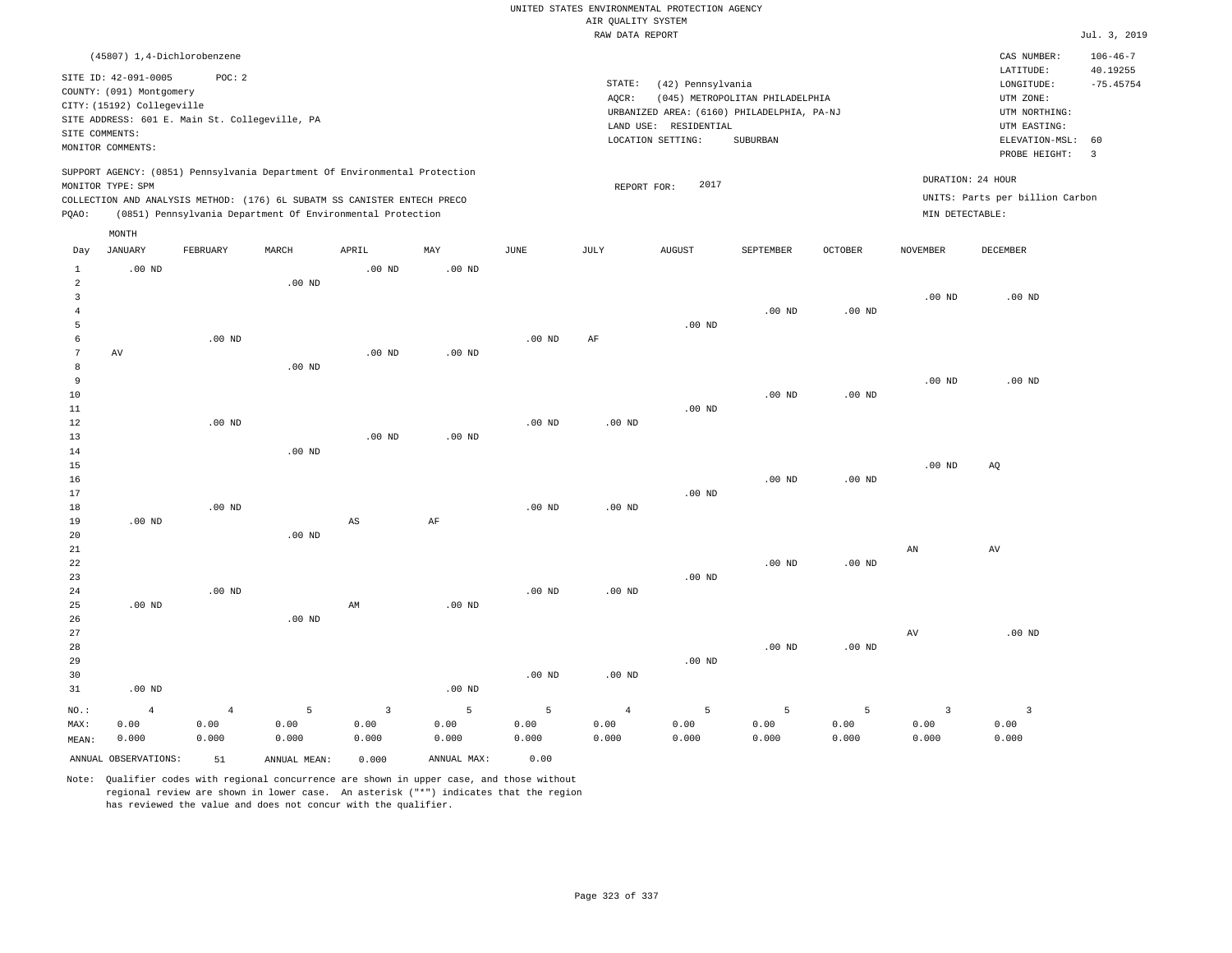UNITED STATES ENVIRONMENTAL PROTECTION AGENCY
AIR QUALITY SYSTEM
RAW DATA REPORT

Jul. 3, 2019

(45807) 1,4-Dichlorobenzene

SITE ID: 42-091-0005 POC: 2
COUNTY: (091) Montgomery
CITY: (15192) Collegeville
SITE ADDRESS: 601 E. Main St. Collegeville, PA
SITE COMMENTS:
MONITOR COMMENTS:

STATE: (42) Pennsylvania
AQCR: (045) METROPOLITAN PHILADELPHIA
URBANIZED AREA: (6160) PHILADELPHIA, PA-NJ
LAND USE: RESIDENTIAL
LOCATION SETTING: SUBURBAN

CAS NUMBER: 106-46-7
LATITUDE: 40.19255
LONGITUDE: -75.45754
UTM ZONE:
UTM NORTHING:
UTM EASTING:
ELEVATION-MSL: 60
PROBE HEIGHT: 3

SUPPORT AGENCY: (0851) Pennsylvania Department Of Environmental Protection
MONITOR TYPE: SPM
COLLECTION AND ANALYSIS METHOD: (176) 6L SUBATM SS CANISTER ENTECH PRECO
PQAO: (0851) Pennsylvania Department Of Environmental Protection

REPORT FOR: 2017

DURATION: 24 HOUR
UNITS: Parts per billion Carbon
MIN DETECTABLE:

| Day | JANUARY | FEBRUARY | MARCH | APRIL | MAY | JUNE | JULY | AUGUST | SEPTEMBER | OCTOBER | NOVEMBER | DECEMBER |
|---|---|---|---|---|---|---|---|---|---|---|---|---|
| 1 | .00 ND | | | .00 ND | .00 ND | | | | | | | |
| 2 | | | .00 ND | | | | | | | | | |
| 3 | | | | | | | | | | | .00 ND | .00 ND |
| 4 | | | | | | | | | .00 ND | .00 ND | | |
| 5 | | | | | | | | .00 ND | | | | |
| 6 | | .00 ND | | | | .00 ND | AF | | | | | |
| 7 | AV | | | .00 ND | .00 ND | | | | | | | |
| 8 | | | .00 ND | | | | | | | | | |
| 9 | | | | | | | | | | | .00 ND | .00 ND |
| 10 | | | | | | | | | .00 ND | .00 ND | | |
| 11 | | | | | | | | .00 ND | | | | |
| 12 | | .00 ND | | | | .00 ND | .00 ND | | | | | |
| 13 | | | | .00 ND | .00 ND | | | | | | | |
| 14 | | | .00 ND | | | | | | | | | |
| 15 | | | | | | | | | | | .00 ND | AQ |
| 16 | | | | | | | | | .00 ND | .00 ND | | |
| 17 | | | | | | | | .00 ND | | | | |
| 18 | | .00 ND | | | | .00 ND | .00 ND | | | | | |
| 19 | .00 ND | | | AS | AF | | | | | | | |
| 20 | | | .00 ND | | | | | | | | | |
| 21 | | | | | | | | | | | AN | AV |
| 22 | | | | | | | | | .00 ND | .00 ND | | |
| 23 | | | | | | | | .00 ND | | | | |
| 24 | | .00 ND | | | | .00 ND | .00 ND | | | | | |
| 25 | .00 ND | | | AM | .00 ND | | | | | | | |
| 26 | | | .00 ND | | | | | | | | | |
| 27 | | | | | | | | | | | AV | .00 ND |
| 28 | | | | | | | | | .00 ND | .00 ND | | |
| 29 | | | | | | | | .00 ND | | | | |
| 30 | | | | | | .00 ND | .00 ND | | | | | |
| 31 | .00 ND | | | | .00 ND | | | | | | | |
| NO.: | 4 | 4 | 5 | 3 | 5 | 5 | 4 | 5 | 5 | 5 | 3 | 3 |
| MAX: | 0.00 | 0.00 | 0.00 | 0.00 | 0.00 | 0.00 | 0.00 | 0.00 | 0.00 | 0.00 | 0.00 | 0.00 |
| MEAN: | 0.000 | 0.000 | 0.000 | 0.000 | 0.000 | 0.000 | 0.000 | 0.000 | 0.000 | 0.000 | 0.000 | 0.000 |

ANNUAL OBSERVATIONS: 51 ANNUAL MEAN: 0.000 ANNUAL MAX: 0.00

Note: Qualifier codes with regional concurrence are shown in upper case, and those without regional review are shown in lower case. An asterisk ("*") indicates that the region has reviewed the value and does not concur with the qualifier.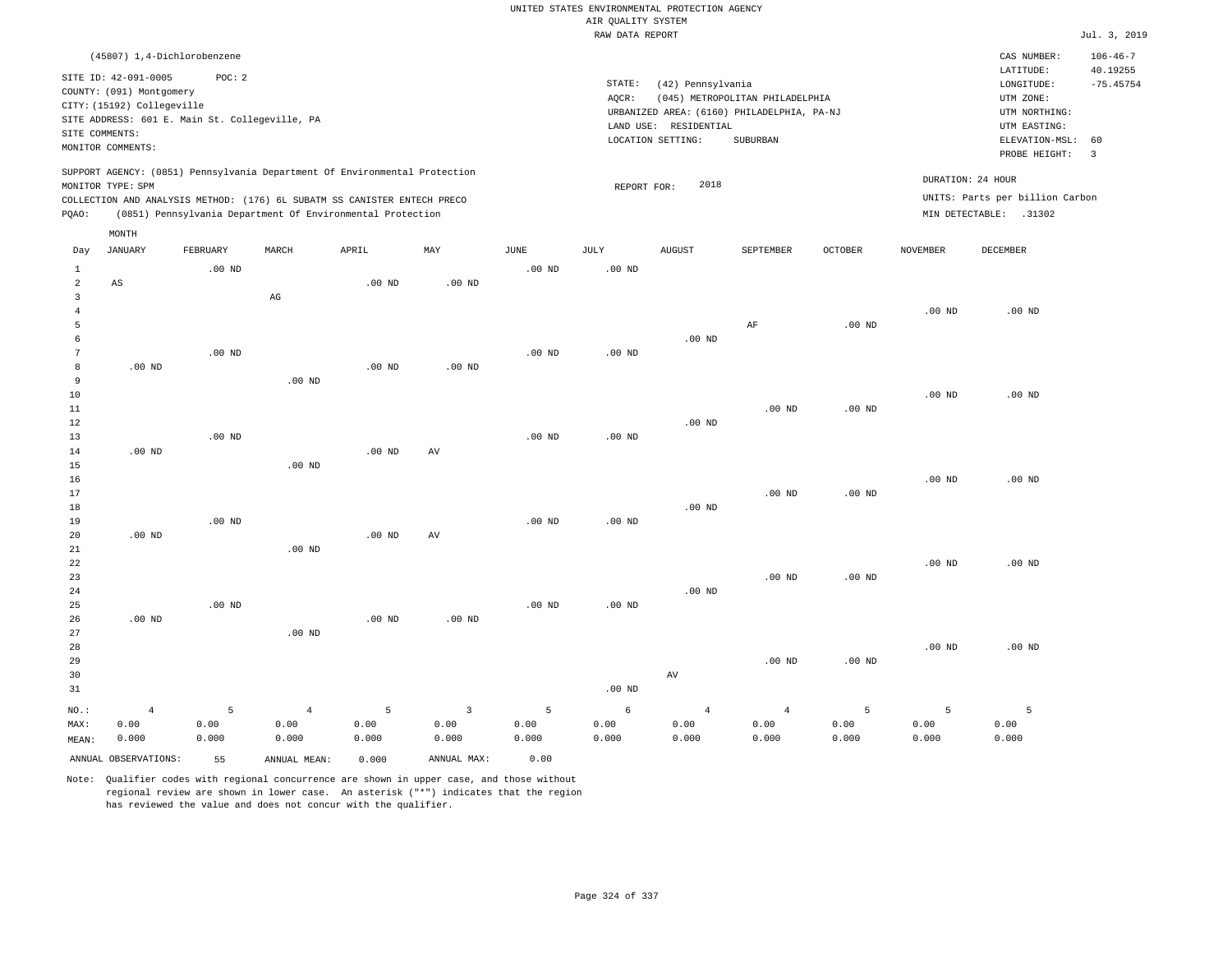UNITED STATES ENVIRONMENTAL PROTECTION AGENCY
AIR QUALITY SYSTEM
RAW DATA REPORT

Jul. 3, 2019

(45807) 1,4-Dichlorobenzene

SITE ID: 42-091-0005 POC: 2
COUNTY: (091) Montgomery
CITY: (15192) Collegeville
SITE ADDRESS: 601 E. Main St. Collegeville, PA
SITE COMMENTS:
MONITOR COMMENTS:

STATE: (42) Pennsylvania
AQCR: (045) METROPOLITAN PHILADELPHIA
URBANIZED AREA: (6160) PHILADELPHIA, PA-NJ
LAND USE: RESIDENTIAL
LOCATION SETTING: SUBURBAN

CAS NUMBER: 106-46-7
LATITUDE: 40.19255
LONGITUDE: -75.45754
UTM ZONE:
UTM NORTHING:
UTM EASTING:
ELEVATION-MSL: 60
PROBE HEIGHT: 3

SUPPORT AGENCY: (0851) Pennsylvania Department Of Environmental Protection
MONITOR TYPE: SPM
COLLECTION AND ANALYSIS METHOD: (176) 6L SUBATM SS CANISTER ENTECH PRECO
PQAO: (0851) Pennsylvania Department Of Environmental Protection

REPORT FOR: 2018

DURATION: 24 HOUR
UNITS: Parts per billion Carbon
MIN DETECTABLE: .31302

| Day | JANUARY | FEBRUARY | MARCH | APRIL | MAY | JUNE | JULY | AUGUST | SEPTEMBER | OCTOBER | NOVEMBER | DECEMBER |
|---|---|---|---|---|---|---|---|---|---|---|---|---|
| 1 | | .00 ND | | | | .00 ND | .00 ND | | | | | |
| 2 | AS | | | .00 ND | .00 ND | | | | | | | |
| 3 | | | AG | | | | | | | | | |
| 4 | | | | | | | | | | | .00 ND | .00 ND |
| 5 | | | | | | | | | AF | .00 ND | | |
| 6 | | | | | | | | .00 ND | | | | |
| 7 | | .00 ND | | | | .00 ND | .00 ND | | | | | |
| 8 | .00 ND | | | .00 ND | .00 ND | | | | | | | |
| 9 | | | .00 ND | | | | | | | | | |
| 10 | | | | | | | | | | | .00 ND | .00 ND |
| 11 | | | | | | | | | .00 ND | .00 ND | | |
| 12 | | | | | | | | .00 ND | | | | |
| 13 | | .00 ND | | | | .00 ND | .00 ND | | | | | |
| 14 | .00 ND | | | .00 ND | AV | | | | | | | |
| 15 | | | .00 ND | | | | | | | | | |
| 16 | | | | | | | | | | | .00 ND | .00 ND |
| 17 | | | | | | | | | .00 ND | .00 ND | | |
| 18 | | | | | | | | .00 ND | | | | |
| 19 | | .00 ND | | | | .00 ND | .00 ND | | | | | |
| 20 | .00 ND | | | .00 ND | AV | | | | | | | |
| 21 | | | .00 ND | | | | | | | | | |
| 22 | | | | | | | | | | | .00 ND | .00 ND |
| 23 | | | | | | | | | .00 ND | .00 ND | | |
| 24 | | | | | | | | .00 ND | | | | |
| 25 | | .00 ND | | | | .00 ND | .00 ND | | | | | |
| 26 | .00 ND | | | .00 ND | .00 ND | | | | | | | |
| 27 | | | .00 ND | | | | | | | | | |
| 28 | | | | | | | | | | | .00 ND | .00 ND |
| 29 | | | | | | | | | .00 ND | .00 ND | | |
| 30 | | | | | | | | AV | | | | |
| 31 | | | | | | | .00 ND | | | | | |
| NO.: | 4 | 5 | 4 | 5 | 3 | 5 | 6 | 4 | 4 | 5 | 5 | 5 |
| MAX: | 0.00 | 0.00 | 0.00 | 0.00 | 0.00 | 0.00 | 0.00 | 0.00 | 0.00 | 0.00 | 0.00 | 0.00 |
| MEAN: | 0.000 | 0.000 | 0.000 | 0.000 | 0.000 | 0.000 | 0.000 | 0.000 | 0.000 | 0.000 | 0.000 | 0.000 |

ANNUAL OBSERVATIONS: 55 ANNUAL MEAN: 0.000 ANNUAL MAX: 0.00

Note: Qualifier codes with regional concurrence are shown in upper case, and those without regional review are shown in lower case. An asterisk ("*") indicates that the region has reviewed the value and does not concur with the qualifier.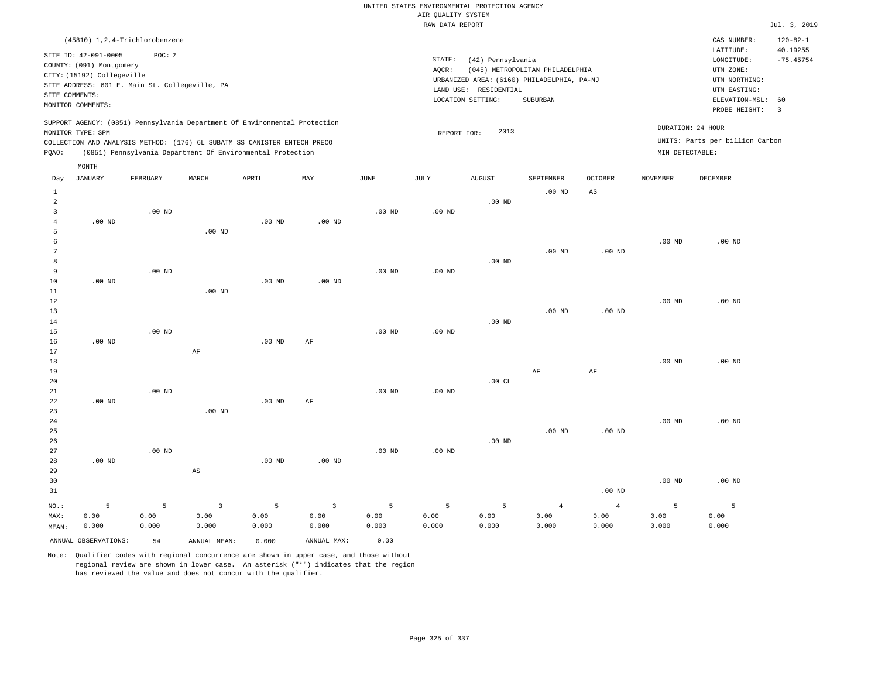UNITED STATES ENVIRONMENTAL PROTECTION AGENCY
AIR QUALITY SYSTEM
RAW DATA REPORT

Jul. 3, 2019

(45810) 1,2,4-Trichlorobenzene

SITE ID: 42-091-0005 POC: 2
COUNTY: (091) Montgomery
CITY: (15192) Collegeville
SITE ADDRESS: 601 E. Main St. Collegeville, PA
SITE COMMENTS:
MONITOR COMMENTS:

STATE: (42) Pennsylvania
AQCR: (045) METROPOLITAN PHILADELPHIA
URBANIZED AREA: (6160) PHILADELPHIA, PA-NJ
LAND USE: RESIDENTIAL
LOCATION SETTING: SUBURBAN

CAS NUMBER: 120-82-1
LATITUDE: 40.19255
LONGITUDE: -75.45754
UTM ZONE:
UTM NORTHING:
UTM EASTING:
ELEVATION-MSL: 60
PROBE HEIGHT: 3

SUPPORT AGENCY: (0851) Pennsylvania Department Of Environmental Protection
MONITOR TYPE: SPM
COLLECTION AND ANALYSIS METHOD: (176) 6L SUBATM SS CANISTER ENTECH PRECO
PQAO: (0851) Pennsylvania Department Of Environmental Protection

REPORT FOR: 2013

DURATION: 24 HOUR
UNITS: Parts per billion Carbon
MIN DETECTABLE:

| Day | JANUARY | FEBRUARY | MARCH | APRIL | MAY | JUNE | JULY | AUGUST | SEPTEMBER | OCTOBER | NOVEMBER | DECEMBER |
|---|---|---|---|---|---|---|---|---|---|---|---|---|
| 1 | | | | | | | | | .00 ND | AS | | |
| 2 | | | | | | | | .00 ND | | | | |
| 3 | | .00 ND | | | | .00 ND | .00 ND | | | | | |
| 4 | .00 ND | | | .00 ND | .00 ND | | | | | | | |
| 5 | | | .00 ND | | | | | | | | | |
| 6 | | | | | | | | | | | .00 ND | .00 ND |
| 7 | | | | | | | | | .00 ND | .00 ND | | |
| 8 | | | | | | | | .00 ND | | | | |
| 9 | | .00 ND | | | | .00 ND | .00 ND | | | | | |
| 10 | .00 ND | | | .00 ND | .00 ND | | | | | | | |
| 11 | | | .00 ND | | | | | | | | | |
| 12 | | | | | | | | | | | .00 ND | .00 ND |
| 13 | | | | | | | | | .00 ND | .00 ND | | |
| 14 | | | | | | | | .00 ND | | | | |
| 15 | | .00 ND | | | | .00 ND | .00 ND | | | | | |
| 16 | .00 ND | | | .00 ND | AF | | | | | | | |
| 17 | | | AF | | | | | | | | | |
| 18 | | | | | | | | | | | .00 ND | .00 ND |
| 19 | | | | | | | | | AF | AF | | |
| 20 | | | | | | | | .00 CL | | | | |
| 21 | | .00 ND | | | | .00 ND | .00 ND | | | | | |
| 22 | .00 ND | | | .00 ND | AF | | | | | | | |
| 23 | | | .00 ND | | | | | | | | | |
| 24 | | | | | | | | | | | .00 ND | .00 ND |
| 25 | | | | | | | | | .00 ND | .00 ND | | |
| 26 | | | | | | | | .00 ND | | | | |
| 27 | | .00 ND | | | | .00 ND | .00 ND | | | | | |
| 28 | .00 ND | | | .00 ND | .00 ND | | | | | | | |
| 29 | | | AS | | | | | | | | | |
| 30 | | | | | | | | | | | .00 ND | .00 ND |
| 31 | | | | | | | | | | .00 ND | | |
| NO.: | 5 | 5 | 3 | 5 | 3 | 5 | 5 | 5 | 4 | 4 | 5 | 5 |
| MAX: | 0.00 | 0.00 | 0.00 | 0.00 | 0.00 | 0.00 | 0.00 | 0.00 | 0.00 | 0.00 | 0.00 | 0.00 |
| MEAN: | 0.000 | 0.000 | 0.000 | 0.000 | 0.000 | 0.000 | 0.000 | 0.000 | 0.000 | 0.000 | 0.000 | 0.000 |

ANNUAL OBSERVATIONS: 54 ANNUAL MEAN: 0.000 ANNUAL MAX: 0.00

Note: Qualifier codes with regional concurrence are shown in upper case, and those without regional review are shown in lower case. An asterisk ("*") indicates that the region has reviewed the value and does not concur with the qualifier.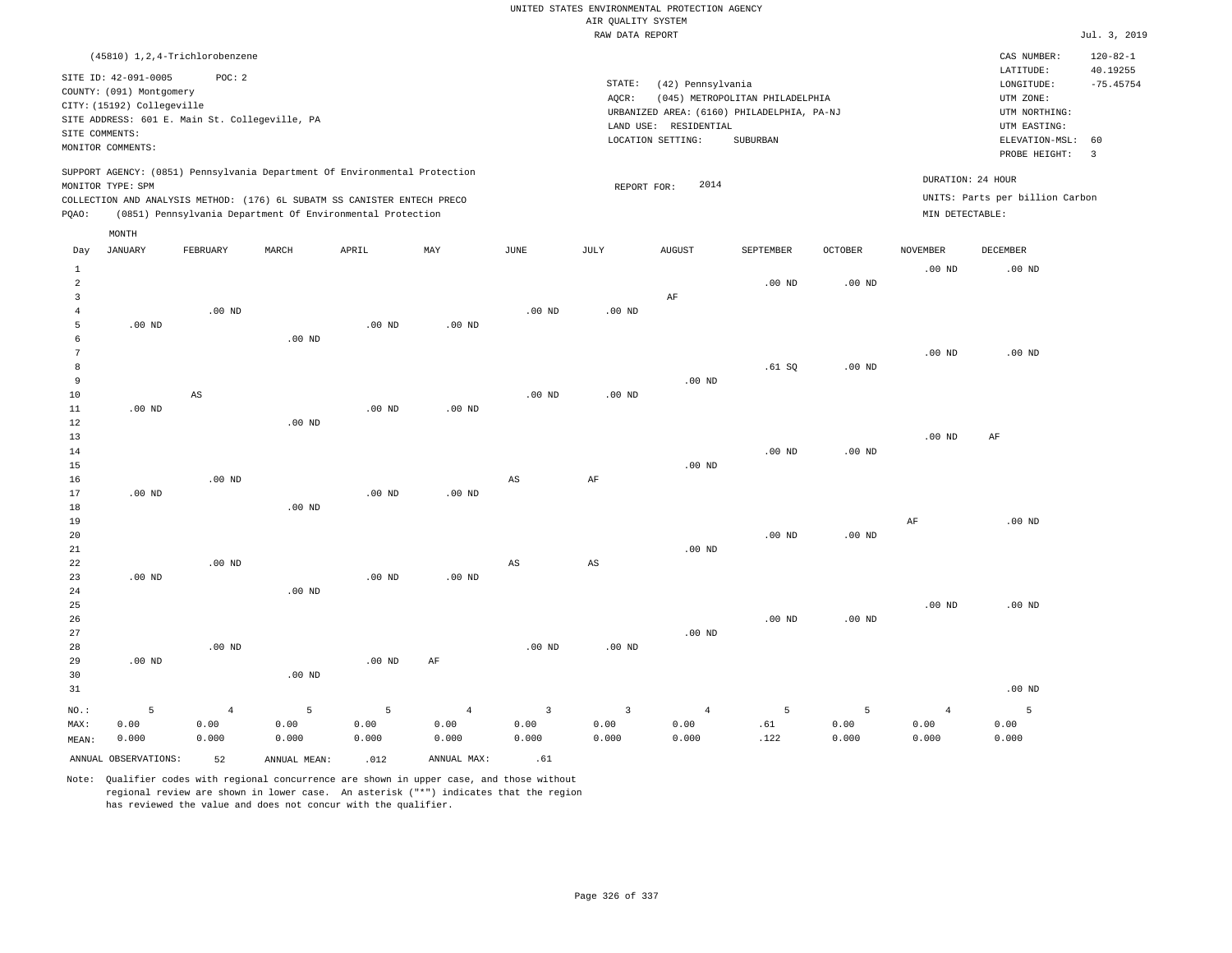UNITED STATES ENVIRONMENTAL PROTECTION AGENCY
AIR QUALITY SYSTEM
RAW DATA REPORT

Jul. 3, 2019

(45810) 1,2,4-Trichlorobenzene

SITE ID: 42-091-0005 POC: 2
COUNTY: (091) Montgomery
CITY: (15192) Collegeville
SITE ADDRESS: 601 E. Main St. Collegeville, PA
SITE COMMENTS:
MONITOR COMMENTS:

STATE: (42) Pennsylvania
AQCR: (045) METROPOLITAN PHILADELPHIA
URBANIZED AREA: (6160) PHILADELPHIA, PA-NJ
LAND USE: RESIDENTIAL
LOCATION SETTING: SUBURBAN

CAS NUMBER: 120-82-1
LATITUDE: 40.19255
LONGITUDE: -75.45754
UTM ZONE:
UTM NORTHING:
UTM EASTING:
ELEVATION-MSL: 60
PROBE HEIGHT: 3

SUPPORT AGENCY: (0851) Pennsylvania Department Of Environmental Protection
MONITOR TYPE: SPM
COLLECTION AND ANALYSIS METHOD: (176) 6L SUBATM SS CANISTER ENTECH PRECO
PQAO: (0851) Pennsylvania Department Of Environmental Protection

REPORT FOR: 2014

DURATION: 24 HOUR
UNITS: Parts per billion Carbon
MIN DETECTABLE:

| Day | JANUARY | FEBRUARY | MARCH | APRIL | MAY | JUNE | JULY | AUGUST | SEPTEMBER | OCTOBER | NOVEMBER | DECEMBER |
|---|---|---|---|---|---|---|---|---|---|---|---|---|
| 1 | | | | | | | | | | | .00 ND | .00 ND |
| 2 | | | | | | | | | .00 ND | .00 ND | | |
| 3 | | | | | | | | AF | | | | |
| 4 | | .00 ND | | | | .00 ND | .00 ND | | | | | |
| 5 | .00 ND | | | .00 ND | .00 ND | | | | | | | |
| 6 | | | .00 ND | | | | | | | | | |
| 7 | | | | | | | | | | | .00 ND | .00 ND |
| 8 | | | | | | | | | .61 SQ | .00 ND | | |
| 9 | | | | | | | | .00 ND | | | | |
| 10 | | AS | | | | .00 ND | .00 ND | | | | | |
| 11 | .00 ND | | | .00 ND | .00 ND | | | | | | | |
| 12 | | | .00 ND | | | | | | | | | |
| 13 | | | | | | | | | | | .00 ND | AF |
| 14 | | | | | | | | | .00 ND | .00 ND | | |
| 15 | | | | | | | | .00 ND | | | | |
| 16 | | .00 ND | | | | AS | AF | | | | | |
| 17 | .00 ND | | | .00 ND | .00 ND | | | | | | | |
| 18 | | | .00 ND | | | | | | | | | |
| 19 | | | | | | | | | | | AF | .00 ND |
| 20 | | | | | | | | | .00 ND | .00 ND | | |
| 21 | | | | | | | | .00 ND | | | | |
| 22 | | .00 ND | | | | AS | AS | | | | | |
| 23 | .00 ND | | | .00 ND | .00 ND | | | | | | | |
| 24 | | | .00 ND | | | | | | | | | |
| 25 | | | | | | | | | | | .00 ND | .00 ND |
| 26 | | | | | | | | | .00 ND | .00 ND | | |
| 27 | | | | | | | | .00 ND | | | | |
| 28 | | .00 ND | | | | .00 ND | .00 ND | | | | | |
| 29 | .00 ND | | | .00 ND | AF | | | | | | | |
| 30 | | | .00 ND | | | | | | | | | |
| 31 | | | | | | | | | | | | .00 ND |
| NO.: | 5 | 4 | 5 | 5 | 4 | 3 | 3 | 4 | 5 | 5 | 4 | 5 |
| MAX: | 0.00 | 0.00 | 0.00 | 0.00 | 0.00 | 0.00 | 0.00 | 0.00 | .61 | 0.00 | 0.00 | 0.00 |
| MEAN: | 0.000 | 0.000 | 0.000 | 0.000 | 0.000 | 0.000 | 0.000 | 0.000 | .122 | 0.000 | 0.000 | 0.000 |

ANNUAL OBSERVATIONS: 52 ANNUAL MEAN: .012 ANNUAL MAX: .61

Note: Qualifier codes with regional concurrence are shown in upper case, and those without regional review are shown in lower case. An asterisk ("*") indicates that the region has reviewed the value and does not concur with the qualifier.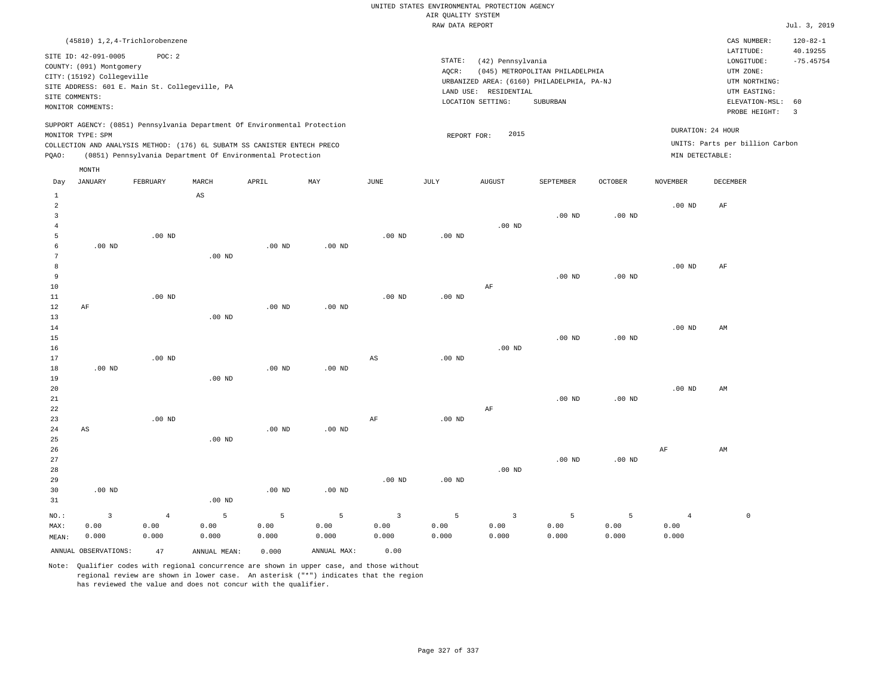UNITED STATES ENVIRONMENTAL PROTECTION AGENCY
AIR QUALITY SYSTEM
RAW DATA REPORT

Jul. 3, 2019

(45810) 1,2,4-Trichlorobenzene

SITE ID: 42-091-0005 POC: 2
COUNTY: (091) Montgomery
CITY: (15192) Collegeville
SITE ADDRESS: 601 E. Main St. Collegeville, PA
SITE COMMENTS:
MONITOR COMMENTS:

STATE: (42) Pennsylvania
AQCR: (045) METROPOLITAN PHILADELPHIA
URBANIZED AREA: (6160) PHILADELPHIA, PA-NJ
LAND USE: RESIDENTIAL
LOCATION SETTING: SUBURBAN

CAS NUMBER: 120-82-1
LATITUDE: 40.19255
LONGITUDE: -75.45754
UTM ZONE:
UTM NORTHING:
UTM EASTING:
ELEVATION-MSL: 60
PROBE HEIGHT: 3

SUPPORT AGENCY: (0851) Pennsylvania Department Of Environmental Protection
MONITOR TYPE: SPM
COLLECTION AND ANALYSIS METHOD: (176) 6L SUBATM SS CANISTER ENTECH PRECO
PQAO: (0851) Pennsylvania Department Of Environmental Protection

REPORT FOR: 2015

DURATION: 24 HOUR
UNITS: Parts per billion Carbon
MIN DETECTABLE:

| Day | JANUARY | FEBRUARY | MARCH | APRIL | MAY | JUNE | JULY | AUGUST | SEPTEMBER | OCTOBER | NOVEMBER | DECEMBER |
|---|---|---|---|---|---|---|---|---|---|---|---|---|
| 1 | | | AS | | | | | | | | | |
| 2 | | | | | | | | | | | .00 ND | AF |
| 3 | | | | | | | | | .00 ND | .00 ND | | |
| 4 | | | | | | | | .00 ND | | | | |
| 5 | | .00 ND | | | | .00 ND | .00 ND | | | | | |
| 6 | .00 ND | | | .00 ND | .00 ND | | | | | | | |
| 7 | | | .00 ND | | | | | | | | | |
| 8 | | | | | | | | | | | .00 ND | AF |
| 9 | | | | | | | | | .00 ND | .00 ND | | |
| 10 | | | | | | | | AF | | | | |
| 11 | | .00 ND | | | | .00 ND | .00 ND | | | | | |
| 12 | AF | | | .00 ND | .00 ND | | | | | | | |
| 13 | | | .00 ND | | | | | | | | | |
| 14 | | | | | | | | | | | .00 ND | AM |
| 15 | | | | | | | | | .00 ND | .00 ND | | |
| 16 | | | | | | | | .00 ND | | | | |
| 17 | | .00 ND | | | | AS | .00 ND | | | | | |
| 18 | .00 ND | | | .00 ND | .00 ND | | | | | | | |
| 19 | | | .00 ND | | | | | | | | | |
| 20 | | | | | | | | | | | .00 ND | AM |
| 21 | | | | | | | | | .00 ND | .00 ND | | |
| 22 | | | | | | | | AF | | | | |
| 23 | | .00 ND | | | | AF | .00 ND | | | | | |
| 24 | AS | | | .00 ND | .00 ND | | | | | | | |
| 25 | | | .00 ND | | | | | | | | | |
| 26 | | | | | | | | | | | AF | AM |
| 27 | | | | | | | | | .00 ND | .00 ND | | |
| 28 | | | | | | | | .00 ND | | | | |
| 29 | | | | | | .00 ND | .00 ND | | | | | |
| 30 | .00 ND | | | .00 ND | .00 ND | | | | | | | |
| 31 | | | .00 ND | | | | | | | | | |
| NO.: | 3 | 4 | 5 | 5 | 5 | 3 | 5 | 3 | 5 | 5 | 4 | 0 |
| MAX: | 0.00 | 0.00 | 0.00 | 0.00 | 0.00 | 0.00 | 0.00 | 0.00 | 0.00 | 0.00 | 0.00 | |
| MEAN: | 0.000 | 0.000 | 0.000 | 0.000 | 0.000 | 0.000 | 0.000 | 0.000 | 0.000 | 0.000 | 0.000 | |

ANNUAL OBSERVATIONS: 47 ANNUAL MEAN: 0.000 ANNUAL MAX: 0.00

Note: Qualifier codes with regional concurrence are shown in upper case, and those without regional review are shown in lower case. An asterisk ("*") indicates that the region has reviewed the value and does not concur with the qualifier.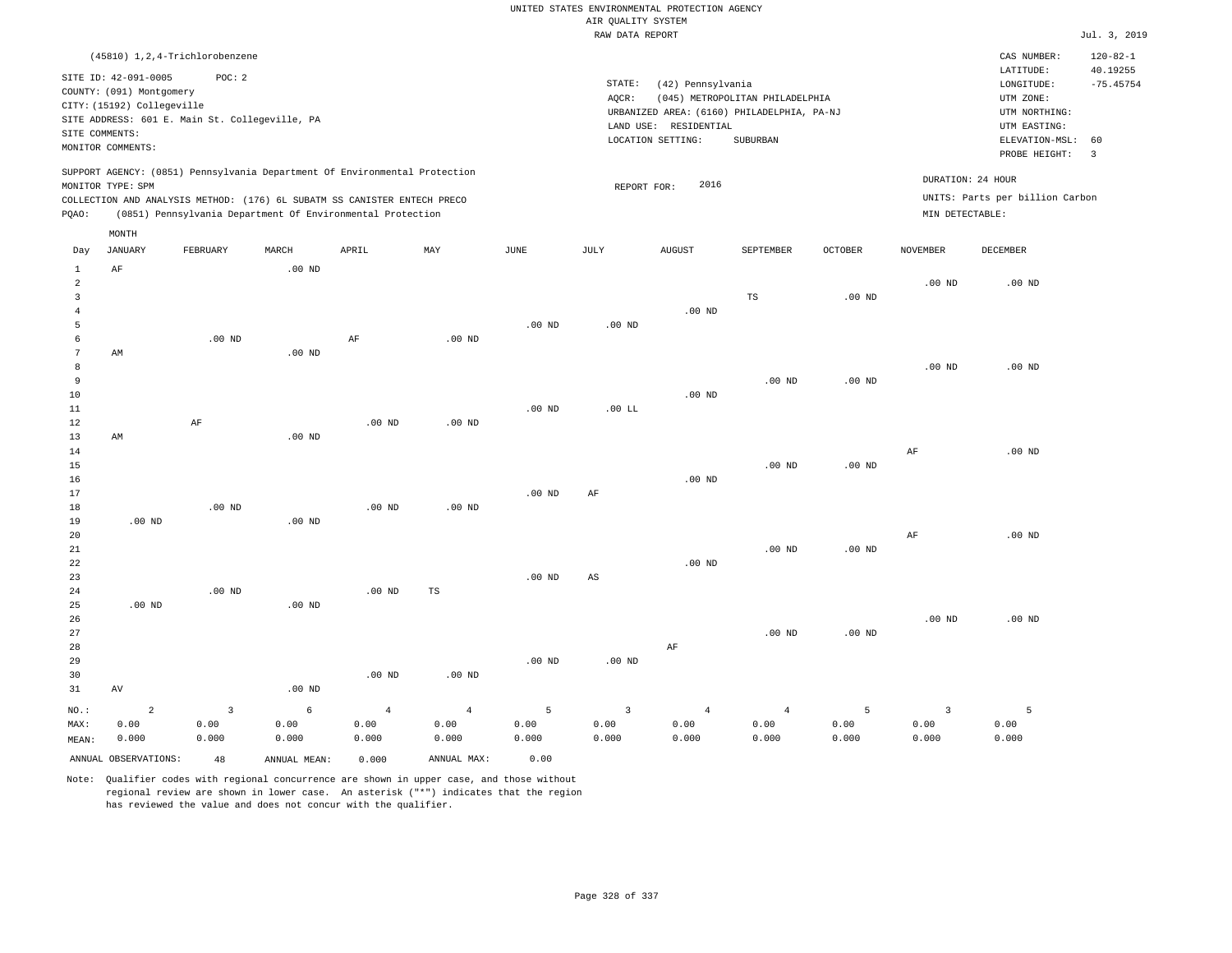UNITED STATES ENVIRONMENTAL PROTECTION AGENCY
AIR QUALITY SYSTEM
RAW DATA REPORT

Jul. 3, 2019

(45810) 1,2,4-Trichlorobenzene

SITE ID: 42-091-0005 POC: 2
COUNTY: (091) Montgomery
CITY: (15192) Collegeville
SITE ADDRESS: 601 E. Main St. Collegeville, PA
SITE COMMENTS:
MONITOR COMMENTS:

STATE: (42) Pennsylvania
AQCR: (045) METROPOLITAN PHILADELPHIA
URBANIZED AREA: (6160) PHILADELPHIA, PA-NJ
LAND USE: RESIDENTIAL
LOCATION SETTING: SUBURBAN

CAS NUMBER: 120-82-1
LATITUDE: 40.19255
LONGITUDE: -75.45754
UTM ZONE:
UTM NORTHING:
UTM EASTING:
ELEVATION-MSL: 60
PROBE HEIGHT: 3

SUPPORT AGENCY: (0851) Pennsylvania Department Of Environmental Protection
MONITOR TYPE: SPM
COLLECTION AND ANALYSIS METHOD: (176) 6L SUBATM SS CANISTER ENTECH PRECO
PQAO: (0851) Pennsylvania Department Of Environmental Protection

REPORT FOR: 2016

DURATION: 24 HOUR
UNITS: Parts per billion Carbon
MIN DETECTABLE:

| Day | JANUARY | FEBRUARY | MARCH | APRIL | MAY | JUNE | JULY | AUGUST | SEPTEMBER | OCTOBER | NOVEMBER | DECEMBER |
|---|---|---|---|---|---|---|---|---|---|---|---|---|
| 1 | AF | | .00 ND | | | | | | | | | |
| 2 | | | | | | | | | | | .00 ND | .00 ND |
| 3 | | | | | | | | | TS | .00 ND | | |
| 4 | | | | | | | | .00 ND | | | | |
| 5 | | | | | | .00 ND | .00 ND | | | | | |
| 6 | | .00 ND | | AF | .00 ND | | | | | | | |
| 7 | AM | | .00 ND | | | | | | | | | |
| 8 | | | | | | | | | | | .00 ND | .00 ND |
| 9 | | | | | | | | | .00 ND | .00 ND | | |
| 10 | | | | | | | | .00 ND | | | | |
| 11 | | | | | | .00 ND | .00 LL | | | | | |
| 12 | | AF | | .00 ND | .00 ND | | | | | | | |
| 13 | AM | | .00 ND | | | | | | | | | |
| 14 | | | | | | | | | | | AF | .00 ND |
| 15 | | | | | | | | | .00 ND | .00 ND | | |
| 16 | | | | | | | | .00 ND | | | | |
| 17 | | | | | | .00 ND | AF | | | | | |
| 18 | | .00 ND | | .00 ND | .00 ND | | | | | | | |
| 19 | .00 ND | | .00 ND | | | | | | | | | |
| 20 | | | | | | | | | | | AF | .00 ND |
| 21 | | | | | | | | | .00 ND | .00 ND | | |
| 22 | | | | | | | | .00 ND | | | | |
| 23 | | | | | | .00 ND | AS | | | | | |
| 24 | | .00 ND | | .00 ND | TS | | | | | | | |
| 25 | .00 ND | | .00 ND | | | | | | | | | |
| 26 | | | | | | | | | | | .00 ND | .00 ND |
| 27 | | | | | | | | | .00 ND | .00 ND | | |
| 28 | | | | | | | | AF | | | | |
| 29 | | | | | | .00 ND | .00 ND | | | | | |
| 30 | | | | .00 ND | .00 ND | | | | | | | |
| 31 | AV | | .00 ND | | | | | | | | | |
| NO.: | 2 | 3 | 6 | 4 | 4 | 5 | 3 | 4 | 4 | 5 | 3 | 5 |
| MAX: | 0.00 | 0.00 | 0.00 | 0.00 | 0.00 | 0.00 | 0.00 | 0.00 | 0.00 | 0.00 | 0.00 | 0.00 |
| MEAN: | 0.000 | 0.000 | 0.000 | 0.000 | 0.000 | 0.000 | 0.000 | 0.000 | 0.000 | 0.000 | 0.000 | 0.000 |

ANNUAL OBSERVATIONS: 48 ANNUAL MEAN: 0.000 ANNUAL MAX: 0.00

Note: Qualifier codes with regional concurrence are shown in upper case, and those without regional review are shown in lower case. An asterisk ("*") indicates that the region has reviewed the value and does not concur with the qualifier.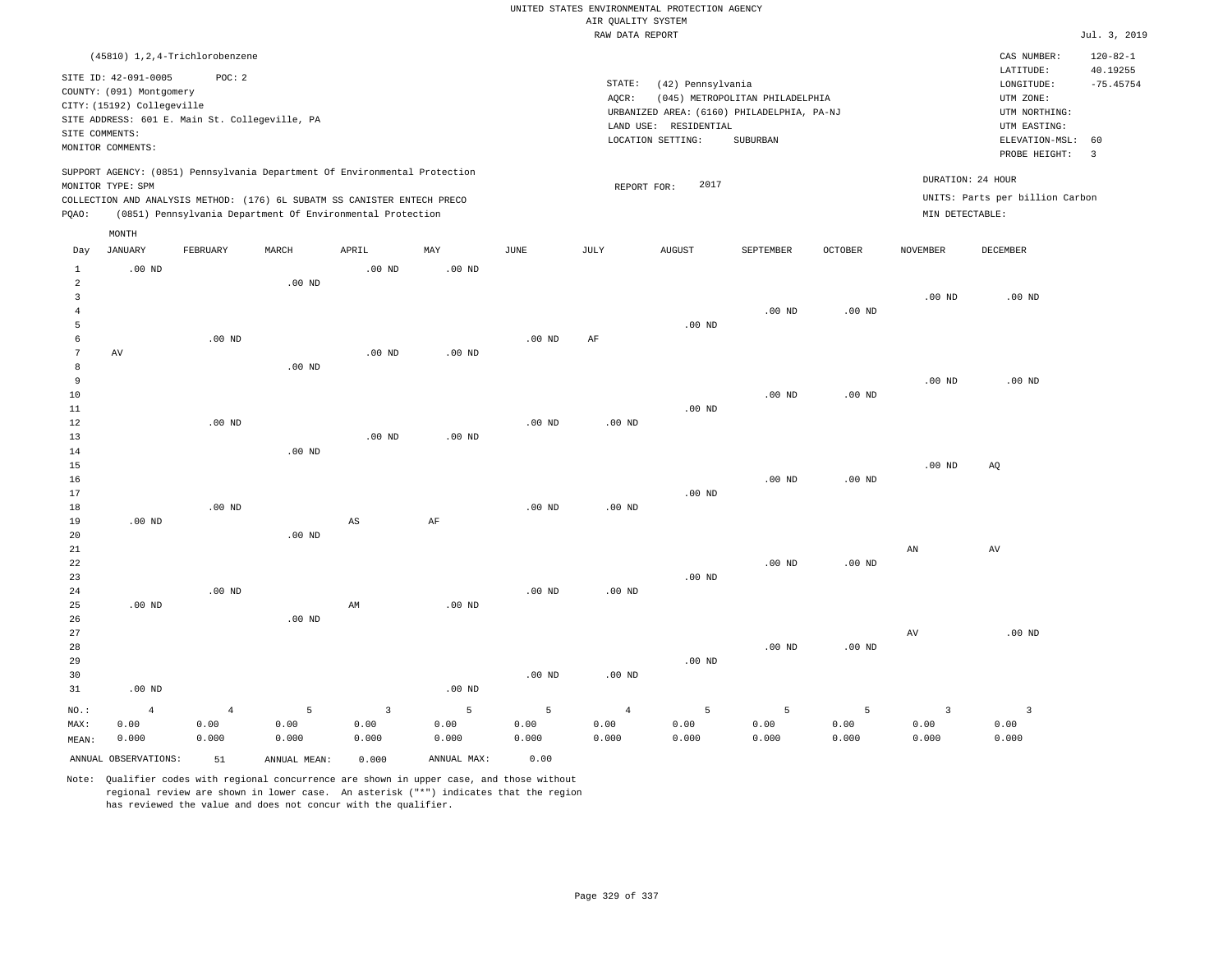UNITED STATES ENVIRONMENTAL PROTECTION AGENCY
AIR QUALITY SYSTEM
RAW DATA REPORT

Jul. 3, 2019

(45810) 1,2,4-Trichlorobenzene

SITE ID: 42-091-0005    POC: 2
COUNTY: (091) Montgomery
CITY: (15192) Collegeville
SITE ADDRESS: 601 E. Main St. Collegeville, PA
SITE COMMENTS:
MONITOR COMMENTS:

STATE: (42) Pennsylvania
AQCR: (045) METROPOLITAN PHILADELPHIA
URBANIZED AREA: (6160) PHILADELPHIA, PA-NJ
LAND USE: RESIDENTIAL
LOCATION SETTING: SUBURBAN

CAS NUMBER: 120-82-1
LATITUDE: 40.19255
LONGITUDE: -75.45754
UTM ZONE:
UTM NORTHING:
UTM EASTING:
ELEVATION-MSL: 60
PROBE HEIGHT: 3

SUPPORT AGENCY: (0851) Pennsylvania Department Of Environmental Protection
MONITOR TYPE: SPM
COLLECTION AND ANALYSIS METHOD: (176) 6L SUBATM SS CANISTER ENTECH PRECO
PQAO: (0851) Pennsylvania Department Of Environmental Protection

REPORT FOR: 2017

DURATION: 24 HOUR
UNITS: Parts per billion Carbon
MIN DETECTABLE:

| Day | JANUARY | FEBRUARY | MARCH | APRIL | MAY | JUNE | JULY | AUGUST | SEPTEMBER | OCTOBER | NOVEMBER | DECEMBER |
|---|---|---|---|---|---|---|---|---|---|---|---|---|
| 1 | .00 ND | | | .00 ND | .00 ND | | | | | | | |
| 2 | | | .00 ND | | | | | | | | | |
| 3 | | | | | | | | | | | .00 ND | .00 ND |
| 4 | | | | | | | | | .00 ND | .00 ND | | |
| 5 | | | | | | | | .00 ND | | | | |
| 6 | | .00 ND | | | | .00 ND | AF | | | | | |
| 7 | AV | | | .00 ND | .00 ND | | | | | | | |
| 8 | | | .00 ND | | | | | | | | | |
| 9 | | | | | | | | | | | .00 ND | .00 ND |
| 10 | | | | | | | | | .00 ND | .00 ND | | |
| 11 | | | | | | | | .00 ND | | | | |
| 12 | | .00 ND | | | | .00 ND | .00 ND | | | | | |
| 13 | | | | .00 ND | .00 ND | | | | | | | |
| 14 | | | .00 ND | | | | | | | | | |
| 15 | | | | | | | | | | | .00 ND | AQ |
| 16 | | | | | | | | | .00 ND | .00 ND | | |
| 17 | | | | | | | | .00 ND | | | | |
| 18 | | .00 ND | | | | .00 ND | .00 ND | | | | | |
| 19 | .00 ND | | | AS | AF | | | | | | | |
| 20 | | | .00 ND | | | | | | | | | |
| 21 | | | | | | | | | | | AN | AV |
| 22 | | | | | | | | | .00 ND | .00 ND | | |
| 23 | | | | | | | | .00 ND | | | | |
| 24 | | .00 ND | | | | .00 ND | .00 ND | | | | | |
| 25 | .00 ND | | | AM | .00 ND | | | | | | | |
| 26 | | | .00 ND | | | | | | | | | |
| 27 | | | | | | | | | | | AV | .00 ND |
| 28 | | | | | | | | | .00 ND | .00 ND | | |
| 29 | | | | | | | | .00 ND | | | | |
| 30 | | | | | | .00 ND | .00 ND | | | | | |
| 31 | .00 ND | | | | .00 ND | | | | | | | |
| NO.: | 4 | 4 | 5 | 3 | 5 | 5 | 4 | 5 | 5 | 5 | 3 | 3 |
| MAX: | 0.00 | 0.00 | 0.00 | 0.00 | 0.00 | 0.00 | 0.00 | 0.00 | 0.00 | 0.00 | 0.00 | 0.00 |
| MEAN: | 0.000 | 0.000 | 0.000 | 0.000 | 0.000 | 0.000 | 0.000 | 0.000 | 0.000 | 0.000 | 0.000 | 0.000 |

ANNUAL OBSERVATIONS: 51    ANNUAL MEAN: 0.000    ANNUAL MAX: 0.00

Note: Qualifier codes with regional concurrence are shown in upper case, and those without regional review are shown in lower case. An asterisk ("*") indicates that the region has reviewed the value and does not concur with the qualifier.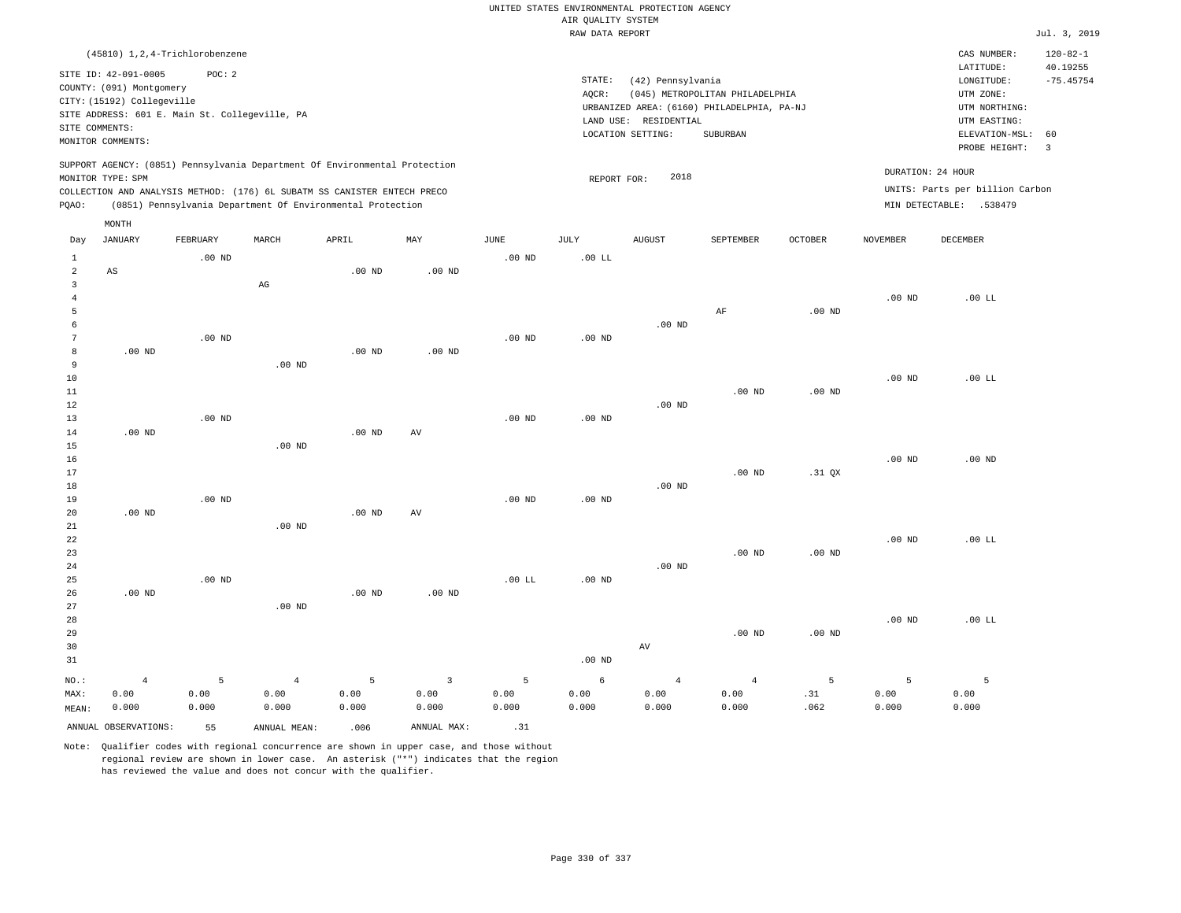UNITED STATES ENVIRONMENTAL PROTECTION AGENCY
AIR QUALITY SYSTEM
RAW DATA REPORT

Jul. 3, 2019

(45810) 1,2,4-Trichlorobenzene

SITE ID: 42-091-0005 POC: 2
COUNTY: (091) Montgomery
CITY: (15192) Collegeville
SITE ADDRESS: 601 E. Main St. Collegeville, PA
SITE COMMENTS:
MONITOR COMMENTS:

STATE: (42) Pennsylvania
AQCR: (045) METROPOLITAN PHILADELPHIA
URBANIZED AREA: (6160) PHILADELPHIA, PA-NJ
LAND USE: RESIDENTIAL
LOCATION SETTING: SUBURBAN

CAS NUMBER: 120-82-1
LATITUDE: 40.19255
LONGITUDE: -75.45754
UTM ZONE:
UTM NORTHING:
UTM EASTING:
ELEVATION-MSL: 60
PROBE HEIGHT: 3

SUPPORT AGENCY: (0851) Pennsylvania Department Of Environmental Protection
MONITOR TYPE: SPM
COLLECTION AND ANALYSIS METHOD: (176) 6L SUBATM SS CANISTER ENTECH PRECO
PQAO: (0851) Pennsylvania Department Of Environmental Protection

REPORT FOR: 2018

DURATION: 24 HOUR
UNITS: Parts per billion Carbon
MIN DETECTABLE: .538479

| Day | JANUARY | FEBRUARY | MARCH | APRIL | MAY | JUNE | JULY | AUGUST | SEPTEMBER | OCTOBER | NOVEMBER | DECEMBER |
|---|---|---|---|---|---|---|---|---|---|---|---|---|
| 1 | | .00 ND | | | | .00 ND | .00 LL | | | | | |
| 2 | AS | | | .00 ND | .00 ND | | | | | | | |
| 3 | | | AG | | | | | | | | | |
| 4 | | | | | | | | | | | .00 ND | .00 LL |
| 5 | | | | | | | | | AF | .00 ND | | |
| 6 | | | | | | | | .00 ND | | | | |
| 7 | | .00 ND | | | | .00 ND | .00 ND | | | | | |
| 8 | .00 ND | | | .00 ND | .00 ND | | | | | | | |
| 9 | | | .00 ND | | | | | | | | | |
| 10 | | | | | | | | | | | .00 ND | .00 LL |
| 11 | | | | | | | | | .00 ND | .00 ND | | |
| 12 | | | | | | | | .00 ND | | | | |
| 13 | | .00 ND | | | | .00 ND | .00 ND | | | | | |
| 14 | .00 ND | | | .00 ND | AV | | | | | | | |
| 15 | | | .00 ND | | | | | | | | | |
| 16 | | | | | | | | | | | .00 ND | .00 ND |
| 17 | | | | | | | | | .00 ND | .31 QX | | |
| 18 | | | | | | | | .00 ND | | | | |
| 19 | | .00 ND | | | | .00 ND | .00 ND | | | | | |
| 20 | .00 ND | | | .00 ND | AV | | | | | | | |
| 21 | | | .00 ND | | | | | | | | | |
| 22 | | | | | | | | | | | .00 ND | .00 LL |
| 23 | | | | | | | | | .00 ND | .00 ND | | |
| 24 | | | | | | | | .00 ND | | | | |
| 25 | | .00 ND | | | | .00 LL | .00 ND | | | | | |
| 26 | .00 ND | | | .00 ND | .00 ND | | | | | | | |
| 27 | | | .00 ND | | | | | | | | | |
| 28 | | | | | | | | | | | .00 ND | .00 LL |
| 29 | | | | | | | | | .00 ND | .00 ND | | |
| 30 | | | | | | | | AV | | | | |
| 31 | | | | | | | .00 ND | | | | | |
| NO.: | 4 | 5 | 4 | 5 | 3 | 5 | 6 | 4 | 4 | 5 | 5 | 5 |
| MAX: | 0.00 | 0.00 | 0.00 | 0.00 | 0.00 | 0.00 | 0.00 | 0.00 | 0.00 | .31 | 0.00 | 0.00 |
| MEAN: | 0.000 | 0.000 | 0.000 | 0.000 | 0.000 | 0.000 | 0.000 | 0.000 | 0.000 | .062 | 0.000 | 0.000 |

ANNUAL OBSERVATIONS: 55 ANNUAL MEAN: .006 ANNUAL MAX: .31

Note: Qualifier codes with regional concurrence are shown in upper case, and those without regional review are shown in lower case. An asterisk ("*") indicates that the region has reviewed the value and does not concur with the qualifier.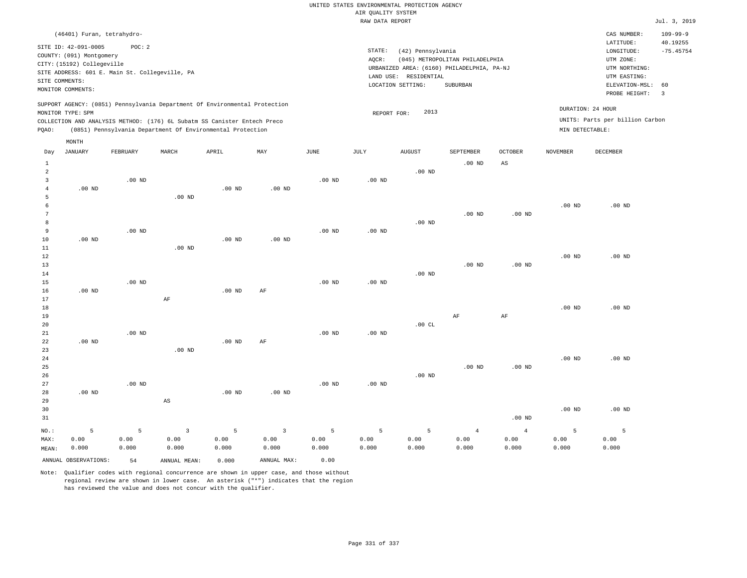UNITED STATES ENVIRONMENTAL PROTECTION AGENCY
AIR QUALITY SYSTEM
RAW DATA REPORT

Jul. 3, 2019

(46401) Furan, tetrahydro-

SITE ID: 42-091-0005    POC: 2
COUNTY: (091) Montgomery
CITY: (15192) Collegeville
SITE ADDRESS: 601 E. Main St. Collegeville, PA
SITE COMMENTS:
MONITOR COMMENTS:

STATE: (42) Pennsylvania
AQCR: (045) METROPOLITAN PHILADELPHIA
URBANIZED AREA: (6160) PHILADELPHIA, PA-NJ
LAND USE: RESIDENTIAL
LOCATION SETTING: SUBURBAN

CAS NUMBER: 109-99-9
LATITUDE: 40.19255
LONGITUDE: -75.45754
UTM ZONE:
UTM NORTHING:
UTM EASTING:
ELEVATION-MSL: 60
PROBE HEIGHT: 3

SUPPORT AGENCY: (0851) Pennsylvania Department Of Environmental Protection
MONITOR TYPE: SPM
COLLECTION AND ANALYSIS METHOD: (176) 6L Subatm SS Canister Entech Preco
PQAO: (0851) Pennsylvania Department Of Environmental Protection

REPORT FOR: 2013

DURATION: 24 HOUR
UNITS: Parts per billion Carbon
MIN DETECTABLE:

| Day | JANUARY | FEBRUARY | MARCH | APRIL | MAY | JUNE | JULY | AUGUST | SEPTEMBER | OCTOBER | NOVEMBER | DECEMBER |
|---|---|---|---|---|---|---|---|---|---|---|---|---|
| 1 | | | | | | | | | .00 ND | AS | | |
| 2 | | | | | | | | .00 ND | | | | |
| 3 | | .00 ND | | | | .00 ND | .00 ND | | | | | |
| 4 | .00 ND | | | .00 ND | .00 ND | | | | | | | |
| 5 | | | .00 ND | | | | | | | | | |
| 6 | | | | | | | | | | | .00 ND | .00 ND |
| 7 | | | | | | | | | .00 ND | .00 ND | | |
| 8 | | | | | | | | .00 ND | | | | |
| 9 | | .00 ND | | | | .00 ND | .00 ND | | | | | |
| 10 | .00 ND | | | .00 ND | .00 ND | | | | | | | |
| 11 | | | .00 ND | | | | | | | | | |
| 12 | | | | | | | | | | | .00 ND | .00 ND |
| 13 | | | | | | | | | .00 ND | .00 ND | | |
| 14 | | | | | | | | .00 ND | | | | |
| 15 | | .00 ND | | | | .00 ND | .00 ND | | | | | |
| 16 | .00 ND | | | .00 ND | AF | | | | | | | |
| 17 | | | AF | | | | | | | | | |
| 18 | | | | | | | | | | | .00 ND | .00 ND |
| 19 | | | | | | | | | AF | AF | | |
| 20 | | | | | | | | .00 CL | | | | |
| 21 | | .00 ND | | | | .00 ND | .00 ND | | | | | |
| 22 | .00 ND | | | .00 ND | AF | | | | | | | |
| 23 | | | .00 ND | | | | | | | | | |
| 24 | | | | | | | | | | | .00 ND | .00 ND |
| 25 | | | | | | | | | .00 ND | .00 ND | | |
| 26 | | | | | | | | .00 ND | | | | |
| 27 | | .00 ND | | | | .00 ND | .00 ND | | | | | |
| 28 | .00 ND | | | .00 ND | .00 ND | | | | | | | |
| 29 | | | AS | | | | | | | | | |
| 30 | | | | | | | | | | | .00 ND | .00 ND |
| 31 | | | | | | | | | | .00 ND | | |
| NO.: | 5 | 5 | 3 | 5 | 3 | 5 | 5 | 5 | 4 | 4 | 5 | 5 |
| MAX: | 0.00 | 0.00 | 0.00 | 0.00 | 0.00 | 0.00 | 0.00 | 0.00 | 0.00 | 0.00 | 0.00 | 0.00 |
| MEAN: | 0.000 | 0.000 | 0.000 | 0.000 | 0.000 | 0.000 | 0.000 | 0.000 | 0.000 | 0.000 | 0.000 | 0.000 |

ANNUAL OBSERVATIONS: 54    ANNUAL MEAN: 0.000    ANNUAL MAX: 0.00

Note: Qualifier codes with regional concurrence are shown in upper case, and those without regional review are shown in lower case. An asterisk ("*") indicates that the region has reviewed the value and does not concur with the qualifier.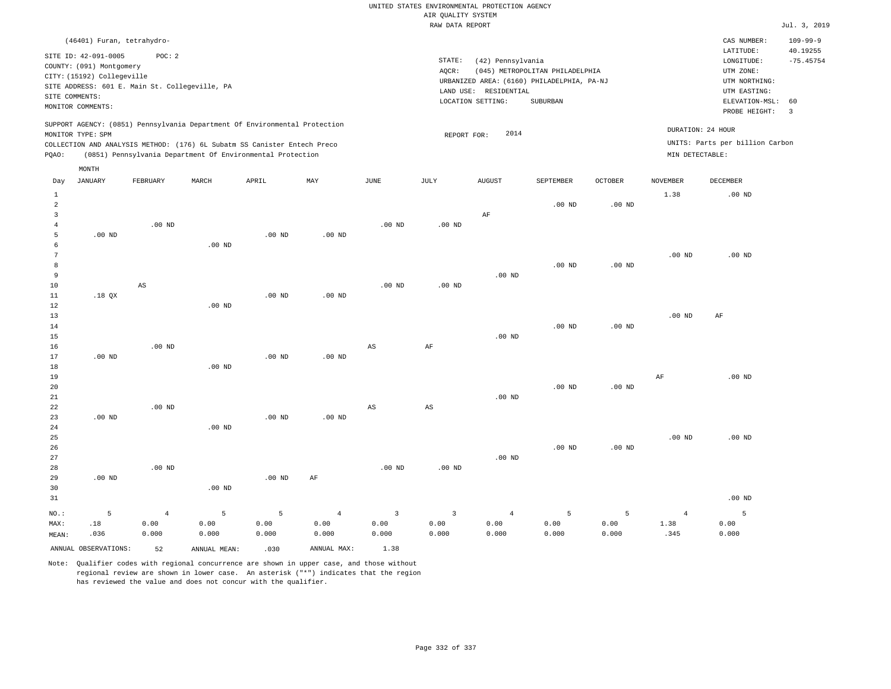UNITED STATES ENVIRONMENTAL PROTECTION AGENCY
AIR QUALITY SYSTEM
RAW DATA REPORT

Jul. 3, 2019

(46401) Furan, tetrahydro-

SITE ID: 42-091-0005 POC: 2
COUNTY: (091) Montgomery
CITY: (15192) Collegeville
SITE ADDRESS: 601 E. Main St. Collegeville, PA
SITE COMMENTS:
MONITOR COMMENTS:

STATE: (42) Pennsylvania
AQCR: (045) METROPOLITAN PHILADELPHIA
URBANIZED AREA: (6160) PHILADELPHIA, PA-NJ
LAND USE: RESIDENTIAL
LOCATION SETTING: SUBURBAN

CAS NUMBER: 109-99-9
LATITUDE: 40.19255
LONGITUDE: -75.45754
UTM ZONE:
UTM NORTHING:
UTM EASTING:
ELEVATION-MSL: 60
PROBE HEIGHT: 3

SUPPORT AGENCY: (0851) Pennsylvania Department Of Environmental Protection
MONITOR TYPE: SPM
COLLECTION AND ANALYSIS METHOD: (176) 6L Subatm SS Canister Entech Preco
PQAO: (0851) Pennsylvania Department Of Environmental Protection

REPORT FOR: 2014

DURATION: 24 HOUR
UNITS: Parts per billion Carbon
MIN DETECTABLE:

| Day | JANUARY | FEBRUARY | MARCH | APRIL | MAY | JUNE | JULY | AUGUST | SEPTEMBER | OCTOBER | NOVEMBER | DECEMBER |
|---|---|---|---|---|---|---|---|---|---|---|---|---|
| 1 | | | | | | | | | | | 1.38 | .00 ND |
| 2 | | | | | | | | | .00 ND | .00 ND | | |
| 3 | | | | | | | | AF | | | | |
| 4 | | .00 ND | | | | .00 ND | .00 ND | | | | | |
| 5 | .00 ND | | | .00 ND | .00 ND | | | | | | | |
| 6 | | | .00 ND | | | | | | | | | |
| 7 | | | | | | | | | | | .00 ND | .00 ND |
| 8 | | | | | | | | | .00 ND | .00 ND | | |
| 9 | | | | | | | | .00 ND | | | | |
| 10 | | AS | | | | .00 ND | .00 ND | | | | | |
| 11 | .18 QX | | | .00 ND | .00 ND | | | | | | | |
| 12 | | | .00 ND | | | | | | | | | |
| 13 | | | | | | | | | | | .00 ND | AF |
| 14 | | | | | | | | | .00 ND | .00 ND | | |
| 15 | | | | | | | | .00 ND | | | | |
| 16 | | .00 ND | | | | AS | AF | | | | | |
| 17 | .00 ND | | | .00 ND | .00 ND | | | | | | | |
| 18 | | | .00 ND | | | | | | | | | |
| 19 | | | | | | | | | | | AF | .00 ND |
| 20 | | | | | | | | | .00 ND | .00 ND | | |
| 21 | | | | | | | | .00 ND | | | | |
| 22 | | .00 ND | | | | AS | AS | | | | | |
| 23 | .00 ND | | | .00 ND | .00 ND | | | | | | | |
| 24 | | | .00 ND | | | | | | | | | |
| 25 | | | | | | | | | | | .00 ND | .00 ND |
| 26 | | | | | | | | | .00 ND | .00 ND | | |
| 27 | | | | | | | | .00 ND | | | | |
| 28 | | .00 ND | | | | .00 ND | .00 ND | | | | | |
| 29 | .00 ND | | | .00 ND | AF | | | | | | | |
| 30 | | | .00 ND | | | | | | | | | |
| 31 | | | | | | | | | | | | .00 ND |
| NO.: | 5 | 4 | 5 | 5 | 4 | 3 | 3 | 4 | 5 | 5 | 4 | 5 |
| MAX: | .18 | 0.00 | 0.00 | 0.00 | 0.00 | 0.00 | 0.00 | 0.00 | 0.00 | 0.00 | 1.38 | 0.00 |
| MEAN: | .036 | 0.000 | 0.000 | 0.000 | 0.000 | 0.000 | 0.000 | 0.000 | 0.000 | 0.000 | .345 | 0.000 |

ANNUAL OBSERVATIONS: 52 ANNUAL MEAN: .030 ANNUAL MAX: 1.38

Note: Qualifier codes with regional concurrence are shown in upper case, and those without regional review are shown in lower case. An asterisk ("*") indicates that the region has reviewed the value and does not concur with the qualifier.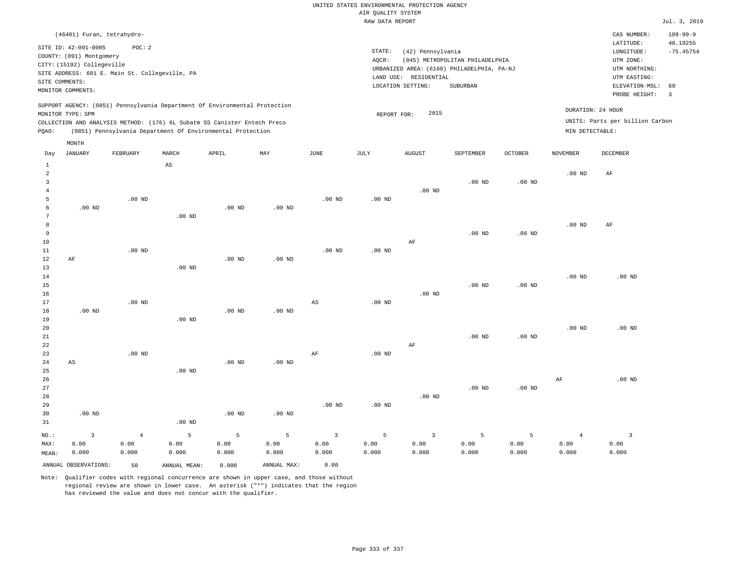UNITED STATES ENVIRONMENTAL PROTECTION AGENCY
AIR QUALITY SYSTEM
RAW DATA REPORT

Jul. 3, 2019

(46401) Furan, tetrahydro-

SITE ID: 42-091-0005 POC: 2
COUNTY: (091) Montgomery
CITY: (15192) Collegeville
SITE ADDRESS: 601 E. Main St. Collegeville, PA
SITE COMMENTS:
MONITOR COMMENTS:

STATE: (42) Pennsylvania
AQCR: (045) METROPOLITAN PHILADELPHIA
URBANIZED AREA: (6160) PHILADELPHIA, PA-NJ
LAND USE: RESIDENTIAL
LOCATION SETTING: SUBURBAN

CAS NUMBER: 109-99-9
LATITUDE: 40.19255
LONGITUDE: -75.45754
UTM ZONE:
UTM NORTHING:
UTM EASTING:
ELEVATION-MSL: 60
PROBE HEIGHT: 3

SUPPORT AGENCY: (0851) Pennsylvania Department Of Environmental Protection
MONITOR TYPE: SPM
COLLECTION AND ANALYSIS METHOD: (176) 6L Subatm SS Canister Entech Preco
PQAO: (0851) Pennsylvania Department Of Environmental Protection

REPORT FOR: 2015

DURATION: 24 HOUR
UNITS: Parts per billion Carbon
MIN DETECTABLE:

| Day | JANUARY | FEBRUARY | MARCH | APRIL | MAY | JUNE | JULY | AUGUST | SEPTEMBER | OCTOBER | NOVEMBER | DECEMBER |
|---|---|---|---|---|---|---|---|---|---|---|---|---|
| 1 | | | AS | | | | | | | | | |
| 2 | | | | | | | | | | | .00 ND | AF |
| 3 | | | | | | | | | .00 ND | .00 ND | | |
| 4 | | | | | | | | .00 ND | | | | |
| 5 | | .00 ND | | | | .00 ND | .00 ND | | | | | |
| 6 | .00 ND | | | .00 ND | .00 ND | | | | | | | |
| 7 | | | .00 ND | | | | | | | | | |
| 8 | | | | | | | | | | | .00 ND | AF |
| 9 | | | | | | | | | .00 ND | .00 ND | | |
| 10 | | | | | | | | AF | | | | |
| 11 | | .00 ND | | | | .00 ND | .00 ND | | | | | |
| 12 | AF | | | .00 ND | .00 ND | | | | | | | |
| 13 | | | .00 ND | | | | | | | | | |
| 14 | | | | | | | | | | | .00 ND | .00 ND |
| 15 | | | | | | | | | .00 ND | .00 ND | | |
| 16 | | | | | | | | .00 ND | | | | |
| 17 | | .00 ND | | | | AS | .00 ND | | | | | |
| 18 | .00 ND | | | .00 ND | .00 ND | | | | | | | |
| 19 | | | .00 ND | | | | | | | | | |
| 20 | | | | | | | | | | | .00 ND | .00 ND |
| 21 | | | | | | | | | .00 ND | .00 ND | | |
| 22 | | | | | | | | AF | | | | |
| 23 | | .00 ND | | | | AF | .00 ND | | | | | |
| 24 | AS | | | .00 ND | .00 ND | | | | | | | |
| 25 | | | .00 ND | | | | | | | | | |
| 26 | | | | | | | | | | | AF | .00 ND |
| 27 | | | | | | | | | .00 ND | .00 ND | | |
| 28 | | | | | | | | .00 ND | | | | |
| 29 | | | | | | .00 ND | .00 ND | | | | | |
| 30 | .00 ND | | | .00 ND | .00 ND | | | | | | | |
| 31 | | | .00 ND | | | | | | | | | |
| NO.: | 3 | 4 | 5 | 5 | 5 | 3 | 5 | 3 | 5 | 5 | 4 | 3 |
| MAX: | 0.00 | 0.00 | 0.00 | 0.00 | 0.00 | 0.00 | 0.00 | 0.00 | 0.00 | 0.00 | 0.00 | 0.00 |
| MEAN: | 0.000 | 0.000 | 0.000 | 0.000 | 0.000 | 0.000 | 0.000 | 0.000 | 0.000 | 0.000 | 0.000 | 0.000 |

ANNUAL OBSERVATIONS: 50 ANNUAL MEAN: 0.000 ANNUAL MAX: 0.00

Note: Qualifier codes with regional concurrence are shown in upper case, and those without regional review are shown in lower case. An asterisk ("*") indicates that the region has reviewed the value and does not concur with the qualifier.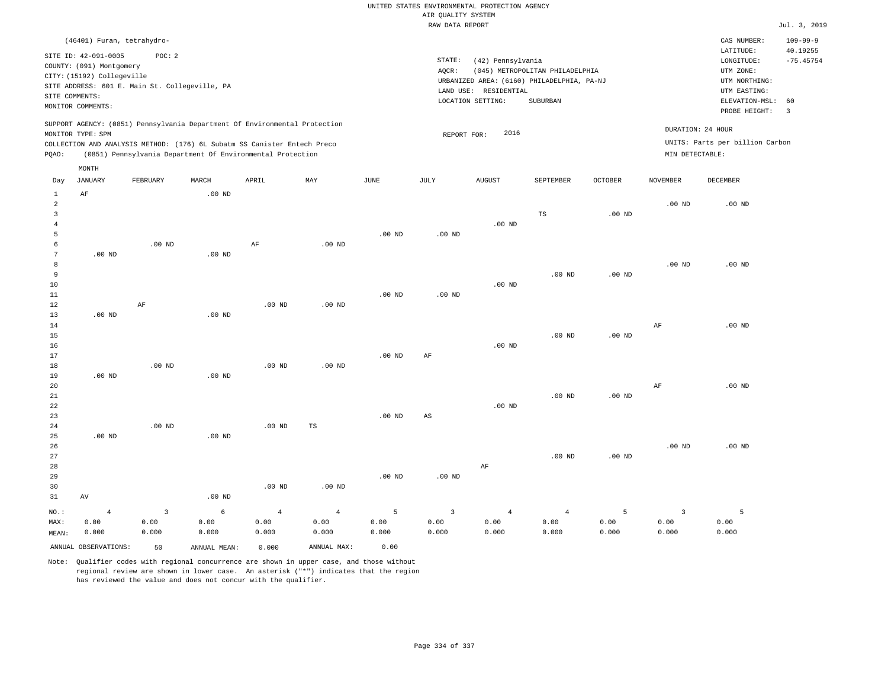UNITED STATES ENVIRONMENTAL PROTECTION AGENCY
AIR QUALITY SYSTEM
RAW DATA REPORT

Jul. 3, 2019

(46401) Furan, tetrahydro-

SITE ID: 42-091-0005 POC: 2
COUNTY: (091) Montgomery
CITY: (15192) Collegeville
SITE ADDRESS: 601 E. Main St. Collegeville, PA
SITE COMMENTS:
MONITOR COMMENTS:

STATE: (42) Pennsylvania
AQCR: (045) METROPOLITAN PHILADELPHIA
URBANIZED AREA: (6160) PHILADELPHIA, PA-NJ
LAND USE: RESIDENTIAL
LOCATION SETTING: SUBURBAN

CAS NUMBER: 109-99-9
LATITUDE: 40.19255
LONGITUDE: -75.45754
UTM ZONE:
UTM NORTHING:
UTM EASTING:
ELEVATION-MSL: 60
PROBE HEIGHT: 3

SUPPORT AGENCY: (0851) Pennsylvania Department Of Environmental Protection
MONITOR TYPE: SPM
COLLECTION AND ANALYSIS METHOD: (176) 6L Subatm SS Canister Entech Preco
PQAO: (0851) Pennsylvania Department Of Environmental Protection

REPORT FOR: 2016

DURATION: 24 HOUR
UNITS: Parts per billion Carbon
MIN DETECTABLE:

| Day | JANUARY | FEBRUARY | MARCH | APRIL | MAY | JUNE | JULY | AUGUST | SEPTEMBER | OCTOBER | NOVEMBER | DECEMBER |
|---|---|---|---|---|---|---|---|---|---|---|---|---|
| 1 | AF | | .00 ND | | | | | | | | | |
| 2 | | | | | | | | | | | .00 ND | .00 ND |
| 3 | | | | | | | | | TS | .00 ND | | |
| 4 | | | | | | | | .00 ND | | | | |
| 5 | | | | | | .00 ND | .00 ND | | | | | |
| 6 | | .00 ND | | AF | .00 ND | | | | | | | |
| 7 | .00 ND | | .00 ND | | | | | | | | | |
| 8 | | | | | | | | | | | .00 ND | .00 ND |
| 9 | | | | | | | | | .00 ND | .00 ND | | |
| 10 | | | | | | | | .00 ND | | | | |
| 11 | | | | | | .00 ND | .00 ND | | | | | |
| 12 | | AF | | .00 ND | .00 ND | | | | | | | |
| 13 | .00 ND | | .00 ND | | | | | | | | | |
| 14 | | | | | | | | | | | AF | .00 ND |
| 15 | | | | | | | | | .00 ND | .00 ND | | |
| 16 | | | | | | | | .00 ND | | | | |
| 17 | | | | | | .00 ND | AF | | | | | |
| 18 | | .00 ND | | .00 ND | .00 ND | | | | | | | |
| 19 | .00 ND | | .00 ND | | | | | | | | | |
| 20 | | | | | | | | | | | AF | .00 ND |
| 21 | | | | | | | | | .00 ND | .00 ND | | |
| 22 | | | | | | | | .00 ND | | | | |
| 23 | | | | | | .00 ND | AS | | | | | |
| 24 | | .00 ND | | .00 ND | TS | | | | | | | |
| 25 | .00 ND | | .00 ND | | | | | | | | | |
| 26 | | | | | | | | | | | .00 ND | .00 ND |
| 27 | | | | | | | | | .00 ND | .00 ND | | |
| 28 | | | | | | | | AF | | | | |
| 29 | | | | | | .00 ND | .00 ND | | | | | |
| 30 | | | | .00 ND | .00 ND | | | | | | | |
| 31 | AV | | .00 ND | | | | | | | | | |
| NO.: | 4 | 3 | 6 | 4 | 4 | 5 | 3 | 4 | 4 | 5 | 3 | 5 |
| MAX: | 0.00 | 0.00 | 0.00 | 0.00 | 0.00 | 0.00 | 0.00 | 0.00 | 0.00 | 0.00 | 0.00 | 0.00 |
| MEAN: | 0.000 | 0.000 | 0.000 | 0.000 | 0.000 | 0.000 | 0.000 | 0.000 | 0.000 | 0.000 | 0.000 | 0.000 |

ANNUAL OBSERVATIONS: 50 ANNUAL MEAN: 0.000 ANNUAL MAX: 0.00

Note: Qualifier codes with regional concurrence are shown in upper case, and those without regional review are shown in lower case. An asterisk ("*") indicates that the region has reviewed the value and does not concur with the qualifier.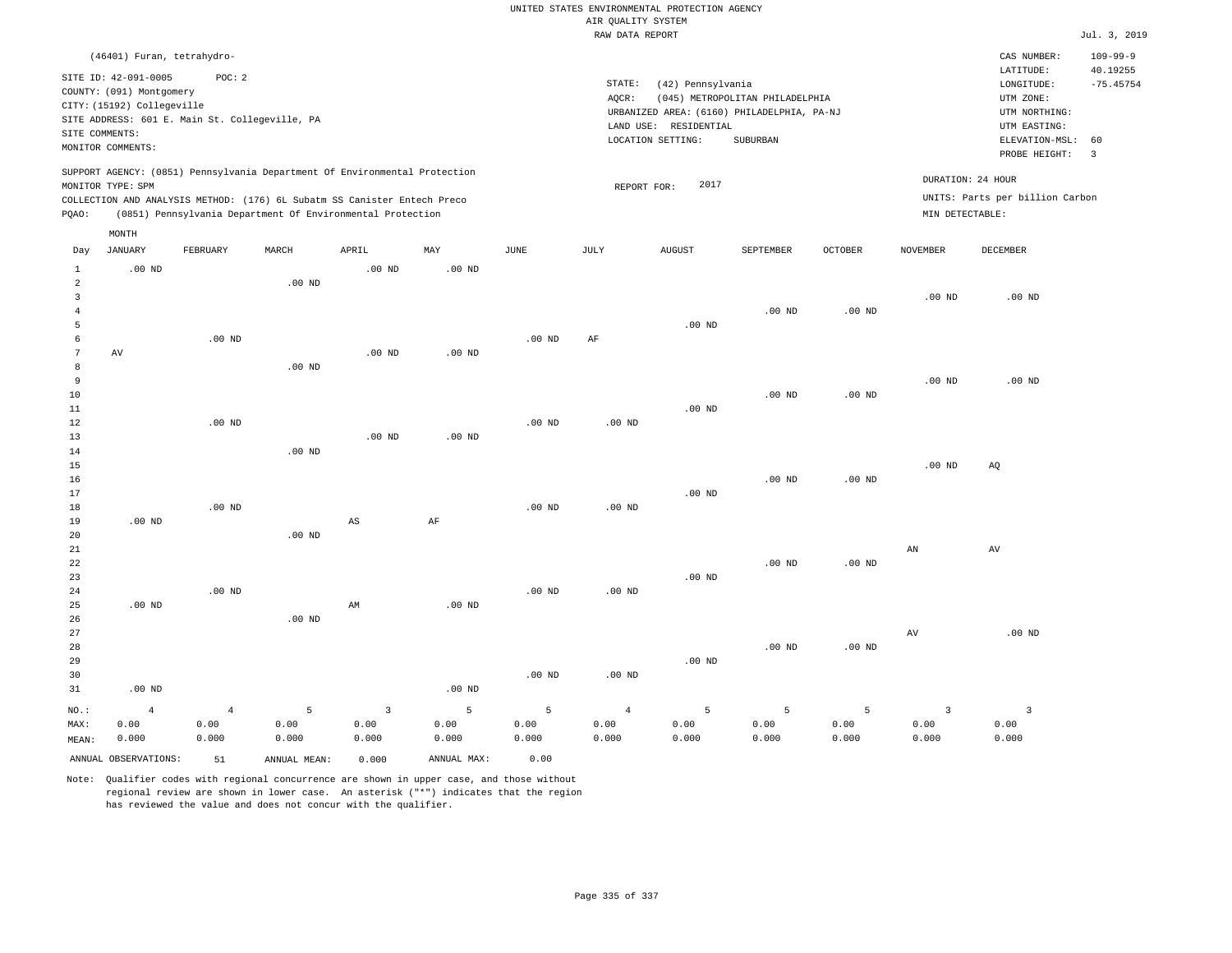UNITED STATES ENVIRONMENTAL PROTECTION AGENCY
AIR QUALITY SYSTEM
RAW DATA REPORT

Jul. 3, 2019

(46401) Furan, tetrahydro-

SITE ID: 42-091-0005 POC: 2
COUNTY: (091) Montgomery
CITY: (15192) Collegeville
SITE ADDRESS: 601 E. Main St. Collegeville, PA
SITE COMMENTS:
MONITOR COMMENTS:

STATE: (42) Pennsylvania
AQCR: (045) METROPOLITAN PHILADELPHIA
URBANIZED AREA: (6160) PHILADELPHIA, PA-NJ
LAND USE: RESIDENTIAL
LOCATION SETTING: SUBURBAN

CAS NUMBER: 109-99-9
LATITUDE: 40.19255
LONGITUDE: -75.45754
UTM ZONE:
UTM NORTHING:
UTM EASTING:
ELEVATION-MSL: 60
PROBE HEIGHT: 3

SUPPORT AGENCY: (0851) Pennsylvania Department Of Environmental Protection
MONITOR TYPE: SPM
COLLECTION AND ANALYSIS METHOD: (176) 6L Subatm SS Canister Entech Preco
PQAO: (0851) Pennsylvania Department Of Environmental Protection

REPORT FOR: 2017

DURATION: 24 HOUR
UNITS: Parts per billion Carbon
MIN DETECTABLE:

| Day | JANUARY | FEBRUARY | MARCH | APRIL | MAY | JUNE | JULY | AUGUST | SEPTEMBER | OCTOBER | NOVEMBER | DECEMBER |
|---|---|---|---|---|---|---|---|---|---|---|---|---|
| 1 | .00 ND | | | .00 ND | .00 ND | | | | | | | |
| 2 | | | .00 ND | | | | | | | | | |
| 3 | | | | | | | | | | | .00 ND | .00 ND |
| 4 | | | | | | | | | .00 ND | .00 ND | | |
| 5 | | | | | | | | .00 ND | | | | |
| 6 | | .00 ND | | | | .00 ND | AF | | | | | |
| 7 | AV | | | .00 ND | .00 ND | | | | | | | |
| 8 | | | .00 ND | | | | | | | | | |
| 9 | | | | | | | | | | | .00 ND | .00 ND |
| 10 | | | | | | | | | .00 ND | .00 ND | | |
| 11 | | | | | | | | .00 ND | | | | |
| 12 | | .00 ND | | | | .00 ND | .00 ND | | | | | |
| 13 | | | | .00 ND | .00 ND | | | | | | | |
| 14 | | | .00 ND | | | | | | | | | |
| 15 | | | | | | | | | | | .00 ND | AQ |
| 16 | | | | | | | | | .00 ND | .00 ND | | |
| 17 | | | | | | | | .00 ND | | | | |
| 18 | | .00 ND | | | | .00 ND | .00 ND | | | | | |
| 19 | .00 ND | | | AS | AF | | | | | | | |
| 20 | | | .00 ND | | | | | | | | | |
| 21 | | | | | | | | | | | AN | AV |
| 22 | | | | | | | | | .00 ND | .00 ND | | |
| 23 | | | | | | | | .00 ND | | | | |
| 24 | | .00 ND | | | | .00 ND | .00 ND | | | | | |
| 25 | .00 ND | | | AM | .00 ND | | | | | | | |
| 26 | | | .00 ND | | | | | | | | | |
| 27 | | | | | | | | | | | AV | .00 ND |
| 28 | | | | | | | | | .00 ND | .00 ND | | |
| 29 | | | | | | | | .00 ND | | | | |
| 30 | | | | | | .00 ND | .00 ND | | | | | |
| 31 | .00 ND | | | | .00 ND | | | | | | | |
| NO.: | 4 | 4 | 5 | 3 | 5 | 5 | 4 | 5 | 5 | 5 | 3 | 3 |
| MAX: | 0.00 | 0.00 | 0.00 | 0.00 | 0.00 | 0.00 | 0.00 | 0.00 | 0.00 | 0.00 | 0.00 | 0.00 |
| MEAN: | 0.000 | 0.000 | 0.000 | 0.000 | 0.000 | 0.000 | 0.000 | 0.000 | 0.000 | 0.000 | 0.000 | 0.000 |

ANNUAL OBSERVATIONS: 51 ANNUAL MEAN: 0.000 ANNUAL MAX: 0.00

Note: Qualifier codes with regional concurrence are shown in upper case, and those without regional review are shown in lower case. An asterisk ("*") indicates that the region has reviewed the value and does not concur with the qualifier.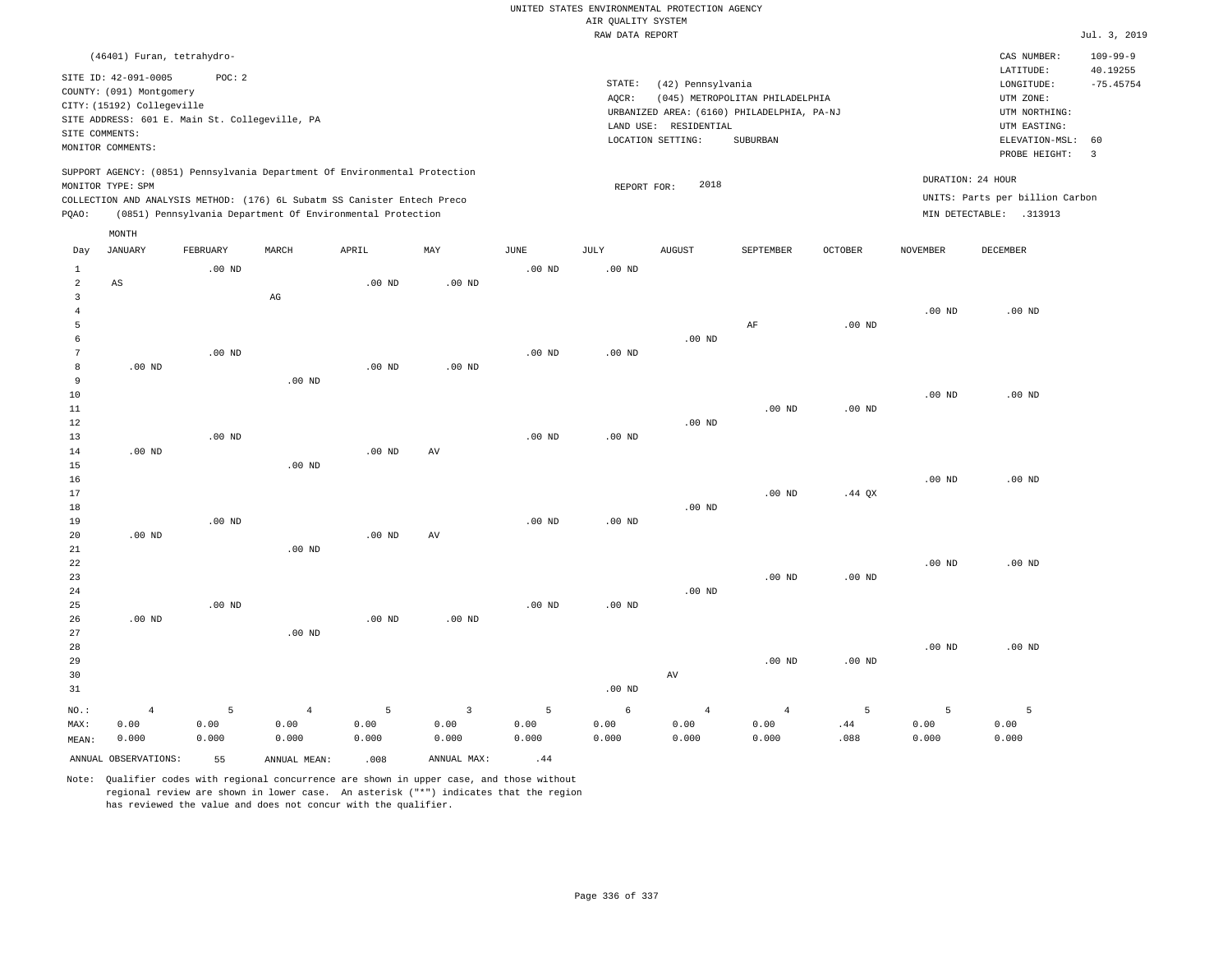UNITED STATES ENVIRONMENTAL PROTECTION AGENCY
AIR QUALITY SYSTEM
RAW DATA REPORT

Jul. 3, 2019

(46401) Furan, tetrahydro-

SITE ID: 42-091-0005 POC: 2
COUNTY: (091) Montgomery
CITY: (15192) Collegeville
SITE ADDRESS: 601 E. Main St. Collegeville, PA
SITE COMMENTS:
MONITOR COMMENTS:

STATE: (42) Pennsylvania
AQCR: (045) METROPOLITAN PHILADELPHIA
URBANIZED AREA: (6160) PHILADELPHIA, PA-NJ
LAND USE: RESIDENTIAL
LOCATION SETTING: SUBURBAN

CAS NUMBER: 109-99-9
LATITUDE: 40.19255
LONGITUDE: -75.45754
UTM ZONE:
UTM NORTHING:
UTM EASTING:
ELEVATION-MSL: 60
PROBE HEIGHT: 3

SUPPORT AGENCY: (0851) Pennsylvania Department Of Environmental Protection
MONITOR TYPE: SPM
COLLECTION AND ANALYSIS METHOD: (176) 6L Subatm SS Canister Entech Preco
PQAO: (0851) Pennsylvania Department Of Environmental Protection

REPORT FOR: 2018

DURATION: 24 HOUR
UNITS: Parts per billion Carbon
MIN DETECTABLE: .313913

| Day | JANUARY | FEBRUARY | MARCH | APRIL | MAY | JUNE | JULY | AUGUST | SEPTEMBER | OCTOBER | NOVEMBER | DECEMBER |
|---|---|---|---|---|---|---|---|---|---|---|---|---|
| 1 | | .00 ND | | | | .00 ND | .00 ND | | | | | |
| 2 | AS | | | .00 ND | .00 ND | | | | | | | |
| 3 | | | AG | | | | | | | | | |
| 4 | | | | | | | | | | | .00 ND | .00 ND |
| 5 | | | | | | | | | AF | .00 ND | | |
| 6 | | | | | | | | .00 ND | | | | |
| 7 | | .00 ND | | | | .00 ND | .00 ND | | | | | |
| 8 | .00 ND | | | .00 ND | .00 ND | | | | | | | |
| 9 | | | .00 ND | | | | | | | | | |
| 10 | | | | | | | | | | | .00 ND | .00 ND |
| 11 | | | | | | | | | .00 ND | .00 ND | | |
| 12 | | | | | | | | .00 ND | | | | |
| 13 | | .00 ND | | | | .00 ND | .00 ND | | | | | |
| 14 | .00 ND | | | .00 ND | AV | | | | | | | |
| 15 | | | .00 ND | | | | | | | | | |
| 16 | | | | | | | | | | | .00 ND | .00 ND |
| 17 | | | | | | | | | .00 ND | .44 QX | | |
| 18 | | | | | | | | .00 ND | | | | |
| 19 | | .00 ND | | | | .00 ND | .00 ND | | | | | |
| 20 | .00 ND | | | .00 ND | AV | | | | | | | |
| 21 | | | .00 ND | | | | | | | | | |
| 22 | | | | | | | | | | | .00 ND | .00 ND |
| 23 | | | | | | | | | .00 ND | .00 ND | | |
| 24 | | | | | | | | .00 ND | | | | |
| 25 | | .00 ND | | | | .00 ND | .00 ND | | | | | |
| 26 | .00 ND | | | .00 ND | .00 ND | | | | | | | |
| 27 | | | .00 ND | | | | | | | | | |
| 28 | | | | | | | | | | | .00 ND | .00 ND |
| 29 | | | | | | | | | .00 ND | .00 ND | | |
| 30 | | | | | | | | AV | | | | |
| 31 | | | | | | | .00 ND | | | | | |
| NO.: | 4 | 5 | 4 | 5 | 3 | 5 | 6 | 4 | 4 | 5 | 5 | 5 |
| MAX: | 0.00 | 0.00 | 0.00 | 0.00 | 0.00 | 0.00 | 0.00 | 0.00 | 0.00 | .44 | 0.00 | 0.00 |
| MEAN: | 0.000 | 0.000 | 0.000 | 0.000 | 0.000 | 0.000 | 0.000 | 0.000 | 0.000 | .088 | 0.000 | 0.000 |

ANNUAL OBSERVATIONS: 55 ANNUAL MEAN: .008 ANNUAL MAX: .44

Note: Qualifier codes with regional concurrence are shown in upper case, and those without regional review are shown in lower case. An asterisk ("*") indicates that the region has reviewed the value and does not concur with the qualifier.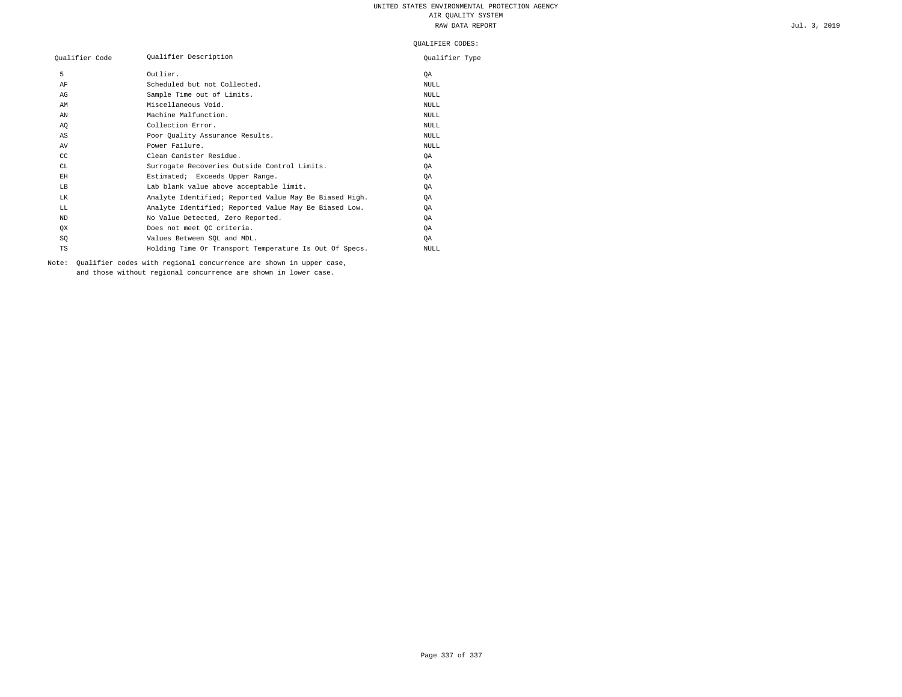UNITED STATES ENVIRONMENTAL PROTECTION AGENCY
AIR QUALITY SYSTEM
RAW DATA REPORT

Jul. 3, 2019

QUALIFIER CODES:

| Qualifier Code | Qualifier Description | Qualifier Type |
|---|---|---|
| 5 | Outlier. | QA |
| AF | Scheduled but not Collected. | NULL |
| AG | Sample Time out of Limits. | NULL |
| AM | Miscellaneous Void. | NULL |
| AN | Machine Malfunction. | NULL |
| AQ | Collection Error. | NULL |
| AS | Poor Quality Assurance Results. | NULL |
| AV | Power Failure. | NULL |
| CC | Clean Canister Residue. | QA |
| CL | Surrogate Recoveries Outside Control Limits. | QA |
| EH | Estimated; Exceeds Upper Range. | QA |
| LB | Lab blank value above acceptable limit. | QA |
| LK | Analyte Identified; Reported Value May Be Biased High. | QA |
| LL | Analyte Identified; Reported Value May Be Biased Low. | QA |
| ND | No Value Detected, Zero Reported. | QA |
| QX | Does not meet QC criteria. | QA |
| SQ | Values Between SQL and MDL. | QA |
| TS | Holding Time Or Transport Temperature Is Out Of Specs. | NULL |

Note: Qualifier codes with regional concurrence are shown in upper case, and those without regional concurrence are shown in lower case.